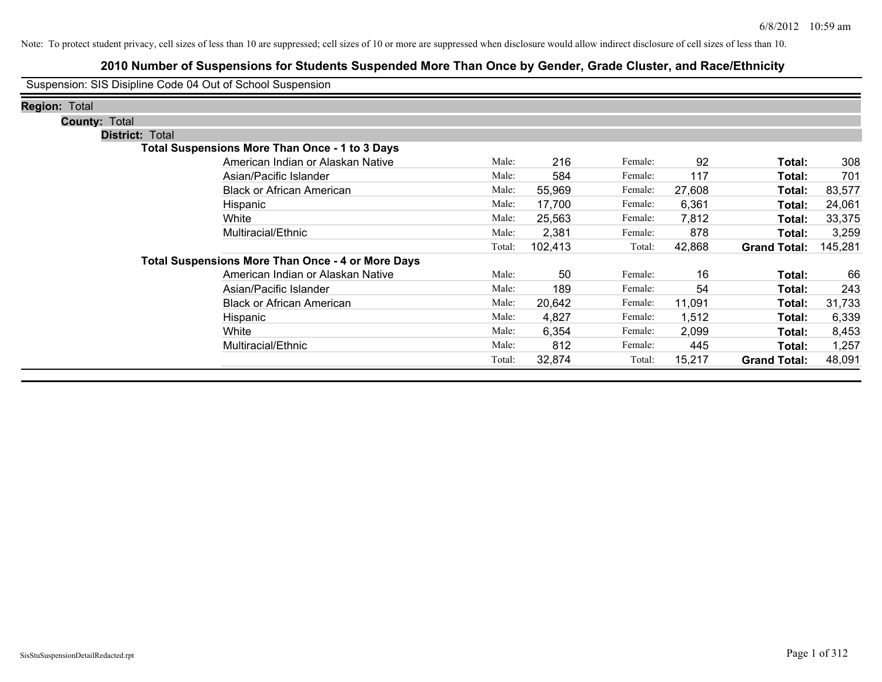Note: To protect student privacy, cell sizes of less than 10 are suppressed; cell sizes of 10 or more are suppressed when disclosure would allow indirect disclosure of cell sizes of less than 10.

# 2010 Number of Suspensions for Students Suspended More Than Once by Gender, Grade Cluster, and Race/Ethnicity

Suspension: SIS Disipline Code 04 Out of School Suspension

**Region:** Total

**County:** Total

**District:** Total

**Total Suspensions More Than Once - 1 to 3 Days**

| Race/Ethnicity | | Male | | Female | | Total |
|---|---|---|---|---|---|---|
| American Indian or Alaskan Native | Male: | 216 | Female: | 92 | **Total:** | 308 |
| Asian/Pacific Islander | Male: | 584 | Female: | 117 | **Total:** | 701 |
| Black or African American | Male: | 55,969 | Female: | 27,608 | **Total:** | 83,577 |
| Hispanic | Male: | 17,700 | Female: | 6,361 | **Total:** | 24,061 |
| White | Male: | 25,563 | Female: | 7,812 | **Total:** | 33,375 |
| Multiracial/Ethnic | Male: | 2,381 | Female: | 878 | **Total:** | 3,259 |
| | Total: | 102,413 | Total: | 42,868 | **Grand Total:** | 145,281 |

**Total Suspensions More Than Once - 4 or More Days**

| Race/Ethnicity | | Male | | Female | | Total |
|---|---|---|---|---|---|---|
| American Indian or Alaskan Native | Male: | 50 | Female: | 16 | **Total:** | 66 |
| Asian/Pacific Islander | Male: | 189 | Female: | 54 | **Total:** | 243 |
| Black or African American | Male: | 20,642 | Female: | 11,091 | **Total:** | 31,733 |
| Hispanic | Male: | 4,827 | Female: | 1,512 | **Total:** | 6,339 |
| White | Male: | 6,354 | Female: | 2,099 | **Total:** | 8,453 |
| Multiracial/Ethnic | Male: | 812 | Female: | 445 | **Total:** | 1,257 |
| | Total: | 32,874 | Total: | 15,217 | **Grand Total:** | 48,091 |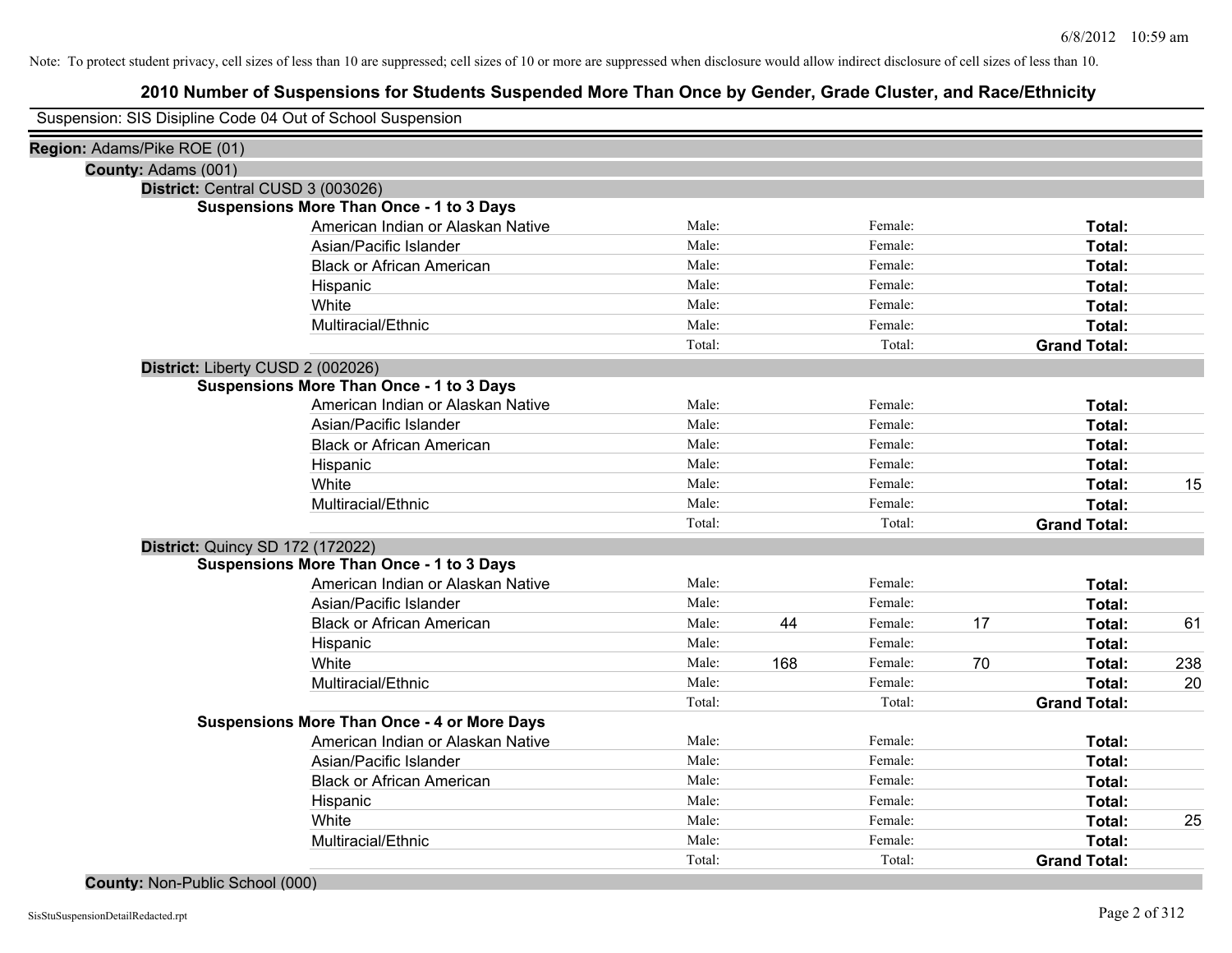Note: To protect student privacy, cell sizes of less than 10 are suppressed; cell sizes of 10 or more are suppressed when disclosure would allow indirect disclosure of cell sizes of less than 10.

# 2010 Number of Suspensions for Students Suspended More Than Once by Gender, Grade Cluster, and Race/Ethnicity

Suspension: SIS Disipline Code 04 Out of School Suspension

**Region:** Adams/Pike ROE (01)

**County:** Adams (001)

**District:** Central CUSD 3 (003026)

**Suspensions More Than Once - 1 to 3 Days**

| Race/Ethnicity | | Male | | Female | | Total |
|---|---|---|---|---|---|---|
| American Indian or Alaskan Native | Male: | | Female: | | **Total:** | |
| Asian/Pacific Islander | Male: | | Female: | | **Total:** | |
| Black or African American | Male: | | Female: | | **Total:** | |
| Hispanic | Male: | | Female: | | **Total:** | |
| White | Male: | | Female: | | **Total:** | |
| Multiracial/Ethnic | Male: | | Female: | | **Total:** | |
| | Total: | | Total: | | **Grand Total:** | |

**District:** Liberty CUSD 2 (002026)

**Suspensions More Than Once - 1 to 3 Days**

| Race/Ethnicity | | Male | | Female | | Total |
|---|---|---|---|---|---|---|
| American Indian or Alaskan Native | Male: | | Female: | | **Total:** | |
| Asian/Pacific Islander | Male: | | Female: | | **Total:** | |
| Black or African American | Male: | | Female: | | **Total:** | |
| Hispanic | Male: | | Female: | | **Total:** | |
| White | Male: | | Female: | | **Total:** | 15 |
| Multiracial/Ethnic | Male: | | Female: | | **Total:** | |
| | Total: | | Total: | | **Grand Total:** | |

**District:** Quincy SD 172 (172022)

**Suspensions More Than Once - 1 to 3 Days**

| Race/Ethnicity | | Male | | Female | | Total |
|---|---|---|---|---|---|---|
| American Indian or Alaskan Native | Male: | | Female: | | **Total:** | |
| Asian/Pacific Islander | Male: | | Female: | | **Total:** | |
| Black or African American | Male: | 44 | Female: | 17 | **Total:** | 61 |
| Hispanic | Male: | | Female: | | **Total:** | |
| White | Male: | 168 | Female: | 70 | **Total:** | 238 |
| Multiracial/Ethnic | Male: | | Female: | | **Total:** | 20 |
| | Total: | | Total: | | **Grand Total:** | |

**Suspensions More Than Once - 4 or More Days**

| Race/Ethnicity | | Male | | Female | | Total |
|---|---|---|---|---|---|---|
| American Indian or Alaskan Native | Male: | | Female: | | **Total:** | |
| Asian/Pacific Islander | Male: | | Female: | | **Total:** | |
| Black or African American | Male: | | Female: | | **Total:** | |
| Hispanic | Male: | | Female: | | **Total:** | |
| White | Male: | | Female: | | **Total:** | 25 |
| Multiracial/Ethnic | Male: | | Female: | | **Total:** | |
| | Total: | | Total: | | **Grand Total:** | |

**County:** Non-Public School (000)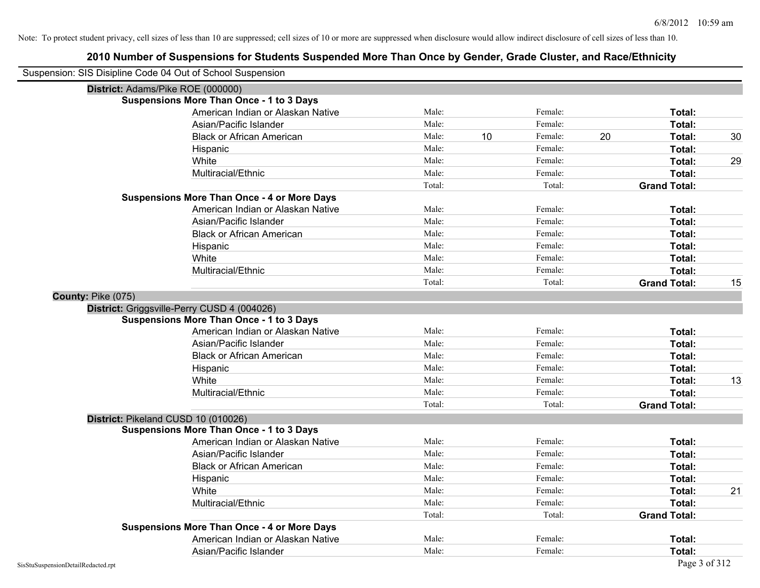Note: To protect student privacy, cell sizes of less than 10 are suppressed; cell sizes of 10 or more are suppressed when disclosure would allow indirect disclosure of cell sizes of less than 10.

# 2010 Number of Suspensions for Students Suspended More Than Once by Gender, Grade Cluster, and Race/Ethnicity

Suspension: SIS Disipline Code 04 Out of School Suspension

**District:** Adams/Pike ROE (000000)

**Suspensions More Than Once - 1 to 3 Days**

| Race/Ethnicity | | Male | | Female | | Total |
|---|---|---|---|---|---|---|
| American Indian or Alaskan Native | Male: | | Female: | | **Total:** | |
| Asian/Pacific Islander | Male: | | Female: | | **Total:** | |
| Black or African American | Male: | 10 | Female: | 20 | **Total:** | 30 |
| Hispanic | Male: | | Female: | | **Total:** | |
| White | Male: | | Female: | | **Total:** | 29 |
| Multiracial/Ethnic | Male: | | Female: | | **Total:** | |
| | Total: | | Total: | | **Grand Total:** | |

**Suspensions More Than Once - 4 or More Days**

| Race/Ethnicity | | Male | | Female | | Total |
|---|---|---|---|---|---|---|
| American Indian or Alaskan Native | Male: | | Female: | | **Total:** | |
| Asian/Pacific Islander | Male: | | Female: | | **Total:** | |
| Black or African American | Male: | | Female: | | **Total:** | |
| Hispanic | Male: | | Female: | | **Total:** | |
| White | Male: | | Female: | | **Total:** | |
| Multiracial/Ethnic | Male: | | Female: | | **Total:** | |
| | Total: | | Total: | | **Grand Total:** | 15 |

**County:** Pike (075)

**District:** Griggsville-Perry CUSD 4 (004026)

**Suspensions More Than Once - 1 to 3 Days**

| Race/Ethnicity | | Male | | Female | | Total |
|---|---|---|---|---|---|---|
| American Indian or Alaskan Native | Male: | | Female: | | **Total:** | |
| Asian/Pacific Islander | Male: | | Female: | | **Total:** | |
| Black or African American | Male: | | Female: | | **Total:** | |
| Hispanic | Male: | | Female: | | **Total:** | |
| White | Male: | | Female: | | **Total:** | 13 |
| Multiracial/Ethnic | Male: | | Female: | | **Total:** | |
| | Total: | | Total: | | **Grand Total:** | |

**District:** Pikeland CUSD 10 (010026)

**Suspensions More Than Once - 1 to 3 Days**

| Race/Ethnicity | | Male | | Female | | Total |
|---|---|---|---|---|---|---|
| American Indian or Alaskan Native | Male: | | Female: | | **Total:** | |
| Asian/Pacific Islander | Male: | | Female: | | **Total:** | |
| Black or African American | Male: | | Female: | | **Total:** | |
| Hispanic | Male: | | Female: | | **Total:** | |
| White | Male: | | Female: | | **Total:** | 21 |
| Multiracial/Ethnic | Male: | | Female: | | **Total:** | |
| | Total: | | Total: | | **Grand Total:** | |

**Suspensions More Than Once - 4 or More Days**

| Race/Ethnicity | | Male | | Female | | Total |
|---|---|---|---|---|---|---|
| American Indian or Alaskan Native | Male: | | Female: | | **Total:** | |
| Asian/Pacific Islander | Male: | | Female: | | **Total:** | |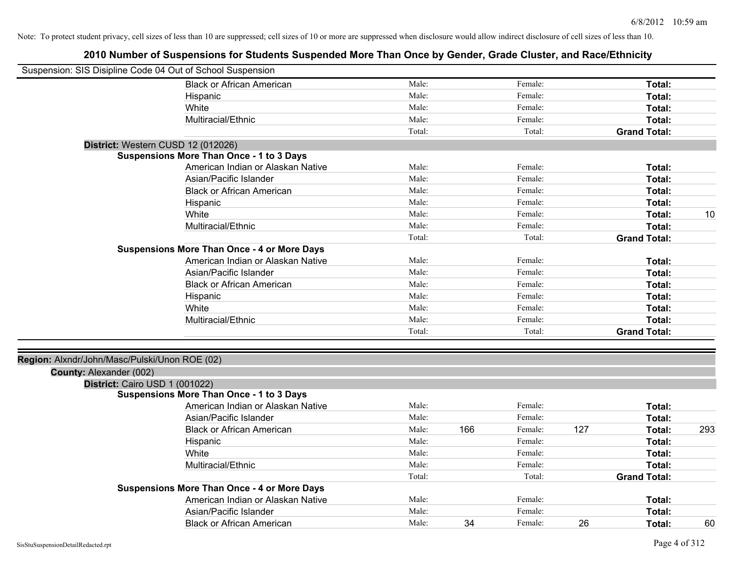Note: To protect student privacy, cell sizes of less than 10 are suppressed; cell sizes of 10 or more are suppressed when disclosure would allow indirect disclosure of cell sizes of less than 10.

## 2010 Number of Suspensions for Students Suspended More Than Once by Gender, Grade Cluster, and Race/Ethnicity

Suspension: SIS Disipline Code 04 Out of School Suspension

| | | | | | | |
|---|---|---|---|---|---|---|
| Black or African American | Male: | | Female: | | **Total:** | |
| Hispanic | Male: | | Female: | | **Total:** | |
| White | Male: | | Female: | | **Total:** | |
| Multiracial/Ethnic | Male: | | Female: | | **Total:** | |
| | Total: | | Total: | | **Grand Total:** | |

**District:** Western CUSD 12 (012026)

**Suspensions More Than Once - 1 to 3 Days**

| | | | | | | |
|---|---|---|---|---|---|---|
| American Indian or Alaskan Native | Male: | | Female: | | **Total:** | |
| Asian/Pacific Islander | Male: | | Female: | | **Total:** | |
| Black or African American | Male: | | Female: | | **Total:** | |
| Hispanic | Male: | | Female: | | **Total:** | |
| White | Male: | | Female: | | **Total:** | 10 |
| Multiracial/Ethnic | Male: | | Female: | | **Total:** | |
| | Total: | | Total: | | **Grand Total:** | |

**Suspensions More Than Once - 4 or More Days**

| | | | | | | |
|---|---|---|---|---|---|---|
| American Indian or Alaskan Native | Male: | | Female: | | **Total:** | |
| Asian/Pacific Islander | Male: | | Female: | | **Total:** | |
| Black or African American | Male: | | Female: | | **Total:** | |
| Hispanic | Male: | | Female: | | **Total:** | |
| White | Male: | | Female: | | **Total:** | |
| Multiracial/Ethnic | Male: | | Female: | | **Total:** | |
| | Total: | | Total: | | **Grand Total:** | |

**Region:** Alxndr/John/Masc/Pulski/Unon ROE (02)

**County:** Alexander (002)

**District:** Cairo USD 1 (001022)

**Suspensions More Than Once - 1 to 3 Days**

| | | | | | | |
|---|---|---|---|---|---|---|
| American Indian or Alaskan Native | Male: | | Female: | | **Total:** | |
| Asian/Pacific Islander | Male: | | Female: | | **Total:** | |
| Black or African American | Male: | 166 | Female: | 127 | **Total:** | 293 |
| Hispanic | Male: | | Female: | | **Total:** | |
| White | Male: | | Female: | | **Total:** | |
| Multiracial/Ethnic | Male: | | Female: | | **Total:** | |
| | Total: | | Total: | | **Grand Total:** | |

**Suspensions More Than Once - 4 or More Days**

| | | | | | | |
|---|---|---|---|---|---|---|
| American Indian or Alaskan Native | Male: | | Female: | | **Total:** | |
| Asian/Pacific Islander | Male: | | Female: | | **Total:** | |
| Black or African American | Male: | 34 | Female: | 26 | **Total:** | 60 |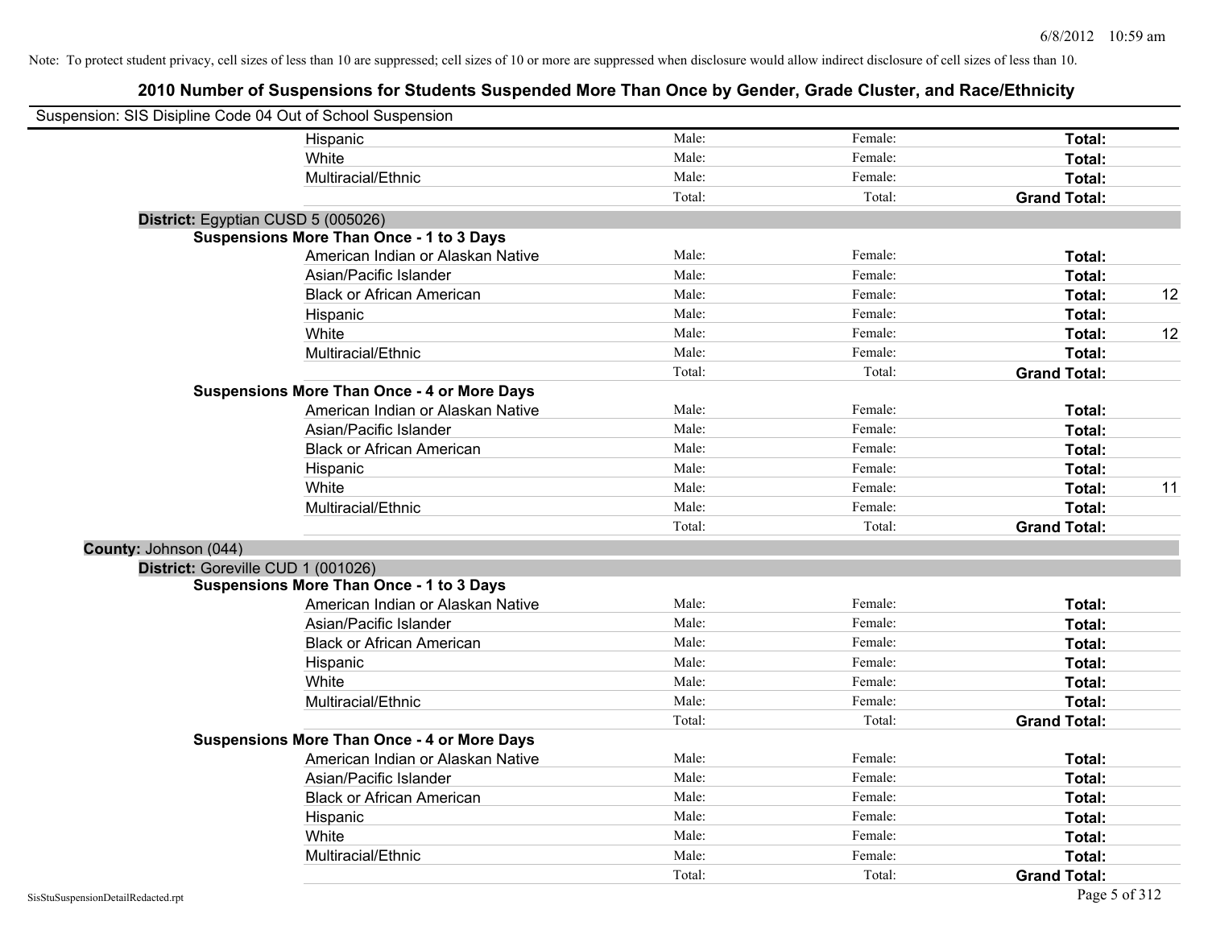Note: To protect student privacy, cell sizes of less than 10 are suppressed; cell sizes of 10 or more are suppressed when disclosure would allow indirect disclosure of cell sizes of less than 10.

## 2010 Number of Suspensions for Students Suspended More Than Once by Gender, Grade Cluster, and Race/Ethnicity

Suspension: SIS Disipline Code 04 Out of School Suspension

| | | | | |
|---|---|---|---|---|
| Hispanic | Male: | Female: | **Total:** | |
| White | Male: | Female: | **Total:** | |
| Multiracial/Ethnic | Male: | Female: | **Total:** | |
| | Total: | Total: | **Grand Total:** | |

**District:** Egyptian CUSD 5 (005026)

**Suspensions More Than Once - 1 to 3 Days**

| | | | | |
|---|---|---|---|---|
| American Indian or Alaskan Native | Male: | Female: | **Total:** | |
| Asian/Pacific Islander | Male: | Female: | **Total:** | |
| Black or African American | Male: | Female: | **Total:** | 12 |
| Hispanic | Male: | Female: | **Total:** | |
| White | Male: | Female: | **Total:** | 12 |
| Multiracial/Ethnic | Male: | Female: | **Total:** | |
| | Total: | Total: | **Grand Total:** | |

**Suspensions More Than Once - 4 or More Days**

| | | | | |
|---|---|---|---|---|
| American Indian or Alaskan Native | Male: | Female: | **Total:** | |
| Asian/Pacific Islander | Male: | Female: | **Total:** | |
| Black or African American | Male: | Female: | **Total:** | |
| Hispanic | Male: | Female: | **Total:** | |
| White | Male: | Female: | **Total:** | 11 |
| Multiracial/Ethnic | Male: | Female: | **Total:** | |
| | Total: | Total: | **Grand Total:** | |

**County:** Johnson (044)

**District:** Goreville CUD 1 (001026)

**Suspensions More Than Once - 1 to 3 Days**

| | | | | |
|---|---|---|---|---|
| American Indian or Alaskan Native | Male: | Female: | **Total:** | |
| Asian/Pacific Islander | Male: | Female: | **Total:** | |
| Black or African American | Male: | Female: | **Total:** | |
| Hispanic | Male: | Female: | **Total:** | |
| White | Male: | Female: | **Total:** | |
| Multiracial/Ethnic | Male: | Female: | **Total:** | |
| | Total: | Total: | **Grand Total:** | |

**Suspensions More Than Once - 4 or More Days**

| | | | | |
|---|---|---|---|---|
| American Indian or Alaskan Native | Male: | Female: | **Total:** | |
| Asian/Pacific Islander | Male: | Female: | **Total:** | |
| Black or African American | Male: | Female: | **Total:** | |
| Hispanic | Male: | Female: | **Total:** | |
| White | Male: | Female: | **Total:** | |
| Multiracial/Ethnic | Male: | Female: | **Total:** | |
| | Total: | Total: | **Grand Total:** | |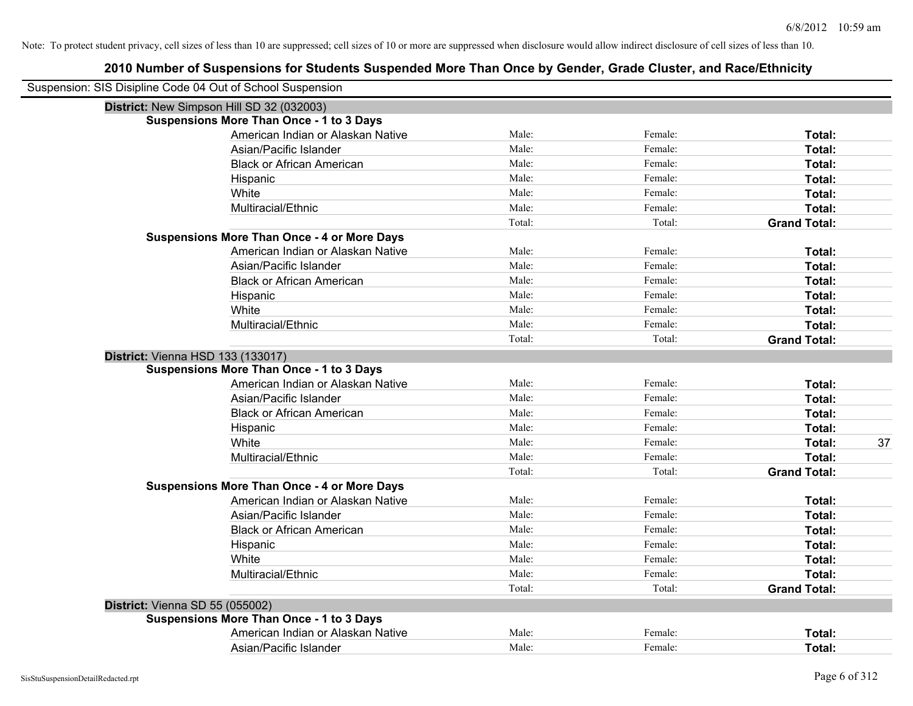Note: To protect student privacy, cell sizes of less than 10 are suppressed; cell sizes of 10 or more are suppressed when disclosure would allow indirect disclosure of cell sizes of less than 10.

## 2010 Number of Suspensions for Students Suspended More Than Once by Gender, Grade Cluster, and Race/Ethnicity

Suspension: SIS Disipline Code 04 Out of School Suspension

**District:** New Simpson Hill SD 32 (032003)

**Suspensions More Than Once - 1 to 3 Days**

| Race/Ethnicity | Male | Female | Total |
|---|---|---|---|
| American Indian or Alaskan Native | Male: | Female: | **Total:** |
| Asian/Pacific Islander | Male: | Female: | **Total:** |
| Black or African American | Male: | Female: | **Total:** |
| Hispanic | Male: | Female: | **Total:** |
| White | Male: | Female: | **Total:** |
| Multiracial/Ethnic | Male: | Female: | **Total:** |
| | Total: | Total: | **Grand Total:** |

**Suspensions More Than Once - 4 or More Days**

| Race/Ethnicity | Male | Female | Total |
|---|---|---|---|
| American Indian or Alaskan Native | Male: | Female: | **Total:** |
| Asian/Pacific Islander | Male: | Female: | **Total:** |
| Black or African American | Male: | Female: | **Total:** |
| Hispanic | Male: | Female: | **Total:** |
| White | Male: | Female: | **Total:** |
| Multiracial/Ethnic | Male: | Female: | **Total:** |
| | Total: | Total: | **Grand Total:** |

**District:** Vienna HSD 133 (133017)

**Suspensions More Than Once - 1 to 3 Days**

| Race/Ethnicity | Male | Female | Total |
|---|---|---|---|
| American Indian or Alaskan Native | Male: | Female: | **Total:** |
| Asian/Pacific Islander | Male: | Female: | **Total:** |
| Black or African American | Male: | Female: | **Total:** |
| Hispanic | Male: | Female: | **Total:** |
| White | Male: | Female: | **Total:** 37 |
| Multiracial/Ethnic | Male: | Female: | **Total:** |
| | Total: | Total: | **Grand Total:** |

**Suspensions More Than Once - 4 or More Days**

| Race/Ethnicity | Male | Female | Total |
|---|---|---|---|
| American Indian or Alaskan Native | Male: | Female: | **Total:** |
| Asian/Pacific Islander | Male: | Female: | **Total:** |
| Black or African American | Male: | Female: | **Total:** |
| Hispanic | Male: | Female: | **Total:** |
| White | Male: | Female: | **Total:** |
| Multiracial/Ethnic | Male: | Female: | **Total:** |
| | Total: | Total: | **Grand Total:** |

**District:** Vienna SD 55 (055002)

**Suspensions More Than Once - 1 to 3 Days**

| Race/Ethnicity | Male | Female | Total |
|---|---|---|---|
| American Indian or Alaskan Native | Male: | Female: | **Total:** |
| Asian/Pacific Islander | Male: | Female: | **Total:** |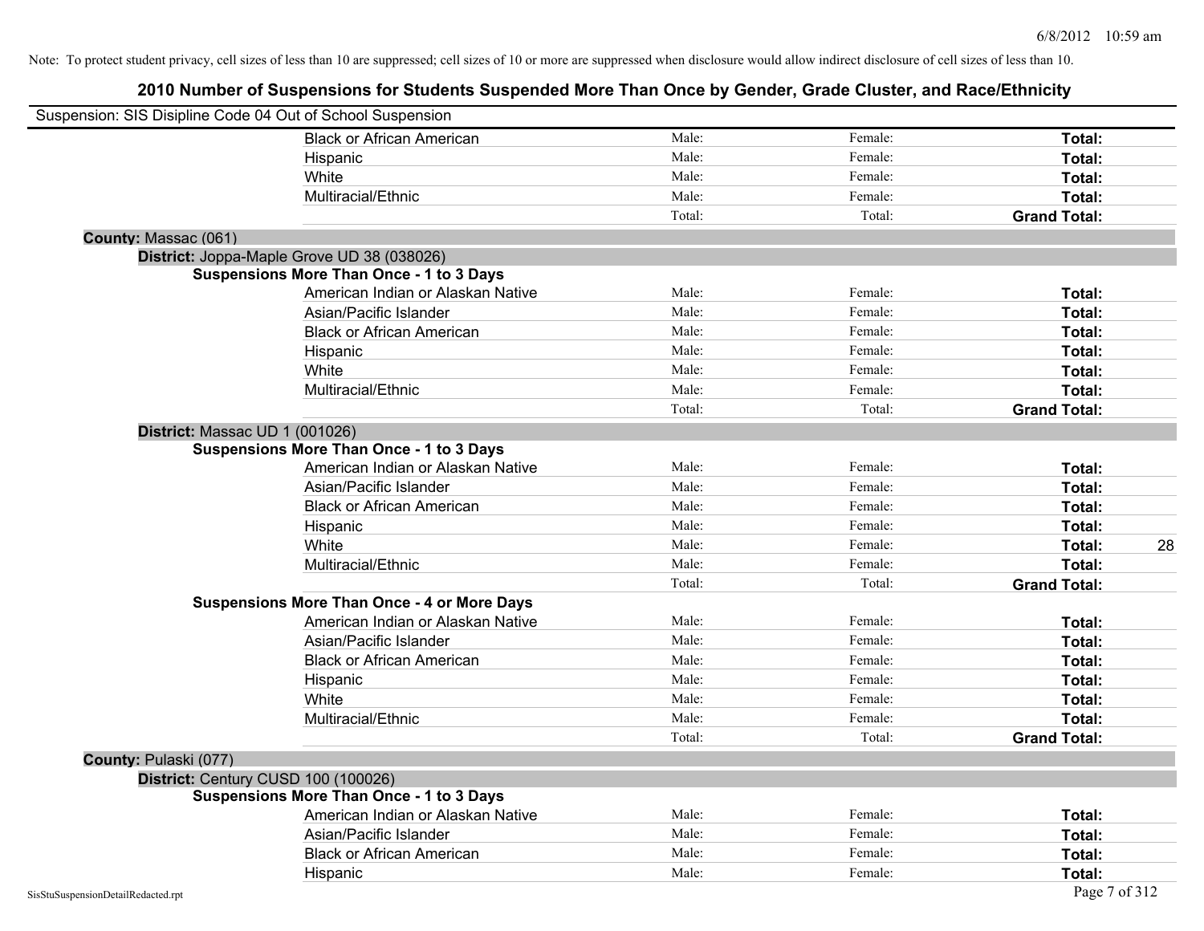Note: To protect student privacy, cell sizes of less than 10 are suppressed; cell sizes of 10 or more are suppressed when disclosure would allow indirect disclosure of cell sizes of less than 10.

# 2010 Number of Suspensions for Students Suspended More Than Once by Gender, Grade Cluster, and Race/Ethnicity

Suspension: SIS Disipline Code 04 Out of School Suspension

| | | | |
|---|---|---|---|
| Black or African American | Male: | Female: | **Total:** |
| Hispanic | Male: | Female: | **Total:** |
| White | Male: | Female: | **Total:** |
| Multiracial/Ethnic | Male: | Female: | **Total:** |
| | Total: | Total: | **Grand Total:** |

**County:** Massac (061)

**District:** Joppa-Maple Grove UD 38 (038026)

**Suspensions More Than Once - 1 to 3 Days**

| | | | |
|---|---|---|---|
| American Indian or Alaskan Native | Male: | Female: | **Total:** |
| Asian/Pacific Islander | Male: | Female: | **Total:** |
| Black or African American | Male: | Female: | **Total:** |
| Hispanic | Male: | Female: | **Total:** |
| White | Male: | Female: | **Total:** |
| Multiracial/Ethnic | Male: | Female: | **Total:** |
| | Total: | Total: | **Grand Total:** |

**District:** Massac UD 1 (001026)

**Suspensions More Than Once - 1 to 3 Days**

| | | | |
|---|---|---|---|
| American Indian or Alaskan Native | Male: | Female: | **Total:** |
| Asian/Pacific Islander | Male: | Female: | **Total:** |
| Black or African American | Male: | Female: | **Total:** |
| Hispanic | Male: | Female: | **Total:** |
| White | Male: | Female: | **Total:** 28 |
| Multiracial/Ethnic | Male: | Female: | **Total:** |
| | Total: | Total: | **Grand Total:** |

**Suspensions More Than Once - 4 or More Days**

| | | | |
|---|---|---|---|
| American Indian or Alaskan Native | Male: | Female: | **Total:** |
| Asian/Pacific Islander | Male: | Female: | **Total:** |
| Black or African American | Male: | Female: | **Total:** |
| Hispanic | Male: | Female: | **Total:** |
| White | Male: | Female: | **Total:** |
| Multiracial/Ethnic | Male: | Female: | **Total:** |
| | Total: | Total: | **Grand Total:** |

**County:** Pulaski (077)

**District:** Century CUSD 100 (100026)

**Suspensions More Than Once - 1 to 3 Days**

| | | | |
|---|---|---|---|
| American Indian or Alaskan Native | Male: | Female: | **Total:** |
| Asian/Pacific Islander | Male: | Female: | **Total:** |
| Black or African American | Male: | Female: | **Total:** |
| Hispanic | Male: | Female: | **Total:** |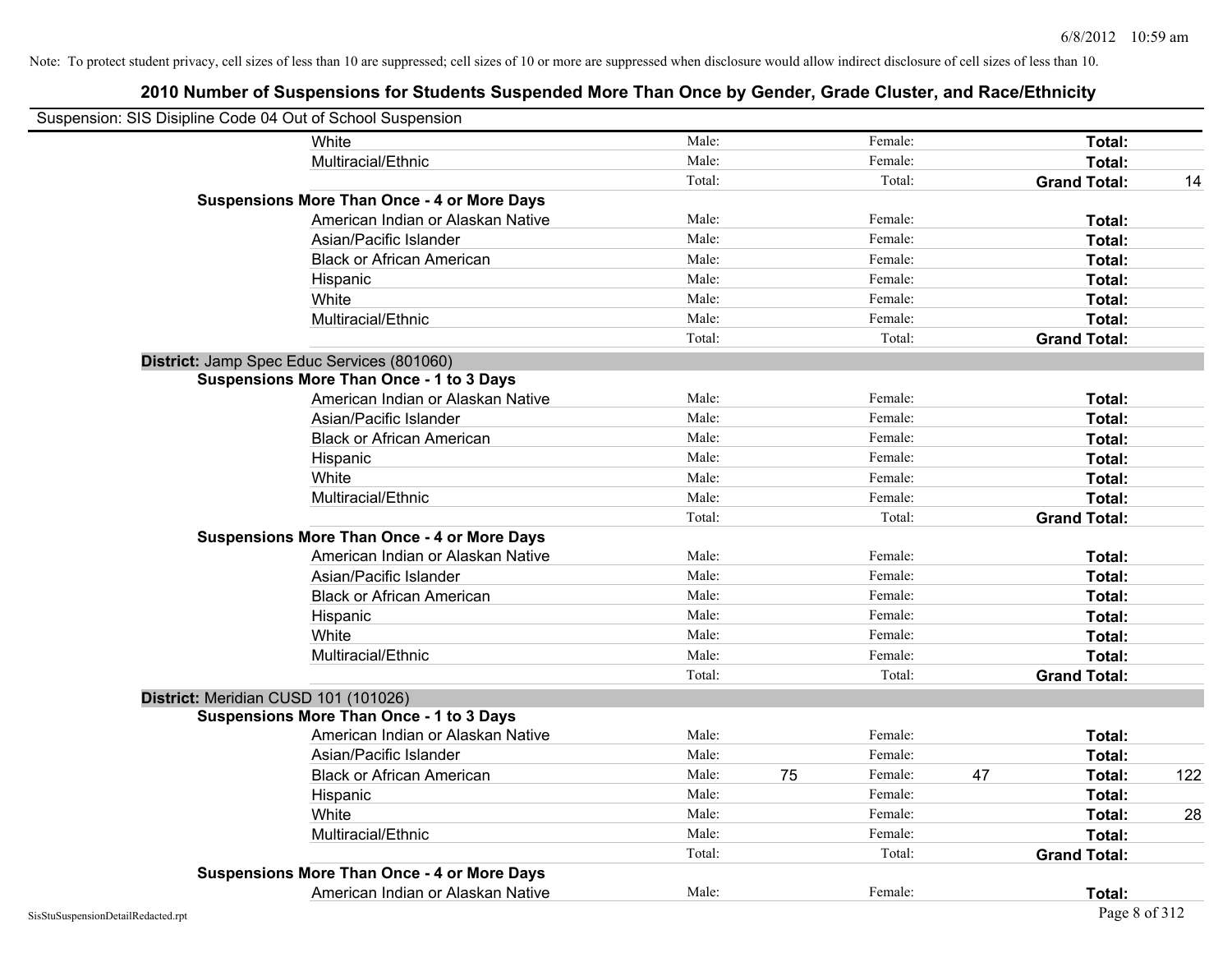Note: To protect student privacy, cell sizes of less than 10 are suppressed; cell sizes of 10 or more are suppressed when disclosure would allow indirect disclosure of cell sizes of less than 10.

## 2010 Number of Suspensions for Students Suspended More Than Once by Gender, Grade Cluster, and Race/Ethnicity

Suspension: SIS Disipline Code 04 Out of School Suspension

| | | | | | | | |
|---|---|---|---|---|---|---|---|
| White | Male: | | Female: | | **Total:** | |
| Multiracial/Ethnic | Male: | | Female: | | **Total:** | |
| | Total: | | Total: | | **Grand Total:** | 14 |
| **Suspensions More Than Once - 4 or More Days** | | | | | | |
| American Indian or Alaskan Native | Male: | | Female: | | **Total:** | |
| Asian/Pacific Islander | Male: | | Female: | | **Total:** | |
| Black or African American | Male: | | Female: | | **Total:** | |
| Hispanic | Male: | | Female: | | **Total:** | |
| White | Male: | | Female: | | **Total:** | |
| Multiracial/Ethnic | Male: | | Female: | | **Total:** | |
| | Total: | | Total: | | **Grand Total:** | |
| **District:** Jamp Spec Educ Services (801060) | | | | | | |
| **Suspensions More Than Once - 1 to 3 Days** | | | | | | |
| American Indian or Alaskan Native | Male: | | Female: | | **Total:** | |
| Asian/Pacific Islander | Male: | | Female: | | **Total:** | |
| Black or African American | Male: | | Female: | | **Total:** | |
| Hispanic | Male: | | Female: | | **Total:** | |
| White | Male: | | Female: | | **Total:** | |
| Multiracial/Ethnic | Male: | | Female: | | **Total:** | |
| | Total: | | Total: | | **Grand Total:** | |
| **Suspensions More Than Once - 4 or More Days** | | | | | | |
| American Indian or Alaskan Native | Male: | | Female: | | **Total:** | |
| Asian/Pacific Islander | Male: | | Female: | | **Total:** | |
| Black or African American | Male: | | Female: | | **Total:** | |
| Hispanic | Male: | | Female: | | **Total:** | |
| White | Male: | | Female: | | **Total:** | |
| Multiracial/Ethnic | Male: | | Female: | | **Total:** | |
| | Total: | | Total: | | **Grand Total:** | |
| **District:** Meridian CUSD 101 (101026) | | | | | | |
| **Suspensions More Than Once - 1 to 3 Days** | | | | | | |
| American Indian or Alaskan Native | Male: | | Female: | | **Total:** | |
| Asian/Pacific Islander | Male: | | Female: | | **Total:** | |
| Black or African American | Male: | 75 | Female: | 47 | **Total:** | 122 |
| Hispanic | Male: | | Female: | | **Total:** | |
| White | Male: | | Female: | | **Total:** | 28 |
| Multiracial/Ethnic | Male: | | Female: | | **Total:** | |
| | Total: | | Total: | | **Grand Total:** | |
| **Suspensions More Than Once - 4 or More Days** | | | | | | |
| American Indian or Alaskan Native | Male: | | Female: | | **Total:** | |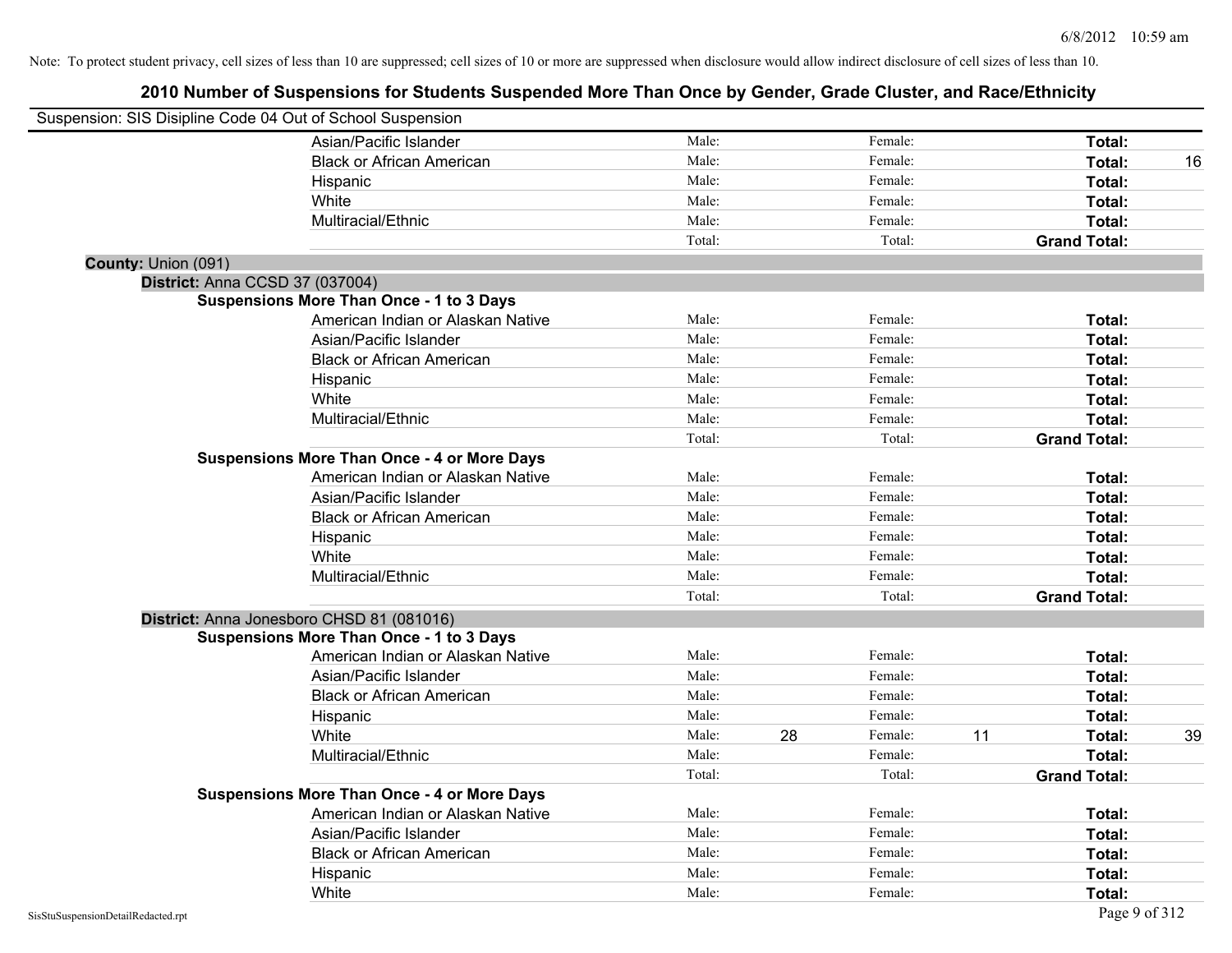Note: To protect student privacy, cell sizes of less than 10 are suppressed; cell sizes of 10 or more are suppressed when disclosure would allow indirect disclosure of cell sizes of less than 10.

# 2010 Number of Suspensions for Students Suspended More Than Once by Gender, Grade Cluster, and Race/Ethnicity

Suspension: SIS Disipline Code 04 Out of School Suspension

| | | | | | | |
|---|---|---|---|---|---|---|
| Asian/Pacific Islander | Male: | | Female: | | **Total:** | |
| Black or African American | Male: | | Female: | | **Total:** | 16 |
| Hispanic | Male: | | Female: | | **Total:** | |
| White | Male: | | Female: | | **Total:** | |
| Multiracial/Ethnic | Male: | | Female: | | **Total:** | |
| | Total: | | Total: | | **Grand Total:** | |

**County:** Union (091)

**District:** Anna CCSD 37 (037004)

**Suspensions More Than Once - 1 to 3 Days**

| | | | | | | |
|---|---|---|---|---|---|---|
| American Indian or Alaskan Native | Male: | | Female: | | **Total:** | |
| Asian/Pacific Islander | Male: | | Female: | | **Total:** | |
| Black or African American | Male: | | Female: | | **Total:** | |
| Hispanic | Male: | | Female: | | **Total:** | |
| White | Male: | | Female: | | **Total:** | |
| Multiracial/Ethnic | Male: | | Female: | | **Total:** | |
| | Total: | | Total: | | **Grand Total:** | |

**Suspensions More Than Once - 4 or More Days**

| | | | | | | |
|---|---|---|---|---|---|---|
| American Indian or Alaskan Native | Male: | | Female: | | **Total:** | |
| Asian/Pacific Islander | Male: | | Female: | | **Total:** | |
| Black or African American | Male: | | Female: | | **Total:** | |
| Hispanic | Male: | | Female: | | **Total:** | |
| White | Male: | | Female: | | **Total:** | |
| Multiracial/Ethnic | Male: | | Female: | | **Total:** | |
| | Total: | | Total: | | **Grand Total:** | |

**District:** Anna Jonesboro CHSD 81 (081016)

**Suspensions More Than Once - 1 to 3 Days**

| | | | | | | |
|---|---|---|---|---|---|---|
| American Indian or Alaskan Native | Male: | | Female: | | **Total:** | |
| Asian/Pacific Islander | Male: | | Female: | | **Total:** | |
| Black or African American | Male: | | Female: | | **Total:** | |
| Hispanic | Male: | | Female: | | **Total:** | |
| White | Male: | 28 | Female: | 11 | **Total:** | 39 |
| Multiracial/Ethnic | Male: | | Female: | | **Total:** | |
| | Total: | | Total: | | **Grand Total:** | |

**Suspensions More Than Once - 4 or More Days**

| | | | | | | |
|---|---|---|---|---|---|---|
| American Indian or Alaskan Native | Male: | | Female: | | **Total:** | |
| Asian/Pacific Islander | Male: | | Female: | | **Total:** | |
| Black or African American | Male: | | Female: | | **Total:** | |
| Hispanic | Male: | | Female: | | **Total:** | |
| White | Male: | | Female: | | **Total:** | |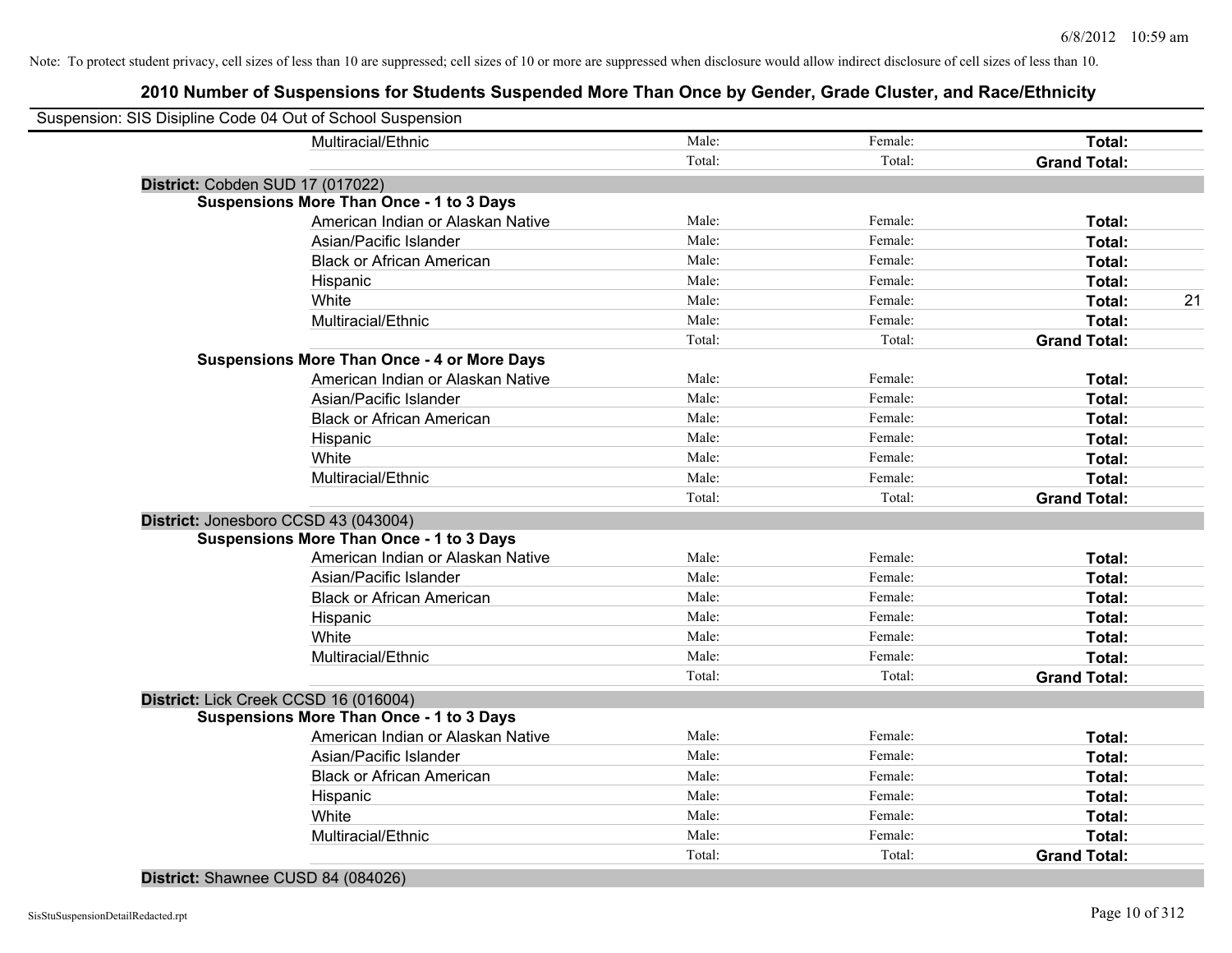Note: To protect student privacy, cell sizes of less than 10 are suppressed; cell sizes of 10 or more are suppressed when disclosure would allow indirect disclosure of cell sizes of less than 10.

## 2010 Number of Suspensions for Students Suspended More Than Once by Gender, Grade Cluster, and Race/Ethnicity

Suspension: SIS Disipline Code 04 Out of School Suspension

| | | | | |
|---|---|---|---|---|
| Multiracial/Ethnic | Male: | Female: | **Total:** | |
| | Total: | Total: | **Grand Total:** | |
| **District:** Cobden SUD 17 (017022) | | | | |
| **Suspensions More Than Once - 1 to 3 Days** | | | | |
| American Indian or Alaskan Native | Male: | Female: | **Total:** | |
| Asian/Pacific Islander | Male: | Female: | **Total:** | |
| Black or African American | Male: | Female: | **Total:** | |
| Hispanic | Male: | Female: | **Total:** | |
| White | Male: | Female: | **Total:** | 21 |
| Multiracial/Ethnic | Male: | Female: | **Total:** | |
| | Total: | Total: | **Grand Total:** | |
| **Suspensions More Than Once - 4 or More Days** | | | | |
| American Indian or Alaskan Native | Male: | Female: | **Total:** | |
| Asian/Pacific Islander | Male: | Female: | **Total:** | |
| Black or African American | Male: | Female: | **Total:** | |
| Hispanic | Male: | Female: | **Total:** | |
| White | Male: | Female: | **Total:** | |
| Multiracial/Ethnic | Male: | Female: | **Total:** | |
| | Total: | Total: | **Grand Total:** | |
| **District:** Jonesboro CCSD 43 (043004) | | | | |
| **Suspensions More Than Once - 1 to 3 Days** | | | | |
| American Indian or Alaskan Native | Male: | Female: | **Total:** | |
| Asian/Pacific Islander | Male: | Female: | **Total:** | |
| Black or African American | Male: | Female: | **Total:** | |
| Hispanic | Male: | Female: | **Total:** | |
| White | Male: | Female: | **Total:** | |
| Multiracial/Ethnic | Male: | Female: | **Total:** | |
| | Total: | Total: | **Grand Total:** | |
| **District:** Lick Creek CCSD 16 (016004) | | | | |
| **Suspensions More Than Once - 1 to 3 Days** | | | | |
| American Indian or Alaskan Native | Male: | Female: | **Total:** | |
| Asian/Pacific Islander | Male: | Female: | **Total:** | |
| Black or African American | Male: | Female: | **Total:** | |
| Hispanic | Male: | Female: | **Total:** | |
| White | Male: | Female: | **Total:** | |
| Multiracial/Ethnic | Male: | Female: | **Total:** | |
| | Total: | Total: | **Grand Total:** | |
| **District:** Shawnee CUSD 84 (084026) | | | | |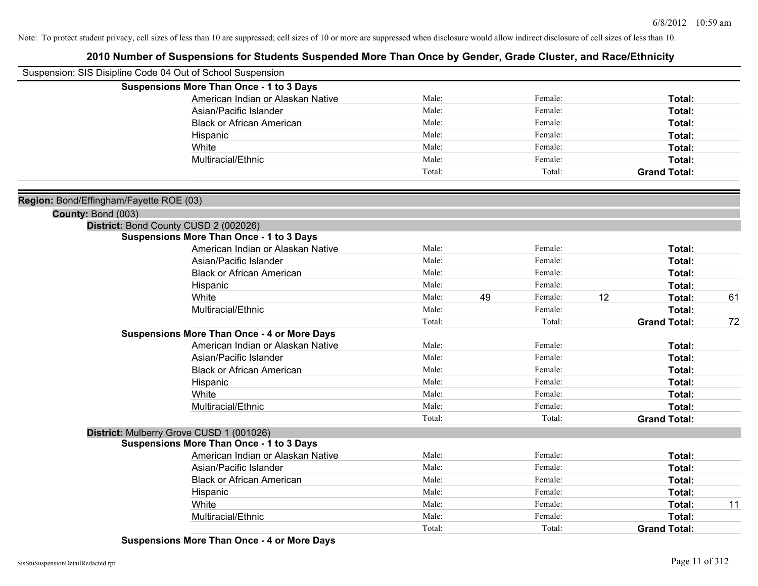Note: To protect student privacy, cell sizes of less than 10 are suppressed; cell sizes of 10 or more are suppressed when disclosure would allow indirect disclosure of cell sizes of less than 10.

## 2010 Number of Suspensions for Students Suspended More Than Once by Gender, Grade Cluster, and Race/Ethnicity

Suspension: SIS Disipline Code 04 Out of School Suspension

**Suspensions More Than Once - 1 to 3 Days**

| | | | | | | |
|---|---|---|---|---|---|---|
| American Indian or Alaskan Native | Male: | | Female: | | **Total:** | |
| Asian/Pacific Islander | Male: | | Female: | | **Total:** | |
| Black or African American | Male: | | Female: | | **Total:** | |
| Hispanic | Male: | | Female: | | **Total:** | |
| White | Male: | | Female: | | **Total:** | |
| Multiracial/Ethnic | Male: | | Female: | | **Total:** | |
| | Total: | | Total: | | **Grand Total:** | |

**Region:** Bond/Effingham/Fayette ROE (03)

**County:** Bond (003)

**District:** Bond County CUSD 2 (002026)

**Suspensions More Than Once - 1 to 3 Days**

| | | | | | | |
|---|---|---|---|---|---|---|
| American Indian or Alaskan Native | Male: | | Female: | | **Total:** | |
| Asian/Pacific Islander | Male: | | Female: | | **Total:** | |
| Black or African American | Male: | | Female: | | **Total:** | |
| Hispanic | Male: | | Female: | | **Total:** | |
| White | Male: | 49 | Female: | 12 | **Total:** | 61 |
| Multiracial/Ethnic | Male: | | Female: | | **Total:** | |
| | Total: | | Total: | | **Grand Total:** | 72 |

**Suspensions More Than Once - 4 or More Days**

| | | | | | | |
|---|---|---|---|---|---|---|
| American Indian or Alaskan Native | Male: | | Female: | | **Total:** | |
| Asian/Pacific Islander | Male: | | Female: | | **Total:** | |
| Black or African American | Male: | | Female: | | **Total:** | |
| Hispanic | Male: | | Female: | | **Total:** | |
| White | Male: | | Female: | | **Total:** | |
| Multiracial/Ethnic | Male: | | Female: | | **Total:** | |
| | Total: | | Total: | | **Grand Total:** | |

**District:** Mulberry Grove CUSD 1 (001026)

**Suspensions More Than Once - 1 to 3 Days**

| | | | | | | |
|---|---|---|---|---|---|---|
| American Indian or Alaskan Native | Male: | | Female: | | **Total:** | |
| Asian/Pacific Islander | Male: | | Female: | | **Total:** | |
| Black or African American | Male: | | Female: | | **Total:** | |
| Hispanic | Male: | | Female: | | **Total:** | |
| White | Male: | | Female: | | **Total:** | 11 |
| Multiracial/Ethnic | Male: | | Female: | | **Total:** | |
| | Total: | | Total: | | **Grand Total:** | |

**Suspensions More Than Once - 4 or More Days**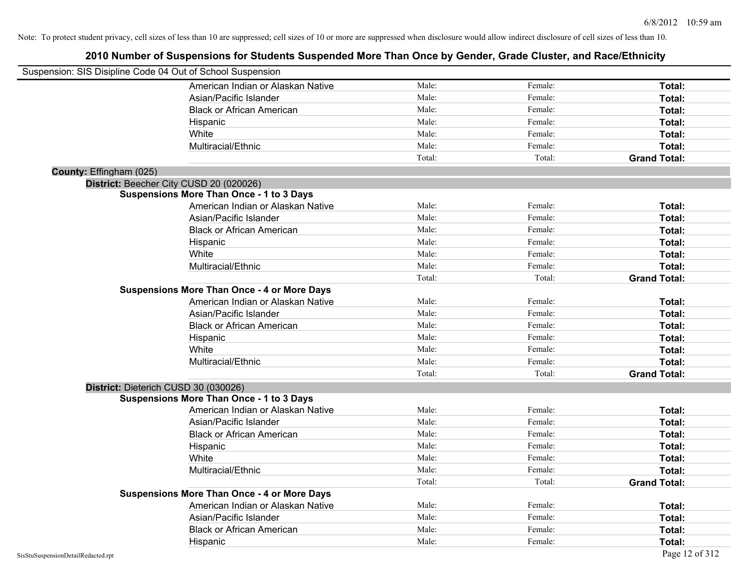Note: To protect student privacy, cell sizes of less than 10 are suppressed; cell sizes of 10 or more are suppressed when disclosure would allow indirect disclosure of cell sizes of less than 10.

# 2010 Number of Suspensions for Students Suspended More Than Once by Gender, Grade Cluster, and Race/Ethnicity

Suspension: SIS Disipline Code 04 Out of School Suspension

| | | | |
|---|---|---|---|
| American Indian or Alaskan Native | Male: | Female: | **Total:** |
| Asian/Pacific Islander | Male: | Female: | **Total:** |
| Black or African American | Male: | Female: | **Total:** |
| Hispanic | Male: | Female: | **Total:** |
| White | Male: | Female: | **Total:** |
| Multiracial/Ethnic | Male: | Female: | **Total:** |
| | Total: | Total: | **Grand Total:** |

**County:** Effingham (025)

**District:** Beecher City CUSD 20 (020026)

**Suspensions More Than Once - 1 to 3 Days**

| | | | |
|---|---|---|---|
| American Indian or Alaskan Native | Male: | Female: | **Total:** |
| Asian/Pacific Islander | Male: | Female: | **Total:** |
| Black or African American | Male: | Female: | **Total:** |
| Hispanic | Male: | Female: | **Total:** |
| White | Male: | Female: | **Total:** |
| Multiracial/Ethnic | Male: | Female: | **Total:** |
| | Total: | Total: | **Grand Total:** |

**Suspensions More Than Once - 4 or More Days**

| | | | |
|---|---|---|---|
| American Indian or Alaskan Native | Male: | Female: | **Total:** |
| Asian/Pacific Islander | Male: | Female: | **Total:** |
| Black or African American | Male: | Female: | **Total:** |
| Hispanic | Male: | Female: | **Total:** |
| White | Male: | Female: | **Total:** |
| Multiracial/Ethnic | Male: | Female: | **Total:** |
| | Total: | Total: | **Grand Total:** |

**District:** Dieterich CUSD 30 (030026)

**Suspensions More Than Once - 1 to 3 Days**

| | | | |
|---|---|---|---|
| American Indian or Alaskan Native | Male: | Female: | **Total:** |
| Asian/Pacific Islander | Male: | Female: | **Total:** |
| Black or African American | Male: | Female: | **Total:** |
| Hispanic | Male: | Female: | **Total:** |
| White | Male: | Female: | **Total:** |
| Multiracial/Ethnic | Male: | Female: | **Total:** |
| | Total: | Total: | **Grand Total:** |

**Suspensions More Than Once - 4 or More Days**

| | | | |
|---|---|---|---|
| American Indian or Alaskan Native | Male: | Female: | **Total:** |
| Asian/Pacific Islander | Male: | Female: | **Total:** |
| Black or African American | Male: | Female: | **Total:** |
| Hispanic | Male: | Female: | **Total:** |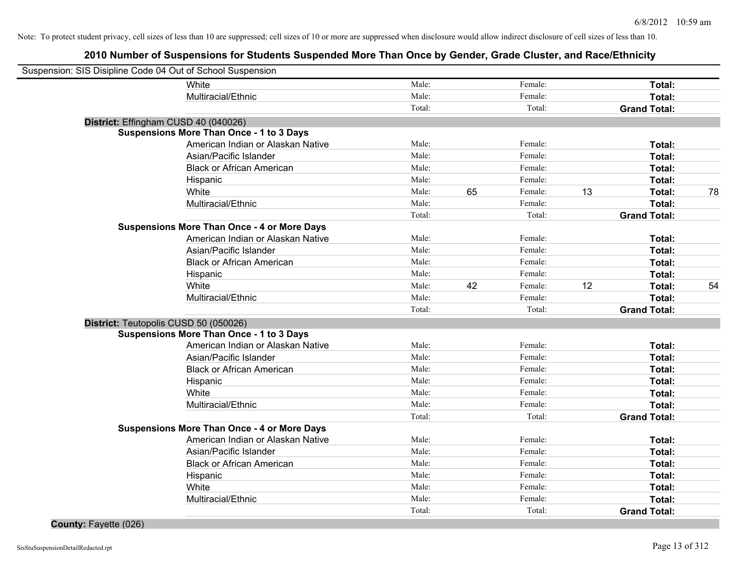Note: To protect student privacy, cell sizes of less than 10 are suppressed; cell sizes of 10 or more are suppressed when disclosure would allow indirect disclosure of cell sizes of less than 10.

## 2010 Number of Suspensions for Students Suspended More Than Once by Gender, Grade Cluster, and Race/Ethnicity

Suspension: SIS Disipline Code 04 Out of School Suspension

| | | | | | | |
|---|---|---|---|---|---|---|
| White | Male: | | Female: | | **Total:** | |
| Multiracial/Ethnic | Male: | | Female: | | **Total:** | |
| | Total: | | Total: | | **Grand Total:** | |

**District:** Effingham CUSD 40 (040026)

**Suspensions More Than Once - 1 to 3 Days**

| | | | | | | |
|---|---|---|---|---|---|---|
| American Indian or Alaskan Native | Male: | | Female: | | **Total:** | |
| Asian/Pacific Islander | Male: | | Female: | | **Total:** | |
| Black or African American | Male: | | Female: | | **Total:** | |
| Hispanic | Male: | | Female: | | **Total:** | |
| White | Male: | 65 | Female: | 13 | **Total:** | 78 |
| Multiracial/Ethnic | Male: | | Female: | | **Total:** | |
| | Total: | | Total: | | **Grand Total:** | |

**Suspensions More Than Once - 4 or More Days**

| | | | | | | |
|---|---|---|---|---|---|---|
| American Indian or Alaskan Native | Male: | | Female: | | **Total:** | |
| Asian/Pacific Islander | Male: | | Female: | | **Total:** | |
| Black or African American | Male: | | Female: | | **Total:** | |
| Hispanic | Male: | | Female: | | **Total:** | |
| White | Male: | 42 | Female: | 12 | **Total:** | 54 |
| Multiracial/Ethnic | Male: | | Female: | | **Total:** | |
| | Total: | | Total: | | **Grand Total:** | |

**District:** Teutopolis CUSD 50 (050026)

**Suspensions More Than Once - 1 to 3 Days**

| | | | | | | |
|---|---|---|---|---|---|---|
| American Indian or Alaskan Native | Male: | | Female: | | **Total:** | |
| Asian/Pacific Islander | Male: | | Female: | | **Total:** | |
| Black or African American | Male: | | Female: | | **Total:** | |
| Hispanic | Male: | | Female: | | **Total:** | |
| White | Male: | | Female: | | **Total:** | |
| Multiracial/Ethnic | Male: | | Female: | | **Total:** | |
| | Total: | | Total: | | **Grand Total:** | |

**Suspensions More Than Once - 4 or More Days**

| | | | | | | |
|---|---|---|---|---|---|---|
| American Indian or Alaskan Native | Male: | | Female: | | **Total:** | |
| Asian/Pacific Islander | Male: | | Female: | | **Total:** | |
| Black or African American | Male: | | Female: | | **Total:** | |
| Hispanic | Male: | | Female: | | **Total:** | |
| White | Male: | | Female: | | **Total:** | |
| Multiracial/Ethnic | Male: | | Female: | | **Total:** | |
| | Total: | | Total: | | **Grand Total:** | |

**County:** Fayette (026)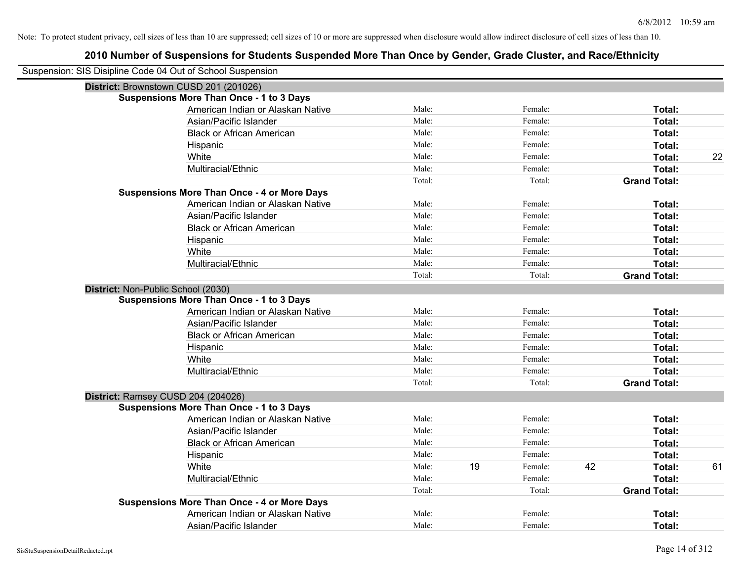Note: To protect student privacy, cell sizes of less than 10 are suppressed; cell sizes of 10 or more are suppressed when disclosure would allow indirect disclosure of cell sizes of less than 10.

# 2010 Number of Suspensions for Students Suspended More Than Once by Gender, Grade Cluster, and Race/Ethnicity

Suspension: SIS Disipline Code 04 Out of School Suspension

## District: Brownstown CUSD 201 (201026)

### Suspensions More Than Once - 1 to 3 Days

| Race/Ethnicity | | Male | | Female | | Total |
|---|---|---|---|---|---|---|
| American Indian or Alaskan Native | Male: | | Female: | | Total: | |
| Asian/Pacific Islander | Male: | | Female: | | Total: | |
| Black or African American | Male: | | Female: | | Total: | |
| Hispanic | Male: | | Female: | | Total: | |
| White | Male: | | Female: | | Total: | 22 |
| Multiracial/Ethnic | Male: | | Female: | | Total: | |
| | Total: | | Total: | | Grand Total: | |

### Suspensions More Than Once - 4 or More Days

| Race/Ethnicity | | Male | | Female | | Total |
|---|---|---|---|---|---|---|
| American Indian or Alaskan Native | Male: | | Female: | | Total: | |
| Asian/Pacific Islander | Male: | | Female: | | Total: | |
| Black or African American | Male: | | Female: | | Total: | |
| Hispanic | Male: | | Female: | | Total: | |
| White | Male: | | Female: | | Total: | |
| Multiracial/Ethnic | Male: | | Female: | | Total: | |
| | Total: | | Total: | | Grand Total: | |

## District: Non-Public School (2030)

### Suspensions More Than Once - 1 to 3 Days

| Race/Ethnicity | | Male | | Female | | Total |
|---|---|---|---|---|---|---|
| American Indian or Alaskan Native | Male: | | Female: | | Total: | |
| Asian/Pacific Islander | Male: | | Female: | | Total: | |
| Black or African American | Male: | | Female: | | Total: | |
| Hispanic | Male: | | Female: | | Total: | |
| White | Male: | | Female: | | Total: | |
| Multiracial/Ethnic | Male: | | Female: | | Total: | |
| | Total: | | Total: | | Grand Total: | |

## District: Ramsey CUSD 204 (204026)

### Suspensions More Than Once - 1 to 3 Days

| Race/Ethnicity | | Male | | Female | | Total |
|---|---|---|---|---|---|---|
| American Indian or Alaskan Native | Male: | | Female: | | Total: | |
| Asian/Pacific Islander | Male: | | Female: | | Total: | |
| Black or African American | Male: | | Female: | | Total: | |
| Hispanic | Male: | | Female: | | Total: | |
| White | Male: | 19 | Female: | 42 | Total: | 61 |
| Multiracial/Ethnic | Male: | | Female: | | Total: | |
| | Total: | | Total: | | Grand Total: | |

### Suspensions More Than Once - 4 or More Days

| Race/Ethnicity | | Male | | Female | | Total |
|---|---|---|---|---|---|---|
| American Indian or Alaskan Native | Male: | | Female: | | Total: | |
| Asian/Pacific Islander | Male: | | Female: | | Total: | |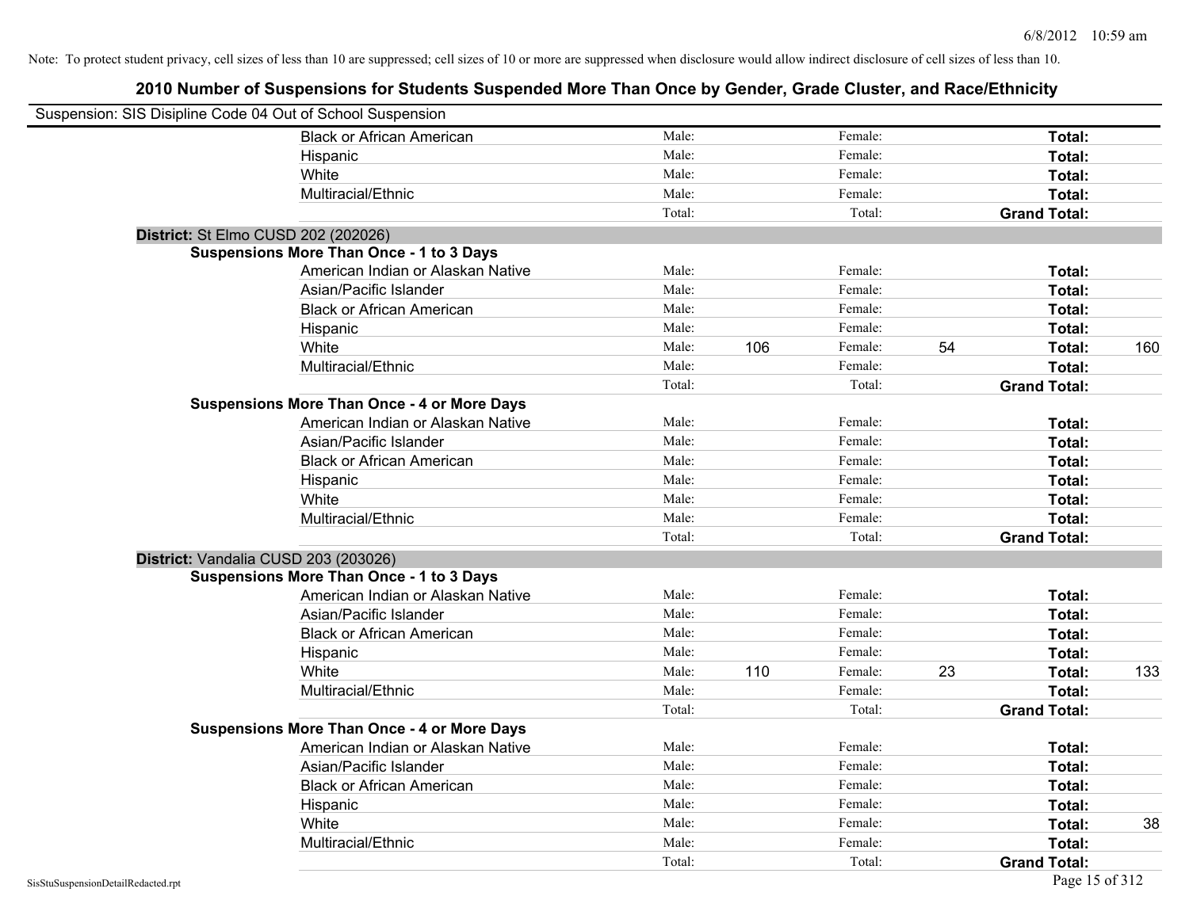Note: To protect student privacy, cell sizes of less than 10 are suppressed; cell sizes of 10 or more are suppressed when disclosure would allow indirect disclosure of cell sizes of less than 10.

## 2010 Number of Suspensions for Students Suspended More Than Once by Gender, Grade Cluster, and Race/Ethnicity

Suspension: SIS Disipline Code 04 Out of School Suspension

| | | | | | | |
|---|---|---|---|---|---|---|
| Black or African American | Male: | | Female: | | **Total:** | |
| Hispanic | Male: | | Female: | | **Total:** | |
| White | Male: | | Female: | | **Total:** | |
| Multiracial/Ethnic | Male: | | Female: | | **Total:** | |
| | Total: | | Total: | | **Grand Total:** | |

**District:** St Elmo CUSD 202 (202026)

**Suspensions More Than Once - 1 to 3 Days**

| | | | | | | |
|---|---|---|---|---|---|---|
| American Indian or Alaskan Native | Male: | | Female: | | **Total:** | |
| Asian/Pacific Islander | Male: | | Female: | | **Total:** | |
| Black or African American | Male: | | Female: | | **Total:** | |
| Hispanic | Male: | | Female: | | **Total:** | |
| White | Male: | 106 | Female: | 54 | **Total:** | 160 |
| Multiracial/Ethnic | Male: | | Female: | | **Total:** | |
| | Total: | | Total: | | **Grand Total:** | |

**Suspensions More Than Once - 4 or More Days**

| | | | | | | |
|---|---|---|---|---|---|---|
| American Indian or Alaskan Native | Male: | | Female: | | **Total:** | |
| Asian/Pacific Islander | Male: | | Female: | | **Total:** | |
| Black or African American | Male: | | Female: | | **Total:** | |
| Hispanic | Male: | | Female: | | **Total:** | |
| White | Male: | | Female: | | **Total:** | |
| Multiracial/Ethnic | Male: | | Female: | | **Total:** | |
| | Total: | | Total: | | **Grand Total:** | |

**District:** Vandalia CUSD 203 (203026)

**Suspensions More Than Once - 1 to 3 Days**

| | | | | | | |
|---|---|---|---|---|---|---|
| American Indian or Alaskan Native | Male: | | Female: | | **Total:** | |
| Asian/Pacific Islander | Male: | | Female: | | **Total:** | |
| Black or African American | Male: | | Female: | | **Total:** | |
| Hispanic | Male: | | Female: | | **Total:** | |
| White | Male: | 110 | Female: | 23 | **Total:** | 133 |
| Multiracial/Ethnic | Male: | | Female: | | **Total:** | |
| | Total: | | Total: | | **Grand Total:** | |

**Suspensions More Than Once - 4 or More Days**

| | | | | | | |
|---|---|---|---|---|---|---|
| American Indian or Alaskan Native | Male: | | Female: | | **Total:** | |
| Asian/Pacific Islander | Male: | | Female: | | **Total:** | |
| Black or African American | Male: | | Female: | | **Total:** | |
| Hispanic | Male: | | Female: | | **Total:** | |
| White | Male: | | Female: | | **Total:** | 38 |
| Multiracial/Ethnic | Male: | | Female: | | **Total:** | |
| | Total: | | Total: | | **Grand Total:** | |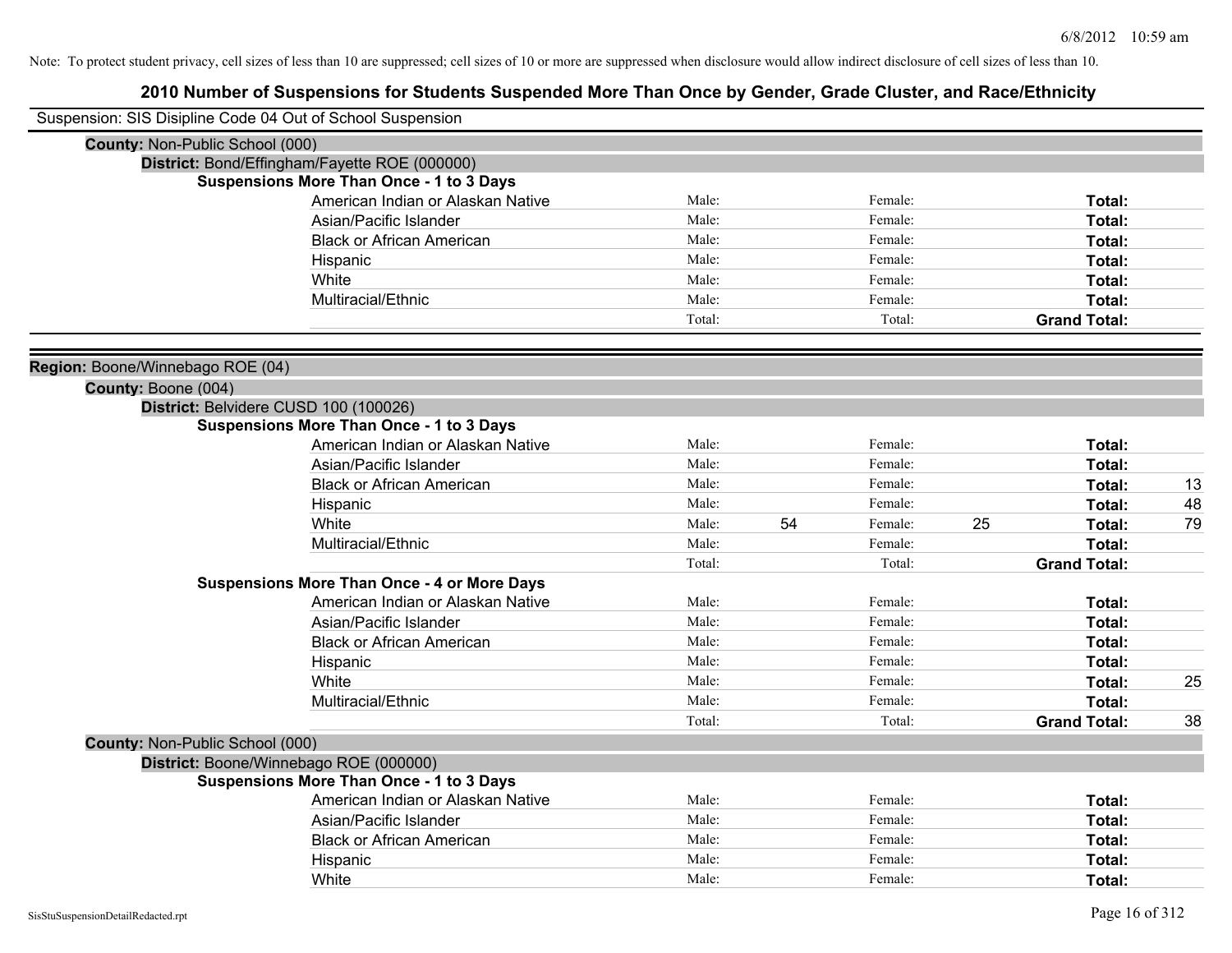Note: To protect student privacy, cell sizes of less than 10 are suppressed; cell sizes of 10 or more are suppressed when disclosure would allow indirect disclosure of cell sizes of less than 10.

# 2010 Number of Suspensions for Students Suspended More Than Once by Gender, Grade Cluster, and Race/Ethnicity

Suspension: SIS Disipline Code 04 Out of School Suspension

**County:** Non-Public School (000)

**District:** Bond/Effingham/Fayette ROE (000000)

**Suspensions More Than Once - 1 to 3 Days**

| Race/Ethnicity | | | | | | |
|---|---|---|---|---|---|---|
| American Indian or Alaskan Native | Male: | | Female: | | **Total:** | |
| Asian/Pacific Islander | Male: | | Female: | | **Total:** | |
| Black or African American | Male: | | Female: | | **Total:** | |
| Hispanic | Male: | | Female: | | **Total:** | |
| White | Male: | | Female: | | **Total:** | |
| Multiracial/Ethnic | Male: | | Female: | | **Total:** | |
| | Total: | | Total: | | **Grand Total:** | |

**Region:** Boone/Winnebago ROE (04)

**County:** Boone (004)

**District:** Belvidere CUSD 100 (100026)

**Suspensions More Than Once - 1 to 3 Days**

| Race/Ethnicity | | | | | | |
|---|---|---|---|---|---|---|
| American Indian or Alaskan Native | Male: | | Female: | | **Total:** | |
| Asian/Pacific Islander | Male: | | Female: | | **Total:** | |
| Black or African American | Male: | | Female: | | **Total:** | 13 |
| Hispanic | Male: | | Female: | | **Total:** | 48 |
| White | Male: | 54 | Female: | 25 | **Total:** | 79 |
| Multiracial/Ethnic | Male: | | Female: | | **Total:** | |
| | Total: | | Total: | | **Grand Total:** | |

**Suspensions More Than Once - 4 or More Days**

| Race/Ethnicity | | | | | | |
|---|---|---|---|---|---|---|
| American Indian or Alaskan Native | Male: | | Female: | | **Total:** | |
| Asian/Pacific Islander | Male: | | Female: | | **Total:** | |
| Black or African American | Male: | | Female: | | **Total:** | |
| Hispanic | Male: | | Female: | | **Total:** | |
| White | Male: | | Female: | | **Total:** | 25 |
| Multiracial/Ethnic | Male: | | Female: | | **Total:** | |
| | Total: | | Total: | | **Grand Total:** | 38 |

**County:** Non-Public School (000)

**District:** Boone/Winnebago ROE (000000)

**Suspensions More Than Once - 1 to 3 Days**

| Race/Ethnicity | | | | | | |
|---|---|---|---|---|---|---|
| American Indian or Alaskan Native | Male: | | Female: | | **Total:** | |
| Asian/Pacific Islander | Male: | | Female: | | **Total:** | |
| Black or African American | Male: | | Female: | | **Total:** | |
| Hispanic | Male: | | Female: | | **Total:** | |
| White | Male: | | Female: | | **Total:** | |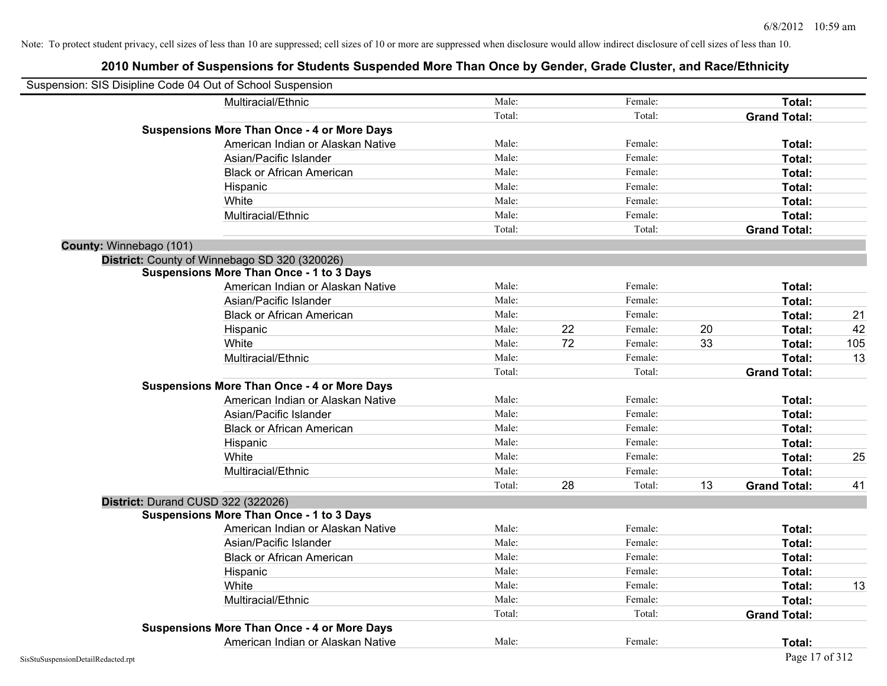Note: To protect student privacy, cell sizes of less than 10 are suppressed; cell sizes of 10 or more are suppressed when disclosure would allow indirect disclosure of cell sizes of less than 10.

# 2010 Number of Suspensions for Students Suspended More Than Once by Gender, Grade Cluster, and Race/Ethnicity

Suspension: SIS Disipline Code 04 Out of School Suspension

| | | | | | | | |
|---|---|---|---|---|---|---|---|
| Multiracial/Ethnic | Male: | | Female: | | **Total:** | |
| | Total: | | Total: | | **Grand Total:** | |
| **Suspensions More Than Once - 4 or More Days** | | | | | | |
| American Indian or Alaskan Native | Male: | | Female: | | **Total:** | |
| Asian/Pacific Islander | Male: | | Female: | | **Total:** | |
| Black or African American | Male: | | Female: | | **Total:** | |
| Hispanic | Male: | | Female: | | **Total:** | |
| White | Male: | | Female: | | **Total:** | |
| Multiracial/Ethnic | Male: | | Female: | | **Total:** | |
| | Total: | | Total: | | **Grand Total:** | |

**County:** Winnebago (101)

**District:** County of Winnebago SD 320 (320026)

| | | | | | | |
|---|---|---|---|---|---|---|
| **Suspensions More Than Once - 1 to 3 Days** | | | | | | |
| American Indian or Alaskan Native | Male: | | Female: | | **Total:** | |
| Asian/Pacific Islander | Male: | | Female: | | **Total:** | |
| Black or African American | Male: | | Female: | | **Total:** | 21 |
| Hispanic | Male: | 22 | Female: | 20 | **Total:** | 42 |
| White | Male: | 72 | Female: | 33 | **Total:** | 105 |
| Multiracial/Ethnic | Male: | | Female: | | **Total:** | 13 |
| | Total: | | Total: | | **Grand Total:** | |
| **Suspensions More Than Once - 4 or More Days** | | | | | | |
| American Indian or Alaskan Native | Male: | | Female: | | **Total:** | |
| Asian/Pacific Islander | Male: | | Female: | | **Total:** | |
| Black or African American | Male: | | Female: | | **Total:** | |
| Hispanic | Male: | | Female: | | **Total:** | |
| White | Male: | | Female: | | **Total:** | 25 |
| Multiracial/Ethnic | Male: | | Female: | | **Total:** | |
| | Total: | 28 | Total: | 13 | **Grand Total:** | 41 |

**District:** Durand CUSD 322 (322026)

| | | | | | | |
|---|---|---|---|---|---|---|
| **Suspensions More Than Once - 1 to 3 Days** | | | | | | |
| American Indian or Alaskan Native | Male: | | Female: | | **Total:** | |
| Asian/Pacific Islander | Male: | | Female: | | **Total:** | |
| Black or African American | Male: | | Female: | | **Total:** | |
| Hispanic | Male: | | Female: | | **Total:** | |
| White | Male: | | Female: | | **Total:** | 13 |
| Multiracial/Ethnic | Male: | | Female: | | **Total:** | |
| | Total: | | Total: | | **Grand Total:** | |
| **Suspensions More Than Once - 4 or More Days** | | | | | | |
| American Indian or Alaskan Native | Male: | | Female: | | **Total:** | |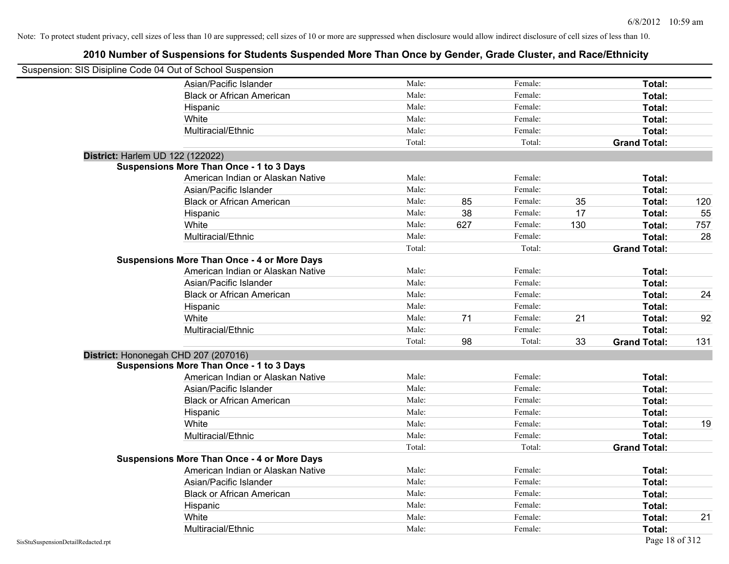6/8/2012 10:59 am

Note: To protect student privacy, cell sizes of less than 10 are suppressed; cell sizes of 10 or more are suppressed when disclosure would allow indirect disclosure of cell sizes of less than 10.

# 2010 Number of Suspensions for Students Suspended More Than Once by Gender, Grade Cluster, and Race/Ethnicity

Suspension: SIS Disipline Code 04 Out of School Suspension

| | | | | | | |
|---|---|---|---|---|---|---|
| Asian/Pacific Islander | Male: | | Female: | | **Total:** | |
| Black or African American | Male: | | Female: | | **Total:** | |
| Hispanic | Male: | | Female: | | **Total:** | |
| White | Male: | | Female: | | **Total:** | |
| Multiracial/Ethnic | Male: | | Female: | | **Total:** | |
| | Total: | | Total: | | **Grand Total:** | |

**District:** Harlem UD 122 (122022)

**Suspensions More Than Once - 1 to 3 Days**

| | | | | | | |
|---|---|---|---|---|---|---|
| American Indian or Alaskan Native | Male: | | Female: | | **Total:** | |
| Asian/Pacific Islander | Male: | | Female: | | **Total:** | |
| Black or African American | Male: | 85 | Female: | 35 | **Total:** | 120 |
| Hispanic | Male: | 38 | Female: | 17 | **Total:** | 55 |
| White | Male: | 627 | Female: | 130 | **Total:** | 757 |
| Multiracial/Ethnic | Male: | | Female: | | **Total:** | 28 |
| | Total: | | Total: | | **Grand Total:** | |

**Suspensions More Than Once - 4 or More Days**

| | | | | | | |
|---|---|---|---|---|---|---|
| American Indian or Alaskan Native | Male: | | Female: | | **Total:** | |
| Asian/Pacific Islander | Male: | | Female: | | **Total:** | |
| Black or African American | Male: | | Female: | | **Total:** | 24 |
| Hispanic | Male: | | Female: | | **Total:** | |
| White | Male: | 71 | Female: | 21 | **Total:** | 92 |
| Multiracial/Ethnic | Male: | | Female: | | **Total:** | |
| | Total: | 98 | Total: | 33 | **Grand Total:** | 131 |

**District:** Hononegah CHD 207 (207016)

**Suspensions More Than Once - 1 to 3 Days**

| | | | | | | |
|---|---|---|---|---|---|---|
| American Indian or Alaskan Native | Male: | | Female: | | **Total:** | |
| Asian/Pacific Islander | Male: | | Female: | | **Total:** | |
| Black or African American | Male: | | Female: | | **Total:** | |
| Hispanic | Male: | | Female: | | **Total:** | |
| White | Male: | | Female: | | **Total:** | 19 |
| Multiracial/Ethnic | Male: | | Female: | | **Total:** | |
| | Total: | | Total: | | **Grand Total:** | |

**Suspensions More Than Once - 4 or More Days**

| | | | | | | |
|---|---|---|---|---|---|---|
| American Indian or Alaskan Native | Male: | | Female: | | **Total:** | |
| Asian/Pacific Islander | Male: | | Female: | | **Total:** | |
| Black or African American | Male: | | Female: | | **Total:** | |
| Hispanic | Male: | | Female: | | **Total:** | |
| White | Male: | | Female: | | **Total:** | 21 |
| Multiracial/Ethnic | Male: | | Female: | | **Total:** | |

SisStuSuspensionDetailRedacted.rpt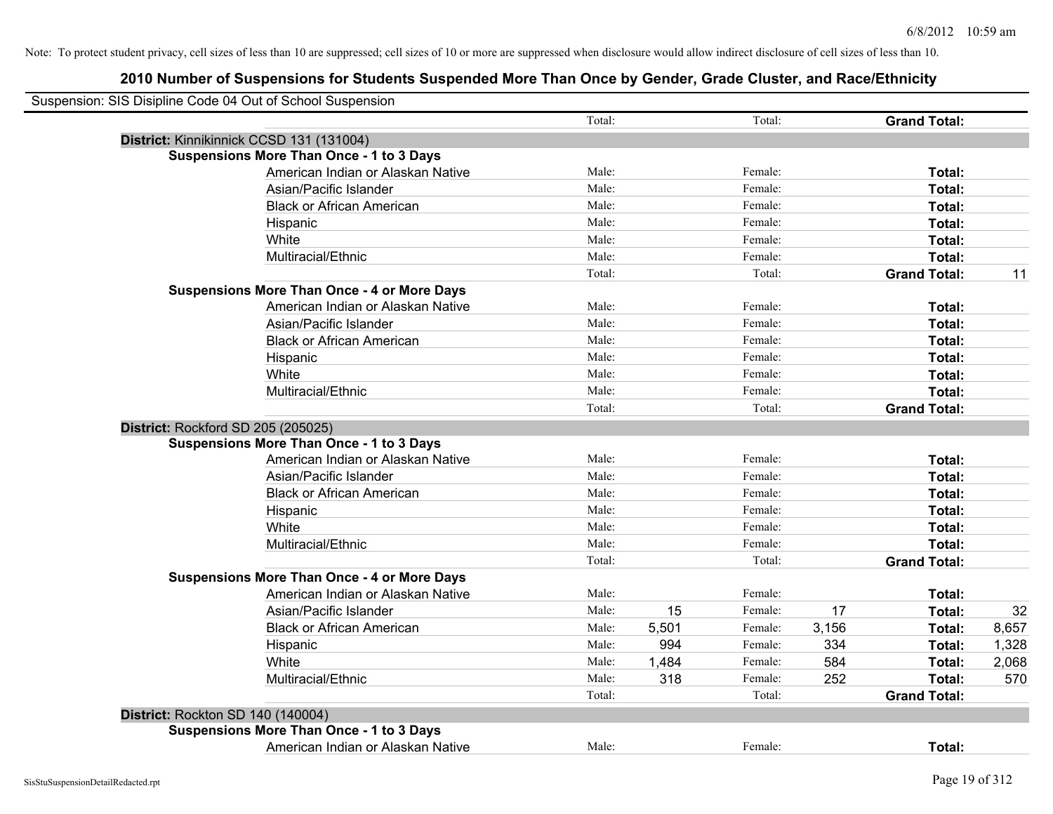Note: To protect student privacy, cell sizes of less than 10 are suppressed; cell sizes of 10 or more are suppressed when disclosure would allow indirect disclosure of cell sizes of less than 10.

## 2010 Number of Suspensions for Students Suspended More Than Once by Gender, Grade Cluster, and Race/Ethnicity

Suspension: SIS Disipline Code 04 Out of School Suspension

| | | | | | | |
|---|---|---|---|---|---|---|
| | Total: | | Total: | | **Grand Total:** | |
| **District:** Kinnikinnick CCSD 131 (131004) | | | | | | |
| **Suspensions More Than Once - 1 to 3 Days** | | | | | | |
| American Indian or Alaskan Native | Male: | | Female: | | **Total:** | |
| Asian/Pacific Islander | Male: | | Female: | | **Total:** | |
| Black or African American | Male: | | Female: | | **Total:** | |
| Hispanic | Male: | | Female: | | **Total:** | |
| White | Male: | | Female: | | **Total:** | |
| Multiracial/Ethnic | Male: | | Female: | | **Total:** | |
| | Total: | | Total: | | **Grand Total:** | 11 |
| **Suspensions More Than Once - 4 or More Days** | | | | | | |
| American Indian or Alaskan Native | Male: | | Female: | | **Total:** | |
| Asian/Pacific Islander | Male: | | Female: | | **Total:** | |
| Black or African American | Male: | | Female: | | **Total:** | |
| Hispanic | Male: | | Female: | | **Total:** | |
| White | Male: | | Female: | | **Total:** | |
| Multiracial/Ethnic | Male: | | Female: | | **Total:** | |
| | Total: | | Total: | | **Grand Total:** | |
| **District:** Rockford SD 205 (205025) | | | | | | |
| **Suspensions More Than Once - 1 to 3 Days** | | | | | | |
| American Indian or Alaskan Native | Male: | | Female: | | **Total:** | |
| Asian/Pacific Islander | Male: | | Female: | | **Total:** | |
| Black or African American | Male: | | Female: | | **Total:** | |
| Hispanic | Male: | | Female: | | **Total:** | |
| White | Male: | | Female: | | **Total:** | |
| Multiracial/Ethnic | Male: | | Female: | | **Total:** | |
| | Total: | | Total: | | **Grand Total:** | |
| **Suspensions More Than Once - 4 or More Days** | | | | | | |
| American Indian or Alaskan Native | Male: | | Female: | | **Total:** | |
| Asian/Pacific Islander | Male: | 15 | Female: | 17 | **Total:** | 32 |
| Black or African American | Male: | 5,501 | Female: | 3,156 | **Total:** | 8,657 |
| Hispanic | Male: | 994 | Female: | 334 | **Total:** | 1,328 |
| White | Male: | 1,484 | Female: | 584 | **Total:** | 2,068 |
| Multiracial/Ethnic | Male: | 318 | Female: | 252 | **Total:** | 570 |
| | Total: | | Total: | | **Grand Total:** | |
| **District:** Rockton SD 140 (140004) | | | | | | |
| **Suspensions More Than Once - 1 to 3 Days** | | | | | | |
| American Indian or Alaskan Native | Male: | | Female: | | **Total:** | |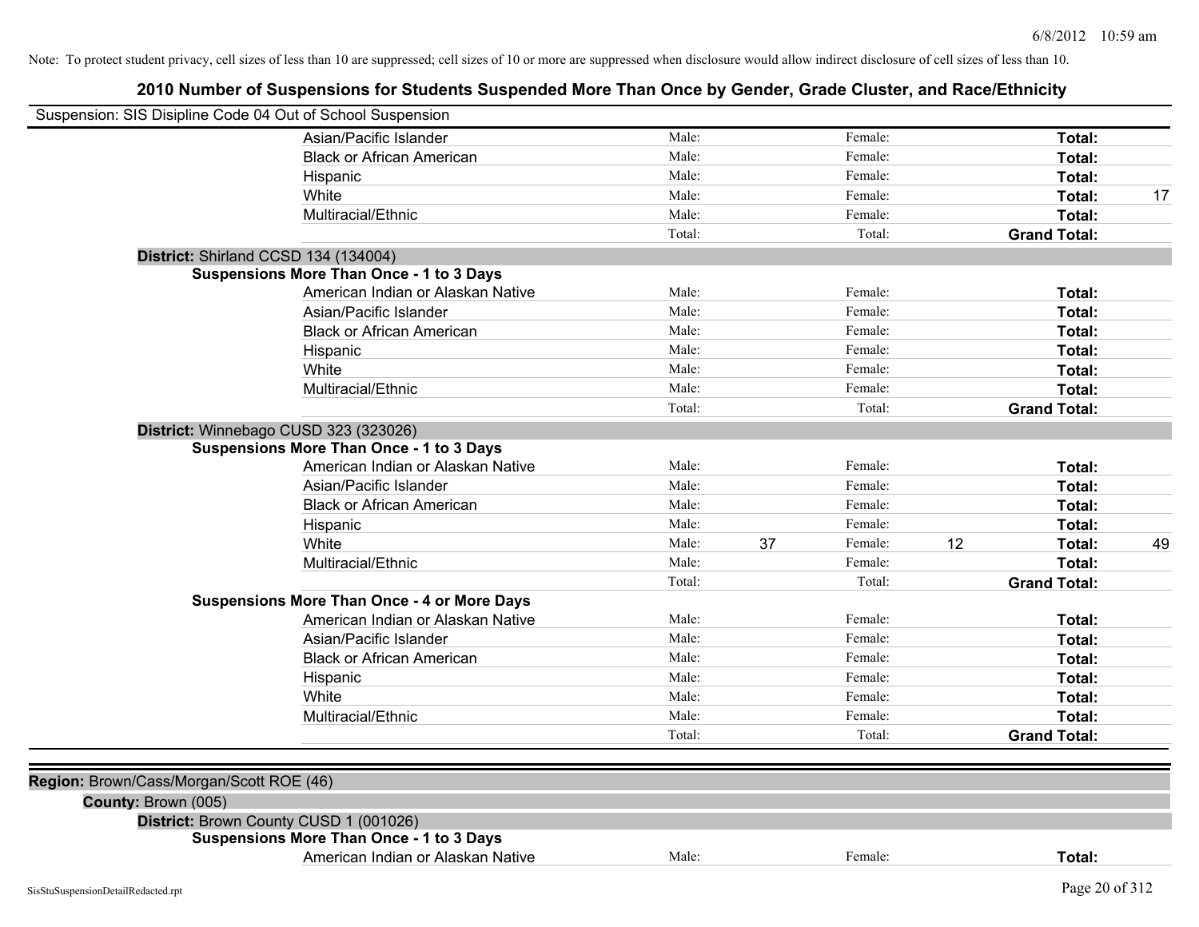Note: To protect student privacy, cell sizes of less than 10 are suppressed; cell sizes of 10 or more are suppressed when disclosure would allow indirect disclosure of cell sizes of less than 10.

## 2010 Number of Suspensions for Students Suspended More Than Once by Gender, Grade Cluster, and Race/Ethnicity

Suspension: SIS Disipline Code 04 Out of School Suspension

| | | | | | | |
|---|---|---|---|---|---|---|
| Asian/Pacific Islander | Male: | | Female: | | **Total:** | |
| Black or African American | Male: | | Female: | | **Total:** | |
| Hispanic | Male: | | Female: | | **Total:** | |
| White | Male: | | Female: | | **Total:** | 17 |
| Multiracial/Ethnic | Male: | | Female: | | **Total:** | |
| | Total: | | Total: | | **Grand Total:** | |

**District:** Shirland CCSD 134 (134004)

**Suspensions More Than Once - 1 to 3 Days**

| | | | | | | |
|---|---|---|---|---|---|---|
| American Indian or Alaskan Native | Male: | | Female: | | **Total:** | |
| Asian/Pacific Islander | Male: | | Female: | | **Total:** | |
| Black or African American | Male: | | Female: | | **Total:** | |
| Hispanic | Male: | | Female: | | **Total:** | |
| White | Male: | | Female: | | **Total:** | |
| Multiracial/Ethnic | Male: | | Female: | | **Total:** | |
| | Total: | | Total: | | **Grand Total:** | |

**District:** Winnebago CUSD 323 (323026)

**Suspensions More Than Once - 1 to 3 Days**

| | | | | | | |
|---|---|---|---|---|---|---|
| American Indian or Alaskan Native | Male: | | Female: | | **Total:** | |
| Asian/Pacific Islander | Male: | | Female: | | **Total:** | |
| Black or African American | Male: | | Female: | | **Total:** | |
| Hispanic | Male: | | Female: | | **Total:** | |
| White | Male: | 37 | Female: | 12 | **Total:** | 49 |
| Multiracial/Ethnic | Male: | | Female: | | **Total:** | |
| | Total: | | Total: | | **Grand Total:** | |

**Suspensions More Than Once - 4 or More Days**

| | | | | | | |
|---|---|---|---|---|---|---|
| American Indian or Alaskan Native | Male: | | Female: | | **Total:** | |
| Asian/Pacific Islander | Male: | | Female: | | **Total:** | |
| Black or African American | Male: | | Female: | | **Total:** | |
| Hispanic | Male: | | Female: | | **Total:** | |
| White | Male: | | Female: | | **Total:** | |
| Multiracial/Ethnic | Male: | | Female: | | **Total:** | |
| | Total: | | Total: | | **Grand Total:** | |

**Region:** Brown/Cass/Morgan/Scott ROE (46)

**County:** Brown (005)

**District:** Brown County CUSD 1 (001026)

**Suspensions More Than Once - 1 to 3 Days**

| | | | | | | |
|---|---|---|---|---|---|---|
| American Indian or Alaskan Native | Male: | | Female: | | **Total:** | |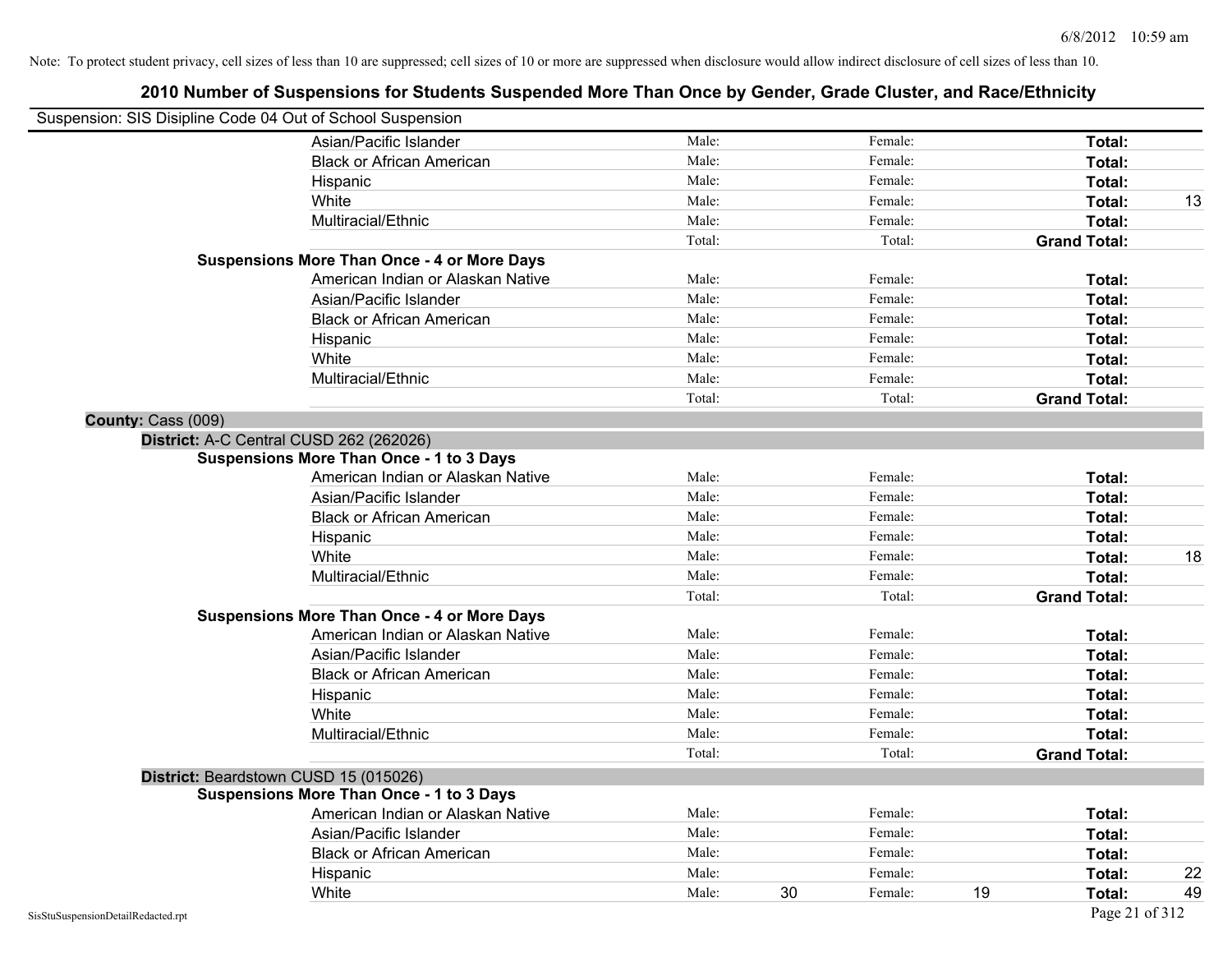Note: To protect student privacy, cell sizes of less than 10 are suppressed; cell sizes of 10 or more are suppressed when disclosure would allow indirect disclosure of cell sizes of less than 10.

## 2010 Number of Suspensions for Students Suspended More Than Once by Gender, Grade Cluster, and Race/Ethnicity

Suspension: SIS Disipline Code 04 Out of School Suspension

| | | | | | | | |
|---|---|---|---|---|---|---|---|
| | Asian/Pacific Islander | Male: | | Female: | | **Total:** | |
| | Black or African American | Male: | | Female: | | **Total:** | |
| | Hispanic | Male: | | Female: | | **Total:** | |
| | White | Male: | | Female: | | **Total:** | 13 |
| | Multiracial/Ethnic | Male: | | Female: | | **Total:** | |
| | | Total: | | Total: | | **Grand Total:** | |
| **Suspensions More Than Once - 4 or More Days** | | | | | | | |
| | American Indian or Alaskan Native | Male: | | Female: | | **Total:** | |
| | Asian/Pacific Islander | Male: | | Female: | | **Total:** | |
| | Black or African American | Male: | | Female: | | **Total:** | |
| | Hispanic | Male: | | Female: | | **Total:** | |
| | White | Male: | | Female: | | **Total:** | |
| | Multiracial/Ethnic | Male: | | Female: | | **Total:** | |
| | | Total: | | Total: | | **Grand Total:** | |

**County:** Cass (009)

**District:** A-C Central CUSD 262 (262026)

| | | | | | | | |
|---|---|---|---|---|---|---|---|
| **Suspensions More Than Once - 1 to 3 Days** | | | | | | | |
| | American Indian or Alaskan Native | Male: | | Female: | | **Total:** | |
| | Asian/Pacific Islander | Male: | | Female: | | **Total:** | |
| | Black or African American | Male: | | Female: | | **Total:** | |
| | Hispanic | Male: | | Female: | | **Total:** | |
| | White | Male: | | Female: | | **Total:** | 18 |
| | Multiracial/Ethnic | Male: | | Female: | | **Total:** | |
| | | Total: | | Total: | | **Grand Total:** | |
| **Suspensions More Than Once - 4 or More Days** | | | | | | | |
| | American Indian or Alaskan Native | Male: | | Female: | | **Total:** | |
| | Asian/Pacific Islander | Male: | | Female: | | **Total:** | |
| | Black or African American | Male: | | Female: | | **Total:** | |
| | Hispanic | Male: | | Female: | | **Total:** | |
| | White | Male: | | Female: | | **Total:** | |
| | Multiracial/Ethnic | Male: | | Female: | | **Total:** | |
| | | Total: | | Total: | | **Grand Total:** | |

**District:** Beardstown CUSD 15 (015026)

| | | | | | | | |
|---|---|---|---|---|---|---|---|
| **Suspensions More Than Once - 1 to 3 Days** | | | | | | | |
| | American Indian or Alaskan Native | Male: | | Female: | | **Total:** | |
| | Asian/Pacific Islander | Male: | | Female: | | **Total:** | |
| | Black or African American | Male: | | Female: | | **Total:** | |
| | Hispanic | Male: | | Female: | | **Total:** | 22 |
| | White | Male: | 30 | Female: | 19 | **Total:** | 49 |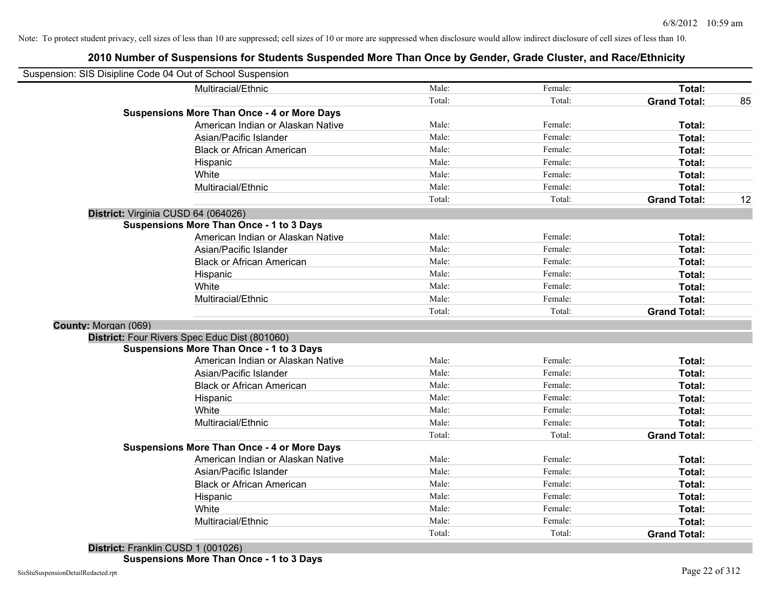Note: To protect student privacy, cell sizes of less than 10 are suppressed; cell sizes of 10 or more are suppressed when disclosure would allow indirect disclosure of cell sizes of less than 10.

## 2010 Number of Suspensions for Students Suspended More Than Once by Gender, Grade Cluster, and Race/Ethnicity

Suspension: SIS Disipline Code 04 Out of School Suspension

| | | | | |
|---|---|---|---|---|
| Multiracial/Ethnic | Male: | Female: | **Total:** | |
| | Total: | Total: | **Grand Total:** | 85 |
| **Suspensions More Than Once - 4 or More Days** | | | | |
| American Indian or Alaskan Native | Male: | Female: | **Total:** | |
| Asian/Pacific Islander | Male: | Female: | **Total:** | |
| Black or African American | Male: | Female: | **Total:** | |
| Hispanic | Male: | Female: | **Total:** | |
| White | Male: | Female: | **Total:** | |
| Multiracial/Ethnic | Male: | Female: | **Total:** | |
| | Total: | Total: | **Grand Total:** | 12 |
| **District:** Virginia CUSD 64 (064026) | | | | |
| **Suspensions More Than Once - 1 to 3 Days** | | | | |
| American Indian or Alaskan Native | Male: | Female: | **Total:** | |
| Asian/Pacific Islander | Male: | Female: | **Total:** | |
| Black or African American | Male: | Female: | **Total:** | |
| Hispanic | Male: | Female: | **Total:** | |
| White | Male: | Female: | **Total:** | |
| Multiracial/Ethnic | Male: | Female: | **Total:** | |
| | Total: | Total: | **Grand Total:** | |
| **County:** Morgan (069) | | | | |
| **District:** Four Rivers Spec Educ Dist (801060) | | | | |
| **Suspensions More Than Once - 1 to 3 Days** | | | | |
| American Indian or Alaskan Native | Male: | Female: | **Total:** | |
| Asian/Pacific Islander | Male: | Female: | **Total:** | |
| Black or African American | Male: | Female: | **Total:** | |
| Hispanic | Male: | Female: | **Total:** | |
| White | Male: | Female: | **Total:** | |
| Multiracial/Ethnic | Male: | Female: | **Total:** | |
| | Total: | Total: | **Grand Total:** | |
| **Suspensions More Than Once - 4 or More Days** | | | | |
| American Indian or Alaskan Native | Male: | Female: | **Total:** | |
| Asian/Pacific Islander | Male: | Female: | **Total:** | |
| Black or African American | Male: | Female: | **Total:** | |
| Hispanic | Male: | Female: | **Total:** | |
| White | Male: | Female: | **Total:** | |
| Multiracial/Ethnic | Male: | Female: | **Total:** | |
| | Total: | Total: | **Grand Total:** | |
| **District:** Franklin CUSD 1 (001026) | | | | |
| **Suspensions More Than Once - 1 to 3 Days** | | | | |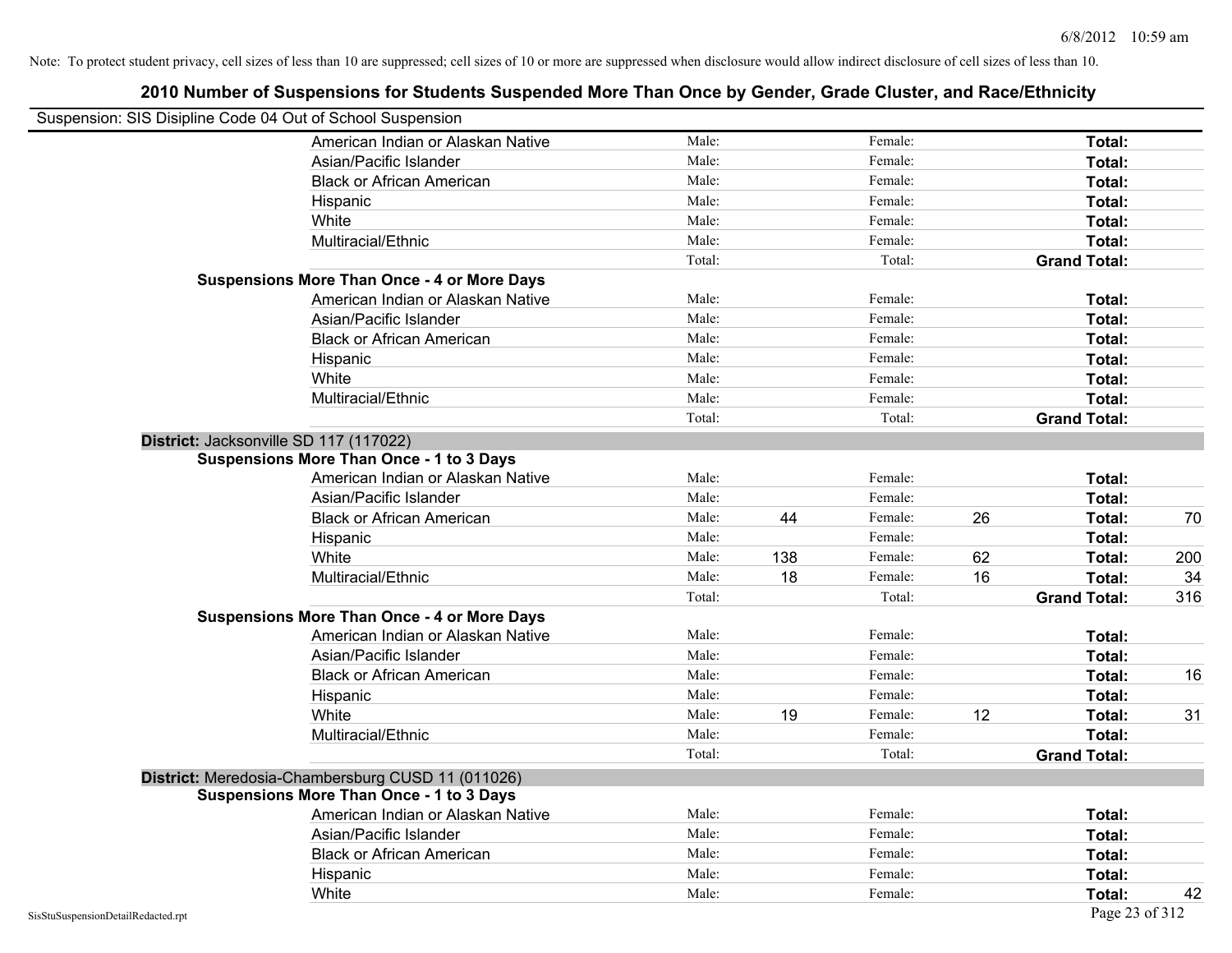Note: To protect student privacy, cell sizes of less than 10 are suppressed; cell sizes of 10 or more are suppressed when disclosure would allow indirect disclosure of cell sizes of less than 10.

## 2010 Number of Suspensions for Students Suspended More Than Once by Gender, Grade Cluster, and Race/Ethnicity

Suspension: SIS Disipline Code 04 Out of School Suspension

| | | | | | | |
|---|---|---|---|---|---|---|
| American Indian or Alaskan Native | Male: | | Female: | | **Total:** | |
| Asian/Pacific Islander | Male: | | Female: | | **Total:** | |
| Black or African American | Male: | | Female: | | **Total:** | |
| Hispanic | Male: | | Female: | | **Total:** | |
| White | Male: | | Female: | | **Total:** | |
| Multiracial/Ethnic | Male: | | Female: | | **Total:** | |
| | Total: | | Total: | | **Grand Total:** | |

**Suspensions More Than Once - 4 or More Days**

| | | | | | | |
|---|---|---|---|---|---|---|
| American Indian or Alaskan Native | Male: | | Female: | | **Total:** | |
| Asian/Pacific Islander | Male: | | Female: | | **Total:** | |
| Black or African American | Male: | | Female: | | **Total:** | |
| Hispanic | Male: | | Female: | | **Total:** | |
| White | Male: | | Female: | | **Total:** | |
| Multiracial/Ethnic | Male: | | Female: | | **Total:** | |
| | Total: | | Total: | | **Grand Total:** | |

**District:** Jacksonville SD 117 (117022)

**Suspensions More Than Once - 1 to 3 Days**

| | | | | | | |
|---|---|---|---|---|---|---|
| American Indian or Alaskan Native | Male: | | Female: | | **Total:** | |
| Asian/Pacific Islander | Male: | | Female: | | **Total:** | |
| Black or African American | Male: | 44 | Female: | 26 | **Total:** | 70 |
| Hispanic | Male: | | Female: | | **Total:** | |
| White | Male: | 138 | Female: | 62 | **Total:** | 200 |
| Multiracial/Ethnic | Male: | 18 | Female: | 16 | **Total:** | 34 |
| | Total: | | Total: | | **Grand Total:** | 316 |

**Suspensions More Than Once - 4 or More Days**

| | | | | | | |
|---|---|---|---|---|---|---|
| American Indian or Alaskan Native | Male: | | Female: | | **Total:** | |
| Asian/Pacific Islander | Male: | | Female: | | **Total:** | |
| Black or African American | Male: | | Female: | | **Total:** | 16 |
| Hispanic | Male: | | Female: | | **Total:** | |
| White | Male: | 19 | Female: | 12 | **Total:** | 31 |
| Multiracial/Ethnic | Male: | | Female: | | **Total:** | |
| | Total: | | Total: | | **Grand Total:** | |

**District:** Meredosia-Chambersburg CUSD 11 (011026)

**Suspensions More Than Once - 1 to 3 Days**

| | | | | | | |
|---|---|---|---|---|---|---|
| American Indian or Alaskan Native | Male: | | Female: | | **Total:** | |
| Asian/Pacific Islander | Male: | | Female: | | **Total:** | |
| Black or African American | Male: | | Female: | | **Total:** | |
| Hispanic | Male: | | Female: | | **Total:** | |
| White | Male: | | Female: | | **Total:** | 42 |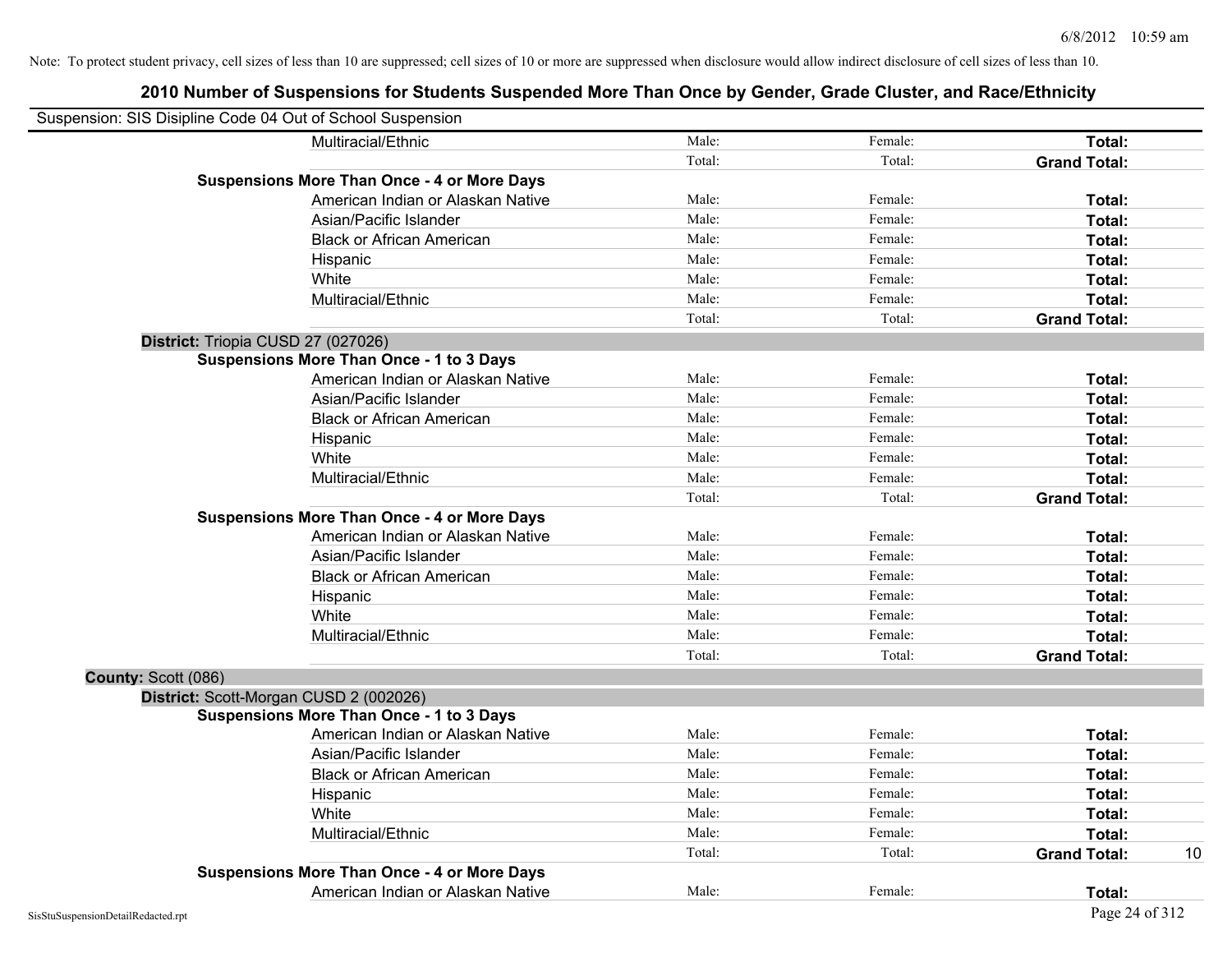Note: To protect student privacy, cell sizes of less than 10 are suppressed; cell sizes of 10 or more are suppressed when disclosure would allow indirect disclosure of cell sizes of less than 10.

## 2010 Number of Suspensions for Students Suspended More Than Once by Gender, Grade Cluster, and Race/Ethnicity

Suspension: SIS Disipline Code 04 Out of School Suspension

| | | | | | |
|---|---|---|---|---|---|
| | Multiracial/Ethnic | Male: | Female: | **Total:** | |
| | | Total: | Total: | **Grand Total:** | |
| **Suspensions More Than Once - 4 or More Days** | | | | | |
| | American Indian or Alaskan Native | Male: | Female: | **Total:** | |
| | Asian/Pacific Islander | Male: | Female: | **Total:** | |
| | Black or African American | Male: | Female: | **Total:** | |
| | Hispanic | Male: | Female: | **Total:** | |
| | White | Male: | Female: | **Total:** | |
| | Multiracial/Ethnic | Male: | Female: | **Total:** | |
| | | Total: | Total: | **Grand Total:** | |
| **District:** Triopia CUSD 27 (027026) | | | | | |
| **Suspensions More Than Once - 1 to 3 Days** | | | | | |
| | American Indian or Alaskan Native | Male: | Female: | **Total:** | |
| | Asian/Pacific Islander | Male: | Female: | **Total:** | |
| | Black or African American | Male: | Female: | **Total:** | |
| | Hispanic | Male: | Female: | **Total:** | |
| | White | Male: | Female: | **Total:** | |
| | Multiracial/Ethnic | Male: | Female: | **Total:** | |
| | | Total: | Total: | **Grand Total:** | |
| **Suspensions More Than Once - 4 or More Days** | | | | | |
| | American Indian or Alaskan Native | Male: | Female: | **Total:** | |
| | Asian/Pacific Islander | Male: | Female: | **Total:** | |
| | Black or African American | Male: | Female: | **Total:** | |
| | Hispanic | Male: | Female: | **Total:** | |
| | White | Male: | Female: | **Total:** | |
| | Multiracial/Ethnic | Male: | Female: | **Total:** | |
| | | Total: | Total: | **Grand Total:** | |
| **County:** Scott (086) | | | | | |
| **District:** Scott-Morgan CUSD 2 (002026) | | | | | |
| **Suspensions More Than Once - 1 to 3 Days** | | | | | |
| | American Indian or Alaskan Native | Male: | Female: | **Total:** | |
| | Asian/Pacific Islander | Male: | Female: | **Total:** | |
| | Black or African American | Male: | Female: | **Total:** | |
| | Hispanic | Male: | Female: | **Total:** | |
| | White | Male: | Female: | **Total:** | |
| | Multiracial/Ethnic | Male: | Female: | **Total:** | |
| | | Total: | Total: | **Grand Total:** | 10 |
| **Suspensions More Than Once - 4 or More Days** | | | | | |
| | American Indian or Alaskan Native | Male: | Female: | **Total:** | |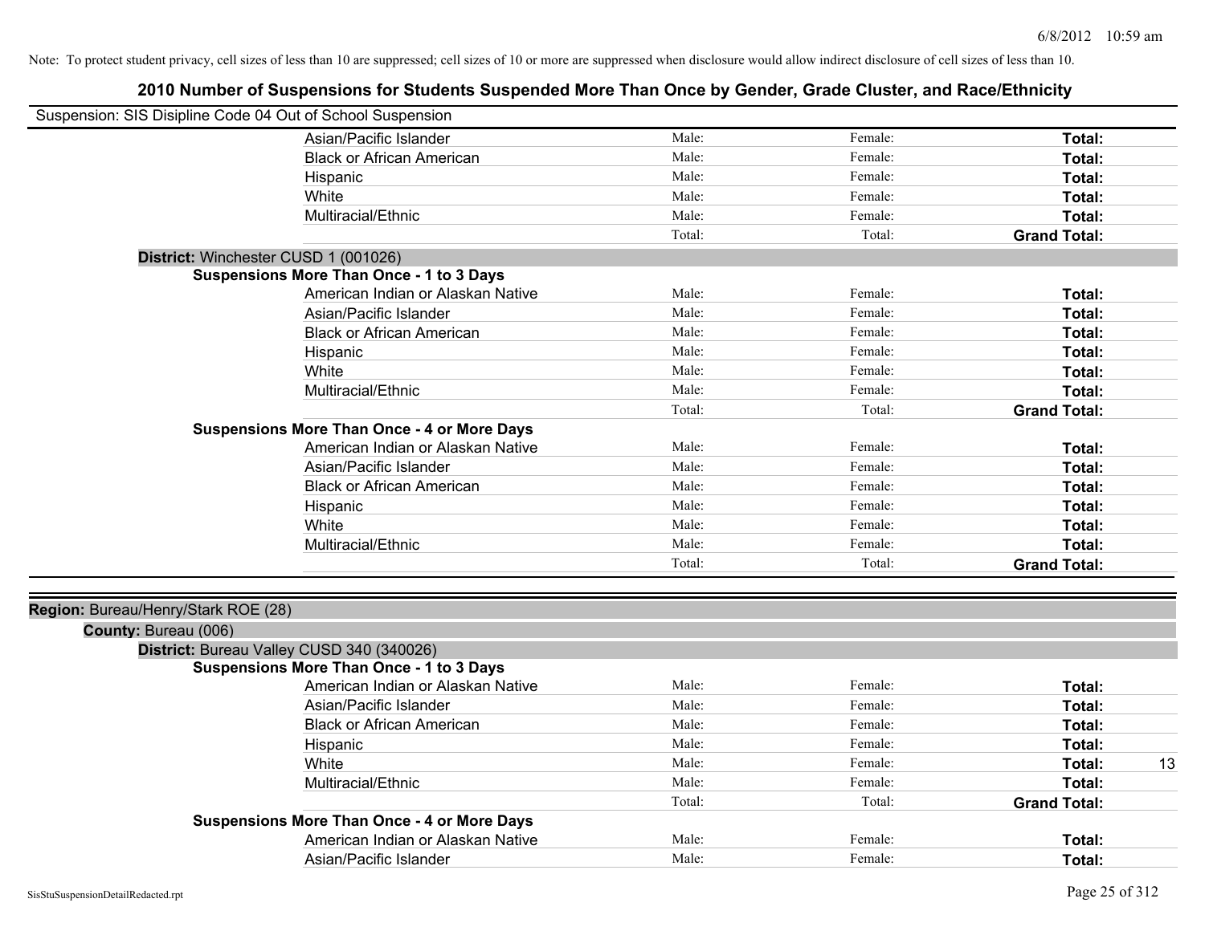Note: To protect student privacy, cell sizes of less than 10 are suppressed; cell sizes of 10 or more are suppressed when disclosure would allow indirect disclosure of cell sizes of less than 10.

## 2010 Number of Suspensions for Students Suspended More Than Once by Gender, Grade Cluster, and Race/Ethnicity

Suspension: SIS Disipline Code 04 Out of School Suspension

| | | | | |
|---|---|---|---|---|
| Asian/Pacific Islander | Male: | Female: | **Total:** | |
| Black or African American | Male: | Female: | **Total:** | |
| Hispanic | Male: | Female: | **Total:** | |
| White | Male: | Female: | **Total:** | |
| Multiracial/Ethnic | Male: | Female: | **Total:** | |
| | Total: | Total: | **Grand Total:** | |

**District:** Winchester CUSD 1 (001026)

**Suspensions More Than Once - 1 to 3 Days**

| | | | | |
|---|---|---|---|---|
| American Indian or Alaskan Native | Male: | Female: | **Total:** | |
| Asian/Pacific Islander | Male: | Female: | **Total:** | |
| Black or African American | Male: | Female: | **Total:** | |
| Hispanic | Male: | Female: | **Total:** | |
| White | Male: | Female: | **Total:** | |
| Multiracial/Ethnic | Male: | Female: | **Total:** | |
| | Total: | Total: | **Grand Total:** | |

**Suspensions More Than Once - 4 or More Days**

| | | | | |
|---|---|---|---|---|
| American Indian or Alaskan Native | Male: | Female: | **Total:** | |
| Asian/Pacific Islander | Male: | Female: | **Total:** | |
| Black or African American | Male: | Female: | **Total:** | |
| Hispanic | Male: | Female: | **Total:** | |
| White | Male: | Female: | **Total:** | |
| Multiracial/Ethnic | Male: | Female: | **Total:** | |
| | Total: | Total: | **Grand Total:** | |

**Region:** Bureau/Henry/Stark ROE (28)

**County:** Bureau (006)

**District:** Bureau Valley CUSD 340 (340026)

**Suspensions More Than Once - 1 to 3 Days**

| | | | | |
|---|---|---|---|---|
| American Indian or Alaskan Native | Male: | Female: | **Total:** | |
| Asian/Pacific Islander | Male: | Female: | **Total:** | |
| Black or African American | Male: | Female: | **Total:** | |
| Hispanic | Male: | Female: | **Total:** | |
| White | Male: | Female: | **Total:** | 13 |
| Multiracial/Ethnic | Male: | Female: | **Total:** | |
| | Total: | Total: | **Grand Total:** | |

**Suspensions More Than Once - 4 or More Days**

| | | | | |
|---|---|---|---|---|
| American Indian or Alaskan Native | Male: | Female: | **Total:** | |
| Asian/Pacific Islander | Male: | Female: | **Total:** | |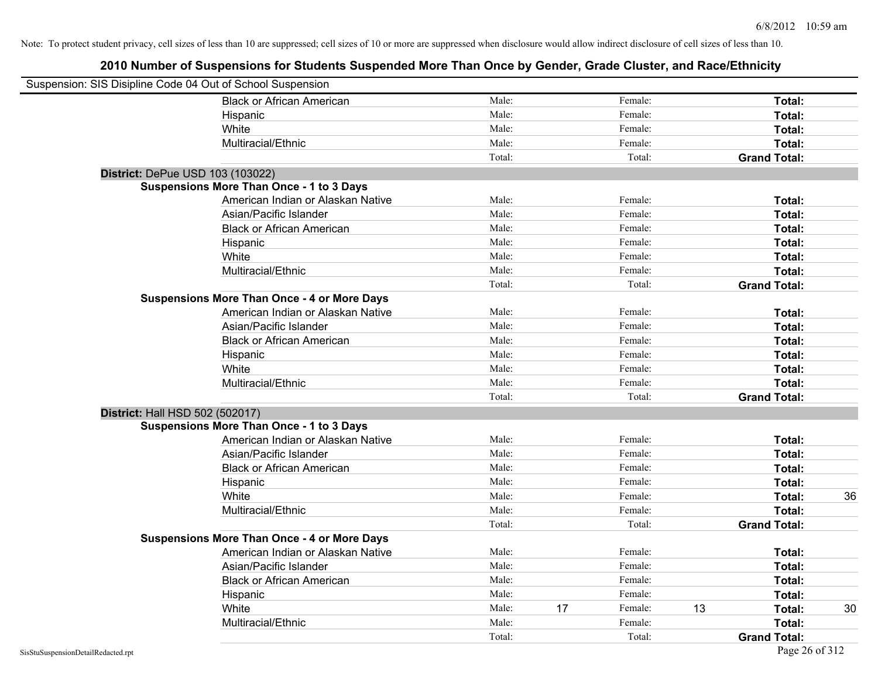Note: To protect student privacy, cell sizes of less than 10 are suppressed; cell sizes of 10 or more are suppressed when disclosure would allow indirect disclosure of cell sizes of less than 10.

# 2010 Number of Suspensions for Students Suspended More Than Once by Gender, Grade Cluster, and Race/Ethnicity

Suspension: SIS Disipline Code 04 Out of School Suspension

| | | | | | | |
|---|---|---|---|---|---|---|
| Black or African American | Male: | | Female: | | **Total:** | |
| Hispanic | Male: | | Female: | | **Total:** | |
| White | Male: | | Female: | | **Total:** | |
| Multiracial/Ethnic | Male: | | Female: | | **Total:** | |
| | Total: | | Total: | | **Grand Total:** | |

**District:** DePue USD 103 (103022)

**Suspensions More Than Once - 1 to 3 Days**

| | | | | | | |
|---|---|---|---|---|---|---|
| American Indian or Alaskan Native | Male: | | Female: | | **Total:** | |
| Asian/Pacific Islander | Male: | | Female: | | **Total:** | |
| Black or African American | Male: | | Female: | | **Total:** | |
| Hispanic | Male: | | Female: | | **Total:** | |
| White | Male: | | Female: | | **Total:** | |
| Multiracial/Ethnic | Male: | | Female: | | **Total:** | |
| | Total: | | Total: | | **Grand Total:** | |

**Suspensions More Than Once - 4 or More Days**

| | | | | | | |
|---|---|---|---|---|---|---|
| American Indian or Alaskan Native | Male: | | Female: | | **Total:** | |
| Asian/Pacific Islander | Male: | | Female: | | **Total:** | |
| Black or African American | Male: | | Female: | | **Total:** | |
| Hispanic | Male: | | Female: | | **Total:** | |
| White | Male: | | Female: | | **Total:** | |
| Multiracial/Ethnic | Male: | | Female: | | **Total:** | |
| | Total: | | Total: | | **Grand Total:** | |

**District:** Hall HSD 502 (502017)

**Suspensions More Than Once - 1 to 3 Days**

| | | | | | | |
|---|---|---|---|---|---|---|
| American Indian or Alaskan Native | Male: | | Female: | | **Total:** | |
| Asian/Pacific Islander | Male: | | Female: | | **Total:** | |
| Black or African American | Male: | | Female: | | **Total:** | |
| Hispanic | Male: | | Female: | | **Total:** | |
| White | Male: | | Female: | | **Total:** | 36 |
| Multiracial/Ethnic | Male: | | Female: | | **Total:** | |
| | Total: | | Total: | | **Grand Total:** | |

**Suspensions More Than Once - 4 or More Days**

| | | | | | | |
|---|---|---|---|---|---|---|
| American Indian or Alaskan Native | Male: | | Female: | | **Total:** | |
| Asian/Pacific Islander | Male: | | Female: | | **Total:** | |
| Black or African American | Male: | | Female: | | **Total:** | |
| Hispanic | Male: | | Female: | | **Total:** | |
| White | Male: | 17 | Female: | 13 | **Total:** | 30 |
| Multiracial/Ethnic | Male: | | Female: | | **Total:** | |
| | Total: | | Total: | | **Grand Total:** | |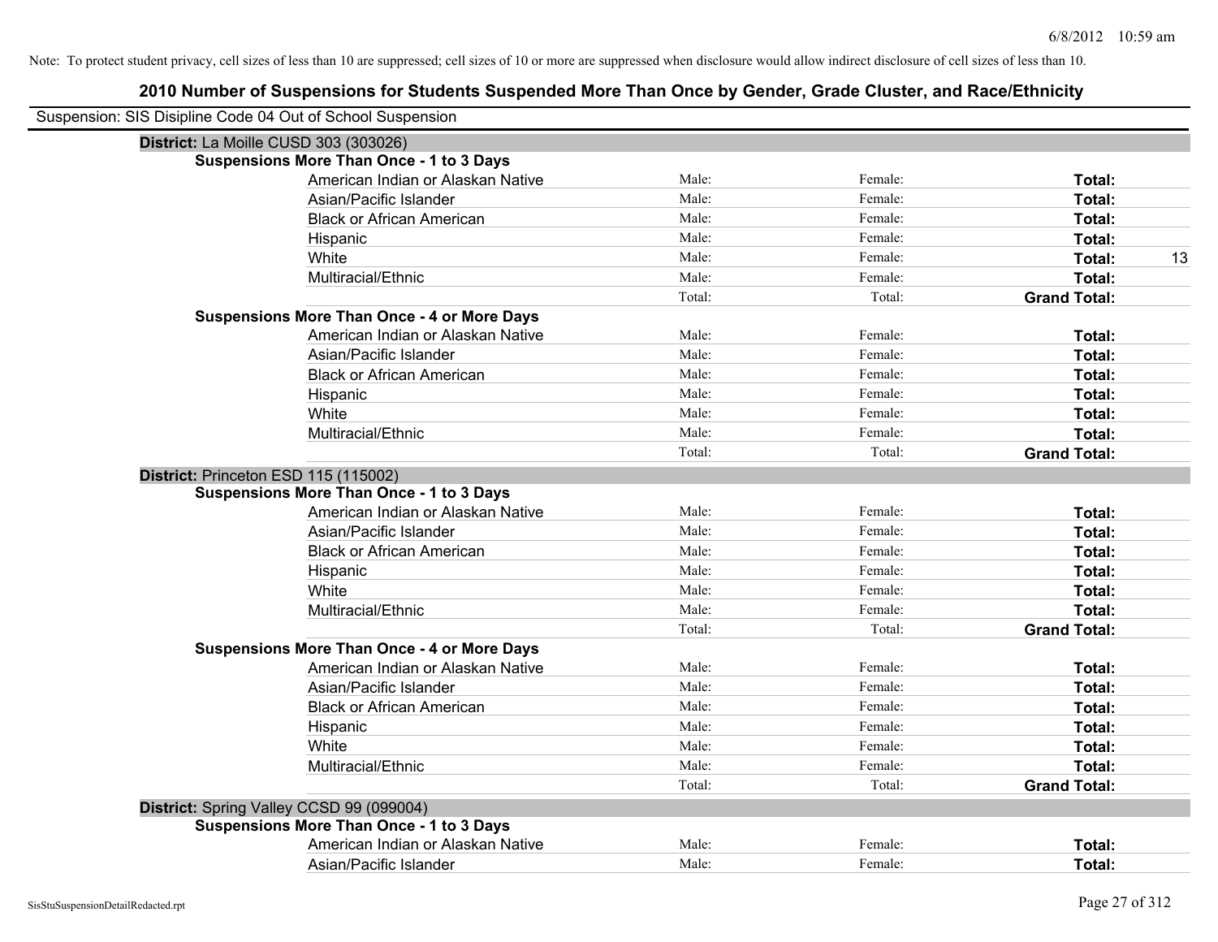Note: To protect student privacy, cell sizes of less than 10 are suppressed; cell sizes of 10 or more are suppressed when disclosure would allow indirect disclosure of cell sizes of less than 10.

## 2010 Number of Suspensions for Students Suspended More Than Once by Gender, Grade Cluster, and Race/Ethnicity

Suspension: SIS Disipline Code 04 Out of School Suspension

| | | | | |
|---|---|---|---|---|
| **District:** La Moille CUSD 303 (303026) | | | | |
| **Suspensions More Than Once - 1 to 3 Days** | | | | |
| American Indian or Alaskan Native | Male: | Female: | **Total:** | |
| Asian/Pacific Islander | Male: | Female: | **Total:** | |
| Black or African American | Male: | Female: | **Total:** | |
| Hispanic | Male: | Female: | **Total:** | |
| White | Male: | Female: | **Total:** | 13 |
| Multiracial/Ethnic | Male: | Female: | **Total:** | |
| | Total: | Total: | **Grand Total:** | |
| **Suspensions More Than Once - 4 or More Days** | | | | |
| American Indian or Alaskan Native | Male: | Female: | **Total:** | |
| Asian/Pacific Islander | Male: | Female: | **Total:** | |
| Black or African American | Male: | Female: | **Total:** | |
| Hispanic | Male: | Female: | **Total:** | |
| White | Male: | Female: | **Total:** | |
| Multiracial/Ethnic | Male: | Female: | **Total:** | |
| | Total: | Total: | **Grand Total:** | |
| **District:** Princeton ESD 115 (115002) | | | | |
| **Suspensions More Than Once - 1 to 3 Days** | | | | |
| American Indian or Alaskan Native | Male: | Female: | **Total:** | |
| Asian/Pacific Islander | Male: | Female: | **Total:** | |
| Black or African American | Male: | Female: | **Total:** | |
| Hispanic | Male: | Female: | **Total:** | |
| White | Male: | Female: | **Total:** | |
| Multiracial/Ethnic | Male: | Female: | **Total:** | |
| | Total: | Total: | **Grand Total:** | |
| **Suspensions More Than Once - 4 or More Days** | | | | |
| American Indian or Alaskan Native | Male: | Female: | **Total:** | |
| Asian/Pacific Islander | Male: | Female: | **Total:** | |
| Black or African American | Male: | Female: | **Total:** | |
| Hispanic | Male: | Female: | **Total:** | |
| White | Male: | Female: | **Total:** | |
| Multiracial/Ethnic | Male: | Female: | **Total:** | |
| | Total: | Total: | **Grand Total:** | |
| **District:** Spring Valley CCSD 99 (099004) | | | | |
| **Suspensions More Than Once - 1 to 3 Days** | | | | |
| American Indian or Alaskan Native | Male: | Female: | **Total:** | |
| Asian/Pacific Islander | Male: | Female: | **Total:** | |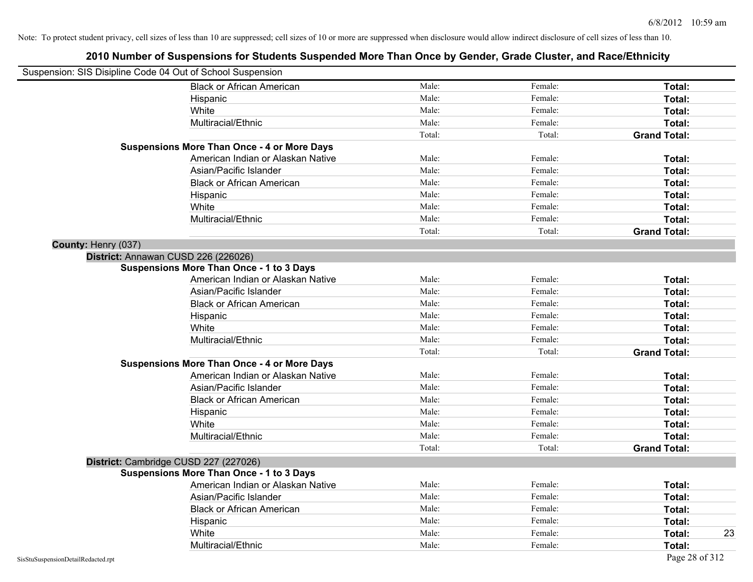Note: To protect student privacy, cell sizes of less than 10 are suppressed; cell sizes of 10 or more are suppressed when disclosure would allow indirect disclosure of cell sizes of less than 10.

## 2010 Number of Suspensions for Students Suspended More Than Once by Gender, Grade Cluster, and Race/Ethnicity

Suspension: SIS Disipline Code 04 Out of School Suspension

| | | | | | |
|---|---|---|---|---|---|
| | Black or African American | Male: | Female: | **Total:** | |
| | Hispanic | Male: | Female: | **Total:** | |
| | White | Male: | Female: | **Total:** | |
| | Multiracial/Ethnic | Male: | Female: | **Total:** | |
| | | Total: | Total: | **Grand Total:** | |
| **Suspensions More Than Once - 4 or More Days** | | | | | |
| | American Indian or Alaskan Native | Male: | Female: | **Total:** | |
| | Asian/Pacific Islander | Male: | Female: | **Total:** | |
| | Black or African American | Male: | Female: | **Total:** | |
| | Hispanic | Male: | Female: | **Total:** | |
| | White | Male: | Female: | **Total:** | |
| | Multiracial/Ethnic | Male: | Female: | **Total:** | |
| | | Total: | Total: | **Grand Total:** | |

**County:** Henry (037)

**District:** Annawan CUSD 226 (226026)

| | | | | | |
|---|---|---|---|---|---|
| **Suspensions More Than Once - 1 to 3 Days** | | | | | |
| | American Indian or Alaskan Native | Male: | Female: | **Total:** | |
| | Asian/Pacific Islander | Male: | Female: | **Total:** | |
| | Black or African American | Male: | Female: | **Total:** | |
| | Hispanic | Male: | Female: | **Total:** | |
| | White | Male: | Female: | **Total:** | |
| | Multiracial/Ethnic | Male: | Female: | **Total:** | |
| | | Total: | Total: | **Grand Total:** | |
| **Suspensions More Than Once - 4 or More Days** | | | | | |
| | American Indian or Alaskan Native | Male: | Female: | **Total:** | |
| | Asian/Pacific Islander | Male: | Female: | **Total:** | |
| | Black or African American | Male: | Female: | **Total:** | |
| | Hispanic | Male: | Female: | **Total:** | |
| | White | Male: | Female: | **Total:** | |
| | Multiracial/Ethnic | Male: | Female: | **Total:** | |
| | | Total: | Total: | **Grand Total:** | |

**District:** Cambridge CUSD 227 (227026)

| | | | | | |
|---|---|---|---|---|---|
| **Suspensions More Than Once - 1 to 3 Days** | | | | | |
| | American Indian or Alaskan Native | Male: | Female: | **Total:** | |
| | Asian/Pacific Islander | Male: | Female: | **Total:** | |
| | Black or African American | Male: | Female: | **Total:** | |
| | Hispanic | Male: | Female: | **Total:** | |
| | White | Male: | Female: | **Total:** | 23 |
| | Multiracial/Ethnic | Male: | Female: | **Total:** | |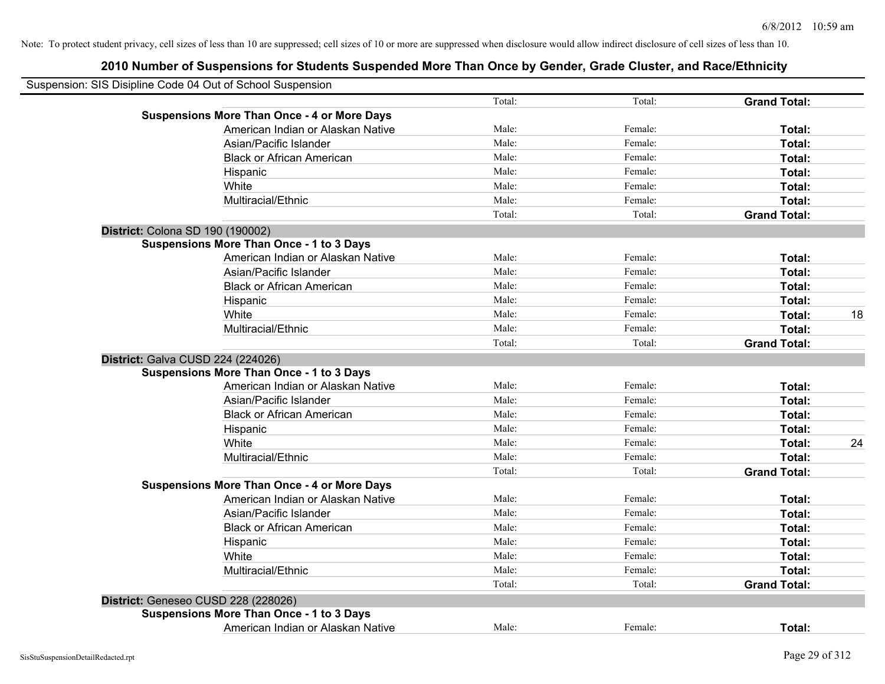Note: To protect student privacy, cell sizes of less than 10 are suppressed; cell sizes of 10 or more are suppressed when disclosure would allow indirect disclosure of cell sizes of less than 10.

## 2010 Number of Suspensions for Students Suspended More Than Once by Gender, Grade Cluster, and Race/Ethnicity

Suspension: SIS Disipline Code 04 Out of School Suspension

| | | | | | |
|---|---|---|---|---|---|
| | | Total: | Total: | **Grand Total:** | |
| **Suspensions More Than Once - 4 or More Days** | | | | | |
| | American Indian or Alaskan Native | Male: | Female: | **Total:** | |
| | Asian/Pacific Islander | Male: | Female: | **Total:** | |
| | Black or African American | Male: | Female: | **Total:** | |
| | Hispanic | Male: | Female: | **Total:** | |
| | White | Male: | Female: | **Total:** | |
| | Multiracial/Ethnic | Male: | Female: | **Total:** | |
| | | Total: | Total: | **Grand Total:** | |
| **District:** Colona SD 190 (190002) | | | | | |
| **Suspensions More Than Once - 1 to 3 Days** | | | | | |
| | American Indian or Alaskan Native | Male: | Female: | **Total:** | |
| | Asian/Pacific Islander | Male: | Female: | **Total:** | |
| | Black or African American | Male: | Female: | **Total:** | |
| | Hispanic | Male: | Female: | **Total:** | |
| | White | Male: | Female: | **Total:** | 18 |
| | Multiracial/Ethnic | Male: | Female: | **Total:** | |
| | | Total: | Total: | **Grand Total:** | |
| **District:** Galva CUSD 224 (224026) | | | | | |
| **Suspensions More Than Once - 1 to 3 Days** | | | | | |
| | American Indian or Alaskan Native | Male: | Female: | **Total:** | |
| | Asian/Pacific Islander | Male: | Female: | **Total:** | |
| | Black or African American | Male: | Female: | **Total:** | |
| | Hispanic | Male: | Female: | **Total:** | |
| | White | Male: | Female: | **Total:** | 24 |
| | Multiracial/Ethnic | Male: | Female: | **Total:** | |
| | | Total: | Total: | **Grand Total:** | |
| **Suspensions More Than Once - 4 or More Days** | | | | | |
| | American Indian or Alaskan Native | Male: | Female: | **Total:** | |
| | Asian/Pacific Islander | Male: | Female: | **Total:** | |
| | Black or African American | Male: | Female: | **Total:** | |
| | Hispanic | Male: | Female: | **Total:** | |
| | White | Male: | Female: | **Total:** | |
| | Multiracial/Ethnic | Male: | Female: | **Total:** | |
| | | Total: | Total: | **Grand Total:** | |
| **District:** Geneseo CUSD 228 (228026) | | | | | |
| **Suspensions More Than Once - 1 to 3 Days** | | | | | |
| | American Indian or Alaskan Native | Male: | Female: | **Total:** | |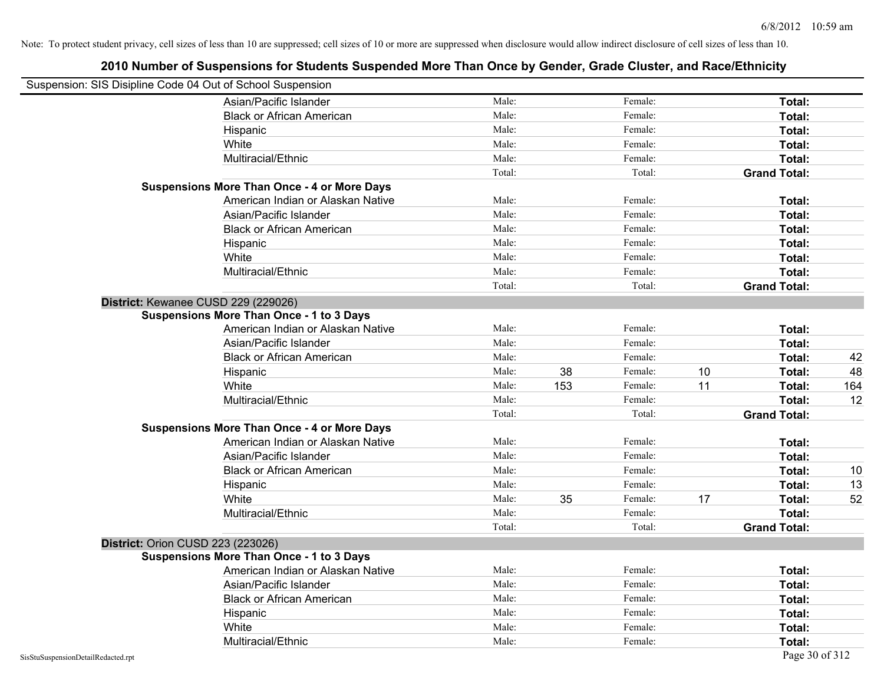Note: To protect student privacy, cell sizes of less than 10 are suppressed; cell sizes of 10 or more are suppressed when disclosure would allow indirect disclosure of cell sizes of less than 10.

## 2010 Number of Suspensions for Students Suspended More Than Once by Gender, Grade Cluster, and Race/Ethnicity

Suspension: SIS Disipline Code 04 Out of School Suspension

| | | | | | | |
|---|---|---|---|---|---|---|
| Asian/Pacific Islander | Male: | | Female: | | **Total:** | |
| Black or African American | Male: | | Female: | | **Total:** | |
| Hispanic | Male: | | Female: | | **Total:** | |
| White | Male: | | Female: | | **Total:** | |
| Multiracial/Ethnic | Male: | | Female: | | **Total:** | |
| | Total: | | Total: | | **Grand Total:** | |
| **Suspensions More Than Once - 4 or More Days** | | | | | | |
| American Indian or Alaskan Native | Male: | | Female: | | **Total:** | |
| Asian/Pacific Islander | Male: | | Female: | | **Total:** | |
| Black or African American | Male: | | Female: | | **Total:** | |
| Hispanic | Male: | | Female: | | **Total:** | |
| White | Male: | | Female: | | **Total:** | |
| Multiracial/Ethnic | Male: | | Female: | | **Total:** | |
| | Total: | | Total: | | **Grand Total:** | |
| **District:** Kewanee CUSD 229 (229026) | | | | | | |
| **Suspensions More Than Once - 1 to 3 Days** | | | | | | |
| American Indian or Alaskan Native | Male: | | Female: | | **Total:** | |
| Asian/Pacific Islander | Male: | | Female: | | **Total:** | |
| Black or African American | Male: | | Female: | | **Total:** | 42 |
| Hispanic | Male: | 38 | Female: | 10 | **Total:** | 48 |
| White | Male: | 153 | Female: | 11 | **Total:** | 164 |
| Multiracial/Ethnic | Male: | | Female: | | **Total:** | 12 |
| | Total: | | Total: | | **Grand Total:** | |
| **Suspensions More Than Once - 4 or More Days** | | | | | | |
| American Indian or Alaskan Native | Male: | | Female: | | **Total:** | |
| Asian/Pacific Islander | Male: | | Female: | | **Total:** | |
| Black or African American | Male: | | Female: | | **Total:** | 10 |
| Hispanic | Male: | | Female: | | **Total:** | 13 |
| White | Male: | 35 | Female: | 17 | **Total:** | 52 |
| Multiracial/Ethnic | Male: | | Female: | | **Total:** | |
| | Total: | | Total: | | **Grand Total:** | |
| **District:** Orion CUSD 223 (223026) | | | | | | |
| **Suspensions More Than Once - 1 to 3 Days** | | | | | | |
| American Indian or Alaskan Native | Male: | | Female: | | **Total:** | |
| Asian/Pacific Islander | Male: | | Female: | | **Total:** | |
| Black or African American | Male: | | Female: | | **Total:** | |
| Hispanic | Male: | | Female: | | **Total:** | |
| White | Male: | | Female: | | **Total:** | |
| Multiracial/Ethnic | Male: | | Female: | | **Total:** | |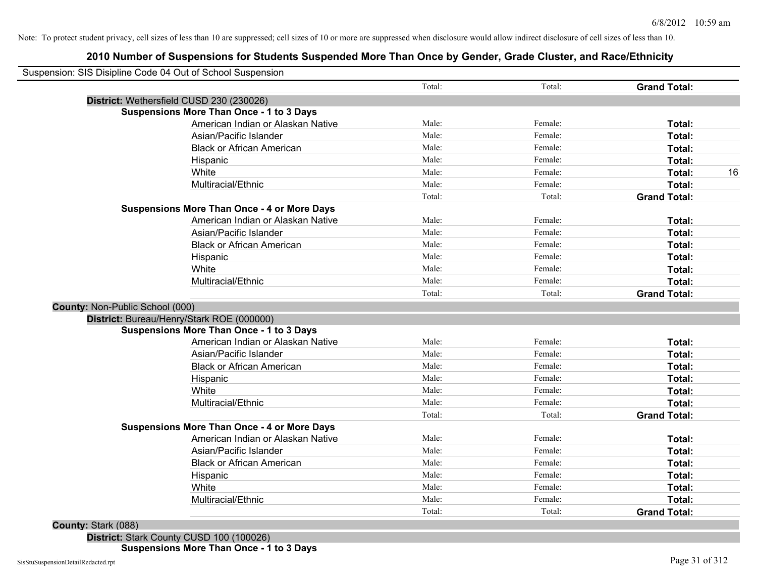Note: To protect student privacy, cell sizes of less than 10 are suppressed; cell sizes of 10 or more are suppressed when disclosure would allow indirect disclosure of cell sizes of less than 10.

# 2010 Number of Suspensions for Students Suspended More Than Once by Gender, Grade Cluster, and Race/Ethnicity

Suspension: SIS Disipline Code 04 Out of School Suspension

| | | | | | |
|---|---|---|---|---|---|
| | | Total: | Total: | **Grand Total:** | |
| **District:** Wethersfield CUSD 230 (230026) | | | | | |
| **Suspensions More Than Once - 1 to 3 Days** | | | | | |
| | American Indian or Alaskan Native | Male: | Female: | **Total:** | |
| | Asian/Pacific Islander | Male: | Female: | **Total:** | |
| | Black or African American | Male: | Female: | **Total:** | |
| | Hispanic | Male: | Female: | **Total:** | |
| | White | Male: | Female: | **Total:** | 16 |
| | Multiracial/Ethnic | Male: | Female: | **Total:** | |
| | | Total: | Total: | **Grand Total:** | |
| **Suspensions More Than Once - 4 or More Days** | | | | | |
| | American Indian or Alaskan Native | Male: | Female: | **Total:** | |
| | Asian/Pacific Islander | Male: | Female: | **Total:** | |
| | Black or African American | Male: | Female: | **Total:** | |
| | Hispanic | Male: | Female: | **Total:** | |
| | White | Male: | Female: | **Total:** | |
| | Multiracial/Ethnic | Male: | Female: | **Total:** | |
| | | Total: | Total: | **Grand Total:** | |
| **County:** Non-Public School (000) | | | | | |
| **District:** Bureau/Henry/Stark ROE (000000) | | | | | |
| **Suspensions More Than Once - 1 to 3 Days** | | | | | |
| | American Indian or Alaskan Native | Male: | Female: | **Total:** | |
| | Asian/Pacific Islander | Male: | Female: | **Total:** | |
| | Black or African American | Male: | Female: | **Total:** | |
| | Hispanic | Male: | Female: | **Total:** | |
| | White | Male: | Female: | **Total:** | |
| | Multiracial/Ethnic | Male: | Female: | **Total:** | |
| | | Total: | Total: | **Grand Total:** | |
| **Suspensions More Than Once - 4 or More Days** | | | | | |
| | American Indian or Alaskan Native | Male: | Female: | **Total:** | |
| | Asian/Pacific Islander | Male: | Female: | **Total:** | |
| | Black or African American | Male: | Female: | **Total:** | |
| | Hispanic | Male: | Female: | **Total:** | |
| | White | Male: | Female: | **Total:** | |
| | Multiracial/Ethnic | Male: | Female: | **Total:** | |
| | | Total: | Total: | **Grand Total:** | |
| **County:** Stark (088) | | | | | |
| **District:** Stark County CUSD 100 (100026) | | | | | |
| **Suspensions More Than Once - 1 to 3 Days** | | | | | |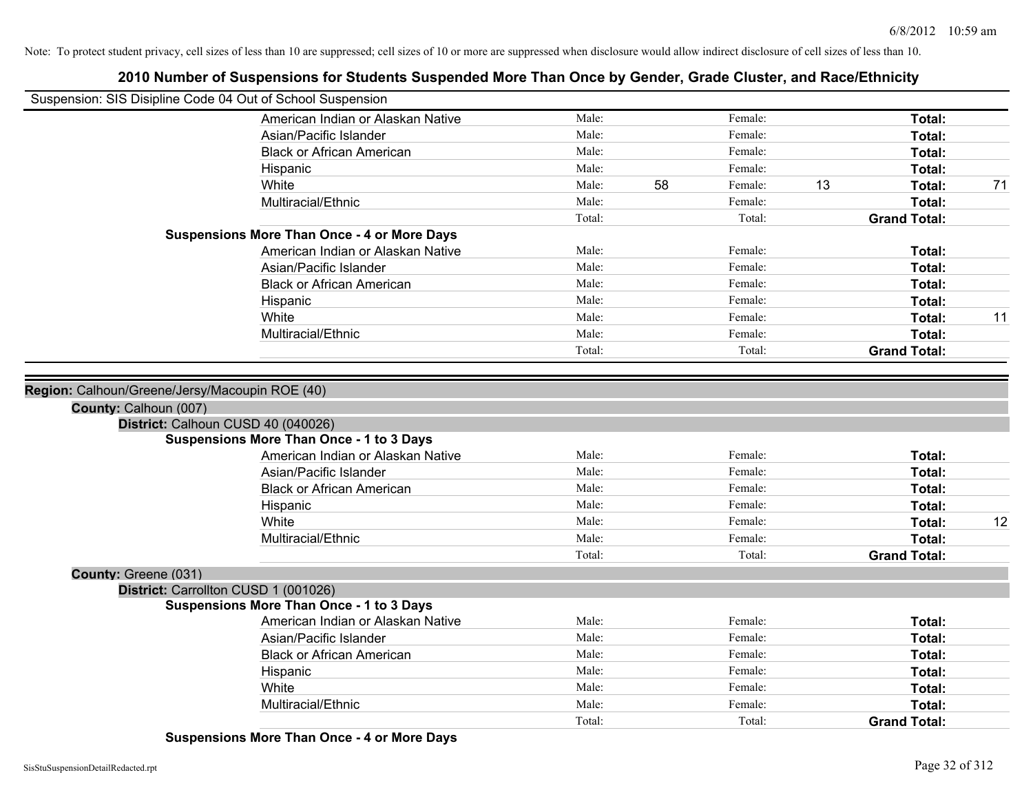Note: To protect student privacy, cell sizes of less than 10 are suppressed; cell sizes of 10 or more are suppressed when disclosure would allow indirect disclosure of cell sizes of less than 10.

# 2010 Number of Suspensions for Students Suspended More Than Once by Gender, Grade Cluster, and Race/Ethnicity

Suspension: SIS Disipline Code 04 Out of School Suspension

| | | | | | |
|---|---|---|---|---|---|
| American Indian or Alaskan Native | Male: | | Female: | | **Total:** | |
| Asian/Pacific Islander | Male: | | Female: | | **Total:** | |
| Black or African American | Male: | | Female: | | **Total:** | |
| Hispanic | Male: | | Female: | | **Total:** | |
| White | Male: | 58 | Female: | 13 | **Total:** | 71 |
| Multiracial/Ethnic | Male: | | Female: | | **Total:** | |
| | Total: | | Total: | | **Grand Total:** | |

**Suspensions More Than Once - 4 or More Days**

| | | | | | | |
|---|---|---|---|---|---|---|
| American Indian or Alaskan Native | Male: | | Female: | | **Total:** | |
| Asian/Pacific Islander | Male: | | Female: | | **Total:** | |
| Black or African American | Male: | | Female: | | **Total:** | |
| Hispanic | Male: | | Female: | | **Total:** | |
| White | Male: | | Female: | | **Total:** | 11 |
| Multiracial/Ethnic | Male: | | Female: | | **Total:** | |
| | Total: | | Total: | | **Grand Total:** | |

**Region:** Calhoun/Greene/Jersy/Macoupin ROE (40)

**County:** Calhoun (007)

**District:** Calhoun CUSD 40 (040026)

**Suspensions More Than Once - 1 to 3 Days**

| | | | | | | |
|---|---|---|---|---|---|---|
| American Indian or Alaskan Native | Male: | | Female: | | **Total:** | |
| Asian/Pacific Islander | Male: | | Female: | | **Total:** | |
| Black or African American | Male: | | Female: | | **Total:** | |
| Hispanic | Male: | | Female: | | **Total:** | |
| White | Male: | | Female: | | **Total:** | 12 |
| Multiracial/Ethnic | Male: | | Female: | | **Total:** | |
| | Total: | | Total: | | **Grand Total:** | |

**County:** Greene (031)

**District:** Carrollton CUSD 1 (001026)

**Suspensions More Than Once - 1 to 3 Days**

| | | | | | | |
|---|---|---|---|---|---|---|
| American Indian or Alaskan Native | Male: | | Female: | | **Total:** | |
| Asian/Pacific Islander | Male: | | Female: | | **Total:** | |
| Black or African American | Male: | | Female: | | **Total:** | |
| Hispanic | Male: | | Female: | | **Total:** | |
| White | Male: | | Female: | | **Total:** | |
| Multiracial/Ethnic | Male: | | Female: | | **Total:** | |
| | Total: | | Total: | | **Grand Total:** | |

**Suspensions More Than Once - 4 or More Days**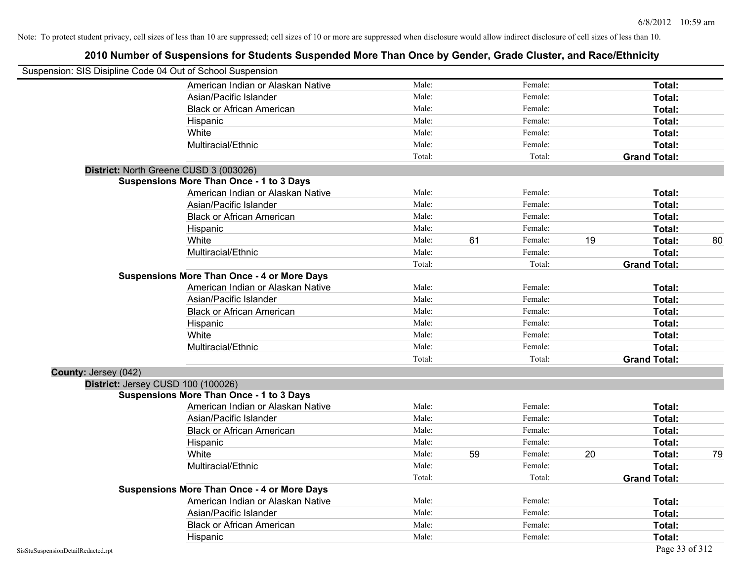Note: To protect student privacy, cell sizes of less than 10 are suppressed; cell sizes of 10 or more are suppressed when disclosure would allow indirect disclosure of cell sizes of less than 10.

## 2010 Number of Suspensions for Students Suspended More Than Once by Gender, Grade Cluster, and Race/Ethnicity

Suspension: SIS Disipline Code 04 Out of School Suspension

| | | | | | | |
|---|---|---|---|---|---|---|
| American Indian or Alaskan Native | Male: | | Female: | | **Total:** | |
| Asian/Pacific Islander | Male: | | Female: | | **Total:** | |
| Black or African American | Male: | | Female: | | **Total:** | |
| Hispanic | Male: | | Female: | | **Total:** | |
| White | Male: | | Female: | | **Total:** | |
| Multiracial/Ethnic | Male: | | Female: | | **Total:** | |
| | Total: | | Total: | | **Grand Total:** | |

**District:** North Greene CUSD 3 (003026)

**Suspensions More Than Once - 1 to 3 Days**

| | | | | | | |
|---|---|---|---|---|---|---|
| American Indian or Alaskan Native | Male: | | Female: | | **Total:** | |
| Asian/Pacific Islander | Male: | | Female: | | **Total:** | |
| Black or African American | Male: | | Female: | | **Total:** | |
| Hispanic | Male: | | Female: | | **Total:** | |
| White | Male: | 61 | Female: | 19 | **Total:** | 80 |
| Multiracial/Ethnic | Male: | | Female: | | **Total:** | |
| | Total: | | Total: | | **Grand Total:** | |

**Suspensions More Than Once - 4 or More Days**

| | | | | | | |
|---|---|---|---|---|---|---|
| American Indian or Alaskan Native | Male: | | Female: | | **Total:** | |
| Asian/Pacific Islander | Male: | | Female: | | **Total:** | |
| Black or African American | Male: | | Female: | | **Total:** | |
| Hispanic | Male: | | Female: | | **Total:** | |
| White | Male: | | Female: | | **Total:** | |
| Multiracial/Ethnic | Male: | | Female: | | **Total:** | |
| | Total: | | Total: | | **Grand Total:** | |

**County:** Jersey (042)

**District:** Jersey CUSD 100 (100026)

**Suspensions More Than Once - 1 to 3 Days**

| | | | | | | |
|---|---|---|---|---|---|---|
| American Indian or Alaskan Native | Male: | | Female: | | **Total:** | |
| Asian/Pacific Islander | Male: | | Female: | | **Total:** | |
| Black or African American | Male: | | Female: | | **Total:** | |
| Hispanic | Male: | | Female: | | **Total:** | |
| White | Male: | 59 | Female: | 20 | **Total:** | 79 |
| Multiracial/Ethnic | Male: | | Female: | | **Total:** | |
| | Total: | | Total: | | **Grand Total:** | |

**Suspensions More Than Once - 4 or More Days**

| | | | | | | |
|---|---|---|---|---|---|---|
| American Indian or Alaskan Native | Male: | | Female: | | **Total:** | |
| Asian/Pacific Islander | Male: | | Female: | | **Total:** | |
| Black or African American | Male: | | Female: | | **Total:** | |
| Hispanic | Male: | | Female: | | **Total:** | |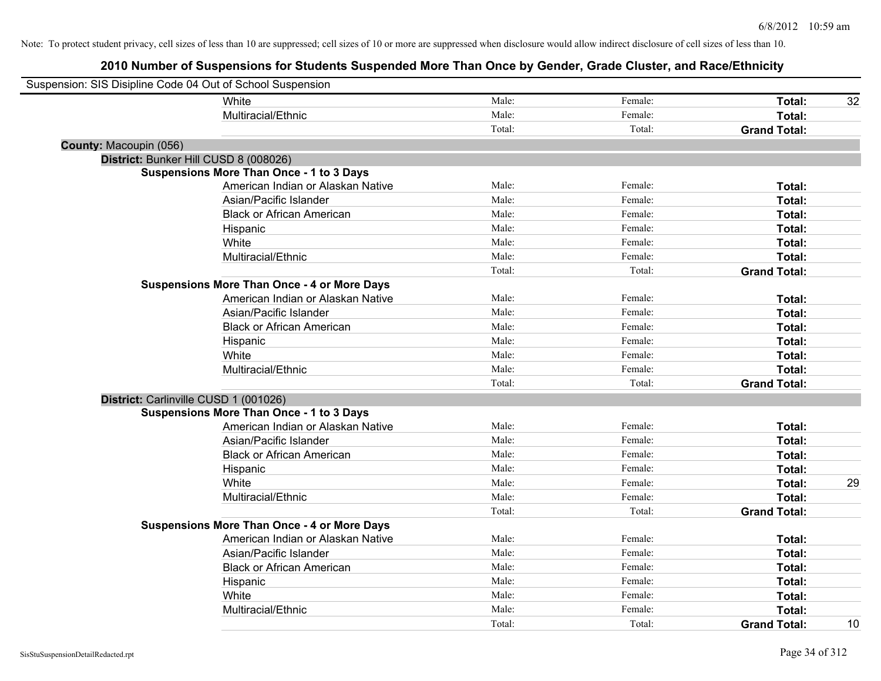Note: To protect student privacy, cell sizes of less than 10 are suppressed; cell sizes of 10 or more are suppressed when disclosure would allow indirect disclosure of cell sizes of less than 10.

## 2010 Number of Suspensions for Students Suspended More Than Once by Gender, Grade Cluster, and Race/Ethnicity

Suspension: SIS Disipline Code 04 Out of School Suspension

| | | | | |
|---|---|---|---|---|
| White | Male: | Female: | **Total:** | 32 |
| Multiracial/Ethnic | Male: | Female: | **Total:** | |
| | Total: | Total: | **Grand Total:** | |

**County:** Macoupin (056)

**District:** Bunker Hill CUSD 8 (008026)

**Suspensions More Than Once - 1 to 3 Days**

| | | | | |
|---|---|---|---|---|
| American Indian or Alaskan Native | Male: | Female: | **Total:** | |
| Asian/Pacific Islander | Male: | Female: | **Total:** | |
| Black or African American | Male: | Female: | **Total:** | |
| Hispanic | Male: | Female: | **Total:** | |
| White | Male: | Female: | **Total:** | |
| Multiracial/Ethnic | Male: | Female: | **Total:** | |
| | Total: | Total: | **Grand Total:** | |

**Suspensions More Than Once - 4 or More Days**

| | | | | |
|---|---|---|---|---|
| American Indian or Alaskan Native | Male: | Female: | **Total:** | |
| Asian/Pacific Islander | Male: | Female: | **Total:** | |
| Black or African American | Male: | Female: | **Total:** | |
| Hispanic | Male: | Female: | **Total:** | |
| White | Male: | Female: | **Total:** | |
| Multiracial/Ethnic | Male: | Female: | **Total:** | |
| | Total: | Total: | **Grand Total:** | |

**District:** Carlinville CUSD 1 (001026)

**Suspensions More Than Once - 1 to 3 Days**

| | | | | |
|---|---|---|---|---|
| American Indian or Alaskan Native | Male: | Female: | **Total:** | |
| Asian/Pacific Islander | Male: | Female: | **Total:** | |
| Black or African American | Male: | Female: | **Total:** | |
| Hispanic | Male: | Female: | **Total:** | |
| White | Male: | Female: | **Total:** | 29 |
| Multiracial/Ethnic | Male: | Female: | **Total:** | |
| | Total: | Total: | **Grand Total:** | |

**Suspensions More Than Once - 4 or More Days**

| | | | | |
|---|---|---|---|---|
| American Indian or Alaskan Native | Male: | Female: | **Total:** | |
| Asian/Pacific Islander | Male: | Female: | **Total:** | |
| Black or African American | Male: | Female: | **Total:** | |
| Hispanic | Male: | Female: | **Total:** | |
| White | Male: | Female: | **Total:** | |
| Multiracial/Ethnic | Male: | Female: | **Total:** | |
| | Total: | Total: | **Grand Total:** | 10 |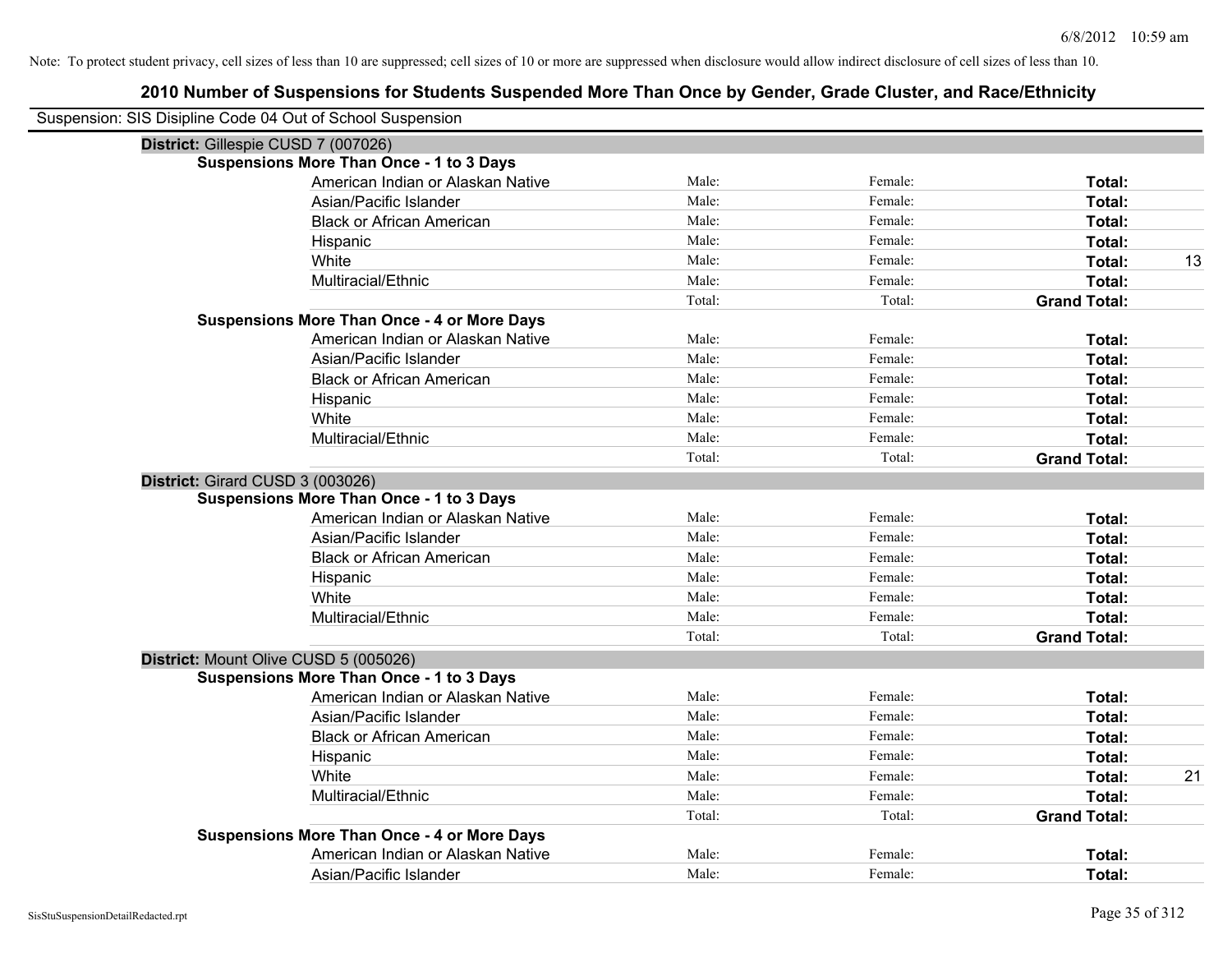Note: To protect student privacy, cell sizes of less than 10 are suppressed; cell sizes of 10 or more are suppressed when disclosure would allow indirect disclosure of cell sizes of less than 10.

# 2010 Number of Suspensions for Students Suspended More Than Once by Gender, Grade Cluster, and Race/Ethnicity

Suspension: SIS Disipline Code 04 Out of School Suspension

**District:** Gillespie CUSD 7 (007026)

**Suspensions More Than Once - 1 to 3 Days**

| | | | | |
|---|---|---|---|---|
| American Indian or Alaskan Native | Male: | Female: | **Total:** | |
| Asian/Pacific Islander | Male: | Female: | **Total:** | |
| Black or African American | Male: | Female: | **Total:** | |
| Hispanic | Male: | Female: | **Total:** | |
| White | Male: | Female: | **Total:** | 13 |
| Multiracial/Ethnic | Male: | Female: | **Total:** | |
| | Total: | Total: | **Grand Total:** | |

**Suspensions More Than Once - 4 or More Days**

| | | | | |
|---|---|---|---|---|
| American Indian or Alaskan Native | Male: | Female: | **Total:** | |
| Asian/Pacific Islander | Male: | Female: | **Total:** | |
| Black or African American | Male: | Female: | **Total:** | |
| Hispanic | Male: | Female: | **Total:** | |
| White | Male: | Female: | **Total:** | |
| Multiracial/Ethnic | Male: | Female: | **Total:** | |
| | Total: | Total: | **Grand Total:** | |

**District:** Girard CUSD 3 (003026)

**Suspensions More Than Once - 1 to 3 Days**

| | | | | |
|---|---|---|---|---|
| American Indian or Alaskan Native | Male: | Female: | **Total:** | |
| Asian/Pacific Islander | Male: | Female: | **Total:** | |
| Black or African American | Male: | Female: | **Total:** | |
| Hispanic | Male: | Female: | **Total:** | |
| White | Male: | Female: | **Total:** | |
| Multiracial/Ethnic | Male: | Female: | **Total:** | |
| | Total: | Total: | **Grand Total:** | |

**District:** Mount Olive CUSD 5 (005026)

**Suspensions More Than Once - 1 to 3 Days**

| | | | | |
|---|---|---|---|---|
| American Indian or Alaskan Native | Male: | Female: | **Total:** | |
| Asian/Pacific Islander | Male: | Female: | **Total:** | |
| Black or African American | Male: | Female: | **Total:** | |
| Hispanic | Male: | Female: | **Total:** | |
| White | Male: | Female: | **Total:** | 21 |
| Multiracial/Ethnic | Male: | Female: | **Total:** | |
| | Total: | Total: | **Grand Total:** | |

**Suspensions More Than Once - 4 or More Days**

| | | | | |
|---|---|---|---|---|
| American Indian or Alaskan Native | Male: | Female: | **Total:** | |
| Asian/Pacific Islander | Male: | Female: | **Total:** | |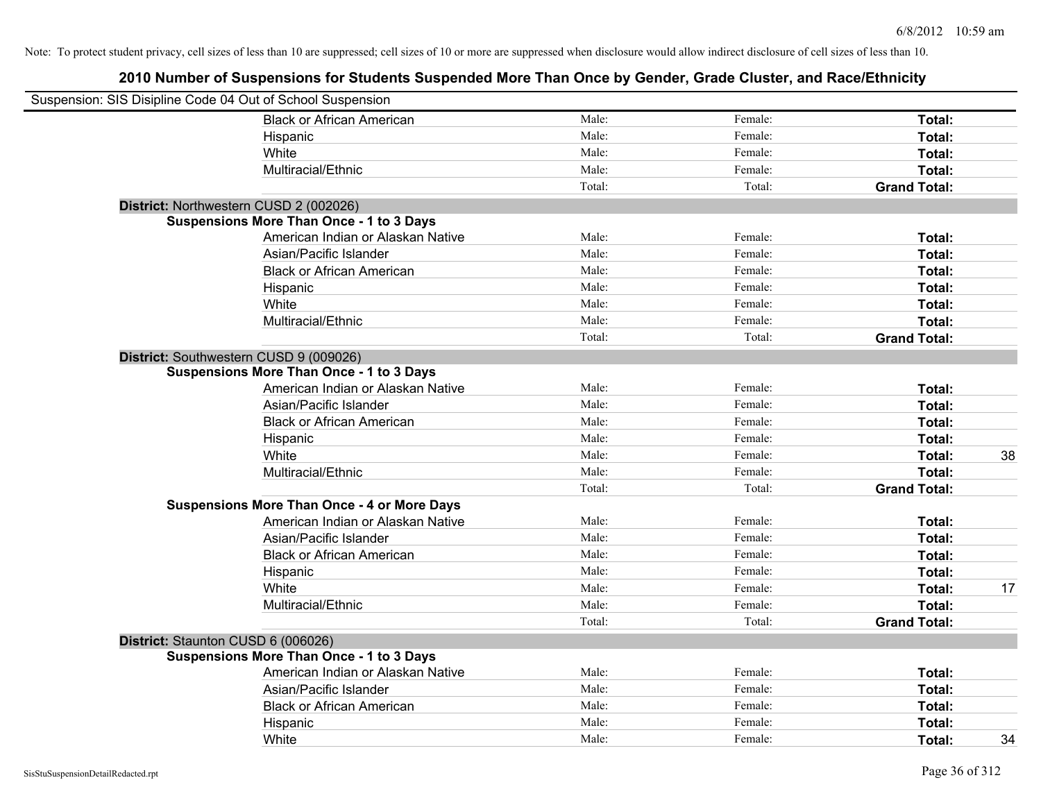Note: To protect student privacy, cell sizes of less than 10 are suppressed; cell sizes of 10 or more are suppressed when disclosure would allow indirect disclosure of cell sizes of less than 10.

# 2010 Number of Suspensions for Students Suspended More Than Once by Gender, Grade Cluster, and Race/Ethnicity

Suspension: SIS Disipline Code 04 Out of School Suspension

| | | | | |
|---|---|---|---|---|
| Black or African American | Male: | Female: | **Total:** | |
| Hispanic | Male: | Female: | **Total:** | |
| White | Male: | Female: | **Total:** | |
| Multiracial/Ethnic | Male: | Female: | **Total:** | |
| | Total: | Total: | **Grand Total:** | |

**District:** Northwestern CUSD 2 (002026)

**Suspensions More Than Once - 1 to 3 Days**

| | | | | |
|---|---|---|---|---|
| American Indian or Alaskan Native | Male: | Female: | **Total:** | |
| Asian/Pacific Islander | Male: | Female: | **Total:** | |
| Black or African American | Male: | Female: | **Total:** | |
| Hispanic | Male: | Female: | **Total:** | |
| White | Male: | Female: | **Total:** | |
| Multiracial/Ethnic | Male: | Female: | **Total:** | |
| | Total: | Total: | **Grand Total:** | |

**District:** Southwestern CUSD 9 (009026)

**Suspensions More Than Once - 1 to 3 Days**

| | | | | |
|---|---|---|---|---|
| American Indian or Alaskan Native | Male: | Female: | **Total:** | |
| Asian/Pacific Islander | Male: | Female: | **Total:** | |
| Black or African American | Male: | Female: | **Total:** | |
| Hispanic | Male: | Female: | **Total:** | |
| White | Male: | Female: | **Total:** | 38 |
| Multiracial/Ethnic | Male: | Female: | **Total:** | |
| | Total: | Total: | **Grand Total:** | |

**Suspensions More Than Once - 4 or More Days**

| | | | | |
|---|---|---|---|---|
| American Indian or Alaskan Native | Male: | Female: | **Total:** | |
| Asian/Pacific Islander | Male: | Female: | **Total:** | |
| Black or African American | Male: | Female: | **Total:** | |
| Hispanic | Male: | Female: | **Total:** | |
| White | Male: | Female: | **Total:** | 17 |
| Multiracial/Ethnic | Male: | Female: | **Total:** | |
| | Total: | Total: | **Grand Total:** | |

**District:** Staunton CUSD 6 (006026)

**Suspensions More Than Once - 1 to 3 Days**

| | | | | |
|---|---|---|---|---|
| American Indian or Alaskan Native | Male: | Female: | **Total:** | |
| Asian/Pacific Islander | Male: | Female: | **Total:** | |
| Black or African American | Male: | Female: | **Total:** | |
| Hispanic | Male: | Female: | **Total:** | |
| White | Male: | Female: | **Total:** | 34 |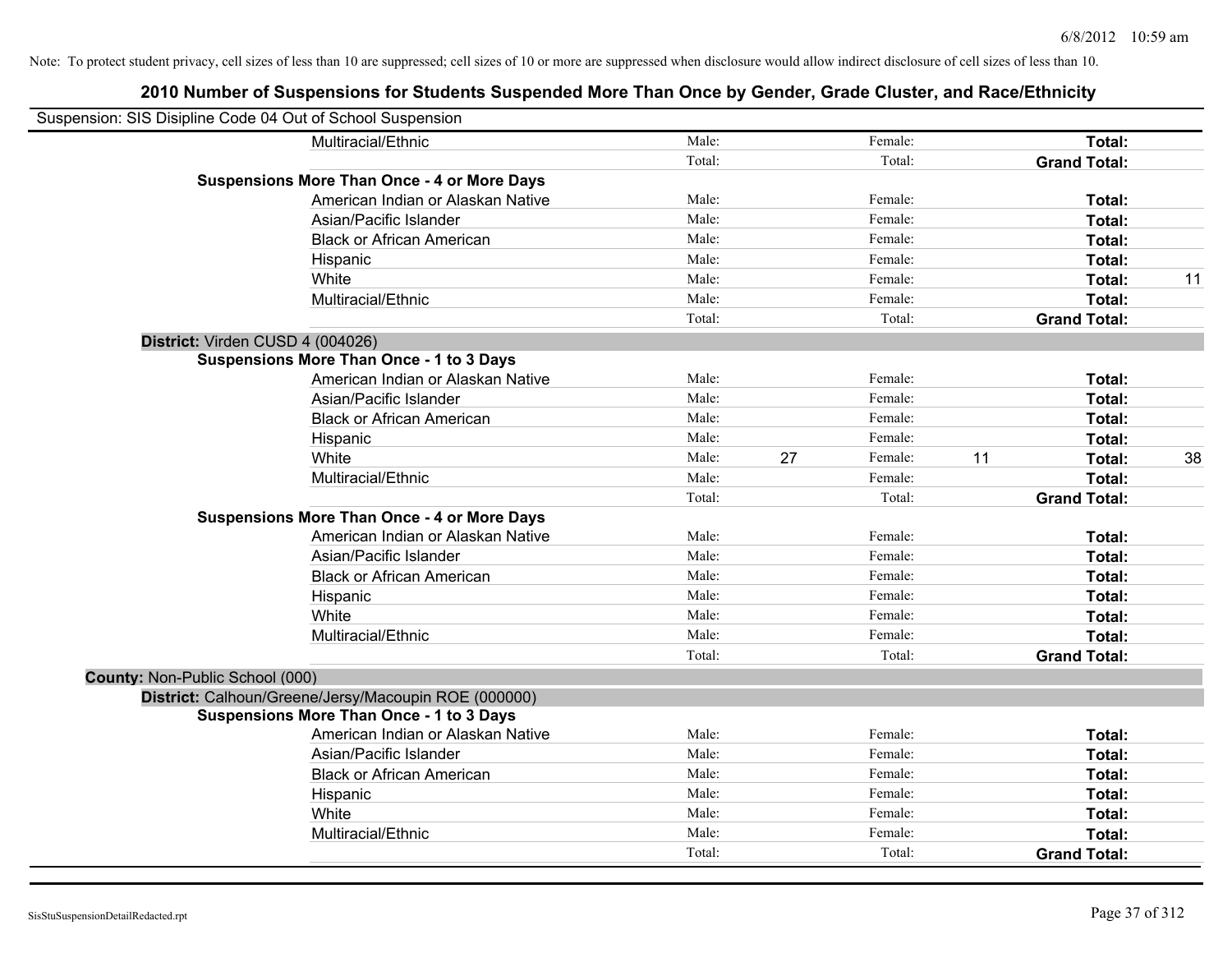Note: To protect student privacy, cell sizes of less than 10 are suppressed; cell sizes of 10 or more are suppressed when disclosure would allow indirect disclosure of cell sizes of less than 10.

## 2010 Number of Suspensions for Students Suspended More Than Once by Gender, Grade Cluster, and Race/Ethnicity

Suspension: SIS Disipline Code 04 Out of School Suspension

| | | | | | | | |
|---|---|---|---|---|---|---|---|
| Multiracial/Ethnic | Male: | | Female: | | **Total:** | |
| | Total: | | Total: | | **Grand Total:** | |
| **Suspensions More Than Once - 4 or More Days** | | | | | | |
| American Indian or Alaskan Native | Male: | | Female: | | **Total:** | |
| Asian/Pacific Islander | Male: | | Female: | | **Total:** | |
| Black or African American | Male: | | Female: | | **Total:** | |
| Hispanic | Male: | | Female: | | **Total:** | |
| White | Male: | | Female: | | **Total:** | 11 |
| Multiracial/Ethnic | Male: | | Female: | | **Total:** | |
| | Total: | | Total: | | **Grand Total:** | |
| **District:** Virden CUSD 4 (004026) | | | | | | |
| **Suspensions More Than Once - 1 to 3 Days** | | | | | | |
| American Indian or Alaskan Native | Male: | | Female: | | **Total:** | |
| Asian/Pacific Islander | Male: | | Female: | | **Total:** | |
| Black or African American | Male: | | Female: | | **Total:** | |
| Hispanic | Male: | | Female: | | **Total:** | |
| White | Male: | 27 | Female: | 11 | **Total:** | 38 |
| Multiracial/Ethnic | Male: | | Female: | | **Total:** | |
| | Total: | | Total: | | **Grand Total:** | |
| **Suspensions More Than Once - 4 or More Days** | | | | | | |
| American Indian or Alaskan Native | Male: | | Female: | | **Total:** | |
| Asian/Pacific Islander | Male: | | Female: | | **Total:** | |
| Black or African American | Male: | | Female: | | **Total:** | |
| Hispanic | Male: | | Female: | | **Total:** | |
| White | Male: | | Female: | | **Total:** | |
| Multiracial/Ethnic | Male: | | Female: | | **Total:** | |
| | Total: | | Total: | | **Grand Total:** | |
| **County:** Non-Public School (000) | | | | | | |
| **District:** Calhoun/Greene/Jersy/Macoupin ROE (000000) | | | | | | |
| **Suspensions More Than Once - 1 to 3 Days** | | | | | | |
| American Indian or Alaskan Native | Male: | | Female: | | **Total:** | |
| Asian/Pacific Islander | Male: | | Female: | | **Total:** | |
| Black or African American | Male: | | Female: | | **Total:** | |
| Hispanic | Male: | | Female: | | **Total:** | |
| White | Male: | | Female: | | **Total:** | |
| Multiracial/Ethnic | Male: | | Female: | | **Total:** | |
| | Total: | | Total: | | **Grand Total:** | |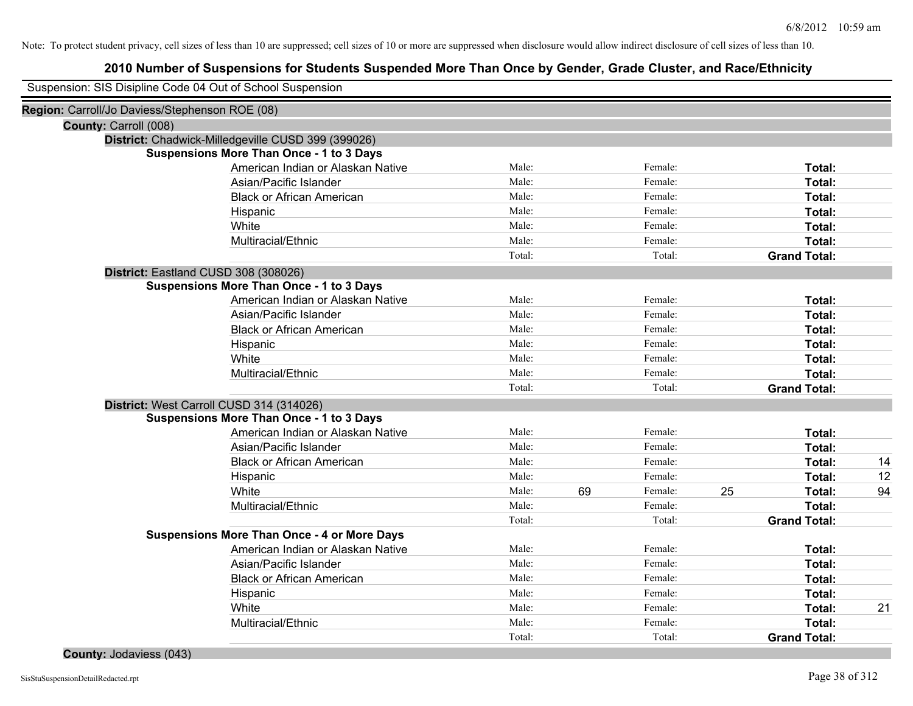Note: To protect student privacy, cell sizes of less than 10 are suppressed; cell sizes of 10 or more are suppressed when disclosure would allow indirect disclosure of cell sizes of less than 10.

# 2010 Number of Suspensions for Students Suspended More Than Once by Gender, Grade Cluster, and Race/Ethnicity

Suspension: SIS Disipline Code 04 Out of School Suspension

**Region:** Carroll/Jo Daviess/Stephenson ROE (08)

**County:** Carroll (008)

**District:** Chadwick-Milledgeville CUSD 399 (399026)

**Suspensions More Than Once - 1 to 3 Days**

| Race/Ethnicity | | Male | | Female | | Total |
|---|---|---|---|---|---|---|
| American Indian or Alaskan Native | Male: | | Female: | | **Total:** | |
| Asian/Pacific Islander | Male: | | Female: | | **Total:** | |
| Black or African American | Male: | | Female: | | **Total:** | |
| Hispanic | Male: | | Female: | | **Total:** | |
| White | Male: | | Female: | | **Total:** | |
| Multiracial/Ethnic | Male: | | Female: | | **Total:** | |
| | Total: | | Total: | | **Grand Total:** | |

**District:** Eastland CUSD 308 (308026)

**Suspensions More Than Once - 1 to 3 Days**

| Race/Ethnicity | | Male | | Female | | Total |
|---|---|---|---|---|---|---|
| American Indian or Alaskan Native | Male: | | Female: | | **Total:** | |
| Asian/Pacific Islander | Male: | | Female: | | **Total:** | |
| Black or African American | Male: | | Female: | | **Total:** | |
| Hispanic | Male: | | Female: | | **Total:** | |
| White | Male: | | Female: | | **Total:** | |
| Multiracial/Ethnic | Male: | | Female: | | **Total:** | |
| | Total: | | Total: | | **Grand Total:** | |

**District:** West Carroll CUSD 314 (314026)

**Suspensions More Than Once - 1 to 3 Days**

| Race/Ethnicity | | Male | | Female | | Total |
|---|---|---|---|---|---|---|
| American Indian or Alaskan Native | Male: | | Female: | | **Total:** | |
| Asian/Pacific Islander | Male: | | Female: | | **Total:** | |
| Black or African American | Male: | | Female: | | **Total:** | 14 |
| Hispanic | Male: | | Female: | | **Total:** | 12 |
| White | Male: | 69 | Female: | 25 | **Total:** | 94 |
| Multiracial/Ethnic | Male: | | Female: | | **Total:** | |
| | Total: | | Total: | | **Grand Total:** | |

**Suspensions More Than Once - 4 or More Days**

| Race/Ethnicity | | Male | | Female | | Total |
|---|---|---|---|---|---|---|
| American Indian or Alaskan Native | Male: | | Female: | | **Total:** | |
| Asian/Pacific Islander | Male: | | Female: | | **Total:** | |
| Black or African American | Male: | | Female: | | **Total:** | |
| Hispanic | Male: | | Female: | | **Total:** | |
| White | Male: | | Female: | | **Total:** | 21 |
| Multiracial/Ethnic | Male: | | Female: | | **Total:** | |
| | Total: | | Total: | | **Grand Total:** | |

**County:** Jodaviess (043)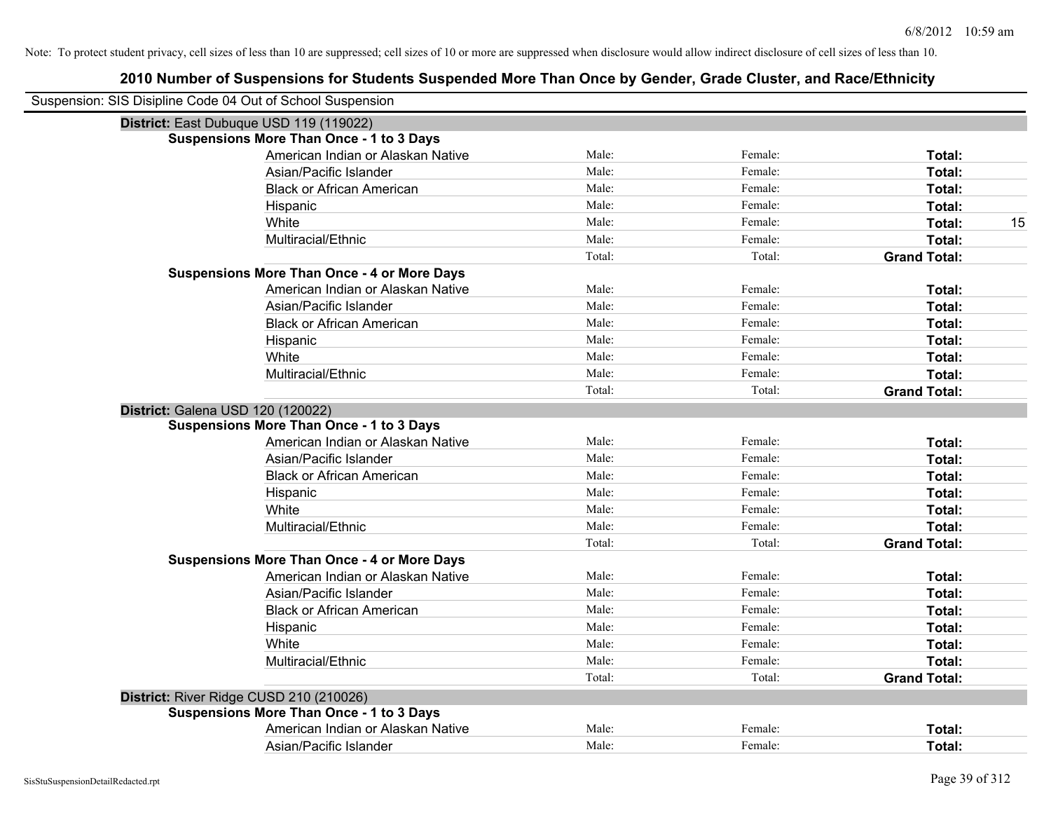Note: To protect student privacy, cell sizes of less than 10 are suppressed; cell sizes of 10 or more are suppressed when disclosure would allow indirect disclosure of cell sizes of less than 10.

## 2010 Number of Suspensions for Students Suspended More Than Once by Gender, Grade Cluster, and Race/Ethnicity

Suspension: SIS Disipline Code 04 Out of School Suspension

### District: East Dubuque USD 119 (119022)

**Suspensions More Than Once - 1 to 3 Days**

| | | | | |
|---|---|---|---|---|
| American Indian or Alaskan Native | Male: | Female: | **Total:** | |
| Asian/Pacific Islander | Male: | Female: | **Total:** | |
| Black or African American | Male: | Female: | **Total:** | |
| Hispanic | Male: | Female: | **Total:** | |
| White | Male: | Female: | **Total:** | 15 |
| Multiracial/Ethnic | Male: | Female: | **Total:** | |
| | Total: | Total: | **Grand Total:** | |

**Suspensions More Than Once - 4 or More Days**

| | | | | |
|---|---|---|---|---|
| American Indian or Alaskan Native | Male: | Female: | **Total:** | |
| Asian/Pacific Islander | Male: | Female: | **Total:** | |
| Black or African American | Male: | Female: | **Total:** | |
| Hispanic | Male: | Female: | **Total:** | |
| White | Male: | Female: | **Total:** | |
| Multiracial/Ethnic | Male: | Female: | **Total:** | |
| | Total: | Total: | **Grand Total:** | |

### District: Galena USD 120 (120022)

**Suspensions More Than Once - 1 to 3 Days**

| | | | | |
|---|---|---|---|---|
| American Indian or Alaskan Native | Male: | Female: | **Total:** | |
| Asian/Pacific Islander | Male: | Female: | **Total:** | |
| Black or African American | Male: | Female: | **Total:** | |
| Hispanic | Male: | Female: | **Total:** | |
| White | Male: | Female: | **Total:** | |
| Multiracial/Ethnic | Male: | Female: | **Total:** | |
| | Total: | Total: | **Grand Total:** | |

**Suspensions More Than Once - 4 or More Days**

| | | | | |
|---|---|---|---|---|
| American Indian or Alaskan Native | Male: | Female: | **Total:** | |
| Asian/Pacific Islander | Male: | Female: | **Total:** | |
| Black or African American | Male: | Female: | **Total:** | |
| Hispanic | Male: | Female: | **Total:** | |
| White | Male: | Female: | **Total:** | |
| Multiracial/Ethnic | Male: | Female: | **Total:** | |
| | Total: | Total: | **Grand Total:** | |

### District: River Ridge CUSD 210 (210026)

**Suspensions More Than Once - 1 to 3 Days**

| | | | | |
|---|---|---|---|---|
| American Indian or Alaskan Native | Male: | Female: | **Total:** | |
| Asian/Pacific Islander | Male: | Female: | **Total:** | |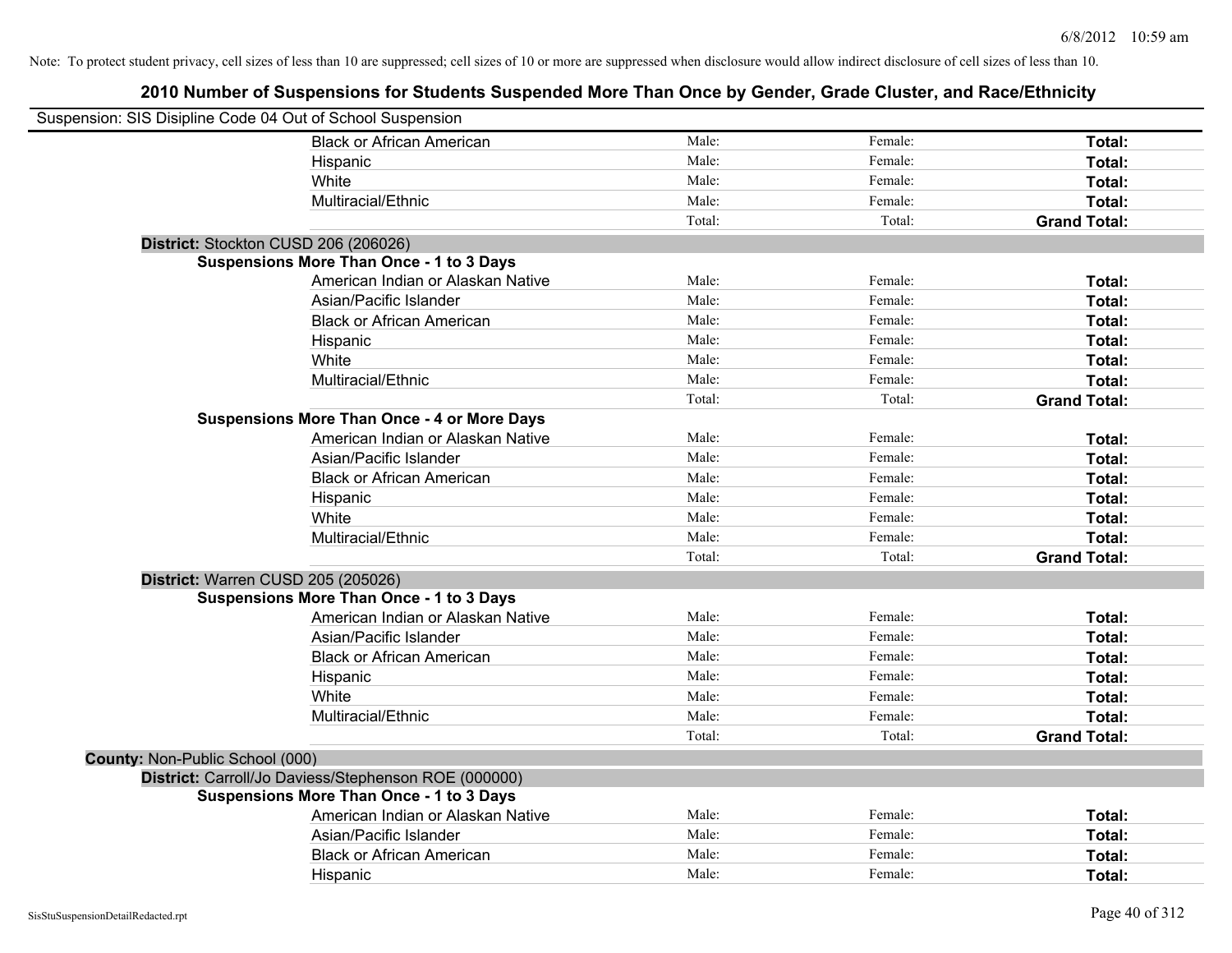Note: To protect student privacy, cell sizes of less than 10 are suppressed; cell sizes of 10 or more are suppressed when disclosure would allow indirect disclosure of cell sizes of less than 10.

## 2010 Number of Suspensions for Students Suspended More Than Once by Gender, Grade Cluster, and Race/Ethnicity

Suspension: SIS Disipline Code 04 Out of School Suspension

| | | | |
|---|---|---|---|
| Black or African American | Male: | Female: | **Total:** |
| Hispanic | Male: | Female: | **Total:** |
| White | Male: | Female: | **Total:** |
| Multiracial/Ethnic | Male: | Female: | **Total:** |
| | Total: | Total: | **Grand Total:** |

**District:** Stockton CUSD 206 (206026)

**Suspensions More Than Once - 1 to 3 Days**

| | | | |
|---|---|---|---|
| American Indian or Alaskan Native | Male: | Female: | **Total:** |
| Asian/Pacific Islander | Male: | Female: | **Total:** |
| Black or African American | Male: | Female: | **Total:** |
| Hispanic | Male: | Female: | **Total:** |
| White | Male: | Female: | **Total:** |
| Multiracial/Ethnic | Male: | Female: | **Total:** |
| | Total: | Total: | **Grand Total:** |

**Suspensions More Than Once - 4 or More Days**

| | | | |
|---|---|---|---|
| American Indian or Alaskan Native | Male: | Female: | **Total:** |
| Asian/Pacific Islander | Male: | Female: | **Total:** |
| Black or African American | Male: | Female: | **Total:** |
| Hispanic | Male: | Female: | **Total:** |
| White | Male: | Female: | **Total:** |
| Multiracial/Ethnic | Male: | Female: | **Total:** |
| | Total: | Total: | **Grand Total:** |

**District:** Warren CUSD 205 (205026)

**Suspensions More Than Once - 1 to 3 Days**

| | | | |
|---|---|---|---|
| American Indian or Alaskan Native | Male: | Female: | **Total:** |
| Asian/Pacific Islander | Male: | Female: | **Total:** |
| Black or African American | Male: | Female: | **Total:** |
| Hispanic | Male: | Female: | **Total:** |
| White | Male: | Female: | **Total:** |
| Multiracial/Ethnic | Male: | Female: | **Total:** |
| | Total: | Total: | **Grand Total:** |

**County:** Non-Public School (000)

**District:** Carroll/Jo Daviess/Stephenson ROE (000000)

**Suspensions More Than Once - 1 to 3 Days**

| | | | |
|---|---|---|---|
| American Indian or Alaskan Native | Male: | Female: | **Total:** |
| Asian/Pacific Islander | Male: | Female: | **Total:** |
| Black or African American | Male: | Female: | **Total:** |
| Hispanic | Male: | Female: | **Total:** |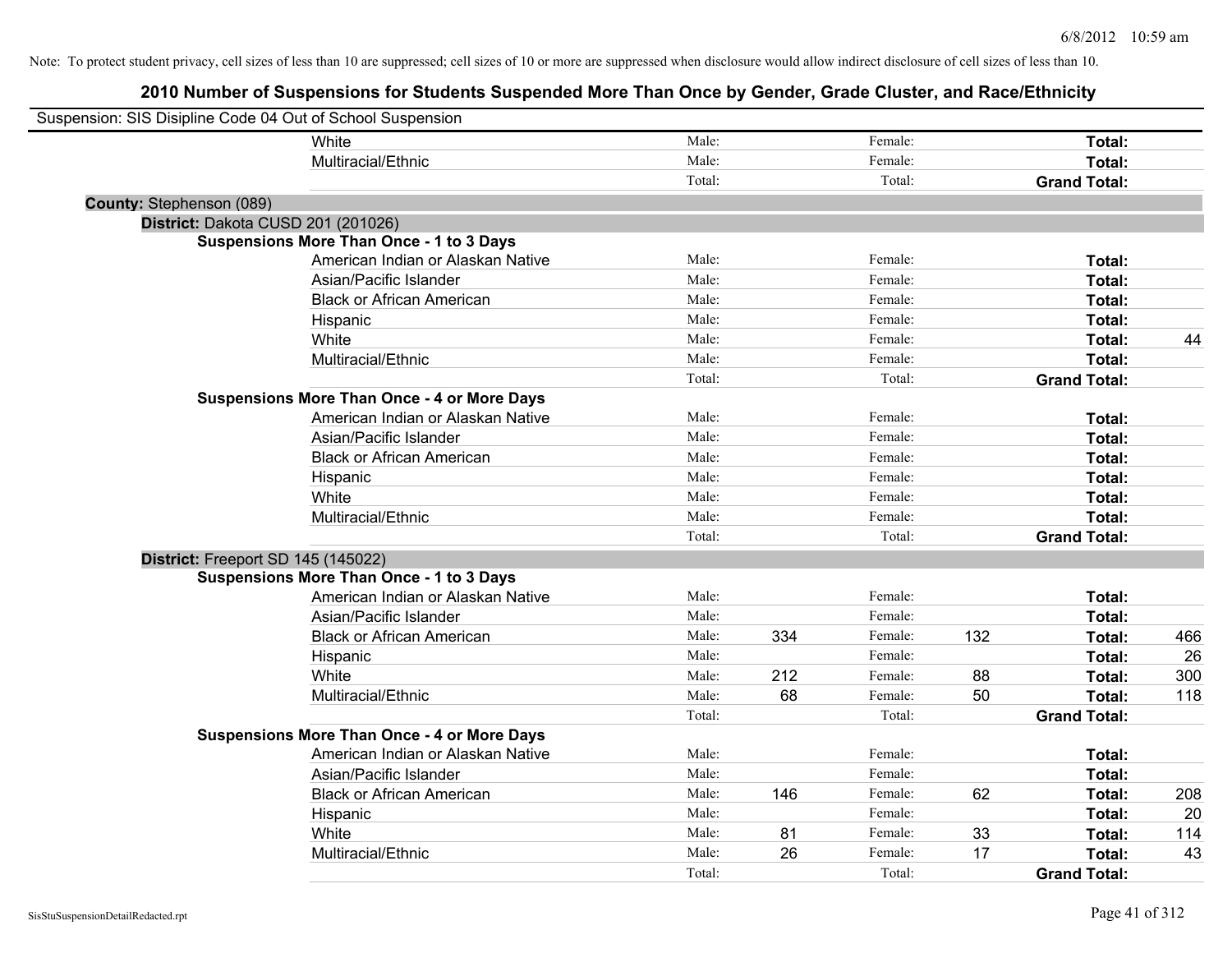Note: To protect student privacy, cell sizes of less than 10 are suppressed; cell sizes of 10 or more are suppressed when disclosure would allow indirect disclosure of cell sizes of less than 10.

## 2010 Number of Suspensions for Students Suspended More Than Once by Gender, Grade Cluster, and Race/Ethnicity

Suspension: SIS Disipline Code 04 Out of School Suspension

| | | | | | | | |
|---|---|---|---|---|---|---|---|
| White | Male: | | Female: | | **Total:** | |
| Multiracial/Ethnic | Male: | | Female: | | **Total:** | |
| | Total: | | Total: | | **Grand Total:** | |

**County:** Stephenson (089)

**District:** Dakota CUSD 201 (201026)

**Suspensions More Than Once - 1 to 3 Days**

| | | | | | | |
|---|---|---|---|---|---|---|
| American Indian or Alaskan Native | Male: | | Female: | | **Total:** | |
| Asian/Pacific Islander | Male: | | Female: | | **Total:** | |
| Black or African American | Male: | | Female: | | **Total:** | |
| Hispanic | Male: | | Female: | | **Total:** | |
| White | Male: | | Female: | | **Total:** | 44 |
| Multiracial/Ethnic | Male: | | Female: | | **Total:** | |
| | Total: | | Total: | | **Grand Total:** | |

**Suspensions More Than Once - 4 or More Days**

| | | | | | | |
|---|---|---|---|---|---|---|
| American Indian or Alaskan Native | Male: | | Female: | | **Total:** | |
| Asian/Pacific Islander | Male: | | Female: | | **Total:** | |
| Black or African American | Male: | | Female: | | **Total:** | |
| Hispanic | Male: | | Female: | | **Total:** | |
| White | Male: | | Female: | | **Total:** | |
| Multiracial/Ethnic | Male: | | Female: | | **Total:** | |
| | Total: | | Total: | | **Grand Total:** | |

**District:** Freeport SD 145 (145022)

**Suspensions More Than Once - 1 to 3 Days**

| | | | | | | |
|---|---|---|---|---|---|---|
| American Indian or Alaskan Native | Male: | | Female: | | **Total:** | |
| Asian/Pacific Islander | Male: | | Female: | | **Total:** | |
| Black or African American | Male: | 334 | Female: | 132 | **Total:** | 466 |
| Hispanic | Male: | | Female: | | **Total:** | 26 |
| White | Male: | 212 | Female: | 88 | **Total:** | 300 |
| Multiracial/Ethnic | Male: | 68 | Female: | 50 | **Total:** | 118 |
| | Total: | | Total: | | **Grand Total:** | |

**Suspensions More Than Once - 4 or More Days**

| | | | | | | |
|---|---|---|---|---|---|---|
| American Indian or Alaskan Native | Male: | | Female: | | **Total:** | |
| Asian/Pacific Islander | Male: | | Female: | | **Total:** | |
| Black or African American | Male: | 146 | Female: | 62 | **Total:** | 208 |
| Hispanic | Male: | | Female: | | **Total:** | 20 |
| White | Male: | 81 | Female: | 33 | **Total:** | 114 |
| Multiracial/Ethnic | Male: | 26 | Female: | 17 | **Total:** | 43 |
| | Total: | | Total: | | **Grand Total:** | |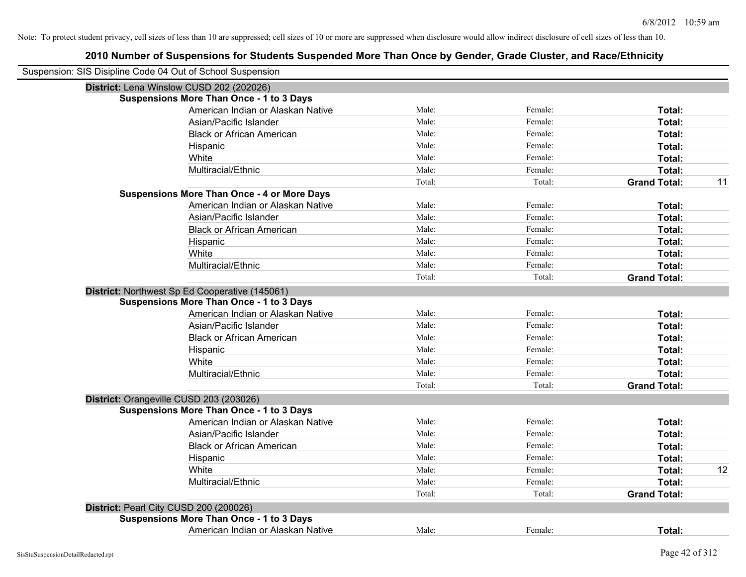Note: To protect student privacy, cell sizes of less than 10 are suppressed; cell sizes of 10 or more are suppressed when disclosure would allow indirect disclosure of cell sizes of less than 10.

## 2010 Number of Suspensions for Students Suspended More Than Once by Gender, Grade Cluster, and Race/Ethnicity

Suspension: SIS Disipline Code 04 Out of School Suspension

**District:** Lena Winslow CUSD 202 (202026)

**Suspensions More Than Once - 1 to 3 Days**

| | | | | |
|---|---|---|---|---|
| American Indian or Alaskan Native | Male: | Female: | **Total:** | |
| Asian/Pacific Islander | Male: | Female: | **Total:** | |
| Black or African American | Male: | Female: | **Total:** | |
| Hispanic | Male: | Female: | **Total:** | |
| White | Male: | Female: | **Total:** | |
| Multiracial/Ethnic | Male: | Female: | **Total:** | |
| | Total: | Total: | **Grand Total:** | 11 |

**Suspensions More Than Once - 4 or More Days**

| | | | | |
|---|---|---|---|---|
| American Indian or Alaskan Native | Male: | Female: | **Total:** | |
| Asian/Pacific Islander | Male: | Female: | **Total:** | |
| Black or African American | Male: | Female: | **Total:** | |
| Hispanic | Male: | Female: | **Total:** | |
| White | Male: | Female: | **Total:** | |
| Multiracial/Ethnic | Male: | Female: | **Total:** | |
| | Total: | Total: | **Grand Total:** | |

**District:** Northwest Sp Ed Cooperative (145061)

**Suspensions More Than Once - 1 to 3 Days**

| | | | | |
|---|---|---|---|---|
| American Indian or Alaskan Native | Male: | Female: | **Total:** | |
| Asian/Pacific Islander | Male: | Female: | **Total:** | |
| Black or African American | Male: | Female: | **Total:** | |
| Hispanic | Male: | Female: | **Total:** | |
| White | Male: | Female: | **Total:** | |
| Multiracial/Ethnic | Male: | Female: | **Total:** | |
| | Total: | Total: | **Grand Total:** | |

**District:** Orangeville CUSD 203 (203026)

**Suspensions More Than Once - 1 to 3 Days**

| | | | | |
|---|---|---|---|---|
| American Indian or Alaskan Native | Male: | Female: | **Total:** | |
| Asian/Pacific Islander | Male: | Female: | **Total:** | |
| Black or African American | Male: | Female: | **Total:** | |
| Hispanic | Male: | Female: | **Total:** | |
| White | Male: | Female: | **Total:** | 12 |
| Multiracial/Ethnic | Male: | Female: | **Total:** | |
| | Total: | Total: | **Grand Total:** | |

**District:** Pearl City CUSD 200 (200026)

**Suspensions More Than Once - 1 to 3 Days**

| | | | | |
|---|---|---|---|---|
| American Indian or Alaskan Native | Male: | Female: | **Total:** | |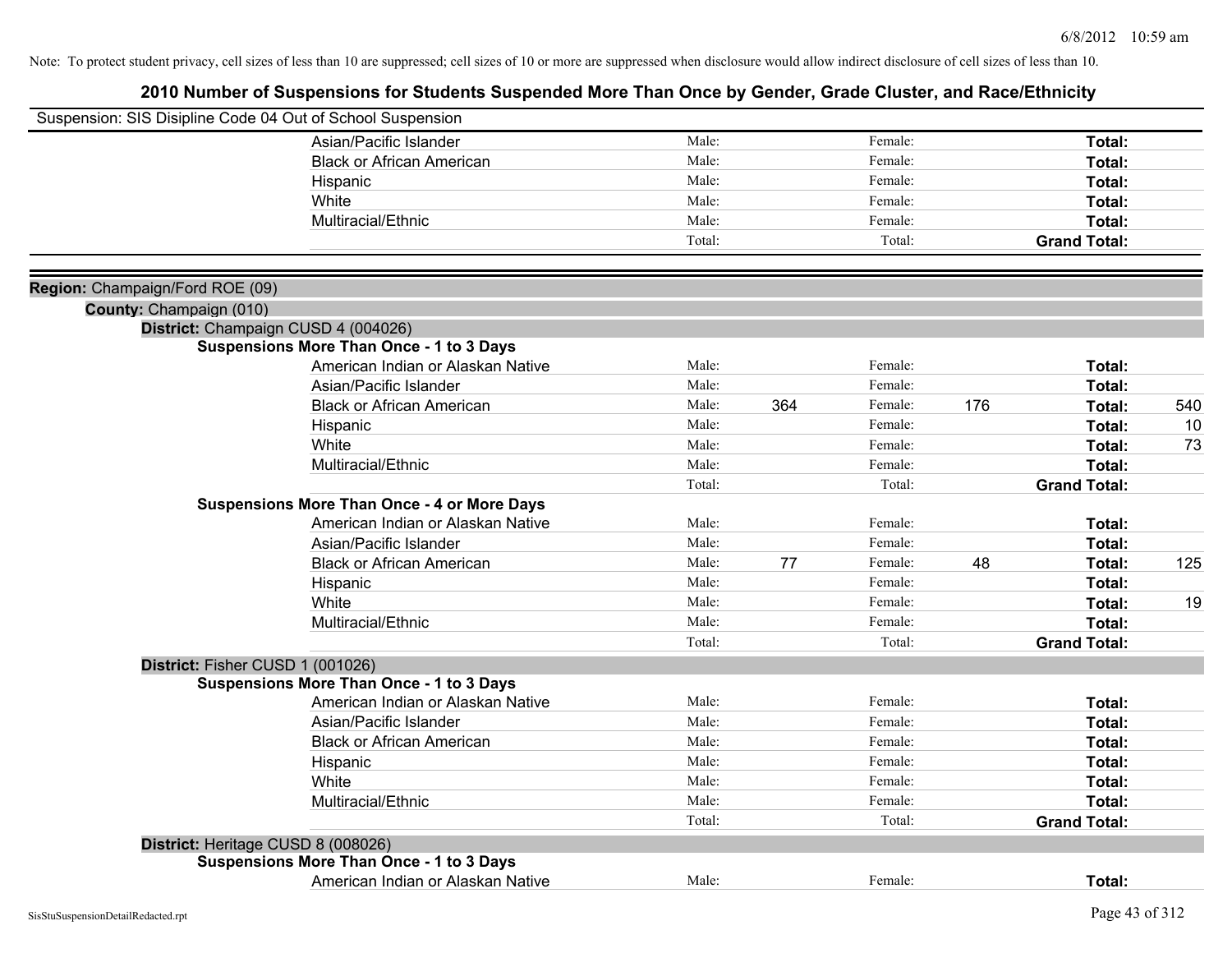Note: To protect student privacy, cell sizes of less than 10 are suppressed; cell sizes of 10 or more are suppressed when disclosure would allow indirect disclosure of cell sizes of less than 10.

## 2010 Number of Suspensions for Students Suspended More Than Once by Gender, Grade Cluster, and Race/Ethnicity

Suspension: SIS Disipline Code 04 Out of School Suspension

| | | | | | | |
|---|---|---|---|---|---|---|
| Asian/Pacific Islander | Male: | | Female: | | **Total:** | |
| Black or African American | Male: | | Female: | | **Total:** | |
| Hispanic | Male: | | Female: | | **Total:** | |
| White | Male: | | Female: | | **Total:** | |
| Multiracial/Ethnic | Male: | | Female: | | **Total:** | |
| | Total: | | Total: | | **Grand Total:** | |

**Region:** Champaign/Ford ROE (09)

**County:** Champaign (010)

**District:** Champaign CUSD 4 (004026)

**Suspensions More Than Once - 1 to 3 Days**

| | | | | | | |
|---|---|---|---|---|---|---|
| American Indian or Alaskan Native | Male: | | Female: | | **Total:** | |
| Asian/Pacific Islander | Male: | | Female: | | **Total:** | |
| Black or African American | Male: | 364 | Female: | 176 | **Total:** | 540 |
| Hispanic | Male: | | Female: | | **Total:** | 10 |
| White | Male: | | Female: | | **Total:** | 73 |
| Multiracial/Ethnic | Male: | | Female: | | **Total:** | |
| | Total: | | Total: | | **Grand Total:** | |

**Suspensions More Than Once - 4 or More Days**

| | | | | | | |
|---|---|---|---|---|---|---|
| American Indian or Alaskan Native | Male: | | Female: | | **Total:** | |
| Asian/Pacific Islander | Male: | | Female: | | **Total:** | |
| Black or African American | Male: | 77 | Female: | 48 | **Total:** | 125 |
| Hispanic | Male: | | Female: | | **Total:** | |
| White | Male: | | Female: | | **Total:** | 19 |
| Multiracial/Ethnic | Male: | | Female: | | **Total:** | |
| | Total: | | Total: | | **Grand Total:** | |

**District:** Fisher CUSD 1 (001026)

**Suspensions More Than Once - 1 to 3 Days**

| | | | | | | |
|---|---|---|---|---|---|---|
| American Indian or Alaskan Native | Male: | | Female: | | **Total:** | |
| Asian/Pacific Islander | Male: | | Female: | | **Total:** | |
| Black or African American | Male: | | Female: | | **Total:** | |
| Hispanic | Male: | | Female: | | **Total:** | |
| White | Male: | | Female: | | **Total:** | |
| Multiracial/Ethnic | Male: | | Female: | | **Total:** | |
| | Total: | | Total: | | **Grand Total:** | |

**District:** Heritage CUSD 8 (008026)

**Suspensions More Than Once - 1 to 3 Days**

| | | | | | | |
|---|---|---|---|---|---|---|
| American Indian or Alaskan Native | Male: | | Female: | | **Total:** | |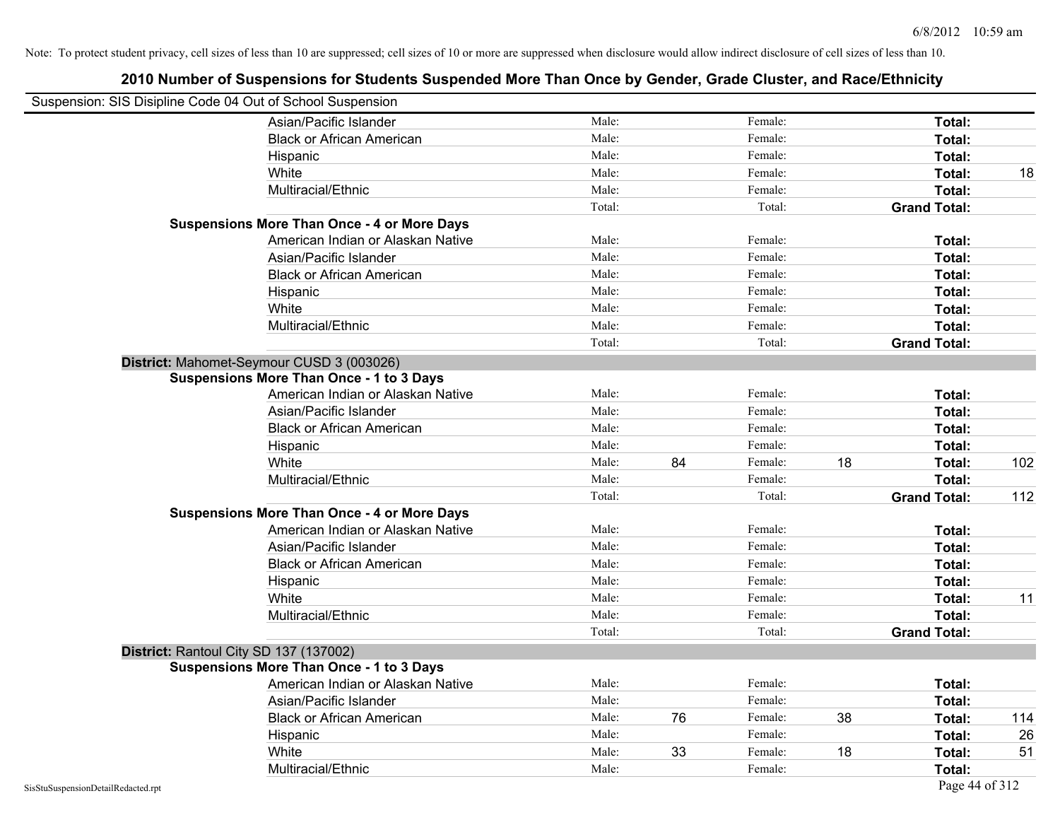Note: To protect student privacy, cell sizes of less than 10 are suppressed; cell sizes of 10 or more are suppressed when disclosure would allow indirect disclosure of cell sizes of less than 10.

## 2010 Number of Suspensions for Students Suspended More Than Once by Gender, Grade Cluster, and Race/Ethnicity

Suspension: SIS Disipline Code 04 Out of School Suspension

| | | | | | | |
|---|---|---|---|---|---|---|
| Asian/Pacific Islander | Male: | | Female: | | **Total:** | |
| Black or African American | Male: | | Female: | | **Total:** | |
| Hispanic | Male: | | Female: | | **Total:** | |
| White | Male: | | Female: | | **Total:** | 18 |
| Multiracial/Ethnic | Male: | | Female: | | **Total:** | |
| | Total: | | Total: | | **Grand Total:** | |
| **Suspensions More Than Once - 4 or More Days** | | | | | | |
| American Indian or Alaskan Native | Male: | | Female: | | **Total:** | |
| Asian/Pacific Islander | Male: | | Female: | | **Total:** | |
| Black or African American | Male: | | Female: | | **Total:** | |
| Hispanic | Male: | | Female: | | **Total:** | |
| White | Male: | | Female: | | **Total:** | |
| Multiracial/Ethnic | Male: | | Female: | | **Total:** | |
| | Total: | | Total: | | **Grand Total:** | |
| **District:** Mahomet-Seymour CUSD 3 (003026) | | | | | | |
| **Suspensions More Than Once - 1 to 3 Days** | | | | | | |
| American Indian or Alaskan Native | Male: | | Female: | | **Total:** | |
| Asian/Pacific Islander | Male: | | Female: | | **Total:** | |
| Black or African American | Male: | | Female: | | **Total:** | |
| Hispanic | Male: | | Female: | | **Total:** | |
| White | Male: | 84 | Female: | 18 | **Total:** | 102 |
| Multiracial/Ethnic | Male: | | Female: | | **Total:** | |
| | Total: | | Total: | | **Grand Total:** | 112 |
| **Suspensions More Than Once - 4 or More Days** | | | | | | |
| American Indian or Alaskan Native | Male: | | Female: | | **Total:** | |
| Asian/Pacific Islander | Male: | | Female: | | **Total:** | |
| Black or African American | Male: | | Female: | | **Total:** | |
| Hispanic | Male: | | Female: | | **Total:** | |
| White | Male: | | Female: | | **Total:** | 11 |
| Multiracial/Ethnic | Male: | | Female: | | **Total:** | |
| | Total: | | Total: | | **Grand Total:** | |
| **District:** Rantoul City SD 137 (137002) | | | | | | |
| **Suspensions More Than Once - 1 to 3 Days** | | | | | | |
| American Indian or Alaskan Native | Male: | | Female: | | **Total:** | |
| Asian/Pacific Islander | Male: | | Female: | | **Total:** | |
| Black or African American | Male: | 76 | Female: | 38 | **Total:** | 114 |
| Hispanic | Male: | | Female: | | **Total:** | 26 |
| White | Male: | 33 | Female: | 18 | **Total:** | 51 |
| Multiracial/Ethnic | Male: | | Female: | | **Total:** | |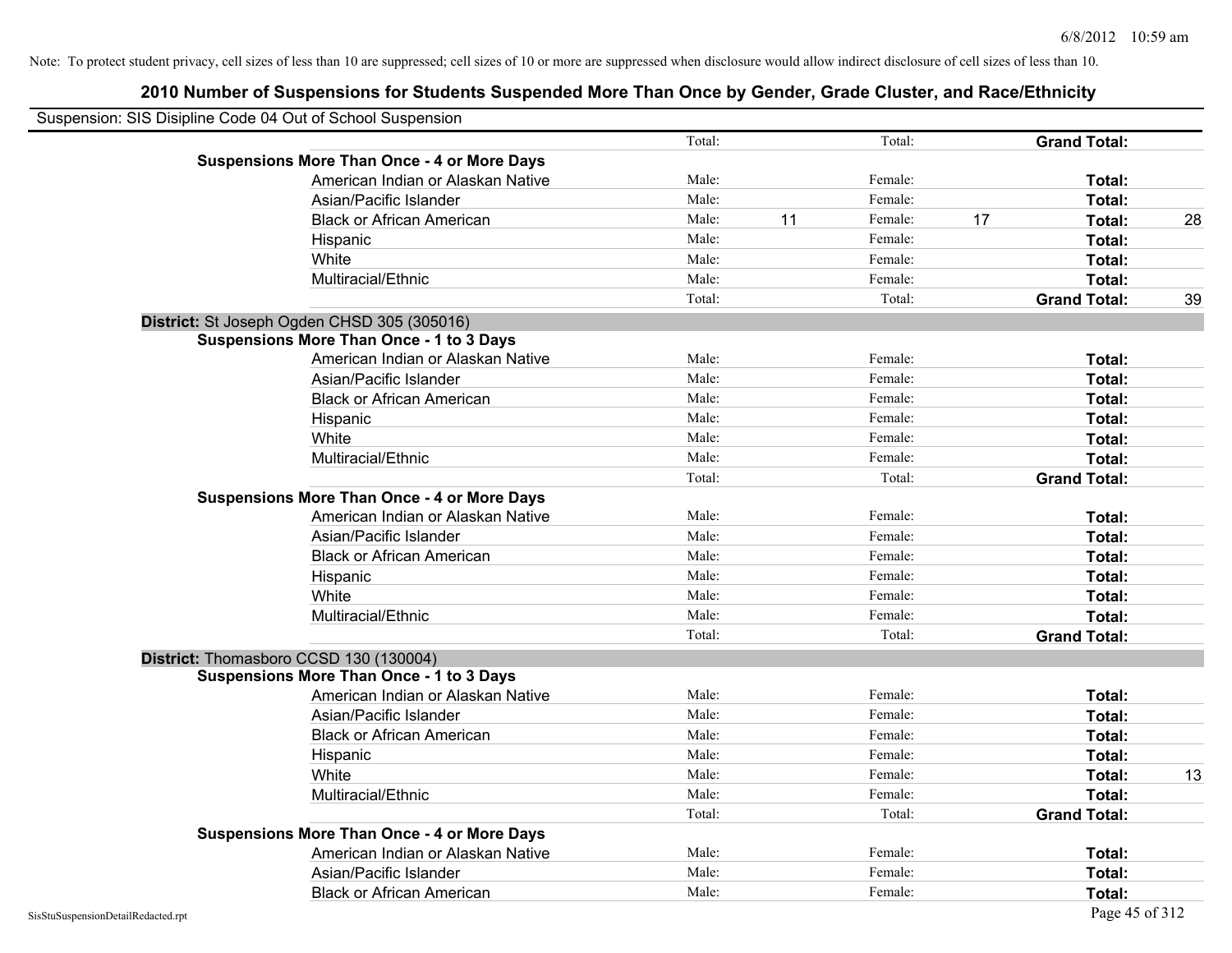Note: To protect student privacy, cell sizes of less than 10 are suppressed; cell sizes of 10 or more are suppressed when disclosure would allow indirect disclosure of cell sizes of less than 10.

## 2010 Number of Suspensions for Students Suspended More Than Once by Gender, Grade Cluster, and Race/Ethnicity

Suspension: SIS Disipline Code 04 Out of School Suspension

| | | | | | | |
|---|---|---|---|---|---|---|
| | Total: | | Total: | | **Grand Total:** | |
| **Suspensions More Than Once - 4 or More Days** | | | | | | |
| American Indian or Alaskan Native | Male: | | Female: | | **Total:** | |
| Asian/Pacific Islander | Male: | | Female: | | **Total:** | |
| Black or African American | Male: | 11 | Female: | 17 | **Total:** | 28 |
| Hispanic | Male: | | Female: | | **Total:** | |
| White | Male: | | Female: | | **Total:** | |
| Multiracial/Ethnic | Male: | | Female: | | **Total:** | |
| | Total: | | Total: | | **Grand Total:** | 39 |
| **District:** St Joseph Ogden CHSD 305 (305016) | | | | | | |
| **Suspensions More Than Once - 1 to 3 Days** | | | | | | |
| American Indian or Alaskan Native | Male: | | Female: | | **Total:** | |
| Asian/Pacific Islander | Male: | | Female: | | **Total:** | |
| Black or African American | Male: | | Female: | | **Total:** | |
| Hispanic | Male: | | Female: | | **Total:** | |
| White | Male: | | Female: | | **Total:** | |
| Multiracial/Ethnic | Male: | | Female: | | **Total:** | |
| | Total: | | Total: | | **Grand Total:** | |
| **Suspensions More Than Once - 4 or More Days** | | | | | | |
| American Indian or Alaskan Native | Male: | | Female: | | **Total:** | |
| Asian/Pacific Islander | Male: | | Female: | | **Total:** | |
| Black or African American | Male: | | Female: | | **Total:** | |
| Hispanic | Male: | | Female: | | **Total:** | |
| White | Male: | | Female: | | **Total:** | |
| Multiracial/Ethnic | Male: | | Female: | | **Total:** | |
| | Total: | | Total: | | **Grand Total:** | |
| **District:** Thomasboro CCSD 130 (130004) | | | | | | |
| **Suspensions More Than Once - 1 to 3 Days** | | | | | | |
| American Indian or Alaskan Native | Male: | | Female: | | **Total:** | |
| Asian/Pacific Islander | Male: | | Female: | | **Total:** | |
| Black or African American | Male: | | Female: | | **Total:** | |
| Hispanic | Male: | | Female: | | **Total:** | |
| White | Male: | | Female: | | **Total:** | 13 |
| Multiracial/Ethnic | Male: | | Female: | | **Total:** | |
| | Total: | | Total: | | **Grand Total:** | |
| **Suspensions More Than Once - 4 or More Days** | | | | | | |
| American Indian or Alaskan Native | Male: | | Female: | | **Total:** | |
| Asian/Pacific Islander | Male: | | Female: | | **Total:** | |
| Black or African American | Male: | | Female: | | **Total:** | |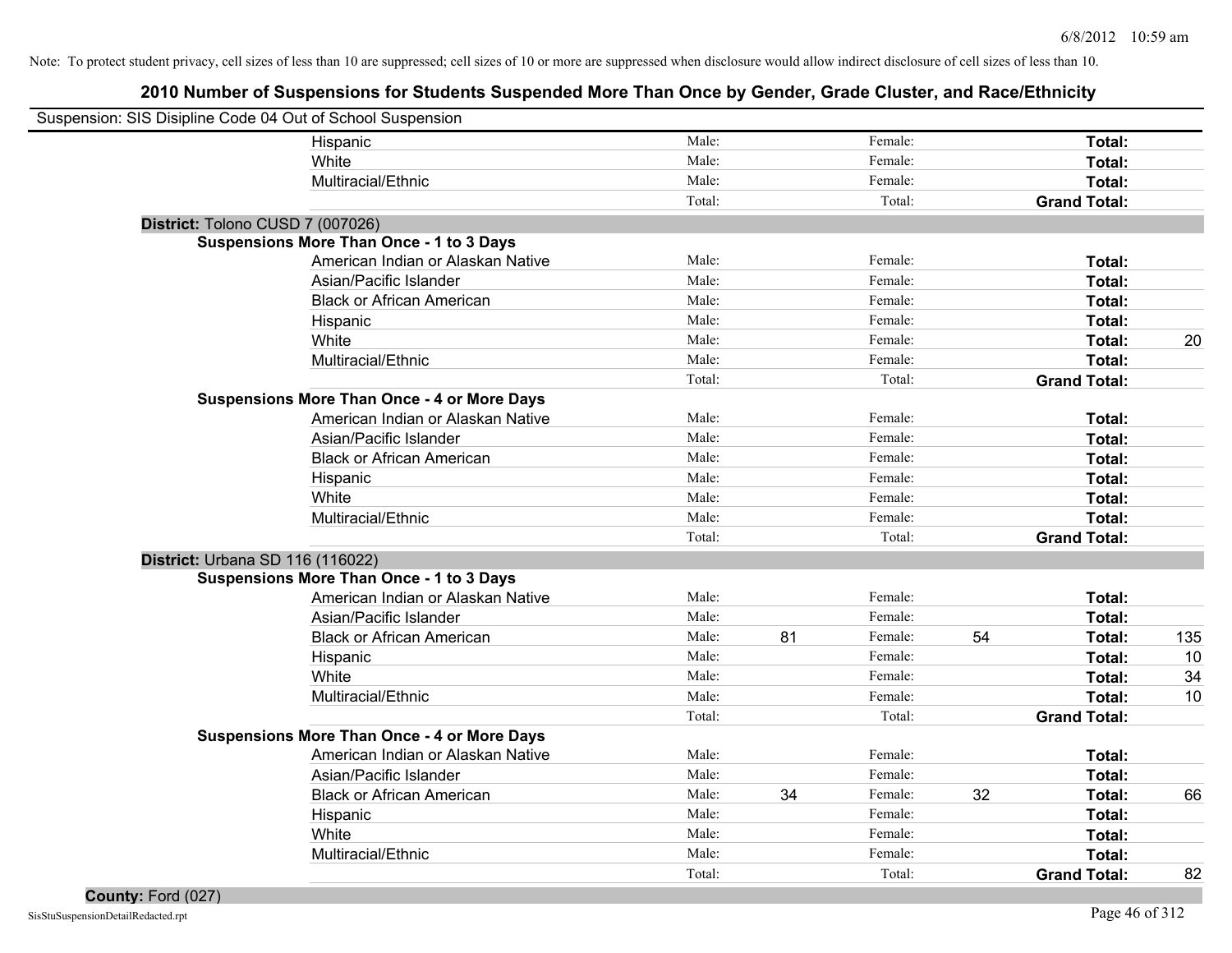Note: To protect student privacy, cell sizes of less than 10 are suppressed; cell sizes of 10 or more are suppressed when disclosure would allow indirect disclosure of cell sizes of less than 10.

## 2010 Number of Suspensions for Students Suspended More Than Once by Gender, Grade Cluster, and Race/Ethnicity

Suspension: SIS Disipline Code 04 Out of School Suspension

| | | | | | | | |
|---|---|---|---|---|---|---|---|
| Hispanic | Male: | | Female: | | **Total:** | |
| White | Male: | | Female: | | **Total:** | |
| Multiracial/Ethnic | Male: | | Female: | | **Total:** | |
| | Total: | | Total: | | **Grand Total:** | |

**District:** Tolono CUSD 7 (007026)

**Suspensions More Than Once - 1 to 3 Days**

| | | | | | | |
|---|---|---|---|---|---|---|
| American Indian or Alaskan Native | Male: | | Female: | | **Total:** | |
| Asian/Pacific Islander | Male: | | Female: | | **Total:** | |
| Black or African American | Male: | | Female: | | **Total:** | |
| Hispanic | Male: | | Female: | | **Total:** | |
| White | Male: | | Female: | | **Total:** | 20 |
| Multiracial/Ethnic | Male: | | Female: | | **Total:** | |
| | Total: | | Total: | | **Grand Total:** | |

**Suspensions More Than Once - 4 or More Days**

| | | | | | | |
|---|---|---|---|---|---|---|
| American Indian or Alaskan Native | Male: | | Female: | | **Total:** | |
| Asian/Pacific Islander | Male: | | Female: | | **Total:** | |
| Black or African American | Male: | | Female: | | **Total:** | |
| Hispanic | Male: | | Female: | | **Total:** | |
| White | Male: | | Female: | | **Total:** | |
| Multiracial/Ethnic | Male: | | Female: | | **Total:** | |
| | Total: | | Total: | | **Grand Total:** | |

**District:** Urbana SD 116 (116022)

**Suspensions More Than Once - 1 to 3 Days**

| | | | | | | |
|---|---|---|---|---|---|---|
| American Indian or Alaskan Native | Male: | | Female: | | **Total:** | |
| Asian/Pacific Islander | Male: | | Female: | | **Total:** | |
| Black or African American | Male: | 81 | Female: | 54 | **Total:** | 135 |
| Hispanic | Male: | | Female: | | **Total:** | 10 |
| White | Male: | | Female: | | **Total:** | 34 |
| Multiracial/Ethnic | Male: | | Female: | | **Total:** | 10 |
| | Total: | | Total: | | **Grand Total:** | |

**Suspensions More Than Once - 4 or More Days**

| | | | | | | |
|---|---|---|---|---|---|---|
| American Indian or Alaskan Native | Male: | | Female: | | **Total:** | |
| Asian/Pacific Islander | Male: | | Female: | | **Total:** | |
| Black or African American | Male: | 34 | Female: | 32 | **Total:** | 66 |
| Hispanic | Male: | | Female: | | **Total:** | |
| White | Male: | | Female: | | **Total:** | |
| Multiracial/Ethnic | Male: | | Female: | | **Total:** | |
| | Total: | | Total: | | **Grand Total:** | 82 |

**County:** Ford (027)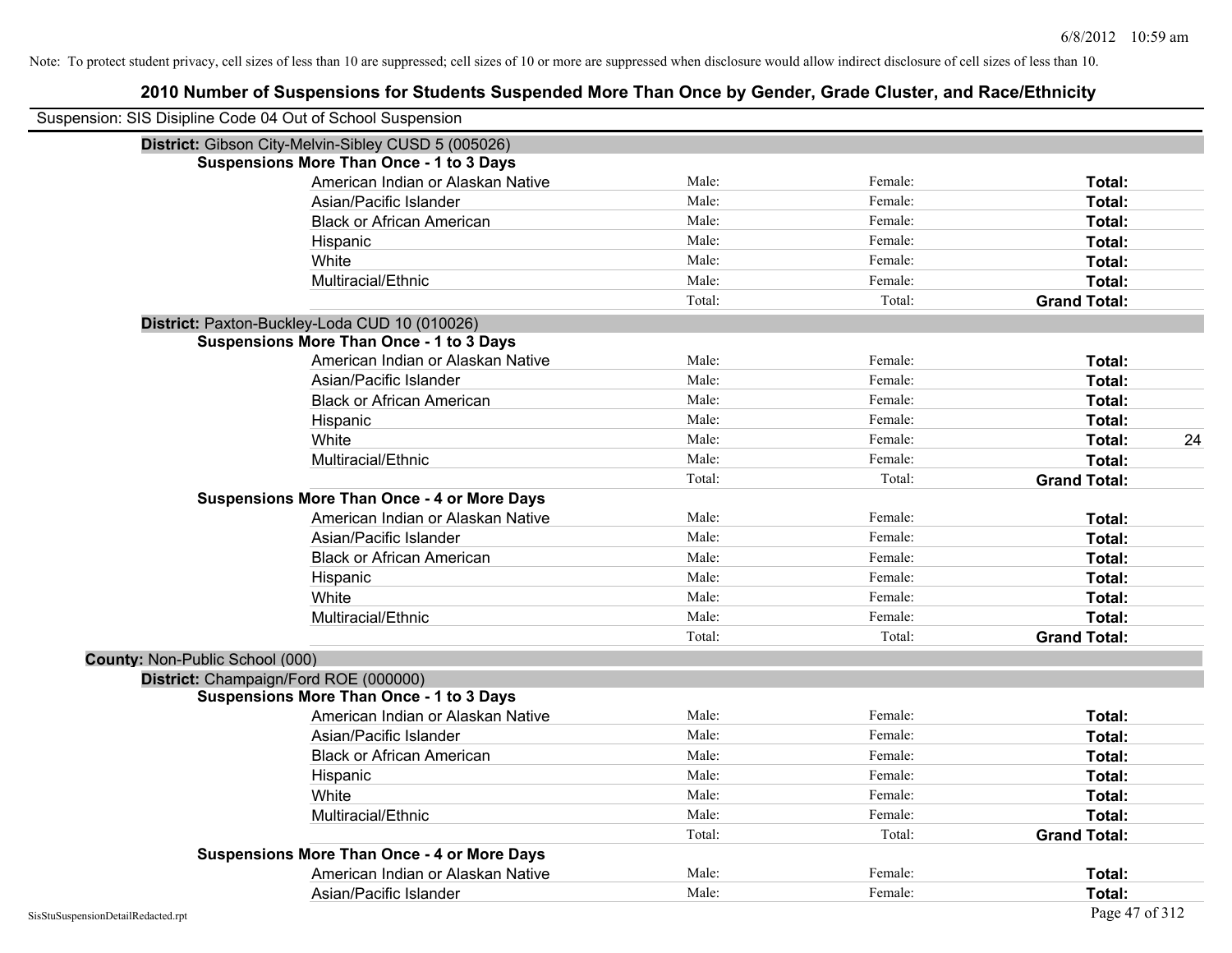Note: To protect student privacy, cell sizes of less than 10 are suppressed; cell sizes of 10 or more are suppressed when disclosure would allow indirect disclosure of cell sizes of less than 10.

# 2010 Number of Suspensions for Students Suspended More Than Once by Gender, Grade Cluster, and Race/Ethnicity

Suspension: SIS Disipline Code 04 Out of School Suspension

**District:** Gibson City-Melvin-Sibley CUSD 5 (005026)

**Suspensions More Than Once - 1 to 3 Days**

| | | | | |
|---|---|---|---|---|
| American Indian or Alaskan Native | Male: | Female: | **Total:** | |
| Asian/Pacific Islander | Male: | Female: | **Total:** | |
| Black or African American | Male: | Female: | **Total:** | |
| Hispanic | Male: | Female: | **Total:** | |
| White | Male: | Female: | **Total:** | |
| Multiracial/Ethnic | Male: | Female: | **Total:** | |
| | Total: | Total: | **Grand Total:** | |

**District:** Paxton-Buckley-Loda CUD 10 (010026)

**Suspensions More Than Once - 1 to 3 Days**

| | | | | |
|---|---|---|---|---|
| American Indian or Alaskan Native | Male: | Female: | **Total:** | |
| Asian/Pacific Islander | Male: | Female: | **Total:** | |
| Black or African American | Male: | Female: | **Total:** | |
| Hispanic | Male: | Female: | **Total:** | |
| White | Male: | Female: | **Total:** | 24 |
| Multiracial/Ethnic | Male: | Female: | **Total:** | |
| | Total: | Total: | **Grand Total:** | |

**Suspensions More Than Once - 4 or More Days**

| | | | | |
|---|---|---|---|---|
| American Indian or Alaskan Native | Male: | Female: | **Total:** | |
| Asian/Pacific Islander | Male: | Female: | **Total:** | |
| Black or African American | Male: | Female: | **Total:** | |
| Hispanic | Male: | Female: | **Total:** | |
| White | Male: | Female: | **Total:** | |
| Multiracial/Ethnic | Male: | Female: | **Total:** | |
| | Total: | Total: | **Grand Total:** | |

**County:** Non-Public School (000)

**District:** Champaign/Ford ROE (000000)

**Suspensions More Than Once - 1 to 3 Days**

| | | | | |
|---|---|---|---|---|
| American Indian or Alaskan Native | Male: | Female: | **Total:** | |
| Asian/Pacific Islander | Male: | Female: | **Total:** | |
| Black or African American | Male: | Female: | **Total:** | |
| Hispanic | Male: | Female: | **Total:** | |
| White | Male: | Female: | **Total:** | |
| Multiracial/Ethnic | Male: | Female: | **Total:** | |
| | Total: | Total: | **Grand Total:** | |

**Suspensions More Than Once - 4 or More Days**

| | | | | |
|---|---|---|---|---|
| American Indian or Alaskan Native | Male: | Female: | **Total:** | |
| Asian/Pacific Islander | Male: | Female: | **Total:** | |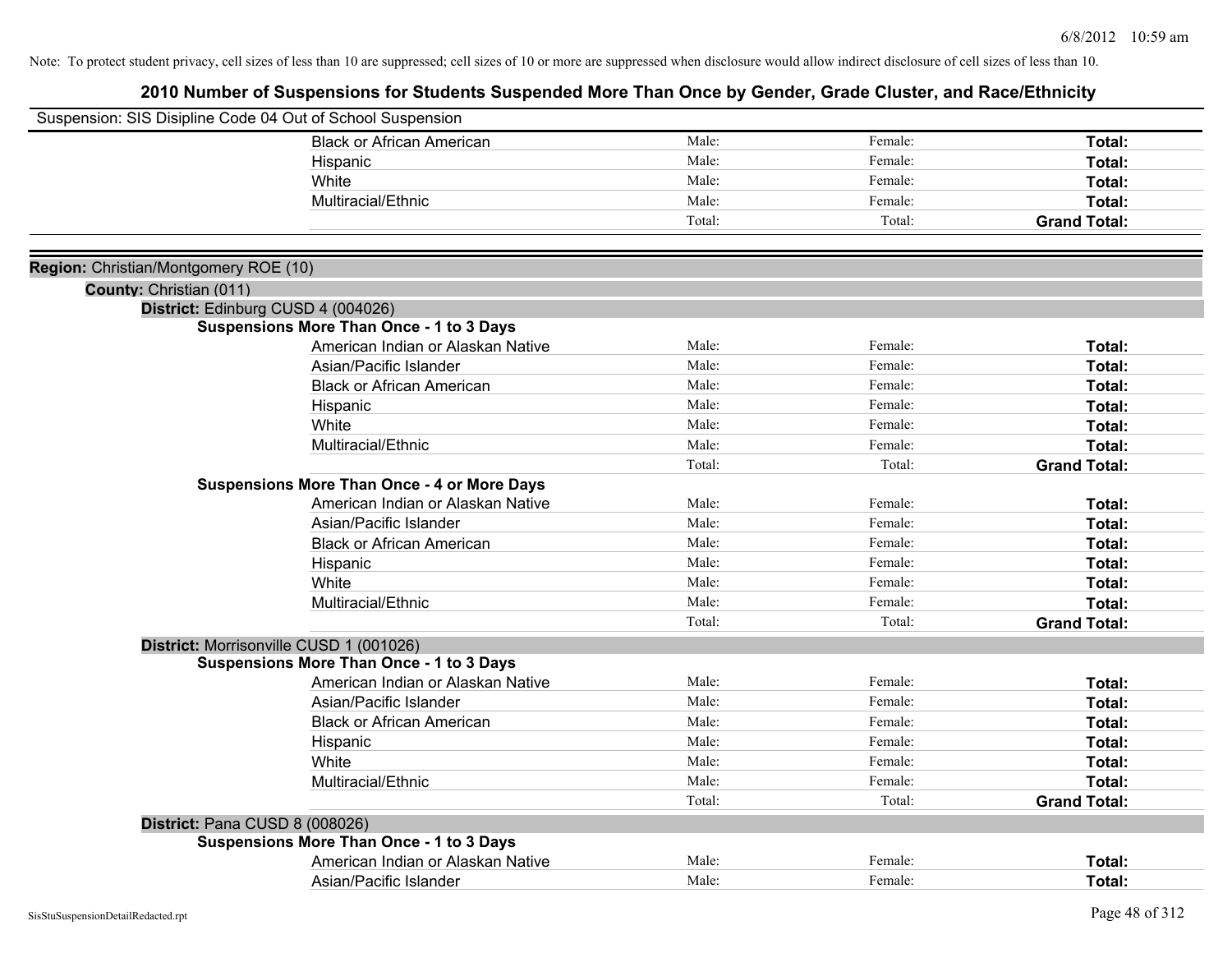Note: To protect student privacy, cell sizes of less than 10 are suppressed; cell sizes of 10 or more are suppressed when disclosure would allow indirect disclosure of cell sizes of less than 10.

# 2010 Number of Suspensions for Students Suspended More Than Once by Gender, Grade Cluster, and Race/Ethnicity

Suspension: SIS Disipline Code 04 Out of School Suspension

| | | | |
|---|---|---|---|
| Black or African American | Male: | Female: | **Total:** |
| Hispanic | Male: | Female: | **Total:** |
| White | Male: | Female: | **Total:** |
| Multiracial/Ethnic | Male: | Female: | **Total:** |
| | Total: | Total: | **Grand Total:** |

**Region:** Christian/Montgomery ROE (10)

**County:** Christian (011)

**District:** Edinburg CUSD 4 (004026)

**Suspensions More Than Once - 1 to 3 Days**

| | | | |
|---|---|---|---|
| American Indian or Alaskan Native | Male: | Female: | **Total:** |
| Asian/Pacific Islander | Male: | Female: | **Total:** |
| Black or African American | Male: | Female: | **Total:** |
| Hispanic | Male: | Female: | **Total:** |
| White | Male: | Female: | **Total:** |
| Multiracial/Ethnic | Male: | Female: | **Total:** |
| | Total: | Total: | **Grand Total:** |

**Suspensions More Than Once - 4 or More Days**

| | | | |
|---|---|---|---|
| American Indian or Alaskan Native | Male: | Female: | **Total:** |
| Asian/Pacific Islander | Male: | Female: | **Total:** |
| Black or African American | Male: | Female: | **Total:** |
| Hispanic | Male: | Female: | **Total:** |
| White | Male: | Female: | **Total:** |
| Multiracial/Ethnic | Male: | Female: | **Total:** |
| | Total: | Total: | **Grand Total:** |

**District:** Morrisonville CUSD 1 (001026)

**Suspensions More Than Once - 1 to 3 Days**

| | | | |
|---|---|---|---|
| American Indian or Alaskan Native | Male: | Female: | **Total:** |
| Asian/Pacific Islander | Male: | Female: | **Total:** |
| Black or African American | Male: | Female: | **Total:** |
| Hispanic | Male: | Female: | **Total:** |
| White | Male: | Female: | **Total:** |
| Multiracial/Ethnic | Male: | Female: | **Total:** |
| | Total: | Total: | **Grand Total:** |

**District:** Pana CUSD 8 (008026)

**Suspensions More Than Once - 1 to 3 Days**

| | | | |
|---|---|---|---|
| American Indian or Alaskan Native | Male: | Female: | **Total:** |
| Asian/Pacific Islander | Male: | Female: | **Total:** |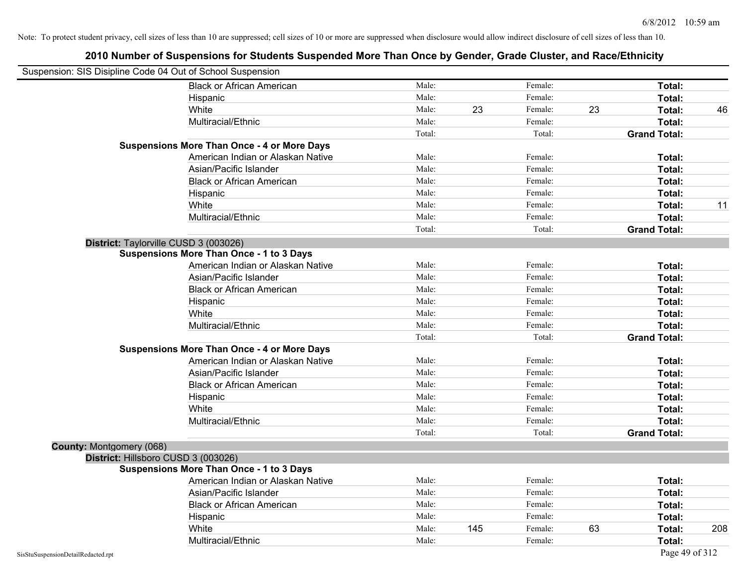Note: To protect student privacy, cell sizes of less than 10 are suppressed; cell sizes of 10 or more are suppressed when disclosure would allow indirect disclosure of cell sizes of less than 10.

# 2010 Number of Suspensions for Students Suspended More Than Once by Gender, Grade Cluster, and Race/Ethnicity

Suspension: SIS Disipline Code 04 Out of School Suspension

| | | | | | | |
|---|---|---|---|---|---|---|
| Black or African American | Male: | | Female: | | Total: | |
| Hispanic | Male: | | Female: | | Total: | |
| White | Male: | 23 | Female: | 23 | Total: | 46 |
| Multiracial/Ethnic | Male: | | Female: | | Total: | |
| | Total: | | Total: | | Grand Total: | |
| **Suspensions More Than Once - 4 or More Days** | | | | | | |
| American Indian or Alaskan Native | Male: | | Female: | | Total: | |
| Asian/Pacific Islander | Male: | | Female: | | Total: | |
| Black or African American | Male: | | Female: | | Total: | |
| Hispanic | Male: | | Female: | | Total: | |
| White | Male: | | Female: | | Total: | 11 |
| Multiracial/Ethnic | Male: | | Female: | | Total: | |
| | Total: | | Total: | | Grand Total: | |

**District:** Taylorville CUSD 3 (003026)

| | | | | | | |
|---|---|---|---|---|---|---|
| **Suspensions More Than Once - 1 to 3 Days** | | | | | | |
| American Indian or Alaskan Native | Male: | | Female: | | Total: | |
| Asian/Pacific Islander | Male: | | Female: | | Total: | |
| Black or African American | Male: | | Female: | | Total: | |
| Hispanic | Male: | | Female: | | Total: | |
| White | Male: | | Female: | | Total: | |
| Multiracial/Ethnic | Male: | | Female: | | Total: | |
| | Total: | | Total: | | Grand Total: | |
| **Suspensions More Than Once - 4 or More Days** | | | | | | |
| American Indian or Alaskan Native | Male: | | Female: | | Total: | |
| Asian/Pacific Islander | Male: | | Female: | | Total: | |
| Black or African American | Male: | | Female: | | Total: | |
| Hispanic | Male: | | Female: | | Total: | |
| White | Male: | | Female: | | Total: | |
| Multiracial/Ethnic | Male: | | Female: | | Total: | |
| | Total: | | Total: | | Grand Total: | |

**County:** Montgomery (068)

**District:** Hillsboro CUSD 3 (003026)

| | | | | | | |
|---|---|---|---|---|---|---|
| **Suspensions More Than Once - 1 to 3 Days** | | | | | | |
| American Indian or Alaskan Native | Male: | | Female: | | Total: | |
| Asian/Pacific Islander | Male: | | Female: | | Total: | |
| Black or African American | Male: | | Female: | | Total: | |
| Hispanic | Male: | | Female: | | Total: | |
| White | Male: | 145 | Female: | 63 | Total: | 208 |
| Multiracial/Ethnic | Male: | | Female: | | Total: | |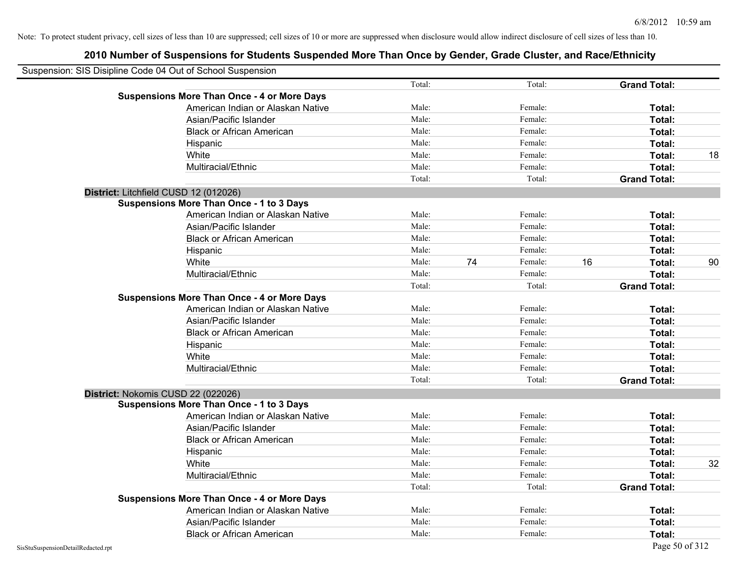Note: To protect student privacy, cell sizes of less than 10 are suppressed; cell sizes of 10 or more are suppressed when disclosure would allow indirect disclosure of cell sizes of less than 10.

## 2010 Number of Suspensions for Students Suspended More Than Once by Gender, Grade Cluster, and Race/Ethnicity

Suspension: SIS Disipline Code 04 Out of School Suspension

| | | | | | | |
|---|---|---|---|---|---|---|
| | Total: | | Total: | | **Grand Total:** | |
| **Suspensions More Than Once - 4 or More Days** | | | | | | |
| American Indian or Alaskan Native | Male: | | Female: | | **Total:** | |
| Asian/Pacific Islander | Male: | | Female: | | **Total:** | |
| Black or African American | Male: | | Female: | | **Total:** | |
| Hispanic | Male: | | Female: | | **Total:** | |
| White | Male: | | Female: | | **Total:** | 18 |
| Multiracial/Ethnic | Male: | | Female: | | **Total:** | |
| | Total: | | Total: | | **Grand Total:** | |
| **District:** Litchfield CUSD 12 (012026) | | | | | | |
| **Suspensions More Than Once - 1 to 3 Days** | | | | | | |
| American Indian or Alaskan Native | Male: | | Female: | | **Total:** | |
| Asian/Pacific Islander | Male: | | Female: | | **Total:** | |
| Black or African American | Male: | | Female: | | **Total:** | |
| Hispanic | Male: | | Female: | | **Total:** | |
| White | Male: | 74 | Female: | 16 | **Total:** | 90 |
| Multiracial/Ethnic | Male: | | Female: | | **Total:** | |
| | Total: | | Total: | | **Grand Total:** | |
| **Suspensions More Than Once - 4 or More Days** | | | | | | |
| American Indian or Alaskan Native | Male: | | Female: | | **Total:** | |
| Asian/Pacific Islander | Male: | | Female: | | **Total:** | |
| Black or African American | Male: | | Female: | | **Total:** | |
| Hispanic | Male: | | Female: | | **Total:** | |
| White | Male: | | Female: | | **Total:** | |
| Multiracial/Ethnic | Male: | | Female: | | **Total:** | |
| | Total: | | Total: | | **Grand Total:** | |
| **District:** Nokomis CUSD 22 (022026) | | | | | | |
| **Suspensions More Than Once - 1 to 3 Days** | | | | | | |
| American Indian or Alaskan Native | Male: | | Female: | | **Total:** | |
| Asian/Pacific Islander | Male: | | Female: | | **Total:** | |
| Black or African American | Male: | | Female: | | **Total:** | |
| Hispanic | Male: | | Female: | | **Total:** | |
| White | Male: | | Female: | | **Total:** | 32 |
| Multiracial/Ethnic | Male: | | Female: | | **Total:** | |
| | Total: | | Total: | | **Grand Total:** | |
| **Suspensions More Than Once - 4 or More Days** | | | | | | |
| American Indian or Alaskan Native | Male: | | Female: | | **Total:** | |
| Asian/Pacific Islander | Male: | | Female: | | **Total:** | |
| Black or African American | Male: | | Female: | | **Total:** | |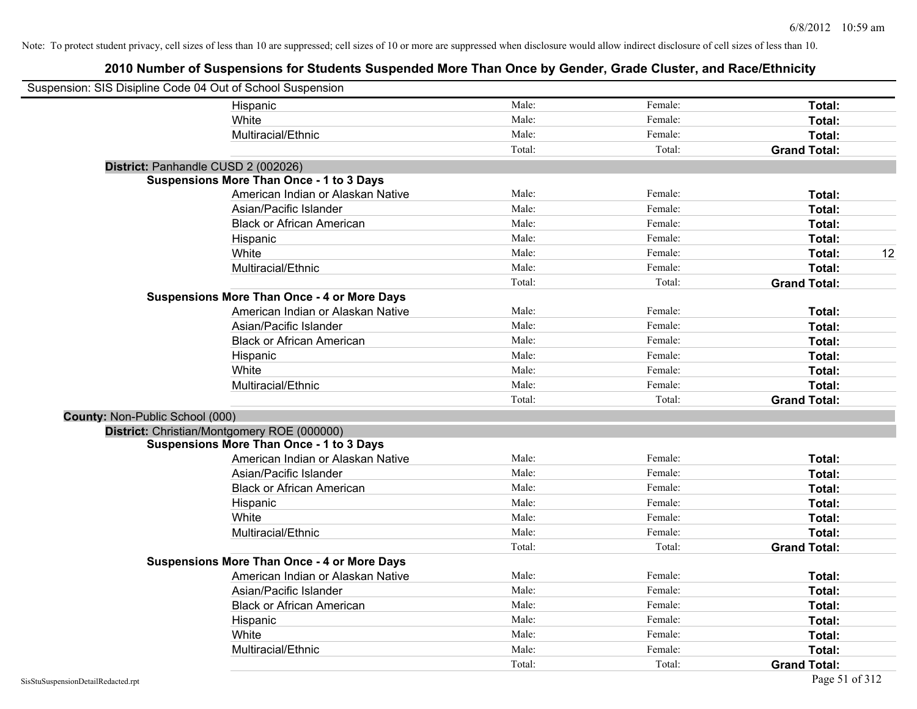Note: To protect student privacy, cell sizes of less than 10 are suppressed; cell sizes of 10 or more are suppressed when disclosure would allow indirect disclosure of cell sizes of less than 10.

# 2010 Number of Suspensions for Students Suspended More Than Once by Gender, Grade Cluster, and Race/Ethnicity

Suspension: SIS Disipline Code 04 Out of School Suspension

| | | | | |
|---|---|---|---|---|
| Hispanic | Male: | Female: | **Total:** | |
| White | Male: | Female: | **Total:** | |
| Multiracial/Ethnic | Male: | Female: | **Total:** | |
| | Total: | Total: | **Grand Total:** | |

**District:** Panhandle CUSD 2 (002026)

**Suspensions More Than Once - 1 to 3 Days**

| | | | | |
|---|---|---|---|---|
| American Indian or Alaskan Native | Male: | Female: | **Total:** | |
| Asian/Pacific Islander | Male: | Female: | **Total:** | |
| Black or African American | Male: | Female: | **Total:** | |
| Hispanic | Male: | Female: | **Total:** | |
| White | Male: | Female: | **Total:** | 12 |
| Multiracial/Ethnic | Male: | Female: | **Total:** | |
| | Total: | Total: | **Grand Total:** | |

**Suspensions More Than Once - 4 or More Days**

| | | | | |
|---|---|---|---|---|
| American Indian or Alaskan Native | Male: | Female: | **Total:** | |
| Asian/Pacific Islander | Male: | Female: | **Total:** | |
| Black or African American | Male: | Female: | **Total:** | |
| Hispanic | Male: | Female: | **Total:** | |
| White | Male: | Female: | **Total:** | |
| Multiracial/Ethnic | Male: | Female: | **Total:** | |
| | Total: | Total: | **Grand Total:** | |

**County:** Non-Public School (000)

**District:** Christian/Montgomery ROE (000000)

**Suspensions More Than Once - 1 to 3 Days**

| | | | | |
|---|---|---|---|---|
| American Indian or Alaskan Native | Male: | Female: | **Total:** | |
| Asian/Pacific Islander | Male: | Female: | **Total:** | |
| Black or African American | Male: | Female: | **Total:** | |
| Hispanic | Male: | Female: | **Total:** | |
| White | Male: | Female: | **Total:** | |
| Multiracial/Ethnic | Male: | Female: | **Total:** | |
| | Total: | Total: | **Grand Total:** | |

**Suspensions More Than Once - 4 or More Days**

| | | | | |
|---|---|---|---|---|
| American Indian or Alaskan Native | Male: | Female: | **Total:** | |
| Asian/Pacific Islander | Male: | Female: | **Total:** | |
| Black or African American | Male: | Female: | **Total:** | |
| Hispanic | Male: | Female: | **Total:** | |
| White | Male: | Female: | **Total:** | |
| Multiracial/Ethnic | Male: | Female: | **Total:** | |
| | Total: | Total: | **Grand Total:** | |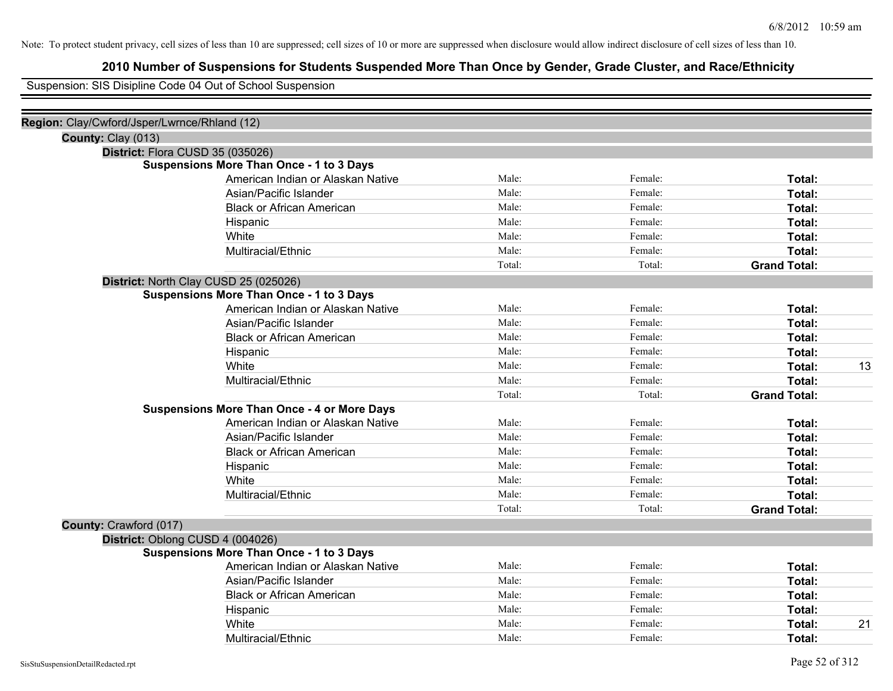Note: To protect student privacy, cell sizes of less than 10 are suppressed; cell sizes of 10 or more are suppressed when disclosure would allow indirect disclosure of cell sizes of less than 10.

# 2010 Number of Suspensions for Students Suspended More Than Once by Gender, Grade Cluster, and Race/Ethnicity

Suspension: SIS Disipline Code 04 Out of School Suspension

**Region:** Clay/Cwford/Jsper/Lwrnce/Rhland (12)

**County:** Clay (013)

**District:** Flora CUSD 35 (035026)

**Suspensions More Than Once - 1 to 3 Days**

| Race/Ethnicity | Male | Female | Total |
|---|---|---|---|
| American Indian or Alaskan Native | Male: | Female: | **Total:** |
| Asian/Pacific Islander | Male: | Female: | **Total:** |
| Black or African American | Male: | Female: | **Total:** |
| Hispanic | Male: | Female: | **Total:** |
| White | Male: | Female: | **Total:** |
| Multiracial/Ethnic | Male: | Female: | **Total:** |
| | Total: | Total: | **Grand Total:** |

**District:** North Clay CUSD 25 (025026)

**Suspensions More Than Once - 1 to 3 Days**

| Race/Ethnicity | Male | Female | Total |
|---|---|---|---|
| American Indian or Alaskan Native | Male: | Female: | **Total:** |
| Asian/Pacific Islander | Male: | Female: | **Total:** |
| Black or African American | Male: | Female: | **Total:** |
| Hispanic | Male: | Female: | **Total:** |
| White | Male: | Female: | **Total:** 13 |
| Multiracial/Ethnic | Male: | Female: | **Total:** |
| | Total: | Total: | **Grand Total:** |

**Suspensions More Than Once - 4 or More Days**

| Race/Ethnicity | Male | Female | Total |
|---|---|---|---|
| American Indian or Alaskan Native | Male: | Female: | **Total:** |
| Asian/Pacific Islander | Male: | Female: | **Total:** |
| Black or African American | Male: | Female: | **Total:** |
| Hispanic | Male: | Female: | **Total:** |
| White | Male: | Female: | **Total:** |
| Multiracial/Ethnic | Male: | Female: | **Total:** |
| | Total: | Total: | **Grand Total:** |

**County:** Crawford (017)

**District:** Oblong CUSD 4 (004026)

**Suspensions More Than Once - 1 to 3 Days**

| Race/Ethnicity | Male | Female | Total |
|---|---|---|---|
| American Indian or Alaskan Native | Male: | Female: | **Total:** |
| Asian/Pacific Islander | Male: | Female: | **Total:** |
| Black or African American | Male: | Female: | **Total:** |
| Hispanic | Male: | Female: | **Total:** |
| White | Male: | Female: | **Total:** 21 |
| Multiracial/Ethnic | Male: | Female: | **Total:** |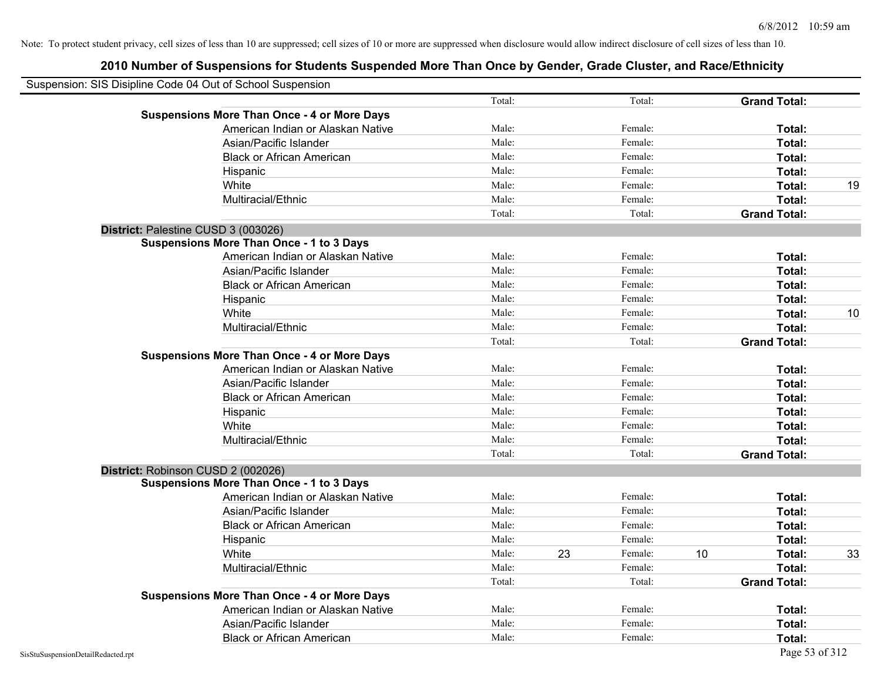Note: To protect student privacy, cell sizes of less than 10 are suppressed; cell sizes of 10 or more are suppressed when disclosure would allow indirect disclosure of cell sizes of less than 10.

# 2010 Number of Suspensions for Students Suspended More Than Once by Gender, Grade Cluster, and Race/Ethnicity

Suspension: SIS Disipline Code 04 Out of School Suspension

| | | | | | | |
|---|---|---|---|---|---|---|
| | Total: | | Total: | | **Grand Total:** | |
| **Suspensions More Than Once - 4 or More Days** | | | | | | |
| American Indian or Alaskan Native | Male: | | Female: | | **Total:** | |
| Asian/Pacific Islander | Male: | | Female: | | **Total:** | |
| Black or African American | Male: | | Female: | | **Total:** | |
| Hispanic | Male: | | Female: | | **Total:** | |
| White | Male: | | Female: | | **Total:** | 19 |
| Multiracial/Ethnic | Male: | | Female: | | **Total:** | |
| | Total: | | Total: | | **Grand Total:** | |

**District:** Palestine CUSD 3 (003026)

| | | | | | | |
|---|---|---|---|---|---|---|
| **Suspensions More Than Once - 1 to 3 Days** | | | | | | |
| American Indian or Alaskan Native | Male: | | Female: | | **Total:** | |
| Asian/Pacific Islander | Male: | | Female: | | **Total:** | |
| Black or African American | Male: | | Female: | | **Total:** | |
| Hispanic | Male: | | Female: | | **Total:** | |
| White | Male: | | Female: | | **Total:** | 10 |
| Multiracial/Ethnic | Male: | | Female: | | **Total:** | |
| | Total: | | Total: | | **Grand Total:** | |
| **Suspensions More Than Once - 4 or More Days** | | | | | | |
| American Indian or Alaskan Native | Male: | | Female: | | **Total:** | |
| Asian/Pacific Islander | Male: | | Female: | | **Total:** | |
| Black or African American | Male: | | Female: | | **Total:** | |
| Hispanic | Male: | | Female: | | **Total:** | |
| White | Male: | | Female: | | **Total:** | |
| Multiracial/Ethnic | Male: | | Female: | | **Total:** | |
| | Total: | | Total: | | **Grand Total:** | |

**District:** Robinson CUSD 2 (002026)

| | | | | | | |
|---|---|---|---|---|---|---|
| **Suspensions More Than Once - 1 to 3 Days** | | | | | | |
| American Indian or Alaskan Native | Male: | | Female: | | **Total:** | |
| Asian/Pacific Islander | Male: | | Female: | | **Total:** | |
| Black or African American | Male: | | Female: | | **Total:** | |
| Hispanic | Male: | | Female: | | **Total:** | |
| White | Male: | 23 | Female: | 10 | **Total:** | 33 |
| Multiracial/Ethnic | Male: | | Female: | | **Total:** | |
| | Total: | | Total: | | **Grand Total:** | |
| **Suspensions More Than Once - 4 or More Days** | | | | | | |
| American Indian or Alaskan Native | Male: | | Female: | | **Total:** | |
| Asian/Pacific Islander | Male: | | Female: | | **Total:** | |
| Black or African American | Male: | | Female: | | **Total:** | |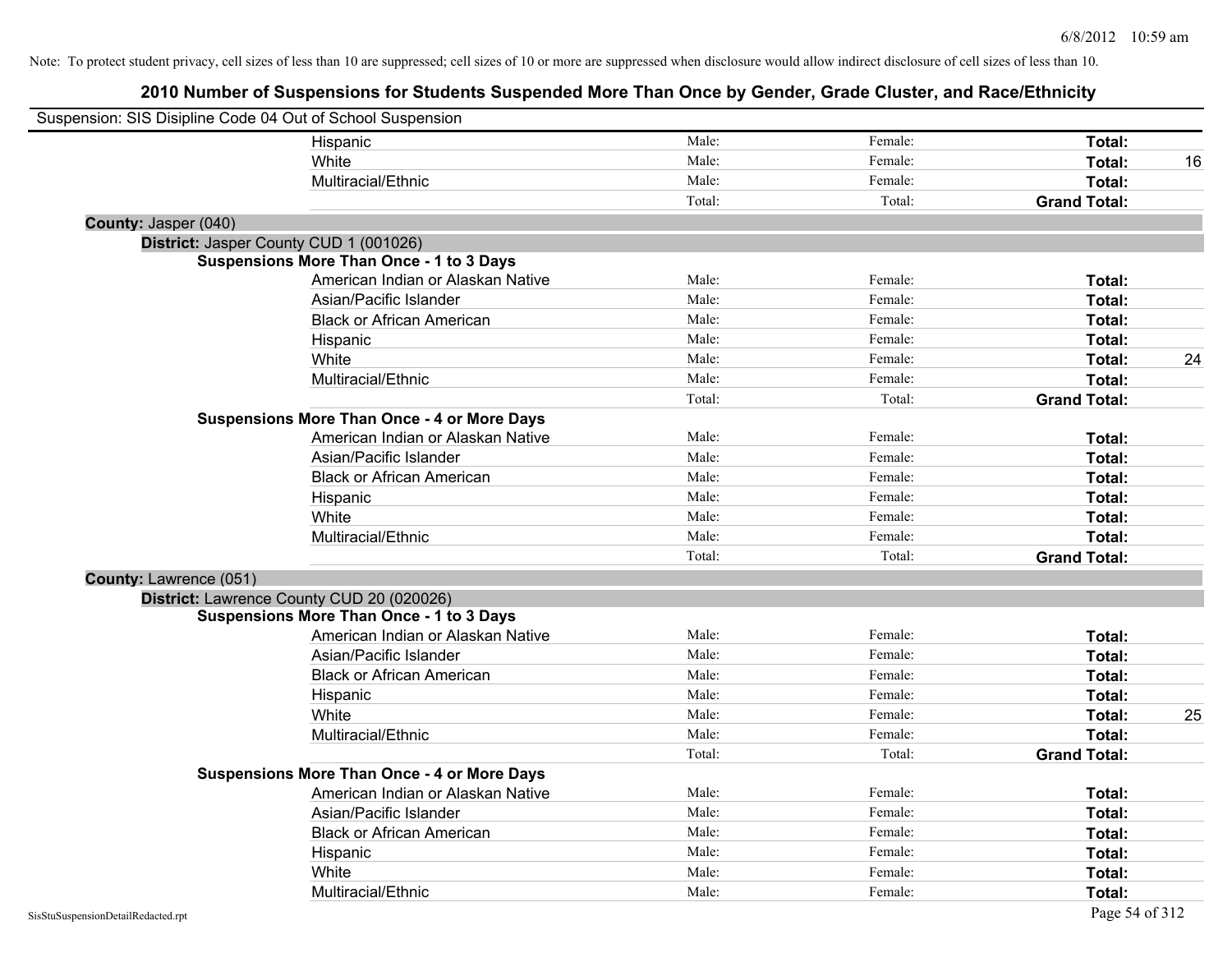Note: To protect student privacy, cell sizes of less than 10 are suppressed; cell sizes of 10 or more are suppressed when disclosure would allow indirect disclosure of cell sizes of less than 10.

# 2010 Number of Suspensions for Students Suspended More Than Once by Gender, Grade Cluster, and Race/Ethnicity

Suspension: SIS Disipline Code 04 Out of School Suspension

| | | | | |
|---|---|---|---|---|
| Hispanic | Male: | Female: | **Total:** | |
| White | Male: | Female: | **Total:** | 16 |
| Multiracial/Ethnic | Male: | Female: | **Total:** | |
| | Total: | Total: | **Grand Total:** | |

**County:** Jasper (040)

**District:** Jasper County CUD 1 (001026)

**Suspensions More Than Once - 1 to 3 Days**

| | | | | |
|---|---|---|---|---|
| American Indian or Alaskan Native | Male: | Female: | **Total:** | |
| Asian/Pacific Islander | Male: | Female: | **Total:** | |
| Black or African American | Male: | Female: | **Total:** | |
| Hispanic | Male: | Female: | **Total:** | |
| White | Male: | Female: | **Total:** | 24 |
| Multiracial/Ethnic | Male: | Female: | **Total:** | |
| | Total: | Total: | **Grand Total:** | |

**Suspensions More Than Once - 4 or More Days**

| | | | | |
|---|---|---|---|---|
| American Indian or Alaskan Native | Male: | Female: | **Total:** | |
| Asian/Pacific Islander | Male: | Female: | **Total:** | |
| Black or African American | Male: | Female: | **Total:** | |
| Hispanic | Male: | Female: | **Total:** | |
| White | Male: | Female: | **Total:** | |
| Multiracial/Ethnic | Male: | Female: | **Total:** | |
| | Total: | Total: | **Grand Total:** | |

**County:** Lawrence (051)

**District:** Lawrence County CUD 20 (020026)

**Suspensions More Than Once - 1 to 3 Days**

| | | | | |
|---|---|---|---|---|
| American Indian or Alaskan Native | Male: | Female: | **Total:** | |
| Asian/Pacific Islander | Male: | Female: | **Total:** | |
| Black or African American | Male: | Female: | **Total:** | |
| Hispanic | Male: | Female: | **Total:** | |
| White | Male: | Female: | **Total:** | 25 |
| Multiracial/Ethnic | Male: | Female: | **Total:** | |
| | Total: | Total: | **Grand Total:** | |

**Suspensions More Than Once - 4 or More Days**

| | | | | |
|---|---|---|---|---|
| American Indian or Alaskan Native | Male: | Female: | **Total:** | |
| Asian/Pacific Islander | Male: | Female: | **Total:** | |
| Black or African American | Male: | Female: | **Total:** | |
| Hispanic | Male: | Female: | **Total:** | |
| White | Male: | Female: | **Total:** | |
| Multiracial/Ethnic | Male: | Female: | **Total:** | |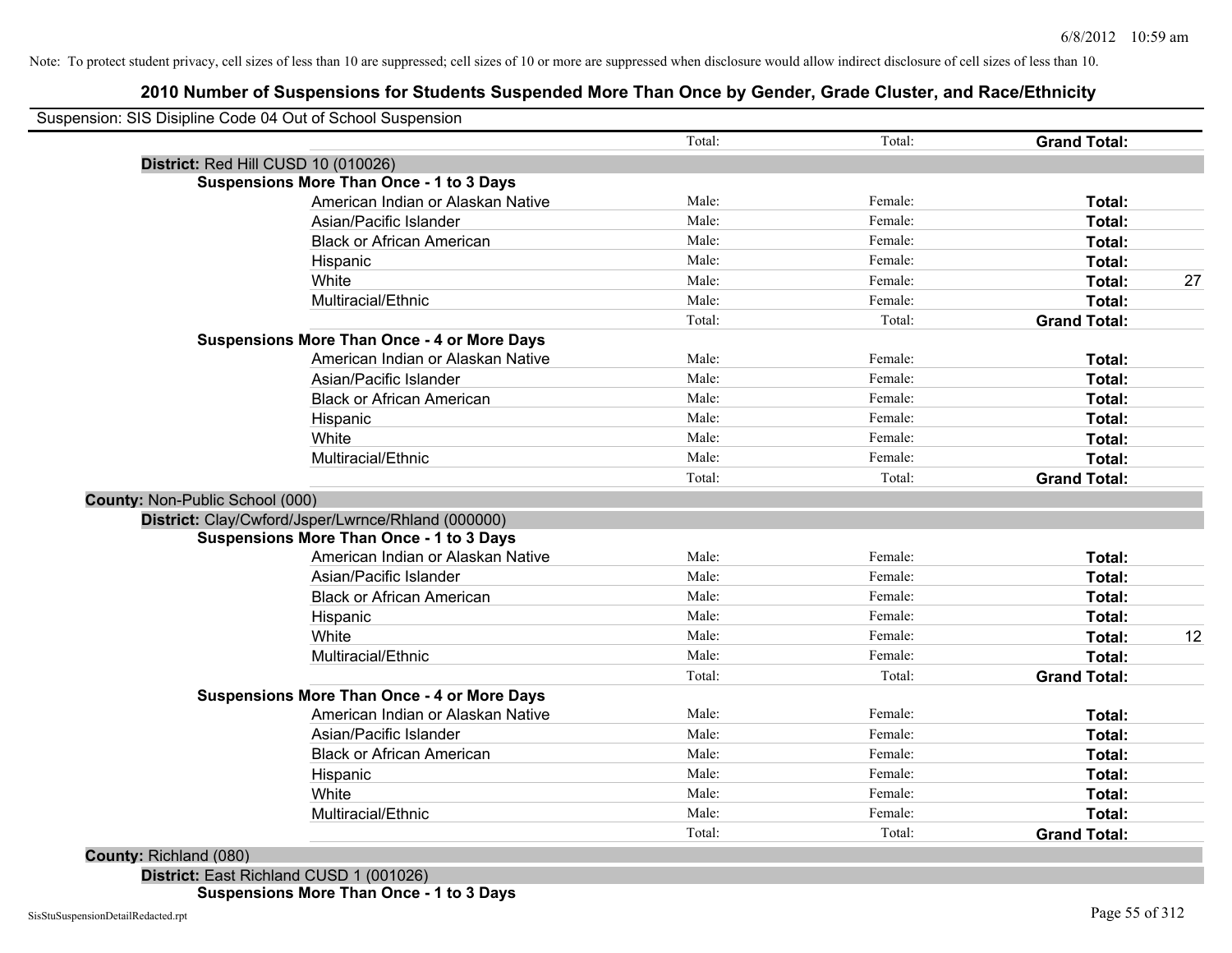Note: To protect student privacy, cell sizes of less than 10 are suppressed; cell sizes of 10 or more are suppressed when disclosure would allow indirect disclosure of cell sizes of less than 10.

# 2010 Number of Suspensions for Students Suspended More Than Once by Gender, Grade Cluster, and Race/Ethnicity

Suspension: SIS Disipline Code 04 Out of School Suspension

| | | | | | |
|---|---|---|---|---|---|
| | | Total: | Total: | **Grand Total:** | |
| **District:** Red Hill CUSD 10 (010026) | | | | | |
| **Suspensions More Than Once - 1 to 3 Days** | | | | | |
| | American Indian or Alaskan Native | Male: | Female: | **Total:** | |
| | Asian/Pacific Islander | Male: | Female: | **Total:** | |
| | Black or African American | Male: | Female: | **Total:** | |
| | Hispanic | Male: | Female: | **Total:** | |
| | White | Male: | Female: | **Total:** | 27 |
| | Multiracial/Ethnic | Male: | Female: | **Total:** | |
| | | Total: | Total: | **Grand Total:** | |
| **Suspensions More Than Once - 4 or More Days** | | | | | |
| | American Indian or Alaskan Native | Male: | Female: | **Total:** | |
| | Asian/Pacific Islander | Male: | Female: | **Total:** | |
| | Black or African American | Male: | Female: | **Total:** | |
| | Hispanic | Male: | Female: | **Total:** | |
| | White | Male: | Female: | **Total:** | |
| | Multiracial/Ethnic | Male: | Female: | **Total:** | |
| | | Total: | Total: | **Grand Total:** | |
| **County:** Non-Public School (000) | | | | | |
| **District:** Clay/Cwford/Jsper/Lwrnce/Rhland (000000) | | | | | |
| **Suspensions More Than Once - 1 to 3 Days** | | | | | |
| | American Indian or Alaskan Native | Male: | Female: | **Total:** | |
| | Asian/Pacific Islander | Male: | Female: | **Total:** | |
| | Black or African American | Male: | Female: | **Total:** | |
| | Hispanic | Male: | Female: | **Total:** | |
| | White | Male: | Female: | **Total:** | 12 |
| | Multiracial/Ethnic | Male: | Female: | **Total:** | |
| | | Total: | Total: | **Grand Total:** | |
| **Suspensions More Than Once - 4 or More Days** | | | | | |
| | American Indian or Alaskan Native | Male: | Female: | **Total:** | |
| | Asian/Pacific Islander | Male: | Female: | **Total:** | |
| | Black or African American | Male: | Female: | **Total:** | |
| | Hispanic | Male: | Female: | **Total:** | |
| | White | Male: | Female: | **Total:** | |
| | Multiracial/Ethnic | Male: | Female: | **Total:** | |
| | | Total: | Total: | **Grand Total:** | |
| **County:** Richland (080) | | | | | |
| **District:** East Richland CUSD 1 (001026) | | | | | |
| **Suspensions More Than Once - 1 to 3 Days** | | | | | |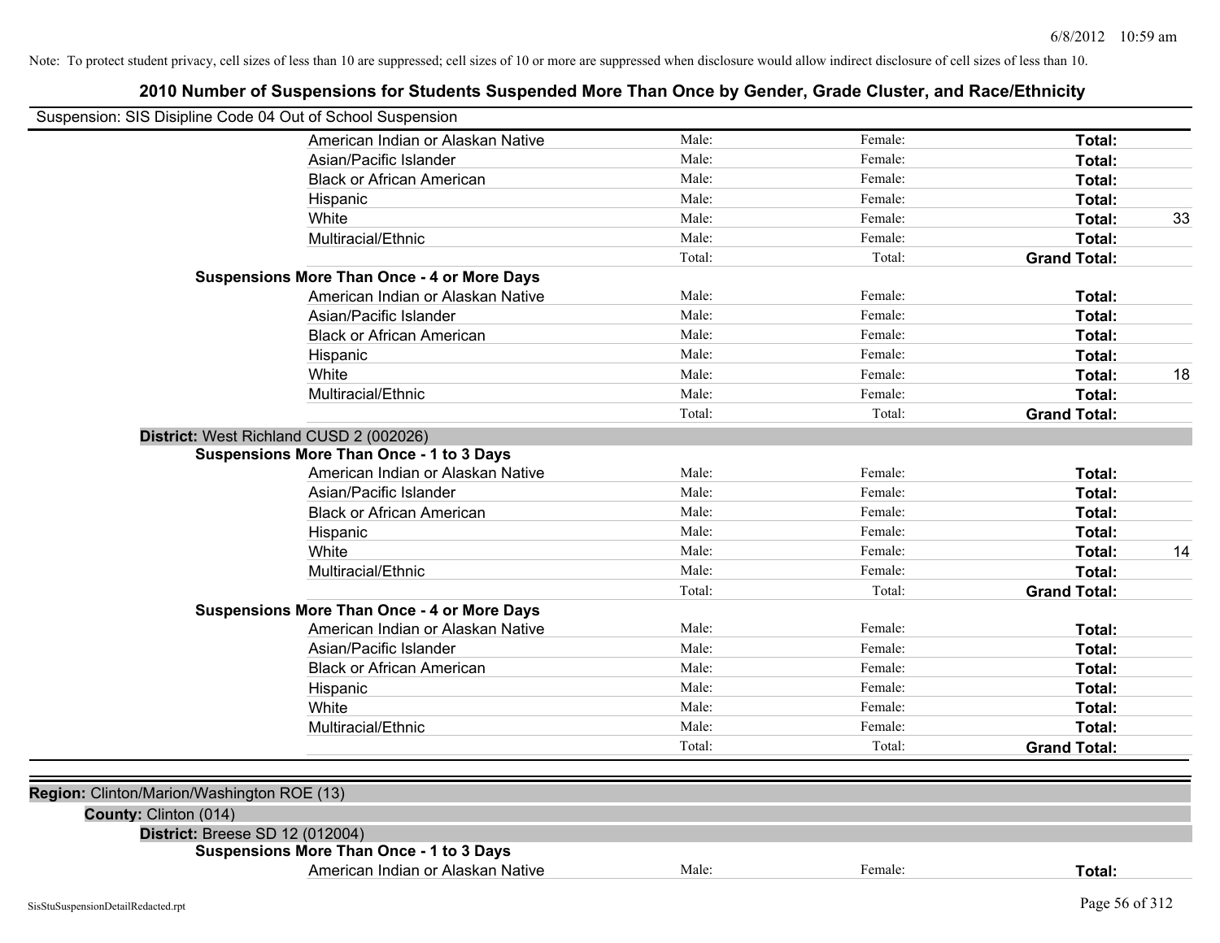Note: To protect student privacy, cell sizes of less than 10 are suppressed; cell sizes of 10 or more are suppressed when disclosure would allow indirect disclosure of cell sizes of less than 10.

# 2010 Number of Suspensions for Students Suspended More Than Once by Gender, Grade Cluster, and Race/Ethnicity

Suspension: SIS Disipline Code 04 Out of School Suspension

| | | | | |
|---|---|---|---|---|
| American Indian or Alaskan Native | Male: | Female: | **Total:** | |
| Asian/Pacific Islander | Male: | Female: | **Total:** | |
| Black or African American | Male: | Female: | **Total:** | |
| Hispanic | Male: | Female: | **Total:** | |
| White | Male: | Female: | **Total:** | 33 |
| Multiracial/Ethnic | Male: | Female: | **Total:** | |
| | Total: | Total: | **Grand Total:** | |

**Suspensions More Than Once - 4 or More Days**

| | | | | |
|---|---|---|---|---|
| American Indian or Alaskan Native | Male: | Female: | **Total:** | |
| Asian/Pacific Islander | Male: | Female: | **Total:** | |
| Black or African American | Male: | Female: | **Total:** | |
| Hispanic | Male: | Female: | **Total:** | |
| White | Male: | Female: | **Total:** | 18 |
| Multiracial/Ethnic | Male: | Female: | **Total:** | |
| | Total: | Total: | **Grand Total:** | |

**District:** West Richland CUSD 2 (002026)

**Suspensions More Than Once - 1 to 3 Days**

| | | | | |
|---|---|---|---|---|
| American Indian or Alaskan Native | Male: | Female: | **Total:** | |
| Asian/Pacific Islander | Male: | Female: | **Total:** | |
| Black or African American | Male: | Female: | **Total:** | |
| Hispanic | Male: | Female: | **Total:** | |
| White | Male: | Female: | **Total:** | 14 |
| Multiracial/Ethnic | Male: | Female: | **Total:** | |
| | Total: | Total: | **Grand Total:** | |

**Suspensions More Than Once - 4 or More Days**

| | | | | |
|---|---|---|---|---|
| American Indian or Alaskan Native | Male: | Female: | **Total:** | |
| Asian/Pacific Islander | Male: | Female: | **Total:** | |
| Black or African American | Male: | Female: | **Total:** | |
| Hispanic | Male: | Female: | **Total:** | |
| White | Male: | Female: | **Total:** | |
| Multiracial/Ethnic | Male: | Female: | **Total:** | |
| | Total: | Total: | **Grand Total:** | |

**Region:** Clinton/Marion/Washington ROE (13)

**County:** Clinton (014)

**District:** Breese SD 12 (012004)

**Suspensions More Than Once - 1 to 3 Days**

| | | | | |
|---|---|---|---|---|
| American Indian or Alaskan Native | Male: | Female: | **Total:** | |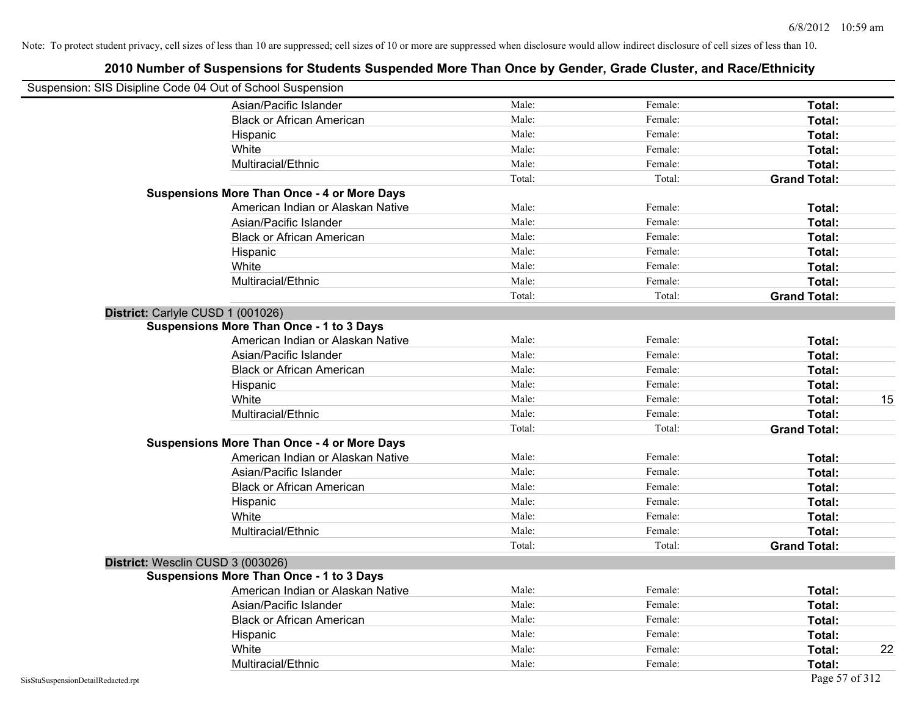Note: To protect student privacy, cell sizes of less than 10 are suppressed; cell sizes of 10 or more are suppressed when disclosure would allow indirect disclosure of cell sizes of less than 10.

# 2010 Number of Suspensions for Students Suspended More Than Once by Gender, Grade Cluster, and Race/Ethnicity

Suspension: SIS Disipline Code 04 Out of School Suspension

| | | | | |
|---|---|---|---|---|
| Asian/Pacific Islander | Male: | Female: | **Total:** | |
| Black or African American | Male: | Female: | **Total:** | |
| Hispanic | Male: | Female: | **Total:** | |
| White | Male: | Female: | **Total:** | |
| Multiracial/Ethnic | Male: | Female: | **Total:** | |
| | Total: | Total: | **Grand Total:** | |
| **Suspensions More Than Once - 4 or More Days** | | | | |
| American Indian or Alaskan Native | Male: | Female: | **Total:** | |
| Asian/Pacific Islander | Male: | Female: | **Total:** | |
| Black or African American | Male: | Female: | **Total:** | |
| Hispanic | Male: | Female: | **Total:** | |
| White | Male: | Female: | **Total:** | |
| Multiracial/Ethnic | Male: | Female: | **Total:** | |
| | Total: | Total: | **Grand Total:** | |

**District:** Carlyle CUSD 1 (001026)

| | | | | |
|---|---|---|---|---|
| **Suspensions More Than Once - 1 to 3 Days** | | | | |
| American Indian or Alaskan Native | Male: | Female: | **Total:** | |
| Asian/Pacific Islander | Male: | Female: | **Total:** | |
| Black or African American | Male: | Female: | **Total:** | |
| Hispanic | Male: | Female: | **Total:** | |
| White | Male: | Female: | **Total:** | 15 |
| Multiracial/Ethnic | Male: | Female: | **Total:** | |
| | Total: | Total: | **Grand Total:** | |
| **Suspensions More Than Once - 4 or More Days** | | | | |
| American Indian or Alaskan Native | Male: | Female: | **Total:** | |
| Asian/Pacific Islander | Male: | Female: | **Total:** | |
| Black or African American | Male: | Female: | **Total:** | |
| Hispanic | Male: | Female: | **Total:** | |
| White | Male: | Female: | **Total:** | |
| Multiracial/Ethnic | Male: | Female: | **Total:** | |
| | Total: | Total: | **Grand Total:** | |

**District:** Wesclin CUSD 3 (003026)

| | | | | |
|---|---|---|---|---|
| **Suspensions More Than Once - 1 to 3 Days** | | | | |
| American Indian or Alaskan Native | Male: | Female: | **Total:** | |
| Asian/Pacific Islander | Male: | Female: | **Total:** | |
| Black or African American | Male: | Female: | **Total:** | |
| Hispanic | Male: | Female: | **Total:** | |
| White | Male: | Female: | **Total:** | 22 |
| Multiracial/Ethnic | Male: | Female: | **Total:** | |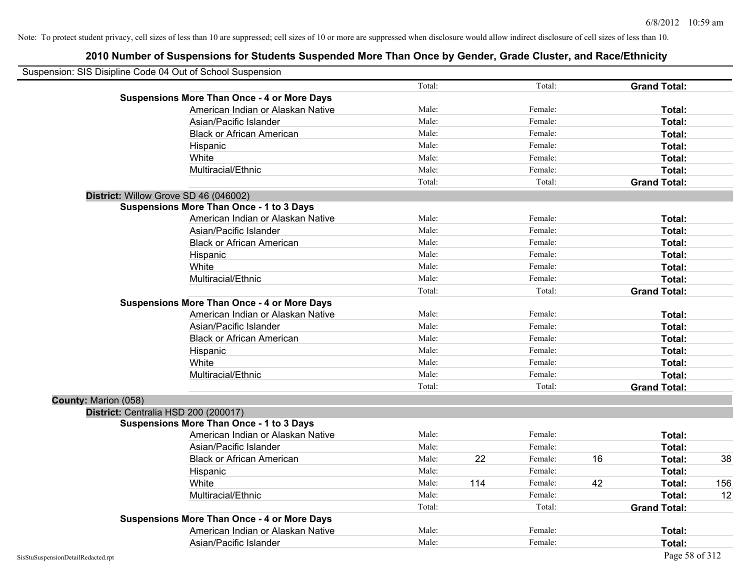Note: To protect student privacy, cell sizes of less than 10 are suppressed; cell sizes of 10 or more are suppressed when disclosure would allow indirect disclosure of cell sizes of less than 10.

## 2010 Number of Suspensions for Students Suspended More Than Once by Gender, Grade Cluster, and Race/Ethnicity

Suspension: SIS Disipline Code 04 Out of School Suspension

| | | | | | | |
|---|---|---|---|---|---|---|
| | Total: | | Total: | | **Grand Total:** | |
| **Suspensions More Than Once - 4 or More Days** | | | | | | |
| American Indian or Alaskan Native | Male: | | Female: | | **Total:** | |
| Asian/Pacific Islander | Male: | | Female: | | **Total:** | |
| Black or African American | Male: | | Female: | | **Total:** | |
| Hispanic | Male: | | Female: | | **Total:** | |
| White | Male: | | Female: | | **Total:** | |
| Multiracial/Ethnic | Male: | | Female: | | **Total:** | |
| | Total: | | Total: | | **Grand Total:** | |

**District:** Willow Grove SD 46 (046002)

| | | | | | | |
|---|---|---|---|---|---|---|
| **Suspensions More Than Once - 1 to 3 Days** | | | | | | |
| American Indian or Alaskan Native | Male: | | Female: | | **Total:** | |
| Asian/Pacific Islander | Male: | | Female: | | **Total:** | |
| Black or African American | Male: | | Female: | | **Total:** | |
| Hispanic | Male: | | Female: | | **Total:** | |
| White | Male: | | Female: | | **Total:** | |
| Multiracial/Ethnic | Male: | | Female: | | **Total:** | |
| | Total: | | Total: | | **Grand Total:** | |
| **Suspensions More Than Once - 4 or More Days** | | | | | | |
| American Indian or Alaskan Native | Male: | | Female: | | **Total:** | |
| Asian/Pacific Islander | Male: | | Female: | | **Total:** | |
| Black or African American | Male: | | Female: | | **Total:** | |
| Hispanic | Male: | | Female: | | **Total:** | |
| White | Male: | | Female: | | **Total:** | |
| Multiracial/Ethnic | Male: | | Female: | | **Total:** | |
| | Total: | | Total: | | **Grand Total:** | |

**County:** Marion (058)

**District:** Centralia HSD 200 (200017)

| | | | | | | |
|---|---|---|---|---|---|---|
| **Suspensions More Than Once - 1 to 3 Days** | | | | | | |
| American Indian or Alaskan Native | Male: | | Female: | | **Total:** | |
| Asian/Pacific Islander | Male: | | Female: | | **Total:** | |
| Black or African American | Male: | 22 | Female: | 16 | **Total:** | 38 |
| Hispanic | Male: | | Female: | | **Total:** | |
| White | Male: | 114 | Female: | 42 | **Total:** | 156 |
| Multiracial/Ethnic | Male: | | Female: | | **Total:** | 12 |
| | Total: | | Total: | | **Grand Total:** | |
| **Suspensions More Than Once - 4 or More Days** | | | | | | |
| American Indian or Alaskan Native | Male: | | Female: | | **Total:** | |
| Asian/Pacific Islander | Male: | | Female: | | **Total:** | |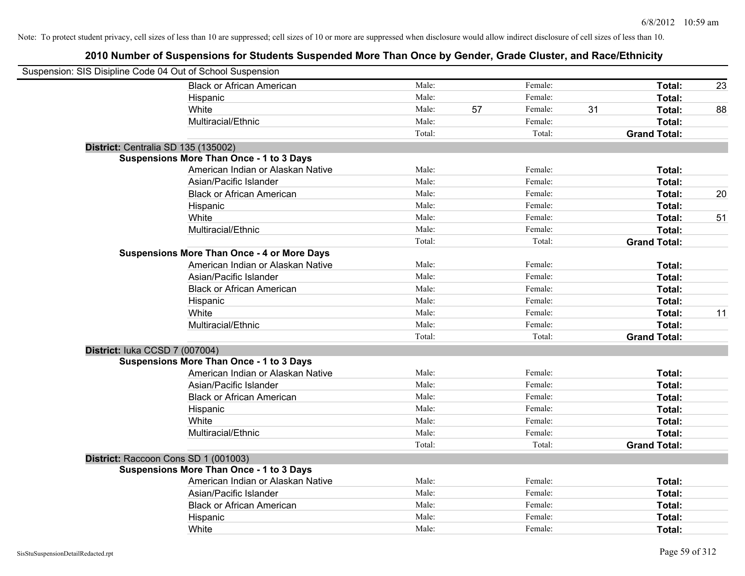Note: To protect student privacy, cell sizes of less than 10 are suppressed; cell sizes of 10 or more are suppressed when disclosure would allow indirect disclosure of cell sizes of less than 10.

# 2010 Number of Suspensions for Students Suspended More Than Once by Gender, Grade Cluster, and Race/Ethnicity

Suspension: SIS Disipline Code 04 Out of School Suspension

| | | | | | | |
|---|---|---|---|---|---|---|
| Black or African American | Male: | | Female: | | **Total:** | 23 |
| Hispanic | Male: | | Female: | | **Total:** | |
| White | Male: | 57 | Female: | 31 | **Total:** | 88 |
| Multiracial/Ethnic | Male: | | Female: | | **Total:** | |
| | Total: | | Total: | | **Grand Total:** | |

**District:** Centralia SD 135 (135002)

**Suspensions More Than Once - 1 to 3 Days**

| | | | | | | |
|---|---|---|---|---|---|---|
| American Indian or Alaskan Native | Male: | | Female: | | **Total:** | |
| Asian/Pacific Islander | Male: | | Female: | | **Total:** | |
| Black or African American | Male: | | Female: | | **Total:** | 20 |
| Hispanic | Male: | | Female: | | **Total:** | |
| White | Male: | | Female: | | **Total:** | 51 |
| Multiracial/Ethnic | Male: | | Female: | | **Total:** | |
| | Total: | | Total: | | **Grand Total:** | |

**Suspensions More Than Once - 4 or More Days**

| | | | | | | |
|---|---|---|---|---|---|---|
| American Indian or Alaskan Native | Male: | | Female: | | **Total:** | |
| Asian/Pacific Islander | Male: | | Female: | | **Total:** | |
| Black or African American | Male: | | Female: | | **Total:** | |
| Hispanic | Male: | | Female: | | **Total:** | |
| White | Male: | | Female: | | **Total:** | 11 |
| Multiracial/Ethnic | Male: | | Female: | | **Total:** | |
| | Total: | | Total: | | **Grand Total:** | |

**District:** Iuka CCSD 7 (007004)

**Suspensions More Than Once - 1 to 3 Days**

| | | | | | | |
|---|---|---|---|---|---|---|
| American Indian or Alaskan Native | Male: | | Female: | | **Total:** | |
| Asian/Pacific Islander | Male: | | Female: | | **Total:** | |
| Black or African American | Male: | | Female: | | **Total:** | |
| Hispanic | Male: | | Female: | | **Total:** | |
| White | Male: | | Female: | | **Total:** | |
| Multiracial/Ethnic | Male: | | Female: | | **Total:** | |
| | Total: | | Total: | | **Grand Total:** | |

**District:** Raccoon Cons SD 1 (001003)

**Suspensions More Than Once - 1 to 3 Days**

| | | | | | | |
|---|---|---|---|---|---|---|
| American Indian or Alaskan Native | Male: | | Female: | | **Total:** | |
| Asian/Pacific Islander | Male: | | Female: | | **Total:** | |
| Black or African American | Male: | | Female: | | **Total:** | |
| Hispanic | Male: | | Female: | | **Total:** | |
| White | Male: | | Female: | | **Total:** | |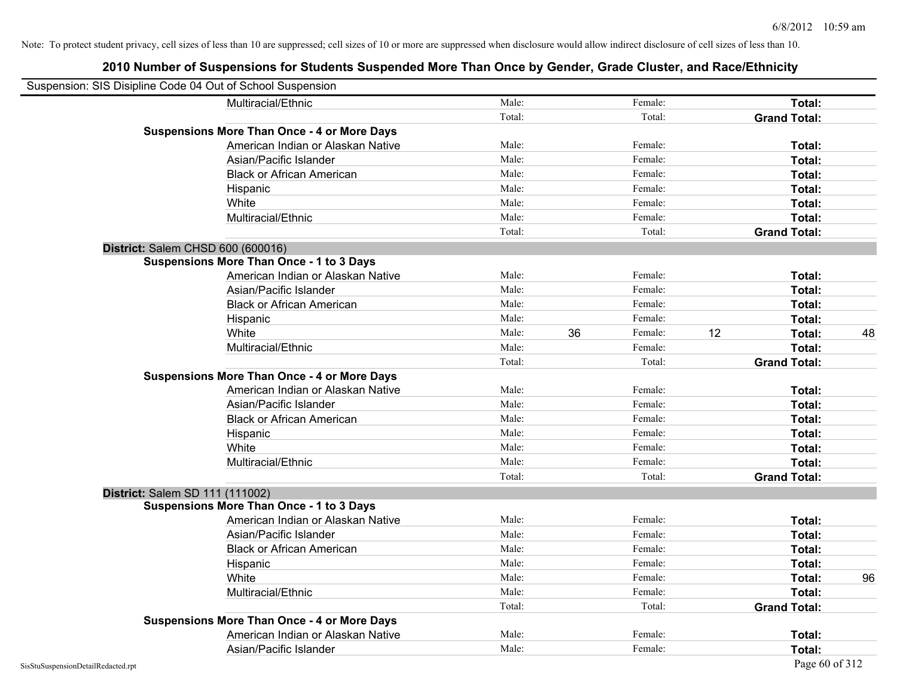Note: To protect student privacy, cell sizes of less than 10 are suppressed; cell sizes of 10 or more are suppressed when disclosure would allow indirect disclosure of cell sizes of less than 10.

## 2010 Number of Suspensions for Students Suspended More Than Once by Gender, Grade Cluster, and Race/Ethnicity

Suspension: SIS Disipline Code 04 Out of School Suspension

| | | | | | | | |
|---|---|---|---|---|---|---|---|
| Multiracial/Ethnic | Male: | | Female: | | **Total:** | |
| | Total: | | Total: | | **Grand Total:** | |
| **Suspensions More Than Once - 4 or More Days** | | | | | | |
| American Indian or Alaskan Native | Male: | | Female: | | **Total:** | |
| Asian/Pacific Islander | Male: | | Female: | | **Total:** | |
| Black or African American | Male: | | Female: | | **Total:** | |
| Hispanic | Male: | | Female: | | **Total:** | |
| White | Male: | | Female: | | **Total:** | |
| Multiracial/Ethnic | Male: | | Female: | | **Total:** | |
| | Total: | | Total: | | **Grand Total:** | |
| **District:** Salem CHSD 600 (600016) | | | | | | |
| **Suspensions More Than Once - 1 to 3 Days** | | | | | | |
| American Indian or Alaskan Native | Male: | | Female: | | **Total:** | |
| Asian/Pacific Islander | Male: | | Female: | | **Total:** | |
| Black or African American | Male: | | Female: | | **Total:** | |
| Hispanic | Male: | | Female: | | **Total:** | |
| White | Male: | 36 | Female: | 12 | **Total:** | 48 |
| Multiracial/Ethnic | Male: | | Female: | | **Total:** | |
| | Total: | | Total: | | **Grand Total:** | |
| **Suspensions More Than Once - 4 or More Days** | | | | | | |
| American Indian or Alaskan Native | Male: | | Female: | | **Total:** | |
| Asian/Pacific Islander | Male: | | Female: | | **Total:** | |
| Black or African American | Male: | | Female: | | **Total:** | |
| Hispanic | Male: | | Female: | | **Total:** | |
| White | Male: | | Female: | | **Total:** | |
| Multiracial/Ethnic | Male: | | Female: | | **Total:** | |
| | Total: | | Total: | | **Grand Total:** | |
| **District:** Salem SD 111 (111002) | | | | | | |
| **Suspensions More Than Once - 1 to 3 Days** | | | | | | |
| American Indian or Alaskan Native | Male: | | Female: | | **Total:** | |
| Asian/Pacific Islander | Male: | | Female: | | **Total:** | |
| Black or African American | Male: | | Female: | | **Total:** | |
| Hispanic | Male: | | Female: | | **Total:** | |
| White | Male: | | Female: | | **Total:** | 96 |
| Multiracial/Ethnic | Male: | | Female: | | **Total:** | |
| | Total: | | Total: | | **Grand Total:** | |
| **Suspensions More Than Once - 4 or More Days** | | | | | | |
| American Indian or Alaskan Native | Male: | | Female: | | **Total:** | |
| Asian/Pacific Islander | Male: | | Female: | | **Total:** | |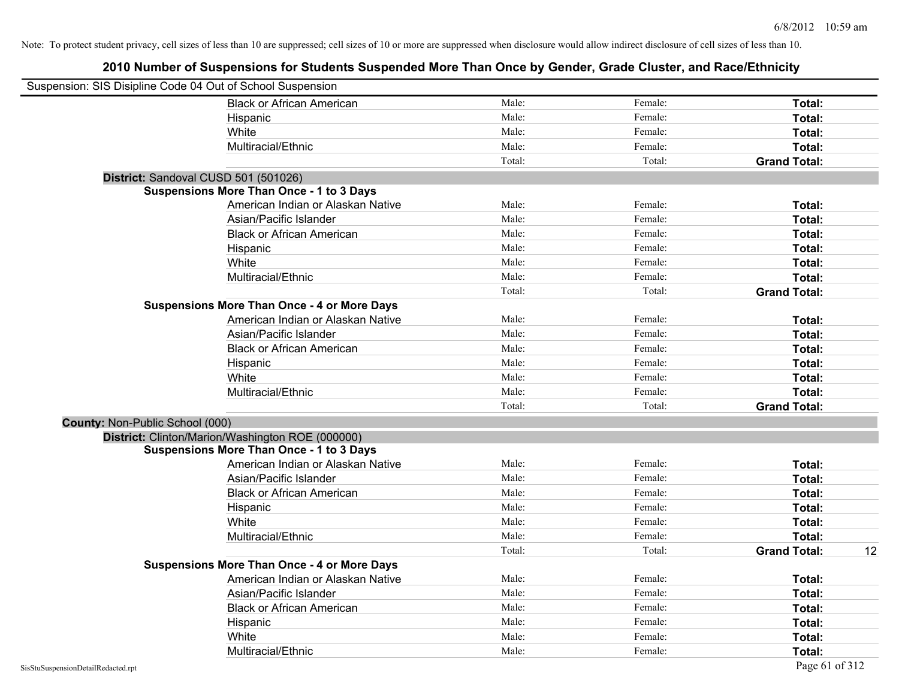Note: To protect student privacy, cell sizes of less than 10 are suppressed; cell sizes of 10 or more are suppressed when disclosure would allow indirect disclosure of cell sizes of less than 10.

# 2010 Number of Suspensions for Students Suspended More Than Once by Gender, Grade Cluster, and Race/Ethnicity

Suspension: SIS Disipline Code 04 Out of School Suspension

| | | | | |
|---|---|---|---|---|
| Black or African American | Male: | Female: | **Total:** | |
| Hispanic | Male: | Female: | **Total:** | |
| White | Male: | Female: | **Total:** | |
| Multiracial/Ethnic | Male: | Female: | **Total:** | |
| | Total: | Total: | **Grand Total:** | |

**District:** Sandoval CUSD 501 (501026)

**Suspensions More Than Once - 1 to 3 Days**

| | | | | |
|---|---|---|---|---|
| American Indian or Alaskan Native | Male: | Female: | **Total:** | |
| Asian/Pacific Islander | Male: | Female: | **Total:** | |
| Black or African American | Male: | Female: | **Total:** | |
| Hispanic | Male: | Female: | **Total:** | |
| White | Male: | Female: | **Total:** | |
| Multiracial/Ethnic | Male: | Female: | **Total:** | |
| | Total: | Total: | **Grand Total:** | |

**Suspensions More Than Once - 4 or More Days**

| | | | | |
|---|---|---|---|---|
| American Indian or Alaskan Native | Male: | Female: | **Total:** | |
| Asian/Pacific Islander | Male: | Female: | **Total:** | |
| Black or African American | Male: | Female: | **Total:** | |
| Hispanic | Male: | Female: | **Total:** | |
| White | Male: | Female: | **Total:** | |
| Multiracial/Ethnic | Male: | Female: | **Total:** | |
| | Total: | Total: | **Grand Total:** | |

**County:** Non-Public School (000)

**District:** Clinton/Marion/Washington ROE (000000)

**Suspensions More Than Once - 1 to 3 Days**

| | | | | |
|---|---|---|---|---|
| American Indian or Alaskan Native | Male: | Female: | **Total:** | |
| Asian/Pacific Islander | Male: | Female: | **Total:** | |
| Black or African American | Male: | Female: | **Total:** | |
| Hispanic | Male: | Female: | **Total:** | |
| White | Male: | Female: | **Total:** | |
| Multiracial/Ethnic | Male: | Female: | **Total:** | |
| | Total: | Total: | **Grand Total:** | 12 |

**Suspensions More Than Once - 4 or More Days**

| | | | | |
|---|---|---|---|---|
| American Indian or Alaskan Native | Male: | Female: | **Total:** | |
| Asian/Pacific Islander | Male: | Female: | **Total:** | |
| Black or African American | Male: | Female: | **Total:** | |
| Hispanic | Male: | Female: | **Total:** | |
| White | Male: | Female: | **Total:** | |
| Multiracial/Ethnic | Male: | Female: | **Total:** | |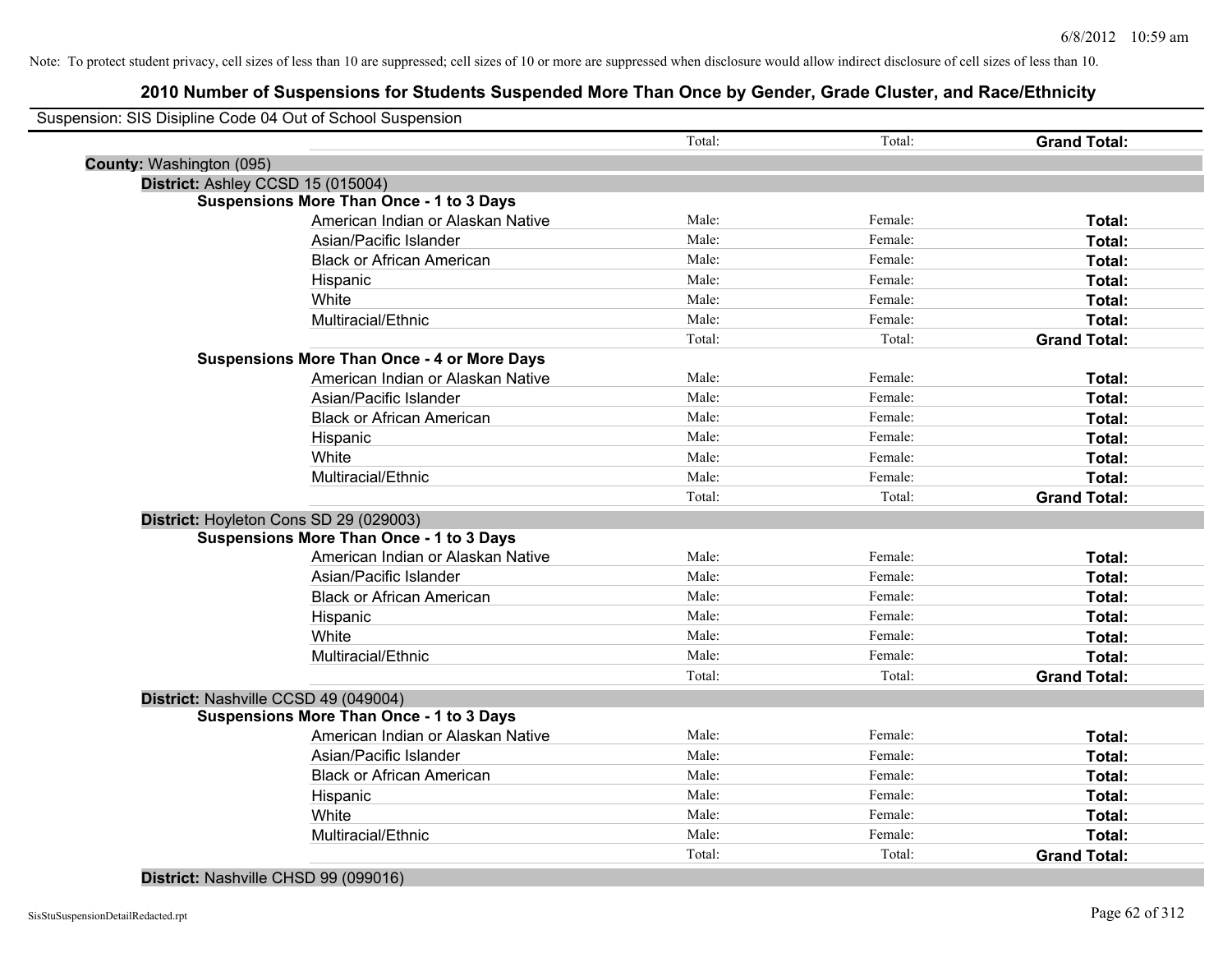Note: To protect student privacy, cell sizes of less than 10 are suppressed; cell sizes of 10 or more are suppressed when disclosure would allow indirect disclosure of cell sizes of less than 10.

## 2010 Number of Suspensions for Students Suspended More Than Once by Gender, Grade Cluster, and Race/Ethnicity

Suspension: SIS Disipline Code 04 Out of School Suspension

| | | | |
|---|---|---|---|
| | Total: | Total: | **Grand Total:** |

**County:** Washington (095)

**District:** Ashley CCSD 15 (015004)

**Suspensions More Than Once - 1 to 3 Days**

| | | | |
|---|---|---|---|
| American Indian or Alaskan Native | Male: | Female: | **Total:** |
| Asian/Pacific Islander | Male: | Female: | **Total:** |
| Black or African American | Male: | Female: | **Total:** |
| Hispanic | Male: | Female: | **Total:** |
| White | Male: | Female: | **Total:** |
| Multiracial/Ethnic | Male: | Female: | **Total:** |
| | Total: | Total: | **Grand Total:** |

**Suspensions More Than Once - 4 or More Days**

| | | | |
|---|---|---|---|
| American Indian or Alaskan Native | Male: | Female: | **Total:** |
| Asian/Pacific Islander | Male: | Female: | **Total:** |
| Black or African American | Male: | Female: | **Total:** |
| Hispanic | Male: | Female: | **Total:** |
| White | Male: | Female: | **Total:** |
| Multiracial/Ethnic | Male: | Female: | **Total:** |
| | Total: | Total: | **Grand Total:** |

**District:** Hoyleton Cons SD 29 (029003)

**Suspensions More Than Once - 1 to 3 Days**

| | | | |
|---|---|---|---|
| American Indian or Alaskan Native | Male: | Female: | **Total:** |
| Asian/Pacific Islander | Male: | Female: | **Total:** |
| Black or African American | Male: | Female: | **Total:** |
| Hispanic | Male: | Female: | **Total:** |
| White | Male: | Female: | **Total:** |
| Multiracial/Ethnic | Male: | Female: | **Total:** |
| | Total: | Total: | **Grand Total:** |

**District:** Nashville CCSD 49 (049004)

**Suspensions More Than Once - 1 to 3 Days**

| | | | |
|---|---|---|---|
| American Indian or Alaskan Native | Male: | Female: | **Total:** |
| Asian/Pacific Islander | Male: | Female: | **Total:** |
| Black or African American | Male: | Female: | **Total:** |
| Hispanic | Male: | Female: | **Total:** |
| White | Male: | Female: | **Total:** |
| Multiracial/Ethnic | Male: | Female: | **Total:** |
| | Total: | Total: | **Grand Total:** |

**District:** Nashville CHSD 99 (099016)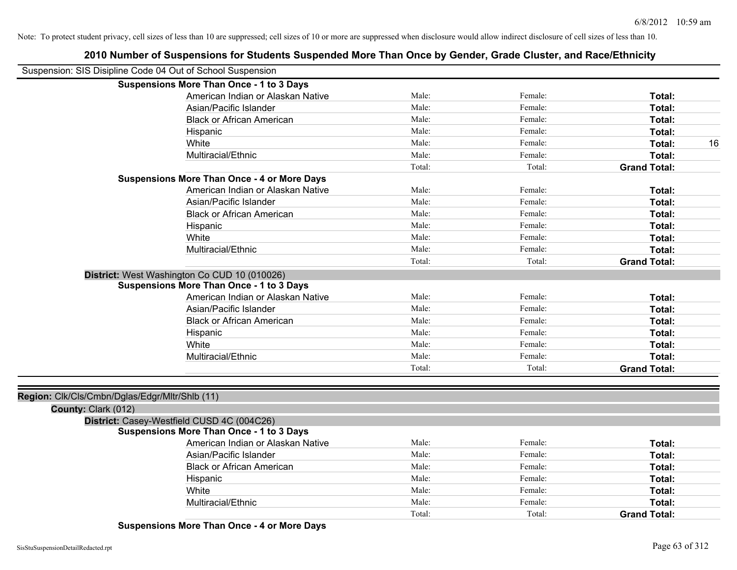Note: To protect student privacy, cell sizes of less than 10 are suppressed; cell sizes of 10 or more are suppressed when disclosure would allow indirect disclosure of cell sizes of less than 10.

## 2010 Number of Suspensions for Students Suspended More Than Once by Gender, Grade Cluster, and Race/Ethnicity

Suspension: SIS Disipline Code 04 Out of School Suspension

**Suspensions More Than Once - 1 to 3 Days**

| | | | | |
|---|---|---|---|---|
| American Indian or Alaskan Native | Male: | Female: | **Total:** | |
| Asian/Pacific Islander | Male: | Female: | **Total:** | |
| Black or African American | Male: | Female: | **Total:** | |
| Hispanic | Male: | Female: | **Total:** | |
| White | Male: | Female: | **Total:** | 16 |
| Multiracial/Ethnic | Male: | Female: | **Total:** | |
| | Total: | Total: | **Grand Total:** | |

**Suspensions More Than Once - 4 or More Days**

| | | | | |
|---|---|---|---|---|
| American Indian or Alaskan Native | Male: | Female: | **Total:** | |
| Asian/Pacific Islander | Male: | Female: | **Total:** | |
| Black or African American | Male: | Female: | **Total:** | |
| Hispanic | Male: | Female: | **Total:** | |
| White | Male: | Female: | **Total:** | |
| Multiracial/Ethnic | Male: | Female: | **Total:** | |
| | Total: | Total: | **Grand Total:** | |

**District:** West Washington Co CUD 10 (010026)

**Suspensions More Than Once - 1 to 3 Days**

| | | | | |
|---|---|---|---|---|
| American Indian or Alaskan Native | Male: | Female: | **Total:** | |
| Asian/Pacific Islander | Male: | Female: | **Total:** | |
| Black or African American | Male: | Female: | **Total:** | |
| Hispanic | Male: | Female: | **Total:** | |
| White | Male: | Female: | **Total:** | |
| Multiracial/Ethnic | Male: | Female: | **Total:** | |
| | Total: | Total: | **Grand Total:** | |

**Region:** Clk/Cls/Cmbn/Dglas/Edgr/Mltr/Shlb (11)

**County:** Clark (012)

**District:** Casey-Westfield CUSD 4C (004C26)

**Suspensions More Than Once - 1 to 3 Days**

| | | | | |
|---|---|---|---|---|
| American Indian or Alaskan Native | Male: | Female: | **Total:** | |
| Asian/Pacific Islander | Male: | Female: | **Total:** | |
| Black or African American | Male: | Female: | **Total:** | |
| Hispanic | Male: | Female: | **Total:** | |
| White | Male: | Female: | **Total:** | |
| Multiracial/Ethnic | Male: | Female: | **Total:** | |
| | Total: | Total: | **Grand Total:** | |

**Suspensions More Than Once - 4 or More Days**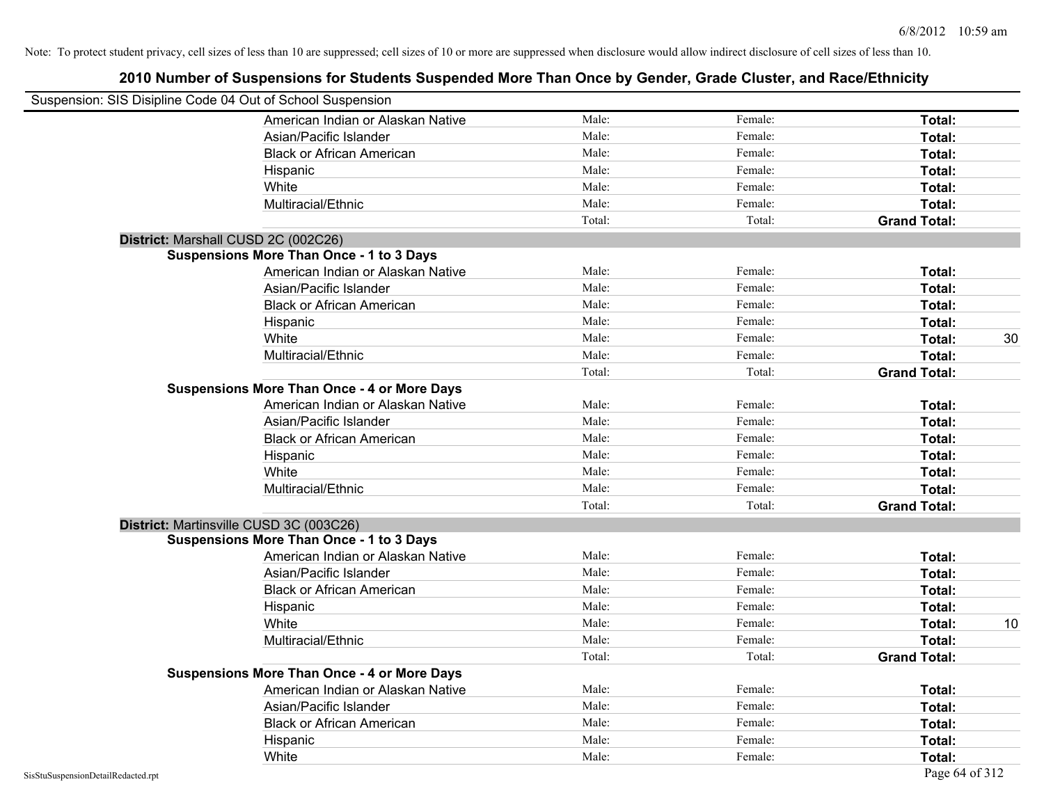Note: To protect student privacy, cell sizes of less than 10 are suppressed; cell sizes of 10 or more are suppressed when disclosure would allow indirect disclosure of cell sizes of less than 10.

## 2010 Number of Suspensions for Students Suspended More Than Once by Gender, Grade Cluster, and Race/Ethnicity

Suspension: SIS Disipline Code 04 Out of School Suspension

| | | | | |
|---|---|---|---|---|
| American Indian or Alaskan Native | Male: | Female: | **Total:** | |
| Asian/Pacific Islander | Male: | Female: | **Total:** | |
| Black or African American | Male: | Female: | **Total:** | |
| Hispanic | Male: | Female: | **Total:** | |
| White | Male: | Female: | **Total:** | |
| Multiracial/Ethnic | Male: | Female: | **Total:** | |
| | Total: | Total: | **Grand Total:** | |

**District:** Marshall CUSD 2C (002C26)

**Suspensions More Than Once - 1 to 3 Days**

| | | | | |
|---|---|---|---|---|
| American Indian or Alaskan Native | Male: | Female: | **Total:** | |
| Asian/Pacific Islander | Male: | Female: | **Total:** | |
| Black or African American | Male: | Female: | **Total:** | |
| Hispanic | Male: | Female: | **Total:** | |
| White | Male: | Female: | **Total:** | 30 |
| Multiracial/Ethnic | Male: | Female: | **Total:** | |
| | Total: | Total: | **Grand Total:** | |

**Suspensions More Than Once - 4 or More Days**

| | | | | |
|---|---|---|---|---|
| American Indian or Alaskan Native | Male: | Female: | **Total:** | |
| Asian/Pacific Islander | Male: | Female: | **Total:** | |
| Black or African American | Male: | Female: | **Total:** | |
| Hispanic | Male: | Female: | **Total:** | |
| White | Male: | Female: | **Total:** | |
| Multiracial/Ethnic | Male: | Female: | **Total:** | |
| | Total: | Total: | **Grand Total:** | |

**District:** Martinsville CUSD 3C (003C26)

**Suspensions More Than Once - 1 to 3 Days**

| | | | | |
|---|---|---|---|---|
| American Indian or Alaskan Native | Male: | Female: | **Total:** | |
| Asian/Pacific Islander | Male: | Female: | **Total:** | |
| Black or African American | Male: | Female: | **Total:** | |
| Hispanic | Male: | Female: | **Total:** | |
| White | Male: | Female: | **Total:** | 10 |
| Multiracial/Ethnic | Male: | Female: | **Total:** | |
| | Total: | Total: | **Grand Total:** | |

**Suspensions More Than Once - 4 or More Days**

| | | | | |
|---|---|---|---|---|
| American Indian or Alaskan Native | Male: | Female: | **Total:** | |
| Asian/Pacific Islander | Male: | Female: | **Total:** | |
| Black or African American | Male: | Female: | **Total:** | |
| Hispanic | Male: | Female: | **Total:** | |
| White | Male: | Female: | **Total:** | |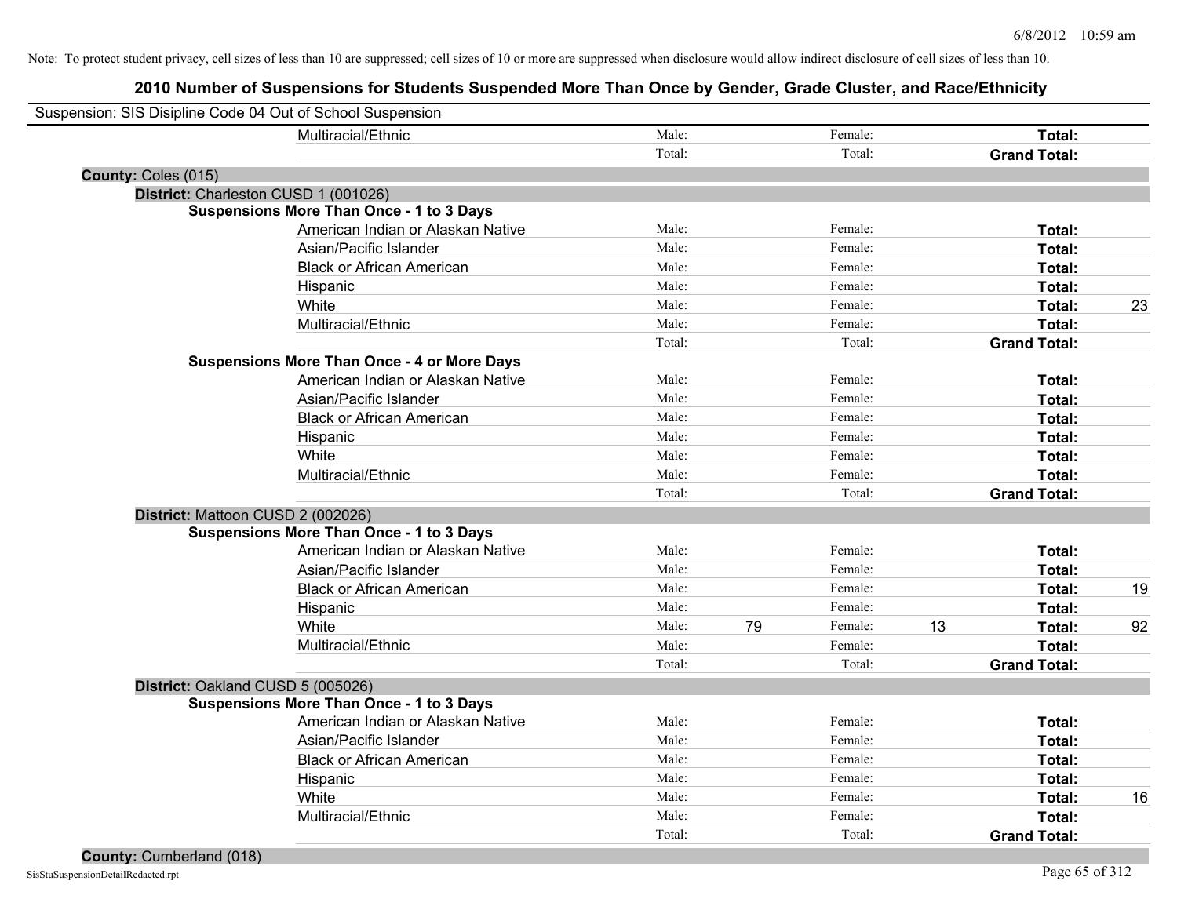Note: To protect student privacy, cell sizes of less than 10 are suppressed; cell sizes of 10 or more are suppressed when disclosure would allow indirect disclosure of cell sizes of less than 10.

## 2010 Number of Suspensions for Students Suspended More Than Once by Gender, Grade Cluster, and Race/Ethnicity

Suspension: SIS Disipline Code 04 Out of School Suspension

| | | | | | | | |
|---|---|---|---|---|---|---|---|
| | Multiracial/Ethnic | Male: | | Female: | | **Total:** | |
| | | Total: | | Total: | | **Grand Total:** | |
| **County:** Coles (015) | | | | | | | |
| **District:** Charleston CUSD 1 (001026) | | | | | | | |
| **Suspensions More Than Once - 1 to 3 Days** | | | | | | | |
| | American Indian or Alaskan Native | Male: | | Female: | | **Total:** | |
| | Asian/Pacific Islander | Male: | | Female: | | **Total:** | |
| | Black or African American | Male: | | Female: | | **Total:** | |
| | Hispanic | Male: | | Female: | | **Total:** | |
| | White | Male: | | Female: | | **Total:** | 23 |
| | Multiracial/Ethnic | Male: | | Female: | | **Total:** | |
| | | Total: | | Total: | | **Grand Total:** | |
| **Suspensions More Than Once - 4 or More Days** | | | | | | | |
| | American Indian or Alaskan Native | Male: | | Female: | | **Total:** | |
| | Asian/Pacific Islander | Male: | | Female: | | **Total:** | |
| | Black or African American | Male: | | Female: | | **Total:** | |
| | Hispanic | Male: | | Female: | | **Total:** | |
| | White | Male: | | Female: | | **Total:** | |
| | Multiracial/Ethnic | Male: | | Female: | | **Total:** | |
| | | Total: | | Total: | | **Grand Total:** | |
| **District:** Mattoon CUSD 2 (002026) | | | | | | | |
| **Suspensions More Than Once - 1 to 3 Days** | | | | | | | |
| | American Indian or Alaskan Native | Male: | | Female: | | **Total:** | |
| | Asian/Pacific Islander | Male: | | Female: | | **Total:** | |
| | Black or African American | Male: | | Female: | | **Total:** | 19 |
| | Hispanic | Male: | | Female: | | **Total:** | |
| | White | Male: | 79 | Female: | 13 | **Total:** | 92 |
| | Multiracial/Ethnic | Male: | | Female: | | **Total:** | |
| | | Total: | | Total: | | **Grand Total:** | |
| **District:** Oakland CUSD 5 (005026) | | | | | | | |
| **Suspensions More Than Once - 1 to 3 Days** | | | | | | | |
| | American Indian or Alaskan Native | Male: | | Female: | | **Total:** | |
| | Asian/Pacific Islander | Male: | | Female: | | **Total:** | |
| | Black or African American | Male: | | Female: | | **Total:** | |
| | Hispanic | Male: | | Female: | | **Total:** | |
| | White | Male: | | Female: | | **Total:** | 16 |
| | Multiracial/Ethnic | Male: | | Female: | | **Total:** | |
| | | Total: | | Total: | | **Grand Total:** | |
| **County:** Cumberland (018) | | | | | | | |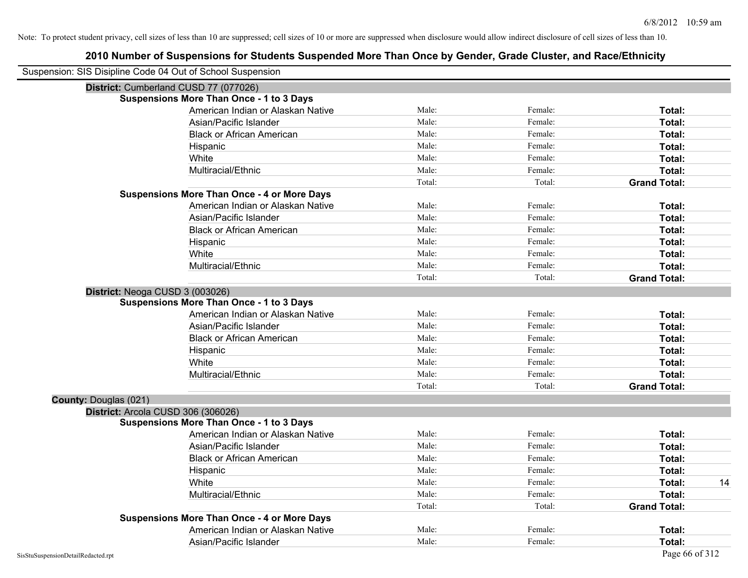Note: To protect student privacy, cell sizes of less than 10 are suppressed; cell sizes of 10 or more are suppressed when disclosure would allow indirect disclosure of cell sizes of less than 10.

# 2010 Number of Suspensions for Students Suspended More Than Once by Gender, Grade Cluster, and Race/Ethnicity

Suspension: SIS Disipline Code 04 Out of School Suspension

**District:** Cumberland CUSD 77 (077026)

**Suspensions More Than Once - 1 to 3 Days**

| | | | | |
|---|---|---|---|---|
| American Indian or Alaskan Native | Male: | Female: | **Total:** | |
| Asian/Pacific Islander | Male: | Female: | **Total:** | |
| Black or African American | Male: | Female: | **Total:** | |
| Hispanic | Male: | Female: | **Total:** | |
| White | Male: | Female: | **Total:** | |
| Multiracial/Ethnic | Male: | Female: | **Total:** | |
| | Total: | Total: | **Grand Total:** | |

**Suspensions More Than Once - 4 or More Days**

| | | | | |
|---|---|---|---|---|
| American Indian or Alaskan Native | Male: | Female: | **Total:** | |
| Asian/Pacific Islander | Male: | Female: | **Total:** | |
| Black or African American | Male: | Female: | **Total:** | |
| Hispanic | Male: | Female: | **Total:** | |
| White | Male: | Female: | **Total:** | |
| Multiracial/Ethnic | Male: | Female: | **Total:** | |
| | Total: | Total: | **Grand Total:** | |

**District:** Neoga CUSD 3 (003026)

**Suspensions More Than Once - 1 to 3 Days**

| | | | | |
|---|---|---|---|---|
| American Indian or Alaskan Native | Male: | Female: | **Total:** | |
| Asian/Pacific Islander | Male: | Female: | **Total:** | |
| Black or African American | Male: | Female: | **Total:** | |
| Hispanic | Male: | Female: | **Total:** | |
| White | Male: | Female: | **Total:** | |
| Multiracial/Ethnic | Male: | Female: | **Total:** | |
| | Total: | Total: | **Grand Total:** | |

**County:** Douglas (021)

**District:** Arcola CUSD 306 (306026)

**Suspensions More Than Once - 1 to 3 Days**

| | | | | |
|---|---|---|---|---|
| American Indian or Alaskan Native | Male: | Female: | **Total:** | |
| Asian/Pacific Islander | Male: | Female: | **Total:** | |
| Black or African American | Male: | Female: | **Total:** | |
| Hispanic | Male: | Female: | **Total:** | |
| White | Male: | Female: | **Total:** | 14 |
| Multiracial/Ethnic | Male: | Female: | **Total:** | |
| | Total: | Total: | **Grand Total:** | |

**Suspensions More Than Once - 4 or More Days**

| | | | | |
|---|---|---|---|---|
| American Indian or Alaskan Native | Male: | Female: | **Total:** | |
| Asian/Pacific Islander | Male: | Female: | **Total:** | |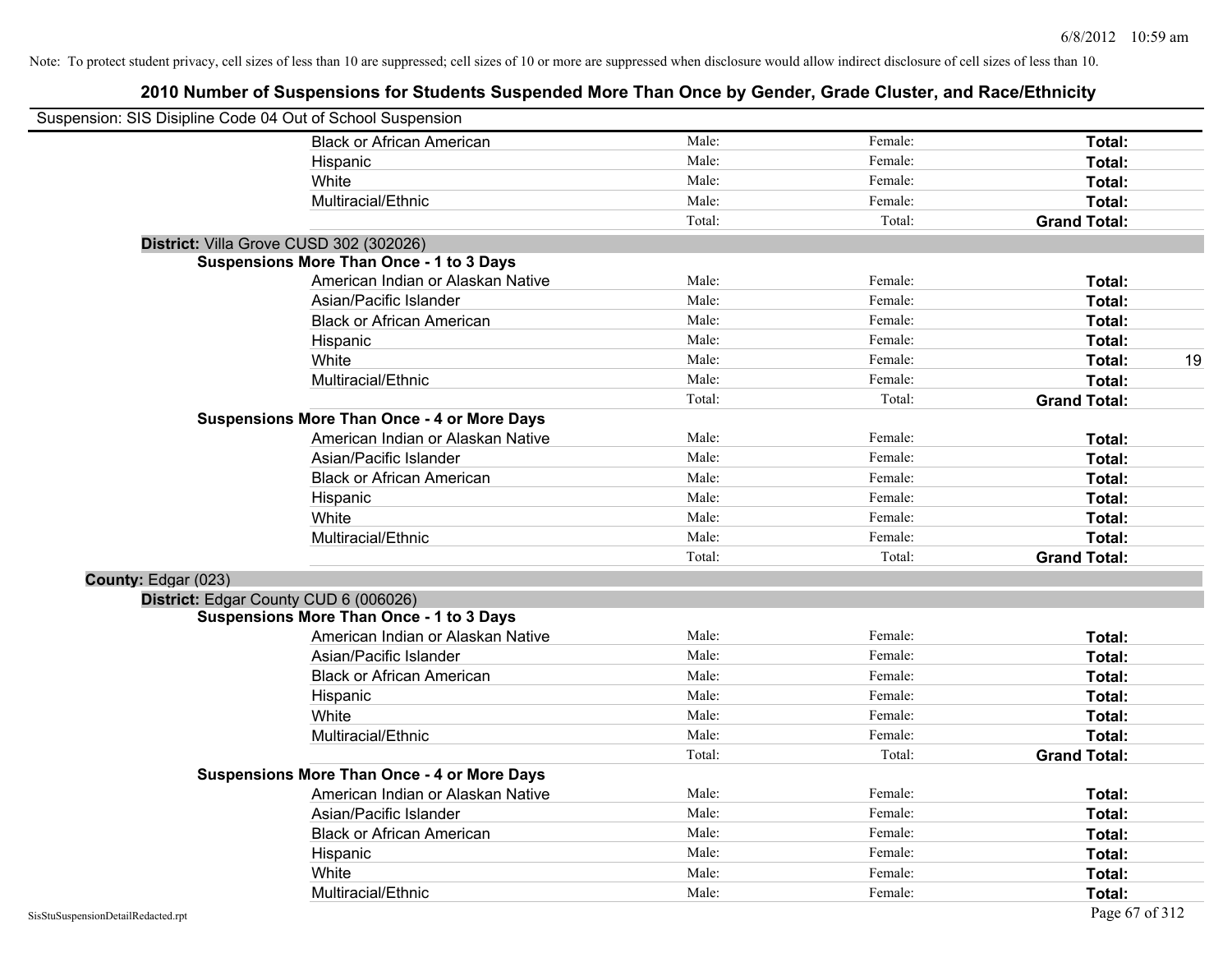Note: To protect student privacy, cell sizes of less than 10 are suppressed; cell sizes of 10 or more are suppressed when disclosure would allow indirect disclosure of cell sizes of less than 10.

# 2010 Number of Suspensions for Students Suspended More Than Once by Gender, Grade Cluster, and Race/Ethnicity

Suspension: SIS Disipline Code 04 Out of School Suspension

| | | | | |
|---|---|---|---|---|
| Black or African American | Male: | Female: | **Total:** | |
| Hispanic | Male: | Female: | **Total:** | |
| White | Male: | Female: | **Total:** | |
| Multiracial/Ethnic | Male: | Female: | **Total:** | |
| | Total: | Total: | **Grand Total:** | |

**District:** Villa Grove CUSD 302 (302026)

**Suspensions More Than Once - 1 to 3 Days**

| | | | | |
|---|---|---|---|---|
| American Indian or Alaskan Native | Male: | Female: | **Total:** | |
| Asian/Pacific Islander | Male: | Female: | **Total:** | |
| Black or African American | Male: | Female: | **Total:** | |
| Hispanic | Male: | Female: | **Total:** | |
| White | Male: | Female: | **Total:** | 19 |
| Multiracial/Ethnic | Male: | Female: | **Total:** | |
| | Total: | Total: | **Grand Total:** | |

**Suspensions More Than Once - 4 or More Days**

| | | | | |
|---|---|---|---|---|
| American Indian or Alaskan Native | Male: | Female: | **Total:** | |
| Asian/Pacific Islander | Male: | Female: | **Total:** | |
| Black or African American | Male: | Female: | **Total:** | |
| Hispanic | Male: | Female: | **Total:** | |
| White | Male: | Female: | **Total:** | |
| Multiracial/Ethnic | Male: | Female: | **Total:** | |
| | Total: | Total: | **Grand Total:** | |

**County:** Edgar (023)

**District:** Edgar County CUD 6 (006026)

**Suspensions More Than Once - 1 to 3 Days**

| | | | | |
|---|---|---|---|---|
| American Indian or Alaskan Native | Male: | Female: | **Total:** | |
| Asian/Pacific Islander | Male: | Female: | **Total:** | |
| Black or African American | Male: | Female: | **Total:** | |
| Hispanic | Male: | Female: | **Total:** | |
| White | Male: | Female: | **Total:** | |
| Multiracial/Ethnic | Male: | Female: | **Total:** | |
| | Total: | Total: | **Grand Total:** | |

**Suspensions More Than Once - 4 or More Days**

| | | | | |
|---|---|---|---|---|
| American Indian or Alaskan Native | Male: | Female: | **Total:** | |
| Asian/Pacific Islander | Male: | Female: | **Total:** | |
| Black or African American | Male: | Female: | **Total:** | |
| Hispanic | Male: | Female: | **Total:** | |
| White | Male: | Female: | **Total:** | |
| Multiracial/Ethnic | Male: | Female: | **Total:** | |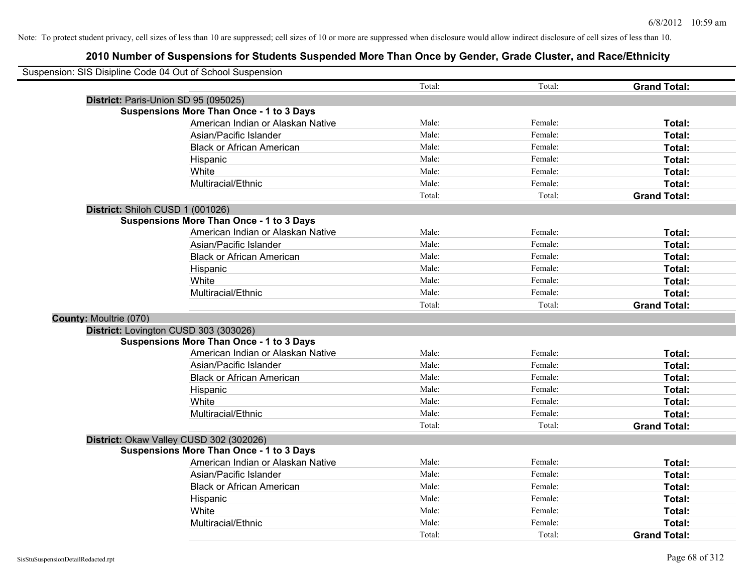Note: To protect student privacy, cell sizes of less than 10 are suppressed; cell sizes of 10 or more are suppressed when disclosure would allow indirect disclosure of cell sizes of less than 10.

## 2010 Number of Suspensions for Students Suspended More Than Once by Gender, Grade Cluster, and Race/Ethnicity

Suspension: SIS Disipline Code 04 Out of School Suspension

| | | | |
|---|---|---|---|
| | Total: | Total: | **Grand Total:** |
| **District:** Paris-Union SD 95 (095025) | | | |
| **Suspensions More Than Once - 1 to 3 Days** | | | |
| American Indian or Alaskan Native | Male: | Female: | **Total:** |
| Asian/Pacific Islander | Male: | Female: | **Total:** |
| Black or African American | Male: | Female: | **Total:** |
| Hispanic | Male: | Female: | **Total:** |
| White | Male: | Female: | **Total:** |
| Multiracial/Ethnic | Male: | Female: | **Total:** |
| | Total: | Total: | **Grand Total:** |
| **District:** Shiloh CUSD 1 (001026) | | | |
| **Suspensions More Than Once - 1 to 3 Days** | | | |
| American Indian or Alaskan Native | Male: | Female: | **Total:** |
| Asian/Pacific Islander | Male: | Female: | **Total:** |
| Black or African American | Male: | Female: | **Total:** |
| Hispanic | Male: | Female: | **Total:** |
| White | Male: | Female: | **Total:** |
| Multiracial/Ethnic | Male: | Female: | **Total:** |
| | Total: | Total: | **Grand Total:** |
| **County:** Moultrie (070) | | | |
| **District:** Lovington CUSD 303 (303026) | | | |
| **Suspensions More Than Once - 1 to 3 Days** | | | |
| American Indian or Alaskan Native | Male: | Female: | **Total:** |
| Asian/Pacific Islander | Male: | Female: | **Total:** |
| Black or African American | Male: | Female: | **Total:** |
| Hispanic | Male: | Female: | **Total:** |
| White | Male: | Female: | **Total:** |
| Multiracial/Ethnic | Male: | Female: | **Total:** |
| | Total: | Total: | **Grand Total:** |
| **District:** Okaw Valley CUSD 302 (302026) | | | |
| **Suspensions More Than Once - 1 to 3 Days** | | | |
| American Indian or Alaskan Native | Male: | Female: | **Total:** |
| Asian/Pacific Islander | Male: | Female: | **Total:** |
| Black or African American | Male: | Female: | **Total:** |
| Hispanic | Male: | Female: | **Total:** |
| White | Male: | Female: | **Total:** |
| Multiracial/Ethnic | Male: | Female: | **Total:** |
| | Total: | Total: | **Grand Total:** |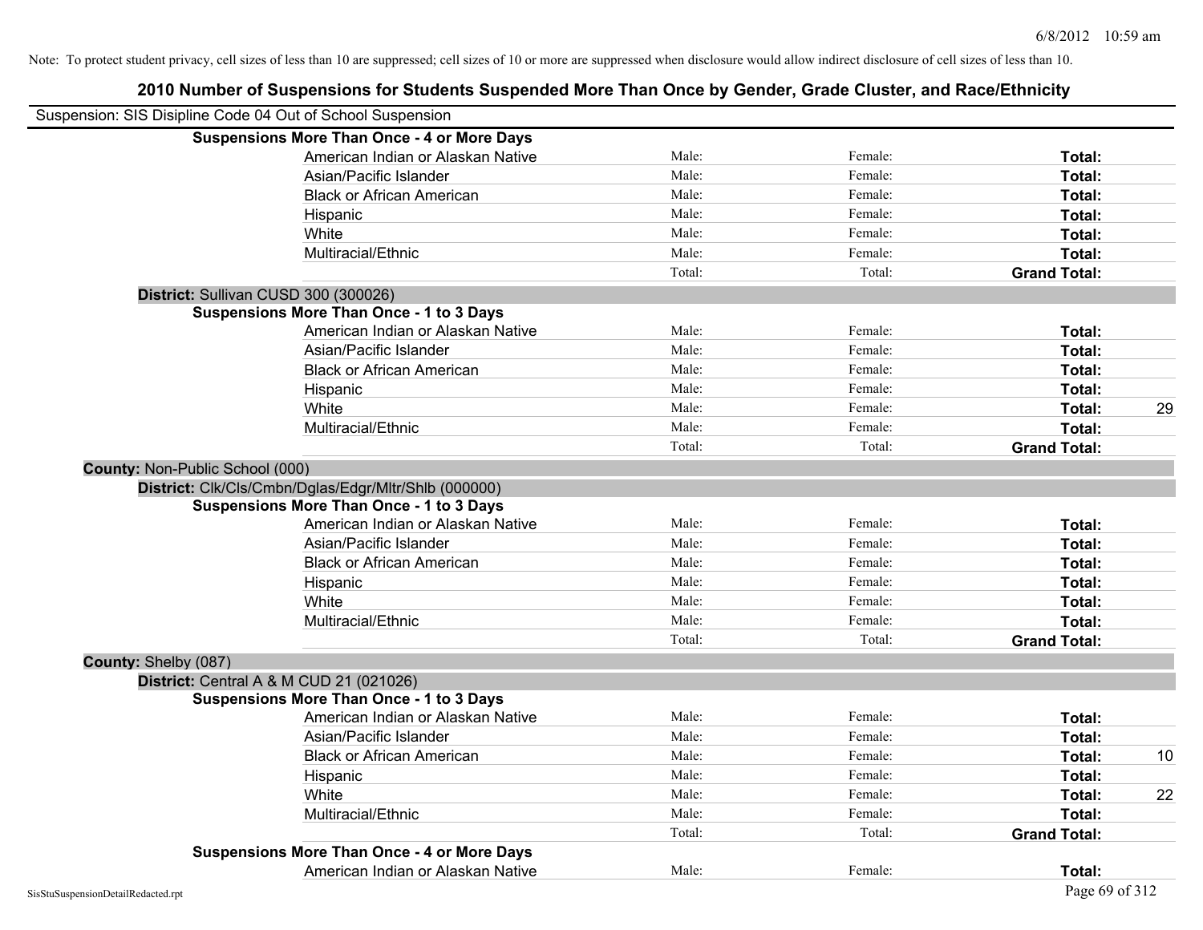Note: To protect student privacy, cell sizes of less than 10 are suppressed; cell sizes of 10 or more are suppressed when disclosure would allow indirect disclosure of cell sizes of less than 10.

# 2010 Number of Suspensions for Students Suspended More Than Once by Gender, Grade Cluster, and Race/Ethnicity

Suspension: SIS Disipline Code 04 Out of School Suspension

**Suspensions More Than Once - 4 or More Days**

| | | | | |
|---|---|---|---|---|
| American Indian or Alaskan Native | Male: | Female: | **Total:** | |
| Asian/Pacific Islander | Male: | Female: | **Total:** | |
| Black or African American | Male: | Female: | **Total:** | |
| Hispanic | Male: | Female: | **Total:** | |
| White | Male: | Female: | **Total:** | |
| Multiracial/Ethnic | Male: | Female: | **Total:** | |
| | Total: | Total: | **Grand Total:** | |

**District:** Sullivan CUSD 300 (300026)

**Suspensions More Than Once - 1 to 3 Days**

| | | | | |
|---|---|---|---|---|
| American Indian or Alaskan Native | Male: | Female: | **Total:** | |
| Asian/Pacific Islander | Male: | Female: | **Total:** | |
| Black or African American | Male: | Female: | **Total:** | |
| Hispanic | Male: | Female: | **Total:** | |
| White | Male: | Female: | **Total:** | 29 |
| Multiracial/Ethnic | Male: | Female: | **Total:** | |
| | Total: | Total: | **Grand Total:** | |

**County:** Non-Public School (000)

**District:** Clk/Cls/Cmbn/Dglas/Edgr/Mltr/Shlb (000000)

**Suspensions More Than Once - 1 to 3 Days**

| | | | | |
|---|---|---|---|---|
| American Indian or Alaskan Native | Male: | Female: | **Total:** | |
| Asian/Pacific Islander | Male: | Female: | **Total:** | |
| Black or African American | Male: | Female: | **Total:** | |
| Hispanic | Male: | Female: | **Total:** | |
| White | Male: | Female: | **Total:** | |
| Multiracial/Ethnic | Male: | Female: | **Total:** | |
| | Total: | Total: | **Grand Total:** | |

**County:** Shelby (087)

**District:** Central A & M CUD 21 (021026)

**Suspensions More Than Once - 1 to 3 Days**

| | | | | |
|---|---|---|---|---|
| American Indian or Alaskan Native | Male: | Female: | **Total:** | |
| Asian/Pacific Islander | Male: | Female: | **Total:** | |
| Black or African American | Male: | Female: | **Total:** | 10 |
| Hispanic | Male: | Female: | **Total:** | |
| White | Male: | Female: | **Total:** | 22 |
| Multiracial/Ethnic | Male: | Female: | **Total:** | |
| | Total: | Total: | **Grand Total:** | |

**Suspensions More Than Once - 4 or More Days**

| | | | | |
|---|---|---|---|---|
| American Indian or Alaskan Native | Male: | Female: | **Total:** | |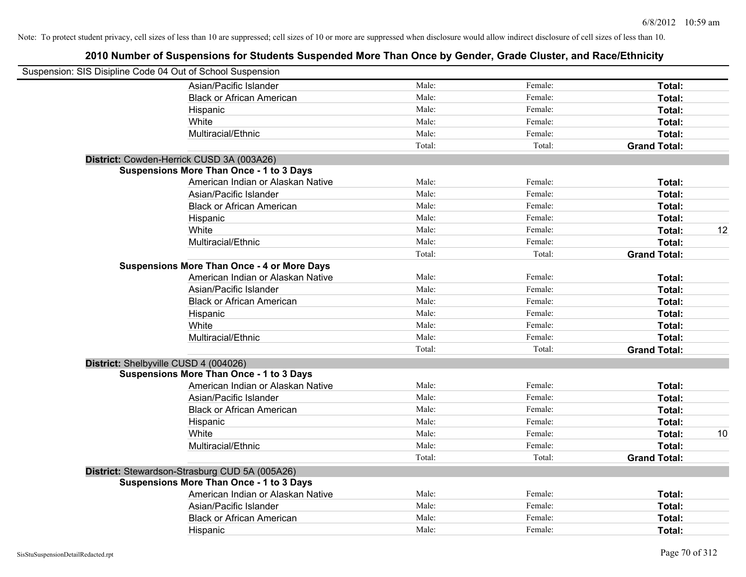Note: To protect student privacy, cell sizes of less than 10 are suppressed; cell sizes of 10 or more are suppressed when disclosure would allow indirect disclosure of cell sizes of less than 10.

# 2010 Number of Suspensions for Students Suspended More Than Once by Gender, Grade Cluster, and Race/Ethnicity

Suspension: SIS Disipline Code 04 Out of School Suspension

| | | | | |
|---|---|---|---|---|
| Asian/Pacific Islander | Male: | Female: | **Total:** | |
| Black or African American | Male: | Female: | **Total:** | |
| Hispanic | Male: | Female: | **Total:** | |
| White | Male: | Female: | **Total:** | |
| Multiracial/Ethnic | Male: | Female: | **Total:** | |
| | Total: | Total: | **Grand Total:** | |

**District:** Cowden-Herrick CUSD 3A (003A26)

**Suspensions More Than Once - 1 to 3 Days**

| | | | | |
|---|---|---|---|---|
| American Indian or Alaskan Native | Male: | Female: | **Total:** | |
| Asian/Pacific Islander | Male: | Female: | **Total:** | |
| Black or African American | Male: | Female: | **Total:** | |
| Hispanic | Male: | Female: | **Total:** | |
| White | Male: | Female: | **Total:** | 12 |
| Multiracial/Ethnic | Male: | Female: | **Total:** | |
| | Total: | Total: | **Grand Total:** | |

**Suspensions More Than Once - 4 or More Days**

| | | | | |
|---|---|---|---|---|
| American Indian or Alaskan Native | Male: | Female: | **Total:** | |
| Asian/Pacific Islander | Male: | Female: | **Total:** | |
| Black or African American | Male: | Female: | **Total:** | |
| Hispanic | Male: | Female: | **Total:** | |
| White | Male: | Female: | **Total:** | |
| Multiracial/Ethnic | Male: | Female: | **Total:** | |
| | Total: | Total: | **Grand Total:** | |

**District:** Shelbyville CUSD 4 (004026)

**Suspensions More Than Once - 1 to 3 Days**

| | | | | |
|---|---|---|---|---|
| American Indian or Alaskan Native | Male: | Female: | **Total:** | |
| Asian/Pacific Islander | Male: | Female: | **Total:** | |
| Black or African American | Male: | Female: | **Total:** | |
| Hispanic | Male: | Female: | **Total:** | |
| White | Male: | Female: | **Total:** | 10 |
| Multiracial/Ethnic | Male: | Female: | **Total:** | |
| | Total: | Total: | **Grand Total:** | |

**District:** Stewardson-Strasburg CUD 5A (005A26)

**Suspensions More Than Once - 1 to 3 Days**

| | | | | |
|---|---|---|---|---|
| American Indian or Alaskan Native | Male: | Female: | **Total:** | |
| Asian/Pacific Islander | Male: | Female: | **Total:** | |
| Black or African American | Male: | Female: | **Total:** | |
| Hispanic | Male: | Female: | **Total:** | |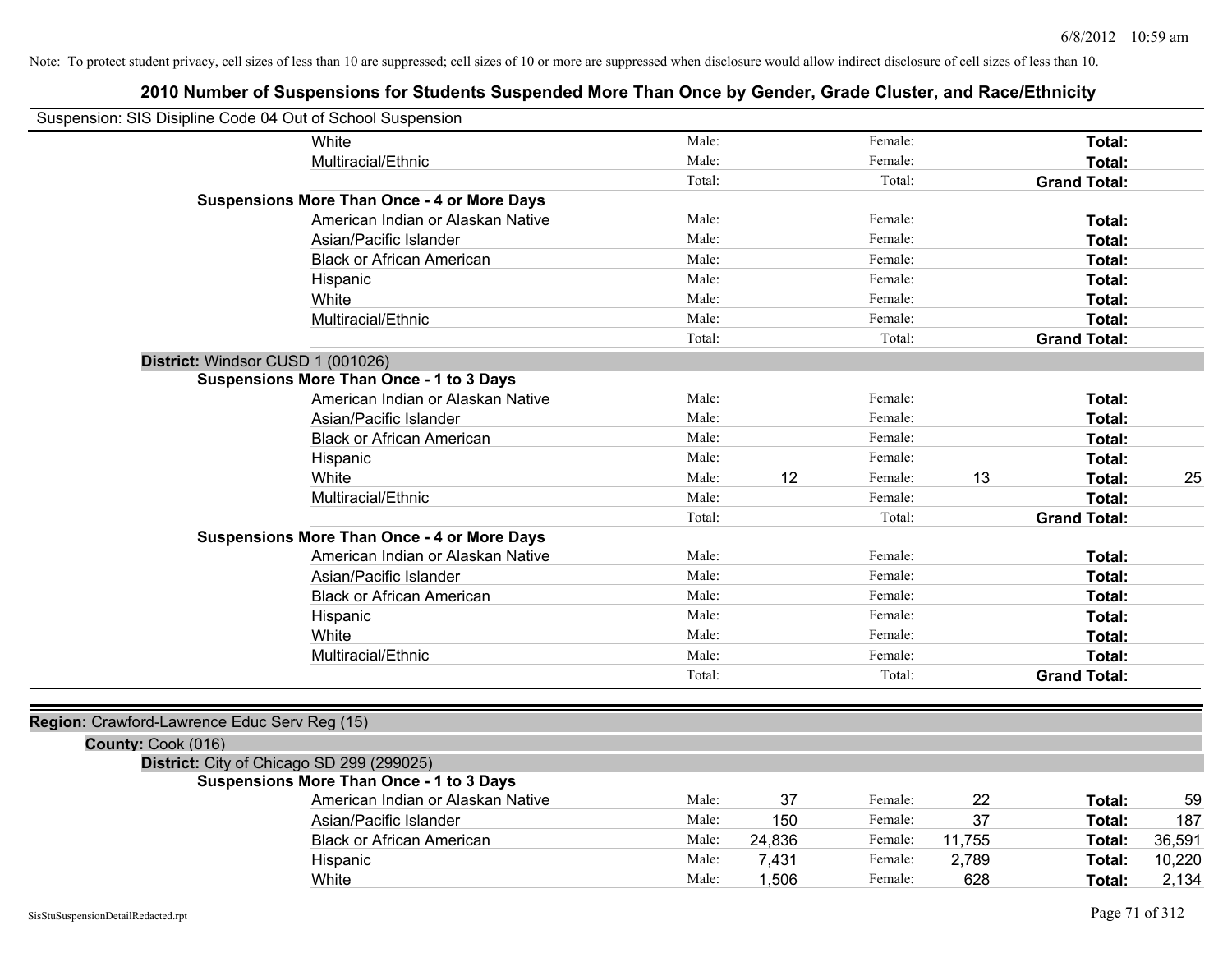Note: To protect student privacy, cell sizes of less than 10 are suppressed; cell sizes of 10 or more are suppressed when disclosure would allow indirect disclosure of cell sizes of less than 10.

# 2010 Number of Suspensions for Students Suspended More Than Once by Gender, Grade Cluster, and Race/Ethnicity

Suspension: SIS Disipline Code 04 Out of School Suspension

| | | | | | | |
|---|---|---|---|---|---|---|
| White | Male: | | Female: | | **Total:** | |
| Multiracial/Ethnic | Male: | | Female: | | **Total:** | |
| | Total: | | Total: | | **Grand Total:** | |
| **Suspensions More Than Once - 4 or More Days** | | | | | | |
| American Indian or Alaskan Native | Male: | | Female: | | **Total:** | |
| Asian/Pacific Islander | Male: | | Female: | | **Total:** | |
| Black or African American | Male: | | Female: | | **Total:** | |
| Hispanic | Male: | | Female: | | **Total:** | |
| White | Male: | | Female: | | **Total:** | |
| Multiracial/Ethnic | Male: | | Female: | | **Total:** | |
| | Total: | | Total: | | **Grand Total:** | |

**District:** Windsor CUSD 1 (001026)

| | | | | | | |
|---|---|---|---|---|---|---|
| **Suspensions More Than Once - 1 to 3 Days** | | | | | | |
| American Indian or Alaskan Native | Male: | | Female: | | **Total:** | |
| Asian/Pacific Islander | Male: | | Female: | | **Total:** | |
| Black or African American | Male: | | Female: | | **Total:** | |
| Hispanic | Male: | | Female: | | **Total:** | |
| White | Male: | 12 | Female: | 13 | **Total:** | 25 |
| Multiracial/Ethnic | Male: | | Female: | | **Total:** | |
| | Total: | | Total: | | **Grand Total:** | |
| **Suspensions More Than Once - 4 or More Days** | | | | | | |
| American Indian or Alaskan Native | Male: | | Female: | | **Total:** | |
| Asian/Pacific Islander | Male: | | Female: | | **Total:** | |
| Black or African American | Male: | | Female: | | **Total:** | |
| Hispanic | Male: | | Female: | | **Total:** | |
| White | Male: | | Female: | | **Total:** | |
| Multiracial/Ethnic | Male: | | Female: | | **Total:** | |
| | Total: | | Total: | | **Grand Total:** | |

**Region:** Crawford-Lawrence Educ Serv Reg (15)

**County:** Cook (016)

**District:** City of Chicago SD 299 (299025)

| | | | | | | |
|---|---|---|---|---|---|---|
| **Suspensions More Than Once - 1 to 3 Days** | | | | | | |
| American Indian or Alaskan Native | Male: | 37 | Female: | 22 | **Total:** | 59 |
| Asian/Pacific Islander | Male: | 150 | Female: | 37 | **Total:** | 187 |
| Black or African American | Male: | 24,836 | Female: | 11,755 | **Total:** | 36,591 |
| Hispanic | Male: | 7,431 | Female: | 2,789 | **Total:** | 10,220 |
| White | Male: | 1,506 | Female: | 628 | **Total:** | 2,134 |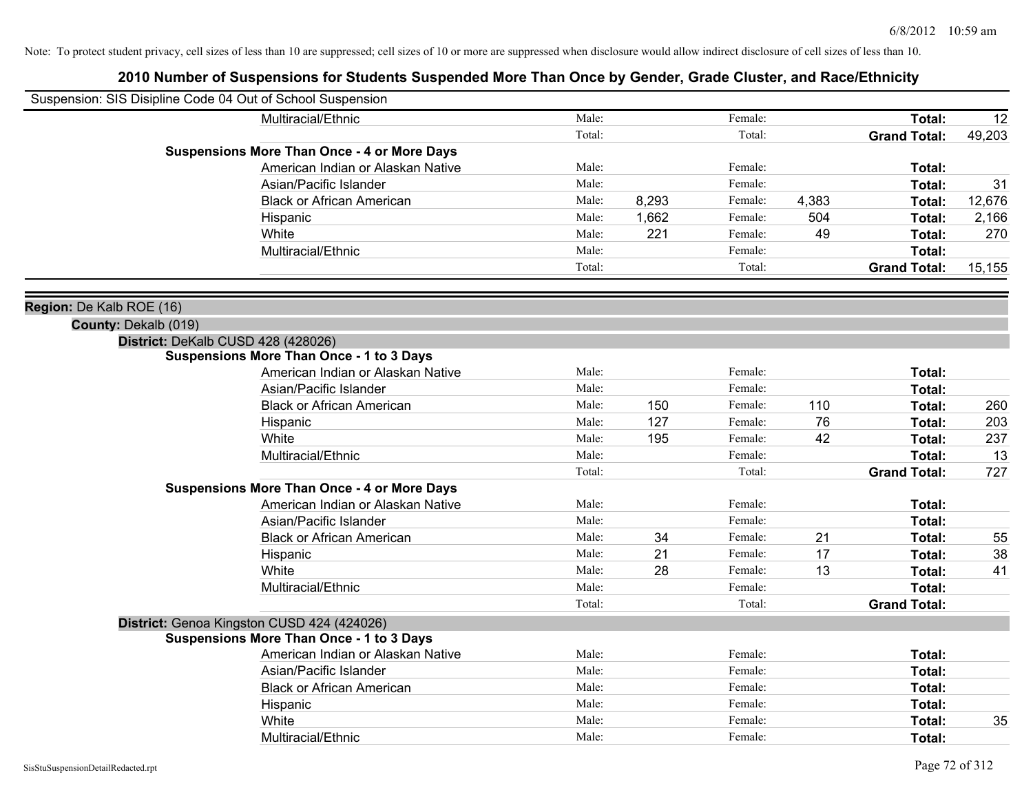Note: To protect student privacy, cell sizes of less than 10 are suppressed; cell sizes of 10 or more are suppressed when disclosure would allow indirect disclosure of cell sizes of less than 10.

# 2010 Number of Suspensions for Students Suspended More Than Once by Gender, Grade Cluster, and Race/Ethnicity

Suspension: SIS Disipline Code 04 Out of School Suspension

| | | | | | | | |
|---|---|---|---|---|---|---|---|
| | Multiracial/Ethnic | Male: | | Female: | | **Total:** | 12 |
| | | Total: | | Total: | | **Grand Total:** | 49,203 |
| **Suspensions More Than Once - 4 or More Days** | | | | | | | |
| | American Indian or Alaskan Native | Male: | | Female: | | **Total:** | |
| | Asian/Pacific Islander | Male: | | Female: | | **Total:** | 31 |
| | Black or African American | Male: | 8,293 | Female: | 4,383 | **Total:** | 12,676 |
| | Hispanic | Male: | 1,662 | Female: | 504 | **Total:** | 2,166 |
| | White | Male: | 221 | Female: | 49 | **Total:** | 270 |
| | Multiracial/Ethnic | Male: | | Female: | | **Total:** | |
| | | Total: | | Total: | | **Grand Total:** | 15,155 |

**Region:** De Kalb ROE (16)

**County:** Dekalb (019)

**District:** DeKalb CUSD 428 (428026)

| | | | | | | | |
|---|---|---|---|---|---|---|---|
| **Suspensions More Than Once - 1 to 3 Days** | | | | | | | |
| | American Indian or Alaskan Native | Male: | | Female: | | **Total:** | |
| | Asian/Pacific Islander | Male: | | Female: | | **Total:** | |
| | Black or African American | Male: | 150 | Female: | 110 | **Total:** | 260 |
| | Hispanic | Male: | 127 | Female: | 76 | **Total:** | 203 |
| | White | Male: | 195 | Female: | 42 | **Total:** | 237 |
| | Multiracial/Ethnic | Male: | | Female: | | **Total:** | 13 |
| | | Total: | | Total: | | **Grand Total:** | 727 |
| **Suspensions More Than Once - 4 or More Days** | | | | | | | |
| | American Indian or Alaskan Native | Male: | | Female: | | **Total:** | |
| | Asian/Pacific Islander | Male: | | Female: | | **Total:** | |
| | Black or African American | Male: | 34 | Female: | 21 | **Total:** | 55 |
| | Hispanic | Male: | 21 | Female: | 17 | **Total:** | 38 |
| | White | Male: | 28 | Female: | 13 | **Total:** | 41 |
| | Multiracial/Ethnic | Male: | | Female: | | **Total:** | |
| | | Total: | | Total: | | **Grand Total:** | |

**District:** Genoa Kingston CUSD 424 (424026)

| | | | | | | | |
|---|---|---|---|---|---|---|---|
| **Suspensions More Than Once - 1 to 3 Days** | | | | | | | |
| | American Indian or Alaskan Native | Male: | | Female: | | **Total:** | |
| | Asian/Pacific Islander | Male: | | Female: | | **Total:** | |
| | Black or African American | Male: | | Female: | | **Total:** | |
| | Hispanic | Male: | | Female: | | **Total:** | |
| | White | Male: | | Female: | | **Total:** | 35 |
| | Multiracial/Ethnic | Male: | | Female: | | **Total:** | |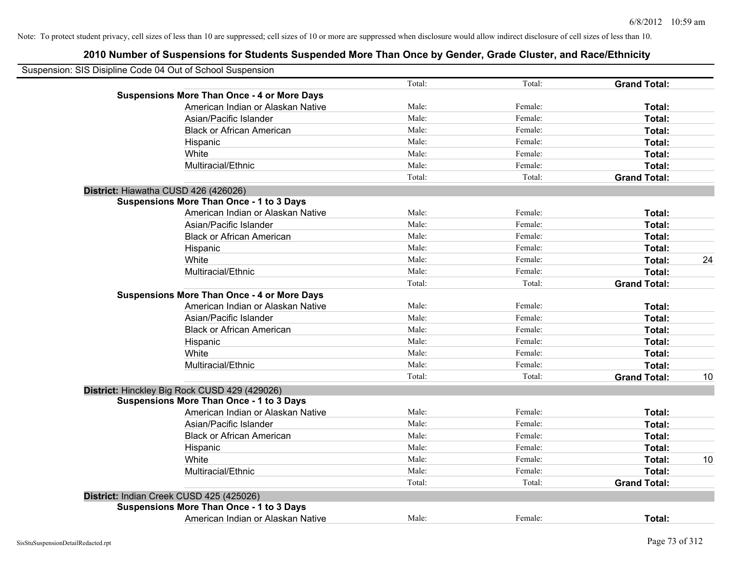Note: To protect student privacy, cell sizes of less than 10 are suppressed; cell sizes of 10 or more are suppressed when disclosure would allow indirect disclosure of cell sizes of less than 10.

## 2010 Number of Suspensions for Students Suspended More Than Once by Gender, Grade Cluster, and Race/Ethnicity

Suspension: SIS Disipline Code 04 Out of School Suspension

| | | | | |
|---|---|---|---|---|
| | Total: | Total: | **Grand Total:** | |
| **Suspensions More Than Once - 4 or More Days** | | | | |
| American Indian or Alaskan Native | Male: | Female: | **Total:** | |
| Asian/Pacific Islander | Male: | Female: | **Total:** | |
| Black or African American | Male: | Female: | **Total:** | |
| Hispanic | Male: | Female: | **Total:** | |
| White | Male: | Female: | **Total:** | |
| Multiracial/Ethnic | Male: | Female: | **Total:** | |
| | Total: | Total: | **Grand Total:** | |
| **District:** Hiawatha CUSD 426 (426026) | | | | |
| **Suspensions More Than Once - 1 to 3 Days** | | | | |
| American Indian or Alaskan Native | Male: | Female: | **Total:** | |
| Asian/Pacific Islander | Male: | Female: | **Total:** | |
| Black or African American | Male: | Female: | **Total:** | |
| Hispanic | Male: | Female: | **Total:** | |
| White | Male: | Female: | **Total:** | 24 |
| Multiracial/Ethnic | Male: | Female: | **Total:** | |
| | Total: | Total: | **Grand Total:** | |
| **Suspensions More Than Once - 4 or More Days** | | | | |
| American Indian or Alaskan Native | Male: | Female: | **Total:** | |
| Asian/Pacific Islander | Male: | Female: | **Total:** | |
| Black or African American | Male: | Female: | **Total:** | |
| Hispanic | Male: | Female: | **Total:** | |
| White | Male: | Female: | **Total:** | |
| Multiracial/Ethnic | Male: | Female: | **Total:** | |
| | Total: | Total: | **Grand Total:** | 10 |
| **District:** Hinckley Big Rock CUSD 429 (429026) | | | | |
| **Suspensions More Than Once - 1 to 3 Days** | | | | |
| American Indian or Alaskan Native | Male: | Female: | **Total:** | |
| Asian/Pacific Islander | Male: | Female: | **Total:** | |
| Black or African American | Male: | Female: | **Total:** | |
| Hispanic | Male: | Female: | **Total:** | |
| White | Male: | Female: | **Total:** | 10 |
| Multiracial/Ethnic | Male: | Female: | **Total:** | |
| | Total: | Total: | **Grand Total:** | |
| **District:** Indian Creek CUSD 425 (425026) | | | | |
| **Suspensions More Than Once - 1 to 3 Days** | | | | |
| American Indian or Alaskan Native | Male: | Female: | **Total:** | |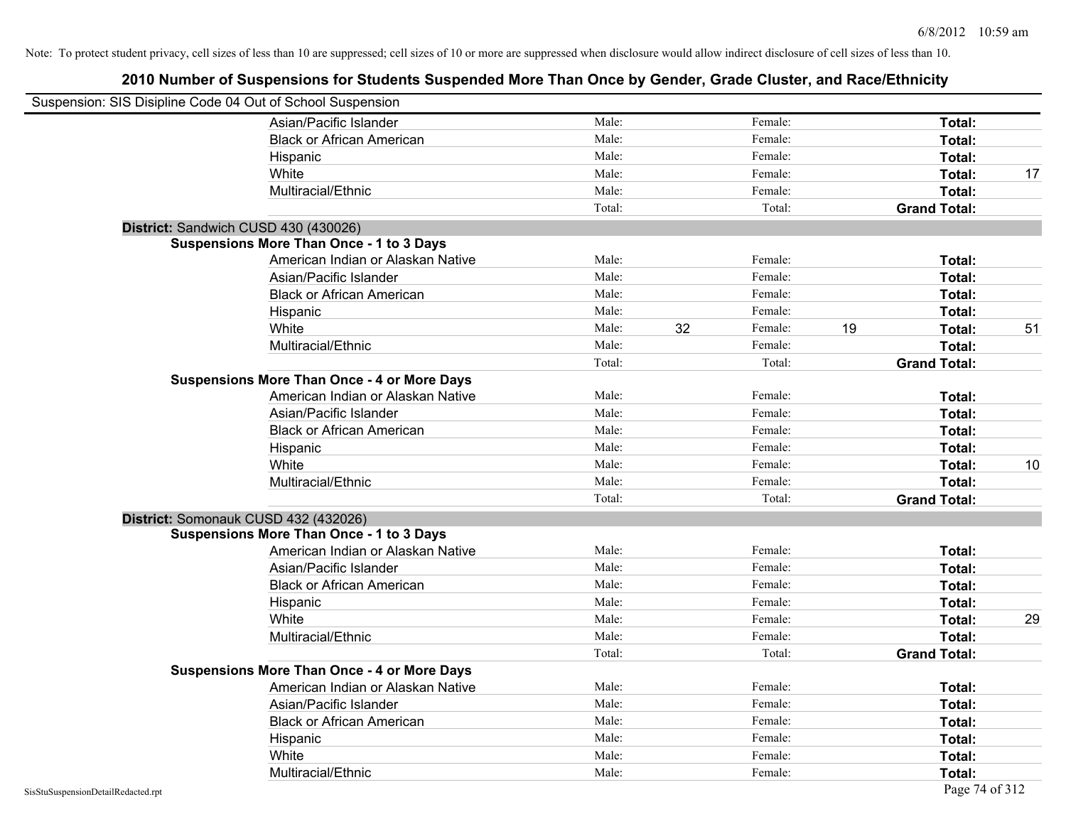Note: To protect student privacy, cell sizes of less than 10 are suppressed; cell sizes of 10 or more are suppressed when disclosure would allow indirect disclosure of cell sizes of less than 10.

## 2010 Number of Suspensions for Students Suspended More Than Once by Gender, Grade Cluster, and Race/Ethnicity

Suspension: SIS Disipline Code 04 Out of School Suspension

| | | | | | | |
|---|---|---|---|---|---|---|
| Asian/Pacific Islander | Male: | | Female: | | Total: | |
| Black or African American | Male: | | Female: | | Total: | |
| Hispanic | Male: | | Female: | | Total: | |
| White | Male: | | Female: | | Total: | 17 |
| Multiracial/Ethnic | Male: | | Female: | | Total: | |
| | Total: | | Total: | | Grand Total: | |

**District:** Sandwich CUSD 430 (430026)

**Suspensions More Than Once - 1 to 3 Days**

| | | | | | | |
|---|---|---|---|---|---|---|
| American Indian or Alaskan Native | Male: | | Female: | | Total: | |
| Asian/Pacific Islander | Male: | | Female: | | Total: | |
| Black or African American | Male: | | Female: | | Total: | |
| Hispanic | Male: | | Female: | | Total: | |
| White | Male: | 32 | Female: | 19 | Total: | 51 |
| Multiracial/Ethnic | Male: | | Female: | | Total: | |
| | Total: | | Total: | | Grand Total: | |

**Suspensions More Than Once - 4 or More Days**

| | | | | | | |
|---|---|---|---|---|---|---|
| American Indian or Alaskan Native | Male: | | Female: | | Total: | |
| Asian/Pacific Islander | Male: | | Female: | | Total: | |
| Black or African American | Male: | | Female: | | Total: | |
| Hispanic | Male: | | Female: | | Total: | |
| White | Male: | | Female: | | Total: | 10 |
| Multiracial/Ethnic | Male: | | Female: | | Total: | |
| | Total: | | Total: | | Grand Total: | |

**District:** Somonauk CUSD 432 (432026)

**Suspensions More Than Once - 1 to 3 Days**

| | | | | | | |
|---|---|---|---|---|---|---|
| American Indian or Alaskan Native | Male: | | Female: | | Total: | |
| Asian/Pacific Islander | Male: | | Female: | | Total: | |
| Black or African American | Male: | | Female: | | Total: | |
| Hispanic | Male: | | Female: | | Total: | |
| White | Male: | | Female: | | Total: | 29 |
| Multiracial/Ethnic | Male: | | Female: | | Total: | |
| | Total: | | Total: | | Grand Total: | |

**Suspensions More Than Once - 4 or More Days**

| | | | | | | |
|---|---|---|---|---|---|---|
| American Indian or Alaskan Native | Male: | | Female: | | Total: | |
| Asian/Pacific Islander | Male: | | Female: | | Total: | |
| Black or African American | Male: | | Female: | | Total: | |
| Hispanic | Male: | | Female: | | Total: | |
| White | Male: | | Female: | | Total: | |
| Multiracial/Ethnic | Male: | | Female: | | Total: | |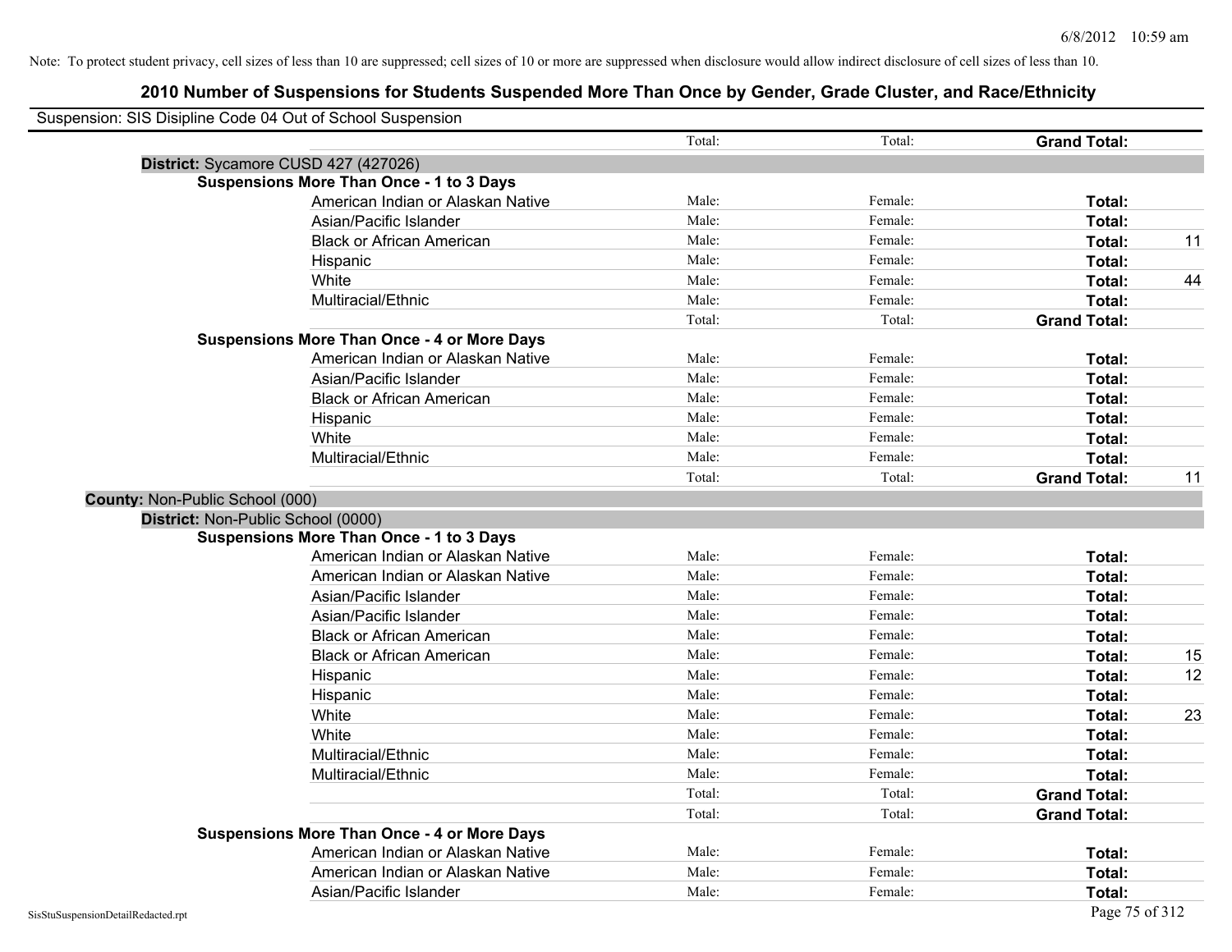Note: To protect student privacy, cell sizes of less than 10 are suppressed; cell sizes of 10 or more are suppressed when disclosure would allow indirect disclosure of cell sizes of less than 10.

# 2010 Number of Suspensions for Students Suspended More Than Once by Gender, Grade Cluster, and Race/Ethnicity

Suspension: SIS Disipline Code 04 Out of School Suspension

| | | Total: | Total: | Grand Total: | |
|---|---|---|---|---|---|
| **District:** Sycamore CUSD 427 (427026) | | | | | |
| **Suspensions More Than Once - 1 to 3 Days** | | | | | |
| | American Indian or Alaskan Native | Male: | Female: | Total: | |
| | Asian/Pacific Islander | Male: | Female: | Total: | |
| | Black or African American | Male: | Female: | Total: | 11 |
| | Hispanic | Male: | Female: | Total: | |
| | White | Male: | Female: | Total: | 44 |
| | Multiracial/Ethnic | Male: | Female: | Total: | |
| | | Total: | Total: | Grand Total: | |
| **Suspensions More Than Once - 4 or More Days** | | | | | |
| | American Indian or Alaskan Native | Male: | Female: | Total: | |
| | Asian/Pacific Islander | Male: | Female: | Total: | |
| | Black or African American | Male: | Female: | Total: | |
| | Hispanic | Male: | Female: | Total: | |
| | White | Male: | Female: | Total: | |
| | Multiracial/Ethnic | Male: | Female: | Total: | |
| | | Total: | Total: | Grand Total: | 11 |
| **County:** Non-Public School (000) | | | | | |
| **District:** Non-Public School (0000) | | | | | |
| **Suspensions More Than Once - 1 to 3 Days** | | | | | |
| | American Indian or Alaskan Native | Male: | Female: | Total: | |
| | American Indian or Alaskan Native | Male: | Female: | Total: | |
| | Asian/Pacific Islander | Male: | Female: | Total: | |
| | Asian/Pacific Islander | Male: | Female: | Total: | |
| | Black or African American | Male: | Female: | Total: | |
| | Black or African American | Male: | Female: | Total: | 15 |
| | Hispanic | Male: | Female: | Total: | 12 |
| | Hispanic | Male: | Female: | Total: | |
| | White | Male: | Female: | Total: | 23 |
| | White | Male: | Female: | Total: | |
| | Multiracial/Ethnic | Male: | Female: | Total: | |
| | Multiracial/Ethnic | Male: | Female: | Total: | |
| | | Total: | Total: | Grand Total: | |
| | | Total: | Total: | Grand Total: | |
| **Suspensions More Than Once - 4 or More Days** | | | | | |
| | American Indian or Alaskan Native | Male: | Female: | Total: | |
| | American Indian or Alaskan Native | Male: | Female: | Total: | |
| | Asian/Pacific Islander | Male: | Female: | Total: | |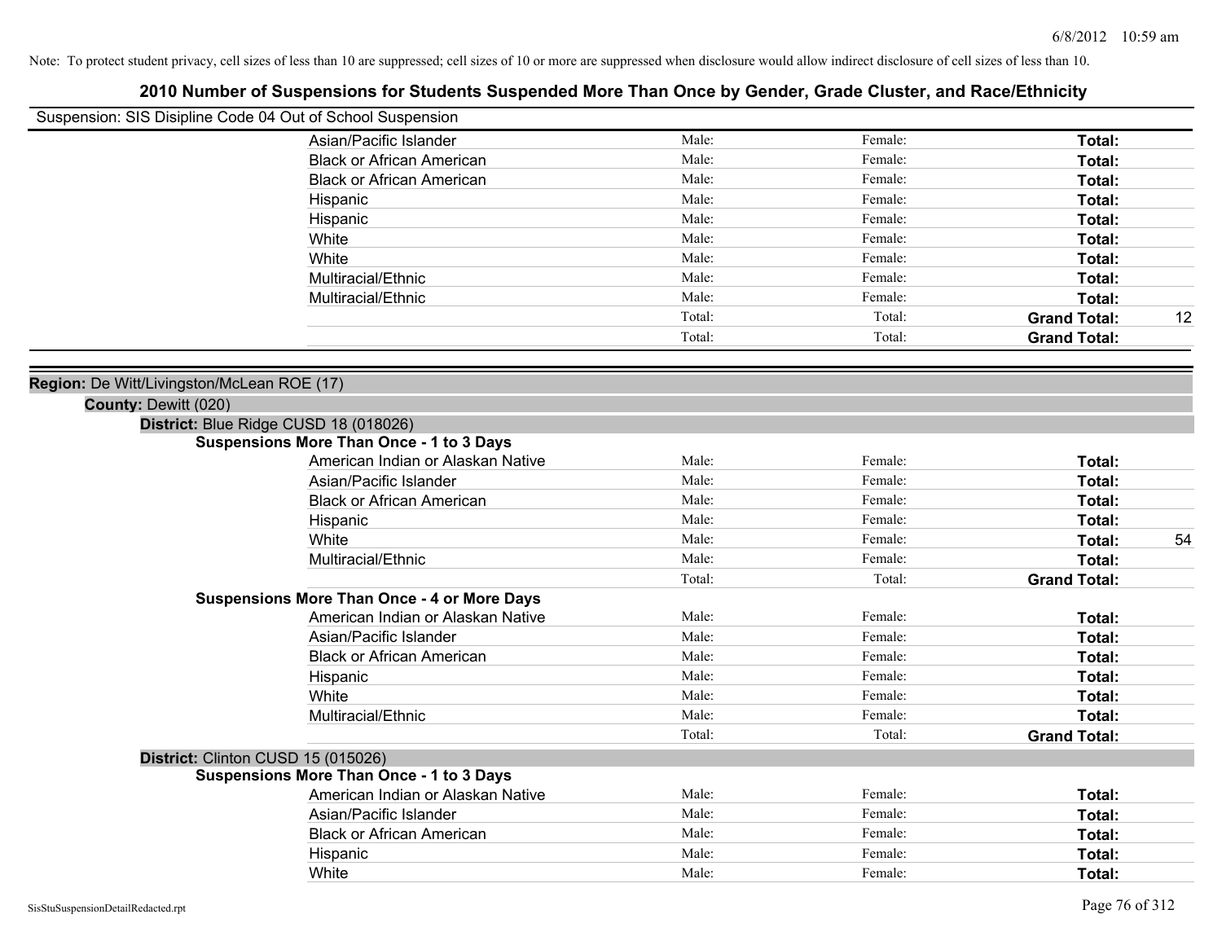Note: To protect student privacy, cell sizes of less than 10 are suppressed; cell sizes of 10 or more are suppressed when disclosure would allow indirect disclosure of cell sizes of less than 10.

# 2010 Number of Suspensions for Students Suspended More Than Once by Gender, Grade Cluster, and Race/Ethnicity

Suspension: SIS Disipline Code 04 Out of School Suspension

| | Male | Female | Total | |
|---|---|---|---|---|
| Asian/Pacific Islander | Male: | Female: | **Total:** | |
| Black or African American | Male: | Female: | **Total:** | |
| Black or African American | Male: | Female: | **Total:** | |
| Hispanic | Male: | Female: | **Total:** | |
| Hispanic | Male: | Female: | **Total:** | |
| White | Male: | Female: | **Total:** | |
| White | Male: | Female: | **Total:** | |
| Multiracial/Ethnic | Male: | Female: | **Total:** | |
| Multiracial/Ethnic | Male: | Female: | **Total:** | |
| | Total: | Total: | **Grand Total:** | 12 |
| | Total: | Total: | **Grand Total:** | |

**Region:** De Witt/Livingston/McLean ROE (17)

**County:** Dewitt (020)

**District:** Blue Ridge CUSD 18 (018026)

**Suspensions More Than Once - 1 to 3 Days**

| | Male | Female | Total | |
|---|---|---|---|---|
| American Indian or Alaskan Native | Male: | Female: | **Total:** | |
| Asian/Pacific Islander | Male: | Female: | **Total:** | |
| Black or African American | Male: | Female: | **Total:** | |
| Hispanic | Male: | Female: | **Total:** | |
| White | Male: | Female: | **Total:** | 54 |
| Multiracial/Ethnic | Male: | Female: | **Total:** | |
| | Total: | Total: | **Grand Total:** | |

**Suspensions More Than Once - 4 or More Days**

| | Male | Female | Total | |
|---|---|---|---|---|
| American Indian or Alaskan Native | Male: | Female: | **Total:** | |
| Asian/Pacific Islander | Male: | Female: | **Total:** | |
| Black or African American | Male: | Female: | **Total:** | |
| Hispanic | Male: | Female: | **Total:** | |
| White | Male: | Female: | **Total:** | |
| Multiracial/Ethnic | Male: | Female: | **Total:** | |
| | Total: | Total: | **Grand Total:** | |

**District:** Clinton CUSD 15 (015026)

**Suspensions More Than Once - 1 to 3 Days**

| | Male | Female | Total | |
|---|---|---|---|---|
| American Indian or Alaskan Native | Male: | Female: | **Total:** | |
| Asian/Pacific Islander | Male: | Female: | **Total:** | |
| Black or African American | Male: | Female: | **Total:** | |
| Hispanic | Male: | Female: | **Total:** | |
| White | Male: | Female: | **Total:** | |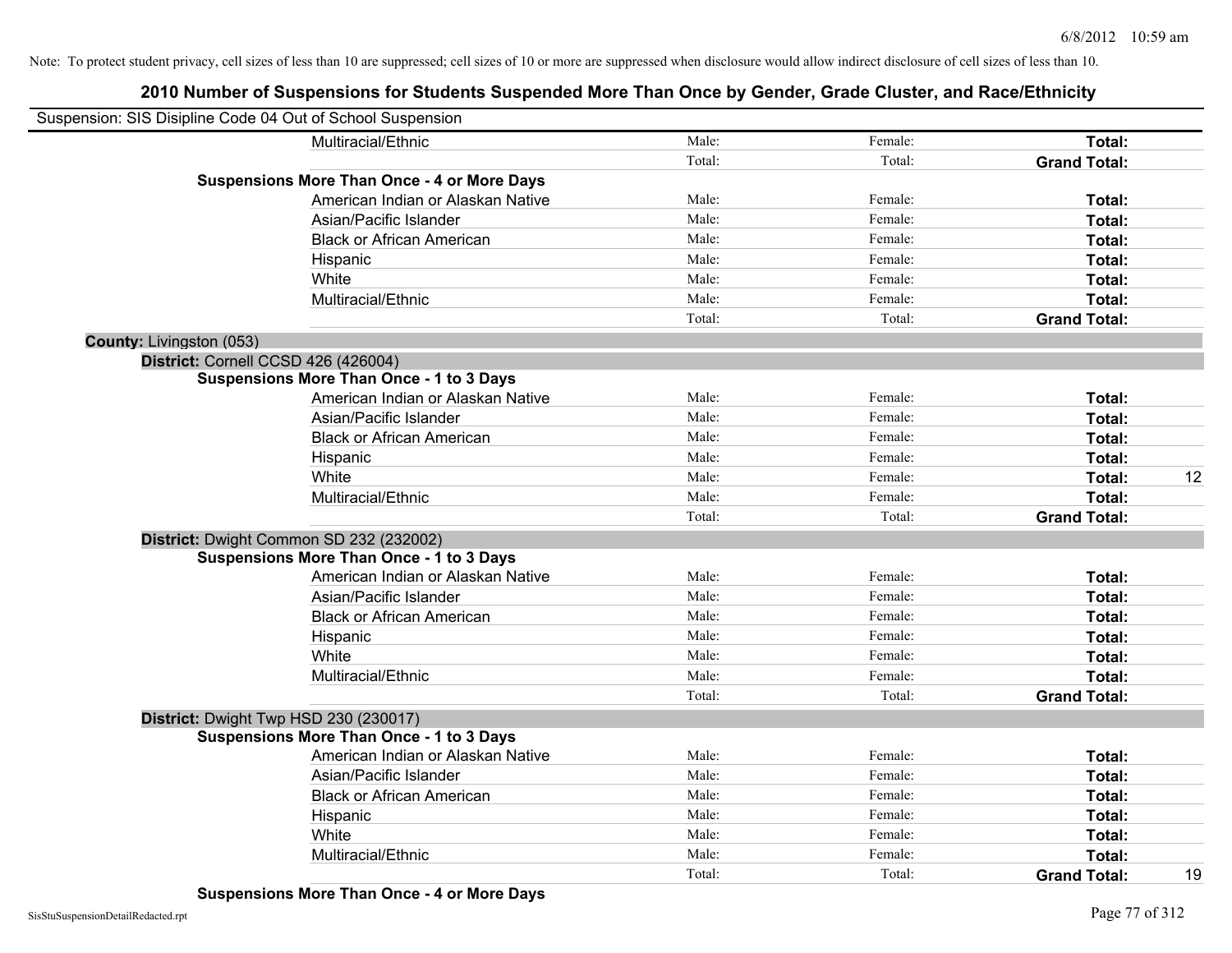Note: To protect student privacy, cell sizes of less than 10 are suppressed; cell sizes of 10 or more are suppressed when disclosure would allow indirect disclosure of cell sizes of less than 10.

## 2010 Number of Suspensions for Students Suspended More Than Once by Gender, Grade Cluster, and Race/Ethnicity

Suspension: SIS Disipline Code 04 Out of School Suspension

| | | | | |
|---|---|---|---|---|
| Multiracial/Ethnic | Male: | Female: | **Total:** | |
| | Total: | Total: | **Grand Total:** | |
| **Suspensions More Than Once - 4 or More Days** | | | | |
| American Indian or Alaskan Native | Male: | Female: | **Total:** | |
| Asian/Pacific Islander | Male: | Female: | **Total:** | |
| Black or African American | Male: | Female: | **Total:** | |
| Hispanic | Male: | Female: | **Total:** | |
| White | Male: | Female: | **Total:** | |
| Multiracial/Ethnic | Male: | Female: | **Total:** | |
| | Total: | Total: | **Grand Total:** | |
| **County:** Livingston (053) | | | | |
| **District:** Cornell CCSD 426 (426004) | | | | |
| **Suspensions More Than Once - 1 to 3 Days** | | | | |
| American Indian or Alaskan Native | Male: | Female: | **Total:** | |
| Asian/Pacific Islander | Male: | Female: | **Total:** | |
| Black or African American | Male: | Female: | **Total:** | |
| Hispanic | Male: | Female: | **Total:** | |
| White | Male: | Female: | **Total:** | 12 |
| Multiracial/Ethnic | Male: | Female: | **Total:** | |
| | Total: | Total: | **Grand Total:** | |
| **District:** Dwight Common SD 232 (232002) | | | | |
| **Suspensions More Than Once - 1 to 3 Days** | | | | |
| American Indian or Alaskan Native | Male: | Female: | **Total:** | |
| Asian/Pacific Islander | Male: | Female: | **Total:** | |
| Black or African American | Male: | Female: | **Total:** | |
| Hispanic | Male: | Female: | **Total:** | |
| White | Male: | Female: | **Total:** | |
| Multiracial/Ethnic | Male: | Female: | **Total:** | |
| | Total: | Total: | **Grand Total:** | |
| **District:** Dwight Twp HSD 230 (230017) | | | | |
| **Suspensions More Than Once - 1 to 3 Days** | | | | |
| American Indian or Alaskan Native | Male: | Female: | **Total:** | |
| Asian/Pacific Islander | Male: | Female: | **Total:** | |
| Black or African American | Male: | Female: | **Total:** | |
| Hispanic | Male: | Female: | **Total:** | |
| White | Male: | Female: | **Total:** | |
| Multiracial/Ethnic | Male: | Female: | **Total:** | |
| | Total: | Total: | **Grand Total:** | 19 |
| **Suspensions More Than Once - 4 or More Days** | | | | |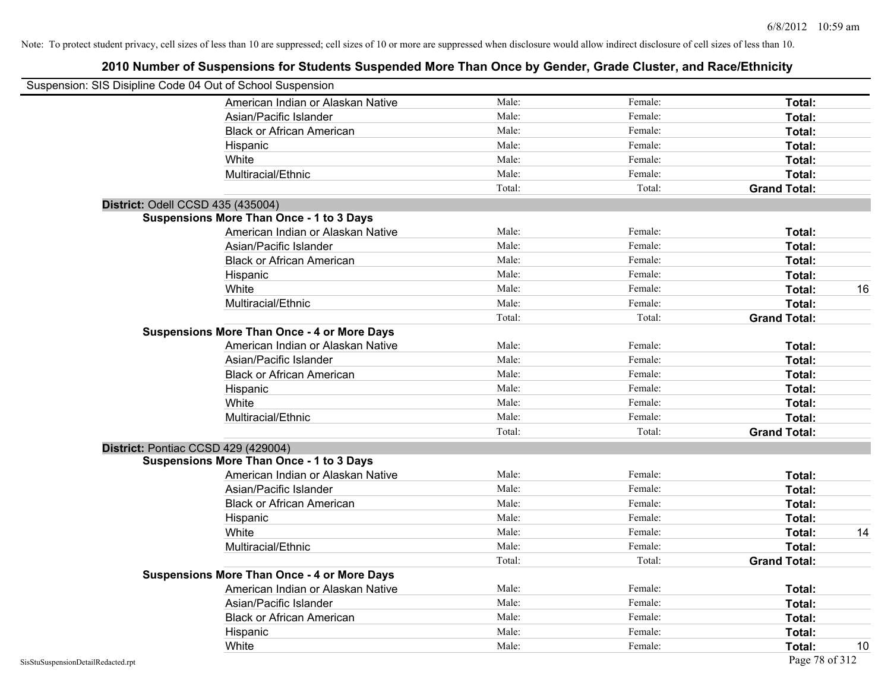Note: To protect student privacy, cell sizes of less than 10 are suppressed; cell sizes of 10 or more are suppressed when disclosure would allow indirect disclosure of cell sizes of less than 10.

## 2010 Number of Suspensions for Students Suspended More Than Once by Gender, Grade Cluster, and Race/Ethnicity

Suspension: SIS Disipline Code 04 Out of School Suspension

| | | | | |
|---|---|---|---|---|
| American Indian or Alaskan Native | Male: | Female: | **Total:** | |
| Asian/Pacific Islander | Male: | Female: | **Total:** | |
| Black or African American | Male: | Female: | **Total:** | |
| Hispanic | Male: | Female: | **Total:** | |
| White | Male: | Female: | **Total:** | |
| Multiracial/Ethnic | Male: | Female: | **Total:** | |
| | Total: | Total: | **Grand Total:** | |

**District:** Odell CCSD 435 (435004)

**Suspensions More Than Once - 1 to 3 Days**

| | | | | |
|---|---|---|---|---|
| American Indian or Alaskan Native | Male: | Female: | **Total:** | |
| Asian/Pacific Islander | Male: | Female: | **Total:** | |
| Black or African American | Male: | Female: | **Total:** | |
| Hispanic | Male: | Female: | **Total:** | |
| White | Male: | Female: | **Total:** | 16 |
| Multiracial/Ethnic | Male: | Female: | **Total:** | |
| | Total: | Total: | **Grand Total:** | |

**Suspensions More Than Once - 4 or More Days**

| | | | | |
|---|---|---|---|---|
| American Indian or Alaskan Native | Male: | Female: | **Total:** | |
| Asian/Pacific Islander | Male: | Female: | **Total:** | |
| Black or African American | Male: | Female: | **Total:** | |
| Hispanic | Male: | Female: | **Total:** | |
| White | Male: | Female: | **Total:** | |
| Multiracial/Ethnic | Male: | Female: | **Total:** | |
| | Total: | Total: | **Grand Total:** | |

**District:** Pontiac CCSD 429 (429004)

**Suspensions More Than Once - 1 to 3 Days**

| | | | | |
|---|---|---|---|---|
| American Indian or Alaskan Native | Male: | Female: | **Total:** | |
| Asian/Pacific Islander | Male: | Female: | **Total:** | |
| Black or African American | Male: | Female: | **Total:** | |
| Hispanic | Male: | Female: | **Total:** | |
| White | Male: | Female: | **Total:** | 14 |
| Multiracial/Ethnic | Male: | Female: | **Total:** | |
| | Total: | Total: | **Grand Total:** | |

**Suspensions More Than Once - 4 or More Days**

| | | | | |
|---|---|---|---|---|
| American Indian or Alaskan Native | Male: | Female: | **Total:** | |
| Asian/Pacific Islander | Male: | Female: | **Total:** | |
| Black or African American | Male: | Female: | **Total:** | |
| Hispanic | Male: | Female: | **Total:** | |
| White | Male: | Female: | **Total:** | 10 |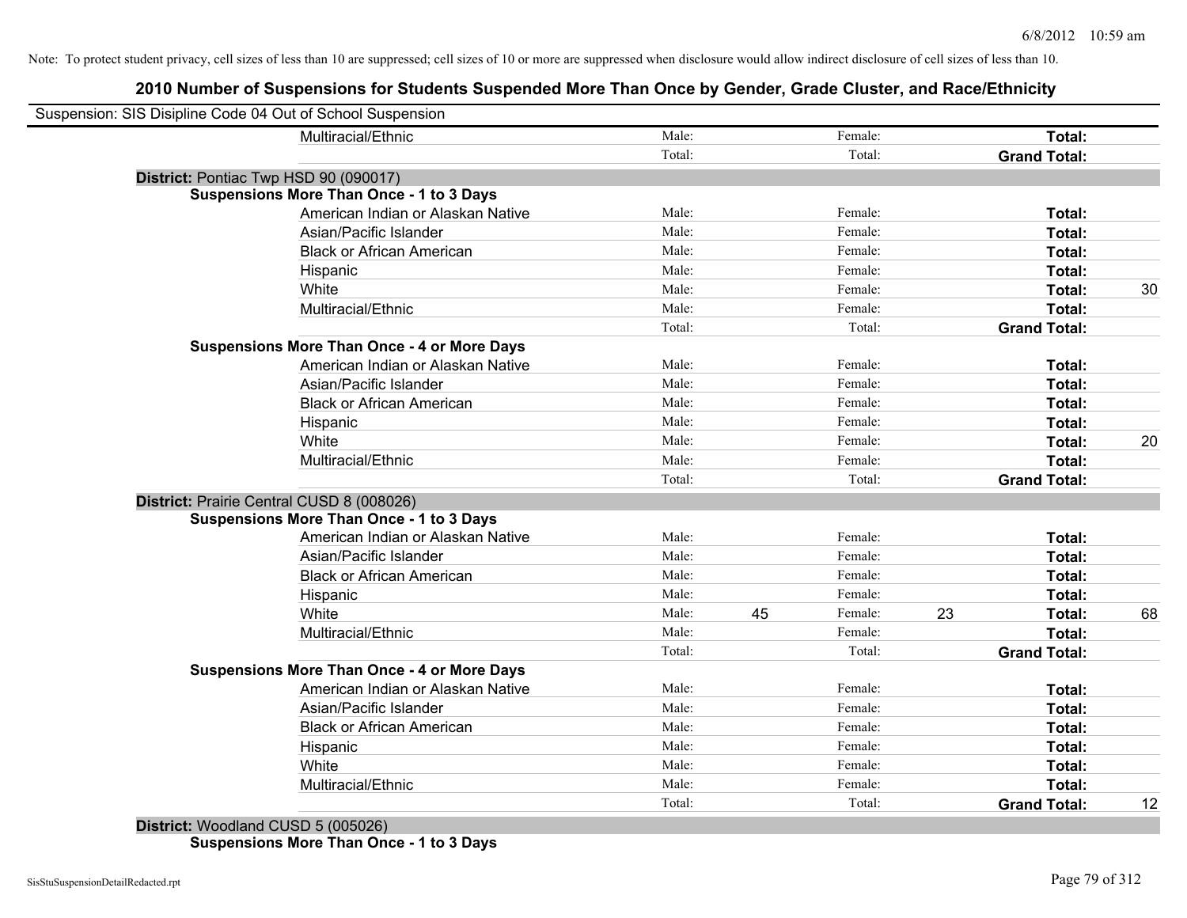Note: To protect student privacy, cell sizes of less than 10 are suppressed; cell sizes of 10 or more are suppressed when disclosure would allow indirect disclosure of cell sizes of less than 10.

## 2010 Number of Suspensions for Students Suspended More Than Once by Gender, Grade Cluster, and Race/Ethnicity

Suspension: SIS Disipline Code 04 Out of School Suspension

| | | | | | | | |
|---|---|---|---|---|---|---|---|
| Multiracial/Ethnic | Male: | | Female: | | **Total:** | |
| | Total: | | Total: | | **Grand Total:** | |

**District:** Pontiac Twp HSD 90 (090017)

**Suspensions More Than Once - 1 to 3 Days**

| | | | | | | |
|---|---|---|---|---|---|---|
| American Indian or Alaskan Native | Male: | | Female: | | **Total:** | |
| Asian/Pacific Islander | Male: | | Female: | | **Total:** | |
| Black or African American | Male: | | Female: | | **Total:** | |
| Hispanic | Male: | | Female: | | **Total:** | |
| White | Male: | | Female: | | **Total:** | 30 |
| Multiracial/Ethnic | Male: | | Female: | | **Total:** | |
| | Total: | | Total: | | **Grand Total:** | |

**Suspensions More Than Once - 4 or More Days**

| | | | | | | |
|---|---|---|---|---|---|---|
| American Indian or Alaskan Native | Male: | | Female: | | **Total:** | |
| Asian/Pacific Islander | Male: | | Female: | | **Total:** | |
| Black or African American | Male: | | Female: | | **Total:** | |
| Hispanic | Male: | | Female: | | **Total:** | |
| White | Male: | | Female: | | **Total:** | 20 |
| Multiracial/Ethnic | Male: | | Female: | | **Total:** | |
| | Total: | | Total: | | **Grand Total:** | |

**District:** Prairie Central CUSD 8 (008026)

**Suspensions More Than Once - 1 to 3 Days**

| | | | | | | |
|---|---|---|---|---|---|---|
| American Indian or Alaskan Native | Male: | | Female: | | **Total:** | |
| Asian/Pacific Islander | Male: | | Female: | | **Total:** | |
| Black or African American | Male: | | Female: | | **Total:** | |
| Hispanic | Male: | | Female: | | **Total:** | |
| White | Male: | 45 | Female: | 23 | **Total:** | 68 |
| Multiracial/Ethnic | Male: | | Female: | | **Total:** | |
| | Total: | | Total: | | **Grand Total:** | |

**Suspensions More Than Once - 4 or More Days**

| | | | | | | |
|---|---|---|---|---|---|---|
| American Indian or Alaskan Native | Male: | | Female: | | **Total:** | |
| Asian/Pacific Islander | Male: | | Female: | | **Total:** | |
| Black or African American | Male: | | Female: | | **Total:** | |
| Hispanic | Male: | | Female: | | **Total:** | |
| White | Male: | | Female: | | **Total:** | |
| Multiracial/Ethnic | Male: | | Female: | | **Total:** | |
| | Total: | | Total: | | **Grand Total:** | 12 |

**District:** Woodland CUSD 5 (005026)

**Suspensions More Than Once - 1 to 3 Days**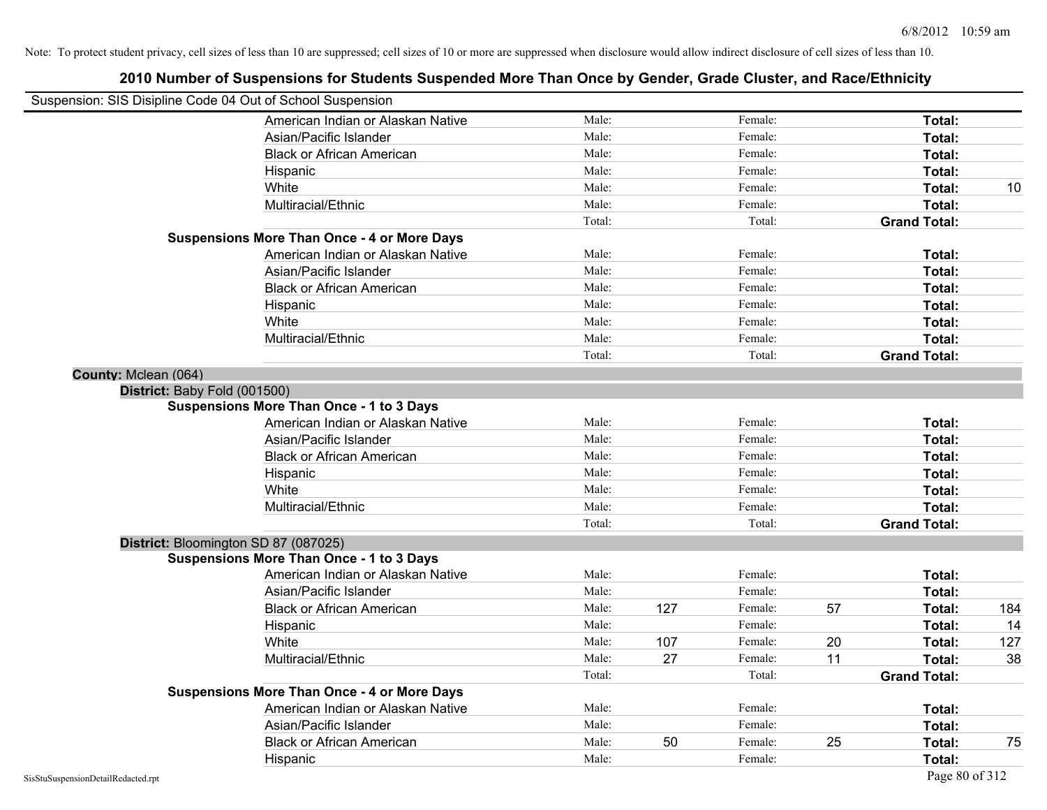Note: To protect student privacy, cell sizes of less than 10 are suppressed; cell sizes of 10 or more are suppressed when disclosure would allow indirect disclosure of cell sizes of less than 10.

## 2010 Number of Suspensions for Students Suspended More Than Once by Gender, Grade Cluster, and Race/Ethnicity

Suspension: SIS Disipline Code 04 Out of School Suspension

| | | | | | | |
|---|---|---|---|---|---|---|
| American Indian or Alaskan Native | Male: | | Female: | | **Total:** | |
| Asian/Pacific Islander | Male: | | Female: | | **Total:** | |
| Black or African American | Male: | | Female: | | **Total:** | |
| Hispanic | Male: | | Female: | | **Total:** | |
| White | Male: | | Female: | | **Total:** | 10 |
| Multiracial/Ethnic | Male: | | Female: | | **Total:** | |
| | Total: | | Total: | | **Grand Total:** | |

**Suspensions More Than Once - 4 or More Days**

| | | | | | | |
|---|---|---|---|---|---|---|
| American Indian or Alaskan Native | Male: | | Female: | | **Total:** | |
| Asian/Pacific Islander | Male: | | Female: | | **Total:** | |
| Black or African American | Male: | | Female: | | **Total:** | |
| Hispanic | Male: | | Female: | | **Total:** | |
| White | Male: | | Female: | | **Total:** | |
| Multiracial/Ethnic | Male: | | Female: | | **Total:** | |
| | Total: | | Total: | | **Grand Total:** | |

**County:** Mclean (064)

**District:** Baby Fold (001500)

**Suspensions More Than Once - 1 to 3 Days**

| | | | | | | |
|---|---|---|---|---|---|---|
| American Indian or Alaskan Native | Male: | | Female: | | **Total:** | |
| Asian/Pacific Islander | Male: | | Female: | | **Total:** | |
| Black or African American | Male: | | Female: | | **Total:** | |
| Hispanic | Male: | | Female: | | **Total:** | |
| White | Male: | | Female: | | **Total:** | |
| Multiracial/Ethnic | Male: | | Female: | | **Total:** | |
| | Total: | | Total: | | **Grand Total:** | |

**District:** Bloomington SD 87 (087025)

**Suspensions More Than Once - 1 to 3 Days**

| | | | | | | |
|---|---|---|---|---|---|---|
| American Indian or Alaskan Native | Male: | | Female: | | **Total:** | |
| Asian/Pacific Islander | Male: | | Female: | | **Total:** | |
| Black or African American | Male: | 127 | Female: | 57 | **Total:** | 184 |
| Hispanic | Male: | | Female: | | **Total:** | 14 |
| White | Male: | 107 | Female: | 20 | **Total:** | 127 |
| Multiracial/Ethnic | Male: | 27 | Female: | 11 | **Total:** | 38 |
| | Total: | | Total: | | **Grand Total:** | |

**Suspensions More Than Once - 4 or More Days**

| | | | | | | |
|---|---|---|---|---|---|---|
| American Indian or Alaskan Native | Male: | | Female: | | **Total:** | |
| Asian/Pacific Islander | Male: | | Female: | | **Total:** | |
| Black or African American | Male: | 50 | Female: | 25 | **Total:** | 75 |
| Hispanic | Male: | | Female: | | **Total:** | |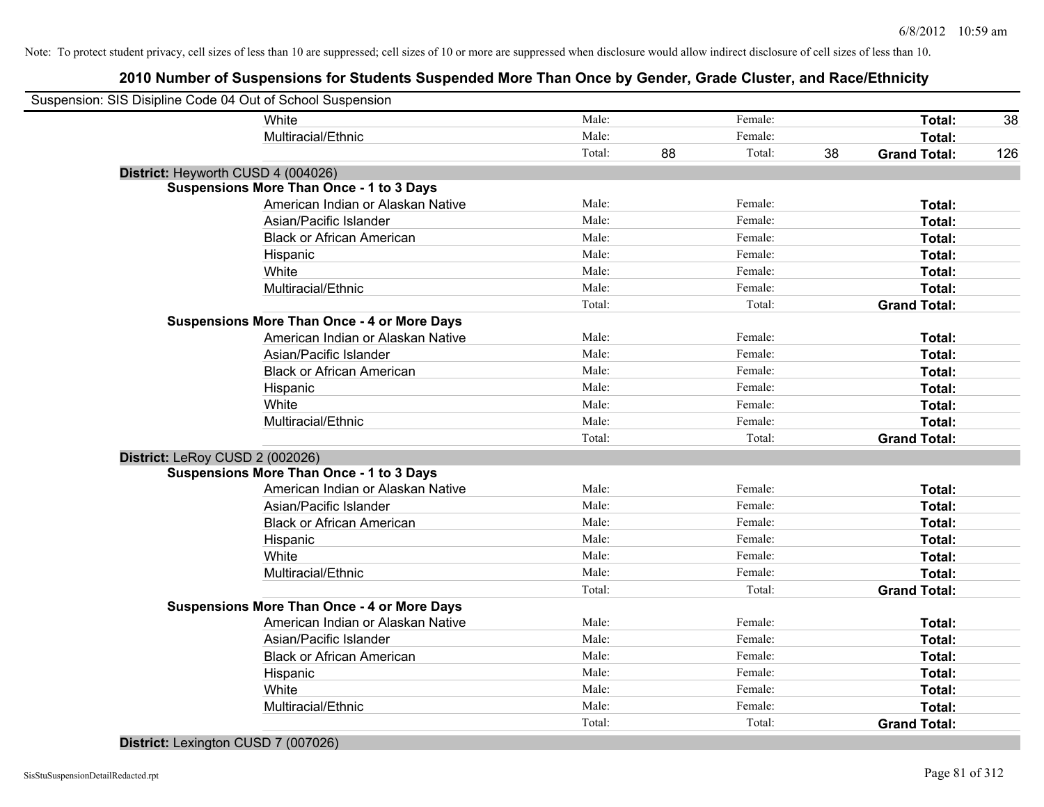Note: To protect student privacy, cell sizes of less than 10 are suppressed; cell sizes of 10 or more are suppressed when disclosure would allow indirect disclosure of cell sizes of less than 10.

## 2010 Number of Suspensions for Students Suspended More Than Once by Gender, Grade Cluster, and Race/Ethnicity

Suspension: SIS Disipline Code 04 Out of School Suspension

| | | | | | | |
|---|---|---|---|---|---|---|
| White | Male: | | Female: | | **Total:** | 38 |
| Multiracial/Ethnic | Male: | | Female: | | **Total:** | |
| | Total: | 88 | Total: | 38 | **Grand Total:** | 126 |

**District:** Heyworth CUSD 4 (004026)

**Suspensions More Than Once - 1 to 3 Days**

| | | | | | | |
|---|---|---|---|---|---|---|
| American Indian or Alaskan Native | Male: | | Female: | | **Total:** | |
| Asian/Pacific Islander | Male: | | Female: | | **Total:** | |
| Black or African American | Male: | | Female: | | **Total:** | |
| Hispanic | Male: | | Female: | | **Total:** | |
| White | Male: | | Female: | | **Total:** | |
| Multiracial/Ethnic | Male: | | Female: | | **Total:** | |
| | Total: | | Total: | | **Grand Total:** | |

**Suspensions More Than Once - 4 or More Days**

| | | | | | | |
|---|---|---|---|---|---|---|
| American Indian or Alaskan Native | Male: | | Female: | | **Total:** | |
| Asian/Pacific Islander | Male: | | Female: | | **Total:** | |
| Black or African American | Male: | | Female: | | **Total:** | |
| Hispanic | Male: | | Female: | | **Total:** | |
| White | Male: | | Female: | | **Total:** | |
| Multiracial/Ethnic | Male: | | Female: | | **Total:** | |
| | Total: | | Total: | | **Grand Total:** | |

**District:** LeRoy CUSD 2 (002026)

**Suspensions More Than Once - 1 to 3 Days**

| | | | | | | |
|---|---|---|---|---|---|---|
| American Indian or Alaskan Native | Male: | | Female: | | **Total:** | |
| Asian/Pacific Islander | Male: | | Female: | | **Total:** | |
| Black or African American | Male: | | Female: | | **Total:** | |
| Hispanic | Male: | | Female: | | **Total:** | |
| White | Male: | | Female: | | **Total:** | |
| Multiracial/Ethnic | Male: | | Female: | | **Total:** | |
| | Total: | | Total: | | **Grand Total:** | |

**Suspensions More Than Once - 4 or More Days**

| | | | | | | |
|---|---|---|---|---|---|---|
| American Indian or Alaskan Native | Male: | | Female: | | **Total:** | |
| Asian/Pacific Islander | Male: | | Female: | | **Total:** | |
| Black or African American | Male: | | Female: | | **Total:** | |
| Hispanic | Male: | | Female: | | **Total:** | |
| White | Male: | | Female: | | **Total:** | |
| Multiracial/Ethnic | Male: | | Female: | | **Total:** | |
| | Total: | | Total: | | **Grand Total:** | |

**District:** Lexington CUSD 7 (007026)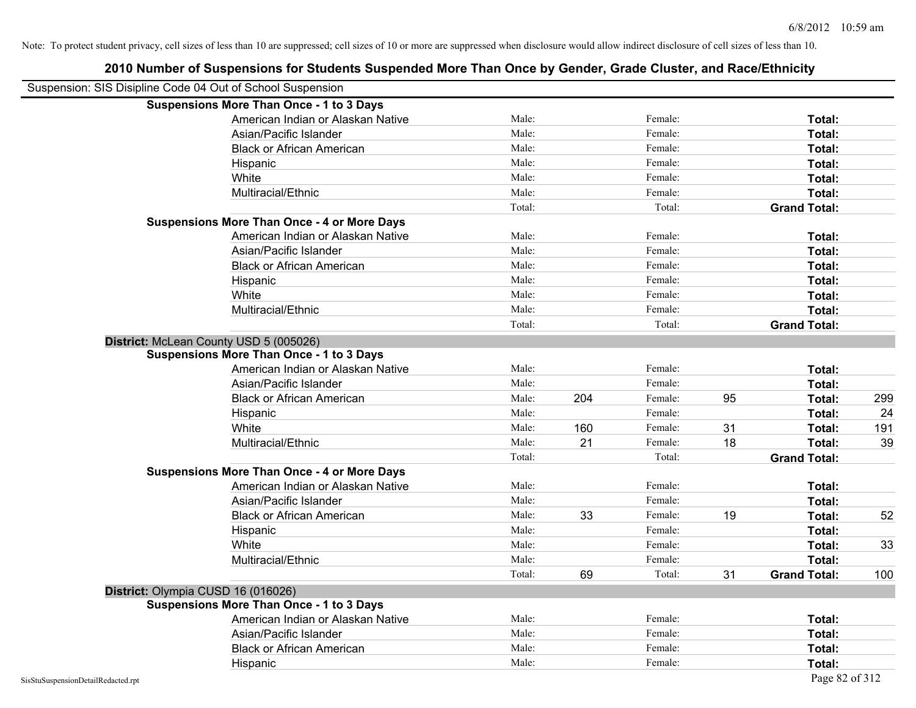Note: To protect student privacy, cell sizes of less than 10 are suppressed; cell sizes of 10 or more are suppressed when disclosure would allow indirect disclosure of cell sizes of less than 10.

## 2010 Number of Suspensions for Students Suspended More Than Once by Gender, Grade Cluster, and Race/Ethnicity

Suspension: SIS Disipline Code 04 Out of School Suspension

| | | | | | | | |
|---|---|---|---|---|---|---|---|
| **Suspensions More Than Once - 1 to 3 Days** | | | | | | | |
| American Indian or Alaskan Native | Male: | | Female: | | **Total:** | |
| Asian/Pacific Islander | Male: | | Female: | | **Total:** | |
| Black or African American | Male: | | Female: | | **Total:** | |
| Hispanic | Male: | | Female: | | **Total:** | |
| White | Male: | | Female: | | **Total:** | |
| Multiracial/Ethnic | Male: | | Female: | | **Total:** | |
| | Total: | | Total: | | **Grand Total:** | |
| **Suspensions More Than Once - 4 or More Days** | | | | | | | |
| American Indian or Alaskan Native | Male: | | Female: | | **Total:** | |
| Asian/Pacific Islander | Male: | | Female: | | **Total:** | |
| Black or African American | Male: | | Female: | | **Total:** | |
| Hispanic | Male: | | Female: | | **Total:** | |
| White | Male: | | Female: | | **Total:** | |
| Multiracial/Ethnic | Male: | | Female: | | **Total:** | |
| | Total: | | Total: | | **Grand Total:** | |

**District:** McLean County USD 5 (005026)

| | | | | | | |
|---|---|---|---|---|---|---|
| **Suspensions More Than Once - 1 to 3 Days** | | | | | | |
| American Indian or Alaskan Native | Male: | | Female: | | **Total:** | |
| Asian/Pacific Islander | Male: | | Female: | | **Total:** | |
| Black or African American | Male: | 204 | Female: | 95 | **Total:** | 299 |
| Hispanic | Male: | | Female: | | **Total:** | 24 |
| White | Male: | 160 | Female: | 31 | **Total:** | 191 |
| Multiracial/Ethnic | Male: | 21 | Female: | 18 | **Total:** | 39 |
| | Total: | | Total: | | **Grand Total:** | |
| **Suspensions More Than Once - 4 or More Days** | | | | | | |
| American Indian or Alaskan Native | Male: | | Female: | | **Total:** | |
| Asian/Pacific Islander | Male: | | Female: | | **Total:** | |
| Black or African American | Male: | 33 | Female: | 19 | **Total:** | 52 |
| Hispanic | Male: | | Female: | | **Total:** | |
| White | Male: | | Female: | | **Total:** | 33 |
| Multiracial/Ethnic | Male: | | Female: | | **Total:** | |
| | Total: | 69 | Total: | 31 | **Grand Total:** | 100 |

**District:** Olympia CUSD 16 (016026)

| | | | | | | |
|---|---|---|---|---|---|---|
| **Suspensions More Than Once - 1 to 3 Days** | | | | | | |
| American Indian or Alaskan Native | Male: | | Female: | | **Total:** | |
| Asian/Pacific Islander | Male: | | Female: | | **Total:** | |
| Black or African American | Male: | | Female: | | **Total:** | |
| Hispanic | Male: | | Female: | | **Total:** | |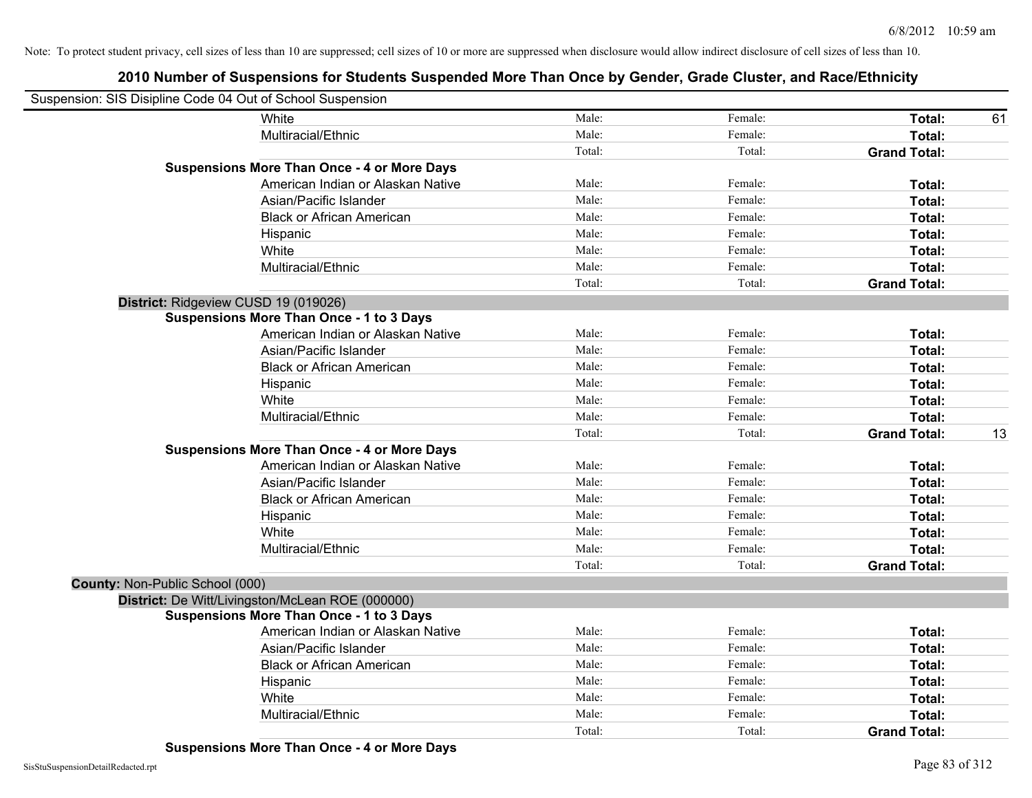Note: To protect student privacy, cell sizes of less than 10 are suppressed; cell sizes of 10 or more are suppressed when disclosure would allow indirect disclosure of cell sizes of less than 10.

# 2010 Number of Suspensions for Students Suspended More Than Once by Gender, Grade Cluster, and Race/Ethnicity

Suspension: SIS Disipline Code 04 Out of School Suspension

| | | | | |
|---|---|---|---|---|
| White | Male: | Female: | **Total:** | 61 |
| Multiracial/Ethnic | Male: | Female: | **Total:** | |
| | Total: | Total: | **Grand Total:** | |
| **Suspensions More Than Once - 4 or More Days** | | | | |
| American Indian or Alaskan Native | Male: | Female: | **Total:** | |
| Asian/Pacific Islander | Male: | Female: | **Total:** | |
| Black or African American | Male: | Female: | **Total:** | |
| Hispanic | Male: | Female: | **Total:** | |
| White | Male: | Female: | **Total:** | |
| Multiracial/Ethnic | Male: | Female: | **Total:** | |
| | Total: | Total: | **Grand Total:** | |
| **District:** Ridgeview CUSD 19 (019026) | | | | |
| **Suspensions More Than Once - 1 to 3 Days** | | | | |
| American Indian or Alaskan Native | Male: | Female: | **Total:** | |
| Asian/Pacific Islander | Male: | Female: | **Total:** | |
| Black or African American | Male: | Female: | **Total:** | |
| Hispanic | Male: | Female: | **Total:** | |
| White | Male: | Female: | **Total:** | |
| Multiracial/Ethnic | Male: | Female: | **Total:** | |
| | Total: | Total: | **Grand Total:** | 13 |
| **Suspensions More Than Once - 4 or More Days** | | | | |
| American Indian or Alaskan Native | Male: | Female: | **Total:** | |
| Asian/Pacific Islander | Male: | Female: | **Total:** | |
| Black or African American | Male: | Female: | **Total:** | |
| Hispanic | Male: | Female: | **Total:** | |
| White | Male: | Female: | **Total:** | |
| Multiracial/Ethnic | Male: | Female: | **Total:** | |
| | Total: | Total: | **Grand Total:** | |
| **County:** Non-Public School (000) | | | | |
| **District:** De Witt/Livingston/McLean ROE (000000) | | | | |
| **Suspensions More Than Once - 1 to 3 Days** | | | | |
| American Indian or Alaskan Native | Male: | Female: | **Total:** | |
| Asian/Pacific Islander | Male: | Female: | **Total:** | |
| Black or African American | Male: | Female: | **Total:** | |
| Hispanic | Male: | Female: | **Total:** | |
| White | Male: | Female: | **Total:** | |
| Multiracial/Ethnic | Male: | Female: | **Total:** | |
| | Total: | Total: | **Grand Total:** | |
| **Suspensions More Than Once - 4 or More Days** | | | | |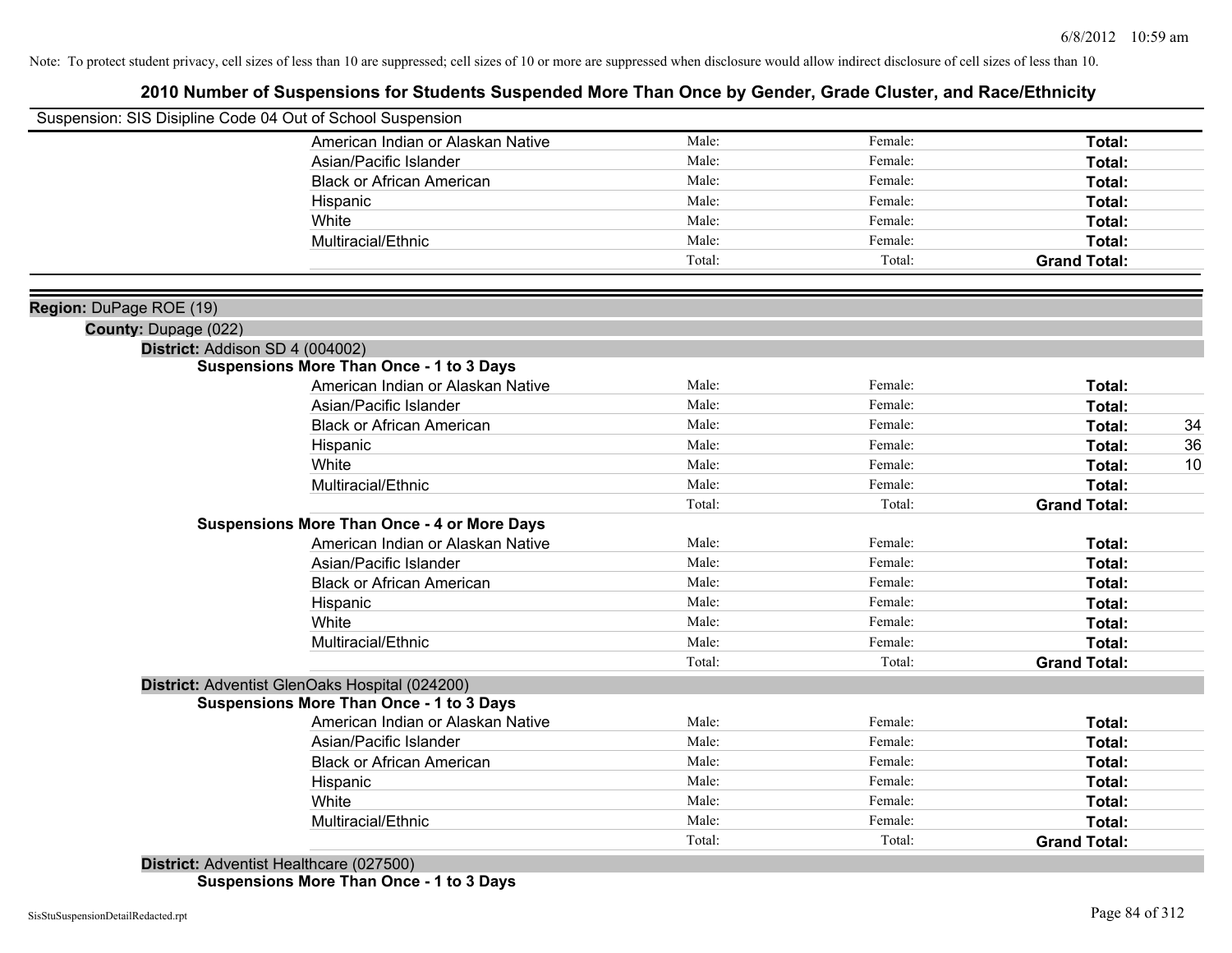Note: To protect student privacy, cell sizes of less than 10 are suppressed; cell sizes of 10 or more are suppressed when disclosure would allow indirect disclosure of cell sizes of less than 10.

# 2010 Number of Suspensions for Students Suspended More Than Once by Gender, Grade Cluster, and Race/Ethnicity

Suspension: SIS Disipline Code 04 Out of School Suspension

| | Male: | Female: | Total: |
|---|---|---|---|
| American Indian or Alaskan Native | Male: | Female: | Total: |
| Asian/Pacific Islander | Male: | Female: | Total: |
| Black or African American | Male: | Female: | Total: |
| Hispanic | Male: | Female: | Total: |
| White | Male: | Female: | Total: |
| Multiracial/Ethnic | Male: | Female: | Total: |
| | Total: | Total: | Grand Total: |

**Region:** DuPage ROE (19)

**County:** Dupage (022)

**District:** Addison SD 4 (004002)

**Suspensions More Than Once - 1 to 3 Days**

| | Male | Female | Total |
|---|---|---|---|
| American Indian or Alaskan Native | Male: | Female: | Total: |
| Asian/Pacific Islander | Male: | Female: | Total: |
| Black or African American | Male: | Female: | Total: 34 |
| Hispanic | Male: | Female: | Total: 36 |
| White | Male: | Female: | Total: 10 |
| Multiracial/Ethnic | Male: | Female: | Total: |
| | Total: | Total: | Grand Total: |

**Suspensions More Than Once - 4 or More Days**

| | Male | Female | Total |
|---|---|---|---|
| American Indian or Alaskan Native | Male: | Female: | Total: |
| Asian/Pacific Islander | Male: | Female: | Total: |
| Black or African American | Male: | Female: | Total: |
| Hispanic | Male: | Female: | Total: |
| White | Male: | Female: | Total: |
| Multiracial/Ethnic | Male: | Female: | Total: |
| | Total: | Total: | Grand Total: |

**District:** Adventist GlenOaks Hospital (024200)

**Suspensions More Than Once - 1 to 3 Days**

| | Male | Female | Total |
|---|---|---|---|
| American Indian or Alaskan Native | Male: | Female: | Total: |
| Asian/Pacific Islander | Male: | Female: | Total: |
| Black or African American | Male: | Female: | Total: |
| Hispanic | Male: | Female: | Total: |
| White | Male: | Female: | Total: |
| Multiracial/Ethnic | Male: | Female: | Total: |
| | Total: | Total: | Grand Total: |

**District:** Adventist Healthcare (027500)

**Suspensions More Than Once - 1 to 3 Days**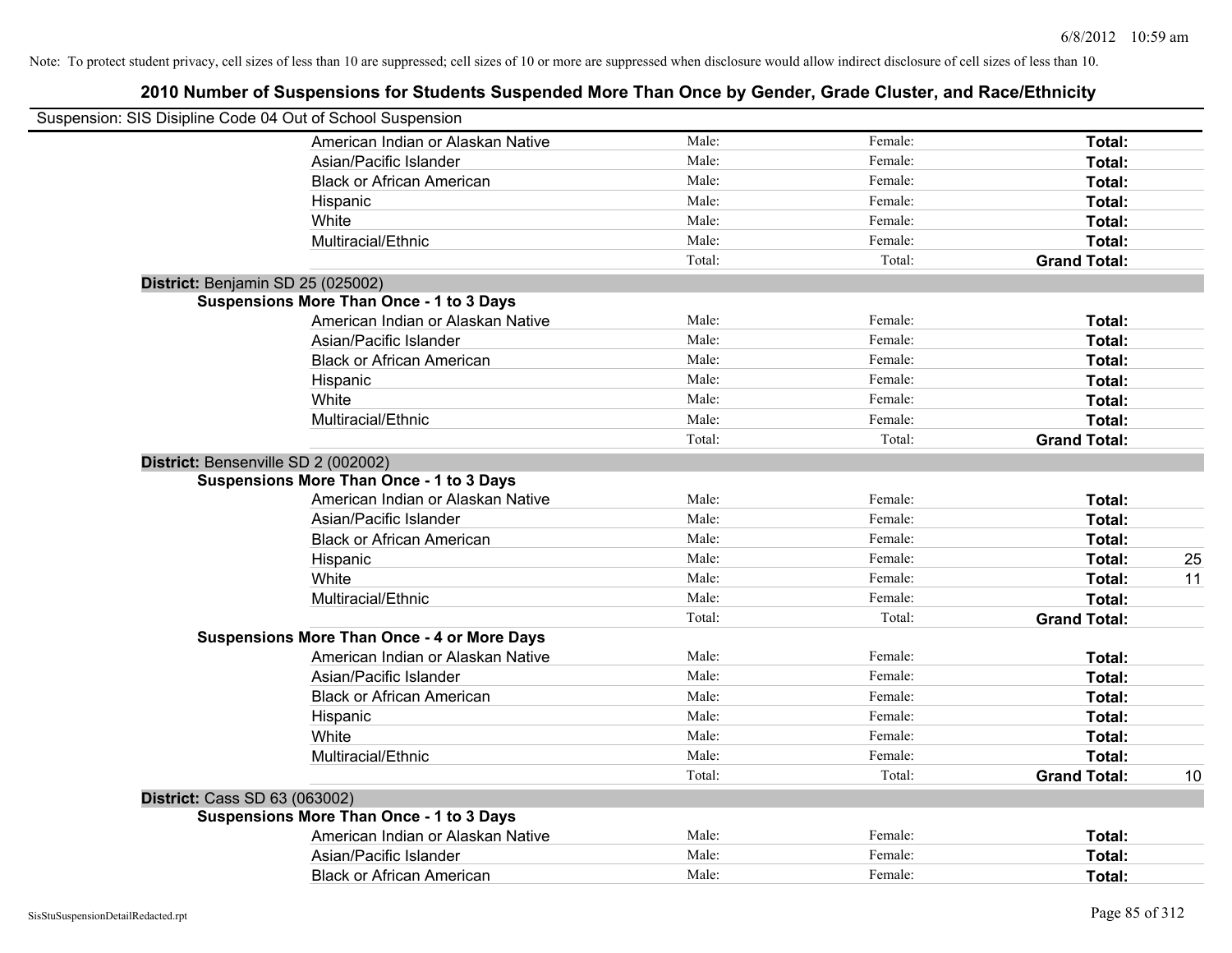Note: To protect student privacy, cell sizes of less than 10 are suppressed; cell sizes of 10 or more are suppressed when disclosure would allow indirect disclosure of cell sizes of less than 10.

# 2010 Number of Suspensions for Students Suspended More Than Once by Gender, Grade Cluster, and Race/Ethnicity

Suspension: SIS Disipline Code 04 Out of School Suspension

| | | | | |
|---|---|---|---|---|
| American Indian or Alaskan Native | Male: | Female: | **Total:** | |
| Asian/Pacific Islander | Male: | Female: | **Total:** | |
| Black or African American | Male: | Female: | **Total:** | |
| Hispanic | Male: | Female: | **Total:** | |
| White | Male: | Female: | **Total:** | |
| Multiracial/Ethnic | Male: | Female: | **Total:** | |
| | Total: | Total: | **Grand Total:** | |

**District:** Benjamin SD 25 (025002)

**Suspensions More Than Once - 1 to 3 Days**

| | | | | |
|---|---|---|---|---|
| American Indian or Alaskan Native | Male: | Female: | **Total:** | |
| Asian/Pacific Islander | Male: | Female: | **Total:** | |
| Black or African American | Male: | Female: | **Total:** | |
| Hispanic | Male: | Female: | **Total:** | |
| White | Male: | Female: | **Total:** | |
| Multiracial/Ethnic | Male: | Female: | **Total:** | |
| | Total: | Total: | **Grand Total:** | |

**District:** Bensenville SD 2 (002002)

**Suspensions More Than Once - 1 to 3 Days**

| | | | | |
|---|---|---|---|---|
| American Indian or Alaskan Native | Male: | Female: | **Total:** | |
| Asian/Pacific Islander | Male: | Female: | **Total:** | |
| Black or African American | Male: | Female: | **Total:** | |
| Hispanic | Male: | Female: | **Total:** | 25 |
| White | Male: | Female: | **Total:** | 11 |
| Multiracial/Ethnic | Male: | Female: | **Total:** | |
| | Total: | Total: | **Grand Total:** | |

**Suspensions More Than Once - 4 or More Days**

| | | | | |
|---|---|---|---|---|
| American Indian or Alaskan Native | Male: | Female: | **Total:** | |
| Asian/Pacific Islander | Male: | Female: | **Total:** | |
| Black or African American | Male: | Female: | **Total:** | |
| Hispanic | Male: | Female: | **Total:** | |
| White | Male: | Female: | **Total:** | |
| Multiracial/Ethnic | Male: | Female: | **Total:** | |
| | Total: | Total: | **Grand Total:** | 10 |

**District:** Cass SD 63 (063002)

**Suspensions More Than Once - 1 to 3 Days**

| | | | | |
|---|---|---|---|---|
| American Indian or Alaskan Native | Male: | Female: | **Total:** | |
| Asian/Pacific Islander | Male: | Female: | **Total:** | |
| Black or African American | Male: | Female: | **Total:** | |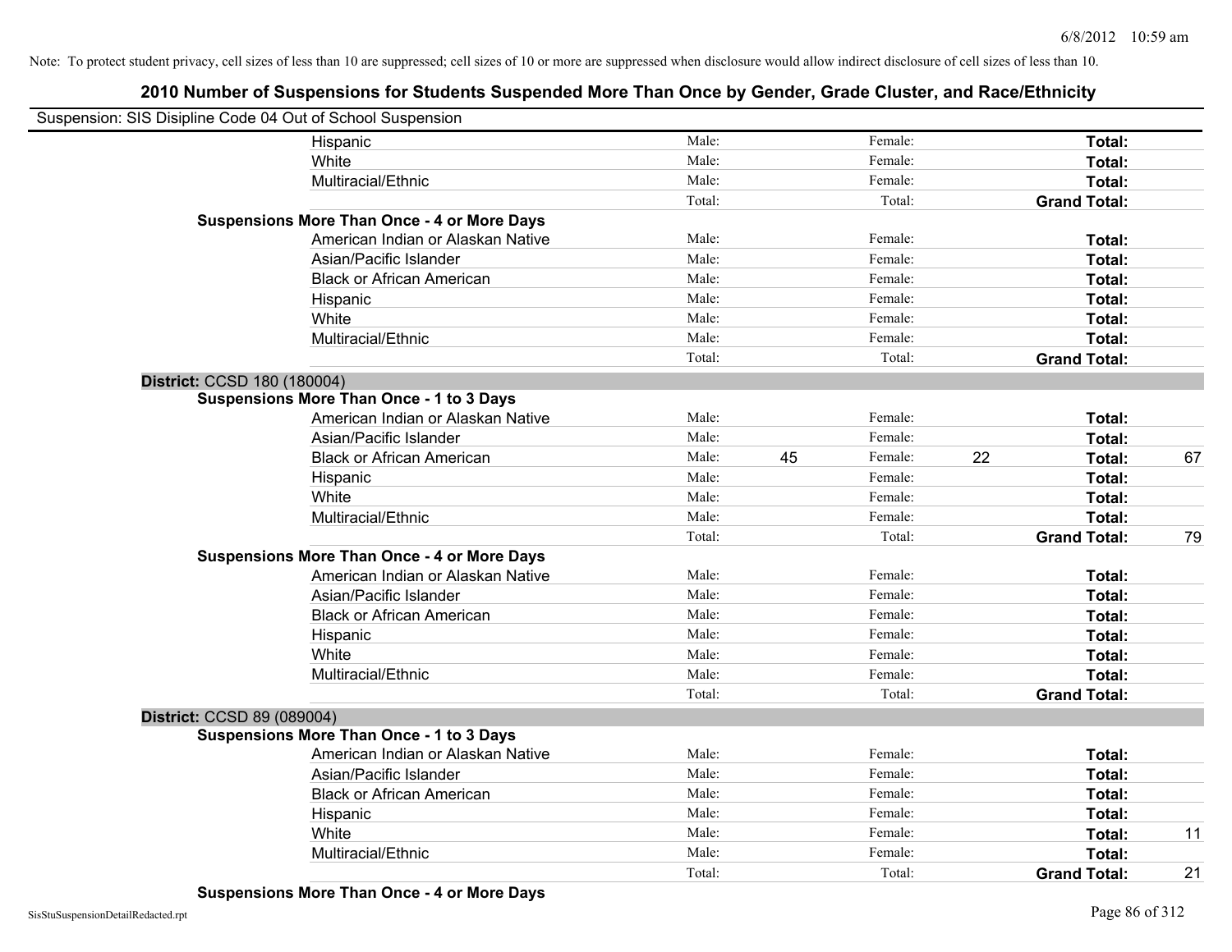Note: To protect student privacy, cell sizes of less than 10 are suppressed; cell sizes of 10 or more are suppressed when disclosure would allow indirect disclosure of cell sizes of less than 10.

## 2010 Number of Suspensions for Students Suspended More Than Once by Gender, Grade Cluster, and Race/Ethnicity

Suspension: SIS Disipline Code 04 Out of School Suspension

| | | | | | | |
|---|---|---|---|---|---|---|
| Hispanic | Male: | | Female: | | **Total:** | |
| White | Male: | | Female: | | **Total:** | |
| Multiracial/Ethnic | Male: | | Female: | | **Total:** | |
| | Total: | | Total: | | **Grand Total:** | |
| **Suspensions More Than Once - 4 or More Days** | | | | | | |
| American Indian or Alaskan Native | Male: | | Female: | | **Total:** | |
| Asian/Pacific Islander | Male: | | Female: | | **Total:** | |
| Black or African American | Male: | | Female: | | **Total:** | |
| Hispanic | Male: | | Female: | | **Total:** | |
| White | Male: | | Female: | | **Total:** | |
| Multiracial/Ethnic | Male: | | Female: | | **Total:** | |
| | Total: | | Total: | | **Grand Total:** | |
| **District:** CCSD 180 (180004) | | | | | | |
| **Suspensions More Than Once - 1 to 3 Days** | | | | | | |
| American Indian or Alaskan Native | Male: | | Female: | | **Total:** | |
| Asian/Pacific Islander | Male: | | Female: | | **Total:** | |
| Black or African American | Male: | 45 | Female: | 22 | **Total:** | 67 |
| Hispanic | Male: | | Female: | | **Total:** | |
| White | Male: | | Female: | | **Total:** | |
| Multiracial/Ethnic | Male: | | Female: | | **Total:** | |
| | Total: | | Total: | | **Grand Total:** | 79 |
| **Suspensions More Than Once - 4 or More Days** | | | | | | |
| American Indian or Alaskan Native | Male: | | Female: | | **Total:** | |
| Asian/Pacific Islander | Male: | | Female: | | **Total:** | |
| Black or African American | Male: | | Female: | | **Total:** | |
| Hispanic | Male: | | Female: | | **Total:** | |
| White | Male: | | Female: | | **Total:** | |
| Multiracial/Ethnic | Male: | | Female: | | **Total:** | |
| | Total: | | Total: | | **Grand Total:** | |
| **District:** CCSD 89 (089004) | | | | | | |
| **Suspensions More Than Once - 1 to 3 Days** | | | | | | |
| American Indian or Alaskan Native | Male: | | Female: | | **Total:** | |
| Asian/Pacific Islander | Male: | | Female: | | **Total:** | |
| Black or African American | Male: | | Female: | | **Total:** | |
| Hispanic | Male: | | Female: | | **Total:** | |
| White | Male: | | Female: | | **Total:** | 11 |
| Multiracial/Ethnic | Male: | | Female: | | **Total:** | |
| | Total: | | Total: | | **Grand Total:** | 21 |
| **Suspensions More Than Once - 4 or More Days** | | | | | | |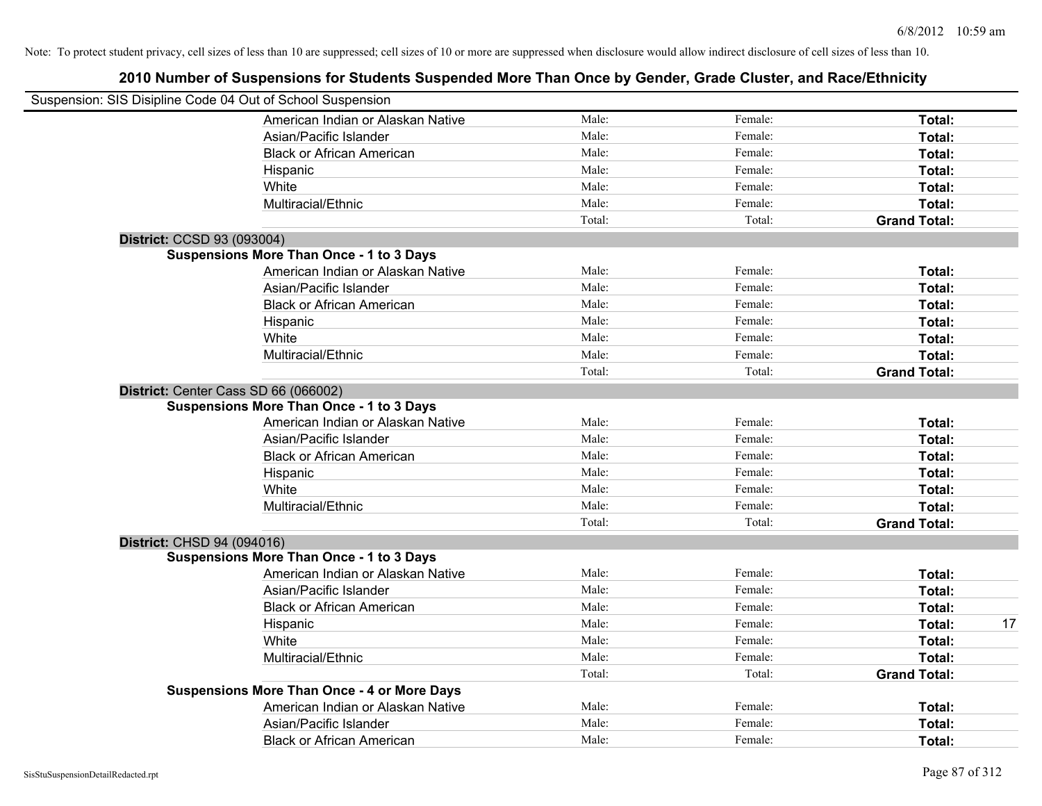Note: To protect student privacy, cell sizes of less than 10 are suppressed; cell sizes of 10 or more are suppressed when disclosure would allow indirect disclosure of cell sizes of less than 10.

## 2010 Number of Suspensions for Students Suspended More Than Once by Gender, Grade Cluster, and Race/Ethnicity

Suspension: SIS Disipline Code 04 Out of School Suspension

| | Male | Female | Total |
|---|---|---|---|
| American Indian or Alaskan Native | Male: | Female: | Total: |
| Asian/Pacific Islander | Male: | Female: | Total: |
| Black or African American | Male: | Female: | Total: |
| Hispanic | Male: | Female: | Total: |
| White | Male: | Female: | Total: |
| Multiracial/Ethnic | Male: | Female: | Total: |
| | Total: | Total: | Grand Total: |

**District:** CCSD 93 (093004)

**Suspensions More Than Once - 1 to 3 Days**

| | Male | Female | Total |
|---|---|---|---|
| American Indian or Alaskan Native | Male: | Female: | Total: |
| Asian/Pacific Islander | Male: | Female: | Total: |
| Black or African American | Male: | Female: | Total: |
| Hispanic | Male: | Female: | Total: |
| White | Male: | Female: | Total: |
| Multiracial/Ethnic | Male: | Female: | Total: |
| | Total: | Total: | Grand Total: |

**District:** Center Cass SD 66 (066002)

**Suspensions More Than Once - 1 to 3 Days**

| | Male | Female | Total |
|---|---|---|---|
| American Indian or Alaskan Native | Male: | Female: | Total: |
| Asian/Pacific Islander | Male: | Female: | Total: |
| Black or African American | Male: | Female: | Total: |
| Hispanic | Male: | Female: | Total: |
| White | Male: | Female: | Total: |
| Multiracial/Ethnic | Male: | Female: | Total: |
| | Total: | Total: | Grand Total: |

**District:** CHSD 94 (094016)

**Suspensions More Than Once - 1 to 3 Days**

| | Male | Female | Total |
|---|---|---|---|
| American Indian or Alaskan Native | Male: | Female: | Total: |
| Asian/Pacific Islander | Male: | Female: | Total: |
| Black or African American | Male: | Female: | Total: |
| Hispanic | Male: | Female: | Total: 17 |
| White | Male: | Female: | Total: |
| Multiracial/Ethnic | Male: | Female: | Total: |
| | Total: | Total: | Grand Total: |

**Suspensions More Than Once - 4 or More Days**

| | Male | Female | Total |
|---|---|---|---|
| American Indian or Alaskan Native | Male: | Female: | Total: |
| Asian/Pacific Islander | Male: | Female: | Total: |
| Black or African American | Male: | Female: | Total: |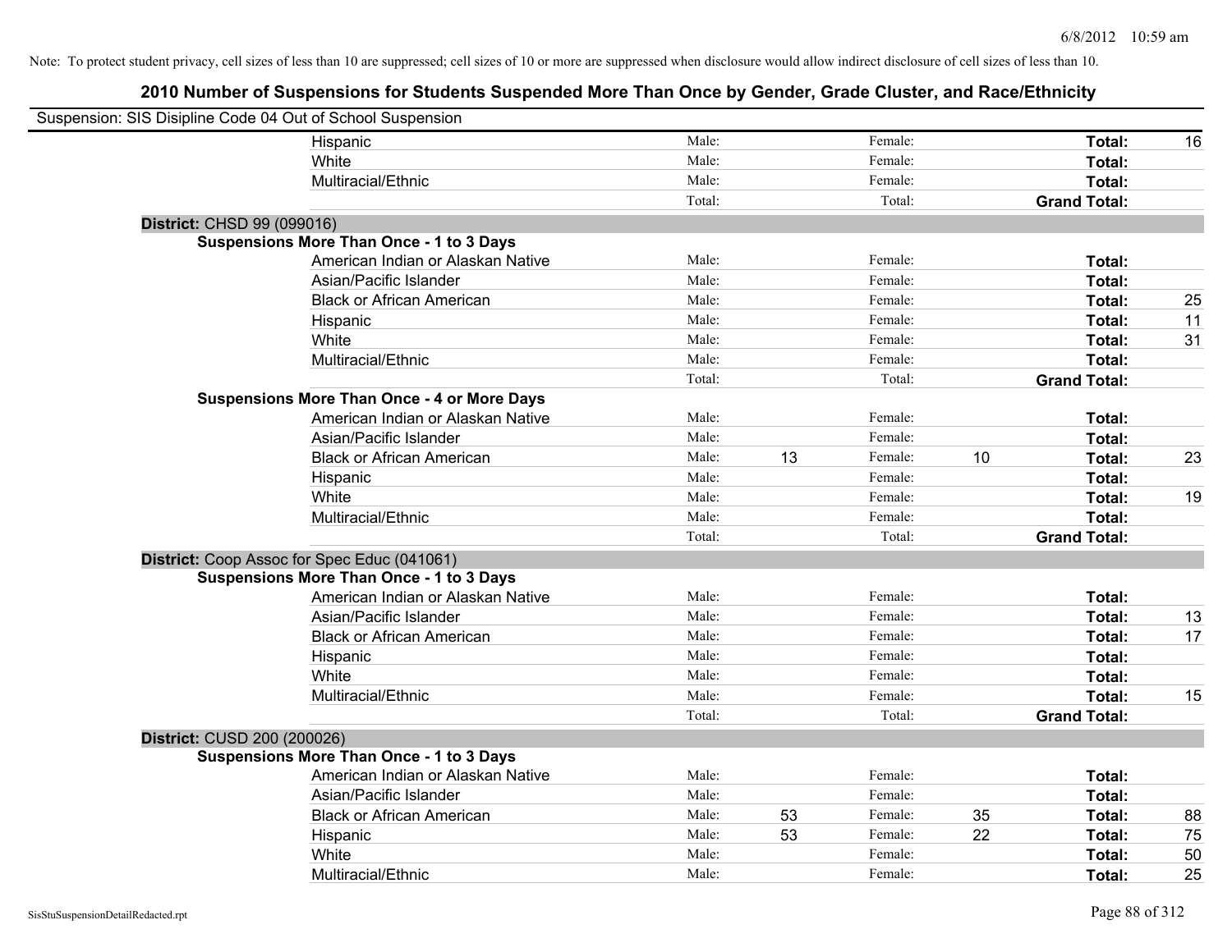Note: To protect student privacy, cell sizes of less than 10 are suppressed; cell sizes of 10 or more are suppressed when disclosure would allow indirect disclosure of cell sizes of less than 10.

## 2010 Number of Suspensions for Students Suspended More Than Once by Gender, Grade Cluster, and Race/Ethnicity

Suspension: SIS Disipline Code 04 Out of School Suspension

| | | | | | | |
|---|---|---|---|---|---|---|
| Hispanic | Male: | | Female: | | **Total:** | 16 |
| White | Male: | | Female: | | **Total:** | |
| Multiracial/Ethnic | Male: | | Female: | | **Total:** | |
| | Total: | | Total: | | **Grand Total:** | |
| **District:** CHSD 99 (099016) | | | | | | |
| **Suspensions More Than Once - 1 to 3 Days** | | | | | | |
| American Indian or Alaskan Native | Male: | | Female: | | **Total:** | |
| Asian/Pacific Islander | Male: | | Female: | | **Total:** | |
| Black or African American | Male: | | Female: | | **Total:** | 25 |
| Hispanic | Male: | | Female: | | **Total:** | 11 |
| White | Male: | | Female: | | **Total:** | 31 |
| Multiracial/Ethnic | Male: | | Female: | | **Total:** | |
| | Total: | | Total: | | **Grand Total:** | |
| **Suspensions More Than Once - 4 or More Days** | | | | | | |
| American Indian or Alaskan Native | Male: | | Female: | | **Total:** | |
| Asian/Pacific Islander | Male: | | Female: | | **Total:** | |
| Black or African American | Male: | 13 | Female: | 10 | **Total:** | 23 |
| Hispanic | Male: | | Female: | | **Total:** | |
| White | Male: | | Female: | | **Total:** | 19 |
| Multiracial/Ethnic | Male: | | Female: | | **Total:** | |
| | Total: | | Total: | | **Grand Total:** | |
| **District:** Coop Assoc for Spec Educ (041061) | | | | | | |
| **Suspensions More Than Once - 1 to 3 Days** | | | | | | |
| American Indian or Alaskan Native | Male: | | Female: | | **Total:** | |
| Asian/Pacific Islander | Male: | | Female: | | **Total:** | 13 |
| Black or African American | Male: | | Female: | | **Total:** | 17 |
| Hispanic | Male: | | Female: | | **Total:** | |
| White | Male: | | Female: | | **Total:** | |
| Multiracial/Ethnic | Male: | | Female: | | **Total:** | 15 |
| | Total: | | Total: | | **Grand Total:** | |
| **District:** CUSD 200 (200026) | | | | | | |
| **Suspensions More Than Once - 1 to 3 Days** | | | | | | |
| American Indian or Alaskan Native | Male: | | Female: | | **Total:** | |
| Asian/Pacific Islander | Male: | | Female: | | **Total:** | |
| Black or African American | Male: | 53 | Female: | 35 | **Total:** | 88 |
| Hispanic | Male: | 53 | Female: | 22 | **Total:** | 75 |
| White | Male: | | Female: | | **Total:** | 50 |
| Multiracial/Ethnic | Male: | | Female: | | **Total:** | 25 |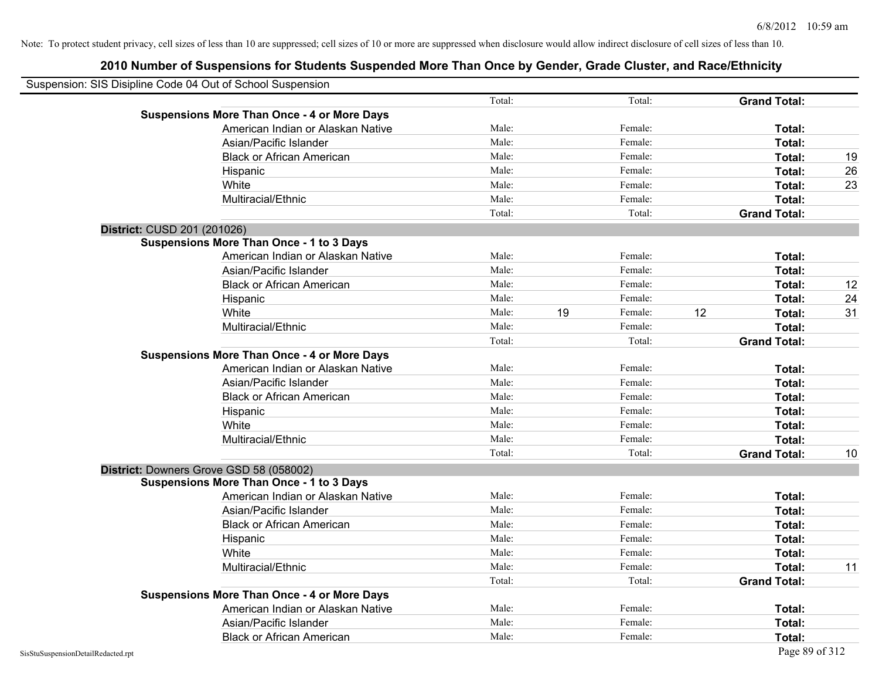Note: To protect student privacy, cell sizes of less than 10 are suppressed; cell sizes of 10 or more are suppressed when disclosure would allow indirect disclosure of cell sizes of less than 10.

# 2010 Number of Suspensions for Students Suspended More Than Once by Gender, Grade Cluster, and Race/Ethnicity

Suspension: SIS Disipline Code 04 Out of School Suspension

| | | | | | | | |
|---|---|---|---|---|---|---|---|
| | Total: | | Total: | | **Grand Total:** | |
| **Suspensions More Than Once - 4 or More Days** | | | | | | |
| American Indian or Alaskan Native | Male: | | Female: | | **Total:** | |
| Asian/Pacific Islander | Male: | | Female: | | **Total:** | |
| Black or African American | Male: | | Female: | | **Total:** | 19 |
| Hispanic | Male: | | Female: | | **Total:** | 26 |
| White | Male: | | Female: | | **Total:** | 23 |
| Multiracial/Ethnic | Male: | | Female: | | **Total:** | |
| | Total: | | Total: | | **Grand Total:** | |
| **District: CUSD 201 (201026)** | | | | | | |
| **Suspensions More Than Once - 1 to 3 Days** | | | | | | |
| American Indian or Alaskan Native | Male: | | Female: | | **Total:** | |
| Asian/Pacific Islander | Male: | | Female: | | **Total:** | |
| Black or African American | Male: | | Female: | | **Total:** | 12 |
| Hispanic | Male: | | Female: | | **Total:** | 24 |
| White | Male: | 19 | Female: | 12 | **Total:** | 31 |
| Multiracial/Ethnic | Male: | | Female: | | **Total:** | |
| | Total: | | Total: | | **Grand Total:** | |
| **Suspensions More Than Once - 4 or More Days** | | | | | | |
| American Indian or Alaskan Native | Male: | | Female: | | **Total:** | |
| Asian/Pacific Islander | Male: | | Female: | | **Total:** | |
| Black or African American | Male: | | Female: | | **Total:** | |
| Hispanic | Male: | | Female: | | **Total:** | |
| White | Male: | | Female: | | **Total:** | |
| Multiracial/Ethnic | Male: | | Female: | | **Total:** | |
| | Total: | | Total: | | **Grand Total:** | 10 |
| **District: Downers Grove GSD 58 (058002)** | | | | | | |
| **Suspensions More Than Once - 1 to 3 Days** | | | | | | |
| American Indian or Alaskan Native | Male: | | Female: | | **Total:** | |
| Asian/Pacific Islander | Male: | | Female: | | **Total:** | |
| Black or African American | Male: | | Female: | | **Total:** | |
| Hispanic | Male: | | Female: | | **Total:** | |
| White | Male: | | Female: | | **Total:** | |
| Multiracial/Ethnic | Male: | | Female: | | **Total:** | 11 |
| | Total: | | Total: | | **Grand Total:** | |
| **Suspensions More Than Once - 4 or More Days** | | | | | | |
| American Indian or Alaskan Native | Male: | | Female: | | **Total:** | |
| Asian/Pacific Islander | Male: | | Female: | | **Total:** | |
| Black or African American | Male: | | Female: | | **Total:** | |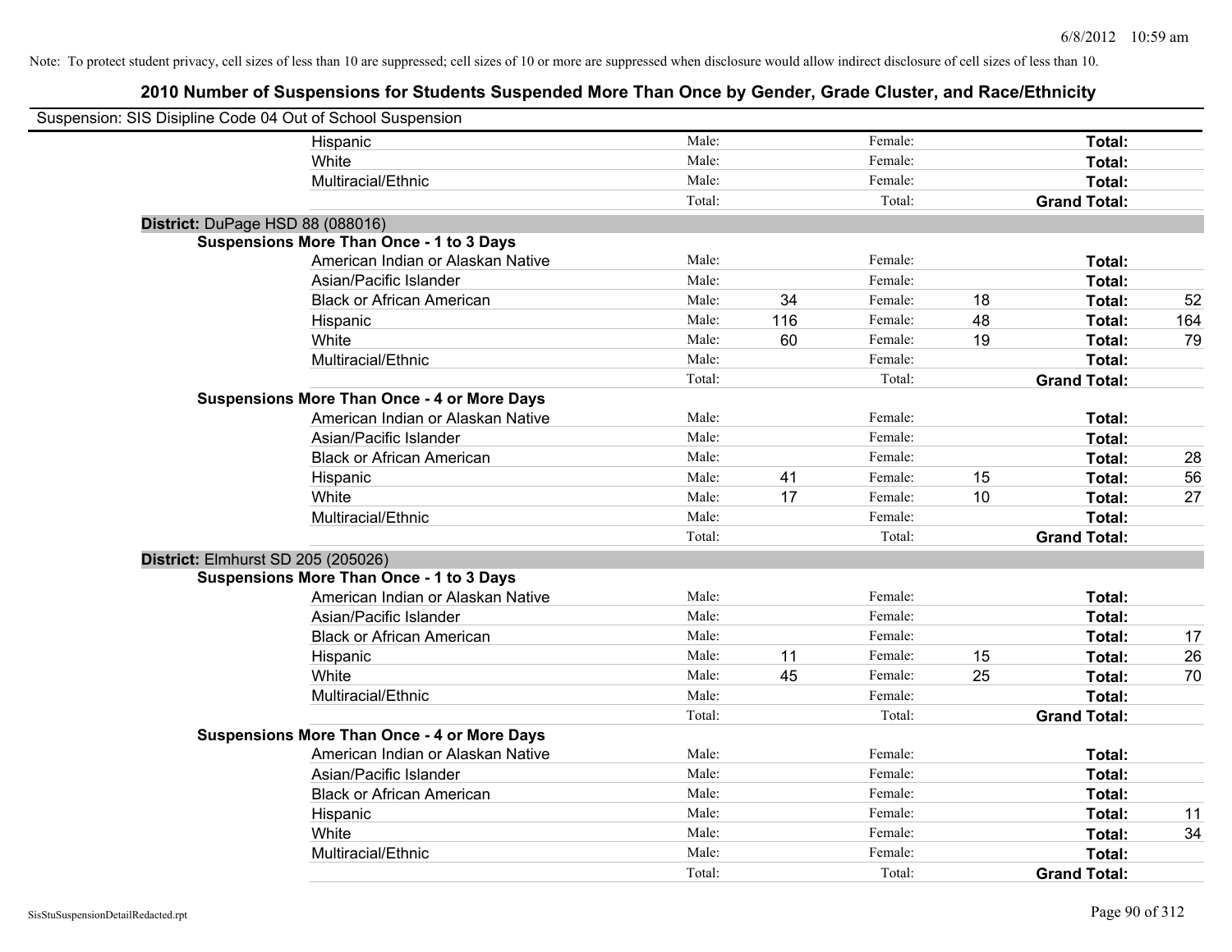Note: To protect student privacy, cell sizes of less than 10 are suppressed; cell sizes of 10 or more are suppressed when disclosure would allow indirect disclosure of cell sizes of less than 10.

## 2010 Number of Suspensions for Students Suspended More Than Once by Gender, Grade Cluster, and Race/Ethnicity

Suspension: SIS Disipline Code 04 Out of School Suspension

| | | | | | | |
|---|---|---|---|---|---|---|
| Hispanic | Male: | | Female: | | **Total:** | |
| White | Male: | | Female: | | **Total:** | |
| Multiracial/Ethnic | Male: | | Female: | | **Total:** | |
| | Total: | | Total: | | **Grand Total:** | |

**District:** DuPage HSD 88 (088016)

**Suspensions More Than Once - 1 to 3 Days**

| | | | | | | |
|---|---|---|---|---|---|---|
| American Indian or Alaskan Native | Male: | | Female: | | **Total:** | |
| Asian/Pacific Islander | Male: | | Female: | | **Total:** | |
| Black or African American | Male: | 34 | Female: | 18 | **Total:** | 52 |
| Hispanic | Male: | 116 | Female: | 48 | **Total:** | 164 |
| White | Male: | 60 | Female: | 19 | **Total:** | 79 |
| Multiracial/Ethnic | Male: | | Female: | | **Total:** | |
| | Total: | | Total: | | **Grand Total:** | |

**Suspensions More Than Once - 4 or More Days**

| | | | | | | |
|---|---|---|---|---|---|---|
| American Indian or Alaskan Native | Male: | | Female: | | **Total:** | |
| Asian/Pacific Islander | Male: | | Female: | | **Total:** | |
| Black or African American | Male: | | Female: | | **Total:** | 28 |
| Hispanic | Male: | 41 | Female: | 15 | **Total:** | 56 |
| White | Male: | 17 | Female: | 10 | **Total:** | 27 |
| Multiracial/Ethnic | Male: | | Female: | | **Total:** | |
| | Total: | | Total: | | **Grand Total:** | |

**District:** Elmhurst SD 205 (205026)

**Suspensions More Than Once - 1 to 3 Days**

| | | | | | | |
|---|---|---|---|---|---|---|
| American Indian or Alaskan Native | Male: | | Female: | | **Total:** | |
| Asian/Pacific Islander | Male: | | Female: | | **Total:** | |
| Black or African American | Male: | | Female: | | **Total:** | 17 |
| Hispanic | Male: | 11 | Female: | 15 | **Total:** | 26 |
| White | Male: | 45 | Female: | 25 | **Total:** | 70 |
| Multiracial/Ethnic | Male: | | Female: | | **Total:** | |
| | Total: | | Total: | | **Grand Total:** | |

**Suspensions More Than Once - 4 or More Days**

| | | | | | | |
|---|---|---|---|---|---|---|
| American Indian or Alaskan Native | Male: | | Female: | | **Total:** | |
| Asian/Pacific Islander | Male: | | Female: | | **Total:** | |
| Black or African American | Male: | | Female: | | **Total:** | |
| Hispanic | Male: | | Female: | | **Total:** | 11 |
| White | Male: | | Female: | | **Total:** | 34 |
| Multiracial/Ethnic | Male: | | Female: | | **Total:** | |
| | Total: | | Total: | | **Grand Total:** | |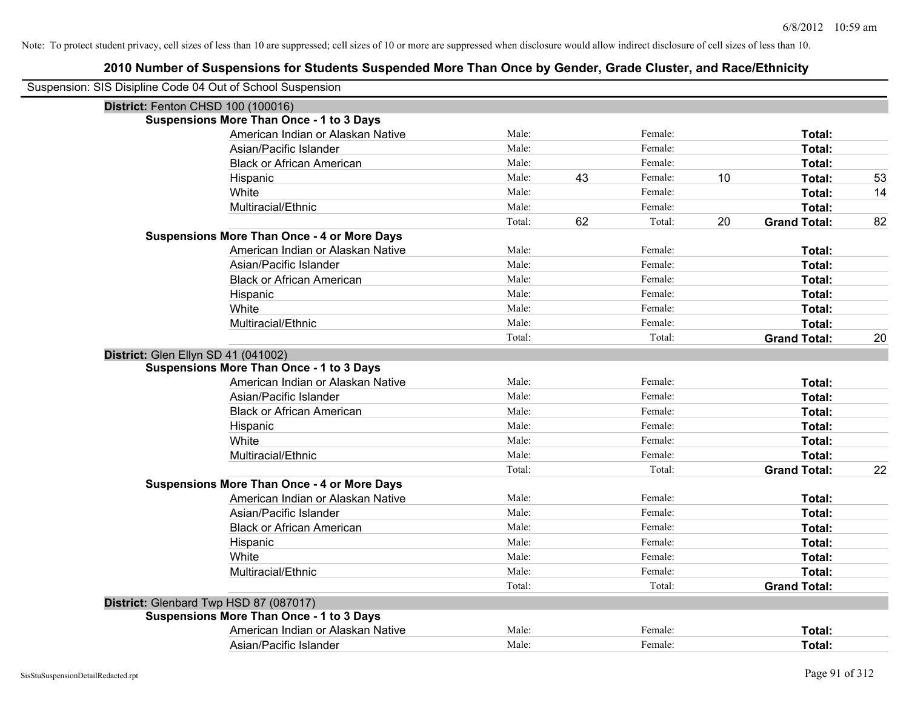Note: To protect student privacy, cell sizes of less than 10 are suppressed; cell sizes of 10 or more are suppressed when disclosure would allow indirect disclosure of cell sizes of less than 10.

## 2010 Number of Suspensions for Students Suspended More Than Once by Gender, Grade Cluster, and Race/Ethnicity

Suspension: SIS Disipline Code 04 Out of School Suspension

### District: Fenton CHSD 100 (100016)

**Suspensions More Than Once - 1 to 3 Days**

| Race/Ethnicity | | Male | | Female | | Total |
|---|---|---|---|---|---|---|
| American Indian or Alaskan Native | Male: | | Female: | | **Total:** | |
| Asian/Pacific Islander | Male: | | Female: | | **Total:** | |
| Black or African American | Male: | | Female: | | **Total:** | |
| Hispanic | Male: | 43 | Female: | 10 | **Total:** | 53 |
| White | Male: | | Female: | | **Total:** | 14 |
| Multiracial/Ethnic | Male: | | Female: | | **Total:** | |
| | Total: | 62 | Total: | 20 | **Grand Total:** | 82 |

**Suspensions More Than Once - 4 or More Days**

| Race/Ethnicity | | Male | | Female | | Total |
|---|---|---|---|---|---|---|
| American Indian or Alaskan Native | Male: | | Female: | | **Total:** | |
| Asian/Pacific Islander | Male: | | Female: | | **Total:** | |
| Black or African American | Male: | | Female: | | **Total:** | |
| Hispanic | Male: | | Female: | | **Total:** | |
| White | Male: | | Female: | | **Total:** | |
| Multiracial/Ethnic | Male: | | Female: | | **Total:** | |
| | Total: | | Total: | | **Grand Total:** | 20 |

### District: Glen Ellyn SD 41 (041002)

**Suspensions More Than Once - 1 to 3 Days**

| Race/Ethnicity | | Male | | Female | | Total |
|---|---|---|---|---|---|---|
| American Indian or Alaskan Native | Male: | | Female: | | **Total:** | |
| Asian/Pacific Islander | Male: | | Female: | | **Total:** | |
| Black or African American | Male: | | Female: | | **Total:** | |
| Hispanic | Male: | | Female: | | **Total:** | |
| White | Male: | | Female: | | **Total:** | |
| Multiracial/Ethnic | Male: | | Female: | | **Total:** | |
| | Total: | | Total: | | **Grand Total:** | 22 |

**Suspensions More Than Once - 4 or More Days**

| Race/Ethnicity | | Male | | Female | | Total |
|---|---|---|---|---|---|---|
| American Indian or Alaskan Native | Male: | | Female: | | **Total:** | |
| Asian/Pacific Islander | Male: | | Female: | | **Total:** | |
| Black or African American | Male: | | Female: | | **Total:** | |
| Hispanic | Male: | | Female: | | **Total:** | |
| White | Male: | | Female: | | **Total:** | |
| Multiracial/Ethnic | Male: | | Female: | | **Total:** | |
| | Total: | | Total: | | **Grand Total:** | |

### District: Glenbard Twp HSD 87 (087017)

**Suspensions More Than Once - 1 to 3 Days**

| Race/Ethnicity | | Male | | Female | | Total |
|---|---|---|---|---|---|---|
| American Indian or Alaskan Native | Male: | | Female: | | **Total:** | |
| Asian/Pacific Islander | Male: | | Female: | | **Total:** | |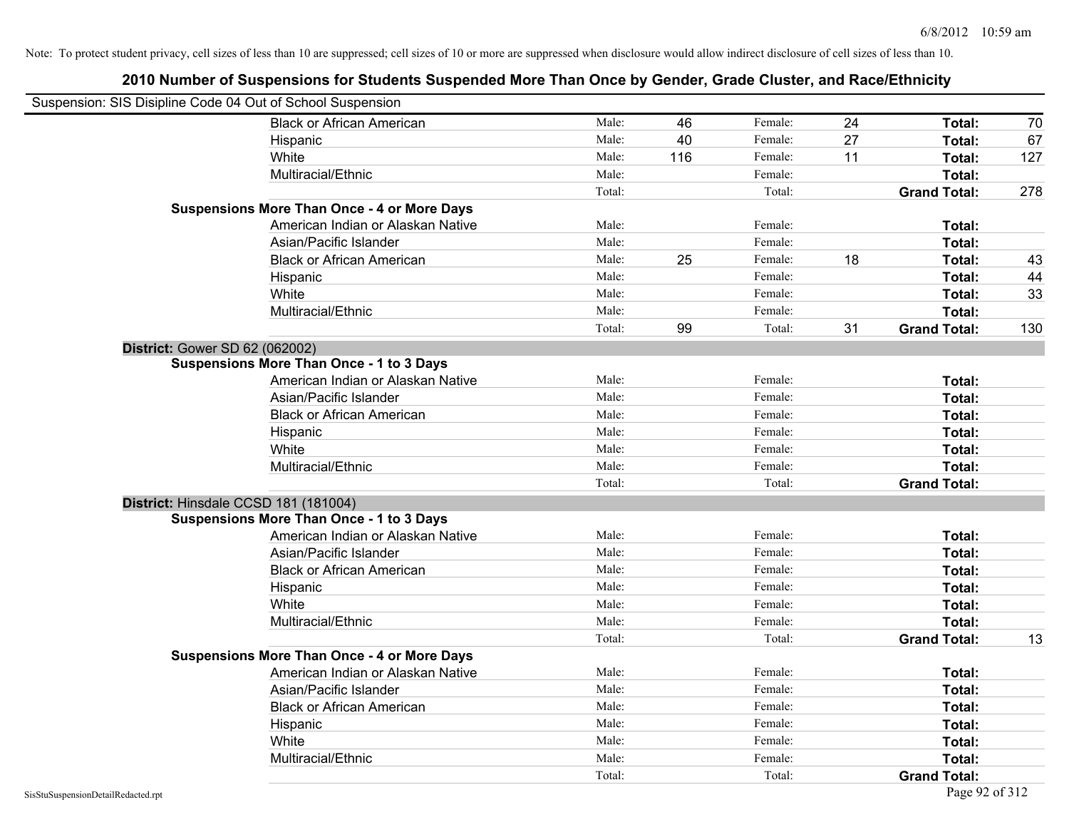Note: To protect student privacy, cell sizes of less than 10 are suppressed; cell sizes of 10 or more are suppressed when disclosure would allow indirect disclosure of cell sizes of less than 10.

## 2010 Number of Suspensions for Students Suspended More Than Once by Gender, Grade Cluster, and Race/Ethnicity

Suspension: SIS Disipline Code 04 Out of School Suspension

| | | | | | | |
|---|---|---|---|---|---|---|
| Black or African American | Male: | 46 | Female: | 24 | **Total:** | 70 |
| Hispanic | Male: | 40 | Female: | 27 | **Total:** | 67 |
| White | Male: | 116 | Female: | 11 | **Total:** | 127 |
| Multiracial/Ethnic | Male: | | Female: | | **Total:** | |
| | Total: | | Total: | | **Grand Total:** | 278 |

**Suspensions More Than Once - 4 or More Days**

| | | | | | | |
|---|---|---|---|---|---|---|
| American Indian or Alaskan Native | Male: | | Female: | | **Total:** | |
| Asian/Pacific Islander | Male: | | Female: | | **Total:** | |
| Black or African American | Male: | 25 | Female: | 18 | **Total:** | 43 |
| Hispanic | Male: | | Female: | | **Total:** | 44 |
| White | Male: | | Female: | | **Total:** | 33 |
| Multiracial/Ethnic | Male: | | Female: | | **Total:** | |
| | Total: | 99 | Total: | 31 | **Grand Total:** | 130 |

**District:** Gower SD 62 (062002)

**Suspensions More Than Once - 1 to 3 Days**

| | | | | | | |
|---|---|---|---|---|---|---|
| American Indian or Alaskan Native | Male: | | Female: | | **Total:** | |
| Asian/Pacific Islander | Male: | | Female: | | **Total:** | |
| Black or African American | Male: | | Female: | | **Total:** | |
| Hispanic | Male: | | Female: | | **Total:** | |
| White | Male: | | Female: | | **Total:** | |
| Multiracial/Ethnic | Male: | | Female: | | **Total:** | |
| | Total: | | Total: | | **Grand Total:** | |

**District:** Hinsdale CCSD 181 (181004)

**Suspensions More Than Once - 1 to 3 Days**

| | | | | | | |
|---|---|---|---|---|---|---|
| American Indian or Alaskan Native | Male: | | Female: | | **Total:** | |
| Asian/Pacific Islander | Male: | | Female: | | **Total:** | |
| Black or African American | Male: | | Female: | | **Total:** | |
| Hispanic | Male: | | Female: | | **Total:** | |
| White | Male: | | Female: | | **Total:** | |
| Multiracial/Ethnic | Male: | | Female: | | **Total:** | |
| | Total: | | Total: | | **Grand Total:** | 13 |

**Suspensions More Than Once - 4 or More Days**

| | | | | | | |
|---|---|---|---|---|---|---|
| American Indian or Alaskan Native | Male: | | Female: | | **Total:** | |
| Asian/Pacific Islander | Male: | | Female: | | **Total:** | |
| Black or African American | Male: | | Female: | | **Total:** | |
| Hispanic | Male: | | Female: | | **Total:** | |
| White | Male: | | Female: | | **Total:** | |
| Multiracial/Ethnic | Male: | | Female: | | **Total:** | |
| | Total: | | Total: | | **Grand Total:** | |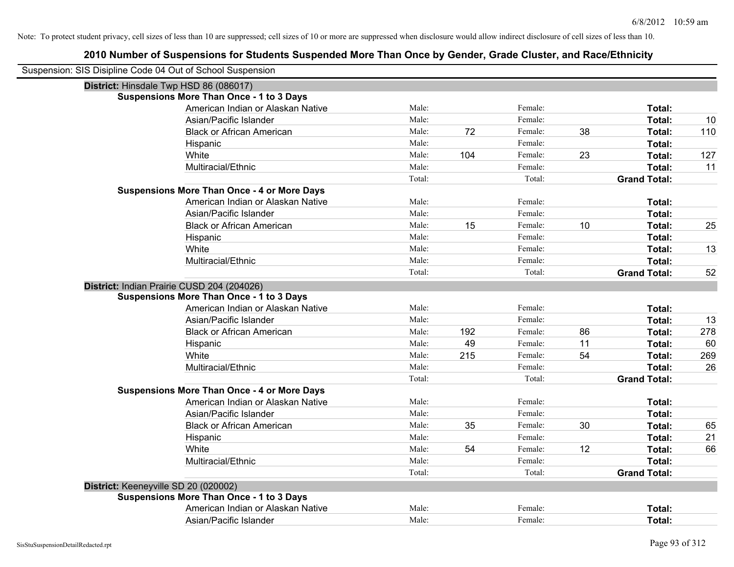Note: To protect student privacy, cell sizes of less than 10 are suppressed; cell sizes of 10 or more are suppressed when disclosure would allow indirect disclosure of cell sizes of less than 10.

## 2010 Number of Suspensions for Students Suspended More Than Once by Gender, Grade Cluster, and Race/Ethnicity

Suspension: SIS Disipline Code 04 Out of School Suspension

### District: Hinsdale Twp HSD 86 (086017)

**Suspensions More Than Once - 1 to 3 Days**

| Race/Ethnicity | | Male | | Female | | Total |
|---|---|---|---|---|---|---|
| American Indian or Alaskan Native | Male: | | Female: | | Total: | |
| Asian/Pacific Islander | Male: | | Female: | | Total: | 10 |
| Black or African American | Male: | 72 | Female: | 38 | Total: | 110 |
| Hispanic | Male: | | Female: | | Total: | |
| White | Male: | 104 | Female: | 23 | Total: | 127 |
| Multiracial/Ethnic | Male: | | Female: | | Total: | 11 |
| | Total: | | Total: | | Grand Total: | |

**Suspensions More Than Once - 4 or More Days**

| Race/Ethnicity | | Male | | Female | | Total |
|---|---|---|---|---|---|---|
| American Indian or Alaskan Native | Male: | | Female: | | Total: | |
| Asian/Pacific Islander | Male: | | Female: | | Total: | |
| Black or African American | Male: | 15 | Female: | 10 | Total: | 25 |
| Hispanic | Male: | | Female: | | Total: | |
| White | Male: | | Female: | | Total: | 13 |
| Multiracial/Ethnic | Male: | | Female: | | Total: | |
| | Total: | | Total: | | Grand Total: | 52 |

### District: Indian Prairie CUSD 204 (204026)

**Suspensions More Than Once - 1 to 3 Days**

| Race/Ethnicity | | Male | | Female | | Total |
|---|---|---|---|---|---|---|
| American Indian or Alaskan Native | Male: | | Female: | | Total: | |
| Asian/Pacific Islander | Male: | | Female: | | Total: | 13 |
| Black or African American | Male: | 192 | Female: | 86 | Total: | 278 |
| Hispanic | Male: | 49 | Female: | 11 | Total: | 60 |
| White | Male: | 215 | Female: | 54 | Total: | 269 |
| Multiracial/Ethnic | Male: | | Female: | | Total: | 26 |
| | Total: | | Total: | | Grand Total: | |

**Suspensions More Than Once - 4 or More Days**

| Race/Ethnicity | | Male | | Female | | Total |
|---|---|---|---|---|---|---|
| American Indian or Alaskan Native | Male: | | Female: | | Total: | |
| Asian/Pacific Islander | Male: | | Female: | | Total: | |
| Black or African American | Male: | 35 | Female: | 30 | Total: | 65 |
| Hispanic | Male: | | Female: | | Total: | 21 |
| White | Male: | 54 | Female: | 12 | Total: | 66 |
| Multiracial/Ethnic | Male: | | Female: | | Total: | |
| | Total: | | Total: | | Grand Total: | |

### District: Keeneyville SD 20 (020002)

**Suspensions More Than Once - 1 to 3 Days**

| Race/Ethnicity | | Male | | Female | | Total |
|---|---|---|---|---|---|---|
| American Indian or Alaskan Native | Male: | | Female: | | Total: | |
| Asian/Pacific Islander | Male: | | Female: | | Total: | |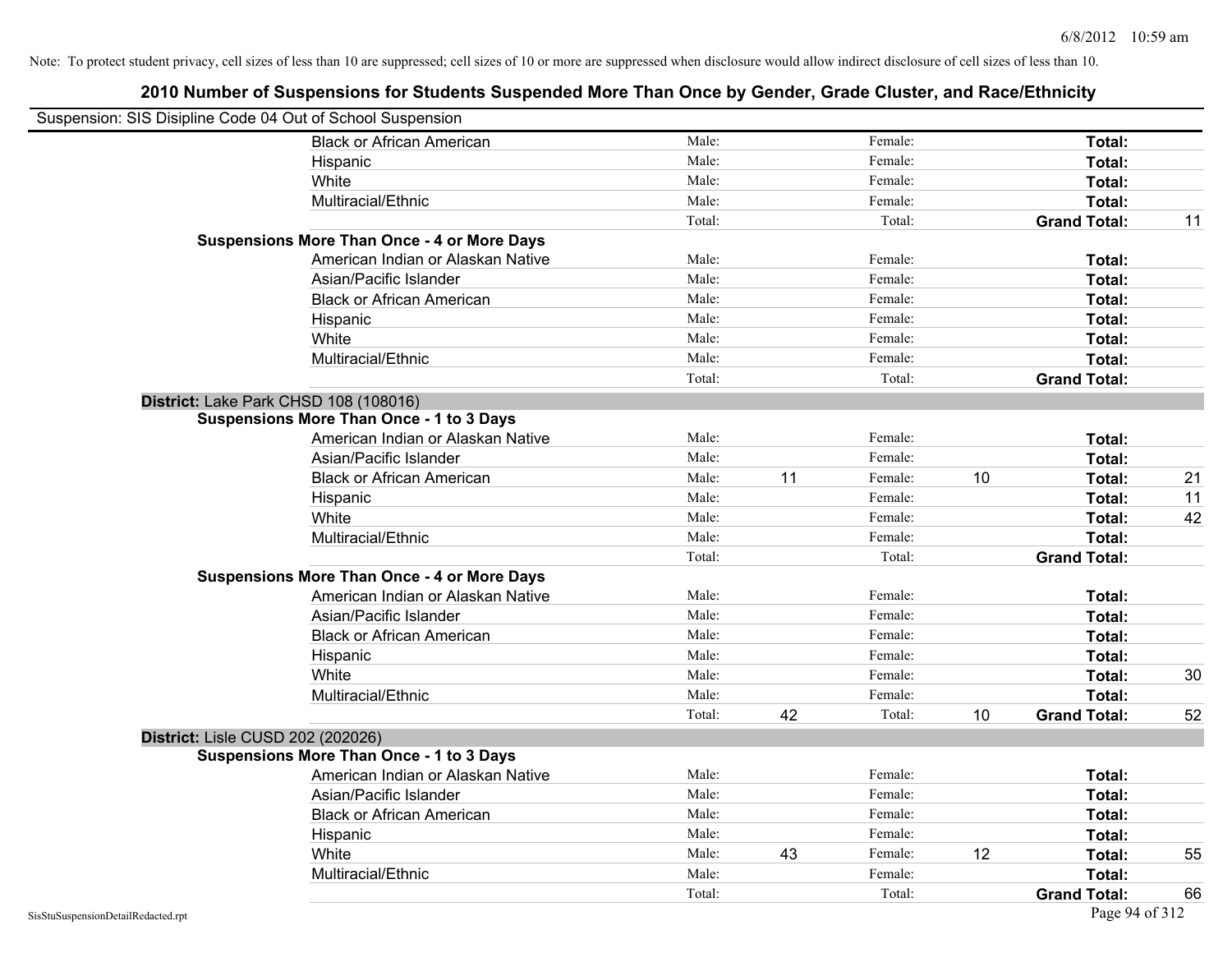Note: To protect student privacy, cell sizes of less than 10 are suppressed; cell sizes of 10 or more are suppressed when disclosure would allow indirect disclosure of cell sizes of less than 10.

# 2010 Number of Suspensions for Students Suspended More Than Once by Gender, Grade Cluster, and Race/Ethnicity

Suspension: SIS Disipline Code 04 Out of School Suspension

| | | | | | | |
|---|---|---|---|---|---|---|
| Black or African American | Male: | | Female: | | **Total:** | |
| Hispanic | Male: | | Female: | | **Total:** | |
| White | Male: | | Female: | | **Total:** | |
| Multiracial/Ethnic | Male: | | Female: | | **Total:** | |
| | Total: | | Total: | | **Grand Total:** | 11 |

**Suspensions More Than Once - 4 or More Days**

| | | | | | | |
|---|---|---|---|---|---|---|
| American Indian or Alaskan Native | Male: | | Female: | | **Total:** | |
| Asian/Pacific Islander | Male: | | Female: | | **Total:** | |
| Black or African American | Male: | | Female: | | **Total:** | |
| Hispanic | Male: | | Female: | | **Total:** | |
| White | Male: | | Female: | | **Total:** | |
| Multiracial/Ethnic | Male: | | Female: | | **Total:** | |
| | Total: | | Total: | | **Grand Total:** | |

**District:** Lake Park CHSD 108 (108016)

**Suspensions More Than Once - 1 to 3 Days**

| | | | | | | |
|---|---|---|---|---|---|---|
| American Indian or Alaskan Native | Male: | | Female: | | **Total:** | |
| Asian/Pacific Islander | Male: | | Female: | | **Total:** | |
| Black or African American | Male: | 11 | Female: | 10 | **Total:** | 21 |
| Hispanic | Male: | | Female: | | **Total:** | 11 |
| White | Male: | | Female: | | **Total:** | 42 |
| Multiracial/Ethnic | Male: | | Female: | | **Total:** | |
| | Total: | | Total: | | **Grand Total:** | |

**Suspensions More Than Once - 4 or More Days**

| | | | | | | |
|---|---|---|---|---|---|---|
| American Indian or Alaskan Native | Male: | | Female: | | **Total:** | |
| Asian/Pacific Islander | Male: | | Female: | | **Total:** | |
| Black or African American | Male: | | Female: | | **Total:** | |
| Hispanic | Male: | | Female: | | **Total:** | |
| White | Male: | | Female: | | **Total:** | 30 |
| Multiracial/Ethnic | Male: | | Female: | | **Total:** | |
| | Total: | 42 | Total: | 10 | **Grand Total:** | 52 |

**District:** Lisle CUSD 202 (202026)

**Suspensions More Than Once - 1 to 3 Days**

| | | | | | | |
|---|---|---|---|---|---|---|
| American Indian or Alaskan Native | Male: | | Female: | | **Total:** | |
| Asian/Pacific Islander | Male: | | Female: | | **Total:** | |
| Black or African American | Male: | | Female: | | **Total:** | |
| Hispanic | Male: | | Female: | | **Total:** | |
| White | Male: | 43 | Female: | 12 | **Total:** | 55 |
| Multiracial/Ethnic | Male: | | Female: | | **Total:** | |
| | Total: | | Total: | | **Grand Total:** | 66 |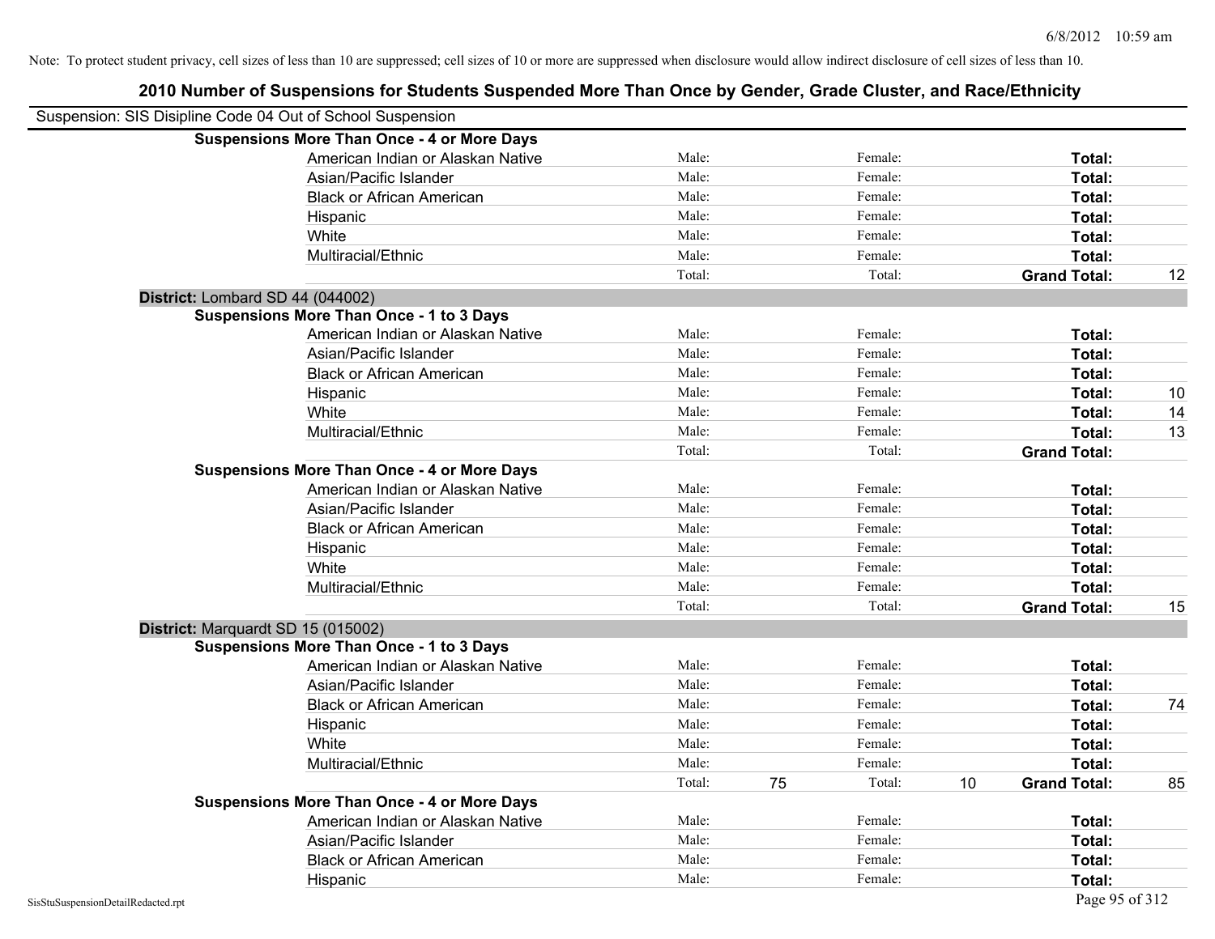Note: To protect student privacy, cell sizes of less than 10 are suppressed; cell sizes of 10 or more are suppressed when disclosure would allow indirect disclosure of cell sizes of less than 10.

# 2010 Number of Suspensions for Students Suspended More Than Once by Gender, Grade Cluster, and Race/Ethnicity

Suspension: SIS Disipline Code 04 Out of School Suspension

| | | | | | | | |
|---|---|---|---|---|---|---|---|
| **Suspensions More Than Once - 4 or More Days** | | | | | | | |
| American Indian or Alaskan Native | Male: | | Female: | | **Total:** | |
| Asian/Pacific Islander | Male: | | Female: | | **Total:** | |
| Black or African American | Male: | | Female: | | **Total:** | |
| Hispanic | Male: | | Female: | | **Total:** | |
| White | Male: | | Female: | | **Total:** | |
| Multiracial/Ethnic | Male: | | Female: | | **Total:** | |
| | Total: | | Total: | | **Grand Total:** | 12 |
| **District:** Lombard SD 44 (044002) | | | | | | |
| **Suspensions More Than Once - 1 to 3 Days** | | | | | | |
| American Indian or Alaskan Native | Male: | | Female: | | **Total:** | |
| Asian/Pacific Islander | Male: | | Female: | | **Total:** | |
| Black or African American | Male: | | Female: | | **Total:** | |
| Hispanic | Male: | | Female: | | **Total:** | 10 |
| White | Male: | | Female: | | **Total:** | 14 |
| Multiracial/Ethnic | Male: | | Female: | | **Total:** | 13 |
| | Total: | | Total: | | **Grand Total:** | |
| **Suspensions More Than Once - 4 or More Days** | | | | | | |
| American Indian or Alaskan Native | Male: | | Female: | | **Total:** | |
| Asian/Pacific Islander | Male: | | Female: | | **Total:** | |
| Black or African American | Male: | | Female: | | **Total:** | |
| Hispanic | Male: | | Female: | | **Total:** | |
| White | Male: | | Female: | | **Total:** | |
| Multiracial/Ethnic | Male: | | Female: | | **Total:** | |
| | Total: | | Total: | | **Grand Total:** | 15 |
| **District:** Marquardt SD 15 (015002) | | | | | | |
| **Suspensions More Than Once - 1 to 3 Days** | | | | | | |
| American Indian or Alaskan Native | Male: | | Female: | | **Total:** | |
| Asian/Pacific Islander | Male: | | Female: | | **Total:** | |
| Black or African American | Male: | | Female: | | **Total:** | 74 |
| Hispanic | Male: | | Female: | | **Total:** | |
| White | Male: | | Female: | | **Total:** | |
| Multiracial/Ethnic | Male: | | Female: | | **Total:** | |
| | Total: | 75 | Total: | 10 | **Grand Total:** | 85 |
| **Suspensions More Than Once - 4 or More Days** | | | | | | |
| American Indian or Alaskan Native | Male: | | Female: | | **Total:** | |
| Asian/Pacific Islander | Male: | | Female: | | **Total:** | |
| Black or African American | Male: | | Female: | | **Total:** | |
| Hispanic | Male: | | Female: | | **Total:** | |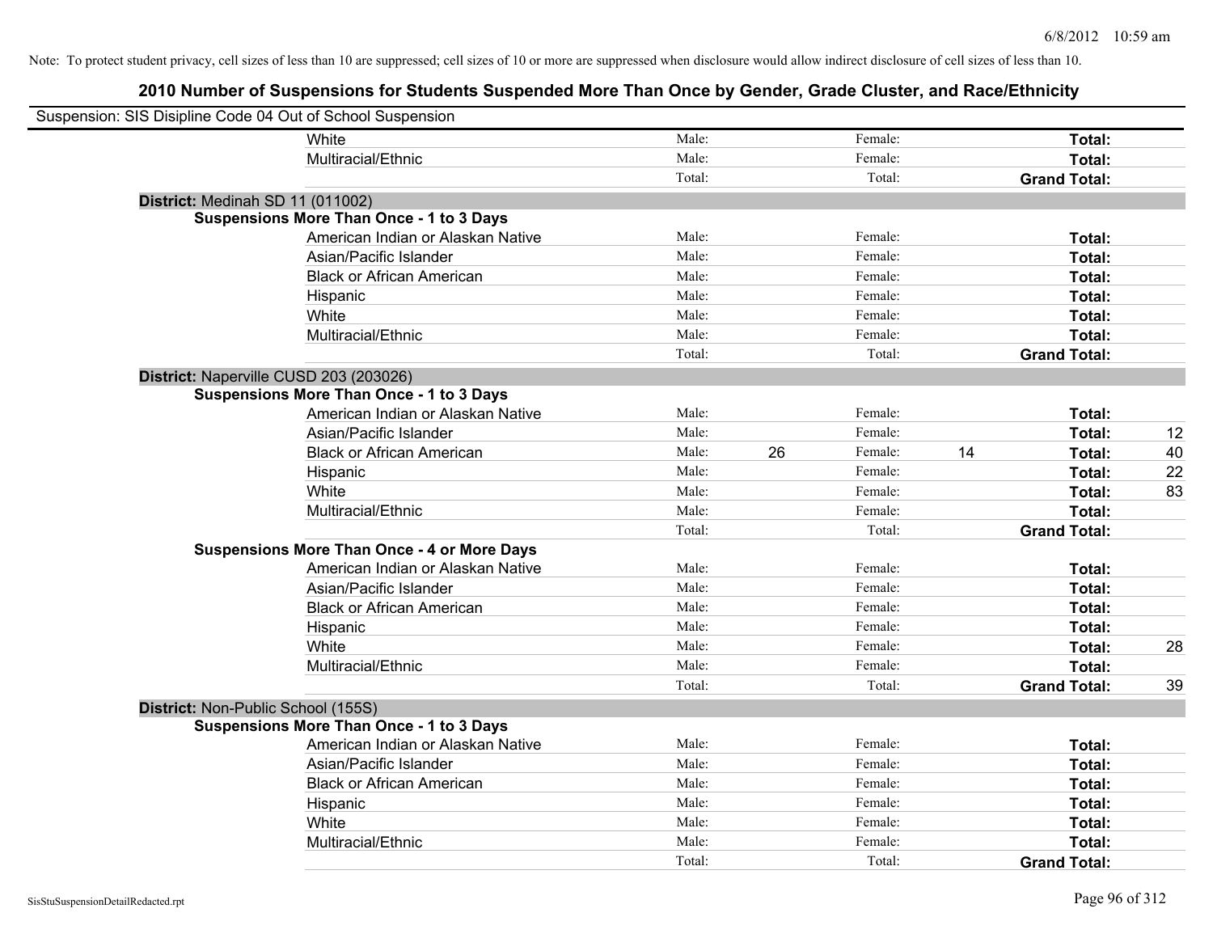Note: To protect student privacy, cell sizes of less than 10 are suppressed; cell sizes of 10 or more are suppressed when disclosure would allow indirect disclosure of cell sizes of less than 10.

## 2010 Number of Suspensions for Students Suspended More Than Once by Gender, Grade Cluster, and Race/Ethnicity

Suspension: SIS Disipline Code 04 Out of School Suspension

| | | | | | | | |
|---|---|---|---|---|---|---|---|
| White | Male: | | Female: | | **Total:** | |
| Multiracial/Ethnic | Male: | | Female: | | **Total:** | |
| | Total: | | Total: | | **Grand Total:** | |

**District:** Medinah SD 11 (011002)

**Suspensions More Than Once - 1 to 3 Days**

| | | | | | | |
|---|---|---|---|---|---|---|
| American Indian or Alaskan Native | Male: | | Female: | | **Total:** | |
| Asian/Pacific Islander | Male: | | Female: | | **Total:** | |
| Black or African American | Male: | | Female: | | **Total:** | |
| Hispanic | Male: | | Female: | | **Total:** | |
| White | Male: | | Female: | | **Total:** | |
| Multiracial/Ethnic | Male: | | Female: | | **Total:** | |
| | Total: | | Total: | | **Grand Total:** | |

**District:** Naperville CUSD 203 (203026)

**Suspensions More Than Once - 1 to 3 Days**

| | | | | | | |
|---|---|---|---|---|---|---|
| American Indian or Alaskan Native | Male: | | Female: | | **Total:** | |
| Asian/Pacific Islander | Male: | | Female: | | **Total:** | 12 |
| Black or African American | Male: | 26 | Female: | 14 | **Total:** | 40 |
| Hispanic | Male: | | Female: | | **Total:** | 22 |
| White | Male: | | Female: | | **Total:** | 83 |
| Multiracial/Ethnic | Male: | | Female: | | **Total:** | |
| | Total: | | Total: | | **Grand Total:** | |

**Suspensions More Than Once - 4 or More Days**

| | | | | | | |
|---|---|---|---|---|---|---|
| American Indian or Alaskan Native | Male: | | Female: | | **Total:** | |
| Asian/Pacific Islander | Male: | | Female: | | **Total:** | |
| Black or African American | Male: | | Female: | | **Total:** | |
| Hispanic | Male: | | Female: | | **Total:** | |
| White | Male: | | Female: | | **Total:** | 28 |
| Multiracial/Ethnic | Male: | | Female: | | **Total:** | |
| | Total: | | Total: | | **Grand Total:** | 39 |

**District:** Non-Public School (155S)

**Suspensions More Than Once - 1 to 3 Days**

| | | | | | | |
|---|---|---|---|---|---|---|
| American Indian or Alaskan Native | Male: | | Female: | | **Total:** | |
| Asian/Pacific Islander | Male: | | Female: | | **Total:** | |
| Black or African American | Male: | | Female: | | **Total:** | |
| Hispanic | Male: | | Female: | | **Total:** | |
| White | Male: | | Female: | | **Total:** | |
| Multiracial/Ethnic | Male: | | Female: | | **Total:** | |
| | Total: | | Total: | | **Grand Total:** | |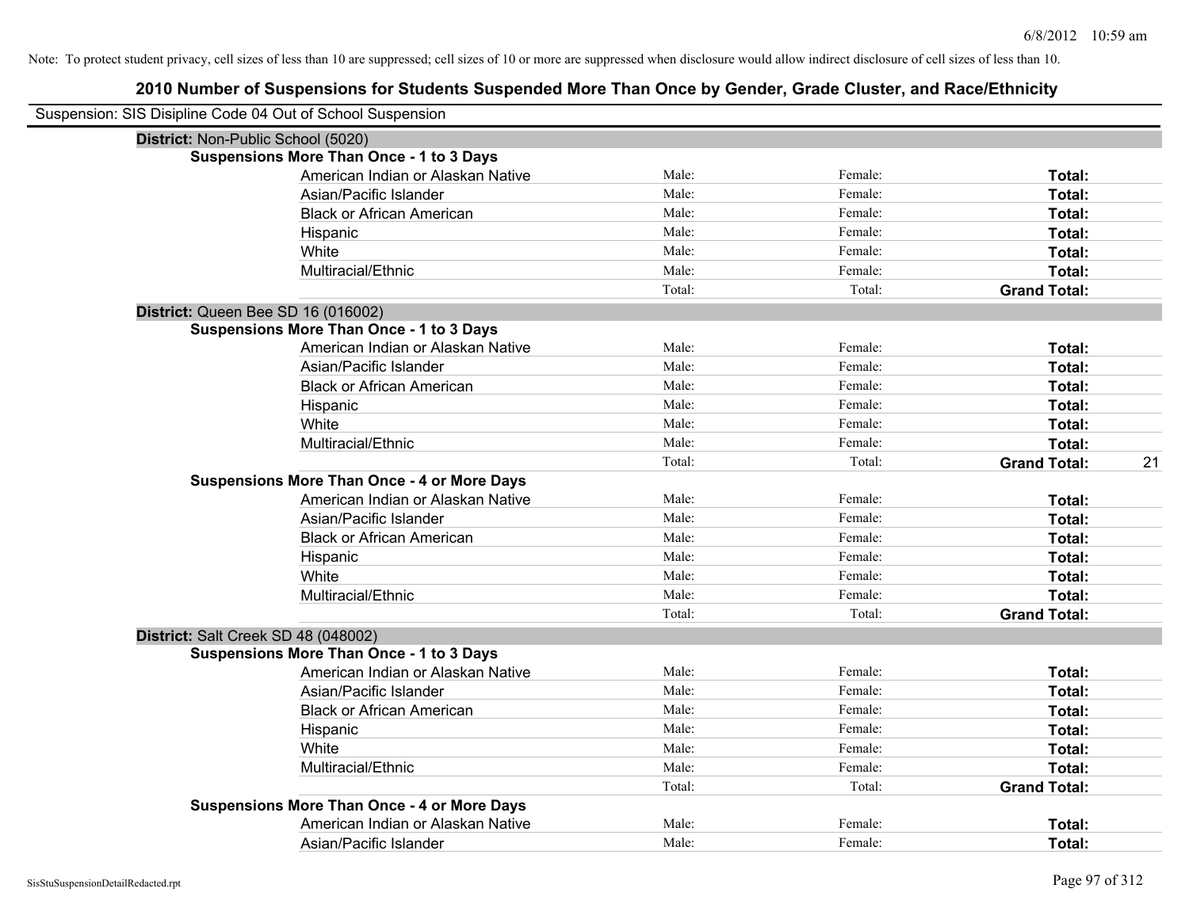Note: To protect student privacy, cell sizes of less than 10 are suppressed; cell sizes of 10 or more are suppressed when disclosure would allow indirect disclosure of cell sizes of less than 10.

## 2010 Number of Suspensions for Students Suspended More Than Once by Gender, Grade Cluster, and Race/Ethnicity

Suspension: SIS Disipline Code 04 Out of School Suspension

**District:** Non-Public School (5020)

**Suspensions More Than Once - 1 to 3 Days**

| | | | | |
|---|---|---|---|---|
| American Indian or Alaskan Native | Male: | Female: | **Total:** | |
| Asian/Pacific Islander | Male: | Female: | **Total:** | |
| Black or African American | Male: | Female: | **Total:** | |
| Hispanic | Male: | Female: | **Total:** | |
| White | Male: | Female: | **Total:** | |
| Multiracial/Ethnic | Male: | Female: | **Total:** | |
| | Total: | Total: | **Grand Total:** | |

**District:** Queen Bee SD 16 (016002)

**Suspensions More Than Once - 1 to 3 Days**

| | | | | |
|---|---|---|---|---|
| American Indian or Alaskan Native | Male: | Female: | **Total:** | |
| Asian/Pacific Islander | Male: | Female: | **Total:** | |
| Black or African American | Male: | Female: | **Total:** | |
| Hispanic | Male: | Female: | **Total:** | |
| White | Male: | Female: | **Total:** | |
| Multiracial/Ethnic | Male: | Female: | **Total:** | |
| | Total: | Total: | **Grand Total:** | 21 |

**Suspensions More Than Once - 4 or More Days**

| | | | | |
|---|---|---|---|---|
| American Indian or Alaskan Native | Male: | Female: | **Total:** | |
| Asian/Pacific Islander | Male: | Female: | **Total:** | |
| Black or African American | Male: | Female: | **Total:** | |
| Hispanic | Male: | Female: | **Total:** | |
| White | Male: | Female: | **Total:** | |
| Multiracial/Ethnic | Male: | Female: | **Total:** | |
| | Total: | Total: | **Grand Total:** | |

**District:** Salt Creek SD 48 (048002)

**Suspensions More Than Once - 1 to 3 Days**

| | | | | |
|---|---|---|---|---|
| American Indian or Alaskan Native | Male: | Female: | **Total:** | |
| Asian/Pacific Islander | Male: | Female: | **Total:** | |
| Black or African American | Male: | Female: | **Total:** | |
| Hispanic | Male: | Female: | **Total:** | |
| White | Male: | Female: | **Total:** | |
| Multiracial/Ethnic | Male: | Female: | **Total:** | |
| | Total: | Total: | **Grand Total:** | |

**Suspensions More Than Once - 4 or More Days**

| | | | | |
|---|---|---|---|---|
| American Indian or Alaskan Native | Male: | Female: | **Total:** | |
| Asian/Pacific Islander | Male: | Female: | **Total:** | |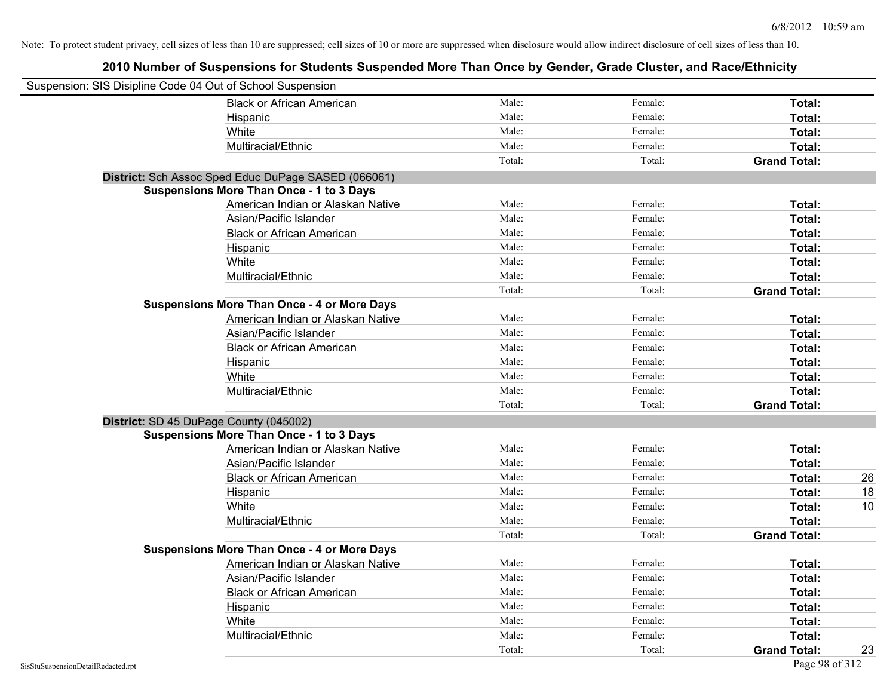Note: To protect student privacy, cell sizes of less than 10 are suppressed; cell sizes of 10 or more are suppressed when disclosure would allow indirect disclosure of cell sizes of less than 10.

# 2010 Number of Suspensions for Students Suspended More Than Once by Gender, Grade Cluster, and Race/Ethnicity

Suspension: SIS Disipline Code 04 Out of School Suspension

| | | | | |
|---|---|---|---|---|
| Black or African American | Male: | Female: | **Total:** | |
| Hispanic | Male: | Female: | **Total:** | |
| White | Male: | Female: | **Total:** | |
| Multiracial/Ethnic | Male: | Female: | **Total:** | |
| | Total: | Total: | **Grand Total:** | |

**District:** Sch Assoc Sped Educ DuPage SASED (066061)

**Suspensions More Than Once - 1 to 3 Days**

| | | | | |
|---|---|---|---|---|
| American Indian or Alaskan Native | Male: | Female: | **Total:** | |
| Asian/Pacific Islander | Male: | Female: | **Total:** | |
| Black or African American | Male: | Female: | **Total:** | |
| Hispanic | Male: | Female: | **Total:** | |
| White | Male: | Female: | **Total:** | |
| Multiracial/Ethnic | Male: | Female: | **Total:** | |
| | Total: | Total: | **Grand Total:** | |

**Suspensions More Than Once - 4 or More Days**

| | | | | |
|---|---|---|---|---|
| American Indian or Alaskan Native | Male: | Female: | **Total:** | |
| Asian/Pacific Islander | Male: | Female: | **Total:** | |
| Black or African American | Male: | Female: | **Total:** | |
| Hispanic | Male: | Female: | **Total:** | |
| White | Male: | Female: | **Total:** | |
| Multiracial/Ethnic | Male: | Female: | **Total:** | |
| | Total: | Total: | **Grand Total:** | |

**District:** SD 45 DuPage County (045002)

**Suspensions More Than Once - 1 to 3 Days**

| | | | | |
|---|---|---|---|---|
| American Indian or Alaskan Native | Male: | Female: | **Total:** | |
| Asian/Pacific Islander | Male: | Female: | **Total:** | |
| Black or African American | Male: | Female: | **Total:** | 26 |
| Hispanic | Male: | Female: | **Total:** | 18 |
| White | Male: | Female: | **Total:** | 10 |
| Multiracial/Ethnic | Male: | Female: | **Total:** | |
| | Total: | Total: | **Grand Total:** | |

**Suspensions More Than Once - 4 or More Days**

| | | | | |
|---|---|---|---|---|
| American Indian or Alaskan Native | Male: | Female: | **Total:** | |
| Asian/Pacific Islander | Male: | Female: | **Total:** | |
| Black or African American | Male: | Female: | **Total:** | |
| Hispanic | Male: | Female: | **Total:** | |
| White | Male: | Female: | **Total:** | |
| Multiracial/Ethnic | Male: | Female: | **Total:** | |
| | Total: | Total: | **Grand Total:** | 23 |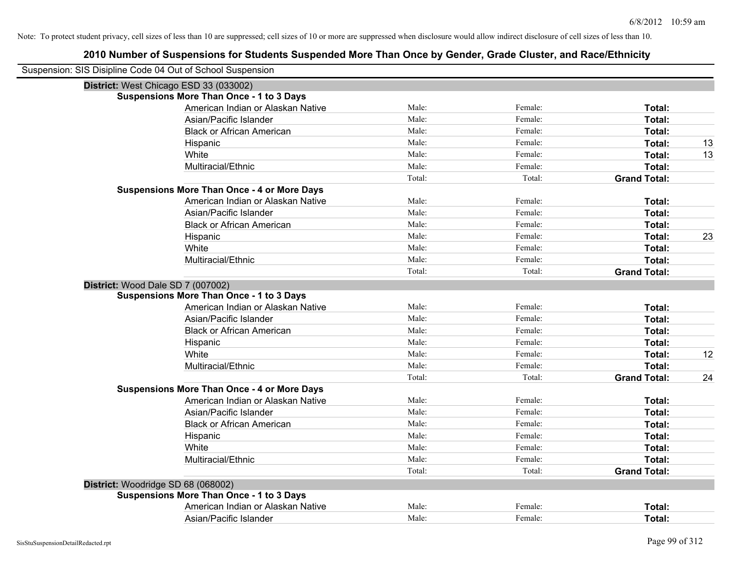Note: To protect student privacy, cell sizes of less than 10 are suppressed; cell sizes of 10 or more are suppressed when disclosure would allow indirect disclosure of cell sizes of less than 10.

## 2010 Number of Suspensions for Students Suspended More Than Once by Gender, Grade Cluster, and Race/Ethnicity

Suspension: SIS Disipline Code 04 Out of School Suspension

**District:** West Chicago ESD 33 (033002)

**Suspensions More Than Once - 1 to 3 Days**

| | | | | |
|---|---|---|---|---|
| American Indian or Alaskan Native | Male: | Female: | **Total:** | |
| Asian/Pacific Islander | Male: | Female: | **Total:** | |
| Black or African American | Male: | Female: | **Total:** | |
| Hispanic | Male: | Female: | **Total:** | 13 |
| White | Male: | Female: | **Total:** | 13 |
| Multiracial/Ethnic | Male: | Female: | **Total:** | |
| | Total: | Total: | **Grand Total:** | |

**Suspensions More Than Once - 4 or More Days**

| | | | | |
|---|---|---|---|---|
| American Indian or Alaskan Native | Male: | Female: | **Total:** | |
| Asian/Pacific Islander | Male: | Female: | **Total:** | |
| Black or African American | Male: | Female: | **Total:** | |
| Hispanic | Male: | Female: | **Total:** | 23 |
| White | Male: | Female: | **Total:** | |
| Multiracial/Ethnic | Male: | Female: | **Total:** | |
| | Total: | Total: | **Grand Total:** | |

**District:** Wood Dale SD 7 (007002)

**Suspensions More Than Once - 1 to 3 Days**

| | | | | |
|---|---|---|---|---|
| American Indian or Alaskan Native | Male: | Female: | **Total:** | |
| Asian/Pacific Islander | Male: | Female: | **Total:** | |
| Black or African American | Male: | Female: | **Total:** | |
| Hispanic | Male: | Female: | **Total:** | |
| White | Male: | Female: | **Total:** | 12 |
| Multiracial/Ethnic | Male: | Female: | **Total:** | |
| | Total: | Total: | **Grand Total:** | 24 |

**Suspensions More Than Once - 4 or More Days**

| | | | | |
|---|---|---|---|---|
| American Indian or Alaskan Native | Male: | Female: | **Total:** | |
| Asian/Pacific Islander | Male: | Female: | **Total:** | |
| Black or African American | Male: | Female: | **Total:** | |
| Hispanic | Male: | Female: | **Total:** | |
| White | Male: | Female: | **Total:** | |
| Multiracial/Ethnic | Male: | Female: | **Total:** | |
| | Total: | Total: | **Grand Total:** | |

**District:** Woodridge SD 68 (068002)

**Suspensions More Than Once - 1 to 3 Days**

| | | | | |
|---|---|---|---|---|
| American Indian or Alaskan Native | Male: | Female: | **Total:** | |
| Asian/Pacific Islander | Male: | Female: | **Total:** | |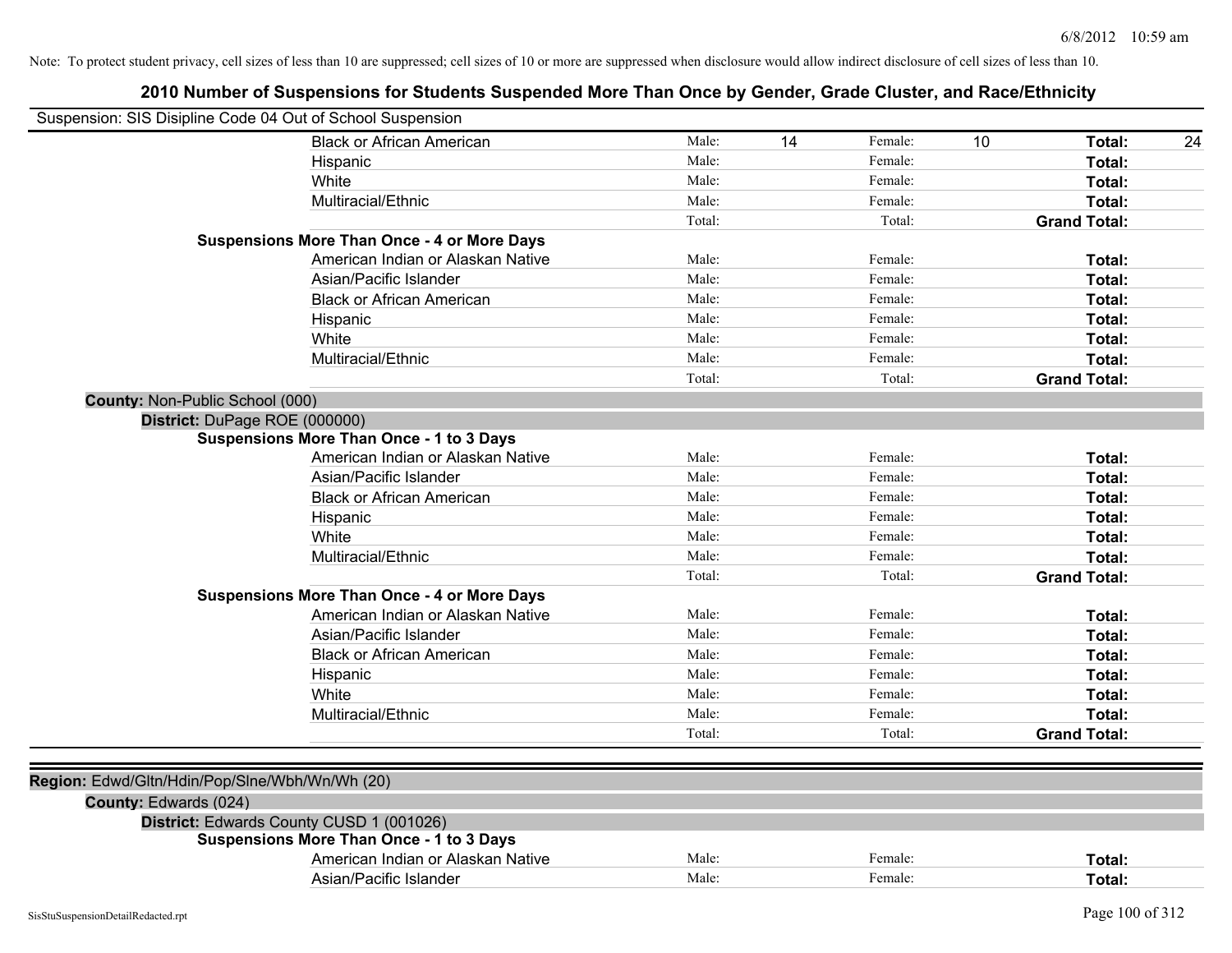Note: To protect student privacy, cell sizes of less than 10 are suppressed; cell sizes of 10 or more are suppressed when disclosure would allow indirect disclosure of cell sizes of less than 10.

## 2010 Number of Suspensions for Students Suspended More Than Once by Gender, Grade Cluster, and Race/Ethnicity

Suspension: SIS Disipline Code 04 Out of School Suspension

| | | | | | | | |
|---|---|---|---|---|---|---|---|
| Black or African American | Male: | 14 | Female: | 10 | **Total:** | 24 |
| Hispanic | Male: | | Female: | | **Total:** | |
| White | Male: | | Female: | | **Total:** | |
| Multiracial/Ethnic | Male: | | Female: | | **Total:** | |
| | Total: | | Total: | | **Grand Total:** | |

**Suspensions More Than Once - 4 or More Days**

| | | | | | | |
|---|---|---|---|---|---|---|
| American Indian or Alaskan Native | Male: | | Female: | | **Total:** | |
| Asian/Pacific Islander | Male: | | Female: | | **Total:** | |
| Black or African American | Male: | | Female: | | **Total:** | |
| Hispanic | Male: | | Female: | | **Total:** | |
| White | Male: | | Female: | | **Total:** | |
| Multiracial/Ethnic | Male: | | Female: | | **Total:** | |
| | Total: | | Total: | | **Grand Total:** | |

**County:** Non-Public School (000)

**District:** DuPage ROE (000000)

**Suspensions More Than Once - 1 to 3 Days**

| | | | | | | |
|---|---|---|---|---|---|---|
| American Indian or Alaskan Native | Male: | | Female: | | **Total:** | |
| Asian/Pacific Islander | Male: | | Female: | | **Total:** | |
| Black or African American | Male: | | Female: | | **Total:** | |
| Hispanic | Male: | | Female: | | **Total:** | |
| White | Male: | | Female: | | **Total:** | |
| Multiracial/Ethnic | Male: | | Female: | | **Total:** | |
| | Total: | | Total: | | **Grand Total:** | |

**Suspensions More Than Once - 4 or More Days**

| | | | | | | |
|---|---|---|---|---|---|---|
| American Indian or Alaskan Native | Male: | | Female: | | **Total:** | |
| Asian/Pacific Islander | Male: | | Female: | | **Total:** | |
| Black or African American | Male: | | Female: | | **Total:** | |
| Hispanic | Male: | | Female: | | **Total:** | |
| White | Male: | | Female: | | **Total:** | |
| Multiracial/Ethnic | Male: | | Female: | | **Total:** | |
| | Total: | | Total: | | **Grand Total:** | |

**Region:** Edwd/Gltn/Hdin/Pop/Slne/Wbh/Wn/Wh (20)

**County:** Edwards (024)

**District:** Edwards County CUSD 1 (001026)

**Suspensions More Than Once - 1 to 3 Days**

| | | | | | | |
|---|---|---|---|---|---|---|
| American Indian or Alaskan Native | Male: | | Female: | | **Total:** | |
| Asian/Pacific Islander | Male: | | Female: | | **Total:** | |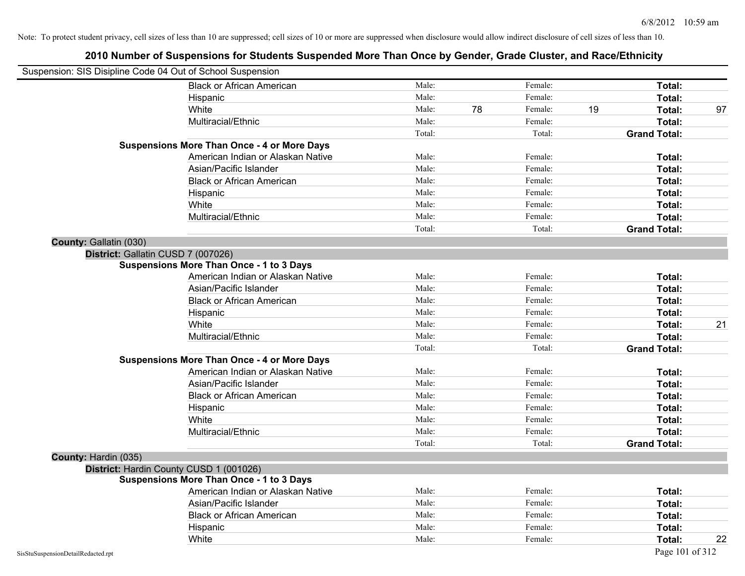Note: To protect student privacy, cell sizes of less than 10 are suppressed; cell sizes of 10 or more are suppressed when disclosure would allow indirect disclosure of cell sizes of less than 10.

# 2010 Number of Suspensions for Students Suspended More Than Once by Gender, Grade Cluster, and Race/Ethnicity

Suspension: SIS Disipline Code 04 Out of School Suspension

| | | | | | | | |
|---|---|---|---|---|---|---|---|
| | Black or African American | Male: | | Female: | | **Total:** | |
| | Hispanic | Male: | | Female: | | **Total:** | |
| | White | Male: | 78 | Female: | 19 | **Total:** | 97 |
| | Multiracial/Ethnic | Male: | | Female: | | **Total:** | |
| | | Total: | | Total: | | **Grand Total:** | |
| **Suspensions More Than Once - 4 or More Days** | | | | | | | |
| | American Indian or Alaskan Native | Male: | | Female: | | **Total:** | |
| | Asian/Pacific Islander | Male: | | Female: | | **Total:** | |
| | Black or African American | Male: | | Female: | | **Total:** | |
| | Hispanic | Male: | | Female: | | **Total:** | |
| | White | Male: | | Female: | | **Total:** | |
| | Multiracial/Ethnic | Male: | | Female: | | **Total:** | |
| | | Total: | | Total: | | **Grand Total:** | |

**County:** Gallatin (030)

**District:** Gallatin CUSD 7 (007026)

| | | | | | | | |
|---|---|---|---|---|---|---|---|
| **Suspensions More Than Once - 1 to 3 Days** | | | | | | | |
| | American Indian or Alaskan Native | Male: | | Female: | | **Total:** | |
| | Asian/Pacific Islander | Male: | | Female: | | **Total:** | |
| | Black or African American | Male: | | Female: | | **Total:** | |
| | Hispanic | Male: | | Female: | | **Total:** | |
| | White | Male: | | Female: | | **Total:** | 21 |
| | Multiracial/Ethnic | Male: | | Female: | | **Total:** | |
| | | Total: | | Total: | | **Grand Total:** | |
| **Suspensions More Than Once - 4 or More Days** | | | | | | | |
| | American Indian or Alaskan Native | Male: | | Female: | | **Total:** | |
| | Asian/Pacific Islander | Male: | | Female: | | **Total:** | |
| | Black or African American | Male: | | Female: | | **Total:** | |
| | Hispanic | Male: | | Female: | | **Total:** | |
| | White | Male: | | Female: | | **Total:** | |
| | Multiracial/Ethnic | Male: | | Female: | | **Total:** | |
| | | Total: | | Total: | | **Grand Total:** | |

**County:** Hardin (035)

**District:** Hardin County CUSD 1 (001026)

| | | | | | | | |
|---|---|---|---|---|---|---|---|
| **Suspensions More Than Once - 1 to 3 Days** | | | | | | | |
| | American Indian or Alaskan Native | Male: | | Female: | | **Total:** | |
| | Asian/Pacific Islander | Male: | | Female: | | **Total:** | |
| | Black or African American | Male: | | Female: | | **Total:** | |
| | Hispanic | Male: | | Female: | | **Total:** | |
| | White | Male: | | Female: | | **Total:** | 22 |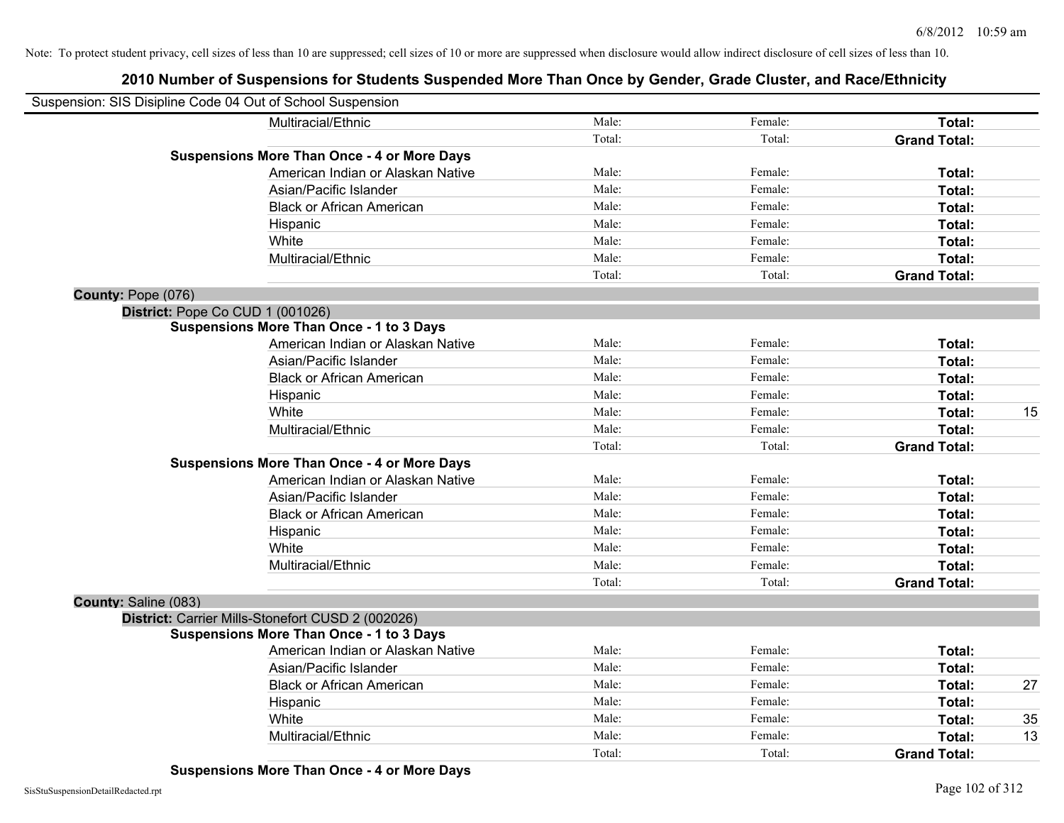Note: To protect student privacy, cell sizes of less than 10 are suppressed; cell sizes of 10 or more are suppressed when disclosure would allow indirect disclosure of cell sizes of less than 10.

## 2010 Number of Suspensions for Students Suspended More Than Once by Gender, Grade Cluster, and Race/Ethnicity

Suspension: SIS Disipline Code 04 Out of School Suspension

| | | | | |
|---|---|---|---|---|
| Multiracial/Ethnic | Male: | Female: | **Total:** | |
| | Total: | Total: | **Grand Total:** | |
| **Suspensions More Than Once - 4 or More Days** | | | | |
| American Indian or Alaskan Native | Male: | Female: | **Total:** | |
| Asian/Pacific Islander | Male: | Female: | **Total:** | |
| Black or African American | Male: | Female: | **Total:** | |
| Hispanic | Male: | Female: | **Total:** | |
| White | Male: | Female: | **Total:** | |
| Multiracial/Ethnic | Male: | Female: | **Total:** | |
| | Total: | Total: | **Grand Total:** | |

**County:** Pope (076)

**District:** Pope Co CUD 1 (001026)

| | | | | |
|---|---|---|---|---|
| **Suspensions More Than Once - 1 to 3 Days** | | | | |
| American Indian or Alaskan Native | Male: | Female: | **Total:** | |
| Asian/Pacific Islander | Male: | Female: | **Total:** | |
| Black or African American | Male: | Female: | **Total:** | |
| Hispanic | Male: | Female: | **Total:** | |
| White | Male: | Female: | **Total:** | 15 |
| Multiracial/Ethnic | Male: | Female: | **Total:** | |
| | Total: | Total: | **Grand Total:** | |
| **Suspensions More Than Once - 4 or More Days** | | | | |
| American Indian or Alaskan Native | Male: | Female: | **Total:** | |
| Asian/Pacific Islander | Male: | Female: | **Total:** | |
| Black or African American | Male: | Female: | **Total:** | |
| Hispanic | Male: | Female: | **Total:** | |
| White | Male: | Female: | **Total:** | |
| Multiracial/Ethnic | Male: | Female: | **Total:** | |
| | Total: | Total: | **Grand Total:** | |

**County:** Saline (083)

**District:** Carrier Mills-Stonefort CUSD 2 (002026)

| | | | | |
|---|---|---|---|---|
| **Suspensions More Than Once - 1 to 3 Days** | | | | |
| American Indian or Alaskan Native | Male: | Female: | **Total:** | |
| Asian/Pacific Islander | Male: | Female: | **Total:** | |
| Black or African American | Male: | Female: | **Total:** | 27 |
| Hispanic | Male: | Female: | **Total:** | |
| White | Male: | Female: | **Total:** | 35 |
| Multiracial/Ethnic | Male: | Female: | **Total:** | 13 |
| | Total: | Total: | **Grand Total:** | |
| **Suspensions More Than Once - 4 or More Days** | | | | |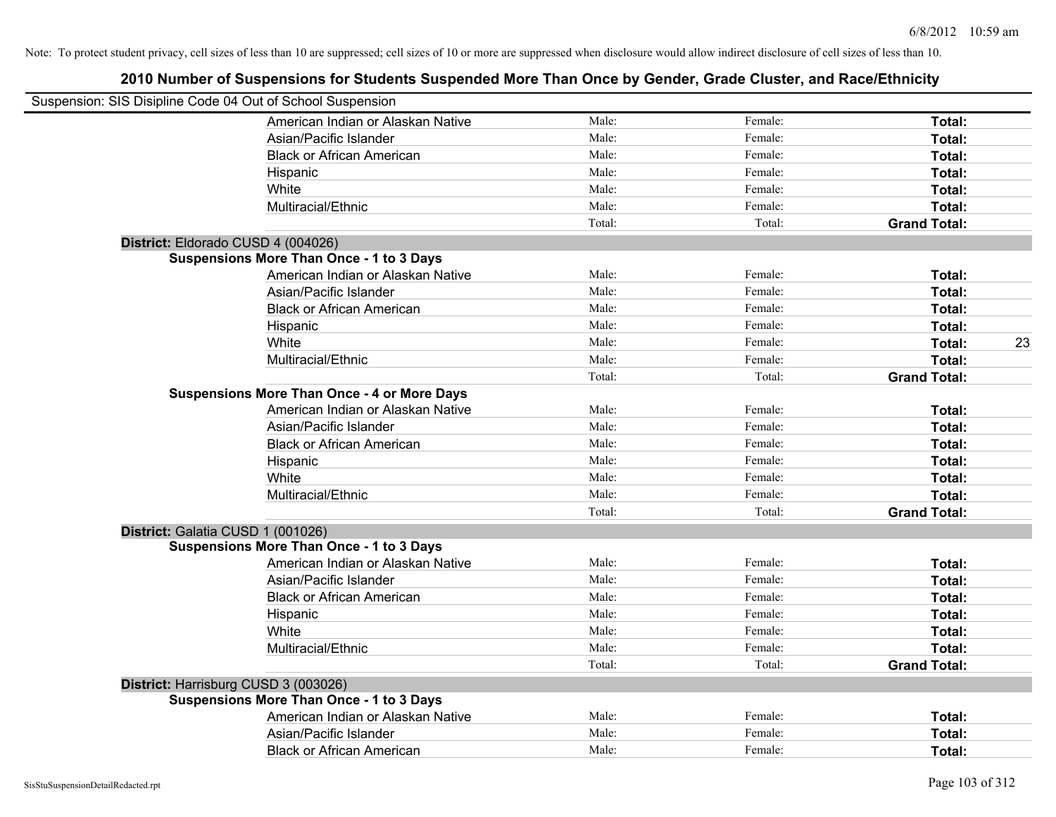Note: To protect student privacy, cell sizes of less than 10 are suppressed; cell sizes of 10 or more are suppressed when disclosure would allow indirect disclosure of cell sizes of less than 10.

# 2010 Number of Suspensions for Students Suspended More Than Once by Gender, Grade Cluster, and Race/Ethnicity

Suspension: SIS Disipline Code 04 Out of School Suspension

| | | | | |
|---|---|---|---|---|
| American Indian or Alaskan Native | Male: | Female: | **Total:** | |
| Asian/Pacific Islander | Male: | Female: | **Total:** | |
| Black or African American | Male: | Female: | **Total:** | |
| Hispanic | Male: | Female: | **Total:** | |
| White | Male: | Female: | **Total:** | |
| Multiracial/Ethnic | Male: | Female: | **Total:** | |
| | Total: | Total: | **Grand Total:** | |

**District:** Eldorado CUSD 4 (004026)

**Suspensions More Than Once - 1 to 3 Days**

| | | | | |
|---|---|---|---|---|
| American Indian or Alaskan Native | Male: | Female: | **Total:** | |
| Asian/Pacific Islander | Male: | Female: | **Total:** | |
| Black or African American | Male: | Female: | **Total:** | |
| Hispanic | Male: | Female: | **Total:** | |
| White | Male: | Female: | **Total:** | 23 |
| Multiracial/Ethnic | Male: | Female: | **Total:** | |
| | Total: | Total: | **Grand Total:** | |

**Suspensions More Than Once - 4 or More Days**

| | | | | |
|---|---|---|---|---|
| American Indian or Alaskan Native | Male: | Female: | **Total:** | |
| Asian/Pacific Islander | Male: | Female: | **Total:** | |
| Black or African American | Male: | Female: | **Total:** | |
| Hispanic | Male: | Female: | **Total:** | |
| White | Male: | Female: | **Total:** | |
| Multiracial/Ethnic | Male: | Female: | **Total:** | |
| | Total: | Total: | **Grand Total:** | |

**District:** Galatia CUSD 1 (001026)

**Suspensions More Than Once - 1 to 3 Days**

| | | | | |
|---|---|---|---|---|
| American Indian or Alaskan Native | Male: | Female: | **Total:** | |
| Asian/Pacific Islander | Male: | Female: | **Total:** | |
| Black or African American | Male: | Female: | **Total:** | |
| Hispanic | Male: | Female: | **Total:** | |
| White | Male: | Female: | **Total:** | |
| Multiracial/Ethnic | Male: | Female: | **Total:** | |
| | Total: | Total: | **Grand Total:** | |

**District:** Harrisburg CUSD 3 (003026)

**Suspensions More Than Once - 1 to 3 Days**

| | | | | |
|---|---|---|---|---|
| American Indian or Alaskan Native | Male: | Female: | **Total:** | |
| Asian/Pacific Islander | Male: | Female: | **Total:** | |
| Black or African American | Male: | Female: | **Total:** | |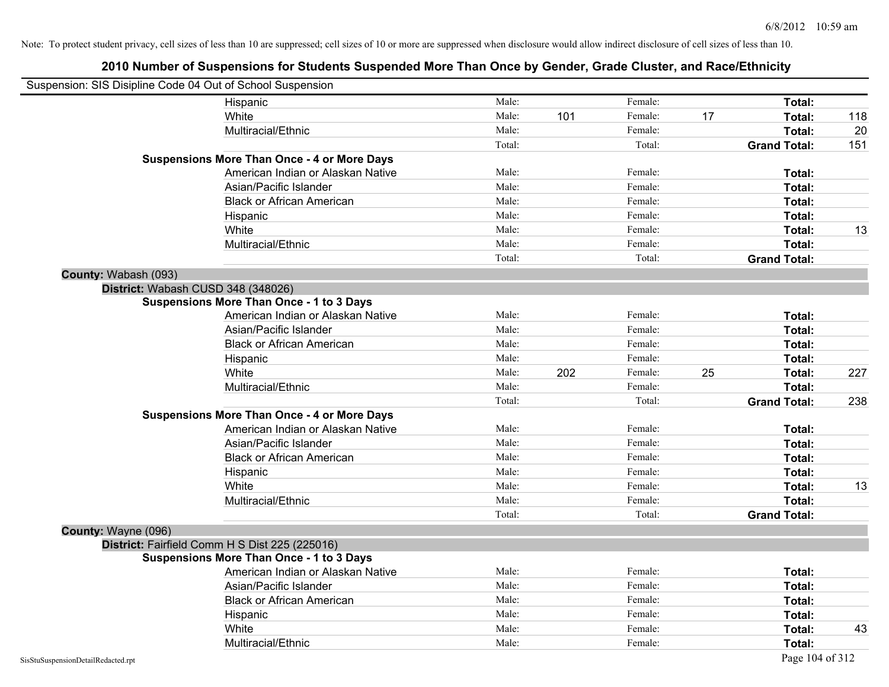Note: To protect student privacy, cell sizes of less than 10 are suppressed; cell sizes of 10 or more are suppressed when disclosure would allow indirect disclosure of cell sizes of less than 10.

## 2010 Number of Suspensions for Students Suspended More Than Once by Gender, Grade Cluster, and Race/Ethnicity

Suspension: SIS Disipline Code 04 Out of School Suspension

| | | | | | |
|---|---|---|---|---|---|
| Hispanic | Male: | | Female: | | Total: |
| White | Male: 101 | | Female: 17 | | Total: 118 |
| Multiracial/Ethnic | Male: | | Female: | | Total: 20 |
| | Total: | | Total: | | Grand Total: 151 |

**Suspensions More Than Once - 4 or More Days**

| | | | |
|---|---|---|---|
| American Indian or Alaskan Native | Male: | Female: | Total: |
| Asian/Pacific Islander | Male: | Female: | Total: |
| Black or African American | Male: | Female: | Total: |
| Hispanic | Male: | Female: | Total: |
| White | Male: | Female: | Total: 13 |
| Multiracial/Ethnic | Male: | Female: | Total: |
| | Total: | Total: | Grand Total: |

**County:** Wabash (093)

**District:** Wabash CUSD 348 (348026)

**Suspensions More Than Once - 1 to 3 Days**

| | | | |
|---|---|---|---|
| American Indian or Alaskan Native | Male: | Female: | Total: |
| Asian/Pacific Islander | Male: | Female: | Total: |
| Black or African American | Male: | Female: | Total: |
| Hispanic | Male: | Female: | Total: |
| White | Male: 202 | Female: 25 | Total: 227 |
| Multiracial/Ethnic | Male: | Female: | Total: |
| | Total: | Total: | Grand Total: 238 |

**Suspensions More Than Once - 4 or More Days**

| | | | |
|---|---|---|---|
| American Indian or Alaskan Native | Male: | Female: | Total: |
| Asian/Pacific Islander | Male: | Female: | Total: |
| Black or African American | Male: | Female: | Total: |
| Hispanic | Male: | Female: | Total: |
| White | Male: | Female: | Total: 13 |
| Multiracial/Ethnic | Male: | Female: | Total: |
| | Total: | Total: | Grand Total: |

**County:** Wayne (096)

**District:** Fairfield Comm H S Dist 225 (225016)

**Suspensions More Than Once - 1 to 3 Days**

| | | | |
|---|---|---|---|
| American Indian or Alaskan Native | Male: | Female: | Total: |
| Asian/Pacific Islander | Male: | Female: | Total: |
| Black or African American | Male: | Female: | Total: |
| Hispanic | Male: | Female: | Total: |
| White | Male: | Female: | Total: 43 |
| Multiracial/Ethnic | Male: | Female: | Total: |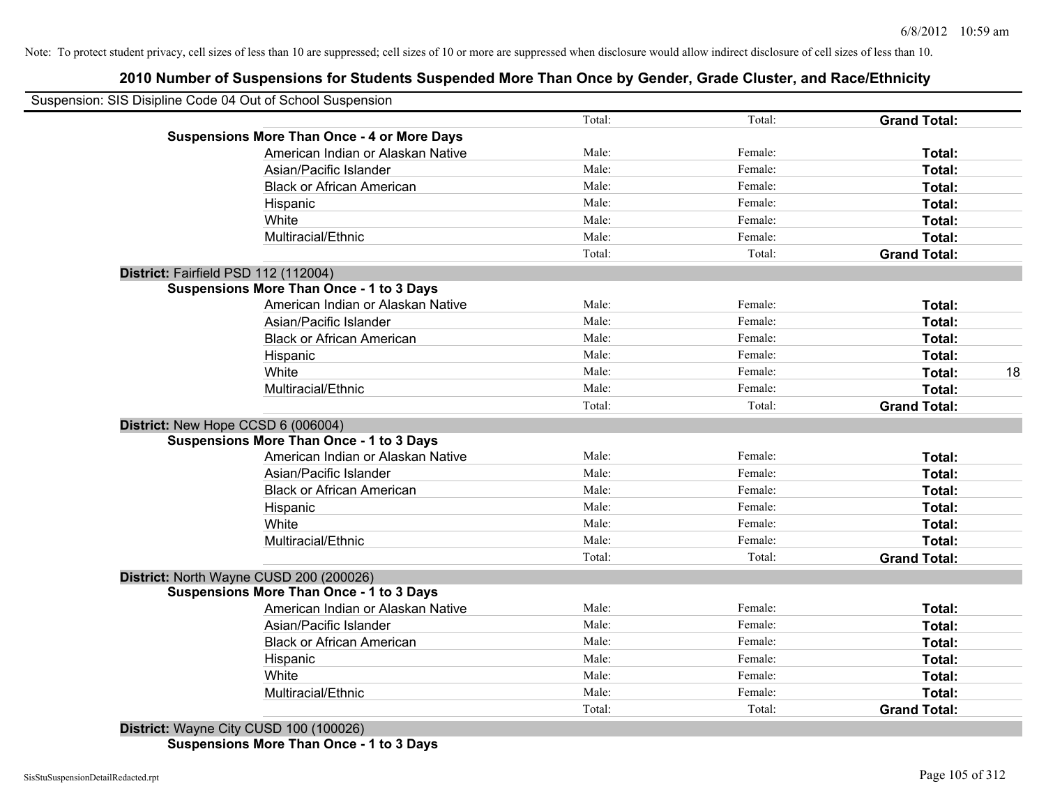Note: To protect student privacy, cell sizes of less than 10 are suppressed; cell sizes of 10 or more are suppressed when disclosure would allow indirect disclosure of cell sizes of less than 10.

## 2010 Number of Suspensions for Students Suspended More Than Once by Gender, Grade Cluster, and Race/Ethnicity

Suspension: SIS Disipline Code 04 Out of School Suspension

| | | | | |
|---|---|---|---|---|
| | Total: | Total: | **Grand Total:** | |
| **Suspensions More Than Once - 4 or More Days** | | | | |
| American Indian or Alaskan Native | Male: | Female: | **Total:** | |
| Asian/Pacific Islander | Male: | Female: | **Total:** | |
| Black or African American | Male: | Female: | **Total:** | |
| Hispanic | Male: | Female: | **Total:** | |
| White | Male: | Female: | **Total:** | |
| Multiracial/Ethnic | Male: | Female: | **Total:** | |
| | Total: | Total: | **Grand Total:** | |
| **District:** Fairfield PSD 112 (112004) | | | | |
| **Suspensions More Than Once - 1 to 3 Days** | | | | |
| American Indian or Alaskan Native | Male: | Female: | **Total:** | |
| Asian/Pacific Islander | Male: | Female: | **Total:** | |
| Black or African American | Male: | Female: | **Total:** | |
| Hispanic | Male: | Female: | **Total:** | |
| White | Male: | Female: | **Total:** | 18 |
| Multiracial/Ethnic | Male: | Female: | **Total:** | |
| | Total: | Total: | **Grand Total:** | |
| **District:** New Hope CCSD 6 (006004) | | | | |
| **Suspensions More Than Once - 1 to 3 Days** | | | | |
| American Indian or Alaskan Native | Male: | Female: | **Total:** | |
| Asian/Pacific Islander | Male: | Female: | **Total:** | |
| Black or African American | Male: | Female: | **Total:** | |
| Hispanic | Male: | Female: | **Total:** | |
| White | Male: | Female: | **Total:** | |
| Multiracial/Ethnic | Male: | Female: | **Total:** | |
| | Total: | Total: | **Grand Total:** | |
| **District:** North Wayne CUSD 200 (200026) | | | | |
| **Suspensions More Than Once - 1 to 3 Days** | | | | |
| American Indian or Alaskan Native | Male: | Female: | **Total:** | |
| Asian/Pacific Islander | Male: | Female: | **Total:** | |
| Black or African American | Male: | Female: | **Total:** | |
| Hispanic | Male: | Female: | **Total:** | |
| White | Male: | Female: | **Total:** | |
| Multiracial/Ethnic | Male: | Female: | **Total:** | |
| | Total: | Total: | **Grand Total:** | |
| **District:** Wayne City CUSD 100 (100026) | | | | |
| **Suspensions More Than Once - 1 to 3 Days** | | | | |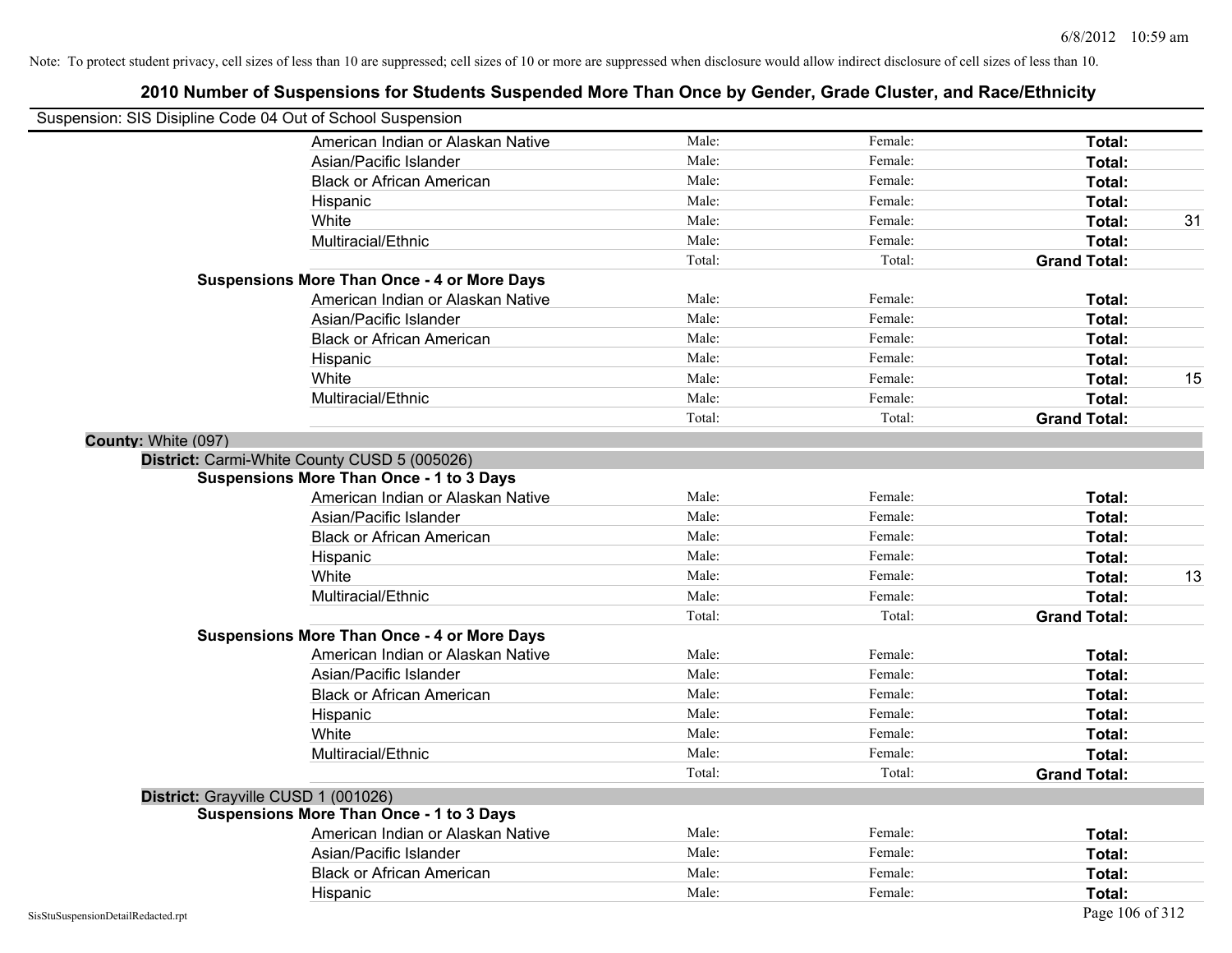Note: To protect student privacy, cell sizes of less than 10 are suppressed; cell sizes of 10 or more are suppressed when disclosure would allow indirect disclosure of cell sizes of less than 10.

# 2010 Number of Suspensions for Students Suspended More Than Once by Gender, Grade Cluster, and Race/Ethnicity

Suspension: SIS Disipline Code 04 Out of School Suspension

| | | | | |
|---|---|---|---|---|
| American Indian or Alaskan Native | Male: | Female: | **Total:** | |
| Asian/Pacific Islander | Male: | Female: | **Total:** | |
| Black or African American | Male: | Female: | **Total:** | |
| Hispanic | Male: | Female: | **Total:** | |
| White | Male: | Female: | **Total:** | 31 |
| Multiracial/Ethnic | Male: | Female: | **Total:** | |
| | Total: | Total: | **Grand Total:** | |

**Suspensions More Than Once - 4 or More Days**

| | | | | |
|---|---|---|---|---|
| American Indian or Alaskan Native | Male: | Female: | **Total:** | |
| Asian/Pacific Islander | Male: | Female: | **Total:** | |
| Black or African American | Male: | Female: | **Total:** | |
| Hispanic | Male: | Female: | **Total:** | |
| White | Male: | Female: | **Total:** | 15 |
| Multiracial/Ethnic | Male: | Female: | **Total:** | |
| | Total: | Total: | **Grand Total:** | |

**County:** White (097)

**District:** Carmi-White County CUSD 5 (005026)

**Suspensions More Than Once - 1 to 3 Days**

| | | | | |
|---|---|---|---|---|
| American Indian or Alaskan Native | Male: | Female: | **Total:** | |
| Asian/Pacific Islander | Male: | Female: | **Total:** | |
| Black or African American | Male: | Female: | **Total:** | |
| Hispanic | Male: | Female: | **Total:** | |
| White | Male: | Female: | **Total:** | 13 |
| Multiracial/Ethnic | Male: | Female: | **Total:** | |
| | Total: | Total: | **Grand Total:** | |

**Suspensions More Than Once - 4 or More Days**

| | | | | |
|---|---|---|---|---|
| American Indian or Alaskan Native | Male: | Female: | **Total:** | |
| Asian/Pacific Islander | Male: | Female: | **Total:** | |
| Black or African American | Male: | Female: | **Total:** | |
| Hispanic | Male: | Female: | **Total:** | |
| White | Male: | Female: | **Total:** | |
| Multiracial/Ethnic | Male: | Female: | **Total:** | |
| | Total: | Total: | **Grand Total:** | |

**District:** Grayville CUSD 1 (001026)

**Suspensions More Than Once - 1 to 3 Days**

| | | | | |
|---|---|---|---|---|
| American Indian or Alaskan Native | Male: | Female: | **Total:** | |
| Asian/Pacific Islander | Male: | Female: | **Total:** | |
| Black or African American | Male: | Female: | **Total:** | |
| Hispanic | Male: | Female: | **Total:** | |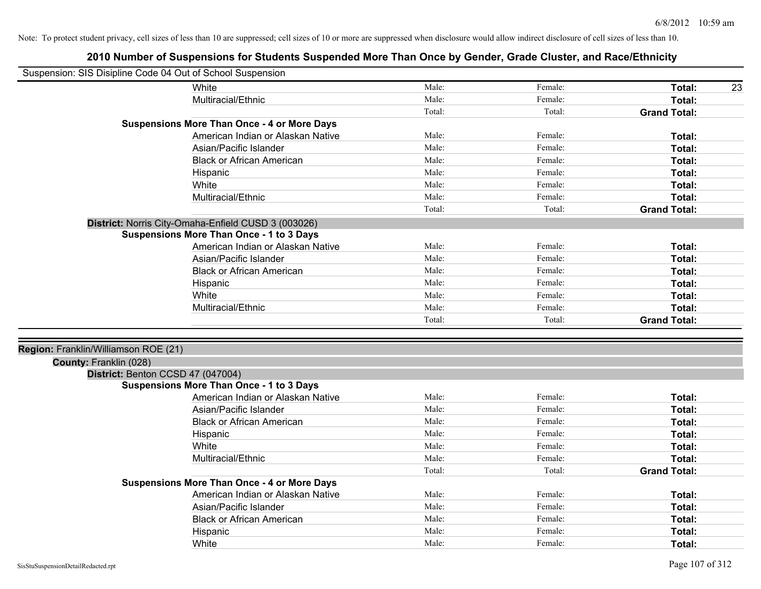Note: To protect student privacy, cell sizes of less than 10 are suppressed; cell sizes of 10 or more are suppressed when disclosure would allow indirect disclosure of cell sizes of less than 10.

# 2010 Number of Suspensions for Students Suspended More Than Once by Gender, Grade Cluster, and Race/Ethnicity

Suspension: SIS Disipline Code 04 Out of School Suspension

| | | | | |
|---|---|---|---|---|
| White | Male: | Female: | **Total:** | 23 |
| Multiracial/Ethnic | Male: | Female: | **Total:** | |
| | Total: | Total: | **Grand Total:** | |

**Suspensions More Than Once - 4 or More Days**

| | | | | |
|---|---|---|---|---|
| American Indian or Alaskan Native | Male: | Female: | **Total:** | |
| Asian/Pacific Islander | Male: | Female: | **Total:** | |
| Black or African American | Male: | Female: | **Total:** | |
| Hispanic | Male: | Female: | **Total:** | |
| White | Male: | Female: | **Total:** | |
| Multiracial/Ethnic | Male: | Female: | **Total:** | |
| | Total: | Total: | **Grand Total:** | |

**District:** Norris City-Omaha-Enfield CUSD 3 (003026)

**Suspensions More Than Once - 1 to 3 Days**

| | | | | |
|---|---|---|---|---|
| American Indian or Alaskan Native | Male: | Female: | **Total:** | |
| Asian/Pacific Islander | Male: | Female: | **Total:** | |
| Black or African American | Male: | Female: | **Total:** | |
| Hispanic | Male: | Female: | **Total:** | |
| White | Male: | Female: | **Total:** | |
| Multiracial/Ethnic | Male: | Female: | **Total:** | |
| | Total: | Total: | **Grand Total:** | |

**Region:** Franklin/Williamson ROE (21)

**County:** Franklin (028)

**District:** Benton CCSD 47 (047004)

**Suspensions More Than Once - 1 to 3 Days**

| | | | | |
|---|---|---|---|---|
| American Indian or Alaskan Native | Male: | Female: | **Total:** | |
| Asian/Pacific Islander | Male: | Female: | **Total:** | |
| Black or African American | Male: | Female: | **Total:** | |
| Hispanic | Male: | Female: | **Total:** | |
| White | Male: | Female: | **Total:** | |
| Multiracial/Ethnic | Male: | Female: | **Total:** | |
| | Total: | Total: | **Grand Total:** | |

**Suspensions More Than Once - 4 or More Days**

| | | | | |
|---|---|---|---|---|
| American Indian or Alaskan Native | Male: | Female: | **Total:** | |
| Asian/Pacific Islander | Male: | Female: | **Total:** | |
| Black or African American | Male: | Female: | **Total:** | |
| Hispanic | Male: | Female: | **Total:** | |
| White | Male: | Female: | **Total:** | |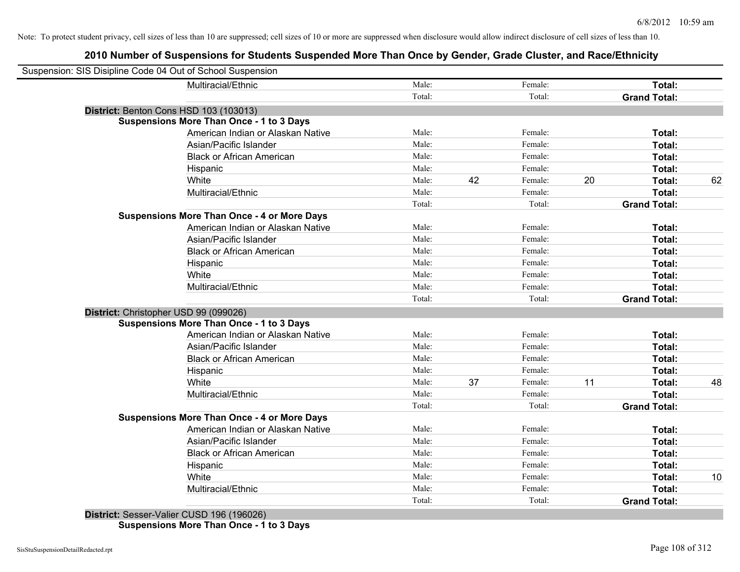Note: To protect student privacy, cell sizes of less than 10 are suppressed; cell sizes of 10 or more are suppressed when disclosure would allow indirect disclosure of cell sizes of less than 10.

## 2010 Number of Suspensions for Students Suspended More Than Once by Gender, Grade Cluster, and Race/Ethnicity

Suspension: SIS Disipline Code 04 Out of School Suspension

| | | | | | | |
|---|---|---|---|---|---|---|
| Multiracial/Ethnic | Male: | | Female: | | **Total:** | |
| | Total: | | Total: | | **Grand Total:** | |

**District:** Benton Cons HSD 103 (103013)

**Suspensions More Than Once - 1 to 3 Days**

| | | | | | | |
|---|---|---|---|---|---|---|
| American Indian or Alaskan Native | Male: | | Female: | | **Total:** | |
| Asian/Pacific Islander | Male: | | Female: | | **Total:** | |
| Black or African American | Male: | | Female: | | **Total:** | |
| Hispanic | Male: | | Female: | | **Total:** | |
| White | Male: | 42 | Female: | 20 | **Total:** | 62 |
| Multiracial/Ethnic | Male: | | Female: | | **Total:** | |
| | Total: | | Total: | | **Grand Total:** | |

**Suspensions More Than Once - 4 or More Days**

| | | | | | | |
|---|---|---|---|---|---|---|
| American Indian or Alaskan Native | Male: | | Female: | | **Total:** | |
| Asian/Pacific Islander | Male: | | Female: | | **Total:** | |
| Black or African American | Male: | | Female: | | **Total:** | |
| Hispanic | Male: | | Female: | | **Total:** | |
| White | Male: | | Female: | | **Total:** | |
| Multiracial/Ethnic | Male: | | Female: | | **Total:** | |
| | Total: | | Total: | | **Grand Total:** | |

**District:** Christopher USD 99 (099026)

**Suspensions More Than Once - 1 to 3 Days**

| | | | | | | |
|---|---|---|---|---|---|---|
| American Indian or Alaskan Native | Male: | | Female: | | **Total:** | |
| Asian/Pacific Islander | Male: | | Female: | | **Total:** | |
| Black or African American | Male: | | Female: | | **Total:** | |
| Hispanic | Male: | | Female: | | **Total:** | |
| White | Male: | 37 | Female: | 11 | **Total:** | 48 |
| Multiracial/Ethnic | Male: | | Female: | | **Total:** | |
| | Total: | | Total: | | **Grand Total:** | |

**Suspensions More Than Once - 4 or More Days**

| | | | | | | |
|---|---|---|---|---|---|---|
| American Indian or Alaskan Native | Male: | | Female: | | **Total:** | |
| Asian/Pacific Islander | Male: | | Female: | | **Total:** | |
| Black or African American | Male: | | Female: | | **Total:** | |
| Hispanic | Male: | | Female: | | **Total:** | |
| White | Male: | | Female: | | **Total:** | 10 |
| Multiracial/Ethnic | Male: | | Female: | | **Total:** | |
| | Total: | | Total: | | **Grand Total:** | |

**District:** Sesser-Valier CUSD 196 (196026)

**Suspensions More Than Once - 1 to 3 Days**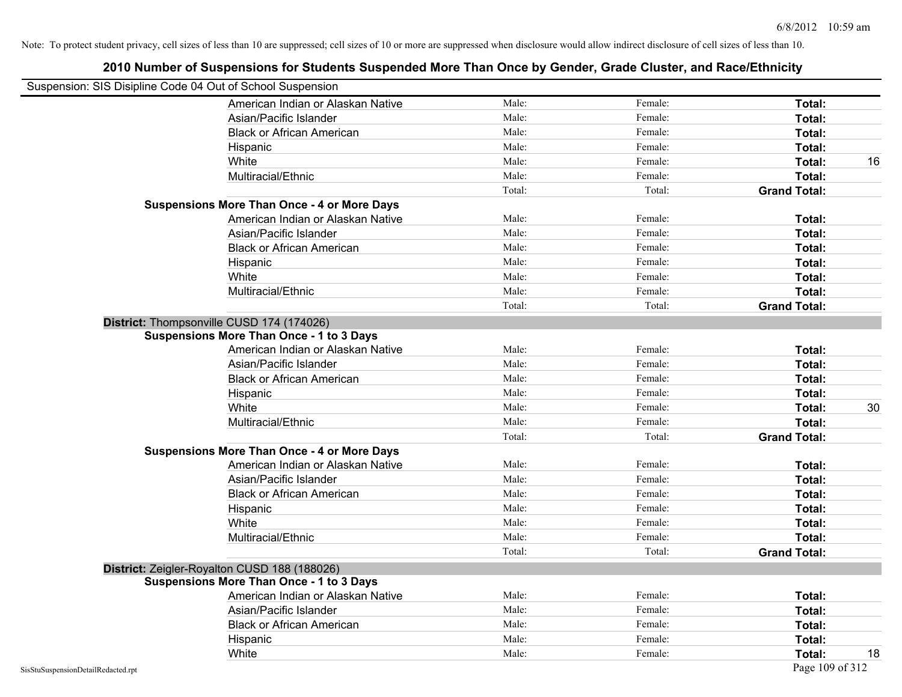Note: To protect student privacy, cell sizes of less than 10 are suppressed; cell sizes of 10 or more are suppressed when disclosure would allow indirect disclosure of cell sizes of less than 10.

## 2010 Number of Suspensions for Students Suspended More Than Once by Gender, Grade Cluster, and Race/Ethnicity

Suspension: SIS Disipline Code 04 Out of School Suspension

| | | | | | |
|---|---|---|---|---|---|
| | American Indian or Alaskan Native | Male: | Female: | **Total:** | |
| | Asian/Pacific Islander | Male: | Female: | **Total:** | |
| | Black or African American | Male: | Female: | **Total:** | |
| | Hispanic | Male: | Female: | **Total:** | |
| | White | Male: | Female: | **Total:** | 16 |
| | Multiracial/Ethnic | Male: | Female: | **Total:** | |
| | | Total: | Total: | **Grand Total:** | |
| **Suspensions More Than Once - 4 or More Days** | | | | | |
| | American Indian or Alaskan Native | Male: | Female: | **Total:** | |
| | Asian/Pacific Islander | Male: | Female: | **Total:** | |
| | Black or African American | Male: | Female: | **Total:** | |
| | Hispanic | Male: | Female: | **Total:** | |
| | White | Male: | Female: | **Total:** | |
| | Multiracial/Ethnic | Male: | Female: | **Total:** | |
| | | Total: | Total: | **Grand Total:** | |
| **District:** Thompsonville CUSD 174 (174026) | | | | | |
| **Suspensions More Than Once - 1 to 3 Days** | | | | | |
| | American Indian or Alaskan Native | Male: | Female: | **Total:** | |
| | Asian/Pacific Islander | Male: | Female: | **Total:** | |
| | Black or African American | Male: | Female: | **Total:** | |
| | Hispanic | Male: | Female: | **Total:** | |
| | White | Male: | Female: | **Total:** | 30 |
| | Multiracial/Ethnic | Male: | Female: | **Total:** | |
| | | Total: | Total: | **Grand Total:** | |
| **Suspensions More Than Once - 4 or More Days** | | | | | |
| | American Indian or Alaskan Native | Male: | Female: | **Total:** | |
| | Asian/Pacific Islander | Male: | Female: | **Total:** | |
| | Black or African American | Male: | Female: | **Total:** | |
| | Hispanic | Male: | Female: | **Total:** | |
| | White | Male: | Female: | **Total:** | |
| | Multiracial/Ethnic | Male: | Female: | **Total:** | |
| | | Total: | Total: | **Grand Total:** | |
| **District:** Zeigler-Royalton CUSD 188 (188026) | | | | | |
| **Suspensions More Than Once - 1 to 3 Days** | | | | | |
| | American Indian or Alaskan Native | Male: | Female: | **Total:** | |
| | Asian/Pacific Islander | Male: | Female: | **Total:** | |
| | Black or African American | Male: | Female: | **Total:** | |
| | Hispanic | Male: | Female: | **Total:** | |
| | White | Male: | Female: | **Total:** | 18 |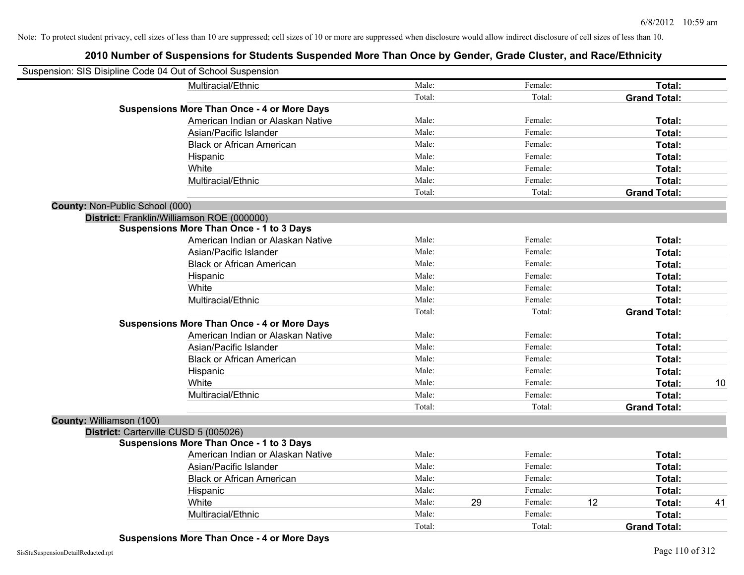Note: To protect student privacy, cell sizes of less than 10 are suppressed; cell sizes of 10 or more are suppressed when disclosure would allow indirect disclosure of cell sizes of less than 10.

# 2010 Number of Suspensions for Students Suspended More Than Once by Gender, Grade Cluster, and Race/Ethnicity

Suspension: SIS Disipline Code 04 Out of School Suspension

| | | | | | | | |
|---|---|---|---|---|---|---|---|
| | Multiracial/Ethnic | Male: | | Female: | | **Total:** | |
| | | Total: | | Total: | | **Grand Total:** | |
| **Suspensions More Than Once - 4 or More Days** | | | | | | | |
| | American Indian or Alaskan Native | Male: | | Female: | | **Total:** | |
| | Asian/Pacific Islander | Male: | | Female: | | **Total:** | |
| | Black or African American | Male: | | Female: | | **Total:** | |
| | Hispanic | Male: | | Female: | | **Total:** | |
| | White | Male: | | Female: | | **Total:** | |
| | Multiracial/Ethnic | Male: | | Female: | | **Total:** | |
| | | Total: | | Total: | | **Grand Total:** | |
| **County:** Non-Public School (000) | | | | | | | |
| **District:** Franklin/Williamson ROE (000000) | | | | | | | |
| **Suspensions More Than Once - 1 to 3 Days** | | | | | | | |
| | American Indian or Alaskan Native | Male: | | Female: | | **Total:** | |
| | Asian/Pacific Islander | Male: | | Female: | | **Total:** | |
| | Black or African American | Male: | | Female: | | **Total:** | |
| | Hispanic | Male: | | Female: | | **Total:** | |
| | White | Male: | | Female: | | **Total:** | |
| | Multiracial/Ethnic | Male: | | Female: | | **Total:** | |
| | | Total: | | Total: | | **Grand Total:** | |
| **Suspensions More Than Once - 4 or More Days** | | | | | | | |
| | American Indian or Alaskan Native | Male: | | Female: | | **Total:** | |
| | Asian/Pacific Islander | Male: | | Female: | | **Total:** | |
| | Black or African American | Male: | | Female: | | **Total:** | |
| | Hispanic | Male: | | Female: | | **Total:** | |
| | White | Male: | | Female: | | **Total:** | 10 |
| | Multiracial/Ethnic | Male: | | Female: | | **Total:** | |
| | | Total: | | Total: | | **Grand Total:** | |
| **County:** Williamson (100) | | | | | | | |
| **District:** Carterville CUSD 5 (005026) | | | | | | | |
| **Suspensions More Than Once - 1 to 3 Days** | | | | | | | |
| | American Indian or Alaskan Native | Male: | | Female: | | **Total:** | |
| | Asian/Pacific Islander | Male: | | Female: | | **Total:** | |
| | Black or African American | Male: | | Female: | | **Total:** | |
| | Hispanic | Male: | | Female: | | **Total:** | |
| | White | Male: | 29 | Female: | 12 | **Total:** | 41 |
| | Multiracial/Ethnic | Male: | | Female: | | **Total:** | |
| | | Total: | | Total: | | **Grand Total:** | |
| **Suspensions More Than Once - 4 or More Days** | | | | | | | |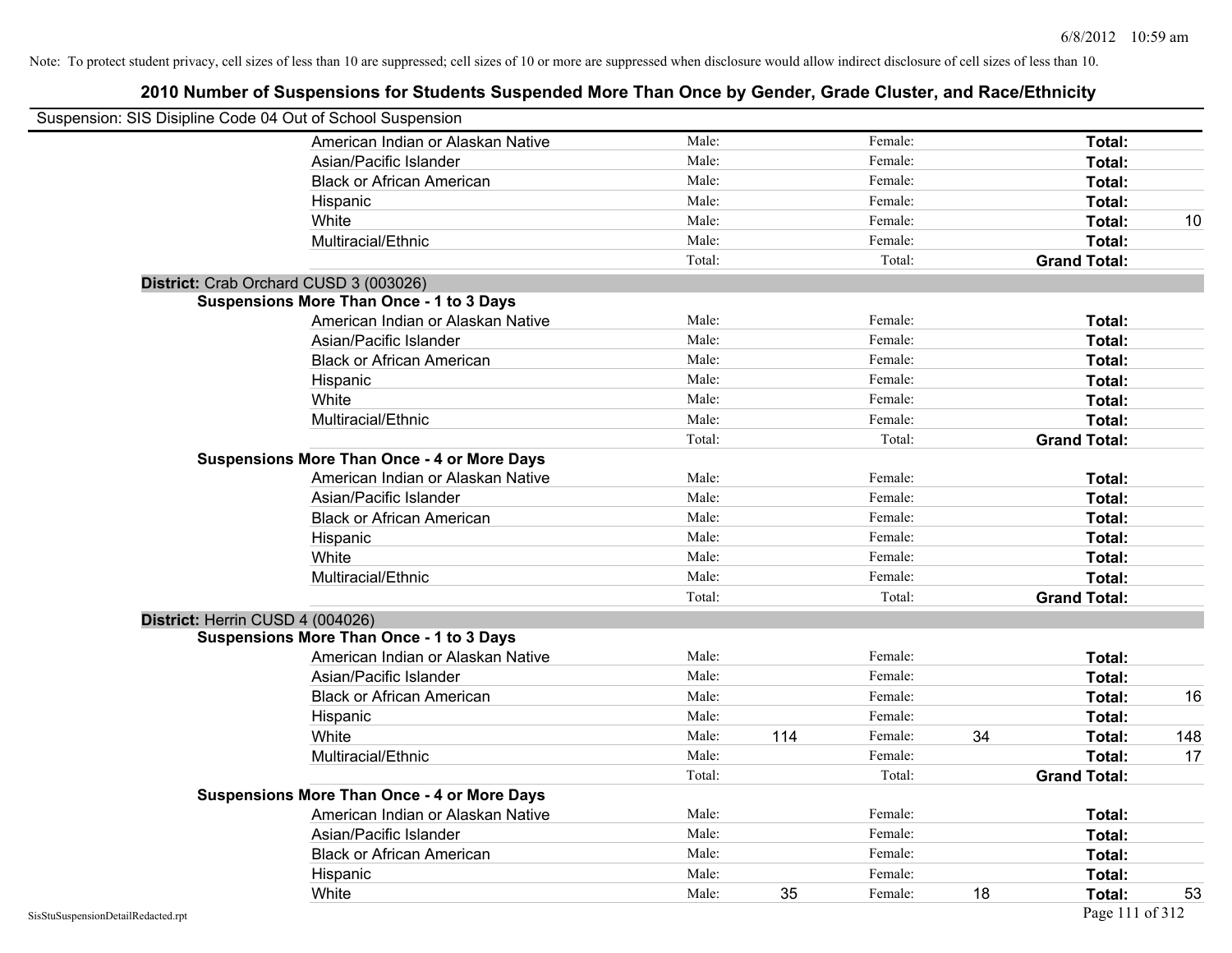Note: To protect student privacy, cell sizes of less than 10 are suppressed; cell sizes of 10 or more are suppressed when disclosure would allow indirect disclosure of cell sizes of less than 10.

## 2010 Number of Suspensions for Students Suspended More Than Once by Gender, Grade Cluster, and Race/Ethnicity

Suspension: SIS Disipline Code 04 Out of School Suspension

| | | | | | | |
|---|---|---|---|---|---|---|
| American Indian or Alaskan Native | Male: | | Female: | | Total: | |
| Asian/Pacific Islander | Male: | | Female: | | Total: | |
| Black or African American | Male: | | Female: | | Total: | |
| Hispanic | Male: | | Female: | | Total: | |
| White | Male: | | Female: | | Total: | 10 |
| Multiracial/Ethnic | Male: | | Female: | | Total: | |
| | Total: | | Total: | | Grand Total: | |

**District:** Crab Orchard CUSD 3 (003026)

**Suspensions More Than Once - 1 to 3 Days**

| | | | | | | |
|---|---|---|---|---|---|---|
| American Indian or Alaskan Native | Male: | | Female: | | Total: | |
| Asian/Pacific Islander | Male: | | Female: | | Total: | |
| Black or African American | Male: | | Female: | | Total: | |
| Hispanic | Male: | | Female: | | Total: | |
| White | Male: | | Female: | | Total: | |
| Multiracial/Ethnic | Male: | | Female: | | Total: | |
| | Total: | | Total: | | Grand Total: | |

**Suspensions More Than Once - 4 or More Days**

| | | | | | | |
|---|---|---|---|---|---|---|
| American Indian or Alaskan Native | Male: | | Female: | | Total: | |
| Asian/Pacific Islander | Male: | | Female: | | Total: | |
| Black or African American | Male: | | Female: | | Total: | |
| Hispanic | Male: | | Female: | | Total: | |
| White | Male: | | Female: | | Total: | |
| Multiracial/Ethnic | Male: | | Female: | | Total: | |
| | Total: | | Total: | | Grand Total: | |

**District:** Herrin CUSD 4 (004026)

**Suspensions More Than Once - 1 to 3 Days**

| | | | | | | |
|---|---|---|---|---|---|---|
| American Indian or Alaskan Native | Male: | | Female: | | Total: | |
| Asian/Pacific Islander | Male: | | Female: | | Total: | |
| Black or African American | Male: | | Female: | | Total: | 16 |
| Hispanic | Male: | | Female: | | Total: | |
| White | Male: | 114 | Female: | 34 | Total: | 148 |
| Multiracial/Ethnic | Male: | | Female: | | Total: | 17 |
| | Total: | | Total: | | Grand Total: | |

**Suspensions More Than Once - 4 or More Days**

| | | | | | | |
|---|---|---|---|---|---|---|
| American Indian or Alaskan Native | Male: | | Female: | | Total: | |
| Asian/Pacific Islander | Male: | | Female: | | Total: | |
| Black or African American | Male: | | Female: | | Total: | |
| Hispanic | Male: | | Female: | | Total: | |
| White | Male: | 35 | Female: | 18 | Total: | 53 |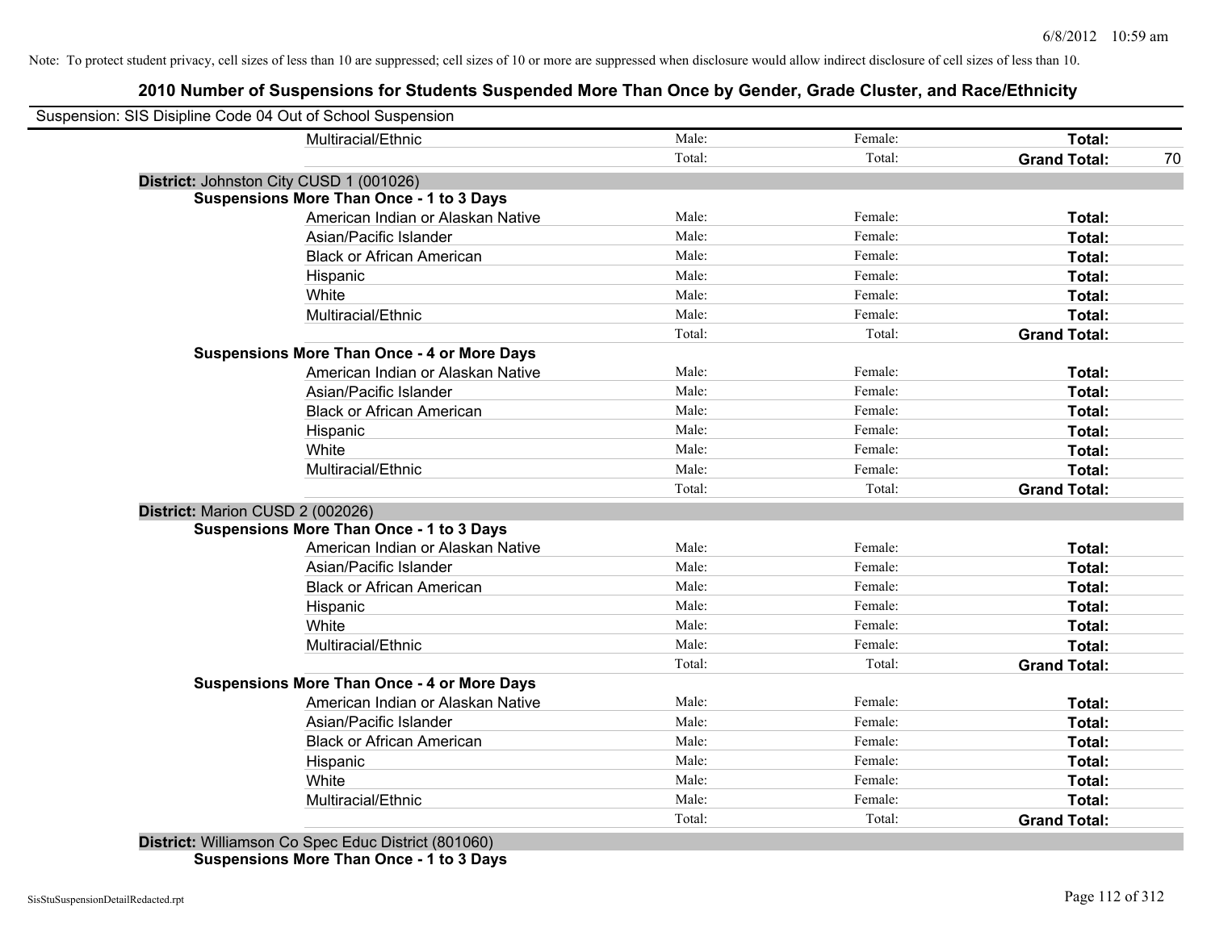Note: To protect student privacy, cell sizes of less than 10 are suppressed; cell sizes of 10 or more are suppressed when disclosure would allow indirect disclosure of cell sizes of less than 10.

## 2010 Number of Suspensions for Students Suspended More Than Once by Gender, Grade Cluster, and Race/Ethnicity

Suspension: SIS Disipline Code 04 Out of School Suspension

| | | | | |
|---|---|---|---|---|
| Multiracial/Ethnic | Male: | Female: | **Total:** | |
| | Total: | Total: | **Grand Total:** | 70 |

**District:** Johnston City CUSD 1 (001026)

**Suspensions More Than Once - 1 to 3 Days**

| | | | | |
|---|---|---|---|---|
| American Indian or Alaskan Native | Male: | Female: | **Total:** | |
| Asian/Pacific Islander | Male: | Female: | **Total:** | |
| Black or African American | Male: | Female: | **Total:** | |
| Hispanic | Male: | Female: | **Total:** | |
| White | Male: | Female: | **Total:** | |
| Multiracial/Ethnic | Male: | Female: | **Total:** | |
| | Total: | Total: | **Grand Total:** | |

**Suspensions More Than Once - 4 or More Days**

| | | | | |
|---|---|---|---|---|
| American Indian or Alaskan Native | Male: | Female: | **Total:** | |
| Asian/Pacific Islander | Male: | Female: | **Total:** | |
| Black or African American | Male: | Female: | **Total:** | |
| Hispanic | Male: | Female: | **Total:** | |
| White | Male: | Female: | **Total:** | |
| Multiracial/Ethnic | Male: | Female: | **Total:** | |
| | Total: | Total: | **Grand Total:** | |

**District:** Marion CUSD 2 (002026)

**Suspensions More Than Once - 1 to 3 Days**

| | | | | |
|---|---|---|---|---|
| American Indian or Alaskan Native | Male: | Female: | **Total:** | |
| Asian/Pacific Islander | Male: | Female: | **Total:** | |
| Black or African American | Male: | Female: | **Total:** | |
| Hispanic | Male: | Female: | **Total:** | |
| White | Male: | Female: | **Total:** | |
| Multiracial/Ethnic | Male: | Female: | **Total:** | |
| | Total: | Total: | **Grand Total:** | |

**Suspensions More Than Once - 4 or More Days**

| | | | | |
|---|---|---|---|---|
| American Indian or Alaskan Native | Male: | Female: | **Total:** | |
| Asian/Pacific Islander | Male: | Female: | **Total:** | |
| Black or African American | Male: | Female: | **Total:** | |
| Hispanic | Male: | Female: | **Total:** | |
| White | Male: | Female: | **Total:** | |
| Multiracial/Ethnic | Male: | Female: | **Total:** | |
| | Total: | Total: | **Grand Total:** | |

**District:** Williamson Co Spec Educ District (801060)

**Suspensions More Than Once - 1 to 3 Days**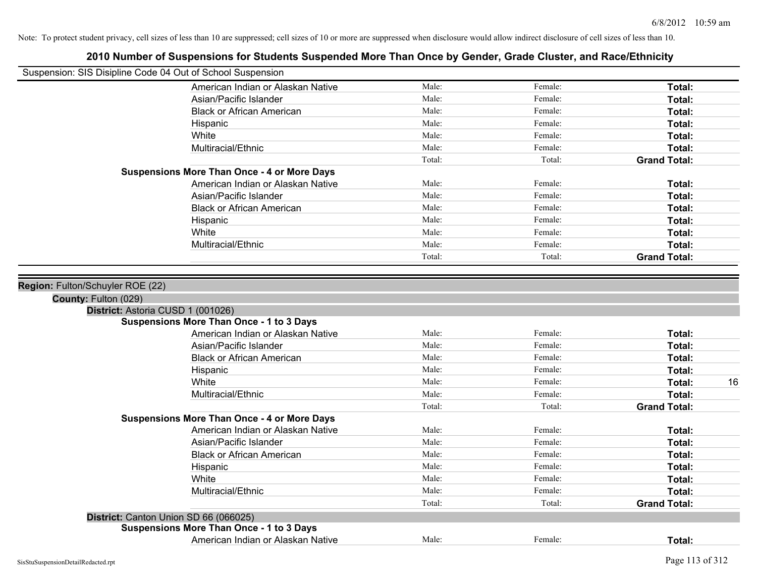Note: To protect student privacy, cell sizes of less than 10 are suppressed; cell sizes of 10 or more are suppressed when disclosure would allow indirect disclosure of cell sizes of less than 10.

## 2010 Number of Suspensions for Students Suspended More Than Once by Gender, Grade Cluster, and Race/Ethnicity

Suspension: SIS Disipline Code 04 Out of School Suspension

| | Male | Female | Total |
|---|---|---|---|
| American Indian or Alaskan Native | Male: | Female: | **Total:** |
| Asian/Pacific Islander | Male: | Female: | **Total:** |
| Black or African American | Male: | Female: | **Total:** |
| Hispanic | Male: | Female: | **Total:** |
| White | Male: | Female: | **Total:** |
| Multiracial/Ethnic | Male: | Female: | **Total:** |
| | Total: | Total: | **Grand Total:** |

**Suspensions More Than Once - 4 or More Days**

| | Male | Female | Total |
|---|---|---|---|
| American Indian or Alaskan Native | Male: | Female: | **Total:** |
| Asian/Pacific Islander | Male: | Female: | **Total:** |
| Black or African American | Male: | Female: | **Total:** |
| Hispanic | Male: | Female: | **Total:** |
| White | Male: | Female: | **Total:** |
| Multiracial/Ethnic | Male: | Female: | **Total:** |
| | Total: | Total: | **Grand Total:** |

**Region:** Fulton/Schuyler ROE (22)

**County:** Fulton (029)

**District:** Astoria CUSD 1 (001026)

**Suspensions More Than Once - 1 to 3 Days**

| | Male | Female | Total |
|---|---|---|---|
| American Indian or Alaskan Native | Male: | Female: | **Total:** |
| Asian/Pacific Islander | Male: | Female: | **Total:** |
| Black or African American | Male: | Female: | **Total:** |
| Hispanic | Male: | Female: | **Total:** |
| White | Male: | Female: | **Total:** 16 |
| Multiracial/Ethnic | Male: | Female: | **Total:** |
| | Total: | Total: | **Grand Total:** |

**Suspensions More Than Once - 4 or More Days**

| | Male | Female | Total |
|---|---|---|---|
| American Indian or Alaskan Native | Male: | Female: | **Total:** |
| Asian/Pacific Islander | Male: | Female: | **Total:** |
| Black or African American | Male: | Female: | **Total:** |
| Hispanic | Male: | Female: | **Total:** |
| White | Male: | Female: | **Total:** |
| Multiracial/Ethnic | Male: | Female: | **Total:** |
| | Total: | Total: | **Grand Total:** |

**District:** Canton Union SD 66 (066025)

**Suspensions More Than Once - 1 to 3 Days**

| | Male | Female | Total |
|---|---|---|---|
| American Indian or Alaskan Native | Male: | Female: | **Total:** |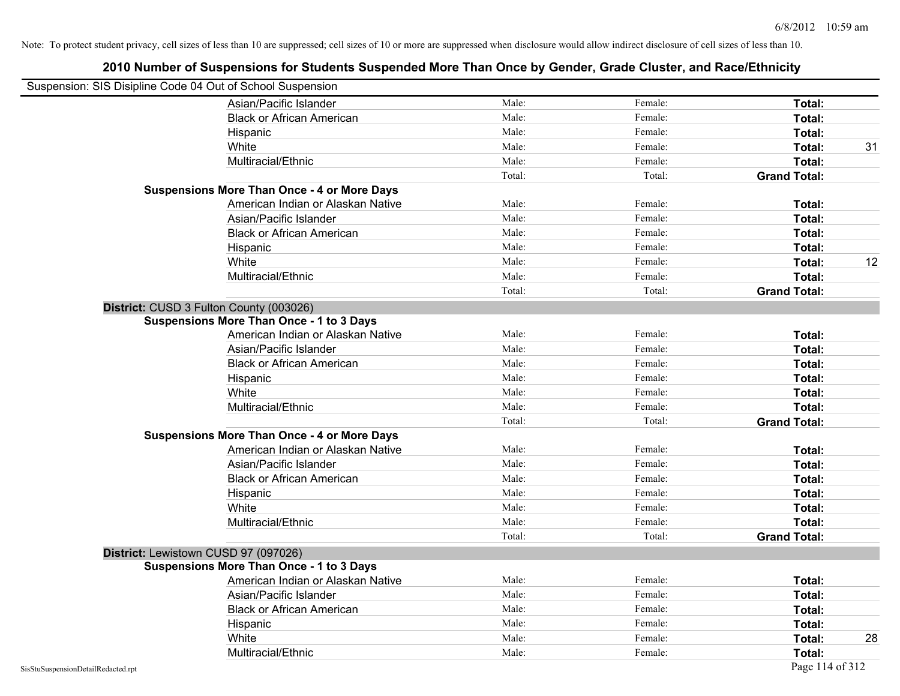Note: To protect student privacy, cell sizes of less than 10 are suppressed; cell sizes of 10 or more are suppressed when disclosure would allow indirect disclosure of cell sizes of less than 10.

## 2010 Number of Suspensions for Students Suspended More Than Once by Gender, Grade Cluster, and Race/Ethnicity

Suspension: SIS Disipline Code 04 Out of School Suspension

| | | | | |
|---|---|---|---|---|
| Asian/Pacific Islander | Male: | Female: | **Total:** | |
| Black or African American | Male: | Female: | **Total:** | |
| Hispanic | Male: | Female: | **Total:** | |
| White | Male: | Female: | **Total:** | 31 |
| Multiracial/Ethnic | Male: | Female: | **Total:** | |
| | Total: | Total: | **Grand Total:** | |
| **Suspensions More Than Once - 4 or More Days** | | | | |
| American Indian or Alaskan Native | Male: | Female: | **Total:** | |
| Asian/Pacific Islander | Male: | Female: | **Total:** | |
| Black or African American | Male: | Female: | **Total:** | |
| Hispanic | Male: | Female: | **Total:** | |
| White | Male: | Female: | **Total:** | 12 |
| Multiracial/Ethnic | Male: | Female: | **Total:** | |
| | Total: | Total: | **Grand Total:** | |

**District:** CUSD 3 Fulton County (003026)

| | | | | |
|---|---|---|---|---|
| **Suspensions More Than Once - 1 to 3 Days** | | | | |
| American Indian or Alaskan Native | Male: | Female: | **Total:** | |
| Asian/Pacific Islander | Male: | Female: | **Total:** | |
| Black or African American | Male: | Female: | **Total:** | |
| Hispanic | Male: | Female: | **Total:** | |
| White | Male: | Female: | **Total:** | |
| Multiracial/Ethnic | Male: | Female: | **Total:** | |
| | Total: | Total: | **Grand Total:** | |
| **Suspensions More Than Once - 4 or More Days** | | | | |
| American Indian or Alaskan Native | Male: | Female: | **Total:** | |
| Asian/Pacific Islander | Male: | Female: | **Total:** | |
| Black or African American | Male: | Female: | **Total:** | |
| Hispanic | Male: | Female: | **Total:** | |
| White | Male: | Female: | **Total:** | |
| Multiracial/Ethnic | Male: | Female: | **Total:** | |
| | Total: | Total: | **Grand Total:** | |

**District:** Lewistown CUSD 97 (097026)

| | | | | |
|---|---|---|---|---|
| **Suspensions More Than Once - 1 to 3 Days** | | | | |
| American Indian or Alaskan Native | Male: | Female: | **Total:** | |
| Asian/Pacific Islander | Male: | Female: | **Total:** | |
| Black or African American | Male: | Female: | **Total:** | |
| Hispanic | Male: | Female: | **Total:** | |
| White | Male: | Female: | **Total:** | 28 |
| Multiracial/Ethnic | Male: | Female: | **Total:** | |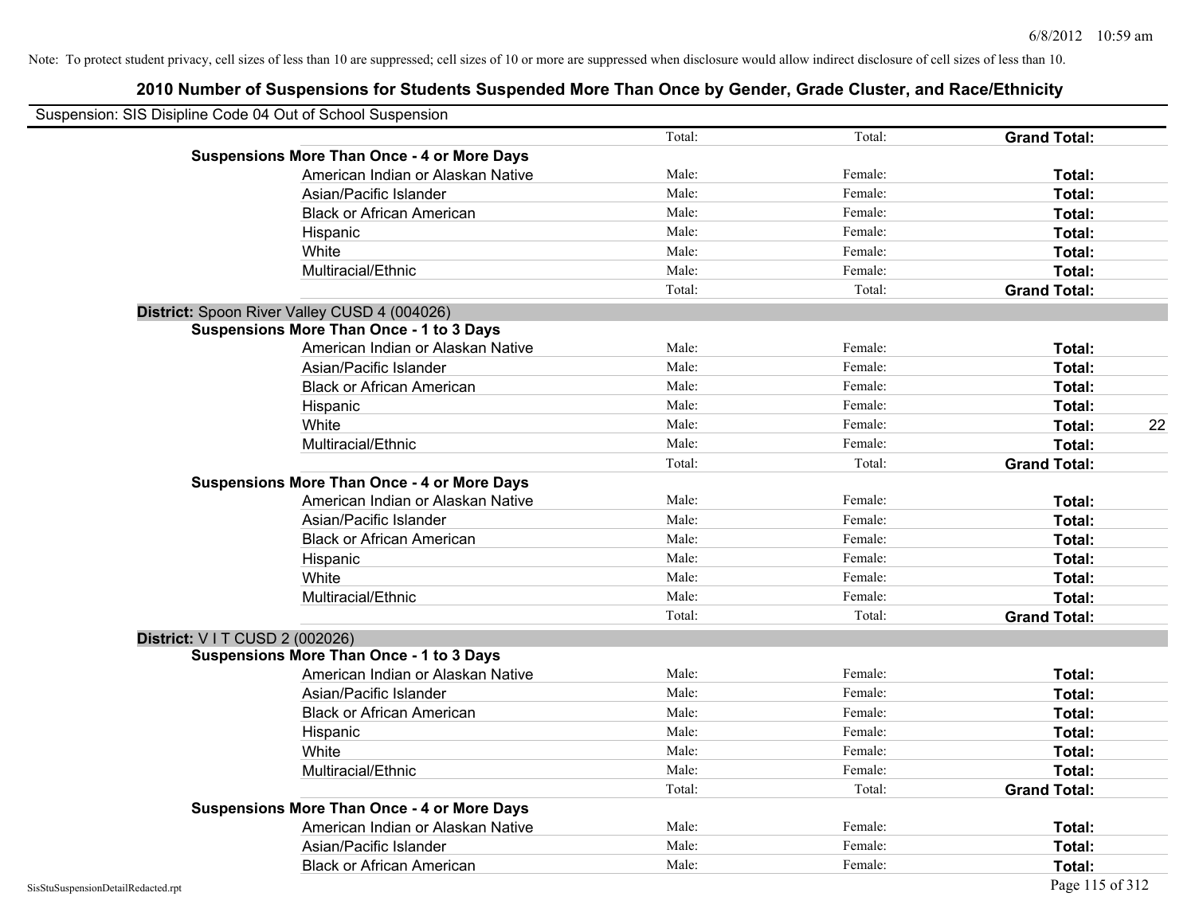Note: To protect student privacy, cell sizes of less than 10 are suppressed; cell sizes of 10 or more are suppressed when disclosure would allow indirect disclosure of cell sizes of less than 10.

## 2010 Number of Suspensions for Students Suspended More Than Once by Gender, Grade Cluster, and Race/Ethnicity

Suspension: SIS Disipline Code 04 Out of School Suspension

| | | | | |
|---|---|---|---|---|
| | Total: | Total: | **Grand Total:** | |
| **Suspensions More Than Once - 4 or More Days** | | | | |
| American Indian or Alaskan Native | Male: | Female: | **Total:** | |
| Asian/Pacific Islander | Male: | Female: | **Total:** | |
| Black or African American | Male: | Female: | **Total:** | |
| Hispanic | Male: | Female: | **Total:** | |
| White | Male: | Female: | **Total:** | |
| Multiracial/Ethnic | Male: | Female: | **Total:** | |
| | Total: | Total: | **Grand Total:** | |
| **District:** Spoon River Valley CUSD 4 (004026) | | | | |
| **Suspensions More Than Once - 1 to 3 Days** | | | | |
| American Indian or Alaskan Native | Male: | Female: | **Total:** | |
| Asian/Pacific Islander | Male: | Female: | **Total:** | |
| Black or African American | Male: | Female: | **Total:** | |
| Hispanic | Male: | Female: | **Total:** | |
| White | Male: | Female: | **Total:** | 22 |
| Multiracial/Ethnic | Male: | Female: | **Total:** | |
| | Total: | Total: | **Grand Total:** | |
| **Suspensions More Than Once - 4 or More Days** | | | | |
| American Indian or Alaskan Native | Male: | Female: | **Total:** | |
| Asian/Pacific Islander | Male: | Female: | **Total:** | |
| Black or African American | Male: | Female: | **Total:** | |
| Hispanic | Male: | Female: | **Total:** | |
| White | Male: | Female: | **Total:** | |
| Multiracial/Ethnic | Male: | Female: | **Total:** | |
| | Total: | Total: | **Grand Total:** | |
| **District:** V I T CUSD 2 (002026) | | | | |
| **Suspensions More Than Once - 1 to 3 Days** | | | | |
| American Indian or Alaskan Native | Male: | Female: | **Total:** | |
| Asian/Pacific Islander | Male: | Female: | **Total:** | |
| Black or African American | Male: | Female: | **Total:** | |
| Hispanic | Male: | Female: | **Total:** | |
| White | Male: | Female: | **Total:** | |
| Multiracial/Ethnic | Male: | Female: | **Total:** | |
| | Total: | Total: | **Grand Total:** | |
| **Suspensions More Than Once - 4 or More Days** | | | | |
| American Indian or Alaskan Native | Male: | Female: | **Total:** | |
| Asian/Pacific Islander | Male: | Female: | **Total:** | |
| Black or African American | Male: | Female: | **Total:** | |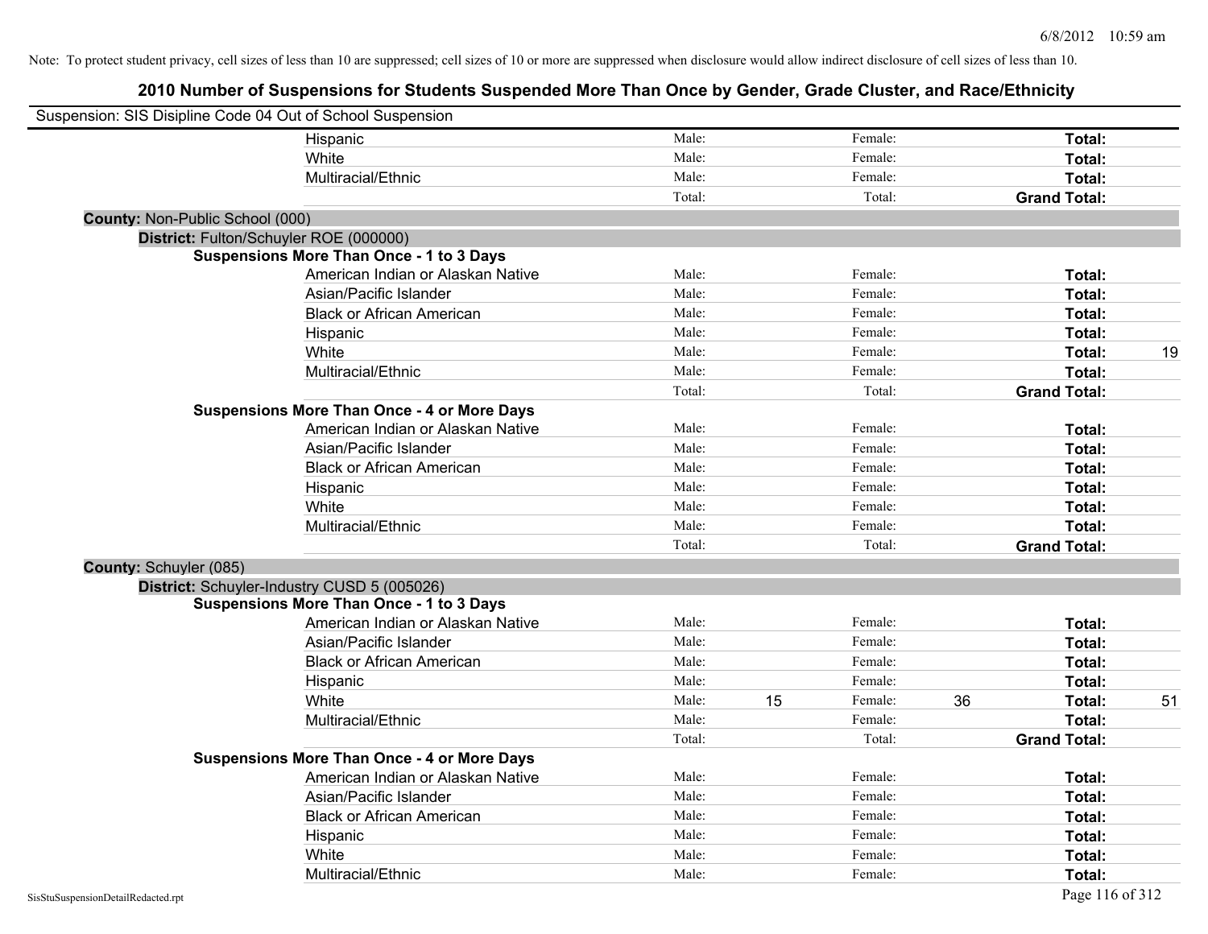Note: To protect student privacy, cell sizes of less than 10 are suppressed; cell sizes of 10 or more are suppressed when disclosure would allow indirect disclosure of cell sizes of less than 10.

## 2010 Number of Suspensions for Students Suspended More Than Once by Gender, Grade Cluster, and Race/Ethnicity

Suspension: SIS Disipline Code 04 Out of School Suspension

| | | | | | | |
|---|---|---|---|---|---|---|
| Hispanic | Male: | | Female: | | **Total:** | |
| White | Male: | | Female: | | **Total:** | |
| Multiracial/Ethnic | Male: | | Female: | | **Total:** | |
| | Total: | | Total: | | **Grand Total:** | |

**County:** Non-Public School (000)

**District:** Fulton/Schuyler ROE (000000)

**Suspensions More Than Once - 1 to 3 Days**

| | | | | | | |
|---|---|---|---|---|---|---|
| American Indian or Alaskan Native | Male: | | Female: | | **Total:** | |
| Asian/Pacific Islander | Male: | | Female: | | **Total:** | |
| Black or African American | Male: | | Female: | | **Total:** | |
| Hispanic | Male: | | Female: | | **Total:** | |
| White | Male: | | Female: | | **Total:** | 19 |
| Multiracial/Ethnic | Male: | | Female: | | **Total:** | |
| | Total: | | Total: | | **Grand Total:** | |

**Suspensions More Than Once - 4 or More Days**

| | | | | | | |
|---|---|---|---|---|---|---|
| American Indian or Alaskan Native | Male: | | Female: | | **Total:** | |
| Asian/Pacific Islander | Male: | | Female: | | **Total:** | |
| Black or African American | Male: | | Female: | | **Total:** | |
| Hispanic | Male: | | Female: | | **Total:** | |
| White | Male: | | Female: | | **Total:** | |
| Multiracial/Ethnic | Male: | | Female: | | **Total:** | |
| | Total: | | Total: | | **Grand Total:** | |

**County:** Schuyler (085)

**District:** Schuyler-Industry CUSD 5 (005026)

**Suspensions More Than Once - 1 to 3 Days**

| | | | | | | |
|---|---|---|---|---|---|---|
| American Indian or Alaskan Native | Male: | | Female: | | **Total:** | |
| Asian/Pacific Islander | Male: | | Female: | | **Total:** | |
| Black or African American | Male: | | Female: | | **Total:** | |
| Hispanic | Male: | | Female: | | **Total:** | |
| White | Male: | 15 | Female: | 36 | **Total:** | 51 |
| Multiracial/Ethnic | Male: | | Female: | | **Total:** | |
| | Total: | | Total: | | **Grand Total:** | |

**Suspensions More Than Once - 4 or More Days**

| | | | | | | |
|---|---|---|---|---|---|---|
| American Indian or Alaskan Native | Male: | | Female: | | **Total:** | |
| Asian/Pacific Islander | Male: | | Female: | | **Total:** | |
| Black or African American | Male: | | Female: | | **Total:** | |
| Hispanic | Male: | | Female: | | **Total:** | |
| White | Male: | | Female: | | **Total:** | |
| Multiracial/Ethnic | Male: | | Female: | | **Total:** | |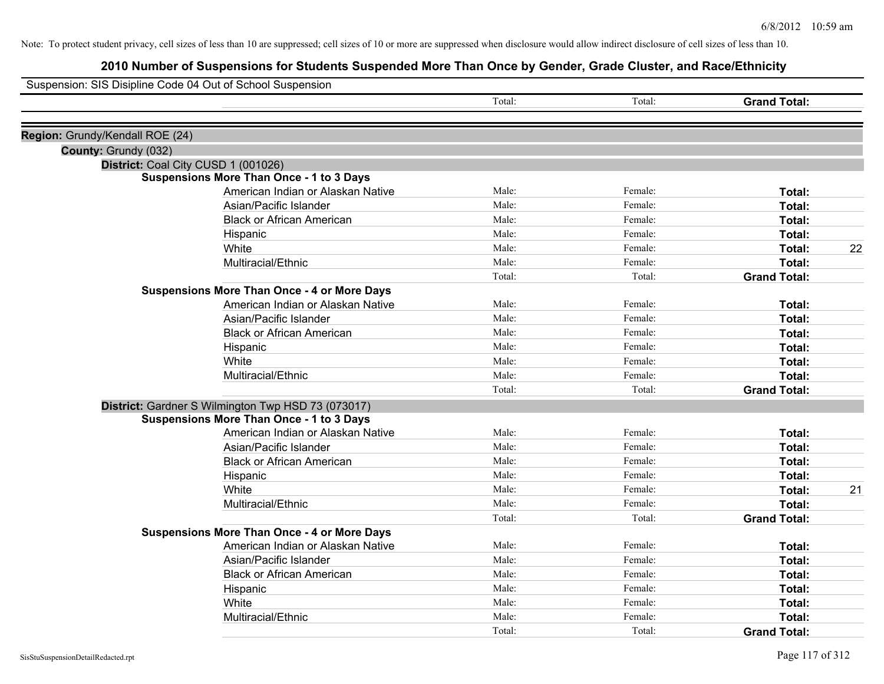Note: To protect student privacy, cell sizes of less than 10 are suppressed; cell sizes of 10 or more are suppressed when disclosure would allow indirect disclosure of cell sizes of less than 10.

# 2010 Number of Suspensions for Students Suspended More Than Once by Gender, Grade Cluster, and Race/Ethnicity

Suspension: SIS Disipline Code 04 Out of School Suspension

| | Total: | Total: | **Grand Total:** | |
|---|---|---|---|---|

**Region:** Grundy/Kendall ROE (24)

**County:** Grundy (032)

**District:** Coal City CUSD 1 (001026)

**Suspensions More Than Once - 1 to 3 Days**

| | | | | |
|---|---|---|---|---|
| American Indian or Alaskan Native | Male: | Female: | **Total:** | |
| Asian/Pacific Islander | Male: | Female: | **Total:** | |
| Black or African American | Male: | Female: | **Total:** | |
| Hispanic | Male: | Female: | **Total:** | |
| White | Male: | Female: | **Total:** | 22 |
| Multiracial/Ethnic | Male: | Female: | **Total:** | |
| | Total: | Total: | **Grand Total:** | |

**Suspensions More Than Once - 4 or More Days**

| | | | | |
|---|---|---|---|---|
| American Indian or Alaskan Native | Male: | Female: | **Total:** | |
| Asian/Pacific Islander | Male: | Female: | **Total:** | |
| Black or African American | Male: | Female: | **Total:** | |
| Hispanic | Male: | Female: | **Total:** | |
| White | Male: | Female: | **Total:** | |
| Multiracial/Ethnic | Male: | Female: | **Total:** | |
| | Total: | Total: | **Grand Total:** | |

**District:** Gardner S Wilmington Twp HSD 73 (073017)

**Suspensions More Than Once - 1 to 3 Days**

| | | | | |
|---|---|---|---|---|
| American Indian or Alaskan Native | Male: | Female: | **Total:** | |
| Asian/Pacific Islander | Male: | Female: | **Total:** | |
| Black or African American | Male: | Female: | **Total:** | |
| Hispanic | Male: | Female: | **Total:** | |
| White | Male: | Female: | **Total:** | 21 |
| Multiracial/Ethnic | Male: | Female: | **Total:** | |
| | Total: | Total: | **Grand Total:** | |

**Suspensions More Than Once - 4 or More Days**

| | | | | |
|---|---|---|---|---|
| American Indian or Alaskan Native | Male: | Female: | **Total:** | |
| Asian/Pacific Islander | Male: | Female: | **Total:** | |
| Black or African American | Male: | Female: | **Total:** | |
| Hispanic | Male: | Female: | **Total:** | |
| White | Male: | Female: | **Total:** | |
| Multiracial/Ethnic | Male: | Female: | **Total:** | |
| | Total: | Total: | **Grand Total:** | |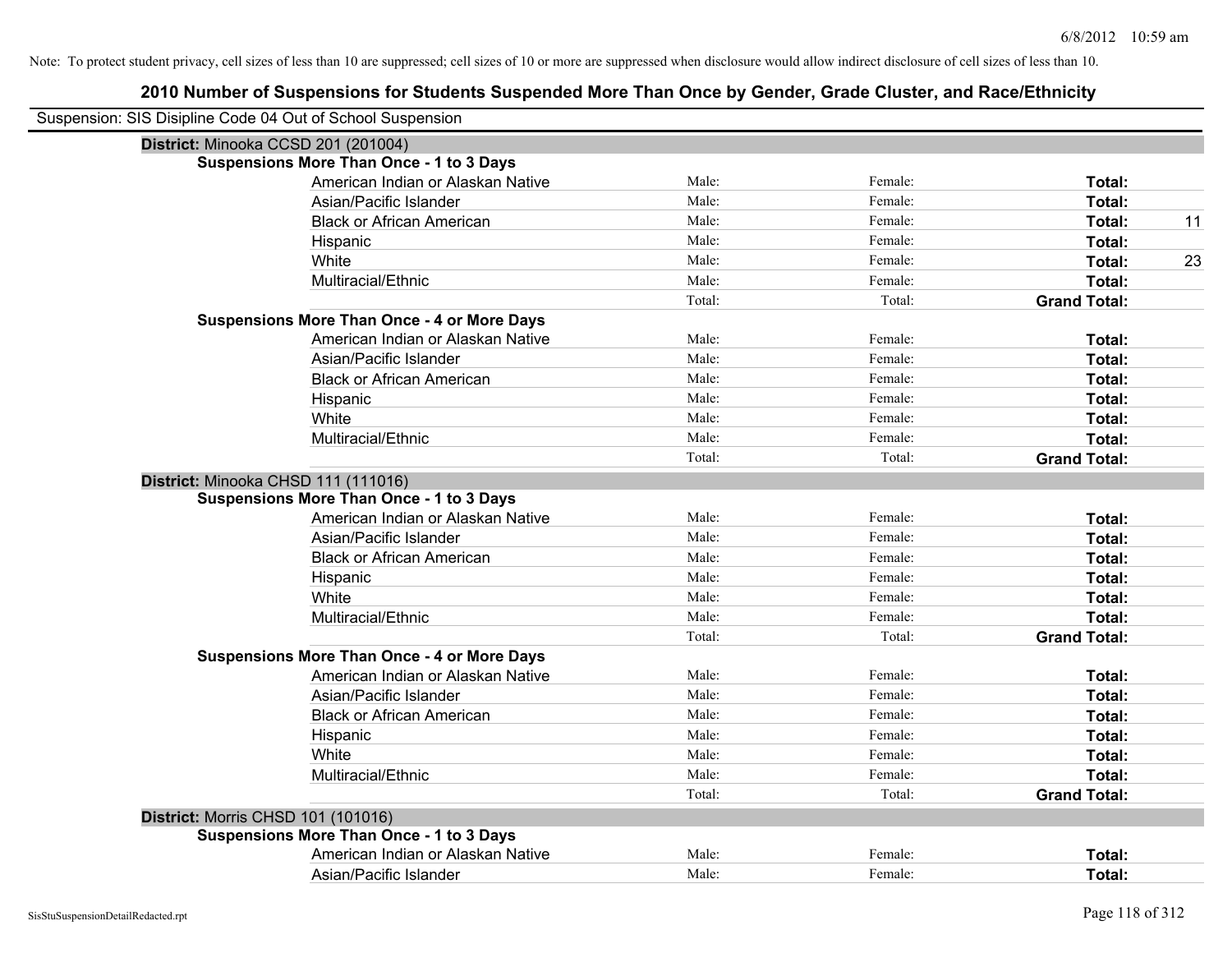Note: To protect student privacy, cell sizes of less than 10 are suppressed; cell sizes of 10 or more are suppressed when disclosure would allow indirect disclosure of cell sizes of less than 10.

## 2010 Number of Suspensions for Students Suspended More Than Once by Gender, Grade Cluster, and Race/Ethnicity

Suspension: SIS Disipline Code 04 Out of School Suspension

**District:** Minooka CCSD 201 (201004)

**Suspensions More Than Once - 1 to 3 Days**

| | | | | |
|---|---|---|---|---|
| American Indian or Alaskan Native | Male: | Female: | **Total:** | |
| Asian/Pacific Islander | Male: | Female: | **Total:** | |
| Black or African American | Male: | Female: | **Total:** | 11 |
| Hispanic | Male: | Female: | **Total:** | |
| White | Male: | Female: | **Total:** | 23 |
| Multiracial/Ethnic | Male: | Female: | **Total:** | |
| | Total: | Total: | **Grand Total:** | |

**Suspensions More Than Once - 4 or More Days**

| | | | | |
|---|---|---|---|---|
| American Indian or Alaskan Native | Male: | Female: | **Total:** | |
| Asian/Pacific Islander | Male: | Female: | **Total:** | |
| Black or African American | Male: | Female: | **Total:** | |
| Hispanic | Male: | Female: | **Total:** | |
| White | Male: | Female: | **Total:** | |
| Multiracial/Ethnic | Male: | Female: | **Total:** | |
| | Total: | Total: | **Grand Total:** | |

**District:** Minooka CHSD 111 (111016)

**Suspensions More Than Once - 1 to 3 Days**

| | | | | |
|---|---|---|---|---|
| American Indian or Alaskan Native | Male: | Female: | **Total:** | |
| Asian/Pacific Islander | Male: | Female: | **Total:** | |
| Black or African American | Male: | Female: | **Total:** | |
| Hispanic | Male: | Female: | **Total:** | |
| White | Male: | Female: | **Total:** | |
| Multiracial/Ethnic | Male: | Female: | **Total:** | |
| | Total: | Total: | **Grand Total:** | |

**Suspensions More Than Once - 4 or More Days**

| | | | | |
|---|---|---|---|---|
| American Indian or Alaskan Native | Male: | Female: | **Total:** | |
| Asian/Pacific Islander | Male: | Female: | **Total:** | |
| Black or African American | Male: | Female: | **Total:** | |
| Hispanic | Male: | Female: | **Total:** | |
| White | Male: | Female: | **Total:** | |
| Multiracial/Ethnic | Male: | Female: | **Total:** | |
| | Total: | Total: | **Grand Total:** | |

**District:** Morris CHSD 101 (101016)

**Suspensions More Than Once - 1 to 3 Days**

| | | | | |
|---|---|---|---|---|
| American Indian or Alaskan Native | Male: | Female: | **Total:** | |
| Asian/Pacific Islander | Male: | Female: | **Total:** | |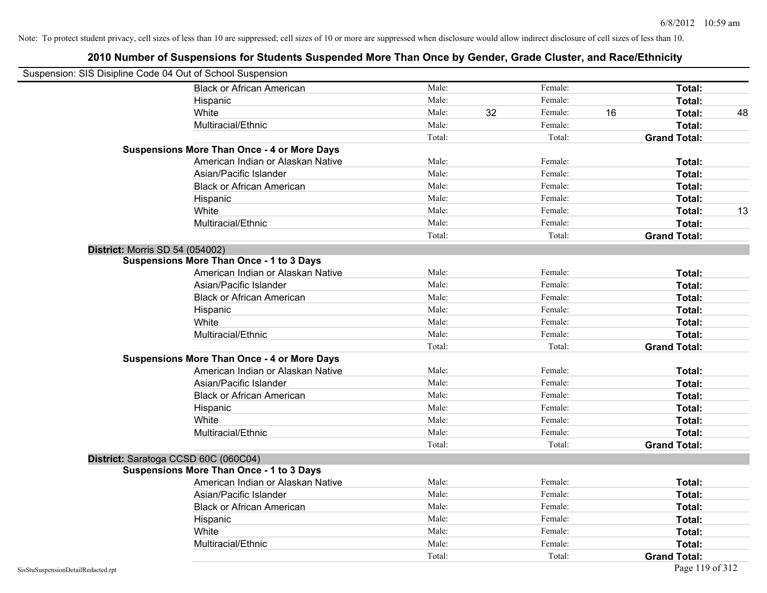Note: To protect student privacy, cell sizes of less than 10 are suppressed; cell sizes of 10 or more are suppressed when disclosure would allow indirect disclosure of cell sizes of less than 10.

# 2010 Number of Suspensions for Students Suspended More Than Once by Gender, Grade Cluster, and Race/Ethnicity

Suspension: SIS Disipline Code 04 Out of School Suspension

| | | | | | | |
|---|---|---|---|---|---|---|
| Black or African American | Male: | | Female: | | **Total:** | |
| Hispanic | Male: | | Female: | | **Total:** | |
| White | Male: | 32 | Female: | 16 | **Total:** | 48 |
| Multiracial/Ethnic | Male: | | Female: | | **Total:** | |
| | Total: | | Total: | | **Grand Total:** | |
| **Suspensions More Than Once - 4 or More Days** | | | | | | |
| American Indian or Alaskan Native | Male: | | Female: | | **Total:** | |
| Asian/Pacific Islander | Male: | | Female: | | **Total:** | |
| Black or African American | Male: | | Female: | | **Total:** | |
| Hispanic | Male: | | Female: | | **Total:** | |
| White | Male: | | Female: | | **Total:** | 13 |
| Multiracial/Ethnic | Male: | | Female: | | **Total:** | |
| | Total: | | Total: | | **Grand Total:** | |

**District:** Morris SD 54 (054002)

| | | | | | | |
|---|---|---|---|---|---|---|
| **Suspensions More Than Once - 1 to 3 Days** | | | | | | |
| American Indian or Alaskan Native | Male: | | Female: | | **Total:** | |
| Asian/Pacific Islander | Male: | | Female: | | **Total:** | |
| Black or African American | Male: | | Female: | | **Total:** | |
| Hispanic | Male: | | Female: | | **Total:** | |
| White | Male: | | Female: | | **Total:** | |
| Multiracial/Ethnic | Male: | | Female: | | **Total:** | |
| | Total: | | Total: | | **Grand Total:** | |
| **Suspensions More Than Once - 4 or More Days** | | | | | | |
| American Indian or Alaskan Native | Male: | | Female: | | **Total:** | |
| Asian/Pacific Islander | Male: | | Female: | | **Total:** | |
| Black or African American | Male: | | Female: | | **Total:** | |
| Hispanic | Male: | | Female: | | **Total:** | |
| White | Male: | | Female: | | **Total:** | |
| Multiracial/Ethnic | Male: | | Female: | | **Total:** | |
| | Total: | | Total: | | **Grand Total:** | |

**District:** Saratoga CCSD 60C (060C04)

| | | | | | | |
|---|---|---|---|---|---|---|
| **Suspensions More Than Once - 1 to 3 Days** | | | | | | |
| American Indian or Alaskan Native | Male: | | Female: | | **Total:** | |
| Asian/Pacific Islander | Male: | | Female: | | **Total:** | |
| Black or African American | Male: | | Female: | | **Total:** | |
| Hispanic | Male: | | Female: | | **Total:** | |
| White | Male: | | Female: | | **Total:** | |
| Multiracial/Ethnic | Male: | | Female: | | **Total:** | |
| | Total: | | Total: | | **Grand Total:** | |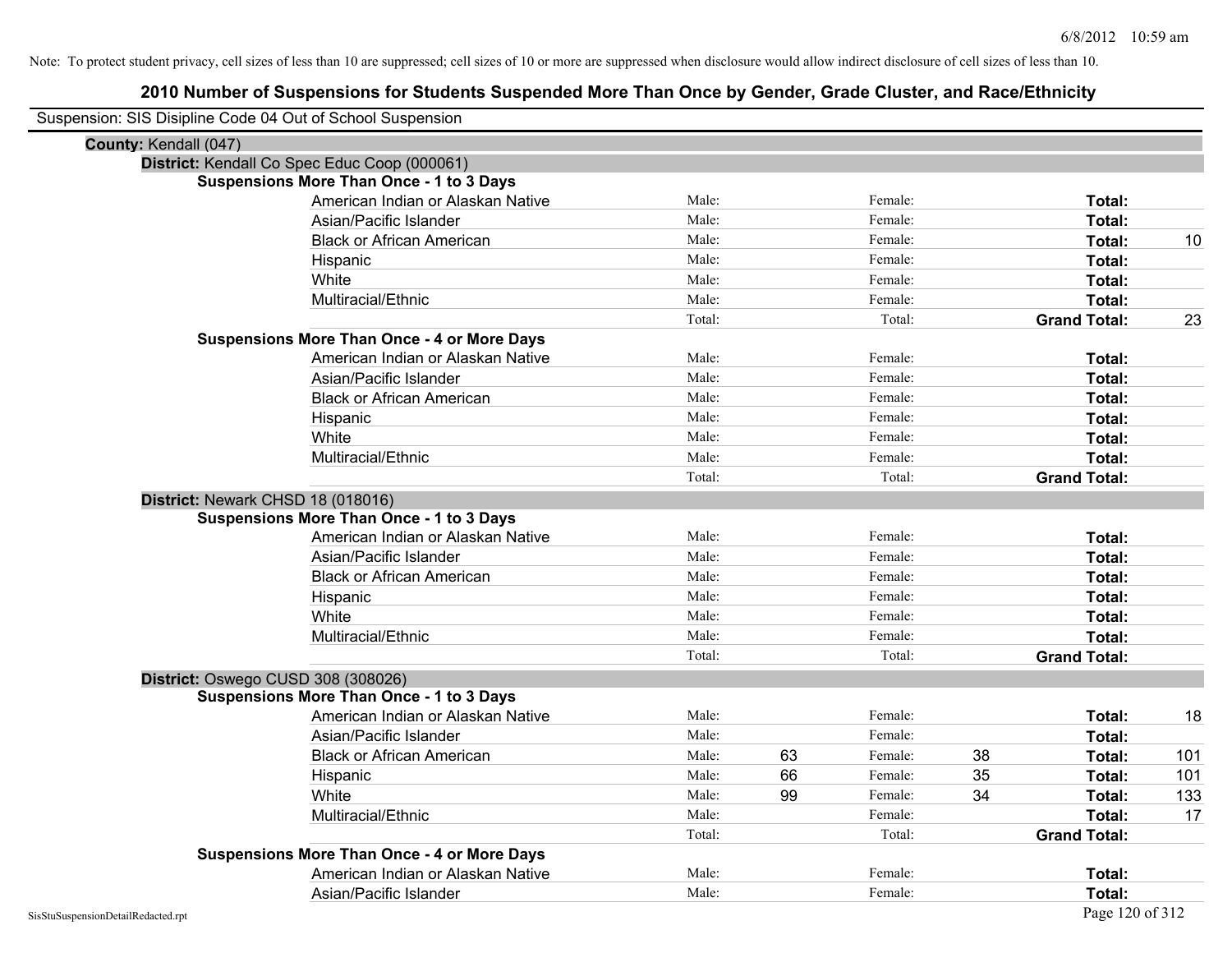Note: To protect student privacy, cell sizes of less than 10 are suppressed; cell sizes of 10 or more are suppressed when disclosure would allow indirect disclosure of cell sizes of less than 10.

## 2010 Number of Suspensions for Students Suspended More Than Once by Gender, Grade Cluster, and Race/Ethnicity

Suspension: SIS Disipline Code 04 Out of School Suspension

**County:** Kendall (047)

**District:** Kendall Co Spec Educ Coop (000061)

**Suspensions More Than Once - 1 to 3 Days**

| Race/Ethnicity | Male | | Female | | Total | |
|---|---|---|---|---|---|---|
| American Indian or Alaskan Native | Male: | | Female: | | **Total:** | |
| Asian/Pacific Islander | Male: | | Female: | | **Total:** | |
| Black or African American | Male: | | Female: | | **Total:** | 10 |
| Hispanic | Male: | | Female: | | **Total:** | |
| White | Male: | | Female: | | **Total:** | |
| Multiracial/Ethnic | Male: | | Female: | | **Total:** | |
| | Total: | | Total: | | **Grand Total:** | 23 |

**Suspensions More Than Once - 4 or More Days**

| Race/Ethnicity | Male | | Female | | Total | |
|---|---|---|---|---|---|---|
| American Indian or Alaskan Native | Male: | | Female: | | **Total:** | |
| Asian/Pacific Islander | Male: | | Female: | | **Total:** | |
| Black or African American | Male: | | Female: | | **Total:** | |
| Hispanic | Male: | | Female: | | **Total:** | |
| White | Male: | | Female: | | **Total:** | |
| Multiracial/Ethnic | Male: | | Female: | | **Total:** | |
| | Total: | | Total: | | **Grand Total:** | |

**District:** Newark CHSD 18 (018016)

**Suspensions More Than Once - 1 to 3 Days**

| Race/Ethnicity | Male | | Female | | Total | |
|---|---|---|---|---|---|---|
| American Indian or Alaskan Native | Male: | | Female: | | **Total:** | |
| Asian/Pacific Islander | Male: | | Female: | | **Total:** | |
| Black or African American | Male: | | Female: | | **Total:** | |
| Hispanic | Male: | | Female: | | **Total:** | |
| White | Male: | | Female: | | **Total:** | |
| Multiracial/Ethnic | Male: | | Female: | | **Total:** | |
| | Total: | | Total: | | **Grand Total:** | |

**District:** Oswego CUSD 308 (308026)

**Suspensions More Than Once - 1 to 3 Days**

| Race/Ethnicity | Male | | Female | | Total | |
|---|---|---|---|---|---|---|
| American Indian or Alaskan Native | Male: | | Female: | | **Total:** | 18 |
| Asian/Pacific Islander | Male: | | Female: | | **Total:** | |
| Black or African American | Male: | 63 | Female: | 38 | **Total:** | 101 |
| Hispanic | Male: | 66 | Female: | 35 | **Total:** | 101 |
| White | Male: | 99 | Female: | 34 | **Total:** | 133 |
| Multiracial/Ethnic | Male: | | Female: | | **Total:** | 17 |
| | Total: | | Total: | | **Grand Total:** | |

**Suspensions More Than Once - 4 or More Days**

| Race/Ethnicity | Male | | Female | | Total | |
|---|---|---|---|---|---|---|
| American Indian or Alaskan Native | Male: | | Female: | | **Total:** | |
| Asian/Pacific Islander | Male: | | Female: | | **Total:** | |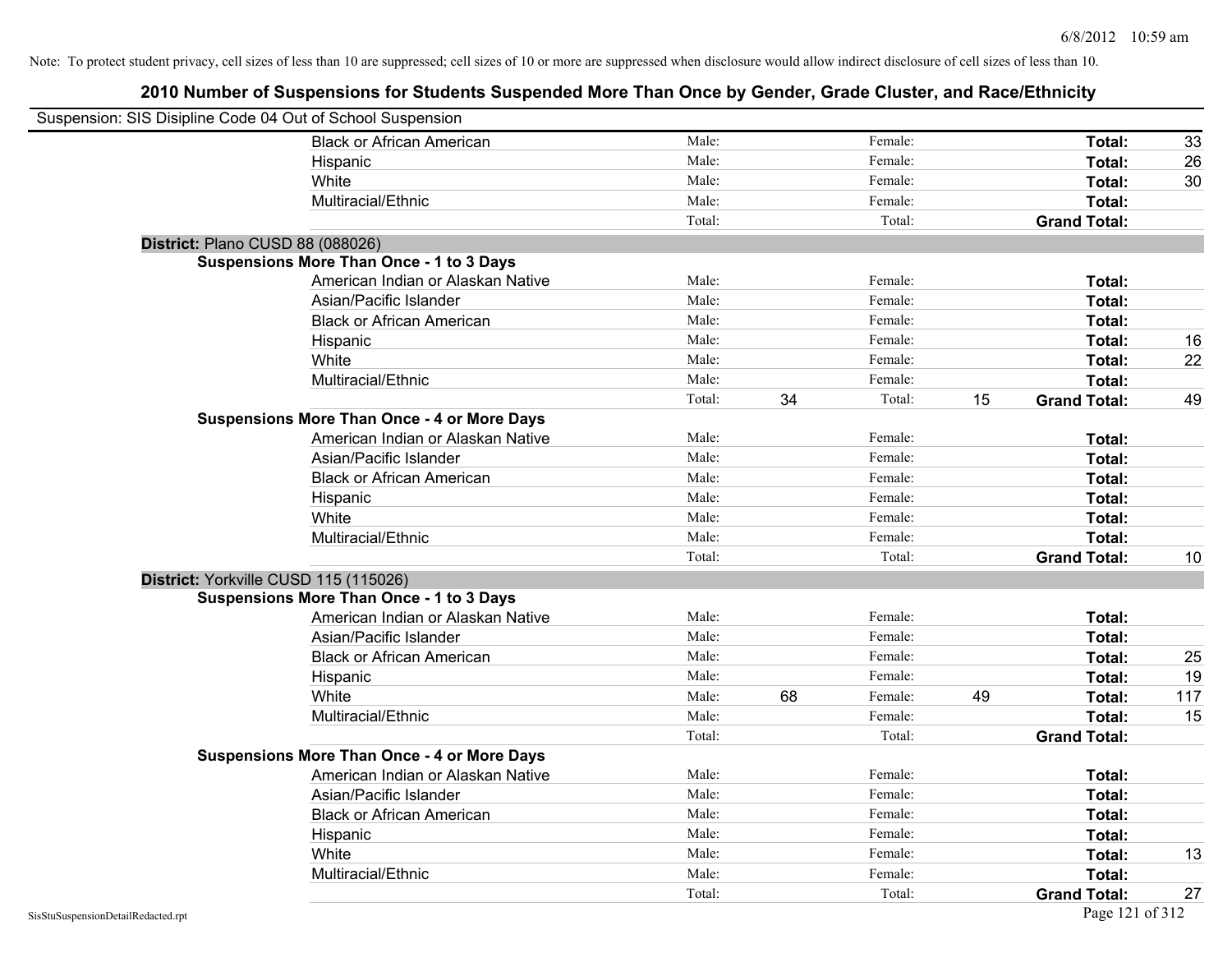Note: To protect student privacy, cell sizes of less than 10 are suppressed; cell sizes of 10 or more are suppressed when disclosure would allow indirect disclosure of cell sizes of less than 10.

# 2010 Number of Suspensions for Students Suspended More Than Once by Gender, Grade Cluster, and Race/Ethnicity

Suspension: SIS Disipline Code 04 Out of School Suspension

| | | | | | | | |
|---|---|---|---|---|---|---|---|
| Black or African American | Male: | | Female: | | Total: | 33 |
| Hispanic | Male: | | Female: | | Total: | 26 |
| White | Male: | | Female: | | Total: | 30 |
| Multiracial/Ethnic | Male: | | Female: | | Total: | |
| | Total: | | Total: | | Grand Total: | |

**District:** Plano CUSD 88 (088026)

**Suspensions More Than Once - 1 to 3 Days**

| | | | | | | |
|---|---|---|---|---|---|---|
| American Indian or Alaskan Native | Male: | | Female: | | Total: | |
| Asian/Pacific Islander | Male: | | Female: | | Total: | |
| Black or African American | Male: | | Female: | | Total: | |
| Hispanic | Male: | | Female: | | Total: | 16 |
| White | Male: | | Female: | | Total: | 22 |
| Multiracial/Ethnic | Male: | | Female: | | Total: | |
| | Total: | 34 | Total: | 15 | Grand Total: | 49 |

**Suspensions More Than Once - 4 or More Days**

| | | | | | | |
|---|---|---|---|---|---|---|
| American Indian or Alaskan Native | Male: | | Female: | | Total: | |
| Asian/Pacific Islander | Male: | | Female: | | Total: | |
| Black or African American | Male: | | Female: | | Total: | |
| Hispanic | Male: | | Female: | | Total: | |
| White | Male: | | Female: | | Total: | |
| Multiracial/Ethnic | Male: | | Female: | | Total: | |
| | Total: | | Total: | | Grand Total: | 10 |

**District:** Yorkville CUSD 115 (115026)

**Suspensions More Than Once - 1 to 3 Days**

| | | | | | | |
|---|---|---|---|---|---|---|
| American Indian or Alaskan Native | Male: | | Female: | | Total: | |
| Asian/Pacific Islander | Male: | | Female: | | Total: | |
| Black or African American | Male: | | Female: | | Total: | 25 |
| Hispanic | Male: | | Female: | | Total: | 19 |
| White | Male: | 68 | Female: | 49 | Total: | 117 |
| Multiracial/Ethnic | Male: | | Female: | | Total: | 15 |
| | Total: | | Total: | | Grand Total: | |

**Suspensions More Than Once - 4 or More Days**

| | | | | | | |
|---|---|---|---|---|---|---|
| American Indian or Alaskan Native | Male: | | Female: | | Total: | |
| Asian/Pacific Islander | Male: | | Female: | | Total: | |
| Black or African American | Male: | | Female: | | Total: | |
| Hispanic | Male: | | Female: | | Total: | |
| White | Male: | | Female: | | Total: | 13 |
| Multiracial/Ethnic | Male: | | Female: | | Total: | |
| | Total: | | Total: | | Grand Total: | 27 |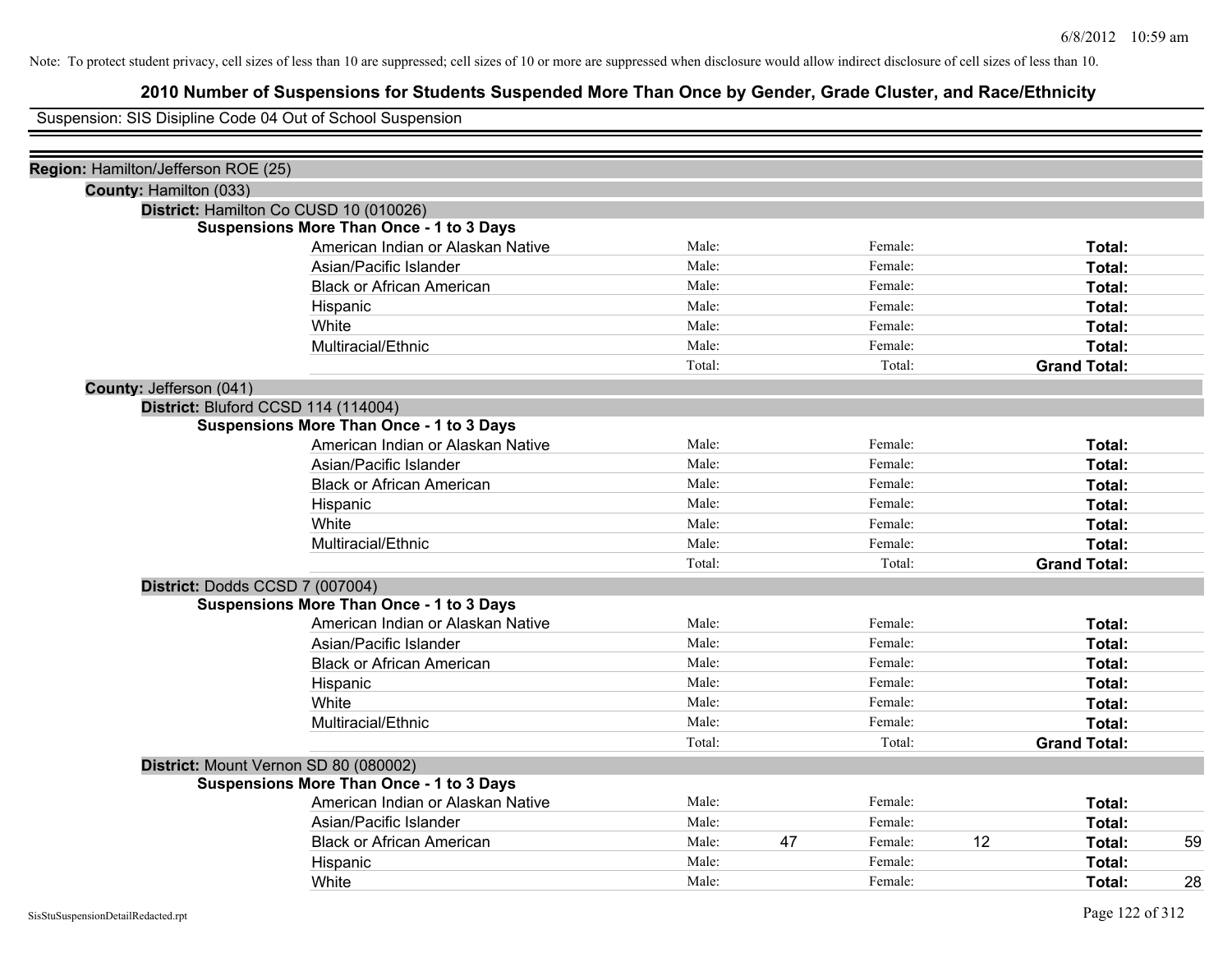Note: To protect student privacy, cell sizes of less than 10 are suppressed; cell sizes of 10 or more are suppressed when disclosure would allow indirect disclosure of cell sizes of less than 10.

# 2010 Number of Suspensions for Students Suspended More Than Once by Gender, Grade Cluster, and Race/Ethnicity

Suspension: SIS Disipline Code 04 Out of School Suspension

**Region:** Hamilton/Jefferson ROE (25)

**County:** Hamilton (033)

**District:** Hamilton Co CUSD 10 (010026)

**Suspensions More Than Once - 1 to 3 Days**

| | | | | | | |
|---|---|---|---|---|---|---|
| American Indian or Alaskan Native | Male: | | Female: | | **Total:** | |
| Asian/Pacific Islander | Male: | | Female: | | **Total:** | |
| Black or African American | Male: | | Female: | | **Total:** | |
| Hispanic | Male: | | Female: | | **Total:** | |
| White | Male: | | Female: | | **Total:** | |
| Multiracial/Ethnic | Male: | | Female: | | **Total:** | |
| | Total: | | Total: | | **Grand Total:** | |

**County:** Jefferson (041)

**District:** Bluford CCSD 114 (114004)

**Suspensions More Than Once - 1 to 3 Days**

| | | | | | | |
|---|---|---|---|---|---|---|
| American Indian or Alaskan Native | Male: | | Female: | | **Total:** | |
| Asian/Pacific Islander | Male: | | Female: | | **Total:** | |
| Black or African American | Male: | | Female: | | **Total:** | |
| Hispanic | Male: | | Female: | | **Total:** | |
| White | Male: | | Female: | | **Total:** | |
| Multiracial/Ethnic | Male: | | Female: | | **Total:** | |
| | Total: | | Total: | | **Grand Total:** | |

**District:** Dodds CCSD 7 (007004)

**Suspensions More Than Once - 1 to 3 Days**

| | | | | | | |
|---|---|---|---|---|---|---|
| American Indian or Alaskan Native | Male: | | Female: | | **Total:** | |
| Asian/Pacific Islander | Male: | | Female: | | **Total:** | |
| Black or African American | Male: | | Female: | | **Total:** | |
| Hispanic | Male: | | Female: | | **Total:** | |
| White | Male: | | Female: | | **Total:** | |
| Multiracial/Ethnic | Male: | | Female: | | **Total:** | |
| | Total: | | Total: | | **Grand Total:** | |

**District:** Mount Vernon SD 80 (080002)

**Suspensions More Than Once - 1 to 3 Days**

| | | | | | | |
|---|---|---|---|---|---|---|
| American Indian or Alaskan Native | Male: | | Female: | | **Total:** | |
| Asian/Pacific Islander | Male: | | Female: | | **Total:** | |
| Black or African American | Male: | 47 | Female: | 12 | **Total:** | 59 |
| Hispanic | Male: | | Female: | | **Total:** | |
| White | Male: | | Female: | | **Total:** | 28 |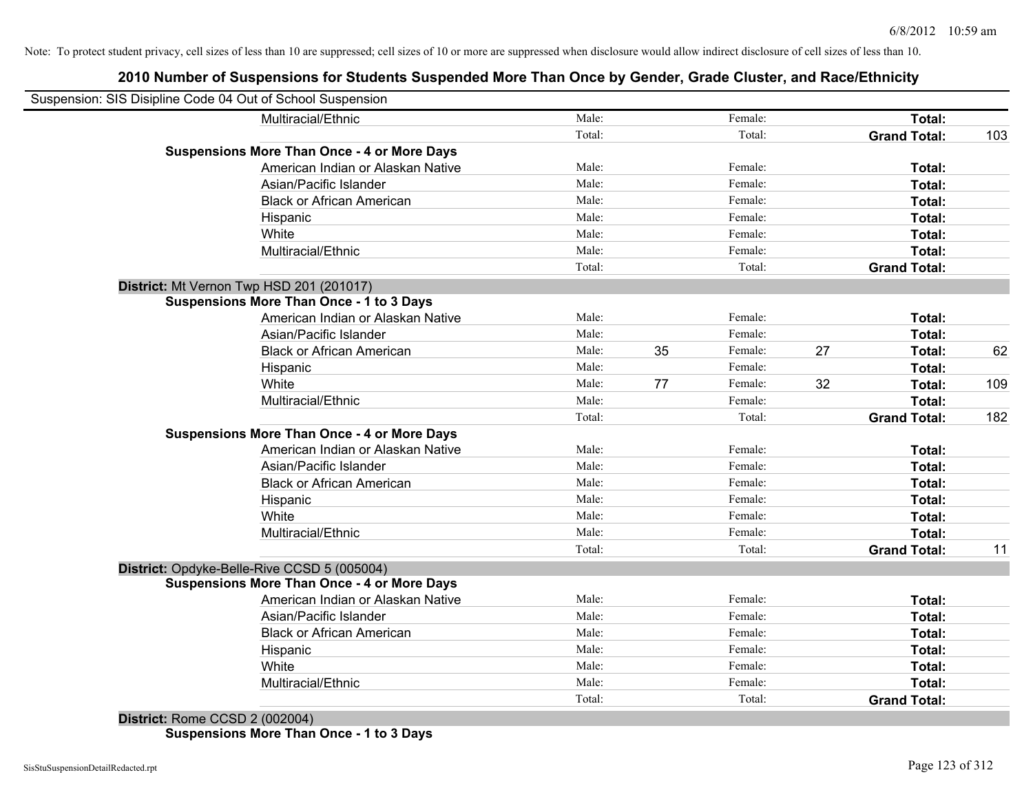Note: To protect student privacy, cell sizes of less than 10 are suppressed; cell sizes of 10 or more are suppressed when disclosure would allow indirect disclosure of cell sizes of less than 10.

## 2010 Number of Suspensions for Students Suspended More Than Once by Gender, Grade Cluster, and Race/Ethnicity

Suspension: SIS Disipline Code 04 Out of School Suspension

| | | | | | | |
|---|---|---|---|---|---|---|
| Multiracial/Ethnic | Male: | | Female: | | **Total:** | |
| | Total: | | Total: | | **Grand Total:** | 103 |
| **Suspensions More Than Once - 4 or More Days** | | | | | | |
| American Indian or Alaskan Native | Male: | | Female: | | **Total:** | |
| Asian/Pacific Islander | Male: | | Female: | | **Total:** | |
| Black or African American | Male: | | Female: | | **Total:** | |
| Hispanic | Male: | | Female: | | **Total:** | |
| White | Male: | | Female: | | **Total:** | |
| Multiracial/Ethnic | Male: | | Female: | | **Total:** | |
| | Total: | | Total: | | **Grand Total:** | |
| **District:** Mt Vernon Twp HSD 201 (201017) | | | | | | |
| **Suspensions More Than Once - 1 to 3 Days** | | | | | | |
| American Indian or Alaskan Native | Male: | | Female: | | **Total:** | |
| Asian/Pacific Islander | Male: | | Female: | | **Total:** | |
| Black or African American | Male: | 35 | Female: | 27 | **Total:** | 62 |
| Hispanic | Male: | | Female: | | **Total:** | |
| White | Male: | 77 | Female: | 32 | **Total:** | 109 |
| Multiracial/Ethnic | Male: | | Female: | | **Total:** | |
| | Total: | | Total: | | **Grand Total:** | 182 |
| **Suspensions More Than Once - 4 or More Days** | | | | | | |
| American Indian or Alaskan Native | Male: | | Female: | | **Total:** | |
| Asian/Pacific Islander | Male: | | Female: | | **Total:** | |
| Black or African American | Male: | | Female: | | **Total:** | |
| Hispanic | Male: | | Female: | | **Total:** | |
| White | Male: | | Female: | | **Total:** | |
| Multiracial/Ethnic | Male: | | Female: | | **Total:** | |
| | Total: | | Total: | | **Grand Total:** | 11 |
| **District:** Opdyke-Belle-Rive CCSD 5 (005004) | | | | | | |
| **Suspensions More Than Once - 4 or More Days** | | | | | | |
| American Indian or Alaskan Native | Male: | | Female: | | **Total:** | |
| Asian/Pacific Islander | Male: | | Female: | | **Total:** | |
| Black or African American | Male: | | Female: | | **Total:** | |
| Hispanic | Male: | | Female: | | **Total:** | |
| White | Male: | | Female: | | **Total:** | |
| Multiracial/Ethnic | Male: | | Female: | | **Total:** | |
| | Total: | | Total: | | **Grand Total:** | |
| **District:** Rome CCSD 2 (002004) | | | | | | |
| **Suspensions More Than Once - 1 to 3 Days** | | | | | | |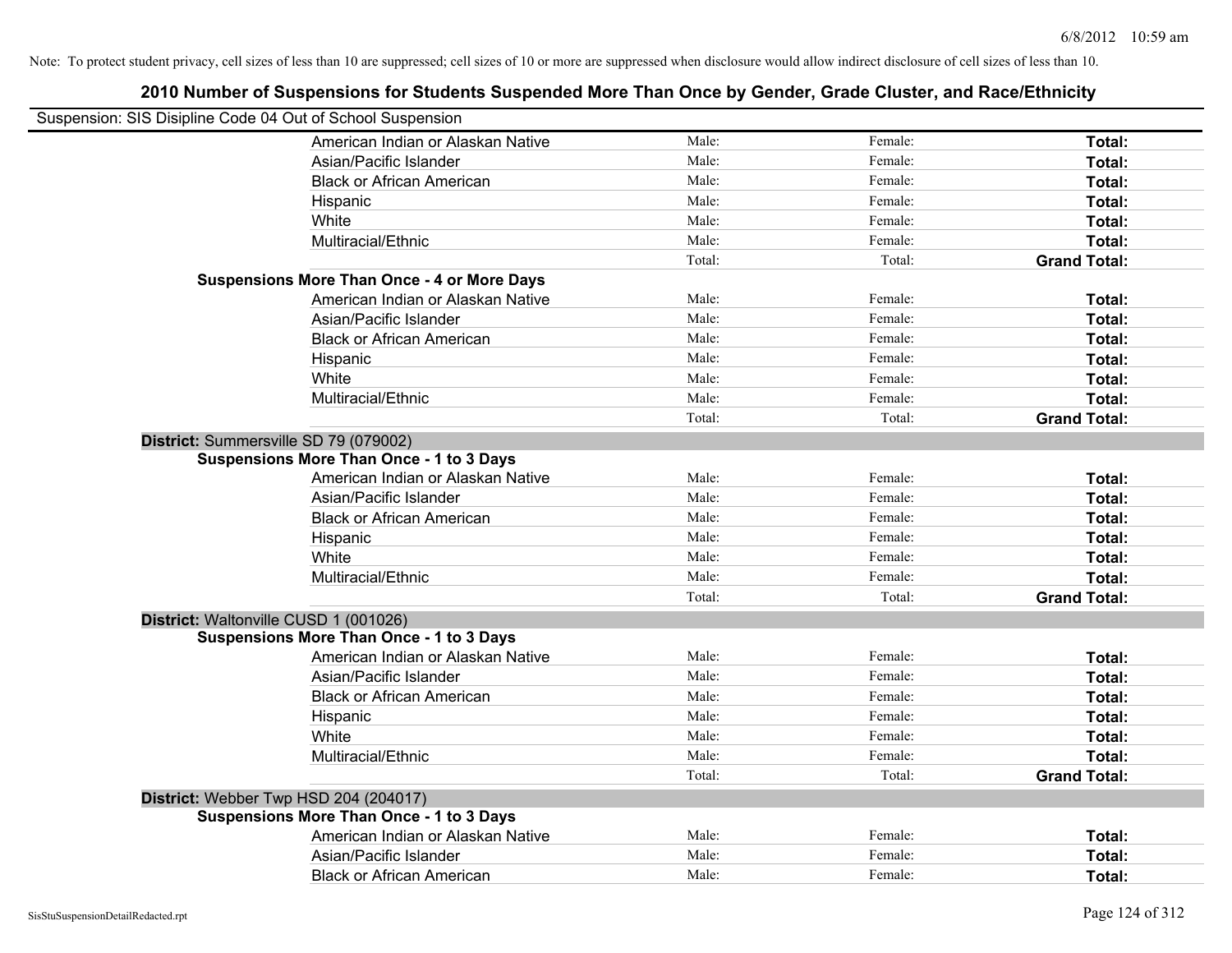Note: To protect student privacy, cell sizes of less than 10 are suppressed; cell sizes of 10 or more are suppressed when disclosure would allow indirect disclosure of cell sizes of less than 10.

## 2010 Number of Suspensions for Students Suspended More Than Once by Gender, Grade Cluster, and Race/Ethnicity

Suspension: SIS Disipline Code 04 Out of School Suspension

| | | | |
|---|---|---|---|
| American Indian or Alaskan Native | Male: | Female: | **Total:** |
| Asian/Pacific Islander | Male: | Female: | **Total:** |
| Black or African American | Male: | Female: | **Total:** |
| Hispanic | Male: | Female: | **Total:** |
| White | Male: | Female: | **Total:** |
| Multiracial/Ethnic | Male: | Female: | **Total:** |
| | Total: | Total: | **Grand Total:** |

**Suspensions More Than Once - 4 or More Days**

| | | | |
|---|---|---|---|
| American Indian or Alaskan Native | Male: | Female: | **Total:** |
| Asian/Pacific Islander | Male: | Female: | **Total:** |
| Black or African American | Male: | Female: | **Total:** |
| Hispanic | Male: | Female: | **Total:** |
| White | Male: | Female: | **Total:** |
| Multiracial/Ethnic | Male: | Female: | **Total:** |
| | Total: | Total: | **Grand Total:** |

**District:** Summersville SD 79 (079002)

**Suspensions More Than Once - 1 to 3 Days**

| | | | |
|---|---|---|---|
| American Indian or Alaskan Native | Male: | Female: | **Total:** |
| Asian/Pacific Islander | Male: | Female: | **Total:** |
| Black or African American | Male: | Female: | **Total:** |
| Hispanic | Male: | Female: | **Total:** |
| White | Male: | Female: | **Total:** |
| Multiracial/Ethnic | Male: | Female: | **Total:** |
| | Total: | Total: | **Grand Total:** |

**District:** Waltonville CUSD 1 (001026)

**Suspensions More Than Once - 1 to 3 Days**

| | | | |
|---|---|---|---|
| American Indian or Alaskan Native | Male: | Female: | **Total:** |
| Asian/Pacific Islander | Male: | Female: | **Total:** |
| Black or African American | Male: | Female: | **Total:** |
| Hispanic | Male: | Female: | **Total:** |
| White | Male: | Female: | **Total:** |
| Multiracial/Ethnic | Male: | Female: | **Total:** |
| | Total: | Total: | **Grand Total:** |

**District:** Webber Twp HSD 204 (204017)

**Suspensions More Than Once - 1 to 3 Days**

| | | | |
|---|---|---|---|
| American Indian or Alaskan Native | Male: | Female: | **Total:** |
| Asian/Pacific Islander | Male: | Female: | **Total:** |
| Black or African American | Male: | Female: | **Total:** |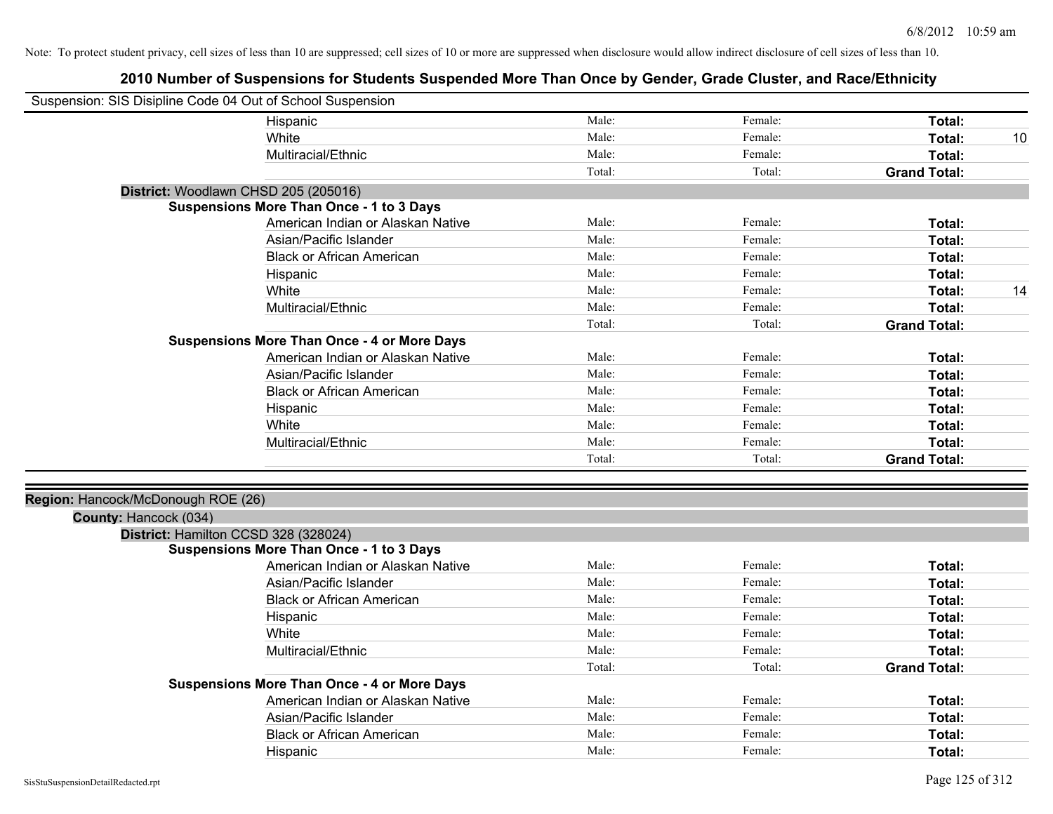Note: To protect student privacy, cell sizes of less than 10 are suppressed; cell sizes of 10 or more are suppressed when disclosure would allow indirect disclosure of cell sizes of less than 10.

# 2010 Number of Suspensions for Students Suspended More Than Once by Gender, Grade Cluster, and Race/Ethnicity

Suspension: SIS Disipline Code 04 Out of School Suspension

| | | | | |
|---|---|---|---|---|
| Hispanic | Male: | Female: | **Total:** | |
| White | Male: | Female: | **Total:** | 10 |
| Multiracial/Ethnic | Male: | Female: | **Total:** | |
| | Total: | Total: | **Grand Total:** | |

**District:** Woodlawn CHSD 205 (205016)

**Suspensions More Than Once - 1 to 3 Days**

| | | | | |
|---|---|---|---|---|
| American Indian or Alaskan Native | Male: | Female: | **Total:** | |
| Asian/Pacific Islander | Male: | Female: | **Total:** | |
| Black or African American | Male: | Female: | **Total:** | |
| Hispanic | Male: | Female: | **Total:** | |
| White | Male: | Female: | **Total:** | 14 |
| Multiracial/Ethnic | Male: | Female: | **Total:** | |
| | Total: | Total: | **Grand Total:** | |

**Suspensions More Than Once - 4 or More Days**

| | | | | |
|---|---|---|---|---|
| American Indian or Alaskan Native | Male: | Female: | **Total:** | |
| Asian/Pacific Islander | Male: | Female: | **Total:** | |
| Black or African American | Male: | Female: | **Total:** | |
| Hispanic | Male: | Female: | **Total:** | |
| White | Male: | Female: | **Total:** | |
| Multiracial/Ethnic | Male: | Female: | **Total:** | |
| | Total: | Total: | **Grand Total:** | |

**Region:** Hancock/McDonough ROE (26)

**County:** Hancock (034)

**District:** Hamilton CCSD 328 (328024)

**Suspensions More Than Once - 1 to 3 Days**

| | | | | |
|---|---|---|---|---|
| American Indian or Alaskan Native | Male: | Female: | **Total:** | |
| Asian/Pacific Islander | Male: | Female: | **Total:** | |
| Black or African American | Male: | Female: | **Total:** | |
| Hispanic | Male: | Female: | **Total:** | |
| White | Male: | Female: | **Total:** | |
| Multiracial/Ethnic | Male: | Female: | **Total:** | |
| | Total: | Total: | **Grand Total:** | |

**Suspensions More Than Once - 4 or More Days**

| | | | | |
|---|---|---|---|---|
| American Indian or Alaskan Native | Male: | Female: | **Total:** | |
| Asian/Pacific Islander | Male: | Female: | **Total:** | |
| Black or African American | Male: | Female: | **Total:** | |
| Hispanic | Male: | Female: | **Total:** | |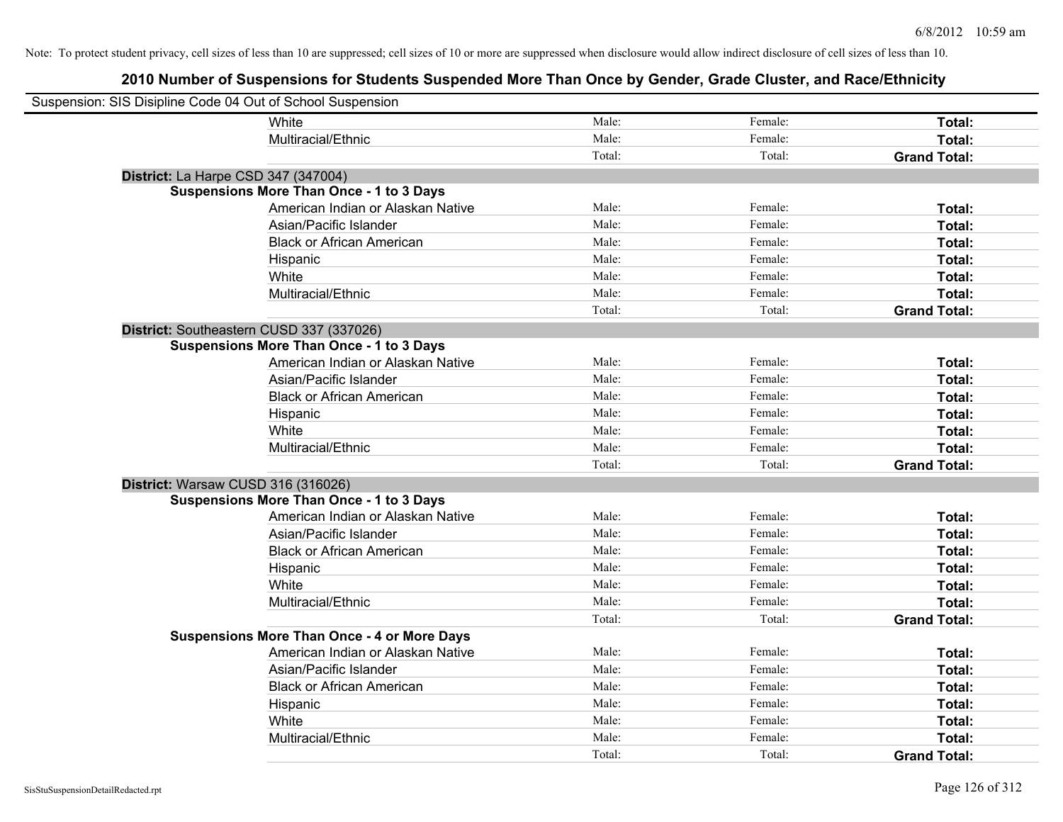Note: To protect student privacy, cell sizes of less than 10 are suppressed; cell sizes of 10 or more are suppressed when disclosure would allow indirect disclosure of cell sizes of less than 10.

## 2010 Number of Suspensions for Students Suspended More Than Once by Gender, Grade Cluster, and Race/Ethnicity

Suspension: SIS Disipline Code 04 Out of School Suspension

| | | | | |
|---|---|---|---|---|
| | White | Male: | Female: | **Total:** |
| | Multiracial/Ethnic | Male: | Female: | **Total:** |
| | | Total: | Total: | **Grand Total:** |
| **District:** La Harpe CSD 347 (347004) | | | | |
| **Suspensions More Than Once - 1 to 3 Days** | | | | |
| | American Indian or Alaskan Native | Male: | Female: | **Total:** |
| | Asian/Pacific Islander | Male: | Female: | **Total:** |
| | Black or African American | Male: | Female: | **Total:** |
| | Hispanic | Male: | Female: | **Total:** |
| | White | Male: | Female: | **Total:** |
| | Multiracial/Ethnic | Male: | Female: | **Total:** |
| | | Total: | Total: | **Grand Total:** |
| **District:** Southeastern CUSD 337 (337026) | | | | |
| **Suspensions More Than Once - 1 to 3 Days** | | | | |
| | American Indian or Alaskan Native | Male: | Female: | **Total:** |
| | Asian/Pacific Islander | Male: | Female: | **Total:** |
| | Black or African American | Male: | Female: | **Total:** |
| | Hispanic | Male: | Female: | **Total:** |
| | White | Male: | Female: | **Total:** |
| | Multiracial/Ethnic | Male: | Female: | **Total:** |
| | | Total: | Total: | **Grand Total:** |
| **District:** Warsaw CUSD 316 (316026) | | | | |
| **Suspensions More Than Once - 1 to 3 Days** | | | | |
| | American Indian or Alaskan Native | Male: | Female: | **Total:** |
| | Asian/Pacific Islander | Male: | Female: | **Total:** |
| | Black or African American | Male: | Female: | **Total:** |
| | Hispanic | Male: | Female: | **Total:** |
| | White | Male: | Female: | **Total:** |
| | Multiracial/Ethnic | Male: | Female: | **Total:** |
| | | Total: | Total: | **Grand Total:** |
| **Suspensions More Than Once - 4 or More Days** | | | | |
| | American Indian or Alaskan Native | Male: | Female: | **Total:** |
| | Asian/Pacific Islander | Male: | Female: | **Total:** |
| | Black or African American | Male: | Female: | **Total:** |
| | Hispanic | Male: | Female: | **Total:** |
| | White | Male: | Female: | **Total:** |
| | Multiracial/Ethnic | Male: | Female: | **Total:** |
| | | Total: | Total: | **Grand Total:** |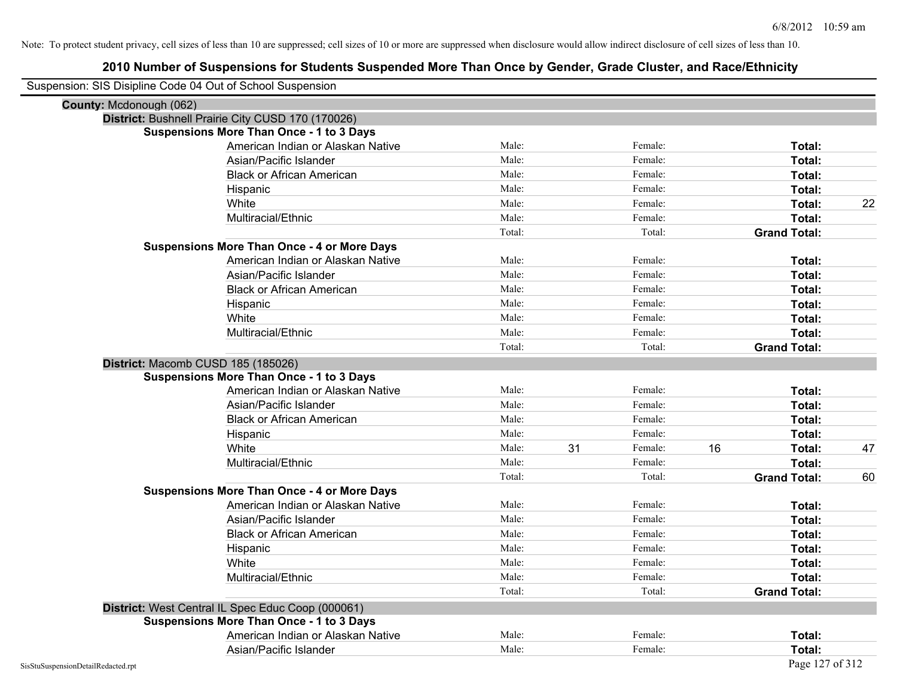Note: To protect student privacy, cell sizes of less than 10 are suppressed; cell sizes of 10 or more are suppressed when disclosure would allow indirect disclosure of cell sizes of less than 10.

# 2010 Number of Suspensions for Students Suspended More Than Once by Gender, Grade Cluster, and Race/Ethnicity

Suspension: SIS Disipline Code 04 Out of School Suspension

**County:** Mcdonough (062)

**District:** Bushnell Prairie City CUSD 170 (170026)

**Suspensions More Than Once - 1 to 3 Days**

| | | | | | | |
|---|---|---|---|---|---|---|
| American Indian or Alaskan Native | Male: | | Female: | | **Total:** | |
| Asian/Pacific Islander | Male: | | Female: | | **Total:** | |
| Black or African American | Male: | | Female: | | **Total:** | |
| Hispanic | Male: | | Female: | | **Total:** | |
| White | Male: | | Female: | | **Total:** | 22 |
| Multiracial/Ethnic | Male: | | Female: | | **Total:** | |
| | Total: | | Total: | | **Grand Total:** | |

**Suspensions More Than Once - 4 or More Days**

| | | | | | | |
|---|---|---|---|---|---|---|
| American Indian or Alaskan Native | Male: | | Female: | | **Total:** | |
| Asian/Pacific Islander | Male: | | Female: | | **Total:** | |
| Black or African American | Male: | | Female: | | **Total:** | |
| Hispanic | Male: | | Female: | | **Total:** | |
| White | Male: | | Female: | | **Total:** | |
| Multiracial/Ethnic | Male: | | Female: | | **Total:** | |
| | Total: | | Total: | | **Grand Total:** | |

**District:** Macomb CUSD 185 (185026)

**Suspensions More Than Once - 1 to 3 Days**

| | | | | | | |
|---|---|---|---|---|---|---|
| American Indian or Alaskan Native | Male: | | Female: | | **Total:** | |
| Asian/Pacific Islander | Male: | | Female: | | **Total:** | |
| Black or African American | Male: | | Female: | | **Total:** | |
| Hispanic | Male: | | Female: | | **Total:** | |
| White | Male: | 31 | Female: | 16 | **Total:** | 47 |
| Multiracial/Ethnic | Male: | | Female: | | **Total:** | |
| | Total: | | Total: | | **Grand Total:** | 60 |

**Suspensions More Than Once - 4 or More Days**

| | | | | | | |
|---|---|---|---|---|---|---|
| American Indian or Alaskan Native | Male: | | Female: | | **Total:** | |
| Asian/Pacific Islander | Male: | | Female: | | **Total:** | |
| Black or African American | Male: | | Female: | | **Total:** | |
| Hispanic | Male: | | Female: | | **Total:** | |
| White | Male: | | Female: | | **Total:** | |
| Multiracial/Ethnic | Male: | | Female: | | **Total:** | |
| | Total: | | Total: | | **Grand Total:** | |

**District:** West Central IL Spec Educ Coop (000061)

**Suspensions More Than Once - 1 to 3 Days**

| | | | | | | |
|---|---|---|---|---|---|---|
| American Indian or Alaskan Native | Male: | | Female: | | **Total:** | |
| Asian/Pacific Islander | Male: | | Female: | | **Total:** | |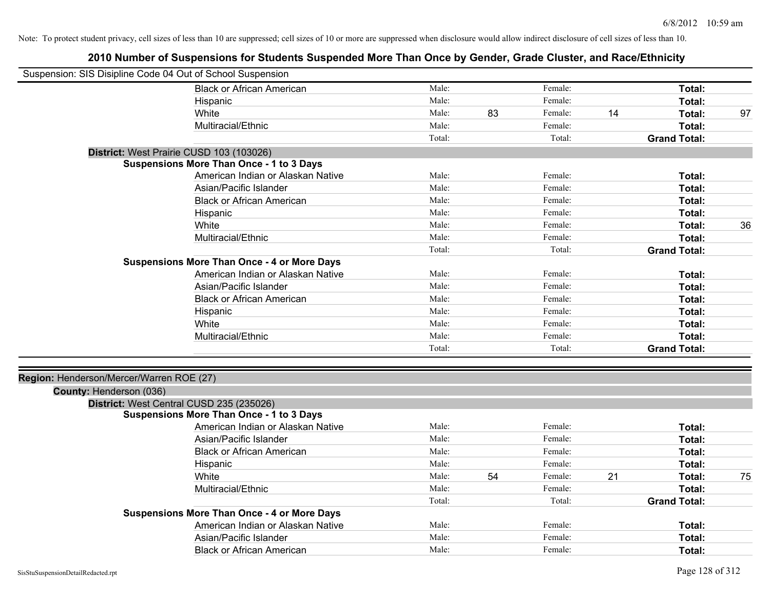Note: To protect student privacy, cell sizes of less than 10 are suppressed; cell sizes of 10 or more are suppressed when disclosure would allow indirect disclosure of cell sizes of less than 10.

## 2010 Number of Suspensions for Students Suspended More Than Once by Gender, Grade Cluster, and Race/Ethnicity

Suspension: SIS Disipline Code 04 Out of School Suspension

| | | | | | | |
|---|---|---|---|---|---|---|
| Black or African American | Male: | | Female: | | **Total:** | |
| Hispanic | Male: | | Female: | | **Total:** | |
| White | Male: | 83 | Female: | 14 | **Total:** | 97 |
| Multiracial/Ethnic | Male: | | Female: | | **Total:** | |
| | Total: | | Total: | | **Grand Total:** | |

**District:** West Prairie CUSD 103 (103026)

**Suspensions More Than Once - 1 to 3 Days**

| | | | | | | |
|---|---|---|---|---|---|---|
| American Indian or Alaskan Native | Male: | | Female: | | **Total:** | |
| Asian/Pacific Islander | Male: | | Female: | | **Total:** | |
| Black or African American | Male: | | Female: | | **Total:** | |
| Hispanic | Male: | | Female: | | **Total:** | |
| White | Male: | | Female: | | **Total:** | 36 |
| Multiracial/Ethnic | Male: | | Female: | | **Total:** | |
| | Total: | | Total: | | **Grand Total:** | |

**Suspensions More Than Once - 4 or More Days**

| | | | | | | |
|---|---|---|---|---|---|---|
| American Indian or Alaskan Native | Male: | | Female: | | **Total:** | |
| Asian/Pacific Islander | Male: | | Female: | | **Total:** | |
| Black or African American | Male: | | Female: | | **Total:** | |
| Hispanic | Male: | | Female: | | **Total:** | |
| White | Male: | | Female: | | **Total:** | |
| Multiracial/Ethnic | Male: | | Female: | | **Total:** | |
| | Total: | | Total: | | **Grand Total:** | |

**Region:** Henderson/Mercer/Warren ROE (27)

**County:** Henderson (036)

**District:** West Central CUSD 235 (235026)

**Suspensions More Than Once - 1 to 3 Days**

| | | | | | | |
|---|---|---|---|---|---|---|
| American Indian or Alaskan Native | Male: | | Female: | | **Total:** | |
| Asian/Pacific Islander | Male: | | Female: | | **Total:** | |
| Black or African American | Male: | | Female: | | **Total:** | |
| Hispanic | Male: | | Female: | | **Total:** | |
| White | Male: | 54 | Female: | 21 | **Total:** | 75 |
| Multiracial/Ethnic | Male: | | Female: | | **Total:** | |
| | Total: | | Total: | | **Grand Total:** | |

**Suspensions More Than Once - 4 or More Days**

| | | | | | | |
|---|---|---|---|---|---|---|
| American Indian or Alaskan Native | Male: | | Female: | | **Total:** | |
| Asian/Pacific Islander | Male: | | Female: | | **Total:** | |
| Black or African American | Male: | | Female: | | **Total:** | |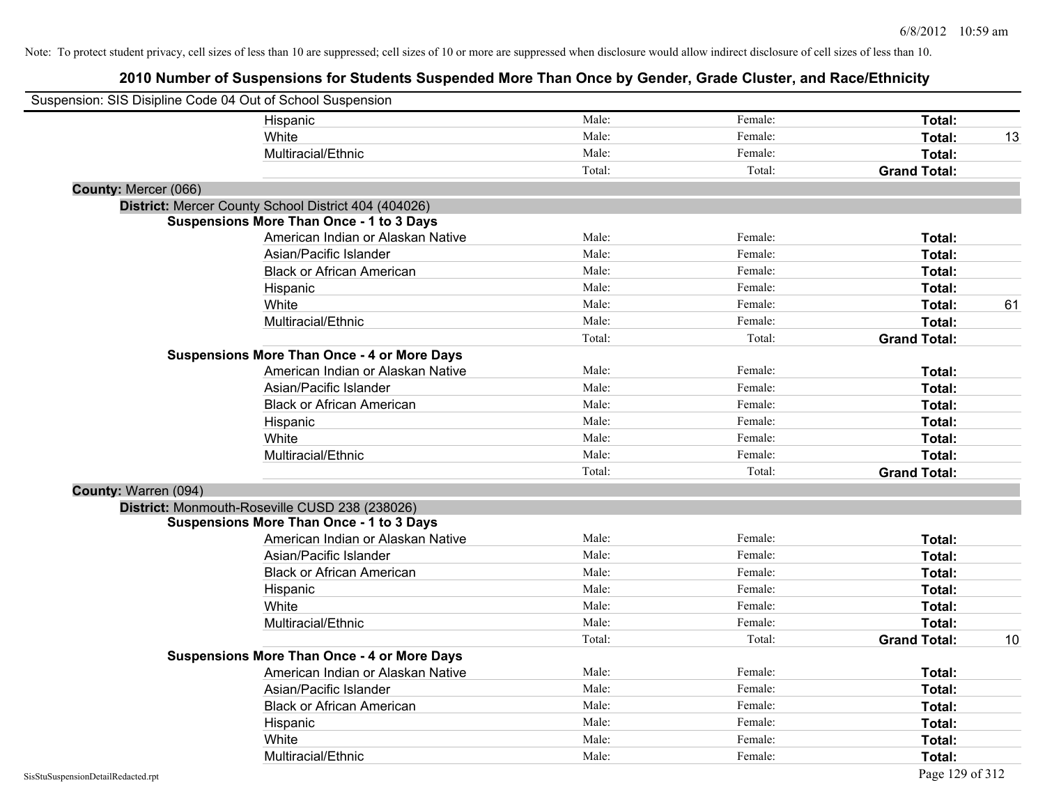Note: To protect student privacy, cell sizes of less than 10 are suppressed; cell sizes of 10 or more are suppressed when disclosure would allow indirect disclosure of cell sizes of less than 10.

## 2010 Number of Suspensions for Students Suspended More Than Once by Gender, Grade Cluster, and Race/Ethnicity

Suspension: SIS Disipline Code 04 Out of School Suspension

| | | | | |
|---|---|---|---|---|
| Hispanic | Male: | Female: | **Total:** | |
| White | Male: | Female: | **Total:** | 13 |
| Multiracial/Ethnic | Male: | Female: | **Total:** | |
| | Total: | Total: | **Grand Total:** | |

**County:** Mercer (066)

**District:** Mercer County School District 404 (404026)

**Suspensions More Than Once - 1 to 3 Days**

| | | | | |
|---|---|---|---|---|
| American Indian or Alaskan Native | Male: | Female: | **Total:** | |
| Asian/Pacific Islander | Male: | Female: | **Total:** | |
| Black or African American | Male: | Female: | **Total:** | |
| Hispanic | Male: | Female: | **Total:** | |
| White | Male: | Female: | **Total:** | 61 |
| Multiracial/Ethnic | Male: | Female: | **Total:** | |
| | Total: | Total: | **Grand Total:** | |

**Suspensions More Than Once - 4 or More Days**

| | | | | |
|---|---|---|---|---|
| American Indian or Alaskan Native | Male: | Female: | **Total:** | |
| Asian/Pacific Islander | Male: | Female: | **Total:** | |
| Black or African American | Male: | Female: | **Total:** | |
| Hispanic | Male: | Female: | **Total:** | |
| White | Male: | Female: | **Total:** | |
| Multiracial/Ethnic | Male: | Female: | **Total:** | |
| | Total: | Total: | **Grand Total:** | |

**County:** Warren (094)

**District:** Monmouth-Roseville CUSD 238 (238026)

**Suspensions More Than Once - 1 to 3 Days**

| | | | | |
|---|---|---|---|---|
| American Indian or Alaskan Native | Male: | Female: | **Total:** | |
| Asian/Pacific Islander | Male: | Female: | **Total:** | |
| Black or African American | Male: | Female: | **Total:** | |
| Hispanic | Male: | Female: | **Total:** | |
| White | Male: | Female: | **Total:** | |
| Multiracial/Ethnic | Male: | Female: | **Total:** | |
| | Total: | Total: | **Grand Total:** | 10 |

**Suspensions More Than Once - 4 or More Days**

| | | | | |
|---|---|---|---|---|
| American Indian or Alaskan Native | Male: | Female: | **Total:** | |
| Asian/Pacific Islander | Male: | Female: | **Total:** | |
| Black or African American | Male: | Female: | **Total:** | |
| Hispanic | Male: | Female: | **Total:** | |
| White | Male: | Female: | **Total:** | |
| Multiracial/Ethnic | Male: | Female: | **Total:** | |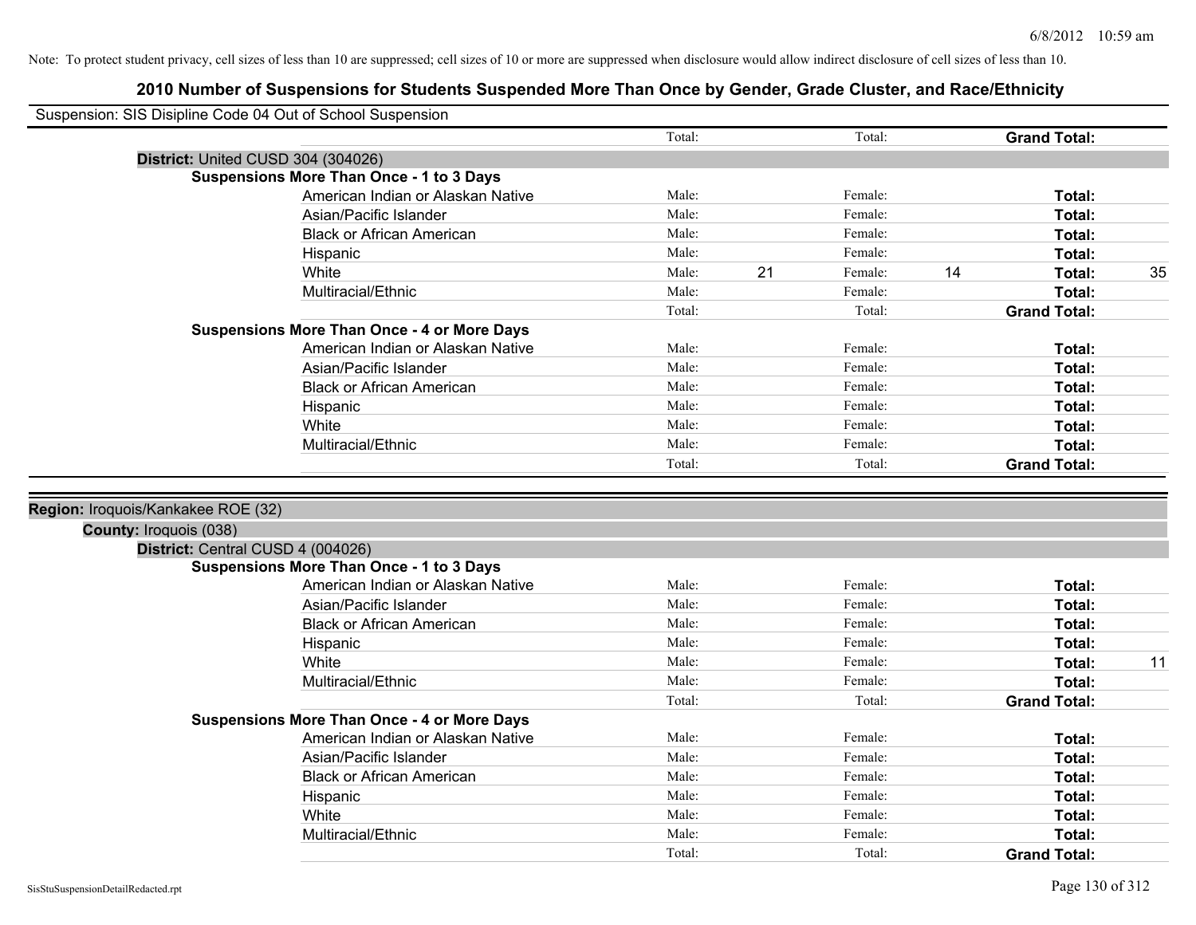Note: To protect student privacy, cell sizes of less than 10 are suppressed; cell sizes of 10 or more are suppressed when disclosure would allow indirect disclosure of cell sizes of less than 10.

# 2010 Number of Suspensions for Students Suspended More Than Once by Gender, Grade Cluster, and Race/Ethnicity

Suspension: SIS Disipline Code 04 Out of School Suspension

| | | | | | | |
|---|---|---|---|---|---|---|
| | Total: | | Total: | | **Grand Total:** | |

**District:** United CUSD 304 (304026)

**Suspensions More Than Once - 1 to 3 Days**

| | | | | | | |
|---|---|---|---|---|---|---|
| American Indian or Alaskan Native | Male: | | Female: | | **Total:** | |
| Asian/Pacific Islander | Male: | | Female: | | **Total:** | |
| Black or African American | Male: | | Female: | | **Total:** | |
| Hispanic | Male: | | Female: | | **Total:** | |
| White | Male: | 21 | Female: | 14 | **Total:** | 35 |
| Multiracial/Ethnic | Male: | | Female: | | **Total:** | |
| | Total: | | Total: | | **Grand Total:** | |

**Suspensions More Than Once - 4 or More Days**

| | | | | | | |
|---|---|---|---|---|---|---|
| American Indian or Alaskan Native | Male: | | Female: | | **Total:** | |
| Asian/Pacific Islander | Male: | | Female: | | **Total:** | |
| Black or African American | Male: | | Female: | | **Total:** | |
| Hispanic | Male: | | Female: | | **Total:** | |
| White | Male: | | Female: | | **Total:** | |
| Multiracial/Ethnic | Male: | | Female: | | **Total:** | |
| | Total: | | Total: | | **Grand Total:** | |

**Region:** Iroquois/Kankakee ROE (32)

**County:** Iroquois (038)

**District:** Central CUSD 4 (004026)

**Suspensions More Than Once - 1 to 3 Days**

| | | | | | | |
|---|---|---|---|---|---|---|
| American Indian or Alaskan Native | Male: | | Female: | | **Total:** | |
| Asian/Pacific Islander | Male: | | Female: | | **Total:** | |
| Black or African American | Male: | | Female: | | **Total:** | |
| Hispanic | Male: | | Female: | | **Total:** | |
| White | Male: | | Female: | | **Total:** | 11 |
| Multiracial/Ethnic | Male: | | Female: | | **Total:** | |
| | Total: | | Total: | | **Grand Total:** | |

**Suspensions More Than Once - 4 or More Days**

| | | | | | | |
|---|---|---|---|---|---|---|
| American Indian or Alaskan Native | Male: | | Female: | | **Total:** | |
| Asian/Pacific Islander | Male: | | Female: | | **Total:** | |
| Black or African American | Male: | | Female: | | **Total:** | |
| Hispanic | Male: | | Female: | | **Total:** | |
| White | Male: | | Female: | | **Total:** | |
| Multiracial/Ethnic | Male: | | Female: | | **Total:** | |
| | Total: | | Total: | | **Grand Total:** | |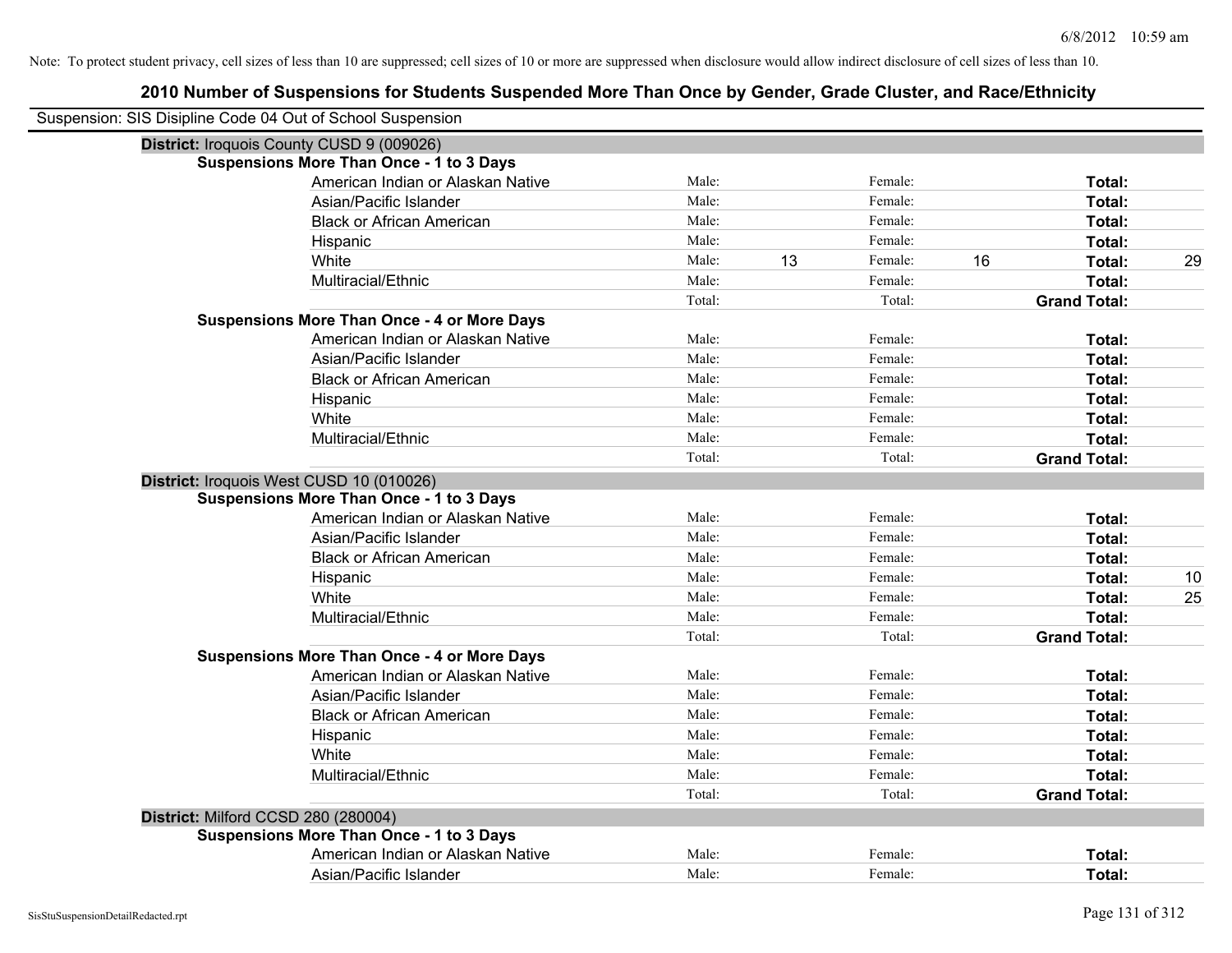Note: To protect student privacy, cell sizes of less than 10 are suppressed; cell sizes of 10 or more are suppressed when disclosure would allow indirect disclosure of cell sizes of less than 10.

# 2010 Number of Suspensions for Students Suspended More Than Once by Gender, Grade Cluster, and Race/Ethnicity

Suspension: SIS Disipline Code 04 Out of School Suspension

## District: Iroquois County CUSD 9 (009026)

### Suspensions More Than Once - 1 to 3 Days

| Race/Ethnicity | | | | | | |
|---|---|---|---|---|---|---|
| American Indian or Alaskan Native | Male: | | Female: | | **Total:** | |
| Asian/Pacific Islander | Male: | | Female: | | **Total:** | |
| Black or African American | Male: | | Female: | | **Total:** | |
| Hispanic | Male: | | Female: | | **Total:** | |
| White | Male: | 13 | Female: | 16 | **Total:** | 29 |
| Multiracial/Ethnic | Male: | | Female: | | **Total:** | |
| | Total: | | Total: | | **Grand Total:** | |

### Suspensions More Than Once - 4 or More Days

| Race/Ethnicity | | | | | | |
|---|---|---|---|---|---|---|
| American Indian or Alaskan Native | Male: | | Female: | | **Total:** | |
| Asian/Pacific Islander | Male: | | Female: | | **Total:** | |
| Black or African American | Male: | | Female: | | **Total:** | |
| Hispanic | Male: | | Female: | | **Total:** | |
| White | Male: | | Female: | | **Total:** | |
| Multiracial/Ethnic | Male: | | Female: | | **Total:** | |
| | Total: | | Total: | | **Grand Total:** | |

## District: Iroquois West CUSD 10 (010026)

### Suspensions More Than Once - 1 to 3 Days

| Race/Ethnicity | | | | | | |
|---|---|---|---|---|---|---|
| American Indian or Alaskan Native | Male: | | Female: | | **Total:** | |
| Asian/Pacific Islander | Male: | | Female: | | **Total:** | |
| Black or African American | Male: | | Female: | | **Total:** | |
| Hispanic | Male: | | Female: | | **Total:** | 10 |
| White | Male: | | Female: | | **Total:** | 25 |
| Multiracial/Ethnic | Male: | | Female: | | **Total:** | |
| | Total: | | Total: | | **Grand Total:** | |

### Suspensions More Than Once - 4 or More Days

| Race/Ethnicity | | | | | | |
|---|---|---|---|---|---|---|
| American Indian or Alaskan Native | Male: | | Female: | | **Total:** | |
| Asian/Pacific Islander | Male: | | Female: | | **Total:** | |
| Black or African American | Male: | | Female: | | **Total:** | |
| Hispanic | Male: | | Female: | | **Total:** | |
| White | Male: | | Female: | | **Total:** | |
| Multiracial/Ethnic | Male: | | Female: | | **Total:** | |
| | Total: | | Total: | | **Grand Total:** | |

## District: Milford CCSD 280 (280004)

### Suspensions More Than Once - 1 to 3 Days

| Race/Ethnicity | | | | | | |
|---|---|---|---|---|---|---|
| American Indian or Alaskan Native | Male: | | Female: | | **Total:** | |
| Asian/Pacific Islander | Male: | | Female: | | **Total:** | |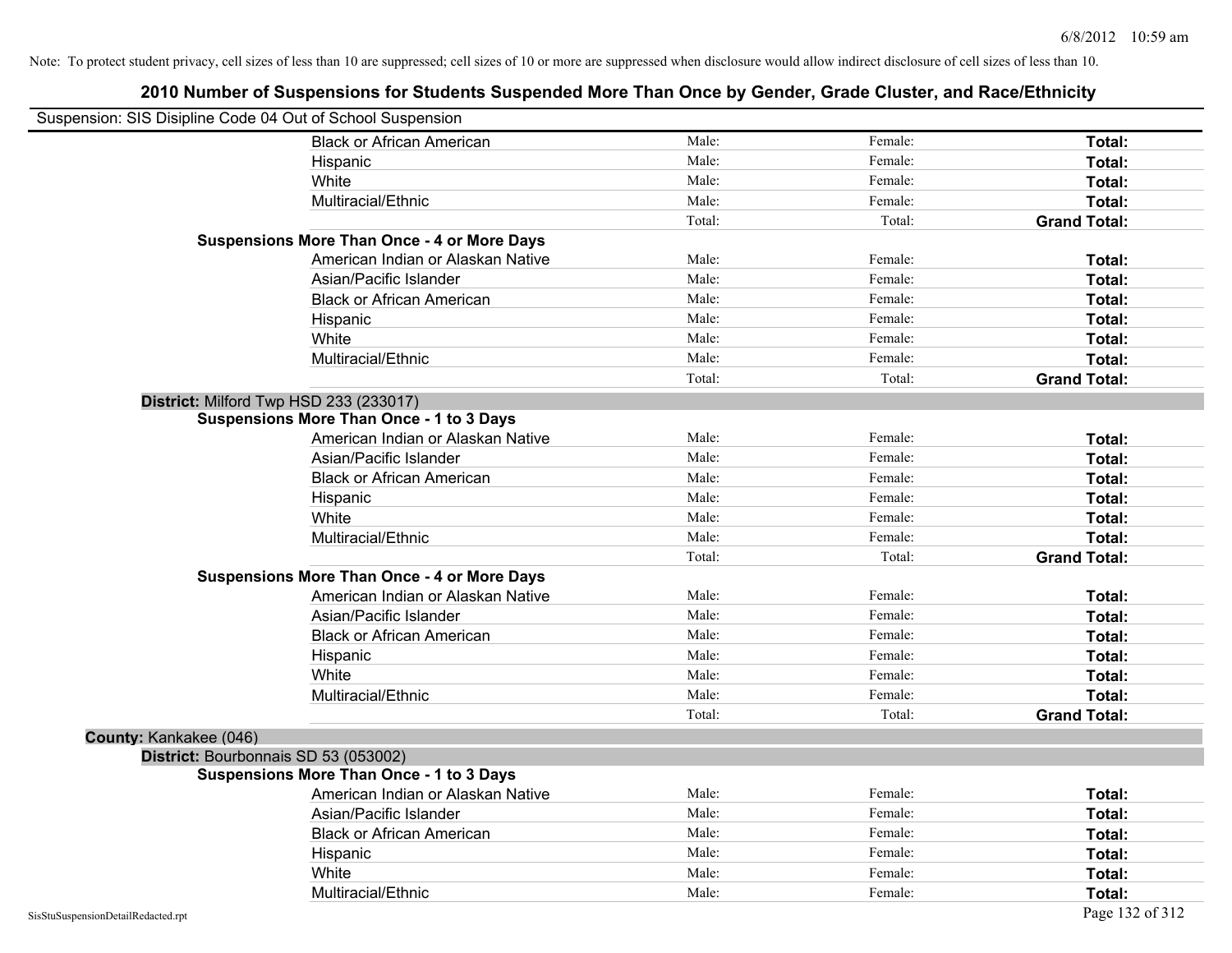Note: To protect student privacy, cell sizes of less than 10 are suppressed; cell sizes of 10 or more are suppressed when disclosure would allow indirect disclosure of cell sizes of less than 10.

## 2010 Number of Suspensions for Students Suspended More Than Once by Gender, Grade Cluster, and Race/Ethnicity

Suspension: SIS Disipline Code 04 Out of School Suspension

| | | | |
|---|---|---|---|
| Black or African American | Male: | Female: | **Total:** |
| Hispanic | Male: | Female: | **Total:** |
| White | Male: | Female: | **Total:** |
| Multiracial/Ethnic | Male: | Female: | **Total:** |
| | Total: | Total: | **Grand Total:** |

**Suspensions More Than Once - 4 or More Days**

| | | | |
|---|---|---|---|
| American Indian or Alaskan Native | Male: | Female: | **Total:** |
| Asian/Pacific Islander | Male: | Female: | **Total:** |
| Black or African American | Male: | Female: | **Total:** |
| Hispanic | Male: | Female: | **Total:** |
| White | Male: | Female: | **Total:** |
| Multiracial/Ethnic | Male: | Female: | **Total:** |
| | Total: | Total: | **Grand Total:** |

**District:** Milford Twp HSD 233 (233017)

**Suspensions More Than Once - 1 to 3 Days**

| | | | |
|---|---|---|---|
| American Indian or Alaskan Native | Male: | Female: | **Total:** |
| Asian/Pacific Islander | Male: | Female: | **Total:** |
| Black or African American | Male: | Female: | **Total:** |
| Hispanic | Male: | Female: | **Total:** |
| White | Male: | Female: | **Total:** |
| Multiracial/Ethnic | Male: | Female: | **Total:** |
| | Total: | Total: | **Grand Total:** |

**Suspensions More Than Once - 4 or More Days**

| | | | |
|---|---|---|---|
| American Indian or Alaskan Native | Male: | Female: | **Total:** |
| Asian/Pacific Islander | Male: | Female: | **Total:** |
| Black or African American | Male: | Female: | **Total:** |
| Hispanic | Male: | Female: | **Total:** |
| White | Male: | Female: | **Total:** |
| Multiracial/Ethnic | Male: | Female: | **Total:** |
| | Total: | Total: | **Grand Total:** |

**County:** Kankakee (046)

**District:** Bourbonnais SD 53 (053002)

**Suspensions More Than Once - 1 to 3 Days**

| | | | |
|---|---|---|---|
| American Indian or Alaskan Native | Male: | Female: | **Total:** |
| Asian/Pacific Islander | Male: | Female: | **Total:** |
| Black or African American | Male: | Female: | **Total:** |
| Hispanic | Male: | Female: | **Total:** |
| White | Male: | Female: | **Total:** |
| Multiracial/Ethnic | Male: | Female: | **Total:** |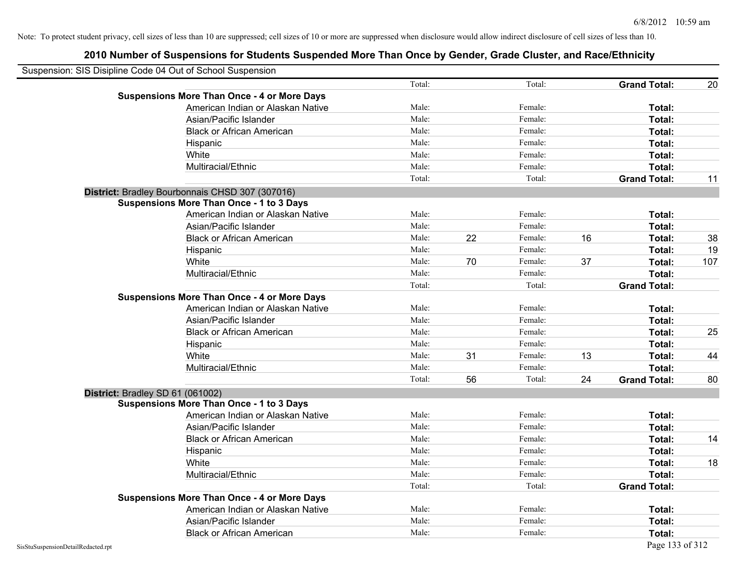Note: To protect student privacy, cell sizes of less than 10 are suppressed; cell sizes of 10 or more are suppressed when disclosure would allow indirect disclosure of cell sizes of less than 10.

## 2010 Number of Suspensions for Students Suspended More Than Once by Gender, Grade Cluster, and Race/Ethnicity

Suspension: SIS Disipline Code 04 Out of School Suspension

| | | | | | | |
|---|---|---|---|---|---|---|
| | Total: | | Total: | | **Grand Total:** | 20 |
| **Suspensions More Than Once - 4 or More Days** | | | | | | |
| American Indian or Alaskan Native | Male: | | Female: | | **Total:** | |
| Asian/Pacific Islander | Male: | | Female: | | **Total:** | |
| Black or African American | Male: | | Female: | | **Total:** | |
| Hispanic | Male: | | Female: | | **Total:** | |
| White | Male: | | Female: | | **Total:** | |
| Multiracial/Ethnic | Male: | | Female: | | **Total:** | |
| | Total: | | Total: | | **Grand Total:** | 11 |
| **District:** Bradley Bourbonnais CHSD 307 (307016) | | | | | | |
| **Suspensions More Than Once - 1 to 3 Days** | | | | | | |
| American Indian or Alaskan Native | Male: | | Female: | | **Total:** | |
| Asian/Pacific Islander | Male: | | Female: | | **Total:** | |
| Black or African American | Male: | 22 | Female: | 16 | **Total:** | 38 |
| Hispanic | Male: | | Female: | | **Total:** | 19 |
| White | Male: | 70 | Female: | 37 | **Total:** | 107 |
| Multiracial/Ethnic | Male: | | Female: | | **Total:** | |
| | Total: | | Total: | | **Grand Total:** | |
| **Suspensions More Than Once - 4 or More Days** | | | | | | |
| American Indian or Alaskan Native | Male: | | Female: | | **Total:** | |
| Asian/Pacific Islander | Male: | | Female: | | **Total:** | |
| Black or African American | Male: | | Female: | | **Total:** | 25 |
| Hispanic | Male: | | Female: | | **Total:** | |
| White | Male: | 31 | Female: | 13 | **Total:** | 44 |
| Multiracial/Ethnic | Male: | | Female: | | **Total:** | |
| | Total: | 56 | Total: | 24 | **Grand Total:** | 80 |
| **District:** Bradley SD 61 (061002) | | | | | | |
| **Suspensions More Than Once - 1 to 3 Days** | | | | | | |
| American Indian or Alaskan Native | Male: | | Female: | | **Total:** | |
| Asian/Pacific Islander | Male: | | Female: | | **Total:** | |
| Black or African American | Male: | | Female: | | **Total:** | 14 |
| Hispanic | Male: | | Female: | | **Total:** | |
| White | Male: | | Female: | | **Total:** | 18 |
| Multiracial/Ethnic | Male: | | Female: | | **Total:** | |
| | Total: | | Total: | | **Grand Total:** | |
| **Suspensions More Than Once - 4 or More Days** | | | | | | |
| American Indian or Alaskan Native | Male: | | Female: | | **Total:** | |
| Asian/Pacific Islander | Male: | | Female: | | **Total:** | |
| Black or African American | Male: | | Female: | | **Total:** | |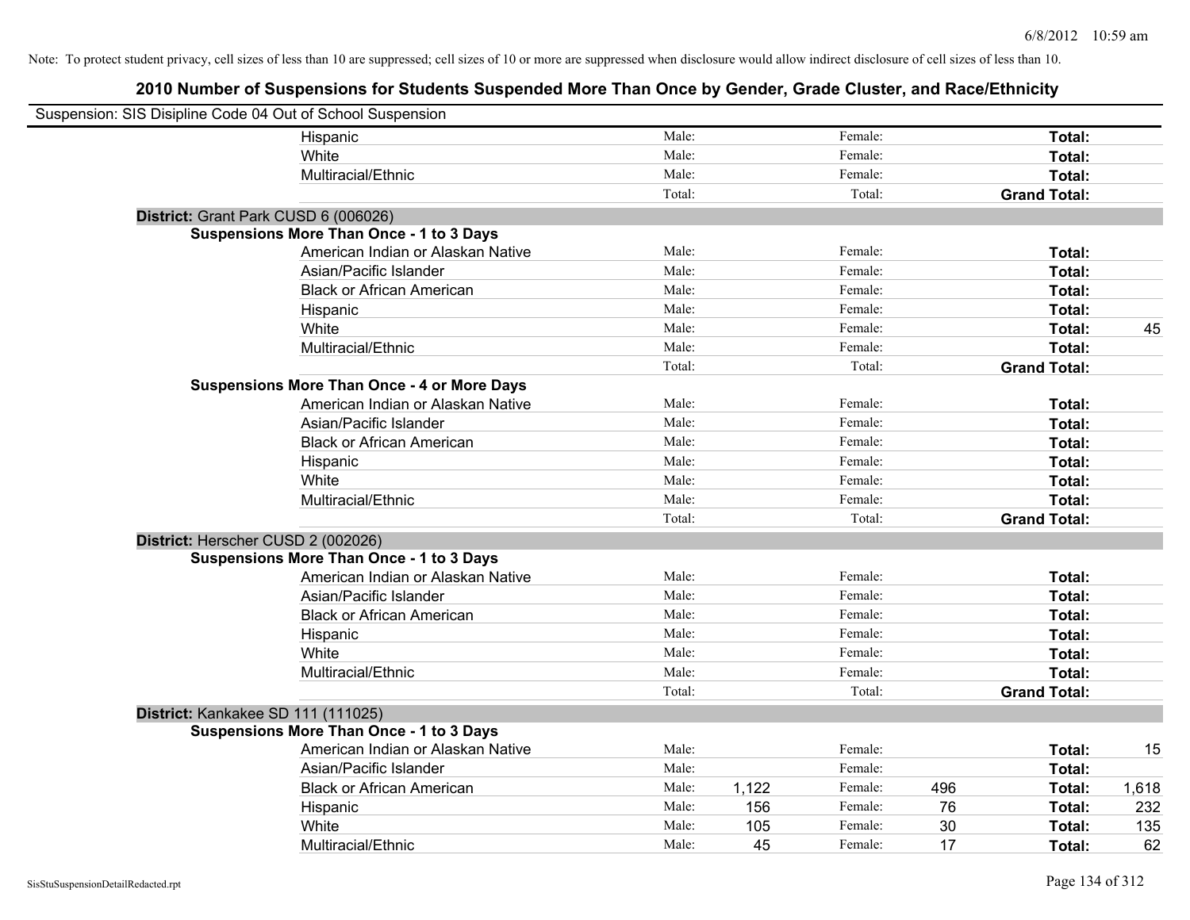Note: To protect student privacy, cell sizes of less than 10 are suppressed; cell sizes of 10 or more are suppressed when disclosure would allow indirect disclosure of cell sizes of less than 10.

## 2010 Number of Suspensions for Students Suspended More Than Once by Gender, Grade Cluster, and Race/Ethnicity

Suspension: SIS Disipline Code 04 Out of School Suspension

| | | | | | | | |
|---|---|---|---|---|---|---|---|
| Hispanic | Male: | | Female: | | **Total:** | |
| White | Male: | | Female: | | **Total:** | |
| Multiracial/Ethnic | Male: | | Female: | | **Total:** | |
| | Total: | | Total: | | **Grand Total:** | |

**District:** Grant Park CUSD 6 (006026)

**Suspensions More Than Once - 1 to 3 Days**

| | | | | | | |
|---|---|---|---|---|---|---|
| American Indian or Alaskan Native | Male: | | Female: | | **Total:** | |
| Asian/Pacific Islander | Male: | | Female: | | **Total:** | |
| Black or African American | Male: | | Female: | | **Total:** | |
| Hispanic | Male: | | Female: | | **Total:** | |
| White | Male: | | Female: | | **Total:** | 45 |
| Multiracial/Ethnic | Male: | | Female: | | **Total:** | |
| | Total: | | Total: | | **Grand Total:** | |

**Suspensions More Than Once - 4 or More Days**

| | | | | | | |
|---|---|---|---|---|---|---|
| American Indian or Alaskan Native | Male: | | Female: | | **Total:** | |
| Asian/Pacific Islander | Male: | | Female: | | **Total:** | |
| Black or African American | Male: | | Female: | | **Total:** | |
| Hispanic | Male: | | Female: | | **Total:** | |
| White | Male: | | Female: | | **Total:** | |
| Multiracial/Ethnic | Male: | | Female: | | **Total:** | |
| | Total: | | Total: | | **Grand Total:** | |

**District:** Herscher CUSD 2 (002026)

**Suspensions More Than Once - 1 to 3 Days**

| | | | | | | |
|---|---|---|---|---|---|---|
| American Indian or Alaskan Native | Male: | | Female: | | **Total:** | |
| Asian/Pacific Islander | Male: | | Female: | | **Total:** | |
| Black or African American | Male: | | Female: | | **Total:** | |
| Hispanic | Male: | | Female: | | **Total:** | |
| White | Male: | | Female: | | **Total:** | |
| Multiracial/Ethnic | Male: | | Female: | | **Total:** | |
| | Total: | | Total: | | **Grand Total:** | |

**District:** Kankakee SD 111 (111025)

**Suspensions More Than Once - 1 to 3 Days**

| | | | | | | |
|---|---|---|---|---|---|---|
| American Indian or Alaskan Native | Male: | | Female: | | **Total:** | 15 |
| Asian/Pacific Islander | Male: | | Female: | | **Total:** | |
| Black or African American | Male: | 1,122 | Female: | 496 | **Total:** | 1,618 |
| Hispanic | Male: | 156 | Female: | 76 | **Total:** | 232 |
| White | Male: | 105 | Female: | 30 | **Total:** | 135 |
| Multiracial/Ethnic | Male: | 45 | Female: | 17 | **Total:** | 62 |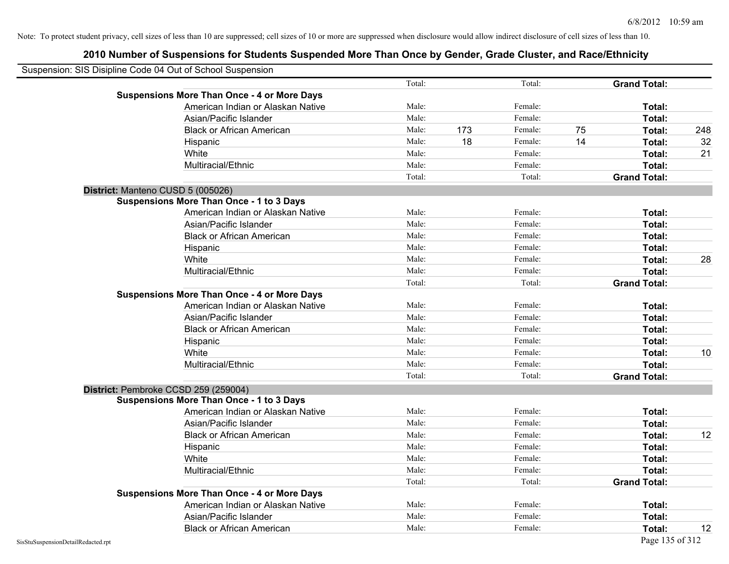Note: To protect student privacy, cell sizes of less than 10 are suppressed; cell sizes of 10 or more are suppressed when disclosure would allow indirect disclosure of cell sizes of less than 10.

## 2010 Number of Suspensions for Students Suspended More Than Once by Gender, Grade Cluster, and Race/Ethnicity

Suspension: SIS Disipline Code 04 Out of School Suspension

| | | | | | | | |
|---|---|---|---|---|---|---|---|
| | Total: | | Total: | | **Grand Total:** | |
| **Suspensions More Than Once - 4 or More Days** | | | | | | | |
| American Indian or Alaskan Native | Male: | | Female: | | **Total:** | |
| Asian/Pacific Islander | Male: | | Female: | | **Total:** | |
| Black or African American | Male: | 173 | Female: | 75 | **Total:** | 248 |
| Hispanic | Male: | 18 | Female: | 14 | **Total:** | 32 |
| White | Male: | | Female: | | **Total:** | 21 |
| Multiracial/Ethnic | Male: | | Female: | | **Total:** | |
| | Total: | | Total: | | **Grand Total:** | |

**District:** Manteno CUSD 5 (005026)

| | | | | | | |
|---|---|---|---|---|---|---|
| **Suspensions More Than Once - 1 to 3 Days** | | | | | | |
| American Indian or Alaskan Native | Male: | | Female: | | **Total:** | |
| Asian/Pacific Islander | Male: | | Female: | | **Total:** | |
| Black or African American | Male: | | Female: | | **Total:** | |
| Hispanic | Male: | | Female: | | **Total:** | |
| White | Male: | | Female: | | **Total:** | 28 |
| Multiracial/Ethnic | Male: | | Female: | | **Total:** | |
| | Total: | | Total: | | **Grand Total:** | |
| **Suspensions More Than Once - 4 or More Days** | | | | | | |
| American Indian or Alaskan Native | Male: | | Female: | | **Total:** | |
| Asian/Pacific Islander | Male: | | Female: | | **Total:** | |
| Black or African American | Male: | | Female: | | **Total:** | |
| Hispanic | Male: | | Female: | | **Total:** | |
| White | Male: | | Female: | | **Total:** | 10 |
| Multiracial/Ethnic | Male: | | Female: | | **Total:** | |
| | Total: | | Total: | | **Grand Total:** | |

**District:** Pembroke CCSD 259 (259004)

| | | | | | | |
|---|---|---|---|---|---|---|
| **Suspensions More Than Once - 1 to 3 Days** | | | | | | |
| American Indian or Alaskan Native | Male: | | Female: | | **Total:** | |
| Asian/Pacific Islander | Male: | | Female: | | **Total:** | |
| Black or African American | Male: | | Female: | | **Total:** | 12 |
| Hispanic | Male: | | Female: | | **Total:** | |
| White | Male: | | Female: | | **Total:** | |
| Multiracial/Ethnic | Male: | | Female: | | **Total:** | |
| | Total: | | Total: | | **Grand Total:** | |
| **Suspensions More Than Once - 4 or More Days** | | | | | | |
| American Indian or Alaskan Native | Male: | | Female: | | **Total:** | |
| Asian/Pacific Islander | Male: | | Female: | | **Total:** | |
| Black or African American | Male: | | Female: | | **Total:** | 12 |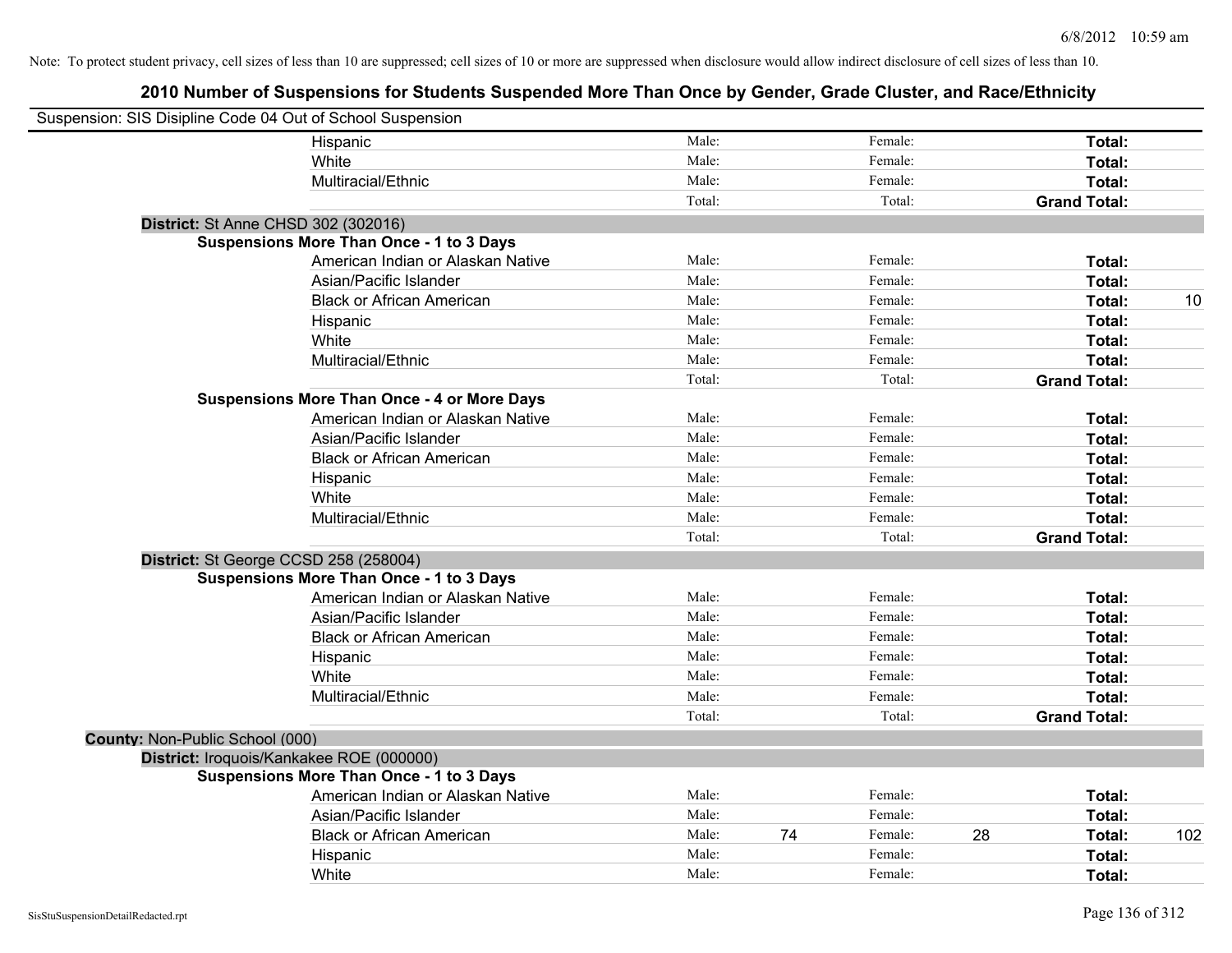Note: To protect student privacy, cell sizes of less than 10 are suppressed; cell sizes of 10 or more are suppressed when disclosure would allow indirect disclosure of cell sizes of less than 10.

## 2010 Number of Suspensions for Students Suspended More Than Once by Gender, Grade Cluster, and Race/Ethnicity

Suspension: SIS Disipline Code 04 Out of School Suspension

| | | | | | | | |
|---|---|---|---|---|---|---|---|
| Hispanic | Male: | | Female: | | **Total:** | |
| White | Male: | | Female: | | **Total:** | |
| Multiracial/Ethnic | Male: | | Female: | | **Total:** | |
| | Total: | | Total: | | **Grand Total:** | |

**District:** St Anne CHSD 302 (302016)

**Suspensions More Than Once - 1 to 3 Days**

| | | | | | | |
|---|---|---|---|---|---|---|
| American Indian or Alaskan Native | Male: | | Female: | | **Total:** | |
| Asian/Pacific Islander | Male: | | Female: | | **Total:** | |
| Black or African American | Male: | | Female: | | **Total:** | 10 |
| Hispanic | Male: | | Female: | | **Total:** | |
| White | Male: | | Female: | | **Total:** | |
| Multiracial/Ethnic | Male: | | Female: | | **Total:** | |
| | Total: | | Total: | | **Grand Total:** | |

**Suspensions More Than Once - 4 or More Days**

| | | | | | | |
|---|---|---|---|---|---|---|
| American Indian or Alaskan Native | Male: | | Female: | | **Total:** | |
| Asian/Pacific Islander | Male: | | Female: | | **Total:** | |
| Black or African American | Male: | | Female: | | **Total:** | |
| Hispanic | Male: | | Female: | | **Total:** | |
| White | Male: | | Female: | | **Total:** | |
| Multiracial/Ethnic | Male: | | Female: | | **Total:** | |
| | Total: | | Total: | | **Grand Total:** | |

**District:** St George CCSD 258 (258004)

**Suspensions More Than Once - 1 to 3 Days**

| | | | | | | |
|---|---|---|---|---|---|---|
| American Indian or Alaskan Native | Male: | | Female: | | **Total:** | |
| Asian/Pacific Islander | Male: | | Female: | | **Total:** | |
| Black or African American | Male: | | Female: | | **Total:** | |
| Hispanic | Male: | | Female: | | **Total:** | |
| White | Male: | | Female: | | **Total:** | |
| Multiracial/Ethnic | Male: | | Female: | | **Total:** | |
| | Total: | | Total: | | **Grand Total:** | |

**County:** Non-Public School (000)

**District:** Iroquois/Kankakee ROE (000000)

**Suspensions More Than Once - 1 to 3 Days**

| | | | | | | |
|---|---|---|---|---|---|---|
| American Indian or Alaskan Native | Male: | | Female: | | **Total:** | |
| Asian/Pacific Islander | Male: | | Female: | | **Total:** | |
| Black or African American | Male: | 74 | Female: | 28 | **Total:** | 102 |
| Hispanic | Male: | | Female: | | **Total:** | |
| White | Male: | | Female: | | **Total:** | |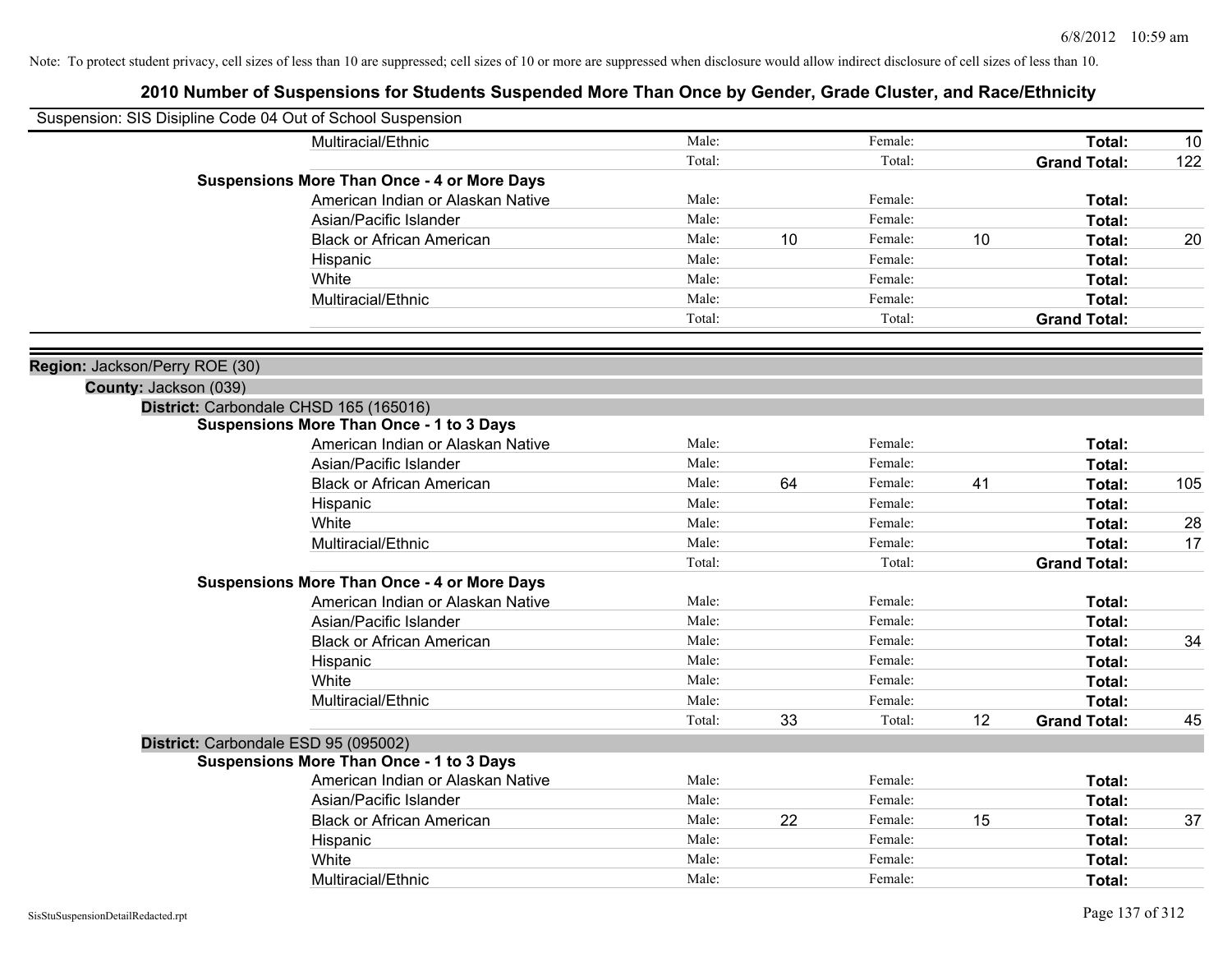Note: To protect student privacy, cell sizes of less than 10 are suppressed; cell sizes of 10 or more are suppressed when disclosure would allow indirect disclosure of cell sizes of less than 10.

# 2010 Number of Suspensions for Students Suspended More Than Once by Gender, Grade Cluster, and Race/Ethnicity

Suspension: SIS Disipline Code 04 Out of School Suspension

| | | | | | | |
|---|---|---|---|---|---|---|
| Multiracial/Ethnic | Male: | | Female: | | **Total:** | 10 |
| | Total: | | Total: | | **Grand Total:** | 122 |
| **Suspensions More Than Once - 4 or More Days** | | | | | | |
| American Indian or Alaskan Native | Male: | | Female: | | **Total:** | |
| Asian/Pacific Islander | Male: | | Female: | | **Total:** | |
| Black or African American | Male: | 10 | Female: | 10 | **Total:** | 20 |
| Hispanic | Male: | | Female: | | **Total:** | |
| White | Male: | | Female: | | **Total:** | |
| Multiracial/Ethnic | Male: | | Female: | | **Total:** | |
| | Total: | | Total: | | **Grand Total:** | |

**Region:** Jackson/Perry ROE (30)

**County:** Jackson (039)

**District:** Carbondale CHSD 165 (165016)

| | | | | | | |
|---|---|---|---|---|---|---|
| **Suspensions More Than Once - 1 to 3 Days** | | | | | | |
| American Indian or Alaskan Native | Male: | | Female: | | **Total:** | |
| Asian/Pacific Islander | Male: | | Female: | | **Total:** | |
| Black or African American | Male: | 64 | Female: | 41 | **Total:** | 105 |
| Hispanic | Male: | | Female: | | **Total:** | |
| White | Male: | | Female: | | **Total:** | 28 |
| Multiracial/Ethnic | Male: | | Female: | | **Total:** | 17 |
| | Total: | | Total: | | **Grand Total:** | |
| **Suspensions More Than Once - 4 or More Days** | | | | | | |
| American Indian or Alaskan Native | Male: | | Female: | | **Total:** | |
| Asian/Pacific Islander | Male: | | Female: | | **Total:** | |
| Black or African American | Male: | | Female: | | **Total:** | 34 |
| Hispanic | Male: | | Female: | | **Total:** | |
| White | Male: | | Female: | | **Total:** | |
| Multiracial/Ethnic | Male: | | Female: | | **Total:** | |
| | Total: | 33 | Total: | 12 | **Grand Total:** | 45 |

**District:** Carbondale ESD 95 (095002)

| | | | | | | |
|---|---|---|---|---|---|---|
| **Suspensions More Than Once - 1 to 3 Days** | | | | | | |
| American Indian or Alaskan Native | Male: | | Female: | | **Total:** | |
| Asian/Pacific Islander | Male: | | Female: | | **Total:** | |
| Black or African American | Male: | 22 | Female: | 15 | **Total:** | 37 |
| Hispanic | Male: | | Female: | | **Total:** | |
| White | Male: | | Female: | | **Total:** | |
| Multiracial/Ethnic | Male: | | Female: | | **Total:** | |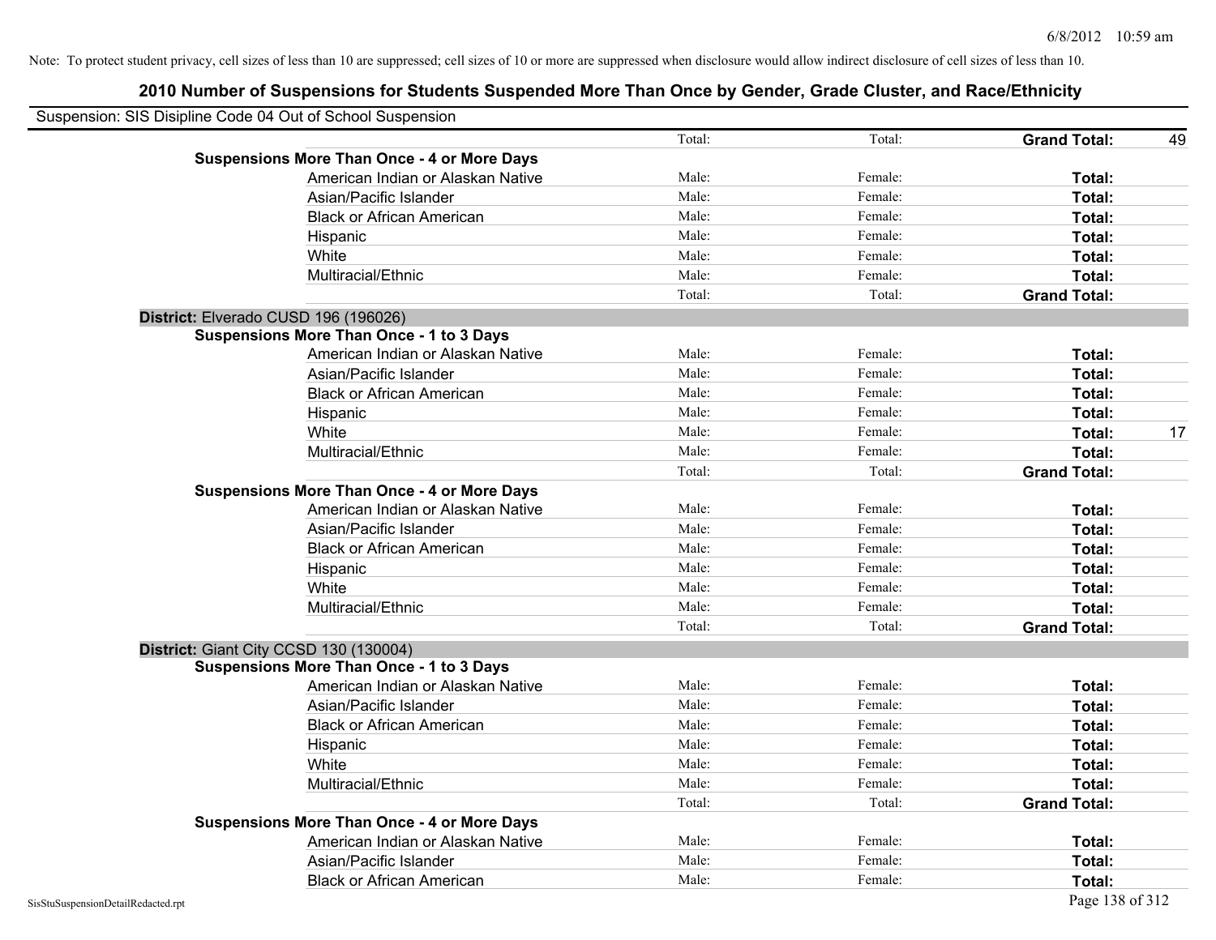Note: To protect student privacy, cell sizes of less than 10 are suppressed; cell sizes of 10 or more are suppressed when disclosure would allow indirect disclosure of cell sizes of less than 10.

## 2010 Number of Suspensions for Students Suspended More Than Once by Gender, Grade Cluster, and Race/Ethnicity

Suspension: SIS Disipline Code 04 Out of School Suspension

| | | | | |
|---|---|---|---|---|
| | Total: | Total: | **Grand Total:** | 49 |
| **Suspensions More Than Once - 4 or More Days** | | | | |
| American Indian or Alaskan Native | Male: | Female: | **Total:** | |
| Asian/Pacific Islander | Male: | Female: | **Total:** | |
| Black or African American | Male: | Female: | **Total:** | |
| Hispanic | Male: | Female: | **Total:** | |
| White | Male: | Female: | **Total:** | |
| Multiracial/Ethnic | Male: | Female: | **Total:** | |
| | Total: | Total: | **Grand Total:** | |
| **District:** Elverado CUSD 196 (196026) | | | | |
| **Suspensions More Than Once - 1 to 3 Days** | | | | |
| American Indian or Alaskan Native | Male: | Female: | **Total:** | |
| Asian/Pacific Islander | Male: | Female: | **Total:** | |
| Black or African American | Male: | Female: | **Total:** | |
| Hispanic | Male: | Female: | **Total:** | |
| White | Male: | Female: | **Total:** | 17 |
| Multiracial/Ethnic | Male: | Female: | **Total:** | |
| | Total: | Total: | **Grand Total:** | |
| **Suspensions More Than Once - 4 or More Days** | | | | |
| American Indian or Alaskan Native | Male: | Female: | **Total:** | |
| Asian/Pacific Islander | Male: | Female: | **Total:** | |
| Black or African American | Male: | Female: | **Total:** | |
| Hispanic | Male: | Female: | **Total:** | |
| White | Male: | Female: | **Total:** | |
| Multiracial/Ethnic | Male: | Female: | **Total:** | |
| | Total: | Total: | **Grand Total:** | |
| **District:** Giant City CCSD 130 (130004) | | | | |
| **Suspensions More Than Once - 1 to 3 Days** | | | | |
| American Indian or Alaskan Native | Male: | Female: | **Total:** | |
| Asian/Pacific Islander | Male: | Female: | **Total:** | |
| Black or African American | Male: | Female: | **Total:** | |
| Hispanic | Male: | Female: | **Total:** | |
| White | Male: | Female: | **Total:** | |
| Multiracial/Ethnic | Male: | Female: | **Total:** | |
| | Total: | Total: | **Grand Total:** | |
| **Suspensions More Than Once - 4 or More Days** | | | | |
| American Indian or Alaskan Native | Male: | Female: | **Total:** | |
| Asian/Pacific Islander | Male: | Female: | **Total:** | |
| Black or African American | Male: | Female: | **Total:** | |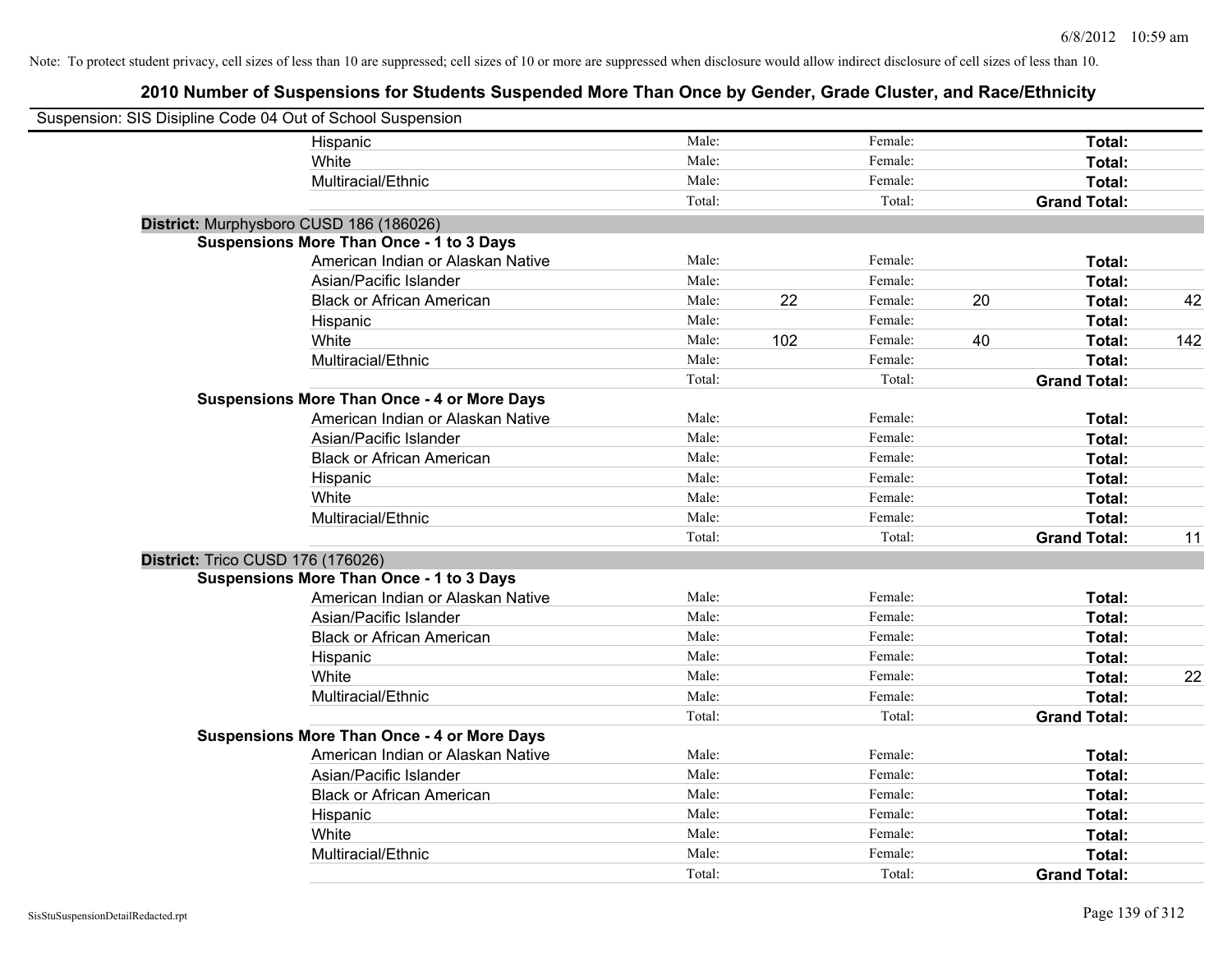Note: To protect student privacy, cell sizes of less than 10 are suppressed; cell sizes of 10 or more are suppressed when disclosure would allow indirect disclosure of cell sizes of less than 10.

## 2010 Number of Suspensions for Students Suspended More Than Once by Gender, Grade Cluster, and Race/Ethnicity

Suspension: SIS Disipline Code 04 Out of School Suspension

| | | | | | | |
|---|---|---|---|---|---|---|
| Hispanic | Male: | | Female: | | **Total:** | |
| White | Male: | | Female: | | **Total:** | |
| Multiracial/Ethnic | Male: | | Female: | | **Total:** | |
| | Total: | | Total: | | **Grand Total:** | |
| **District:** Murphysboro CUSD 186 (186026) | | | | | | |
| **Suspensions More Than Once - 1 to 3 Days** | | | | | | |
| American Indian or Alaskan Native | Male: | | Female: | | **Total:** | |
| Asian/Pacific Islander | Male: | | Female: | | **Total:** | |
| Black or African American | Male: | 22 | Female: | 20 | **Total:** | 42 |
| Hispanic | Male: | | Female: | | **Total:** | |
| White | Male: | 102 | Female: | 40 | **Total:** | 142 |
| Multiracial/Ethnic | Male: | | Female: | | **Total:** | |
| | Total: | | Total: | | **Grand Total:** | |
| **Suspensions More Than Once - 4 or More Days** | | | | | | |
| American Indian or Alaskan Native | Male: | | Female: | | **Total:** | |
| Asian/Pacific Islander | Male: | | Female: | | **Total:** | |
| Black or African American | Male: | | Female: | | **Total:** | |
| Hispanic | Male: | | Female: | | **Total:** | |
| White | Male: | | Female: | | **Total:** | |
| Multiracial/Ethnic | Male: | | Female: | | **Total:** | |
| | Total: | | Total: | | **Grand Total:** | 11 |
| **District:** Trico CUSD 176 (176026) | | | | | | |
| **Suspensions More Than Once - 1 to 3 Days** | | | | | | |
| American Indian or Alaskan Native | Male: | | Female: | | **Total:** | |
| Asian/Pacific Islander | Male: | | Female: | | **Total:** | |
| Black or African American | Male: | | Female: | | **Total:** | |
| Hispanic | Male: | | Female: | | **Total:** | |
| White | Male: | | Female: | | **Total:** | 22 |
| Multiracial/Ethnic | Male: | | Female: | | **Total:** | |
| | Total: | | Total: | | **Grand Total:** | |
| **Suspensions More Than Once - 4 or More Days** | | | | | | |
| American Indian or Alaskan Native | Male: | | Female: | | **Total:** | |
| Asian/Pacific Islander | Male: | | Female: | | **Total:** | |
| Black or African American | Male: | | Female: | | **Total:** | |
| Hispanic | Male: | | Female: | | **Total:** | |
| White | Male: | | Female: | | **Total:** | |
| Multiracial/Ethnic | Male: | | Female: | | **Total:** | |
| | Total: | | Total: | | **Grand Total:** | |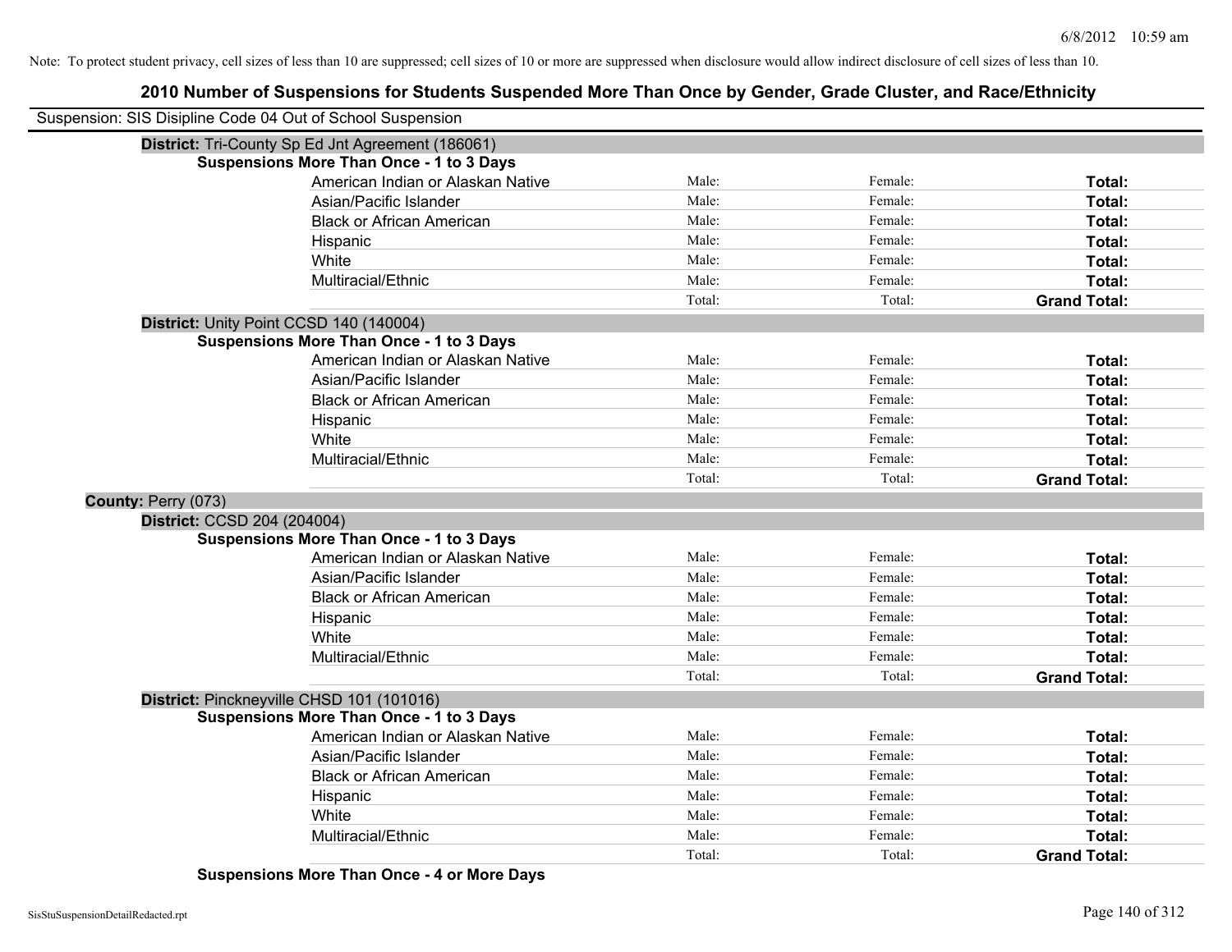Note: To protect student privacy, cell sizes of less than 10 are suppressed; cell sizes of 10 or more are suppressed when disclosure would allow indirect disclosure of cell sizes of less than 10.

# 2010 Number of Suspensions for Students Suspended More Than Once by Gender, Grade Cluster, and Race/Ethnicity

Suspension: SIS Disipline Code 04 Out of School Suspension

**District:** Tri-County Sp Ed Jnt Agreement (186061)

**Suspensions More Than Once - 1 to 3 Days**

| | | | |
|---|---|---|---|
| American Indian or Alaskan Native | Male: | Female: | **Total:** |
| Asian/Pacific Islander | Male: | Female: | **Total:** |
| Black or African American | Male: | Female: | **Total:** |
| Hispanic | Male: | Female: | **Total:** |
| White | Male: | Female: | **Total:** |
| Multiracial/Ethnic | Male: | Female: | **Total:** |
| | Total: | Total: | **Grand Total:** |

**District:** Unity Point CCSD 140 (140004)

**Suspensions More Than Once - 1 to 3 Days**

| | | | |
|---|---|---|---|
| American Indian or Alaskan Native | Male: | Female: | **Total:** |
| Asian/Pacific Islander | Male: | Female: | **Total:** |
| Black or African American | Male: | Female: | **Total:** |
| Hispanic | Male: | Female: | **Total:** |
| White | Male: | Female: | **Total:** |
| Multiracial/Ethnic | Male: | Female: | **Total:** |
| | Total: | Total: | **Grand Total:** |

**County:** Perry (073)

**District:** CCSD 204 (204004)

**Suspensions More Than Once - 1 to 3 Days**

| | | | |
|---|---|---|---|
| American Indian or Alaskan Native | Male: | Female: | **Total:** |
| Asian/Pacific Islander | Male: | Female: | **Total:** |
| Black or African American | Male: | Female: | **Total:** |
| Hispanic | Male: | Female: | **Total:** |
| White | Male: | Female: | **Total:** |
| Multiracial/Ethnic | Male: | Female: | **Total:** |
| | Total: | Total: | **Grand Total:** |

**District:** Pinckneyville CHSD 101 (101016)

**Suspensions More Than Once - 1 to 3 Days**

| | | | |
|---|---|---|---|
| American Indian or Alaskan Native | Male: | Female: | **Total:** |
| Asian/Pacific Islander | Male: | Female: | **Total:** |
| Black or African American | Male: | Female: | **Total:** |
| Hispanic | Male: | Female: | **Total:** |
| White | Male: | Female: | **Total:** |
| Multiracial/Ethnic | Male: | Female: | **Total:** |
| | Total: | Total: | **Grand Total:** |

**Suspensions More Than Once - 4 or More Days**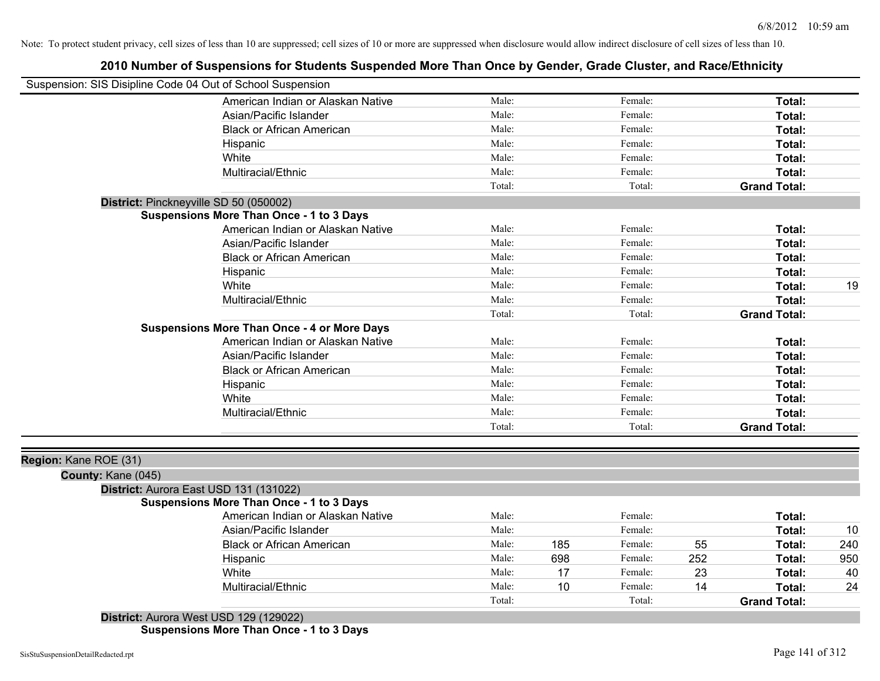Note: To protect student privacy, cell sizes of less than 10 are suppressed; cell sizes of 10 or more are suppressed when disclosure would allow indirect disclosure of cell sizes of less than 10.

# 2010 Number of Suspensions for Students Suspended More Than Once by Gender, Grade Cluster, and Race/Ethnicity

Suspension: SIS Disipline Code 04 Out of School Suspension

| | Male: | | Female: | | | |
|---|---|---|---|---|---|---|
| American Indian or Alaskan Native | Male: | | Female: | | Total: | |
| Asian/Pacific Islander | Male: | | Female: | | Total: | |
| Black or African American | Male: | | Female: | | Total: | |
| Hispanic | Male: | | Female: | | Total: | |
| White | Male: | | Female: | | Total: | |
| Multiracial/Ethnic | Male: | | Female: | | Total: | |
| | Total: | | Total: | | Grand Total: | |

**District:** Pinckneyville SD 50 (050002)

**Suspensions More Than Once - 1 to 3 Days**

| | | | | | | |
|---|---|---|---|---|---|---|
| American Indian or Alaskan Native | Male: | | Female: | | Total: | |
| Asian/Pacific Islander | Male: | | Female: | | Total: | |
| Black or African American | Male: | | Female: | | Total: | |
| Hispanic | Male: | | Female: | | Total: | |
| White | Male: | | Female: | | Total: | 19 |
| Multiracial/Ethnic | Male: | | Female: | | Total: | |
| | Total: | | Total: | | Grand Total: | |

**Suspensions More Than Once - 4 or More Days**

| | | | | | | |
|---|---|---|---|---|---|---|
| American Indian or Alaskan Native | Male: | | Female: | | Total: | |
| Asian/Pacific Islander | Male: | | Female: | | Total: | |
| Black or African American | Male: | | Female: | | Total: | |
| Hispanic | Male: | | Female: | | Total: | |
| White | Male: | | Female: | | Total: | |
| Multiracial/Ethnic | Male: | | Female: | | Total: | |
| | Total: | | Total: | | Grand Total: | |

**Region:** Kane ROE (31)

**County:** Kane (045)

**District:** Aurora East USD 131 (131022)

**Suspensions More Than Once - 1 to 3 Days**

| | | | | | | |
|---|---|---|---|---|---|---|
| American Indian or Alaskan Native | Male: | | Female: | | Total: | |
| Asian/Pacific Islander | Male: | | Female: | | Total: | 10 |
| Black or African American | Male: | 185 | Female: | 55 | Total: | 240 |
| Hispanic | Male: | 698 | Female: | 252 | Total: | 950 |
| White | Male: | 17 | Female: | 23 | Total: | 40 |
| Multiracial/Ethnic | Male: | 10 | Female: | 14 | Total: | 24 |
| | Total: | | Total: | | Grand Total: | |

**District:** Aurora West USD 129 (129022)

**Suspensions More Than Once - 1 to 3 Days**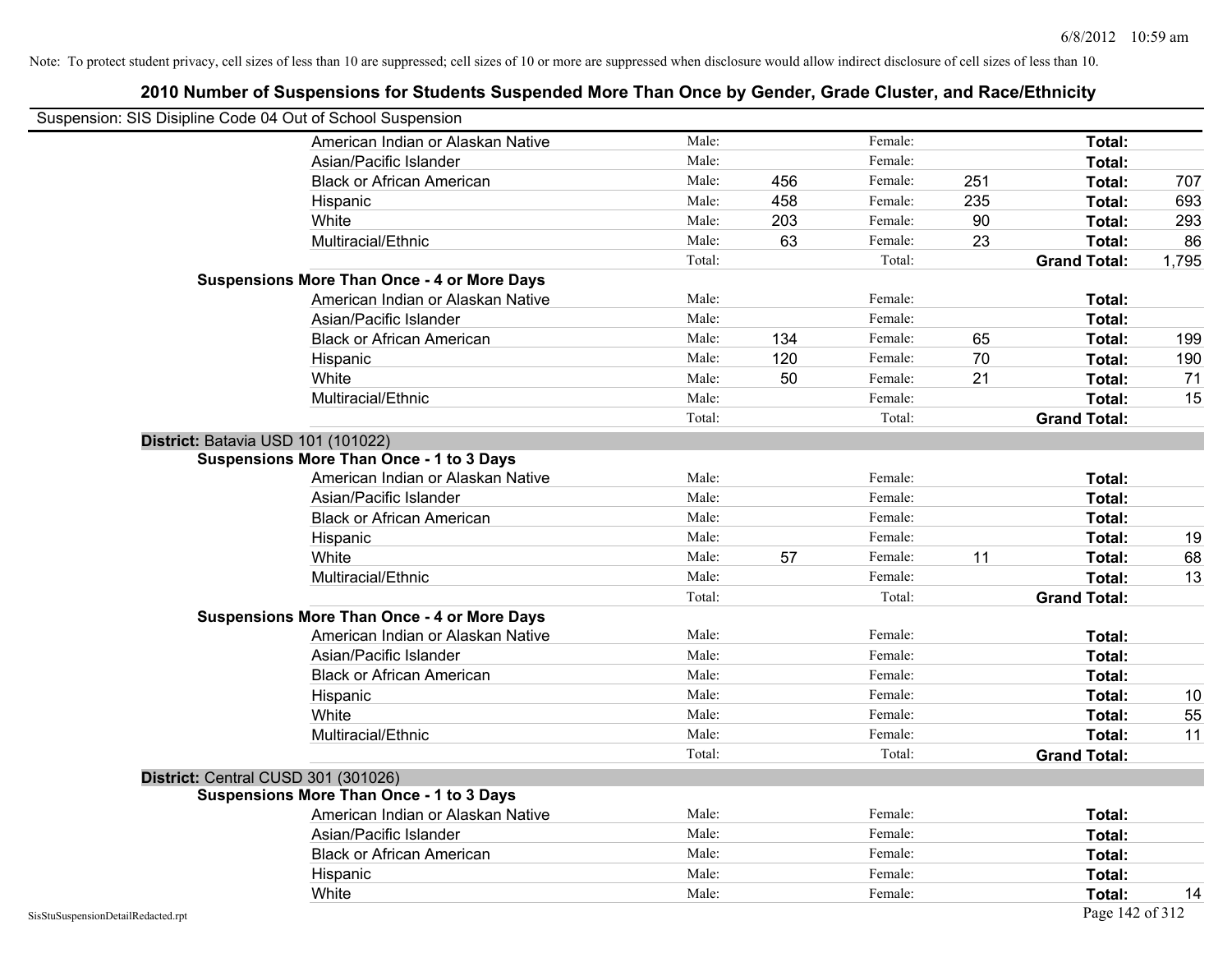Note: To protect student privacy, cell sizes of less than 10 are suppressed; cell sizes of 10 or more are suppressed when disclosure would allow indirect disclosure of cell sizes of less than 10.

# 2010 Number of Suspensions for Students Suspended More Than Once by Gender, Grade Cluster, and Race/Ethnicity

Suspension: SIS Disipline Code 04 Out of School Suspension

| | | | | | | |
|---|---|---|---|---|---|---|
| American Indian or Alaskan Native | Male: | | Female: | | **Total:** | |
| Asian/Pacific Islander | Male: | | Female: | | **Total:** | |
| Black or African American | Male: | 456 | Female: | 251 | **Total:** | 707 |
| Hispanic | Male: | 458 | Female: | 235 | **Total:** | 693 |
| White | Male: | 203 | Female: | 90 | **Total:** | 293 |
| Multiracial/Ethnic | Male: | 63 | Female: | 23 | **Total:** | 86 |
| | Total: | | Total: | | **Grand Total:** | 1,795 |

**Suspensions More Than Once - 4 or More Days**

| | | | | | | |
|---|---|---|---|---|---|---|
| American Indian or Alaskan Native | Male: | | Female: | | **Total:** | |
| Asian/Pacific Islander | Male: | | Female: | | **Total:** | |
| Black or African American | Male: | 134 | Female: | 65 | **Total:** | 199 |
| Hispanic | Male: | 120 | Female: | 70 | **Total:** | 190 |
| White | Male: | 50 | Female: | 21 | **Total:** | 71 |
| Multiracial/Ethnic | Male: | | Female: | | **Total:** | 15 |
| | Total: | | Total: | | **Grand Total:** | |

**District:** Batavia USD 101 (101022)

**Suspensions More Than Once - 1 to 3 Days**

| | | | | | | |
|---|---|---|---|---|---|---|
| American Indian or Alaskan Native | Male: | | Female: | | **Total:** | |
| Asian/Pacific Islander | Male: | | Female: | | **Total:** | |
| Black or African American | Male: | | Female: | | **Total:** | |
| Hispanic | Male: | | Female: | | **Total:** | 19 |
| White | Male: | 57 | Female: | 11 | **Total:** | 68 |
| Multiracial/Ethnic | Male: | | Female: | | **Total:** | 13 |
| | Total: | | Total: | | **Grand Total:** | |

**Suspensions More Than Once - 4 or More Days**

| | | | | | | |
|---|---|---|---|---|---|---|
| American Indian or Alaskan Native | Male: | | Female: | | **Total:** | |
| Asian/Pacific Islander | Male: | | Female: | | **Total:** | |
| Black or African American | Male: | | Female: | | **Total:** | |
| Hispanic | Male: | | Female: | | **Total:** | 10 |
| White | Male: | | Female: | | **Total:** | 55 |
| Multiracial/Ethnic | Male: | | Female: | | **Total:** | 11 |
| | Total: | | Total: | | **Grand Total:** | |

**District:** Central CUSD 301 (301026)

**Suspensions More Than Once - 1 to 3 Days**

| | | | | | | |
|---|---|---|---|---|---|---|
| American Indian or Alaskan Native | Male: | | Female: | | **Total:** | |
| Asian/Pacific Islander | Male: | | Female: | | **Total:** | |
| Black or African American | Male: | | Female: | | **Total:** | |
| Hispanic | Male: | | Female: | | **Total:** | |
| White | Male: | | Female: | | **Total:** | 14 |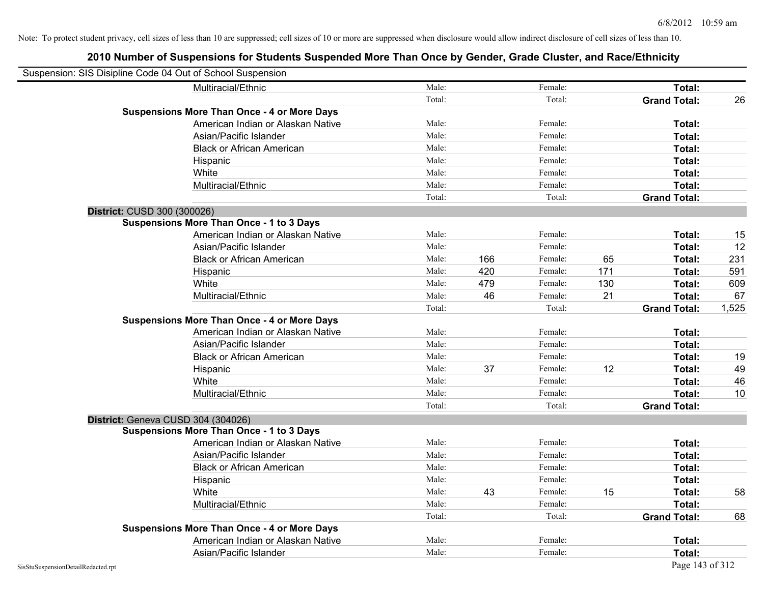Note: To protect student privacy, cell sizes of less than 10 are suppressed; cell sizes of 10 or more are suppressed when disclosure would allow indirect disclosure of cell sizes of less than 10.

## 2010 Number of Suspensions for Students Suspended More Than Once by Gender, Grade Cluster, and Race/Ethnicity

Suspension: SIS Disipline Code 04 Out of School Suspension

| | | | | | | | |
|---|---|---|---|---|---|---|---|
| Multiracial/Ethnic | Male: | | Female: | | **Total:** | |
| | Total: | | Total: | | **Grand Total:** | 26 |
| **Suspensions More Than Once - 4 or More Days** | | | | | | |
| American Indian or Alaskan Native | Male: | | Female: | | **Total:** | |
| Asian/Pacific Islander | Male: | | Female: | | **Total:** | |
| Black or African American | Male: | | Female: | | **Total:** | |
| Hispanic | Male: | | Female: | | **Total:** | |
| White | Male: | | Female: | | **Total:** | |
| Multiracial/Ethnic | Male: | | Female: | | **Total:** | |
| | Total: | | Total: | | **Grand Total:** | |
| **District:** CUSD 300 (300026) | | | | | | |
| **Suspensions More Than Once - 1 to 3 Days** | | | | | | |
| American Indian or Alaskan Native | Male: | | Female: | | **Total:** | 15 |
| Asian/Pacific Islander | Male: | | Female: | | **Total:** | 12 |
| Black or African American | Male: | 166 | Female: | 65 | **Total:** | 231 |
| Hispanic | Male: | 420 | Female: | 171 | **Total:** | 591 |
| White | Male: | 479 | Female: | 130 | **Total:** | 609 |
| Multiracial/Ethnic | Male: | 46 | Female: | 21 | **Total:** | 67 |
| | Total: | | Total: | | **Grand Total:** | 1,525 |
| **Suspensions More Than Once - 4 or More Days** | | | | | | |
| American Indian or Alaskan Native | Male: | | Female: | | **Total:** | |
| Asian/Pacific Islander | Male: | | Female: | | **Total:** | |
| Black or African American | Male: | | Female: | | **Total:** | 19 |
| Hispanic | Male: | 37 | Female: | 12 | **Total:** | 49 |
| White | Male: | | Female: | | **Total:** | 46 |
| Multiracial/Ethnic | Male: | | Female: | | **Total:** | 10 |
| | Total: | | Total: | | **Grand Total:** | |
| **District:** Geneva CUSD 304 (304026) | | | | | | |
| **Suspensions More Than Once - 1 to 3 Days** | | | | | | |
| American Indian or Alaskan Native | Male: | | Female: | | **Total:** | |
| Asian/Pacific Islander | Male: | | Female: | | **Total:** | |
| Black or African American | Male: | | Female: | | **Total:** | |
| Hispanic | Male: | | Female: | | **Total:** | |
| White | Male: | 43 | Female: | 15 | **Total:** | 58 |
| Multiracial/Ethnic | Male: | | Female: | | **Total:** | |
| | Total: | | Total: | | **Grand Total:** | 68 |
| **Suspensions More Than Once - 4 or More Days** | | | | | | |
| American Indian or Alaskan Native | Male: | | Female: | | **Total:** | |
| Asian/Pacific Islander | Male: | | Female: | | **Total:** | |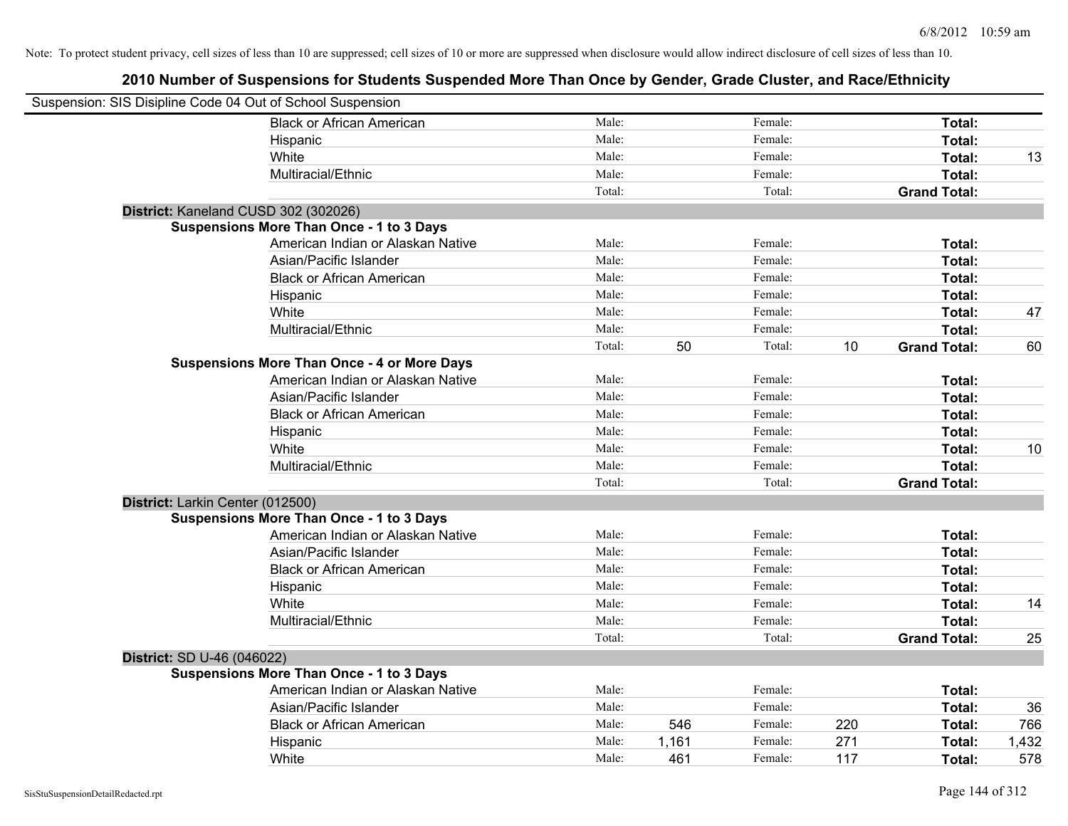Note: To protect student privacy, cell sizes of less than 10 are suppressed; cell sizes of 10 or more are suppressed when disclosure would allow indirect disclosure of cell sizes of less than 10.

## 2010 Number of Suspensions for Students Suspended More Than Once by Gender, Grade Cluster, and Race/Ethnicity

Suspension: SIS Disipline Code 04 Out of School Suspension

| | | | | | | |
|---|---|---|---|---|---|---|
| Black or African American | Male: | | Female: | | Total: | |
| Hispanic | Male: | | Female: | | Total: | |
| White | Male: | | Female: | | Total: | 13 |
| Multiracial/Ethnic | Male: | | Female: | | Total: | |
| | Total: | | Total: | | **Grand Total:** | |

**District:** Kaneland CUSD 302 (302026)

**Suspensions More Than Once - 1 to 3 Days**

| | | | | | | |
|---|---|---|---|---|---|---|
| American Indian or Alaskan Native | Male: | | Female: | | Total: | |
| Asian/Pacific Islander | Male: | | Female: | | Total: | |
| Black or African American | Male: | | Female: | | Total: | |
| Hispanic | Male: | | Female: | | Total: | |
| White | Male: | | Female: | | Total: | 47 |
| Multiracial/Ethnic | Male: | | Female: | | Total: | |
| | Total: | 50 | Total: | 10 | **Grand Total:** | 60 |

**Suspensions More Than Once - 4 or More Days**

| | | | | | | |
|---|---|---|---|---|---|---|
| American Indian or Alaskan Native | Male: | | Female: | | Total: | |
| Asian/Pacific Islander | Male: | | Female: | | Total: | |
| Black or African American | Male: | | Female: | | Total: | |
| Hispanic | Male: | | Female: | | Total: | |
| White | Male: | | Female: | | Total: | 10 |
| Multiracial/Ethnic | Male: | | Female: | | Total: | |
| | Total: | | Total: | | **Grand Total:** | |

**District:** Larkin Center (012500)

**Suspensions More Than Once - 1 to 3 Days**

| | | | | | | |
|---|---|---|---|---|---|---|
| American Indian or Alaskan Native | Male: | | Female: | | Total: | |
| Asian/Pacific Islander | Male: | | Female: | | Total: | |
| Black or African American | Male: | | Female: | | Total: | |
| Hispanic | Male: | | Female: | | Total: | |
| White | Male: | | Female: | | Total: | 14 |
| Multiracial/Ethnic | Male: | | Female: | | Total: | |
| | Total: | | Total: | | **Grand Total:** | 25 |

**District:** SD U-46 (046022)

**Suspensions More Than Once - 1 to 3 Days**

| | | | | | | |
|---|---|---|---|---|---|---|
| American Indian or Alaskan Native | Male: | | Female: | | Total: | |
| Asian/Pacific Islander | Male: | | Female: | | Total: | 36 |
| Black or African American | Male: | 546 | Female: | 220 | Total: | 766 |
| Hispanic | Male: | 1,161 | Female: | 271 | Total: | 1,432 |
| White | Male: | 461 | Female: | 117 | Total: | 578 |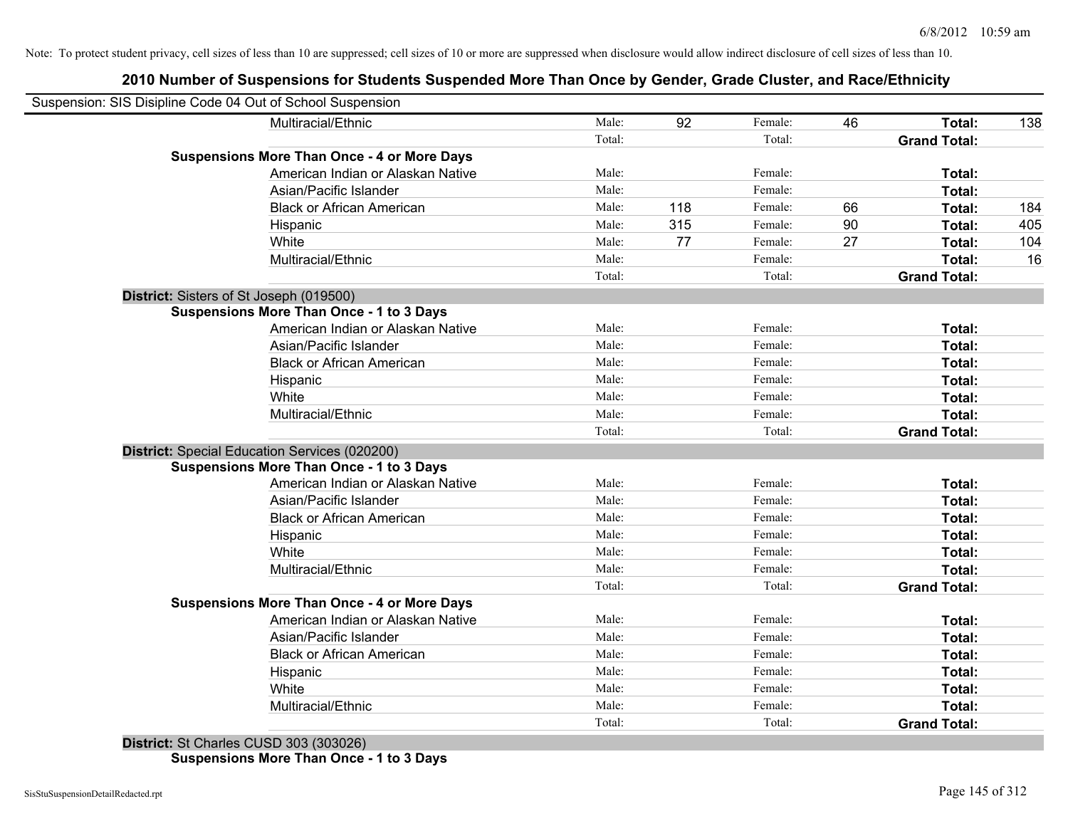Note: To protect student privacy, cell sizes of less than 10 are suppressed; cell sizes of 10 or more are suppressed when disclosure would allow indirect disclosure of cell sizes of less than 10.

# 2010 Number of Suspensions for Students Suspended More Than Once by Gender, Grade Cluster, and Race/Ethnicity

Suspension: SIS Disipline Code 04 Out of School Suspension

| | | | | | | | |
|---|---|---|---|---|---|---|---|
| Multiracial/Ethnic | Male: | 92 | Female: | 46 | **Total:** | 138 |
| | Total: | | Total: | | **Grand Total:** | |
| **Suspensions More Than Once - 4 or More Days** | | | | | | |
| American Indian or Alaskan Native | Male: | | Female: | | **Total:** | |
| Asian/Pacific Islander | Male: | | Female: | | **Total:** | |
| Black or African American | Male: | 118 | Female: | 66 | **Total:** | 184 |
| Hispanic | Male: | 315 | Female: | 90 | **Total:** | 405 |
| White | Male: | 77 | Female: | 27 | **Total:** | 104 |
| Multiracial/Ethnic | Male: | | Female: | | **Total:** | 16 |
| | Total: | | Total: | | **Grand Total:** | |
| **District:** Sisters of St Joseph (019500) | | | | | | |
| **Suspensions More Than Once - 1 to 3 Days** | | | | | | |
| American Indian or Alaskan Native | Male: | | Female: | | **Total:** | |
| Asian/Pacific Islander | Male: | | Female: | | **Total:** | |
| Black or African American | Male: | | Female: | | **Total:** | |
| Hispanic | Male: | | Female: | | **Total:** | |
| White | Male: | | Female: | | **Total:** | |
| Multiracial/Ethnic | Male: | | Female: | | **Total:** | |
| | Total: | | Total: | | **Grand Total:** | |
| **District:** Special Education Services (020200) | | | | | | |
| **Suspensions More Than Once - 1 to 3 Days** | | | | | | |
| American Indian or Alaskan Native | Male: | | Female: | | **Total:** | |
| Asian/Pacific Islander | Male: | | Female: | | **Total:** | |
| Black or African American | Male: | | Female: | | **Total:** | |
| Hispanic | Male: | | Female: | | **Total:** | |
| White | Male: | | Female: | | **Total:** | |
| Multiracial/Ethnic | Male: | | Female: | | **Total:** | |
| | Total: | | Total: | | **Grand Total:** | |
| **Suspensions More Than Once - 4 or More Days** | | | | | | |
| American Indian or Alaskan Native | Male: | | Female: | | **Total:** | |
| Asian/Pacific Islander | Male: | | Female: | | **Total:** | |
| Black or African American | Male: | | Female: | | **Total:** | |
| Hispanic | Male: | | Female: | | **Total:** | |
| White | Male: | | Female: | | **Total:** | |
| Multiracial/Ethnic | Male: | | Female: | | **Total:** | |
| | Total: | | Total: | | **Grand Total:** | |
| **District:** St Charles CUSD 303 (303026) | | | | | | |
| **Suspensions More Than Once - 1 to 3 Days** | | | | | | |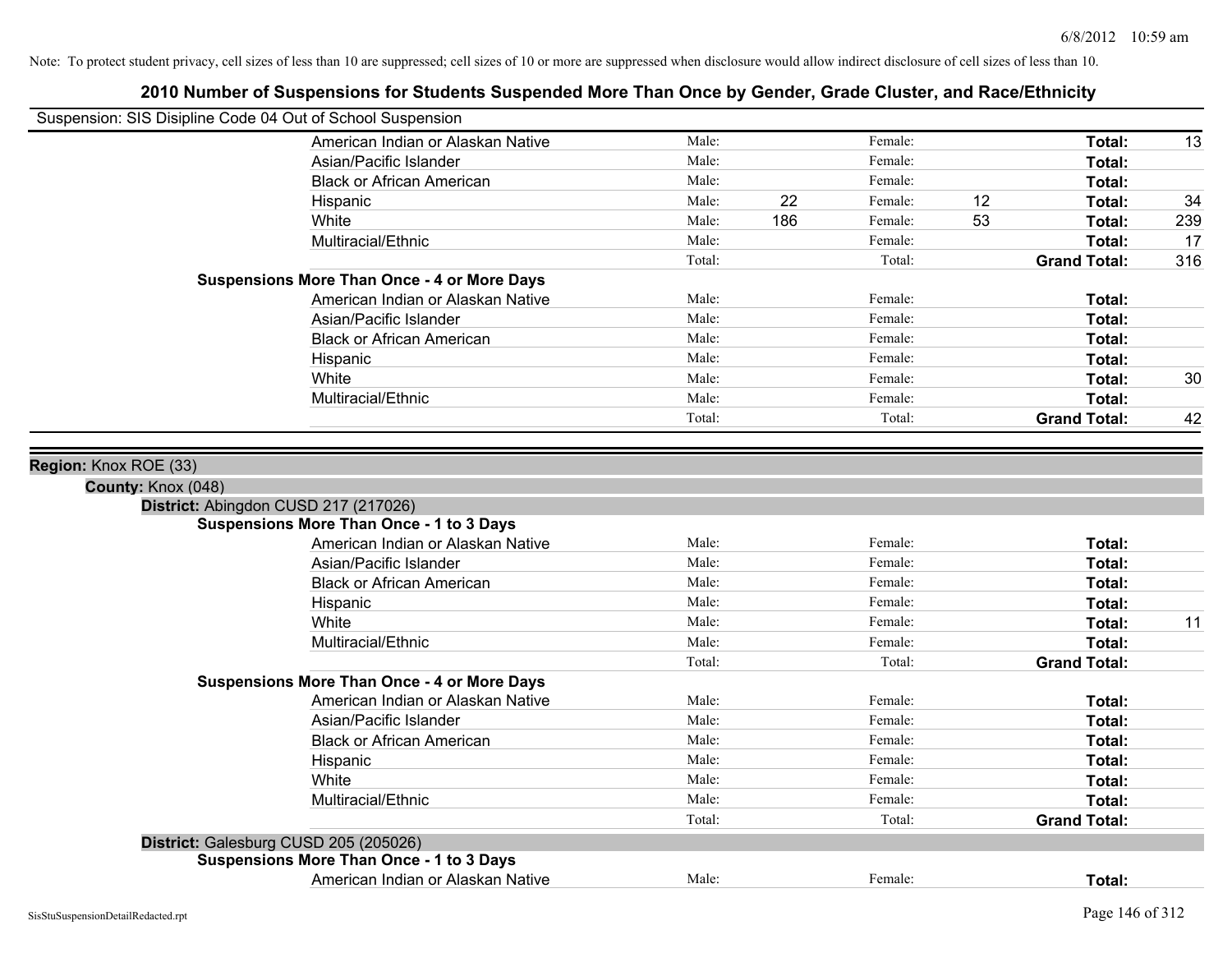Note: To protect student privacy, cell sizes of less than 10 are suppressed; cell sizes of 10 or more are suppressed when disclosure would allow indirect disclosure of cell sizes of less than 10.

# 2010 Number of Suspensions for Students Suspended More Than Once by Gender, Grade Cluster, and Race/Ethnicity

Suspension: SIS Disipline Code 04 Out of School Suspension

| | | | | | |
|---|---|---|---|---|---|
| American Indian or Alaskan Native | Male: | | Female: | | Total: 13 |
| Asian/Pacific Islander | Male: | | Female: | | Total: |
| Black or African American | Male: | | Female: | | Total: |
| Hispanic | Male: | 22 | Female: | 12 | Total: 34 |
| White | Male: | 186 | Female: | 53 | Total: 239 |
| Multiracial/Ethnic | Male: | | Female: | | Total: 17 |
| | Total: | | Total: | | Grand Total: 316 |

**Suspensions More Than Once - 4 or More Days**

| | | | | | |
|---|---|---|---|---|---|
| American Indian or Alaskan Native | Male: | | Female: | | Total: |
| Asian/Pacific Islander | Male: | | Female: | | Total: |
| Black or African American | Male: | | Female: | | Total: |
| Hispanic | Male: | | Female: | | Total: |
| White | Male: | | Female: | | Total: 30 |
| Multiracial/Ethnic | Male: | | Female: | | Total: |
| | Total: | | Total: | | Grand Total: 42 |

**Region:** Knox ROE (33)

**County:** Knox (048)

**District:** Abingdon CUSD 217 (217026)

**Suspensions More Than Once - 1 to 3 Days**

| | | | | | |
|---|---|---|---|---|---|
| American Indian or Alaskan Native | Male: | | Female: | | Total: |
| Asian/Pacific Islander | Male: | | Female: | | Total: |
| Black or African American | Male: | | Female: | | Total: |
| Hispanic | Male: | | Female: | | Total: |
| White | Male: | | Female: | | Total: 11 |
| Multiracial/Ethnic | Male: | | Female: | | Total: |
| | Total: | | Total: | | Grand Total: |

**Suspensions More Than Once - 4 or More Days**

| | | | | | |
|---|---|---|---|---|---|
| American Indian or Alaskan Native | Male: | | Female: | | Total: |
| Asian/Pacific Islander | Male: | | Female: | | Total: |
| Black or African American | Male: | | Female: | | Total: |
| Hispanic | Male: | | Female: | | Total: |
| White | Male: | | Female: | | Total: |
| Multiracial/Ethnic | Male: | | Female: | | Total: |
| | Total: | | Total: | | Grand Total: |

**District:** Galesburg CUSD 205 (205026)

**Suspensions More Than Once - 1 to 3 Days**

| | | | | | |
|---|---|---|---|---|---|
| American Indian or Alaskan Native | Male: | | Female: | | Total: |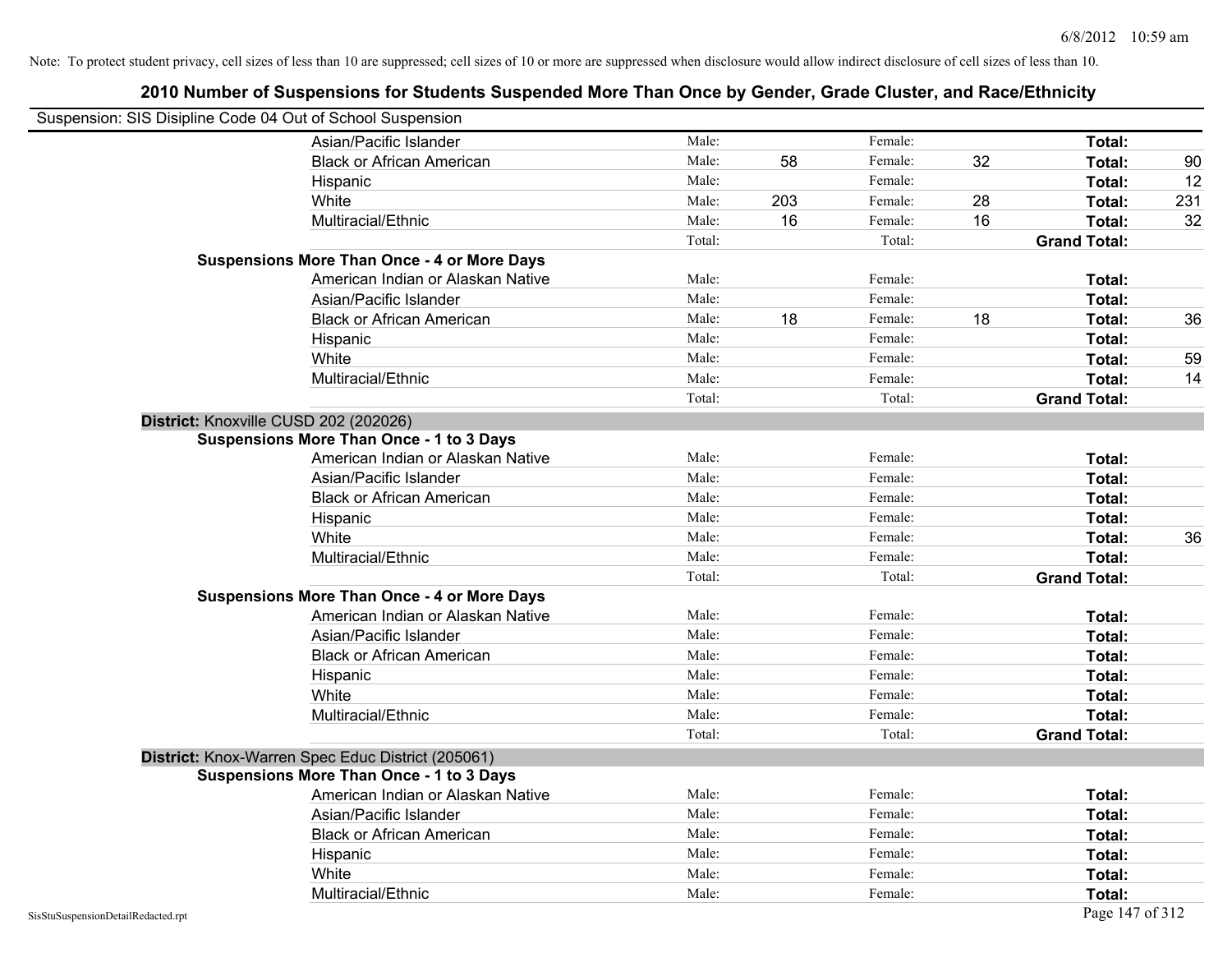Note: To protect student privacy, cell sizes of less than 10 are suppressed; cell sizes of 10 or more are suppressed when disclosure would allow indirect disclosure of cell sizes of less than 10.

# 2010 Number of Suspensions for Students Suspended More Than Once by Gender, Grade Cluster, and Race/Ethnicity

Suspension: SIS Disipline Code 04 Out of School Suspension

| | | | | | | |
|---|---|---|---|---|---|---|
| Asian/Pacific Islander | Male: | | Female: | | **Total:** | |
| Black or African American | Male: | 58 | Female: | 32 | **Total:** | 90 |
| Hispanic | Male: | | Female: | | **Total:** | 12 |
| White | Male: | 203 | Female: | 28 | **Total:** | 231 |
| Multiracial/Ethnic | Male: | 16 | Female: | 16 | **Total:** | 32 |
| | Total: | | Total: | | **Grand Total:** | |

**Suspensions More Than Once - 4 or More Days**

| | | | | | | |
|---|---|---|---|---|---|---|
| American Indian or Alaskan Native | Male: | | Female: | | **Total:** | |
| Asian/Pacific Islander | Male: | | Female: | | **Total:** | |
| Black or African American | Male: | 18 | Female: | 18 | **Total:** | 36 |
| Hispanic | Male: | | Female: | | **Total:** | |
| White | Male: | | Female: | | **Total:** | 59 |
| Multiracial/Ethnic | Male: | | Female: | | **Total:** | 14 |
| | Total: | | Total: | | **Grand Total:** | |

**District:** Knoxville CUSD 202 (202026)

**Suspensions More Than Once - 1 to 3 Days**

| | | | | | | |
|---|---|---|---|---|---|---|
| American Indian or Alaskan Native | Male: | | Female: | | **Total:** | |
| Asian/Pacific Islander | Male: | | Female: | | **Total:** | |
| Black or African American | Male: | | Female: | | **Total:** | |
| Hispanic | Male: | | Female: | | **Total:** | |
| White | Male: | | Female: | | **Total:** | 36 |
| Multiracial/Ethnic | Male: | | Female: | | **Total:** | |
| | Total: | | Total: | | **Grand Total:** | |

**Suspensions More Than Once - 4 or More Days**

| | | | | | | |
|---|---|---|---|---|---|---|
| American Indian or Alaskan Native | Male: | | Female: | | **Total:** | |
| Asian/Pacific Islander | Male: | | Female: | | **Total:** | |
| Black or African American | Male: | | Female: | | **Total:** | |
| Hispanic | Male: | | Female: | | **Total:** | |
| White | Male: | | Female: | | **Total:** | |
| Multiracial/Ethnic | Male: | | Female: | | **Total:** | |
| | Total: | | Total: | | **Grand Total:** | |

**District:** Knox-Warren Spec Educ District (205061)

**Suspensions More Than Once - 1 to 3 Days**

| | | | | | | |
|---|---|---|---|---|---|---|
| American Indian or Alaskan Native | Male: | | Female: | | **Total:** | |
| Asian/Pacific Islander | Male: | | Female: | | **Total:** | |
| Black or African American | Male: | | Female: | | **Total:** | |
| Hispanic | Male: | | Female: | | **Total:** | |
| White | Male: | | Female: | | **Total:** | |
| Multiracial/Ethnic | Male: | | Female: | | **Total:** | |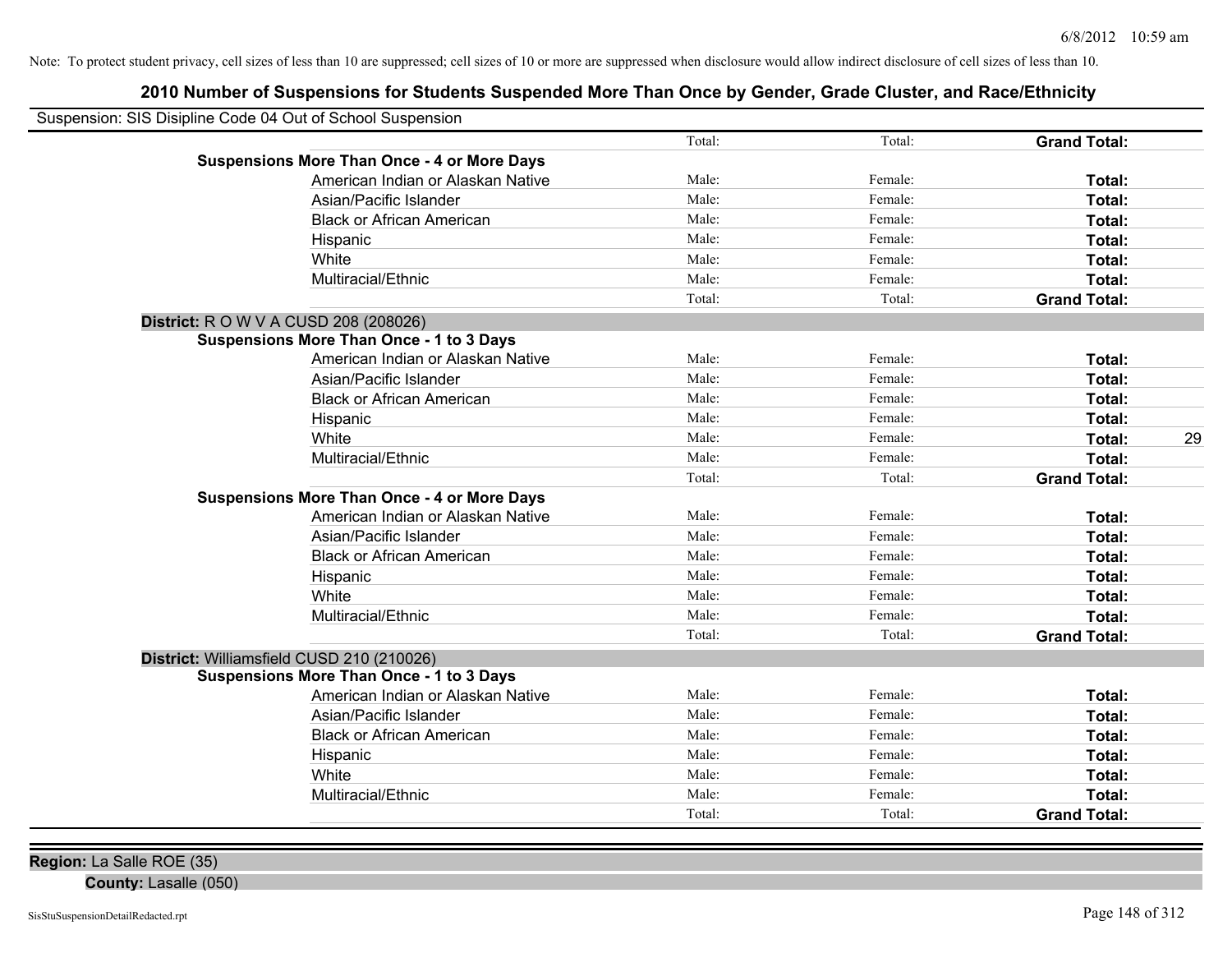Note: To protect student privacy, cell sizes of less than 10 are suppressed; cell sizes of 10 or more are suppressed when disclosure would allow indirect disclosure of cell sizes of less than 10.

## 2010 Number of Suspensions for Students Suspended More Than Once by Gender, Grade Cluster, and Race/Ethnicity

Suspension: SIS Disipline Code 04 Out of School Suspension

| | | | | |
|---|---|---|---|---|
| | Total: | Total: | **Grand Total:** | |
| **Suspensions More Than Once - 4 or More Days** | | | | |
| American Indian or Alaskan Native | Male: | Female: | **Total:** | |
| Asian/Pacific Islander | Male: | Female: | **Total:** | |
| Black or African American | Male: | Female: | **Total:** | |
| Hispanic | Male: | Female: | **Total:** | |
| White | Male: | Female: | **Total:** | |
| Multiracial/Ethnic | Male: | Female: | **Total:** | |
| | Total: | Total: | **Grand Total:** | |

**District:** R O W V A CUSD 208 (208026)

| | | | | |
|---|---|---|---|---|
| **Suspensions More Than Once - 1 to 3 Days** | | | | |
| American Indian or Alaskan Native | Male: | Female: | **Total:** | |
| Asian/Pacific Islander | Male: | Female: | **Total:** | |
| Black or African American | Male: | Female: | **Total:** | |
| Hispanic | Male: | Female: | **Total:** | |
| White | Male: | Female: | **Total:** | 29 |
| Multiracial/Ethnic | Male: | Female: | **Total:** | |
| | Total: | Total: | **Grand Total:** | |
| **Suspensions More Than Once - 4 or More Days** | | | | |
| American Indian or Alaskan Native | Male: | Female: | **Total:** | |
| Asian/Pacific Islander | Male: | Female: | **Total:** | |
| Black or African American | Male: | Female: | **Total:** | |
| Hispanic | Male: | Female: | **Total:** | |
| White | Male: | Female: | **Total:** | |
| Multiracial/Ethnic | Male: | Female: | **Total:** | |
| | Total: | Total: | **Grand Total:** | |

**District:** Williamsfield CUSD 210 (210026)

| | | | | |
|---|---|---|---|---|
| **Suspensions More Than Once - 1 to 3 Days** | | | | |
| American Indian or Alaskan Native | Male: | Female: | **Total:** | |
| Asian/Pacific Islander | Male: | Female: | **Total:** | |
| Black or African American | Male: | Female: | **Total:** | |
| Hispanic | Male: | Female: | **Total:** | |
| White | Male: | Female: | **Total:** | |
| Multiracial/Ethnic | Male: | Female: | **Total:** | |
| | Total: | Total: | **Grand Total:** | |

**Region:** La Salle ROE (35)

**County:** Lasalle (050)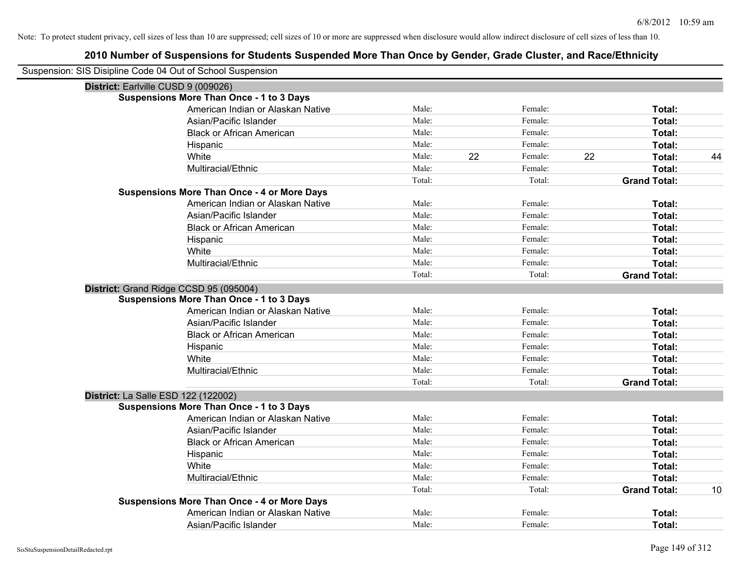Note: To protect student privacy, cell sizes of less than 10 are suppressed; cell sizes of 10 or more are suppressed when disclosure would allow indirect disclosure of cell sizes of less than 10.

## 2010 Number of Suspensions for Students Suspended More Than Once by Gender, Grade Cluster, and Race/Ethnicity

Suspension: SIS Disipline Code 04 Out of School Suspension

### District: Earlville CUSD 9 (009026)

**Suspensions More Than Once - 1 to 3 Days**

| | | | | | | |
|---|---|---|---|---|---|---|
| American Indian or Alaskan Native | Male: | | Female: | | **Total:** | |
| Asian/Pacific Islander | Male: | | Female: | | **Total:** | |
| Black or African American | Male: | | Female: | | **Total:** | |
| Hispanic | Male: | | Female: | | **Total:** | |
| White | Male: | 22 | Female: | 22 | **Total:** | 44 |
| Multiracial/Ethnic | Male: | | Female: | | **Total:** | |
| | Total: | | Total: | | **Grand Total:** | |

**Suspensions More Than Once - 4 or More Days**

| | | | | | | |
|---|---|---|---|---|---|---|
| American Indian or Alaskan Native | Male: | | Female: | | **Total:** | |
| Asian/Pacific Islander | Male: | | Female: | | **Total:** | |
| Black or African American | Male: | | Female: | | **Total:** | |
| Hispanic | Male: | | Female: | | **Total:** | |
| White | Male: | | Female: | | **Total:** | |
| Multiracial/Ethnic | Male: | | Female: | | **Total:** | |
| | Total: | | Total: | | **Grand Total:** | |

### District: Grand Ridge CCSD 95 (095004)

**Suspensions More Than Once - 1 to 3 Days**

| | | | | | | |
|---|---|---|---|---|---|---|
| American Indian or Alaskan Native | Male: | | Female: | | **Total:** | |
| Asian/Pacific Islander | Male: | | Female: | | **Total:** | |
| Black or African American | Male: | | Female: | | **Total:** | |
| Hispanic | Male: | | Female: | | **Total:** | |
| White | Male: | | Female: | | **Total:** | |
| Multiracial/Ethnic | Male: | | Female: | | **Total:** | |
| | Total: | | Total: | | **Grand Total:** | |

### District: La Salle ESD 122 (122002)

**Suspensions More Than Once - 1 to 3 Days**

| | | | | | | |
|---|---|---|---|---|---|---|
| American Indian or Alaskan Native | Male: | | Female: | | **Total:** | |
| Asian/Pacific Islander | Male: | | Female: | | **Total:** | |
| Black or African American | Male: | | Female: | | **Total:** | |
| Hispanic | Male: | | Female: | | **Total:** | |
| White | Male: | | Female: | | **Total:** | |
| Multiracial/Ethnic | Male: | | Female: | | **Total:** | |
| | Total: | | Total: | | **Grand Total:** | 10 |

**Suspensions More Than Once - 4 or More Days**

| | | | | | | |
|---|---|---|---|---|---|---|
| American Indian or Alaskan Native | Male: | | Female: | | **Total:** | |
| Asian/Pacific Islander | Male: | | Female: | | **Total:** | |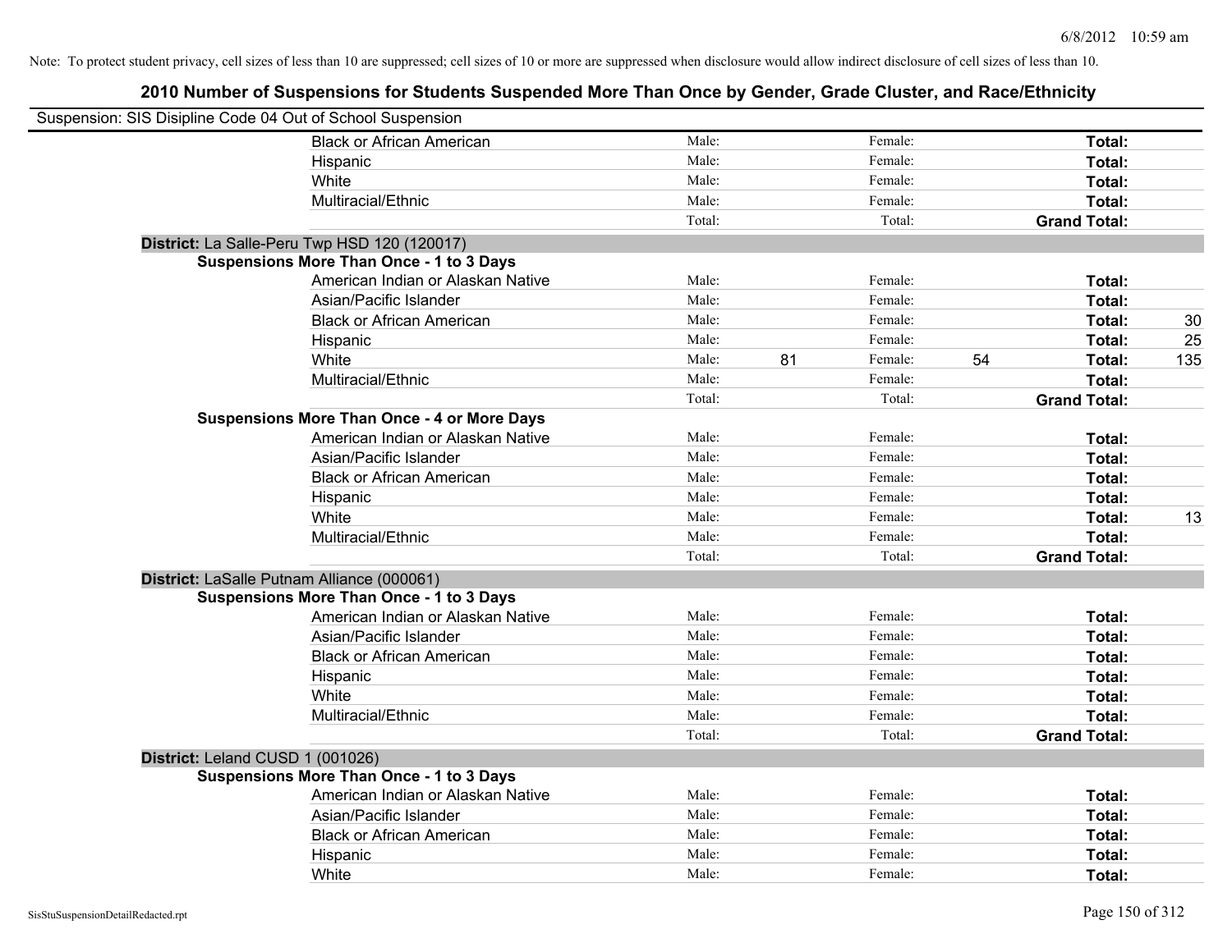Note: To protect student privacy, cell sizes of less than 10 are suppressed; cell sizes of 10 or more are suppressed when disclosure would allow indirect disclosure of cell sizes of less than 10.

## 2010 Number of Suspensions for Students Suspended More Than Once by Gender, Grade Cluster, and Race/Ethnicity

Suspension: SIS Disipline Code 04 Out of School Suspension

| | | | | | | |
|---|---|---|---|---|---|---|
| Black or African American | Male: | | Female: | | **Total:** | |
| Hispanic | Male: | | Female: | | **Total:** | |
| White | Male: | | Female: | | **Total:** | |
| Multiracial/Ethnic | Male: | | Female: | | **Total:** | |
| | Total: | | Total: | | **Grand Total:** | |

**District:** La Salle-Peru Twp HSD 120 (120017)

**Suspensions More Than Once - 1 to 3 Days**

| | | | | | | |
|---|---|---|---|---|---|---|
| American Indian or Alaskan Native | Male: | | Female: | | **Total:** | |
| Asian/Pacific Islander | Male: | | Female: | | **Total:** | |
| Black or African American | Male: | | Female: | | **Total:** | 30 |
| Hispanic | Male: | | Female: | | **Total:** | 25 |
| White | Male: | 81 | Female: | 54 | **Total:** | 135 |
| Multiracial/Ethnic | Male: | | Female: | | **Total:** | |
| | Total: | | Total: | | **Grand Total:** | |

**Suspensions More Than Once - 4 or More Days**

| | | | | | | |
|---|---|---|---|---|---|---|
| American Indian or Alaskan Native | Male: | | Female: | | **Total:** | |
| Asian/Pacific Islander | Male: | | Female: | | **Total:** | |
| Black or African American | Male: | | Female: | | **Total:** | |
| Hispanic | Male: | | Female: | | **Total:** | |
| White | Male: | | Female: | | **Total:** | 13 |
| Multiracial/Ethnic | Male: | | Female: | | **Total:** | |
| | Total: | | Total: | | **Grand Total:** | |

**District:** LaSalle Putnam Alliance (000061)

**Suspensions More Than Once - 1 to 3 Days**

| | | | | | | |
|---|---|---|---|---|---|---|
| American Indian or Alaskan Native | Male: | | Female: | | **Total:** | |
| Asian/Pacific Islander | Male: | | Female: | | **Total:** | |
| Black or African American | Male: | | Female: | | **Total:** | |
| Hispanic | Male: | | Female: | | **Total:** | |
| White | Male: | | Female: | | **Total:** | |
| Multiracial/Ethnic | Male: | | Female: | | **Total:** | |
| | Total: | | Total: | | **Grand Total:** | |

**District:** Leland CUSD 1 (001026)

**Suspensions More Than Once - 1 to 3 Days**

| | | | | | | |
|---|---|---|---|---|---|---|
| American Indian or Alaskan Native | Male: | | Female: | | **Total:** | |
| Asian/Pacific Islander | Male: | | Female: | | **Total:** | |
| Black or African American | Male: | | Female: | | **Total:** | |
| Hispanic | Male: | | Female: | | **Total:** | |
| White | Male: | | Female: | | **Total:** | |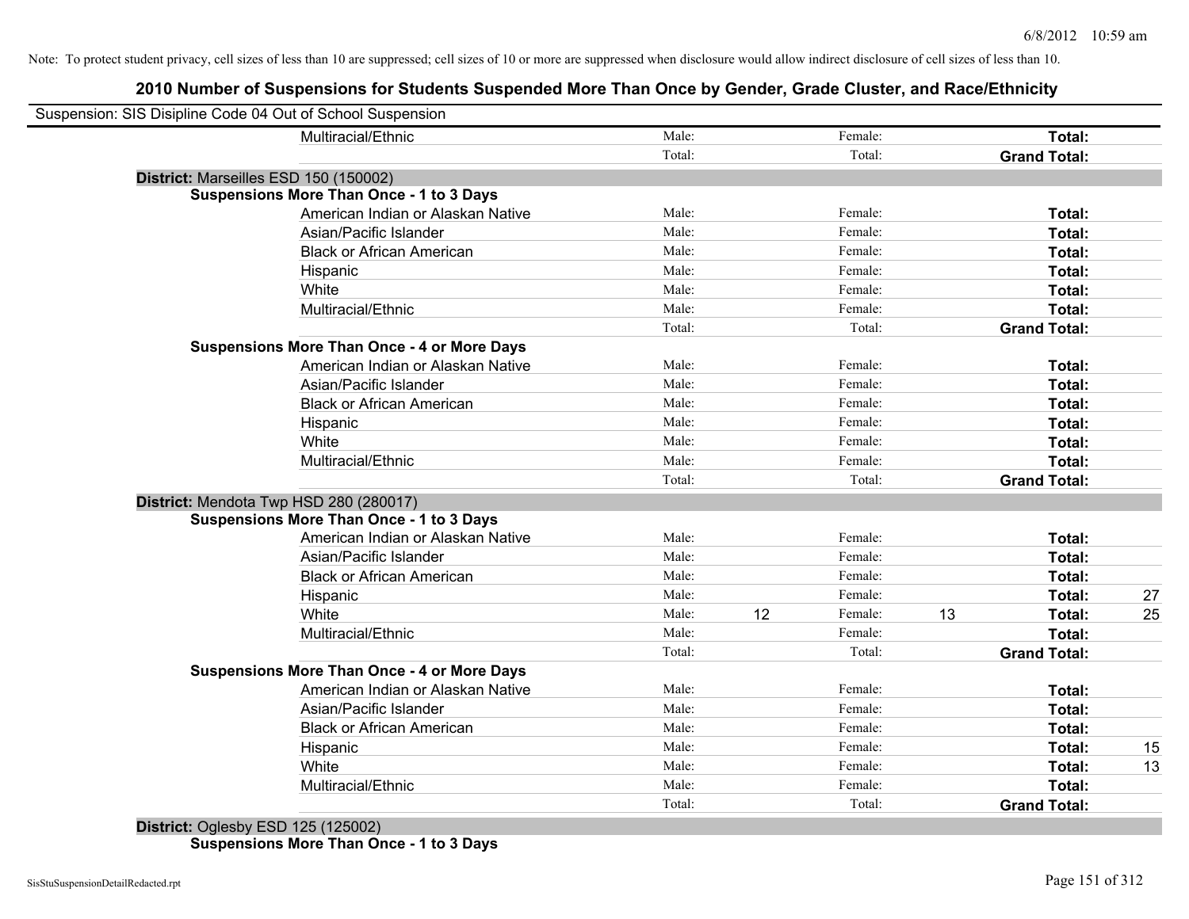Note: To protect student privacy, cell sizes of less than 10 are suppressed; cell sizes of 10 or more are suppressed when disclosure would allow indirect disclosure of cell sizes of less than 10.

## 2010 Number of Suspensions for Students Suspended More Than Once by Gender, Grade Cluster, and Race/Ethnicity

Suspension: SIS Disipline Code 04 Out of School Suspension

| | | | | | | | |
|---|---|---|---|---|---|---|---|
| | Multiracial/Ethnic | Male: | | Female: | | **Total:** | |
| | | Total: | | Total: | | **Grand Total:** | |
| **District:** Marseilles ESD 150 (150002) | | | | | | | |
| **Suspensions More Than Once - 1 to 3 Days** | | | | | | | |
| | American Indian or Alaskan Native | Male: | | Female: | | **Total:** | |
| | Asian/Pacific Islander | Male: | | Female: | | **Total:** | |
| | Black or African American | Male: | | Female: | | **Total:** | |
| | Hispanic | Male: | | Female: | | **Total:** | |
| | White | Male: | | Female: | | **Total:** | |
| | Multiracial/Ethnic | Male: | | Female: | | **Total:** | |
| | | Total: | | Total: | | **Grand Total:** | |
| **Suspensions More Than Once - 4 or More Days** | | | | | | | |
| | American Indian or Alaskan Native | Male: | | Female: | | **Total:** | |
| | Asian/Pacific Islander | Male: | | Female: | | **Total:** | |
| | Black or African American | Male: | | Female: | | **Total:** | |
| | Hispanic | Male: | | Female: | | **Total:** | |
| | White | Male: | | Female: | | **Total:** | |
| | Multiracial/Ethnic | Male: | | Female: | | **Total:** | |
| | | Total: | | Total: | | **Grand Total:** | |
| **District:** Mendota Twp HSD 280 (280017) | | | | | | | |
| **Suspensions More Than Once - 1 to 3 Days** | | | | | | | |
| | American Indian or Alaskan Native | Male: | | Female: | | **Total:** | |
| | Asian/Pacific Islander | Male: | | Female: | | **Total:** | |
| | Black or African American | Male: | | Female: | | **Total:** | |
| | Hispanic | Male: | | Female: | | **Total:** | 27 |
| | White | Male: | 12 | Female: | 13 | **Total:** | 25 |
| | Multiracial/Ethnic | Male: | | Female: | | **Total:** | |
| | | Total: | | Total: | | **Grand Total:** | |
| **Suspensions More Than Once - 4 or More Days** | | | | | | | |
| | American Indian or Alaskan Native | Male: | | Female: | | **Total:** | |
| | Asian/Pacific Islander | Male: | | Female: | | **Total:** | |
| | Black or African American | Male: | | Female: | | **Total:** | |
| | Hispanic | Male: | | Female: | | **Total:** | 15 |
| | White | Male: | | Female: | | **Total:** | 13 |
| | Multiracial/Ethnic | Male: | | Female: | | **Total:** | |
| | | Total: | | Total: | | **Grand Total:** | |
| **District:** Oglesby ESD 125 (125002) | | | | | | | |
| **Suspensions More Than Once - 1 to 3 Days** | | | | | | | |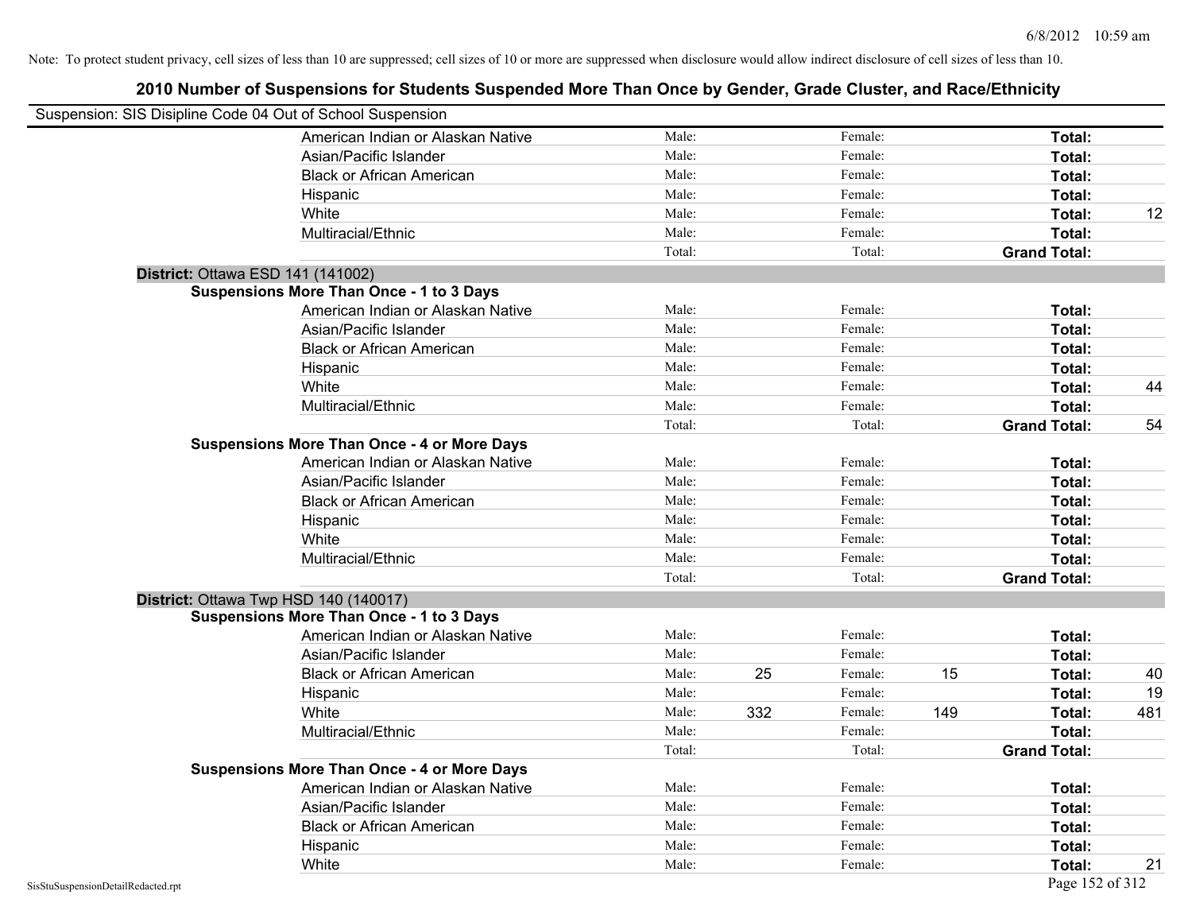Note: To protect student privacy, cell sizes of less than 10 are suppressed; cell sizes of 10 or more are suppressed when disclosure would allow indirect disclosure of cell sizes of less than 10.

# 2010 Number of Suspensions for Students Suspended More Than Once by Gender, Grade Cluster, and Race/Ethnicity

Suspension: SIS Disipline Code 04 Out of School Suspension

| | | | | | | |
|---|---|---|---|---|---|---|
| American Indian or Alaskan Native | Male: | | Female: | | Total: | |
| Asian/Pacific Islander | Male: | | Female: | | Total: | |
| Black or African American | Male: | | Female: | | Total: | |
| Hispanic | Male: | | Female: | | Total: | |
| White | Male: | | Female: | | Total: | 12 |
| Multiracial/Ethnic | Male: | | Female: | | Total: | |
| | Total: | | Total: | | **Grand Total:** | |

**District:** Ottawa ESD 141 (141002)

**Suspensions More Than Once - 1 to 3 Days**

| | | | | | | |
|---|---|---|---|---|---|---|
| American Indian or Alaskan Native | Male: | | Female: | | Total: | |
| Asian/Pacific Islander | Male: | | Female: | | Total: | |
| Black or African American | Male: | | Female: | | Total: | |
| Hispanic | Male: | | Female: | | Total: | |
| White | Male: | | Female: | | Total: | 44 |
| Multiracial/Ethnic | Male: | | Female: | | Total: | |
| | Total: | | Total: | | **Grand Total:** | 54 |

**Suspensions More Than Once - 4 or More Days**

| | | | | | | |
|---|---|---|---|---|---|---|
| American Indian or Alaskan Native | Male: | | Female: | | Total: | |
| Asian/Pacific Islander | Male: | | Female: | | Total: | |
| Black or African American | Male: | | Female: | | Total: | |
| Hispanic | Male: | | Female: | | Total: | |
| White | Male: | | Female: | | Total: | |
| Multiracial/Ethnic | Male: | | Female: | | Total: | |
| | Total: | | Total: | | **Grand Total:** | |

**District:** Ottawa Twp HSD 140 (140017)

**Suspensions More Than Once - 1 to 3 Days**

| | | | | | | |
|---|---|---|---|---|---|---|
| American Indian or Alaskan Native | Male: | | Female: | | Total: | |
| Asian/Pacific Islander | Male: | | Female: | | Total: | |
| Black or African American | Male: | 25 | Female: | 15 | Total: | 40 |
| Hispanic | Male: | | Female: | | Total: | 19 |
| White | Male: | 332 | Female: | 149 | Total: | 481 |
| Multiracial/Ethnic | Male: | | Female: | | Total: | |
| | Total: | | Total: | | **Grand Total:** | |

**Suspensions More Than Once - 4 or More Days**

| | | | | | | |
|---|---|---|---|---|---|---|
| American Indian or Alaskan Native | Male: | | Female: | | Total: | |
| Asian/Pacific Islander | Male: | | Female: | | Total: | |
| Black or African American | Male: | | Female: | | Total: | |
| Hispanic | Male: | | Female: | | Total: | |
| White | Male: | | Female: | | Total: | 21 |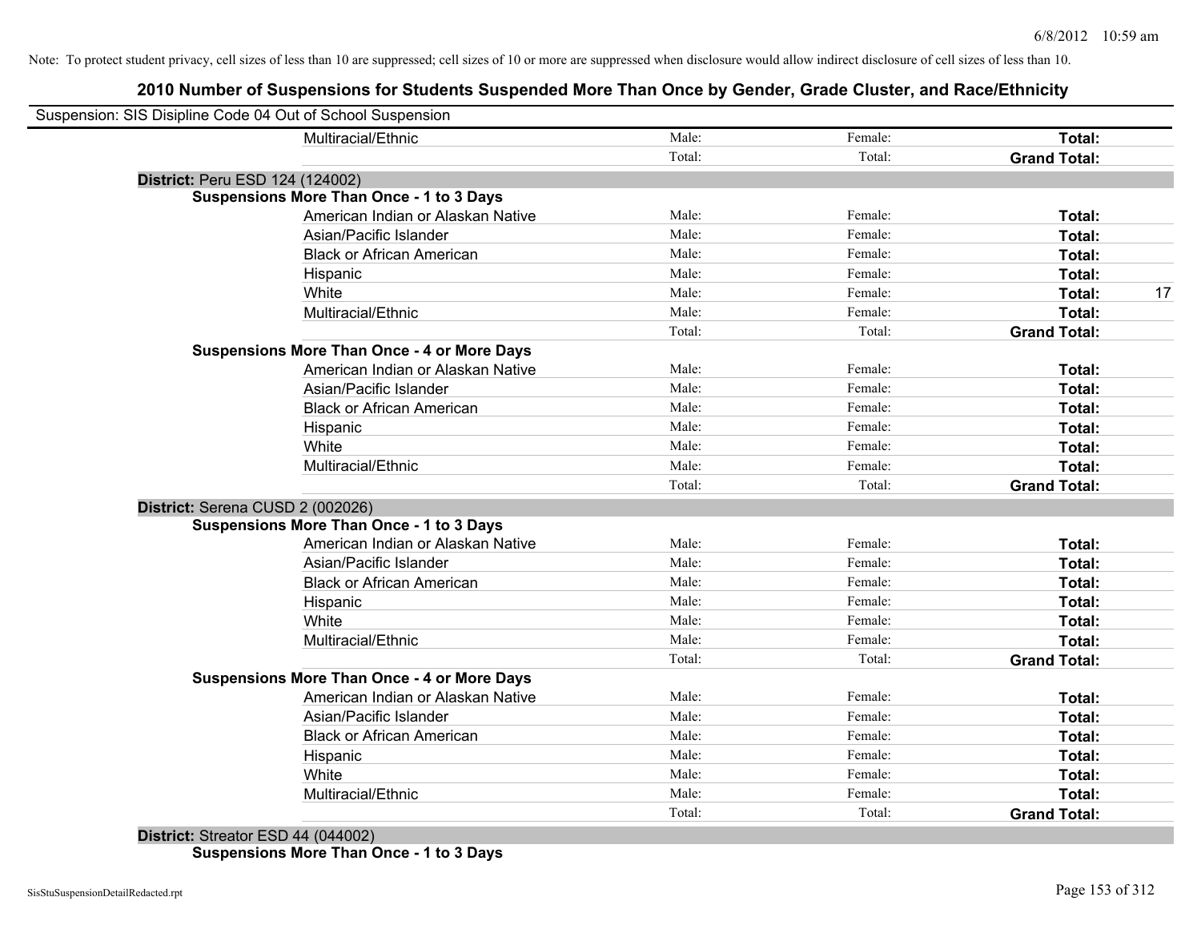Note: To protect student privacy, cell sizes of less than 10 are suppressed; cell sizes of 10 or more are suppressed when disclosure would allow indirect disclosure of cell sizes of less than 10.

## 2010 Number of Suspensions for Students Suspended More Than Once by Gender, Grade Cluster, and Race/Ethnicity

Suspension: SIS Disipline Code 04 Out of School Suspension

| | | | | | |
|---|---|---|---|---|---|
| | Multiracial/Ethnic | Male: | Female: | **Total:** | |
| | | Total: | Total: | **Grand Total:** | |
| **District:** Peru ESD 124 (124002) | | | | | |
| **Suspensions More Than Once - 1 to 3 Days** | | | | | |
| | American Indian or Alaskan Native | Male: | Female: | **Total:** | |
| | Asian/Pacific Islander | Male: | Female: | **Total:** | |
| | Black or African American | Male: | Female: | **Total:** | |
| | Hispanic | Male: | Female: | **Total:** | |
| | White | Male: | Female: | **Total:** | 17 |
| | Multiracial/Ethnic | Male: | Female: | **Total:** | |
| | | Total: | Total: | **Grand Total:** | |
| **Suspensions More Than Once - 4 or More Days** | | | | | |
| | American Indian or Alaskan Native | Male: | Female: | **Total:** | |
| | Asian/Pacific Islander | Male: | Female: | **Total:** | |
| | Black or African American | Male: | Female: | **Total:** | |
| | Hispanic | Male: | Female: | **Total:** | |
| | White | Male: | Female: | **Total:** | |
| | Multiracial/Ethnic | Male: | Female: | **Total:** | |
| | | Total: | Total: | **Grand Total:** | |
| **District:** Serena CUSD 2 (002026) | | | | | |
| **Suspensions More Than Once - 1 to 3 Days** | | | | | |
| | American Indian or Alaskan Native | Male: | Female: | **Total:** | |
| | Asian/Pacific Islander | Male: | Female: | **Total:** | |
| | Black or African American | Male: | Female: | **Total:** | |
| | Hispanic | Male: | Female: | **Total:** | |
| | White | Male: | Female: | **Total:** | |
| | Multiracial/Ethnic | Male: | Female: | **Total:** | |
| | | Total: | Total: | **Grand Total:** | |
| **Suspensions More Than Once - 4 or More Days** | | | | | |
| | American Indian or Alaskan Native | Male: | Female: | **Total:** | |
| | Asian/Pacific Islander | Male: | Female: | **Total:** | |
| | Black or African American | Male: | Female: | **Total:** | |
| | Hispanic | Male: | Female: | **Total:** | |
| | White | Male: | Female: | **Total:** | |
| | Multiracial/Ethnic | Male: | Female: | **Total:** | |
| | | Total: | Total: | **Grand Total:** | |
| **District:** Streator ESD 44 (044002) | | | | | |
| **Suspensions More Than Once - 1 to 3 Days** | | | | | |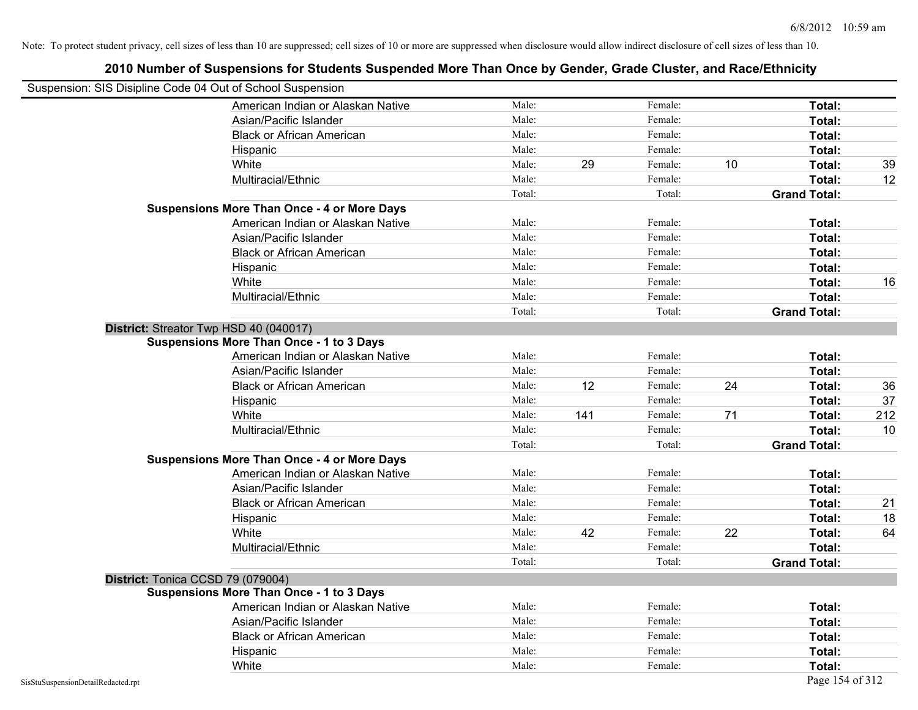Note: To protect student privacy, cell sizes of less than 10 are suppressed; cell sizes of 10 or more are suppressed when disclosure would allow indirect disclosure of cell sizes of less than 10.

# 2010 Number of Suspensions for Students Suspended More Than Once by Gender, Grade Cluster, and Race/Ethnicity

Suspension: SIS Disipline Code 04 Out of School Suspension

| | | | | | | |
|---|---|---|---|---|---|---|
| American Indian or Alaskan Native | Male: | | Female: | | **Total:** | |
| Asian/Pacific Islander | Male: | | Female: | | **Total:** | |
| Black or African American | Male: | | Female: | | **Total:** | |
| Hispanic | Male: | | Female: | | **Total:** | |
| White | Male: | 29 | Female: | 10 | **Total:** | 39 |
| Multiracial/Ethnic | Male: | | Female: | | **Total:** | 12 |
| | Total: | | Total: | | **Grand Total:** | |

**Suspensions More Than Once - 4 or More Days**

| | | | | | | |
|---|---|---|---|---|---|---|
| American Indian or Alaskan Native | Male: | | Female: | | **Total:** | |
| Asian/Pacific Islander | Male: | | Female: | | **Total:** | |
| Black or African American | Male: | | Female: | | **Total:** | |
| Hispanic | Male: | | Female: | | **Total:** | |
| White | Male: | | Female: | | **Total:** | 16 |
| Multiracial/Ethnic | Male: | | Female: | | **Total:** | |
| | Total: | | Total: | | **Grand Total:** | |

## District: Streator Twp HSD 40 (040017)

**Suspensions More Than Once - 1 to 3 Days**

| | | | | | | |
|---|---|---|---|---|---|---|
| American Indian or Alaskan Native | Male: | | Female: | | **Total:** | |
| Asian/Pacific Islander | Male: | | Female: | | **Total:** | |
| Black or African American | Male: | 12 | Female: | 24 | **Total:** | 36 |
| Hispanic | Male: | | Female: | | **Total:** | 37 |
| White | Male: | 141 | Female: | 71 | **Total:** | 212 |
| Multiracial/Ethnic | Male: | | Female: | | **Total:** | 10 |
| | Total: | | Total: | | **Grand Total:** | |

**Suspensions More Than Once - 4 or More Days**

| | | | | | | |
|---|---|---|---|---|---|---|
| American Indian or Alaskan Native | Male: | | Female: | | **Total:** | |
| Asian/Pacific Islander | Male: | | Female: | | **Total:** | |
| Black or African American | Male: | | Female: | | **Total:** | 21 |
| Hispanic | Male: | | Female: | | **Total:** | 18 |
| White | Male: | 42 | Female: | 22 | **Total:** | 64 |
| Multiracial/Ethnic | Male: | | Female: | | **Total:** | |
| | Total: | | Total: | | **Grand Total:** | |

## District: Tonica CCSD 79 (079004)

**Suspensions More Than Once - 1 to 3 Days**

| | | | | | | |
|---|---|---|---|---|---|---|
| American Indian or Alaskan Native | Male: | | Female: | | **Total:** | |
| Asian/Pacific Islander | Male: | | Female: | | **Total:** | |
| Black or African American | Male: | | Female: | | **Total:** | |
| Hispanic | Male: | | Female: | | **Total:** | |
| White | Male: | | Female: | | **Total:** | |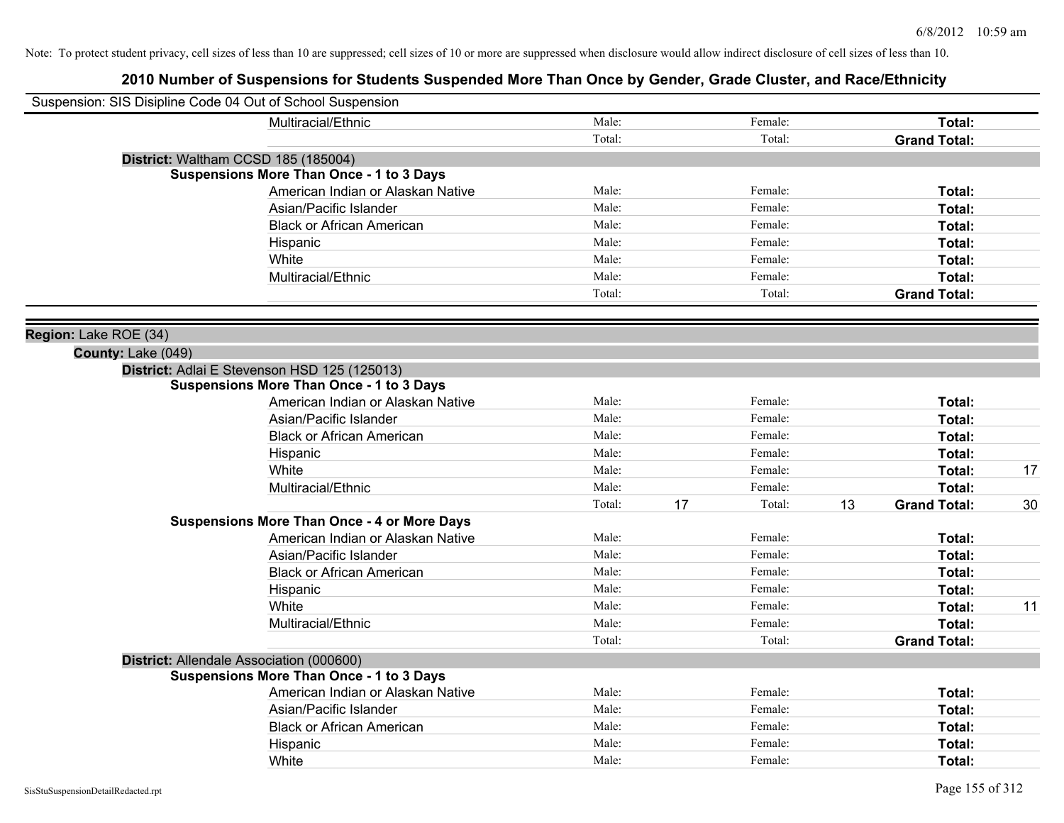Note: To protect student privacy, cell sizes of less than 10 are suppressed; cell sizes of 10 or more are suppressed when disclosure would allow indirect disclosure of cell sizes of less than 10.

## 2010 Number of Suspensions for Students Suspended More Than Once by Gender, Grade Cluster, and Race/Ethnicity

Suspension: SIS Disipline Code 04 Out of School Suspension

| | | | | | |
|---|---|---|---|---|---|
| Multiracial/Ethnic | Male: | Female: | | **Total:** | |
| | Total: | Total: | | **Grand Total:** | |

**District:** Waltham CCSD 185 (185004)

**Suspensions More Than Once - 1 to 3 Days**

| | | | | | | | |
|---|---|---|---|---|---|---|---|
| American Indian or Alaskan Native | Male: | | Female: | | **Total:** | |
| Asian/Pacific Islander | Male: | | Female: | | **Total:** | |
| Black or African American | Male: | | Female: | | **Total:** | |
| Hispanic | Male: | | Female: | | **Total:** | |
| White | Male: | | Female: | | **Total:** | |
| Multiracial/Ethnic | Male: | | Female: | | **Total:** | |
| | Total: | | Total: | | **Grand Total:** | |

**Region:** Lake ROE (34)

**County:** Lake (049)

**District:** Adlai E Stevenson HSD 125 (125013)

**Suspensions More Than Once - 1 to 3 Days**

| | | | | | | |
|---|---|---|---|---|---|---|
| American Indian or Alaskan Native | Male: | | Female: | | **Total:** | |
| Asian/Pacific Islander | Male: | | Female: | | **Total:** | |
| Black or African American | Male: | | Female: | | **Total:** | |
| Hispanic | Male: | | Female: | | **Total:** | |
| White | Male: | | Female: | | **Total:** | 17 |
| Multiracial/Ethnic | Male: | | Female: | | **Total:** | |
| | Total: | 17 | Total: | 13 | **Grand Total:** | 30 |

**Suspensions More Than Once - 4 or More Days**

| | | | | | | |
|---|---|---|---|---|---|---|
| American Indian or Alaskan Native | Male: | | Female: | | **Total:** | |
| Asian/Pacific Islander | Male: | | Female: | | **Total:** | |
| Black or African American | Male: | | Female: | | **Total:** | |
| Hispanic | Male: | | Female: | | **Total:** | |
| White | Male: | | Female: | | **Total:** | 11 |
| Multiracial/Ethnic | Male: | | Female: | | **Total:** | |
| | Total: | | Total: | | **Grand Total:** | |

**District:** Allendale Association (000600)

**Suspensions More Than Once - 1 to 3 Days**

| | | | | | | |
|---|---|---|---|---|---|---|
| American Indian or Alaskan Native | Male: | | Female: | | **Total:** | |
| Asian/Pacific Islander | Male: | | Female: | | **Total:** | |
| Black or African American | Male: | | Female: | | **Total:** | |
| Hispanic | Male: | | Female: | | **Total:** | |
| White | Male: | | Female: | | **Total:** | |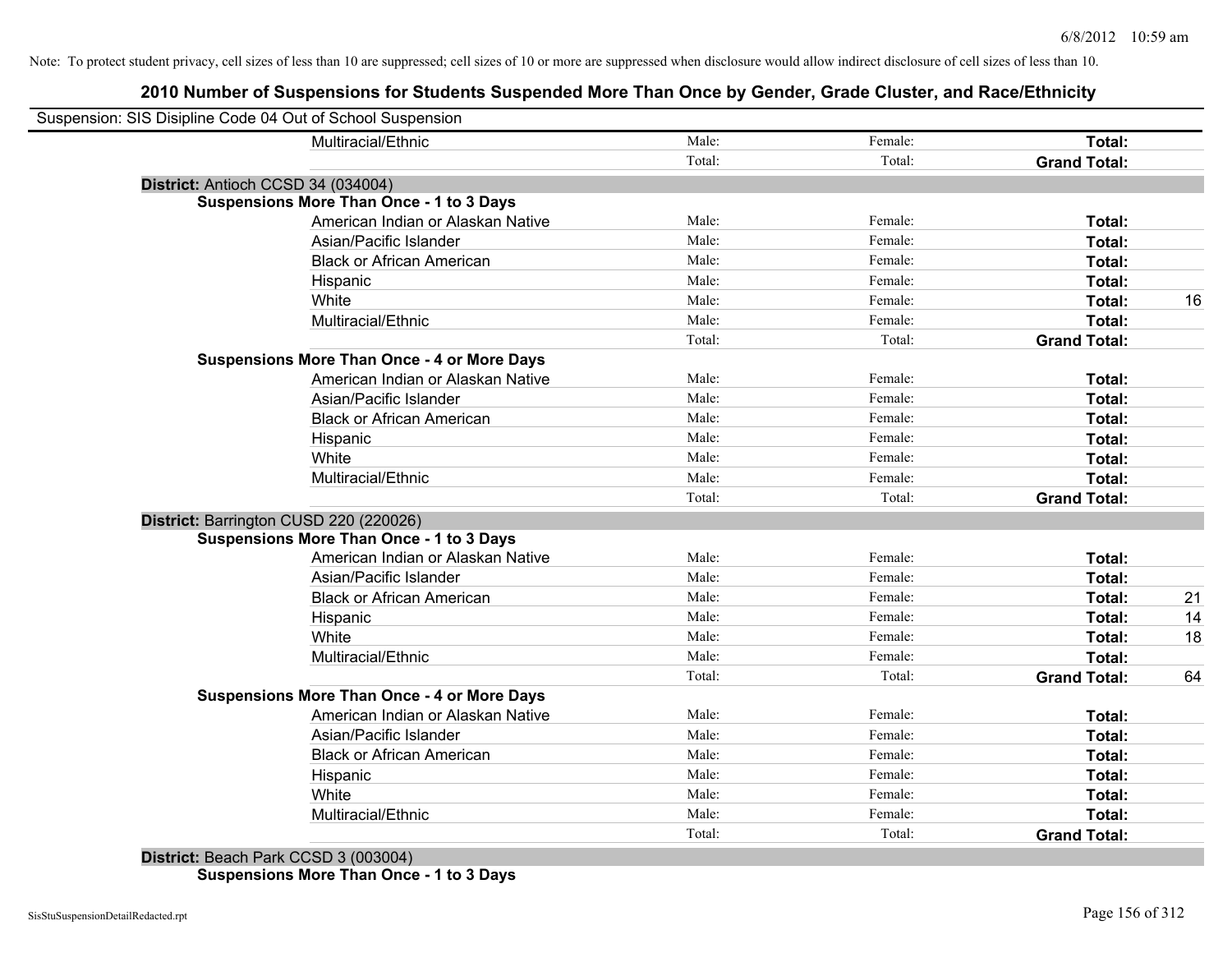Note: To protect student privacy, cell sizes of less than 10 are suppressed; cell sizes of 10 or more are suppressed when disclosure would allow indirect disclosure of cell sizes of less than 10.

# 2010 Number of Suspensions for Students Suspended More Than Once by Gender, Grade Cluster, and Race/Ethnicity

Suspension: SIS Disipline Code 04 Out of School Suspension

| | | | | |
|---|---|---|---|---|
| Multiracial/Ethnic | Male: | Female: | **Total:** | |
| | Total: | Total: | **Grand Total:** | |

**District:** Antioch CCSD 34 (034004)

**Suspensions More Than Once - 1 to 3 Days**

| | | | | |
|---|---|---|---|---|
| American Indian or Alaskan Native | Male: | Female: | **Total:** | |
| Asian/Pacific Islander | Male: | Female: | **Total:** | |
| Black or African American | Male: | Female: | **Total:** | |
| Hispanic | Male: | Female: | **Total:** | |
| White | Male: | Female: | **Total:** | 16 |
| Multiracial/Ethnic | Male: | Female: | **Total:** | |
| | Total: | Total: | **Grand Total:** | |

**Suspensions More Than Once - 4 or More Days**

| | | | | |
|---|---|---|---|---|
| American Indian or Alaskan Native | Male: | Female: | **Total:** | |
| Asian/Pacific Islander | Male: | Female: | **Total:** | |
| Black or African American | Male: | Female: | **Total:** | |
| Hispanic | Male: | Female: | **Total:** | |
| White | Male: | Female: | **Total:** | |
| Multiracial/Ethnic | Male: | Female: | **Total:** | |
| | Total: | Total: | **Grand Total:** | |

**District:** Barrington CUSD 220 (220026)

**Suspensions More Than Once - 1 to 3 Days**

| | | | | |
|---|---|---|---|---|
| American Indian or Alaskan Native | Male: | Female: | **Total:** | |
| Asian/Pacific Islander | Male: | Female: | **Total:** | |
| Black or African American | Male: | Female: | **Total:** | 21 |
| Hispanic | Male: | Female: | **Total:** | 14 |
| White | Male: | Female: | **Total:** | 18 |
| Multiracial/Ethnic | Male: | Female: | **Total:** | |
| | Total: | Total: | **Grand Total:** | 64 |

**Suspensions More Than Once - 4 or More Days**

| | | | | |
|---|---|---|---|---|
| American Indian or Alaskan Native | Male: | Female: | **Total:** | |
| Asian/Pacific Islander | Male: | Female: | **Total:** | |
| Black or African American | Male: | Female: | **Total:** | |
| Hispanic | Male: | Female: | **Total:** | |
| White | Male: | Female: | **Total:** | |
| Multiracial/Ethnic | Male: | Female: | **Total:** | |
| | Total: | Total: | **Grand Total:** | |

**District:** Beach Park CCSD 3 (003004)

**Suspensions More Than Once - 1 to 3 Days**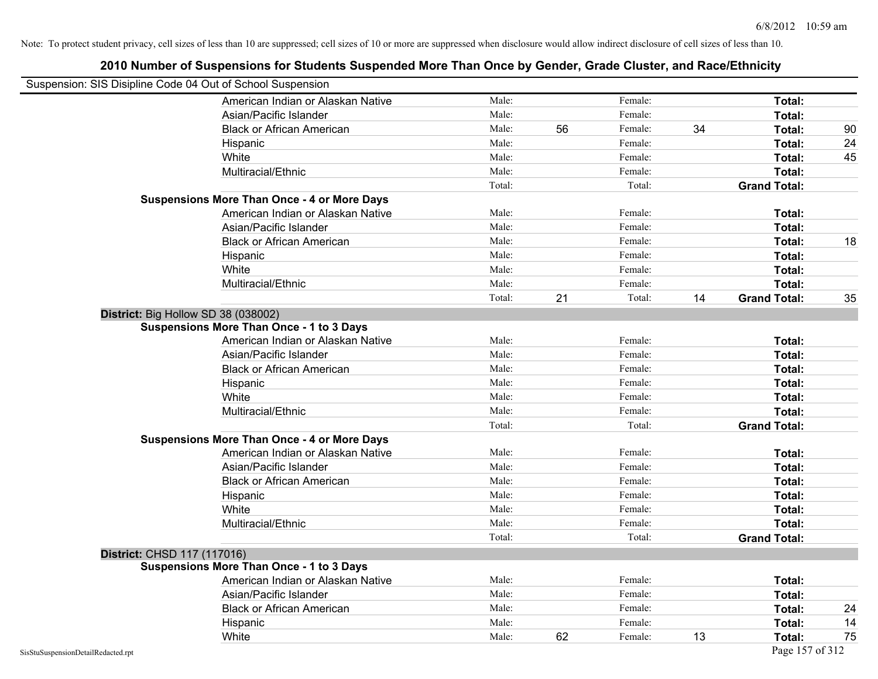Note: To protect student privacy, cell sizes of less than 10 are suppressed; cell sizes of 10 or more are suppressed when disclosure would allow indirect disclosure of cell sizes of less than 10.

## 2010 Number of Suspensions for Students Suspended More Than Once by Gender, Grade Cluster, and Race/Ethnicity

Suspension: SIS Disipline Code 04 Out of School Suspension

| | | | | | | |
|---|---|---|---|---|---|---|
| American Indian or Alaskan Native | Male: | | Female: | | **Total:** | |
| Asian/Pacific Islander | Male: | | Female: | | **Total:** | |
| Black or African American | Male: | 56 | Female: | 34 | **Total:** | 90 |
| Hispanic | Male: | | Female: | | **Total:** | 24 |
| White | Male: | | Female: | | **Total:** | 45 |
| Multiracial/Ethnic | Male: | | Female: | | **Total:** | |
| | Total: | | Total: | | **Grand Total:** | |
| **Suspensions More Than Once - 4 or More Days** | | | | | | |
| American Indian or Alaskan Native | Male: | | Female: | | **Total:** | |
| Asian/Pacific Islander | Male: | | Female: | | **Total:** | |
| Black or African American | Male: | | Female: | | **Total:** | 18 |
| Hispanic | Male: | | Female: | | **Total:** | |
| White | Male: | | Female: | | **Total:** | |
| Multiracial/Ethnic | Male: | | Female: | | **Total:** | |
| | Total: | 21 | Total: | 14 | **Grand Total:** | 35 |

**District:** Big Hollow SD 38 (038002)

| | | | | | | |
|---|---|---|---|---|---|---|
| **Suspensions More Than Once - 1 to 3 Days** | | | | | | |
| American Indian or Alaskan Native | Male: | | Female: | | **Total:** | |
| Asian/Pacific Islander | Male: | | Female: | | **Total:** | |
| Black or African American | Male: | | Female: | | **Total:** | |
| Hispanic | Male: | | Female: | | **Total:** | |
| White | Male: | | Female: | | **Total:** | |
| Multiracial/Ethnic | Male: | | Female: | | **Total:** | |
| | Total: | | Total: | | **Grand Total:** | |
| **Suspensions More Than Once - 4 or More Days** | | | | | | |
| American Indian or Alaskan Native | Male: | | Female: | | **Total:** | |
| Asian/Pacific Islander | Male: | | Female: | | **Total:** | |
| Black or African American | Male: | | Female: | | **Total:** | |
| Hispanic | Male: | | Female: | | **Total:** | |
| White | Male: | | Female: | | **Total:** | |
| Multiracial/Ethnic | Male: | | Female: | | **Total:** | |
| | Total: | | Total: | | **Grand Total:** | |

**District:** CHSD 117 (117016)

| | | | | | | |
|---|---|---|---|---|---|---|
| **Suspensions More Than Once - 1 to 3 Days** | | | | | | |
| American Indian or Alaskan Native | Male: | | Female: | | **Total:** | |
| Asian/Pacific Islander | Male: | | Female: | | **Total:** | |
| Black or African American | Male: | | Female: | | **Total:** | 24 |
| Hispanic | Male: | | Female: | | **Total:** | 14 |
| White | Male: | 62 | Female: | 13 | **Total:** | 75 |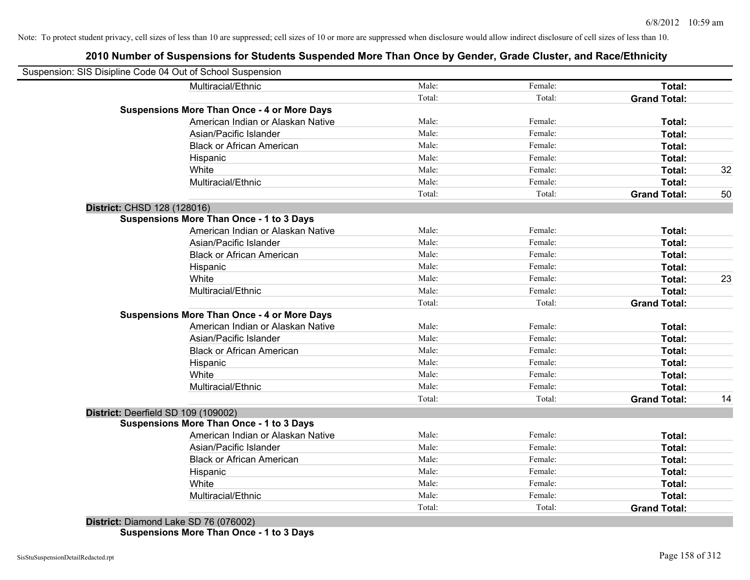Note: To protect student privacy, cell sizes of less than 10 are suppressed; cell sizes of 10 or more are suppressed when disclosure would allow indirect disclosure of cell sizes of less than 10.

## 2010 Number of Suspensions for Students Suspended More Than Once by Gender, Grade Cluster, and Race/Ethnicity

Suspension: SIS Disipline Code 04 Out of School Suspension

| | | | | | |
|---|---|---|---|---|---|
| | Multiracial/Ethnic | Male: | Female: | **Total:** | |
| | | Total: | Total: | **Grand Total:** | |
| **Suspensions More Than Once - 4 or More Days** | | | | | |
| | American Indian or Alaskan Native | Male: | Female: | **Total:** | |
| | Asian/Pacific Islander | Male: | Female: | **Total:** | |
| | Black or African American | Male: | Female: | **Total:** | |
| | Hispanic | Male: | Female: | **Total:** | |
| | White | Male: | Female: | **Total:** | 32 |
| | Multiracial/Ethnic | Male: | Female: | **Total:** | |
| | | Total: | Total: | **Grand Total:** | 50 |
| **District:** CHSD 128 (128016) | | | | | |
| **Suspensions More Than Once - 1 to 3 Days** | | | | | |
| | American Indian or Alaskan Native | Male: | Female: | **Total:** | |
| | Asian/Pacific Islander | Male: | Female: | **Total:** | |
| | Black or African American | Male: | Female: | **Total:** | |
| | Hispanic | Male: | Female: | **Total:** | |
| | White | Male: | Female: | **Total:** | 23 |
| | Multiracial/Ethnic | Male: | Female: | **Total:** | |
| | | Total: | Total: | **Grand Total:** | |
| **Suspensions More Than Once - 4 or More Days** | | | | | |
| | American Indian or Alaskan Native | Male: | Female: | **Total:** | |
| | Asian/Pacific Islander | Male: | Female: | **Total:** | |
| | Black or African American | Male: | Female: | **Total:** | |
| | Hispanic | Male: | Female: | **Total:** | |
| | White | Male: | Female: | **Total:** | |
| | Multiracial/Ethnic | Male: | Female: | **Total:** | |
| | | Total: | Total: | **Grand Total:** | 14 |
| **District:** Deerfield SD 109 (109002) | | | | | |
| **Suspensions More Than Once - 1 to 3 Days** | | | | | |
| | American Indian or Alaskan Native | Male: | Female: | **Total:** | |
| | Asian/Pacific Islander | Male: | Female: | **Total:** | |
| | Black or African American | Male: | Female: | **Total:** | |
| | Hispanic | Male: | Female: | **Total:** | |
| | White | Male: | Female: | **Total:** | |
| | Multiracial/Ethnic | Male: | Female: | **Total:** | |
| | | Total: | Total: | **Grand Total:** | |
| **District:** Diamond Lake SD 76 (076002) | | | | | |
| **Suspensions More Than Once - 1 to 3 Days** | | | | | |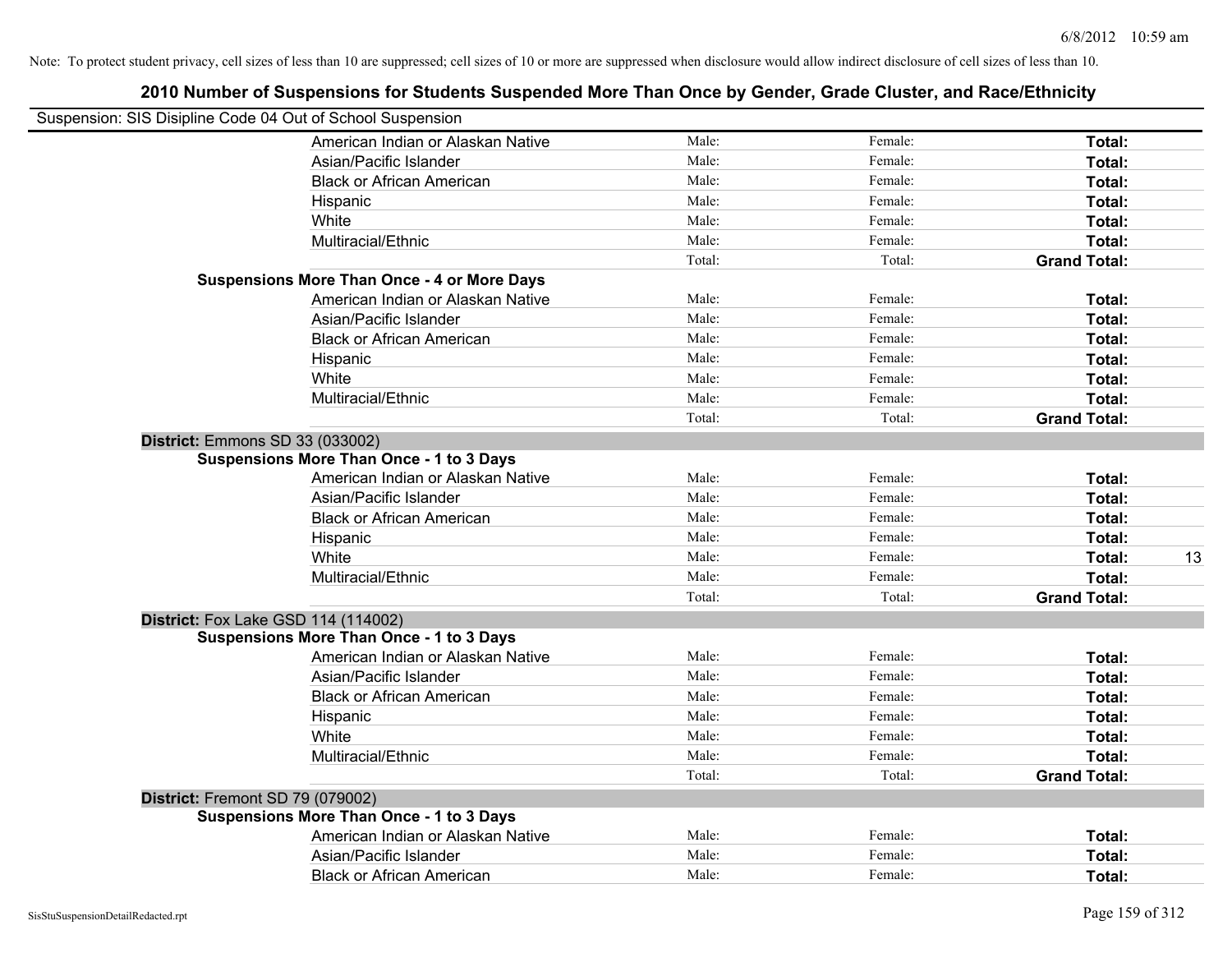Note: To protect student privacy, cell sizes of less than 10 are suppressed; cell sizes of 10 or more are suppressed when disclosure would allow indirect disclosure of cell sizes of less than 10.

# 2010 Number of Suspensions for Students Suspended More Than Once by Gender, Grade Cluster, and Race/Ethnicity

Suspension: SIS Disipline Code 04 Out of School Suspension

| | | | | |
|---|---|---|---|---|
| American Indian or Alaskan Native | Male: | Female: | Total: | |
| Asian/Pacific Islander | Male: | Female: | Total: | |
| Black or African American | Male: | Female: | Total: | |
| Hispanic | Male: | Female: | Total: | |
| White | Male: | Female: | Total: | |
| Multiracial/Ethnic | Male: | Female: | Total: | |
| | Total: | Total: | Grand Total: | |
| **Suspensions More Than Once - 4 or More Days** | | | | |
| American Indian or Alaskan Native | Male: | Female: | Total: | |
| Asian/Pacific Islander | Male: | Female: | Total: | |
| Black or African American | Male: | Female: | Total: | |
| Hispanic | Male: | Female: | Total: | |
| White | Male: | Female: | Total: | |
| Multiracial/Ethnic | Male: | Female: | Total: | |
| | Total: | Total: | Grand Total: | |
| **District: Emmons SD 33 (033002)** | | | | |
| **Suspensions More Than Once - 1 to 3 Days** | | | | |
| American Indian or Alaskan Native | Male: | Female: | Total: | |
| Asian/Pacific Islander | Male: | Female: | Total: | |
| Black or African American | Male: | Female: | Total: | |
| Hispanic | Male: | Female: | Total: | |
| White | Male: | Female: | Total: | 13 |
| Multiracial/Ethnic | Male: | Female: | Total: | |
| | Total: | Total: | Grand Total: | |
| **District: Fox Lake GSD 114 (114002)** | | | | |
| **Suspensions More Than Once - 1 to 3 Days** | | | | |
| American Indian or Alaskan Native | Male: | Female: | Total: | |
| Asian/Pacific Islander | Male: | Female: | Total: | |
| Black or African American | Male: | Female: | Total: | |
| Hispanic | Male: | Female: | Total: | |
| White | Male: | Female: | Total: | |
| Multiracial/Ethnic | Male: | Female: | Total: | |
| | Total: | Total: | Grand Total: | |
| **District: Fremont SD 79 (079002)** | | | | |
| **Suspensions More Than Once - 1 to 3 Days** | | | | |
| American Indian or Alaskan Native | Male: | Female: | Total: | |
| Asian/Pacific Islander | Male: | Female: | Total: | |
| Black or African American | Male: | Female: | Total: | |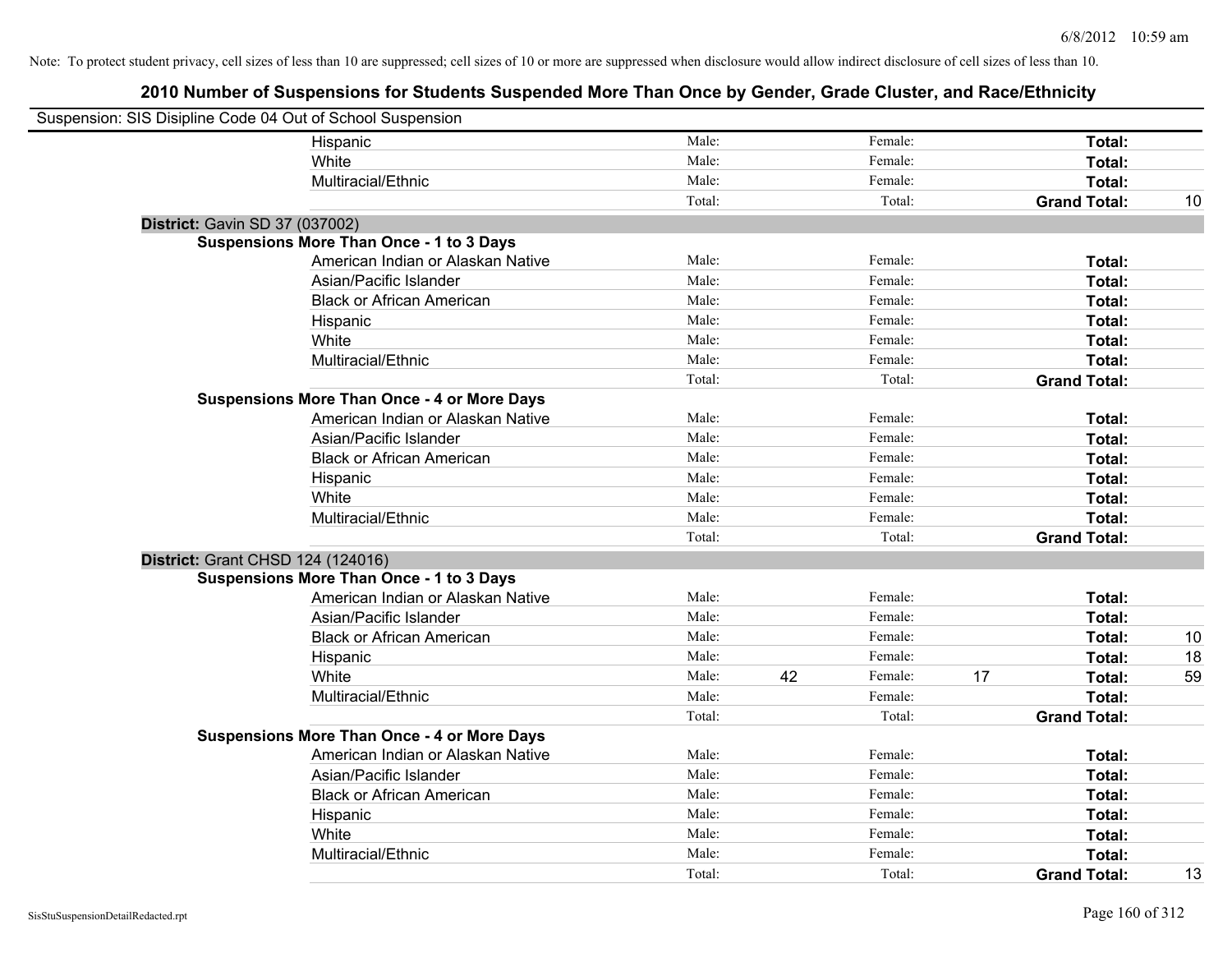Note: To protect student privacy, cell sizes of less than 10 are suppressed; cell sizes of 10 or more are suppressed when disclosure would allow indirect disclosure of cell sizes of less than 10.

## 2010 Number of Suspensions for Students Suspended More Than Once by Gender, Grade Cluster, and Race/Ethnicity

Suspension: SIS Disipline Code 04 Out of School Suspension

| | | | | | | |
|---|---|---|---|---|---|---|
| Hispanic | Male: | | Female: | | **Total:** | |
| White | Male: | | Female: | | **Total:** | |
| Multiracial/Ethnic | Male: | | Female: | | **Total:** | |
| | Total: | | Total: | | **Grand Total:** | 10 |

**District:** Gavin SD 37 (037002)

**Suspensions More Than Once - 1 to 3 Days**

| | | | | | | |
|---|---|---|---|---|---|---|
| American Indian or Alaskan Native | Male: | | Female: | | **Total:** | |
| Asian/Pacific Islander | Male: | | Female: | | **Total:** | |
| Black or African American | Male: | | Female: | | **Total:** | |
| Hispanic | Male: | | Female: | | **Total:** | |
| White | Male: | | Female: | | **Total:** | |
| Multiracial/Ethnic | Male: | | Female: | | **Total:** | |
| | Total: | | Total: | | **Grand Total:** | |

**Suspensions More Than Once - 4 or More Days**

| | | | | | | |
|---|---|---|---|---|---|---|
| American Indian or Alaskan Native | Male: | | Female: | | **Total:** | |
| Asian/Pacific Islander | Male: | | Female: | | **Total:** | |
| Black or African American | Male: | | Female: | | **Total:** | |
| Hispanic | Male: | | Female: | | **Total:** | |
| White | Male: | | Female: | | **Total:** | |
| Multiracial/Ethnic | Male: | | Female: | | **Total:** | |
| | Total: | | Total: | | **Grand Total:** | |

**District:** Grant CHSD 124 (124016)

**Suspensions More Than Once - 1 to 3 Days**

| | | | | | | |
|---|---|---|---|---|---|---|
| American Indian or Alaskan Native | Male: | | Female: | | **Total:** | |
| Asian/Pacific Islander | Male: | | Female: | | **Total:** | |
| Black or African American | Male: | | Female: | | **Total:** | 10 |
| Hispanic | Male: | | Female: | | **Total:** | 18 |
| White | Male: | 42 | Female: | 17 | **Total:** | 59 |
| Multiracial/Ethnic | Male: | | Female: | | **Total:** | |
| | Total: | | Total: | | **Grand Total:** | |

**Suspensions More Than Once - 4 or More Days**

| | | | | | | |
|---|---|---|---|---|---|---|
| American Indian or Alaskan Native | Male: | | Female: | | **Total:** | |
| Asian/Pacific Islander | Male: | | Female: | | **Total:** | |
| Black or African American | Male: | | Female: | | **Total:** | |
| Hispanic | Male: | | Female: | | **Total:** | |
| White | Male: | | Female: | | **Total:** | |
| Multiracial/Ethnic | Male: | | Female: | | **Total:** | |
| | Total: | | Total: | | **Grand Total:** | 13 |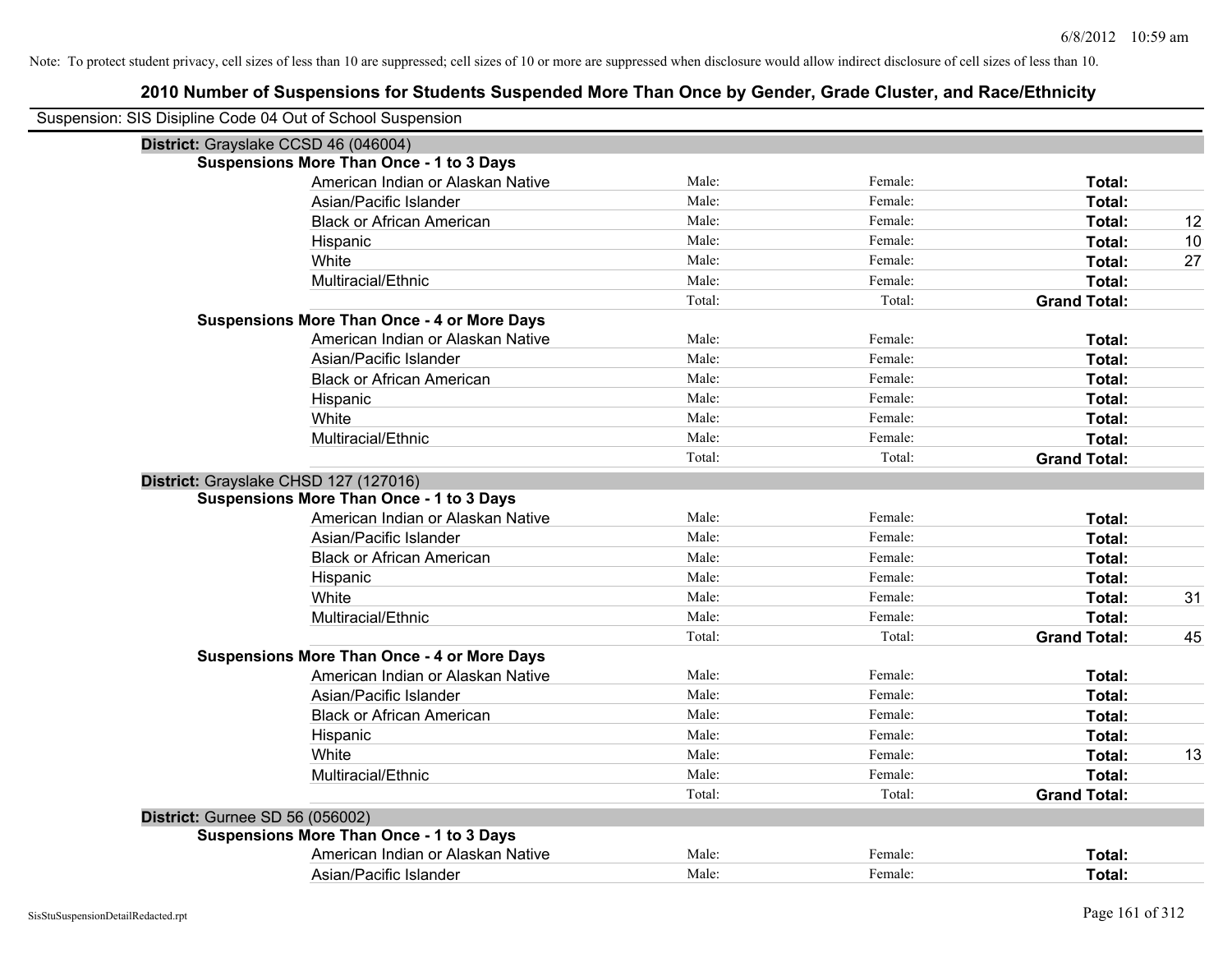Note: To protect student privacy, cell sizes of less than 10 are suppressed; cell sizes of 10 or more are suppressed when disclosure would allow indirect disclosure of cell sizes of less than 10.

## 2010 Number of Suspensions for Students Suspended More Than Once by Gender, Grade Cluster, and Race/Ethnicity

Suspension: SIS Disipline Code 04 Out of School Suspension

**District:** Grayslake CCSD 46 (046004)

**Suspensions More Than Once - 1 to 3 Days**

| | | | | |
|---|---|---|---|---|
| American Indian or Alaskan Native | Male: | Female: | **Total:** | |
| Asian/Pacific Islander | Male: | Female: | **Total:** | |
| Black or African American | Male: | Female: | **Total:** | 12 |
| Hispanic | Male: | Female: | **Total:** | 10 |
| White | Male: | Female: | **Total:** | 27 |
| Multiracial/Ethnic | Male: | Female: | **Total:** | |
| | Total: | Total: | **Grand Total:** | |

**Suspensions More Than Once - 4 or More Days**

| | | | | |
|---|---|---|---|---|
| American Indian or Alaskan Native | Male: | Female: | **Total:** | |
| Asian/Pacific Islander | Male: | Female: | **Total:** | |
| Black or African American | Male: | Female: | **Total:** | |
| Hispanic | Male: | Female: | **Total:** | |
| White | Male: | Female: | **Total:** | |
| Multiracial/Ethnic | Male: | Female: | **Total:** | |
| | Total: | Total: | **Grand Total:** | |

**District:** Grayslake CHSD 127 (127016)

**Suspensions More Than Once - 1 to 3 Days**

| | | | | |
|---|---|---|---|---|
| American Indian or Alaskan Native | Male: | Female: | **Total:** | |
| Asian/Pacific Islander | Male: | Female: | **Total:** | |
| Black or African American | Male: | Female: | **Total:** | |
| Hispanic | Male: | Female: | **Total:** | |
| White | Male: | Female: | **Total:** | 31 |
| Multiracial/Ethnic | Male: | Female: | **Total:** | |
| | Total: | Total: | **Grand Total:** | 45 |

**Suspensions More Than Once - 4 or More Days**

| | | | | |
|---|---|---|---|---|
| American Indian or Alaskan Native | Male: | Female: | **Total:** | |
| Asian/Pacific Islander | Male: | Female: | **Total:** | |
| Black or African American | Male: | Female: | **Total:** | |
| Hispanic | Male: | Female: | **Total:** | |
| White | Male: | Female: | **Total:** | 13 |
| Multiracial/Ethnic | Male: | Female: | **Total:** | |
| | Total: | Total: | **Grand Total:** | |

**District:** Gurnee SD 56 (056002)

**Suspensions More Than Once - 1 to 3 Days**

| | | | | |
|---|---|---|---|---|
| American Indian or Alaskan Native | Male: | Female: | **Total:** | |
| Asian/Pacific Islander | Male: | Female: | **Total:** | |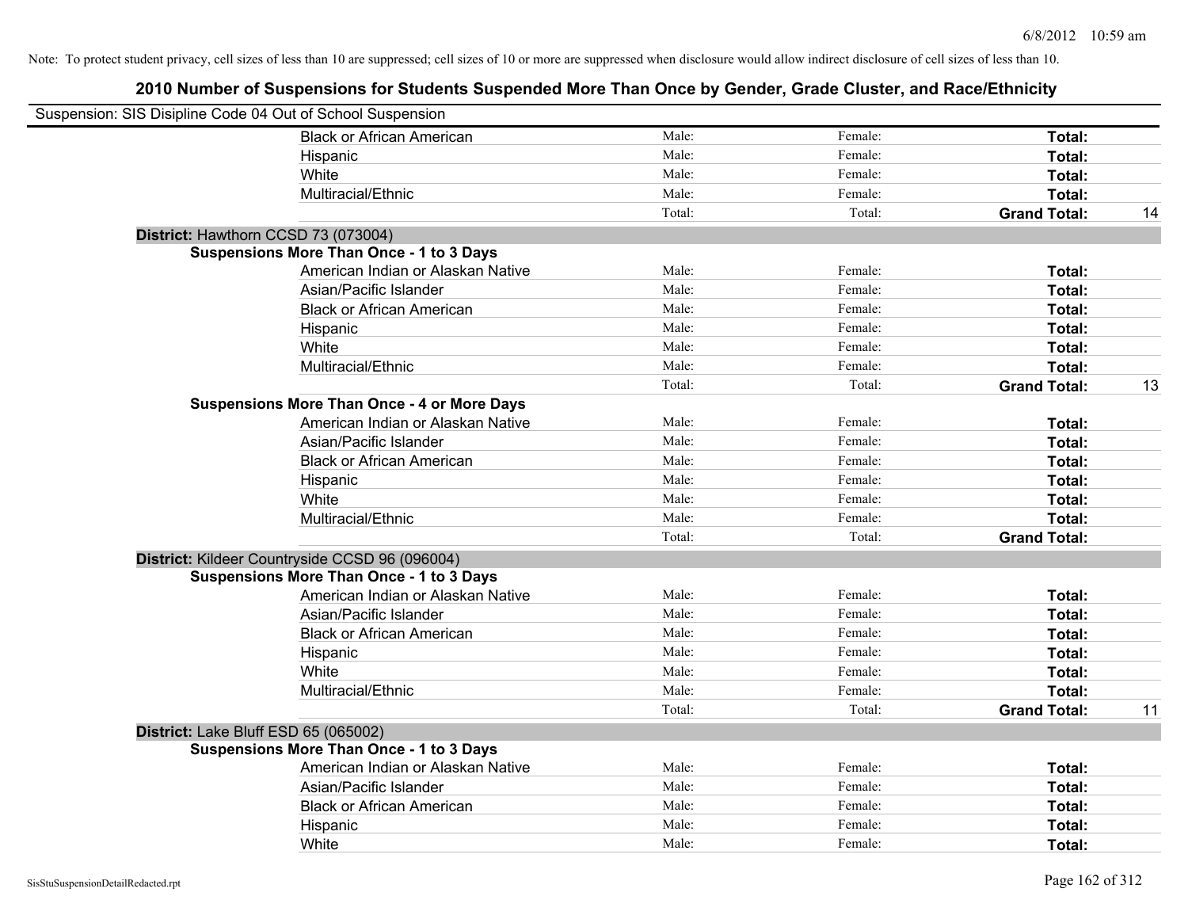Note: To protect student privacy, cell sizes of less than 10 are suppressed; cell sizes of 10 or more are suppressed when disclosure would allow indirect disclosure of cell sizes of less than 10.

## 2010 Number of Suspensions for Students Suspended More Than Once by Gender, Grade Cluster, and Race/Ethnicity

Suspension: SIS Disipline Code 04 Out of School Suspension

| | | | | | |
|---|---|---|---|---|---|
| | Black or African American | Male: | Female: | **Total:** | |
| | Hispanic | Male: | Female: | **Total:** | |
| | White | Male: | Female: | **Total:** | |
| | Multiracial/Ethnic | Male: | Female: | **Total:** | |
| | | Total: | Total: | **Grand Total:** | 14 |
| **District:** Hawthorn CCSD 73 (073004) | | | | | |
| **Suspensions More Than Once - 1 to 3 Days** | | | | | |
| | American Indian or Alaskan Native | Male: | Female: | **Total:** | |
| | Asian/Pacific Islander | Male: | Female: | **Total:** | |
| | Black or African American | Male: | Female: | **Total:** | |
| | Hispanic | Male: | Female: | **Total:** | |
| | White | Male: | Female: | **Total:** | |
| | Multiracial/Ethnic | Male: | Female: | **Total:** | |
| | | Total: | Total: | **Grand Total:** | 13 |
| **Suspensions More Than Once - 4 or More Days** | | | | | |
| | American Indian or Alaskan Native | Male: | Female: | **Total:** | |
| | Asian/Pacific Islander | Male: | Female: | **Total:** | |
| | Black or African American | Male: | Female: | **Total:** | |
| | Hispanic | Male: | Female: | **Total:** | |
| | White | Male: | Female: | **Total:** | |
| | Multiracial/Ethnic | Male: | Female: | **Total:** | |
| | | Total: | Total: | **Grand Total:** | |
| **District:** Kildeer Countryside CCSD 96 (096004) | | | | | |
| **Suspensions More Than Once - 1 to 3 Days** | | | | | |
| | American Indian or Alaskan Native | Male: | Female: | **Total:** | |
| | Asian/Pacific Islander | Male: | Female: | **Total:** | |
| | Black or African American | Male: | Female: | **Total:** | |
| | Hispanic | Male: | Female: | **Total:** | |
| | White | Male: | Female: | **Total:** | |
| | Multiracial/Ethnic | Male: | Female: | **Total:** | |
| | | Total: | Total: | **Grand Total:** | 11 |
| **District:** Lake Bluff ESD 65 (065002) | | | | | |
| **Suspensions More Than Once - 1 to 3 Days** | | | | | |
| | American Indian or Alaskan Native | Male: | Female: | **Total:** | |
| | Asian/Pacific Islander | Male: | Female: | **Total:** | |
| | Black or African American | Male: | Female: | **Total:** | |
| | Hispanic | Male: | Female: | **Total:** | |
| | White | Male: | Female: | **Total:** | |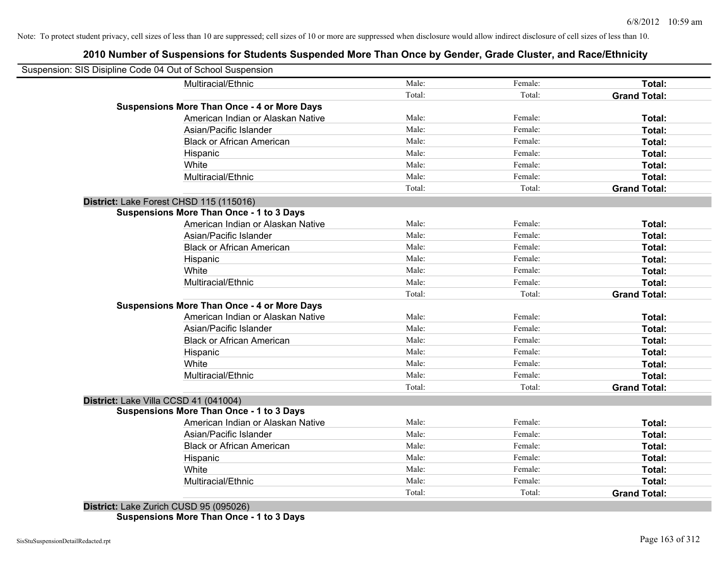Note: To protect student privacy, cell sizes of less than 10 are suppressed; cell sizes of 10 or more are suppressed when disclosure would allow indirect disclosure of cell sizes of less than 10.

# 2010 Number of Suspensions for Students Suspended More Than Once by Gender, Grade Cluster, and Race/Ethnicity

Suspension: SIS Disipline Code 04 Out of School Suspension

| | | | |
|---|---|---|---|
| Multiracial/Ethnic | Male: | Female: | **Total:** |
| | Total: | Total: | **Grand Total:** |
| **Suspensions More Than Once - 4 or More Days** | | | |
| American Indian or Alaskan Native | Male: | Female: | **Total:** |
| Asian/Pacific Islander | Male: | Female: | **Total:** |
| Black or African American | Male: | Female: | **Total:** |
| Hispanic | Male: | Female: | **Total:** |
| White | Male: | Female: | **Total:** |
| Multiracial/Ethnic | Male: | Female: | **Total:** |
| | Total: | Total: | **Grand Total:** |
| **District:** Lake Forest CHSD 115 (115016) | | | |
| **Suspensions More Than Once - 1 to 3 Days** | | | |
| American Indian or Alaskan Native | Male: | Female: | **Total:** |
| Asian/Pacific Islander | Male: | Female: | **Total:** |
| Black or African American | Male: | Female: | **Total:** |
| Hispanic | Male: | Female: | **Total:** |
| White | Male: | Female: | **Total:** |
| Multiracial/Ethnic | Male: | Female: | **Total:** |
| | Total: | Total: | **Grand Total:** |
| **Suspensions More Than Once - 4 or More Days** | | | |
| American Indian or Alaskan Native | Male: | Female: | **Total:** |
| Asian/Pacific Islander | Male: | Female: | **Total:** |
| Black or African American | Male: | Female: | **Total:** |
| Hispanic | Male: | Female: | **Total:** |
| White | Male: | Female: | **Total:** |
| Multiracial/Ethnic | Male: | Female: | **Total:** |
| | Total: | Total: | **Grand Total:** |
| **District:** Lake Villa CCSD 41 (041004) | | | |
| **Suspensions More Than Once - 1 to 3 Days** | | | |
| American Indian or Alaskan Native | Male: | Female: | **Total:** |
| Asian/Pacific Islander | Male: | Female: | **Total:** |
| Black or African American | Male: | Female: | **Total:** |
| Hispanic | Male: | Female: | **Total:** |
| White | Male: | Female: | **Total:** |
| Multiracial/Ethnic | Male: | Female: | **Total:** |
| | Total: | Total: | **Grand Total:** |
| **District:** Lake Zurich CUSD 95 (095026) | | | |
| **Suspensions More Than Once - 1 to 3 Days** | | | |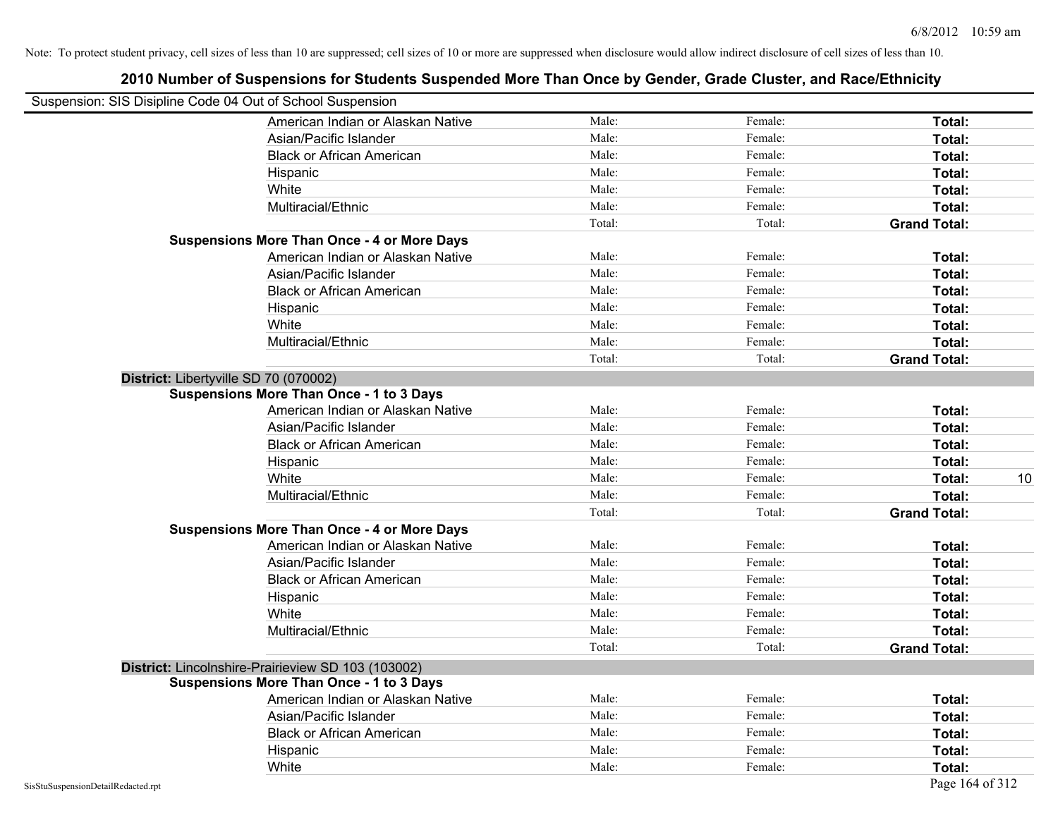Note: To protect student privacy, cell sizes of less than 10 are suppressed; cell sizes of 10 or more are suppressed when disclosure would allow indirect disclosure of cell sizes of less than 10.

# 2010 Number of Suspensions for Students Suspended More Than Once by Gender, Grade Cluster, and Race/Ethnicity

Suspension: SIS Disipline Code 04 Out of School Suspension

| | Male: | Female: | Total: | |
|---|---|---|---|---|
| American Indian or Alaskan Native | Male: | Female: | **Total:** | |
| Asian/Pacific Islander | Male: | Female: | **Total:** | |
| Black or African American | Male: | Female: | **Total:** | |
| Hispanic | Male: | Female: | **Total:** | |
| White | Male: | Female: | **Total:** | |
| Multiracial/Ethnic | Male: | Female: | **Total:** | |
| | Total: | Total: | **Grand Total:** | |
| **Suspensions More Than Once - 4 or More Days** | | | | |
| American Indian or Alaskan Native | Male: | Female: | **Total:** | |
| Asian/Pacific Islander | Male: | Female: | **Total:** | |
| Black or African American | Male: | Female: | **Total:** | |
| Hispanic | Male: | Female: | **Total:** | |
| White | Male: | Female: | **Total:** | |
| Multiracial/Ethnic | Male: | Female: | **Total:** | |
| | Total: | Total: | **Grand Total:** | |
| **District:** Libertyville SD 70 (070002) | | | | |
| **Suspensions More Than Once - 1 to 3 Days** | | | | |
| American Indian or Alaskan Native | Male: | Female: | **Total:** | |
| Asian/Pacific Islander | Male: | Female: | **Total:** | |
| Black or African American | Male: | Female: | **Total:** | |
| Hispanic | Male: | Female: | **Total:** | |
| White | Male: | Female: | **Total:** | 10 |
| Multiracial/Ethnic | Male: | Female: | **Total:** | |
| | Total: | Total: | **Grand Total:** | |
| **Suspensions More Than Once - 4 or More Days** | | | | |
| American Indian or Alaskan Native | Male: | Female: | **Total:** | |
| Asian/Pacific Islander | Male: | Female: | **Total:** | |
| Black or African American | Male: | Female: | **Total:** | |
| Hispanic | Male: | Female: | **Total:** | |
| White | Male: | Female: | **Total:** | |
| Multiracial/Ethnic | Male: | Female: | **Total:** | |
| | Total: | Total: | **Grand Total:** | |
| **District:** Lincolnshire-Prairieview SD 103 (103002) | | | | |
| **Suspensions More Than Once - 1 to 3 Days** | | | | |
| American Indian or Alaskan Native | Male: | Female: | **Total:** | |
| Asian/Pacific Islander | Male: | Female: | **Total:** | |
| Black or African American | Male: | Female: | **Total:** | |
| Hispanic | Male: | Female: | **Total:** | |
| White | Male: | Female: | **Total:** | |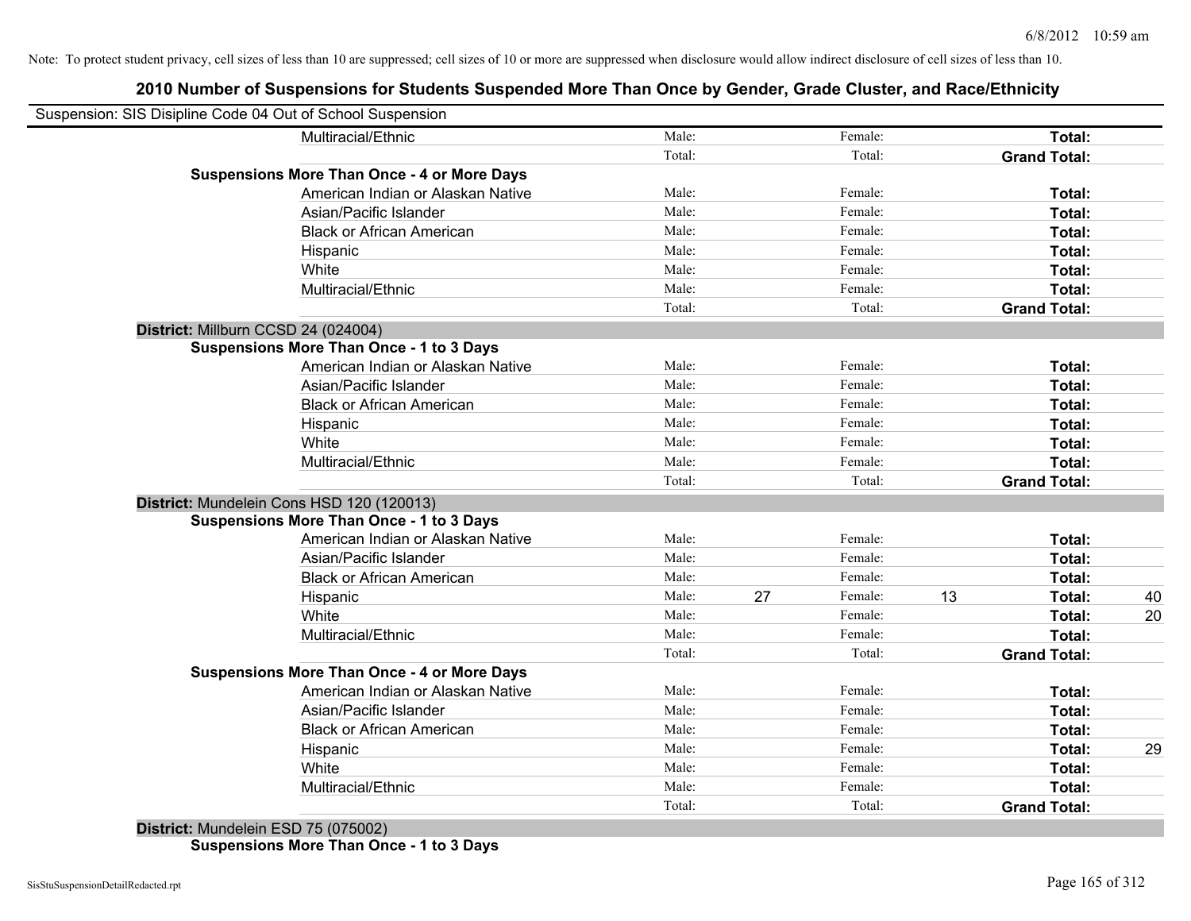Note: To protect student privacy, cell sizes of less than 10 are suppressed; cell sizes of 10 or more are suppressed when disclosure would allow indirect disclosure of cell sizes of less than 10.

# 2010 Number of Suspensions for Students Suspended More Than Once by Gender, Grade Cluster, and Race/Ethnicity

Suspension: SIS Disipline Code 04 Out of School Suspension

| | | | | | | | |
|---|---|---|---|---|---|---|---|
| Multiracial/Ethnic | Male: | | Female: | | **Total:** | |
| | Total: | | Total: | | **Grand Total:** | |
| **Suspensions More Than Once - 4 or More Days** | | | | | | |
| American Indian or Alaskan Native | Male: | | Female: | | **Total:** | |
| Asian/Pacific Islander | Male: | | Female: | | **Total:** | |
| Black or African American | Male: | | Female: | | **Total:** | |
| Hispanic | Male: | | Female: | | **Total:** | |
| White | Male: | | Female: | | **Total:** | |
| Multiracial/Ethnic | Male: | | Female: | | **Total:** | |
| | Total: | | Total: | | **Grand Total:** | |
| **District:** Millburn CCSD 24 (024004) | | | | | | |
| **Suspensions More Than Once - 1 to 3 Days** | | | | | | |
| American Indian or Alaskan Native | Male: | | Female: | | **Total:** | |
| Asian/Pacific Islander | Male: | | Female: | | **Total:** | |
| Black or African American | Male: | | Female: | | **Total:** | |
| Hispanic | Male: | | Female: | | **Total:** | |
| White | Male: | | Female: | | **Total:** | |
| Multiracial/Ethnic | Male: | | Female: | | **Total:** | |
| | Total: | | Total: | | **Grand Total:** | |
| **District:** Mundelein Cons HSD 120 (120013) | | | | | | |
| **Suspensions More Than Once - 1 to 3 Days** | | | | | | |
| American Indian or Alaskan Native | Male: | | Female: | | **Total:** | |
| Asian/Pacific Islander | Male: | | Female: | | **Total:** | |
| Black or African American | Male: | | Female: | | **Total:** | |
| Hispanic | Male: | 27 | Female: | 13 | **Total:** | 40 |
| White | Male: | | Female: | | **Total:** | 20 |
| Multiracial/Ethnic | Male: | | Female: | | **Total:** | |
| | Total: | | Total: | | **Grand Total:** | |
| **Suspensions More Than Once - 4 or More Days** | | | | | | |
| American Indian or Alaskan Native | Male: | | Female: | | **Total:** | |
| Asian/Pacific Islander | Male: | | Female: | | **Total:** | |
| Black or African American | Male: | | Female: | | **Total:** | |
| Hispanic | Male: | | Female: | | **Total:** | 29 |
| White | Male: | | Female: | | **Total:** | |
| Multiracial/Ethnic | Male: | | Female: | | **Total:** | |
| | Total: | | Total: | | **Grand Total:** | |
| **District:** Mundelein ESD 75 (075002) | | | | | | |
| **Suspensions More Than Once - 1 to 3 Days** | | | | | | |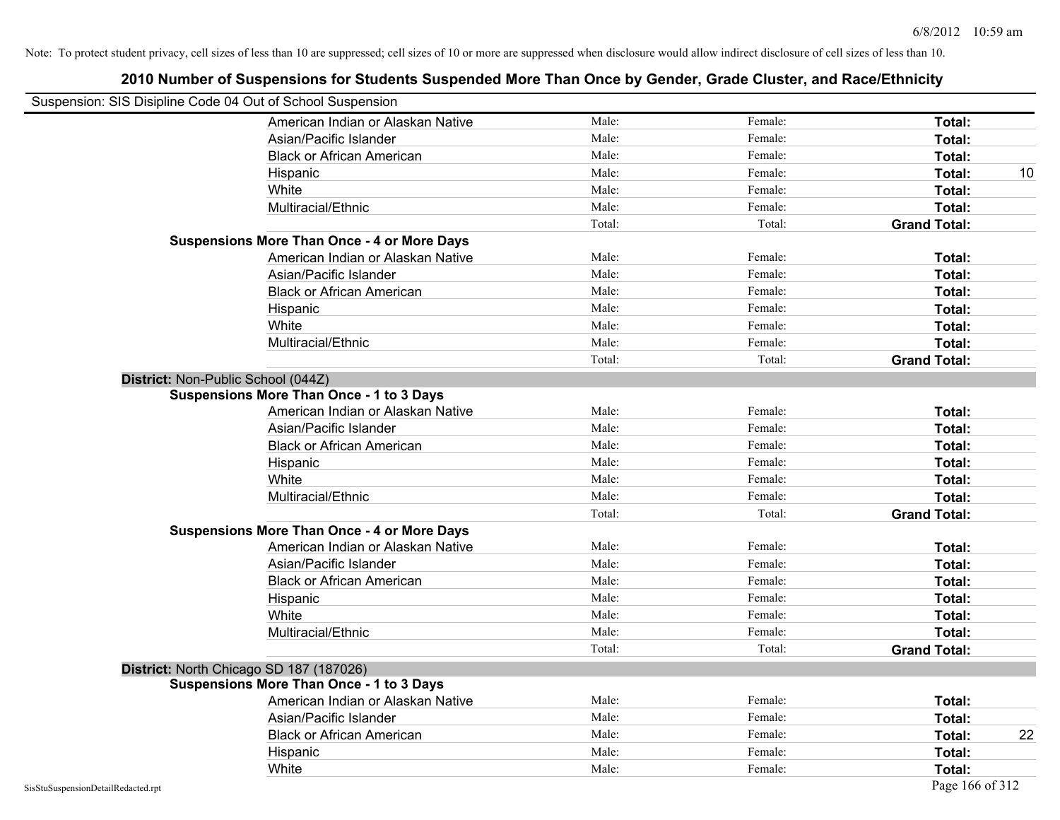Note: To protect student privacy, cell sizes of less than 10 are suppressed; cell sizes of 10 or more are suppressed when disclosure would allow indirect disclosure of cell sizes of less than 10.

# 2010 Number of Suspensions for Students Suspended More Than Once by Gender, Grade Cluster, and Race/Ethnicity

Suspension: SIS Disipline Code 04 Out of School Suspension

| | | | | | |
|---|---|---|---|---|---|
| | American Indian or Alaskan Native | Male: | Female: | **Total:** | |
| | Asian/Pacific Islander | Male: | Female: | **Total:** | |
| | Black or African American | Male: | Female: | **Total:** | |
| | Hispanic | Male: | Female: | **Total:** | 10 |
| | White | Male: | Female: | **Total:** | |
| | Multiracial/Ethnic | Male: | Female: | **Total:** | |
| | | Total: | Total: | **Grand Total:** | |
| **Suspensions More Than Once - 4 or More Days** | | | | | |
| | American Indian or Alaskan Native | Male: | Female: | **Total:** | |
| | Asian/Pacific Islander | Male: | Female: | **Total:** | |
| | Black or African American | Male: | Female: | **Total:** | |
| | Hispanic | Male: | Female: | **Total:** | |
| | White | Male: | Female: | **Total:** | |
| | Multiracial/Ethnic | Male: | Female: | **Total:** | |
| | | Total: | Total: | **Grand Total:** | |
| **District:** Non-Public School (044Z) | | | | | |
| **Suspensions More Than Once - 1 to 3 Days** | | | | | |
| | American Indian or Alaskan Native | Male: | Female: | **Total:** | |
| | Asian/Pacific Islander | Male: | Female: | **Total:** | |
| | Black or African American | Male: | Female: | **Total:** | |
| | Hispanic | Male: | Female: | **Total:** | |
| | White | Male: | Female: | **Total:** | |
| | Multiracial/Ethnic | Male: | Female: | **Total:** | |
| | | Total: | Total: | **Grand Total:** | |
| **Suspensions More Than Once - 4 or More Days** | | | | | |
| | American Indian or Alaskan Native | Male: | Female: | **Total:** | |
| | Asian/Pacific Islander | Male: | Female: | **Total:** | |
| | Black or African American | Male: | Female: | **Total:** | |
| | Hispanic | Male: | Female: | **Total:** | |
| | White | Male: | Female: | **Total:** | |
| | Multiracial/Ethnic | Male: | Female: | **Total:** | |
| | | Total: | Total: | **Grand Total:** | |
| **District:** North Chicago SD 187 (187026) | | | | | |
| **Suspensions More Than Once - 1 to 3 Days** | | | | | |
| | American Indian or Alaskan Native | Male: | Female: | **Total:** | |
| | Asian/Pacific Islander | Male: | Female: | **Total:** | |
| | Black or African American | Male: | Female: | **Total:** | 22 |
| | Hispanic | Male: | Female: | **Total:** | |
| | White | Male: | Female: | **Total:** | |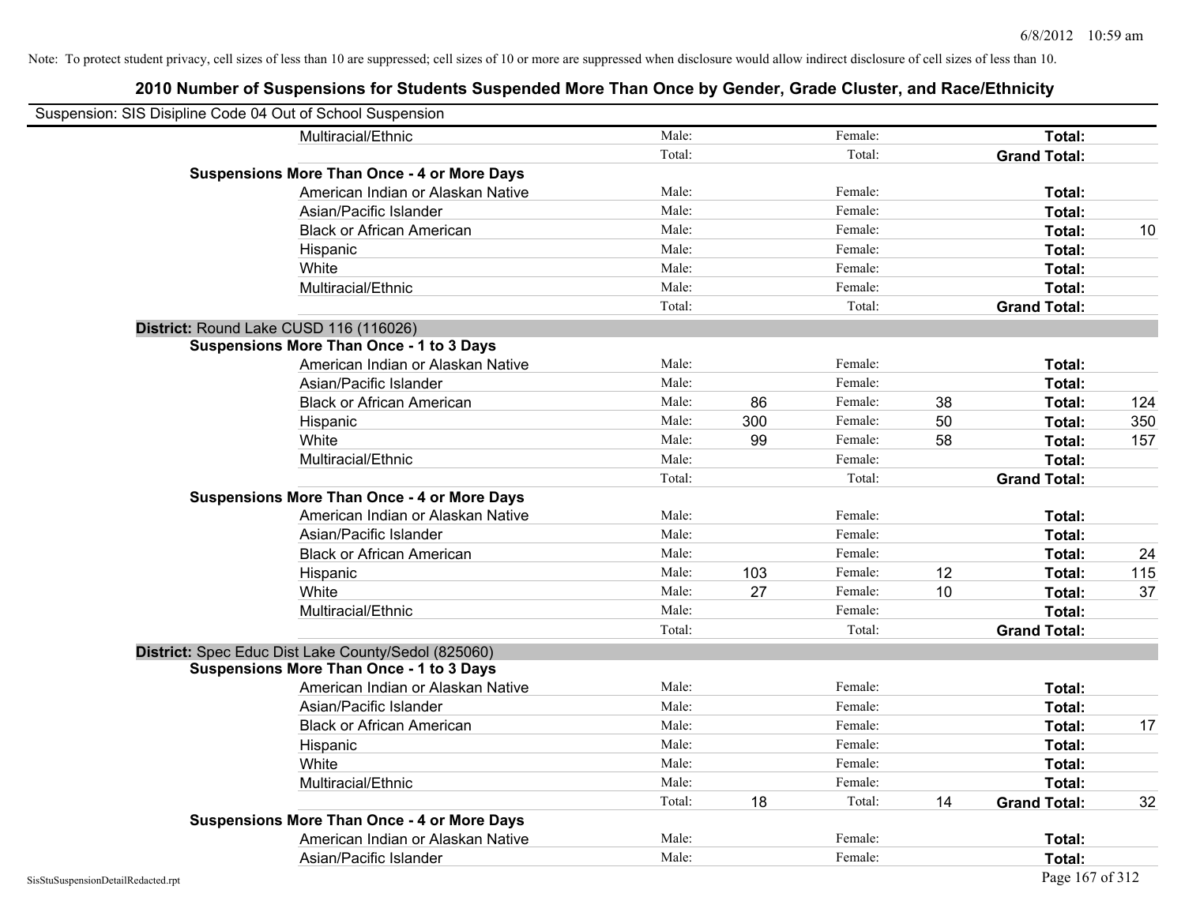Note: To protect student privacy, cell sizes of less than 10 are suppressed; cell sizes of 10 or more are suppressed when disclosure would allow indirect disclosure of cell sizes of less than 10.

## 2010 Number of Suspensions for Students Suspended More Than Once by Gender, Grade Cluster, and Race/Ethnicity

Suspension: SIS Disipline Code 04 Out of School Suspension

| | | | | | | | |
|---|---|---|---|---|---|---|---|
| Multiracial/Ethnic | Male: | | Female: | | **Total:** | |
| | Total: | | Total: | | **Grand Total:** | |
| **Suspensions More Than Once - 4 or More Days** | | | | | | |
| American Indian or Alaskan Native | Male: | | Female: | | **Total:** | |
| Asian/Pacific Islander | Male: | | Female: | | **Total:** | |
| Black or African American | Male: | | Female: | | **Total:** | 10 |
| Hispanic | Male: | | Female: | | **Total:** | |
| White | Male: | | Female: | | **Total:** | |
| Multiracial/Ethnic | Male: | | Female: | | **Total:** | |
| | Total: | | Total: | | **Grand Total:** | |
| **District:** Round Lake CUSD 116 (116026) | | | | | | |
| **Suspensions More Than Once - 1 to 3 Days** | | | | | | |
| American Indian or Alaskan Native | Male: | | Female: | | **Total:** | |
| Asian/Pacific Islander | Male: | | Female: | | **Total:** | |
| Black or African American | Male: | 86 | Female: | 38 | **Total:** | 124 |
| Hispanic | Male: | 300 | Female: | 50 | **Total:** | 350 |
| White | Male: | 99 | Female: | 58 | **Total:** | 157 |
| Multiracial/Ethnic | Male: | | Female: | | **Total:** | |
| | Total: | | Total: | | **Grand Total:** | |
| **Suspensions More Than Once - 4 or More Days** | | | | | | |
| American Indian or Alaskan Native | Male: | | Female: | | **Total:** | |
| Asian/Pacific Islander | Male: | | Female: | | **Total:** | |
| Black or African American | Male: | | Female: | | **Total:** | 24 |
| Hispanic | Male: | 103 | Female: | 12 | **Total:** | 115 |
| White | Male: | 27 | Female: | 10 | **Total:** | 37 |
| Multiracial/Ethnic | Male: | | Female: | | **Total:** | |
| | Total: | | Total: | | **Grand Total:** | |
| **District:** Spec Educ Dist Lake County/Sedol (825060) | | | | | | |
| **Suspensions More Than Once - 1 to 3 Days** | | | | | | |
| American Indian or Alaskan Native | Male: | | Female: | | **Total:** | |
| Asian/Pacific Islander | Male: | | Female: | | **Total:** | |
| Black or African American | Male: | | Female: | | **Total:** | 17 |
| Hispanic | Male: | | Female: | | **Total:** | |
| White | Male: | | Female: | | **Total:** | |
| Multiracial/Ethnic | Male: | | Female: | | **Total:** | |
| | Total: | 18 | Total: | 14 | **Grand Total:** | 32 |
| **Suspensions More Than Once - 4 or More Days** | | | | | | |
| American Indian or Alaskan Native | Male: | | Female: | | **Total:** | |
| Asian/Pacific Islander | Male: | | Female: | | **Total:** | |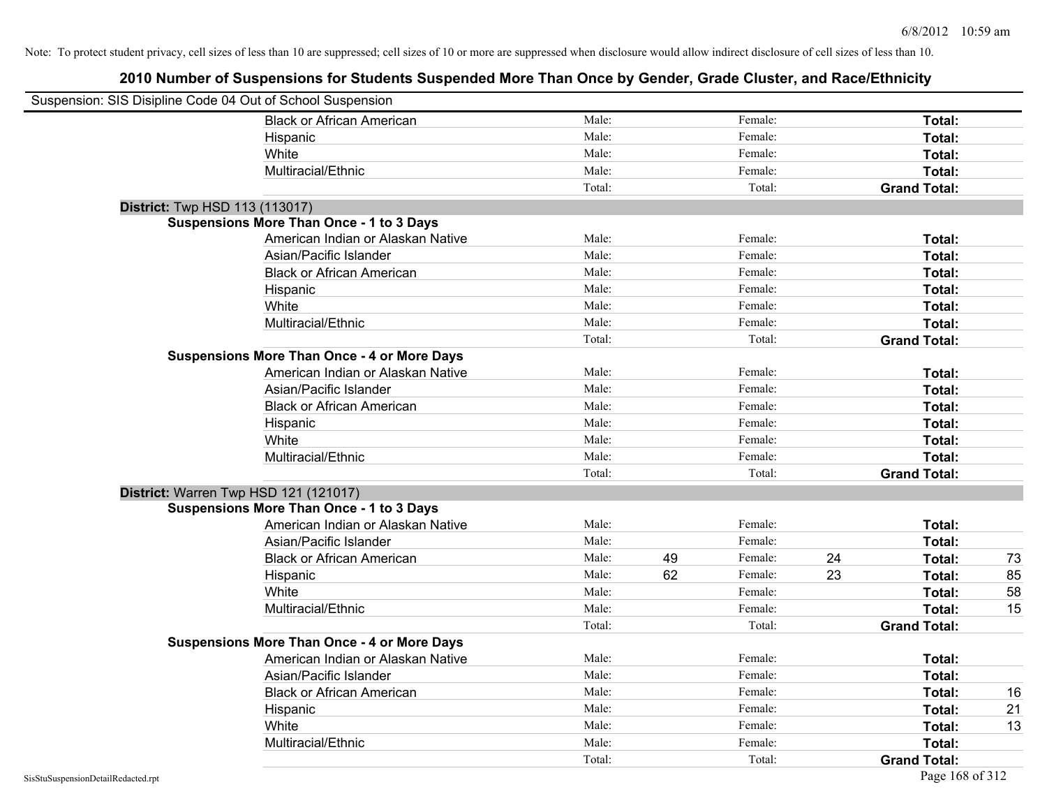Note: To protect student privacy, cell sizes of less than 10 are suppressed; cell sizes of 10 or more are suppressed when disclosure would allow indirect disclosure of cell sizes of less than 10.

## 2010 Number of Suspensions for Students Suspended More Than Once by Gender, Grade Cluster, and Race/Ethnicity

Suspension: SIS Disipline Code 04 Out of School Suspension

| | | | | | | | |
|---|---|---|---|---|---|---|---|
| | Black or African American | Male: | | Female: | | **Total:** | |
| | Hispanic | Male: | | Female: | | **Total:** | |
| | White | Male: | | Female: | | **Total:** | |
| | Multiracial/Ethnic | Male: | | Female: | | **Total:** | |
| | | Total: | | Total: | | **Grand Total:** | |
| **District:** Twp HSD 113 (113017) | | | | | | | |
| **Suspensions More Than Once - 1 to 3 Days** | | | | | | | |
| | American Indian or Alaskan Native | Male: | | Female: | | **Total:** | |
| | Asian/Pacific Islander | Male: | | Female: | | **Total:** | |
| | Black or African American | Male: | | Female: | | **Total:** | |
| | Hispanic | Male: | | Female: | | **Total:** | |
| | White | Male: | | Female: | | **Total:** | |
| | Multiracial/Ethnic | Male: | | Female: | | **Total:** | |
| | | Total: | | Total: | | **Grand Total:** | |
| **Suspensions More Than Once - 4 or More Days** | | | | | | | |
| | American Indian or Alaskan Native | Male: | | Female: | | **Total:** | |
| | Asian/Pacific Islander | Male: | | Female: | | **Total:** | |
| | Black or African American | Male: | | Female: | | **Total:** | |
| | Hispanic | Male: | | Female: | | **Total:** | |
| | White | Male: | | Female: | | **Total:** | |
| | Multiracial/Ethnic | Male: | | Female: | | **Total:** | |
| | | Total: | | Total: | | **Grand Total:** | |
| **District:** Warren Twp HSD 121 (121017) | | | | | | | |
| **Suspensions More Than Once - 1 to 3 Days** | | | | | | | |
| | American Indian or Alaskan Native | Male: | | Female: | | **Total:** | |
| | Asian/Pacific Islander | Male: | | Female: | | **Total:** | |
| | Black or African American | Male: | 49 | Female: | 24 | **Total:** | 73 |
| | Hispanic | Male: | 62 | Female: | 23 | **Total:** | 85 |
| | White | Male: | | Female: | | **Total:** | 58 |
| | Multiracial/Ethnic | Male: | | Female: | | **Total:** | 15 |
| | | Total: | | Total: | | **Grand Total:** | |
| **Suspensions More Than Once - 4 or More Days** | | | | | | | |
| | American Indian or Alaskan Native | Male: | | Female: | | **Total:** | |
| | Asian/Pacific Islander | Male: | | Female: | | **Total:** | |
| | Black or African American | Male: | | Female: | | **Total:** | 16 |
| | Hispanic | Male: | | Female: | | **Total:** | 21 |
| | White | Male: | | Female: | | **Total:** | 13 |
| | Multiracial/Ethnic | Male: | | Female: | | **Total:** | |
| | | Total: | | Total: | | **Grand Total:** | |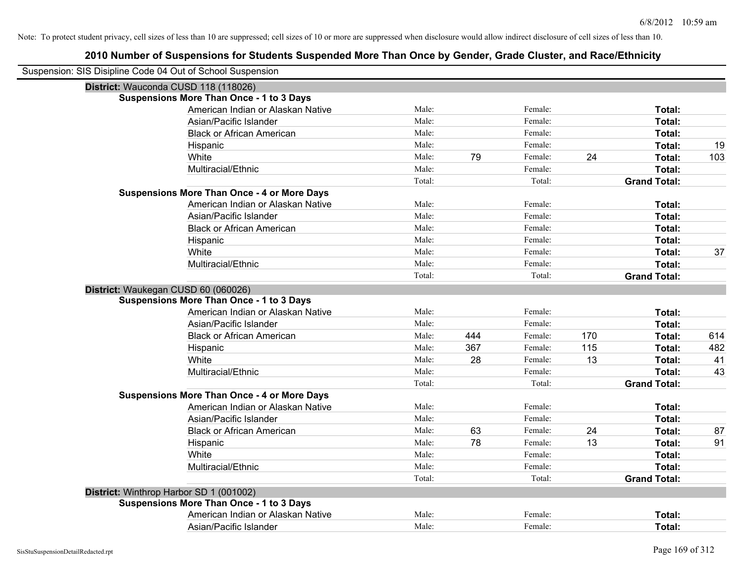Note: To protect student privacy, cell sizes of less than 10 are suppressed; cell sizes of 10 or more are suppressed when disclosure would allow indirect disclosure of cell sizes of less than 10.

## 2010 Number of Suspensions for Students Suspended More Than Once by Gender, Grade Cluster, and Race/Ethnicity

Suspension: SIS Disipline Code 04 Out of School Suspension

### District: Wauconda CUSD 118 (118026)

**Suspensions More Than Once - 1 to 3 Days**

| | | | | | | |
|---|---|---|---|---|---|---|
| American Indian or Alaskan Native | Male: | | Female: | | **Total:** | |
| Asian/Pacific Islander | Male: | | Female: | | **Total:** | |
| Black or African American | Male: | | Female: | | **Total:** | |
| Hispanic | Male: | | Female: | | **Total:** | 19 |
| White | Male: | 79 | Female: | 24 | **Total:** | 103 |
| Multiracial/Ethnic | Male: | | Female: | | **Total:** | |
| | Total: | | Total: | | **Grand Total:** | |

**Suspensions More Than Once - 4 or More Days**

| | | | | | | |
|---|---|---|---|---|---|---|
| American Indian or Alaskan Native | Male: | | Female: | | **Total:** | |
| Asian/Pacific Islander | Male: | | Female: | | **Total:** | |
| Black or African American | Male: | | Female: | | **Total:** | |
| Hispanic | Male: | | Female: | | **Total:** | |
| White | Male: | | Female: | | **Total:** | 37 |
| Multiracial/Ethnic | Male: | | Female: | | **Total:** | |
| | Total: | | Total: | | **Grand Total:** | |

### District: Waukegan CUSD 60 (060026)

**Suspensions More Than Once - 1 to 3 Days**

| | | | | | | |
|---|---|---|---|---|---|---|
| American Indian or Alaskan Native | Male: | | Female: | | **Total:** | |
| Asian/Pacific Islander | Male: | | Female: | | **Total:** | |
| Black or African American | Male: | 444 | Female: | 170 | **Total:** | 614 |
| Hispanic | Male: | 367 | Female: | 115 | **Total:** | 482 |
| White | Male: | 28 | Female: | 13 | **Total:** | 41 |
| Multiracial/Ethnic | Male: | | Female: | | **Total:** | 43 |
| | Total: | | Total: | | **Grand Total:** | |

**Suspensions More Than Once - 4 or More Days**

| | | | | | | |
|---|---|---|---|---|---|---|
| American Indian or Alaskan Native | Male: | | Female: | | **Total:** | |
| Asian/Pacific Islander | Male: | | Female: | | **Total:** | |
| Black or African American | Male: | 63 | Female: | 24 | **Total:** | 87 |
| Hispanic | Male: | 78 | Female: | 13 | **Total:** | 91 |
| White | Male: | | Female: | | **Total:** | |
| Multiracial/Ethnic | Male: | | Female: | | **Total:** | |
| | Total: | | Total: | | **Grand Total:** | |

### District: Winthrop Harbor SD 1 (001002)

**Suspensions More Than Once - 1 to 3 Days**

| | | | | | | |
|---|---|---|---|---|---|---|
| American Indian or Alaskan Native | Male: | | Female: | | **Total:** | |
| Asian/Pacific Islander | Male: | | Female: | | **Total:** | |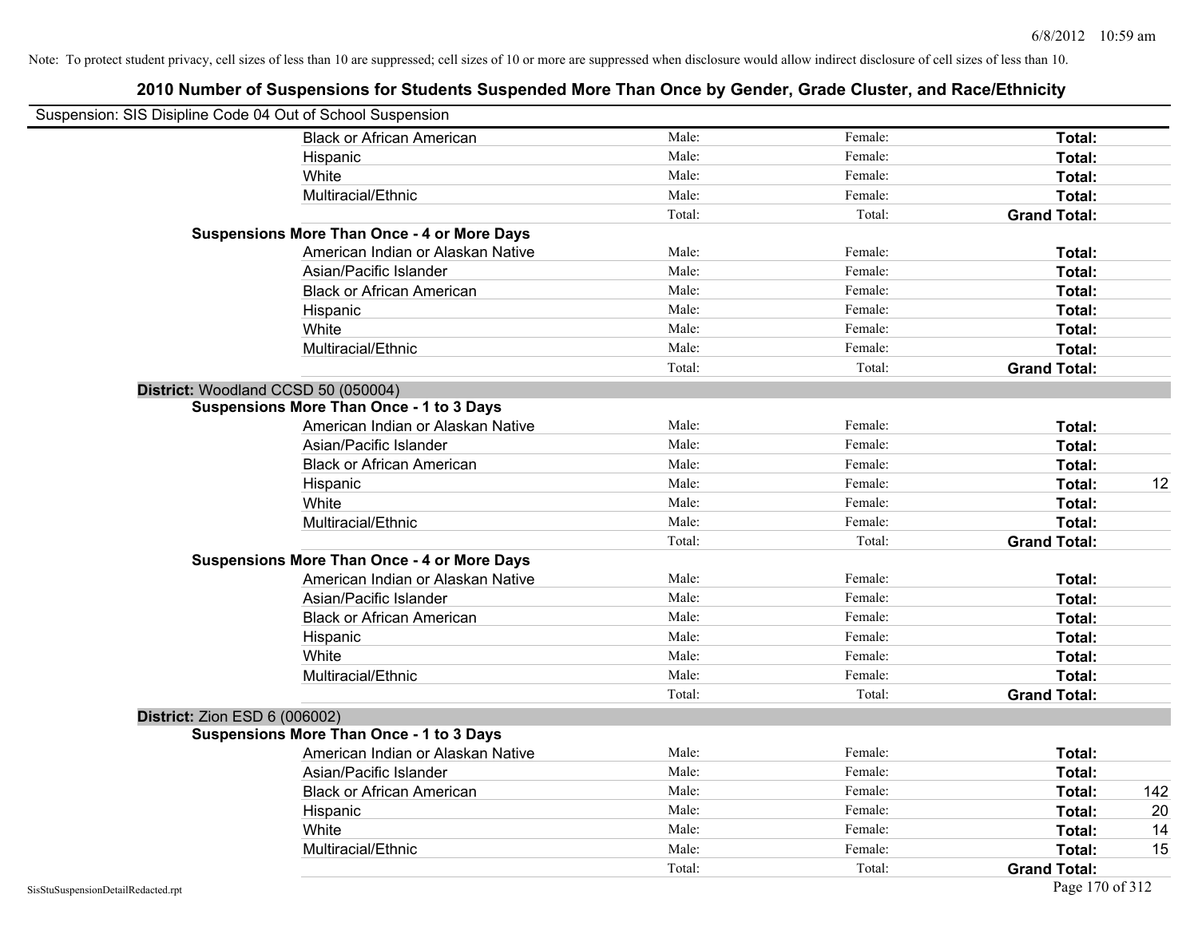Note: To protect student privacy, cell sizes of less than 10 are suppressed; cell sizes of 10 or more are suppressed when disclosure would allow indirect disclosure of cell sizes of less than 10.

# 2010 Number of Suspensions for Students Suspended More Than Once by Gender, Grade Cluster, and Race/Ethnicity

Suspension: SIS Disipline Code 04 Out of School Suspension

| | | | | | |
|---|---|---|---|---|---|
| | Black or African American | Male: | Female: | **Total:** | |
| | Hispanic | Male: | Female: | **Total:** | |
| | White | Male: | Female: | **Total:** | |
| | Multiracial/Ethnic | Male: | Female: | **Total:** | |
| | | Total: | Total: | **Grand Total:** | |
| **Suspensions More Than Once - 4 or More Days** | | | | | |
| | American Indian or Alaskan Native | Male: | Female: | **Total:** | |
| | Asian/Pacific Islander | Male: | Female: | **Total:** | |
| | Black or African American | Male: | Female: | **Total:** | |
| | Hispanic | Male: | Female: | **Total:** | |
| | White | Male: | Female: | **Total:** | |
| | Multiracial/Ethnic | Male: | Female: | **Total:** | |
| | | Total: | Total: | **Grand Total:** | |
| **District:** Woodland CCSD 50 (050004) | | | | | |
| **Suspensions More Than Once - 1 to 3 Days** | | | | | |
| | American Indian or Alaskan Native | Male: | Female: | **Total:** | |
| | Asian/Pacific Islander | Male: | Female: | **Total:** | |
| | Black or African American | Male: | Female: | **Total:** | |
| | Hispanic | Male: | Female: | **Total:** | 12 |
| | White | Male: | Female: | **Total:** | |
| | Multiracial/Ethnic | Male: | Female: | **Total:** | |
| | | Total: | Total: | **Grand Total:** | |
| **Suspensions More Than Once - 4 or More Days** | | | | | |
| | American Indian or Alaskan Native | Male: | Female: | **Total:** | |
| | Asian/Pacific Islander | Male: | Female: | **Total:** | |
| | Black or African American | Male: | Female: | **Total:** | |
| | Hispanic | Male: | Female: | **Total:** | |
| | White | Male: | Female: | **Total:** | |
| | Multiracial/Ethnic | Male: | Female: | **Total:** | |
| | | Total: | Total: | **Grand Total:** | |
| **District:** Zion ESD 6 (006002) | | | | | |
| **Suspensions More Than Once - 1 to 3 Days** | | | | | |
| | American Indian or Alaskan Native | Male: | Female: | **Total:** | |
| | Asian/Pacific Islander | Male: | Female: | **Total:** | |
| | Black or African American | Male: | Female: | **Total:** | 142 |
| | Hispanic | Male: | Female: | **Total:** | 20 |
| | White | Male: | Female: | **Total:** | 14 |
| | Multiracial/Ethnic | Male: | Female: | **Total:** | 15 |
| | | Total: | Total: | **Grand Total:** | |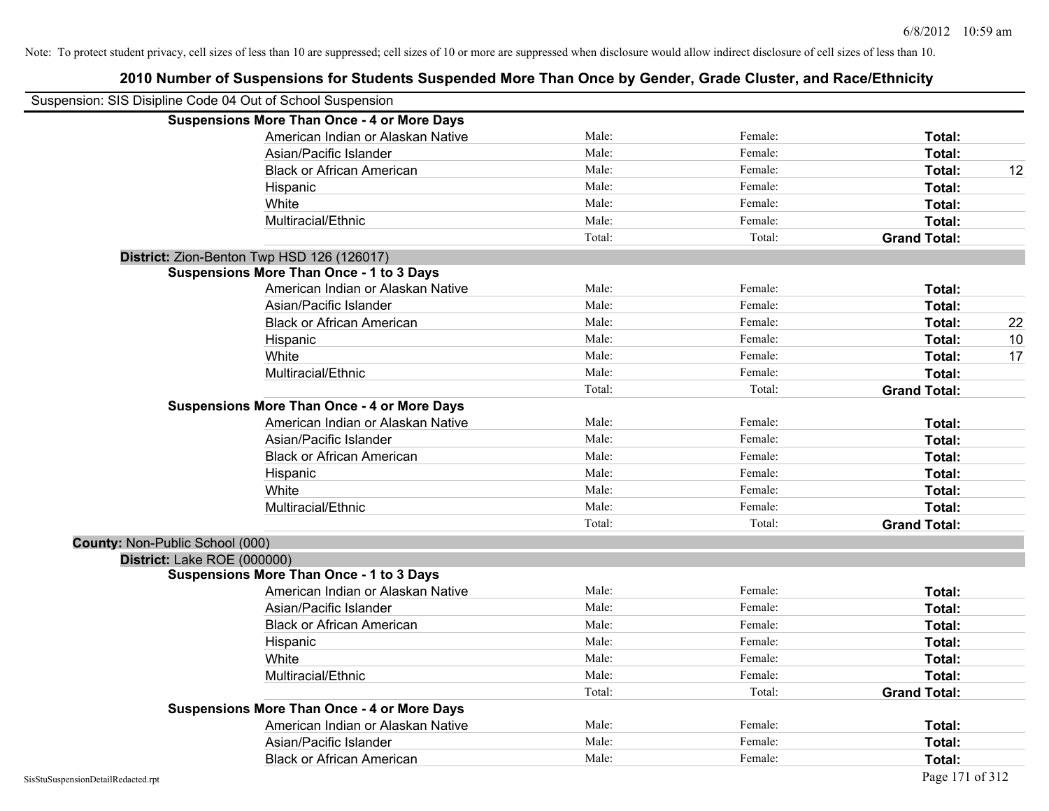Note: To protect student privacy, cell sizes of less than 10 are suppressed; cell sizes of 10 or more are suppressed when disclosure would allow indirect disclosure of cell sizes of less than 10.

## 2010 Number of Suspensions for Students Suspended More Than Once by Gender, Grade Cluster, and Race/Ethnicity

Suspension: SIS Disipline Code 04 Out of School Suspension

| | | | | |
|---|---|---|---|---|
| **Suspensions More Than Once - 4 or More Days** | | | | |
| American Indian or Alaskan Native | Male: | Female: | **Total:** | |
| Asian/Pacific Islander | Male: | Female: | **Total:** | |
| Black or African American | Male: | Female: | **Total:** | 12 |
| Hispanic | Male: | Female: | **Total:** | |
| White | Male: | Female: | **Total:** | |
| Multiracial/Ethnic | Male: | Female: | **Total:** | |
| | Total: | Total: | **Grand Total:** | |
| **District:** Zion-Benton Twp HSD 126 (126017) | | | | |
| **Suspensions More Than Once - 1 to 3 Days** | | | | |
| American Indian or Alaskan Native | Male: | Female: | **Total:** | |
| Asian/Pacific Islander | Male: | Female: | **Total:** | |
| Black or African American | Male: | Female: | **Total:** | 22 |
| Hispanic | Male: | Female: | **Total:** | 10 |
| White | Male: | Female: | **Total:** | 17 |
| Multiracial/Ethnic | Male: | Female: | **Total:** | |
| | Total: | Total: | **Grand Total:** | |
| **Suspensions More Than Once - 4 or More Days** | | | | |
| American Indian or Alaskan Native | Male: | Female: | **Total:** | |
| Asian/Pacific Islander | Male: | Female: | **Total:** | |
| Black or African American | Male: | Female: | **Total:** | |
| Hispanic | Male: | Female: | **Total:** | |
| White | Male: | Female: | **Total:** | |
| Multiracial/Ethnic | Male: | Female: | **Total:** | |
| | Total: | Total: | **Grand Total:** | |
| **County:** Non-Public School (000) | | | | |
| **District:** Lake ROE (000000) | | | | |
| **Suspensions More Than Once - 1 to 3 Days** | | | | |
| American Indian or Alaskan Native | Male: | Female: | **Total:** | |
| Asian/Pacific Islander | Male: | Female: | **Total:** | |
| Black or African American | Male: | Female: | **Total:** | |
| Hispanic | Male: | Female: | **Total:** | |
| White | Male: | Female: | **Total:** | |
| Multiracial/Ethnic | Male: | Female: | **Total:** | |
| | Total: | Total: | **Grand Total:** | |
| **Suspensions More Than Once - 4 or More Days** | | | | |
| American Indian or Alaskan Native | Male: | Female: | **Total:** | |
| Asian/Pacific Islander | Male: | Female: | **Total:** | |
| Black or African American | Male: | Female: | **Total:** | |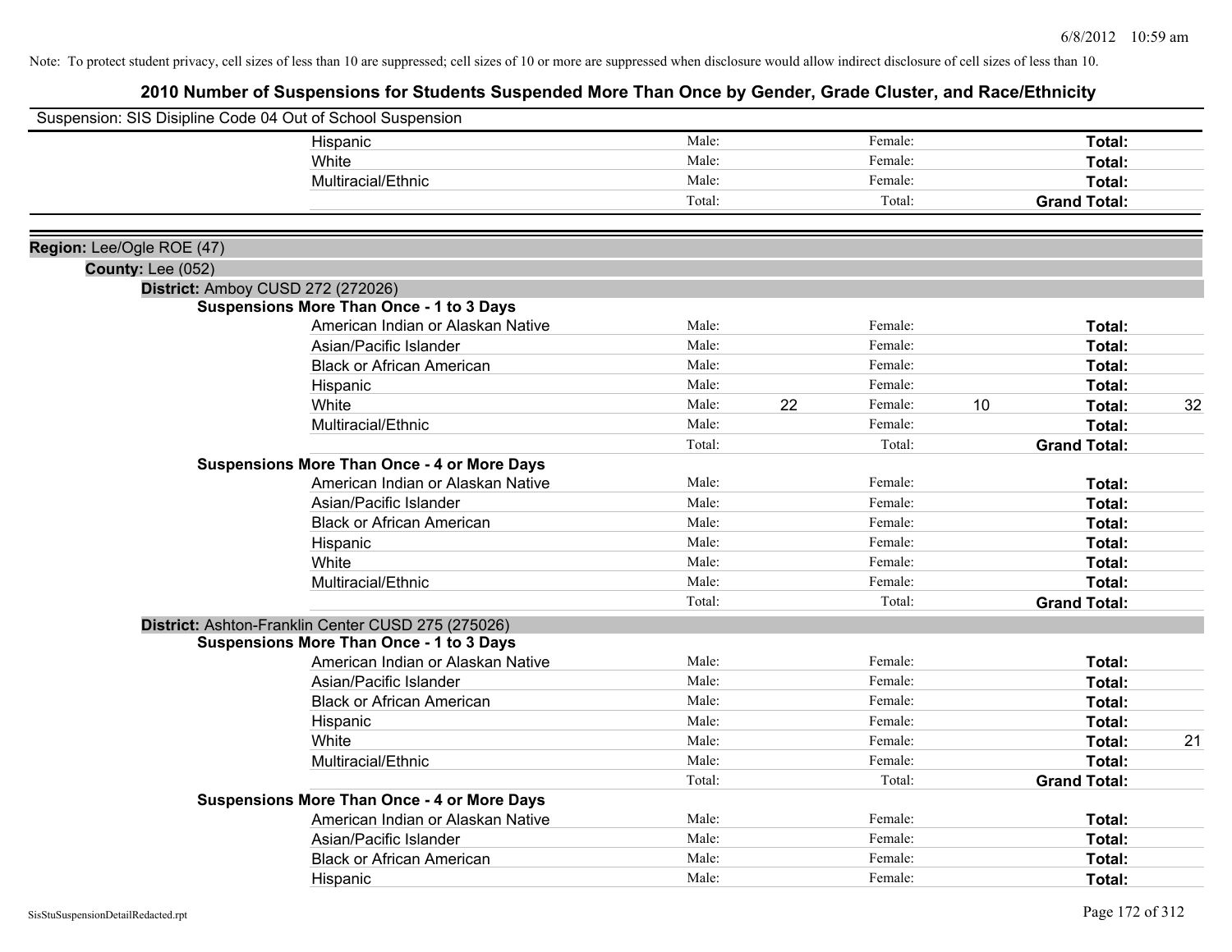Note: To protect student privacy, cell sizes of less than 10 are suppressed; cell sizes of 10 or more are suppressed when disclosure would allow indirect disclosure of cell sizes of less than 10.

# 2010 Number of Suspensions for Students Suspended More Than Once by Gender, Grade Cluster, and Race/Ethnicity

Suspension: SIS Disipline Code 04 Out of School Suspension

| | Male | | Female | | Total | |
|---|---|---|---|---|---|---|
| Hispanic | Male: | | Female: | | **Total:** | |
| White | Male: | | Female: | | **Total:** | |
| Multiracial/Ethnic | Male: | | Female: | | **Total:** | |
| | Total: | | Total: | | **Grand Total:** | |

**Region:** Lee/Ogle ROE (47)

**County:** Lee (052)

**District:** Amboy CUSD 272 (272026)

**Suspensions More Than Once - 1 to 3 Days**

| | Male | | Female | | Total | |
|---|---|---|---|---|---|---|
| American Indian or Alaskan Native | Male: | | Female: | | **Total:** | |
| Asian/Pacific Islander | Male: | | Female: | | **Total:** | |
| Black or African American | Male: | | Female: | | **Total:** | |
| Hispanic | Male: | | Female: | | **Total:** | |
| White | Male: | 22 | Female: | 10 | **Total:** | 32 |
| Multiracial/Ethnic | Male: | | Female: | | **Total:** | |
| | Total: | | Total: | | **Grand Total:** | |

**Suspensions More Than Once - 4 or More Days**

| | Male | | Female | | Total | |
|---|---|---|---|---|---|---|
| American Indian or Alaskan Native | Male: | | Female: | | **Total:** | |
| Asian/Pacific Islander | Male: | | Female: | | **Total:** | |
| Black or African American | Male: | | Female: | | **Total:** | |
| Hispanic | Male: | | Female: | | **Total:** | |
| White | Male: | | Female: | | **Total:** | |
| Multiracial/Ethnic | Male: | | Female: | | **Total:** | |
| | Total: | | Total: | | **Grand Total:** | |

**District:** Ashton-Franklin Center CUSD 275 (275026)

**Suspensions More Than Once - 1 to 3 Days**

| | Male | | Female | | Total | |
|---|---|---|---|---|---|---|
| American Indian or Alaskan Native | Male: | | Female: | | **Total:** | |
| Asian/Pacific Islander | Male: | | Female: | | **Total:** | |
| Black or African American | Male: | | Female: | | **Total:** | |
| Hispanic | Male: | | Female: | | **Total:** | |
| White | Male: | | Female: | | **Total:** | 21 |
| Multiracial/Ethnic | Male: | | Female: | | **Total:** | |
| | Total: | | Total: | | **Grand Total:** | |

**Suspensions More Than Once - 4 or More Days**

| | Male | | Female | | Total | |
|---|---|---|---|---|---|---|
| American Indian or Alaskan Native | Male: | | Female: | | **Total:** | |
| Asian/Pacific Islander | Male: | | Female: | | **Total:** | |
| Black or African American | Male: | | Female: | | **Total:** | |
| Hispanic | Male: | | Female: | | **Total:** | |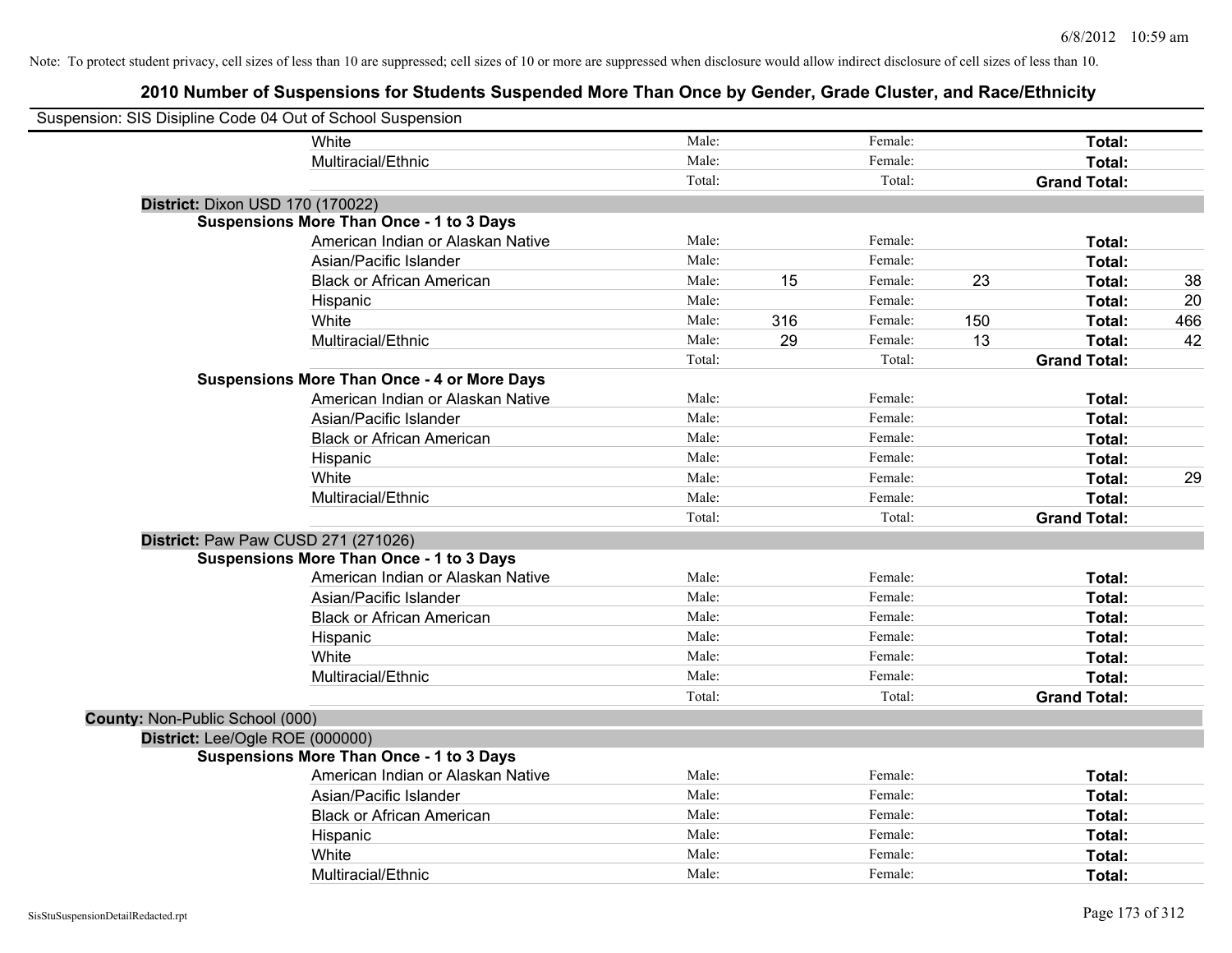Note: To protect student privacy, cell sizes of less than 10 are suppressed; cell sizes of 10 or more are suppressed when disclosure would allow indirect disclosure of cell sizes of less than 10.

# 2010 Number of Suspensions for Students Suspended More Than Once by Gender, Grade Cluster, and Race/Ethnicity

Suspension: SIS Disipline Code 04 Out of School Suspension

| | | | | | | | |
|---|---|---|---|---|---|---|---|
| White | Male: | | Female: | | **Total:** | |
| Multiracial/Ethnic | Male: | | Female: | | **Total:** | |
| | Total: | | Total: | | **Grand Total:** | |

**District:** Dixon USD 170 (170022)

**Suspensions More Than Once - 1 to 3 Days**

| | | | | | | |
|---|---|---|---|---|---|---|
| American Indian or Alaskan Native | Male: | | Female: | | **Total:** | |
| Asian/Pacific Islander | Male: | | Female: | | **Total:** | |
| Black or African American | Male: | 15 | Female: | 23 | **Total:** | 38 |
| Hispanic | Male: | | Female: | | **Total:** | 20 |
| White | Male: | 316 | Female: | 150 | **Total:** | 466 |
| Multiracial/Ethnic | Male: | 29 | Female: | 13 | **Total:** | 42 |
| | Total: | | Total: | | **Grand Total:** | |

**Suspensions More Than Once - 4 or More Days**

| | | | | | | |
|---|---|---|---|---|---|---|
| American Indian or Alaskan Native | Male: | | Female: | | **Total:** | |
| Asian/Pacific Islander | Male: | | Female: | | **Total:** | |
| Black or African American | Male: | | Female: | | **Total:** | |
| Hispanic | Male: | | Female: | | **Total:** | |
| White | Male: | | Female: | | **Total:** | 29 |
| Multiracial/Ethnic | Male: | | Female: | | **Total:** | |
| | Total: | | Total: | | **Grand Total:** | |

**District:** Paw Paw CUSD 271 (271026)

**Suspensions More Than Once - 1 to 3 Days**

| | | | | | | |
|---|---|---|---|---|---|---|
| American Indian or Alaskan Native | Male: | | Female: | | **Total:** | |
| Asian/Pacific Islander | Male: | | Female: | | **Total:** | |
| Black or African American | Male: | | Female: | | **Total:** | |
| Hispanic | Male: | | Female: | | **Total:** | |
| White | Male: | | Female: | | **Total:** | |
| Multiracial/Ethnic | Male: | | Female: | | **Total:** | |
| | Total: | | Total: | | **Grand Total:** | |

**County:** Non-Public School (000)

**District:** Lee/Ogle ROE (000000)

**Suspensions More Than Once - 1 to 3 Days**

| | | | | | | |
|---|---|---|---|---|---|---|
| American Indian or Alaskan Native | Male: | | Female: | | **Total:** | |
| Asian/Pacific Islander | Male: | | Female: | | **Total:** | |
| Black or African American | Male: | | Female: | | **Total:** | |
| Hispanic | Male: | | Female: | | **Total:** | |
| White | Male: | | Female: | | **Total:** | |
| Multiracial/Ethnic | Male: | | Female: | | **Total:** | |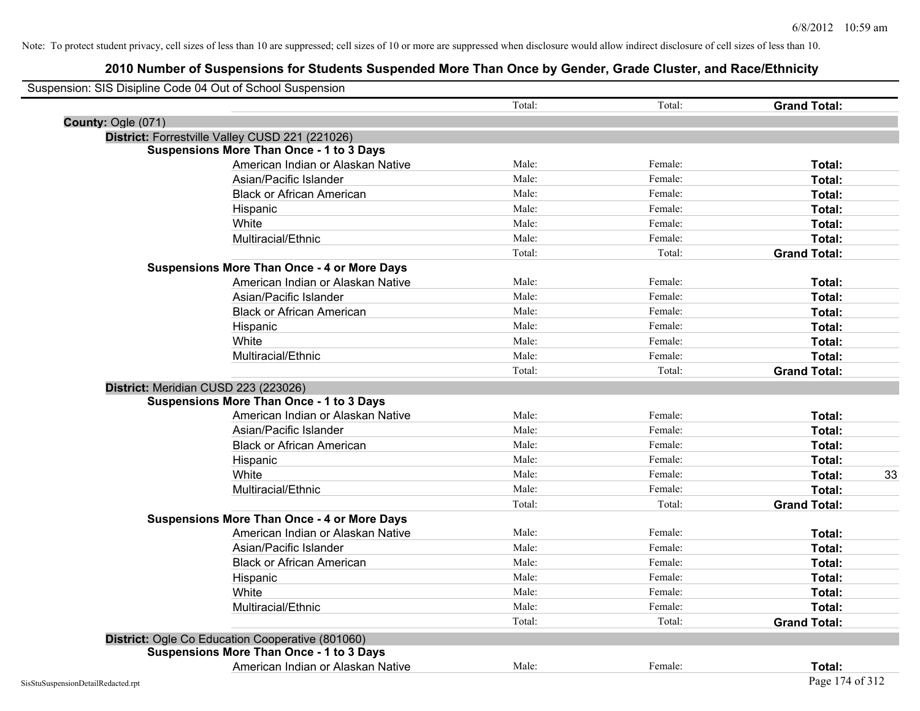Note: To protect student privacy, cell sizes of less than 10 are suppressed; cell sizes of 10 or more are suppressed when disclosure would allow indirect disclosure of cell sizes of less than 10.

# 2010 Number of Suspensions for Students Suspended More Than Once by Gender, Grade Cluster, and Race/Ethnicity

Suspension: SIS Disipline Code 04 Out of School Suspension

| | Male | Female | Total | Value |
|---|---|---|---|---|
| | Total: | Total: | **Grand Total:** | |
| **County:** Ogle (071) | | | | |
| **District:** Forrestville Valley CUSD 221 (221026) | | | | |
| **Suspensions More Than Once - 1 to 3 Days** | | | | |
| American Indian or Alaskan Native | Male: | Female: | **Total:** | |
| Asian/Pacific Islander | Male: | Female: | **Total:** | |
| Black or African American | Male: | Female: | **Total:** | |
| Hispanic | Male: | Female: | **Total:** | |
| White | Male: | Female: | **Total:** | |
| Multiracial/Ethnic | Male: | Female: | **Total:** | |
| | Total: | Total: | **Grand Total:** | |
| **Suspensions More Than Once - 4 or More Days** | | | | |
| American Indian or Alaskan Native | Male: | Female: | **Total:** | |
| Asian/Pacific Islander | Male: | Female: | **Total:** | |
| Black or African American | Male: | Female: | **Total:** | |
| Hispanic | Male: | Female: | **Total:** | |
| White | Male: | Female: | **Total:** | |
| Multiracial/Ethnic | Male: | Female: | **Total:** | |
| | Total: | Total: | **Grand Total:** | |
| **District:** Meridian CUSD 223 (223026) | | | | |
| **Suspensions More Than Once - 1 to 3 Days** | | | | |
| American Indian or Alaskan Native | Male: | Female: | **Total:** | |
| Asian/Pacific Islander | Male: | Female: | **Total:** | |
| Black or African American | Male: | Female: | **Total:** | |
| Hispanic | Male: | Female: | **Total:** | |
| White | Male: | Female: | **Total:** | 33 |
| Multiracial/Ethnic | Male: | Female: | **Total:** | |
| | Total: | Total: | **Grand Total:** | |
| **Suspensions More Than Once - 4 or More Days** | | | | |
| American Indian or Alaskan Native | Male: | Female: | **Total:** | |
| Asian/Pacific Islander | Male: | Female: | **Total:** | |
| Black or African American | Male: | Female: | **Total:** | |
| Hispanic | Male: | Female: | **Total:** | |
| White | Male: | Female: | **Total:** | |
| Multiracial/Ethnic | Male: | Female: | **Total:** | |
| | Total: | Total: | **Grand Total:** | |
| **District:** Ogle Co Education Cooperative (801060) | | | | |
| **Suspensions More Than Once - 1 to 3 Days** | | | | |
| American Indian or Alaskan Native | Male: | Female: | **Total:** | |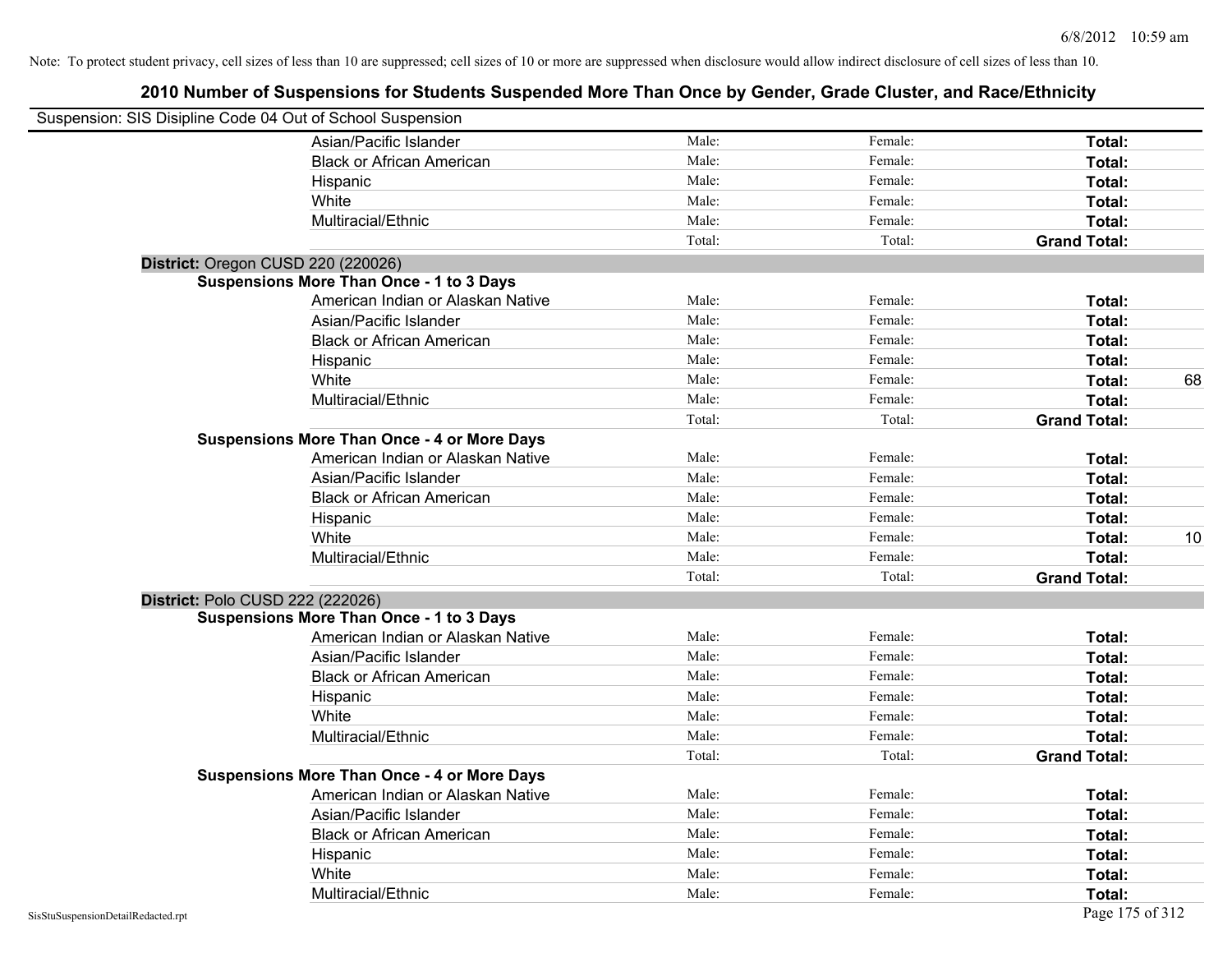Note: To protect student privacy, cell sizes of less than 10 are suppressed; cell sizes of 10 or more are suppressed when disclosure would allow indirect disclosure of cell sizes of less than 10.

## 2010 Number of Suspensions for Students Suspended More Than Once by Gender, Grade Cluster, and Race/Ethnicity

Suspension: SIS Disipline Code 04 Out of School Suspension

| | | | | |
|---|---|---|---|---|
| Asian/Pacific Islander | Male: | Female: | **Total:** | |
| Black or African American | Male: | Female: | **Total:** | |
| Hispanic | Male: | Female: | **Total:** | |
| White | Male: | Female: | **Total:** | |
| Multiracial/Ethnic | Male: | Female: | **Total:** | |
| | Total: | Total: | **Grand Total:** | |

**District:** Oregon CUSD 220 (220026)

**Suspensions More Than Once - 1 to 3 Days**

| | | | | |
|---|---|---|---|---|
| American Indian or Alaskan Native | Male: | Female: | **Total:** | |
| Asian/Pacific Islander | Male: | Female: | **Total:** | |
| Black or African American | Male: | Female: | **Total:** | |
| Hispanic | Male: | Female: | **Total:** | |
| White | Male: | Female: | **Total:** | 68 |
| Multiracial/Ethnic | Male: | Female: | **Total:** | |
| | Total: | Total: | **Grand Total:** | |

**Suspensions More Than Once - 4 or More Days**

| | | | | |
|---|---|---|---|---|
| American Indian or Alaskan Native | Male: | Female: | **Total:** | |
| Asian/Pacific Islander | Male: | Female: | **Total:** | |
| Black or African American | Male: | Female: | **Total:** | |
| Hispanic | Male: | Female: | **Total:** | |
| White | Male: | Female: | **Total:** | 10 |
| Multiracial/Ethnic | Male: | Female: | **Total:** | |
| | Total: | Total: | **Grand Total:** | |

**District:** Polo CUSD 222 (222026)

**Suspensions More Than Once - 1 to 3 Days**

| | | | | |
|---|---|---|---|---|
| American Indian or Alaskan Native | Male: | Female: | **Total:** | |
| Asian/Pacific Islander | Male: | Female: | **Total:** | |
| Black or African American | Male: | Female: | **Total:** | |
| Hispanic | Male: | Female: | **Total:** | |
| White | Male: | Female: | **Total:** | |
| Multiracial/Ethnic | Male: | Female: | **Total:** | |
| | Total: | Total: | **Grand Total:** | |

**Suspensions More Than Once - 4 or More Days**

| | | | | |
|---|---|---|---|---|
| American Indian or Alaskan Native | Male: | Female: | **Total:** | |
| Asian/Pacific Islander | Male: | Female: | **Total:** | |
| Black or African American | Male: | Female: | **Total:** | |
| Hispanic | Male: | Female: | **Total:** | |
| White | Male: | Female: | **Total:** | |
| Multiracial/Ethnic | Male: | Female: | **Total:** | |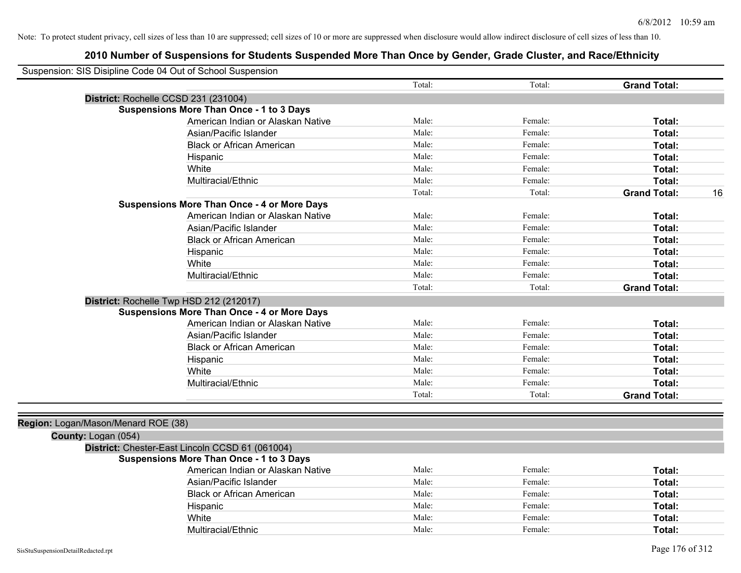Note: To protect student privacy, cell sizes of less than 10 are suppressed; cell sizes of 10 or more are suppressed when disclosure would allow indirect disclosure of cell sizes of less than 10.

## 2010 Number of Suspensions for Students Suspended More Than Once by Gender, Grade Cluster, and Race/Ethnicity

Suspension: SIS Disipline Code 04 Out of School Suspension

| | | | | | |
|---|---|---|---|---|---|
| | | Total: | Total: | **Grand Total:** | |
| **District:** Rochelle CCSD 231 (231004) | | | | | |
| **Suspensions More Than Once - 1 to 3 Days** | | | | | |
| | American Indian or Alaskan Native | Male: | Female: | **Total:** | |
| | Asian/Pacific Islander | Male: | Female: | **Total:** | |
| | Black or African American | Male: | Female: | **Total:** | |
| | Hispanic | Male: | Female: | **Total:** | |
| | White | Male: | Female: | **Total:** | |
| | Multiracial/Ethnic | Male: | Female: | **Total:** | |
| | | Total: | Total: | **Grand Total:** | 16 |
| **Suspensions More Than Once - 4 or More Days** | | | | | |
| | American Indian or Alaskan Native | Male: | Female: | **Total:** | |
| | Asian/Pacific Islander | Male: | Female: | **Total:** | |
| | Black or African American | Male: | Female: | **Total:** | |
| | Hispanic | Male: | Female: | **Total:** | |
| | White | Male: | Female: | **Total:** | |
| | Multiracial/Ethnic | Male: | Female: | **Total:** | |
| | | Total: | Total: | **Grand Total:** | |
| **District:** Rochelle Twp HSD 212 (212017) | | | | | |
| **Suspensions More Than Once - 4 or More Days** | | | | | |
| | American Indian or Alaskan Native | Male: | Female: | **Total:** | |
| | Asian/Pacific Islander | Male: | Female: | **Total:** | |
| | Black or African American | Male: | Female: | **Total:** | |
| | Hispanic | Male: | Female: | **Total:** | |
| | White | Male: | Female: | **Total:** | |
| | Multiracial/Ethnic | Male: | Female: | **Total:** | |
| | | Total: | Total: | **Grand Total:** | |

**Region:** Logan/Mason/Menard ROE (38)

**County:** Logan (054)

| | | | | | |
|---|---|---|---|---|---|
| **District:** Chester-East Lincoln CCSD 61 (061004) | | | | | |
| **Suspensions More Than Once - 1 to 3 Days** | | | | | |
| | American Indian or Alaskan Native | Male: | Female: | **Total:** | |
| | Asian/Pacific Islander | Male: | Female: | **Total:** | |
| | Black or African American | Male: | Female: | **Total:** | |
| | Hispanic | Male: | Female: | **Total:** | |
| | White | Male: | Female: | **Total:** | |
| | Multiracial/Ethnic | Male: | Female: | **Total:** | |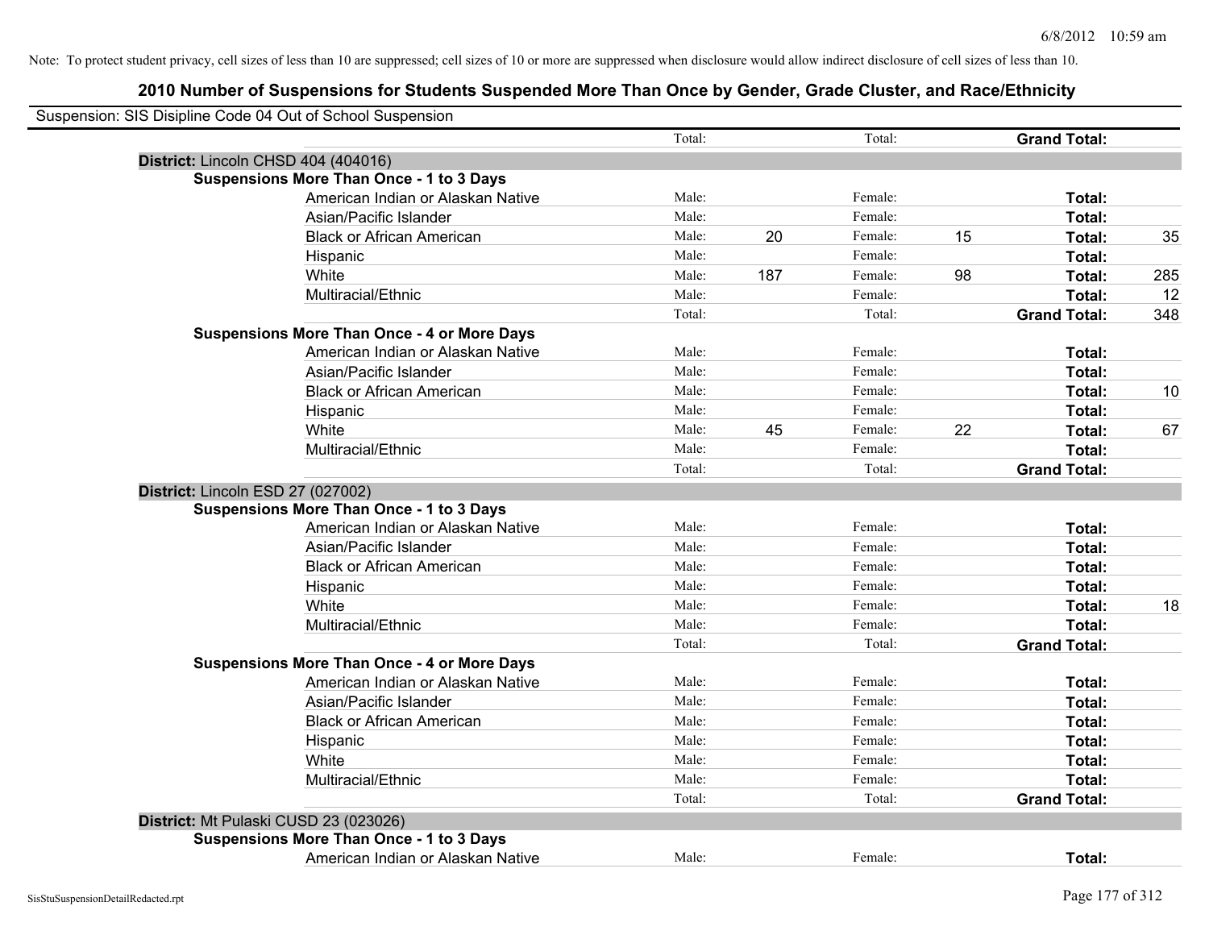Note: To protect student privacy, cell sizes of less than 10 are suppressed; cell sizes of 10 or more are suppressed when disclosure would allow indirect disclosure of cell sizes of less than 10.

## 2010 Number of Suspensions for Students Suspended More Than Once by Gender, Grade Cluster, and Race/Ethnicity

Suspension: SIS Disipline Code 04 Out of School Suspension

| | | | | | | | |
|---|---|---|---|---|---|---|---|
| | Total: | | Total: | | **Grand Total:** | |
| **District:** Lincoln CHSD 404 (404016) | | | | | | | |
| **Suspensions More Than Once - 1 to 3 Days** | | | | | | | |
| American Indian or Alaskan Native | Male: | | Female: | | **Total:** | |
| Asian/Pacific Islander | Male: | | Female: | | **Total:** | |
| Black or African American | Male: | 20 | Female: | 15 | **Total:** | 35 |
| Hispanic | Male: | | Female: | | **Total:** | |
| White | Male: | 187 | Female: | 98 | **Total:** | 285 |
| Multiracial/Ethnic | Male: | | Female: | | **Total:** | 12 |
| | Total: | | Total: | | **Grand Total:** | 348 |
| **Suspensions More Than Once - 4 or More Days** | | | | | | | |
| American Indian or Alaskan Native | Male: | | Female: | | **Total:** | |
| Asian/Pacific Islander | Male: | | Female: | | **Total:** | |
| Black or African American | Male: | | Female: | | **Total:** | 10 |
| Hispanic | Male: | | Female: | | **Total:** | |
| White | Male: | 45 | Female: | 22 | **Total:** | 67 |
| Multiracial/Ethnic | Male: | | Female: | | **Total:** | |
| | Total: | | Total: | | **Grand Total:** | |
| **District:** Lincoln ESD 27 (027002) | | | | | | | |
| **Suspensions More Than Once - 1 to 3 Days** | | | | | | | |
| American Indian or Alaskan Native | Male: | | Female: | | **Total:** | |
| Asian/Pacific Islander | Male: | | Female: | | **Total:** | |
| Black or African American | Male: | | Female: | | **Total:** | |
| Hispanic | Male: | | Female: | | **Total:** | |
| White | Male: | | Female: | | **Total:** | 18 |
| Multiracial/Ethnic | Male: | | Female: | | **Total:** | |
| | Total: | | Total: | | **Grand Total:** | |
| **Suspensions More Than Once - 4 or More Days** | | | | | | | |
| American Indian or Alaskan Native | Male: | | Female: | | **Total:** | |
| Asian/Pacific Islander | Male: | | Female: | | **Total:** | |
| Black or African American | Male: | | Female: | | **Total:** | |
| Hispanic | Male: | | Female: | | **Total:** | |
| White | Male: | | Female: | | **Total:** | |
| Multiracial/Ethnic | Male: | | Female: | | **Total:** | |
| | Total: | | Total: | | **Grand Total:** | |
| **District:** Mt Pulaski CUSD 23 (023026) | | | | | | | |
| **Suspensions More Than Once - 1 to 3 Days** | | | | | | | |
| American Indian or Alaskan Native | Male: | | Female: | | **Total:** | |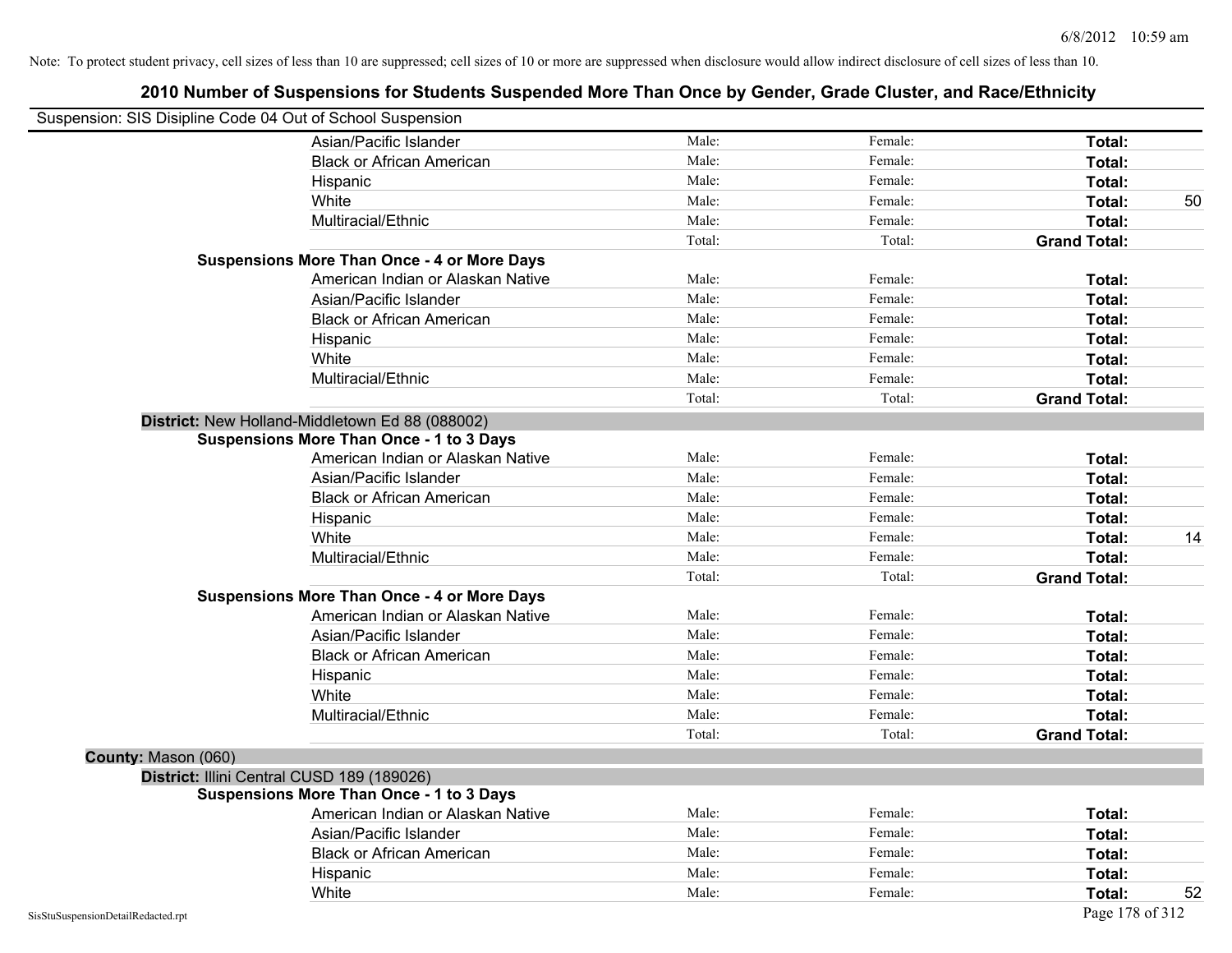Note: To protect student privacy, cell sizes of less than 10 are suppressed; cell sizes of 10 or more are suppressed when disclosure would allow indirect disclosure of cell sizes of less than 10.

# 2010 Number of Suspensions for Students Suspended More Than Once by Gender, Grade Cluster, and Race/Ethnicity

Suspension: SIS Disipline Code 04 Out of School Suspension

| | | | | |
|---|---|---|---|---|
| Asian/Pacific Islander | Male: | Female: | **Total:** | |
| Black or African American | Male: | Female: | **Total:** | |
| Hispanic | Male: | Female: | **Total:** | |
| White | Male: | Female: | **Total:** | 50 |
| Multiracial/Ethnic | Male: | Female: | **Total:** | |
| | Total: | Total: | **Grand Total:** | |
| **Suspensions More Than Once - 4 or More Days** | | | | |
| American Indian or Alaskan Native | Male: | Female: | **Total:** | |
| Asian/Pacific Islander | Male: | Female: | **Total:** | |
| Black or African American | Male: | Female: | **Total:** | |
| Hispanic | Male: | Female: | **Total:** | |
| White | Male: | Female: | **Total:** | |
| Multiracial/Ethnic | Male: | Female: | **Total:** | |
| | Total: | Total: | **Grand Total:** | |

**District:** New Holland-Middletown Ed 88 (088002)

| | | | | |
|---|---|---|---|---|
| **Suspensions More Than Once - 1 to 3 Days** | | | | |
| American Indian or Alaskan Native | Male: | Female: | **Total:** | |
| Asian/Pacific Islander | Male: | Female: | **Total:** | |
| Black or African American | Male: | Female: | **Total:** | |
| Hispanic | Male: | Female: | **Total:** | |
| White | Male: | Female: | **Total:** | 14 |
| Multiracial/Ethnic | Male: | Female: | **Total:** | |
| | Total: | Total: | **Grand Total:** | |
| **Suspensions More Than Once - 4 or More Days** | | | | |
| American Indian or Alaskan Native | Male: | Female: | **Total:** | |
| Asian/Pacific Islander | Male: | Female: | **Total:** | |
| Black or African American | Male: | Female: | **Total:** | |
| Hispanic | Male: | Female: | **Total:** | |
| White | Male: | Female: | **Total:** | |
| Multiracial/Ethnic | Male: | Female: | **Total:** | |
| | Total: | Total: | **Grand Total:** | |

**County:** Mason (060)

**District:** Illini Central CUSD 189 (189026)

| | | | | |
|---|---|---|---|---|
| **Suspensions More Than Once - 1 to 3 Days** | | | | |
| American Indian or Alaskan Native | Male: | Female: | **Total:** | |
| Asian/Pacific Islander | Male: | Female: | **Total:** | |
| Black or African American | Male: | Female: | **Total:** | |
| Hispanic | Male: | Female: | **Total:** | |
| White | Male: | Female: | **Total:** | 52 |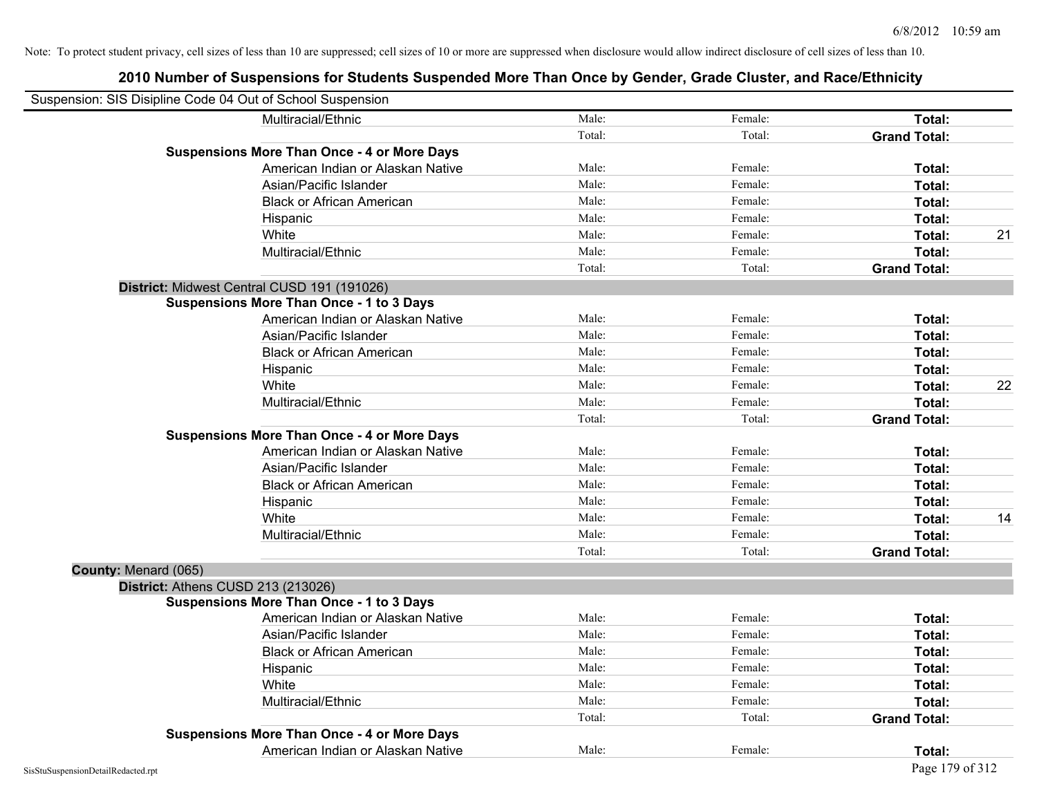Note: To protect student privacy, cell sizes of less than 10 are suppressed; cell sizes of 10 or more are suppressed when disclosure would allow indirect disclosure of cell sizes of less than 10.

## 2010 Number of Suspensions for Students Suspended More Than Once by Gender, Grade Cluster, and Race/Ethnicity

Suspension: SIS Disipline Code 04 Out of School Suspension

| | | | | |
|---|---|---|---|---|
| Multiracial/Ethnic | Male: | Female: | **Total:** | |
| | Total: | Total: | **Grand Total:** | |
| **Suspensions More Than Once - 4 or More Days** | | | | |
| American Indian or Alaskan Native | Male: | Female: | **Total:** | |
| Asian/Pacific Islander | Male: | Female: | **Total:** | |
| Black or African American | Male: | Female: | **Total:** | |
| Hispanic | Male: | Female: | **Total:** | |
| White | Male: | Female: | **Total:** | 21 |
| Multiracial/Ethnic | Male: | Female: | **Total:** | |
| | Total: | Total: | **Grand Total:** | |
| **District:** Midwest Central CUSD 191 (191026) | | | | |
| **Suspensions More Than Once - 1 to 3 Days** | | | | |
| American Indian or Alaskan Native | Male: | Female: | **Total:** | |
| Asian/Pacific Islander | Male: | Female: | **Total:** | |
| Black or African American | Male: | Female: | **Total:** | |
| Hispanic | Male: | Female: | **Total:** | |
| White | Male: | Female: | **Total:** | 22 |
| Multiracial/Ethnic | Male: | Female: | **Total:** | |
| | Total: | Total: | **Grand Total:** | |
| **Suspensions More Than Once - 4 or More Days** | | | | |
| American Indian or Alaskan Native | Male: | Female: | **Total:** | |
| Asian/Pacific Islander | Male: | Female: | **Total:** | |
| Black or African American | Male: | Female: | **Total:** | |
| Hispanic | Male: | Female: | **Total:** | |
| White | Male: | Female: | **Total:** | 14 |
| Multiracial/Ethnic | Male: | Female: | **Total:** | |
| | Total: | Total: | **Grand Total:** | |
| **County:** Menard (065) | | | | |
| **District:** Athens CUSD 213 (213026) | | | | |
| **Suspensions More Than Once - 1 to 3 Days** | | | | |
| American Indian or Alaskan Native | Male: | Female: | **Total:** | |
| Asian/Pacific Islander | Male: | Female: | **Total:** | |
| Black or African American | Male: | Female: | **Total:** | |
| Hispanic | Male: | Female: | **Total:** | |
| White | Male: | Female: | **Total:** | |
| Multiracial/Ethnic | Male: | Female: | **Total:** | |
| | Total: | Total: | **Grand Total:** | |
| **Suspensions More Than Once - 4 or More Days** | | | | |
| American Indian or Alaskan Native | Male: | Female: | **Total:** | |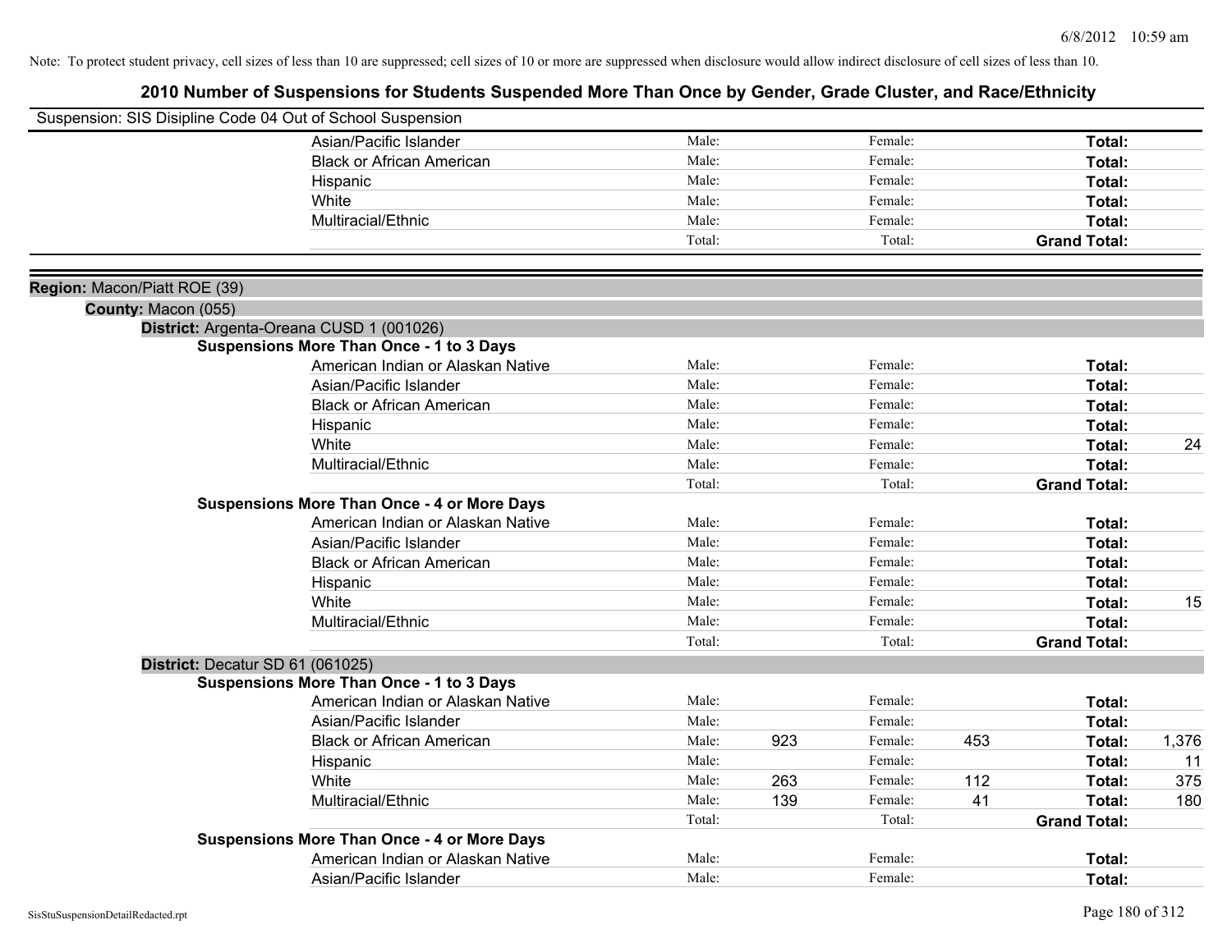Note: To protect student privacy, cell sizes of less than 10 are suppressed; cell sizes of 10 or more are suppressed when disclosure would allow indirect disclosure of cell sizes of less than 10.

# 2010 Number of Suspensions for Students Suspended More Than Once by Gender, Grade Cluster, and Race/Ethnicity

Suspension: SIS Disipline Code 04 Out of School Suspension

| | Male: | | Female: | | Total: | |
|---|---|---|---|---|---|---|
| Asian/Pacific Islander | Male: | | Female: | | **Total:** | |
| Black or African American | Male: | | Female: | | **Total:** | |
| Hispanic | Male: | | Female: | | **Total:** | |
| White | Male: | | Female: | | **Total:** | |
| Multiracial/Ethnic | Male: | | Female: | | **Total:** | |
| | Total: | | Total: | | **Grand Total:** | |

**Region:** Macon/Piatt ROE (39)

**County:** Macon (055)

**District:** Argenta-Oreana CUSD 1 (001026)

**Suspensions More Than Once - 1 to 3 Days**

| | | | | | | |
|---|---|---|---|---|---|---|
| American Indian or Alaskan Native | Male: | | Female: | | **Total:** | |
| Asian/Pacific Islander | Male: | | Female: | | **Total:** | |
| Black or African American | Male: | | Female: | | **Total:** | |
| Hispanic | Male: | | Female: | | **Total:** | |
| White | Male: | | Female: | | **Total:** | 24 |
| Multiracial/Ethnic | Male: | | Female: | | **Total:** | |
| | Total: | | Total: | | **Grand Total:** | |

**Suspensions More Than Once - 4 or More Days**

| | | | | | | |
|---|---|---|---|---|---|---|
| American Indian or Alaskan Native | Male: | | Female: | | **Total:** | |
| Asian/Pacific Islander | Male: | | Female: | | **Total:** | |
| Black or African American | Male: | | Female: | | **Total:** | |
| Hispanic | Male: | | Female: | | **Total:** | |
| White | Male: | | Female: | | **Total:** | 15 |
| Multiracial/Ethnic | Male: | | Female: | | **Total:** | |
| | Total: | | Total: | | **Grand Total:** | |

**District:** Decatur SD 61 (061025)

**Suspensions More Than Once - 1 to 3 Days**

| | | | | | | |
|---|---|---|---|---|---|---|
| American Indian or Alaskan Native | Male: | | Female: | | **Total:** | |
| Asian/Pacific Islander | Male: | | Female: | | **Total:** | |
| Black or African American | Male: | 923 | Female: | 453 | **Total:** | 1,376 |
| Hispanic | Male: | | Female: | | **Total:** | 11 |
| White | Male: | 263 | Female: | 112 | **Total:** | 375 |
| Multiracial/Ethnic | Male: | 139 | Female: | 41 | **Total:** | 180 |
| | Total: | | Total: | | **Grand Total:** | |

**Suspensions More Than Once - 4 or More Days**

| | | | | | | |
|---|---|---|---|---|---|---|
| American Indian or Alaskan Native | Male: | | Female: | | **Total:** | |
| Asian/Pacific Islander | Male: | | Female: | | **Total:** | |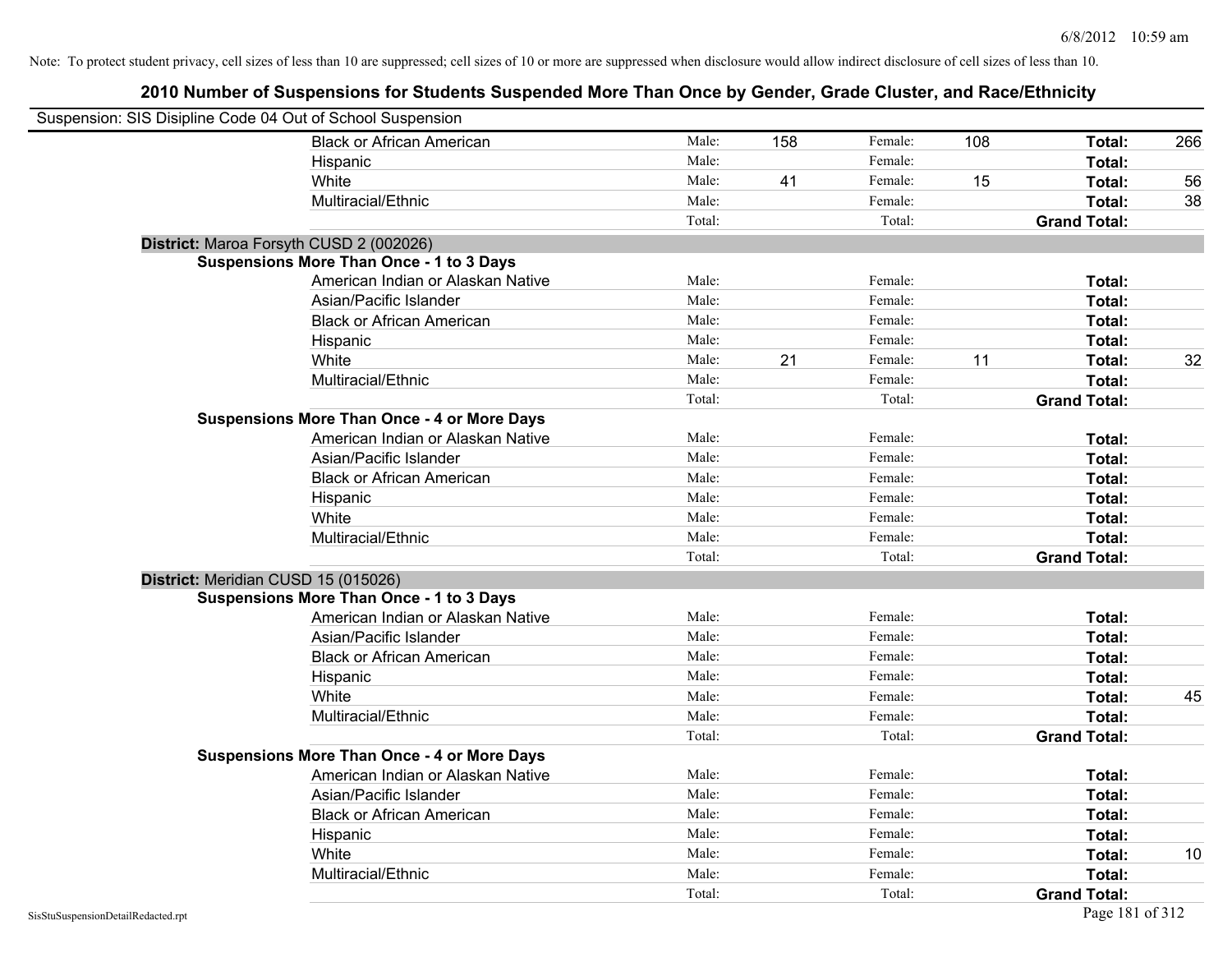Note: To protect student privacy, cell sizes of less than 10 are suppressed; cell sizes of 10 or more are suppressed when disclosure would allow indirect disclosure of cell sizes of less than 10.

# 2010 Number of Suspensions for Students Suspended More Than Once by Gender, Grade Cluster, and Race/Ethnicity

Suspension: SIS Disipline Code 04 Out of School Suspension

| | | | | | | |
|---|---|---|---|---|---|---|
| Black or African American | Male: | 158 | Female: | 108 | **Total:** | 266 |
| Hispanic | Male: | | Female: | | **Total:** | |
| White | Male: | 41 | Female: | 15 | **Total:** | 56 |
| Multiracial/Ethnic | Male: | | Female: | | **Total:** | 38 |
| | Total: | | Total: | | **Grand Total:** | |

**District:** Maroa Forsyth CUSD 2 (002026)

**Suspensions More Than Once - 1 to 3 Days**

| | | | | | | |
|---|---|---|---|---|---|---|
| American Indian or Alaskan Native | Male: | | Female: | | **Total:** | |
| Asian/Pacific Islander | Male: | | Female: | | **Total:** | |
| Black or African American | Male: | | Female: | | **Total:** | |
| Hispanic | Male: | | Female: | | **Total:** | |
| White | Male: | 21 | Female: | 11 | **Total:** | 32 |
| Multiracial/Ethnic | Male: | | Female: | | **Total:** | |
| | Total: | | Total: | | **Grand Total:** | |

**Suspensions More Than Once - 4 or More Days**

| | | | | | | |
|---|---|---|---|---|---|---|
| American Indian or Alaskan Native | Male: | | Female: | | **Total:** | |
| Asian/Pacific Islander | Male: | | Female: | | **Total:** | |
| Black or African American | Male: | | Female: | | **Total:** | |
| Hispanic | Male: | | Female: | | **Total:** | |
| White | Male: | | Female: | | **Total:** | |
| Multiracial/Ethnic | Male: | | Female: | | **Total:** | |
| | Total: | | Total: | | **Grand Total:** | |

**District:** Meridian CUSD 15 (015026)

**Suspensions More Than Once - 1 to 3 Days**

| | | | | | | |
|---|---|---|---|---|---|---|
| American Indian or Alaskan Native | Male: | | Female: | | **Total:** | |
| Asian/Pacific Islander | Male: | | Female: | | **Total:** | |
| Black or African American | Male: | | Female: | | **Total:** | |
| Hispanic | Male: | | Female: | | **Total:** | |
| White | Male: | | Female: | | **Total:** | 45 |
| Multiracial/Ethnic | Male: | | Female: | | **Total:** | |
| | Total: | | Total: | | **Grand Total:** | |

**Suspensions More Than Once - 4 or More Days**

| | | | | | | |
|---|---|---|---|---|---|---|
| American Indian or Alaskan Native | Male: | | Female: | | **Total:** | |
| Asian/Pacific Islander | Male: | | Female: | | **Total:** | |
| Black or African American | Male: | | Female: | | **Total:** | |
| Hispanic | Male: | | Female: | | **Total:** | |
| White | Male: | | Female: | | **Total:** | 10 |
| Multiracial/Ethnic | Male: | | Female: | | **Total:** | |
| | Total: | | Total: | | **Grand Total:** | |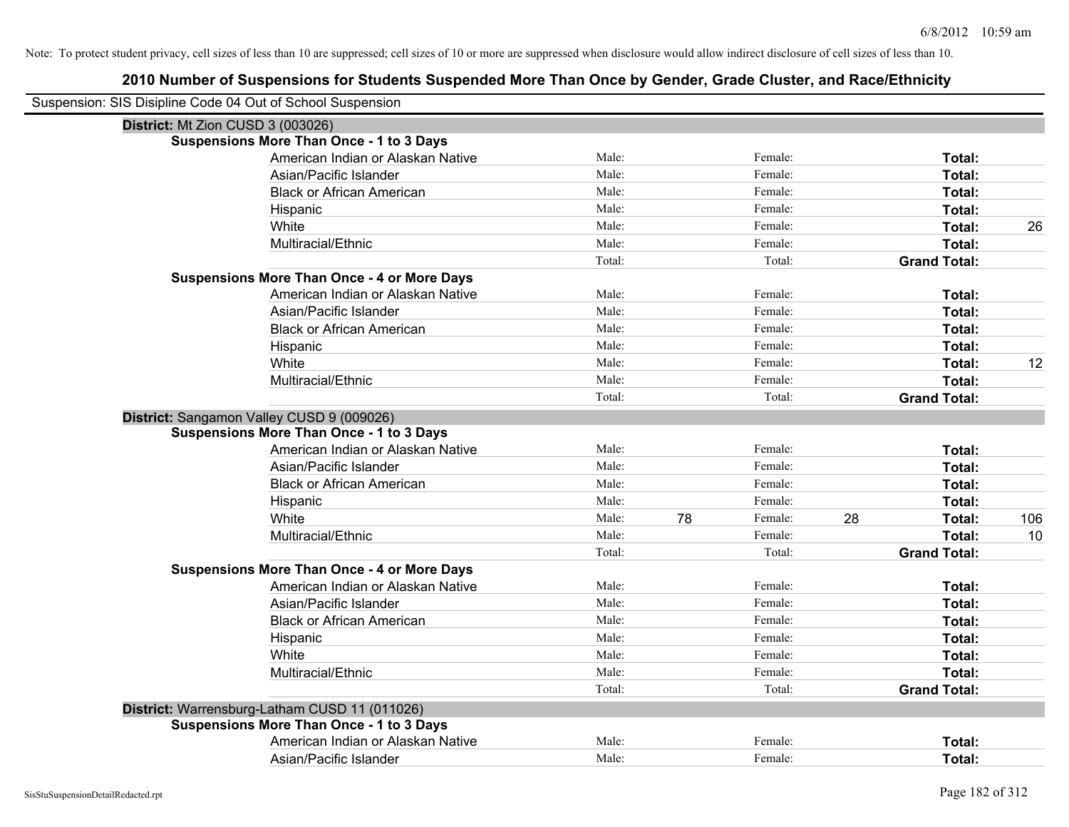Note: To protect student privacy, cell sizes of less than 10 are suppressed; cell sizes of 10 or more are suppressed when disclosure would allow indirect disclosure of cell sizes of less than 10.

## 2010 Number of Suspensions for Students Suspended More Than Once by Gender, Grade Cluster, and Race/Ethnicity

Suspension: SIS Disipline Code 04 Out of School Suspension

### District: Mt Zion CUSD 3 (003026)

**Suspensions More Than Once - 1 to 3 Days**

| Race/Ethnicity | Male: | | Female: | | Total: | |
|---|---|---|---|---|---|---|
| American Indian or Alaskan Native | Male: | | Female: | | Total: | |
| Asian/Pacific Islander | Male: | | Female: | | Total: | |
| Black or African American | Male: | | Female: | | Total: | |
| Hispanic | Male: | | Female: | | Total: | |
| White | Male: | | Female: | | Total: | 26 |
| Multiracial/Ethnic | Male: | | Female: | | Total: | |
| | Total: | | Total: | | Grand Total: | |

**Suspensions More Than Once - 4 or More Days**

| Race/Ethnicity | Male: | | Female: | | Total: | |
|---|---|---|---|---|---|---|
| American Indian or Alaskan Native | Male: | | Female: | | Total: | |
| Asian/Pacific Islander | Male: | | Female: | | Total: | |
| Black or African American | Male: | | Female: | | Total: | |
| Hispanic | Male: | | Female: | | Total: | |
| White | Male: | | Female: | | Total: | 12 |
| Multiracial/Ethnic | Male: | | Female: | | Total: | |
| | Total: | | Total: | | Grand Total: | |

### District: Sangamon Valley CUSD 9 (009026)

**Suspensions More Than Once - 1 to 3 Days**

| Race/Ethnicity | Male: | | Female: | | Total: | |
|---|---|---|---|---|---|---|
| American Indian or Alaskan Native | Male: | | Female: | | Total: | |
| Asian/Pacific Islander | Male: | | Female: | | Total: | |
| Black or African American | Male: | | Female: | | Total: | |
| Hispanic | Male: | | Female: | | Total: | |
| White | Male: | 78 | Female: | 28 | Total: | 106 |
| Multiracial/Ethnic | Male: | | Female: | | Total: | 10 |
| | Total: | | Total: | | Grand Total: | |

**Suspensions More Than Once - 4 or More Days**

| Race/Ethnicity | Male: | | Female: | | Total: | |
|---|---|---|---|---|---|---|
| American Indian or Alaskan Native | Male: | | Female: | | Total: | |
| Asian/Pacific Islander | Male: | | Female: | | Total: | |
| Black or African American | Male: | | Female: | | Total: | |
| Hispanic | Male: | | Female: | | Total: | |
| White | Male: | | Female: | | Total: | |
| Multiracial/Ethnic | Male: | | Female: | | Total: | |
| | Total: | | Total: | | Grand Total: | |

### District: Warrensburg-Latham CUSD 11 (011026)

**Suspensions More Than Once - 1 to 3 Days**

| Race/Ethnicity | Male: | | Female: | | Total: | |
|---|---|---|---|---|---|---|
| American Indian or Alaskan Native | Male: | | Female: | | Total: | |
| Asian/Pacific Islander | Male: | | Female: | | Total: | |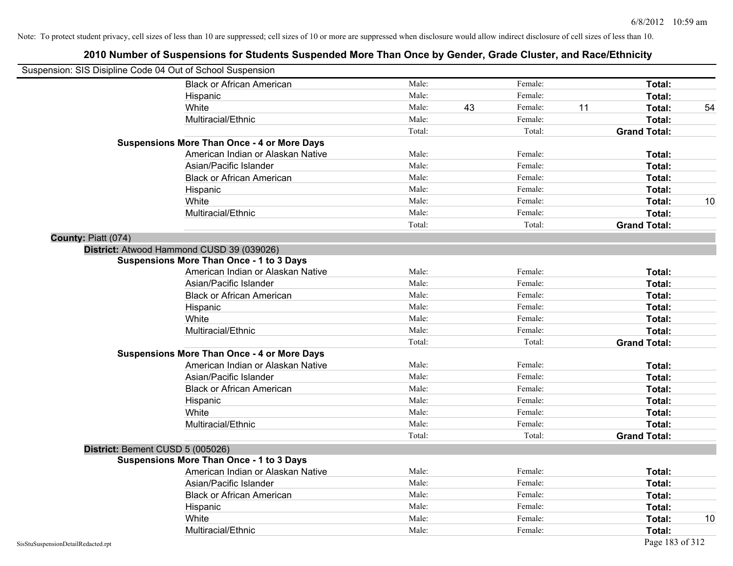Note: To protect student privacy, cell sizes of less than 10 are suppressed; cell sizes of 10 or more are suppressed when disclosure would allow indirect disclosure of cell sizes of less than 10.

# 2010 Number of Suspensions for Students Suspended More Than Once by Gender, Grade Cluster, and Race/Ethnicity

Suspension: SIS Disipline Code 04 Out of School Suspension

| | | | | | | | |
|---|---|---|---|---|---|---|---|
| Black or African American | Male: | | Female: | | **Total:** | |
| Hispanic | Male: | | Female: | | **Total:** | |
| White | Male: | 43 | Female: | 11 | **Total:** | 54 |
| Multiracial/Ethnic | Male: | | Female: | | **Total:** | |
| | Total: | | Total: | | **Grand Total:** | |

**Suspensions More Than Once - 4 or More Days**

| | | | | | | |
|---|---|---|---|---|---|---|
| American Indian or Alaskan Native | Male: | | Female: | | **Total:** | |
| Asian/Pacific Islander | Male: | | Female: | | **Total:** | |
| Black or African American | Male: | | Female: | | **Total:** | |
| Hispanic | Male: | | Female: | | **Total:** | |
| White | Male: | | Female: | | **Total:** | 10 |
| Multiracial/Ethnic | Male: | | Female: | | **Total:** | |
| | Total: | | Total: | | **Grand Total:** | |

**County:** Piatt (074)

**District:** Atwood Hammond CUSD 39 (039026)

**Suspensions More Than Once - 1 to 3 Days**

| | | | | | | |
|---|---|---|---|---|---|---|
| American Indian or Alaskan Native | Male: | | Female: | | **Total:** | |
| Asian/Pacific Islander | Male: | | Female: | | **Total:** | |
| Black or African American | Male: | | Female: | | **Total:** | |
| Hispanic | Male: | | Female: | | **Total:** | |
| White | Male: | | Female: | | **Total:** | |
| Multiracial/Ethnic | Male: | | Female: | | **Total:** | |
| | Total: | | Total: | | **Grand Total:** | |

**Suspensions More Than Once - 4 or More Days**

| | | | | | | |
|---|---|---|---|---|---|---|
| American Indian or Alaskan Native | Male: | | Female: | | **Total:** | |
| Asian/Pacific Islander | Male: | | Female: | | **Total:** | |
| Black or African American | Male: | | Female: | | **Total:** | |
| Hispanic | Male: | | Female: | | **Total:** | |
| White | Male: | | Female: | | **Total:** | |
| Multiracial/Ethnic | Male: | | Female: | | **Total:** | |
| | Total: | | Total: | | **Grand Total:** | |

**District:** Bement CUSD 5 (005026)

**Suspensions More Than Once - 1 to 3 Days**

| | | | | | | |
|---|---|---|---|---|---|---|
| American Indian or Alaskan Native | Male: | | Female: | | **Total:** | |
| Asian/Pacific Islander | Male: | | Female: | | **Total:** | |
| Black or African American | Male: | | Female: | | **Total:** | |
| Hispanic | Male: | | Female: | | **Total:** | |
| White | Male: | | Female: | | **Total:** | 10 |
| Multiracial/Ethnic | Male: | | Female: | | **Total:** | |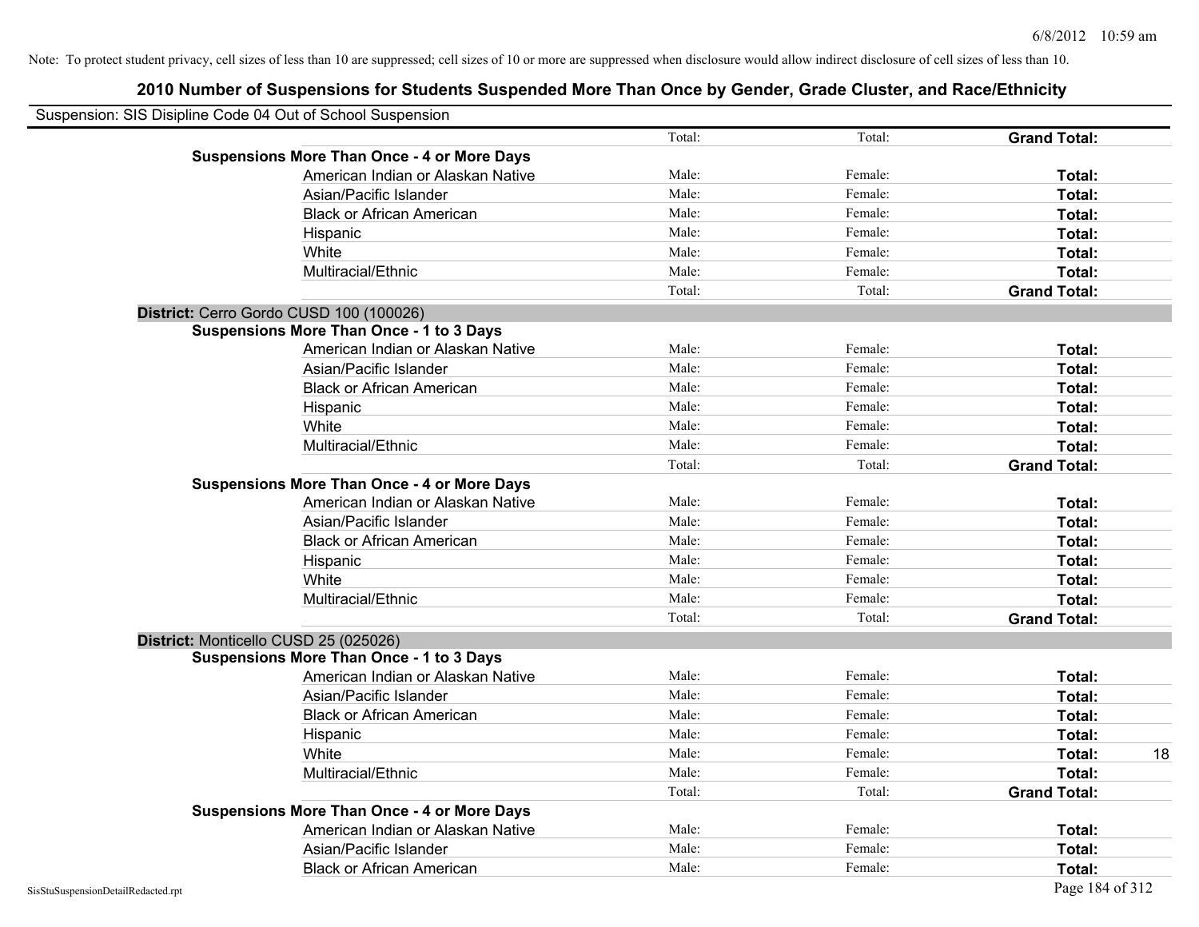Note: To protect student privacy, cell sizes of less than 10 are suppressed; cell sizes of 10 or more are suppressed when disclosure would allow indirect disclosure of cell sizes of less than 10.

## 2010 Number of Suspensions for Students Suspended More Than Once by Gender, Grade Cluster, and Race/Ethnicity

Suspension: SIS Disipline Code 04 Out of School Suspension

| | | | | |
|---|---|---|---|---|
| | Total: | Total: | **Grand Total:** | |
| **Suspensions More Than Once - 4 or More Days** | | | | |
| American Indian or Alaskan Native | Male: | Female: | **Total:** | |
| Asian/Pacific Islander | Male: | Female: | **Total:** | |
| Black or African American | Male: | Female: | **Total:** | |
| Hispanic | Male: | Female: | **Total:** | |
| White | Male: | Female: | **Total:** | |
| Multiracial/Ethnic | Male: | Female: | **Total:** | |
| | Total: | Total: | **Grand Total:** | |
| **District:** Cerro Gordo CUSD 100 (100026) | | | | |
| **Suspensions More Than Once - 1 to 3 Days** | | | | |
| American Indian or Alaskan Native | Male: | Female: | **Total:** | |
| Asian/Pacific Islander | Male: | Female: | **Total:** | |
| Black or African American | Male: | Female: | **Total:** | |
| Hispanic | Male: | Female: | **Total:** | |
| White | Male: | Female: | **Total:** | |
| Multiracial/Ethnic | Male: | Female: | **Total:** | |
| | Total: | Total: | **Grand Total:** | |
| **Suspensions More Than Once - 4 or More Days** | | | | |
| American Indian or Alaskan Native | Male: | Female: | **Total:** | |
| Asian/Pacific Islander | Male: | Female: | **Total:** | |
| Black or African American | Male: | Female: | **Total:** | |
| Hispanic | Male: | Female: | **Total:** | |
| White | Male: | Female: | **Total:** | |
| Multiracial/Ethnic | Male: | Female: | **Total:** | |
| | Total: | Total: | **Grand Total:** | |
| **District:** Monticello CUSD 25 (025026) | | | | |
| **Suspensions More Than Once - 1 to 3 Days** | | | | |
| American Indian or Alaskan Native | Male: | Female: | **Total:** | |
| Asian/Pacific Islander | Male: | Female: | **Total:** | |
| Black or African American | Male: | Female: | **Total:** | |
| Hispanic | Male: | Female: | **Total:** | |
| White | Male: | Female: | **Total:** | 18 |
| Multiracial/Ethnic | Male: | Female: | **Total:** | |
| | Total: | Total: | **Grand Total:** | |
| **Suspensions More Than Once - 4 or More Days** | | | | |
| American Indian or Alaskan Native | Male: | Female: | **Total:** | |
| Asian/Pacific Islander | Male: | Female: | **Total:** | |
| Black or African American | Male: | Female: | **Total:** | |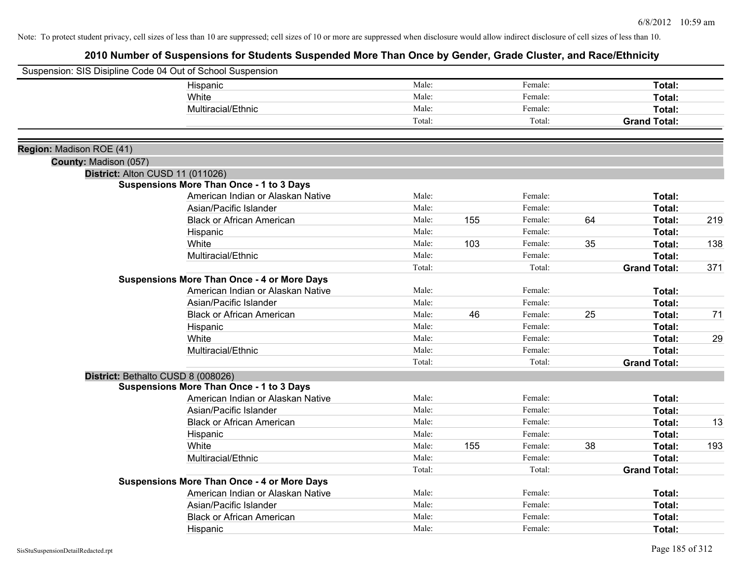Note: To protect student privacy, cell sizes of less than 10 are suppressed; cell sizes of 10 or more are suppressed when disclosure would allow indirect disclosure of cell sizes of less than 10.

# 2010 Number of Suspensions for Students Suspended More Than Once by Gender, Grade Cluster, and Race/Ethnicity

Suspension: SIS Disipline Code 04 Out of School Suspension

| | | | | | | |
|---|---|---|---|---|---|---|
| Hispanic | Male: | | Female: | | **Total:** | |
| White | Male: | | Female: | | **Total:** | |
| Multiracial/Ethnic | Male: | | Female: | | **Total:** | |
| | Total: | | Total: | | **Grand Total:** | |

**Region:** Madison ROE (41)

**County:** Madison (057)

**District:** Alton CUSD 11 (011026)

**Suspensions More Than Once - 1 to 3 Days**

| | | | | | | |
|---|---|---|---|---|---|---|
| American Indian or Alaskan Native | Male: | | Female: | | **Total:** | |
| Asian/Pacific Islander | Male: | | Female: | | **Total:** | |
| Black or African American | Male: | 155 | Female: | 64 | **Total:** | 219 |
| Hispanic | Male: | | Female: | | **Total:** | |
| White | Male: | 103 | Female: | 35 | **Total:** | 138 |
| Multiracial/Ethnic | Male: | | Female: | | **Total:** | |
| | Total: | | Total: | | **Grand Total:** | 371 |

**Suspensions More Than Once - 4 or More Days**

| | | | | | | |
|---|---|---|---|---|---|---|
| American Indian or Alaskan Native | Male: | | Female: | | **Total:** | |
| Asian/Pacific Islander | Male: | | Female: | | **Total:** | |
| Black or African American | Male: | 46 | Female: | 25 | **Total:** | 71 |
| Hispanic | Male: | | Female: | | **Total:** | |
| White | Male: | | Female: | | **Total:** | 29 |
| Multiracial/Ethnic | Male: | | Female: | | **Total:** | |
| | Total: | | Total: | | **Grand Total:** | |

**District:** Bethalto CUSD 8 (008026)

**Suspensions More Than Once - 1 to 3 Days**

| | | | | | | |
|---|---|---|---|---|---|---|
| American Indian or Alaskan Native | Male: | | Female: | | **Total:** | |
| Asian/Pacific Islander | Male: | | Female: | | **Total:** | |
| Black or African American | Male: | | Female: | | **Total:** | 13 |
| Hispanic | Male: | | Female: | | **Total:** | |
| White | Male: | 155 | Female: | 38 | **Total:** | 193 |
| Multiracial/Ethnic | Male: | | Female: | | **Total:** | |
| | Total: | | Total: | | **Grand Total:** | |

**Suspensions More Than Once - 4 or More Days**

| | | | | | | |
|---|---|---|---|---|---|---|
| American Indian or Alaskan Native | Male: | | Female: | | **Total:** | |
| Asian/Pacific Islander | Male: | | Female: | | **Total:** | |
| Black or African American | Male: | | Female: | | **Total:** | |
| Hispanic | Male: | | Female: | | **Total:** | |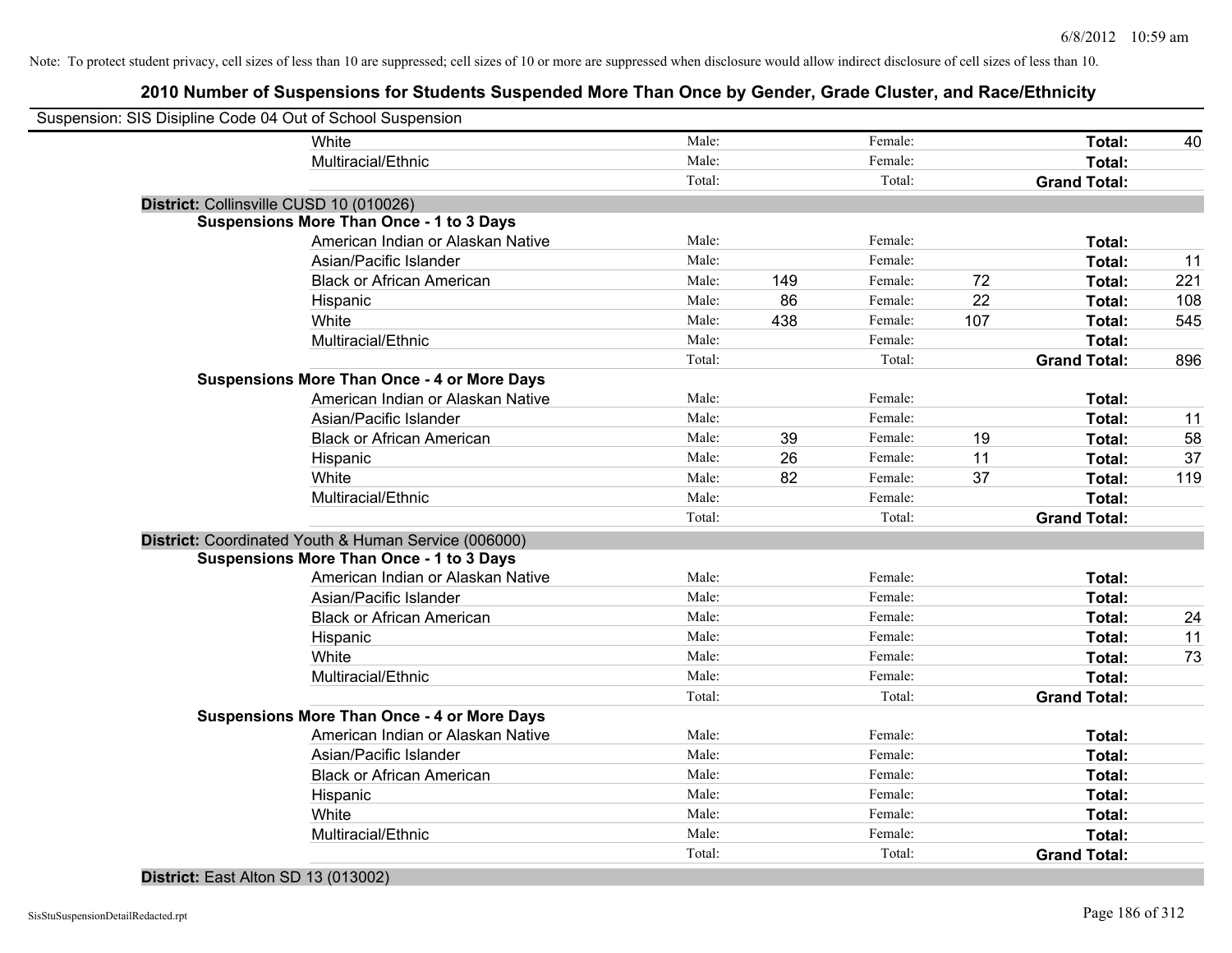Note: To protect student privacy, cell sizes of less than 10 are suppressed; cell sizes of 10 or more are suppressed when disclosure would allow indirect disclosure of cell sizes of less than 10.

## 2010 Number of Suspensions for Students Suspended More Than Once by Gender, Grade Cluster, and Race/Ethnicity

Suspension: SIS Disipline Code 04 Out of School Suspension

| | | | | | | |
|---|---|---|---|---|---|---|
| White | Male: | | Female: | | **Total:** | 40 |
| Multiracial/Ethnic | Male: | | Female: | | **Total:** | |
| | Total: | | Total: | | **Grand Total:** | |

**District:** Collinsville CUSD 10 (010026)

**Suspensions More Than Once - 1 to 3 Days**

| | | | | | | |
|---|---|---|---|---|---|---|
| American Indian or Alaskan Native | Male: | | Female: | | **Total:** | |
| Asian/Pacific Islander | Male: | | Female: | | **Total:** | 11 |
| Black or African American | Male: | 149 | Female: | 72 | **Total:** | 221 |
| Hispanic | Male: | 86 | Female: | 22 | **Total:** | 108 |
| White | Male: | 438 | Female: | 107 | **Total:** | 545 |
| Multiracial/Ethnic | Male: | | Female: | | **Total:** | |
| | Total: | | Total: | | **Grand Total:** | 896 |

**Suspensions More Than Once - 4 or More Days**

| | | | | | | |
|---|---|---|---|---|---|---|
| American Indian or Alaskan Native | Male: | | Female: | | **Total:** | |
| Asian/Pacific Islander | Male: | | Female: | | **Total:** | 11 |
| Black or African American | Male: | 39 | Female: | 19 | **Total:** | 58 |
| Hispanic | Male: | 26 | Female: | 11 | **Total:** | 37 |
| White | Male: | 82 | Female: | 37 | **Total:** | 119 |
| Multiracial/Ethnic | Male: | | Female: | | **Total:** | |
| | Total: | | Total: | | **Grand Total:** | |

**District:** Coordinated Youth & Human Service (006000)

**Suspensions More Than Once - 1 to 3 Days**

| | | | | | | |
|---|---|---|---|---|---|---|
| American Indian or Alaskan Native | Male: | | Female: | | **Total:** | |
| Asian/Pacific Islander | Male: | | Female: | | **Total:** | |
| Black or African American | Male: | | Female: | | **Total:** | 24 |
| Hispanic | Male: | | Female: | | **Total:** | 11 |
| White | Male: | | Female: | | **Total:** | 73 |
| Multiracial/Ethnic | Male: | | Female: | | **Total:** | |
| | Total: | | Total: | | **Grand Total:** | |

**Suspensions More Than Once - 4 or More Days**

| | | | | | | |
|---|---|---|---|---|---|---|
| American Indian or Alaskan Native | Male: | | Female: | | **Total:** | |
| Asian/Pacific Islander | Male: | | Female: | | **Total:** | |
| Black or African American | Male: | | Female: | | **Total:** | |
| Hispanic | Male: | | Female: | | **Total:** | |
| White | Male: | | Female: | | **Total:** | |
| Multiracial/Ethnic | Male: | | Female: | | **Total:** | |
| | Total: | | Total: | | **Grand Total:** | |

**District:** East Alton SD 13 (013002)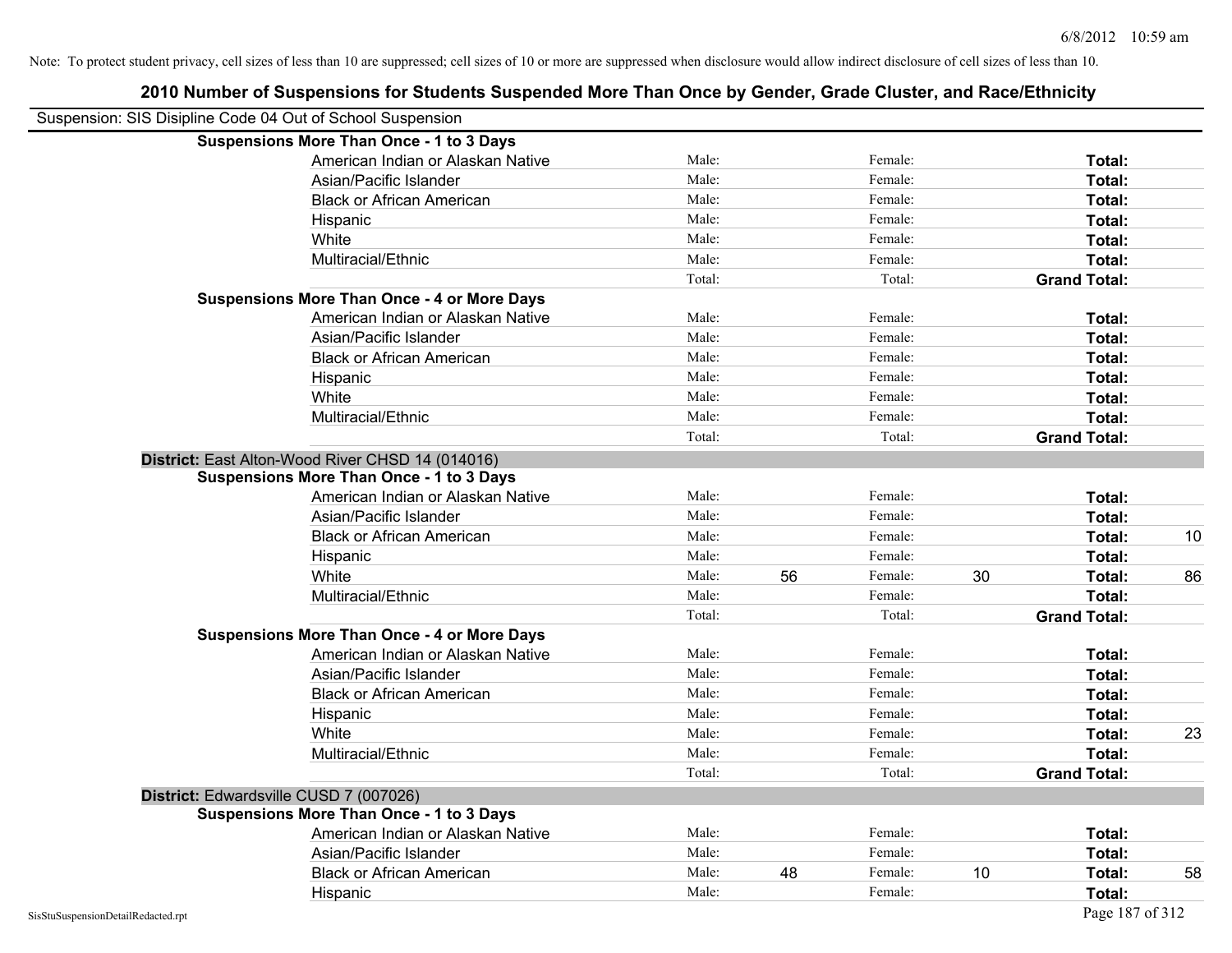Note: To protect student privacy, cell sizes of less than 10 are suppressed; cell sizes of 10 or more are suppressed when disclosure would allow indirect disclosure of cell sizes of less than 10.

# 2010 Number of Suspensions for Students Suspended More Than Once by Gender, Grade Cluster, and Race/Ethnicity

Suspension: SIS Disipline Code 04 Out of School Suspension

| | | | | | | | |
|---|---|---|---|---|---|---|---|
| **Suspensions More Than Once - 1 to 3 Days** | | | | | | | |
| American Indian or Alaskan Native | Male: | | Female: | | **Total:** | |
| Asian/Pacific Islander | Male: | | Female: | | **Total:** | |
| Black or African American | Male: | | Female: | | **Total:** | |
| Hispanic | Male: | | Female: | | **Total:** | |
| White | Male: | | Female: | | **Total:** | |
| Multiracial/Ethnic | Male: | | Female: | | **Total:** | |
| | Total: | | Total: | | **Grand Total:** | |
| **Suspensions More Than Once - 4 or More Days** | | | | | | | |
| American Indian or Alaskan Native | Male: | | Female: | | **Total:** | |
| Asian/Pacific Islander | Male: | | Female: | | **Total:** | |
| Black or African American | Male: | | Female: | | **Total:** | |
| Hispanic | Male: | | Female: | | **Total:** | |
| White | Male: | | Female: | | **Total:** | |
| Multiracial/Ethnic | Male: | | Female: | | **Total:** | |
| | Total: | | Total: | | **Grand Total:** | |

**District:** East Alton-Wood River CHSD 14 (014016)

| | | | | | | |
|---|---|---|---|---|---|---|
| **Suspensions More Than Once - 1 to 3 Days** | | | | | | |
| American Indian or Alaskan Native | Male: | | Female: | | **Total:** | |
| Asian/Pacific Islander | Male: | | Female: | | **Total:** | |
| Black or African American | Male: | | Female: | | **Total:** | 10 |
| Hispanic | Male: | | Female: | | **Total:** | |
| White | Male: | 56 | Female: | 30 | **Total:** | 86 |
| Multiracial/Ethnic | Male: | | Female: | | **Total:** | |
| | Total: | | Total: | | **Grand Total:** | |
| **Suspensions More Than Once - 4 or More Days** | | | | | | |
| American Indian or Alaskan Native | Male: | | Female: | | **Total:** | |
| Asian/Pacific Islander | Male: | | Female: | | **Total:** | |
| Black or African American | Male: | | Female: | | **Total:** | |
| Hispanic | Male: | | Female: | | **Total:** | |
| White | Male: | | Female: | | **Total:** | 23 |
| Multiracial/Ethnic | Male: | | Female: | | **Total:** | |
| | Total: | | Total: | | **Grand Total:** | |

**District:** Edwardsville CUSD 7 (007026)

| | | | | | | |
|---|---|---|---|---|---|---|
| **Suspensions More Than Once - 1 to 3 Days** | | | | | | |
| American Indian or Alaskan Native | Male: | | Female: | | **Total:** | |
| Asian/Pacific Islander | Male: | | Female: | | **Total:** | |
| Black or African American | Male: | 48 | Female: | 10 | **Total:** | 58 |
| Hispanic | Male: | | Female: | | **Total:** | |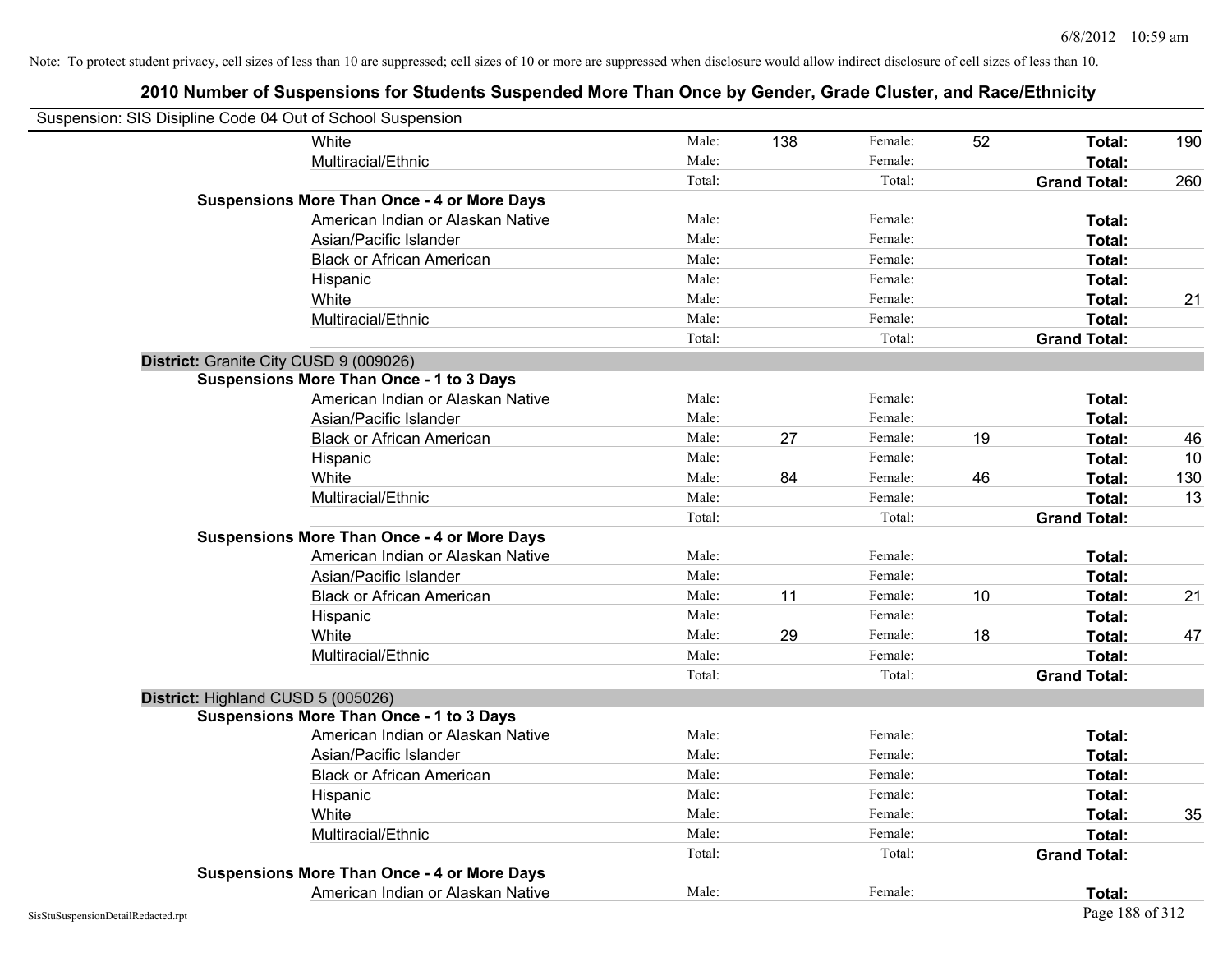Note: To protect student privacy, cell sizes of less than 10 are suppressed; cell sizes of 10 or more are suppressed when disclosure would allow indirect disclosure of cell sizes of less than 10.

## 2010 Number of Suspensions for Students Suspended More Than Once by Gender, Grade Cluster, and Race/Ethnicity

Suspension: SIS Disipline Code 04 Out of School Suspension

| | | | | | | | |
|---|---|---|---|---|---|---|---|
| White | Male: | 138 | Female: | 52 | **Total:** | 190 |
| Multiracial/Ethnic | Male: | | Female: | | **Total:** | |
| | Total: | | Total: | | **Grand Total:** | 260 |
| **Suspensions More Than Once - 4 or More Days** | | | | | | |
| American Indian or Alaskan Native | Male: | | Female: | | **Total:** | |
| Asian/Pacific Islander | Male: | | Female: | | **Total:** | |
| Black or African American | Male: | | Female: | | **Total:** | |
| Hispanic | Male: | | Female: | | **Total:** | |
| White | Male: | | Female: | | **Total:** | 21 |
| Multiracial/Ethnic | Male: | | Female: | | **Total:** | |
| | Total: | | Total: | | **Grand Total:** | |

**District:** Granite City CUSD 9 (009026)

| | | | | | | |
|---|---|---|---|---|---|---|
| **Suspensions More Than Once - 1 to 3 Days** | | | | | | |
| American Indian or Alaskan Native | Male: | | Female: | | **Total:** | |
| Asian/Pacific Islander | Male: | | Female: | | **Total:** | |
| Black or African American | Male: | 27 | Female: | 19 | **Total:** | 46 |
| Hispanic | Male: | | Female: | | **Total:** | 10 |
| White | Male: | 84 | Female: | 46 | **Total:** | 130 |
| Multiracial/Ethnic | Male: | | Female: | | **Total:** | 13 |
| | Total: | | Total: | | **Grand Total:** | |
| **Suspensions More Than Once - 4 or More Days** | | | | | | |
| American Indian or Alaskan Native | Male: | | Female: | | **Total:** | |
| Asian/Pacific Islander | Male: | | Female: | | **Total:** | |
| Black or African American | Male: | 11 | Female: | 10 | **Total:** | 21 |
| Hispanic | Male: | | Female: | | **Total:** | |
| White | Male: | 29 | Female: | 18 | **Total:** | 47 |
| Multiracial/Ethnic | Male: | | Female: | | **Total:** | |
| | Total: | | Total: | | **Grand Total:** | |

**District:** Highland CUSD 5 (005026)

| | | | | | | |
|---|---|---|---|---|---|---|
| **Suspensions More Than Once - 1 to 3 Days** | | | | | | |
| American Indian or Alaskan Native | Male: | | Female: | | **Total:** | |
| Asian/Pacific Islander | Male: | | Female: | | **Total:** | |
| Black or African American | Male: | | Female: | | **Total:** | |
| Hispanic | Male: | | Female: | | **Total:** | |
| White | Male: | | Female: | | **Total:** | 35 |
| Multiracial/Ethnic | Male: | | Female: | | **Total:** | |
| | Total: | | Total: | | **Grand Total:** | |
| **Suspensions More Than Once - 4 or More Days** | | | | | | |
| American Indian or Alaskan Native | Male: | | Female: | | **Total:** | |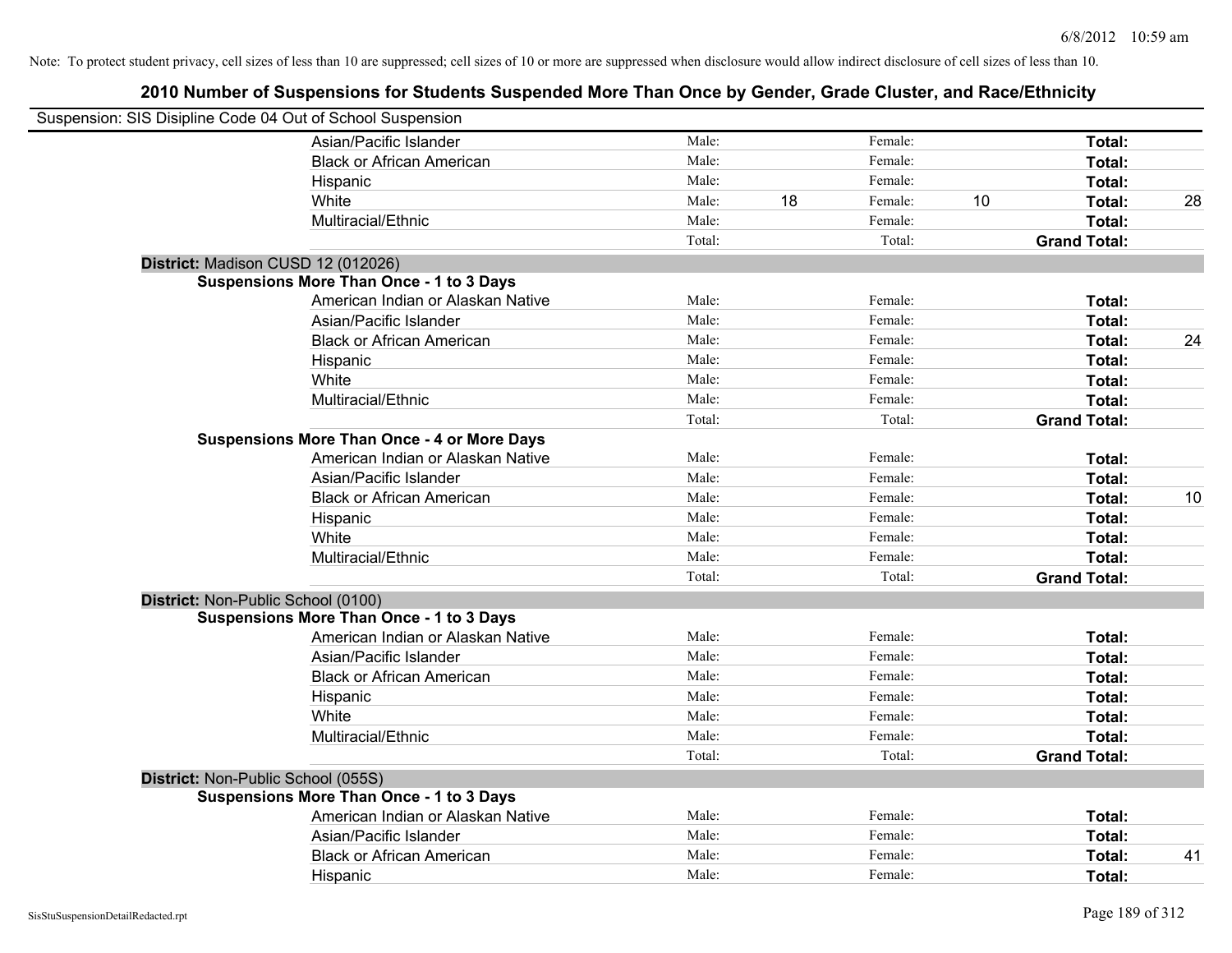Note: To protect student privacy, cell sizes of less than 10 are suppressed; cell sizes of 10 or more are suppressed when disclosure would allow indirect disclosure of cell sizes of less than 10.

# 2010 Number of Suspensions for Students Suspended More Than Once by Gender, Grade Cluster, and Race/Ethnicity

Suspension: SIS Disipline Code 04 Out of School Suspension

| | | | | | | | |
|---|---|---|---|---|---|---|---|
| Asian/Pacific Islander | Male: | | Female: | | **Total:** | |
| Black or African American | Male: | | Female: | | **Total:** | |
| Hispanic | Male: | | Female: | | **Total:** | |
| White | Male: | 18 | Female: | 10 | **Total:** | 28 |
| Multiracial/Ethnic | Male: | | Female: | | **Total:** | |
| | Total: | | Total: | | **Grand Total:** | |

**District:** Madison CUSD 12 (012026)

**Suspensions More Than Once - 1 to 3 Days**

| | | | | | | |
|---|---|---|---|---|---|---|
| American Indian or Alaskan Native | Male: | | Female: | | **Total:** | |
| Asian/Pacific Islander | Male: | | Female: | | **Total:** | |
| Black or African American | Male: | | Female: | | **Total:** | 24 |
| Hispanic | Male: | | Female: | | **Total:** | |
| White | Male: | | Female: | | **Total:** | |
| Multiracial/Ethnic | Male: | | Female: | | **Total:** | |
| | Total: | | Total: | | **Grand Total:** | |

**Suspensions More Than Once - 4 or More Days**

| | | | | | | |
|---|---|---|---|---|---|---|
| American Indian or Alaskan Native | Male: | | Female: | | **Total:** | |
| Asian/Pacific Islander | Male: | | Female: | | **Total:** | |
| Black or African American | Male: | | Female: | | **Total:** | 10 |
| Hispanic | Male: | | Female: | | **Total:** | |
| White | Male: | | Female: | | **Total:** | |
| Multiracial/Ethnic | Male: | | Female: | | **Total:** | |
| | Total: | | Total: | | **Grand Total:** | |

**District:** Non-Public School (0100)

**Suspensions More Than Once - 1 to 3 Days**

| | | | | | | |
|---|---|---|---|---|---|---|
| American Indian or Alaskan Native | Male: | | Female: | | **Total:** | |
| Asian/Pacific Islander | Male: | | Female: | | **Total:** | |
| Black or African American | Male: | | Female: | | **Total:** | |
| Hispanic | Male: | | Female: | | **Total:** | |
| White | Male: | | Female: | | **Total:** | |
| Multiracial/Ethnic | Male: | | Female: | | **Total:** | |
| | Total: | | Total: | | **Grand Total:** | |

**District:** Non-Public School (055S)

**Suspensions More Than Once - 1 to 3 Days**

| | | | | | | |
|---|---|---|---|---|---|---|
| American Indian or Alaskan Native | Male: | | Female: | | **Total:** | |
| Asian/Pacific Islander | Male: | | Female: | | **Total:** | |
| Black or African American | Male: | | Female: | | **Total:** | 41 |
| Hispanic | Male: | | Female: | | **Total:** | |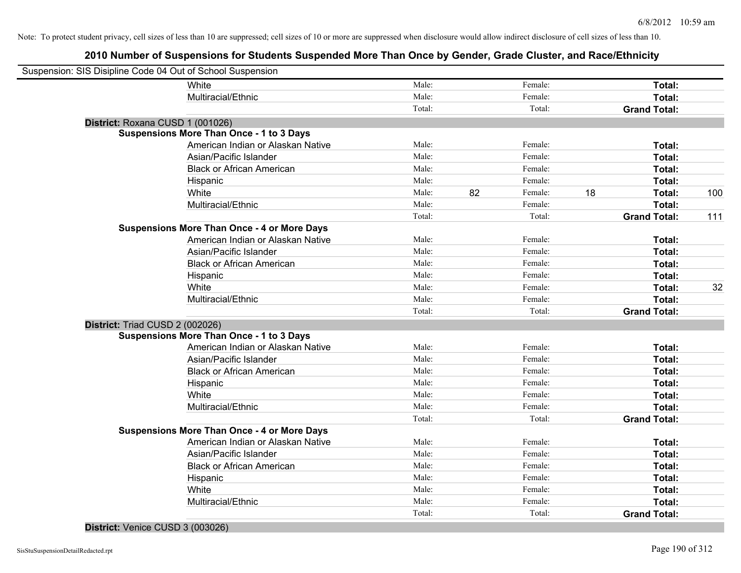Note: To protect student privacy, cell sizes of less than 10 are suppressed; cell sizes of 10 or more are suppressed when disclosure would allow indirect disclosure of cell sizes of less than 10.

## 2010 Number of Suspensions for Students Suspended More Than Once by Gender, Grade Cluster, and Race/Ethnicity

Suspension: SIS Disipline Code 04 Out of School Suspension

| | | | | | | | |
|---|---|---|---|---|---|---|---|
| White | Male: | | Female: | | **Total:** | |
| Multiracial/Ethnic | Male: | | Female: | | **Total:** | |
| | Total: | | Total: | | **Grand Total:** | |

**District:** Roxana CUSD 1 (001026)

**Suspensions More Than Once - 1 to 3 Days**

| | | | | | | |
|---|---|---|---|---|---|---|
| American Indian or Alaskan Native | Male: | | Female: | | **Total:** | |
| Asian/Pacific Islander | Male: | | Female: | | **Total:** | |
| Black or African American | Male: | | Female: | | **Total:** | |
| Hispanic | Male: | | Female: | | **Total:** | |
| White | Male: | 82 | Female: | 18 | **Total:** | 100 |
| Multiracial/Ethnic | Male: | | Female: | | **Total:** | |
| | Total: | | Total: | | **Grand Total:** | 111 |

**Suspensions More Than Once - 4 or More Days**

| | | | | | | |
|---|---|---|---|---|---|---|
| American Indian or Alaskan Native | Male: | | Female: | | **Total:** | |
| Asian/Pacific Islander | Male: | | Female: | | **Total:** | |
| Black or African American | Male: | | Female: | | **Total:** | |
| Hispanic | Male: | | Female: | | **Total:** | |
| White | Male: | | Female: | | **Total:** | 32 |
| Multiracial/Ethnic | Male: | | Female: | | **Total:** | |
| | Total: | | Total: | | **Grand Total:** | |

**District:** Triad CUSD 2 (002026)

**Suspensions More Than Once - 1 to 3 Days**

| | | | | | | |
|---|---|---|---|---|---|---|
| American Indian or Alaskan Native | Male: | | Female: | | **Total:** | |
| Asian/Pacific Islander | Male: | | Female: | | **Total:** | |
| Black or African American | Male: | | Female: | | **Total:** | |
| Hispanic | Male: | | Female: | | **Total:** | |
| White | Male: | | Female: | | **Total:** | |
| Multiracial/Ethnic | Male: | | Female: | | **Total:** | |
| | Total: | | Total: | | **Grand Total:** | |

**Suspensions More Than Once - 4 or More Days**

| | | | | | | |
|---|---|---|---|---|---|---|
| American Indian or Alaskan Native | Male: | | Female: | | **Total:** | |
| Asian/Pacific Islander | Male: | | Female: | | **Total:** | |
| Black or African American | Male: | | Female: | | **Total:** | |
| Hispanic | Male: | | Female: | | **Total:** | |
| White | Male: | | Female: | | **Total:** | |
| Multiracial/Ethnic | Male: | | Female: | | **Total:** | |
| | Total: | | Total: | | **Grand Total:** | |

**District:** Venice CUSD 3 (003026)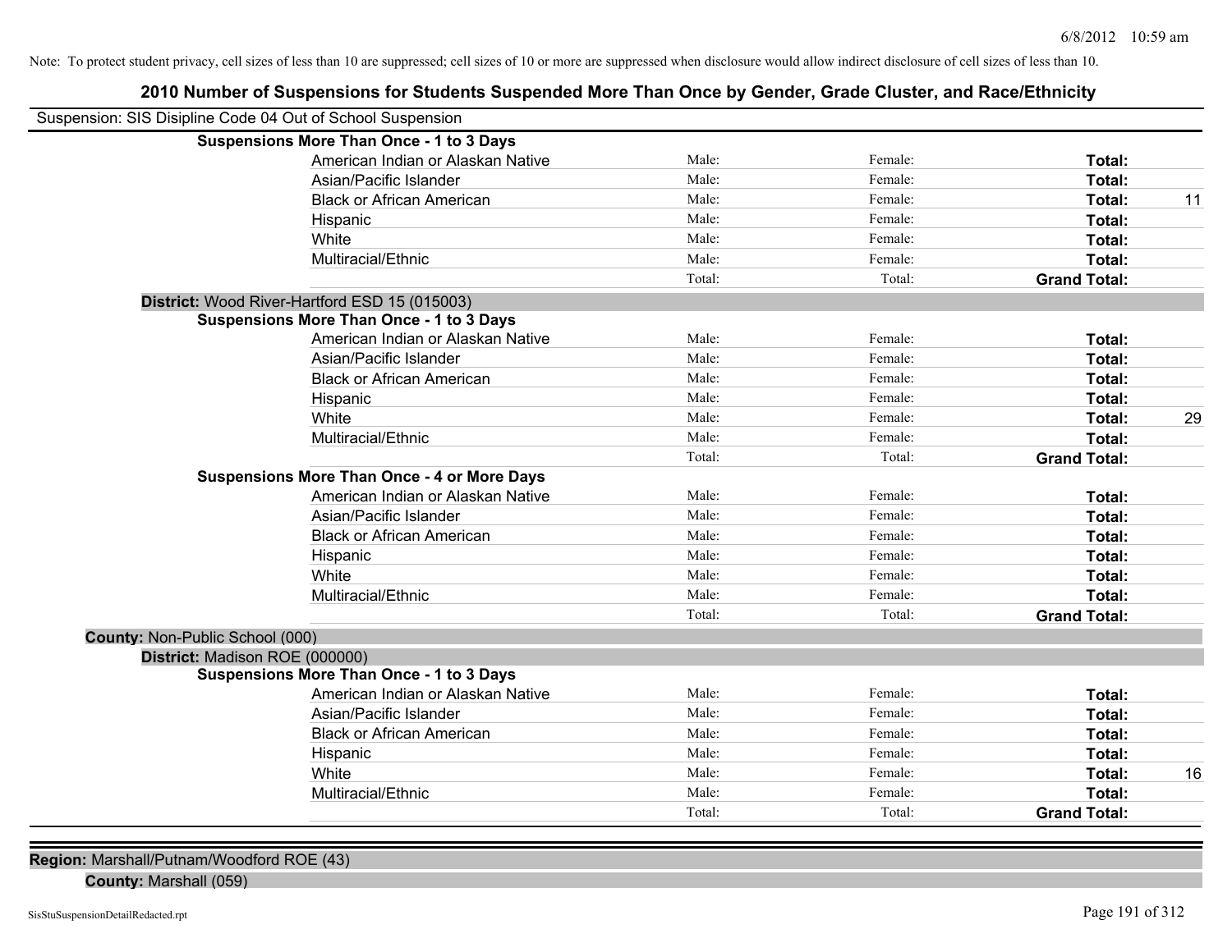Note: To protect student privacy, cell sizes of less than 10 are suppressed; cell sizes of 10 or more are suppressed when disclosure would allow indirect disclosure of cell sizes of less than 10.

# 2010 Number of Suspensions for Students Suspended More Than Once by Gender, Grade Cluster, and Race/Ethnicity

Suspension: SIS Disipline Code 04 Out of School Suspension

**Suspensions More Than Once - 1 to 3 Days**

| | | | | |
|---|---|---|---|---|
| American Indian or Alaskan Native | Male: | Female: | **Total:** | |
| Asian/Pacific Islander | Male: | Female: | **Total:** | |
| Black or African American | Male: | Female: | **Total:** | 11 |
| Hispanic | Male: | Female: | **Total:** | |
| White | Male: | Female: | **Total:** | |
| Multiracial/Ethnic | Male: | Female: | **Total:** | |
| | Total: | Total: | **Grand Total:** | |

**District:** Wood River-Hartford ESD 15 (015003)

**Suspensions More Than Once - 1 to 3 Days**

| | | | | |
|---|---|---|---|---|
| American Indian or Alaskan Native | Male: | Female: | **Total:** | |
| Asian/Pacific Islander | Male: | Female: | **Total:** | |
| Black or African American | Male: | Female: | **Total:** | |
| Hispanic | Male: | Female: | **Total:** | |
| White | Male: | Female: | **Total:** | 29 |
| Multiracial/Ethnic | Male: | Female: | **Total:** | |
| | Total: | Total: | **Grand Total:** | |

**Suspensions More Than Once - 4 or More Days**

| | | | | |
|---|---|---|---|---|
| American Indian or Alaskan Native | Male: | Female: | **Total:** | |
| Asian/Pacific Islander | Male: | Female: | **Total:** | |
| Black or African American | Male: | Female: | **Total:** | |
| Hispanic | Male: | Female: | **Total:** | |
| White | Male: | Female: | **Total:** | |
| Multiracial/Ethnic | Male: | Female: | **Total:** | |
| | Total: | Total: | **Grand Total:** | |

**County:** Non-Public School (000)

**District:** Madison ROE (000000)

**Suspensions More Than Once - 1 to 3 Days**

| | | | | |
|---|---|---|---|---|
| American Indian or Alaskan Native | Male: | Female: | **Total:** | |
| Asian/Pacific Islander | Male: | Female: | **Total:** | |
| Black or African American | Male: | Female: | **Total:** | |
| Hispanic | Male: | Female: | **Total:** | |
| White | Male: | Female: | **Total:** | 16 |
| Multiracial/Ethnic | Male: | Female: | **Total:** | |
| | Total: | Total: | **Grand Total:** | |

**Region:** Marshall/Putnam/Woodford ROE (43)

**County:** Marshall (059)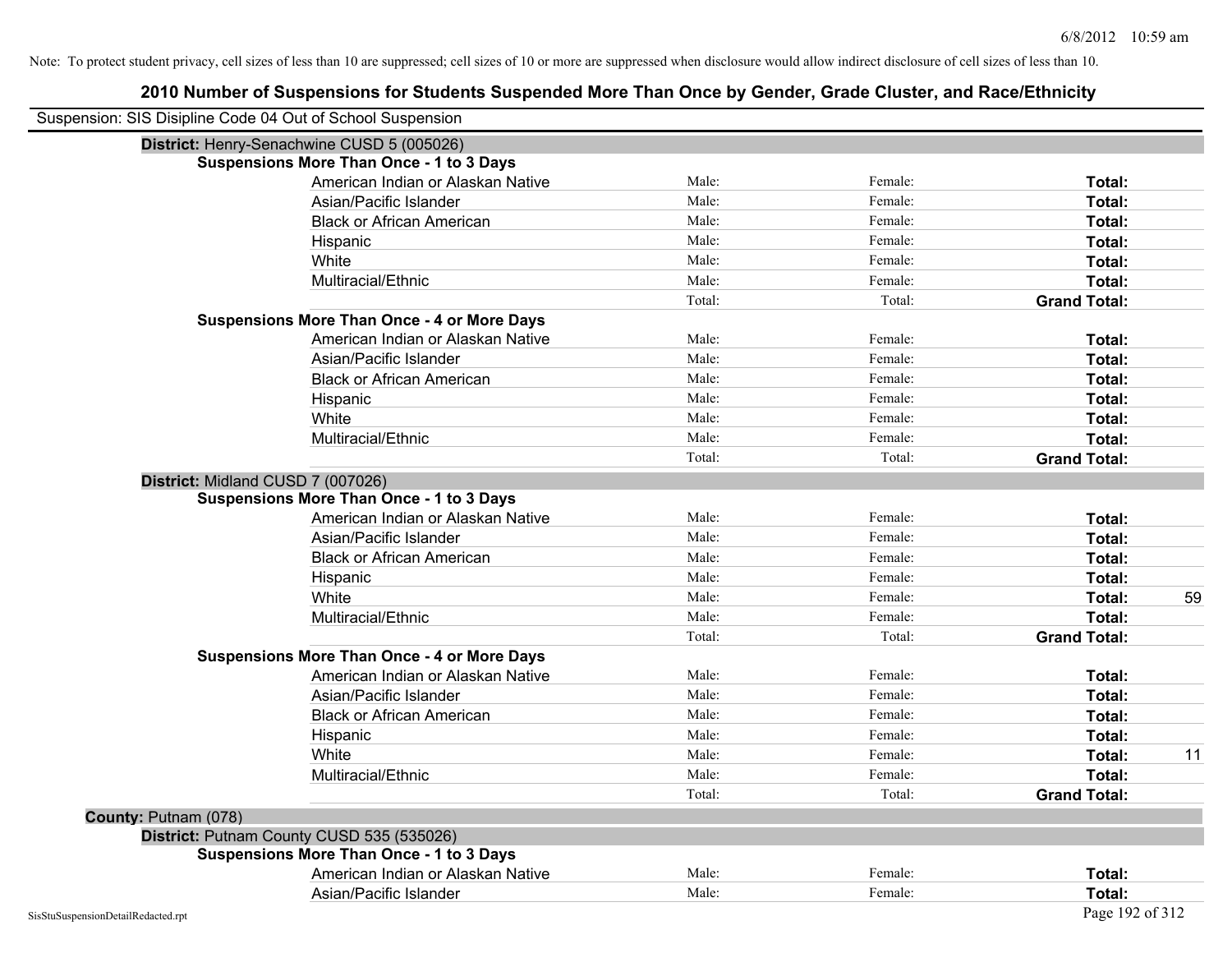Note: To protect student privacy, cell sizes of less than 10 are suppressed; cell sizes of 10 or more are suppressed when disclosure would allow indirect disclosure of cell sizes of less than 10.

# 2010 Number of Suspensions for Students Suspended More Than Once by Gender, Grade Cluster, and Race/Ethnicity

Suspension: SIS Disipline Code 04 Out of School Suspension

## District: Henry-Senachwine CUSD 5 (005026)

### Suspensions More Than Once - 1 to 3 Days

| Race/Ethnicity | Male | Female | Total |
|---|---|---|---|
| American Indian or Alaskan Native | Male: | Female: | Total: |
| Asian/Pacific Islander | Male: | Female: | Total: |
| Black or African American | Male: | Female: | Total: |
| Hispanic | Male: | Female: | Total: |
| White | Male: | Female: | Total: |
| Multiracial/Ethnic | Male: | Female: | Total: |
| | Total: | Total: | **Grand Total:** |

### Suspensions More Than Once - 4 or More Days

| Race/Ethnicity | Male | Female | Total |
|---|---|---|---|
| American Indian or Alaskan Native | Male: | Female: | Total: |
| Asian/Pacific Islander | Male: | Female: | Total: |
| Black or African American | Male: | Female: | Total: |
| Hispanic | Male: | Female: | Total: |
| White | Male: | Female: | Total: |
| Multiracial/Ethnic | Male: | Female: | Total: |
| | Total: | Total: | **Grand Total:** |

## District: Midland CUSD 7 (007026)

### Suspensions More Than Once - 1 to 3 Days

| Race/Ethnicity | Male | Female | Total |
|---|---|---|---|
| American Indian or Alaskan Native | Male: | Female: | Total: |
| Asian/Pacific Islander | Male: | Female: | Total: |
| Black or African American | Male: | Female: | Total: |
| Hispanic | Male: | Female: | Total: |
| White | Male: | Female: | Total: 59 |
| Multiracial/Ethnic | Male: | Female: | Total: |
| | Total: | Total: | **Grand Total:** |

### Suspensions More Than Once - 4 or More Days

| Race/Ethnicity | Male | Female | Total |
|---|---|---|---|
| American Indian or Alaskan Native | Male: | Female: | Total: |
| Asian/Pacific Islander | Male: | Female: | Total: |
| Black or African American | Male: | Female: | Total: |
| Hispanic | Male: | Female: | Total: |
| White | Male: | Female: | Total: 11 |
| Multiracial/Ethnic | Male: | Female: | Total: |
| | Total: | Total: | **Grand Total:** |

## County: Putnam (078)

## District: Putnam County CUSD 535 (535026)

### Suspensions More Than Once - 1 to 3 Days

| Race/Ethnicity | Male | Female | Total |
|---|---|---|---|
| American Indian or Alaskan Native | Male: | Female: | Total: |
| Asian/Pacific Islander | Male: | Female: | Total: |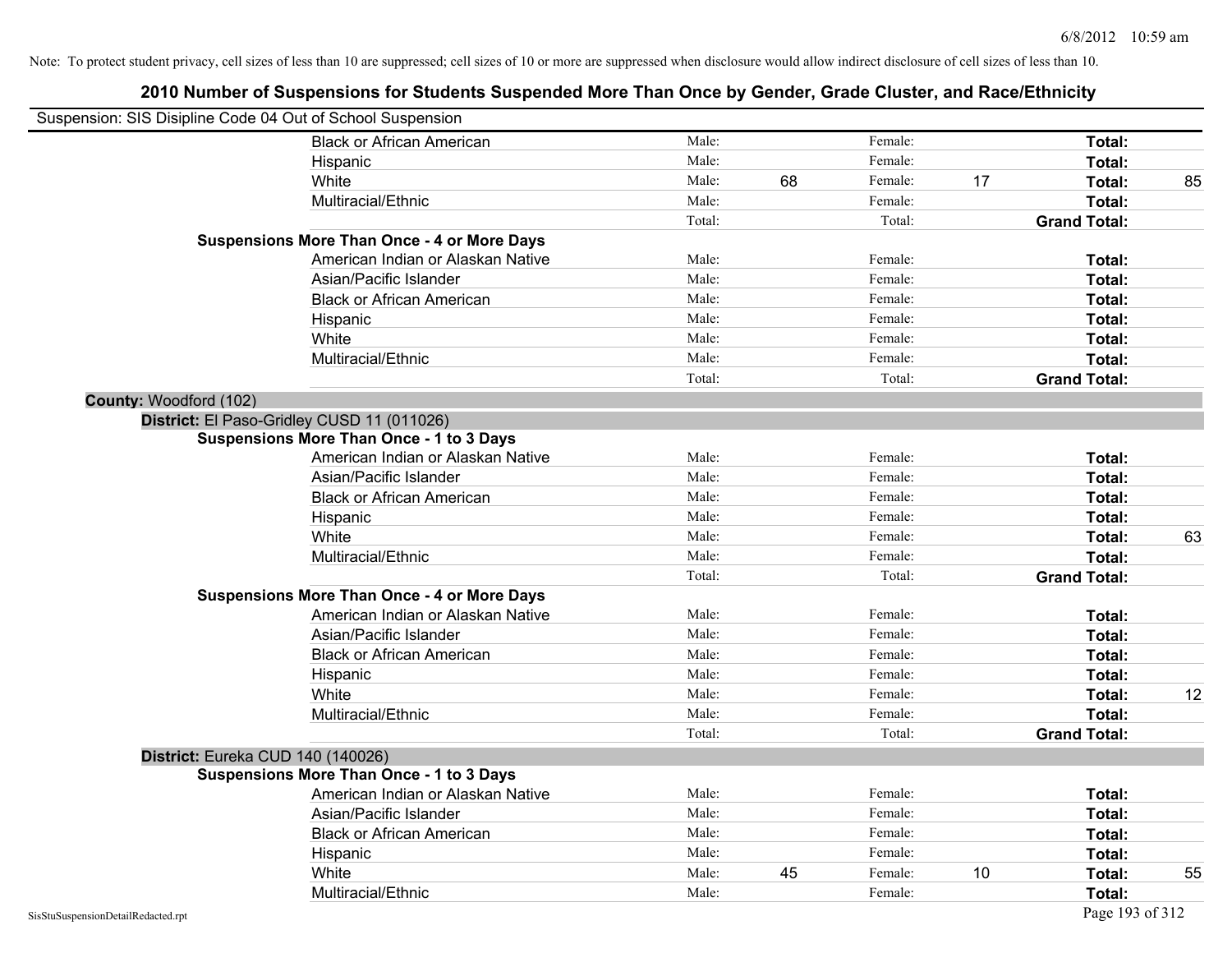Note: To protect student privacy, cell sizes of less than 10 are suppressed; cell sizes of 10 or more are suppressed when disclosure would allow indirect disclosure of cell sizes of less than 10.

## 2010 Number of Suspensions for Students Suspended More Than Once by Gender, Grade Cluster, and Race/Ethnicity

Suspension: SIS Disipline Code 04 Out of School Suspension

| | | | | | | |
|---|---|---|---|---|---|---|
| Black or African American | Male: | | Female: | | **Total:** | |
| Hispanic | Male: | | Female: | | **Total:** | |
| White | Male: | 68 | Female: | 17 | **Total:** | 85 |
| Multiracial/Ethnic | Male: | | Female: | | **Total:** | |
| | Total: | | Total: | | **Grand Total:** | |

**Suspensions More Than Once - 4 or More Days**

| | | | | | | |
|---|---|---|---|---|---|---|
| American Indian or Alaskan Native | Male: | | Female: | | **Total:** | |
| Asian/Pacific Islander | Male: | | Female: | | **Total:** | |
| Black or African American | Male: | | Female: | | **Total:** | |
| Hispanic | Male: | | Female: | | **Total:** | |
| White | Male: | | Female: | | **Total:** | |
| Multiracial/Ethnic | Male: | | Female: | | **Total:** | |
| | Total: | | Total: | | **Grand Total:** | |

**County:** Woodford (102)

**District:** El Paso-Gridley CUSD 11 (011026)

**Suspensions More Than Once - 1 to 3 Days**

| | | | | | | |
|---|---|---|---|---|---|---|
| American Indian or Alaskan Native | Male: | | Female: | | **Total:** | |
| Asian/Pacific Islander | Male: | | Female: | | **Total:** | |
| Black or African American | Male: | | Female: | | **Total:** | |
| Hispanic | Male: | | Female: | | **Total:** | |
| White | Male: | | Female: | | **Total:** | 63 |
| Multiracial/Ethnic | Male: | | Female: | | **Total:** | |
| | Total: | | Total: | | **Grand Total:** | |

**Suspensions More Than Once - 4 or More Days**

| | | | | | | |
|---|---|---|---|---|---|---|
| American Indian or Alaskan Native | Male: | | Female: | | **Total:** | |
| Asian/Pacific Islander | Male: | | Female: | | **Total:** | |
| Black or African American | Male: | | Female: | | **Total:** | |
| Hispanic | Male: | | Female: | | **Total:** | |
| White | Male: | | Female: | | **Total:** | 12 |
| Multiracial/Ethnic | Male: | | Female: | | **Total:** | |
| | Total: | | Total: | | **Grand Total:** | |

**District:** Eureka CUD 140 (140026)

**Suspensions More Than Once - 1 to 3 Days**

| | | | | | | |
|---|---|---|---|---|---|---|
| American Indian or Alaskan Native | Male: | | Female: | | **Total:** | |
| Asian/Pacific Islander | Male: | | Female: | | **Total:** | |
| Black or African American | Male: | | Female: | | **Total:** | |
| Hispanic | Male: | | Female: | | **Total:** | |
| White | Male: | 45 | Female: | 10 | **Total:** | 55 |
| Multiracial/Ethnic | Male: | | Female: | | **Total:** | |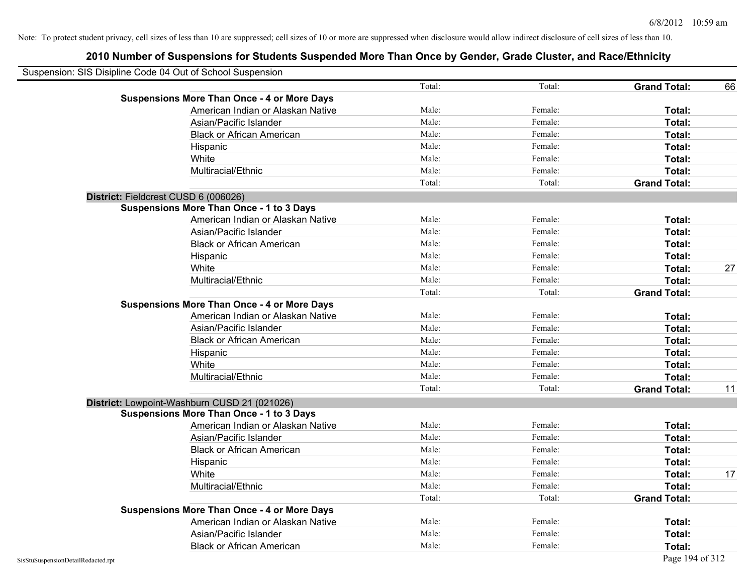Note: To protect student privacy, cell sizes of less than 10 are suppressed; cell sizes of 10 or more are suppressed when disclosure would allow indirect disclosure of cell sizes of less than 10.

## 2010 Number of Suspensions for Students Suspended More Than Once by Gender, Grade Cluster, and Race/Ethnicity

Suspension: SIS Disipline Code 04 Out of School Suspension

| | | | | | |
|---|---|---|---|---|---|
| | | Total: | Total: | **Grand Total:** | 66 |
| **Suspensions More Than Once - 4 or More Days** | | | | | |
| | American Indian or Alaskan Native | Male: | Female: | **Total:** | |
| | Asian/Pacific Islander | Male: | Female: | **Total:** | |
| | Black or African American | Male: | Female: | **Total:** | |
| | Hispanic | Male: | Female: | **Total:** | |
| | White | Male: | Female: | **Total:** | |
| | Multiracial/Ethnic | Male: | Female: | **Total:** | |
| | | Total: | Total: | **Grand Total:** | |
| **District:** Fieldcrest CUSD 6 (006026) | | | | | |
| **Suspensions More Than Once - 1 to 3 Days** | | | | | |
| | American Indian or Alaskan Native | Male: | Female: | **Total:** | |
| | Asian/Pacific Islander | Male: | Female: | **Total:** | |
| | Black or African American | Male: | Female: | **Total:** | |
| | Hispanic | Male: | Female: | **Total:** | |
| | White | Male: | Female: | **Total:** | 27 |
| | Multiracial/Ethnic | Male: | Female: | **Total:** | |
| | | Total: | Total: | **Grand Total:** | |
| **Suspensions More Than Once - 4 or More Days** | | | | | |
| | American Indian or Alaskan Native | Male: | Female: | **Total:** | |
| | Asian/Pacific Islander | Male: | Female: | **Total:** | |
| | Black or African American | Male: | Female: | **Total:** | |
| | Hispanic | Male: | Female: | **Total:** | |
| | White | Male: | Female: | **Total:** | |
| | Multiracial/Ethnic | Male: | Female: | **Total:** | |
| | | Total: | Total: | **Grand Total:** | 11 |
| **District:** Lowpoint-Washburn CUSD 21 (021026) | | | | | |
| **Suspensions More Than Once - 1 to 3 Days** | | | | | |
| | American Indian or Alaskan Native | Male: | Female: | **Total:** | |
| | Asian/Pacific Islander | Male: | Female: | **Total:** | |
| | Black or African American | Male: | Female: | **Total:** | |
| | Hispanic | Male: | Female: | **Total:** | |
| | White | Male: | Female: | **Total:** | 17 |
| | Multiracial/Ethnic | Male: | Female: | **Total:** | |
| | | Total: | Total: | **Grand Total:** | |
| **Suspensions More Than Once - 4 or More Days** | | | | | |
| | American Indian or Alaskan Native | Male: | Female: | **Total:** | |
| | Asian/Pacific Islander | Male: | Female: | **Total:** | |
| | Black or African American | Male: | Female: | **Total:** | |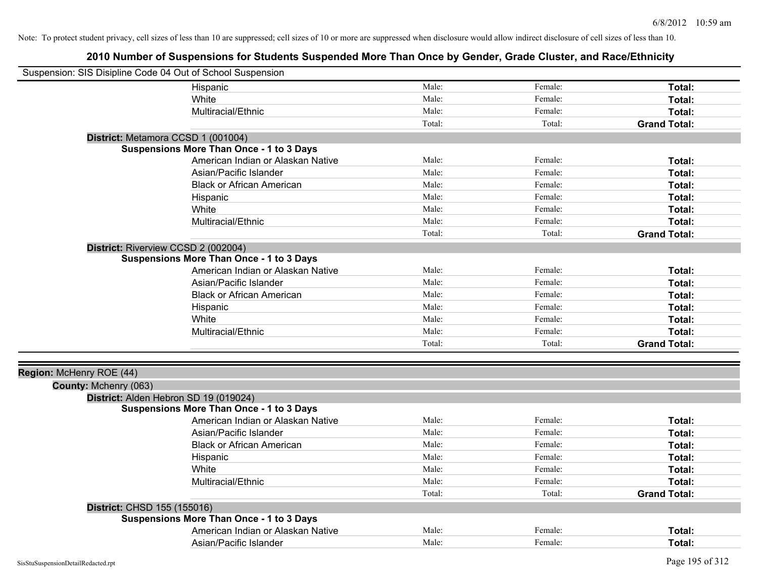Note: To protect student privacy, cell sizes of less than 10 are suppressed; cell sizes of 10 or more are suppressed when disclosure would allow indirect disclosure of cell sizes of less than 10.

# 2010 Number of Suspensions for Students Suspended More Than Once by Gender, Grade Cluster, and Race/Ethnicity

Suspension: SIS Disipline Code 04 Out of School Suspension

| | Male | Female | Total |
|---|---|---|---|
| Hispanic | Male: | Female: | **Total:** |
| White | Male: | Female: | **Total:** |
| Multiracial/Ethnic | Male: | Female: | **Total:** |
| | Total: | Total: | **Grand Total:** |

**District:** Metamora CCSD 1 (001004)

**Suspensions More Than Once - 1 to 3 Days**

| | Male | Female | Total |
|---|---|---|---|
| American Indian or Alaskan Native | Male: | Female: | **Total:** |
| Asian/Pacific Islander | Male: | Female: | **Total:** |
| Black or African American | Male: | Female: | **Total:** |
| Hispanic | Male: | Female: | **Total:** |
| White | Male: | Female: | **Total:** |
| Multiracial/Ethnic | Male: | Female: | **Total:** |
| | Total: | Total: | **Grand Total:** |

**District:** Riverview CCSD 2 (002004)

**Suspensions More Than Once - 1 to 3 Days**

| | Male | Female | Total |
|---|---|---|---|
| American Indian or Alaskan Native | Male: | Female: | **Total:** |
| Asian/Pacific Islander | Male: | Female: | **Total:** |
| Black or African American | Male: | Female: | **Total:** |
| Hispanic | Male: | Female: | **Total:** |
| White | Male: | Female: | **Total:** |
| Multiracial/Ethnic | Male: | Female: | **Total:** |
| | Total: | Total: | **Grand Total:** |

**Region:** McHenry ROE (44)

**County:** Mchenry (063)

**District:** Alden Hebron SD 19 (019024)

**Suspensions More Than Once - 1 to 3 Days**

| | Male | Female | Total |
|---|---|---|---|
| American Indian or Alaskan Native | Male: | Female: | **Total:** |
| Asian/Pacific Islander | Male: | Female: | **Total:** |
| Black or African American | Male: | Female: | **Total:** |
| Hispanic | Male: | Female: | **Total:** |
| White | Male: | Female: | **Total:** |
| Multiracial/Ethnic | Male: | Female: | **Total:** |
| | Total: | Total: | **Grand Total:** |

**District:** CHSD 155 (155016)

**Suspensions More Than Once - 1 to 3 Days**

| | Male | Female | Total |
|---|---|---|---|
| American Indian or Alaskan Native | Male: | Female: | **Total:** |
| Asian/Pacific Islander | Male: | Female: | **Total:** |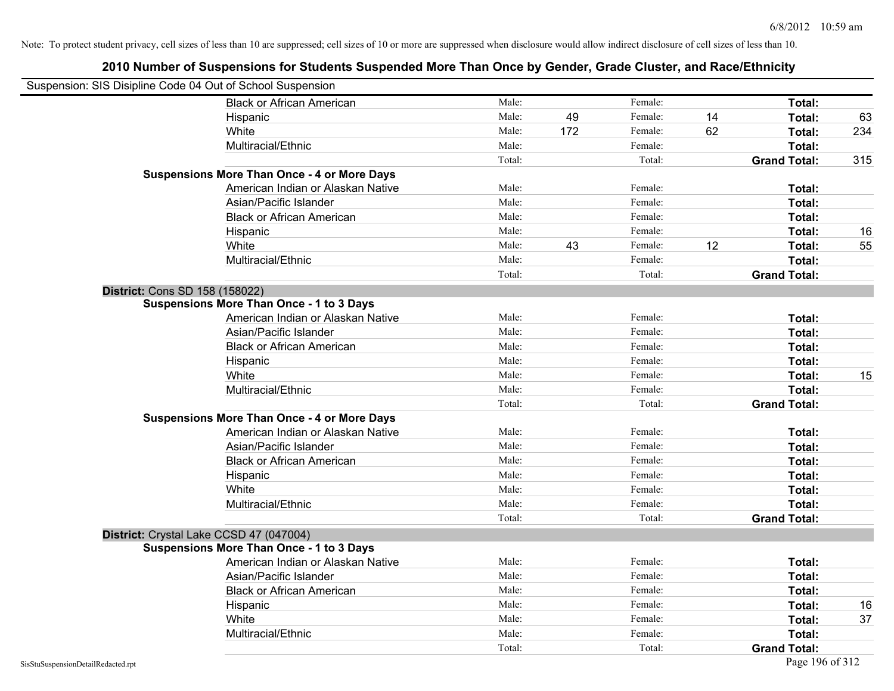Note: To protect student privacy, cell sizes of less than 10 are suppressed; cell sizes of 10 or more are suppressed when disclosure would allow indirect disclosure of cell sizes of less than 10.

## 2010 Number of Suspensions for Students Suspended More Than Once by Gender, Grade Cluster, and Race/Ethnicity

Suspension: SIS Disipline Code 04 Out of School Suspension

| | | | | | | |
|---|---|---|---|---|---|---|
| Black or African American | Male: | | Female: | | Total: | |
| Hispanic | Male: | 49 | Female: | 14 | Total: | 63 |
| White | Male: | 172 | Female: | 62 | Total: | 234 |
| Multiracial/Ethnic | Male: | | Female: | | Total: | |
| | Total: | | Total: | | Grand Total: | 315 |

**Suspensions More Than Once - 4 or More Days**

| | | | | | | |
|---|---|---|---|---|---|---|
| American Indian or Alaskan Native | Male: | | Female: | | Total: | |
| Asian/Pacific Islander | Male: | | Female: | | Total: | |
| Black or African American | Male: | | Female: | | Total: | |
| Hispanic | Male: | | Female: | | Total: | 16 |
| White | Male: | 43 | Female: | 12 | Total: | 55 |
| Multiracial/Ethnic | Male: | | Female: | | Total: | |
| | Total: | | Total: | | Grand Total: | |

**District:** Cons SD 158 (158022)

**Suspensions More Than Once - 1 to 3 Days**

| | | | | | | |
|---|---|---|---|---|---|---|
| American Indian or Alaskan Native | Male: | | Female: | | Total: | |
| Asian/Pacific Islander | Male: | | Female: | | Total: | |
| Black or African American | Male: | | Female: | | Total: | |
| Hispanic | Male: | | Female: | | Total: | |
| White | Male: | | Female: | | Total: | 15 |
| Multiracial/Ethnic | Male: | | Female: | | Total: | |
| | Total: | | Total: | | Grand Total: | |

**Suspensions More Than Once - 4 or More Days**

| | | | | | | |
|---|---|---|---|---|---|---|
| American Indian or Alaskan Native | Male: | | Female: | | Total: | |
| Asian/Pacific Islander | Male: | | Female: | | Total: | |
| Black or African American | Male: | | Female: | | Total: | |
| Hispanic | Male: | | Female: | | Total: | |
| White | Male: | | Female: | | Total: | |
| Multiracial/Ethnic | Male: | | Female: | | Total: | |
| | Total: | | Total: | | Grand Total: | |

**District:** Crystal Lake CCSD 47 (047004)

**Suspensions More Than Once - 1 to 3 Days**

| | | | | | | |
|---|---|---|---|---|---|---|
| American Indian or Alaskan Native | Male: | | Female: | | Total: | |
| Asian/Pacific Islander | Male: | | Female: | | Total: | |
| Black or African American | Male: | | Female: | | Total: | |
| Hispanic | Male: | | Female: | | Total: | 16 |
| White | Male: | | Female: | | Total: | 37 |
| Multiracial/Ethnic | Male: | | Female: | | Total: | |
| | Total: | | Total: | | Grand Total: | |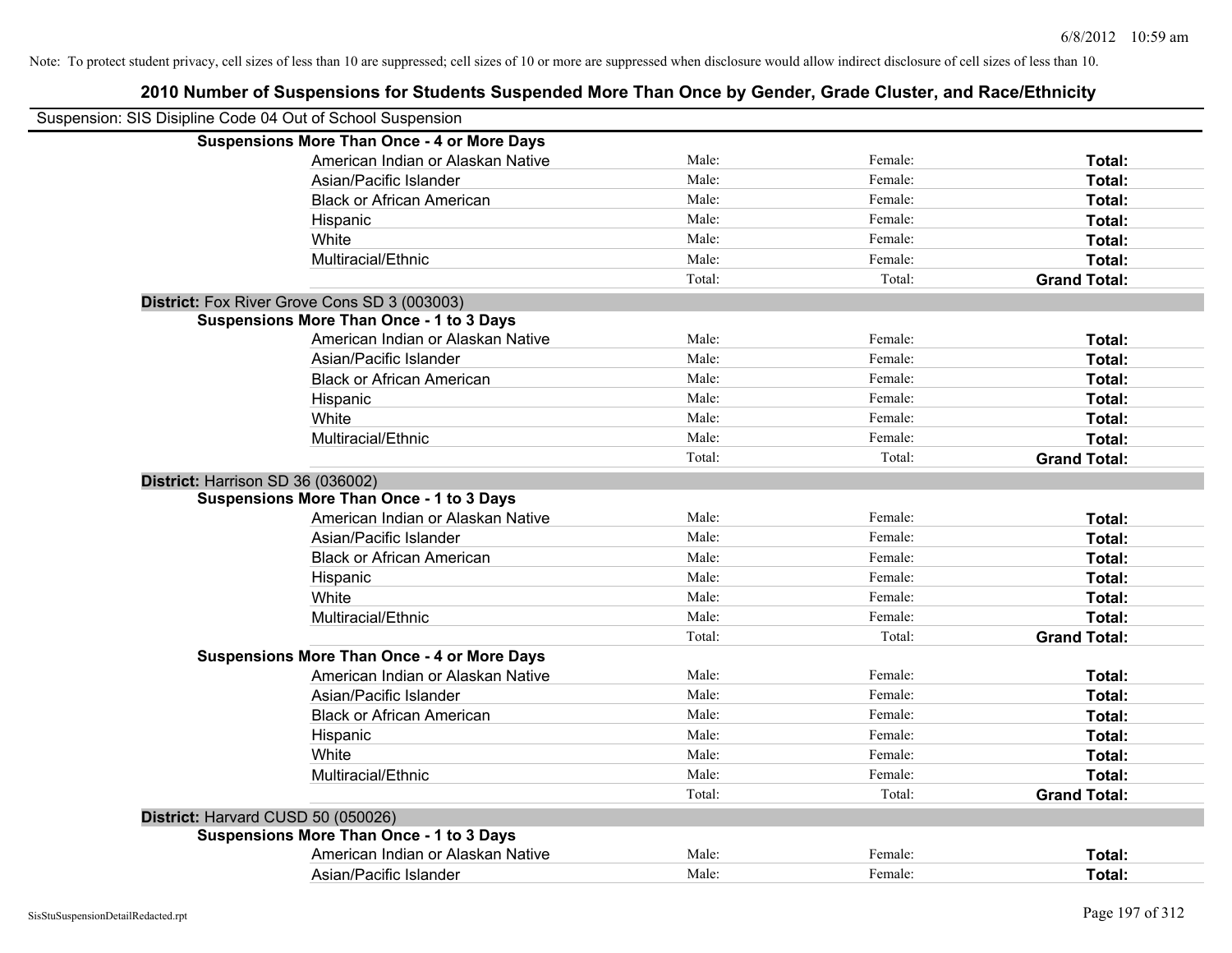Note: To protect student privacy, cell sizes of less than 10 are suppressed; cell sizes of 10 or more are suppressed when disclosure would allow indirect disclosure of cell sizes of less than 10.

## 2010 Number of Suspensions for Students Suspended More Than Once by Gender, Grade Cluster, and Race/Ethnicity

Suspension: SIS Disipline Code 04 Out of School Suspension

**Suspensions More Than Once - 4 or More Days**

| | | | |
|---|---|---|---|
| American Indian or Alaskan Native | Male: | Female: | **Total:** |
| Asian/Pacific Islander | Male: | Female: | **Total:** |
| Black or African American | Male: | Female: | **Total:** |
| Hispanic | Male: | Female: | **Total:** |
| White | Male: | Female: | **Total:** |
| Multiracial/Ethnic | Male: | Female: | **Total:** |
| | Total: | Total: | **Grand Total:** |

**District:** Fox River Grove Cons SD 3 (003003)

**Suspensions More Than Once - 1 to 3 Days**

| | | | |
|---|---|---|---|
| American Indian or Alaskan Native | Male: | Female: | **Total:** |
| Asian/Pacific Islander | Male: | Female: | **Total:** |
| Black or African American | Male: | Female: | **Total:** |
| Hispanic | Male: | Female: | **Total:** |
| White | Male: | Female: | **Total:** |
| Multiracial/Ethnic | Male: | Female: | **Total:** |
| | Total: | Total: | **Grand Total:** |

**District:** Harrison SD 36 (036002)

**Suspensions More Than Once - 1 to 3 Days**

| | | | |
|---|---|---|---|
| American Indian or Alaskan Native | Male: | Female: | **Total:** |
| Asian/Pacific Islander | Male: | Female: | **Total:** |
| Black or African American | Male: | Female: | **Total:** |
| Hispanic | Male: | Female: | **Total:** |
| White | Male: | Female: | **Total:** |
| Multiracial/Ethnic | Male: | Female: | **Total:** |
| | Total: | Total: | **Grand Total:** |

**Suspensions More Than Once - 4 or More Days**

| | | | |
|---|---|---|---|
| American Indian or Alaskan Native | Male: | Female: | **Total:** |
| Asian/Pacific Islander | Male: | Female: | **Total:** |
| Black or African American | Male: | Female: | **Total:** |
| Hispanic | Male: | Female: | **Total:** |
| White | Male: | Female: | **Total:** |
| Multiracial/Ethnic | Male: | Female: | **Total:** |
| | Total: | Total: | **Grand Total:** |

**District:** Harvard CUSD 50 (050026)

**Suspensions More Than Once - 1 to 3 Days**

| | | | |
|---|---|---|---|
| American Indian or Alaskan Native | Male: | Female: | **Total:** |
| Asian/Pacific Islander | Male: | Female: | **Total:** |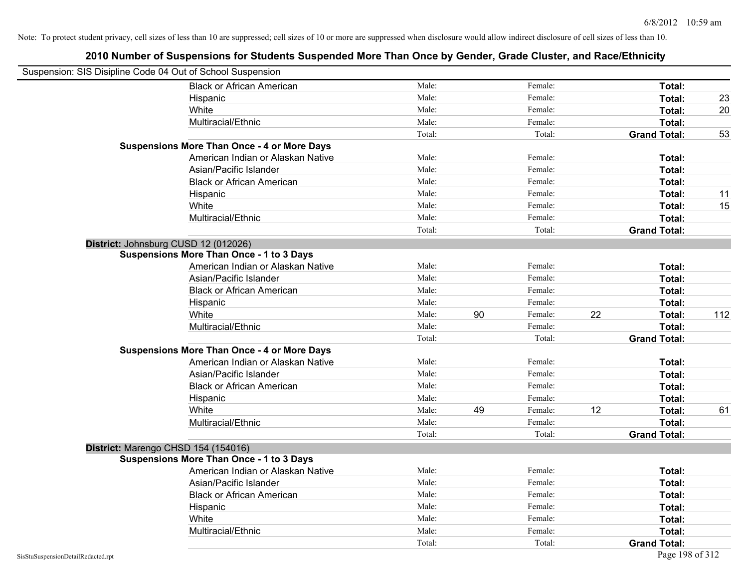Note: To protect student privacy, cell sizes of less than 10 are suppressed; cell sizes of 10 or more are suppressed when disclosure would allow indirect disclosure of cell sizes of less than 10.

## 2010 Number of Suspensions for Students Suspended More Than Once by Gender, Grade Cluster, and Race/Ethnicity

Suspension: SIS Disipline Code 04 Out of School Suspension

| | | | | | | |
|---|---|---|---|---|---|---|
| Black or African American | Male: | | Female: | | **Total:** | |
| Hispanic | Male: | | Female: | | **Total:** | 23 |
| White | Male: | | Female: | | **Total:** | 20 |
| Multiracial/Ethnic | Male: | | Female: | | **Total:** | |
| | Total: | | Total: | | **Grand Total:** | 53 |
| **Suspensions More Than Once - 4 or More Days** | | | | | | |
| American Indian or Alaskan Native | Male: | | Female: | | **Total:** | |
| Asian/Pacific Islander | Male: | | Female: | | **Total:** | |
| Black or African American | Male: | | Female: | | **Total:** | |
| Hispanic | Male: | | Female: | | **Total:** | 11 |
| White | Male: | | Female: | | **Total:** | 15 |
| Multiracial/Ethnic | Male: | | Female: | | **Total:** | |
| | Total: | | Total: | | **Grand Total:** | |

**District:** Johnsburg CUSD 12 (012026)

| | | | | | | |
|---|---|---|---|---|---|---|
| **Suspensions More Than Once - 1 to 3 Days** | | | | | | |
| American Indian or Alaskan Native | Male: | | Female: | | **Total:** | |
| Asian/Pacific Islander | Male: | | Female: | | **Total:** | |
| Black or African American | Male: | | Female: | | **Total:** | |
| Hispanic | Male: | | Female: | | **Total:** | |
| White | Male: | 90 | Female: | 22 | **Total:** | 112 |
| Multiracial/Ethnic | Male: | | Female: | | **Total:** | |
| | Total: | | Total: | | **Grand Total:** | |
| **Suspensions More Than Once - 4 or More Days** | | | | | | |
| American Indian or Alaskan Native | Male: | | Female: | | **Total:** | |
| Asian/Pacific Islander | Male: | | Female: | | **Total:** | |
| Black or African American | Male: | | Female: | | **Total:** | |
| Hispanic | Male: | | Female: | | **Total:** | |
| White | Male: | 49 | Female: | 12 | **Total:** | 61 |
| Multiracial/Ethnic | Male: | | Female: | | **Total:** | |
| | Total: | | Total: | | **Grand Total:** | |

**District:** Marengo CHSD 154 (154016)

| | | | | | | |
|---|---|---|---|---|---|---|
| **Suspensions More Than Once - 1 to 3 Days** | | | | | | |
| American Indian or Alaskan Native | Male: | | Female: | | **Total:** | |
| Asian/Pacific Islander | Male: | | Female: | | **Total:** | |
| Black or African American | Male: | | Female: | | **Total:** | |
| Hispanic | Male: | | Female: | | **Total:** | |
| White | Male: | | Female: | | **Total:** | |
| Multiracial/Ethnic | Male: | | Female: | | **Total:** | |
| | Total: | | Total: | | **Grand Total:** | |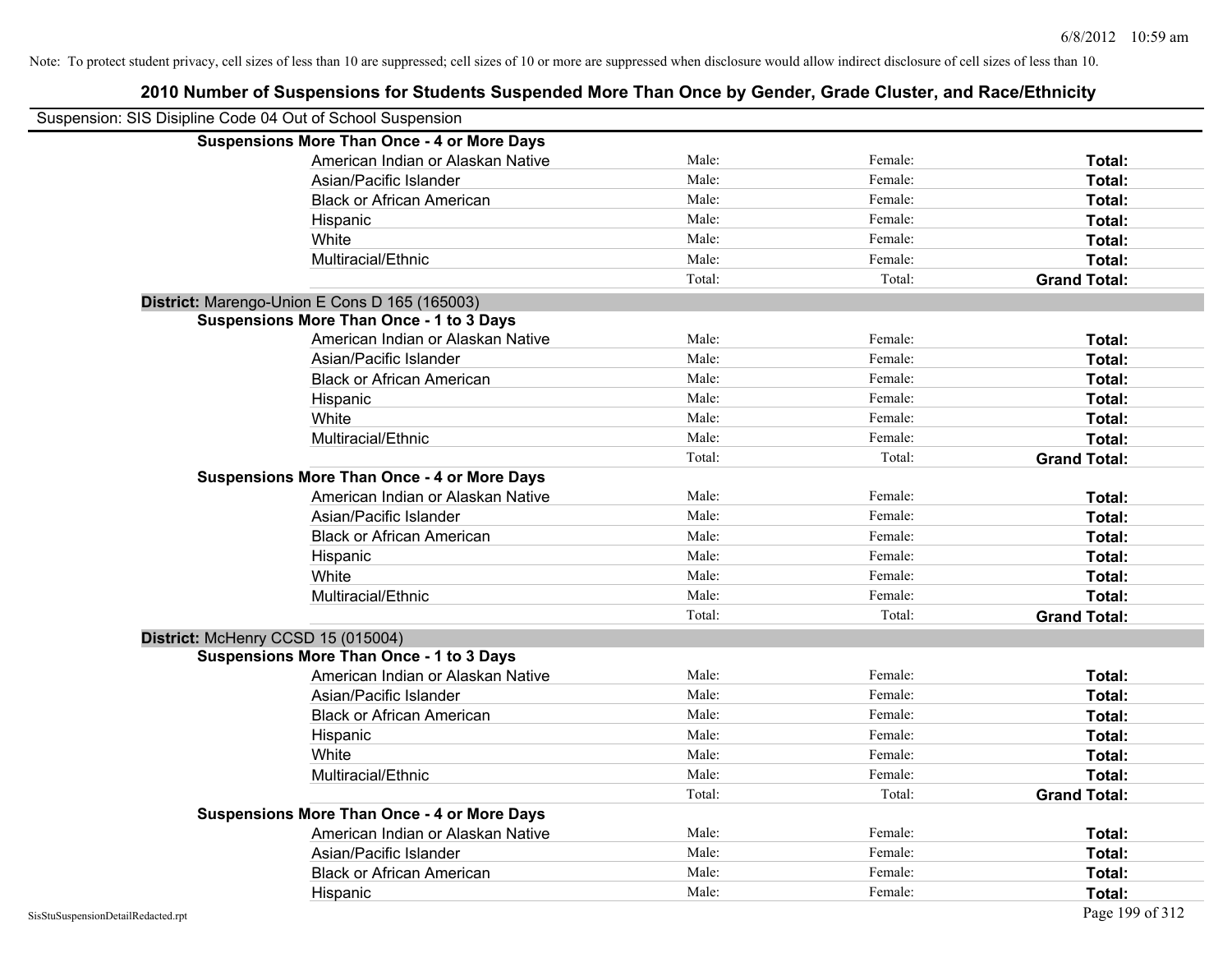Note: To protect student privacy, cell sizes of less than 10 are suppressed; cell sizes of 10 or more are suppressed when disclosure would allow indirect disclosure of cell sizes of less than 10.

# 2010 Number of Suspensions for Students Suspended More Than Once by Gender, Grade Cluster, and Race/Ethnicity

Suspension: SIS Disipline Code 04 Out of School Suspension

**Suspensions More Than Once - 4 or More Days**

| | | | |
|---|---|---|---|
| American Indian or Alaskan Native | Male: | Female: | **Total:** |
| Asian/Pacific Islander | Male: | Female: | **Total:** |
| Black or African American | Male: | Female: | **Total:** |
| Hispanic | Male: | Female: | **Total:** |
| White | Male: | Female: | **Total:** |
| Multiracial/Ethnic | Male: | Female: | **Total:** |
| | Total: | Total: | **Grand Total:** |

**District:** Marengo-Union E Cons D 165 (165003)

**Suspensions More Than Once - 1 to 3 Days**

| | | | |
|---|---|---|---|
| American Indian or Alaskan Native | Male: | Female: | **Total:** |
| Asian/Pacific Islander | Male: | Female: | **Total:** |
| Black or African American | Male: | Female: | **Total:** |
| Hispanic | Male: | Female: | **Total:** |
| White | Male: | Female: | **Total:** |
| Multiracial/Ethnic | Male: | Female: | **Total:** |
| | Total: | Total: | **Grand Total:** |

**Suspensions More Than Once - 4 or More Days**

| | | | |
|---|---|---|---|
| American Indian or Alaskan Native | Male: | Female: | **Total:** |
| Asian/Pacific Islander | Male: | Female: | **Total:** |
| Black or African American | Male: | Female: | **Total:** |
| Hispanic | Male: | Female: | **Total:** |
| White | Male: | Female: | **Total:** |
| Multiracial/Ethnic | Male: | Female: | **Total:** |
| | Total: | Total: | **Grand Total:** |

**District:** McHenry CCSD 15 (015004)

**Suspensions More Than Once - 1 to 3 Days**

| | | | |
|---|---|---|---|
| American Indian or Alaskan Native | Male: | Female: | **Total:** |
| Asian/Pacific Islander | Male: | Female: | **Total:** |
| Black or African American | Male: | Female: | **Total:** |
| Hispanic | Male: | Female: | **Total:** |
| White | Male: | Female: | **Total:** |
| Multiracial/Ethnic | Male: | Female: | **Total:** |
| | Total: | Total: | **Grand Total:** |

**Suspensions More Than Once - 4 or More Days**

| | | | |
|---|---|---|---|
| American Indian or Alaskan Native | Male: | Female: | **Total:** |
| Asian/Pacific Islander | Male: | Female: | **Total:** |
| Black or African American | Male: | Female: | **Total:** |
| Hispanic | Male: | Female: | **Total:** |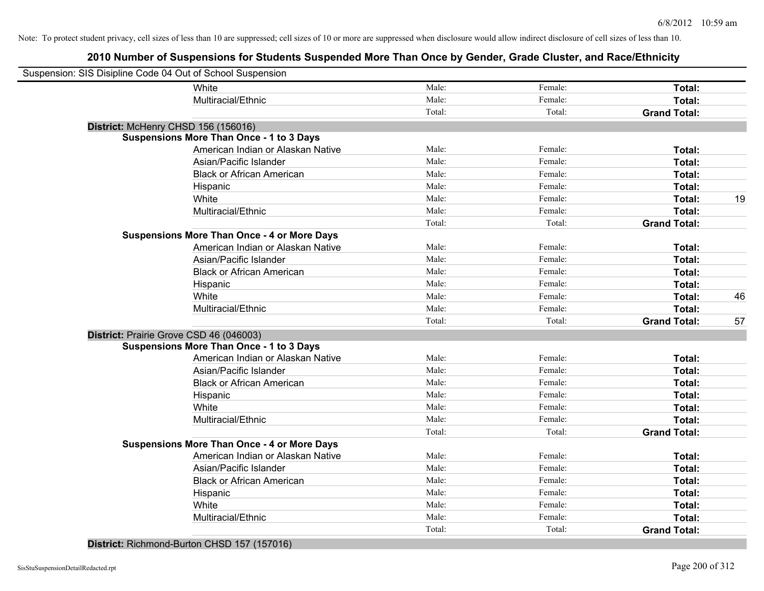Note: To protect student privacy, cell sizes of less than 10 are suppressed; cell sizes of 10 or more are suppressed when disclosure would allow indirect disclosure of cell sizes of less than 10.

## 2010 Number of Suspensions for Students Suspended More Than Once by Gender, Grade Cluster, and Race/Ethnicity

Suspension: SIS Disipline Code 04 Out of School Suspension

| | | | | | |
|---|---|---|---|---|---|
| | White | Male: | Female: | **Total:** | |
| | Multiracial/Ethnic | Male: | Female: | **Total:** | |
| | | Total: | Total: | **Grand Total:** | |
| **District:** McHenry CHSD 156 (156016) | | | | | |
| **Suspensions More Than Once - 1 to 3 Days** | | | | | |
| | American Indian or Alaskan Native | Male: | Female: | **Total:** | |
| | Asian/Pacific Islander | Male: | Female: | **Total:** | |
| | Black or African American | Male: | Female: | **Total:** | |
| | Hispanic | Male: | Female: | **Total:** | |
| | White | Male: | Female: | **Total:** | 19 |
| | Multiracial/Ethnic | Male: | Female: | **Total:** | |
| | | Total: | Total: | **Grand Total:** | |
| **Suspensions More Than Once - 4 or More Days** | | | | | |
| | American Indian or Alaskan Native | Male: | Female: | **Total:** | |
| | Asian/Pacific Islander | Male: | Female: | **Total:** | |
| | Black or African American | Male: | Female: | **Total:** | |
| | Hispanic | Male: | Female: | **Total:** | |
| | White | Male: | Female: | **Total:** | 46 |
| | Multiracial/Ethnic | Male: | Female: | **Total:** | |
| | | Total: | Total: | **Grand Total:** | 57 |
| **District:** Prairie Grove CSD 46 (046003) | | | | | |
| **Suspensions More Than Once - 1 to 3 Days** | | | | | |
| | American Indian or Alaskan Native | Male: | Female: | **Total:** | |
| | Asian/Pacific Islander | Male: | Female: | **Total:** | |
| | Black or African American | Male: | Female: | **Total:** | |
| | Hispanic | Male: | Female: | **Total:** | |
| | White | Male: | Female: | **Total:** | |
| | Multiracial/Ethnic | Male: | Female: | **Total:** | |
| | | Total: | Total: | **Grand Total:** | |
| **Suspensions More Than Once - 4 or More Days** | | | | | |
| | American Indian or Alaskan Native | Male: | Female: | **Total:** | |
| | Asian/Pacific Islander | Male: | Female: | **Total:** | |
| | Black or African American | Male: | Female: | **Total:** | |
| | Hispanic | Male: | Female: | **Total:** | |
| | White | Male: | Female: | **Total:** | |
| | Multiracial/Ethnic | Male: | Female: | **Total:** | |
| | | Total: | Total: | **Grand Total:** | |
| **District:** Richmond-Burton CHSD 157 (157016) | | | | | |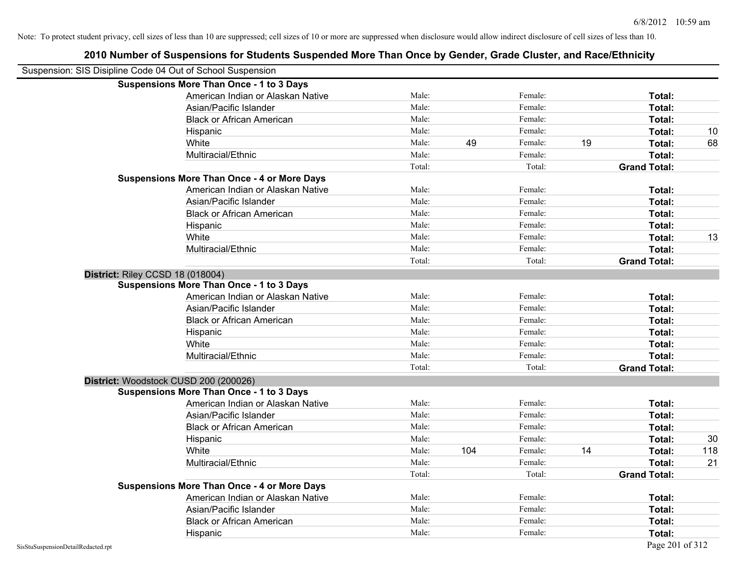Note: To protect student privacy, cell sizes of less than 10 are suppressed; cell sizes of 10 or more are suppressed when disclosure would allow indirect disclosure of cell sizes of less than 10.

# 2010 Number of Suspensions for Students Suspended More Than Once by Gender, Grade Cluster, and Race/Ethnicity

Suspension: SIS Disipline Code 04 Out of School Suspension

**Suspensions More Than Once - 1 to 3 Days**

| | | | | | | |
|---|---|---|---|---|---|---|
| American Indian or Alaskan Native | Male: | | Female: | | **Total:** | |
| Asian/Pacific Islander | Male: | | Female: | | **Total:** | |
| Black or African American | Male: | | Female: | | **Total:** | |
| Hispanic | Male: | | Female: | | **Total:** | 10 |
| White | Male: | 49 | Female: | 19 | **Total:** | 68 |
| Multiracial/Ethnic | Male: | | Female: | | **Total:** | |
| | Total: | | Total: | | **Grand Total:** | |

**Suspensions More Than Once - 4 or More Days**

| | | | | | | |
|---|---|---|---|---|---|---|
| American Indian or Alaskan Native | Male: | | Female: | | **Total:** | |
| Asian/Pacific Islander | Male: | | Female: | | **Total:** | |
| Black or African American | Male: | | Female: | | **Total:** | |
| Hispanic | Male: | | Female: | | **Total:** | |
| White | Male: | | Female: | | **Total:** | 13 |
| Multiracial/Ethnic | Male: | | Female: | | **Total:** | |
| | Total: | | Total: | | **Grand Total:** | |

**District:** Riley CCSD 18 (018004)

**Suspensions More Than Once - 1 to 3 Days**

| | | | | | | |
|---|---|---|---|---|---|---|
| American Indian or Alaskan Native | Male: | | Female: | | **Total:** | |
| Asian/Pacific Islander | Male: | | Female: | | **Total:** | |
| Black or African American | Male: | | Female: | | **Total:** | |
| Hispanic | Male: | | Female: | | **Total:** | |
| White | Male: | | Female: | | **Total:** | |
| Multiracial/Ethnic | Male: | | Female: | | **Total:** | |
| | Total: | | Total: | | **Grand Total:** | |

**District:** Woodstock CUSD 200 (200026)

**Suspensions More Than Once - 1 to 3 Days**

| | | | | | | |
|---|---|---|---|---|---|---|
| American Indian or Alaskan Native | Male: | | Female: | | **Total:** | |
| Asian/Pacific Islander | Male: | | Female: | | **Total:** | |
| Black or African American | Male: | | Female: | | **Total:** | |
| Hispanic | Male: | | Female: | | **Total:** | 30 |
| White | Male: | 104 | Female: | 14 | **Total:** | 118 |
| Multiracial/Ethnic | Male: | | Female: | | **Total:** | 21 |
| | Total: | | Total: | | **Grand Total:** | |

**Suspensions More Than Once - 4 or More Days**

| | | | | | | |
|---|---|---|---|---|---|---|
| American Indian or Alaskan Native | Male: | | Female: | | **Total:** | |
| Asian/Pacific Islander | Male: | | Female: | | **Total:** | |
| Black or African American | Male: | | Female: | | **Total:** | |
| Hispanic | Male: | | Female: | | **Total:** | |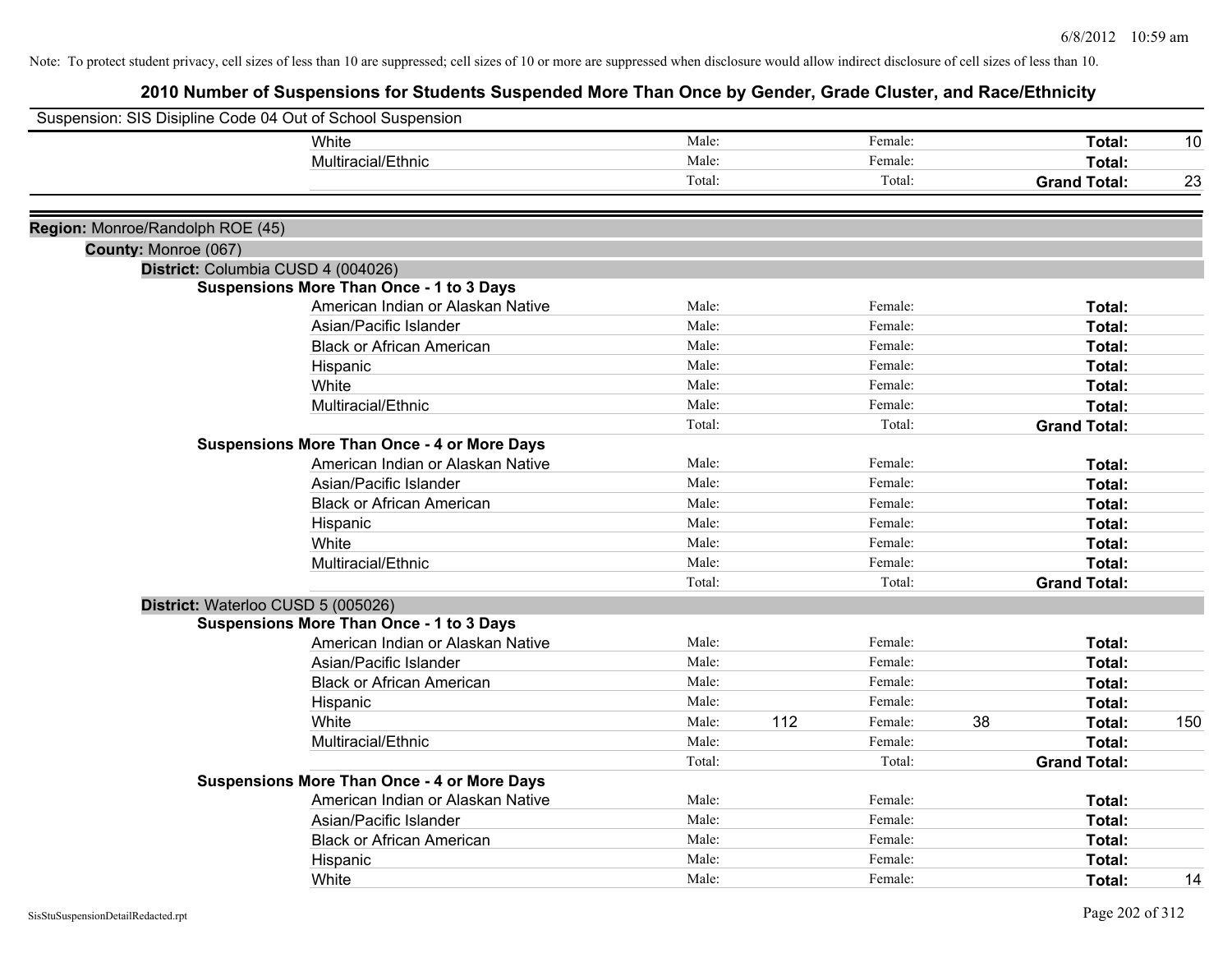Note: To protect student privacy, cell sizes of less than 10 are suppressed; cell sizes of 10 or more are suppressed when disclosure would allow indirect disclosure of cell sizes of less than 10.

## 2010 Number of Suspensions for Students Suspended More Than Once by Gender, Grade Cluster, and Race/Ethnicity

Suspension: SIS Disipline Code 04 Out of School Suspension

| | | | | | | | |
|---|---|---|---|---|---|---|---|
| White | Male: | | Female: | | Total: | 10 |
| Multiracial/Ethnic | Male: | | Female: | | Total: | |
| | Total: | | Total: | | Grand Total: | 23 |

**Region:** Monroe/Randolph ROE (45)

**County:** Monroe (067)

**District:** Columbia CUSD 4 (004026)

**Suspensions More Than Once - 1 to 3 Days**

| | | | | | | |
|---|---|---|---|---|---|---|
| American Indian or Alaskan Native | Male: | | Female: | | Total: | |
| Asian/Pacific Islander | Male: | | Female: | | Total: | |
| Black or African American | Male: | | Female: | | Total: | |
| Hispanic | Male: | | Female: | | Total: | |
| White | Male: | | Female: | | Total: | |
| Multiracial/Ethnic | Male: | | Female: | | Total: | |
| | Total: | | Total: | | Grand Total: | |

**Suspensions More Than Once - 4 or More Days**

| | | | | | | |
|---|---|---|---|---|---|---|
| American Indian or Alaskan Native | Male: | | Female: | | Total: | |
| Asian/Pacific Islander | Male: | | Female: | | Total: | |
| Black or African American | Male: | | Female: | | Total: | |
| Hispanic | Male: | | Female: | | Total: | |
| White | Male: | | Female: | | Total: | |
| Multiracial/Ethnic | Male: | | Female: | | Total: | |
| | Total: | | Total: | | Grand Total: | |

**District:** Waterloo CUSD 5 (005026)

**Suspensions More Than Once - 1 to 3 Days**

| | | | | | | |
|---|---|---|---|---|---|---|
| American Indian or Alaskan Native | Male: | | Female: | | Total: | |
| Asian/Pacific Islander | Male: | | Female: | | Total: | |
| Black or African American | Male: | | Female: | | Total: | |
| Hispanic | Male: | | Female: | | Total: | |
| White | Male: | 112 | Female: | 38 | Total: | 150 |
| Multiracial/Ethnic | Male: | | Female: | | Total: | |
| | Total: | | Total: | | Grand Total: | |

**Suspensions More Than Once - 4 or More Days**

| | | | | | | |
|---|---|---|---|---|---|---|
| American Indian or Alaskan Native | Male: | | Female: | | Total: | |
| Asian/Pacific Islander | Male: | | Female: | | Total: | |
| Black or African American | Male: | | Female: | | Total: | |
| Hispanic | Male: | | Female: | | Total: | |
| White | Male: | | Female: | | Total: | 14 |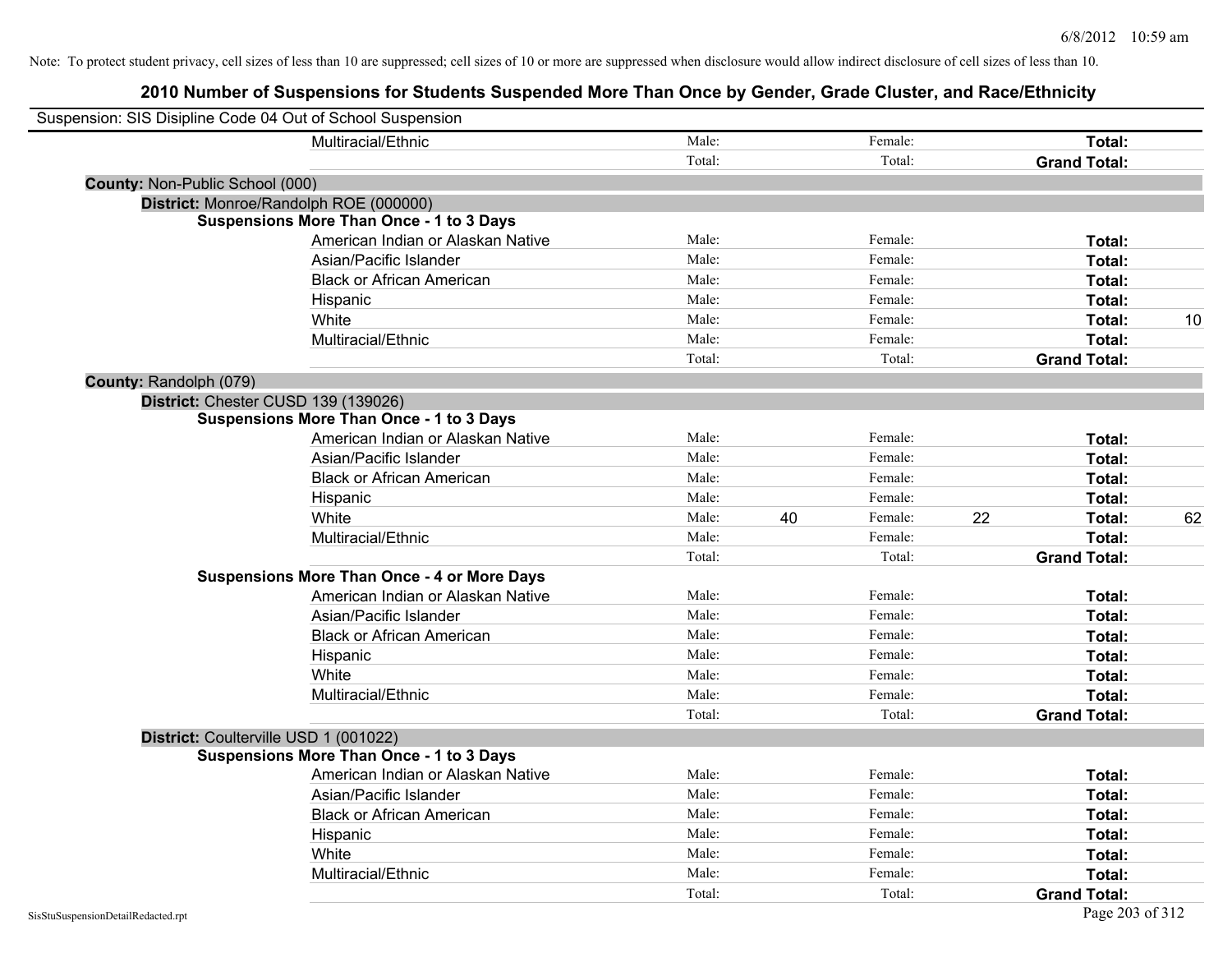Note: To protect student privacy, cell sizes of less than 10 are suppressed; cell sizes of 10 or more are suppressed when disclosure would allow indirect disclosure of cell sizes of less than 10.

# 2010 Number of Suspensions for Students Suspended More Than Once by Gender, Grade Cluster, and Race/Ethnicity

Suspension: SIS Disipline Code 04 Out of School Suspension

| | | | | | | | |
|---|---|---|---|---|---|---|---|
| Multiracial/Ethnic | Male: | | Female: | | **Total:** | |
| | Total: | | Total: | | **Grand Total:** | |

**County:** Non-Public School (000)

**District:** Monroe/Randolph ROE (000000)

**Suspensions More Than Once - 1 to 3 Days**

| | | | | | | |
|---|---|---|---|---|---|---|
| American Indian or Alaskan Native | Male: | | Female: | | **Total:** | |
| Asian/Pacific Islander | Male: | | Female: | | **Total:** | |
| Black or African American | Male: | | Female: | | **Total:** | |
| Hispanic | Male: | | Female: | | **Total:** | |
| White | Male: | | Female: | | **Total:** | 10 |
| Multiracial/Ethnic | Male: | | Female: | | **Total:** | |
| | Total: | | Total: | | **Grand Total:** | |

**County:** Randolph (079)

**District:** Chester CUSD 139 (139026)

**Suspensions More Than Once - 1 to 3 Days**

| | | | | | | |
|---|---|---|---|---|---|---|
| American Indian or Alaskan Native | Male: | | Female: | | **Total:** | |
| Asian/Pacific Islander | Male: | | Female: | | **Total:** | |
| Black or African American | Male: | | Female: | | **Total:** | |
| Hispanic | Male: | | Female: | | **Total:** | |
| White | Male: | 40 | Female: | 22 | **Total:** | 62 |
| Multiracial/Ethnic | Male: | | Female: | | **Total:** | |
| | Total: | | Total: | | **Grand Total:** | |

**Suspensions More Than Once - 4 or More Days**

| | | | | | | |
|---|---|---|---|---|---|---|
| American Indian or Alaskan Native | Male: | | Female: | | **Total:** | |
| Asian/Pacific Islander | Male: | | Female: | | **Total:** | |
| Black or African American | Male: | | Female: | | **Total:** | |
| Hispanic | Male: | | Female: | | **Total:** | |
| White | Male: | | Female: | | **Total:** | |
| Multiracial/Ethnic | Male: | | Female: | | **Total:** | |
| | Total: | | Total: | | **Grand Total:** | |

**District:** Coulterville USD 1 (001022)

**Suspensions More Than Once - 1 to 3 Days**

| | | | | | | |
|---|---|---|---|---|---|---|
| American Indian or Alaskan Native | Male: | | Female: | | **Total:** | |
| Asian/Pacific Islander | Male: | | Female: | | **Total:** | |
| Black or African American | Male: | | Female: | | **Total:** | |
| Hispanic | Male: | | Female: | | **Total:** | |
| White | Male: | | Female: | | **Total:** | |
| Multiracial/Ethnic | Male: | | Female: | | **Total:** | |
| | Total: | | Total: | | **Grand Total:** | |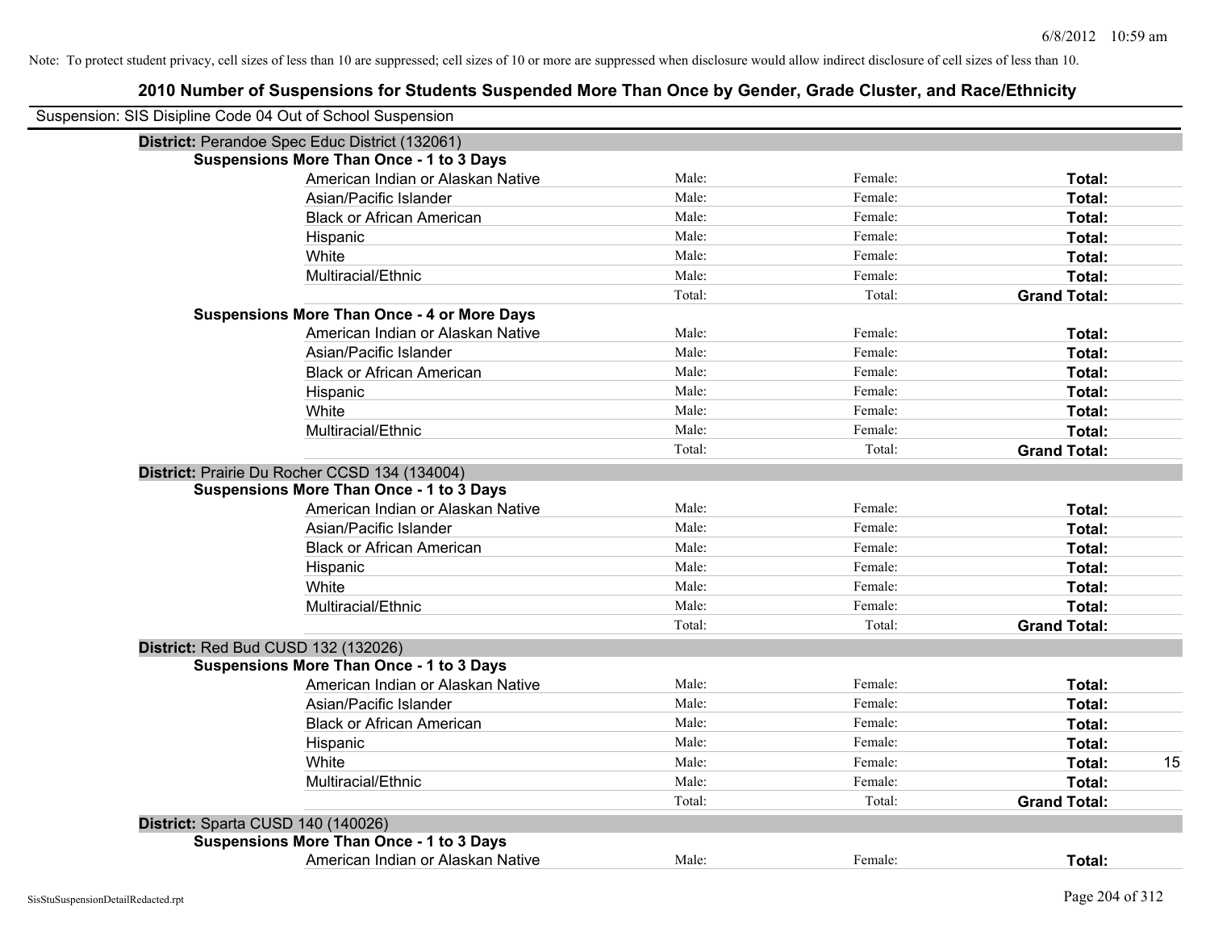Note: To protect student privacy, cell sizes of less than 10 are suppressed; cell sizes of 10 or more are suppressed when disclosure would allow indirect disclosure of cell sizes of less than 10.

# 2010 Number of Suspensions for Students Suspended More Than Once by Gender, Grade Cluster, and Race/Ethnicity

Suspension: SIS Disipline Code 04 Out of School Suspension

**District:** Perandoe Spec Educ District (132061)

**Suspensions More Than Once - 1 to 3 Days**

| | | | | |
|---|---|---|---|---|
| American Indian or Alaskan Native | Male: | Female: | **Total:** | |
| Asian/Pacific Islander | Male: | Female: | **Total:** | |
| Black or African American | Male: | Female: | **Total:** | |
| Hispanic | Male: | Female: | **Total:** | |
| White | Male: | Female: | **Total:** | |
| Multiracial/Ethnic | Male: | Female: | **Total:** | |
| | Total: | Total: | **Grand Total:** | |

**Suspensions More Than Once - 4 or More Days**

| | | | | |
|---|---|---|---|---|
| American Indian or Alaskan Native | Male: | Female: | **Total:** | |
| Asian/Pacific Islander | Male: | Female: | **Total:** | |
| Black or African American | Male: | Female: | **Total:** | |
| Hispanic | Male: | Female: | **Total:** | |
| White | Male: | Female: | **Total:** | |
| Multiracial/Ethnic | Male: | Female: | **Total:** | |
| | Total: | Total: | **Grand Total:** | |

**District:** Prairie Du Rocher CCSD 134 (134004)

**Suspensions More Than Once - 1 to 3 Days**

| | | | | |
|---|---|---|---|---|
| American Indian or Alaskan Native | Male: | Female: | **Total:** | |
| Asian/Pacific Islander | Male: | Female: | **Total:** | |
| Black or African American | Male: | Female: | **Total:** | |
| Hispanic | Male: | Female: | **Total:** | |
| White | Male: | Female: | **Total:** | |
| Multiracial/Ethnic | Male: | Female: | **Total:** | |
| | Total: | Total: | **Grand Total:** | |

**District:** Red Bud CUSD 132 (132026)

**Suspensions More Than Once - 1 to 3 Days**

| | | | | |
|---|---|---|---|---|
| American Indian or Alaskan Native | Male: | Female: | **Total:** | |
| Asian/Pacific Islander | Male: | Female: | **Total:** | |
| Black or African American | Male: | Female: | **Total:** | |
| Hispanic | Male: | Female: | **Total:** | |
| White | Male: | Female: | **Total:** | 15 |
| Multiracial/Ethnic | Male: | Female: | **Total:** | |
| | Total: | Total: | **Grand Total:** | |

**District:** Sparta CUSD 140 (140026)

**Suspensions More Than Once - 1 to 3 Days**

| | | | | |
|---|---|---|---|---|
| American Indian or Alaskan Native | Male: | Female: | **Total:** | |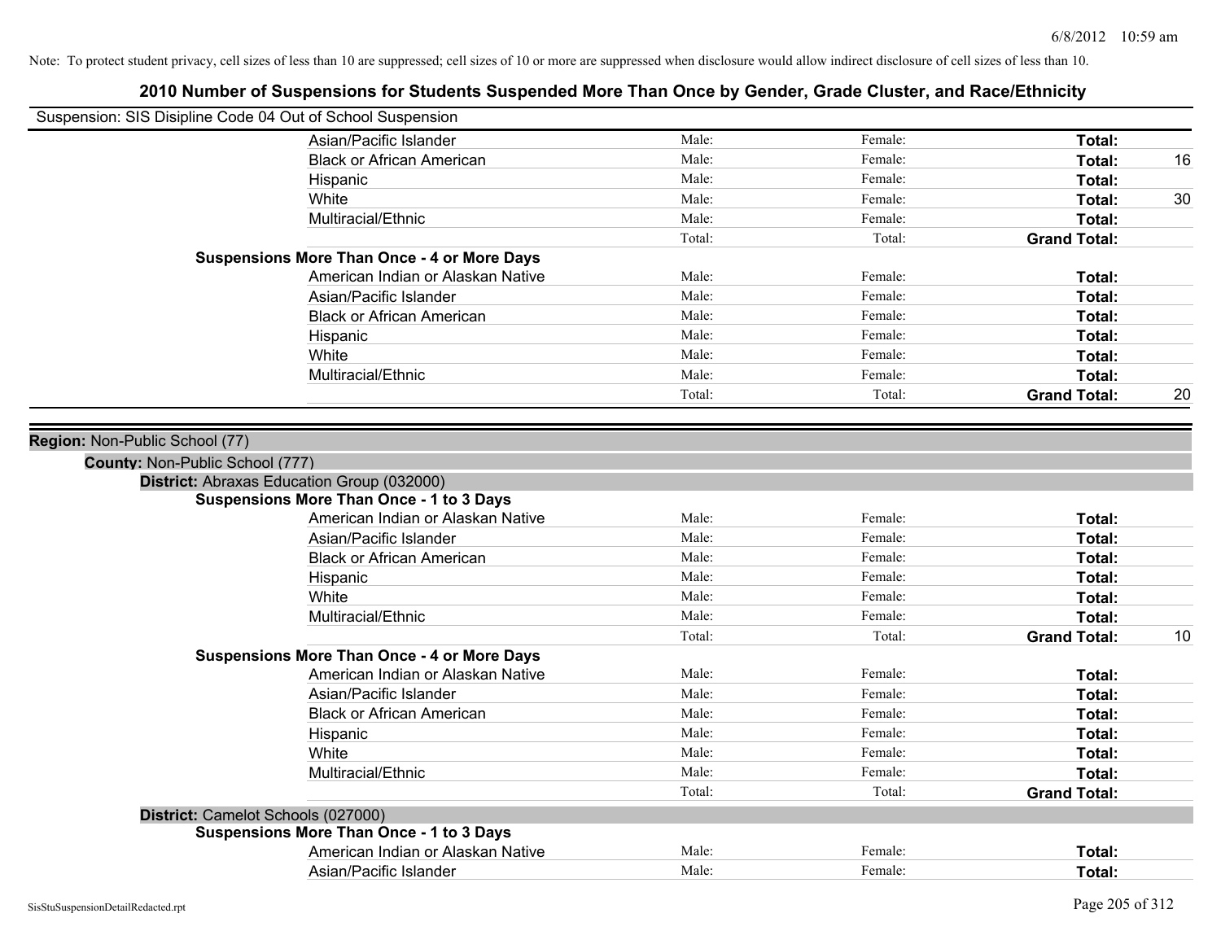Note: To protect student privacy, cell sizes of less than 10 are suppressed; cell sizes of 10 or more are suppressed when disclosure would allow indirect disclosure of cell sizes of less than 10.

# 2010 Number of Suspensions for Students Suspended More Than Once by Gender, Grade Cluster, and Race/Ethnicity

Suspension: SIS Disipline Code 04 Out of School Suspension

| | | | | |
|---|---|---|---|---|
| Asian/Pacific Islander | Male: | Female: | **Total:** | |
| Black or African American | Male: | Female: | **Total:** | 16 |
| Hispanic | Male: | Female: | **Total:** | |
| White | Male: | Female: | **Total:** | 30 |
| Multiracial/Ethnic | Male: | Female: | **Total:** | |
| | Total: | Total: | **Grand Total:** | |

**Suspensions More Than Once - 4 or More Days**

| | | | | |
|---|---|---|---|---|
| American Indian or Alaskan Native | Male: | Female: | **Total:** | |
| Asian/Pacific Islander | Male: | Female: | **Total:** | |
| Black or African American | Male: | Female: | **Total:** | |
| Hispanic | Male: | Female: | **Total:** | |
| White | Male: | Female: | **Total:** | |
| Multiracial/Ethnic | Male: | Female: | **Total:** | |
| | Total: | Total: | **Grand Total:** | 20 |

**Region:** Non-Public School (77)

**County:** Non-Public School (777)

**District:** Abraxas Education Group (032000)

**Suspensions More Than Once - 1 to 3 Days**

| | | | | |
|---|---|---|---|---|
| American Indian or Alaskan Native | Male: | Female: | **Total:** | |
| Asian/Pacific Islander | Male: | Female: | **Total:** | |
| Black or African American | Male: | Female: | **Total:** | |
| Hispanic | Male: | Female: | **Total:** | |
| White | Male: | Female: | **Total:** | |
| Multiracial/Ethnic | Male: | Female: | **Total:** | |
| | Total: | Total: | **Grand Total:** | 10 |

**Suspensions More Than Once - 4 or More Days**

| | | | | |
|---|---|---|---|---|
| American Indian or Alaskan Native | Male: | Female: | **Total:** | |
| Asian/Pacific Islander | Male: | Female: | **Total:** | |
| Black or African American | Male: | Female: | **Total:** | |
| Hispanic | Male: | Female: | **Total:** | |
| White | Male: | Female: | **Total:** | |
| Multiracial/Ethnic | Male: | Female: | **Total:** | |
| | Total: | Total: | **Grand Total:** | |

**District:** Camelot Schools (027000)

**Suspensions More Than Once - 1 to 3 Days**

| | | | | |
|---|---|---|---|---|
| American Indian or Alaskan Native | Male: | Female: | **Total:** | |
| Asian/Pacific Islander | Male: | Female: | **Total:** | |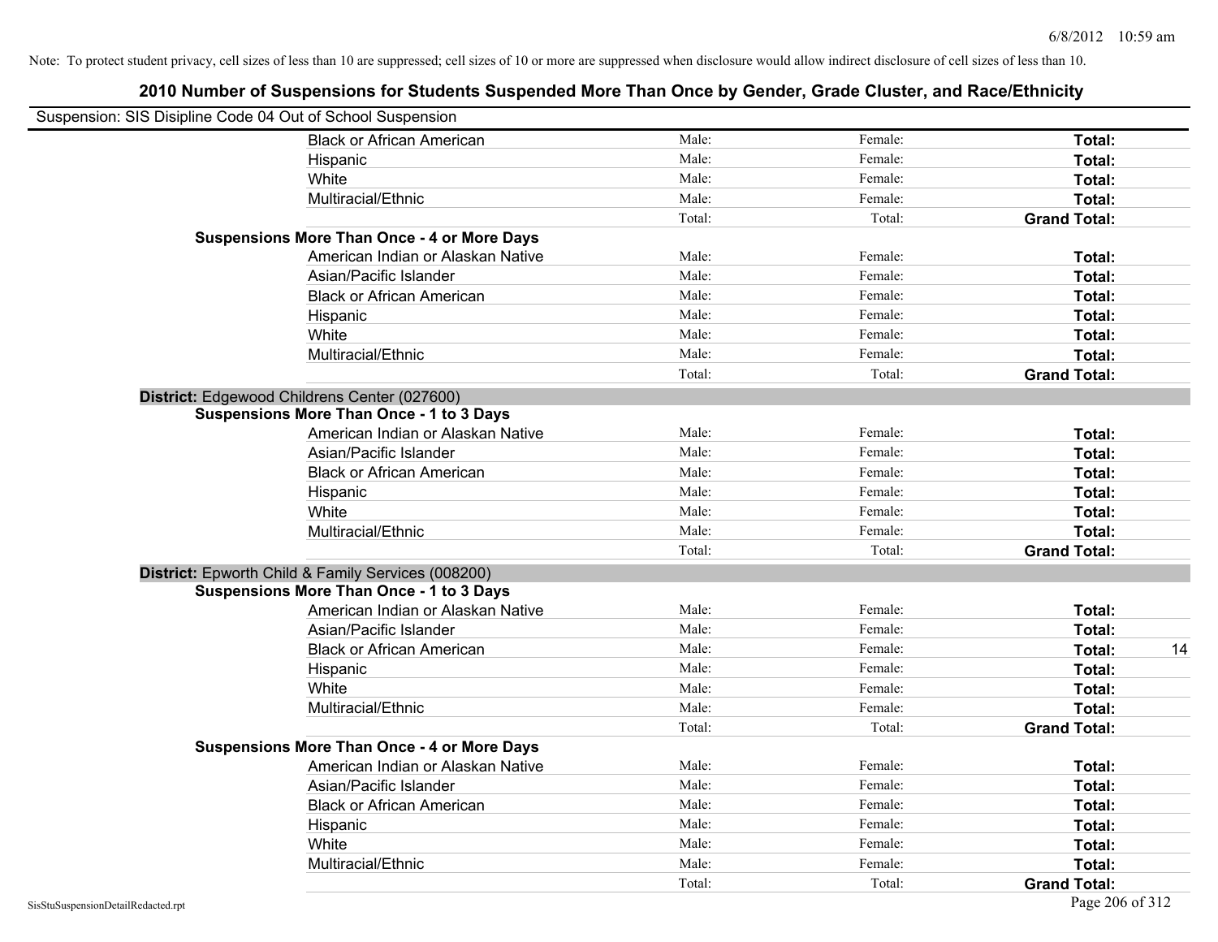6/8/2012 10:59 am

Note: To protect student privacy, cell sizes of less than 10 are suppressed; cell sizes of 10 or more are suppressed when disclosure would allow indirect disclosure of cell sizes of less than 10.

## 2010 Number of Suspensions for Students Suspended More Than Once by Gender, Grade Cluster, and Race/Ethnicity

Suspension: SIS Disipline Code 04 Out of School Suspension

| | | | | |
|---|---|---|---|---|
| Black or African American | Male: | Female: | **Total:** | |
| Hispanic | Male: | Female: | **Total:** | |
| White | Male: | Female: | **Total:** | |
| Multiracial/Ethnic | Male: | Female: | **Total:** | |
| | Total: | Total: | **Grand Total:** | |
| **Suspensions More Than Once - 4 or More Days** | | | | |
| American Indian or Alaskan Native | Male: | Female: | **Total:** | |
| Asian/Pacific Islander | Male: | Female: | **Total:** | |
| Black or African American | Male: | Female: | **Total:** | |
| Hispanic | Male: | Female: | **Total:** | |
| White | Male: | Female: | **Total:** | |
| Multiracial/Ethnic | Male: | Female: | **Total:** | |
| | Total: | Total: | **Grand Total:** | |

**District:** Edgewood Childrens Center (027600)

| | | | | |
|---|---|---|---|---|
| **Suspensions More Than Once - 1 to 3 Days** | | | | |
| American Indian or Alaskan Native | Male: | Female: | **Total:** | |
| Asian/Pacific Islander | Male: | Female: | **Total:** | |
| Black or African American | Male: | Female: | **Total:** | |
| Hispanic | Male: | Female: | **Total:** | |
| White | Male: | Female: | **Total:** | |
| Multiracial/Ethnic | Male: | Female: | **Total:** | |
| | Total: | Total: | **Grand Total:** | |

**District:** Epworth Child & Family Services (008200)

| | | | | |
|---|---|---|---|---|
| **Suspensions More Than Once - 1 to 3 Days** | | | | |
| American Indian or Alaskan Native | Male: | Female: | **Total:** | |
| Asian/Pacific Islander | Male: | Female: | **Total:** | |
| Black or African American | Male: | Female: | **Total:** | 14 |
| Hispanic | Male: | Female: | **Total:** | |
| White | Male: | Female: | **Total:** | |
| Multiracial/Ethnic | Male: | Female: | **Total:** | |
| | Total: | Total: | **Grand Total:** | |
| **Suspensions More Than Once - 4 or More Days** | | | | |
| American Indian or Alaskan Native | Male: | Female: | **Total:** | |
| Asian/Pacific Islander | Male: | Female: | **Total:** | |
| Black or African American | Male: | Female: | **Total:** | |
| Hispanic | Male: | Female: | **Total:** | |
| White | Male: | Female: | **Total:** | |
| Multiracial/Ethnic | Male: | Female: | **Total:** | |
| | Total: | Total: | **Grand Total:** | |

SisStuSuspensionDetailRedacted.rpt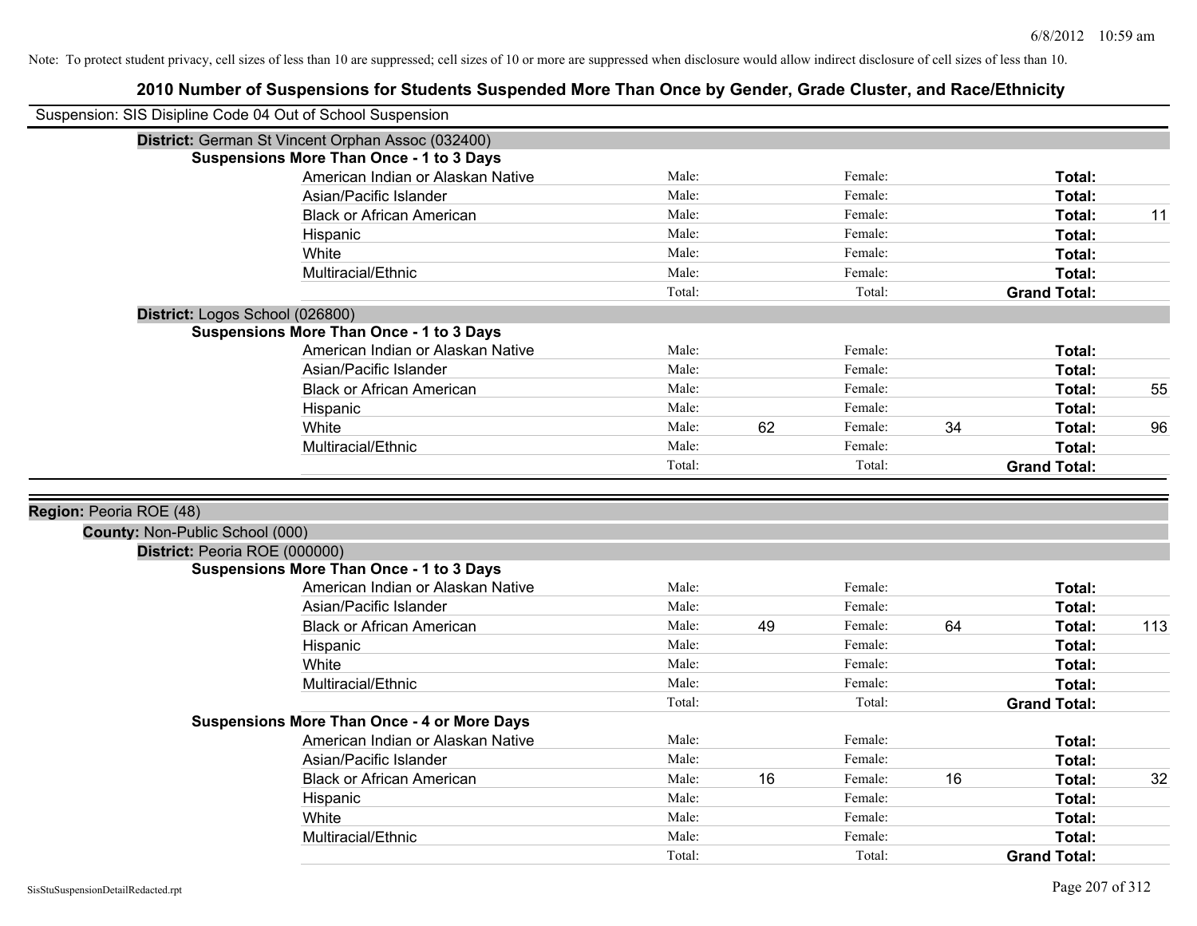Note: To protect student privacy, cell sizes of less than 10 are suppressed; cell sizes of 10 or more are suppressed when disclosure would allow indirect disclosure of cell sizes of less than 10.

# 2010 Number of Suspensions for Students Suspended More Than Once by Gender, Grade Cluster, and Race/Ethnicity

Suspension: SIS Disipline Code 04 Out of School Suspension

**District:** German St Vincent Orphan Assoc (032400)

**Suspensions More Than Once - 1 to 3 Days**

| Race/Ethnicity | Male: | | Female: | | Total: | |
|---|---|---|---|---|---|---|
| American Indian or Alaskan Native | Male: | | Female: | | **Total:** | |
| Asian/Pacific Islander | Male: | | Female: | | **Total:** | |
| Black or African American | Male: | | Female: | | **Total:** | 11 |
| Hispanic | Male: | | Female: | | **Total:** | |
| White | Male: | | Female: | | **Total:** | |
| Multiracial/Ethnic | Male: | | Female: | | **Total:** | |
| | Total: | | Total: | | **Grand Total:** | |

**District:** Logos School (026800)

**Suspensions More Than Once - 1 to 3 Days**

| Race/Ethnicity | Male: | | Female: | | Total: | |
|---|---|---|---|---|---|---|
| American Indian or Alaskan Native | Male: | | Female: | | **Total:** | |
| Asian/Pacific Islander | Male: | | Female: | | **Total:** | |
| Black or African American | Male: | | Female: | | **Total:** | 55 |
| Hispanic | Male: | | Female: | | **Total:** | |
| White | Male: | 62 | Female: | 34 | **Total:** | 96 |
| Multiracial/Ethnic | Male: | | Female: | | **Total:** | |
| | Total: | | Total: | | **Grand Total:** | |

**Region:** Peoria ROE (48)

**County:** Non-Public School (000)

**District:** Peoria ROE (000000)

**Suspensions More Than Once - 1 to 3 Days**

| Race/Ethnicity | Male: | | Female: | | Total: | |
|---|---|---|---|---|---|---|
| American Indian or Alaskan Native | Male: | | Female: | | **Total:** | |
| Asian/Pacific Islander | Male: | | Female: | | **Total:** | |
| Black or African American | Male: | 49 | Female: | 64 | **Total:** | 113 |
| Hispanic | Male: | | Female: | | **Total:** | |
| White | Male: | | Female: | | **Total:** | |
| Multiracial/Ethnic | Male: | | Female: | | **Total:** | |
| | Total: | | Total: | | **Grand Total:** | |

**Suspensions More Than Once - 4 or More Days**

| Race/Ethnicity | Male: | | Female: | | Total: | |
|---|---|---|---|---|---|---|
| American Indian or Alaskan Native | Male: | | Female: | | **Total:** | |
| Asian/Pacific Islander | Male: | | Female: | | **Total:** | |
| Black or African American | Male: | 16 | Female: | 16 | **Total:** | 32 |
| Hispanic | Male: | | Female: | | **Total:** | |
| White | Male: | | Female: | | **Total:** | |
| Multiracial/Ethnic | Male: | | Female: | | **Total:** | |
| | Total: | | Total: | | **Grand Total:** | |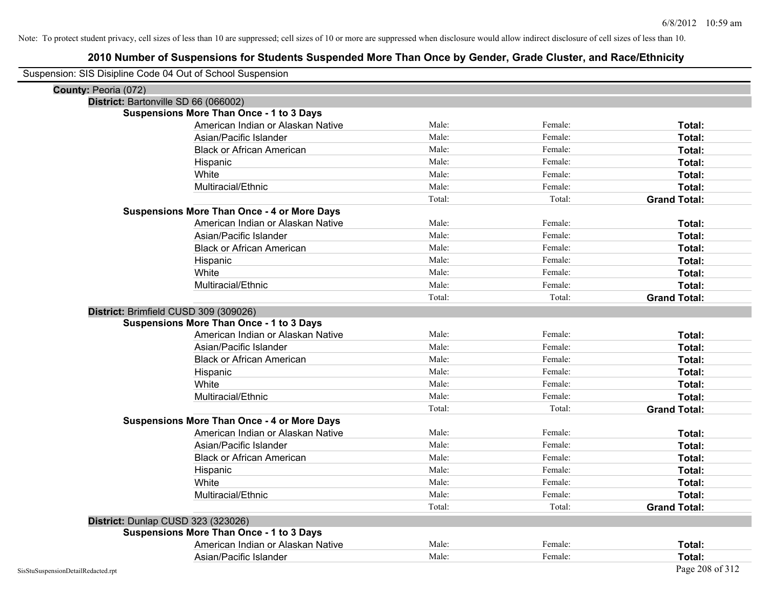Note: To protect student privacy, cell sizes of less than 10 are suppressed; cell sizes of 10 or more are suppressed when disclosure would allow indirect disclosure of cell sizes of less than 10.

# 2010 Number of Suspensions for Students Suspended More Than Once by Gender, Grade Cluster, and Race/Ethnicity

Suspension: SIS Disipline Code 04 Out of School Suspension

**County:** Peoria (072)

**District:** Bartonville SD 66 (066002)

**Suspensions More Than Once - 1 to 3 Days**

| | | | |
|---|---|---|---|
| American Indian or Alaskan Native | Male: | Female: | **Total:** |
| Asian/Pacific Islander | Male: | Female: | **Total:** |
| Black or African American | Male: | Female: | **Total:** |
| Hispanic | Male: | Female: | **Total:** |
| White | Male: | Female: | **Total:** |
| Multiracial/Ethnic | Male: | Female: | **Total:** |
| | Total: | Total: | **Grand Total:** |

**Suspensions More Than Once - 4 or More Days**

| | | | |
|---|---|---|---|
| American Indian or Alaskan Native | Male: | Female: | **Total:** |
| Asian/Pacific Islander | Male: | Female: | **Total:** |
| Black or African American | Male: | Female: | **Total:** |
| Hispanic | Male: | Female: | **Total:** |
| White | Male: | Female: | **Total:** |
| Multiracial/Ethnic | Male: | Female: | **Total:** |
| | Total: | Total: | **Grand Total:** |

**District:** Brimfield CUSD 309 (309026)

**Suspensions More Than Once - 1 to 3 Days**

| | | | |
|---|---|---|---|
| American Indian or Alaskan Native | Male: | Female: | **Total:** |
| Asian/Pacific Islander | Male: | Female: | **Total:** |
| Black or African American | Male: | Female: | **Total:** |
| Hispanic | Male: | Female: | **Total:** |
| White | Male: | Female: | **Total:** |
| Multiracial/Ethnic | Male: | Female: | **Total:** |
| | Total: | Total: | **Grand Total:** |

**Suspensions More Than Once - 4 or More Days**

| | | | |
|---|---|---|---|
| American Indian or Alaskan Native | Male: | Female: | **Total:** |
| Asian/Pacific Islander | Male: | Female: | **Total:** |
| Black or African American | Male: | Female: | **Total:** |
| Hispanic | Male: | Female: | **Total:** |
| White | Male: | Female: | **Total:** |
| Multiracial/Ethnic | Male: | Female: | **Total:** |
| | Total: | Total: | **Grand Total:** |

**District:** Dunlap CUSD 323 (323026)

**Suspensions More Than Once - 1 to 3 Days**

| | | | |
|---|---|---|---|
| American Indian or Alaskan Native | Male: | Female: | **Total:** |
| Asian/Pacific Islander | Male: | Female: | **Total:** |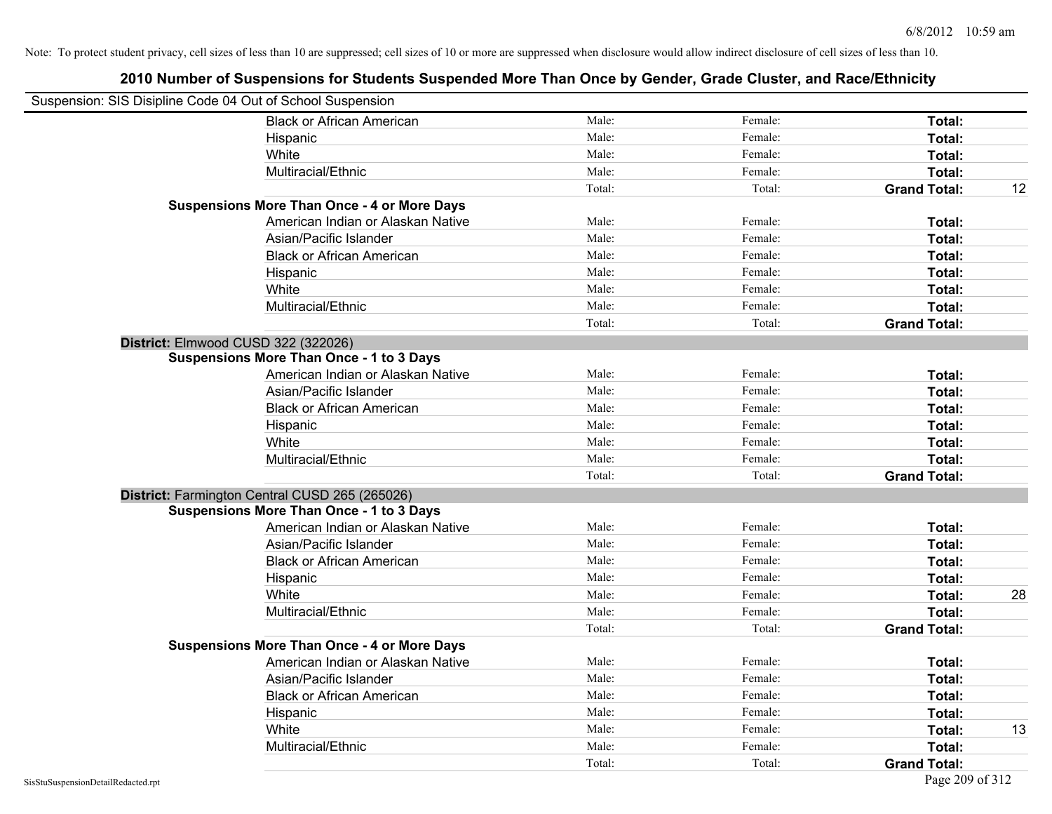Note: To protect student privacy, cell sizes of less than 10 are suppressed; cell sizes of 10 or more are suppressed when disclosure would allow indirect disclosure of cell sizes of less than 10.

## 2010 Number of Suspensions for Students Suspended More Than Once by Gender, Grade Cluster, and Race/Ethnicity

Suspension: SIS Disipline Code 04 Out of School Suspension

| | | | | | |
|---|---|---|---|---|---|
| | Black or African American | Male: | Female: | **Total:** | |
| | Hispanic | Male: | Female: | **Total:** | |
| | White | Male: | Female: | **Total:** | |
| | Multiracial/Ethnic | Male: | Female: | **Total:** | |
| | | Total: | Total: | **Grand Total:** | 12 |
| **Suspensions More Than Once - 4 or More Days** | | | | | |
| | American Indian or Alaskan Native | Male: | Female: | **Total:** | |
| | Asian/Pacific Islander | Male: | Female: | **Total:** | |
| | Black or African American | Male: | Female: | **Total:** | |
| | Hispanic | Male: | Female: | **Total:** | |
| | White | Male: | Female: | **Total:** | |
| | Multiracial/Ethnic | Male: | Female: | **Total:** | |
| | | Total: | Total: | **Grand Total:** | |
| **District:** Elmwood CUSD 322 (322026) | | | | | |
| **Suspensions More Than Once - 1 to 3 Days** | | | | | |
| | American Indian or Alaskan Native | Male: | Female: | **Total:** | |
| | Asian/Pacific Islander | Male: | Female: | **Total:** | |
| | Black or African American | Male: | Female: | **Total:** | |
| | Hispanic | Male: | Female: | **Total:** | |
| | White | Male: | Female: | **Total:** | |
| | Multiracial/Ethnic | Male: | Female: | **Total:** | |
| | | Total: | Total: | **Grand Total:** | |
| **District:** Farmington Central CUSD 265 (265026) | | | | | |
| **Suspensions More Than Once - 1 to 3 Days** | | | | | |
| | American Indian or Alaskan Native | Male: | Female: | **Total:** | |
| | Asian/Pacific Islander | Male: | Female: | **Total:** | |
| | Black or African American | Male: | Female: | **Total:** | |
| | Hispanic | Male: | Female: | **Total:** | |
| | White | Male: | Female: | **Total:** | 28 |
| | Multiracial/Ethnic | Male: | Female: | **Total:** | |
| | | Total: | Total: | **Grand Total:** | |
| **Suspensions More Than Once - 4 or More Days** | | | | | |
| | American Indian or Alaskan Native | Male: | Female: | **Total:** | |
| | Asian/Pacific Islander | Male: | Female: | **Total:** | |
| | Black or African American | Male: | Female: | **Total:** | |
| | Hispanic | Male: | Female: | **Total:** | |
| | White | Male: | Female: | **Total:** | 13 |
| | Multiracial/Ethnic | Male: | Female: | **Total:** | |
| | | Total: | Total: | **Grand Total:** | |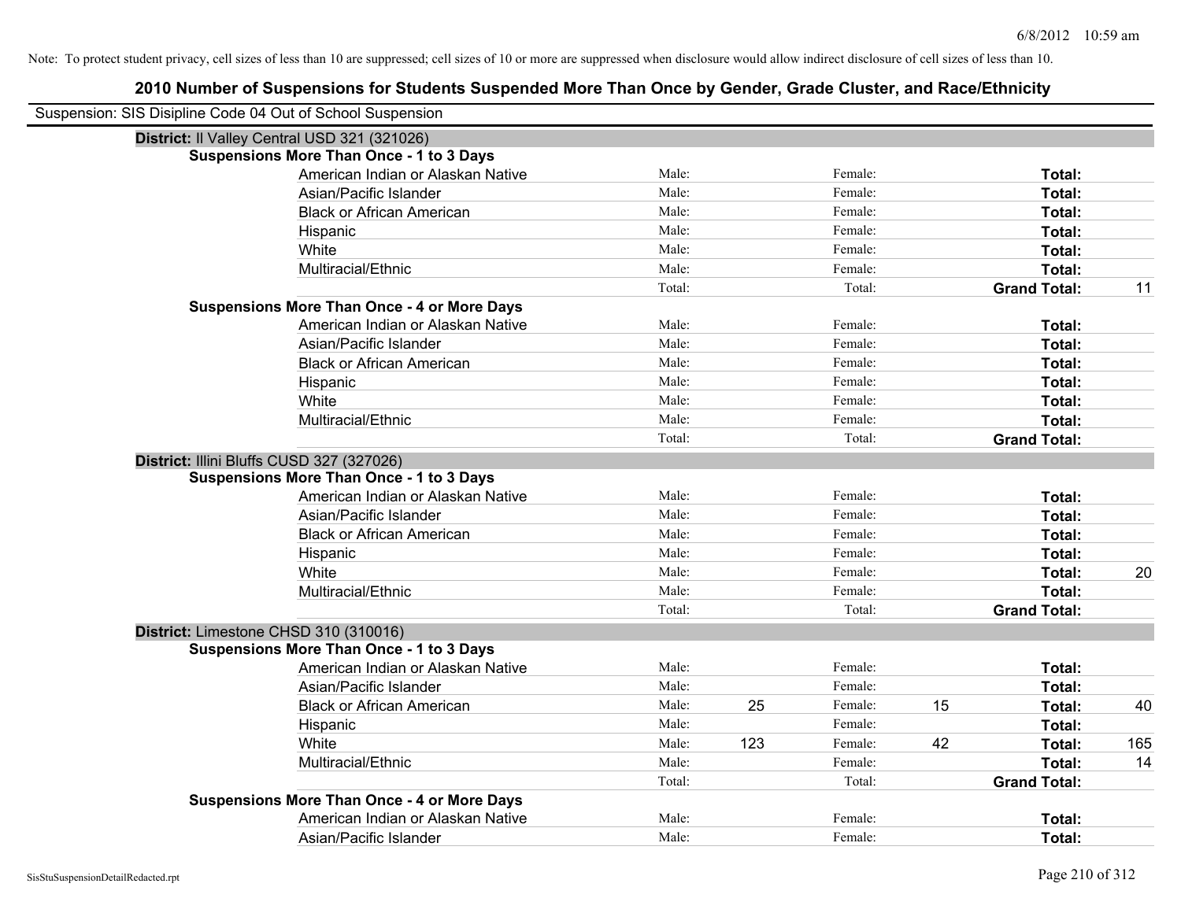Note: To protect student privacy, cell sizes of less than 10 are suppressed; cell sizes of 10 or more are suppressed when disclosure would allow indirect disclosure of cell sizes of less than 10.

# 2010 Number of Suspensions for Students Suspended More Than Once by Gender, Grade Cluster, and Race/Ethnicity

Suspension: SIS Disipline Code 04 Out of School Suspension

**District:** Il Valley Central USD 321 (321026)

**Suspensions More Than Once - 1 to 3 Days**

| Race/Ethnicity | | | | | | |
|---|---|---|---|---|---|---|
| American Indian or Alaskan Native | Male: | | Female: | | **Total:** | |
| Asian/Pacific Islander | Male: | | Female: | | **Total:** | |
| Black or African American | Male: | | Female: | | **Total:** | |
| Hispanic | Male: | | Female: | | **Total:** | |
| White | Male: | | Female: | | **Total:** | |
| Multiracial/Ethnic | Male: | | Female: | | **Total:** | |
| | Total: | | Total: | | **Grand Total:** | 11 |

**Suspensions More Than Once - 4 or More Days**

| Race/Ethnicity | | | | | | |
|---|---|---|---|---|---|---|
| American Indian or Alaskan Native | Male: | | Female: | | **Total:** | |
| Asian/Pacific Islander | Male: | | Female: | | **Total:** | |
| Black or African American | Male: | | Female: | | **Total:** | |
| Hispanic | Male: | | Female: | | **Total:** | |
| White | Male: | | Female: | | **Total:** | |
| Multiracial/Ethnic | Male: | | Female: | | **Total:** | |
| | Total: | | Total: | | **Grand Total:** | |

**District:** Illini Bluffs CUSD 327 (327026)

**Suspensions More Than Once - 1 to 3 Days**

| Race/Ethnicity | | | | | | |
|---|---|---|---|---|---|---|
| American Indian or Alaskan Native | Male: | | Female: | | **Total:** | |
| Asian/Pacific Islander | Male: | | Female: | | **Total:** | |
| Black or African American | Male: | | Female: | | **Total:** | |
| Hispanic | Male: | | Female: | | **Total:** | |
| White | Male: | | Female: | | **Total:** | 20 |
| Multiracial/Ethnic | Male: | | Female: | | **Total:** | |
| | Total: | | Total: | | **Grand Total:** | |

**District:** Limestone CHSD 310 (310016)

**Suspensions More Than Once - 1 to 3 Days**

| Race/Ethnicity | | | | | | |
|---|---|---|---|---|---|---|
| American Indian or Alaskan Native | Male: | | Female: | | **Total:** | |
| Asian/Pacific Islander | Male: | | Female: | | **Total:** | |
| Black or African American | Male: | 25 | Female: | 15 | **Total:** | 40 |
| Hispanic | Male: | | Female: | | **Total:** | |
| White | Male: | 123 | Female: | 42 | **Total:** | 165 |
| Multiracial/Ethnic | Male: | | Female: | | **Total:** | 14 |
| | Total: | | Total: | | **Grand Total:** | |

**Suspensions More Than Once - 4 or More Days**

| Race/Ethnicity | | | | | | |
|---|---|---|---|---|---|---|
| American Indian or Alaskan Native | Male: | | Female: | | **Total:** | |
| Asian/Pacific Islander | Male: | | Female: | | **Total:** | |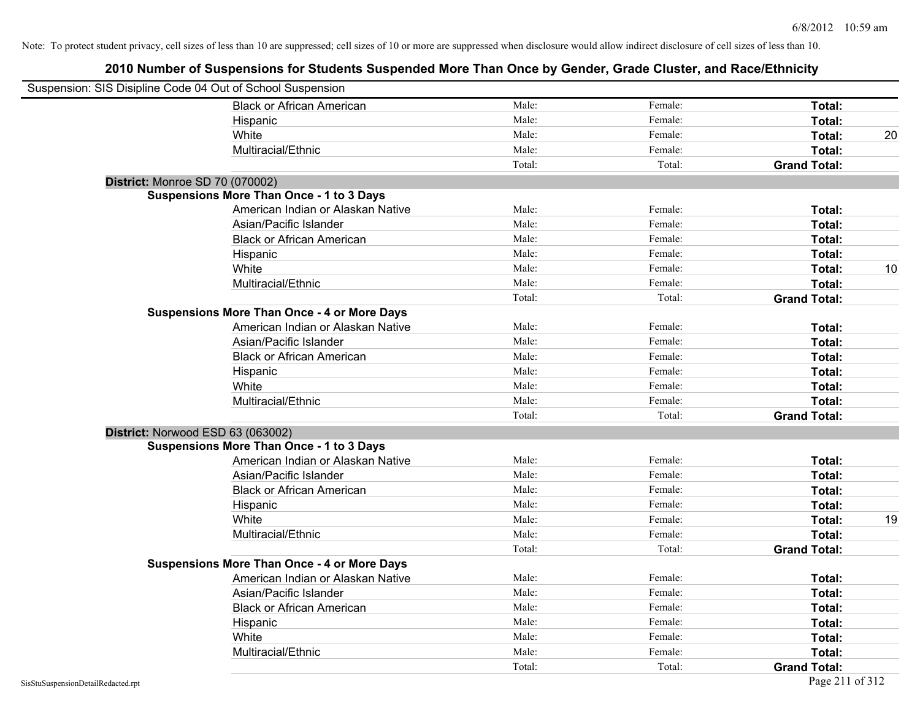Note: To protect student privacy, cell sizes of less than 10 are suppressed; cell sizes of 10 or more are suppressed when disclosure would allow indirect disclosure of cell sizes of less than 10.

# 2010 Number of Suspensions for Students Suspended More Than Once by Gender, Grade Cluster, and Race/Ethnicity

Suspension: SIS Disipline Code 04 Out of School Suspension

| | | | | |
|---|---|---|---|---|
| Black or African American | Male: | Female: | **Total:** | |
| Hispanic | Male: | Female: | **Total:** | |
| White | Male: | Female: | **Total:** | 20 |
| Multiracial/Ethnic | Male: | Female: | **Total:** | |
| | Total: | Total: | **Grand Total:** | |

**District:** Monroe SD 70 (070002)

**Suspensions More Than Once - 1 to 3 Days**

| | | | | |
|---|---|---|---|---|
| American Indian or Alaskan Native | Male: | Female: | **Total:** | |
| Asian/Pacific Islander | Male: | Female: | **Total:** | |
| Black or African American | Male: | Female: | **Total:** | |
| Hispanic | Male: | Female: | **Total:** | |
| White | Male: | Female: | **Total:** | 10 |
| Multiracial/Ethnic | Male: | Female: | **Total:** | |
| | Total: | Total: | **Grand Total:** | |

**Suspensions More Than Once - 4 or More Days**

| | | | | |
|---|---|---|---|---|
| American Indian or Alaskan Native | Male: | Female: | **Total:** | |
| Asian/Pacific Islander | Male: | Female: | **Total:** | |
| Black or African American | Male: | Female: | **Total:** | |
| Hispanic | Male: | Female: | **Total:** | |
| White | Male: | Female: | **Total:** | |
| Multiracial/Ethnic | Male: | Female: | **Total:** | |
| | Total: | Total: | **Grand Total:** | |

**District:** Norwood ESD 63 (063002)

**Suspensions More Than Once - 1 to 3 Days**

| | | | | |
|---|---|---|---|---|
| American Indian or Alaskan Native | Male: | Female: | **Total:** | |
| Asian/Pacific Islander | Male: | Female: | **Total:** | |
| Black or African American | Male: | Female: | **Total:** | |
| Hispanic | Male: | Female: | **Total:** | |
| White | Male: | Female: | **Total:** | 19 |
| Multiracial/Ethnic | Male: | Female: | **Total:** | |
| | Total: | Total: | **Grand Total:** | |

**Suspensions More Than Once - 4 or More Days**

| | | | | |
|---|---|---|---|---|
| American Indian or Alaskan Native | Male: | Female: | **Total:** | |
| Asian/Pacific Islander | Male: | Female: | **Total:** | |
| Black or African American | Male: | Female: | **Total:** | |
| Hispanic | Male: | Female: | **Total:** | |
| White | Male: | Female: | **Total:** | |
| Multiracial/Ethnic | Male: | Female: | **Total:** | |
| | Total: | Total: | **Grand Total:** | |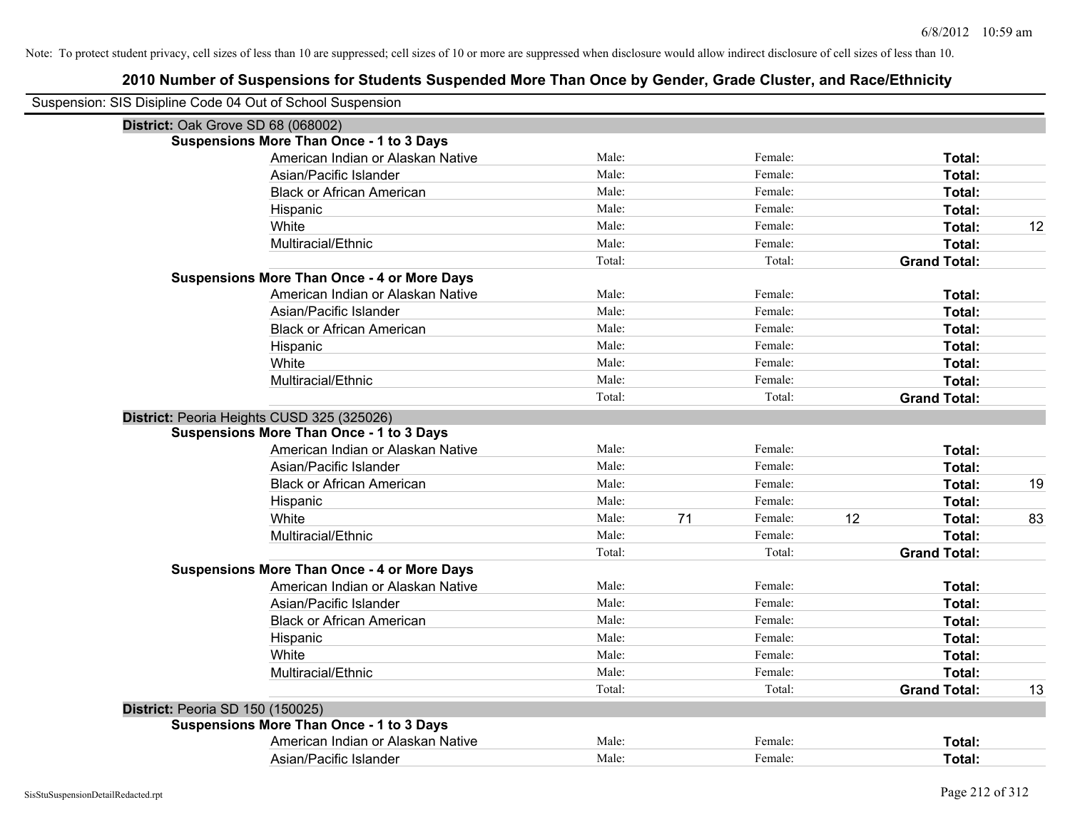Note: To protect student privacy, cell sizes of less than 10 are suppressed; cell sizes of 10 or more are suppressed when disclosure would allow indirect disclosure of cell sizes of less than 10.

# 2010 Number of Suspensions for Students Suspended More Than Once by Gender, Grade Cluster, and Race/Ethnicity

Suspension: SIS Disipline Code 04 Out of School Suspension

**District:** Oak Grove SD 68 (068002)

**Suspensions More Than Once - 1 to 3 Days**

| Race/Ethnicity | | | | | | |
|---|---|---|---|---|---|---|
| American Indian or Alaskan Native | Male: | | Female: | | **Total:** | |
| Asian/Pacific Islander | Male: | | Female: | | **Total:** | |
| Black or African American | Male: | | Female: | | **Total:** | |
| Hispanic | Male: | | Female: | | **Total:** | |
| White | Male: | | Female: | | **Total:** | 12 |
| Multiracial/Ethnic | Male: | | Female: | | **Total:** | |
| | Total: | | Total: | | **Grand Total:** | |

**Suspensions More Than Once - 4 or More Days**

| Race/Ethnicity | | | | | | |
|---|---|---|---|---|---|---|
| American Indian or Alaskan Native | Male: | | Female: | | **Total:** | |
| Asian/Pacific Islander | Male: | | Female: | | **Total:** | |
| Black or African American | Male: | | Female: | | **Total:** | |
| Hispanic | Male: | | Female: | | **Total:** | |
| White | Male: | | Female: | | **Total:** | |
| Multiracial/Ethnic | Male: | | Female: | | **Total:** | |
| | Total: | | Total: | | **Grand Total:** | |

**District:** Peoria Heights CUSD 325 (325026)

**Suspensions More Than Once - 1 to 3 Days**

| Race/Ethnicity | | | | | | |
|---|---|---|---|---|---|---|
| American Indian or Alaskan Native | Male: | | Female: | | **Total:** | |
| Asian/Pacific Islander | Male: | | Female: | | **Total:** | |
| Black or African American | Male: | | Female: | | **Total:** | 19 |
| Hispanic | Male: | | Female: | | **Total:** | |
| White | Male: | 71 | Female: | 12 | **Total:** | 83 |
| Multiracial/Ethnic | Male: | | Female: | | **Total:** | |
| | Total: | | Total: | | **Grand Total:** | |

**Suspensions More Than Once - 4 or More Days**

| Race/Ethnicity | | | | | | |
|---|---|---|---|---|---|---|
| American Indian or Alaskan Native | Male: | | Female: | | **Total:** | |
| Asian/Pacific Islander | Male: | | Female: | | **Total:** | |
| Black or African American | Male: | | Female: | | **Total:** | |
| Hispanic | Male: | | Female: | | **Total:** | |
| White | Male: | | Female: | | **Total:** | |
| Multiracial/Ethnic | Male: | | Female: | | **Total:** | |
| | Total: | | Total: | | **Grand Total:** | 13 |

**District:** Peoria SD 150 (150025)

**Suspensions More Than Once - 1 to 3 Days**

| Race/Ethnicity | | | | | | |
|---|---|---|---|---|---|---|
| American Indian or Alaskan Native | Male: | | Female: | | **Total:** | |
| Asian/Pacific Islander | Male: | | Female: | | **Total:** | |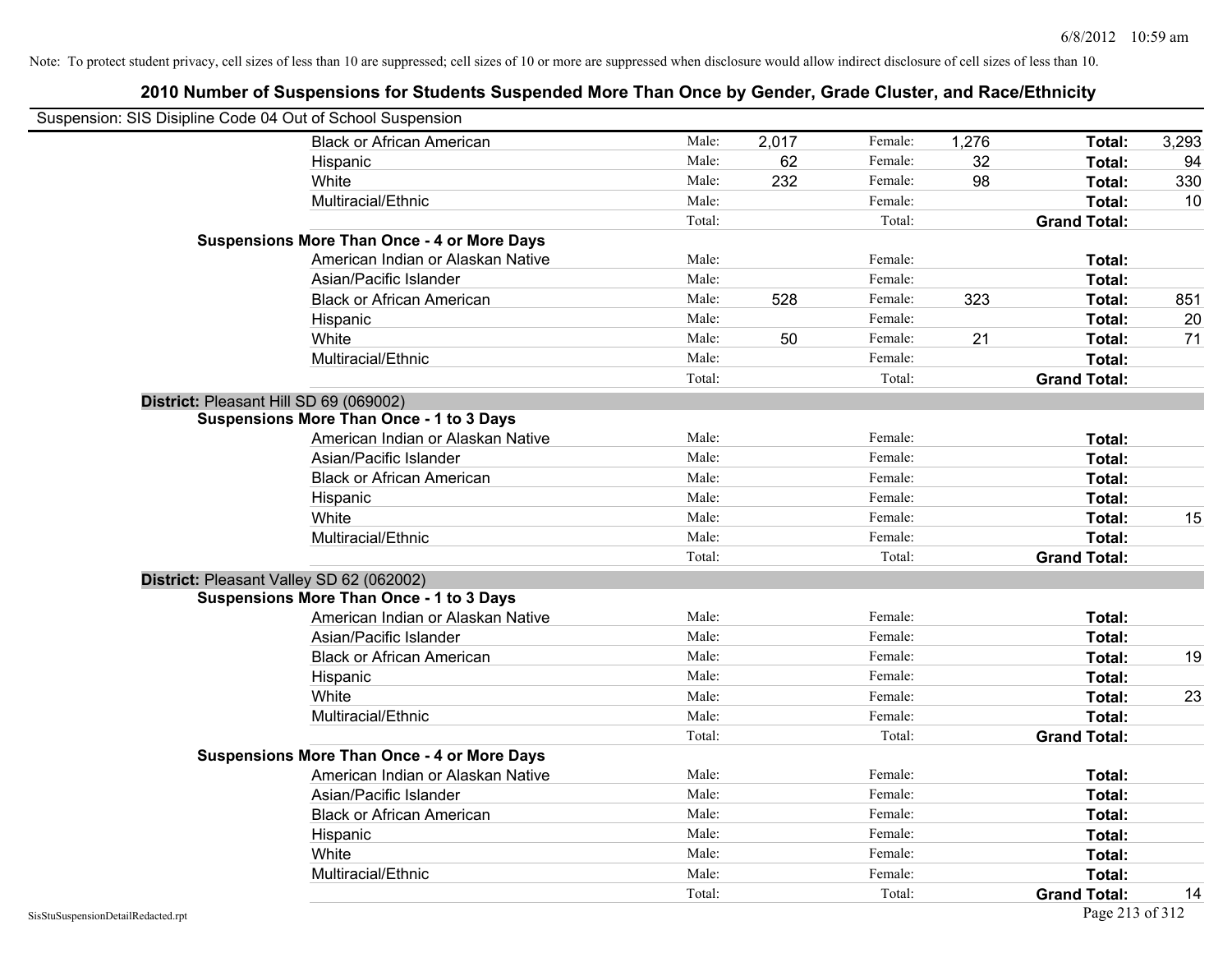Note: To protect student privacy, cell sizes of less than 10 are suppressed; cell sizes of 10 or more are suppressed when disclosure would allow indirect disclosure of cell sizes of less than 10.

## 2010 Number of Suspensions for Students Suspended More Than Once by Gender, Grade Cluster, and Race/Ethnicity

Suspension: SIS Disipline Code 04 Out of School Suspension

| | | | | | | | |
|---|---|---|---|---|---|---|---|
| Black or African American | Male: | 2,017 | Female: | 1,276 | Total: | 3,293 |
| Hispanic | Male: | 62 | Female: | 32 | Total: | 94 |
| White | Male: | 232 | Female: | 98 | Total: | 330 |
| Multiracial/Ethnic | Male: | | Female: | | Total: | 10 |
| | Total: | | Total: | | Grand Total: | |
| **Suspensions More Than Once - 4 or More Days** | | | | | | |
| American Indian or Alaskan Native | Male: | | Female: | | Total: | |
| Asian/Pacific Islander | Male: | | Female: | | Total: | |
| Black or African American | Male: | 528 | Female: | 323 | Total: | 851 |
| Hispanic | Male: | | Female: | | Total: | 20 |
| White | Male: | 50 | Female: | 21 | Total: | 71 |
| Multiracial/Ethnic | Male: | | Female: | | Total: | |
| | Total: | | Total: | | Grand Total: | |

**District:** Pleasant Hill SD 69 (069002)

| | | | | | | |
|---|---|---|---|---|---|---|
| **Suspensions More Than Once - 1 to 3 Days** | | | | | | |
| American Indian or Alaskan Native | Male: | | Female: | | Total: | |
| Asian/Pacific Islander | Male: | | Female: | | Total: | |
| Black or African American | Male: | | Female: | | Total: | |
| Hispanic | Male: | | Female: | | Total: | |
| White | Male: | | Female: | | Total: | 15 |
| Multiracial/Ethnic | Male: | | Female: | | Total: | |
| | Total: | | Total: | | Grand Total: | |

**District:** Pleasant Valley SD 62 (062002)

| | | | | | | |
|---|---|---|---|---|---|---|
| **Suspensions More Than Once - 1 to 3 Days** | | | | | | |
| American Indian or Alaskan Native | Male: | | Female: | | Total: | |
| Asian/Pacific Islander | Male: | | Female: | | Total: | |
| Black or African American | Male: | | Female: | | Total: | 19 |
| Hispanic | Male: | | Female: | | Total: | |
| White | Male: | | Female: | | Total: | 23 |
| Multiracial/Ethnic | Male: | | Female: | | Total: | |
| | Total: | | Total: | | Grand Total: | |
| **Suspensions More Than Once - 4 or More Days** | | | | | | |
| American Indian or Alaskan Native | Male: | | Female: | | Total: | |
| Asian/Pacific Islander | Male: | | Female: | | Total: | |
| Black or African American | Male: | | Female: | | Total: | |
| Hispanic | Male: | | Female: | | Total: | |
| White | Male: | | Female: | | Total: | |
| Multiracial/Ethnic | Male: | | Female: | | Total: | |
| | Total: | | Total: | | Grand Total: | 14 |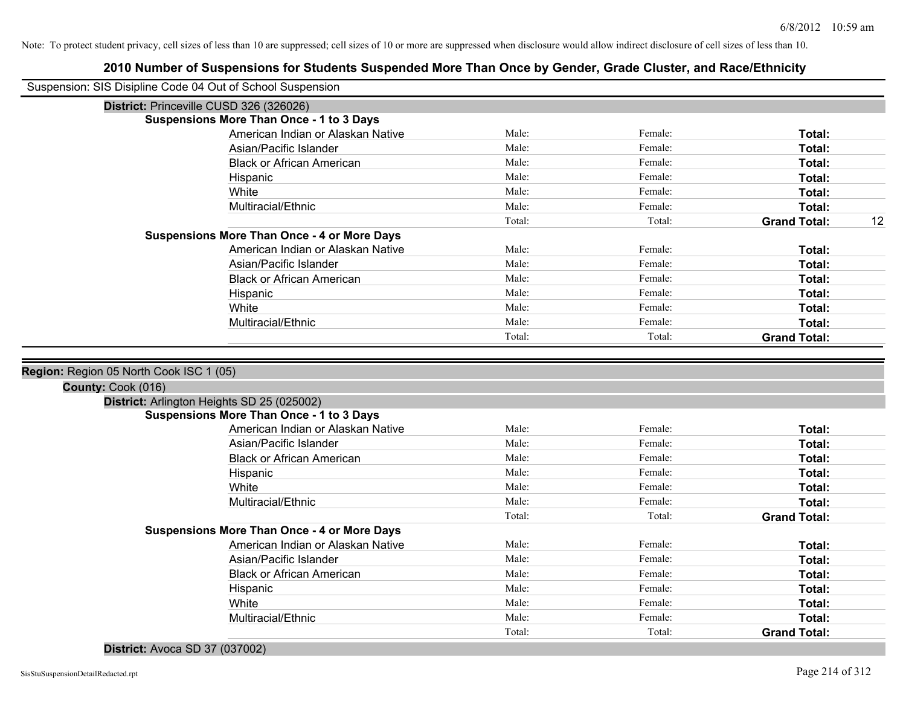Note: To protect student privacy, cell sizes of less than 10 are suppressed; cell sizes of 10 or more are suppressed when disclosure would allow indirect disclosure of cell sizes of less than 10.

## 2010 Number of Suspensions for Students Suspended More Than Once by Gender, Grade Cluster, and Race/Ethnicity

Suspension: SIS Disipline Code 04 Out of School Suspension

**District:** Princeville CUSD 326 (326026)

**Suspensions More Than Once - 1 to 3 Days**

| | | | | |
|---|---|---|---|---|
| American Indian or Alaskan Native | Male: | Female: | **Total:** | |
| Asian/Pacific Islander | Male: | Female: | **Total:** | |
| Black or African American | Male: | Female: | **Total:** | |
| Hispanic | Male: | Female: | **Total:** | |
| White | Male: | Female: | **Total:** | |
| Multiracial/Ethnic | Male: | Female: | **Total:** | |
| | Total: | Total: | **Grand Total:** | 12 |

**Suspensions More Than Once - 4 or More Days**

| | | | | |
|---|---|---|---|---|
| American Indian or Alaskan Native | Male: | Female: | **Total:** | |
| Asian/Pacific Islander | Male: | Female: | **Total:** | |
| Black or African American | Male: | Female: | **Total:** | |
| Hispanic | Male: | Female: | **Total:** | |
| White | Male: | Female: | **Total:** | |
| Multiracial/Ethnic | Male: | Female: | **Total:** | |
| | Total: | Total: | **Grand Total:** | |

**Region:** Region 05 North Cook ISC 1 (05)

**County:** Cook (016)

**District:** Arlington Heights SD 25 (025002)

**Suspensions More Than Once - 1 to 3 Days**

| | | | | |
|---|---|---|---|---|
| American Indian or Alaskan Native | Male: | Female: | **Total:** | |
| Asian/Pacific Islander | Male: | Female: | **Total:** | |
| Black or African American | Male: | Female: | **Total:** | |
| Hispanic | Male: | Female: | **Total:** | |
| White | Male: | Female: | **Total:** | |
| Multiracial/Ethnic | Male: | Female: | **Total:** | |
| | Total: | Total: | **Grand Total:** | |

**Suspensions More Than Once - 4 or More Days**

| | | | | |
|---|---|---|---|---|
| American Indian or Alaskan Native | Male: | Female: | **Total:** | |
| Asian/Pacific Islander | Male: | Female: | **Total:** | |
| Black or African American | Male: | Female: | **Total:** | |
| Hispanic | Male: | Female: | **Total:** | |
| White | Male: | Female: | **Total:** | |
| Multiracial/Ethnic | Male: | Female: | **Total:** | |
| | Total: | Total: | **Grand Total:** | |

**District:** Avoca SD 37 (037002)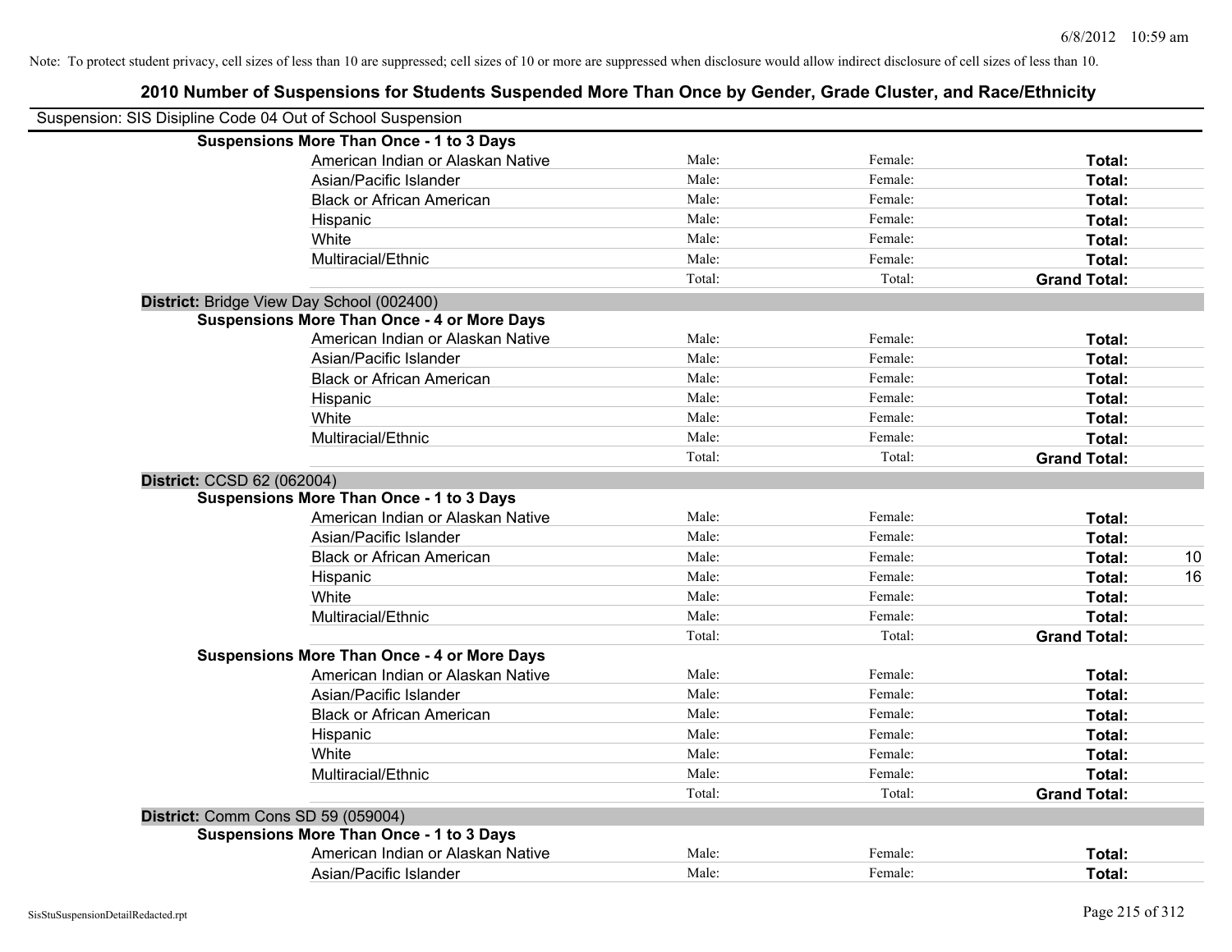Note: To protect student privacy, cell sizes of less than 10 are suppressed; cell sizes of 10 or more are suppressed when disclosure would allow indirect disclosure of cell sizes of less than 10.

# 2010 Number of Suspensions for Students Suspended More Than Once by Gender, Grade Cluster, and Race/Ethnicity

Suspension: SIS Disipline Code 04 Out of School Suspension

| | | | | |
|---|---|---|---|---|
| **Suspensions More Than Once - 1 to 3 Days** | | | | |
| American Indian or Alaskan Native | Male: | Female: | **Total:** | |
| Asian/Pacific Islander | Male: | Female: | **Total:** | |
| Black or African American | Male: | Female: | **Total:** | |
| Hispanic | Male: | Female: | **Total:** | |
| White | Male: | Female: | **Total:** | |
| Multiracial/Ethnic | Male: | Female: | **Total:** | |
| | Total: | Total: | **Grand Total:** | |
| **District:** Bridge View Day School (002400) | | | | |
| **Suspensions More Than Once - 4 or More Days** | | | | |
| American Indian or Alaskan Native | Male: | Female: | **Total:** | |
| Asian/Pacific Islander | Male: | Female: | **Total:** | |
| Black or African American | Male: | Female: | **Total:** | |
| Hispanic | Male: | Female: | **Total:** | |
| White | Male: | Female: | **Total:** | |
| Multiracial/Ethnic | Male: | Female: | **Total:** | |
| | Total: | Total: | **Grand Total:** | |
| **District:** CCSD 62 (062004) | | | | |
| **Suspensions More Than Once - 1 to 3 Days** | | | | |
| American Indian or Alaskan Native | Male: | Female: | **Total:** | |
| Asian/Pacific Islander | Male: | Female: | **Total:** | |
| Black or African American | Male: | Female: | **Total:** | 10 |
| Hispanic | Male: | Female: | **Total:** | 16 |
| White | Male: | Female: | **Total:** | |
| Multiracial/Ethnic | Male: | Female: | **Total:** | |
| | Total: | Total: | **Grand Total:** | |
| **Suspensions More Than Once - 4 or More Days** | | | | |
| American Indian or Alaskan Native | Male: | Female: | **Total:** | |
| Asian/Pacific Islander | Male: | Female: | **Total:** | |
| Black or African American | Male: | Female: | **Total:** | |
| Hispanic | Male: | Female: | **Total:** | |
| White | Male: | Female: | **Total:** | |
| Multiracial/Ethnic | Male: | Female: | **Total:** | |
| | Total: | Total: | **Grand Total:** | |
| **District:** Comm Cons SD 59 (059004) | | | | |
| **Suspensions More Than Once - 1 to 3 Days** | | | | |
| American Indian or Alaskan Native | Male: | Female: | **Total:** | |
| Asian/Pacific Islander | Male: | Female: | **Total:** | |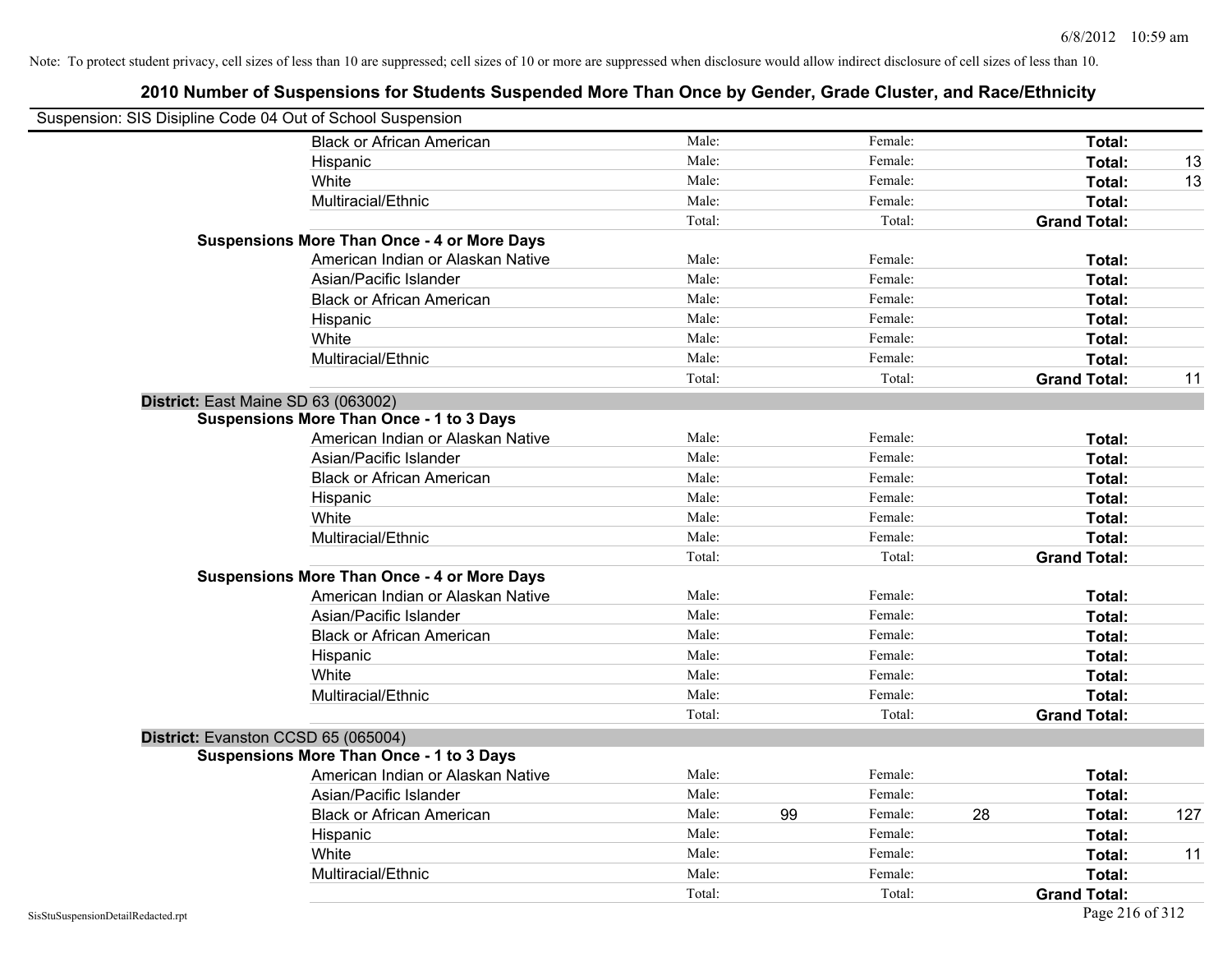Note: To protect student privacy, cell sizes of less than 10 are suppressed; cell sizes of 10 or more are suppressed when disclosure would allow indirect disclosure of cell sizes of less than 10.

## 2010 Number of Suspensions for Students Suspended More Than Once by Gender, Grade Cluster, and Race/Ethnicity

Suspension: SIS Disipline Code 04 Out of School Suspension

| | | | | | | |
|---|---|---|---|---|---|---|
| Black or African American | Male: | | Female: | | **Total:** | |
| Hispanic | Male: | | Female: | | **Total:** | 13 |
| White | Male: | | Female: | | **Total:** | 13 |
| Multiracial/Ethnic | Male: | | Female: | | **Total:** | |
| | Total: | | Total: | | **Grand Total:** | |
| **Suspensions More Than Once - 4 or More Days** | | | | | | |
| American Indian or Alaskan Native | Male: | | Female: | | **Total:** | |
| Asian/Pacific Islander | Male: | | Female: | | **Total:** | |
| Black or African American | Male: | | Female: | | **Total:** | |
| Hispanic | Male: | | Female: | | **Total:** | |
| White | Male: | | Female: | | **Total:** | |
| Multiracial/Ethnic | Male: | | Female: | | **Total:** | |
| | Total: | | Total: | | **Grand Total:** | 11 |

**District:** East Maine SD 63 (063002)

| | | | | | | |
|---|---|---|---|---|---|---|
| **Suspensions More Than Once - 1 to 3 Days** | | | | | | |
| American Indian or Alaskan Native | Male: | | Female: | | **Total:** | |
| Asian/Pacific Islander | Male: | | Female: | | **Total:** | |
| Black or African American | Male: | | Female: | | **Total:** | |
| Hispanic | Male: | | Female: | | **Total:** | |
| White | Male: | | Female: | | **Total:** | |
| Multiracial/Ethnic | Male: | | Female: | | **Total:** | |
| | Total: | | Total: | | **Grand Total:** | |
| **Suspensions More Than Once - 4 or More Days** | | | | | | |
| American Indian or Alaskan Native | Male: | | Female: | | **Total:** | |
| Asian/Pacific Islander | Male: | | Female: | | **Total:** | |
| Black or African American | Male: | | Female: | | **Total:** | |
| Hispanic | Male: | | Female: | | **Total:** | |
| White | Male: | | Female: | | **Total:** | |
| Multiracial/Ethnic | Male: | | Female: | | **Total:** | |
| | Total: | | Total: | | **Grand Total:** | |

**District:** Evanston CCSD 65 (065004)

| | | | | | | |
|---|---|---|---|---|---|---|
| **Suspensions More Than Once - 1 to 3 Days** | | | | | | |
| American Indian or Alaskan Native | Male: | | Female: | | **Total:** | |
| Asian/Pacific Islander | Male: | | Female: | | **Total:** | |
| Black or African American | Male: | 99 | Female: | 28 | **Total:** | 127 |
| Hispanic | Male: | | Female: | | **Total:** | |
| White | Male: | | Female: | | **Total:** | 11 |
| Multiracial/Ethnic | Male: | | Female: | | **Total:** | |
| | Total: | | Total: | | **Grand Total:** | |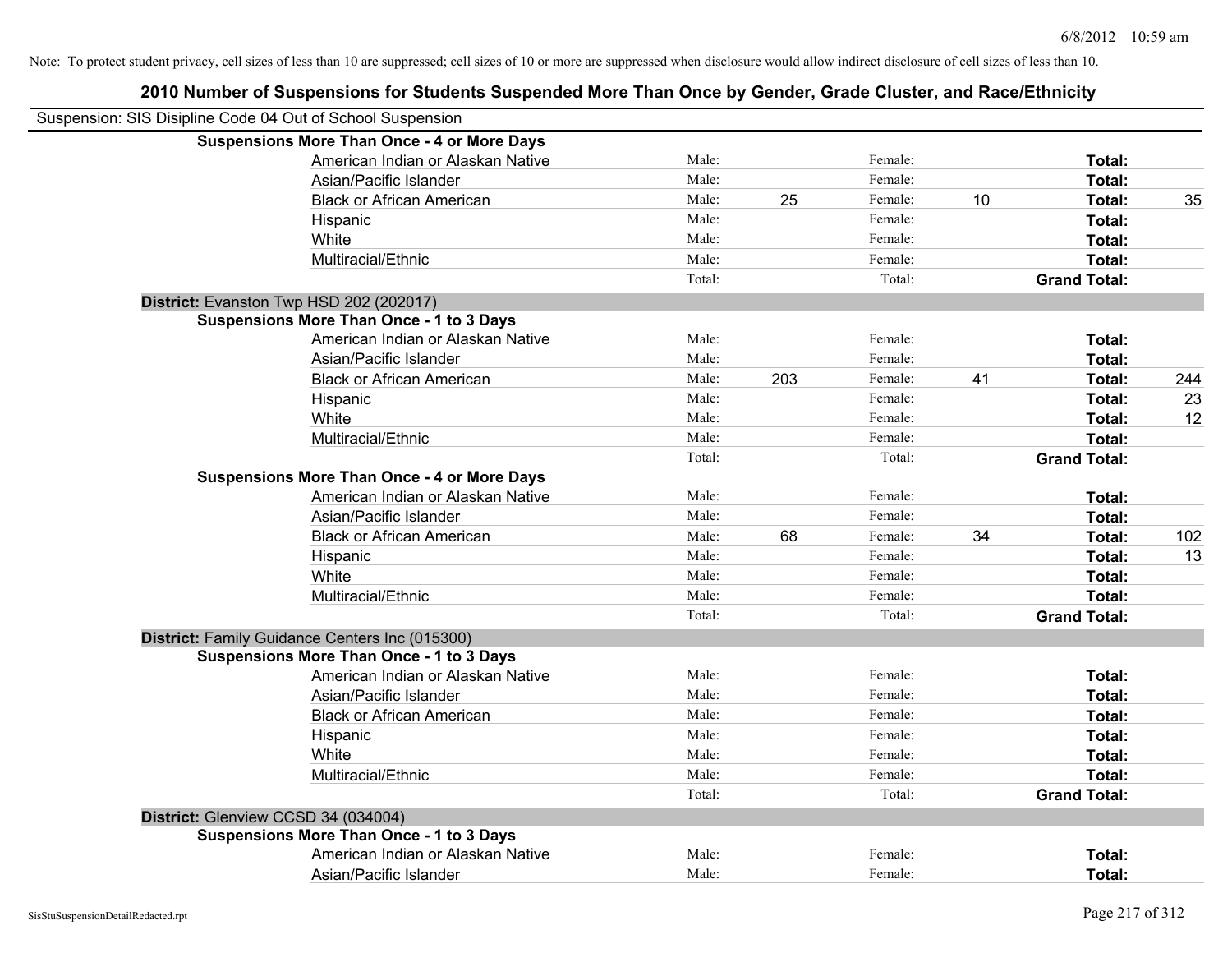Note: To protect student privacy, cell sizes of less than 10 are suppressed; cell sizes of 10 or more are suppressed when disclosure would allow indirect disclosure of cell sizes of less than 10.

## 2010 Number of Suspensions for Students Suspended More Than Once by Gender, Grade Cluster, and Race/Ethnicity

Suspension: SIS Disipline Code 04 Out of School Suspension

**Suspensions More Than Once - 4 or More Days**

| | | | | | | |
|---|---|---|---|---|---|---|
| American Indian or Alaskan Native | Male: | | Female: | | **Total:** | |
| Asian/Pacific Islander | Male: | | Female: | | **Total:** | |
| Black or African American | Male: | 25 | Female: | 10 | **Total:** | 35 |
| Hispanic | Male: | | Female: | | **Total:** | |
| White | Male: | | Female: | | **Total:** | |
| Multiracial/Ethnic | Male: | | Female: | | **Total:** | |
| | Total: | | Total: | | **Grand Total:** | |

**District:** Evanston Twp HSD 202 (202017)

**Suspensions More Than Once - 1 to 3 Days**

| | | | | | | |
|---|---|---|---|---|---|---|
| American Indian or Alaskan Native | Male: | | Female: | | **Total:** | |
| Asian/Pacific Islander | Male: | | Female: | | **Total:** | |
| Black or African American | Male: | 203 | Female: | 41 | **Total:** | 244 |
| Hispanic | Male: | | Female: | | **Total:** | 23 |
| White | Male: | | Female: | | **Total:** | 12 |
| Multiracial/Ethnic | Male: | | Female: | | **Total:** | |
| | Total: | | Total: | | **Grand Total:** | |

**Suspensions More Than Once - 4 or More Days**

| | | | | | | |
|---|---|---|---|---|---|---|
| American Indian or Alaskan Native | Male: | | Female: | | **Total:** | |
| Asian/Pacific Islander | Male: | | Female: | | **Total:** | |
| Black or African American | Male: | 68 | Female: | 34 | **Total:** | 102 |
| Hispanic | Male: | | Female: | | **Total:** | 13 |
| White | Male: | | Female: | | **Total:** | |
| Multiracial/Ethnic | Male: | | Female: | | **Total:** | |
| | Total: | | Total: | | **Grand Total:** | |

**District:** Family Guidance Centers Inc (015300)

**Suspensions More Than Once - 1 to 3 Days**

| | | | | | | |
|---|---|---|---|---|---|---|
| American Indian or Alaskan Native | Male: | | Female: | | **Total:** | |
| Asian/Pacific Islander | Male: | | Female: | | **Total:** | |
| Black or African American | Male: | | Female: | | **Total:** | |
| Hispanic | Male: | | Female: | | **Total:** | |
| White | Male: | | Female: | | **Total:** | |
| Multiracial/Ethnic | Male: | | Female: | | **Total:** | |
| | Total: | | Total: | | **Grand Total:** | |

**District:** Glenview CCSD 34 (034004)

**Suspensions More Than Once - 1 to 3 Days**

| | | | | | | |
|---|---|---|---|---|---|---|
| American Indian or Alaskan Native | Male: | | Female: | | **Total:** | |
| Asian/Pacific Islander | Male: | | Female: | | **Total:** | |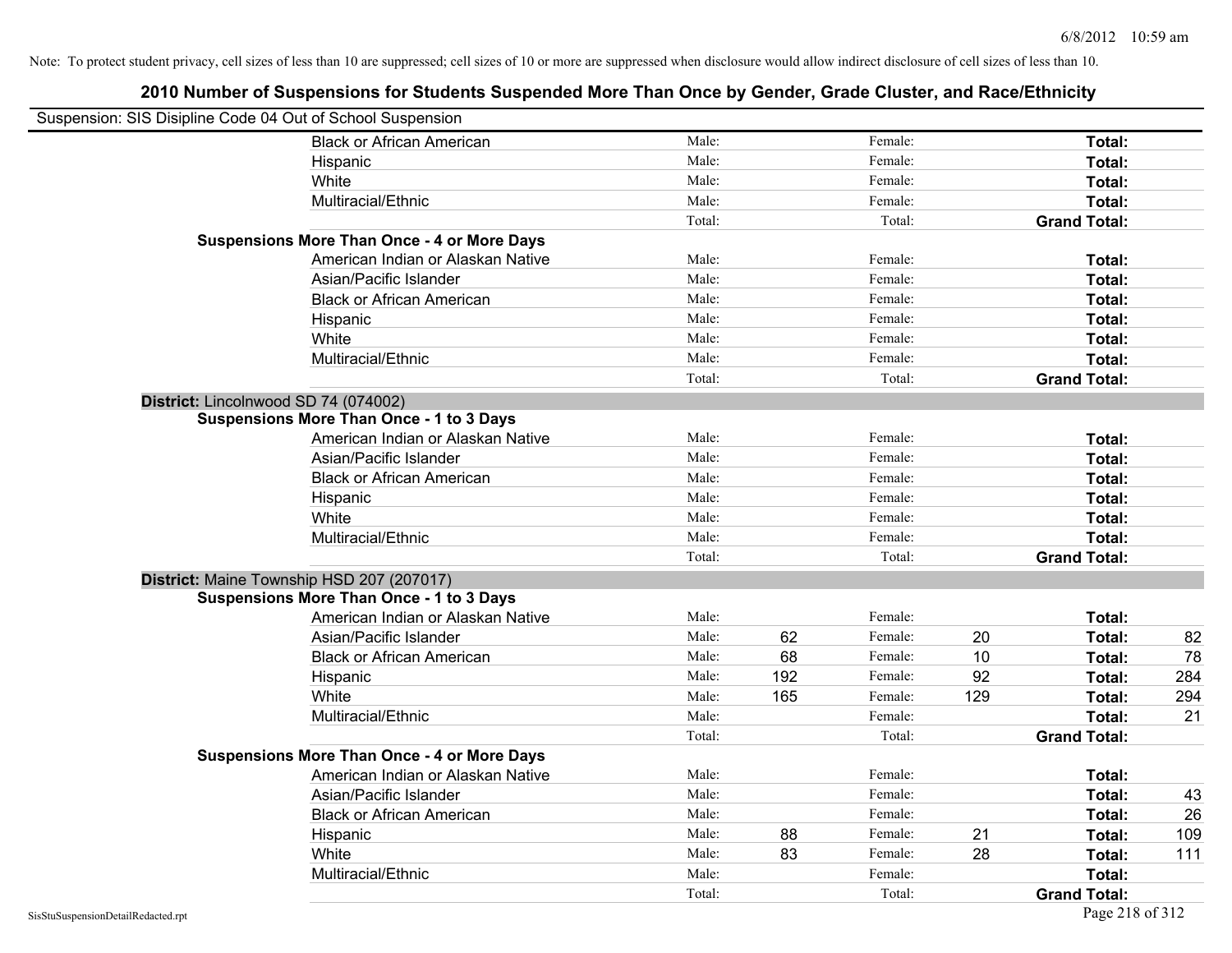Note: To protect student privacy, cell sizes of less than 10 are suppressed; cell sizes of 10 or more are suppressed when disclosure would allow indirect disclosure of cell sizes of less than 10.

# 2010 Number of Suspensions for Students Suspended More Than Once by Gender, Grade Cluster, and Race/Ethnicity

Suspension: SIS Disipline Code 04 Out of School Suspension

| | | | | | | |
|---|---|---|---|---|---|---|
| Black or African American | Male: | | Female: | | Total: | |
| Hispanic | Male: | | Female: | | Total: | |
| White | Male: | | Female: | | Total: | |
| Multiracial/Ethnic | Male: | | Female: | | Total: | |
| | Total: | | Total: | | Grand Total: | |
| **Suspensions More Than Once - 4 or More Days** | | | | | | |
| American Indian or Alaskan Native | Male: | | Female: | | Total: | |
| Asian/Pacific Islander | Male: | | Female: | | Total: | |
| Black or African American | Male: | | Female: | | Total: | |
| Hispanic | Male: | | Female: | | Total: | |
| White | Male: | | Female: | | Total: | |
| Multiracial/Ethnic | Male: | | Female: | | Total: | |
| | Total: | | Total: | | Grand Total: | |

**District:** Lincolnwood SD 74 (074002)

| | | | | | | |
|---|---|---|---|---|---|---|
| **Suspensions More Than Once - 1 to 3 Days** | | | | | | |
| American Indian or Alaskan Native | Male: | | Female: | | Total: | |
| Asian/Pacific Islander | Male: | | Female: | | Total: | |
| Black or African American | Male: | | Female: | | Total: | |
| Hispanic | Male: | | Female: | | Total: | |
| White | Male: | | Female: | | Total: | |
| Multiracial/Ethnic | Male: | | Female: | | Total: | |
| | Total: | | Total: | | Grand Total: | |

**District:** Maine Township HSD 207 (207017)

| | | | | | | |
|---|---|---|---|---|---|---|
| **Suspensions More Than Once - 1 to 3 Days** | | | | | | |
| American Indian or Alaskan Native | Male: | | Female: | | Total: | |
| Asian/Pacific Islander | Male: | 62 | Female: | 20 | Total: | 82 |
| Black or African American | Male: | 68 | Female: | 10 | Total: | 78 |
| Hispanic | Male: | 192 | Female: | 92 | Total: | 284 |
| White | Male: | 165 | Female: | 129 | Total: | 294 |
| Multiracial/Ethnic | Male: | | Female: | | Total: | 21 |
| | Total: | | Total: | | Grand Total: | |
| **Suspensions More Than Once - 4 or More Days** | | | | | | |
| American Indian or Alaskan Native | Male: | | Female: | | Total: | |
| Asian/Pacific Islander | Male: | | Female: | | Total: | 43 |
| Black or African American | Male: | | Female: | | Total: | 26 |
| Hispanic | Male: | 88 | Female: | 21 | Total: | 109 |
| White | Male: | 83 | Female: | 28 | Total: | 111 |
| Multiracial/Ethnic | Male: | | Female: | | Total: | |
| | Total: | | Total: | | Grand Total: | |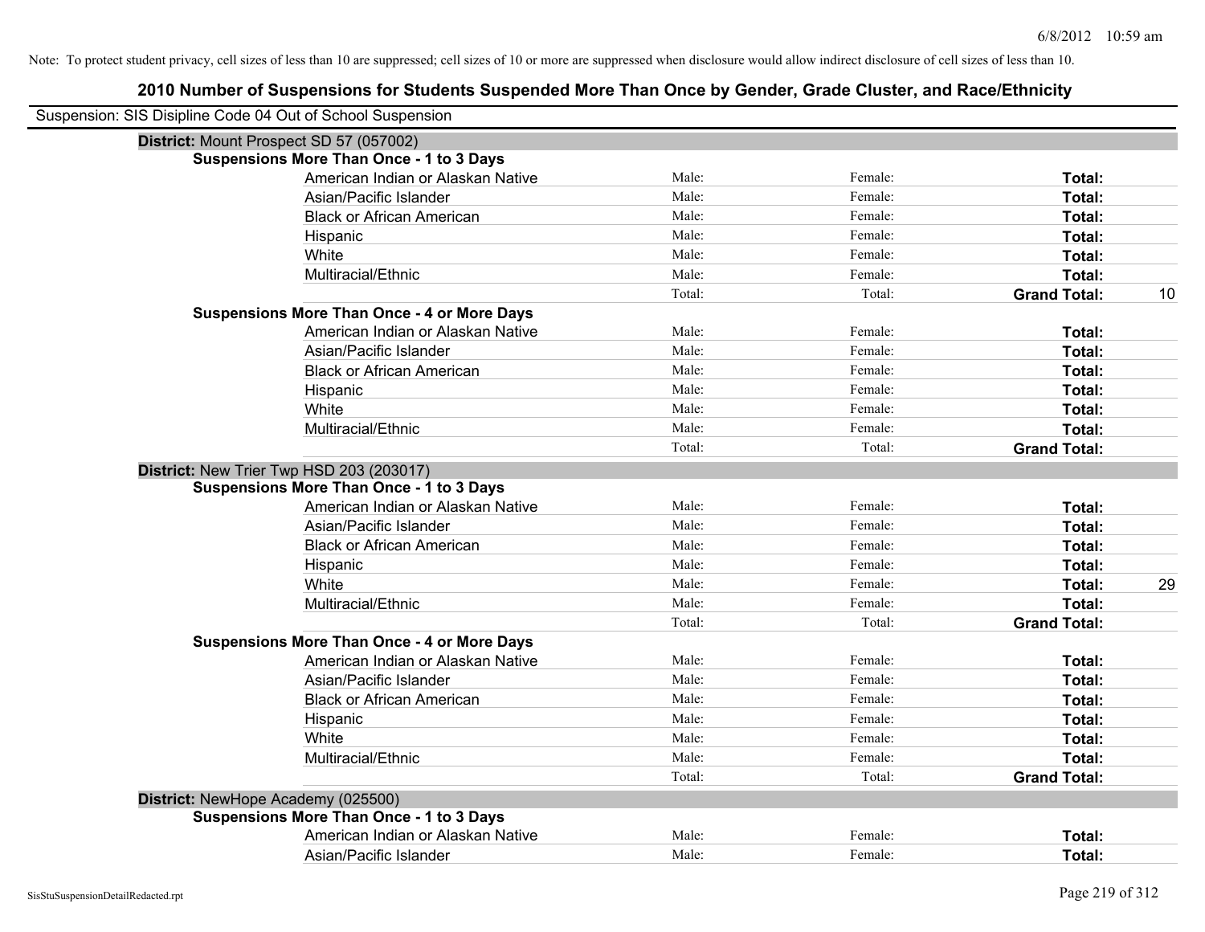Note: To protect student privacy, cell sizes of less than 10 are suppressed; cell sizes of 10 or more are suppressed when disclosure would allow indirect disclosure of cell sizes of less than 10.

## 2010 Number of Suspensions for Students Suspended More Than Once by Gender, Grade Cluster, and Race/Ethnicity

Suspension: SIS Disipline Code 04 Out of School Suspension

**District:** Mount Prospect SD 57 (057002)

**Suspensions More Than Once - 1 to 3 Days**

| | | | | |
|---|---|---|---|---|
| American Indian or Alaskan Native | Male: | Female: | **Total:** | |
| Asian/Pacific Islander | Male: | Female: | **Total:** | |
| Black or African American | Male: | Female: | **Total:** | |
| Hispanic | Male: | Female: | **Total:** | |
| White | Male: | Female: | **Total:** | |
| Multiracial/Ethnic | Male: | Female: | **Total:** | |
| | Total: | Total: | **Grand Total:** | 10 |

**Suspensions More Than Once - 4 or More Days**

| | | | | |
|---|---|---|---|---|
| American Indian or Alaskan Native | Male: | Female: | **Total:** | |
| Asian/Pacific Islander | Male: | Female: | **Total:** | |
| Black or African American | Male: | Female: | **Total:** | |
| Hispanic | Male: | Female: | **Total:** | |
| White | Male: | Female: | **Total:** | |
| Multiracial/Ethnic | Male: | Female: | **Total:** | |
| | Total: | Total: | **Grand Total:** | |

**District:** New Trier Twp HSD 203 (203017)

**Suspensions More Than Once - 1 to 3 Days**

| | | | | |
|---|---|---|---|---|
| American Indian or Alaskan Native | Male: | Female: | **Total:** | |
| Asian/Pacific Islander | Male: | Female: | **Total:** | |
| Black or African American | Male: | Female: | **Total:** | |
| Hispanic | Male: | Female: | **Total:** | |
| White | Male: | Female: | **Total:** | 29 |
| Multiracial/Ethnic | Male: | Female: | **Total:** | |
| | Total: | Total: | **Grand Total:** | |

**Suspensions More Than Once - 4 or More Days**

| | | | | |
|---|---|---|---|---|
| American Indian or Alaskan Native | Male: | Female: | **Total:** | |
| Asian/Pacific Islander | Male: | Female: | **Total:** | |
| Black or African American | Male: | Female: | **Total:** | |
| Hispanic | Male: | Female: | **Total:** | |
| White | Male: | Female: | **Total:** | |
| Multiracial/Ethnic | Male: | Female: | **Total:** | |
| | Total: | Total: | **Grand Total:** | |

**District:** NewHope Academy (025500)

**Suspensions More Than Once - 1 to 3 Days**

| | | | | |
|---|---|---|---|---|
| American Indian or Alaskan Native | Male: | Female: | **Total:** | |
| Asian/Pacific Islander | Male: | Female: | **Total:** | |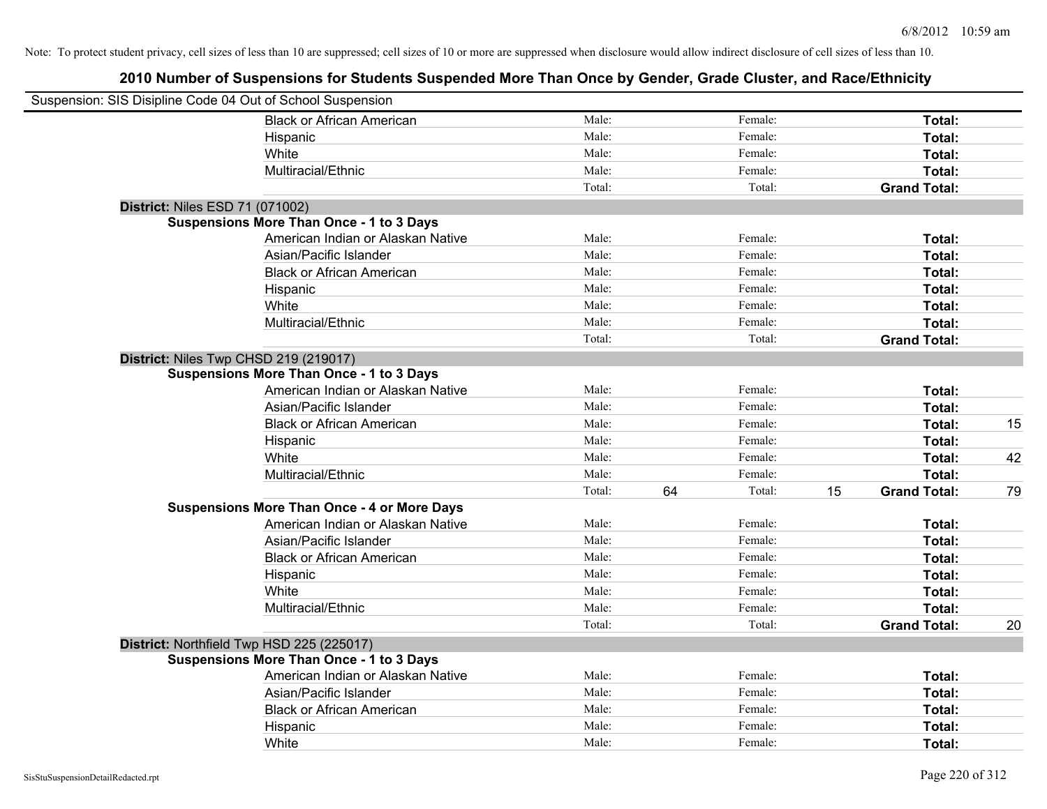Note: To protect student privacy, cell sizes of less than 10 are suppressed; cell sizes of 10 or more are suppressed when disclosure would allow indirect disclosure of cell sizes of less than 10.

## 2010 Number of Suspensions for Students Suspended More Than Once by Gender, Grade Cluster, and Race/Ethnicity

Suspension: SIS Disipline Code 04 Out of School Suspension

| | | | | | | |
|---|---|---|---|---|---|---|
| Black or African American | Male: | | Female: | | **Total:** | |
| Hispanic | Male: | | Female: | | **Total:** | |
| White | Male: | | Female: | | **Total:** | |
| Multiracial/Ethnic | Male: | | Female: | | **Total:** | |
| | Total: | | Total: | | **Grand Total:** | |

**District:** Niles ESD 71 (071002)

**Suspensions More Than Once - 1 to 3 Days**

| | | | | | | |
|---|---|---|---|---|---|---|
| American Indian or Alaskan Native | Male: | | Female: | | **Total:** | |
| Asian/Pacific Islander | Male: | | Female: | | **Total:** | |
| Black or African American | Male: | | Female: | | **Total:** | |
| Hispanic | Male: | | Female: | | **Total:** | |
| White | Male: | | Female: | | **Total:** | |
| Multiracial/Ethnic | Male: | | Female: | | **Total:** | |
| | Total: | | Total: | | **Grand Total:** | |

**District:** Niles Twp CHSD 219 (219017)

**Suspensions More Than Once - 1 to 3 Days**

| | | | | | | |
|---|---|---|---|---|---|---|
| American Indian or Alaskan Native | Male: | | Female: | | **Total:** | |
| Asian/Pacific Islander | Male: | | Female: | | **Total:** | |
| Black or African American | Male: | | Female: | | **Total:** | 15 |
| Hispanic | Male: | | Female: | | **Total:** | |
| White | Male: | | Female: | | **Total:** | 42 |
| Multiracial/Ethnic | Male: | | Female: | | **Total:** | |
| | Total: | 64 | Total: | 15 | **Grand Total:** | 79 |

**Suspensions More Than Once - 4 or More Days**

| | | | | | | |
|---|---|---|---|---|---|---|
| American Indian or Alaskan Native | Male: | | Female: | | **Total:** | |
| Asian/Pacific Islander | Male: | | Female: | | **Total:** | |
| Black or African American | Male: | | Female: | | **Total:** | |
| Hispanic | Male: | | Female: | | **Total:** | |
| White | Male: | | Female: | | **Total:** | |
| Multiracial/Ethnic | Male: | | Female: | | **Total:** | |
| | Total: | | Total: | | **Grand Total:** | 20 |

**District:** Northfield Twp HSD 225 (225017)

**Suspensions More Than Once - 1 to 3 Days**

| | | | | | | |
|---|---|---|---|---|---|---|
| American Indian or Alaskan Native | Male: | | Female: | | **Total:** | |
| Asian/Pacific Islander | Male: | | Female: | | **Total:** | |
| Black or African American | Male: | | Female: | | **Total:** | |
| Hispanic | Male: | | Female: | | **Total:** | |
| White | Male: | | Female: | | **Total:** | |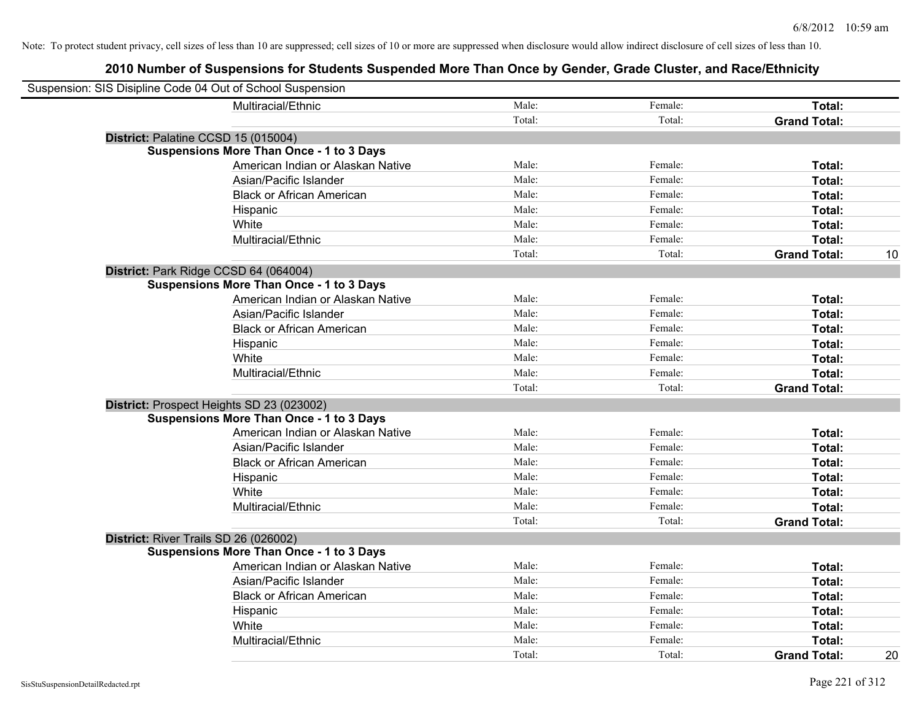Note: To protect student privacy, cell sizes of less than 10 are suppressed; cell sizes of 10 or more are suppressed when disclosure would allow indirect disclosure of cell sizes of less than 10.

## 2010 Number of Suspensions for Students Suspended More Than Once by Gender, Grade Cluster, and Race/Ethnicity

Suspension: SIS Disipline Code 04 Out of School Suspension

| | | | | |
|---|---|---|---|---|
| Multiracial/Ethnic | Male: | Female: | **Total:** | |
| | Total: | Total: | **Grand Total:** | |
| **District:** Palatine CCSD 15 (015004) | | | | |
| **Suspensions More Than Once - 1 to 3 Days** | | | | |
| American Indian or Alaskan Native | Male: | Female: | **Total:** | |
| Asian/Pacific Islander | Male: | Female: | **Total:** | |
| Black or African American | Male: | Female: | **Total:** | |
| Hispanic | Male: | Female: | **Total:** | |
| White | Male: | Female: | **Total:** | |
| Multiracial/Ethnic | Male: | Female: | **Total:** | |
| | Total: | Total: | **Grand Total:** | 10 |
| **District:** Park Ridge CCSD 64 (064004) | | | | |
| **Suspensions More Than Once - 1 to 3 Days** | | | | |
| American Indian or Alaskan Native | Male: | Female: | **Total:** | |
| Asian/Pacific Islander | Male: | Female: | **Total:** | |
| Black or African American | Male: | Female: | **Total:** | |
| Hispanic | Male: | Female: | **Total:** | |
| White | Male: | Female: | **Total:** | |
| Multiracial/Ethnic | Male: | Female: | **Total:** | |
| | Total: | Total: | **Grand Total:** | |
| **District:** Prospect Heights SD 23 (023002) | | | | |
| **Suspensions More Than Once - 1 to 3 Days** | | | | |
| American Indian or Alaskan Native | Male: | Female: | **Total:** | |
| Asian/Pacific Islander | Male: | Female: | **Total:** | |
| Black or African American | Male: | Female: | **Total:** | |
| Hispanic | Male: | Female: | **Total:** | |
| White | Male: | Female: | **Total:** | |
| Multiracial/Ethnic | Male: | Female: | **Total:** | |
| | Total: | Total: | **Grand Total:** | |
| **District:** River Trails SD 26 (026002) | | | | |
| **Suspensions More Than Once - 1 to 3 Days** | | | | |
| American Indian or Alaskan Native | Male: | Female: | **Total:** | |
| Asian/Pacific Islander | Male: | Female: | **Total:** | |
| Black or African American | Male: | Female: | **Total:** | |
| Hispanic | Male: | Female: | **Total:** | |
| White | Male: | Female: | **Total:** | |
| Multiracial/Ethnic | Male: | Female: | **Total:** | |
| | Total: | Total: | **Grand Total:** | 20 |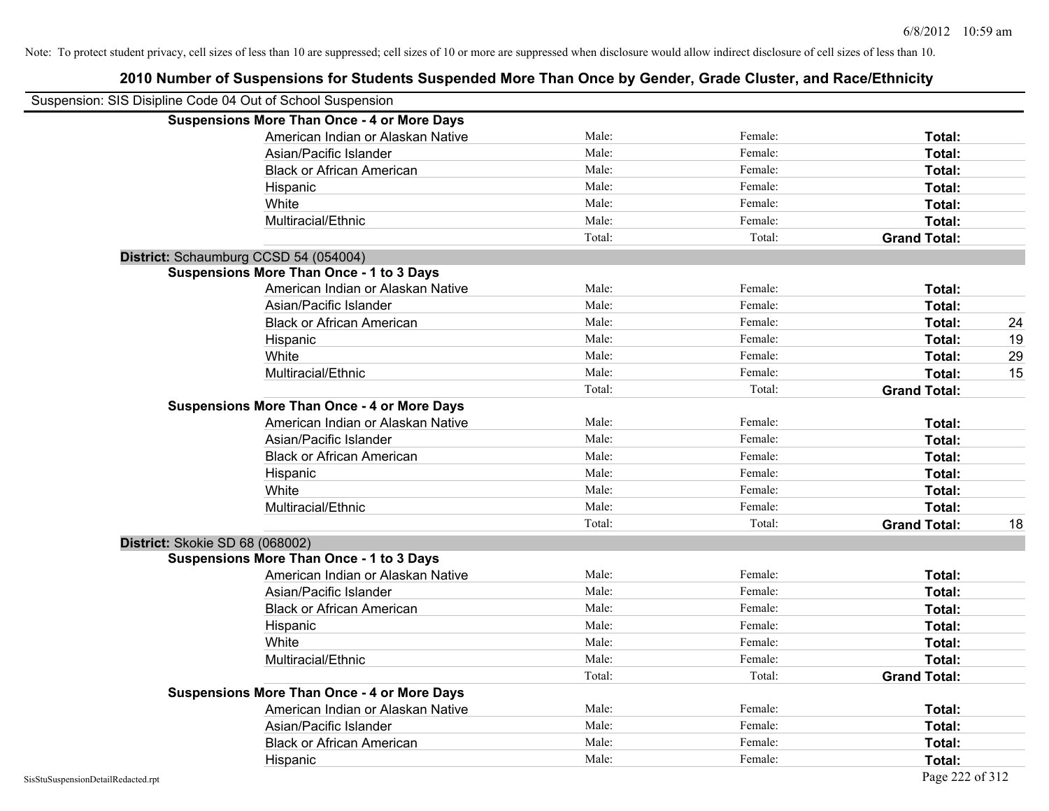Note: To protect student privacy, cell sizes of less than 10 are suppressed; cell sizes of 10 or more are suppressed when disclosure would allow indirect disclosure of cell sizes of less than 10.

## 2010 Number of Suspensions for Students Suspended More Than Once by Gender, Grade Cluster, and Race/Ethnicity

Suspension: SIS Disipline Code 04 Out of School Suspension

| | | | | |
|---|---|---|---|---|
| **Suspensions More Than Once - 4 or More Days** | | | | |
| American Indian or Alaskan Native | Male: | Female: | **Total:** | |
| Asian/Pacific Islander | Male: | Female: | **Total:** | |
| Black or African American | Male: | Female: | **Total:** | |
| Hispanic | Male: | Female: | **Total:** | |
| White | Male: | Female: | **Total:** | |
| Multiracial/Ethnic | Male: | Female: | **Total:** | |
| | Total: | Total: | **Grand Total:** | |
| **District:** Schaumburg CCSD 54 (054004) | | | | |
| **Suspensions More Than Once - 1 to 3 Days** | | | | |
| American Indian or Alaskan Native | Male: | Female: | **Total:** | |
| Asian/Pacific Islander | Male: | Female: | **Total:** | |
| Black or African American | Male: | Female: | **Total:** | 24 |
| Hispanic | Male: | Female: | **Total:** | 19 |
| White | Male: | Female: | **Total:** | 29 |
| Multiracial/Ethnic | Male: | Female: | **Total:** | 15 |
| | Total: | Total: | **Grand Total:** | |
| **Suspensions More Than Once - 4 or More Days** | | | | |
| American Indian or Alaskan Native | Male: | Female: | **Total:** | |
| Asian/Pacific Islander | Male: | Female: | **Total:** | |
| Black or African American | Male: | Female: | **Total:** | |
| Hispanic | Male: | Female: | **Total:** | |
| White | Male: | Female: | **Total:** | |
| Multiracial/Ethnic | Male: | Female: | **Total:** | |
| | Total: | Total: | **Grand Total:** | 18 |
| **District:** Skokie SD 68 (068002) | | | | |
| **Suspensions More Than Once - 1 to 3 Days** | | | | |
| American Indian or Alaskan Native | Male: | Female: | **Total:** | |
| Asian/Pacific Islander | Male: | Female: | **Total:** | |
| Black or African American | Male: | Female: | **Total:** | |
| Hispanic | Male: | Female: | **Total:** | |
| White | Male: | Female: | **Total:** | |
| Multiracial/Ethnic | Male: | Female: | **Total:** | |
| | Total: | Total: | **Grand Total:** | |
| **Suspensions More Than Once - 4 or More Days** | | | | |
| American Indian or Alaskan Native | Male: | Female: | **Total:** | |
| Asian/Pacific Islander | Male: | Female: | **Total:** | |
| Black or African American | Male: | Female: | **Total:** | |
| Hispanic | Male: | Female: | **Total:** | |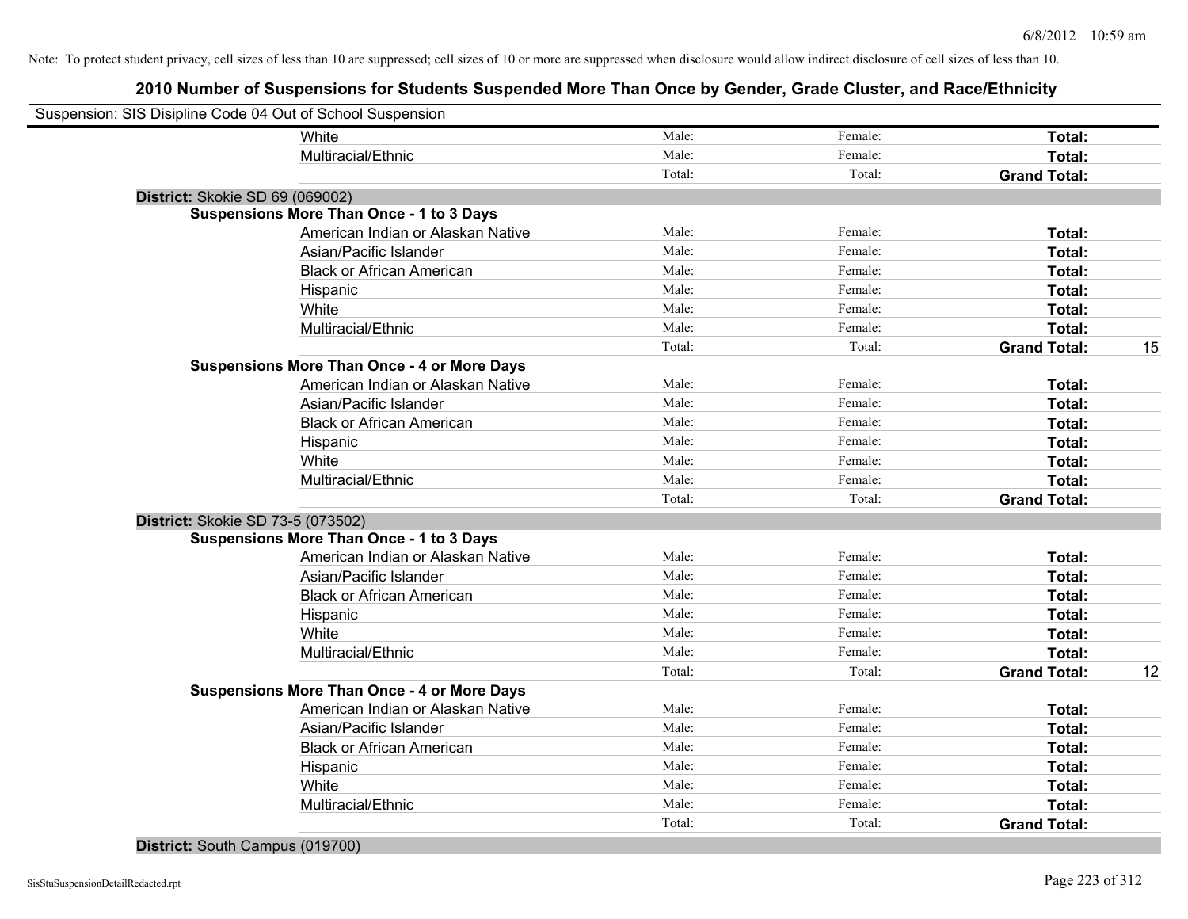Note: To protect student privacy, cell sizes of less than 10 are suppressed; cell sizes of 10 or more are suppressed when disclosure would allow indirect disclosure of cell sizes of less than 10.

## 2010 Number of Suspensions for Students Suspended More Than Once by Gender, Grade Cluster, and Race/Ethnicity

Suspension: SIS Disipline Code 04 Out of School Suspension

| | | | | | |
|---|---|---|---|---|---|
| | White | Male: | Female: | **Total:** | |
| | Multiracial/Ethnic | Male: | Female: | **Total:** | |
| | | Total: | Total: | **Grand Total:** | |
| **District:** Skokie SD 69 (069002) | | | | | |
| **Suspensions More Than Once - 1 to 3 Days** | | | | | |
| | American Indian or Alaskan Native | Male: | Female: | **Total:** | |
| | Asian/Pacific Islander | Male: | Female: | **Total:** | |
| | Black or African American | Male: | Female: | **Total:** | |
| | Hispanic | Male: | Female: | **Total:** | |
| | White | Male: | Female: | **Total:** | |
| | Multiracial/Ethnic | Male: | Female: | **Total:** | |
| | | Total: | Total: | **Grand Total:** | 15 |
| **Suspensions More Than Once - 4 or More Days** | | | | | |
| | American Indian or Alaskan Native | Male: | Female: | **Total:** | |
| | Asian/Pacific Islander | Male: | Female: | **Total:** | |
| | Black or African American | Male: | Female: | **Total:** | |
| | Hispanic | Male: | Female: | **Total:** | |
| | White | Male: | Female: | **Total:** | |
| | Multiracial/Ethnic | Male: | Female: | **Total:** | |
| | | Total: | Total: | **Grand Total:** | |
| **District:** Skokie SD 73-5 (073502) | | | | | |
| **Suspensions More Than Once - 1 to 3 Days** | | | | | |
| | American Indian or Alaskan Native | Male: | Female: | **Total:** | |
| | Asian/Pacific Islander | Male: | Female: | **Total:** | |
| | Black or African American | Male: | Female: | **Total:** | |
| | Hispanic | Male: | Female: | **Total:** | |
| | White | Male: | Female: | **Total:** | |
| | Multiracial/Ethnic | Male: | Female: | **Total:** | |
| | | Total: | Total: | **Grand Total:** | 12 |
| **Suspensions More Than Once - 4 or More Days** | | | | | |
| | American Indian or Alaskan Native | Male: | Female: | **Total:** | |
| | Asian/Pacific Islander | Male: | Female: | **Total:** | |
| | Black or African American | Male: | Female: | **Total:** | |
| | Hispanic | Male: | Female: | **Total:** | |
| | White | Male: | Female: | **Total:** | |
| | Multiracial/Ethnic | Male: | Female: | **Total:** | |
| | | Total: | Total: | **Grand Total:** | |
| **District:** South Campus (019700) | | | | | |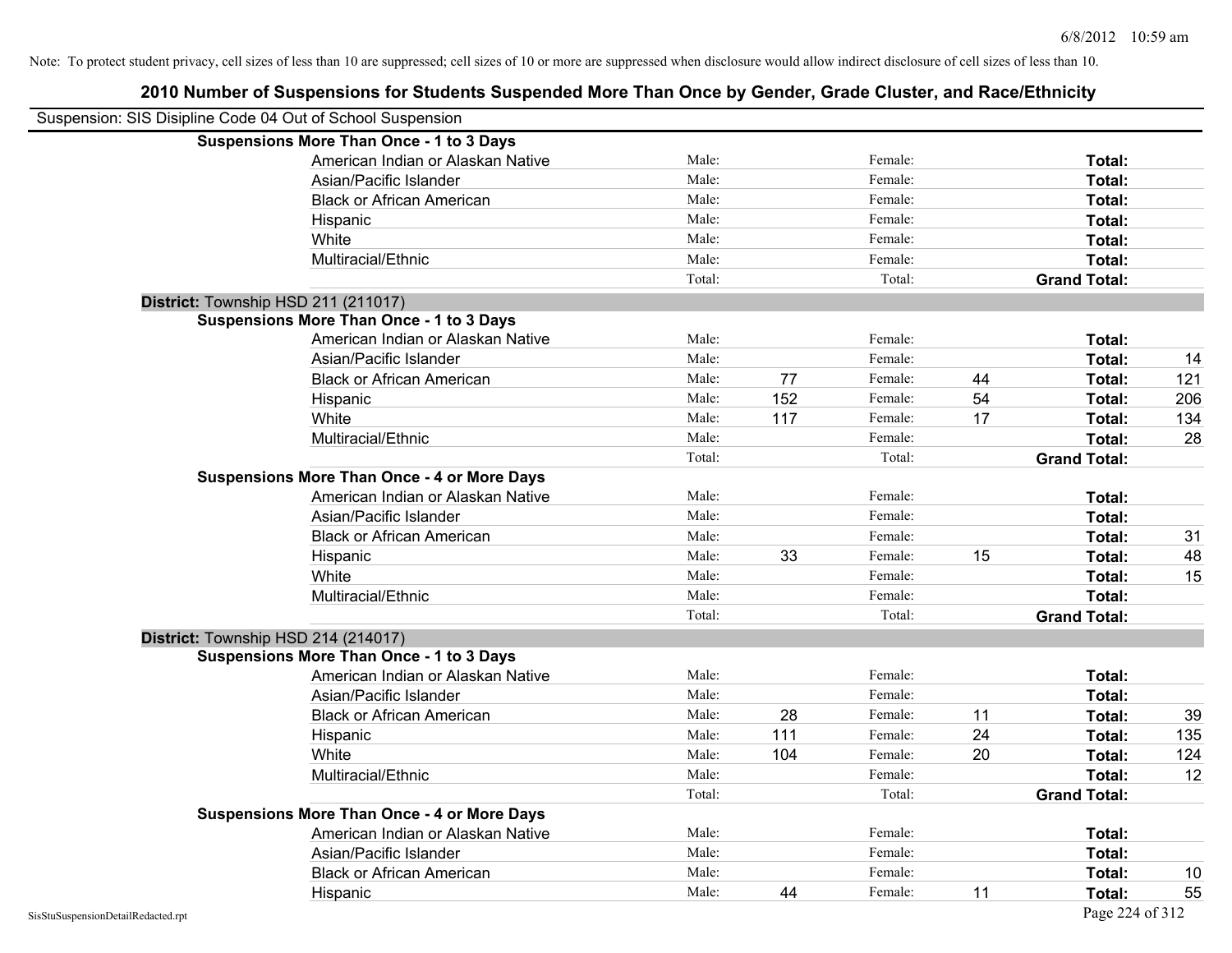Note: To protect student privacy, cell sizes of less than 10 are suppressed; cell sizes of 10 or more are suppressed when disclosure would allow indirect disclosure of cell sizes of less than 10.

# 2010 Number of Suspensions for Students Suspended More Than Once by Gender, Grade Cluster, and Race/Ethnicity

Suspension: SIS Disipline Code 04 Out of School Suspension

**Suspensions More Than Once - 1 to 3 Days**

| Race/Ethnicity | | Male | | Female | | Total |
|---|---|---|---|---|---|---|
| American Indian or Alaskan Native | Male: | | Female: | | **Total:** | |
| Asian/Pacific Islander | Male: | | Female: | | **Total:** | |
| Black or African American | Male: | | Female: | | **Total:** | |
| Hispanic | Male: | | Female: | | **Total:** | |
| White | Male: | | Female: | | **Total:** | |
| Multiracial/Ethnic | Male: | | Female: | | **Total:** | |
| | Total: | | Total: | | **Grand Total:** | |

## District: Township HSD 211 (211017)

**Suspensions More Than Once - 1 to 3 Days**

| Race/Ethnicity | | Male | | Female | | Total |
|---|---|---|---|---|---|---|
| American Indian or Alaskan Native | Male: | | Female: | | **Total:** | |
| Asian/Pacific Islander | Male: | | Female: | | **Total:** | 14 |
| Black or African American | Male: | 77 | Female: | 44 | **Total:** | 121 |
| Hispanic | Male: | 152 | Female: | 54 | **Total:** | 206 |
| White | Male: | 117 | Female: | 17 | **Total:** | 134 |
| Multiracial/Ethnic | Male: | | Female: | | **Total:** | 28 |
| | Total: | | Total: | | **Grand Total:** | |

**Suspensions More Than Once - 4 or More Days**

| Race/Ethnicity | | Male | | Female | | Total |
|---|---|---|---|---|---|---|
| American Indian or Alaskan Native | Male: | | Female: | | **Total:** | |
| Asian/Pacific Islander | Male: | | Female: | | **Total:** | |
| Black or African American | Male: | | Female: | | **Total:** | 31 |
| Hispanic | Male: | 33 | Female: | 15 | **Total:** | 48 |
| White | Male: | | Female: | | **Total:** | 15 |
| Multiracial/Ethnic | Male: | | Female: | | **Total:** | |
| | Total: | | Total: | | **Grand Total:** | |

## District: Township HSD 214 (214017)

**Suspensions More Than Once - 1 to 3 Days**

| Race/Ethnicity | | Male | | Female | | Total |
|---|---|---|---|---|---|---|
| American Indian or Alaskan Native | Male: | | Female: | | **Total:** | |
| Asian/Pacific Islander | Male: | | Female: | | **Total:** | |
| Black or African American | Male: | 28 | Female: | 11 | **Total:** | 39 |
| Hispanic | Male: | 111 | Female: | 24 | **Total:** | 135 |
| White | Male: | 104 | Female: | 20 | **Total:** | 124 |
| Multiracial/Ethnic | Male: | | Female: | | **Total:** | 12 |
| | Total: | | Total: | | **Grand Total:** | |

**Suspensions More Than Once - 4 or More Days**

| Race/Ethnicity | | Male | | Female | | Total |
|---|---|---|---|---|---|---|
| American Indian or Alaskan Native | Male: | | Female: | | **Total:** | |
| Asian/Pacific Islander | Male: | | Female: | | **Total:** | |
| Black or African American | Male: | | Female: | | **Total:** | 10 |
| Hispanic | Male: | 44 | Female: | 11 | **Total:** | 55 |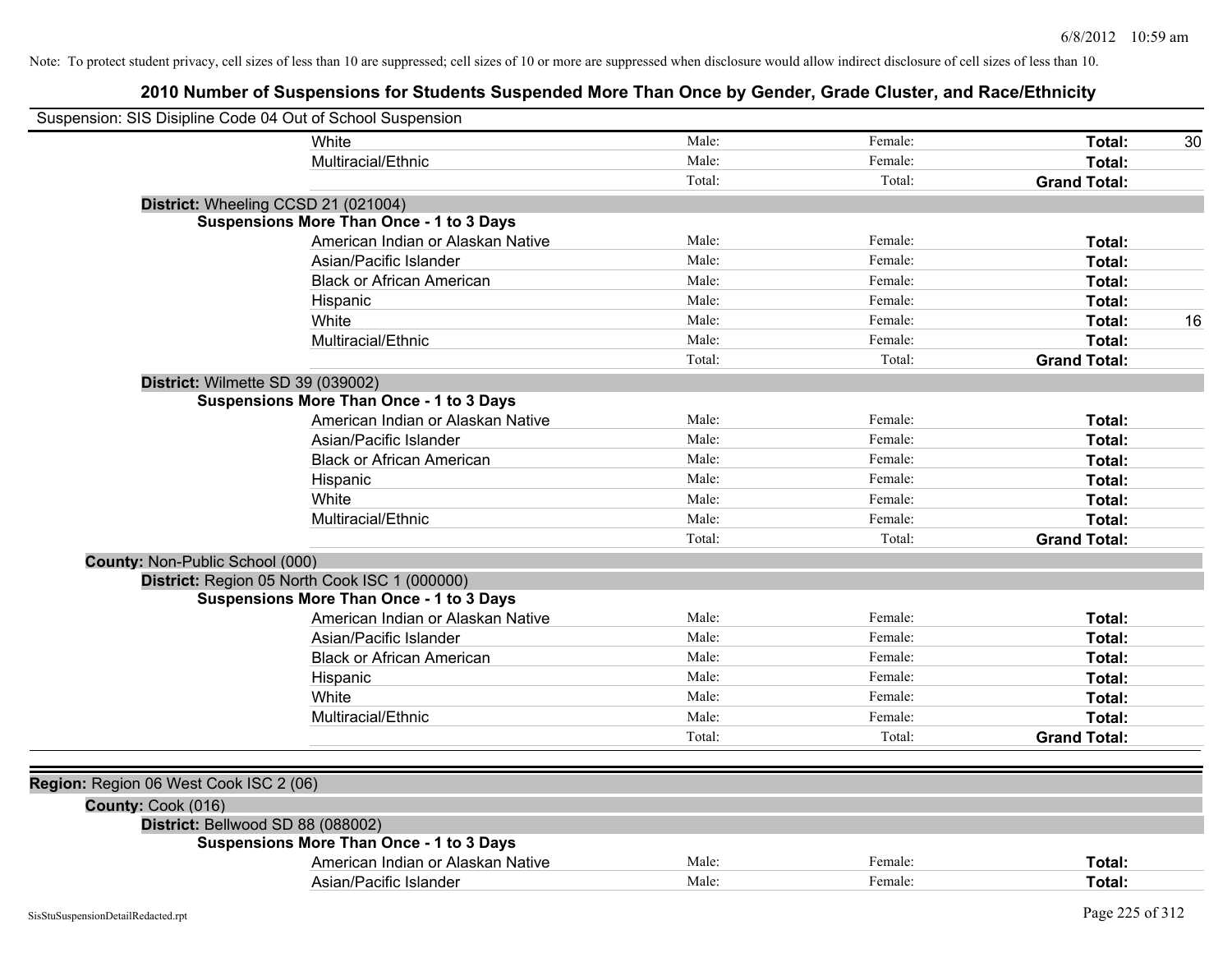Note: To protect student privacy, cell sizes of less than 10 are suppressed; cell sizes of 10 or more are suppressed when disclosure would allow indirect disclosure of cell sizes of less than 10.

# 2010 Number of Suspensions for Students Suspended More Than Once by Gender, Grade Cluster, and Race/Ethnicity

Suspension: SIS Disipline Code 04 Out of School Suspension

| | | | | | |
|---|---|---|---|---|---|
| | White | Male: | Female: | **Total:** | 30 |
| | Multiracial/Ethnic | Male: | Female: | **Total:** | |
| | | Total: | Total: | **Grand Total:** | |
| **District:** Wheeling CCSD 21 (021004) | | | | | |
| **Suspensions More Than Once - 1 to 3 Days** | | | | | |
| | American Indian or Alaskan Native | Male: | Female: | **Total:** | |
| | Asian/Pacific Islander | Male: | Female: | **Total:** | |
| | Black or African American | Male: | Female: | **Total:** | |
| | Hispanic | Male: | Female: | **Total:** | |
| | White | Male: | Female: | **Total:** | 16 |
| | Multiracial/Ethnic | Male: | Female: | **Total:** | |
| | | Total: | Total: | **Grand Total:** | |
| **District:** Wilmette SD 39 (039002) | | | | | |
| **Suspensions More Than Once - 1 to 3 Days** | | | | | |
| | American Indian or Alaskan Native | Male: | Female: | **Total:** | |
| | Asian/Pacific Islander | Male: | Female: | **Total:** | |
| | Black or African American | Male: | Female: | **Total:** | |
| | Hispanic | Male: | Female: | **Total:** | |
| | White | Male: | Female: | **Total:** | |
| | Multiracial/Ethnic | Male: | Female: | **Total:** | |
| | | Total: | Total: | **Grand Total:** | |
| **County:** Non-Public School (000) | | | | | |
| **District:** Region 05 North Cook ISC 1 (000000) | | | | | |
| **Suspensions More Than Once - 1 to 3 Days** | | | | | |
| | American Indian or Alaskan Native | Male: | Female: | **Total:** | |
| | Asian/Pacific Islander | Male: | Female: | **Total:** | |
| | Black or African American | Male: | Female: | **Total:** | |
| | Hispanic | Male: | Female: | **Total:** | |
| | White | Male: | Female: | **Total:** | |
| | Multiracial/Ethnic | Male: | Female: | **Total:** | |
| | | Total: | Total: | **Grand Total:** | |

| | | | | | |
|---|---|---|---|---|---|
| **Region:** Region 06 West Cook ISC 2 (06) | | | | | |
| **County:** Cook (016) | | | | | |
| **District:** Bellwood SD 88 (088002) | | | | | |
| **Suspensions More Than Once - 1 to 3 Days** | | | | | |
| | American Indian or Alaskan Native | Male: | Female: | **Total:** | |
| | Asian/Pacific Islander | Male: | Female: | **Total:** | |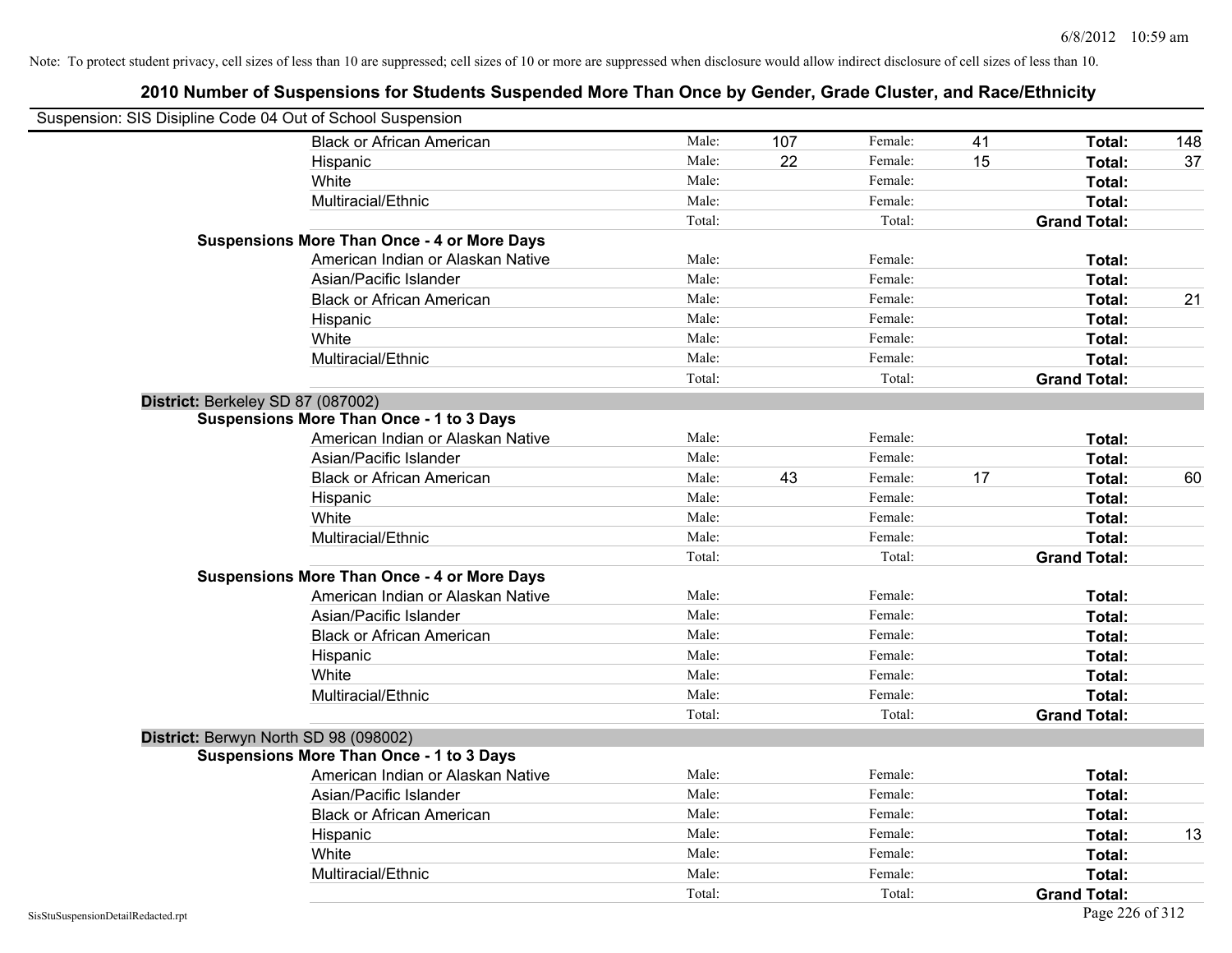Note: To protect student privacy, cell sizes of less than 10 are suppressed; cell sizes of 10 or more are suppressed when disclosure would allow indirect disclosure of cell sizes of less than 10.

# 2010 Number of Suspensions for Students Suspended More Than Once by Gender, Grade Cluster, and Race/Ethnicity

Suspension: SIS Disipline Code 04 Out of School Suspension

| | | | | | | |
|---|---|---|---|---|---|---|
| Black or African American | Male: | 107 | Female: | 41 | **Total:** | 148 |
| Hispanic | Male: | 22 | Female: | 15 | **Total:** | 37 |
| White | Male: | | Female: | | **Total:** | |
| Multiracial/Ethnic | Male: | | Female: | | **Total:** | |
| | Total: | | Total: | | **Grand Total:** | |

**Suspensions More Than Once - 4 or More Days**

| | | | | | | |
|---|---|---|---|---|---|---|
| American Indian or Alaskan Native | Male: | | Female: | | **Total:** | |
| Asian/Pacific Islander | Male: | | Female: | | **Total:** | |
| Black or African American | Male: | | Female: | | **Total:** | 21 |
| Hispanic | Male: | | Female: | | **Total:** | |
| White | Male: | | Female: | | **Total:** | |
| Multiracial/Ethnic | Male: | | Female: | | **Total:** | |
| | Total: | | Total: | | **Grand Total:** | |

**District:** Berkeley SD 87 (087002)

**Suspensions More Than Once - 1 to 3 Days**

| | | | | | | |
|---|---|---|---|---|---|---|
| American Indian or Alaskan Native | Male: | | Female: | | **Total:** | |
| Asian/Pacific Islander | Male: | | Female: | | **Total:** | |
| Black or African American | Male: | 43 | Female: | 17 | **Total:** | 60 |
| Hispanic | Male: | | Female: | | **Total:** | |
| White | Male: | | Female: | | **Total:** | |
| Multiracial/Ethnic | Male: | | Female: | | **Total:** | |
| | Total: | | Total: | | **Grand Total:** | |

**Suspensions More Than Once - 4 or More Days**

| | | | | | | |
|---|---|---|---|---|---|---|
| American Indian or Alaskan Native | Male: | | Female: | | **Total:** | |
| Asian/Pacific Islander | Male: | | Female: | | **Total:** | |
| Black or African American | Male: | | Female: | | **Total:** | |
| Hispanic | Male: | | Female: | | **Total:** | |
| White | Male: | | Female: | | **Total:** | |
| Multiracial/Ethnic | Male: | | Female: | | **Total:** | |
| | Total: | | Total: | | **Grand Total:** | |

**District:** Berwyn North SD 98 (098002)

**Suspensions More Than Once - 1 to 3 Days**

| | | | | | | |
|---|---|---|---|---|---|---|
| American Indian or Alaskan Native | Male: | | Female: | | **Total:** | |
| Asian/Pacific Islander | Male: | | Female: | | **Total:** | |
| Black or African American | Male: | | Female: | | **Total:** | |
| Hispanic | Male: | | Female: | | **Total:** | 13 |
| White | Male: | | Female: | | **Total:** | |
| Multiracial/Ethnic | Male: | | Female: | | **Total:** | |
| | Total: | | Total: | | **Grand Total:** | |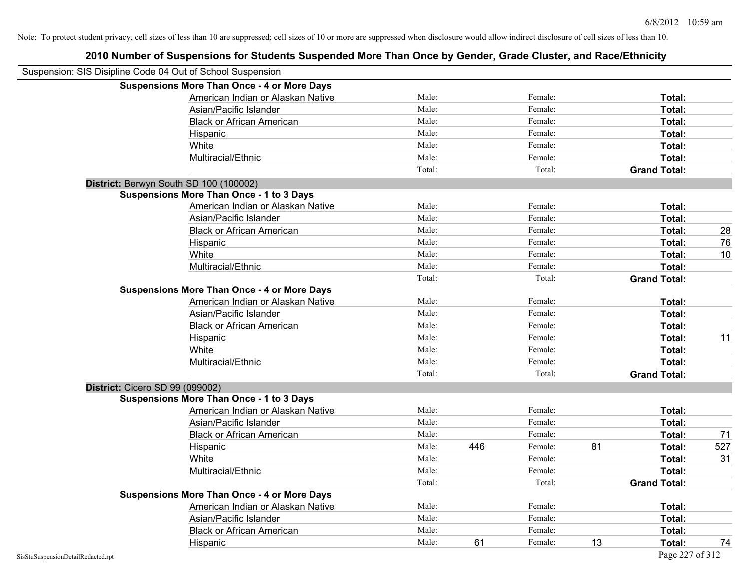Note: To protect student privacy, cell sizes of less than 10 are suppressed; cell sizes of 10 or more are suppressed when disclosure would allow indirect disclosure of cell sizes of less than 10.

## 2010 Number of Suspensions for Students Suspended More Than Once by Gender, Grade Cluster, and Race/Ethnicity

Suspension: SIS Disipline Code 04 Out of School Suspension

| | | | | | | |
|---|---|---|---|---|---|---|
| **Suspensions More Than Once - 4 or More Days** | | | | | | |
| American Indian or Alaskan Native | Male: | | Female: | | **Total:** | |
| Asian/Pacific Islander | Male: | | Female: | | **Total:** | |
| Black or African American | Male: | | Female: | | **Total:** | |
| Hispanic | Male: | | Female: | | **Total:** | |
| White | Male: | | Female: | | **Total:** | |
| Multiracial/Ethnic | Male: | | Female: | | **Total:** | |
| | Total: | | Total: | | **Grand Total:** | |
| **District:** Berwyn South SD 100 (100002) | | | | | | |
| **Suspensions More Than Once - 1 to 3 Days** | | | | | | |
| American Indian or Alaskan Native | Male: | | Female: | | **Total:** | |
| Asian/Pacific Islander | Male: | | Female: | | **Total:** | |
| Black or African American | Male: | | Female: | | **Total:** | 28 |
| Hispanic | Male: | | Female: | | **Total:** | 76 |
| White | Male: | | Female: | | **Total:** | 10 |
| Multiracial/Ethnic | Male: | | Female: | | **Total:** | |
| | Total: | | Total: | | **Grand Total:** | |
| **Suspensions More Than Once - 4 or More Days** | | | | | | |
| American Indian or Alaskan Native | Male: | | Female: | | **Total:** | |
| Asian/Pacific Islander | Male: | | Female: | | **Total:** | |
| Black or African American | Male: | | Female: | | **Total:** | |
| Hispanic | Male: | | Female: | | **Total:** | 11 |
| White | Male: | | Female: | | **Total:** | |
| Multiracial/Ethnic | Male: | | Female: | | **Total:** | |
| | Total: | | Total: | | **Grand Total:** | |
| **District:** Cicero SD 99 (099002) | | | | | | |
| **Suspensions More Than Once - 1 to 3 Days** | | | | | | |
| American Indian or Alaskan Native | Male: | | Female: | | **Total:** | |
| Asian/Pacific Islander | Male: | | Female: | | **Total:** | |
| Black or African American | Male: | | Female: | | **Total:** | 71 |
| Hispanic | Male: | 446 | Female: | 81 | **Total:** | 527 |
| White | Male: | | Female: | | **Total:** | 31 |
| Multiracial/Ethnic | Male: | | Female: | | **Total:** | |
| | Total: | | Total: | | **Grand Total:** | |
| **Suspensions More Than Once - 4 or More Days** | | | | | | |
| American Indian or Alaskan Native | Male: | | Female: | | **Total:** | |
| Asian/Pacific Islander | Male: | | Female: | | **Total:** | |
| Black or African American | Male: | | Female: | | **Total:** | |
| Hispanic | Male: | 61 | Female: | 13 | **Total:** | 74 |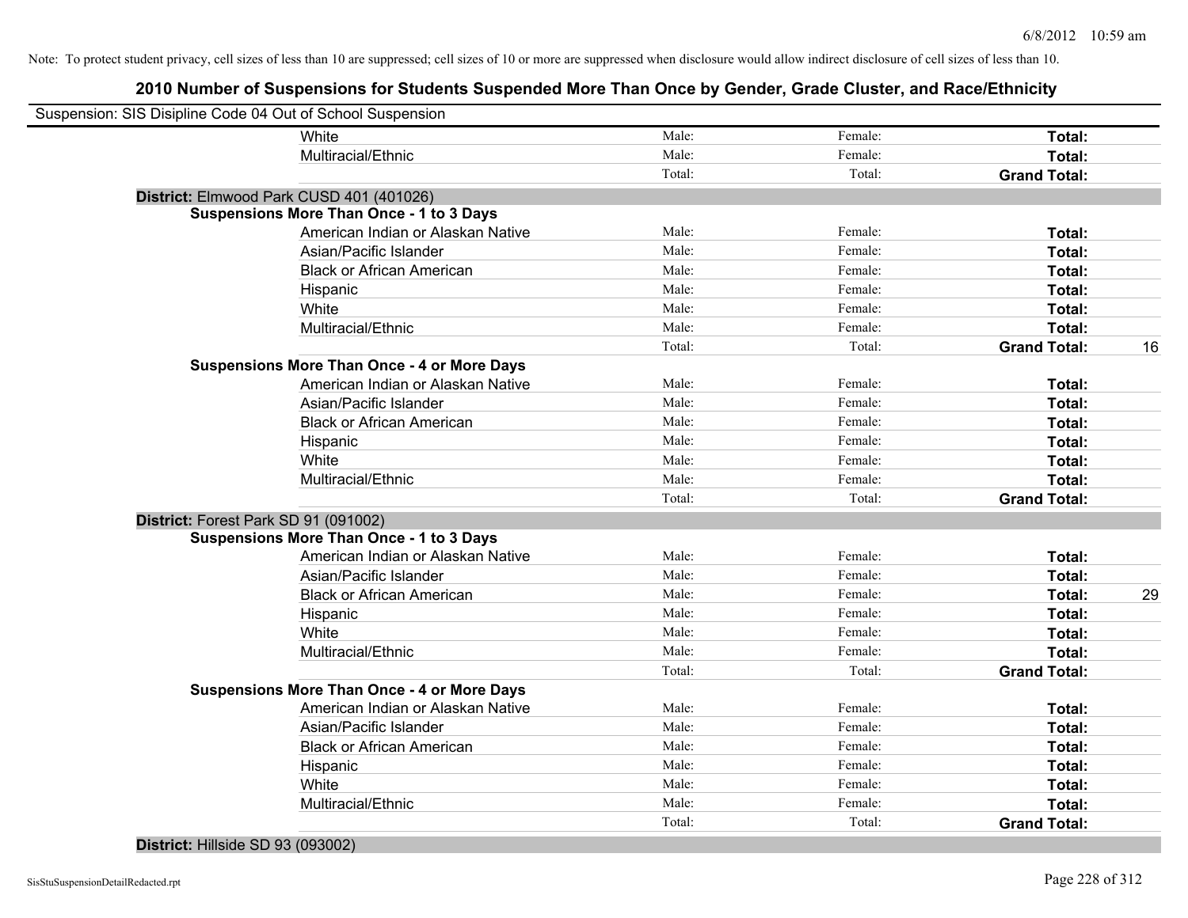Note: To protect student privacy, cell sizes of less than 10 are suppressed; cell sizes of 10 or more are suppressed when disclosure would allow indirect disclosure of cell sizes of less than 10.

# 2010 Number of Suspensions for Students Suspended More Than Once by Gender, Grade Cluster, and Race/Ethnicity

Suspension: SIS Disipline Code 04 Out of School Suspension

| | | | | | |
|---|---|---|---|---|---|
| | White | Male: | Female: | **Total:** | |
| | Multiracial/Ethnic | Male: | Female: | **Total:** | |
| | | Total: | Total: | **Grand Total:** | |
| **District:** Elmwood Park CUSD 401 (401026) | | | | | |
| **Suspensions More Than Once - 1 to 3 Days** | | | | | |
| | American Indian or Alaskan Native | Male: | Female: | **Total:** | |
| | Asian/Pacific Islander | Male: | Female: | **Total:** | |
| | Black or African American | Male: | Female: | **Total:** | |
| | Hispanic | Male: | Female: | **Total:** | |
| | White | Male: | Female: | **Total:** | |
| | Multiracial/Ethnic | Male: | Female: | **Total:** | |
| | | Total: | Total: | **Grand Total:** | 16 |
| **Suspensions More Than Once - 4 or More Days** | | | | | |
| | American Indian or Alaskan Native | Male: | Female: | **Total:** | |
| | Asian/Pacific Islander | Male: | Female: | **Total:** | |
| | Black or African American | Male: | Female: | **Total:** | |
| | Hispanic | Male: | Female: | **Total:** | |
| | White | Male: | Female: | **Total:** | |
| | Multiracial/Ethnic | Male: | Female: | **Total:** | |
| | | Total: | Total: | **Grand Total:** | |
| **District:** Forest Park SD 91 (091002) | | | | | |
| **Suspensions More Than Once - 1 to 3 Days** | | | | | |
| | American Indian or Alaskan Native | Male: | Female: | **Total:** | |
| | Asian/Pacific Islander | Male: | Female: | **Total:** | |
| | Black or African American | Male: | Female: | **Total:** | 29 |
| | Hispanic | Male: | Female: | **Total:** | |
| | White | Male: | Female: | **Total:** | |
| | Multiracial/Ethnic | Male: | Female: | **Total:** | |
| | | Total: | Total: | **Grand Total:** | |
| **Suspensions More Than Once - 4 or More Days** | | | | | |
| | American Indian or Alaskan Native | Male: | Female: | **Total:** | |
| | Asian/Pacific Islander | Male: | Female: | **Total:** | |
| | Black or African American | Male: | Female: | **Total:** | |
| | Hispanic | Male: | Female: | **Total:** | |
| | White | Male: | Female: | **Total:** | |
| | Multiracial/Ethnic | Male: | Female: | **Total:** | |
| | | Total: | Total: | **Grand Total:** | |
| **District:** Hillside SD 93 (093002) | | | | | |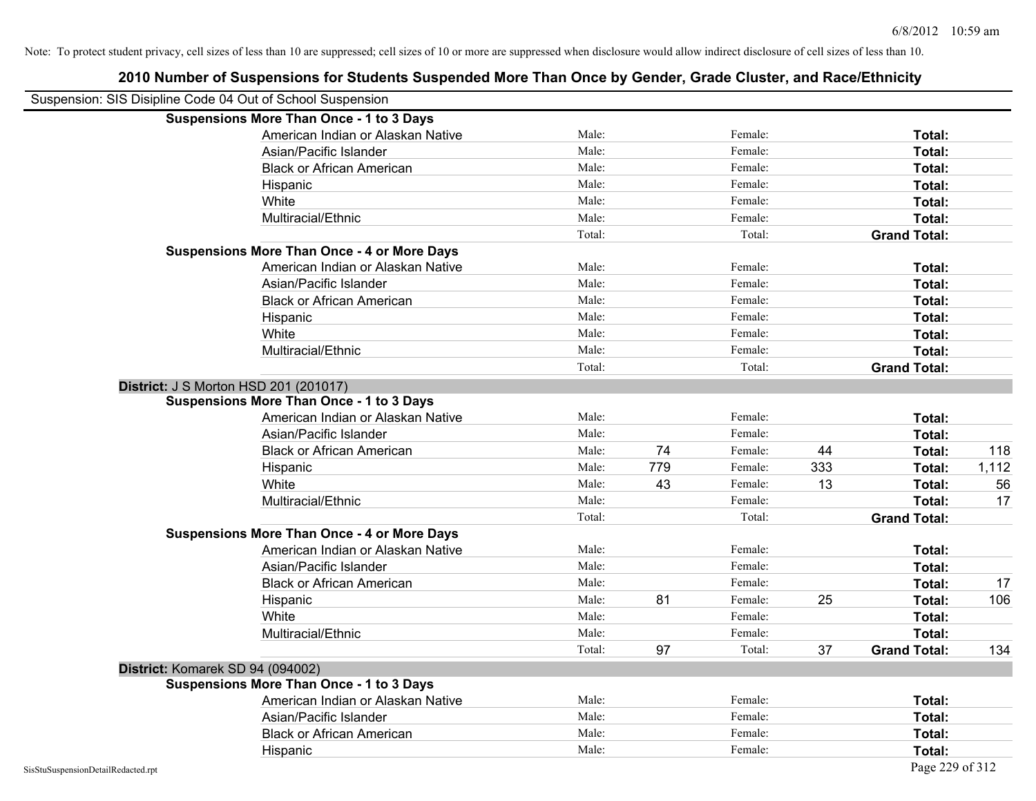Note: To protect student privacy, cell sizes of less than 10 are suppressed; cell sizes of 10 or more are suppressed when disclosure would allow indirect disclosure of cell sizes of less than 10.

## 2010 Number of Suspensions for Students Suspended More Than Once by Gender, Grade Cluster, and Race/Ethnicity

Suspension: SIS Disipline Code 04 Out of School Suspension

| | | | | | | |
|---|---|---|---|---|---|---|
| **Suspensions More Than Once - 1 to 3 Days** | | | | | | |
| American Indian or Alaskan Native | Male: | | Female: | | **Total:** | |
| Asian/Pacific Islander | Male: | | Female: | | **Total:** | |
| Black or African American | Male: | | Female: | | **Total:** | |
| Hispanic | Male: | | Female: | | **Total:** | |
| White | Male: | | Female: | | **Total:** | |
| Multiracial/Ethnic | Male: | | Female: | | **Total:** | |
| | Total: | | Total: | | **Grand Total:** | |
| **Suspensions More Than Once - 4 or More Days** | | | | | | |
| American Indian or Alaskan Native | Male: | | Female: | | **Total:** | |
| Asian/Pacific Islander | Male: | | Female: | | **Total:** | |
| Black or African American | Male: | | Female: | | **Total:** | |
| Hispanic | Male: | | Female: | | **Total:** | |
| White | Male: | | Female: | | **Total:** | |
| Multiracial/Ethnic | Male: | | Female: | | **Total:** | |
| | Total: | | Total: | | **Grand Total:** | |

**District:** J S Morton HSD 201 (201017)

| | | | | | | |
|---|---|---|---|---|---|---|
| **Suspensions More Than Once - 1 to 3 Days** | | | | | | |
| American Indian or Alaskan Native | Male: | | Female: | | **Total:** | |
| Asian/Pacific Islander | Male: | | Female: | | **Total:** | |
| Black or African American | Male: | 74 | Female: | 44 | **Total:** | 118 |
| Hispanic | Male: | 779 | Female: | 333 | **Total:** | 1,112 |
| White | Male: | 43 | Female: | 13 | **Total:** | 56 |
| Multiracial/Ethnic | Male: | | Female: | | **Total:** | 17 |
| | Total: | | Total: | | **Grand Total:** | |
| **Suspensions More Than Once - 4 or More Days** | | | | | | |
| American Indian or Alaskan Native | Male: | | Female: | | **Total:** | |
| Asian/Pacific Islander | Male: | | Female: | | **Total:** | |
| Black or African American | Male: | | Female: | | **Total:** | 17 |
| Hispanic | Male: | 81 | Female: | 25 | **Total:** | 106 |
| White | Male: | | Female: | | **Total:** | |
| Multiracial/Ethnic | Male: | | Female: | | **Total:** | |
| | Total: | 97 | Total: | 37 | **Grand Total:** | 134 |

**District:** Komarek SD 94 (094002)

| | | | | | | |
|---|---|---|---|---|---|---|
| **Suspensions More Than Once - 1 to 3 Days** | | | | | | |
| American Indian or Alaskan Native | Male: | | Female: | | **Total:** | |
| Asian/Pacific Islander | Male: | | Female: | | **Total:** | |
| Black or African American | Male: | | Female: | | **Total:** | |
| Hispanic | Male: | | Female: | | **Total:** | |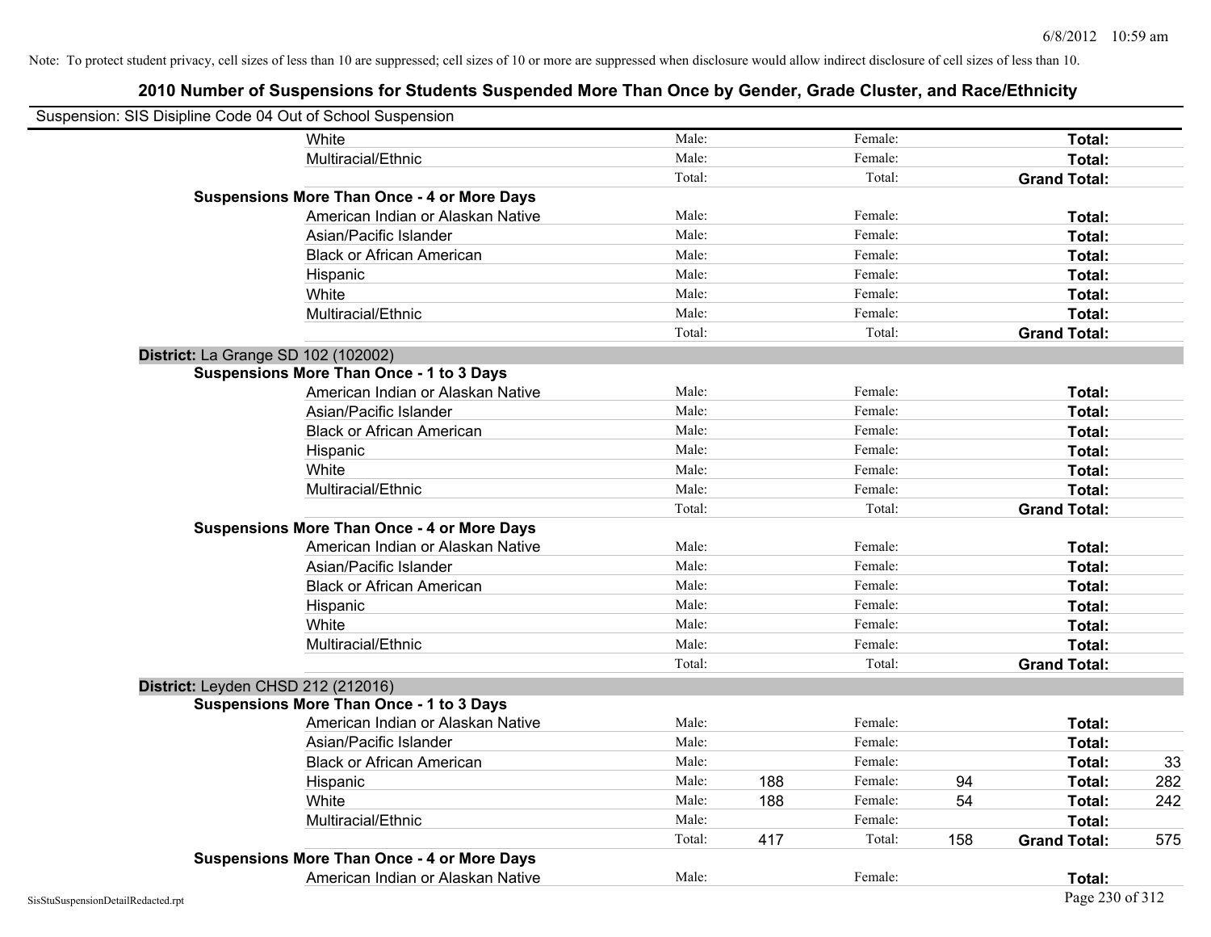Note: To protect student privacy, cell sizes of less than 10 are suppressed; cell sizes of 10 or more are suppressed when disclosure would allow indirect disclosure of cell sizes of less than 10.

## 2010 Number of Suspensions for Students Suspended More Than Once by Gender, Grade Cluster, and Race/Ethnicity

Suspension: SIS Disipline Code 04 Out of School Suspension

| | | | | | | |
|---|---|---|---|---|---|---|
| White | Male: | | Female: | | **Total:** | |
| Multiracial/Ethnic | Male: | | Female: | | **Total:** | |
| | Total: | | Total: | | **Grand Total:** | |
| **Suspensions More Than Once - 4 or More Days** | | | | | | |
| American Indian or Alaskan Native | Male: | | Female: | | **Total:** | |
| Asian/Pacific Islander | Male: | | Female: | | **Total:** | |
| Black or African American | Male: | | Female: | | **Total:** | |
| Hispanic | Male: | | Female: | | **Total:** | |
| White | Male: | | Female: | | **Total:** | |
| Multiracial/Ethnic | Male: | | Female: | | **Total:** | |
| | Total: | | Total: | | **Grand Total:** | |
| **District:** La Grange SD 102 (102002) | | | | | | |
| **Suspensions More Than Once - 1 to 3 Days** | | | | | | |
| American Indian or Alaskan Native | Male: | | Female: | | **Total:** | |
| Asian/Pacific Islander | Male: | | Female: | | **Total:** | |
| Black or African American | Male: | | Female: | | **Total:** | |
| Hispanic | Male: | | Female: | | **Total:** | |
| White | Male: | | Female: | | **Total:** | |
| Multiracial/Ethnic | Male: | | Female: | | **Total:** | |
| | Total: | | Total: | | **Grand Total:** | |
| **Suspensions More Than Once - 4 or More Days** | | | | | | |
| American Indian or Alaskan Native | Male: | | Female: | | **Total:** | |
| Asian/Pacific Islander | Male: | | Female: | | **Total:** | |
| Black or African American | Male: | | Female: | | **Total:** | |
| Hispanic | Male: | | Female: | | **Total:** | |
| White | Male: | | Female: | | **Total:** | |
| Multiracial/Ethnic | Male: | | Female: | | **Total:** | |
| | Total: | | Total: | | **Grand Total:** | |
| **District:** Leyden CHSD 212 (212016) | | | | | | |
| **Suspensions More Than Once - 1 to 3 Days** | | | | | | |
| American Indian or Alaskan Native | Male: | | Female: | | **Total:** | |
| Asian/Pacific Islander | Male: | | Female: | | **Total:** | |
| Black or African American | Male: | | Female: | | **Total:** | 33 |
| Hispanic | Male: | 188 | Female: | 94 | **Total:** | 282 |
| White | Male: | 188 | Female: | 54 | **Total:** | 242 |
| Multiracial/Ethnic | Male: | | Female: | | **Total:** | |
| | Total: | 417 | Total: | 158 | **Grand Total:** | 575 |
| **Suspensions More Than Once - 4 or More Days** | | | | | | |
| American Indian or Alaskan Native | Male: | | Female: | | **Total:** | |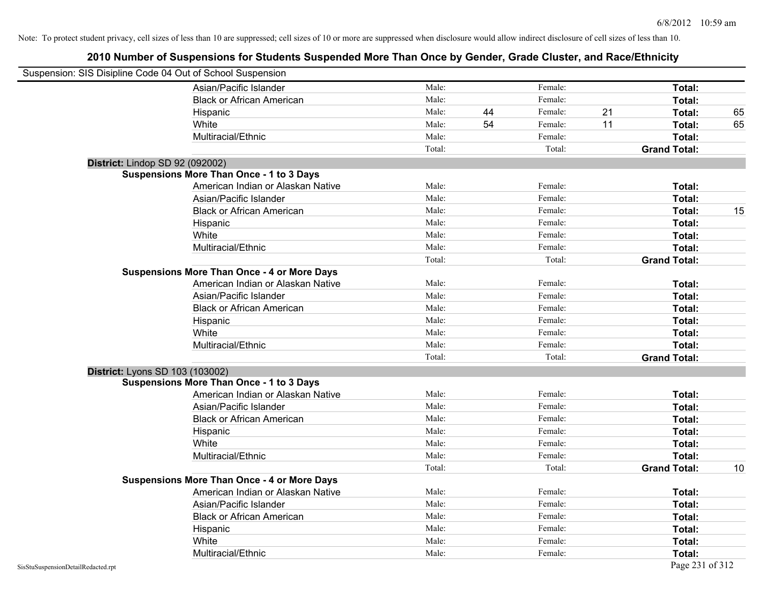Note: To protect student privacy, cell sizes of less than 10 are suppressed; cell sizes of 10 or more are suppressed when disclosure would allow indirect disclosure of cell sizes of less than 10.

# 2010 Number of Suspensions for Students Suspended More Than Once by Gender, Grade Cluster, and Race/Ethnicity

Suspension: SIS Disipline Code 04 Out of School Suspension

| | | | | | | |
|---|---|---|---|---|---|---|
| Asian/Pacific Islander | Male: | | Female: | | **Total:** | |
| Black or African American | Male: | | Female: | | **Total:** | |
| Hispanic | Male: | 44 | Female: | 21 | **Total:** | 65 |
| White | Male: | 54 | Female: | 11 | **Total:** | 65 |
| Multiracial/Ethnic | Male: | | Female: | | **Total:** | |
| | Total: | | Total: | | **Grand Total:** | |

**District:** Lindop SD 92 (092002)

**Suspensions More Than Once - 1 to 3 Days**

| | | | | | | |
|---|---|---|---|---|---|---|
| American Indian or Alaskan Native | Male: | | Female: | | **Total:** | |
| Asian/Pacific Islander | Male: | | Female: | | **Total:** | |
| Black or African American | Male: | | Female: | | **Total:** | 15 |
| Hispanic | Male: | | Female: | | **Total:** | |
| White | Male: | | Female: | | **Total:** | |
| Multiracial/Ethnic | Male: | | Female: | | **Total:** | |
| | Total: | | Total: | | **Grand Total:** | |

**Suspensions More Than Once - 4 or More Days**

| | | | | | | |
|---|---|---|---|---|---|---|
| American Indian or Alaskan Native | Male: | | Female: | | **Total:** | |
| Asian/Pacific Islander | Male: | | Female: | | **Total:** | |
| Black or African American | Male: | | Female: | | **Total:** | |
| Hispanic | Male: | | Female: | | **Total:** | |
| White | Male: | | Female: | | **Total:** | |
| Multiracial/Ethnic | Male: | | Female: | | **Total:** | |
| | Total: | | Total: | | **Grand Total:** | |

**District:** Lyons SD 103 (103002)

**Suspensions More Than Once - 1 to 3 Days**

| | | | | | | |
|---|---|---|---|---|---|---|
| American Indian or Alaskan Native | Male: | | Female: | | **Total:** | |
| Asian/Pacific Islander | Male: | | Female: | | **Total:** | |
| Black or African American | Male: | | Female: | | **Total:** | |
| Hispanic | Male: | | Female: | | **Total:** | |
| White | Male: | | Female: | | **Total:** | |
| Multiracial/Ethnic | Male: | | Female: | | **Total:** | |
| | Total: | | Total: | | **Grand Total:** | 10 |

**Suspensions More Than Once - 4 or More Days**

| | | | | | | |
|---|---|---|---|---|---|---|
| American Indian or Alaskan Native | Male: | | Female: | | **Total:** | |
| Asian/Pacific Islander | Male: | | Female: | | **Total:** | |
| Black or African American | Male: | | Female: | | **Total:** | |
| Hispanic | Male: | | Female: | | **Total:** | |
| White | Male: | | Female: | | **Total:** | |
| Multiracial/Ethnic | Male: | | Female: | | **Total:** | |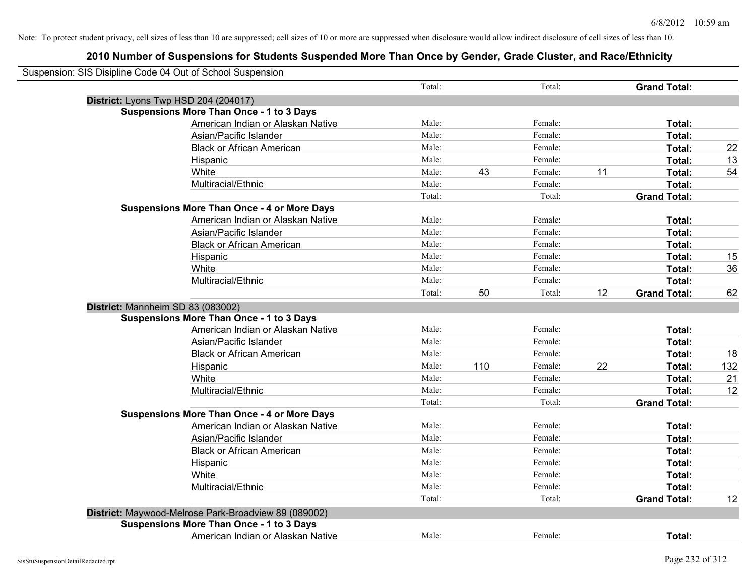Note: To protect student privacy, cell sizes of less than 10 are suppressed; cell sizes of 10 or more are suppressed when disclosure would allow indirect disclosure of cell sizes of less than 10.

## 2010 Number of Suspensions for Students Suspended More Than Once by Gender, Grade Cluster, and Race/Ethnicity

Suspension: SIS Disipline Code 04 Out of School Suspension

| | | | | | | | |
|---|---|---|---|---|---|---|---|
| | Total: | | Total: | | **Grand Total:** | |
| **District:** Lyons Twp HSD 204 (204017) | | | | | | |
| **Suspensions More Than Once - 1 to 3 Days** | | | | | | |
| American Indian or Alaskan Native | Male: | | Female: | | **Total:** | |
| Asian/Pacific Islander | Male: | | Female: | | **Total:** | |
| Black or African American | Male: | | Female: | | **Total:** | 22 |
| Hispanic | Male: | | Female: | | **Total:** | 13 |
| White | Male: | 43 | Female: | 11 | **Total:** | 54 |
| Multiracial/Ethnic | Male: | | Female: | | **Total:** | |
| | Total: | | Total: | | **Grand Total:** | |
| **Suspensions More Than Once - 4 or More Days** | | | | | | |
| American Indian or Alaskan Native | Male: | | Female: | | **Total:** | |
| Asian/Pacific Islander | Male: | | Female: | | **Total:** | |
| Black or African American | Male: | | Female: | | **Total:** | |
| Hispanic | Male: | | Female: | | **Total:** | 15 |
| White | Male: | | Female: | | **Total:** | 36 |
| Multiracial/Ethnic | Male: | | Female: | | **Total:** | |
| | Total: | 50 | Total: | 12 | **Grand Total:** | 62 |
| **District:** Mannheim SD 83 (083002) | | | | | | |
| **Suspensions More Than Once - 1 to 3 Days** | | | | | | |
| American Indian or Alaskan Native | Male: | | Female: | | **Total:** | |
| Asian/Pacific Islander | Male: | | Female: | | **Total:** | |
| Black or African American | Male: | | Female: | | **Total:** | 18 |
| Hispanic | Male: | 110 | Female: | 22 | **Total:** | 132 |
| White | Male: | | Female: | | **Total:** | 21 |
| Multiracial/Ethnic | Male: | | Female: | | **Total:** | 12 |
| | Total: | | Total: | | **Grand Total:** | |
| **Suspensions More Than Once - 4 or More Days** | | | | | | |
| American Indian or Alaskan Native | Male: | | Female: | | **Total:** | |
| Asian/Pacific Islander | Male: | | Female: | | **Total:** | |
| Black or African American | Male: | | Female: | | **Total:** | |
| Hispanic | Male: | | Female: | | **Total:** | |
| White | Male: | | Female: | | **Total:** | |
| Multiracial/Ethnic | Male: | | Female: | | **Total:** | |
| | Total: | | Total: | | **Grand Total:** | 12 |
| **District:** Maywood-Melrose Park-Broadview 89 (089002) | | | | | | |
| **Suspensions More Than Once - 1 to 3 Days** | | | | | | |
| American Indian or Alaskan Native | Male: | | Female: | | **Total:** | |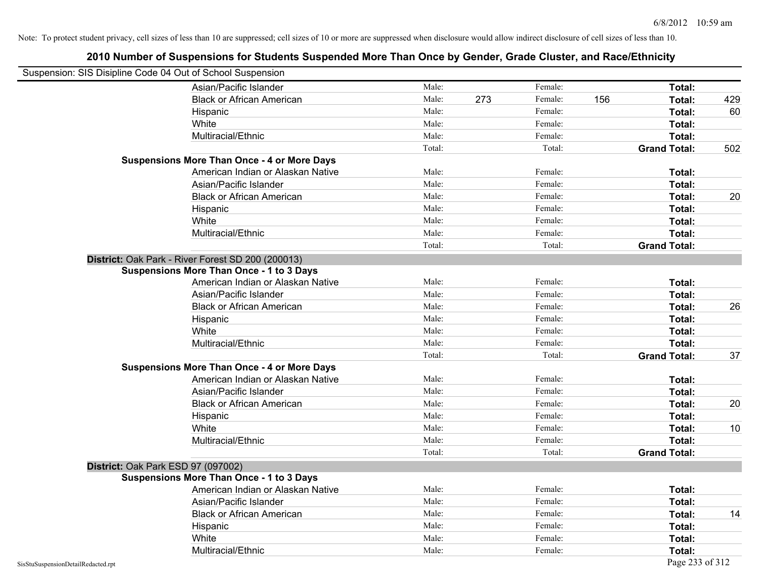Note: To protect student privacy, cell sizes of less than 10 are suppressed; cell sizes of 10 or more are suppressed when disclosure would allow indirect disclosure of cell sizes of less than 10.

# 2010 Number of Suspensions for Students Suspended More Than Once by Gender, Grade Cluster, and Race/Ethnicity

Suspension: SIS Disipline Code 04 Out of School Suspension

| | | | | | | | |
|---|---|---|---|---|---|---|---|
| Asian/Pacific Islander | Male: | | Female: | | **Total:** | |
| Black or African American | Male: | 273 | Female: | 156 | **Total:** | 429 |
| Hispanic | Male: | | Female: | | **Total:** | 60 |
| White | Male: | | Female: | | **Total:** | |
| Multiracial/Ethnic | Male: | | Female: | | **Total:** | |
| | Total: | | Total: | | **Grand Total:** | 502 |

**Suspensions More Than Once - 4 or More Days**

| | | | | | | |
|---|---|---|---|---|---|---|
| American Indian or Alaskan Native | Male: | | Female: | | **Total:** | |
| Asian/Pacific Islander | Male: | | Female: | | **Total:** | |
| Black or African American | Male: | | Female: | | **Total:** | 20 |
| Hispanic | Male: | | Female: | | **Total:** | |
| White | Male: | | Female: | | **Total:** | |
| Multiracial/Ethnic | Male: | | Female: | | **Total:** | |
| | Total: | | Total: | | **Grand Total:** | |

**District:** Oak Park - River Forest SD 200 (200013)

**Suspensions More Than Once - 1 to 3 Days**

| | | | | | | |
|---|---|---|---|---|---|---|
| American Indian or Alaskan Native | Male: | | Female: | | **Total:** | |
| Asian/Pacific Islander | Male: | | Female: | | **Total:** | |
| Black or African American | Male: | | Female: | | **Total:** | 26 |
| Hispanic | Male: | | Female: | | **Total:** | |
| White | Male: | | Female: | | **Total:** | |
| Multiracial/Ethnic | Male: | | Female: | | **Total:** | |
| | Total: | | Total: | | **Grand Total:** | 37 |

**Suspensions More Than Once - 4 or More Days**

| | | | | | | |
|---|---|---|---|---|---|---|
| American Indian or Alaskan Native | Male: | | Female: | | **Total:** | |
| Asian/Pacific Islander | Male: | | Female: | | **Total:** | |
| Black or African American | Male: | | Female: | | **Total:** | 20 |
| Hispanic | Male: | | Female: | | **Total:** | |
| White | Male: | | Female: | | **Total:** | 10 |
| Multiracial/Ethnic | Male: | | Female: | | **Total:** | |
| | Total: | | Total: | | **Grand Total:** | |

**District:** Oak Park ESD 97 (097002)

**Suspensions More Than Once - 1 to 3 Days**

| | | | | | | |
|---|---|---|---|---|---|---|
| American Indian or Alaskan Native | Male: | | Female: | | **Total:** | |
| Asian/Pacific Islander | Male: | | Female: | | **Total:** | |
| Black or African American | Male: | | Female: | | **Total:** | 14 |
| Hispanic | Male: | | Female: | | **Total:** | |
| White | Male: | | Female: | | **Total:** | |
| Multiracial/Ethnic | Male: | | Female: | | **Total:** | |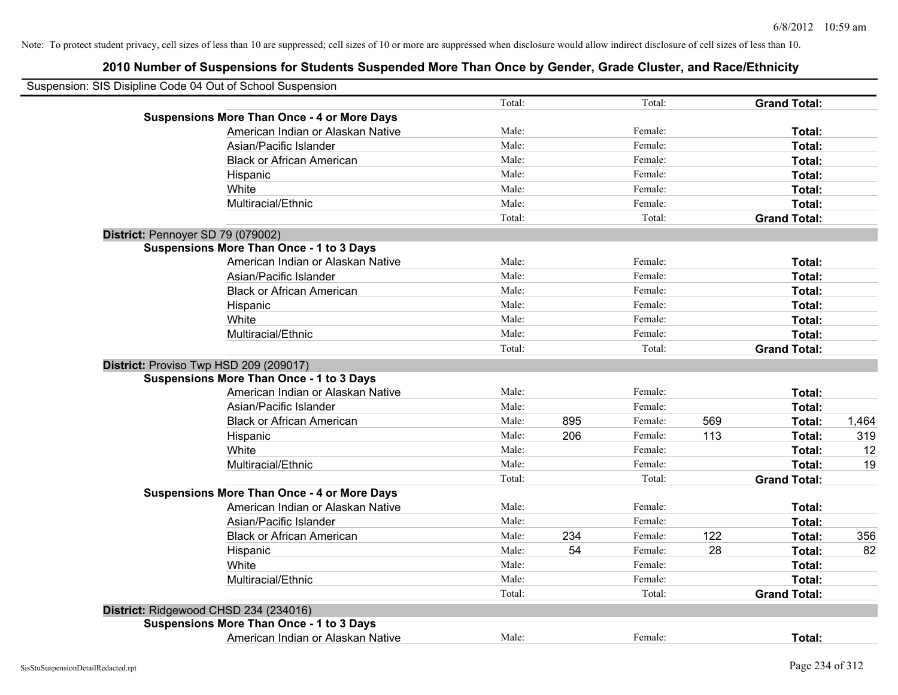Note: To protect student privacy, cell sizes of less than 10 are suppressed; cell sizes of 10 or more are suppressed when disclosure would allow indirect disclosure of cell sizes of less than 10.

## 2010 Number of Suspensions for Students Suspended More Than Once by Gender, Grade Cluster, and Race/Ethnicity

Suspension: SIS Disipline Code 04 Out of School Suspension

| | | | | | | | |
|---|---|---|---|---|---|---|---|
| | Total: | | Total: | | **Grand Total:** | |
| **Suspensions More Than Once - 4 or More Days** | | | | | | | |
| American Indian or Alaskan Native | Male: | | Female: | | **Total:** | |
| Asian/Pacific Islander | Male: | | Female: | | **Total:** | |
| Black or African American | Male: | | Female: | | **Total:** | |
| Hispanic | Male: | | Female: | | **Total:** | |
| White | Male: | | Female: | | **Total:** | |
| Multiracial/Ethnic | Male: | | Female: | | **Total:** | |
| | Total: | | Total: | | **Grand Total:** | |
| **District:** Pennoyer SD 79 (079002) | | | | | | |
| **Suspensions More Than Once - 1 to 3 Days** | | | | | | |
| American Indian or Alaskan Native | Male: | | Female: | | **Total:** | |
| Asian/Pacific Islander | Male: | | Female: | | **Total:** | |
| Black or African American | Male: | | Female: | | **Total:** | |
| Hispanic | Male: | | Female: | | **Total:** | |
| White | Male: | | Female: | | **Total:** | |
| Multiracial/Ethnic | Male: | | Female: | | **Total:** | |
| | Total: | | Total: | | **Grand Total:** | |
| **District:** Proviso Twp HSD 209 (209017) | | | | | | |
| **Suspensions More Than Once - 1 to 3 Days** | | | | | | |
| American Indian or Alaskan Native | Male: | | Female: | | **Total:** | |
| Asian/Pacific Islander | Male: | | Female: | | **Total:** | |
| Black or African American | Male: | 895 | Female: | 569 | **Total:** | 1,464 |
| Hispanic | Male: | 206 | Female: | 113 | **Total:** | 319 |
| White | Male: | | Female: | | **Total:** | 12 |
| Multiracial/Ethnic | Male: | | Female: | | **Total:** | 19 |
| | Total: | | Total: | | **Grand Total:** | |
| **Suspensions More Than Once - 4 or More Days** | | | | | | |
| American Indian or Alaskan Native | Male: | | Female: | | **Total:** | |
| Asian/Pacific Islander | Male: | | Female: | | **Total:** | |
| Black or African American | Male: | 234 | Female: | 122 | **Total:** | 356 |
| Hispanic | Male: | 54 | Female: | 28 | **Total:** | 82 |
| White | Male: | | Female: | | **Total:** | |
| Multiracial/Ethnic | Male: | | Female: | | **Total:** | |
| | Total: | | Total: | | **Grand Total:** | |
| **District:** Ridgewood CHSD 234 (234016) | | | | | | |
| **Suspensions More Than Once - 1 to 3 Days** | | | | | | |
| American Indian or Alaskan Native | Male: | | Female: | | **Total:** | |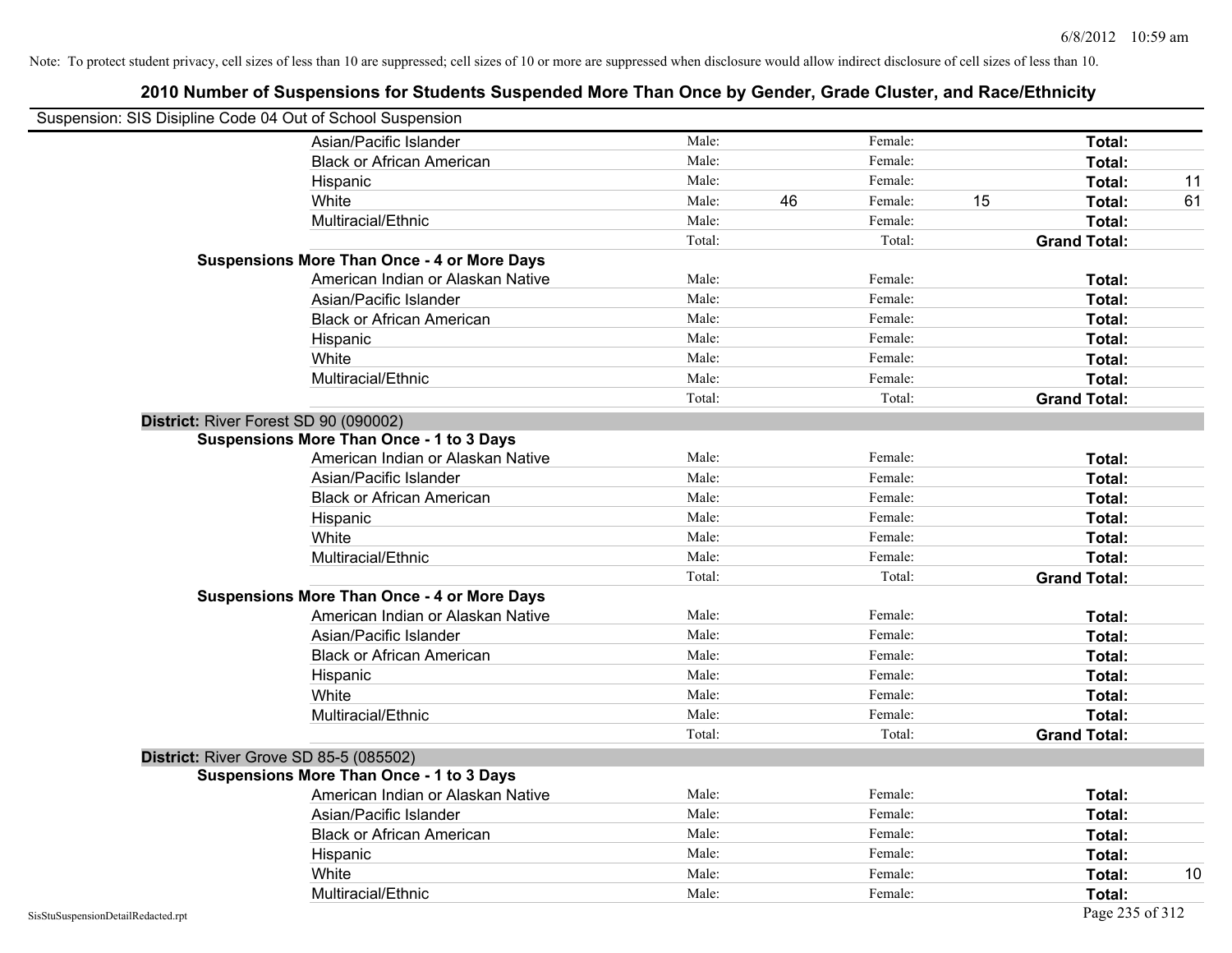Note: To protect student privacy, cell sizes of less than 10 are suppressed; cell sizes of 10 or more are suppressed when disclosure would allow indirect disclosure of cell sizes of less than 10.

## 2010 Number of Suspensions for Students Suspended More Than Once by Gender, Grade Cluster, and Race/Ethnicity

Suspension: SIS Disipline Code 04 Out of School Suspension

| | | | | | | | |
|---|---|---|---|---|---|---|---|
| Asian/Pacific Islander | Male: | | Female: | | **Total:** | |
| Black or African American | Male: | | Female: | | **Total:** | |
| Hispanic | Male: | | Female: | | **Total:** | 11 |
| White | Male: | 46 | Female: | 15 | **Total:** | 61 |
| Multiracial/Ethnic | Male: | | Female: | | **Total:** | |
| | Total: | | Total: | | **Grand Total:** | |

**Suspensions More Than Once - 4 or More Days**

| | | | | | | |
|---|---|---|---|---|---|---|
| American Indian or Alaskan Native | Male: | | Female: | | **Total:** | |
| Asian/Pacific Islander | Male: | | Female: | | **Total:** | |
| Black or African American | Male: | | Female: | | **Total:** | |
| Hispanic | Male: | | Female: | | **Total:** | |
| White | Male: | | Female: | | **Total:** | |
| Multiracial/Ethnic | Male: | | Female: | | **Total:** | |
| | Total: | | Total: | | **Grand Total:** | |

**District:** River Forest SD 90 (090002)

**Suspensions More Than Once - 1 to 3 Days**

| | | | | | | |
|---|---|---|---|---|---|---|
| American Indian or Alaskan Native | Male: | | Female: | | **Total:** | |
| Asian/Pacific Islander | Male: | | Female: | | **Total:** | |
| Black or African American | Male: | | Female: | | **Total:** | |
| Hispanic | Male: | | Female: | | **Total:** | |
| White | Male: | | Female: | | **Total:** | |
| Multiracial/Ethnic | Male: | | Female: | | **Total:** | |
| | Total: | | Total: | | **Grand Total:** | |

**Suspensions More Than Once - 4 or More Days**

| | | | | | | |
|---|---|---|---|---|---|---|
| American Indian or Alaskan Native | Male: | | Female: | | **Total:** | |
| Asian/Pacific Islander | Male: | | Female: | | **Total:** | |
| Black or African American | Male: | | Female: | | **Total:** | |
| Hispanic | Male: | | Female: | | **Total:** | |
| White | Male: | | Female: | | **Total:** | |
| Multiracial/Ethnic | Male: | | Female: | | **Total:** | |
| | Total: | | Total: | | **Grand Total:** | |

**District:** River Grove SD 85-5 (085502)

**Suspensions More Than Once - 1 to 3 Days**

| | | | | | | |
|---|---|---|---|---|---|---|
| American Indian or Alaskan Native | Male: | | Female: | | **Total:** | |
| Asian/Pacific Islander | Male: | | Female: | | **Total:** | |
| Black or African American | Male: | | Female: | | **Total:** | |
| Hispanic | Male: | | Female: | | **Total:** | |
| White | Male: | | Female: | | **Total:** | 10 |
| Multiracial/Ethnic | Male: | | Female: | | **Total:** | |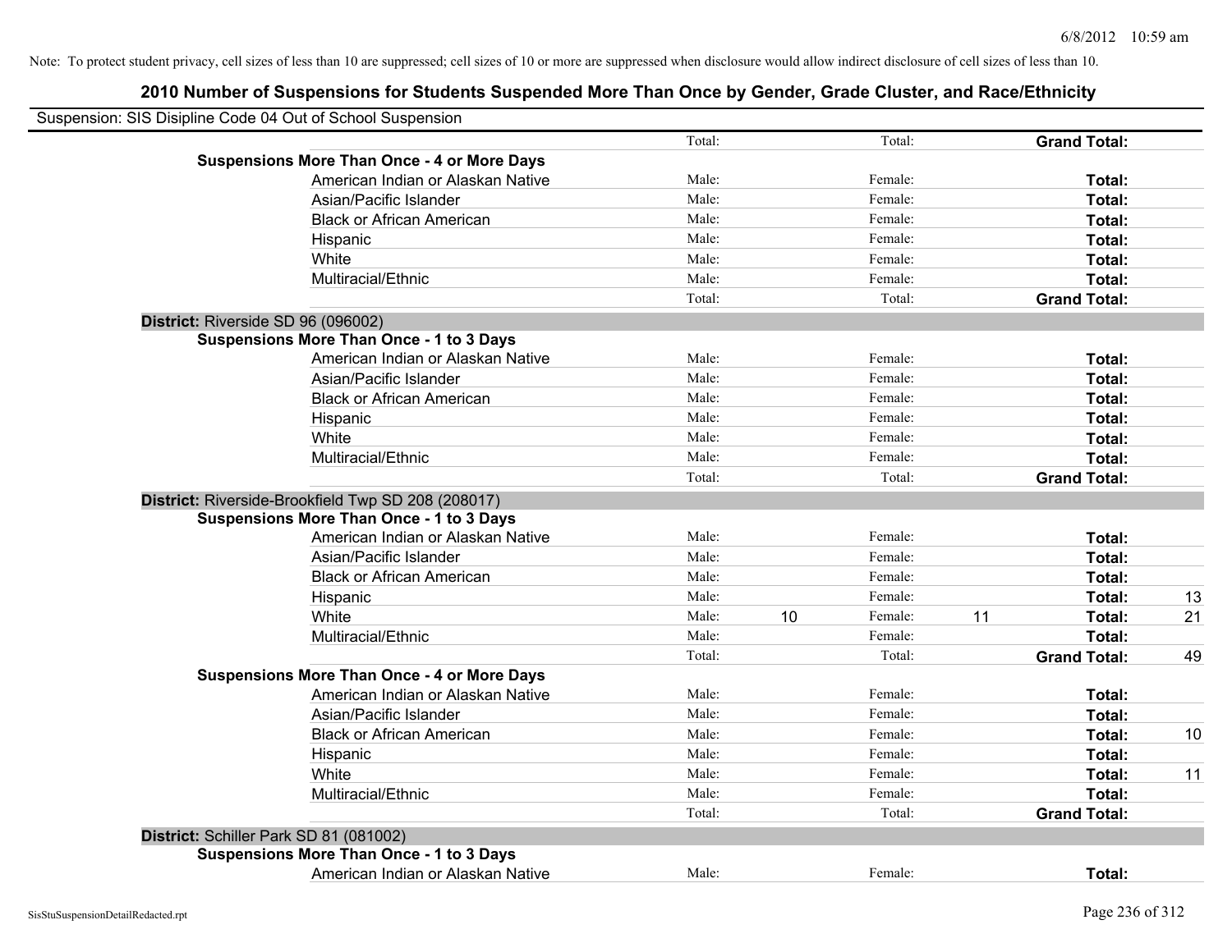Note: To protect student privacy, cell sizes of less than 10 are suppressed; cell sizes of 10 or more are suppressed when disclosure would allow indirect disclosure of cell sizes of less than 10.

## 2010 Number of Suspensions for Students Suspended More Than Once by Gender, Grade Cluster, and Race/Ethnicity

Suspension: SIS Disipline Code 04 Out of School Suspension

| | | | | | | | |
|---|---|---|---|---|---|---|---|
| | Total: | | Total: | | **Grand Total:** | |
| **Suspensions More Than Once - 4 or More Days** | | | | | | |
| American Indian or Alaskan Native | Male: | | Female: | | **Total:** | |
| Asian/Pacific Islander | Male: | | Female: | | **Total:** | |
| Black or African American | Male: | | Female: | | **Total:** | |
| Hispanic | Male: | | Female: | | **Total:** | |
| White | Male: | | Female: | | **Total:** | |
| Multiracial/Ethnic | Male: | | Female: | | **Total:** | |
| | Total: | | Total: | | **Grand Total:** | |
| **District:** Riverside SD 96 (096002) | | | | | | |
| **Suspensions More Than Once - 1 to 3 Days** | | | | | | |
| American Indian or Alaskan Native | Male: | | Female: | | **Total:** | |
| Asian/Pacific Islander | Male: | | Female: | | **Total:** | |
| Black or African American | Male: | | Female: | | **Total:** | |
| Hispanic | Male: | | Female: | | **Total:** | |
| White | Male: | | Female: | | **Total:** | |
| Multiracial/Ethnic | Male: | | Female: | | **Total:** | |
| | Total: | | Total: | | **Grand Total:** | |
| **District:** Riverside-Brookfield Twp SD 208 (208017) | | | | | | |
| **Suspensions More Than Once - 1 to 3 Days** | | | | | | |
| American Indian or Alaskan Native | Male: | | Female: | | **Total:** | |
| Asian/Pacific Islander | Male: | | Female: | | **Total:** | |
| Black or African American | Male: | | Female: | | **Total:** | |
| Hispanic | Male: | | Female: | | **Total:** | 13 |
| White | Male: | 10 | Female: | 11 | **Total:** | 21 |
| Multiracial/Ethnic | Male: | | Female: | | **Total:** | |
| | Total: | | Total: | | **Grand Total:** | 49 |
| **Suspensions More Than Once - 4 or More Days** | | | | | | |
| American Indian or Alaskan Native | Male: | | Female: | | **Total:** | |
| Asian/Pacific Islander | Male: | | Female: | | **Total:** | |
| Black or African American | Male: | | Female: | | **Total:** | 10 |
| Hispanic | Male: | | Female: | | **Total:** | |
| White | Male: | | Female: | | **Total:** | 11 |
| Multiracial/Ethnic | Male: | | Female: | | **Total:** | |
| | Total: | | Total: | | **Grand Total:** | |
| **District:** Schiller Park SD 81 (081002) | | | | | | |
| **Suspensions More Than Once - 1 to 3 Days** | | | | | | |
| American Indian or Alaskan Native | Male: | | Female: | | **Total:** | |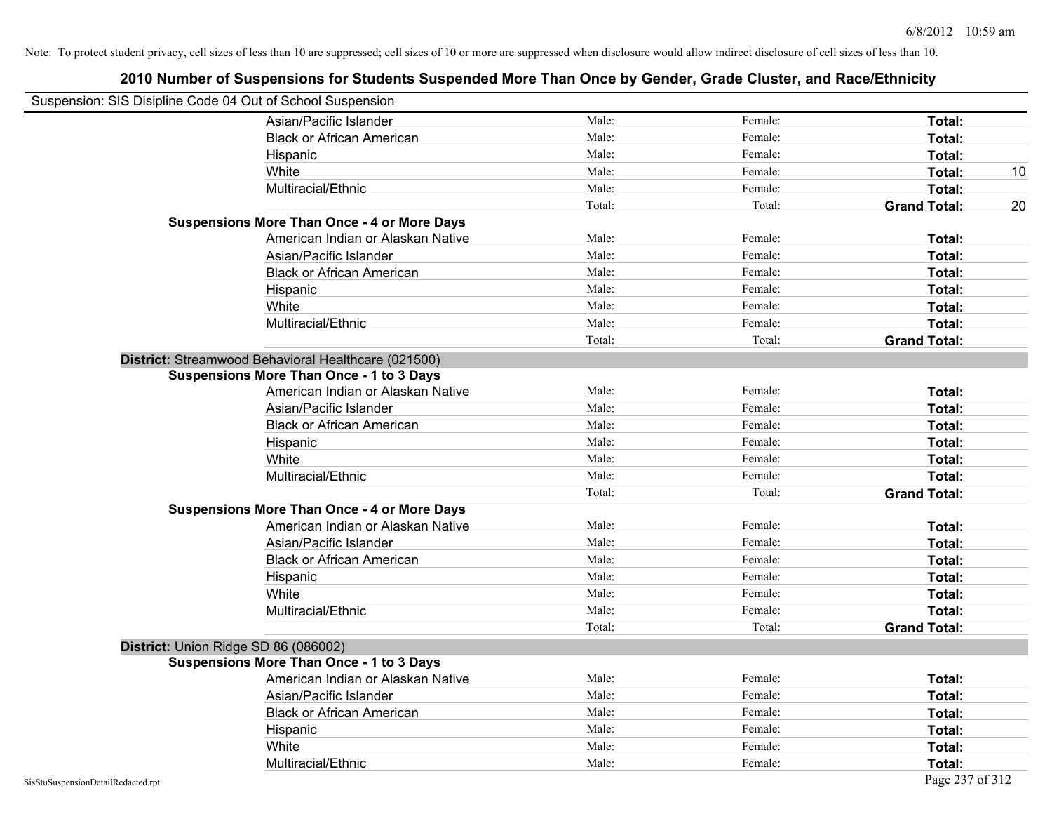Note: To protect student privacy, cell sizes of less than 10 are suppressed; cell sizes of 10 or more are suppressed when disclosure would allow indirect disclosure of cell sizes of less than 10.

## 2010 Number of Suspensions for Students Suspended More Than Once by Gender, Grade Cluster, and Race/Ethnicity

Suspension: SIS Disipline Code 04 Out of School Suspension

| | | | | |
|---|---|---|---|---|
| Asian/Pacific Islander | Male: | Female: | **Total:** | |
| Black or African American | Male: | Female: | **Total:** | |
| Hispanic | Male: | Female: | **Total:** | |
| White | Male: | Female: | **Total:** | 10 |
| Multiracial/Ethnic | Male: | Female: | **Total:** | |
| | Total: | Total: | **Grand Total:** | 20 |

**Suspensions More Than Once - 4 or More Days**

| | | | | |
|---|---|---|---|---|
| American Indian or Alaskan Native | Male: | Female: | **Total:** | |
| Asian/Pacific Islander | Male: | Female: | **Total:** | |
| Black or African American | Male: | Female: | **Total:** | |
| Hispanic | Male: | Female: | **Total:** | |
| White | Male: | Female: | **Total:** | |
| Multiracial/Ethnic | Male: | Female: | **Total:** | |
| | Total: | Total: | **Grand Total:** | |

**District:** Streamwood Behavioral Healthcare (021500)

**Suspensions More Than Once - 1 to 3 Days**

| | | | | |
|---|---|---|---|---|
| American Indian or Alaskan Native | Male: | Female: | **Total:** | |
| Asian/Pacific Islander | Male: | Female: | **Total:** | |
| Black or African American | Male: | Female: | **Total:** | |
| Hispanic | Male: | Female: | **Total:** | |
| White | Male: | Female: | **Total:** | |
| Multiracial/Ethnic | Male: | Female: | **Total:** | |
| | Total: | Total: | **Grand Total:** | |

**Suspensions More Than Once - 4 or More Days**

| | | | | |
|---|---|---|---|---|
| American Indian or Alaskan Native | Male: | Female: | **Total:** | |
| Asian/Pacific Islander | Male: | Female: | **Total:** | |
| Black or African American | Male: | Female: | **Total:** | |
| Hispanic | Male: | Female: | **Total:** | |
| White | Male: | Female: | **Total:** | |
| Multiracial/Ethnic | Male: | Female: | **Total:** | |
| | Total: | Total: | **Grand Total:** | |

**District:** Union Ridge SD 86 (086002)

**Suspensions More Than Once - 1 to 3 Days**

| | | | | |
|---|---|---|---|---|
| American Indian or Alaskan Native | Male: | Female: | **Total:** | |
| Asian/Pacific Islander | Male: | Female: | **Total:** | |
| Black or African American | Male: | Female: | **Total:** | |
| Hispanic | Male: | Female: | **Total:** | |
| White | Male: | Female: | **Total:** | |
| Multiracial/Ethnic | Male: | Female: | **Total:** | |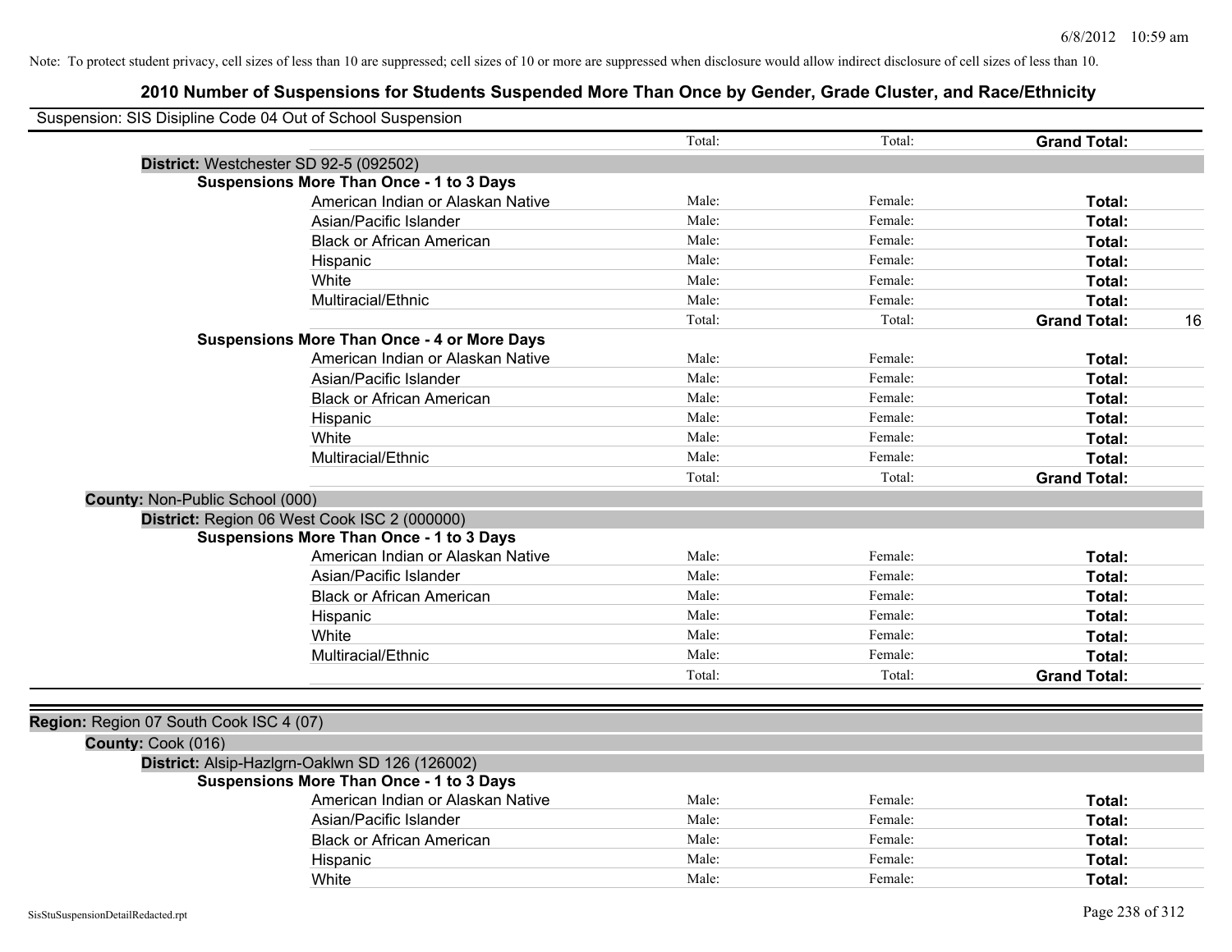Note: To protect student privacy, cell sizes of less than 10 are suppressed; cell sizes of 10 or more are suppressed when disclosure would allow indirect disclosure of cell sizes of less than 10.

## 2010 Number of Suspensions for Students Suspended More Than Once by Gender, Grade Cluster, and Race/Ethnicity

Suspension: SIS Disipline Code 04 Out of School Suspension

| | | | | |
|---|---|---|---|---|
| | Total: | Total: | **Grand Total:** | |
| **District:** Westchester SD 92-5 (092502) | | | | |
| **Suspensions More Than Once - 1 to 3 Days** | | | | |
| American Indian or Alaskan Native | Male: | Female: | **Total:** | |
| Asian/Pacific Islander | Male: | Female: | **Total:** | |
| Black or African American | Male: | Female: | **Total:** | |
| Hispanic | Male: | Female: | **Total:** | |
| White | Male: | Female: | **Total:** | |
| Multiracial/Ethnic | Male: | Female: | **Total:** | |
| | Total: | Total: | **Grand Total:** | 16 |
| **Suspensions More Than Once - 4 or More Days** | | | | |
| American Indian or Alaskan Native | Male: | Female: | **Total:** | |
| Asian/Pacific Islander | Male: | Female: | **Total:** | |
| Black or African American | Male: | Female: | **Total:** | |
| Hispanic | Male: | Female: | **Total:** | |
| White | Male: | Female: | **Total:** | |
| Multiracial/Ethnic | Male: | Female: | **Total:** | |
| | Total: | Total: | **Grand Total:** | |
| **County:** Non-Public School (000) | | | | |
| **District:** Region 06 West Cook ISC 2 (000000) | | | | |
| **Suspensions More Than Once - 1 to 3 Days** | | | | |
| American Indian or Alaskan Native | Male: | Female: | **Total:** | |
| Asian/Pacific Islander | Male: | Female: | **Total:** | |
| Black or African American | Male: | Female: | **Total:** | |
| Hispanic | Male: | Female: | **Total:** | |
| White | Male: | Female: | **Total:** | |
| Multiracial/Ethnic | Male: | Female: | **Total:** | |
| | Total: | Total: | **Grand Total:** | |

| | | | | |
|---|---|---|---|---|
| **Region:** Region 07 South Cook ISC 4 (07) | | | | |
| **County:** Cook (016) | | | | |
| **District:** Alsip-Hazlgrn-Oaklwn SD 126 (126002) | | | | |
| **Suspensions More Than Once - 1 to 3 Days** | | | | |
| American Indian or Alaskan Native | Male: | Female: | **Total:** | |
| Asian/Pacific Islander | Male: | Female: | **Total:** | |
| Black or African American | Male: | Female: | **Total:** | |
| Hispanic | Male: | Female: | **Total:** | |
| White | Male: | Female: | **Total:** | |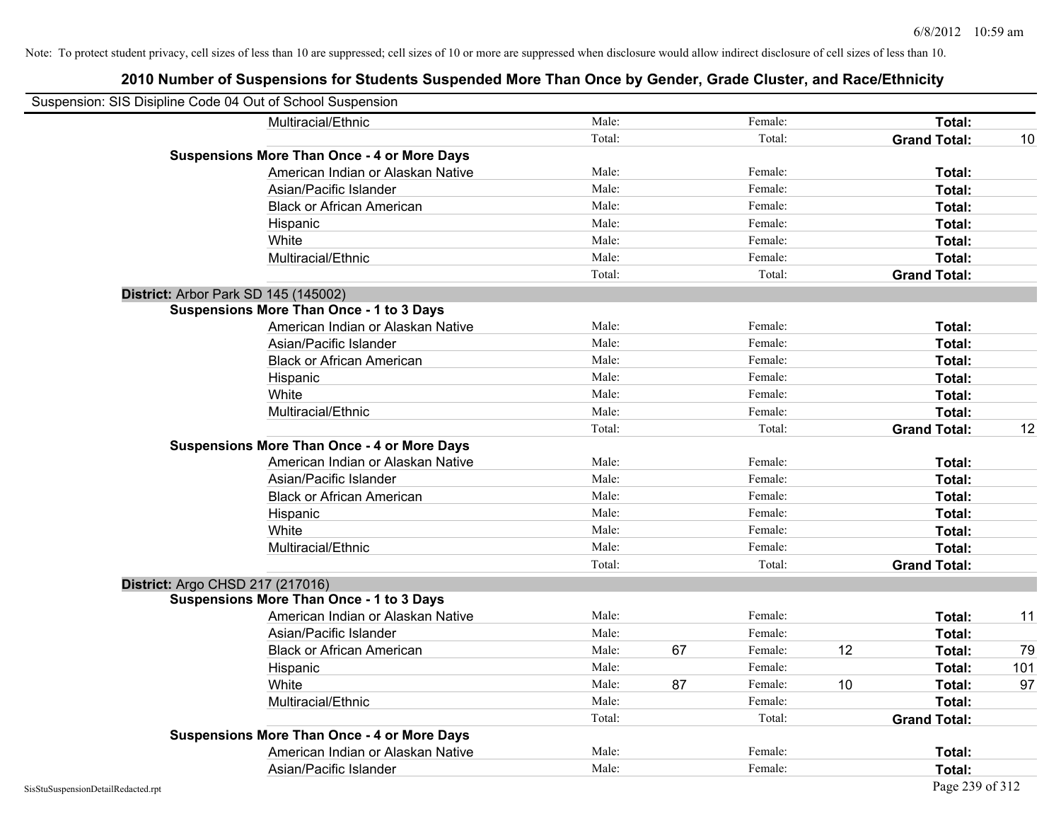Note: To protect student privacy, cell sizes of less than 10 are suppressed; cell sizes of 10 or more are suppressed when disclosure would allow indirect disclosure of cell sizes of less than 10.

# 2010 Number of Suspensions for Students Suspended More Than Once by Gender, Grade Cluster, and Race/Ethnicity

Suspension: SIS Disipline Code 04 Out of School Suspension

| | | | | | | | |
|---|---|---|---|---|---|---|---|
| Multiracial/Ethnic | Male: | | Female: | | **Total:** | |
| | Total: | | Total: | | **Grand Total:** | 10 |
| **Suspensions More Than Once - 4 or More Days** | | | | | | |
| American Indian or Alaskan Native | Male: | | Female: | | **Total:** | |
| Asian/Pacific Islander | Male: | | Female: | | **Total:** | |
| Black or African American | Male: | | Female: | | **Total:** | |
| Hispanic | Male: | | Female: | | **Total:** | |
| White | Male: | | Female: | | **Total:** | |
| Multiracial/Ethnic | Male: | | Female: | | **Total:** | |
| | Total: | | Total: | | **Grand Total:** | |
| **District:** Arbor Park SD 145 (145002) | | | | | | |
| **Suspensions More Than Once - 1 to 3 Days** | | | | | | |
| American Indian or Alaskan Native | Male: | | Female: | | **Total:** | |
| Asian/Pacific Islander | Male: | | Female: | | **Total:** | |
| Black or African American | Male: | | Female: | | **Total:** | |
| Hispanic | Male: | | Female: | | **Total:** | |
| White | Male: | | Female: | | **Total:** | |
| Multiracial/Ethnic | Male: | | Female: | | **Total:** | |
| | Total: | | Total: | | **Grand Total:** | 12 |
| **Suspensions More Than Once - 4 or More Days** | | | | | | |
| American Indian or Alaskan Native | Male: | | Female: | | **Total:** | |
| Asian/Pacific Islander | Male: | | Female: | | **Total:** | |
| Black or African American | Male: | | Female: | | **Total:** | |
| Hispanic | Male: | | Female: | | **Total:** | |
| White | Male: | | Female: | | **Total:** | |
| Multiracial/Ethnic | Male: | | Female: | | **Total:** | |
| | Total: | | Total: | | **Grand Total:** | |
| **District:** Argo CHSD 217 (217016) | | | | | | |
| **Suspensions More Than Once - 1 to 3 Days** | | | | | | |
| American Indian or Alaskan Native | Male: | | Female: | | **Total:** | 11 |
| Asian/Pacific Islander | Male: | | Female: | | **Total:** | |
| Black or African American | Male: | 67 | Female: | 12 | **Total:** | 79 |
| Hispanic | Male: | | Female: | | **Total:** | 101 |
| White | Male: | 87 | Female: | 10 | **Total:** | 97 |
| Multiracial/Ethnic | Male: | | Female: | | **Total:** | |
| | Total: | | Total: | | **Grand Total:** | |
| **Suspensions More Than Once - 4 or More Days** | | | | | | |
| American Indian or Alaskan Native | Male: | | Female: | | **Total:** | |
| Asian/Pacific Islander | Male: | | Female: | | **Total:** | |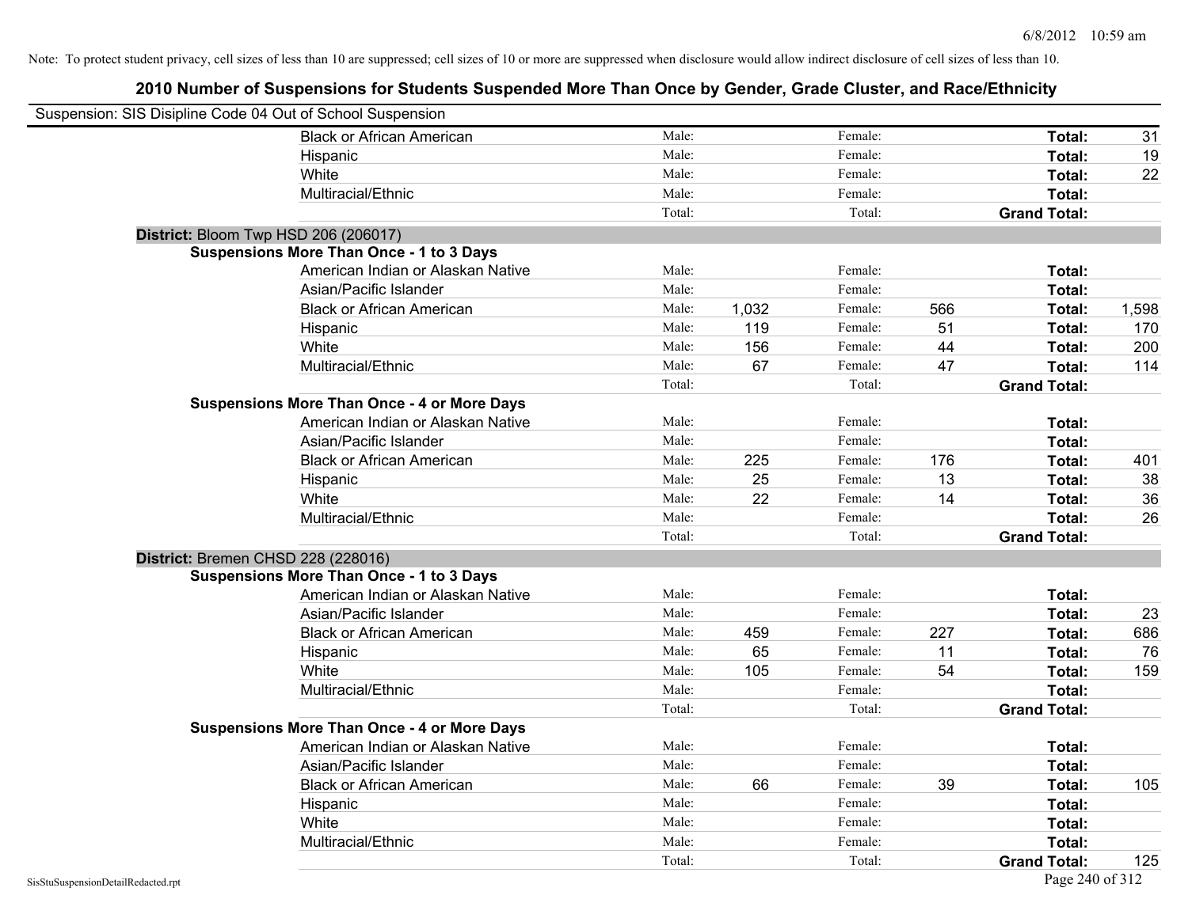Note: To protect student privacy, cell sizes of less than 10 are suppressed; cell sizes of 10 or more are suppressed when disclosure would allow indirect disclosure of cell sizes of less than 10.

# 2010 Number of Suspensions for Students Suspended More Than Once by Gender, Grade Cluster, and Race/Ethnicity

Suspension: SIS Disipline Code 04 Out of School Suspension

| | | | | | | |
|---|---|---|---|---|---|---|
| Black or African American | Male: | | Female: | | **Total:** | 31 |
| Hispanic | Male: | | Female: | | **Total:** | 19 |
| White | Male: | | Female: | | **Total:** | 22 |
| Multiracial/Ethnic | Male: | | Female: | | **Total:** | |
| | Total: | | Total: | | **Grand Total:** | |

**District:** Bloom Twp HSD 206 (206017)

**Suspensions More Than Once - 1 to 3 Days**

| | | | | | | |
|---|---|---|---|---|---|---|
| American Indian or Alaskan Native | Male: | | Female: | | **Total:** | |
| Asian/Pacific Islander | Male: | | Female: | | **Total:** | |
| Black or African American | Male: | 1,032 | Female: | 566 | **Total:** | 1,598 |
| Hispanic | Male: | 119 | Female: | 51 | **Total:** | 170 |
| White | Male: | 156 | Female: | 44 | **Total:** | 200 |
| Multiracial/Ethnic | Male: | 67 | Female: | 47 | **Total:** | 114 |
| | Total: | | Total: | | **Grand Total:** | |

**Suspensions More Than Once - 4 or More Days**

| | | | | | | |
|---|---|---|---|---|---|---|
| American Indian or Alaskan Native | Male: | | Female: | | **Total:** | |
| Asian/Pacific Islander | Male: | | Female: | | **Total:** | |
| Black or African American | Male: | 225 | Female: | 176 | **Total:** | 401 |
| Hispanic | Male: | 25 | Female: | 13 | **Total:** | 38 |
| White | Male: | 22 | Female: | 14 | **Total:** | 36 |
| Multiracial/Ethnic | Male: | | Female: | | **Total:** | 26 |
| | Total: | | Total: | | **Grand Total:** | |

**District:** Bremen CHSD 228 (228016)

**Suspensions More Than Once - 1 to 3 Days**

| | | | | | | |
|---|---|---|---|---|---|---|
| American Indian or Alaskan Native | Male: | | Female: | | **Total:** | |
| Asian/Pacific Islander | Male: | | Female: | | **Total:** | 23 |
| Black or African American | Male: | 459 | Female: | 227 | **Total:** | 686 |
| Hispanic | Male: | 65 | Female: | 11 | **Total:** | 76 |
| White | Male: | 105 | Female: | 54 | **Total:** | 159 |
| Multiracial/Ethnic | Male: | | Female: | | **Total:** | |
| | Total: | | Total: | | **Grand Total:** | |

**Suspensions More Than Once - 4 or More Days**

| | | | | | | |
|---|---|---|---|---|---|---|
| American Indian or Alaskan Native | Male: | | Female: | | **Total:** | |
| Asian/Pacific Islander | Male: | | Female: | | **Total:** | |
| Black or African American | Male: | 66 | Female: | 39 | **Total:** | 105 |
| Hispanic | Male: | | Female: | | **Total:** | |
| White | Male: | | Female: | | **Total:** | |
| Multiracial/Ethnic | Male: | | Female: | | **Total:** | |
| | Total: | | Total: | | **Grand Total:** | 125 |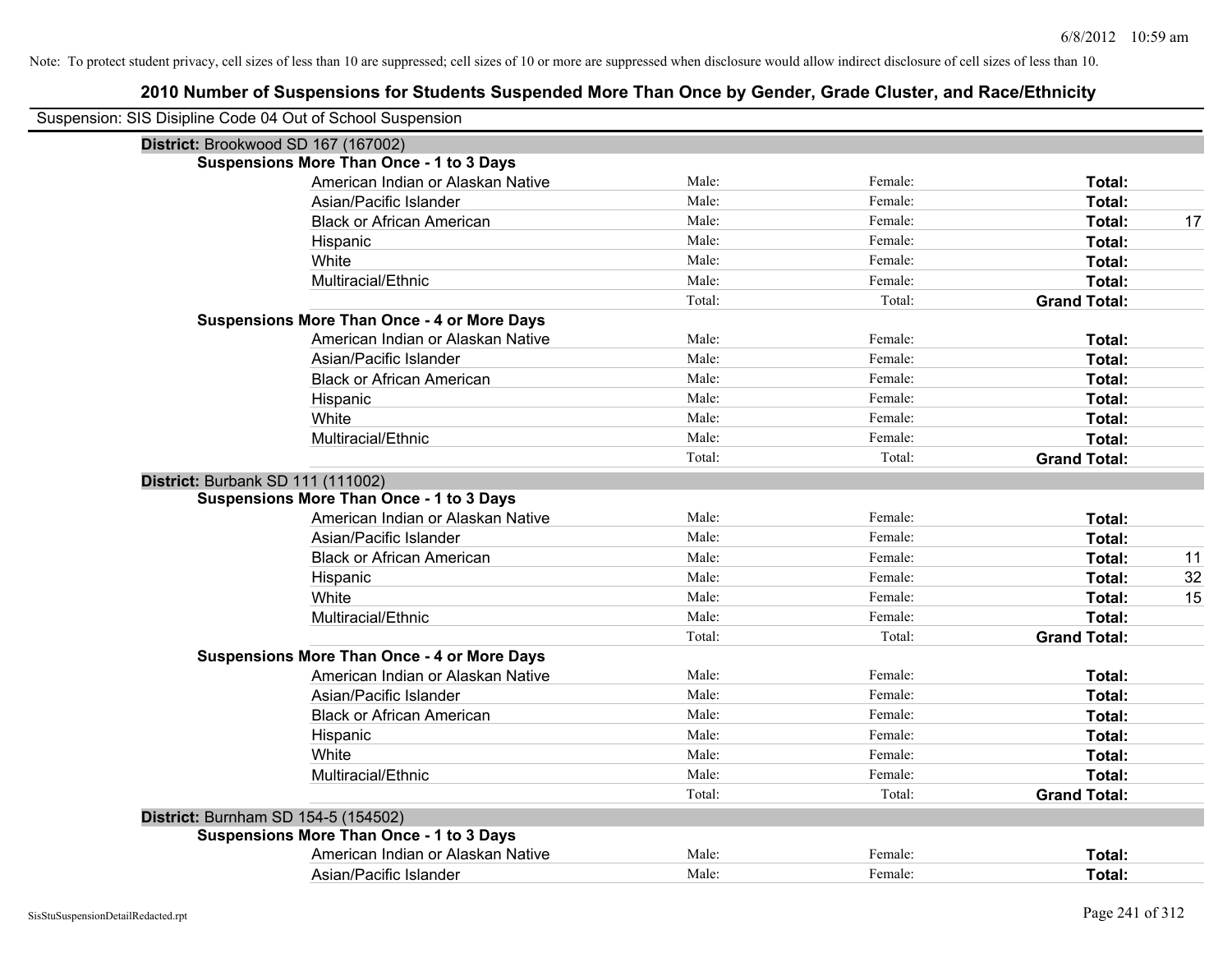Note: To protect student privacy, cell sizes of less than 10 are suppressed; cell sizes of 10 or more are suppressed when disclosure would allow indirect disclosure of cell sizes of less than 10.

## 2010 Number of Suspensions for Students Suspended More Than Once by Gender, Grade Cluster, and Race/Ethnicity

Suspension: SIS Disipline Code 04 Out of School Suspension

**District:** Brookwood SD 167 (167002)

**Suspensions More Than Once - 1 to 3 Days**

| Race/Ethnicity | Male | Female | Total |
|---|---|---|---|
| American Indian or Alaskan Native | Male: | Female: | **Total:** |
| Asian/Pacific Islander | Male: | Female: | **Total:** |
| Black or African American | Male: | Female: | **Total:** 17 |
| Hispanic | Male: | Female: | **Total:** |
| White | Male: | Female: | **Total:** |
| Multiracial/Ethnic | Male: | Female: | **Total:** |
| | Total: | Total: | **Grand Total:** |

**Suspensions More Than Once - 4 or More Days**

| Race/Ethnicity | Male | Female | Total |
|---|---|---|---|
| American Indian or Alaskan Native | Male: | Female: | **Total:** |
| Asian/Pacific Islander | Male: | Female: | **Total:** |
| Black or African American | Male: | Female: | **Total:** |
| Hispanic | Male: | Female: | **Total:** |
| White | Male: | Female: | **Total:** |
| Multiracial/Ethnic | Male: | Female: | **Total:** |
| | Total: | Total: | **Grand Total:** |

**District:** Burbank SD 111 (111002)

**Suspensions More Than Once - 1 to 3 Days**

| Race/Ethnicity | Male | Female | Total |
|---|---|---|---|
| American Indian or Alaskan Native | Male: | Female: | **Total:** |
| Asian/Pacific Islander | Male: | Female: | **Total:** |
| Black or African American | Male: | Female: | **Total:** 11 |
| Hispanic | Male: | Female: | **Total:** 32 |
| White | Male: | Female: | **Total:** 15 |
| Multiracial/Ethnic | Male: | Female: | **Total:** |
| | Total: | Total: | **Grand Total:** |

**Suspensions More Than Once - 4 or More Days**

| Race/Ethnicity | Male | Female | Total |
|---|---|---|---|
| American Indian or Alaskan Native | Male: | Female: | **Total:** |
| Asian/Pacific Islander | Male: | Female: | **Total:** |
| Black or African American | Male: | Female: | **Total:** |
| Hispanic | Male: | Female: | **Total:** |
| White | Male: | Female: | **Total:** |
| Multiracial/Ethnic | Male: | Female: | **Total:** |
| | Total: | Total: | **Grand Total:** |

**District:** Burnham SD 154-5 (154502)

**Suspensions More Than Once - 1 to 3 Days**

| Race/Ethnicity | Male | Female | Total |
|---|---|---|---|
| American Indian or Alaskan Native | Male: | Female: | **Total:** |
| Asian/Pacific Islander | Male: | Female: | **Total:** |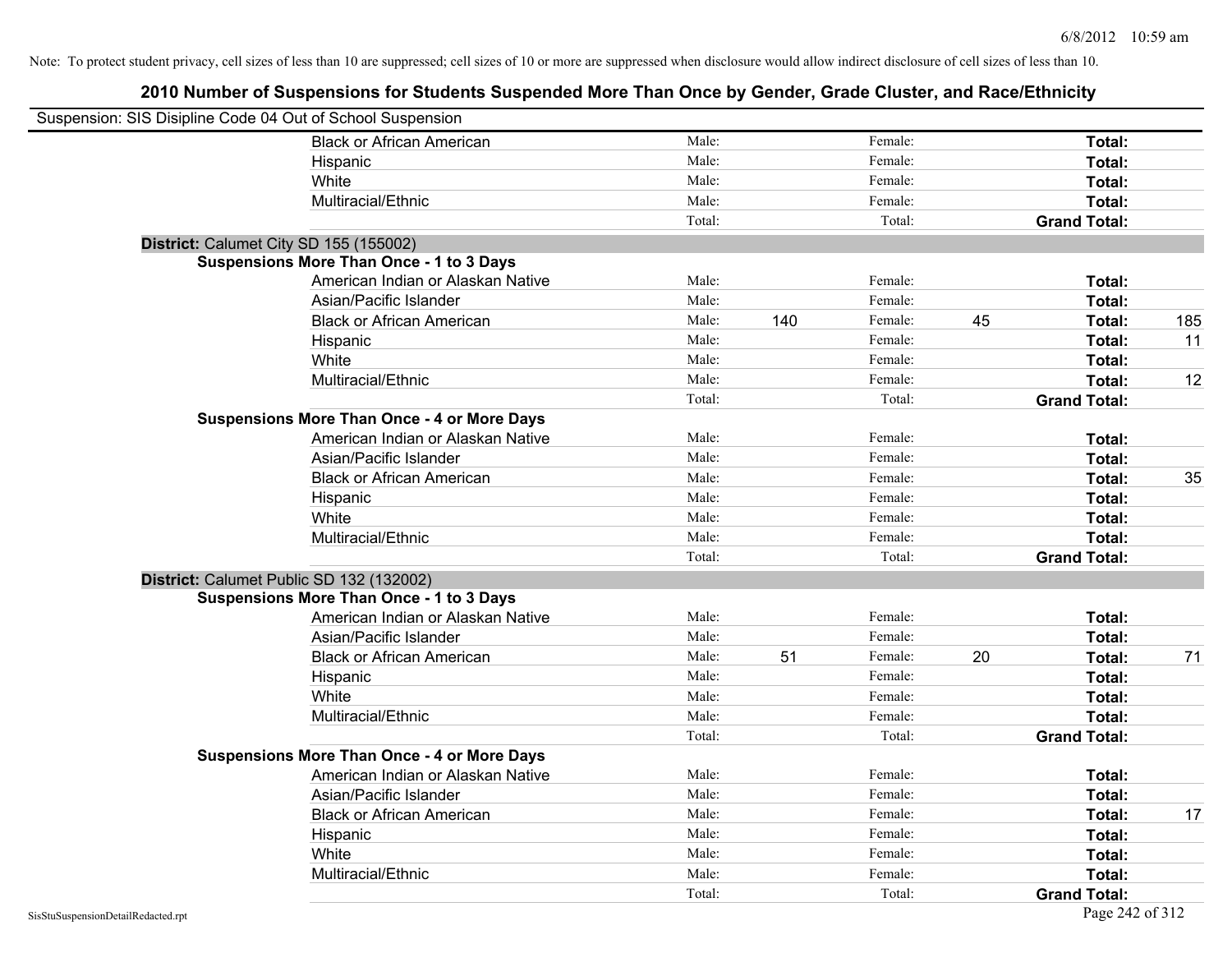Note: To protect student privacy, cell sizes of less than 10 are suppressed; cell sizes of 10 or more are suppressed when disclosure would allow indirect disclosure of cell sizes of less than 10.

## 2010 Number of Suspensions for Students Suspended More Than Once by Gender, Grade Cluster, and Race/Ethnicity

Suspension: SIS Disipline Code 04 Out of School Suspension

| | | | | | | |
|---|---|---|---|---|---|---|
| Black or African American | Male: | | Female: | | Total: | |
| Hispanic | Male: | | Female: | | Total: | |
| White | Male: | | Female: | | Total: | |
| Multiracial/Ethnic | Male: | | Female: | | Total: | |
| | Total: | | Total: | | Grand Total: | |

**District:** Calumet City SD 155 (155002)

**Suspensions More Than Once - 1 to 3 Days**

| | | | | | | |
|---|---|---|---|---|---|---|
| American Indian or Alaskan Native | Male: | | Female: | | Total: | |
| Asian/Pacific Islander | Male: | | Female: | | Total: | |
| Black or African American | Male: | 140 | Female: | 45 | Total: | 185 |
| Hispanic | Male: | | Female: | | Total: | 11 |
| White | Male: | | Female: | | Total: | |
| Multiracial/Ethnic | Male: | | Female: | | Total: | 12 |
| | Total: | | Total: | | Grand Total: | |

**Suspensions More Than Once - 4 or More Days**

| | | | | | | |
|---|---|---|---|---|---|---|
| American Indian or Alaskan Native | Male: | | Female: | | Total: | |
| Asian/Pacific Islander | Male: | | Female: | | Total: | |
| Black or African American | Male: | | Female: | | Total: | 35 |
| Hispanic | Male: | | Female: | | Total: | |
| White | Male: | | Female: | | Total: | |
| Multiracial/Ethnic | Male: | | Female: | | Total: | |
| | Total: | | Total: | | Grand Total: | |

**District:** Calumet Public SD 132 (132002)

**Suspensions More Than Once - 1 to 3 Days**

| | | | | | | |
|---|---|---|---|---|---|---|
| American Indian or Alaskan Native | Male: | | Female: | | Total: | |
| Asian/Pacific Islander | Male: | | Female: | | Total: | |
| Black or African American | Male: | 51 | Female: | 20 | Total: | 71 |
| Hispanic | Male: | | Female: | | Total: | |
| White | Male: | | Female: | | Total: | |
| Multiracial/Ethnic | Male: | | Female: | | Total: | |
| | Total: | | Total: | | Grand Total: | |

**Suspensions More Than Once - 4 or More Days**

| | | | | | | |
|---|---|---|---|---|---|---|
| American Indian or Alaskan Native | Male: | | Female: | | Total: | |
| Asian/Pacific Islander | Male: | | Female: | | Total: | |
| Black or African American | Male: | | Female: | | Total: | 17 |
| Hispanic | Male: | | Female: | | Total: | |
| White | Male: | | Female: | | Total: | |
| Multiracial/Ethnic | Male: | | Female: | | Total: | |
| | Total: | | Total: | | Grand Total: | |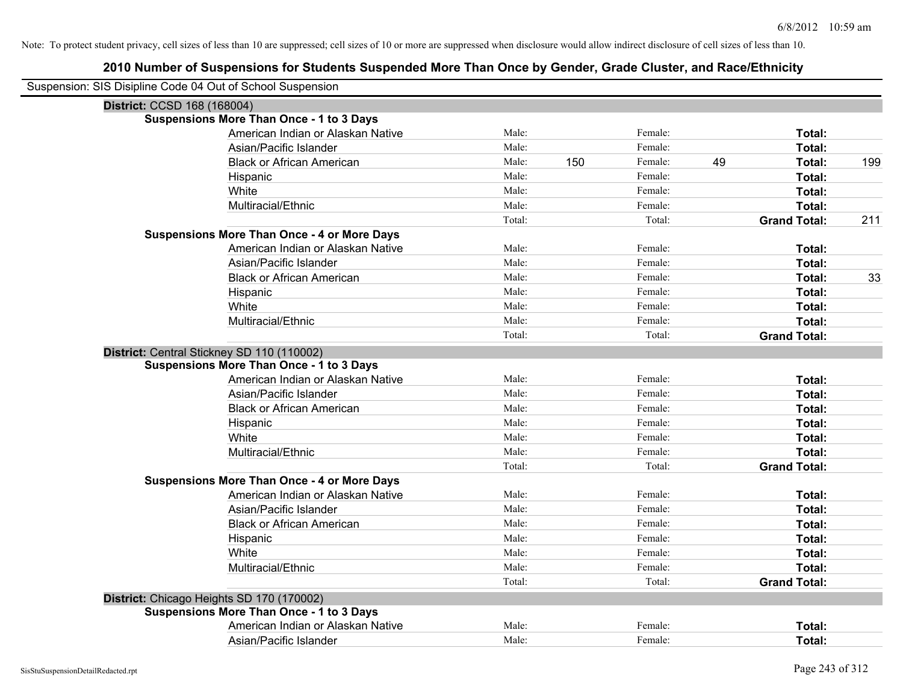Note: To protect student privacy, cell sizes of less than 10 are suppressed; cell sizes of 10 or more are suppressed when disclosure would allow indirect disclosure of cell sizes of less than 10.

## 2010 Number of Suspensions for Students Suspended More Than Once by Gender, Grade Cluster, and Race/Ethnicity

Suspension: SIS Disipline Code 04 Out of School Suspension

**District:** CCSD 168 (168004)

**Suspensions More Than Once - 1 to 3 Days**

| Race/Ethnicity | Male: | | Female: | | Total: | |
|---|---|---|---|---|---|---|
| American Indian or Alaskan Native | Male: | | Female: | | **Total:** | |
| Asian/Pacific Islander | Male: | | Female: | | **Total:** | |
| Black or African American | Male: | 150 | Female: | 49 | **Total:** | 199 |
| Hispanic | Male: | | Female: | | **Total:** | |
| White | Male: | | Female: | | **Total:** | |
| Multiracial/Ethnic | Male: | | Female: | | **Total:** | |
| | Total: | | Total: | | **Grand Total:** | 211 |

**Suspensions More Than Once - 4 or More Days**

| Race/Ethnicity | Male: | | Female: | | Total: | |
|---|---|---|---|---|---|---|
| American Indian or Alaskan Native | Male: | | Female: | | **Total:** | |
| Asian/Pacific Islander | Male: | | Female: | | **Total:** | |
| Black or African American | Male: | | Female: | | **Total:** | 33 |
| Hispanic | Male: | | Female: | | **Total:** | |
| White | Male: | | Female: | | **Total:** | |
| Multiracial/Ethnic | Male: | | Female: | | **Total:** | |
| | Total: | | Total: | | **Grand Total:** | |

**District:** Central Stickney SD 110 (110002)

**Suspensions More Than Once - 1 to 3 Days**

| Race/Ethnicity | Male: | | Female: | | Total: | |
|---|---|---|---|---|---|---|
| American Indian or Alaskan Native | Male: | | Female: | | **Total:** | |
| Asian/Pacific Islander | Male: | | Female: | | **Total:** | |
| Black or African American | Male: | | Female: | | **Total:** | |
| Hispanic | Male: | | Female: | | **Total:** | |
| White | Male: | | Female: | | **Total:** | |
| Multiracial/Ethnic | Male: | | Female: | | **Total:** | |
| | Total: | | Total: | | **Grand Total:** | |

**Suspensions More Than Once - 4 or More Days**

| Race/Ethnicity | Male: | | Female: | | Total: | |
|---|---|---|---|---|---|---|
| American Indian or Alaskan Native | Male: | | Female: | | **Total:** | |
| Asian/Pacific Islander | Male: | | Female: | | **Total:** | |
| Black or African American | Male: | | Female: | | **Total:** | |
| Hispanic | Male: | | Female: | | **Total:** | |
| White | Male: | | Female: | | **Total:** | |
| Multiracial/Ethnic | Male: | | Female: | | **Total:** | |
| | Total: | | Total: | | **Grand Total:** | |

**District:** Chicago Heights SD 170 (170002)

**Suspensions More Than Once - 1 to 3 Days**

| Race/Ethnicity | Male: | | Female: | | Total: | |
|---|---|---|---|---|---|---|
| American Indian or Alaskan Native | Male: | | Female: | | **Total:** | |
| Asian/Pacific Islander | Male: | | Female: | | **Total:** | |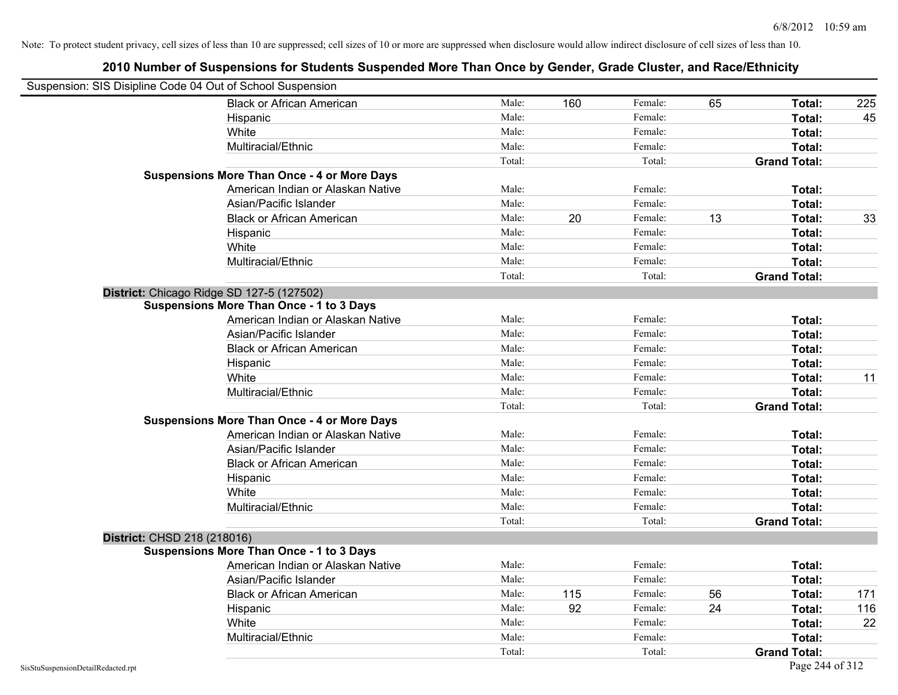Note: To protect student privacy, cell sizes of less than 10 are suppressed; cell sizes of 10 or more are suppressed when disclosure would allow indirect disclosure of cell sizes of less than 10.

## 2010 Number of Suspensions for Students Suspended More Than Once by Gender, Grade Cluster, and Race/Ethnicity

Suspension: SIS Disipline Code 04 Out of School Suspension

| | | | | | | |
|---|---|---|---|---|---|---|
| Black or African American | Male: | 160 | Female: | 65 | **Total:** | 225 |
| Hispanic | Male: | | Female: | | **Total:** | 45 |
| White | Male: | | Female: | | **Total:** | |
| Multiracial/Ethnic | Male: | | Female: | | **Total:** | |
| | Total: | | Total: | | **Grand Total:** | |
| **Suspensions More Than Once - 4 or More Days** | | | | | | |
| American Indian or Alaskan Native | Male: | | Female: | | **Total:** | |
| Asian/Pacific Islander | Male: | | Female: | | **Total:** | |
| Black or African American | Male: | 20 | Female: | 13 | **Total:** | 33 |
| Hispanic | Male: | | Female: | | **Total:** | |
| White | Male: | | Female: | | **Total:** | |
| Multiracial/Ethnic | Male: | | Female: | | **Total:** | |
| | Total: | | Total: | | **Grand Total:** | |

**District:** Chicago Ridge SD 127-5 (127502)

| | | | | | | |
|---|---|---|---|---|---|---|
| **Suspensions More Than Once - 1 to 3 Days** | | | | | | |
| American Indian or Alaskan Native | Male: | | Female: | | **Total:** | |
| Asian/Pacific Islander | Male: | | Female: | | **Total:** | |
| Black or African American | Male: | | Female: | | **Total:** | |
| Hispanic | Male: | | Female: | | **Total:** | |
| White | Male: | | Female: | | **Total:** | 11 |
| Multiracial/Ethnic | Male: | | Female: | | **Total:** | |
| | Total: | | Total: | | **Grand Total:** | |
| **Suspensions More Than Once - 4 or More Days** | | | | | | |
| American Indian or Alaskan Native | Male: | | Female: | | **Total:** | |
| Asian/Pacific Islander | Male: | | Female: | | **Total:** | |
| Black or African American | Male: | | Female: | | **Total:** | |
| Hispanic | Male: | | Female: | | **Total:** | |
| White | Male: | | Female: | | **Total:** | |
| Multiracial/Ethnic | Male: | | Female: | | **Total:** | |
| | Total: | | Total: | | **Grand Total:** | |

**District:** CHSD 218 (218016)

| | | | | | | |
|---|---|---|---|---|---|---|
| **Suspensions More Than Once - 1 to 3 Days** | | | | | | |
| American Indian or Alaskan Native | Male: | | Female: | | **Total:** | |
| Asian/Pacific Islander | Male: | | Female: | | **Total:** | |
| Black or African American | Male: | 115 | Female: | 56 | **Total:** | 171 |
| Hispanic | Male: | 92 | Female: | 24 | **Total:** | 116 |
| White | Male: | | Female: | | **Total:** | 22 |
| Multiracial/Ethnic | Male: | | Female: | | **Total:** | |
| | Total: | | Total: | | **Grand Total:** | |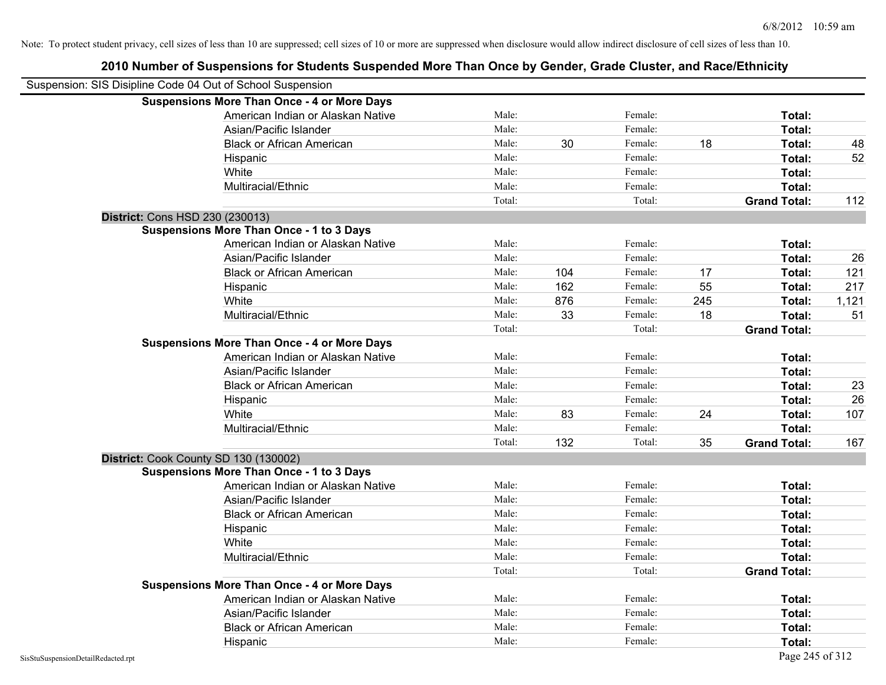Note: To protect student privacy, cell sizes of less than 10 are suppressed; cell sizes of 10 or more are suppressed when disclosure would allow indirect disclosure of cell sizes of less than 10.

# 2010 Number of Suspensions for Students Suspended More Than Once by Gender, Grade Cluster, and Race/Ethnicity

Suspension: SIS Disipline Code 04 Out of School Suspension

| | | | | | | | |
|---|---|---|---|---|---|---|---|
| **Suspensions More Than Once - 4 or More Days** | | | | | | | |
| American Indian or Alaskan Native | Male: | | Female: | | **Total:** | |
| Asian/Pacific Islander | Male: | | Female: | | **Total:** | |
| Black or African American | Male: | 30 | Female: | 18 | **Total:** | 48 |
| Hispanic | Male: | | Female: | | **Total:** | 52 |
| White | Male: | | Female: | | **Total:** | |
| Multiracial/Ethnic | Male: | | Female: | | **Total:** | |
| | Total: | | Total: | | **Grand Total:** | 112 |

**District:** Cons HSD 230 (230013)

| | | | | | | |
|---|---|---|---|---|---|---|
| **Suspensions More Than Once - 1 to 3 Days** | | | | | | |
| American Indian or Alaskan Native | Male: | | Female: | | **Total:** | |
| Asian/Pacific Islander | Male: | | Female: | | **Total:** | 26 |
| Black or African American | Male: | 104 | Female: | 17 | **Total:** | 121 |
| Hispanic | Male: | 162 | Female: | 55 | **Total:** | 217 |
| White | Male: | 876 | Female: | 245 | **Total:** | 1,121 |
| Multiracial/Ethnic | Male: | 33 | Female: | 18 | **Total:** | 51 |
| | Total: | | Total: | | **Grand Total:** | |
| **Suspensions More Than Once - 4 or More Days** | | | | | | |
| American Indian or Alaskan Native | Male: | | Female: | | **Total:** | |
| Asian/Pacific Islander | Male: | | Female: | | **Total:** | |
| Black or African American | Male: | | Female: | | **Total:** | 23 |
| Hispanic | Male: | | Female: | | **Total:** | 26 |
| White | Male: | 83 | Female: | 24 | **Total:** | 107 |
| Multiracial/Ethnic | Male: | | Female: | | **Total:** | |
| | Total: | 132 | Total: | 35 | **Grand Total:** | 167 |

**District:** Cook County SD 130 (130002)

| | | | | | | |
|---|---|---|---|---|---|---|
| **Suspensions More Than Once - 1 to 3 Days** | | | | | | |
| American Indian or Alaskan Native | Male: | | Female: | | **Total:** | |
| Asian/Pacific Islander | Male: | | Female: | | **Total:** | |
| Black or African American | Male: | | Female: | | **Total:** | |
| Hispanic | Male: | | Female: | | **Total:** | |
| White | Male: | | Female: | | **Total:** | |
| Multiracial/Ethnic | Male: | | Female: | | **Total:** | |
| | Total: | | Total: | | **Grand Total:** | |
| **Suspensions More Than Once - 4 or More Days** | | | | | | |
| American Indian or Alaskan Native | Male: | | Female: | | **Total:** | |
| Asian/Pacific Islander | Male: | | Female: | | **Total:** | |
| Black or African American | Male: | | Female: | | **Total:** | |
| Hispanic | Male: | | Female: | | **Total:** | |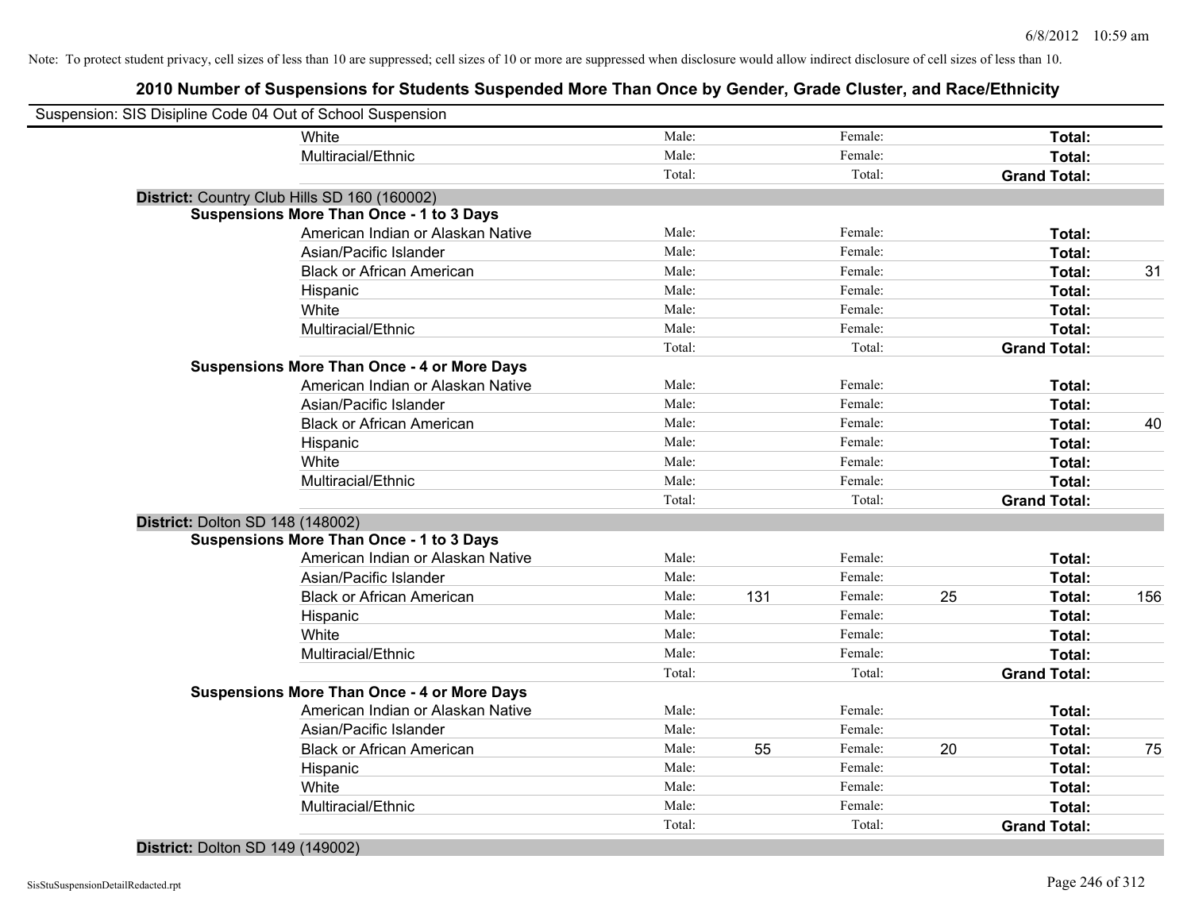Note: To protect student privacy, cell sizes of less than 10 are suppressed; cell sizes of 10 or more are suppressed when disclosure would allow indirect disclosure of cell sizes of less than 10.

## 2010 Number of Suspensions for Students Suspended More Than Once by Gender, Grade Cluster, and Race/Ethnicity

Suspension: SIS Disipline Code 04 Out of School Suspension

| | | | | | | | |
|---|---|---|---|---|---|---|---|
| | White | Male: | | Female: | | **Total:** | |
| | Multiracial/Ethnic | Male: | | Female: | | **Total:** | |
| | | Total: | | Total: | | **Grand Total:** | |
| **District:** Country Club Hills SD 160 (160002) | | | | | | | |
| **Suspensions More Than Once - 1 to 3 Days** | | | | | | | |
| | American Indian or Alaskan Native | Male: | | Female: | | **Total:** | |
| | Asian/Pacific Islander | Male: | | Female: | | **Total:** | |
| | Black or African American | Male: | | Female: | | **Total:** | 31 |
| | Hispanic | Male: | | Female: | | **Total:** | |
| | White | Male: | | Female: | | **Total:** | |
| | Multiracial/Ethnic | Male: | | Female: | | **Total:** | |
| | | Total: | | Total: | | **Grand Total:** | |
| **Suspensions More Than Once - 4 or More Days** | | | | | | | |
| | American Indian or Alaskan Native | Male: | | Female: | | **Total:** | |
| | Asian/Pacific Islander | Male: | | Female: | | **Total:** | |
| | Black or African American | Male: | | Female: | | **Total:** | 40 |
| | Hispanic | Male: | | Female: | | **Total:** | |
| | White | Male: | | Female: | | **Total:** | |
| | Multiracial/Ethnic | Male: | | Female: | | **Total:** | |
| | | Total: | | Total: | | **Grand Total:** | |
| **District:** Dolton SD 148 (148002) | | | | | | | |
| **Suspensions More Than Once - 1 to 3 Days** | | | | | | | |
| | American Indian or Alaskan Native | Male: | | Female: | | **Total:** | |
| | Asian/Pacific Islander | Male: | | Female: | | **Total:** | |
| | Black or African American | Male: | 131 | Female: | 25 | **Total:** | 156 |
| | Hispanic | Male: | | Female: | | **Total:** | |
| | White | Male: | | Female: | | **Total:** | |
| | Multiracial/Ethnic | Male: | | Female: | | **Total:** | |
| | | Total: | | Total: | | **Grand Total:** | |
| **Suspensions More Than Once - 4 or More Days** | | | | | | | |
| | American Indian or Alaskan Native | Male: | | Female: | | **Total:** | |
| | Asian/Pacific Islander | Male: | | Female: | | **Total:** | |
| | Black or African American | Male: | 55 | Female: | 20 | **Total:** | 75 |
| | Hispanic | Male: | | Female: | | **Total:** | |
| | White | Male: | | Female: | | **Total:** | |
| | Multiracial/Ethnic | Male: | | Female: | | **Total:** | |
| | | Total: | | Total: | | **Grand Total:** | |
| **District:** Dolton SD 149 (149002) | | | | | | | |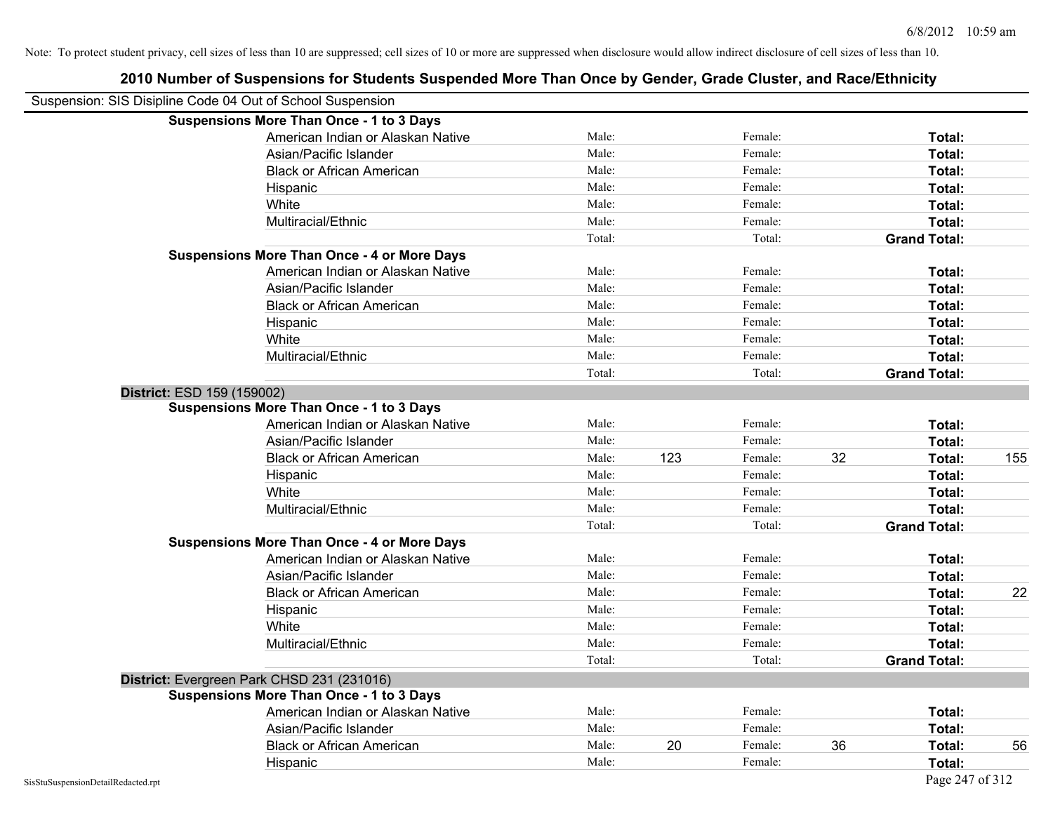Note: To protect student privacy, cell sizes of less than 10 are suppressed; cell sizes of 10 or more are suppressed when disclosure would allow indirect disclosure of cell sizes of less than 10.

## 2010 Number of Suspensions for Students Suspended More Than Once by Gender, Grade Cluster, and Race/Ethnicity

Suspension: SIS Disipline Code 04 Out of School Suspension

| | | | | | | |
|---|---|---|---|---|---|---|
| **Suspensions More Than Once - 1 to 3 Days** | | | | | | |
| American Indian or Alaskan Native | Male: | | Female: | | **Total:** | |
| Asian/Pacific Islander | Male: | | Female: | | **Total:** | |
| Black or African American | Male: | | Female: | | **Total:** | |
| Hispanic | Male: | | Female: | | **Total:** | |
| White | Male: | | Female: | | **Total:** | |
| Multiracial/Ethnic | Male: | | Female: | | **Total:** | |
| | Total: | | Total: | | **Grand Total:** | |
| **Suspensions More Than Once - 4 or More Days** | | | | | | |
| American Indian or Alaskan Native | Male: | | Female: | | **Total:** | |
| Asian/Pacific Islander | Male: | | Female: | | **Total:** | |
| Black or African American | Male: | | Female: | | **Total:** | |
| Hispanic | Male: | | Female: | | **Total:** | |
| White | Male: | | Female: | | **Total:** | |
| Multiracial/Ethnic | Male: | | Female: | | **Total:** | |
| | Total: | | Total: | | **Grand Total:** | |

**District:** ESD 159 (159002)

| | | | | | | |
|---|---|---|---|---|---|---|
| **Suspensions More Than Once - 1 to 3 Days** | | | | | | |
| American Indian or Alaskan Native | Male: | | Female: | | **Total:** | |
| Asian/Pacific Islander | Male: | | Female: | | **Total:** | |
| Black or African American | Male: | 123 | Female: | 32 | **Total:** | 155 |
| Hispanic | Male: | | Female: | | **Total:** | |
| White | Male: | | Female: | | **Total:** | |
| Multiracial/Ethnic | Male: | | Female: | | **Total:** | |
| | Total: | | Total: | | **Grand Total:** | |
| **Suspensions More Than Once - 4 or More Days** | | | | | | |
| American Indian or Alaskan Native | Male: | | Female: | | **Total:** | |
| Asian/Pacific Islander | Male: | | Female: | | **Total:** | |
| Black or African American | Male: | | Female: | | **Total:** | 22 |
| Hispanic | Male: | | Female: | | **Total:** | |
| White | Male: | | Female: | | **Total:** | |
| Multiracial/Ethnic | Male: | | Female: | | **Total:** | |
| | Total: | | Total: | | **Grand Total:** | |

**District:** Evergreen Park CHSD 231 (231016)

| | | | | | | |
|---|---|---|---|---|---|---|
| **Suspensions More Than Once - 1 to 3 Days** | | | | | | |
| American Indian or Alaskan Native | Male: | | Female: | | **Total:** | |
| Asian/Pacific Islander | Male: | | Female: | | **Total:** | |
| Black or African American | Male: | 20 | Female: | 36 | **Total:** | 56 |
| Hispanic | Male: | | Female: | | **Total:** | |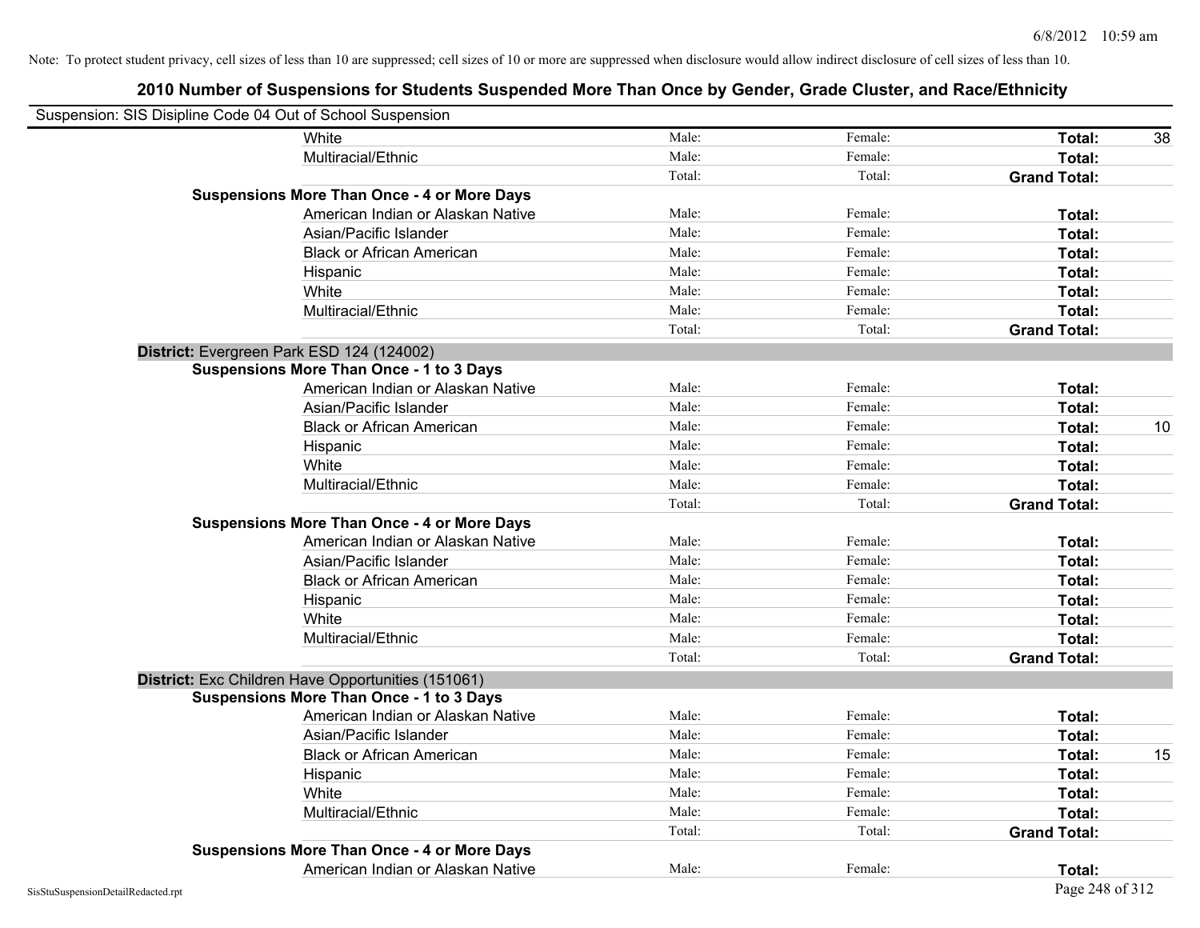Note: To protect student privacy, cell sizes of less than 10 are suppressed; cell sizes of 10 or more are suppressed when disclosure would allow indirect disclosure of cell sizes of less than 10.

## 2010 Number of Suspensions for Students Suspended More Than Once by Gender, Grade Cluster, and Race/Ethnicity

Suspension: SIS Disipline Code 04 Out of School Suspension

| | | | | | |
|---|---|---|---|---|---|
| | White | Male: | Female: | **Total:** | 38 |
| | Multiracial/Ethnic | Male: | Female: | **Total:** | |
| | | Total: | Total: | **Grand Total:** | |
| **Suspensions More Than Once - 4 or More Days** | | | | | |
| | American Indian or Alaskan Native | Male: | Female: | **Total:** | |
| | Asian/Pacific Islander | Male: | Female: | **Total:** | |
| | Black or African American | Male: | Female: | **Total:** | |
| | Hispanic | Male: | Female: | **Total:** | |
| | White | Male: | Female: | **Total:** | |
| | Multiracial/Ethnic | Male: | Female: | **Total:** | |
| | | Total: | Total: | **Grand Total:** | |
| **District:** Evergreen Park ESD 124 (124002) | | | | | |
| **Suspensions More Than Once - 1 to 3 Days** | | | | | |
| | American Indian or Alaskan Native | Male: | Female: | **Total:** | |
| | Asian/Pacific Islander | Male: | Female: | **Total:** | |
| | Black or African American | Male: | Female: | **Total:** | 10 |
| | Hispanic | Male: | Female: | **Total:** | |
| | White | Male: | Female: | **Total:** | |
| | Multiracial/Ethnic | Male: | Female: | **Total:** | |
| | | Total: | Total: | **Grand Total:** | |
| **Suspensions More Than Once - 4 or More Days** | | | | | |
| | American Indian or Alaskan Native | Male: | Female: | **Total:** | |
| | Asian/Pacific Islander | Male: | Female: | **Total:** | |
| | Black or African American | Male: | Female: | **Total:** | |
| | Hispanic | Male: | Female: | **Total:** | |
| | White | Male: | Female: | **Total:** | |
| | Multiracial/Ethnic | Male: | Female: | **Total:** | |
| | | Total: | Total: | **Grand Total:** | |
| **District:** Exc Children Have Opportunities (151061) | | | | | |
| **Suspensions More Than Once - 1 to 3 Days** | | | | | |
| | American Indian or Alaskan Native | Male: | Female: | **Total:** | |
| | Asian/Pacific Islander | Male: | Female: | **Total:** | |
| | Black or African American | Male: | Female: | **Total:** | 15 |
| | Hispanic | Male: | Female: | **Total:** | |
| | White | Male: | Female: | **Total:** | |
| | Multiracial/Ethnic | Male: | Female: | **Total:** | |
| | | Total: | Total: | **Grand Total:** | |
| **Suspensions More Than Once - 4 or More Days** | | | | | |
| | American Indian or Alaskan Native | Male: | Female: | **Total:** | |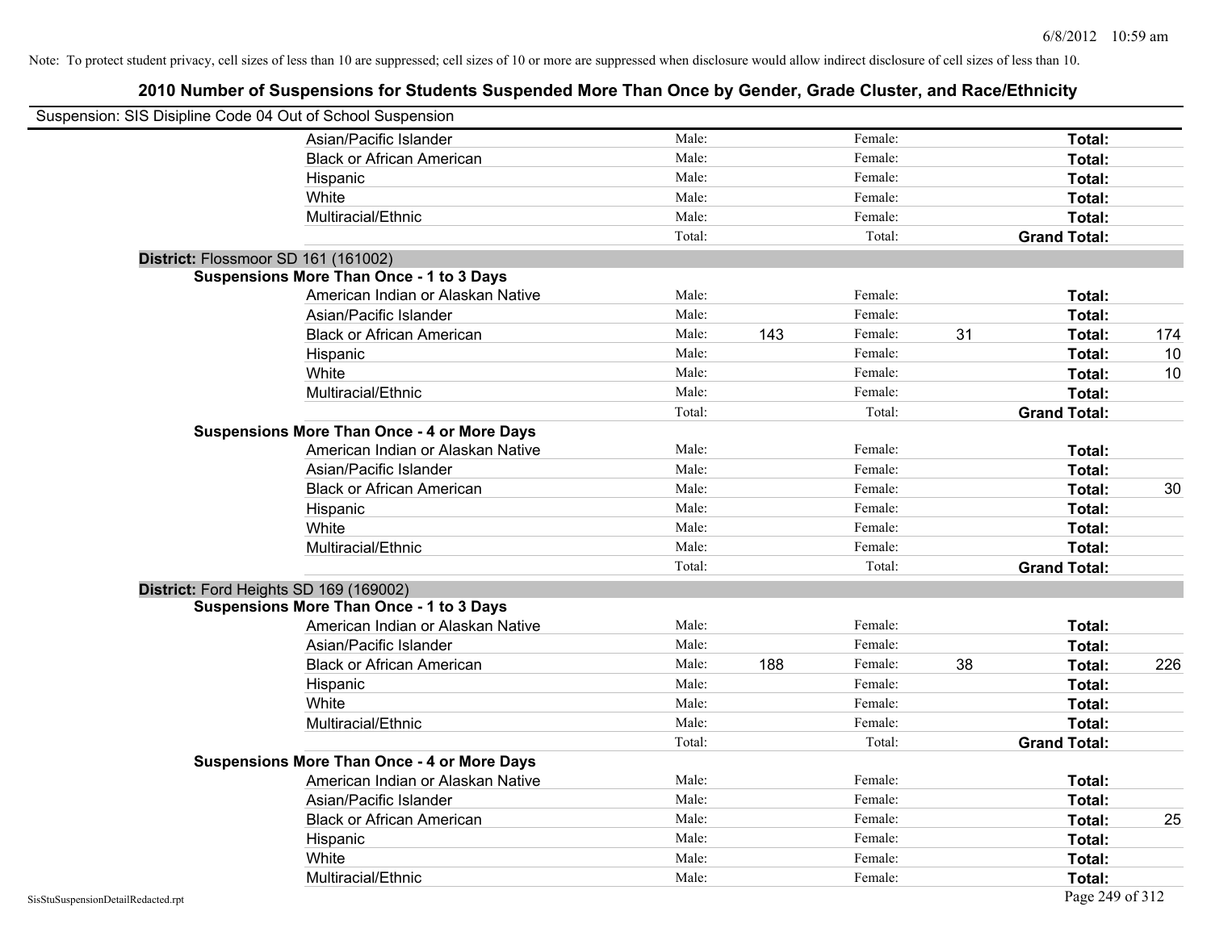Note: To protect student privacy, cell sizes of less than 10 are suppressed; cell sizes of 10 or more are suppressed when disclosure would allow indirect disclosure of cell sizes of less than 10.

## 2010 Number of Suspensions for Students Suspended More Than Once by Gender, Grade Cluster, and Race/Ethnicity

Suspension: SIS Disipline Code 04 Out of School Suspension

| | | | | | | |
|---|---|---|---|---|---|---|
| Asian/Pacific Islander | Male: | | Female: | | **Total:** | |
| Black or African American | Male: | | Female: | | **Total:** | |
| Hispanic | Male: | | Female: | | **Total:** | |
| White | Male: | | Female: | | **Total:** | |
| Multiracial/Ethnic | Male: | | Female: | | **Total:** | |
| | Total: | | Total: | | **Grand Total:** | |

**District:** Flossmoor SD 161 (161002)

**Suspensions More Than Once - 1 to 3 Days**

| | | | | | | |
|---|---|---|---|---|---|---|
| American Indian or Alaskan Native | Male: | | Female: | | **Total:** | |
| Asian/Pacific Islander | Male: | | Female: | | **Total:** | |
| Black or African American | Male: | 143 | Female: | 31 | **Total:** | 174 |
| Hispanic | Male: | | Female: | | **Total:** | 10 |
| White | Male: | | Female: | | **Total:** | 10 |
| Multiracial/Ethnic | Male: | | Female: | | **Total:** | |
| | Total: | | Total: | | **Grand Total:** | |

**Suspensions More Than Once - 4 or More Days**

| | | | | | | |
|---|---|---|---|---|---|---|
| American Indian or Alaskan Native | Male: | | Female: | | **Total:** | |
| Asian/Pacific Islander | Male: | | Female: | | **Total:** | |
| Black or African American | Male: | | Female: | | **Total:** | 30 |
| Hispanic | Male: | | Female: | | **Total:** | |
| White | Male: | | Female: | | **Total:** | |
| Multiracial/Ethnic | Male: | | Female: | | **Total:** | |
| | Total: | | Total: | | **Grand Total:** | |

**District:** Ford Heights SD 169 (169002)

**Suspensions More Than Once - 1 to 3 Days**

| | | | | | | |
|---|---|---|---|---|---|---|
| American Indian or Alaskan Native | Male: | | Female: | | **Total:** | |
| Asian/Pacific Islander | Male: | | Female: | | **Total:** | |
| Black or African American | Male: | 188 | Female: | 38 | **Total:** | 226 |
| Hispanic | Male: | | Female: | | **Total:** | |
| White | Male: | | Female: | | **Total:** | |
| Multiracial/Ethnic | Male: | | Female: | | **Total:** | |
| | Total: | | Total: | | **Grand Total:** | |

**Suspensions More Than Once - 4 or More Days**

| | | | | | | |
|---|---|---|---|---|---|---|
| American Indian or Alaskan Native | Male: | | Female: | | **Total:** | |
| Asian/Pacific Islander | Male: | | Female: | | **Total:** | |
| Black or African American | Male: | | Female: | | **Total:** | 25 |
| Hispanic | Male: | | Female: | | **Total:** | |
| White | Male: | | Female: | | **Total:** | |
| Multiracial/Ethnic | Male: | | Female: | | **Total:** | |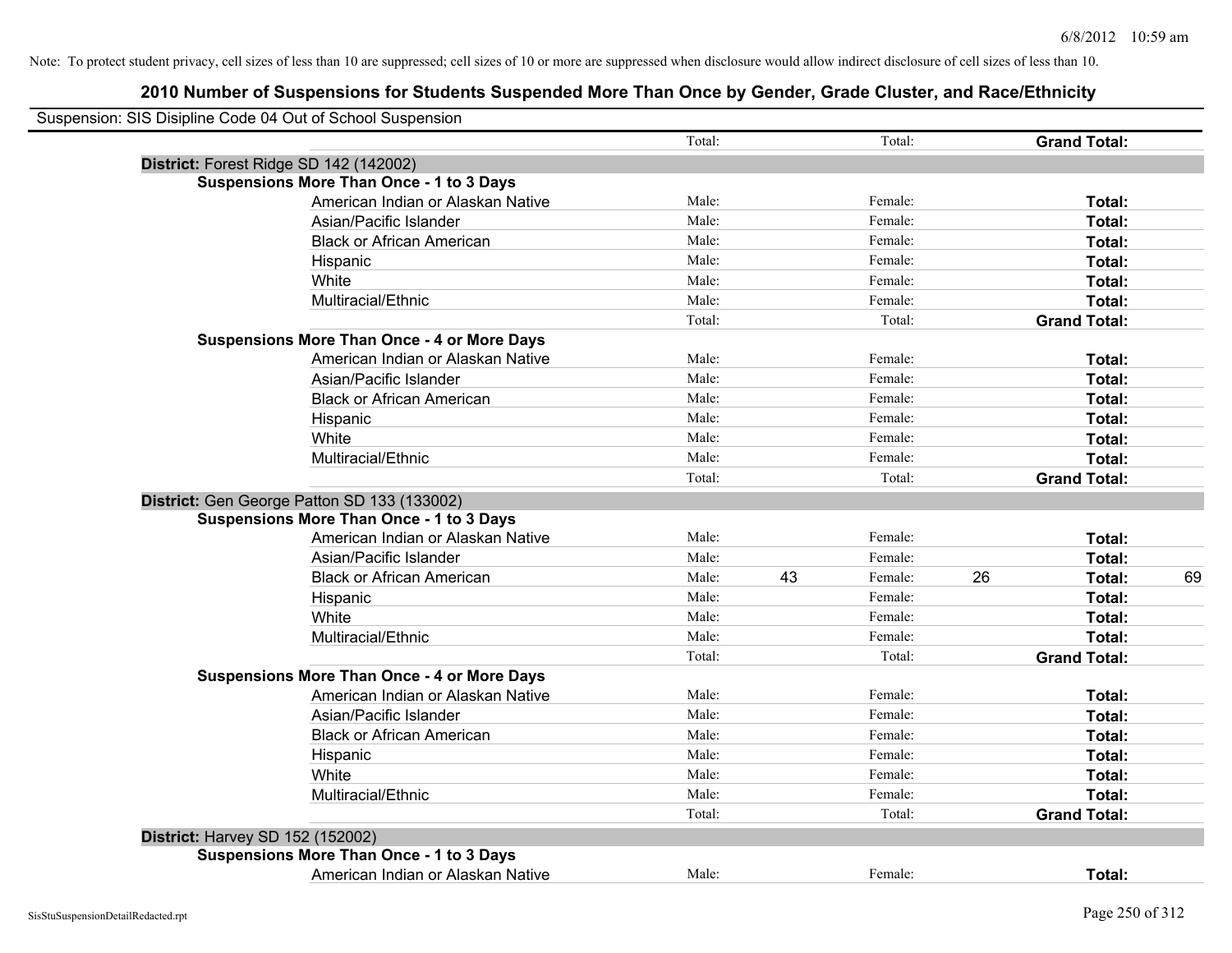Note: To protect student privacy, cell sizes of less than 10 are suppressed; cell sizes of 10 or more are suppressed when disclosure would allow indirect disclosure of cell sizes of less than 10.

## 2010 Number of Suspensions for Students Suspended More Than Once by Gender, Grade Cluster, and Race/Ethnicity

Suspension: SIS Disipline Code 04 Out of School Suspension

| | | | | | | | |
|---|---|---|---|---|---|---|---|
| | Total: | | Total: | | **Grand Total:** | |
| **District:** Forest Ridge SD 142 (142002) | | | | | | |
| **Suspensions More Than Once - 1 to 3 Days** | | | | | | |
| American Indian or Alaskan Native | Male: | | Female: | | **Total:** | |
| Asian/Pacific Islander | Male: | | Female: | | **Total:** | |
| Black or African American | Male: | | Female: | | **Total:** | |
| Hispanic | Male: | | Female: | | **Total:** | |
| White | Male: | | Female: | | **Total:** | |
| Multiracial/Ethnic | Male: | | Female: | | **Total:** | |
| | Total: | | Total: | | **Grand Total:** | |
| **Suspensions More Than Once - 4 or More Days** | | | | | | |
| American Indian or Alaskan Native | Male: | | Female: | | **Total:** | |
| Asian/Pacific Islander | Male: | | Female: | | **Total:** | |
| Black or African American | Male: | | Female: | | **Total:** | |
| Hispanic | Male: | | Female: | | **Total:** | |
| White | Male: | | Female: | | **Total:** | |
| Multiracial/Ethnic | Male: | | Female: | | **Total:** | |
| | Total: | | Total: | | **Grand Total:** | |
| **District:** Gen George Patton SD 133 (133002) | | | | | | |
| **Suspensions More Than Once - 1 to 3 Days** | | | | | | |
| American Indian or Alaskan Native | Male: | | Female: | | **Total:** | |
| Asian/Pacific Islander | Male: | | Female: | | **Total:** | |
| Black or African American | Male: | 43 | Female: | 26 | **Total:** | 69 |
| Hispanic | Male: | | Female: | | **Total:** | |
| White | Male: | | Female: | | **Total:** | |
| Multiracial/Ethnic | Male: | | Female: | | **Total:** | |
| | Total: | | Total: | | **Grand Total:** | |
| **Suspensions More Than Once - 4 or More Days** | | | | | | |
| American Indian or Alaskan Native | Male: | | Female: | | **Total:** | |
| Asian/Pacific Islander | Male: | | Female: | | **Total:** | |
| Black or African American | Male: | | Female: | | **Total:** | |
| Hispanic | Male: | | Female: | | **Total:** | |
| White | Male: | | Female: | | **Total:** | |
| Multiracial/Ethnic | Male: | | Female: | | **Total:** | |
| | Total: | | Total: | | **Grand Total:** | |
| **District:** Harvey SD 152 (152002) | | | | | | |
| **Suspensions More Than Once - 1 to 3 Days** | | | | | | |
| American Indian or Alaskan Native | Male: | | Female: | | **Total:** | |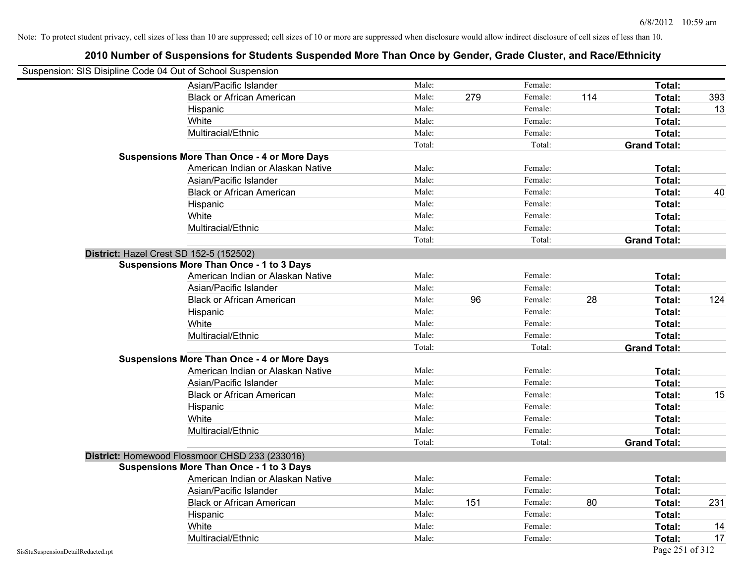Note: To protect student privacy, cell sizes of less than 10 are suppressed; cell sizes of 10 or more are suppressed when disclosure would allow indirect disclosure of cell sizes of less than 10.

# 2010 Number of Suspensions for Students Suspended More Than Once by Gender, Grade Cluster, and Race/Ethnicity

Suspension: SIS Disipline Code 04 Out of School Suspension

| | | | | | | |
|---|---|---|---|---|---|---|
| Asian/Pacific Islander | Male: | | Female: | | **Total:** | |
| Black or African American | Male: | 279 | Female: | 114 | **Total:** | 393 |
| Hispanic | Male: | | Female: | | **Total:** | 13 |
| White | Male: | | Female: | | **Total:** | |
| Multiracial/Ethnic | Male: | | Female: | | **Total:** | |
| | Total: | | Total: | | **Grand Total:** | |

**Suspensions More Than Once - 4 or More Days**

| | | | | | | |
|---|---|---|---|---|---|---|
| American Indian or Alaskan Native | Male: | | Female: | | **Total:** | |
| Asian/Pacific Islander | Male: | | Female: | | **Total:** | |
| Black or African American | Male: | | Female: | | **Total:** | 40 |
| Hispanic | Male: | | Female: | | **Total:** | |
| White | Male: | | Female: | | **Total:** | |
| Multiracial/Ethnic | Male: | | Female: | | **Total:** | |
| | Total: | | Total: | | **Grand Total:** | |

**District:** Hazel Crest SD 152-5 (152502)

**Suspensions More Than Once - 1 to 3 Days**

| | | | | | | |
|---|---|---|---|---|---|---|
| American Indian or Alaskan Native | Male: | | Female: | | **Total:** | |
| Asian/Pacific Islander | Male: | | Female: | | **Total:** | |
| Black or African American | Male: | 96 | Female: | 28 | **Total:** | 124 |
| Hispanic | Male: | | Female: | | **Total:** | |
| White | Male: | | Female: | | **Total:** | |
| Multiracial/Ethnic | Male: | | Female: | | **Total:** | |
| | Total: | | Total: | | **Grand Total:** | |

**Suspensions More Than Once - 4 or More Days**

| | | | | | | |
|---|---|---|---|---|---|---|
| American Indian or Alaskan Native | Male: | | Female: | | **Total:** | |
| Asian/Pacific Islander | Male: | | Female: | | **Total:** | |
| Black or African American | Male: | | Female: | | **Total:** | 15 |
| Hispanic | Male: | | Female: | | **Total:** | |
| White | Male: | | Female: | | **Total:** | |
| Multiracial/Ethnic | Male: | | Female: | | **Total:** | |
| | Total: | | Total: | | **Grand Total:** | |

**District:** Homewood Flossmoor CHSD 233 (233016)

**Suspensions More Than Once - 1 to 3 Days**

| | | | | | | |
|---|---|---|---|---|---|---|
| American Indian or Alaskan Native | Male: | | Female: | | **Total:** | |
| Asian/Pacific Islander | Male: | | Female: | | **Total:** | |
| Black or African American | Male: | 151 | Female: | 80 | **Total:** | 231 |
| Hispanic | Male: | | Female: | | **Total:** | |
| White | Male: | | Female: | | **Total:** | 14 |
| Multiracial/Ethnic | Male: | | Female: | | **Total:** | 17 |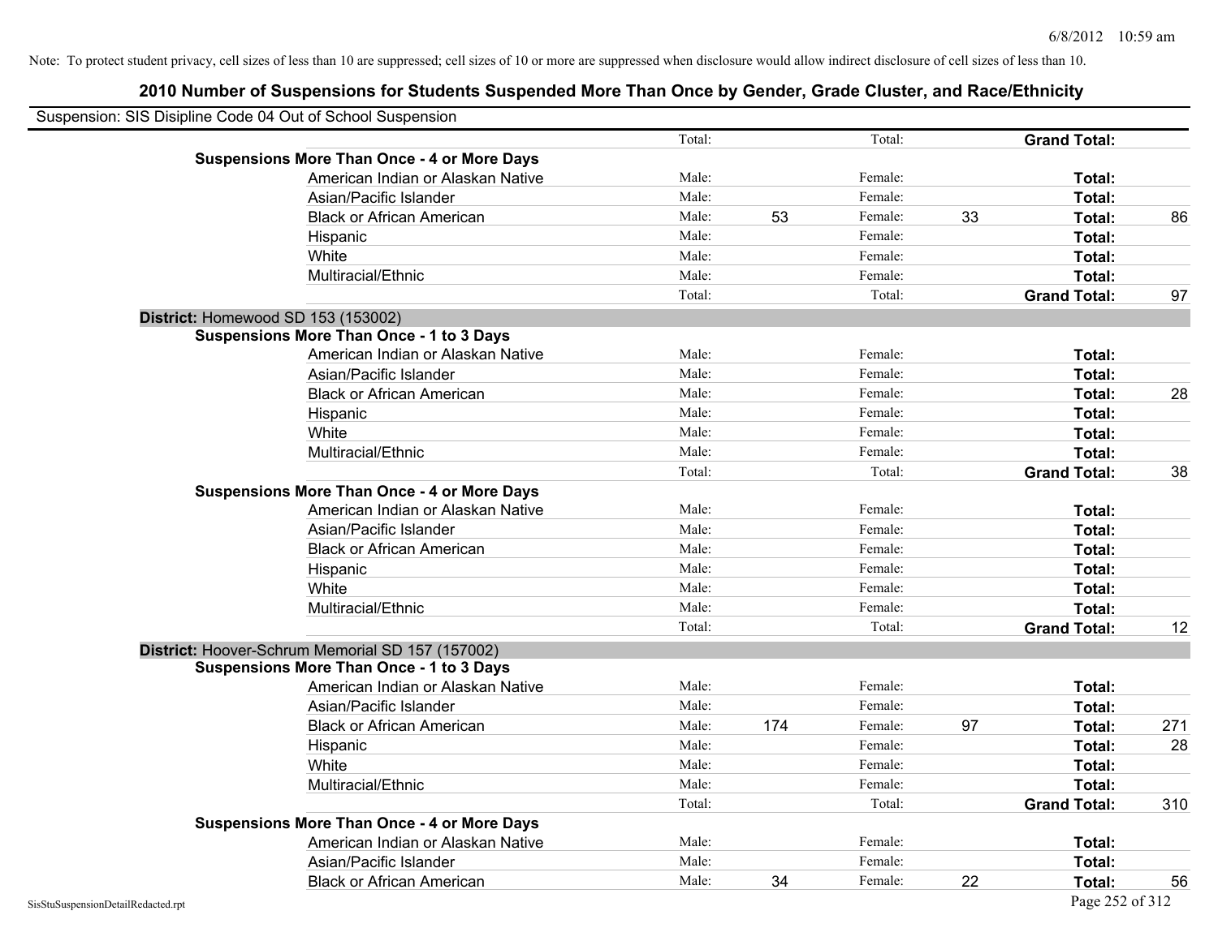Note: To protect student privacy, cell sizes of less than 10 are suppressed; cell sizes of 10 or more are suppressed when disclosure would allow indirect disclosure of cell sizes of less than 10.

## 2010 Number of Suspensions for Students Suspended More Than Once by Gender, Grade Cluster, and Race/Ethnicity

Suspension: SIS Disipline Code 04 Out of School Suspension

| | | | | | | | |
|---|---|---|---|---|---|---|---|
| | Total: | | Total: | | **Grand Total:** | |
| **Suspensions More Than Once - 4 or More Days** | | | | | | |
| American Indian or Alaskan Native | Male: | | Female: | | **Total:** | |
| Asian/Pacific Islander | Male: | | Female: | | **Total:** | |
| Black or African American | Male: | 53 | Female: | 33 | **Total:** | 86 |
| Hispanic | Male: | | Female: | | **Total:** | |
| White | Male: | | Female: | | **Total:** | |
| Multiracial/Ethnic | Male: | | Female: | | **Total:** | |
| | Total: | | Total: | | **Grand Total:** | 97 |

**District:** Homewood SD 153 (153002)

| | | | | | | |
|---|---|---|---|---|---|---|
| **Suspensions More Than Once - 1 to 3 Days** | | | | | | |
| American Indian or Alaskan Native | Male: | | Female: | | **Total:** | |
| Asian/Pacific Islander | Male: | | Female: | | **Total:** | |
| Black or African American | Male: | | Female: | | **Total:** | 28 |
| Hispanic | Male: | | Female: | | **Total:** | |
| White | Male: | | Female: | | **Total:** | |
| Multiracial/Ethnic | Male: | | Female: | | **Total:** | |
| | Total: | | Total: | | **Grand Total:** | 38 |
| **Suspensions More Than Once - 4 or More Days** | | | | | | |
| American Indian or Alaskan Native | Male: | | Female: | | **Total:** | |
| Asian/Pacific Islander | Male: | | Female: | | **Total:** | |
| Black or African American | Male: | | Female: | | **Total:** | |
| Hispanic | Male: | | Female: | | **Total:** | |
| White | Male: | | Female: | | **Total:** | |
| Multiracial/Ethnic | Male: | | Female: | | **Total:** | |
| | Total: | | Total: | | **Grand Total:** | 12 |

**District:** Hoover-Schrum Memorial SD 157 (157002)

| | | | | | | |
|---|---|---|---|---|---|---|
| **Suspensions More Than Once - 1 to 3 Days** | | | | | | |
| American Indian or Alaskan Native | Male: | | Female: | | **Total:** | |
| Asian/Pacific Islander | Male: | | Female: | | **Total:** | |
| Black or African American | Male: | 174 | Female: | 97 | **Total:** | 271 |
| Hispanic | Male: | | Female: | | **Total:** | 28 |
| White | Male: | | Female: | | **Total:** | |
| Multiracial/Ethnic | Male: | | Female: | | **Total:** | |
| | Total: | | Total: | | **Grand Total:** | 310 |
| **Suspensions More Than Once - 4 or More Days** | | | | | | |
| American Indian or Alaskan Native | Male: | | Female: | | **Total:** | |
| Asian/Pacific Islander | Male: | | Female: | | **Total:** | |
| Black or African American | Male: | 34 | Female: | 22 | **Total:** | 56 |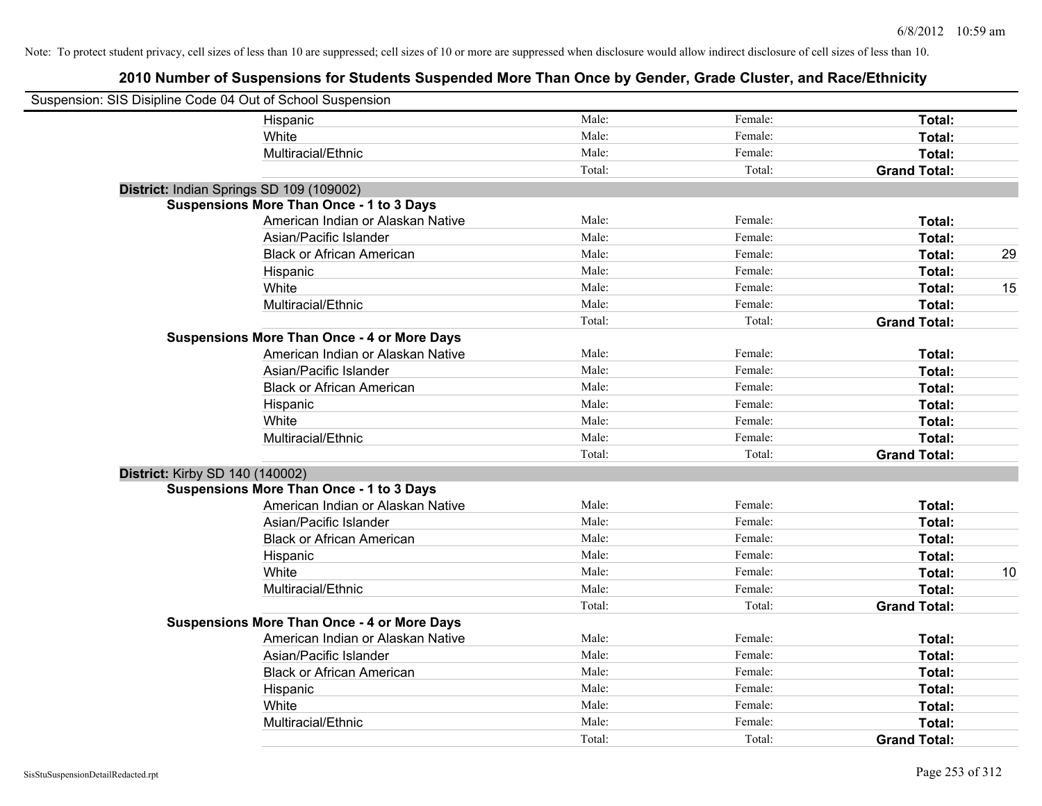Note: To protect student privacy, cell sizes of less than 10 are suppressed; cell sizes of 10 or more are suppressed when disclosure would allow indirect disclosure of cell sizes of less than 10.

## 2010 Number of Suspensions for Students Suspended More Than Once by Gender, Grade Cluster, and Race/Ethnicity

Suspension: SIS Disipline Code 04 Out of School Suspension

| | | | | | |
|---|---|---|---|---|---|
| | Hispanic | Male: | Female: | **Total:** | |
| | White | Male: | Female: | **Total:** | |
| | Multiracial/Ethnic | Male: | Female: | **Total:** | |
| | | Total: | Total: | **Grand Total:** | |
| **District:** Indian Springs SD 109 (109002) | | | | | |
| **Suspensions More Than Once - 1 to 3 Days** | | | | | |
| | American Indian or Alaskan Native | Male: | Female: | **Total:** | |
| | Asian/Pacific Islander | Male: | Female: | **Total:** | |
| | Black or African American | Male: | Female: | **Total:** | 29 |
| | Hispanic | Male: | Female: | **Total:** | |
| | White | Male: | Female: | **Total:** | 15 |
| | Multiracial/Ethnic | Male: | Female: | **Total:** | |
| | | Total: | Total: | **Grand Total:** | |
| **Suspensions More Than Once - 4 or More Days** | | | | | |
| | American Indian or Alaskan Native | Male: | Female: | **Total:** | |
| | Asian/Pacific Islander | Male: | Female: | **Total:** | |
| | Black or African American | Male: | Female: | **Total:** | |
| | Hispanic | Male: | Female: | **Total:** | |
| | White | Male: | Female: | **Total:** | |
| | Multiracial/Ethnic | Male: | Female: | **Total:** | |
| | | Total: | Total: | **Grand Total:** | |
| **District:** Kirby SD 140 (140002) | | | | | |
| **Suspensions More Than Once - 1 to 3 Days** | | | | | |
| | American Indian or Alaskan Native | Male: | Female: | **Total:** | |
| | Asian/Pacific Islander | Male: | Female: | **Total:** | |
| | Black or African American | Male: | Female: | **Total:** | |
| | Hispanic | Male: | Female: | **Total:** | |
| | White | Male: | Female: | **Total:** | 10 |
| | Multiracial/Ethnic | Male: | Female: | **Total:** | |
| | | Total: | Total: | **Grand Total:** | |
| **Suspensions More Than Once - 4 or More Days** | | | | | |
| | American Indian or Alaskan Native | Male: | Female: | **Total:** | |
| | Asian/Pacific Islander | Male: | Female: | **Total:** | |
| | Black or African American | Male: | Female: | **Total:** | |
| | Hispanic | Male: | Female: | **Total:** | |
| | White | Male: | Female: | **Total:** | |
| | Multiracial/Ethnic | Male: | Female: | **Total:** | |
| | | Total: | Total: | **Grand Total:** | |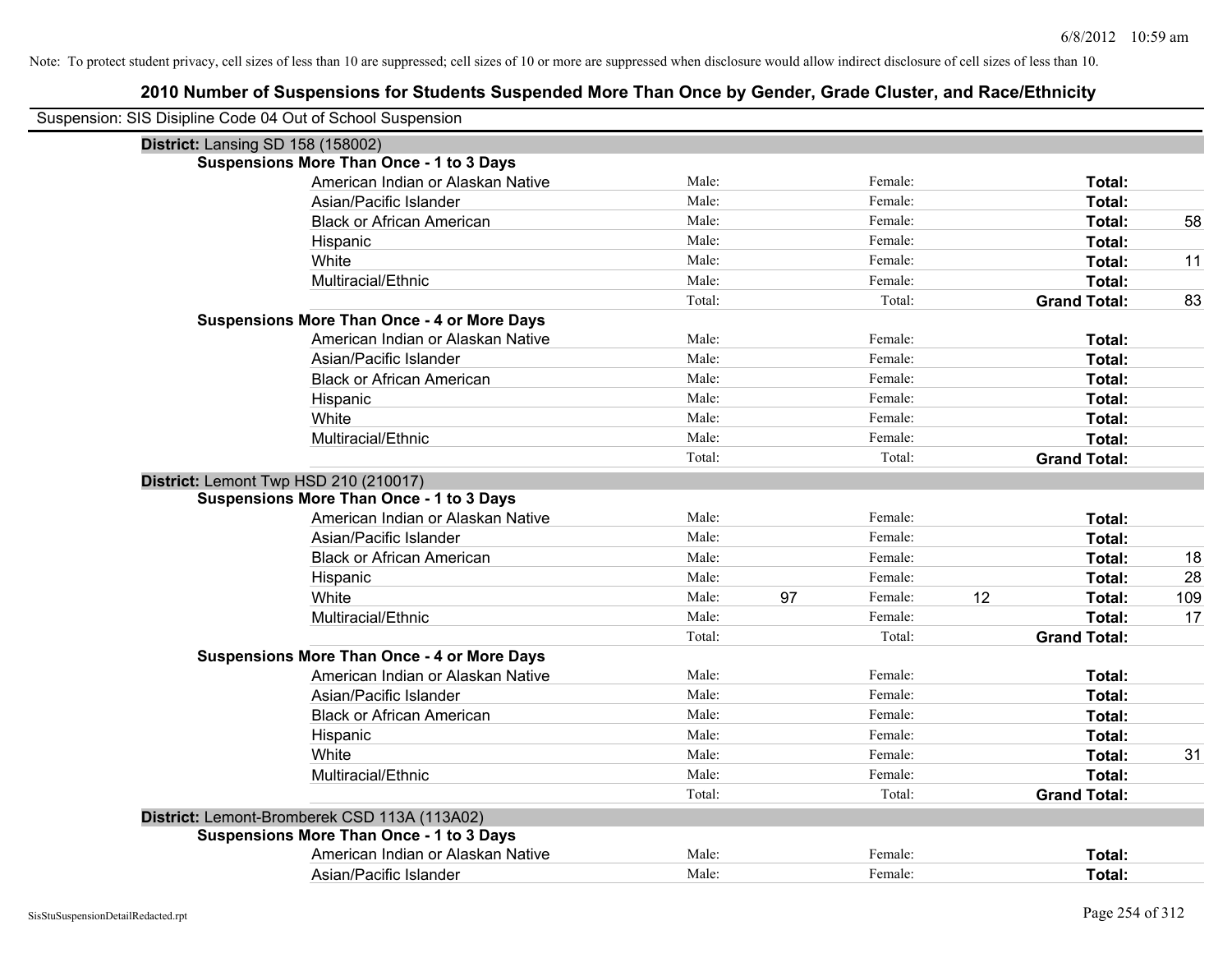Note: To protect student privacy, cell sizes of less than 10 are suppressed; cell sizes of 10 or more are suppressed when disclosure would allow indirect disclosure of cell sizes of less than 10.

## 2010 Number of Suspensions for Students Suspended More Than Once by Gender, Grade Cluster, and Race/Ethnicity

Suspension: SIS Disipline Code 04 Out of School Suspension

**District:** Lansing SD 158 (158002)

**Suspensions More Than Once - 1 to 3 Days**

| Race/Ethnicity | Male: | | Female: | | Total: | |
|---|---|---|---|---|---|---|
| American Indian or Alaskan Native | Male: | | Female: | | **Total:** | |
| Asian/Pacific Islander | Male: | | Female: | | **Total:** | |
| Black or African American | Male: | | Female: | | **Total:** | 58 |
| Hispanic | Male: | | Female: | | **Total:** | |
| White | Male: | | Female: | | **Total:** | 11 |
| Multiracial/Ethnic | Male: | | Female: | | **Total:** | |
| | Total: | | Total: | | **Grand Total:** | 83 |

**Suspensions More Than Once - 4 or More Days**

| Race/Ethnicity | Male: | | Female: | | Total: | |
|---|---|---|---|---|---|---|
| American Indian or Alaskan Native | Male: | | Female: | | **Total:** | |
| Asian/Pacific Islander | Male: | | Female: | | **Total:** | |
| Black or African American | Male: | | Female: | | **Total:** | |
| Hispanic | Male: | | Female: | | **Total:** | |
| White | Male: | | Female: | | **Total:** | |
| Multiracial/Ethnic | Male: | | Female: | | **Total:** | |
| | Total: | | Total: | | **Grand Total:** | |

**District:** Lemont Twp HSD 210 (210017)

**Suspensions More Than Once - 1 to 3 Days**

| Race/Ethnicity | Male: | | Female: | | Total: | |
|---|---|---|---|---|---|---|
| American Indian or Alaskan Native | Male: | | Female: | | **Total:** | |
| Asian/Pacific Islander | Male: | | Female: | | **Total:** | |
| Black or African American | Male: | | Female: | | **Total:** | 18 |
| Hispanic | Male: | | Female: | | **Total:** | 28 |
| White | Male: | 97 | Female: | 12 | **Total:** | 109 |
| Multiracial/Ethnic | Male: | | Female: | | **Total:** | 17 |
| | Total: | | Total: | | **Grand Total:** | |

**Suspensions More Than Once - 4 or More Days**

| Race/Ethnicity | Male: | | Female: | | Total: | |
|---|---|---|---|---|---|---|
| American Indian or Alaskan Native | Male: | | Female: | | **Total:** | |
| Asian/Pacific Islander | Male: | | Female: | | **Total:** | |
| Black or African American | Male: | | Female: | | **Total:** | |
| Hispanic | Male: | | Female: | | **Total:** | |
| White | Male: | | Female: | | **Total:** | 31 |
| Multiracial/Ethnic | Male: | | Female: | | **Total:** | |
| | Total: | | Total: | | **Grand Total:** | |

**District:** Lemont-Bromberek CSD 113A (113A02)

**Suspensions More Than Once - 1 to 3 Days**

| Race/Ethnicity | Male: | | Female: | | Total: | |
|---|---|---|---|---|---|---|
| American Indian or Alaskan Native | Male: | | Female: | | **Total:** | |
| Asian/Pacific Islander | Male: | | Female: | | **Total:** | |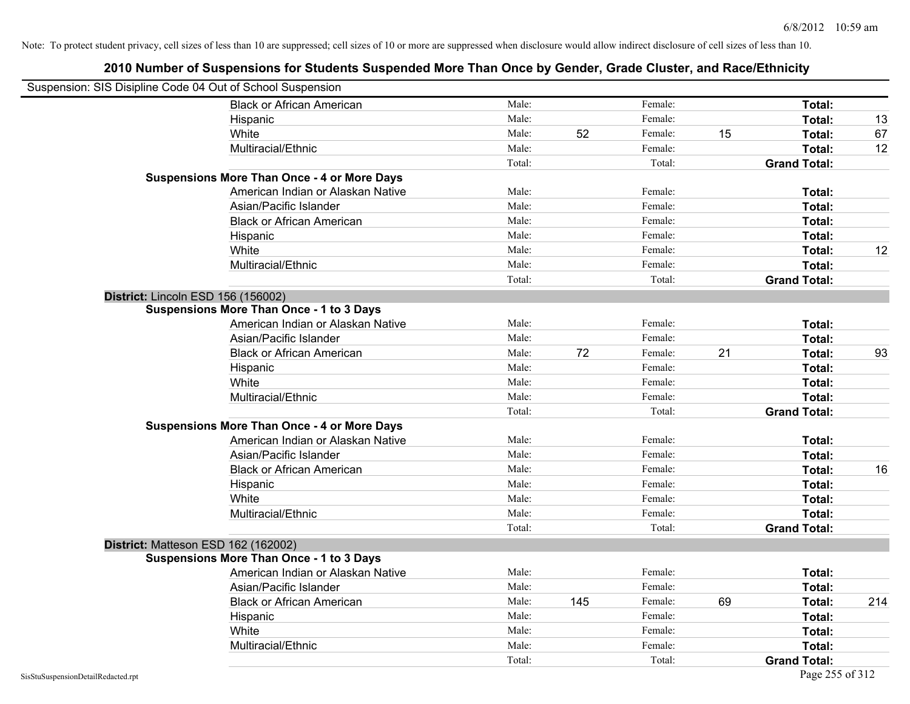Note: To protect student privacy, cell sizes of less than 10 are suppressed; cell sizes of 10 or more are suppressed when disclosure would allow indirect disclosure of cell sizes of less than 10.

## 2010 Number of Suspensions for Students Suspended More Than Once by Gender, Grade Cluster, and Race/Ethnicity

Suspension: SIS Disipline Code 04 Out of School Suspension

| | | | | | | | |
|---|---|---|---|---|---|---|---|
| Black or African American | Male: | | Female: | | **Total:** | |
| Hispanic | Male: | | Female: | | **Total:** | 13 |
| White | Male: | 52 | Female: | 15 | **Total:** | 67 |
| Multiracial/Ethnic | Male: | | Female: | | **Total:** | 12 |
| | Total: | | Total: | | **Grand Total:** | |

**Suspensions More Than Once - 4 or More Days**

| | | | | | | |
|---|---|---|---|---|---|---|
| American Indian or Alaskan Native | Male: | | Female: | | **Total:** | |
| Asian/Pacific Islander | Male: | | Female: | | **Total:** | |
| Black or African American | Male: | | Female: | | **Total:** | |
| Hispanic | Male: | | Female: | | **Total:** | |
| White | Male: | | Female: | | **Total:** | 12 |
| Multiracial/Ethnic | Male: | | Female: | | **Total:** | |
| | Total: | | Total: | | **Grand Total:** | |

**District:** Lincoln ESD 156 (156002)

**Suspensions More Than Once - 1 to 3 Days**

| | | | | | | |
|---|---|---|---|---|---|---|
| American Indian or Alaskan Native | Male: | | Female: | | **Total:** | |
| Asian/Pacific Islander | Male: | | Female: | | **Total:** | |
| Black or African American | Male: | 72 | Female: | 21 | **Total:** | 93 |
| Hispanic | Male: | | Female: | | **Total:** | |
| White | Male: | | Female: | | **Total:** | |
| Multiracial/Ethnic | Male: | | Female: | | **Total:** | |
| | Total: | | Total: | | **Grand Total:** | |

**Suspensions More Than Once - 4 or More Days**

| | | | | | | |
|---|---|---|---|---|---|---|
| American Indian or Alaskan Native | Male: | | Female: | | **Total:** | |
| Asian/Pacific Islander | Male: | | Female: | | **Total:** | |
| Black or African American | Male: | | Female: | | **Total:** | 16 |
| Hispanic | Male: | | Female: | | **Total:** | |
| White | Male: | | Female: | | **Total:** | |
| Multiracial/Ethnic | Male: | | Female: | | **Total:** | |
| | Total: | | Total: | | **Grand Total:** | |

**District:** Matteson ESD 162 (162002)

**Suspensions More Than Once - 1 to 3 Days**

| | | | | | | |
|---|---|---|---|---|---|---|
| American Indian or Alaskan Native | Male: | | Female: | | **Total:** | |
| Asian/Pacific Islander | Male: | | Female: | | **Total:** | |
| Black or African American | Male: | 145 | Female: | 69 | **Total:** | 214 |
| Hispanic | Male: | | Female: | | **Total:** | |
| White | Male: | | Female: | | **Total:** | |
| Multiracial/Ethnic | Male: | | Female: | | **Total:** | |
| | Total: | | Total: | | **Grand Total:** | |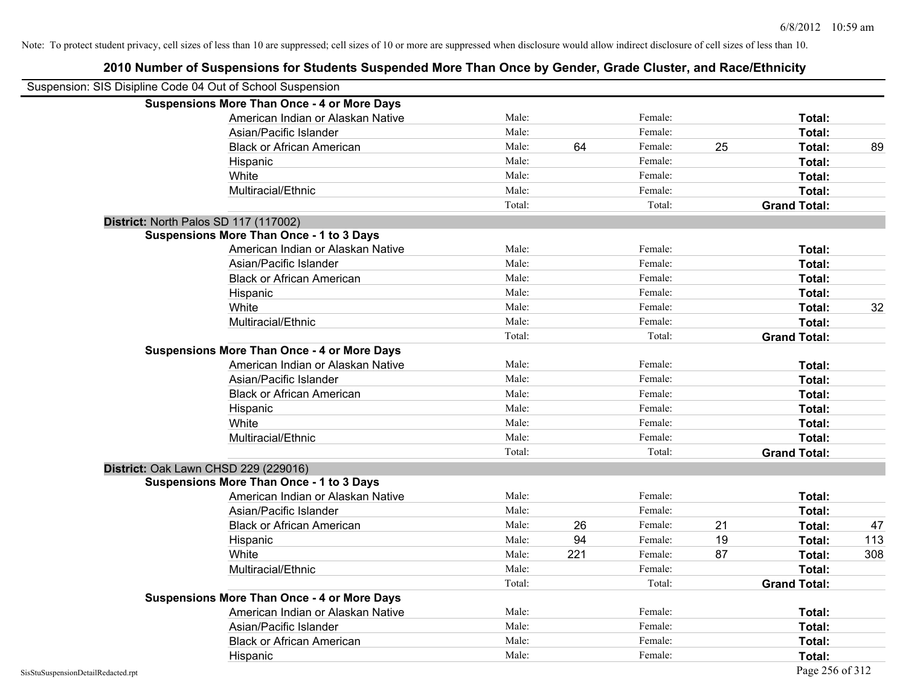Note: To protect student privacy, cell sizes of less than 10 are suppressed; cell sizes of 10 or more are suppressed when disclosure would allow indirect disclosure of cell sizes of less than 10.

## 2010 Number of Suspensions for Students Suspended More Than Once by Gender, Grade Cluster, and Race/Ethnicity

Suspension: SIS Disipline Code 04 Out of School Suspension

| | | | | | | | |
|---|---|---|---|---|---|---|---|
| **Suspensions More Than Once - 4 or More Days** | | | | | | | |
| American Indian or Alaskan Native | Male: | | Female: | | **Total:** | |
| Asian/Pacific Islander | Male: | | Female: | | **Total:** | |
| Black or African American | Male: | 64 | Female: | 25 | **Total:** | 89 |
| Hispanic | Male: | | Female: | | **Total:** | |
| White | Male: | | Female: | | **Total:** | |
| Multiracial/Ethnic | Male: | | Female: | | **Total:** | |
| | Total: | | Total: | | **Grand Total:** | |
| **District:** North Palos SD 117 (117002) | | | | | | |
| **Suspensions More Than Once - 1 to 3 Days** | | | | | | |
| American Indian or Alaskan Native | Male: | | Female: | | **Total:** | |
| Asian/Pacific Islander | Male: | | Female: | | **Total:** | |
| Black or African American | Male: | | Female: | | **Total:** | |
| Hispanic | Male: | | Female: | | **Total:** | |
| White | Male: | | Female: | | **Total:** | 32 |
| Multiracial/Ethnic | Male: | | Female: | | **Total:** | |
| | Total: | | Total: | | **Grand Total:** | |
| **Suspensions More Than Once - 4 or More Days** | | | | | | |
| American Indian or Alaskan Native | Male: | | Female: | | **Total:** | |
| Asian/Pacific Islander | Male: | | Female: | | **Total:** | |
| Black or African American | Male: | | Female: | | **Total:** | |
| Hispanic | Male: | | Female: | | **Total:** | |
| White | Male: | | Female: | | **Total:** | |
| Multiracial/Ethnic | Male: | | Female: | | **Total:** | |
| | Total: | | Total: | | **Grand Total:** | |
| **District:** Oak Lawn CHSD 229 (229016) | | | | | | |
| **Suspensions More Than Once - 1 to 3 Days** | | | | | | |
| American Indian or Alaskan Native | Male: | | Female: | | **Total:** | |
| Asian/Pacific Islander | Male: | | Female: | | **Total:** | |
| Black or African American | Male: | 26 | Female: | 21 | **Total:** | 47 |
| Hispanic | Male: | 94 | Female: | 19 | **Total:** | 113 |
| White | Male: | 221 | Female: | 87 | **Total:** | 308 |
| Multiracial/Ethnic | Male: | | Female: | | **Total:** | |
| | Total: | | Total: | | **Grand Total:** | |
| **Suspensions More Than Once - 4 or More Days** | | | | | | |
| American Indian or Alaskan Native | Male: | | Female: | | **Total:** | |
| Asian/Pacific Islander | Male: | | Female: | | **Total:** | |
| Black or African American | Male: | | Female: | | **Total:** | |
| Hispanic | Male: | | Female: | | **Total:** | |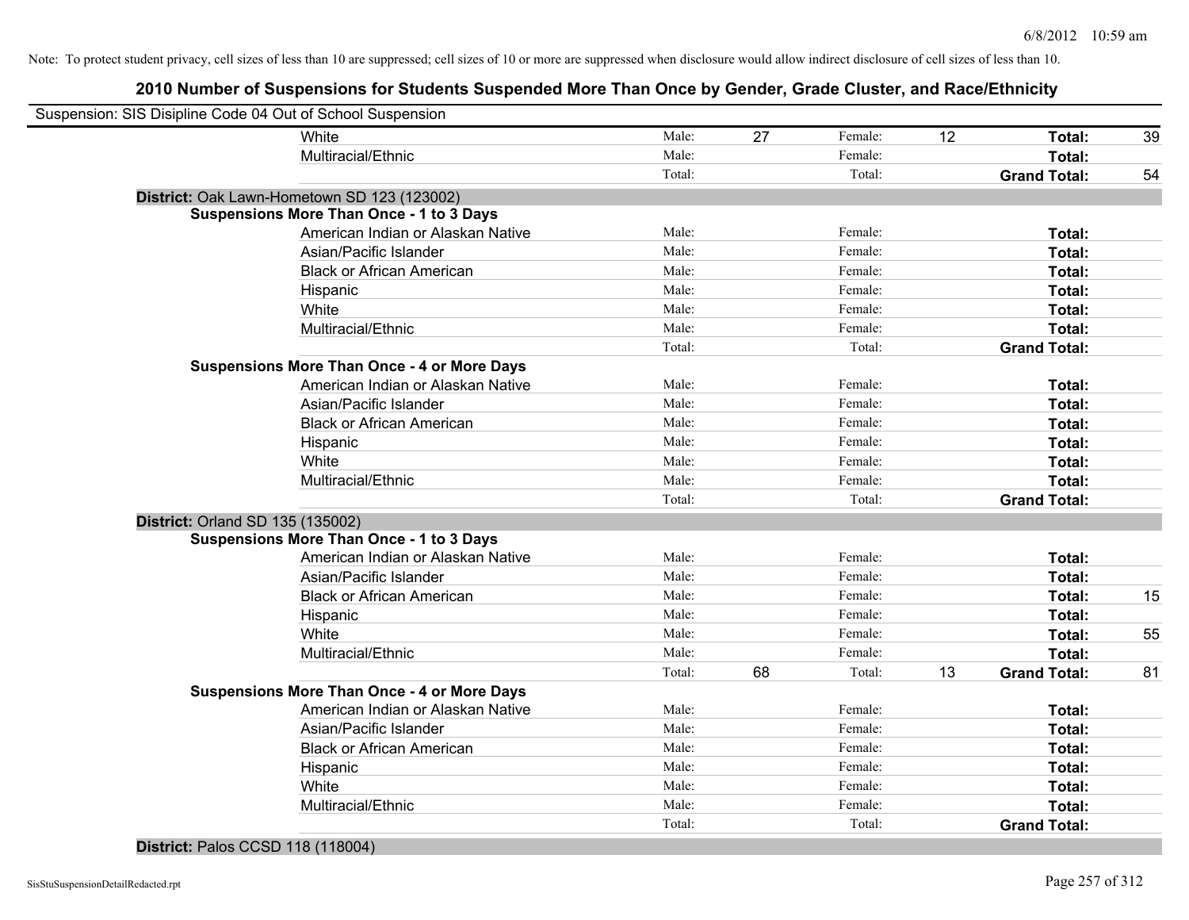Note: To protect student privacy, cell sizes of less than 10 are suppressed; cell sizes of 10 or more are suppressed when disclosure would allow indirect disclosure of cell sizes of less than 10.

## 2010 Number of Suspensions for Students Suspended More Than Once by Gender, Grade Cluster, and Race/Ethnicity

Suspension: SIS Disipline Code 04 Out of School Suspension

| | | | | | | | |
|---|---|---|---|---|---|---|---|
| White | Male: | 27 | Female: | 12 | **Total:** | 39 |
| Multiracial/Ethnic | Male: | | Female: | | **Total:** | |
| | Total: | | Total: | | **Grand Total:** | 54 |

**District:** Oak Lawn-Hometown SD 123 (123002)

**Suspensions More Than Once - 1 to 3 Days**

| | | | | | | |
|---|---|---|---|---|---|---|
| American Indian or Alaskan Native | Male: | | Female: | | **Total:** | |
| Asian/Pacific Islander | Male: | | Female: | | **Total:** | |
| Black or African American | Male: | | Female: | | **Total:** | |
| Hispanic | Male: | | Female: | | **Total:** | |
| White | Male: | | Female: | | **Total:** | |
| Multiracial/Ethnic | Male: | | Female: | | **Total:** | |
| | Total: | | Total: | | **Grand Total:** | |

**Suspensions More Than Once - 4 or More Days**

| | | | | | | |
|---|---|---|---|---|---|---|
| American Indian or Alaskan Native | Male: | | Female: | | **Total:** | |
| Asian/Pacific Islander | Male: | | Female: | | **Total:** | |
| Black or African American | Male: | | Female: | | **Total:** | |
| Hispanic | Male: | | Female: | | **Total:** | |
| White | Male: | | Female: | | **Total:** | |
| Multiracial/Ethnic | Male: | | Female: | | **Total:** | |
| | Total: | | Total: | | **Grand Total:** | |

**District:** Orland SD 135 (135002)

**Suspensions More Than Once - 1 to 3 Days**

| | | | | | | |
|---|---|---|---|---|---|---|
| American Indian or Alaskan Native | Male: | | Female: | | **Total:** | |
| Asian/Pacific Islander | Male: | | Female: | | **Total:** | |
| Black or African American | Male: | | Female: | | **Total:** | 15 |
| Hispanic | Male: | | Female: | | **Total:** | |
| White | Male: | | Female: | | **Total:** | 55 |
| Multiracial/Ethnic | Male: | | Female: | | **Total:** | |
| | Total: | 68 | Total: | 13 | **Grand Total:** | 81 |

**Suspensions More Than Once - 4 or More Days**

| | | | | | | |
|---|---|---|---|---|---|---|
| American Indian or Alaskan Native | Male: | | Female: | | **Total:** | |
| Asian/Pacific Islander | Male: | | Female: | | **Total:** | |
| Black or African American | Male: | | Female: | | **Total:** | |
| Hispanic | Male: | | Female: | | **Total:** | |
| White | Male: | | Female: | | **Total:** | |
| Multiracial/Ethnic | Male: | | Female: | | **Total:** | |
| | Total: | | Total: | | **Grand Total:** | |

**District:** Palos CCSD 118 (118004)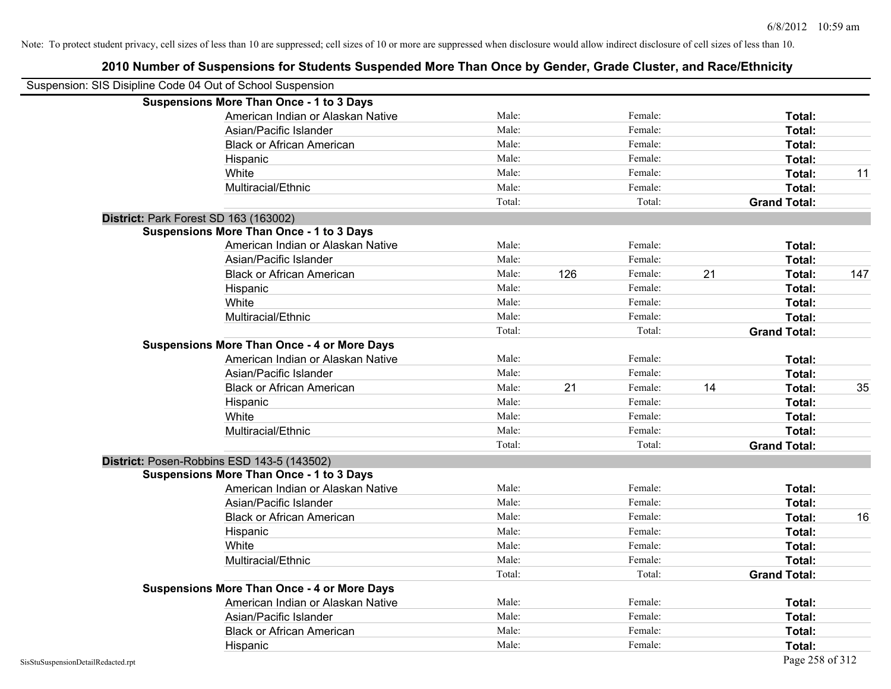Note: To protect student privacy, cell sizes of less than 10 are suppressed; cell sizes of 10 or more are suppressed when disclosure would allow indirect disclosure of cell sizes of less than 10.

# 2010 Number of Suspensions for Students Suspended More Than Once by Gender, Grade Cluster, and Race/Ethnicity

Suspension: SIS Disipline Code 04 Out of School Suspension

| | | | | | | | |
|---|---|---|---|---|---|---|---|
| **Suspensions More Than Once - 1 to 3 Days** | | | | | | | |
| American Indian or Alaskan Native | Male: | | Female: | | **Total:** | |
| Asian/Pacific Islander | Male: | | Female: | | **Total:** | |
| Black or African American | Male: | | Female: | | **Total:** | |
| Hispanic | Male: | | Female: | | **Total:** | |
| White | Male: | | Female: | | **Total:** | 11 |
| Multiracial/Ethnic | Male: | | Female: | | **Total:** | |
| | Total: | | Total: | | **Grand Total:** | |

**District:** Park Forest SD 163 (163002)

| | | | | | | |
|---|---|---|---|---|---|---|
| **Suspensions More Than Once - 1 to 3 Days** | | | | | | |
| American Indian or Alaskan Native | Male: | | Female: | | **Total:** | |
| Asian/Pacific Islander | Male: | | Female: | | **Total:** | |
| Black or African American | Male: | 126 | Female: | 21 | **Total:** | 147 |
| Hispanic | Male: | | Female: | | **Total:** | |
| White | Male: | | Female: | | **Total:** | |
| Multiracial/Ethnic | Male: | | Female: | | **Total:** | |
| | Total: | | Total: | | **Grand Total:** | |
| **Suspensions More Than Once - 4 or More Days** | | | | | | |
| American Indian or Alaskan Native | Male: | | Female: | | **Total:** | |
| Asian/Pacific Islander | Male: | | Female: | | **Total:** | |
| Black or African American | Male: | 21 | Female: | 14 | **Total:** | 35 |
| Hispanic | Male: | | Female: | | **Total:** | |
| White | Male: | | Female: | | **Total:** | |
| Multiracial/Ethnic | Male: | | Female: | | **Total:** | |
| | Total: | | Total: | | **Grand Total:** | |

**District:** Posen-Robbins ESD 143-5 (143502)

| | | | | | | |
|---|---|---|---|---|---|---|
| **Suspensions More Than Once - 1 to 3 Days** | | | | | | |
| American Indian or Alaskan Native | Male: | | Female: | | **Total:** | |
| Asian/Pacific Islander | Male: | | Female: | | **Total:** | |
| Black or African American | Male: | | Female: | | **Total:** | 16 |
| Hispanic | Male: | | Female: | | **Total:** | |
| White | Male: | | Female: | | **Total:** | |
| Multiracial/Ethnic | Male: | | Female: | | **Total:** | |
| | Total: | | Total: | | **Grand Total:** | |
| **Suspensions More Than Once - 4 or More Days** | | | | | | |
| American Indian or Alaskan Native | Male: | | Female: | | **Total:** | |
| Asian/Pacific Islander | Male: | | Female: | | **Total:** | |
| Black or African American | Male: | | Female: | | **Total:** | |
| Hispanic | Male: | | Female: | | **Total:** | |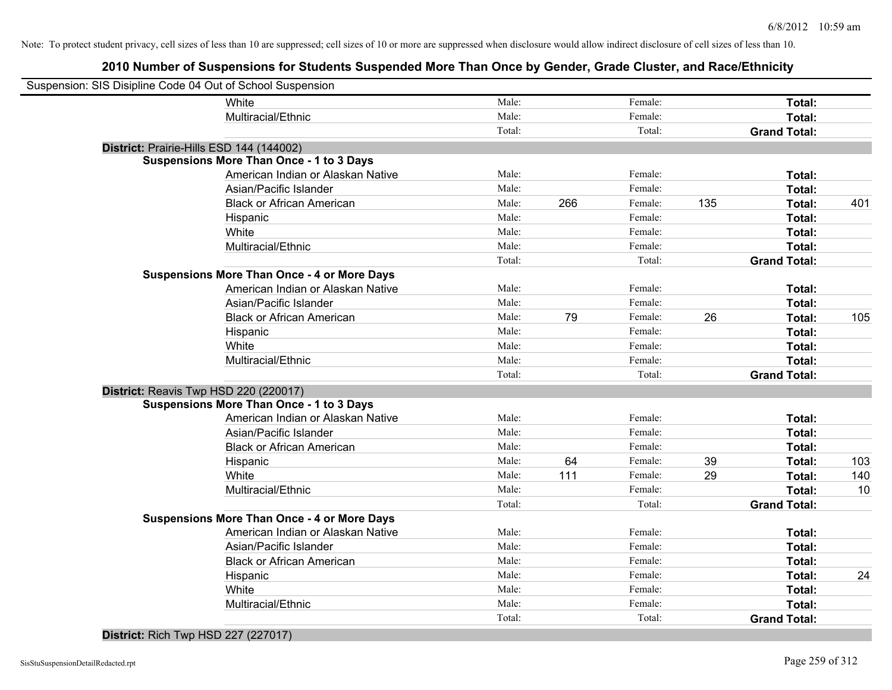Note: To protect student privacy, cell sizes of less than 10 are suppressed; cell sizes of 10 or more are suppressed when disclosure would allow indirect disclosure of cell sizes of less than 10.

# 2010 Number of Suspensions for Students Suspended More Than Once by Gender, Grade Cluster, and Race/Ethnicity

Suspension: SIS Disipline Code 04 Out of School Suspension

| | | | | | | | |
|---|---|---|---|---|---|---|---|
| White | Male: | | Female: | | **Total:** | |
| Multiracial/Ethnic | Male: | | Female: | | **Total:** | |
| | Total: | | Total: | | **Grand Total:** | |

**District:** Prairie-Hills ESD 144 (144002)

**Suspensions More Than Once - 1 to 3 Days**

| | | | | | | |
|---|---|---|---|---|---|---|
| American Indian or Alaskan Native | Male: | | Female: | | **Total:** | |
| Asian/Pacific Islander | Male: | | Female: | | **Total:** | |
| Black or African American | Male: | 266 | Female: | 135 | **Total:** | 401 |
| Hispanic | Male: | | Female: | | **Total:** | |
| White | Male: | | Female: | | **Total:** | |
| Multiracial/Ethnic | Male: | | Female: | | **Total:** | |
| | Total: | | Total: | | **Grand Total:** | |

**Suspensions More Than Once - 4 or More Days**

| | | | | | | |
|---|---|---|---|---|---|---|
| American Indian or Alaskan Native | Male: | | Female: | | **Total:** | |
| Asian/Pacific Islander | Male: | | Female: | | **Total:** | |
| Black or African American | Male: | 79 | Female: | 26 | **Total:** | 105 |
| Hispanic | Male: | | Female: | | **Total:** | |
| White | Male: | | Female: | | **Total:** | |
| Multiracial/Ethnic | Male: | | Female: | | **Total:** | |
| | Total: | | Total: | | **Grand Total:** | |

**District:** Reavis Twp HSD 220 (220017)

**Suspensions More Than Once - 1 to 3 Days**

| | | | | | | |
|---|---|---|---|---|---|---|
| American Indian or Alaskan Native | Male: | | Female: | | **Total:** | |
| Asian/Pacific Islander | Male: | | Female: | | **Total:** | |
| Black or African American | Male: | | Female: | | **Total:** | |
| Hispanic | Male: | 64 | Female: | 39 | **Total:** | 103 |
| White | Male: | 111 | Female: | 29 | **Total:** | 140 |
| Multiracial/Ethnic | Male: | | Female: | | **Total:** | 10 |
| | Total: | | Total: | | **Grand Total:** | |

**Suspensions More Than Once - 4 or More Days**

| | | | | | | |
|---|---|---|---|---|---|---|
| American Indian or Alaskan Native | Male: | | Female: | | **Total:** | |
| Asian/Pacific Islander | Male: | | Female: | | **Total:** | |
| Black or African American | Male: | | Female: | | **Total:** | |
| Hispanic | Male: | | Female: | | **Total:** | 24 |
| White | Male: | | Female: | | **Total:** | |
| Multiracial/Ethnic | Male: | | Female: | | **Total:** | |
| | Total: | | Total: | | **Grand Total:** | |

**District:** Rich Twp HSD 227 (227017)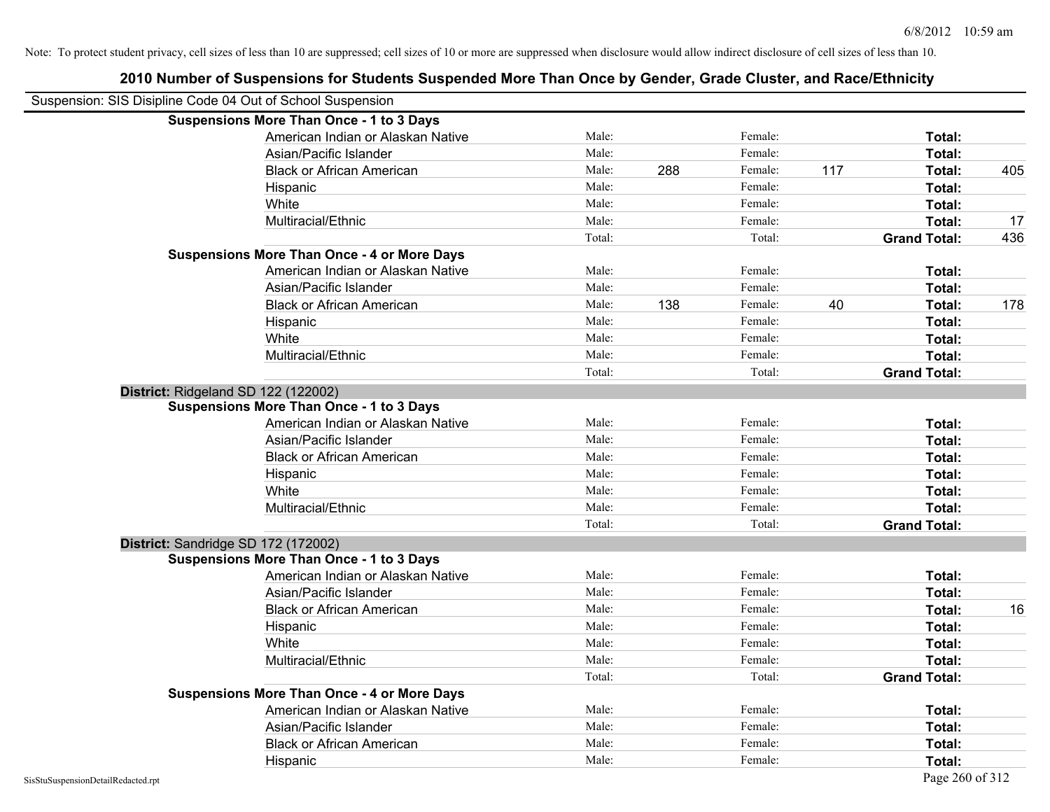Note: To protect student privacy, cell sizes of less than 10 are suppressed; cell sizes of 10 or more are suppressed when disclosure would allow indirect disclosure of cell sizes of less than 10.

## 2010 Number of Suspensions for Students Suspended More Than Once by Gender, Grade Cluster, and Race/Ethnicity

Suspension: SIS Disipline Code 04 Out of School Suspension

| | | | | | | |
|---|---|---|---|---|---|---|
| **Suspensions More Than Once - 1 to 3 Days** | | | | | | |
| American Indian or Alaskan Native | Male: | | Female: | | **Total:** | |
| Asian/Pacific Islander | Male: | | Female: | | **Total:** | |
| Black or African American | Male: | 288 | Female: | 117 | **Total:** | 405 |
| Hispanic | Male: | | Female: | | **Total:** | |
| White | Male: | | Female: | | **Total:** | |
| Multiracial/Ethnic | Male: | | Female: | | **Total:** | 17 |
| | Total: | | Total: | | **Grand Total:** | 436 |
| **Suspensions More Than Once - 4 or More Days** | | | | | | |
| American Indian or Alaskan Native | Male: | | Female: | | **Total:** | |
| Asian/Pacific Islander | Male: | | Female: | | **Total:** | |
| Black or African American | Male: | 138 | Female: | 40 | **Total:** | 178 |
| Hispanic | Male: | | Female: | | **Total:** | |
| White | Male: | | Female: | | **Total:** | |
| Multiracial/Ethnic | Male: | | Female: | | **Total:** | |
| | Total: | | Total: | | **Grand Total:** | |

**District:** Ridgeland SD 122 (122002)

| | | | | | | |
|---|---|---|---|---|---|---|
| **Suspensions More Than Once - 1 to 3 Days** | | | | | | |
| American Indian or Alaskan Native | Male: | | Female: | | **Total:** | |
| Asian/Pacific Islander | Male: | | Female: | | **Total:** | |
| Black or African American | Male: | | Female: | | **Total:** | |
| Hispanic | Male: | | Female: | | **Total:** | |
| White | Male: | | Female: | | **Total:** | |
| Multiracial/Ethnic | Male: | | Female: | | **Total:** | |
| | Total: | | Total: | | **Grand Total:** | |

**District:** Sandridge SD 172 (172002)

| | | | | | | |
|---|---|---|---|---|---|---|
| **Suspensions More Than Once - 1 to 3 Days** | | | | | | |
| American Indian or Alaskan Native | Male: | | Female: | | **Total:** | |
| Asian/Pacific Islander | Male: | | Female: | | **Total:** | |
| Black or African American | Male: | | Female: | | **Total:** | 16 |
| Hispanic | Male: | | Female: | | **Total:** | |
| White | Male: | | Female: | | **Total:** | |
| Multiracial/Ethnic | Male: | | Female: | | **Total:** | |
| | Total: | | Total: | | **Grand Total:** | |
| **Suspensions More Than Once - 4 or More Days** | | | | | | |
| American Indian or Alaskan Native | Male: | | Female: | | **Total:** | |
| Asian/Pacific Islander | Male: | | Female: | | **Total:** | |
| Black or African American | Male: | | Female: | | **Total:** | |
| Hispanic | Male: | | Female: | | **Total:** | |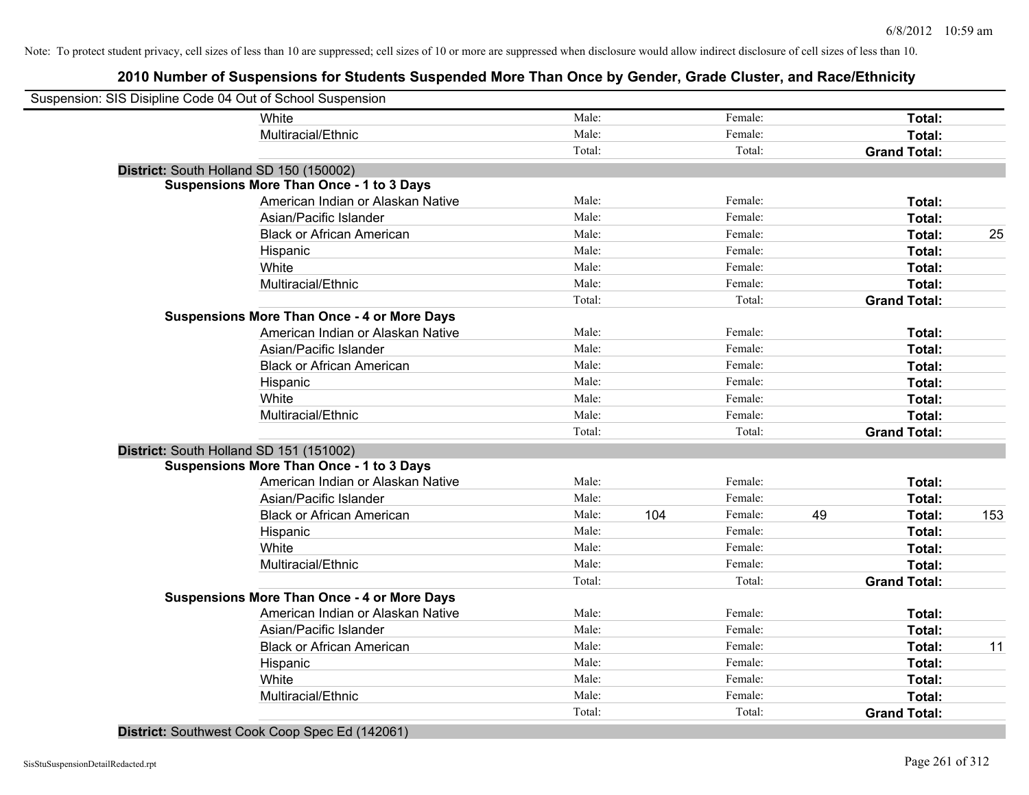Note: To protect student privacy, cell sizes of less than 10 are suppressed; cell sizes of 10 or more are suppressed when disclosure would allow indirect disclosure of cell sizes of less than 10.

## 2010 Number of Suspensions for Students Suspended More Than Once by Gender, Grade Cluster, and Race/Ethnicity

Suspension: SIS Disipline Code 04 Out of School Suspension

| | | | | | | | |
|---|---|---|---|---|---|---|---|
| White | Male: | | Female: | | **Total:** | |
| Multiracial/Ethnic | Male: | | Female: | | **Total:** | |
| | Total: | | Total: | | **Grand Total:** | |

**District:** South Holland SD 150 (150002)

**Suspensions More Than Once - 1 to 3 Days**

| | | | | | | |
|---|---|---|---|---|---|---|
| American Indian or Alaskan Native | Male: | | Female: | | **Total:** | |
| Asian/Pacific Islander | Male: | | Female: | | **Total:** | |
| Black or African American | Male: | | Female: | | **Total:** | 25 |
| Hispanic | Male: | | Female: | | **Total:** | |
| White | Male: | | Female: | | **Total:** | |
| Multiracial/Ethnic | Male: | | Female: | | **Total:** | |
| | Total: | | Total: | | **Grand Total:** | |

**Suspensions More Than Once - 4 or More Days**

| | | | | | | |
|---|---|---|---|---|---|---|
| American Indian or Alaskan Native | Male: | | Female: | | **Total:** | |
| Asian/Pacific Islander | Male: | | Female: | | **Total:** | |
| Black or African American | Male: | | Female: | | **Total:** | |
| Hispanic | Male: | | Female: | | **Total:** | |
| White | Male: | | Female: | | **Total:** | |
| Multiracial/Ethnic | Male: | | Female: | | **Total:** | |
| | Total: | | Total: | | **Grand Total:** | |

**District:** South Holland SD 151 (151002)

**Suspensions More Than Once - 1 to 3 Days**

| | | | | | | |
|---|---|---|---|---|---|---|
| American Indian or Alaskan Native | Male: | | Female: | | **Total:** | |
| Asian/Pacific Islander | Male: | | Female: | | **Total:** | |
| Black or African American | Male: | 104 | Female: | 49 | **Total:** | 153 |
| Hispanic | Male: | | Female: | | **Total:** | |
| White | Male: | | Female: | | **Total:** | |
| Multiracial/Ethnic | Male: | | Female: | | **Total:** | |
| | Total: | | Total: | | **Grand Total:** | |

**Suspensions More Than Once - 4 or More Days**

| | | | | | | |
|---|---|---|---|---|---|---|
| American Indian or Alaskan Native | Male: | | Female: | | **Total:** | |
| Asian/Pacific Islander | Male: | | Female: | | **Total:** | |
| Black or African American | Male: | | Female: | | **Total:** | 11 |
| Hispanic | Male: | | Female: | | **Total:** | |
| White | Male: | | Female: | | **Total:** | |
| Multiracial/Ethnic | Male: | | Female: | | **Total:** | |
| | Total: | | Total: | | **Grand Total:** | |

**District:** Southwest Cook Coop Spec Ed (142061)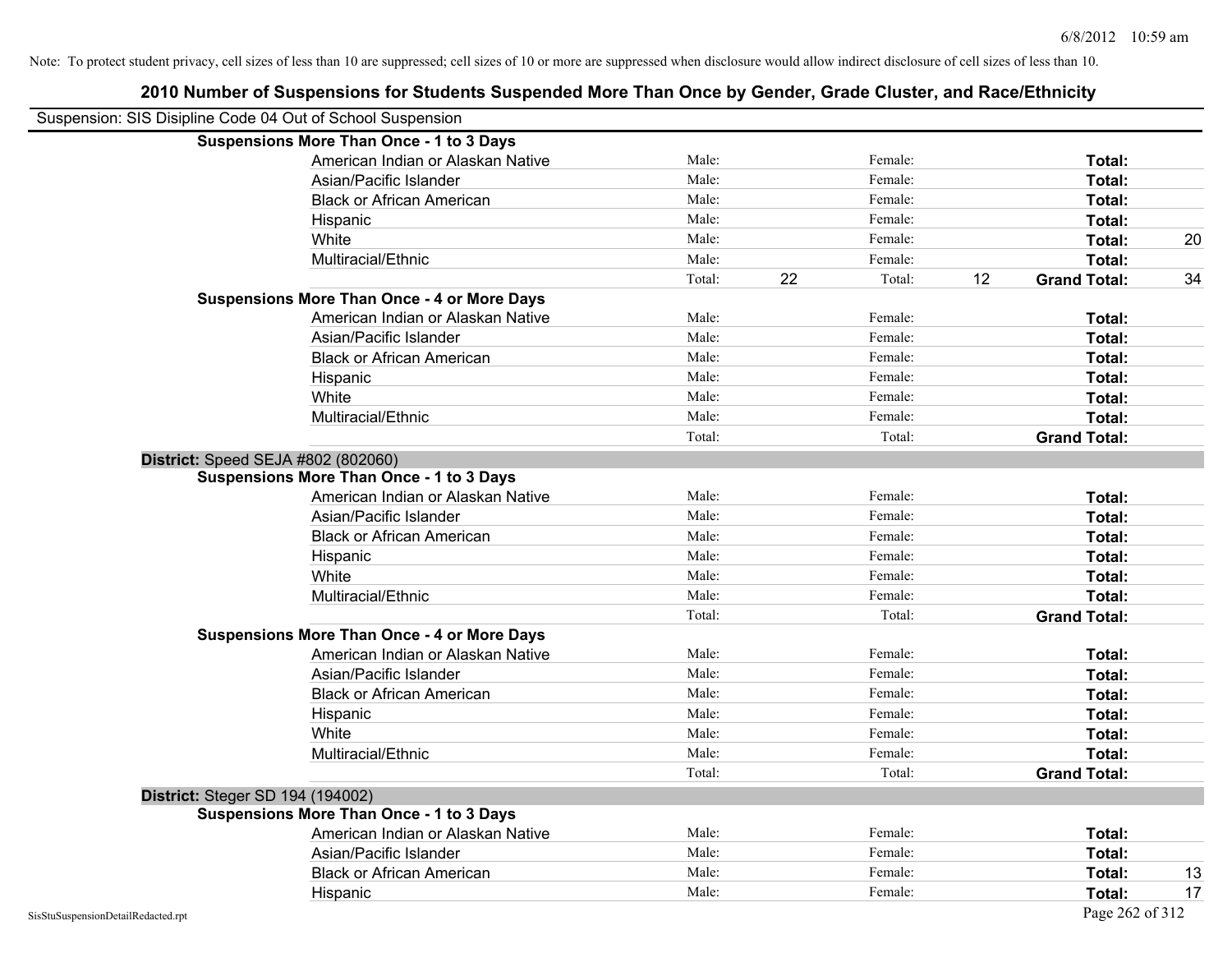Note: To protect student privacy, cell sizes of less than 10 are suppressed; cell sizes of 10 or more are suppressed when disclosure would allow indirect disclosure of cell sizes of less than 10.

## 2010 Number of Suspensions for Students Suspended More Than Once by Gender, Grade Cluster, and Race/Ethnicity

Suspension: SIS Disipline Code 04 Out of School Suspension

| | | | | | | | |
|---|---|---|---|---|---|---|---|
| **Suspensions More Than Once - 1 to 3 Days** | | | | | | | |
| American Indian or Alaskan Native | Male: | | Female: | | **Total:** | |
| Asian/Pacific Islander | Male: | | Female: | | **Total:** | |
| Black or African American | Male: | | Female: | | **Total:** | |
| Hispanic | Male: | | Female: | | **Total:** | |
| White | Male: | | Female: | | **Total:** | 20 |
| Multiracial/Ethnic | Male: | | Female: | | **Total:** | |
| | Total: | 22 | Total: | 12 | **Grand Total:** | 34 |
| **Suspensions More Than Once - 4 or More Days** | | | | | | |
| American Indian or Alaskan Native | Male: | | Female: | | **Total:** | |
| Asian/Pacific Islander | Male: | | Female: | | **Total:** | |
| Black or African American | Male: | | Female: | | **Total:** | |
| Hispanic | Male: | | Female: | | **Total:** | |
| White | Male: | | Female: | | **Total:** | |
| Multiracial/Ethnic | Male: | | Female: | | **Total:** | |
| | Total: | | Total: | | **Grand Total:** | |

**District:** Speed SEJA #802 (802060)

| | | | | | | |
|---|---|---|---|---|---|---|
| **Suspensions More Than Once - 1 to 3 Days** | | | | | | |
| American Indian or Alaskan Native | Male: | | Female: | | **Total:** | |
| Asian/Pacific Islander | Male: | | Female: | | **Total:** | |
| Black or African American | Male: | | Female: | | **Total:** | |
| Hispanic | Male: | | Female: | | **Total:** | |
| White | Male: | | Female: | | **Total:** | |
| Multiracial/Ethnic | Male: | | Female: | | **Total:** | |
| | Total: | | Total: | | **Grand Total:** | |
| **Suspensions More Than Once - 4 or More Days** | | | | | | |
| American Indian or Alaskan Native | Male: | | Female: | | **Total:** | |
| Asian/Pacific Islander | Male: | | Female: | | **Total:** | |
| Black or African American | Male: | | Female: | | **Total:** | |
| Hispanic | Male: | | Female: | | **Total:** | |
| White | Male: | | Female: | | **Total:** | |
| Multiracial/Ethnic | Male: | | Female: | | **Total:** | |
| | Total: | | Total: | | **Grand Total:** | |

**District:** Steger SD 194 (194002)

| | | | | | | |
|---|---|---|---|---|---|---|
| **Suspensions More Than Once - 1 to 3 Days** | | | | | | |
| American Indian or Alaskan Native | Male: | | Female: | | **Total:** | |
| Asian/Pacific Islander | Male: | | Female: | | **Total:** | |
| Black or African American | Male: | | Female: | | **Total:** | 13 |
| Hispanic | Male: | | Female: | | **Total:** | 17 |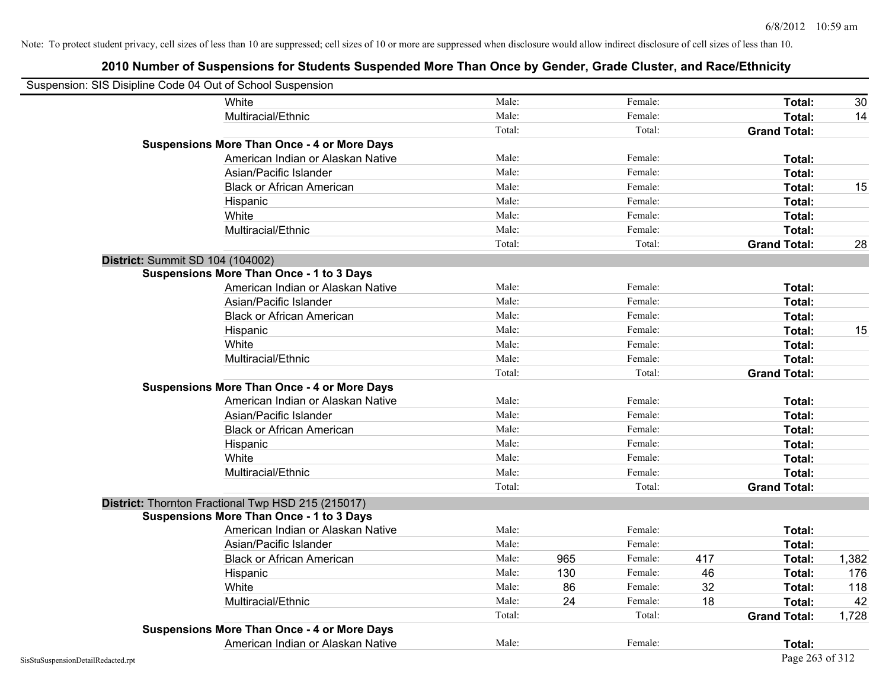Note: To protect student privacy, cell sizes of less than 10 are suppressed; cell sizes of 10 or more are suppressed when disclosure would allow indirect disclosure of cell sizes of less than 10.

## 2010 Number of Suspensions for Students Suspended More Than Once by Gender, Grade Cluster, and Race/Ethnicity

Suspension: SIS Disipline Code 04 Out of School Suspension

| | | | | | | | |
|---|---|---|---|---|---|---|---|
| White | Male: | | Female: | | **Total:** | 30 |
| Multiracial/Ethnic | Male: | | Female: | | **Total:** | 14 |
| | Total: | | Total: | | **Grand Total:** | |
| **Suspensions More Than Once - 4 or More Days** | | | | | | |
| American Indian or Alaskan Native | Male: | | Female: | | **Total:** | |
| Asian/Pacific Islander | Male: | | Female: | | **Total:** | |
| Black or African American | Male: | | Female: | | **Total:** | 15 |
| Hispanic | Male: | | Female: | | **Total:** | |
| White | Male: | | Female: | | **Total:** | |
| Multiracial/Ethnic | Male: | | Female: | | **Total:** | |
| | Total: | | Total: | | **Grand Total:** | 28 |

**District:** Summit SD 104 (104002)

| | | | | | | |
|---|---|---|---|---|---|---|
| **Suspensions More Than Once - 1 to 3 Days** | | | | | | |
| American Indian or Alaskan Native | Male: | | Female: | | **Total:** | |
| Asian/Pacific Islander | Male: | | Female: | | **Total:** | |
| Black or African American | Male: | | Female: | | **Total:** | |
| Hispanic | Male: | | Female: | | **Total:** | 15 |
| White | Male: | | Female: | | **Total:** | |
| Multiracial/Ethnic | Male: | | Female: | | **Total:** | |
| | Total: | | Total: | | **Grand Total:** | |
| **Suspensions More Than Once - 4 or More Days** | | | | | | |
| American Indian or Alaskan Native | Male: | | Female: | | **Total:** | |
| Asian/Pacific Islander | Male: | | Female: | | **Total:** | |
| Black or African American | Male: | | Female: | | **Total:** | |
| Hispanic | Male: | | Female: | | **Total:** | |
| White | Male: | | Female: | | **Total:** | |
| Multiracial/Ethnic | Male: | | Female: | | **Total:** | |
| | Total: | | Total: | | **Grand Total:** | |

**District:** Thornton Fractional Twp HSD 215 (215017)

| | | | | | | |
|---|---|---|---|---|---|---|
| **Suspensions More Than Once - 1 to 3 Days** | | | | | | |
| American Indian or Alaskan Native | Male: | | Female: | | **Total:** | |
| Asian/Pacific Islander | Male: | | Female: | | **Total:** | |
| Black or African American | Male: | 965 | Female: | 417 | **Total:** | 1,382 |
| Hispanic | Male: | 130 | Female: | 46 | **Total:** | 176 |
| White | Male: | 86 | Female: | 32 | **Total:** | 118 |
| Multiracial/Ethnic | Male: | 24 | Female: | 18 | **Total:** | 42 |
| | Total: | | Total: | | **Grand Total:** | 1,728 |
| **Suspensions More Than Once - 4 or More Days** | | | | | | |
| American Indian or Alaskan Native | Male: | | Female: | | **Total:** | |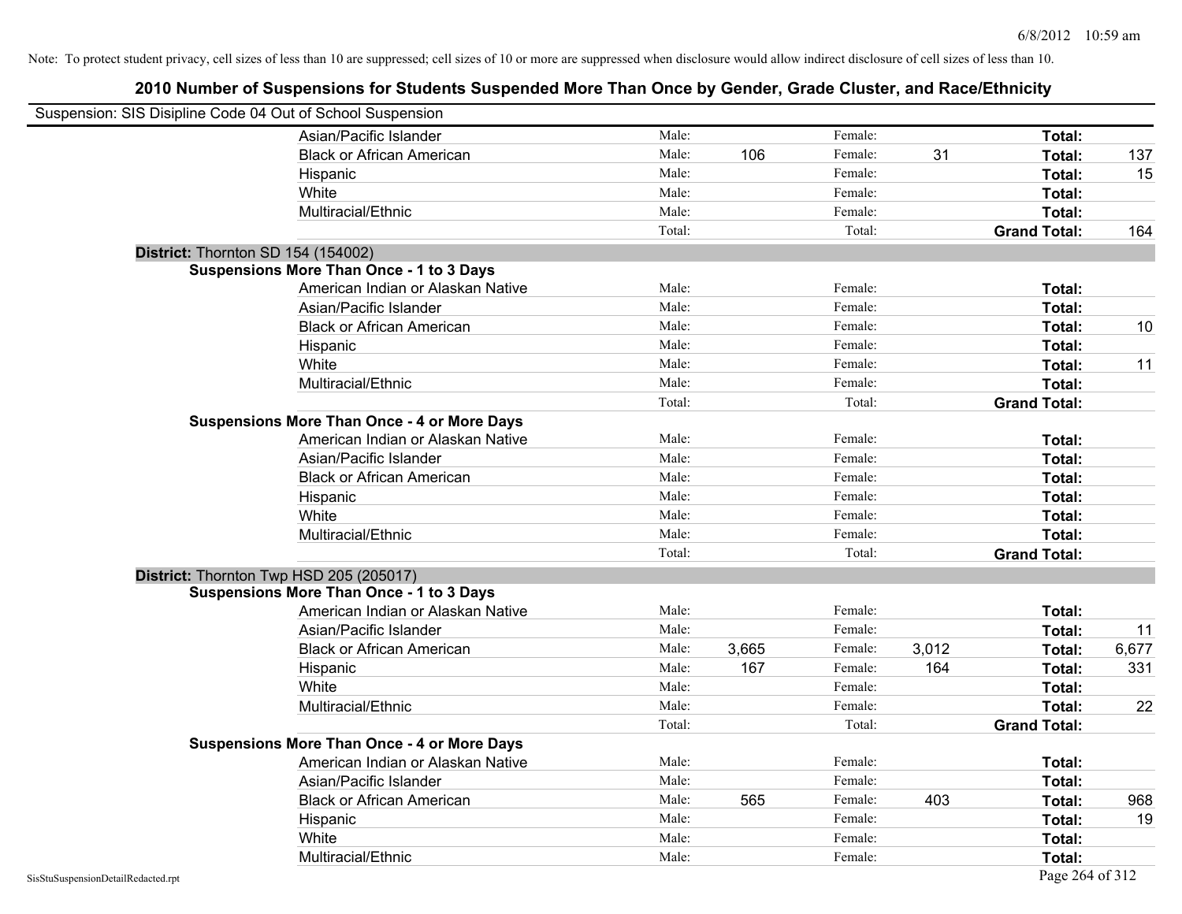Note: To protect student privacy, cell sizes of less than 10 are suppressed; cell sizes of 10 or more are suppressed when disclosure would allow indirect disclosure of cell sizes of less than 10.

# 2010 Number of Suspensions for Students Suspended More Than Once by Gender, Grade Cluster, and Race/Ethnicity

Suspension: SIS Disipline Code 04 Out of School Suspension

| | | | | | | |
|---|---|---|---|---|---|---|
| Asian/Pacific Islander | Male: | | Female: | | **Total:** | |
| Black or African American | Male: | 106 | Female: | 31 | **Total:** | 137 |
| Hispanic | Male: | | Female: | | **Total:** | 15 |
| White | Male: | | Female: | | **Total:** | |
| Multiracial/Ethnic | Male: | | Female: | | **Total:** | |
| | Total: | | Total: | | **Grand Total:** | 164 |

**District:** Thornton SD 154 (154002)

**Suspensions More Than Once - 1 to 3 Days**

| | | | | | | |
|---|---|---|---|---|---|---|
| American Indian or Alaskan Native | Male: | | Female: | | **Total:** | |
| Asian/Pacific Islander | Male: | | Female: | | **Total:** | |
| Black or African American | Male: | | Female: | | **Total:** | 10 |
| Hispanic | Male: | | Female: | | **Total:** | |
| White | Male: | | Female: | | **Total:** | 11 |
| Multiracial/Ethnic | Male: | | Female: | | **Total:** | |
| | Total: | | Total: | | **Grand Total:** | |

**Suspensions More Than Once - 4 or More Days**

| | | | | | | |
|---|---|---|---|---|---|---|
| American Indian or Alaskan Native | Male: | | Female: | | **Total:** | |
| Asian/Pacific Islander | Male: | | Female: | | **Total:** | |
| Black or African American | Male: | | Female: | | **Total:** | |
| Hispanic | Male: | | Female: | | **Total:** | |
| White | Male: | | Female: | | **Total:** | |
| Multiracial/Ethnic | Male: | | Female: | | **Total:** | |
| | Total: | | Total: | | **Grand Total:** | |

**District:** Thornton Twp HSD 205 (205017)

**Suspensions More Than Once - 1 to 3 Days**

| | | | | | | |
|---|---|---|---|---|---|---|
| American Indian or Alaskan Native | Male: | | Female: | | **Total:** | |
| Asian/Pacific Islander | Male: | | Female: | | **Total:** | 11 |
| Black or African American | Male: | 3,665 | Female: | 3,012 | **Total:** | 6,677 |
| Hispanic | Male: | 167 | Female: | 164 | **Total:** | 331 |
| White | Male: | | Female: | | **Total:** | |
| Multiracial/Ethnic | Male: | | Female: | | **Total:** | 22 |
| | Total: | | Total: | | **Grand Total:** | |

**Suspensions More Than Once - 4 or More Days**

| | | | | | | |
|---|---|---|---|---|---|---|
| American Indian or Alaskan Native | Male: | | Female: | | **Total:** | |
| Asian/Pacific Islander | Male: | | Female: | | **Total:** | |
| Black or African American | Male: | 565 | Female: | 403 | **Total:** | 968 |
| Hispanic | Male: | | Female: | | **Total:** | 19 |
| White | Male: | | Female: | | **Total:** | |
| Multiracial/Ethnic | Male: | | Female: | | **Total:** | |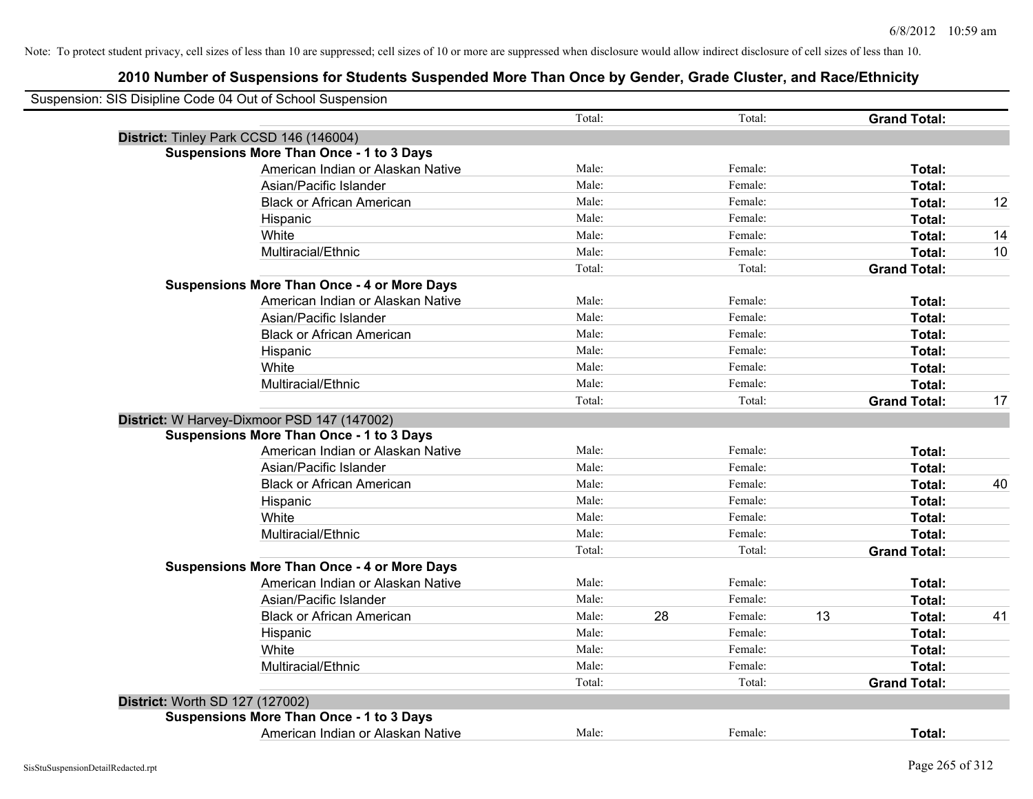Note: To protect student privacy, cell sizes of less than 10 are suppressed; cell sizes of 10 or more are suppressed when disclosure would allow indirect disclosure of cell sizes of less than 10.

## 2010 Number of Suspensions for Students Suspended More Than Once by Gender, Grade Cluster, and Race/Ethnicity

Suspension: SIS Disipline Code 04 Out of School Suspension

| | | | | | | | |
|---|---|---|---|---|---|---|---|
| | Total: | | Total: | | **Grand Total:** | |
| **District:** Tinley Park CCSD 146 (146004) | | | | | | |
| **Suspensions More Than Once - 1 to 3 Days** | | | | | | |
| American Indian or Alaskan Native | Male: | | Female: | | **Total:** | |
| Asian/Pacific Islander | Male: | | Female: | | **Total:** | |
| Black or African American | Male: | | Female: | | **Total:** | 12 |
| Hispanic | Male: | | Female: | | **Total:** | |
| White | Male: | | Female: | | **Total:** | 14 |
| Multiracial/Ethnic | Male: | | Female: | | **Total:** | 10 |
| | Total: | | Total: | | **Grand Total:** | |
| **Suspensions More Than Once - 4 or More Days** | | | | | | |
| American Indian or Alaskan Native | Male: | | Female: | | **Total:** | |
| Asian/Pacific Islander | Male: | | Female: | | **Total:** | |
| Black or African American | Male: | | Female: | | **Total:** | |
| Hispanic | Male: | | Female: | | **Total:** | |
| White | Male: | | Female: | | **Total:** | |
| Multiracial/Ethnic | Male: | | Female: | | **Total:** | |
| | Total: | | Total: | | **Grand Total:** | 17 |
| **District:** W Harvey-Dixmoor PSD 147 (147002) | | | | | | |
| **Suspensions More Than Once - 1 to 3 Days** | | | | | | |
| American Indian or Alaskan Native | Male: | | Female: | | **Total:** | |
| Asian/Pacific Islander | Male: | | Female: | | **Total:** | |
| Black or African American | Male: | | Female: | | **Total:** | 40 |
| Hispanic | Male: | | Female: | | **Total:** | |
| White | Male: | | Female: | | **Total:** | |
| Multiracial/Ethnic | Male: | | Female: | | **Total:** | |
| | Total: | | Total: | | **Grand Total:** | |
| **Suspensions More Than Once - 4 or More Days** | | | | | | |
| American Indian or Alaskan Native | Male: | | Female: | | **Total:** | |
| Asian/Pacific Islander | Male: | | Female: | | **Total:** | |
| Black or African American | Male: | 28 | Female: | 13 | **Total:** | 41 |
| Hispanic | Male: | | Female: | | **Total:** | |
| White | Male: | | Female: | | **Total:** | |
| Multiracial/Ethnic | Male: | | Female: | | **Total:** | |
| | Total: | | Total: | | **Grand Total:** | |
| **District:** Worth SD 127 (127002) | | | | | | |
| **Suspensions More Than Once - 1 to 3 Days** | | | | | | |
| American Indian or Alaskan Native | Male: | | Female: | | **Total:** | |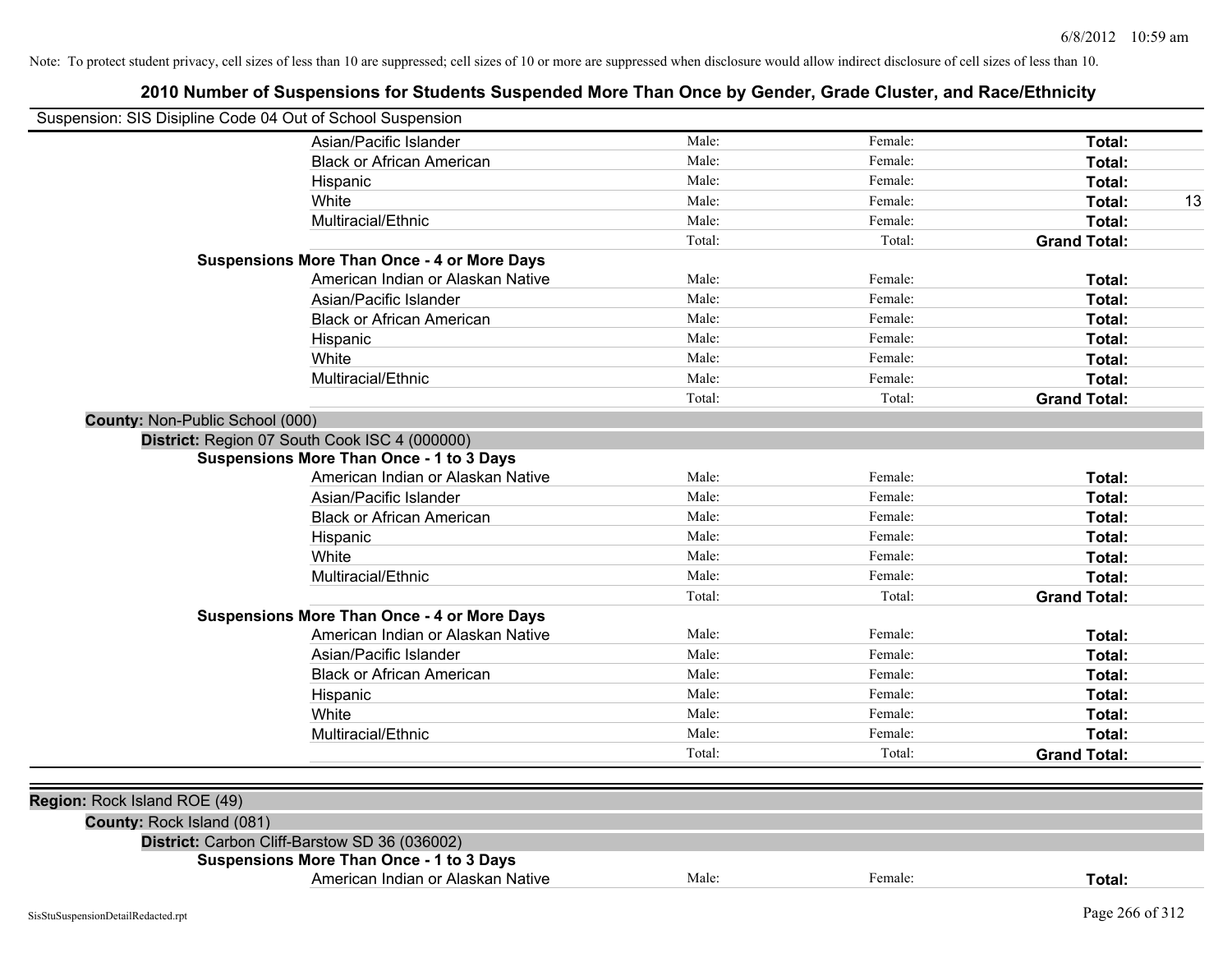Note: To protect student privacy, cell sizes of less than 10 are suppressed; cell sizes of 10 or more are suppressed when disclosure would allow indirect disclosure of cell sizes of less than 10.

# 2010 Number of Suspensions for Students Suspended More Than Once by Gender, Grade Cluster, and Race/Ethnicity

Suspension: SIS Disipline Code 04 Out of School Suspension

| | | | | |
|---|---|---|---|---|
| Asian/Pacific Islander | Male: | Female: | **Total:** | |
| Black or African American | Male: | Female: | **Total:** | |
| Hispanic | Male: | Female: | **Total:** | |
| White | Male: | Female: | **Total:** | 13 |
| Multiracial/Ethnic | Male: | Female: | **Total:** | |
| | Total: | Total: | **Grand Total:** | |

**Suspensions More Than Once - 4 or More Days**

| | | | | |
|---|---|---|---|---|
| American Indian or Alaskan Native | Male: | Female: | **Total:** | |
| Asian/Pacific Islander | Male: | Female: | **Total:** | |
| Black or African American | Male: | Female: | **Total:** | |
| Hispanic | Male: | Female: | **Total:** | |
| White | Male: | Female: | **Total:** | |
| Multiracial/Ethnic | Male: | Female: | **Total:** | |
| | Total: | Total: | **Grand Total:** | |

**County:** Non-Public School (000)

**District:** Region 07 South Cook ISC 4 (000000)

**Suspensions More Than Once - 1 to 3 Days**

| | | | | |
|---|---|---|---|---|
| American Indian or Alaskan Native | Male: | Female: | **Total:** | |
| Asian/Pacific Islander | Male: | Female: | **Total:** | |
| Black or African American | Male: | Female: | **Total:** | |
| Hispanic | Male: | Female: | **Total:** | |
| White | Male: | Female: | **Total:** | |
| Multiracial/Ethnic | Male: | Female: | **Total:** | |
| | Total: | Total: | **Grand Total:** | |

**Suspensions More Than Once - 4 or More Days**

| | | | | |
|---|---|---|---|---|
| American Indian or Alaskan Native | Male: | Female: | **Total:** | |
| Asian/Pacific Islander | Male: | Female: | **Total:** | |
| Black or African American | Male: | Female: | **Total:** | |
| Hispanic | Male: | Female: | **Total:** | |
| White | Male: | Female: | **Total:** | |
| Multiracial/Ethnic | Male: | Female: | **Total:** | |
| | Total: | Total: | **Grand Total:** | |

**Region:** Rock Island ROE (49)

**County:** Rock Island (081)

**District:** Carbon Cliff-Barstow SD 36 (036002)

**Suspensions More Than Once - 1 to 3 Days**

| | | | | |
|---|---|---|---|---|
| American Indian or Alaskan Native | Male: | Female: | **Total:** | |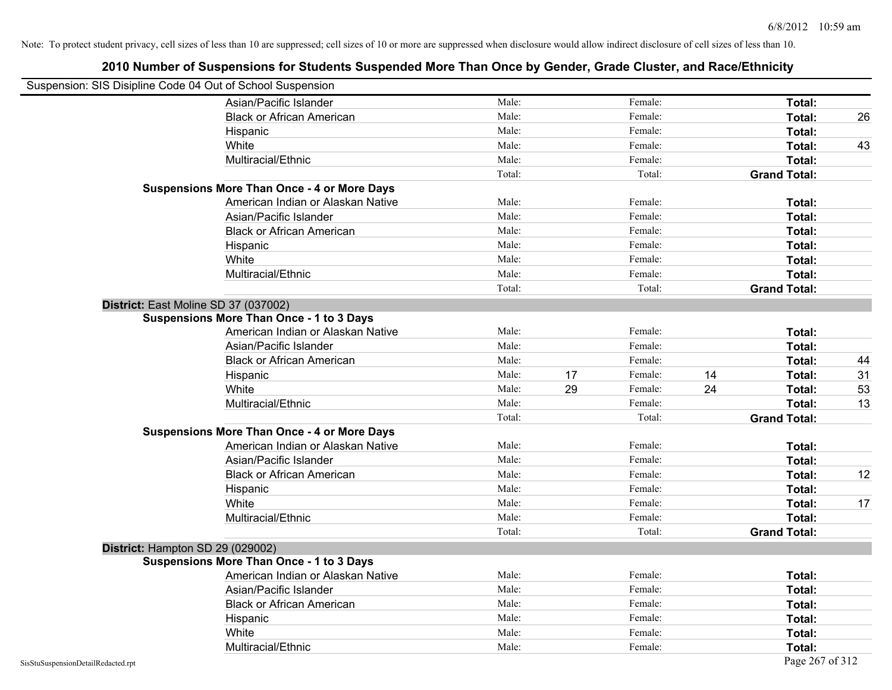Note: To protect student privacy, cell sizes of less than 10 are suppressed; cell sizes of 10 or more are suppressed when disclosure would allow indirect disclosure of cell sizes of less than 10.

## 2010 Number of Suspensions for Students Suspended More Than Once by Gender, Grade Cluster, and Race/Ethnicity

Suspension: SIS Disipline Code 04 Out of School Suspension

| | | | | | | |
|---|---|---|---|---|---|---|
| Asian/Pacific Islander | Male: | | Female: | | **Total:** | |
| Black or African American | Male: | | Female: | | **Total:** | 26 |
| Hispanic | Male: | | Female: | | **Total:** | |
| White | Male: | | Female: | | **Total:** | 43 |
| Multiracial/Ethnic | Male: | | Female: | | **Total:** | |
| | Total: | | Total: | | **Grand Total:** | |
| **Suspensions More Than Once - 4 or More Days** | | | | | | |
| American Indian or Alaskan Native | Male: | | Female: | | **Total:** | |
| Asian/Pacific Islander | Male: | | Female: | | **Total:** | |
| Black or African American | Male: | | Female: | | **Total:** | |
| Hispanic | Male: | | Female: | | **Total:** | |
| White | Male: | | Female: | | **Total:** | |
| Multiracial/Ethnic | Male: | | Female: | | **Total:** | |
| | Total: | | Total: | | **Grand Total:** | |
| **District:** East Moline SD 37 (037002) | | | | | | |
| **Suspensions More Than Once - 1 to 3 Days** | | | | | | |
| American Indian or Alaskan Native | Male: | | Female: | | **Total:** | |
| Asian/Pacific Islander | Male: | | Female: | | **Total:** | |
| Black or African American | Male: | | Female: | | **Total:** | 44 |
| Hispanic | Male: | 17 | Female: | 14 | **Total:** | 31 |
| White | Male: | 29 | Female: | 24 | **Total:** | 53 |
| Multiracial/Ethnic | Male: | | Female: | | **Total:** | 13 |
| | Total: | | Total: | | **Grand Total:** | |
| **Suspensions More Than Once - 4 or More Days** | | | | | | |
| American Indian or Alaskan Native | Male: | | Female: | | **Total:** | |
| Asian/Pacific Islander | Male: | | Female: | | **Total:** | |
| Black or African American | Male: | | Female: | | **Total:** | 12 |
| Hispanic | Male: | | Female: | | **Total:** | |
| White | Male: | | Female: | | **Total:** | 17 |
| Multiracial/Ethnic | Male: | | Female: | | **Total:** | |
| | Total: | | Total: | | **Grand Total:** | |
| **District:** Hampton SD 29 (029002) | | | | | | |
| **Suspensions More Than Once - 1 to 3 Days** | | | | | | |
| American Indian or Alaskan Native | Male: | | Female: | | **Total:** | |
| Asian/Pacific Islander | Male: | | Female: | | **Total:** | |
| Black or African American | Male: | | Female: | | **Total:** | |
| Hispanic | Male: | | Female: | | **Total:** | |
| White | Male: | | Female: | | **Total:** | |
| Multiracial/Ethnic | Male: | | Female: | | **Total:** | |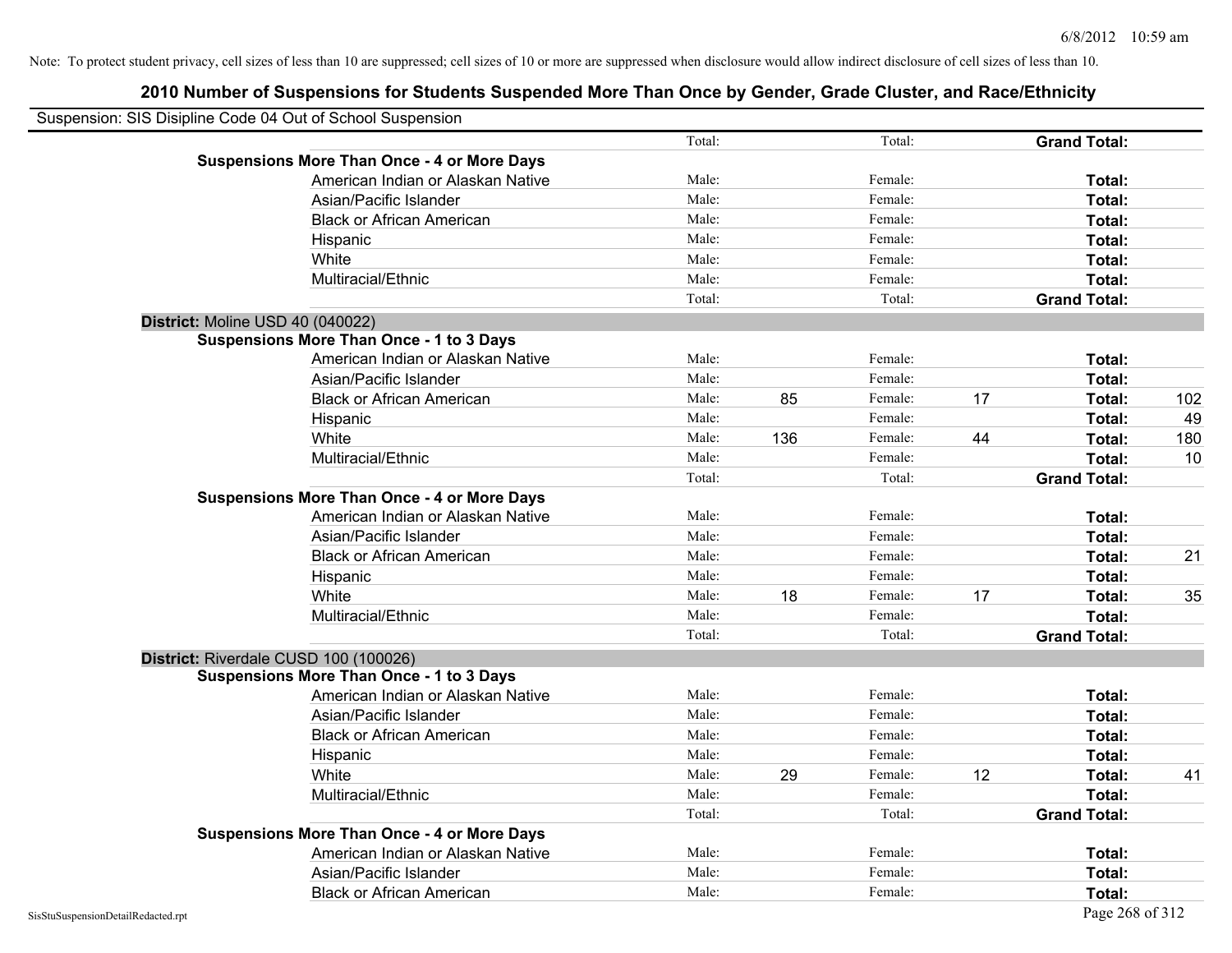Note: To protect student privacy, cell sizes of less than 10 are suppressed; cell sizes of 10 or more are suppressed when disclosure would allow indirect disclosure of cell sizes of less than 10.

## 2010 Number of Suspensions for Students Suspended More Than Once by Gender, Grade Cluster, and Race/Ethnicity

Suspension: SIS Disipline Code 04 Out of School Suspension

| | | | | | | | |
|---|---|---|---|---|---|---|---|
| | Total: | | Total: | | **Grand Total:** | |
| **Suspensions More Than Once - 4 or More Days** | | | | | | |
| American Indian or Alaskan Native | Male: | | Female: | | **Total:** | |
| Asian/Pacific Islander | Male: | | Female: | | **Total:** | |
| Black or African American | Male: | | Female: | | **Total:** | |
| Hispanic | Male: | | Female: | | **Total:** | |
| White | Male: | | Female: | | **Total:** | |
| Multiracial/Ethnic | Male: | | Female: | | **Total:** | |
| | Total: | | Total: | | **Grand Total:** | |
| **District:** Moline USD 40 (040022) | | | | | | |
| **Suspensions More Than Once - 1 to 3 Days** | | | | | | |
| American Indian or Alaskan Native | Male: | | Female: | | **Total:** | |
| Asian/Pacific Islander | Male: | | Female: | | **Total:** | |
| Black or African American | Male: | 85 | Female: | 17 | **Total:** | 102 |
| Hispanic | Male: | | Female: | | **Total:** | 49 |
| White | Male: | 136 | Female: | 44 | **Total:** | 180 |
| Multiracial/Ethnic | Male: | | Female: | | **Total:** | 10 |
| | Total: | | Total: | | **Grand Total:** | |
| **Suspensions More Than Once - 4 or More Days** | | | | | | |
| American Indian or Alaskan Native | Male: | | Female: | | **Total:** | |
| Asian/Pacific Islander | Male: | | Female: | | **Total:** | |
| Black or African American | Male: | | Female: | | **Total:** | 21 |
| Hispanic | Male: | | Female: | | **Total:** | |
| White | Male: | 18 | Female: | 17 | **Total:** | 35 |
| Multiracial/Ethnic | Male: | | Female: | | **Total:** | |
| | Total: | | Total: | | **Grand Total:** | |
| **District:** Riverdale CUSD 100 (100026) | | | | | | |
| **Suspensions More Than Once - 1 to 3 Days** | | | | | | |
| American Indian or Alaskan Native | Male: | | Female: | | **Total:** | |
| Asian/Pacific Islander | Male: | | Female: | | **Total:** | |
| Black or African American | Male: | | Female: | | **Total:** | |
| Hispanic | Male: | | Female: | | **Total:** | |
| White | Male: | 29 | Female: | 12 | **Total:** | 41 |
| Multiracial/Ethnic | Male: | | Female: | | **Total:** | |
| | Total: | | Total: | | **Grand Total:** | |
| **Suspensions More Than Once - 4 or More Days** | | | | | | |
| American Indian or Alaskan Native | Male: | | Female: | | **Total:** | |
| Asian/Pacific Islander | Male: | | Female: | | **Total:** | |
| Black or African American | Male: | | Female: | | **Total:** | |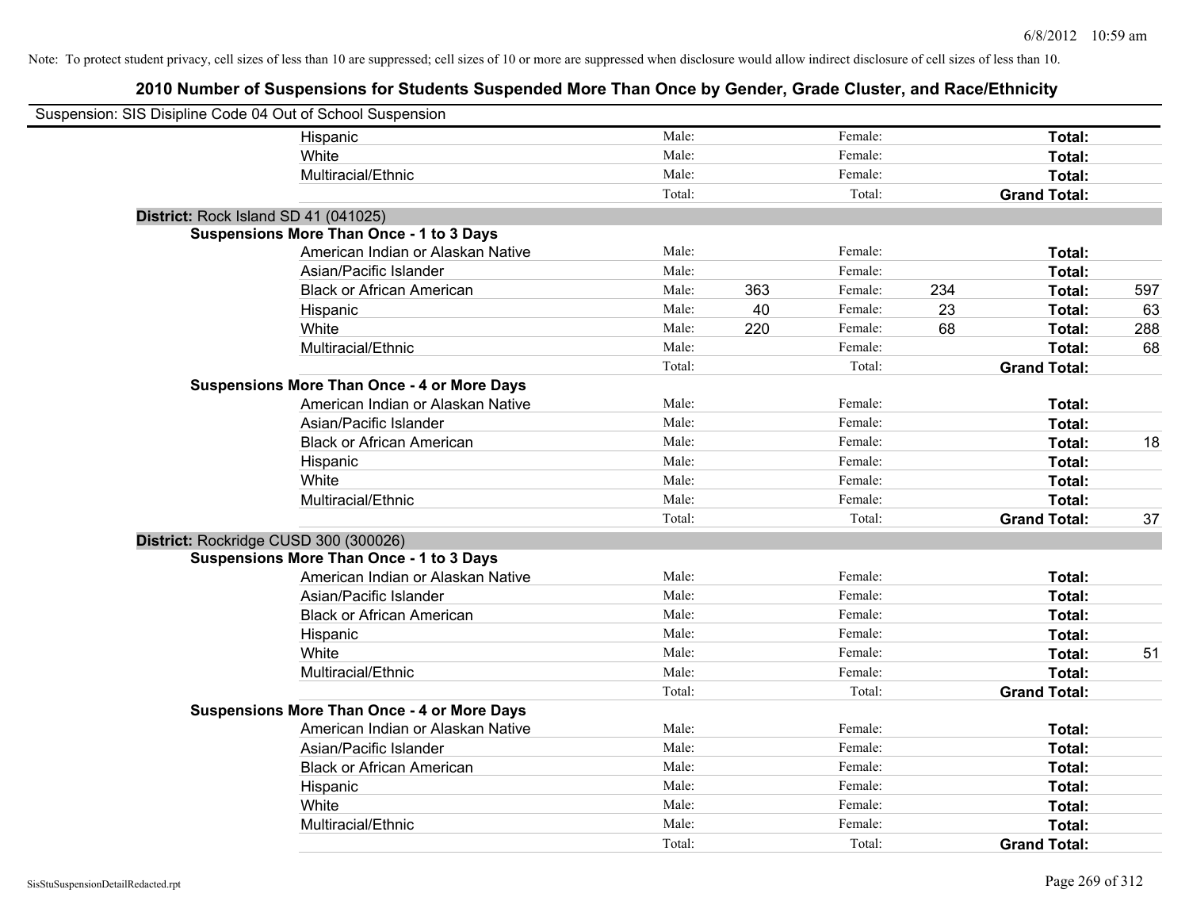Note: To protect student privacy, cell sizes of less than 10 are suppressed; cell sizes of 10 or more are suppressed when disclosure would allow indirect disclosure of cell sizes of less than 10.

# 2010 Number of Suspensions for Students Suspended More Than Once by Gender, Grade Cluster, and Race/Ethnicity

Suspension: SIS Disipline Code 04 Out of School Suspension

| | | | | | | | |
|---|---|---|---|---|---|---|---|
| Hispanic | Male: | | Female: | | **Total:** | |
| White | Male: | | Female: | | **Total:** | |
| Multiracial/Ethnic | Male: | | Female: | | **Total:** | |
| | Total: | | Total: | | **Grand Total:** | |

**District:** Rock Island SD 41 (041025)

**Suspensions More Than Once - 1 to 3 Days**

| | | | | | | |
|---|---|---|---|---|---|---|
| American Indian or Alaskan Native | Male: | | Female: | | **Total:** | |
| Asian/Pacific Islander | Male: | | Female: | | **Total:** | |
| Black or African American | Male: | 363 | Female: | 234 | **Total:** | 597 |
| Hispanic | Male: | 40 | Female: | 23 | **Total:** | 63 |
| White | Male: | 220 | Female: | 68 | **Total:** | 288 |
| Multiracial/Ethnic | Male: | | Female: | | **Total:** | 68 |
| | Total: | | Total: | | **Grand Total:** | |

**Suspensions More Than Once - 4 or More Days**

| | | | | | | |
|---|---|---|---|---|---|---|
| American Indian or Alaskan Native | Male: | | Female: | | **Total:** | |
| Asian/Pacific Islander | Male: | | Female: | | **Total:** | |
| Black or African American | Male: | | Female: | | **Total:** | 18 |
| Hispanic | Male: | | Female: | | **Total:** | |
| White | Male: | | Female: | | **Total:** | |
| Multiracial/Ethnic | Male: | | Female: | | **Total:** | |
| | Total: | | Total: | | **Grand Total:** | 37 |

**District:** Rockridge CUSD 300 (300026)

**Suspensions More Than Once - 1 to 3 Days**

| | | | | | | |
|---|---|---|---|---|---|---|
| American Indian or Alaskan Native | Male: | | Female: | | **Total:** | |
| Asian/Pacific Islander | Male: | | Female: | | **Total:** | |
| Black or African American | Male: | | Female: | | **Total:** | |
| Hispanic | Male: | | Female: | | **Total:** | |
| White | Male: | | Female: | | **Total:** | 51 |
| Multiracial/Ethnic | Male: | | Female: | | **Total:** | |
| | Total: | | Total: | | **Grand Total:** | |

**Suspensions More Than Once - 4 or More Days**

| | | | | | | |
|---|---|---|---|---|---|---|
| American Indian or Alaskan Native | Male: | | Female: | | **Total:** | |
| Asian/Pacific Islander | Male: | | Female: | | **Total:** | |
| Black or African American | Male: | | Female: | | **Total:** | |
| Hispanic | Male: | | Female: | | **Total:** | |
| White | Male: | | Female: | | **Total:** | |
| Multiracial/Ethnic | Male: | | Female: | | **Total:** | |
| | Total: | | Total: | | **Grand Total:** | |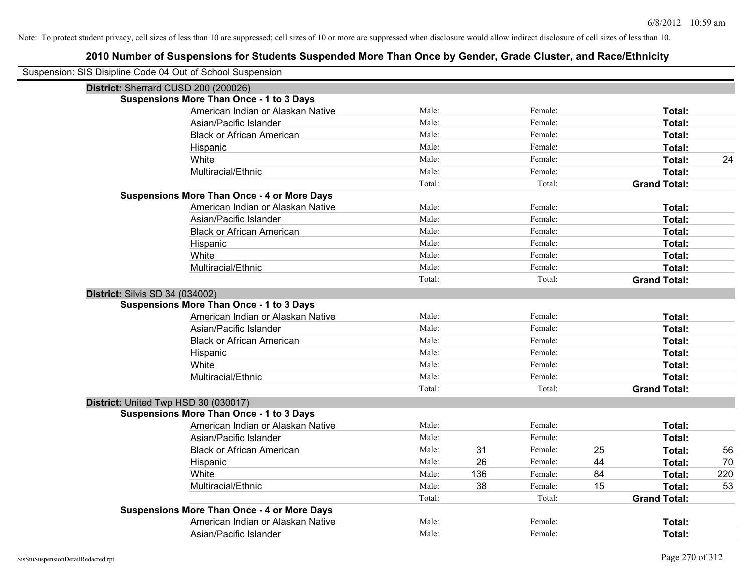Note: To protect student privacy, cell sizes of less than 10 are suppressed; cell sizes of 10 or more are suppressed when disclosure would allow indirect disclosure of cell sizes of less than 10.

## 2010 Number of Suspensions for Students Suspended More Than Once by Gender, Grade Cluster, and Race/Ethnicity

Suspension: SIS Disipline Code 04 Out of School Suspension

### District: Sherrard CUSD 200 (200026)

**Suspensions More Than Once - 1 to 3 Days**

| Race/Ethnicity | | | | | | |
|---|---|---|---|---|---|---|
| American Indian or Alaskan Native | Male: | | Female: | | **Total:** | |
| Asian/Pacific Islander | Male: | | Female: | | **Total:** | |
| Black or African American | Male: | | Female: | | **Total:** | |
| Hispanic | Male: | | Female: | | **Total:** | |
| White | Male: | | Female: | | **Total:** | 24 |
| Multiracial/Ethnic | Male: | | Female: | | **Total:** | |
| | Total: | | Total: | | **Grand Total:** | |

**Suspensions More Than Once - 4 or More Days**

| Race/Ethnicity | | | | | | |
|---|---|---|---|---|---|---|
| American Indian or Alaskan Native | Male: | | Female: | | **Total:** | |
| Asian/Pacific Islander | Male: | | Female: | | **Total:** | |
| Black or African American | Male: | | Female: | | **Total:** | |
| Hispanic | Male: | | Female: | | **Total:** | |
| White | Male: | | Female: | | **Total:** | |
| Multiracial/Ethnic | Male: | | Female: | | **Total:** | |
| | Total: | | Total: | | **Grand Total:** | |

### District: Silvis SD 34 (034002)

**Suspensions More Than Once - 1 to 3 Days**

| Race/Ethnicity | | | | | | |
|---|---|---|---|---|---|---|
| American Indian or Alaskan Native | Male: | | Female: | | **Total:** | |
| Asian/Pacific Islander | Male: | | Female: | | **Total:** | |
| Black or African American | Male: | | Female: | | **Total:** | |
| Hispanic | Male: | | Female: | | **Total:** | |
| White | Male: | | Female: | | **Total:** | |
| Multiracial/Ethnic | Male: | | Female: | | **Total:** | |
| | Total: | | Total: | | **Grand Total:** | |

### District: United Twp HSD 30 (030017)

**Suspensions More Than Once - 1 to 3 Days**

| Race/Ethnicity | | | | | | |
|---|---|---|---|---|---|---|
| American Indian or Alaskan Native | Male: | | Female: | | **Total:** | |
| Asian/Pacific Islander | Male: | | Female: | | **Total:** | |
| Black or African American | Male: | 31 | Female: | 25 | **Total:** | 56 |
| Hispanic | Male: | 26 | Female: | 44 | **Total:** | 70 |
| White | Male: | 136 | Female: | 84 | **Total:** | 220 |
| Multiracial/Ethnic | Male: | 38 | Female: | 15 | **Total:** | 53 |
| | Total: | | Total: | | **Grand Total:** | |

**Suspensions More Than Once - 4 or More Days**

| Race/Ethnicity | | | | | | |
|---|---|---|---|---|---|---|
| American Indian or Alaskan Native | Male: | | Female: | | **Total:** | |
| Asian/Pacific Islander | Male: | | Female: | | **Total:** | |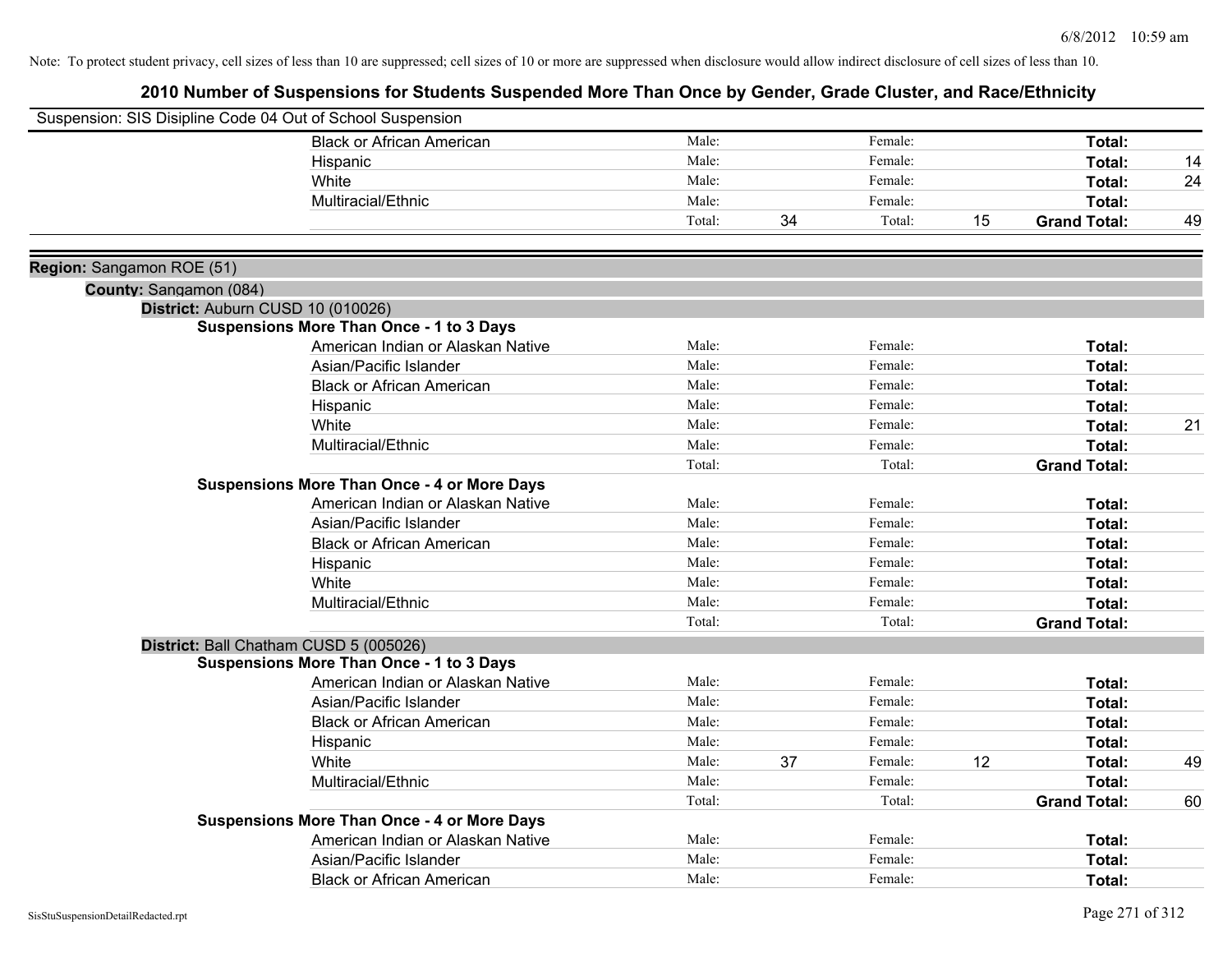Note: To protect student privacy, cell sizes of less than 10 are suppressed; cell sizes of 10 or more are suppressed when disclosure would allow indirect disclosure of cell sizes of less than 10.

# 2010 Number of Suspensions for Students Suspended More Than Once by Gender, Grade Cluster, and Race/Ethnicity

Suspension: SIS Disipline Code 04 Out of School Suspension

| | | | | | | |
|---|---|---|---|---|---|---|
| Black or African American | Male: | | Female: | | Total: | |
| Hispanic | Male: | | Female: | | Total: | 14 |
| White | Male: | | Female: | | Total: | 24 |
| Multiracial/Ethnic | Male: | | Female: | | Total: | |
| | Total: | 34 | Total: | 15 | Grand Total: | 49 |

**Region:** Sangamon ROE (51)

**County:** Sangamon (084)

**District:** Auburn CUSD 10 (010026)

**Suspensions More Than Once - 1 to 3 Days**

| | | | | | | |
|---|---|---|---|---|---|---|
| American Indian or Alaskan Native | Male: | | Female: | | Total: | |
| Asian/Pacific Islander | Male: | | Female: | | Total: | |
| Black or African American | Male: | | Female: | | Total: | |
| Hispanic | Male: | | Female: | | Total: | |
| White | Male: | | Female: | | Total: | 21 |
| Multiracial/Ethnic | Male: | | Female: | | Total: | |
| | Total: | | Total: | | Grand Total: | |

**Suspensions More Than Once - 4 or More Days**

| | | | | | | |
|---|---|---|---|---|---|---|
| American Indian or Alaskan Native | Male: | | Female: | | Total: | |
| Asian/Pacific Islander | Male: | | Female: | | Total: | |
| Black or African American | Male: | | Female: | | Total: | |
| Hispanic | Male: | | Female: | | Total: | |
| White | Male: | | Female: | | Total: | |
| Multiracial/Ethnic | Male: | | Female: | | Total: | |
| | Total: | | Total: | | Grand Total: | |

**District:** Ball Chatham CUSD 5 (005026)

**Suspensions More Than Once - 1 to 3 Days**

| | | | | | | |
|---|---|---|---|---|---|---|
| American Indian or Alaskan Native | Male: | | Female: | | Total: | |
| Asian/Pacific Islander | Male: | | Female: | | Total: | |
| Black or African American | Male: | | Female: | | Total: | |
| Hispanic | Male: | | Female: | | Total: | |
| White | Male: | 37 | Female: | 12 | Total: | 49 |
| Multiracial/Ethnic | Male: | | Female: | | Total: | |
| | Total: | | Total: | | Grand Total: | 60 |

**Suspensions More Than Once - 4 or More Days**

| | | | | | | |
|---|---|---|---|---|---|---|
| American Indian or Alaskan Native | Male: | | Female: | | Total: | |
| Asian/Pacific Islander | Male: | | Female: | | Total: | |
| Black or African American | Male: | | Female: | | Total: | |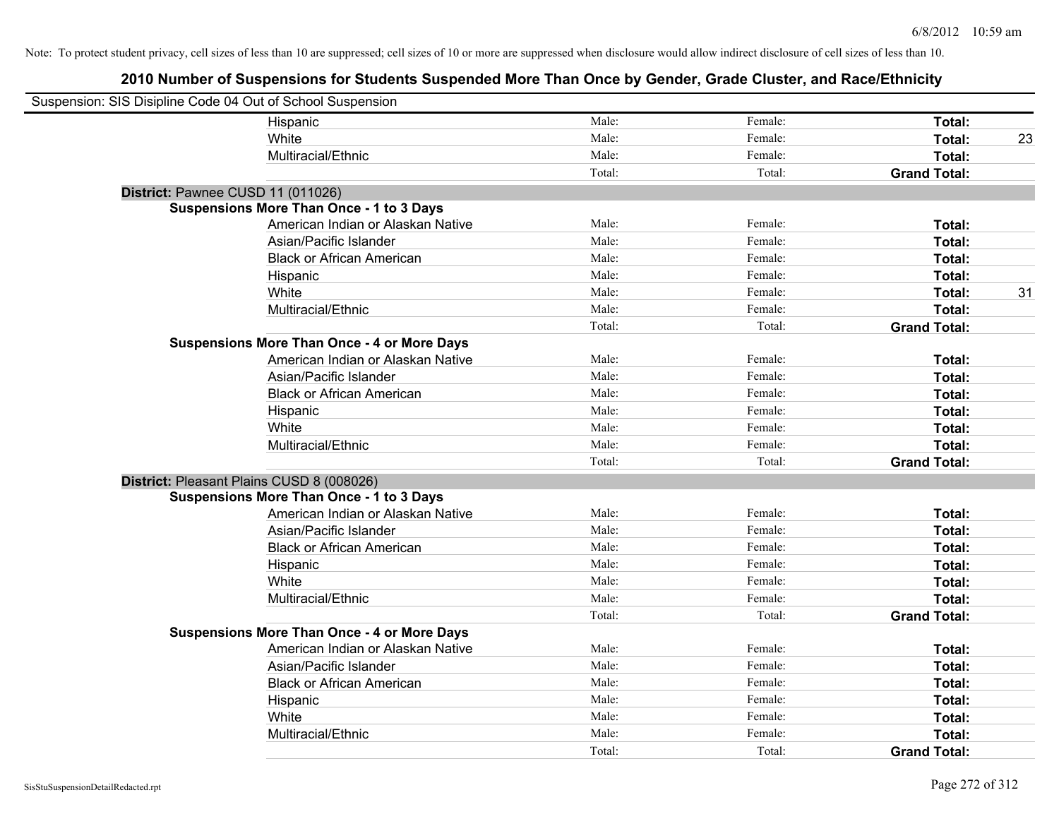Note: To protect student privacy, cell sizes of less than 10 are suppressed; cell sizes of 10 or more are suppressed when disclosure would allow indirect disclosure of cell sizes of less than 10.

# 2010 Number of Suspensions for Students Suspended More Than Once by Gender, Grade Cluster, and Race/Ethnicity

Suspension: SIS Disipline Code 04 Out of School Suspension

| | Male: | Female: | Total: | |
|---|---|---|---|---|
| Hispanic | Male: | Female: | **Total:** | |
| White | Male: | Female: | **Total:** | 23 |
| Multiracial/Ethnic | Male: | Female: | **Total:** | |
| | Total: | Total: | **Grand Total:** | |

**District:** Pawnee CUSD 11 (011026)

**Suspensions More Than Once - 1 to 3 Days**

| | | | | |
|---|---|---|---|---|
| American Indian or Alaskan Native | Male: | Female: | **Total:** | |
| Asian/Pacific Islander | Male: | Female: | **Total:** | |
| Black or African American | Male: | Female: | **Total:** | |
| Hispanic | Male: | Female: | **Total:** | |
| White | Male: | Female: | **Total:** | 31 |
| Multiracial/Ethnic | Male: | Female: | **Total:** | |
| | Total: | Total: | **Grand Total:** | |

**Suspensions More Than Once - 4 or More Days**

| | | | | |
|---|---|---|---|---|
| American Indian or Alaskan Native | Male: | Female: | **Total:** | |
| Asian/Pacific Islander | Male: | Female: | **Total:** | |
| Black or African American | Male: | Female: | **Total:** | |
| Hispanic | Male: | Female: | **Total:** | |
| White | Male: | Female: | **Total:** | |
| Multiracial/Ethnic | Male: | Female: | **Total:** | |
| | Total: | Total: | **Grand Total:** | |

**District:** Pleasant Plains CUSD 8 (008026)

**Suspensions More Than Once - 1 to 3 Days**

| | | | | |
|---|---|---|---|---|
| American Indian or Alaskan Native | Male: | Female: | **Total:** | |
| Asian/Pacific Islander | Male: | Female: | **Total:** | |
| Black or African American | Male: | Female: | **Total:** | |
| Hispanic | Male: | Female: | **Total:** | |
| White | Male: | Female: | **Total:** | |
| Multiracial/Ethnic | Male: | Female: | **Total:** | |
| | Total: | Total: | **Grand Total:** | |

**Suspensions More Than Once - 4 or More Days**

| | | | | |
|---|---|---|---|---|
| American Indian or Alaskan Native | Male: | Female: | **Total:** | |
| Asian/Pacific Islander | Male: | Female: | **Total:** | |
| Black or African American | Male: | Female: | **Total:** | |
| Hispanic | Male: | Female: | **Total:** | |
| White | Male: | Female: | **Total:** | |
| Multiracial/Ethnic | Male: | Female: | **Total:** | |
| | Total: | Total: | **Grand Total:** | |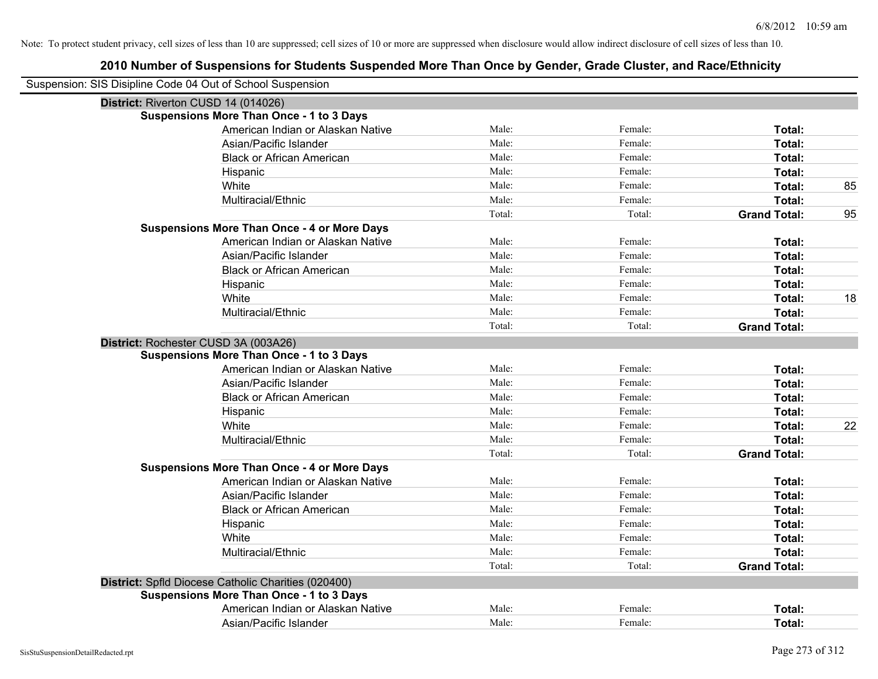Note: To protect student privacy, cell sizes of less than 10 are suppressed; cell sizes of 10 or more are suppressed when disclosure would allow indirect disclosure of cell sizes of less than 10.

## 2010 Number of Suspensions for Students Suspended More Than Once by Gender, Grade Cluster, and Race/Ethnicity

Suspension: SIS Disipline Code 04 Out of School Suspension

### District: Riverton CUSD 14 (014026)

**Suspensions More Than Once - 1 to 3 Days**

| Race/Ethnicity | Male | Female | Total | |
|---|---|---|---|---|
| American Indian or Alaskan Native | Male: | Female: | **Total:** | |
| Asian/Pacific Islander | Male: | Female: | **Total:** | |
| Black or African American | Male: | Female: | **Total:** | |
| Hispanic | Male: | Female: | **Total:** | |
| White | Male: | Female: | **Total:** | 85 |
| Multiracial/Ethnic | Male: | Female: | **Total:** | |
| | Total: | Total: | **Grand Total:** | 95 |

**Suspensions More Than Once - 4 or More Days**

| Race/Ethnicity | Male | Female | Total | |
|---|---|---|---|---|
| American Indian or Alaskan Native | Male: | Female: | **Total:** | |
| Asian/Pacific Islander | Male: | Female: | **Total:** | |
| Black or African American | Male: | Female: | **Total:** | |
| Hispanic | Male: | Female: | **Total:** | |
| White | Male: | Female: | **Total:** | 18 |
| Multiracial/Ethnic | Male: | Female: | **Total:** | |
| | Total: | Total: | **Grand Total:** | |

### District: Rochester CUSD 3A (003A26)

**Suspensions More Than Once - 1 to 3 Days**

| Race/Ethnicity | Male | Female | Total | |
|---|---|---|---|---|
| American Indian or Alaskan Native | Male: | Female: | **Total:** | |
| Asian/Pacific Islander | Male: | Female: | **Total:** | |
| Black or African American | Male: | Female: | **Total:** | |
| Hispanic | Male: | Female: | **Total:** | |
| White | Male: | Female: | **Total:** | 22 |
| Multiracial/Ethnic | Male: | Female: | **Total:** | |
| | Total: | Total: | **Grand Total:** | |

**Suspensions More Than Once - 4 or More Days**

| Race/Ethnicity | Male | Female | Total | |
|---|---|---|---|---|
| American Indian or Alaskan Native | Male: | Female: | **Total:** | |
| Asian/Pacific Islander | Male: | Female: | **Total:** | |
| Black or African American | Male: | Female: | **Total:** | |
| Hispanic | Male: | Female: | **Total:** | |
| White | Male: | Female: | **Total:** | |
| Multiracial/Ethnic | Male: | Female: | **Total:** | |
| | Total: | Total: | **Grand Total:** | |

### District: Spfld Diocese Catholic Charities (020400)

**Suspensions More Than Once - 1 to 3 Days**

| Race/Ethnicity | Male | Female | Total | |
|---|---|---|---|---|
| American Indian or Alaskan Native | Male: | Female: | **Total:** | |
| Asian/Pacific Islander | Male: | Female: | **Total:** | |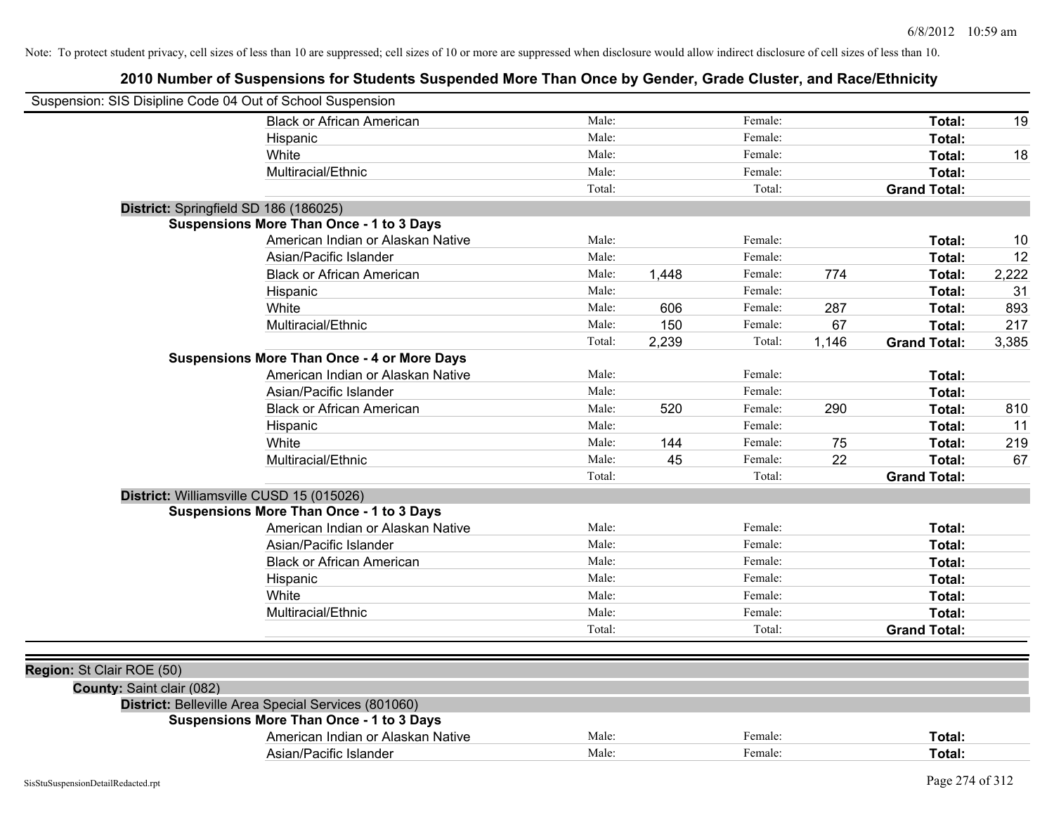Note: To protect student privacy, cell sizes of less than 10 are suppressed; cell sizes of 10 or more are suppressed when disclosure would allow indirect disclosure of cell sizes of less than 10.

## 2010 Number of Suspensions for Students Suspended More Than Once by Gender, Grade Cluster, and Race/Ethnicity

Suspension: SIS Disipline Code 04 Out of School Suspension

| | | | | | | |
|---|---|---|---|---|---|---|
| Black or African American | Male: | | Female: | | **Total:** | 19 |
| Hispanic | Male: | | Female: | | **Total:** | |
| White | Male: | | Female: | | **Total:** | 18 |
| Multiracial/Ethnic | Male: | | Female: | | **Total:** | |
| | Total: | | Total: | | **Grand Total:** | |

**District:** Springfield SD 186 (186025)

**Suspensions More Than Once - 1 to 3 Days**

| | | | | | | |
|---|---|---|---|---|---|---|
| American Indian or Alaskan Native | Male: | | Female: | | **Total:** | 10 |
| Asian/Pacific Islander | Male: | | Female: | | **Total:** | 12 |
| Black or African American | Male: | 1,448 | Female: | 774 | **Total:** | 2,222 |
| Hispanic | Male: | | Female: | | **Total:** | 31 |
| White | Male: | 606 | Female: | 287 | **Total:** | 893 |
| Multiracial/Ethnic | Male: | 150 | Female: | 67 | **Total:** | 217 |
| | Total: | 2,239 | Total: | 1,146 | **Grand Total:** | 3,385 |

**Suspensions More Than Once - 4 or More Days**

| | | | | | | |
|---|---|---|---|---|---|---|
| American Indian or Alaskan Native | Male: | | Female: | | **Total:** | |
| Asian/Pacific Islander | Male: | | Female: | | **Total:** | |
| Black or African American | Male: | 520 | Female: | 290 | **Total:** | 810 |
| Hispanic | Male: | | Female: | | **Total:** | 11 |
| White | Male: | 144 | Female: | 75 | **Total:** | 219 |
| Multiracial/Ethnic | Male: | 45 | Female: | 22 | **Total:** | 67 |
| | Total: | | Total: | | **Grand Total:** | |

**District:** Williamsville CUSD 15 (015026)

**Suspensions More Than Once - 1 to 3 Days**

| | | | | | | |
|---|---|---|---|---|---|---|
| American Indian or Alaskan Native | Male: | | Female: | | **Total:** | |
| Asian/Pacific Islander | Male: | | Female: | | **Total:** | |
| Black or African American | Male: | | Female: | | **Total:** | |
| Hispanic | Male: | | Female: | | **Total:** | |
| White | Male: | | Female: | | **Total:** | |
| Multiracial/Ethnic | Male: | | Female: | | **Total:** | |
| | Total: | | Total: | | **Grand Total:** | |

**Region:** St Clair ROE (50)

**County:** Saint clair (082)

**District:** Belleville Area Special Services (801060)

**Suspensions More Than Once - 1 to 3 Days**

| | | | | | | |
|---|---|---|---|---|---|---|
| American Indian or Alaskan Native | Male: | | Female: | | **Total:** | |
| Asian/Pacific Islander | Male: | | Female: | | **Total:** | |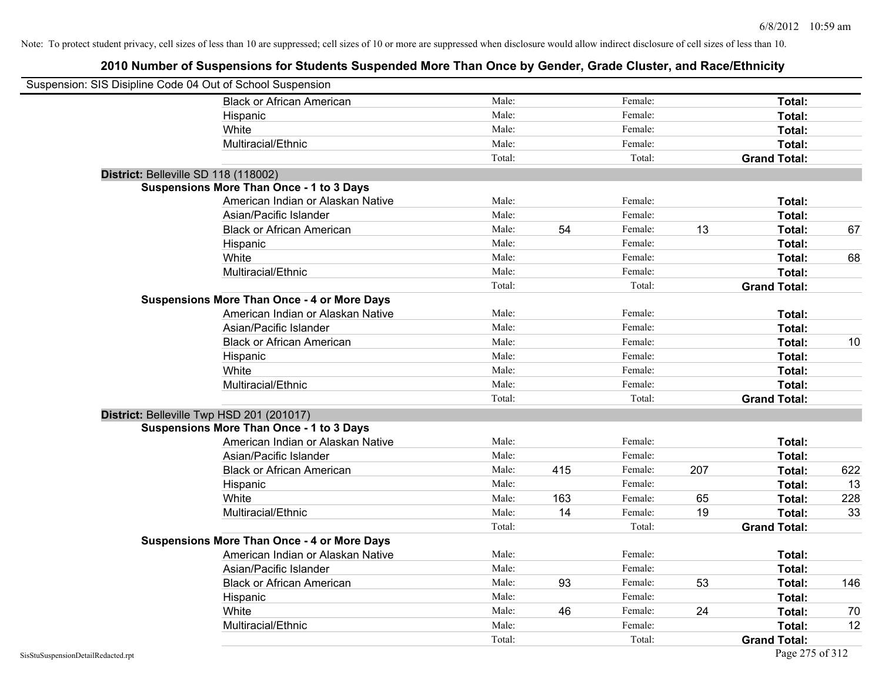Note: To protect student privacy, cell sizes of less than 10 are suppressed; cell sizes of 10 or more are suppressed when disclosure would allow indirect disclosure of cell sizes of less than 10.

## 2010 Number of Suspensions for Students Suspended More Than Once by Gender, Grade Cluster, and Race/Ethnicity

Suspension: SIS Disipline Code 04 Out of School Suspension

| | | | | | | | |
|---|---|---|---|---|---|---|---|
| Black or African American | Male: | | Female: | | Total: | |
| Hispanic | Male: | | Female: | | Total: | |
| White | Male: | | Female: | | Total: | |
| Multiracial/Ethnic | Male: | | Female: | | Total: | |
| | Total: | | Total: | | Grand Total: | |

**District:** Belleville SD 118 (118002)

**Suspensions More Than Once - 1 to 3 Days**

| | | | | | | |
|---|---|---|---|---|---|---|
| American Indian or Alaskan Native | Male: | | Female: | | Total: | |
| Asian/Pacific Islander | Male: | | Female: | | Total: | |
| Black or African American | Male: | 54 | Female: | 13 | Total: | 67 |
| Hispanic | Male: | | Female: | | Total: | |
| White | Male: | | Female: | | Total: | 68 |
| Multiracial/Ethnic | Male: | | Female: | | Total: | |
| | Total: | | Total: | | Grand Total: | |

**Suspensions More Than Once - 4 or More Days**

| | | | | | | |
|---|---|---|---|---|---|---|
| American Indian or Alaskan Native | Male: | | Female: | | Total: | |
| Asian/Pacific Islander | Male: | | Female: | | Total: | |
| Black or African American | Male: | | Female: | | Total: | 10 |
| Hispanic | Male: | | Female: | | Total: | |
| White | Male: | | Female: | | Total: | |
| Multiracial/Ethnic | Male: | | Female: | | Total: | |
| | Total: | | Total: | | Grand Total: | |

**District:** Belleville Twp HSD 201 (201017)

**Suspensions More Than Once - 1 to 3 Days**

| | | | | | | |
|---|---|---|---|---|---|---|
| American Indian or Alaskan Native | Male: | | Female: | | Total: | |
| Asian/Pacific Islander | Male: | | Female: | | Total: | |
| Black or African American | Male: | 415 | Female: | 207 | Total: | 622 |
| Hispanic | Male: | | Female: | | Total: | 13 |
| White | Male: | 163 | Female: | 65 | Total: | 228 |
| Multiracial/Ethnic | Male: | 14 | Female: | 19 | Total: | 33 |
| | Total: | | Total: | | Grand Total: | |

**Suspensions More Than Once - 4 or More Days**

| | | | | | | |
|---|---|---|---|---|---|---|
| American Indian or Alaskan Native | Male: | | Female: | | Total: | |
| Asian/Pacific Islander | Male: | | Female: | | Total: | |
| Black or African American | Male: | 93 | Female: | 53 | Total: | 146 |
| Hispanic | Male: | | Female: | | Total: | |
| White | Male: | 46 | Female: | 24 | Total: | 70 |
| Multiracial/Ethnic | Male: | | Female: | | Total: | 12 |
| | Total: | | Total: | | Grand Total: | |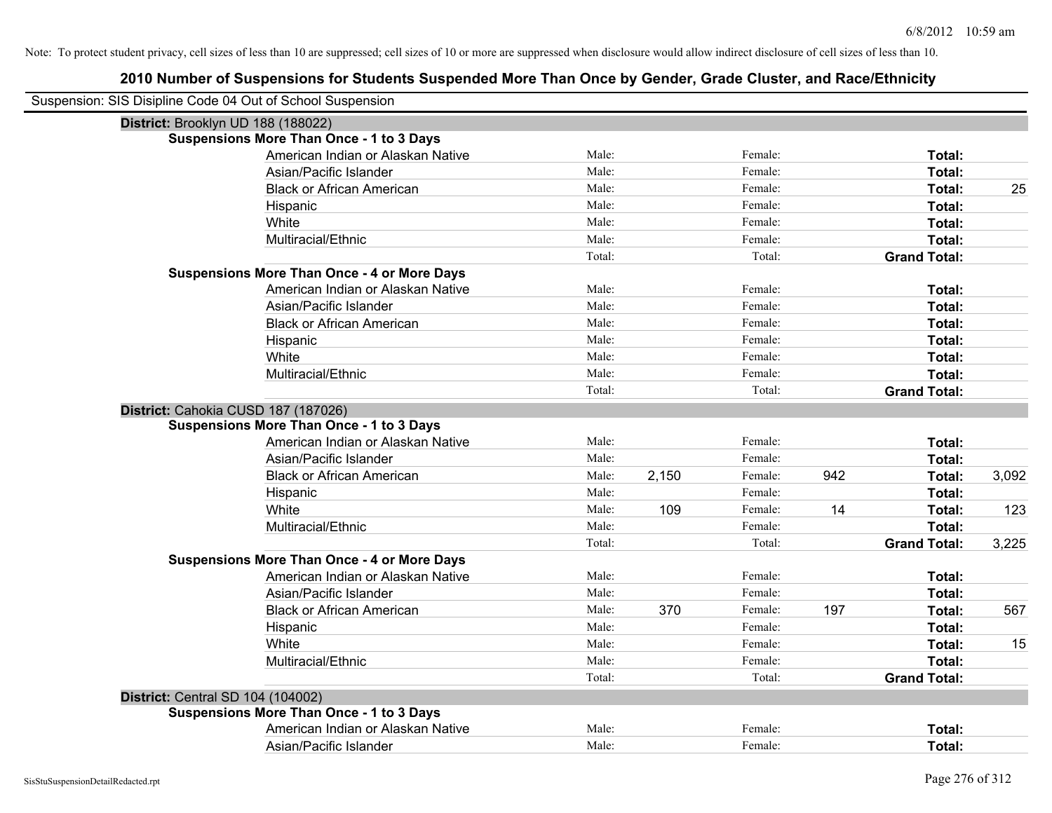Note: To protect student privacy, cell sizes of less than 10 are suppressed; cell sizes of 10 or more are suppressed when disclosure would allow indirect disclosure of cell sizes of less than 10.

## 2010 Number of Suspensions for Students Suspended More Than Once by Gender, Grade Cluster, and Race/Ethnicity

Suspension: SIS Disipline Code 04 Out of School Suspension

### District: Brooklyn UD 188 (188022)

**Suspensions More Than Once - 1 to 3 Days**

| Race/Ethnicity | Male: | | Female: | | Total: | |
|---|---|---|---|---|---|---|
| American Indian or Alaskan Native | Male: | | Female: | | Total: | |
| Asian/Pacific Islander | Male: | | Female: | | Total: | |
| Black or African American | Male: | | Female: | | Total: | 25 |
| Hispanic | Male: | | Female: | | Total: | |
| White | Male: | | Female: | | Total: | |
| Multiracial/Ethnic | Male: | | Female: | | Total: | |
| | Total: | | Total: | | Grand Total: | |

**Suspensions More Than Once - 4 or More Days**

| Race/Ethnicity | Male: | | Female: | | Total: | |
|---|---|---|---|---|---|---|
| American Indian or Alaskan Native | Male: | | Female: | | Total: | |
| Asian/Pacific Islander | Male: | | Female: | | Total: | |
| Black or African American | Male: | | Female: | | Total: | |
| Hispanic | Male: | | Female: | | Total: | |
| White | Male: | | Female: | | Total: | |
| Multiracial/Ethnic | Male: | | Female: | | Total: | |
| | Total: | | Total: | | Grand Total: | |

### District: Cahokia CUSD 187 (187026)

**Suspensions More Than Once - 1 to 3 Days**

| Race/Ethnicity | Male: | | Female: | | Total: | |
|---|---|---|---|---|---|---|
| American Indian or Alaskan Native | Male: | | Female: | | Total: | |
| Asian/Pacific Islander | Male: | | Female: | | Total: | |
| Black or African American | Male: | 2,150 | Female: | 942 | Total: | 3,092 |
| Hispanic | Male: | | Female: | | Total: | |
| White | Male: | 109 | Female: | 14 | Total: | 123 |
| Multiracial/Ethnic | Male: | | Female: | | Total: | |
| | Total: | | Total: | | Grand Total: | 3,225 |

**Suspensions More Than Once - 4 or More Days**

| Race/Ethnicity | Male: | | Female: | | Total: | |
|---|---|---|---|---|---|---|
| American Indian or Alaskan Native | Male: | | Female: | | Total: | |
| Asian/Pacific Islander | Male: | | Female: | | Total: | |
| Black or African American | Male: | 370 | Female: | 197 | Total: | 567 |
| Hispanic | Male: | | Female: | | Total: | |
| White | Male: | | Female: | | Total: | 15 |
| Multiracial/Ethnic | Male: | | Female: | | Total: | |
| | Total: | | Total: | | Grand Total: | |

### District: Central SD 104 (104002)

**Suspensions More Than Once - 1 to 3 Days**

| Race/Ethnicity | Male: | | Female: | | Total: | |
|---|---|---|---|---|---|---|
| American Indian or Alaskan Native | Male: | | Female: | | Total: | |
| Asian/Pacific Islander | Male: | | Female: | | Total: | |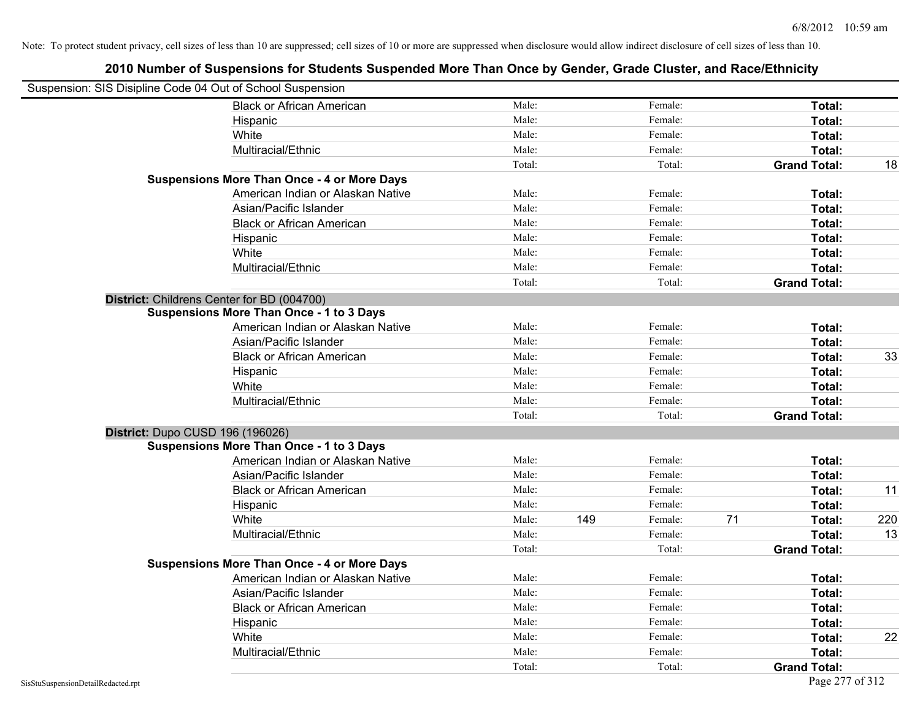Note: To protect student privacy, cell sizes of less than 10 are suppressed; cell sizes of 10 or more are suppressed when disclosure would allow indirect disclosure of cell sizes of less than 10.

# 2010 Number of Suspensions for Students Suspended More Than Once by Gender, Grade Cluster, and Race/Ethnicity

Suspension: SIS Disipline Code 04 Out of School Suspension

| | | | | | | |
|---|---|---|---|---|---|---|
| Black or African American | Male: | | Female: | | Total: | |
| Hispanic | Male: | | Female: | | Total: | |
| White | Male: | | Female: | | Total: | |
| Multiracial/Ethnic | Male: | | Female: | | Total: | |
| | Total: | | Total: | | **Grand Total:** | 18 |
| **Suspensions More Than Once - 4 or More Days** | | | | | | |
| American Indian or Alaskan Native | Male: | | Female: | | Total: | |
| Asian/Pacific Islander | Male: | | Female: | | Total: | |
| Black or African American | Male: | | Female: | | Total: | |
| Hispanic | Male: | | Female: | | Total: | |
| White | Male: | | Female: | | Total: | |
| Multiracial/Ethnic | Male: | | Female: | | Total: | |
| | Total: | | Total: | | **Grand Total:** | |

**District:** Childrens Center for BD (004700)

| | | | | | | |
|---|---|---|---|---|---|---|
| **Suspensions More Than Once - 1 to 3 Days** | | | | | | |
| American Indian or Alaskan Native | Male: | | Female: | | Total: | |
| Asian/Pacific Islander | Male: | | Female: | | Total: | |
| Black or African American | Male: | | Female: | | Total: | 33 |
| Hispanic | Male: | | Female: | | Total: | |
| White | Male: | | Female: | | Total: | |
| Multiracial/Ethnic | Male: | | Female: | | Total: | |
| | Total: | | Total: | | **Grand Total:** | |

**District:** Dupo CUSD 196 (196026)

| | | | | | | |
|---|---|---|---|---|---|---|
| **Suspensions More Than Once - 1 to 3 Days** | | | | | | |
| American Indian or Alaskan Native | Male: | | Female: | | Total: | |
| Asian/Pacific Islander | Male: | | Female: | | Total: | |
| Black or African American | Male: | | Female: | | Total: | 11 |
| Hispanic | Male: | | Female: | | Total: | |
| White | Male: | 149 | Female: | 71 | Total: | 220 |
| Multiracial/Ethnic | Male: | | Female: | | Total: | 13 |
| | Total: | | Total: | | **Grand Total:** | |
| **Suspensions More Than Once - 4 or More Days** | | | | | | |
| American Indian or Alaskan Native | Male: | | Female: | | Total: | |
| Asian/Pacific Islander | Male: | | Female: | | Total: | |
| Black or African American | Male: | | Female: | | Total: | |
| Hispanic | Male: | | Female: | | Total: | |
| White | Male: | | Female: | | Total: | 22 |
| Multiracial/Ethnic | Male: | | Female: | | Total: | |
| | Total: | | Total: | | **Grand Total:** | |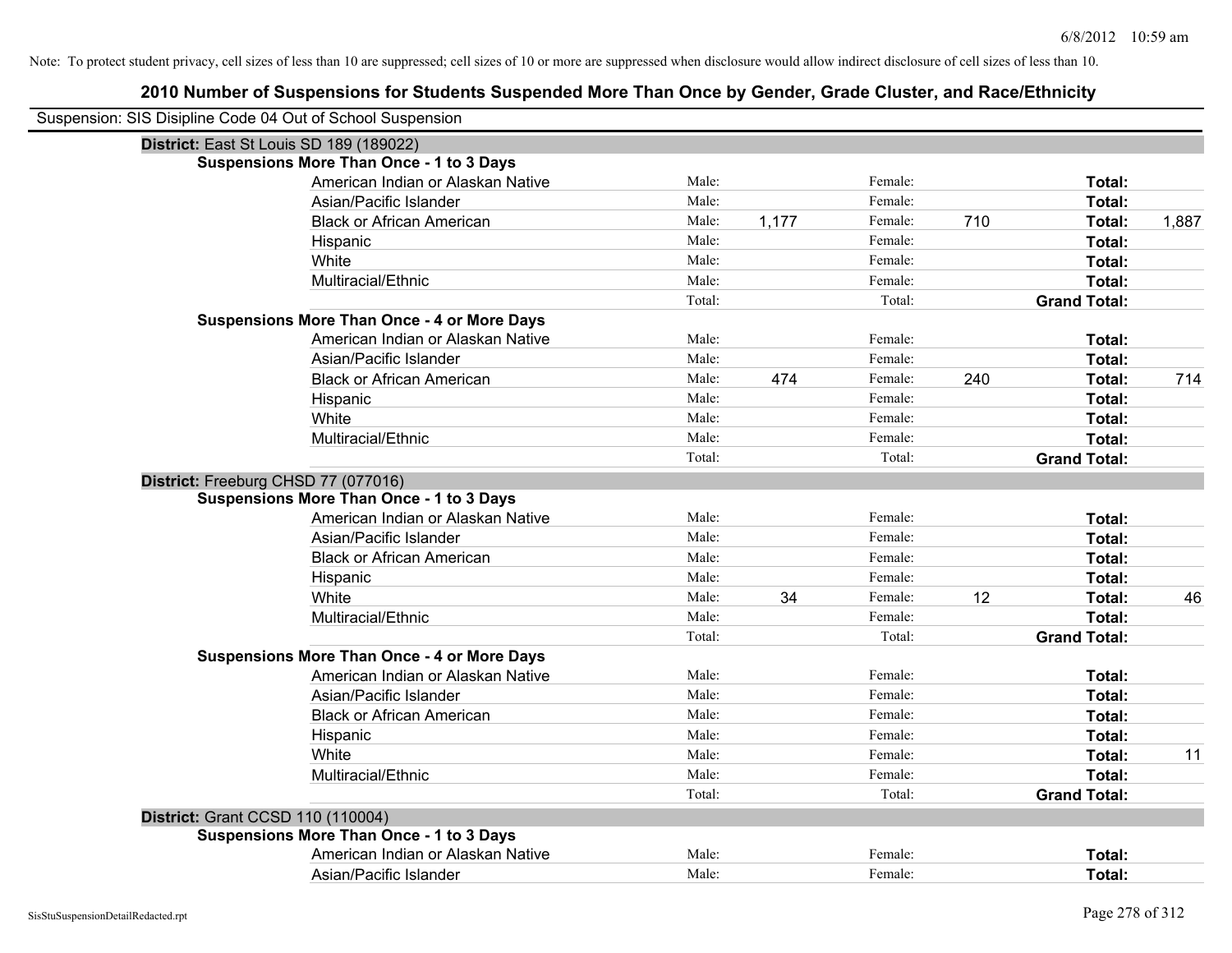Note: To protect student privacy, cell sizes of less than 10 are suppressed; cell sizes of 10 or more are suppressed when disclosure would allow indirect disclosure of cell sizes of less than 10.

# 2010 Number of Suspensions for Students Suspended More Than Once by Gender, Grade Cluster, and Race/Ethnicity

Suspension: SIS Disipline Code 04 Out of School Suspension

## District: East St Louis SD 189 (189022)

### Suspensions More Than Once - 1 to 3 Days

| Race/Ethnicity | | Male | | Female | | Total |
|---|---|---|---|---|---|---|
| American Indian or Alaskan Native | Male: | | Female: | | Total: | |
| Asian/Pacific Islander | Male: | | Female: | | Total: | |
| Black or African American | Male: | 1,177 | Female: | 710 | Total: | 1,887 |
| Hispanic | Male: | | Female: | | Total: | |
| White | Male: | | Female: | | Total: | |
| Multiracial/Ethnic | Male: | | Female: | | Total: | |
| | Total: | | Total: | | Grand Total: | |

### Suspensions More Than Once - 4 or More Days

| Race/Ethnicity | | Male | | Female | | Total |
|---|---|---|---|---|---|---|
| American Indian or Alaskan Native | Male: | | Female: | | Total: | |
| Asian/Pacific Islander | Male: | | Female: | | Total: | |
| Black or African American | Male: | 474 | Female: | 240 | Total: | 714 |
| Hispanic | Male: | | Female: | | Total: | |
| White | Male: | | Female: | | Total: | |
| Multiracial/Ethnic | Male: | | Female: | | Total: | |
| | Total: | | Total: | | Grand Total: | |

## District: Freeburg CHSD 77 (077016)

### Suspensions More Than Once - 1 to 3 Days

| Race/Ethnicity | | Male | | Female | | Total |
|---|---|---|---|---|---|---|
| American Indian or Alaskan Native | Male: | | Female: | | Total: | |
| Asian/Pacific Islander | Male: | | Female: | | Total: | |
| Black or African American | Male: | | Female: | | Total: | |
| Hispanic | Male: | | Female: | | Total: | |
| White | Male: | 34 | Female: | 12 | Total: | 46 |
| Multiracial/Ethnic | Male: | | Female: | | Total: | |
| | Total: | | Total: | | Grand Total: | |

### Suspensions More Than Once - 4 or More Days

| Race/Ethnicity | | Male | | Female | | Total |
|---|---|---|---|---|---|---|
| American Indian or Alaskan Native | Male: | | Female: | | Total: | |
| Asian/Pacific Islander | Male: | | Female: | | Total: | |
| Black or African American | Male: | | Female: | | Total: | |
| Hispanic | Male: | | Female: | | Total: | |
| White | Male: | | Female: | | Total: | 11 |
| Multiracial/Ethnic | Male: | | Female: | | Total: | |
| | Total: | | Total: | | Grand Total: | |

## District: Grant CCSD 110 (110004)

### Suspensions More Than Once - 1 to 3 Days

| Race/Ethnicity | | Male | | Female | | Total |
|---|---|---|---|---|---|---|
| American Indian or Alaskan Native | Male: | | Female: | | Total: | |
| Asian/Pacific Islander | Male: | | Female: | | Total: | |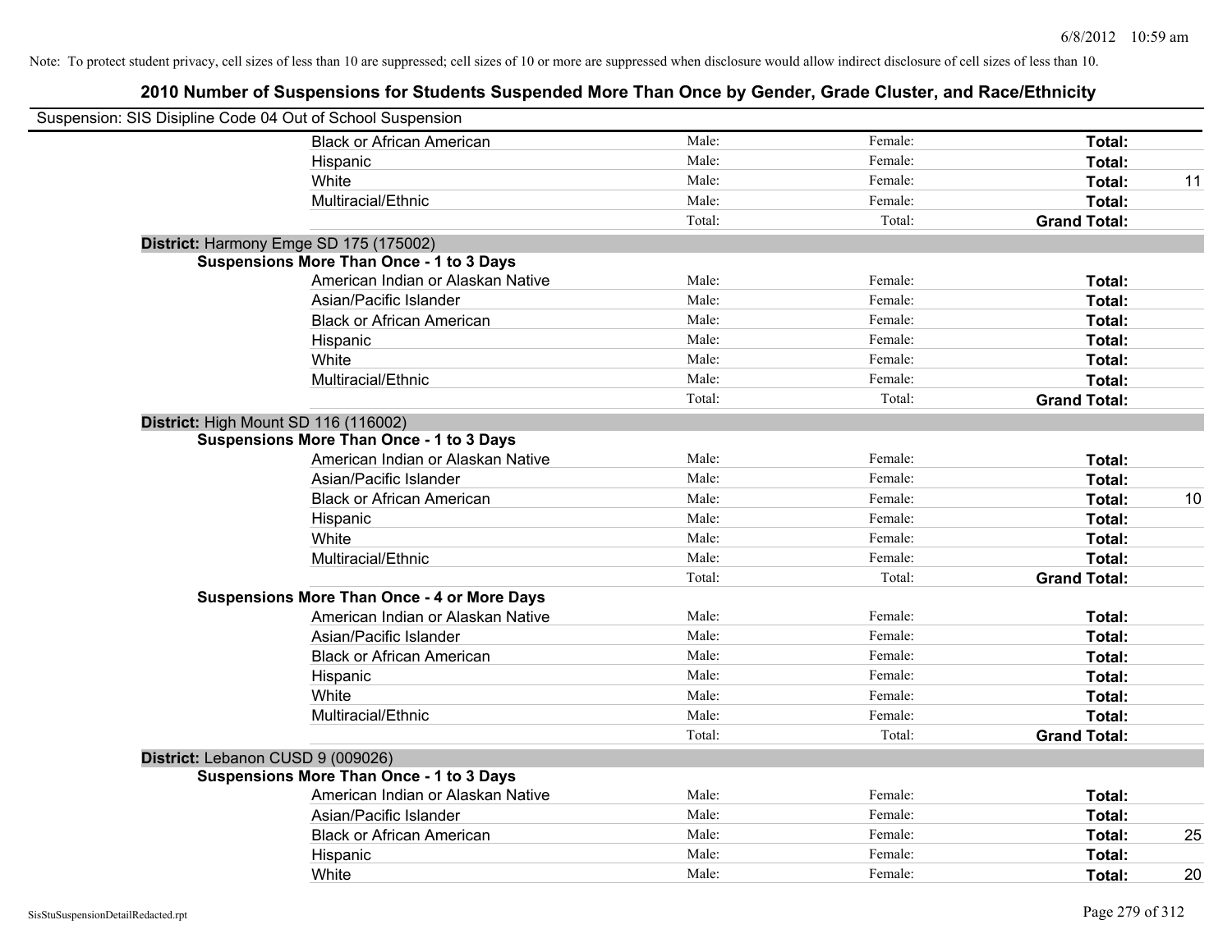Note: To protect student privacy, cell sizes of less than 10 are suppressed; cell sizes of 10 or more are suppressed when disclosure would allow indirect disclosure of cell sizes of less than 10.

# 2010 Number of Suspensions for Students Suspended More Than Once by Gender, Grade Cluster, and Race/Ethnicity

Suspension: SIS Disipline Code 04 Out of School Suspension

| | | | | |
|---|---|---|---|---|
| Black or African American | Male: | Female: | **Total:** | |
| Hispanic | Male: | Female: | **Total:** | |
| White | Male: | Female: | **Total:** | 11 |
| Multiracial/Ethnic | Male: | Female: | **Total:** | |
| | Total: | Total: | **Grand Total:** | |

**District:** Harmony Emge SD 175 (175002)

**Suspensions More Than Once - 1 to 3 Days**

| | | | | |
|---|---|---|---|---|
| American Indian or Alaskan Native | Male: | Female: | **Total:** | |
| Asian/Pacific Islander | Male: | Female: | **Total:** | |
| Black or African American | Male: | Female: | **Total:** | |
| Hispanic | Male: | Female: | **Total:** | |
| White | Male: | Female: | **Total:** | |
| Multiracial/Ethnic | Male: | Female: | **Total:** | |
| | Total: | Total: | **Grand Total:** | |

**District:** High Mount SD 116 (116002)

**Suspensions More Than Once - 1 to 3 Days**

| | | | | |
|---|---|---|---|---|
| American Indian or Alaskan Native | Male: | Female: | **Total:** | |
| Asian/Pacific Islander | Male: | Female: | **Total:** | |
| Black or African American | Male: | Female: | **Total:** | 10 |
| Hispanic | Male: | Female: | **Total:** | |
| White | Male: | Female: | **Total:** | |
| Multiracial/Ethnic | Male: | Female: | **Total:** | |
| | Total: | Total: | **Grand Total:** | |

**Suspensions More Than Once - 4 or More Days**

| | | | | |
|---|---|---|---|---|
| American Indian or Alaskan Native | Male: | Female: | **Total:** | |
| Asian/Pacific Islander | Male: | Female: | **Total:** | |
| Black or African American | Male: | Female: | **Total:** | |
| Hispanic | Male: | Female: | **Total:** | |
| White | Male: | Female: | **Total:** | |
| Multiracial/Ethnic | Male: | Female: | **Total:** | |
| | Total: | Total: | **Grand Total:** | |

**District:** Lebanon CUSD 9 (009026)

**Suspensions More Than Once - 1 to 3 Days**

| | | | | |
|---|---|---|---|---|
| American Indian or Alaskan Native | Male: | Female: | **Total:** | |
| Asian/Pacific Islander | Male: | Female: | **Total:** | |
| Black or African American | Male: | Female: | **Total:** | 25 |
| Hispanic | Male: | Female: | **Total:** | |
| White | Male: | Female: | **Total:** | 20 |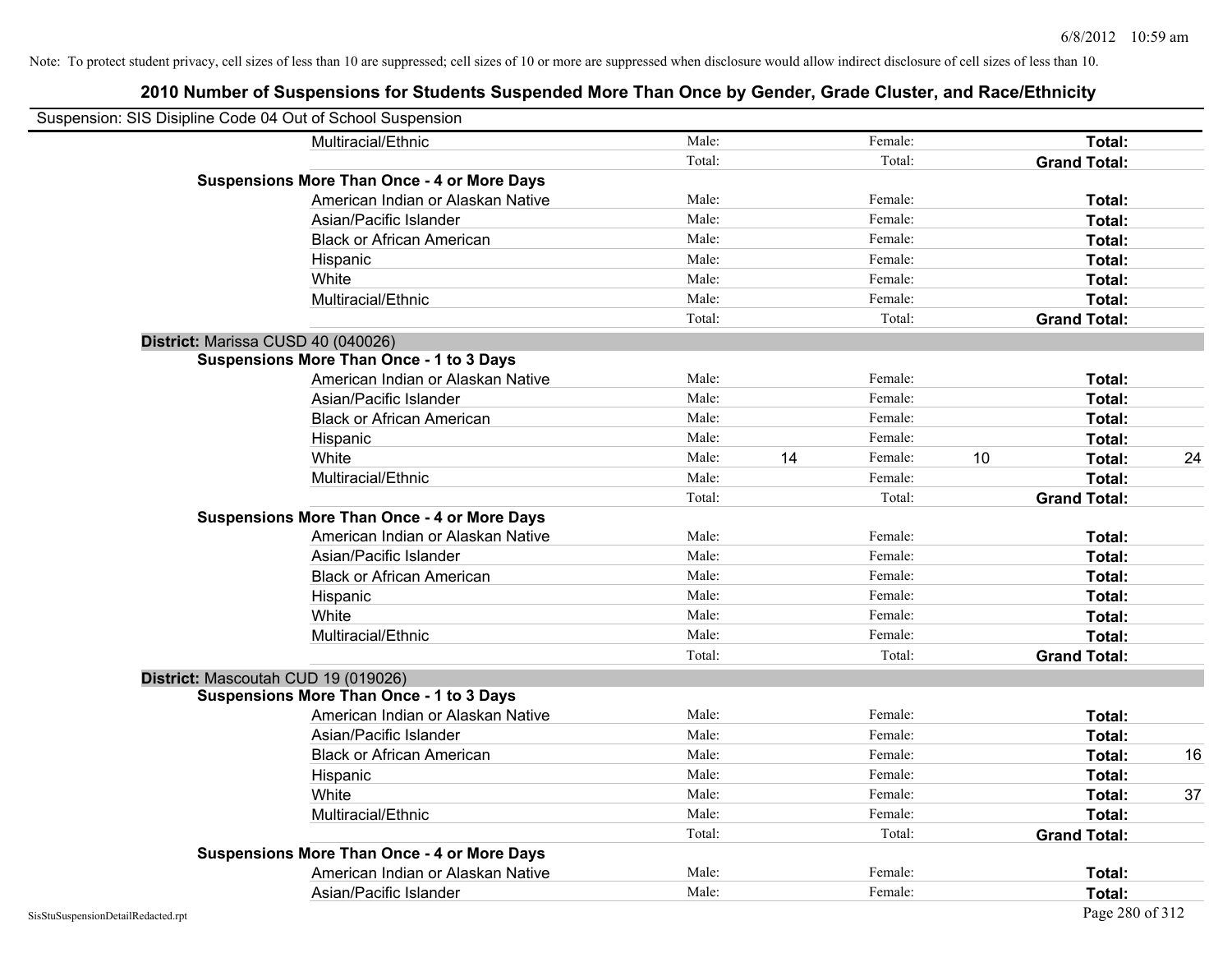Note: To protect student privacy, cell sizes of less than 10 are suppressed; cell sizes of 10 or more are suppressed when disclosure would allow indirect disclosure of cell sizes of less than 10.

## 2010 Number of Suspensions for Students Suspended More Than Once by Gender, Grade Cluster, and Race/Ethnicity

Suspension: SIS Disipline Code 04 Out of School Suspension

| | | | | | | | |
|---|---|---|---|---|---|---|---|
| Multiracial/Ethnic | Male: | | Female: | | **Total:** | |
| | Total: | | Total: | | **Grand Total:** | |
| **Suspensions More Than Once - 4 or More Days** | | | | | | | |
| American Indian or Alaskan Native | Male: | | Female: | | **Total:** | |
| Asian/Pacific Islander | Male: | | Female: | | **Total:** | |
| Black or African American | Male: | | Female: | | **Total:** | |
| Hispanic | Male: | | Female: | | **Total:** | |
| White | Male: | | Female: | | **Total:** | |
| Multiracial/Ethnic | Male: | | Female: | | **Total:** | |
| | Total: | | Total: | | **Grand Total:** | |
| **District:** Marissa CUSD 40 (040026) | | | | | | |
| **Suspensions More Than Once - 1 to 3 Days** | | | | | | |
| American Indian or Alaskan Native | Male: | | Female: | | **Total:** | |
| Asian/Pacific Islander | Male: | | Female: | | **Total:** | |
| Black or African American | Male: | | Female: | | **Total:** | |
| Hispanic | Male: | | Female: | | **Total:** | |
| White | Male: | 14 | Female: | 10 | **Total:** | 24 |
| Multiracial/Ethnic | Male: | | Female: | | **Total:** | |
| | Total: | | Total: | | **Grand Total:** | |
| **Suspensions More Than Once - 4 or More Days** | | | | | | |
| American Indian or Alaskan Native | Male: | | Female: | | **Total:** | |
| Asian/Pacific Islander | Male: | | Female: | | **Total:** | |
| Black or African American | Male: | | Female: | | **Total:** | |
| Hispanic | Male: | | Female: | | **Total:** | |
| White | Male: | | Female: | | **Total:** | |
| Multiracial/Ethnic | Male: | | Female: | | **Total:** | |
| | Total: | | Total: | | **Grand Total:** | |
| **District:** Mascoutah CUD 19 (019026) | | | | | | |
| **Suspensions More Than Once - 1 to 3 Days** | | | | | | |
| American Indian or Alaskan Native | Male: | | Female: | | **Total:** | |
| Asian/Pacific Islander | Male: | | Female: | | **Total:** | |
| Black or African American | Male: | | Female: | | **Total:** | 16 |
| Hispanic | Male: | | Female: | | **Total:** | |
| White | Male: | | Female: | | **Total:** | 37 |
| Multiracial/Ethnic | Male: | | Female: | | **Total:** | |
| | Total: | | Total: | | **Grand Total:** | |
| **Suspensions More Than Once - 4 or More Days** | | | | | | |
| American Indian or Alaskan Native | Male: | | Female: | | **Total:** | |
| Asian/Pacific Islander | Male: | | Female: | | **Total:** | |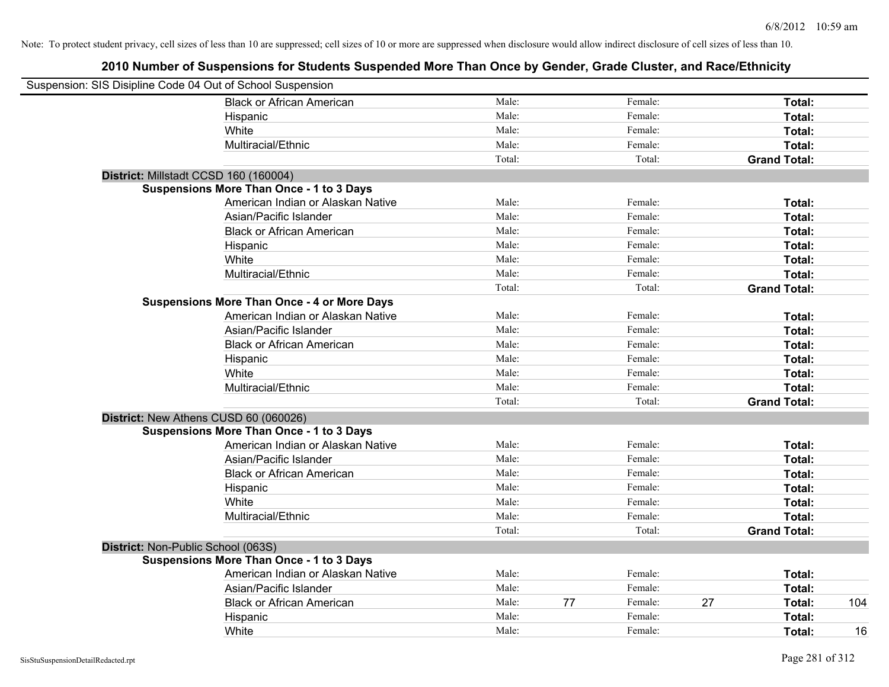Note: To protect student privacy, cell sizes of less than 10 are suppressed; cell sizes of 10 or more are suppressed when disclosure would allow indirect disclosure of cell sizes of less than 10.

## 2010 Number of Suspensions for Students Suspended More Than Once by Gender, Grade Cluster, and Race/Ethnicity

Suspension: SIS Disipline Code 04 Out of School Suspension

| | | | | | | |
|---|---|---|---|---|---|---|
| Black or African American | Male: | | Female: | | **Total:** | |
| Hispanic | Male: | | Female: | | **Total:** | |
| White | Male: | | Female: | | **Total:** | |
| Multiracial/Ethnic | Male: | | Female: | | **Total:** | |
| | Total: | | Total: | | **Grand Total:** | |

**District:** Millstadt CCSD 160 (160004)

**Suspensions More Than Once - 1 to 3 Days**

| | | | | | | |
|---|---|---|---|---|---|---|
| American Indian or Alaskan Native | Male: | | Female: | | **Total:** | |
| Asian/Pacific Islander | Male: | | Female: | | **Total:** | |
| Black or African American | Male: | | Female: | | **Total:** | |
| Hispanic | Male: | | Female: | | **Total:** | |
| White | Male: | | Female: | | **Total:** | |
| Multiracial/Ethnic | Male: | | Female: | | **Total:** | |
| | Total: | | Total: | | **Grand Total:** | |

**Suspensions More Than Once - 4 or More Days**

| | | | | | | |
|---|---|---|---|---|---|---|
| American Indian or Alaskan Native | Male: | | Female: | | **Total:** | |
| Asian/Pacific Islander | Male: | | Female: | | **Total:** | |
| Black or African American | Male: | | Female: | | **Total:** | |
| Hispanic | Male: | | Female: | | **Total:** | |
| White | Male: | | Female: | | **Total:** | |
| Multiracial/Ethnic | Male: | | Female: | | **Total:** | |
| | Total: | | Total: | | **Grand Total:** | |

**District:** New Athens CUSD 60 (060026)

**Suspensions More Than Once - 1 to 3 Days**

| | | | | | | |
|---|---|---|---|---|---|---|
| American Indian or Alaskan Native | Male: | | Female: | | **Total:** | |
| Asian/Pacific Islander | Male: | | Female: | | **Total:** | |
| Black or African American | Male: | | Female: | | **Total:** | |
| Hispanic | Male: | | Female: | | **Total:** | |
| White | Male: | | Female: | | **Total:** | |
| Multiracial/Ethnic | Male: | | Female: | | **Total:** | |
| | Total: | | Total: | | **Grand Total:** | |

**District:** Non-Public School (063S)

**Suspensions More Than Once - 1 to 3 Days**

| | | | | | | |
|---|---|---|---|---|---|---|
| American Indian or Alaskan Native | Male: | | Female: | | **Total:** | |
| Asian/Pacific Islander | Male: | | Female: | | **Total:** | |
| Black or African American | Male: | 77 | Female: | 27 | **Total:** | 104 |
| Hispanic | Male: | | Female: | | **Total:** | |
| White | Male: | | Female: | | **Total:** | 16 |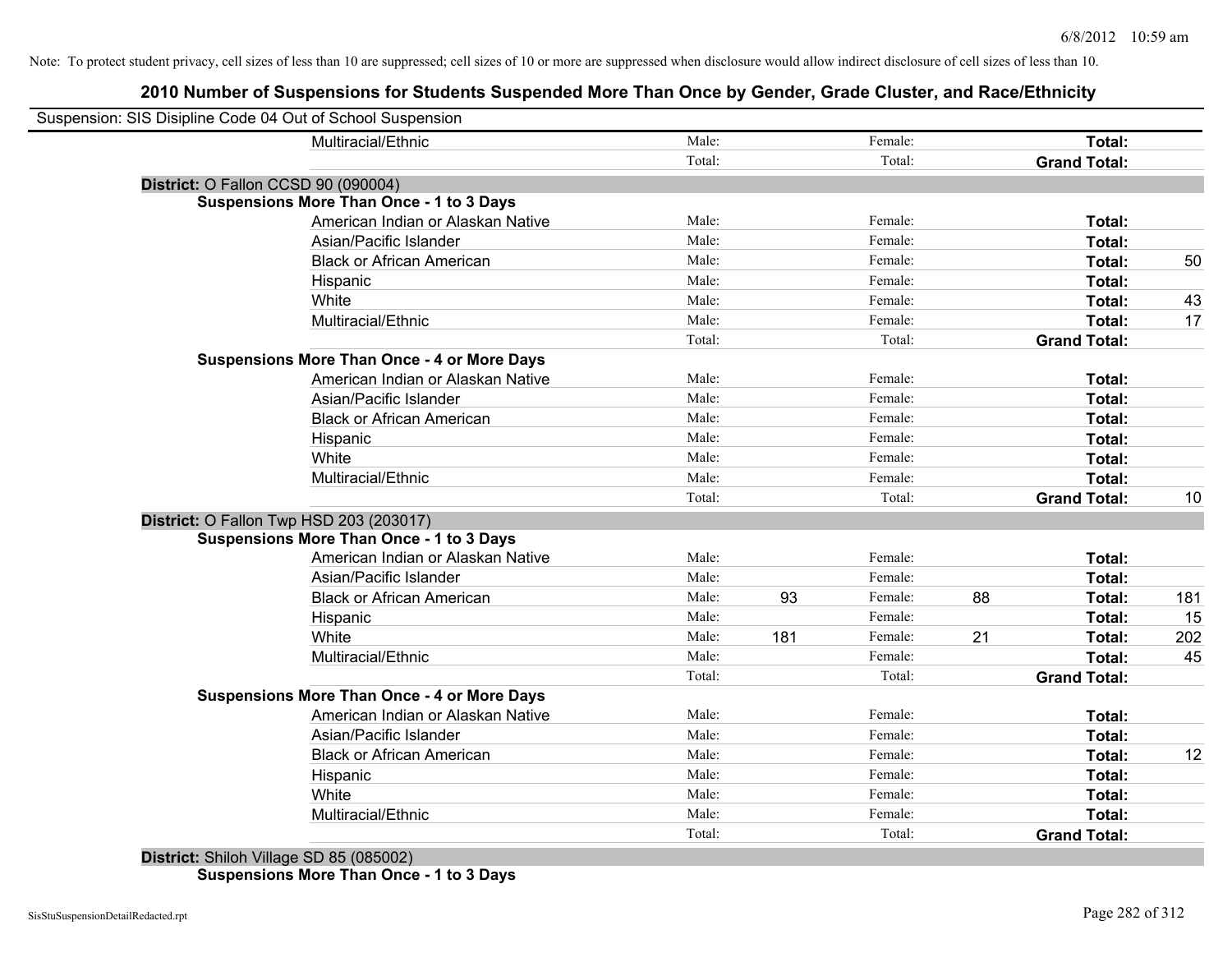Note: To protect student privacy, cell sizes of less than 10 are suppressed; cell sizes of 10 or more are suppressed when disclosure would allow indirect disclosure of cell sizes of less than 10.

## 2010 Number of Suspensions for Students Suspended More Than Once by Gender, Grade Cluster, and Race/Ethnicity

Suspension: SIS Disipline Code 04 Out of School Suspension

| | | | | | | |
|---|---|---|---|---|---|---|
| Multiracial/Ethnic | Male: | | Female: | | **Total:** | |
| | Total: | | Total: | | **Grand Total:** | |

**District:** O Fallon CCSD 90 (090004)

**Suspensions More Than Once - 1 to 3 Days**

| | | | | | | |
|---|---|---|---|---|---|---|
| American Indian or Alaskan Native | Male: | | Female: | | **Total:** | |
| Asian/Pacific Islander | Male: | | Female: | | **Total:** | |
| Black or African American | Male: | | Female: | | **Total:** | 50 |
| Hispanic | Male: | | Female: | | **Total:** | |
| White | Male: | | Female: | | **Total:** | 43 |
| Multiracial/Ethnic | Male: | | Female: | | **Total:** | 17 |
| | Total: | | Total: | | **Grand Total:** | |

**Suspensions More Than Once - 4 or More Days**

| | | | | | | |
|---|---|---|---|---|---|---|
| American Indian or Alaskan Native | Male: | | Female: | | **Total:** | |
| Asian/Pacific Islander | Male: | | Female: | | **Total:** | |
| Black or African American | Male: | | Female: | | **Total:** | |
| Hispanic | Male: | | Female: | | **Total:** | |
| White | Male: | | Female: | | **Total:** | |
| Multiracial/Ethnic | Male: | | Female: | | **Total:** | |
| | Total: | | Total: | | **Grand Total:** | 10 |

**District:** O Fallon Twp HSD 203 (203017)

**Suspensions More Than Once - 1 to 3 Days**

| | | | | | | |
|---|---|---|---|---|---|---|
| American Indian or Alaskan Native | Male: | | Female: | | **Total:** | |
| Asian/Pacific Islander | Male: | | Female: | | **Total:** | |
| Black or African American | Male: | 93 | Female: | 88 | **Total:** | 181 |
| Hispanic | Male: | | Female: | | **Total:** | 15 |
| White | Male: | 181 | Female: | 21 | **Total:** | 202 |
| Multiracial/Ethnic | Male: | | Female: | | **Total:** | 45 |
| | Total: | | Total: | | **Grand Total:** | |

**Suspensions More Than Once - 4 or More Days**

| | | | | | | |
|---|---|---|---|---|---|---|
| American Indian or Alaskan Native | Male: | | Female: | | **Total:** | |
| Asian/Pacific Islander | Male: | | Female: | | **Total:** | |
| Black or African American | Male: | | Female: | | **Total:** | 12 |
| Hispanic | Male: | | Female: | | **Total:** | |
| White | Male: | | Female: | | **Total:** | |
| Multiracial/Ethnic | Male: | | Female: | | **Total:** | |
| | Total: | | Total: | | **Grand Total:** | |

**District:** Shiloh Village SD 85 (085002)

**Suspensions More Than Once - 1 to 3 Days**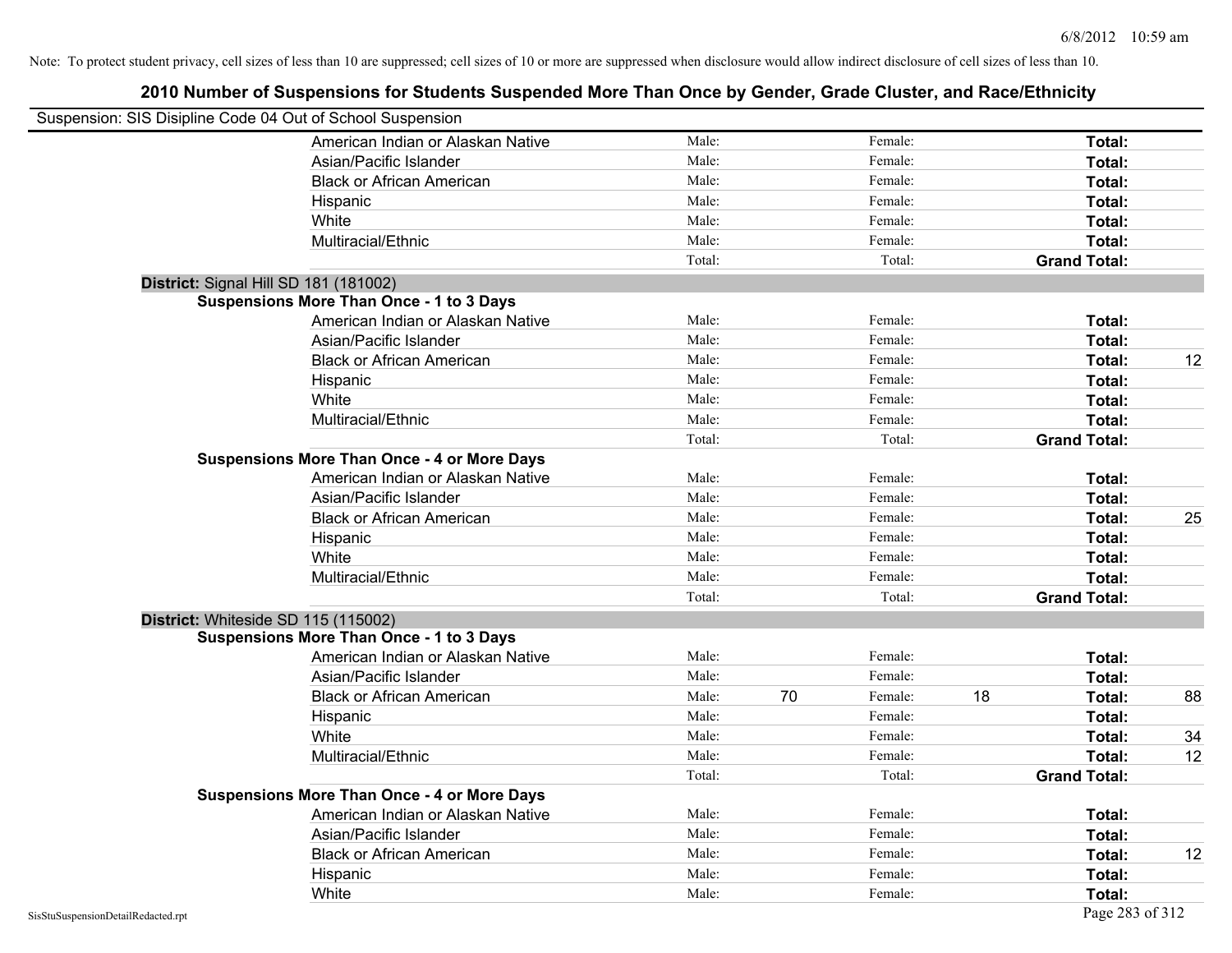Note: To protect student privacy, cell sizes of less than 10 are suppressed; cell sizes of 10 or more are suppressed when disclosure would allow indirect disclosure of cell sizes of less than 10.

# 2010 Number of Suspensions for Students Suspended More Than Once by Gender, Grade Cluster, and Race/Ethnicity

Suspension: SIS Disipline Code 04 Out of School Suspension

| | | | | | |
|---|---|---|---|---|---|
| American Indian or Alaskan Native | Male: | | Female: | | **Total:** | |
| Asian/Pacific Islander | Male: | | Female: | | **Total:** | |
| Black or African American | Male: | | Female: | | **Total:** | |
| Hispanic | Male: | | Female: | | **Total:** | |
| White | Male: | | Female: | | **Total:** | |
| Multiracial/Ethnic | Male: | | Female: | | **Total:** | |
| | Total: | | Total: | | **Grand Total:** | |

**District:** Signal Hill SD 181 (181002)

**Suspensions More Than Once - 1 to 3 Days**

| | | | | | | |
|---|---|---|---|---|---|---|
| American Indian or Alaskan Native | Male: | | Female: | | **Total:** | |
| Asian/Pacific Islander | Male: | | Female: | | **Total:** | |
| Black or African American | Male: | | Female: | | **Total:** | 12 |
| Hispanic | Male: | | Female: | | **Total:** | |
| White | Male: | | Female: | | **Total:** | |
| Multiracial/Ethnic | Male: | | Female: | | **Total:** | |
| | Total: | | Total: | | **Grand Total:** | |

**Suspensions More Than Once - 4 or More Days**

| | | | | | | |
|---|---|---|---|---|---|---|
| American Indian or Alaskan Native | Male: | | Female: | | **Total:** | |
| Asian/Pacific Islander | Male: | | Female: | | **Total:** | |
| Black or African American | Male: | | Female: | | **Total:** | 25 |
| Hispanic | Male: | | Female: | | **Total:** | |
| White | Male: | | Female: | | **Total:** | |
| Multiracial/Ethnic | Male: | | Female: | | **Total:** | |
| | Total: | | Total: | | **Grand Total:** | |

**District:** Whiteside SD 115 (115002)

**Suspensions More Than Once - 1 to 3 Days**

| | | | | | | |
|---|---|---|---|---|---|---|
| American Indian or Alaskan Native | Male: | | Female: | | **Total:** | |
| Asian/Pacific Islander | Male: | | Female: | | **Total:** | |
| Black or African American | Male: | 70 | Female: | 18 | **Total:** | 88 |
| Hispanic | Male: | | Female: | | **Total:** | |
| White | Male: | | Female: | | **Total:** | 34 |
| Multiracial/Ethnic | Male: | | Female: | | **Total:** | 12 |
| | Total: | | Total: | | **Grand Total:** | |

**Suspensions More Than Once - 4 or More Days**

| | | | | | | |
|---|---|---|---|---|---|---|
| American Indian or Alaskan Native | Male: | | Female: | | **Total:** | |
| Asian/Pacific Islander | Male: | | Female: | | **Total:** | |
| Black or African American | Male: | | Female: | | **Total:** | 12 |
| Hispanic | Male: | | Female: | | **Total:** | |
| White | Male: | | Female: | | **Total:** | |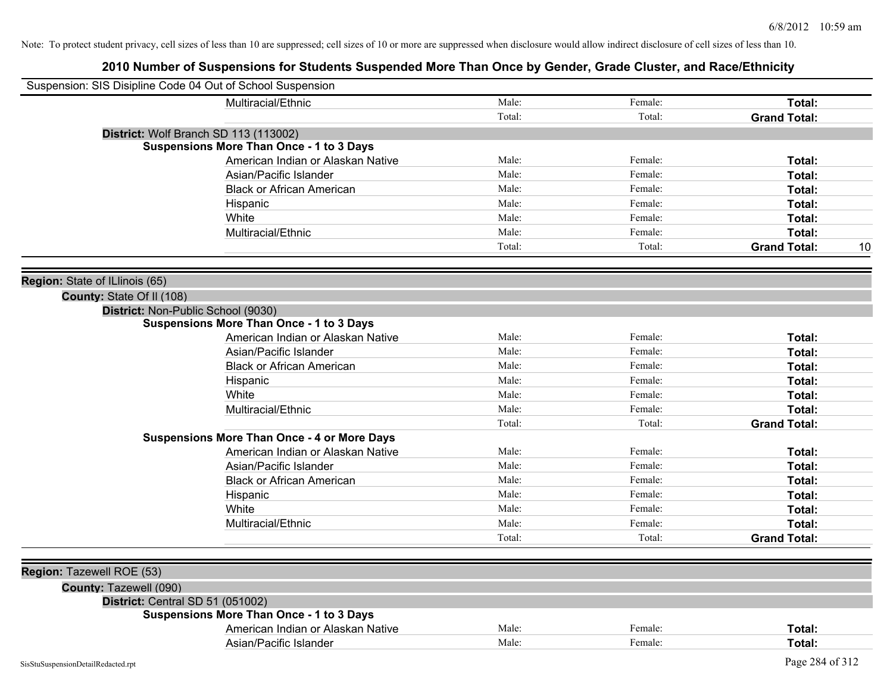Note: To protect student privacy, cell sizes of less than 10 are suppressed; cell sizes of 10 or more are suppressed when disclosure would allow indirect disclosure of cell sizes of less than 10.

## 2010 Number of Suspensions for Students Suspended More Than Once by Gender, Grade Cluster, and Race/Ethnicity

Suspension: SIS Disipline Code 04 Out of School Suspension

| | | | | |
|---|---|---|---|---|
| Multiracial/Ethnic | Male: | Female: | **Total:** | |
| | Total: | Total: | **Grand Total:** | |

**District:** Wolf Branch SD 113 (113002)

**Suspensions More Than Once - 1 to 3 Days**

| | | | | |
|---|---|---|---|---|
| American Indian or Alaskan Native | Male: | Female: | **Total:** | |
| Asian/Pacific Islander | Male: | Female: | **Total:** | |
| Black or African American | Male: | Female: | **Total:** | |
| Hispanic | Male: | Female: | **Total:** | |
| White | Male: | Female: | **Total:** | |
| Multiracial/Ethnic | Male: | Female: | **Total:** | |
| | Total: | Total: | **Grand Total:** | 10 |

**Region:** State of ILlinois (65)

**County:** State Of Il (108)

**District:** Non-Public School (9030)

**Suspensions More Than Once - 1 to 3 Days**

| | | | | |
|---|---|---|---|---|
| American Indian or Alaskan Native | Male: | Female: | **Total:** | |
| Asian/Pacific Islander | Male: | Female: | **Total:** | |
| Black or African American | Male: | Female: | **Total:** | |
| Hispanic | Male: | Female: | **Total:** | |
| White | Male: | Female: | **Total:** | |
| Multiracial/Ethnic | Male: | Female: | **Total:** | |
| | Total: | Total: | **Grand Total:** | |

**Suspensions More Than Once - 4 or More Days**

| | | | | |
|---|---|---|---|---|
| American Indian or Alaskan Native | Male: | Female: | **Total:** | |
| Asian/Pacific Islander | Male: | Female: | **Total:** | |
| Black or African American | Male: | Female: | **Total:** | |
| Hispanic | Male: | Female: | **Total:** | |
| White | Male: | Female: | **Total:** | |
| Multiracial/Ethnic | Male: | Female: | **Total:** | |
| | Total: | Total: | **Grand Total:** | |

**Region:** Tazewell ROE (53)

**County:** Tazewell (090)

**District:** Central SD 51 (051002)

**Suspensions More Than Once - 1 to 3 Days**

| | | | | |
|---|---|---|---|---|
| American Indian or Alaskan Native | Male: | Female: | **Total:** | |
| Asian/Pacific Islander | Male: | Female: | **Total:** | |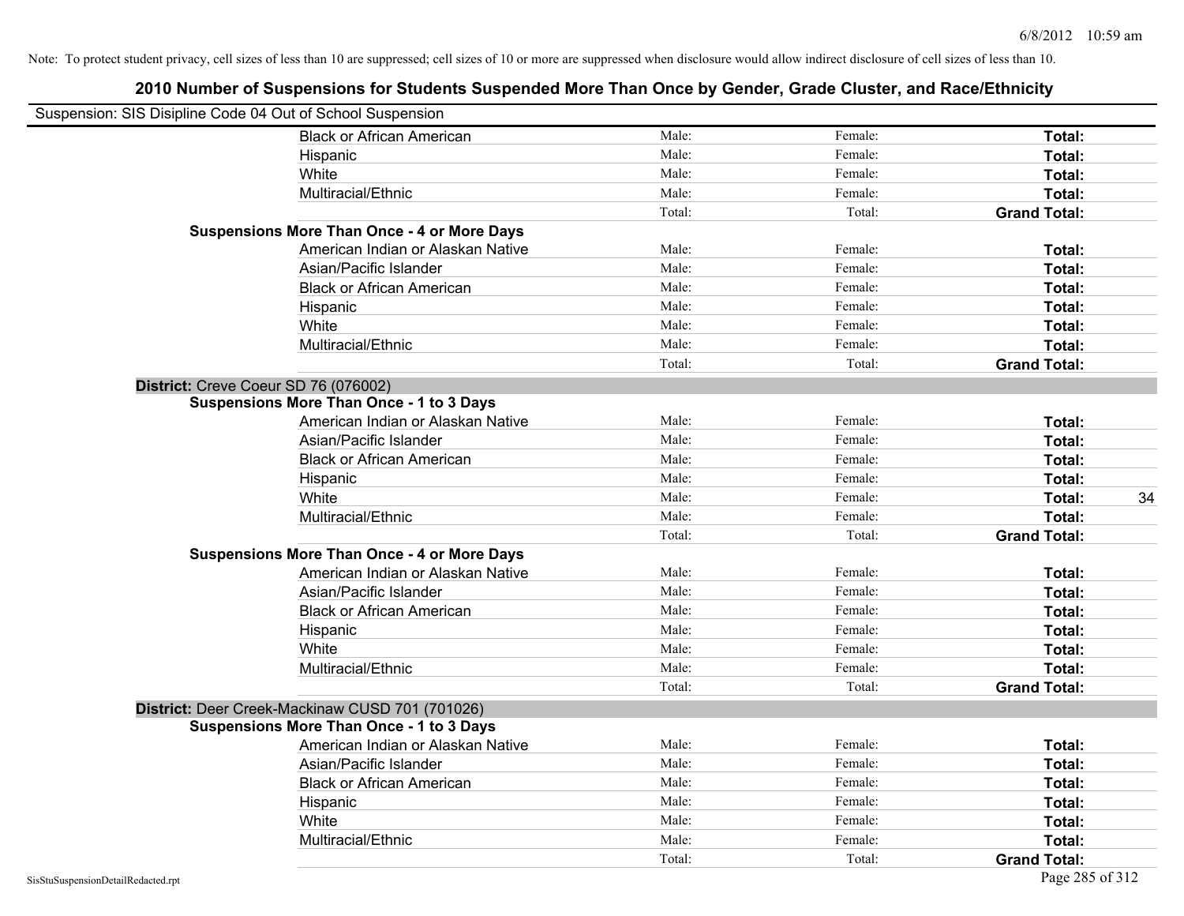Note: To protect student privacy, cell sizes of less than 10 are suppressed; cell sizes of 10 or more are suppressed when disclosure would allow indirect disclosure of cell sizes of less than 10.

## 2010 Number of Suspensions for Students Suspended More Than Once by Gender, Grade Cluster, and Race/Ethnicity

Suspension: SIS Disipline Code 04 Out of School Suspension

| | | | | |
|---|---|---|---|---|
| Black or African American | Male: | Female: | **Total:** | |
| Hispanic | Male: | Female: | **Total:** | |
| White | Male: | Female: | **Total:** | |
| Multiracial/Ethnic | Male: | Female: | **Total:** | |
| | Total: | Total: | **Grand Total:** | |
| **Suspensions More Than Once - 4 or More Days** | | | | |
| American Indian or Alaskan Native | Male: | Female: | **Total:** | |
| Asian/Pacific Islander | Male: | Female: | **Total:** | |
| Black or African American | Male: | Female: | **Total:** | |
| Hispanic | Male: | Female: | **Total:** | |
| White | Male: | Female: | **Total:** | |
| Multiracial/Ethnic | Male: | Female: | **Total:** | |
| | Total: | Total: | **Grand Total:** | |
| **District:** Creve Coeur SD 76 (076002) | | | | |
| **Suspensions More Than Once - 1 to 3 Days** | | | | |
| American Indian or Alaskan Native | Male: | Female: | **Total:** | |
| Asian/Pacific Islander | Male: | Female: | **Total:** | |
| Black or African American | Male: | Female: | **Total:** | |
| Hispanic | Male: | Female: | **Total:** | |
| White | Male: | Female: | **Total:** | 34 |
| Multiracial/Ethnic | Male: | Female: | **Total:** | |
| | Total: | Total: | **Grand Total:** | |
| **Suspensions More Than Once - 4 or More Days** | | | | |
| American Indian or Alaskan Native | Male: | Female: | **Total:** | |
| Asian/Pacific Islander | Male: | Female: | **Total:** | |
| Black or African American | Male: | Female: | **Total:** | |
| Hispanic | Male: | Female: | **Total:** | |
| White | Male: | Female: | **Total:** | |
| Multiracial/Ethnic | Male: | Female: | **Total:** | |
| | Total: | Total: | **Grand Total:** | |
| **District:** Deer Creek-Mackinaw CUSD 701 (701026) | | | | |
| **Suspensions More Than Once - 1 to 3 Days** | | | | |
| American Indian or Alaskan Native | Male: | Female: | **Total:** | |
| Asian/Pacific Islander | Male: | Female: | **Total:** | |
| Black or African American | Male: | Female: | **Total:** | |
| Hispanic | Male: | Female: | **Total:** | |
| White | Male: | Female: | **Total:** | |
| Multiracial/Ethnic | Male: | Female: | **Total:** | |
| | Total: | Total: | **Grand Total:** | |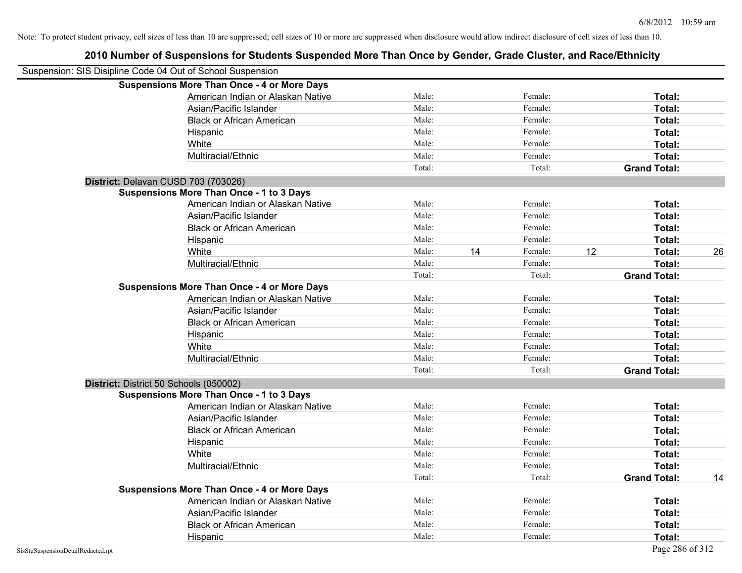Note: To protect student privacy, cell sizes of less than 10 are suppressed; cell sizes of 10 or more are suppressed when disclosure would allow indirect disclosure of cell sizes of less than 10.

# 2010 Number of Suspensions for Students Suspended More Than Once by Gender, Grade Cluster, and Race/Ethnicity

Suspension: SIS Disipline Code 04 Out of School Suspension

**Suspensions More Than Once - 4 or More Days**

| | | | | | | |
|---|---|---|---|---|---|---|
| American Indian or Alaskan Native | Male: | | Female: | | **Total:** | |
| Asian/Pacific Islander | Male: | | Female: | | **Total:** | |
| Black or African American | Male: | | Female: | | **Total:** | |
| Hispanic | Male: | | Female: | | **Total:** | |
| White | Male: | | Female: | | **Total:** | |
| Multiracial/Ethnic | Male: | | Female: | | **Total:** | |
| | Total: | | Total: | | **Grand Total:** | |

**District:** Delavan CUSD 703 (703026)

**Suspensions More Than Once - 1 to 3 Days**

| | | | | | | |
|---|---|---|---|---|---|---|
| American Indian or Alaskan Native | Male: | | Female: | | **Total:** | |
| Asian/Pacific Islander | Male: | | Female: | | **Total:** | |
| Black or African American | Male: | | Female: | | **Total:** | |
| Hispanic | Male: | | Female: | | **Total:** | |
| White | Male: | 14 | Female: | 12 | **Total:** | 26 |
| Multiracial/Ethnic | Male: | | Female: | | **Total:** | |
| | Total: | | Total: | | **Grand Total:** | |

**Suspensions More Than Once - 4 or More Days**

| | | | | | | |
|---|---|---|---|---|---|---|
| American Indian or Alaskan Native | Male: | | Female: | | **Total:** | |
| Asian/Pacific Islander | Male: | | Female: | | **Total:** | |
| Black or African American | Male: | | Female: | | **Total:** | |
| Hispanic | Male: | | Female: | | **Total:** | |
| White | Male: | | Female: | | **Total:** | |
| Multiracial/Ethnic | Male: | | Female: | | **Total:** | |
| | Total: | | Total: | | **Grand Total:** | |

**District:** District 50 Schools (050002)

**Suspensions More Than Once - 1 to 3 Days**

| | | | | | | |
|---|---|---|---|---|---|---|
| American Indian or Alaskan Native | Male: | | Female: | | **Total:** | |
| Asian/Pacific Islander | Male: | | Female: | | **Total:** | |
| Black or African American | Male: | | Female: | | **Total:** | |
| Hispanic | Male: | | Female: | | **Total:** | |
| White | Male: | | Female: | | **Total:** | |
| Multiracial/Ethnic | Male: | | Female: | | **Total:** | |
| | Total: | | Total: | | **Grand Total:** | 14 |

**Suspensions More Than Once - 4 or More Days**

| | | | | | | |
|---|---|---|---|---|---|---|
| American Indian or Alaskan Native | Male: | | Female: | | **Total:** | |
| Asian/Pacific Islander | Male: | | Female: | | **Total:** | |
| Black or African American | Male: | | Female: | | **Total:** | |
| Hispanic | Male: | | Female: | | **Total:** | |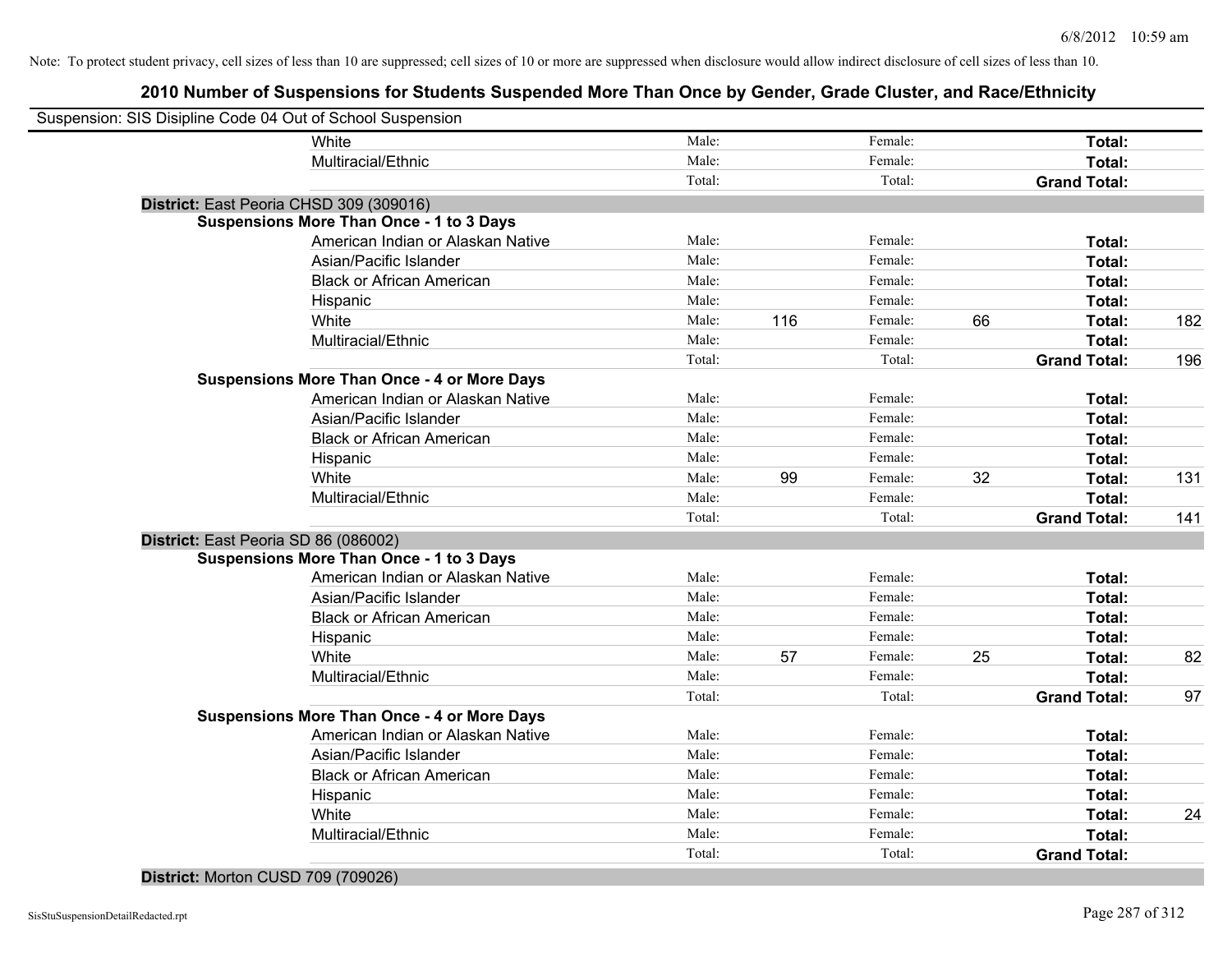Note: To protect student privacy, cell sizes of less than 10 are suppressed; cell sizes of 10 or more are suppressed when disclosure would allow indirect disclosure of cell sizes of less than 10.

## 2010 Number of Suspensions for Students Suspended More Than Once by Gender, Grade Cluster, and Race/Ethnicity

Suspension: SIS Disipline Code 04 Out of School Suspension

| | | | | | | |
|---|---|---|---|---|---|---|
| White | Male: | | Female: | | **Total:** | |
| Multiracial/Ethnic | Male: | | Female: | | **Total:** | |
| | Total: | | Total: | | **Grand Total:** | |

**District:** East Peoria CHSD 309 (309016)

**Suspensions More Than Once - 1 to 3 Days**

| | | | | | | |
|---|---|---|---|---|---|---|
| American Indian or Alaskan Native | Male: | | Female: | | **Total:** | |
| Asian/Pacific Islander | Male: | | Female: | | **Total:** | |
| Black or African American | Male: | | Female: | | **Total:** | |
| Hispanic | Male: | | Female: | | **Total:** | |
| White | Male: | 116 | Female: | 66 | **Total:** | 182 |
| Multiracial/Ethnic | Male: | | Female: | | **Total:** | |
| | Total: | | Total: | | **Grand Total:** | 196 |

**Suspensions More Than Once - 4 or More Days**

| | | | | | | |
|---|---|---|---|---|---|---|
| American Indian or Alaskan Native | Male: | | Female: | | **Total:** | |
| Asian/Pacific Islander | Male: | | Female: | | **Total:** | |
| Black or African American | Male: | | Female: | | **Total:** | |
| Hispanic | Male: | | Female: | | **Total:** | |
| White | Male: | 99 | Female: | 32 | **Total:** | 131 |
| Multiracial/Ethnic | Male: | | Female: | | **Total:** | |
| | Total: | | Total: | | **Grand Total:** | 141 |

**District:** East Peoria SD 86 (086002)

**Suspensions More Than Once - 1 to 3 Days**

| | | | | | | |
|---|---|---|---|---|---|---|
| American Indian or Alaskan Native | Male: | | Female: | | **Total:** | |
| Asian/Pacific Islander | Male: | | Female: | | **Total:** | |
| Black or African American | Male: | | Female: | | **Total:** | |
| Hispanic | Male: | | Female: | | **Total:** | |
| White | Male: | 57 | Female: | 25 | **Total:** | 82 |
| Multiracial/Ethnic | Male: | | Female: | | **Total:** | |
| | Total: | | Total: | | **Grand Total:** | 97 |

**Suspensions More Than Once - 4 or More Days**

| | | | | | | |
|---|---|---|---|---|---|---|
| American Indian or Alaskan Native | Male: | | Female: | | **Total:** | |
| Asian/Pacific Islander | Male: | | Female: | | **Total:** | |
| Black or African American | Male: | | Female: | | **Total:** | |
| Hispanic | Male: | | Female: | | **Total:** | |
| White | Male: | | Female: | | **Total:** | 24 |
| Multiracial/Ethnic | Male: | | Female: | | **Total:** | |
| | Total: | | Total: | | **Grand Total:** | |

**District:** Morton CUSD 709 (709026)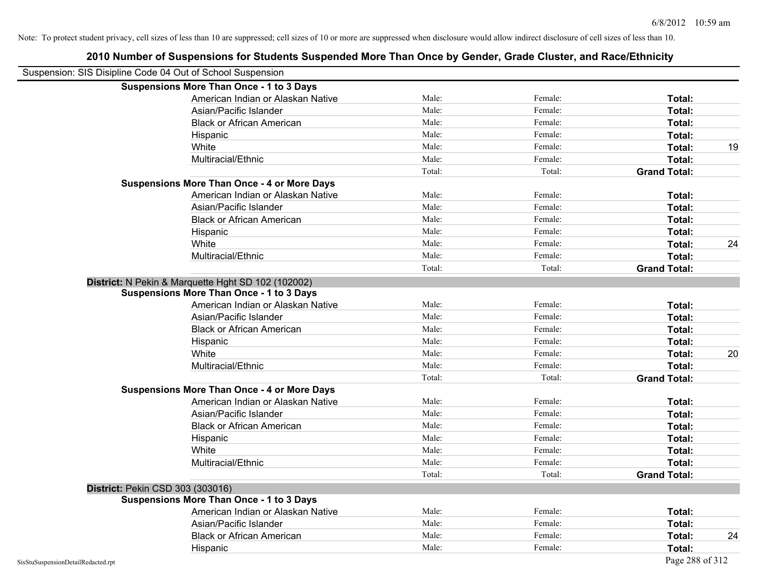Note: To protect student privacy, cell sizes of less than 10 are suppressed; cell sizes of 10 or more are suppressed when disclosure would allow indirect disclosure of cell sizes of less than 10.

# 2010 Number of Suspensions for Students Suspended More Than Once by Gender, Grade Cluster, and Race/Ethnicity

Suspension: SIS Disipline Code 04 Out of School Suspension

**Suspensions More Than Once - 1 to 3 Days**

| | | | | |
|---|---|---|---|---|
| American Indian or Alaskan Native | Male: | Female: | **Total:** | |
| Asian/Pacific Islander | Male: | Female: | **Total:** | |
| Black or African American | Male: | Female: | **Total:** | |
| Hispanic | Male: | Female: | **Total:** | |
| White | Male: | Female: | **Total:** | 19 |
| Multiracial/Ethnic | Male: | Female: | **Total:** | |
| | Total: | Total: | **Grand Total:** | |

**Suspensions More Than Once - 4 or More Days**

| | | | | |
|---|---|---|---|---|
| American Indian or Alaskan Native | Male: | Female: | **Total:** | |
| Asian/Pacific Islander | Male: | Female: | **Total:** | |
| Black or African American | Male: | Female: | **Total:** | |
| Hispanic | Male: | Female: | **Total:** | |
| White | Male: | Female: | **Total:** | 24 |
| Multiracial/Ethnic | Male: | Female: | **Total:** | |
| | Total: | Total: | **Grand Total:** | |

**District:** N Pekin & Marquette Hght SD 102 (102002)

**Suspensions More Than Once - 1 to 3 Days**

| | | | | |
|---|---|---|---|---|
| American Indian or Alaskan Native | Male: | Female: | **Total:** | |
| Asian/Pacific Islander | Male: | Female: | **Total:** | |
| Black or African American | Male: | Female: | **Total:** | |
| Hispanic | Male: | Female: | **Total:** | |
| White | Male: | Female: | **Total:** | 20 |
| Multiracial/Ethnic | Male: | Female: | **Total:** | |
| | Total: | Total: | **Grand Total:** | |

**Suspensions More Than Once - 4 or More Days**

| | | | | |
|---|---|---|---|---|
| American Indian or Alaskan Native | Male: | Female: | **Total:** | |
| Asian/Pacific Islander | Male: | Female: | **Total:** | |
| Black or African American | Male: | Female: | **Total:** | |
| Hispanic | Male: | Female: | **Total:** | |
| White | Male: | Female: | **Total:** | |
| Multiracial/Ethnic | Male: | Female: | **Total:** | |
| | Total: | Total: | **Grand Total:** | |

**District:** Pekin CSD 303 (303016)

**Suspensions More Than Once - 1 to 3 Days**

| | | | | |
|---|---|---|---|---|
| American Indian or Alaskan Native | Male: | Female: | **Total:** | |
| Asian/Pacific Islander | Male: | Female: | **Total:** | |
| Black or African American | Male: | Female: | **Total:** | 24 |
| Hispanic | Male: | Female: | **Total:** | |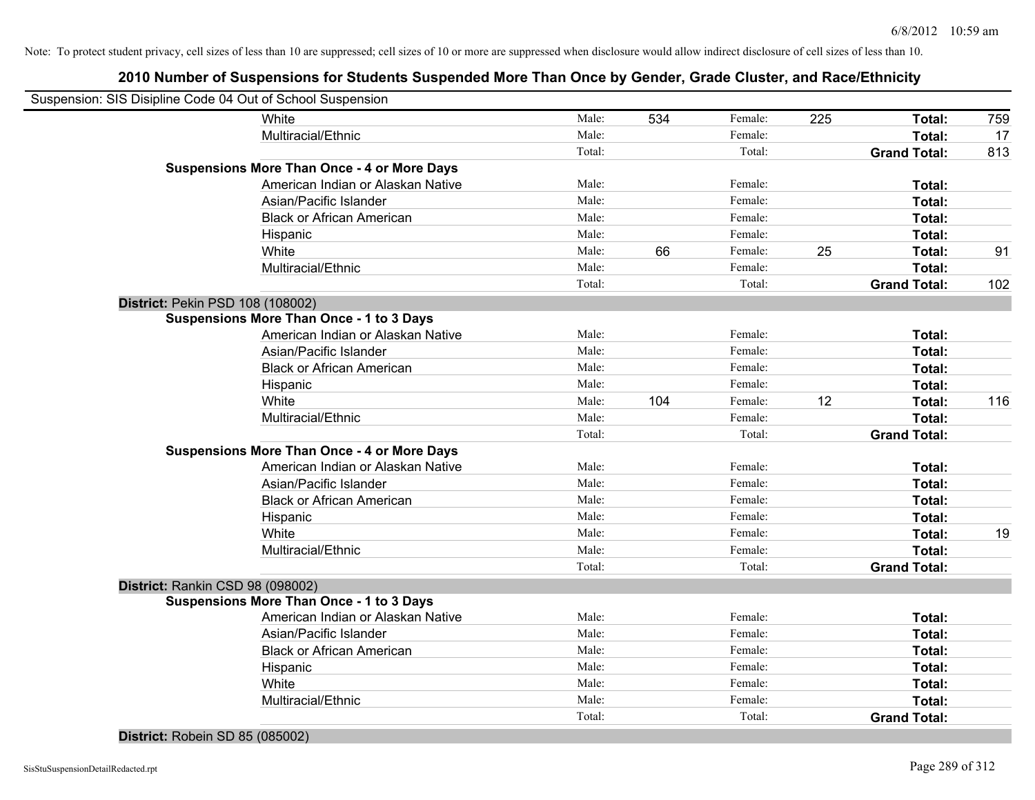Note: To protect student privacy, cell sizes of less than 10 are suppressed; cell sizes of 10 or more are suppressed when disclosure would allow indirect disclosure of cell sizes of less than 10.

## 2010 Number of Suspensions for Students Suspended More Than Once by Gender, Grade Cluster, and Race/Ethnicity

Suspension: SIS Disipline Code 04 Out of School Suspension

| | | | | | | |
|---|---|---|---|---|---|---|
| White | Male: | 534 | Female: | 225 | **Total:** | 759 |
| Multiracial/Ethnic | Male: | | Female: | | **Total:** | 17 |
| | Total: | | Total: | | **Grand Total:** | 813 |
| **Suspensions More Than Once - 4 or More Days** | | | | | | |
| American Indian or Alaskan Native | Male: | | Female: | | **Total:** | |
| Asian/Pacific Islander | Male: | | Female: | | **Total:** | |
| Black or African American | Male: | | Female: | | **Total:** | |
| Hispanic | Male: | | Female: | | **Total:** | |
| White | Male: | 66 | Female: | 25 | **Total:** | 91 |
| Multiracial/Ethnic | Male: | | Female: | | **Total:** | |
| | Total: | | Total: | | **Grand Total:** | 102 |
| **District:** Pekin PSD 108 (108002) | | | | | | |
| **Suspensions More Than Once - 1 to 3 Days** | | | | | | |
| American Indian or Alaskan Native | Male: | | Female: | | **Total:** | |
| Asian/Pacific Islander | Male: | | Female: | | **Total:** | |
| Black or African American | Male: | | Female: | | **Total:** | |
| Hispanic | Male: | | Female: | | **Total:** | |
| White | Male: | 104 | Female: | 12 | **Total:** | 116 |
| Multiracial/Ethnic | Male: | | Female: | | **Total:** | |
| | Total: | | Total: | | **Grand Total:** | |
| **Suspensions More Than Once - 4 or More Days** | | | | | | |
| American Indian or Alaskan Native | Male: | | Female: | | **Total:** | |
| Asian/Pacific Islander | Male: | | Female: | | **Total:** | |
| Black or African American | Male: | | Female: | | **Total:** | |
| Hispanic | Male: | | Female: | | **Total:** | |
| White | Male: | | Female: | | **Total:** | 19 |
| Multiracial/Ethnic | Male: | | Female: | | **Total:** | |
| | Total: | | Total: | | **Grand Total:** | |
| **District:** Rankin CSD 98 (098002) | | | | | | |
| **Suspensions More Than Once - 1 to 3 Days** | | | | | | |
| American Indian or Alaskan Native | Male: | | Female: | | **Total:** | |
| Asian/Pacific Islander | Male: | | Female: | | **Total:** | |
| Black or African American | Male: | | Female: | | **Total:** | |
| Hispanic | Male: | | Female: | | **Total:** | |
| White | Male: | | Female: | | **Total:** | |
| Multiracial/Ethnic | Male: | | Female: | | **Total:** | |
| | Total: | | Total: | | **Grand Total:** | |
| **District:** Robein SD 85 (085002) | | | | | | |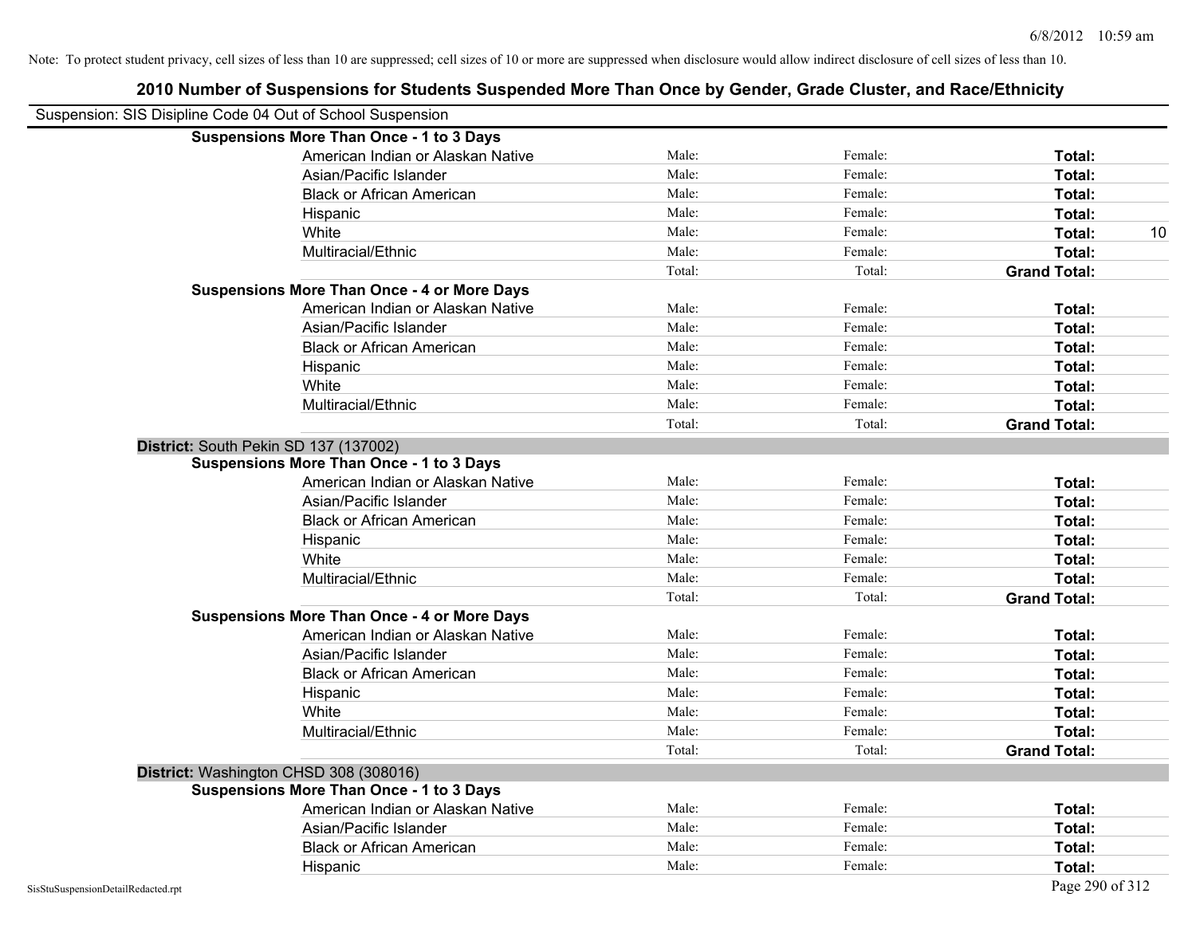Note: To protect student privacy, cell sizes of less than 10 are suppressed; cell sizes of 10 or more are suppressed when disclosure would allow indirect disclosure of cell sizes of less than 10.

# 2010 Number of Suspensions for Students Suspended More Than Once by Gender, Grade Cluster, and Race/Ethnicity

Suspension: SIS Disipline Code 04 Out of School Suspension

**Suspensions More Than Once - 1 to 3 Days**

| | | | | |
|---|---|---|---|---|
| American Indian or Alaskan Native | Male: | Female: | **Total:** | |
| Asian/Pacific Islander | Male: | Female: | **Total:** | |
| Black or African American | Male: | Female: | **Total:** | |
| Hispanic | Male: | Female: | **Total:** | |
| White | Male: | Female: | **Total:** | 10 |
| Multiracial/Ethnic | Male: | Female: | **Total:** | |
| | Total: | Total: | **Grand Total:** | |

**Suspensions More Than Once - 4 or More Days**

| | | | | |
|---|---|---|---|---|
| American Indian or Alaskan Native | Male: | Female: | **Total:** | |
| Asian/Pacific Islander | Male: | Female: | **Total:** | |
| Black or African American | Male: | Female: | **Total:** | |
| Hispanic | Male: | Female: | **Total:** | |
| White | Male: | Female: | **Total:** | |
| Multiracial/Ethnic | Male: | Female: | **Total:** | |
| | Total: | Total: | **Grand Total:** | |

## District: South Pekin SD 137 (137002)

**Suspensions More Than Once - 1 to 3 Days**

| | | | | |
|---|---|---|---|---|
| American Indian or Alaskan Native | Male: | Female: | **Total:** | |
| Asian/Pacific Islander | Male: | Female: | **Total:** | |
| Black or African American | Male: | Female: | **Total:** | |
| Hispanic | Male: | Female: | **Total:** | |
| White | Male: | Female: | **Total:** | |
| Multiracial/Ethnic | Male: | Female: | **Total:** | |
| | Total: | Total: | **Grand Total:** | |

**Suspensions More Than Once - 4 or More Days**

| | | | | |
|---|---|---|---|---|
| American Indian or Alaskan Native | Male: | Female: | **Total:** | |
| Asian/Pacific Islander | Male: | Female: | **Total:** | |
| Black or African American | Male: | Female: | **Total:** | |
| Hispanic | Male: | Female: | **Total:** | |
| White | Male: | Female: | **Total:** | |
| Multiracial/Ethnic | Male: | Female: | **Total:** | |
| | Total: | Total: | **Grand Total:** | |

## District: Washington CHSD 308 (308016)

**Suspensions More Than Once - 1 to 3 Days**

| | | | | |
|---|---|---|---|---|
| American Indian or Alaskan Native | Male: | Female: | **Total:** | |
| Asian/Pacific Islander | Male: | Female: | **Total:** | |
| Black or African American | Male: | Female: | **Total:** | |
| Hispanic | Male: | Female: | **Total:** | |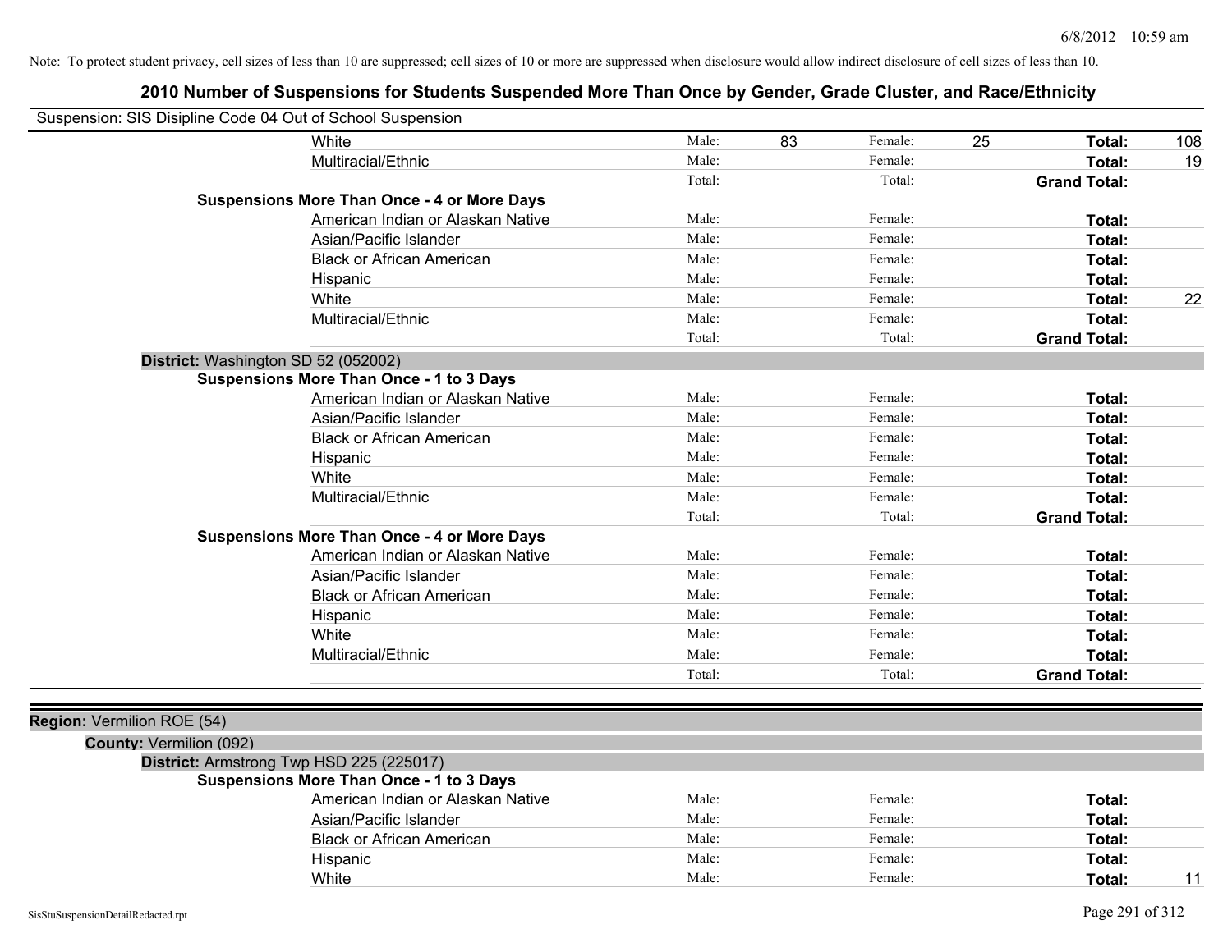Note: To protect student privacy, cell sizes of less than 10 are suppressed; cell sizes of 10 or more are suppressed when disclosure would allow indirect disclosure of cell sizes of less than 10.

# 2010 Number of Suspensions for Students Suspended More Than Once by Gender, Grade Cluster, and Race/Ethnicity

Suspension: SIS Disipline Code 04 Out of School Suspension

| | | | | | | |
|---|---|---|---|---|---|---|
| White | Male: | 83 | Female: | 25 | **Total:** | 108 |
| Multiracial/Ethnic | Male: | | Female: | | **Total:** | 19 |
| | Total: | | Total: | | **Grand Total:** | |

**Suspensions More Than Once - 4 or More Days**

| | | | | | | |
|---|---|---|---|---|---|---|
| American Indian or Alaskan Native | Male: | | Female: | | **Total:** | |
| Asian/Pacific Islander | Male: | | Female: | | **Total:** | |
| Black or African American | Male: | | Female: | | **Total:** | |
| Hispanic | Male: | | Female: | | **Total:** | |
| White | Male: | | Female: | | **Total:** | 22 |
| Multiracial/Ethnic | Male: | | Female: | | **Total:** | |
| | Total: | | Total: | | **Grand Total:** | |

**District:** Washington SD 52 (052002)

**Suspensions More Than Once - 1 to 3 Days**

| | | | | | | |
|---|---|---|---|---|---|---|
| American Indian or Alaskan Native | Male: | | Female: | | **Total:** | |
| Asian/Pacific Islander | Male: | | Female: | | **Total:** | |
| Black or African American | Male: | | Female: | | **Total:** | |
| Hispanic | Male: | | Female: | | **Total:** | |
| White | Male: | | Female: | | **Total:** | |
| Multiracial/Ethnic | Male: | | Female: | | **Total:** | |
| | Total: | | Total: | | **Grand Total:** | |

**Suspensions More Than Once - 4 or More Days**

| | | | | | | |
|---|---|---|---|---|---|---|
| American Indian or Alaskan Native | Male: | | Female: | | **Total:** | |
| Asian/Pacific Islander | Male: | | Female: | | **Total:** | |
| Black or African American | Male: | | Female: | | **Total:** | |
| Hispanic | Male: | | Female: | | **Total:** | |
| White | Male: | | Female: | | **Total:** | |
| Multiracial/Ethnic | Male: | | Female: | | **Total:** | |
| | Total: | | Total: | | **Grand Total:** | |

**Region:** Vermilion ROE (54)

**County:** Vermilion (092)

**District:** Armstrong Twp HSD 225 (225017)

**Suspensions More Than Once - 1 to 3 Days**

| | | | | | | |
|---|---|---|---|---|---|---|
| American Indian or Alaskan Native | Male: | | Female: | | **Total:** | |
| Asian/Pacific Islander | Male: | | Female: | | **Total:** | |
| Black or African American | Male: | | Female: | | **Total:** | |
| Hispanic | Male: | | Female: | | **Total:** | |
| White | Male: | | Female: | | **Total:** | 11 |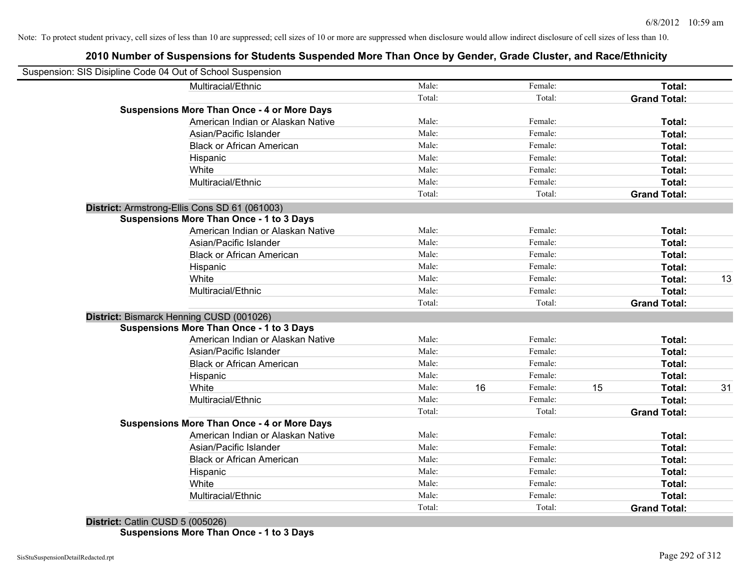Note: To protect student privacy, cell sizes of less than 10 are suppressed; cell sizes of 10 or more are suppressed when disclosure would allow indirect disclosure of cell sizes of less than 10.

## 2010 Number of Suspensions for Students Suspended More Than Once by Gender, Grade Cluster, and Race/Ethnicity

Suspension: SIS Disipline Code 04 Out of School Suspension

| | | | | | | | |
|---|---|---|---|---|---|---|---|
| Multiracial/Ethnic | Male: | | Female: | | **Total:** | |
| | Total: | | Total: | | **Grand Total:** | |
| **Suspensions More Than Once - 4 or More Days** | | | | | | |
| American Indian or Alaskan Native | Male: | | Female: | | **Total:** | |
| Asian/Pacific Islander | Male: | | Female: | | **Total:** | |
| Black or African American | Male: | | Female: | | **Total:** | |
| Hispanic | Male: | | Female: | | **Total:** | |
| White | Male: | | Female: | | **Total:** | |
| Multiracial/Ethnic | Male: | | Female: | | **Total:** | |
| | Total: | | Total: | | **Grand Total:** | |
| **District:** Armstrong-Ellis Cons SD 61 (061003) | | | | | | |
| **Suspensions More Than Once - 1 to 3 Days** | | | | | | |
| American Indian or Alaskan Native | Male: | | Female: | | **Total:** | |
| Asian/Pacific Islander | Male: | | Female: | | **Total:** | |
| Black or African American | Male: | | Female: | | **Total:** | |
| Hispanic | Male: | | Female: | | **Total:** | |
| White | Male: | | Female: | | **Total:** | 13 |
| Multiracial/Ethnic | Male: | | Female: | | **Total:** | |
| | Total: | | Total: | | **Grand Total:** | |
| **District:** Bismarck Henning CUSD (001026) | | | | | | |
| **Suspensions More Than Once - 1 to 3 Days** | | | | | | |
| American Indian or Alaskan Native | Male: | | Female: | | **Total:** | |
| Asian/Pacific Islander | Male: | | Female: | | **Total:** | |
| Black or African American | Male: | | Female: | | **Total:** | |
| Hispanic | Male: | | Female: | | **Total:** | |
| White | Male: | 16 | Female: | 15 | **Total:** | 31 |
| Multiracial/Ethnic | Male: | | Female: | | **Total:** | |
| | Total: | | Total: | | **Grand Total:** | |
| **Suspensions More Than Once - 4 or More Days** | | | | | | |
| American Indian or Alaskan Native | Male: | | Female: | | **Total:** | |
| Asian/Pacific Islander | Male: | | Female: | | **Total:** | |
| Black or African American | Male: | | Female: | | **Total:** | |
| Hispanic | Male: | | Female: | | **Total:** | |
| White | Male: | | Female: | | **Total:** | |
| Multiracial/Ethnic | Male: | | Female: | | **Total:** | |
| | Total: | | Total: | | **Grand Total:** | |
| **District:** Catlin CUSD 5 (005026) | | | | | | |
| **Suspensions More Than Once - 1 to 3 Days** | | | | | | |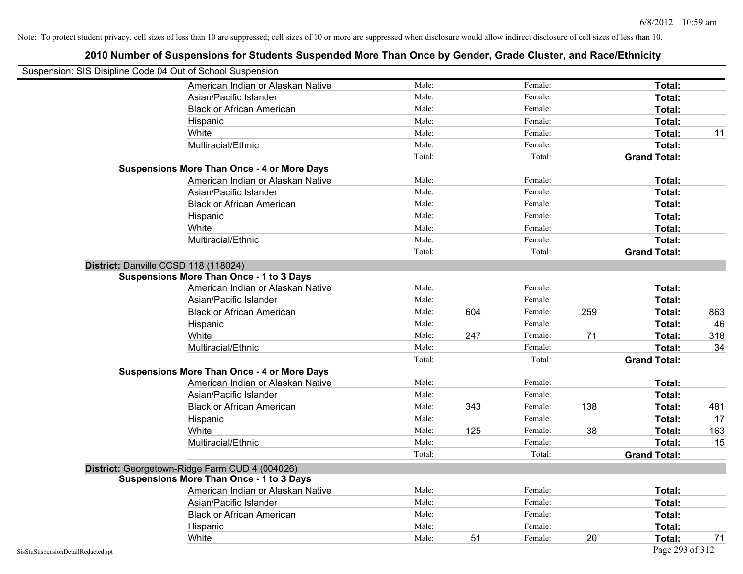Note: To protect student privacy, cell sizes of less than 10 are suppressed; cell sizes of 10 or more are suppressed when disclosure would allow indirect disclosure of cell sizes of less than 10.

## 2010 Number of Suspensions for Students Suspended More Than Once by Gender, Grade Cluster, and Race/Ethnicity

Suspension: SIS Disipline Code 04 Out of School Suspension

| | | | | | | |
|---|---|---|---|---|---|---|
| American Indian or Alaskan Native | Male: | | Female: | | **Total:** | |
| Asian/Pacific Islander | Male: | | Female: | | **Total:** | |
| Black or African American | Male: | | Female: | | **Total:** | |
| Hispanic | Male: | | Female: | | **Total:** | |
| White | Male: | | Female: | | **Total:** | 11 |
| Multiracial/Ethnic | Male: | | Female: | | **Total:** | |
| | Total: | | Total: | | **Grand Total:** | |

**Suspensions More Than Once - 4 or More Days**

| | | | | | | |
|---|---|---|---|---|---|---|
| American Indian or Alaskan Native | Male: | | Female: | | **Total:** | |
| Asian/Pacific Islander | Male: | | Female: | | **Total:** | |
| Black or African American | Male: | | Female: | | **Total:** | |
| Hispanic | Male: | | Female: | | **Total:** | |
| White | Male: | | Female: | | **Total:** | |
| Multiracial/Ethnic | Male: | | Female: | | **Total:** | |
| | Total: | | Total: | | **Grand Total:** | |

**District:** Danville CCSD 118 (118024)

**Suspensions More Than Once - 1 to 3 Days**

| | | | | | | |
|---|---|---|---|---|---|---|
| American Indian or Alaskan Native | Male: | | Female: | | **Total:** | |
| Asian/Pacific Islander | Male: | | Female: | | **Total:** | |
| Black or African American | Male: | 604 | Female: | 259 | **Total:** | 863 |
| Hispanic | Male: | | Female: | | **Total:** | 46 |
| White | Male: | 247 | Female: | 71 | **Total:** | 318 |
| Multiracial/Ethnic | Male: | | Female: | | **Total:** | 34 |
| | Total: | | Total: | | **Grand Total:** | |

**Suspensions More Than Once - 4 or More Days**

| | | | | | | |
|---|---|---|---|---|---|---|
| American Indian or Alaskan Native | Male: | | Female: | | **Total:** | |
| Asian/Pacific Islander | Male: | | Female: | | **Total:** | |
| Black or African American | Male: | 343 | Female: | 138 | **Total:** | 481 |
| Hispanic | Male: | | Female: | | **Total:** | 17 |
| White | Male: | 125 | Female: | 38 | **Total:** | 163 |
| Multiracial/Ethnic | Male: | | Female: | | **Total:** | 15 |
| | Total: | | Total: | | **Grand Total:** | |

**District:** Georgetown-Ridge Farm CUD 4 (004026)

**Suspensions More Than Once - 1 to 3 Days**

| | | | | | | |
|---|---|---|---|---|---|---|
| American Indian or Alaskan Native | Male: | | Female: | | **Total:** | |
| Asian/Pacific Islander | Male: | | Female: | | **Total:** | |
| Black or African American | Male: | | Female: | | **Total:** | |
| Hispanic | Male: | | Female: | | **Total:** | |
| White | Male: | 51 | Female: | 20 | **Total:** | 71 |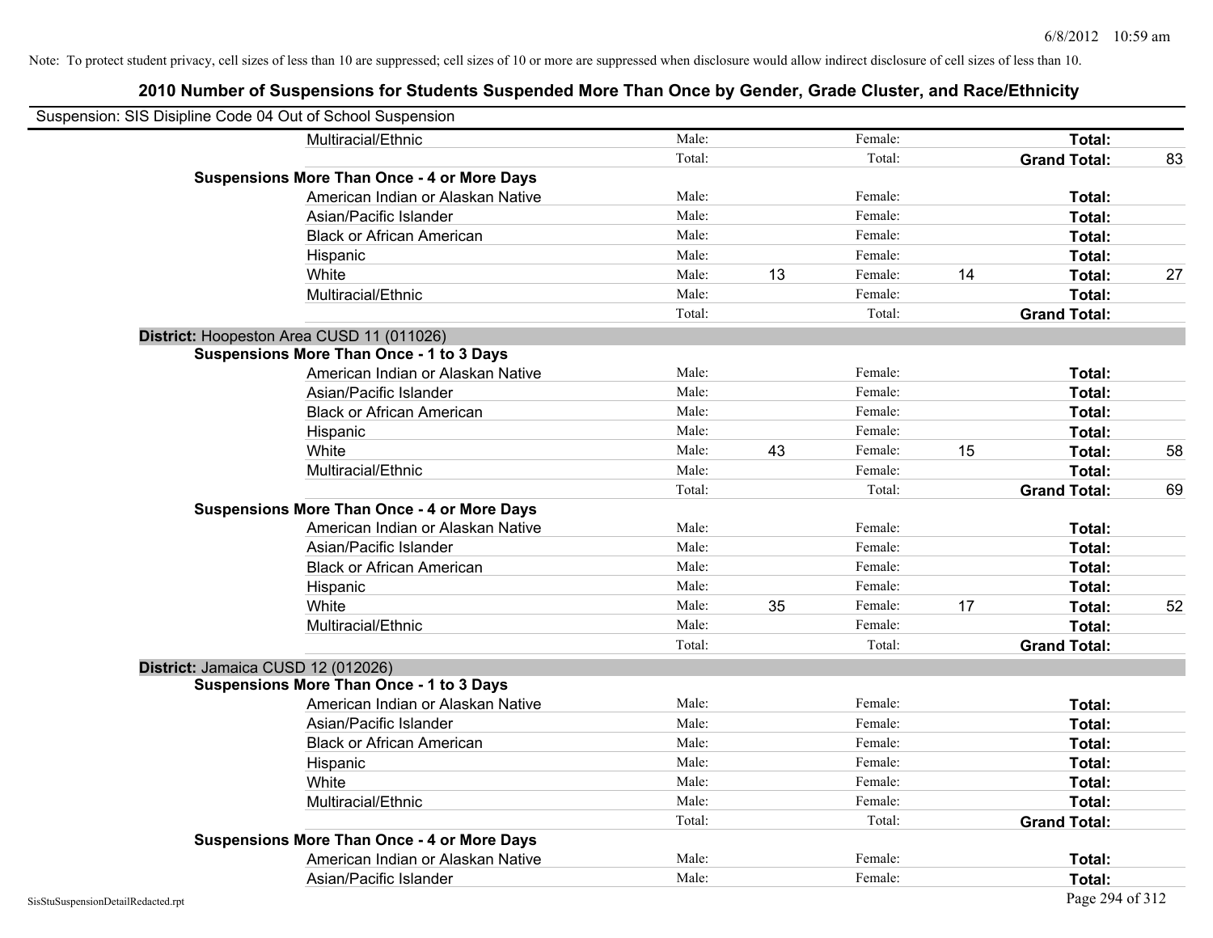Note: To protect student privacy, cell sizes of less than 10 are suppressed; cell sizes of 10 or more are suppressed when disclosure would allow indirect disclosure of cell sizes of less than 10.

## 2010 Number of Suspensions for Students Suspended More Than Once by Gender, Grade Cluster, and Race/Ethnicity

Suspension: SIS Disipline Code 04 Out of School Suspension

| | | | | | | |
|---|---|---|---|---|---|---|
| Multiracial/Ethnic | Male: | | Female: | | Total: | |
| | Total: | | Total: | | Grand Total: | 83 |
| **Suspensions More Than Once - 4 or More Days** | | | | | | |
| American Indian or Alaskan Native | Male: | | Female: | | Total: | |
| Asian/Pacific Islander | Male: | | Female: | | Total: | |
| Black or African American | Male: | | Female: | | Total: | |
| Hispanic | Male: | | Female: | | Total: | |
| White | Male: | 13 | Female: | 14 | Total: | 27 |
| Multiracial/Ethnic | Male: | | Female: | | Total: | |
| | Total: | | Total: | | Grand Total: | |
| **District: Hoopeston Area CUSD 11 (011026)** | | | | | | |
| **Suspensions More Than Once - 1 to 3 Days** | | | | | | |
| American Indian or Alaskan Native | Male: | | Female: | | Total: | |
| Asian/Pacific Islander | Male: | | Female: | | Total: | |
| Black or African American | Male: | | Female: | | Total: | |
| Hispanic | Male: | | Female: | | Total: | |
| White | Male: | 43 | Female: | 15 | Total: | 58 |
| Multiracial/Ethnic | Male: | | Female: | | Total: | |
| | Total: | | Total: | | Grand Total: | 69 |
| **Suspensions More Than Once - 4 or More Days** | | | | | | |
| American Indian or Alaskan Native | Male: | | Female: | | Total: | |
| Asian/Pacific Islander | Male: | | Female: | | Total: | |
| Black or African American | Male: | | Female: | | Total: | |
| Hispanic | Male: | | Female: | | Total: | |
| White | Male: | 35 | Female: | 17 | Total: | 52 |
| Multiracial/Ethnic | Male: | | Female: | | Total: | |
| | Total: | | Total: | | Grand Total: | |
| **District: Jamaica CUSD 12 (012026)** | | | | | | |
| **Suspensions More Than Once - 1 to 3 Days** | | | | | | |
| American Indian or Alaskan Native | Male: | | Female: | | Total: | |
| Asian/Pacific Islander | Male: | | Female: | | Total: | |
| Black or African American | Male: | | Female: | | Total: | |
| Hispanic | Male: | | Female: | | Total: | |
| White | Male: | | Female: | | Total: | |
| Multiracial/Ethnic | Male: | | Female: | | Total: | |
| | Total: | | Total: | | Grand Total: | |
| **Suspensions More Than Once - 4 or More Days** | | | | | | |
| American Indian or Alaskan Native | Male: | | Female: | | Total: | |
| Asian/Pacific Islander | Male: | | Female: | | Total: | |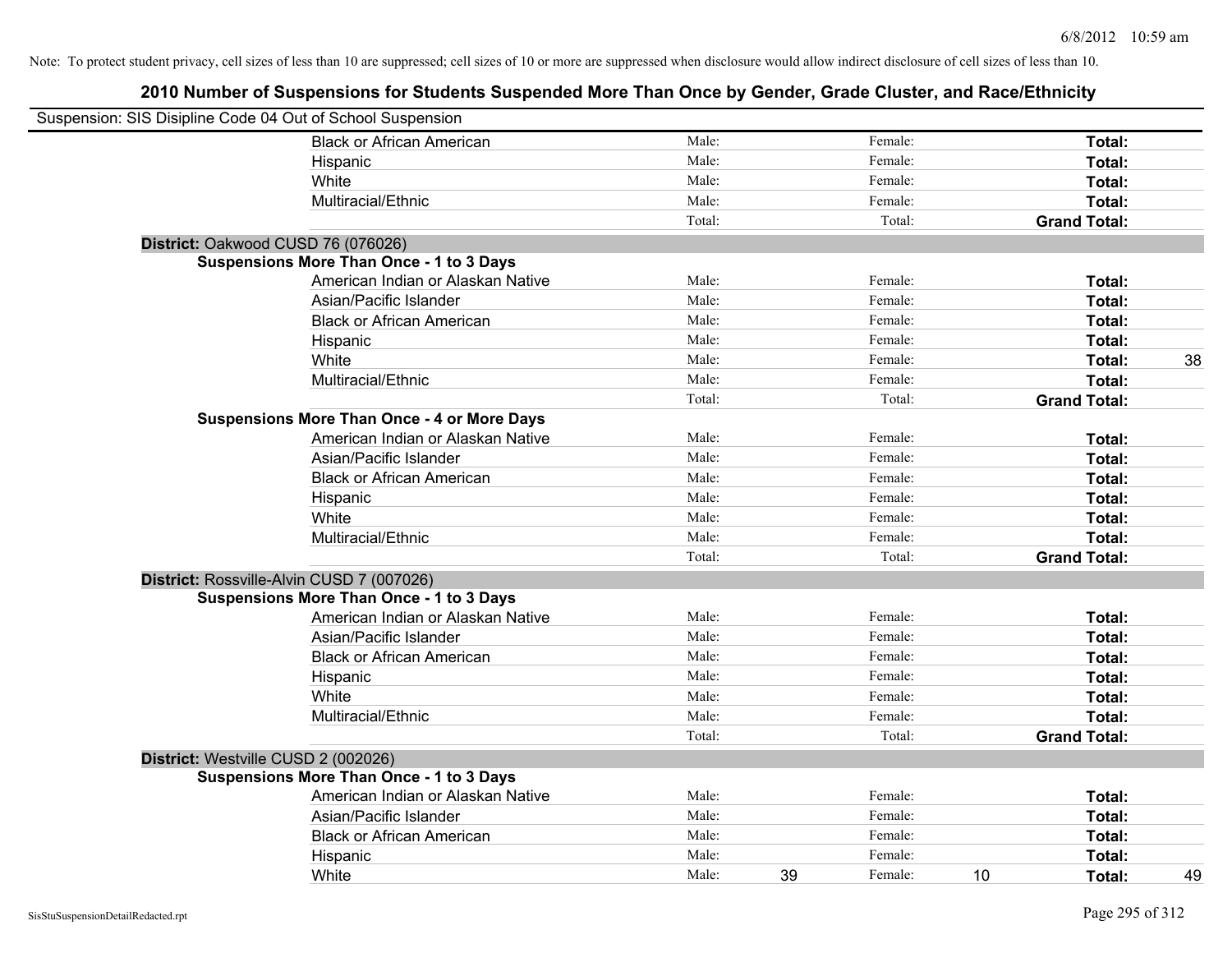Note: To protect student privacy, cell sizes of less than 10 are suppressed; cell sizes of 10 or more are suppressed when disclosure would allow indirect disclosure of cell sizes of less than 10.

## 2010 Number of Suspensions for Students Suspended More Than Once by Gender, Grade Cluster, and Race/Ethnicity

Suspension: SIS Disipline Code 04 Out of School Suspension

| | | | | | | |
|---|---|---|---|---|---|---|
| Black or African American | Male: | | Female: | | **Total:** | |
| Hispanic | Male: | | Female: | | **Total:** | |
| White | Male: | | Female: | | **Total:** | |
| Multiracial/Ethnic | Male: | | Female: | | **Total:** | |
| | Total: | | Total: | | **Grand Total:** | |

**District:** Oakwood CUSD 76 (076026)

**Suspensions More Than Once - 1 to 3 Days**

| | | | | | | |
|---|---|---|---|---|---|---|
| American Indian or Alaskan Native | Male: | | Female: | | **Total:** | |
| Asian/Pacific Islander | Male: | | Female: | | **Total:** | |
| Black or African American | Male: | | Female: | | **Total:** | |
| Hispanic | Male: | | Female: | | **Total:** | |
| White | Male: | | Female: | | **Total:** | 38 |
| Multiracial/Ethnic | Male: | | Female: | | **Total:** | |
| | Total: | | Total: | | **Grand Total:** | |

**Suspensions More Than Once - 4 or More Days**

| | | | | | | |
|---|---|---|---|---|---|---|
| American Indian or Alaskan Native | Male: | | Female: | | **Total:** | |
| Asian/Pacific Islander | Male: | | Female: | | **Total:** | |
| Black or African American | Male: | | Female: | | **Total:** | |
| Hispanic | Male: | | Female: | | **Total:** | |
| White | Male: | | Female: | | **Total:** | |
| Multiracial/Ethnic | Male: | | Female: | | **Total:** | |
| | Total: | | Total: | | **Grand Total:** | |

**District:** Rossville-Alvin CUSD 7 (007026)

**Suspensions More Than Once - 1 to 3 Days**

| | | | | | | |
|---|---|---|---|---|---|---|
| American Indian or Alaskan Native | Male: | | Female: | | **Total:** | |
| Asian/Pacific Islander | Male: | | Female: | | **Total:** | |
| Black or African American | Male: | | Female: | | **Total:** | |
| Hispanic | Male: | | Female: | | **Total:** | |
| White | Male: | | Female: | | **Total:** | |
| Multiracial/Ethnic | Male: | | Female: | | **Total:** | |
| | Total: | | Total: | | **Grand Total:** | |

**District:** Westville CUSD 2 (002026)

**Suspensions More Than Once - 1 to 3 Days**

| | | | | | | |
|---|---|---|---|---|---|---|
| American Indian or Alaskan Native | Male: | | Female: | | **Total:** | |
| Asian/Pacific Islander | Male: | | Female: | | **Total:** | |
| Black or African American | Male: | | Female: | | **Total:** | |
| Hispanic | Male: | | Female: | | **Total:** | |
| White | Male: | 39 | Female: | 10 | **Total:** | 49 |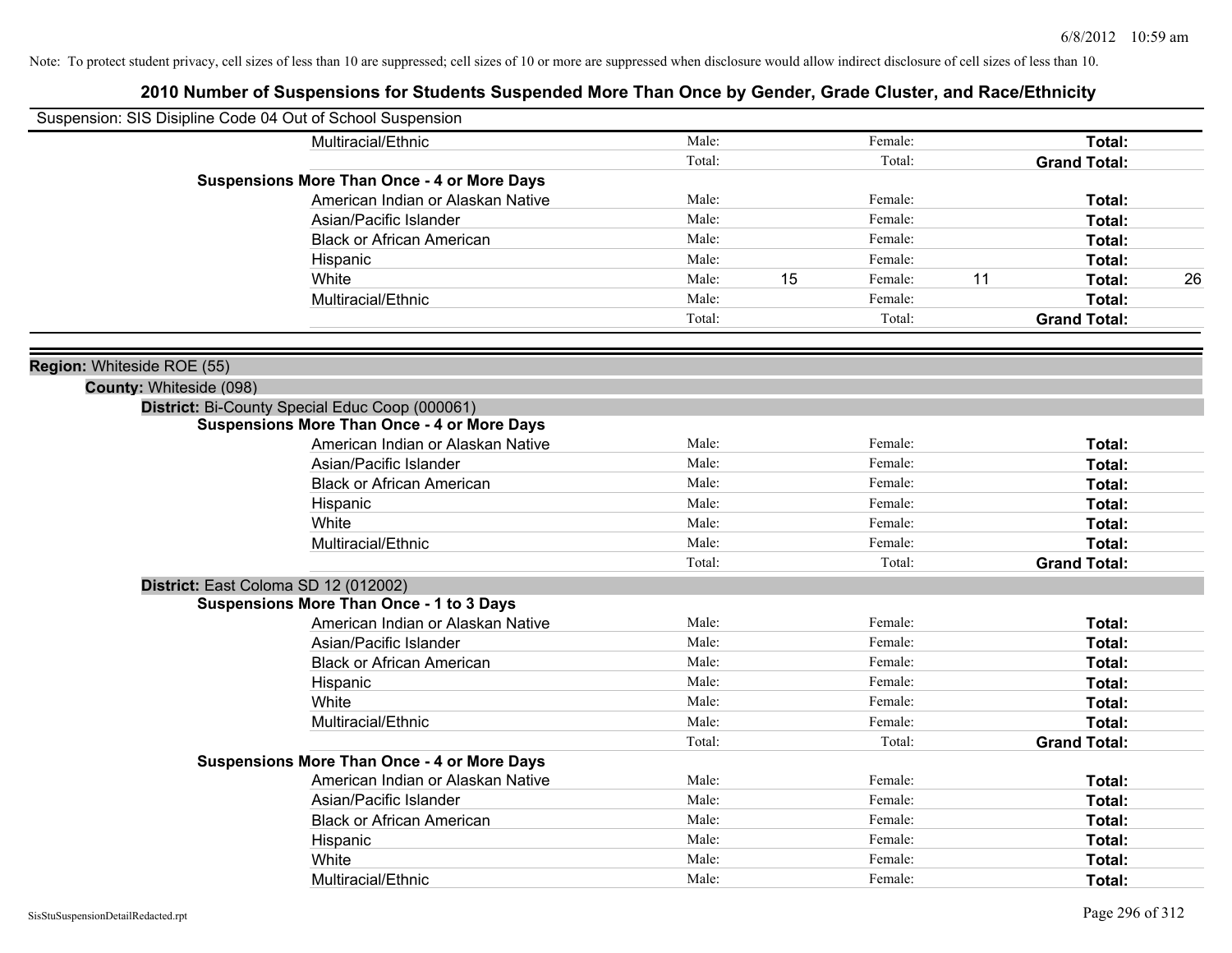Note: To protect student privacy, cell sizes of less than 10 are suppressed; cell sizes of 10 or more are suppressed when disclosure would allow indirect disclosure of cell sizes of less than 10.

## 2010 Number of Suspensions for Students Suspended More Than Once by Gender, Grade Cluster, and Race/Ethnicity

Suspension: SIS Disipline Code 04 Out of School Suspension

| | | | | | | |
|---|---|---|---|---|---|---|
| Multiracial/Ethnic | Male: | | Female: | | **Total:** | |
| | Total: | | Total: | | **Grand Total:** | |
| **Suspensions More Than Once - 4 or More Days** | | | | | | |
| American Indian or Alaskan Native | Male: | | Female: | | **Total:** | |
| Asian/Pacific Islander | Male: | | Female: | | **Total:** | |
| Black or African American | Male: | | Female: | | **Total:** | |
| Hispanic | Male: | | Female: | | **Total:** | |
| White | Male: | 15 | Female: | 11 | **Total:** | 26 |
| Multiracial/Ethnic | Male: | | Female: | | **Total:** | |
| | Total: | | Total: | | **Grand Total:** | |

**Region:** Whiteside ROE (55)

**County:** Whiteside (098)

**District:** Bi-County Special Educ Coop (000061)

| | | | | | | |
|---|---|---|---|---|---|---|
| **Suspensions More Than Once - 4 or More Days** | | | | | | |
| American Indian or Alaskan Native | Male: | | Female: | | **Total:** | |
| Asian/Pacific Islander | Male: | | Female: | | **Total:** | |
| Black or African American | Male: | | Female: | | **Total:** | |
| Hispanic | Male: | | Female: | | **Total:** | |
| White | Male: | | Female: | | **Total:** | |
| Multiracial/Ethnic | Male: | | Female: | | **Total:** | |
| | Total: | | Total: | | **Grand Total:** | |

**District:** East Coloma SD 12 (012002)

| | | | | | | |
|---|---|---|---|---|---|---|
| **Suspensions More Than Once - 1 to 3 Days** | | | | | | |
| American Indian or Alaskan Native | Male: | | Female: | | **Total:** | |
| Asian/Pacific Islander | Male: | | Female: | | **Total:** | |
| Black or African American | Male: | | Female: | | **Total:** | |
| Hispanic | Male: | | Female: | | **Total:** | |
| White | Male: | | Female: | | **Total:** | |
| Multiracial/Ethnic | Male: | | Female: | | **Total:** | |
| | Total: | | Total: | | **Grand Total:** | |
| **Suspensions More Than Once - 4 or More Days** | | | | | | |
| American Indian or Alaskan Native | Male: | | Female: | | **Total:** | |
| Asian/Pacific Islander | Male: | | Female: | | **Total:** | |
| Black or African American | Male: | | Female: | | **Total:** | |
| Hispanic | Male: | | Female: | | **Total:** | |
| White | Male: | | Female: | | **Total:** | |
| Multiracial/Ethnic | Male: | | Female: | | **Total:** | |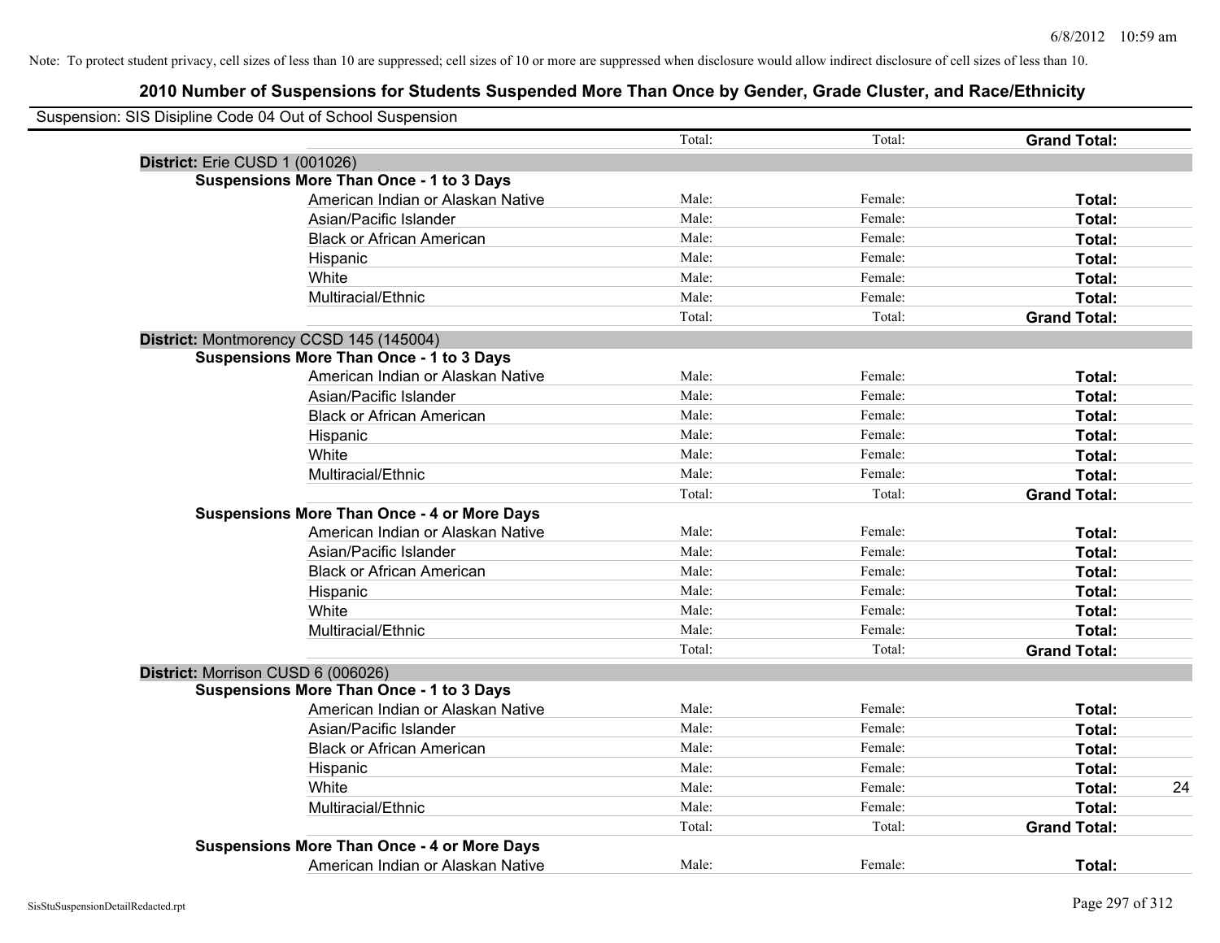Note: To protect student privacy, cell sizes of less than 10 are suppressed; cell sizes of 10 or more are suppressed when disclosure would allow indirect disclosure of cell sizes of less than 10.

## 2010 Number of Suspensions for Students Suspended More Than Once by Gender, Grade Cluster, and Race/Ethnicity

Suspension: SIS Disipline Code 04 Out of School Suspension

| | | | | | |
|---|---|---|---|---|---|
| | | Total: | Total: | **Grand Total:** | |
| **District:** Erie CUSD 1 (001026) | | | | | |
| **Suspensions More Than Once - 1 to 3 Days** | | | | | |
| | American Indian or Alaskan Native | Male: | Female: | **Total:** | |
| | Asian/Pacific Islander | Male: | Female: | **Total:** | |
| | Black or African American | Male: | Female: | **Total:** | |
| | Hispanic | Male: | Female: | **Total:** | |
| | White | Male: | Female: | **Total:** | |
| | Multiracial/Ethnic | Male: | Female: | **Total:** | |
| | | Total: | Total: | **Grand Total:** | |
| **District:** Montmorency CCSD 145 (145004) | | | | | |
| **Suspensions More Than Once - 1 to 3 Days** | | | | | |
| | American Indian or Alaskan Native | Male: | Female: | **Total:** | |
| | Asian/Pacific Islander | Male: | Female: | **Total:** | |
| | Black or African American | Male: | Female: | **Total:** | |
| | Hispanic | Male: | Female: | **Total:** | |
| | White | Male: | Female: | **Total:** | |
| | Multiracial/Ethnic | Male: | Female: | **Total:** | |
| | | Total: | Total: | **Grand Total:** | |
| **Suspensions More Than Once - 4 or More Days** | | | | | |
| | American Indian or Alaskan Native | Male: | Female: | **Total:** | |
| | Asian/Pacific Islander | Male: | Female: | **Total:** | |
| | Black or African American | Male: | Female: | **Total:** | |
| | Hispanic | Male: | Female: | **Total:** | |
| | White | Male: | Female: | **Total:** | |
| | Multiracial/Ethnic | Male: | Female: | **Total:** | |
| | | Total: | Total: | **Grand Total:** | |
| **District:** Morrison CUSD 6 (006026) | | | | | |
| **Suspensions More Than Once - 1 to 3 Days** | | | | | |
| | American Indian or Alaskan Native | Male: | Female: | **Total:** | |
| | Asian/Pacific Islander | Male: | Female: | **Total:** | |
| | Black or African American | Male: | Female: | **Total:** | |
| | Hispanic | Male: | Female: | **Total:** | |
| | White | Male: | Female: | **Total:** | 24 |
| | Multiracial/Ethnic | Male: | Female: | **Total:** | |
| | | Total: | Total: | **Grand Total:** | |
| **Suspensions More Than Once - 4 or More Days** | | | | | |
| | American Indian or Alaskan Native | Male: | Female: | **Total:** | |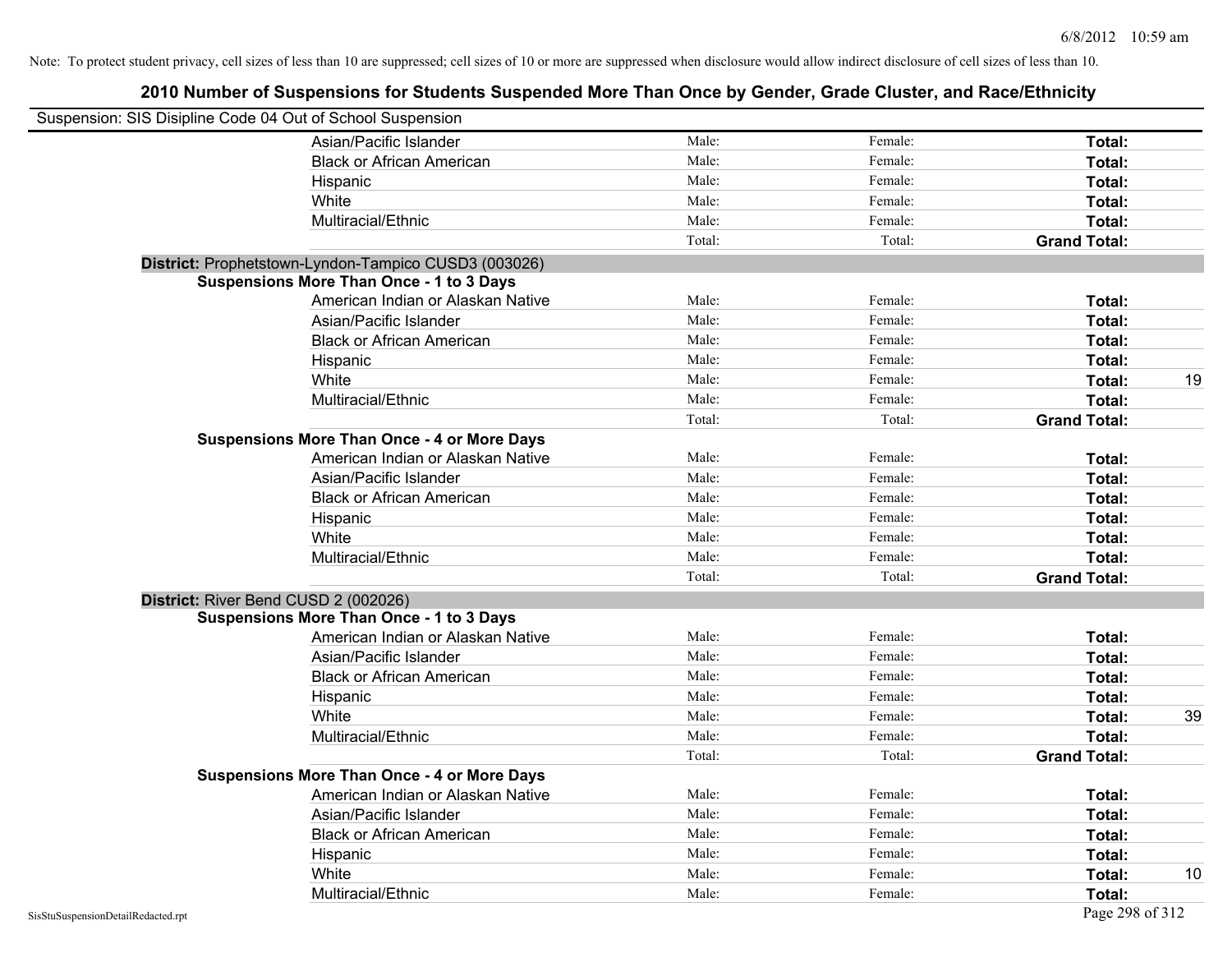Note: To protect student privacy, cell sizes of less than 10 are suppressed; cell sizes of 10 or more are suppressed when disclosure would allow indirect disclosure of cell sizes of less than 10.

# 2010 Number of Suspensions for Students Suspended More Than Once by Gender, Grade Cluster, and Race/Ethnicity

Suspension: SIS Disipline Code 04 Out of School Suspension

| | | | | |
|---|---|---|---|---|
| Asian/Pacific Islander | Male: | Female: | **Total:** | |
| Black or African American | Male: | Female: | **Total:** | |
| Hispanic | Male: | Female: | **Total:** | |
| White | Male: | Female: | **Total:** | |
| Multiracial/Ethnic | Male: | Female: | **Total:** | |
| | Total: | Total: | **Grand Total:** | |

**District:** Prophetstown-Lyndon-Tampico CUSD3 (003026)

**Suspensions More Than Once - 1 to 3 Days**

| | | | | |
|---|---|---|---|---|
| American Indian or Alaskan Native | Male: | Female: | **Total:** | |
| Asian/Pacific Islander | Male: | Female: | **Total:** | |
| Black or African American | Male: | Female: | **Total:** | |
| Hispanic | Male: | Female: | **Total:** | |
| White | Male: | Female: | **Total:** | 19 |
| Multiracial/Ethnic | Male: | Female: | **Total:** | |
| | Total: | Total: | **Grand Total:** | |

**Suspensions More Than Once - 4 or More Days**

| | | | | |
|---|---|---|---|---|
| American Indian or Alaskan Native | Male: | Female: | **Total:** | |
| Asian/Pacific Islander | Male: | Female: | **Total:** | |
| Black or African American | Male: | Female: | **Total:** | |
| Hispanic | Male: | Female: | **Total:** | |
| White | Male: | Female: | **Total:** | |
| Multiracial/Ethnic | Male: | Female: | **Total:** | |
| | Total: | Total: | **Grand Total:** | |

**District:** River Bend CUSD 2 (002026)

**Suspensions More Than Once - 1 to 3 Days**

| | | | | |
|---|---|---|---|---|
| American Indian or Alaskan Native | Male: | Female: | **Total:** | |
| Asian/Pacific Islander | Male: | Female: | **Total:** | |
| Black or African American | Male: | Female: | **Total:** | |
| Hispanic | Male: | Female: | **Total:** | |
| White | Male: | Female: | **Total:** | 39 |
| Multiracial/Ethnic | Male: | Female: | **Total:** | |
| | Total: | Total: | **Grand Total:** | |

**Suspensions More Than Once - 4 or More Days**

| | | | | |
|---|---|---|---|---|
| American Indian or Alaskan Native | Male: | Female: | **Total:** | |
| Asian/Pacific Islander | Male: | Female: | **Total:** | |
| Black or African American | Male: | Female: | **Total:** | |
| Hispanic | Male: | Female: | **Total:** | |
| White | Male: | Female: | **Total:** | 10 |
| Multiracial/Ethnic | Male: | Female: | **Total:** | |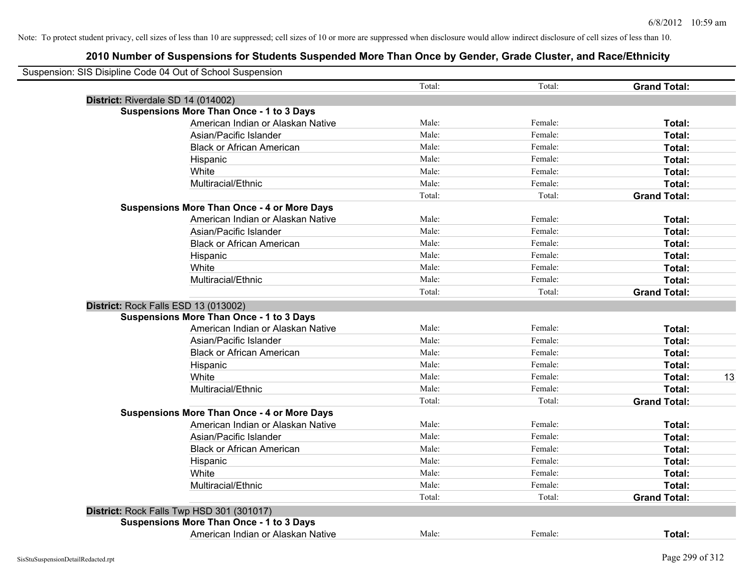Note: To protect student privacy, cell sizes of less than 10 are suppressed; cell sizes of 10 or more are suppressed when disclosure would allow indirect disclosure of cell sizes of less than 10.

## 2010 Number of Suspensions for Students Suspended More Than Once by Gender, Grade Cluster, and Race/Ethnicity

Suspension: SIS Disipline Code 04 Out of School Suspension

| | | Total: | Total: | Grand Total: | |
|---|---|---|---|---|---|
| **District:** Riverdale SD 14 (014002) | | | | | |
| **Suspensions More Than Once - 1 to 3 Days** | | | | | |
| | American Indian or Alaskan Native | Male: | Female: | **Total:** | |
| | Asian/Pacific Islander | Male: | Female: | **Total:** | |
| | Black or African American | Male: | Female: | **Total:** | |
| | Hispanic | Male: | Female: | **Total:** | |
| | White | Male: | Female: | **Total:** | |
| | Multiracial/Ethnic | Male: | Female: | **Total:** | |
| | | Total: | Total: | **Grand Total:** | |
| **Suspensions More Than Once - 4 or More Days** | | | | | |
| | American Indian or Alaskan Native | Male: | Female: | **Total:** | |
| | Asian/Pacific Islander | Male: | Female: | **Total:** | |
| | Black or African American | Male: | Female: | **Total:** | |
| | Hispanic | Male: | Female: | **Total:** | |
| | White | Male: | Female: | **Total:** | |
| | Multiracial/Ethnic | Male: | Female: | **Total:** | |
| | | Total: | Total: | **Grand Total:** | |
| **District:** Rock Falls ESD 13 (013002) | | | | | |
| **Suspensions More Than Once - 1 to 3 Days** | | | | | |
| | American Indian or Alaskan Native | Male: | Female: | **Total:** | |
| | Asian/Pacific Islander | Male: | Female: | **Total:** | |
| | Black or African American | Male: | Female: | **Total:** | |
| | Hispanic | Male: | Female: | **Total:** | |
| | White | Male: | Female: | **Total:** | 13 |
| | Multiracial/Ethnic | Male: | Female: | **Total:** | |
| | | Total: | Total: | **Grand Total:** | |
| **Suspensions More Than Once - 4 or More Days** | | | | | |
| | American Indian or Alaskan Native | Male: | Female: | **Total:** | |
| | Asian/Pacific Islander | Male: | Female: | **Total:** | |
| | Black or African American | Male: | Female: | **Total:** | |
| | Hispanic | Male: | Female: | **Total:** | |
| | White | Male: | Female: | **Total:** | |
| | Multiracial/Ethnic | Male: | Female: | **Total:** | |
| | | Total: | Total: | **Grand Total:** | |
| **District:** Rock Falls Twp HSD 301 (301017) | | | | | |
| **Suspensions More Than Once - 1 to 3 Days** | | | | | |
| | American Indian or Alaskan Native | Male: | Female: | **Total:** | |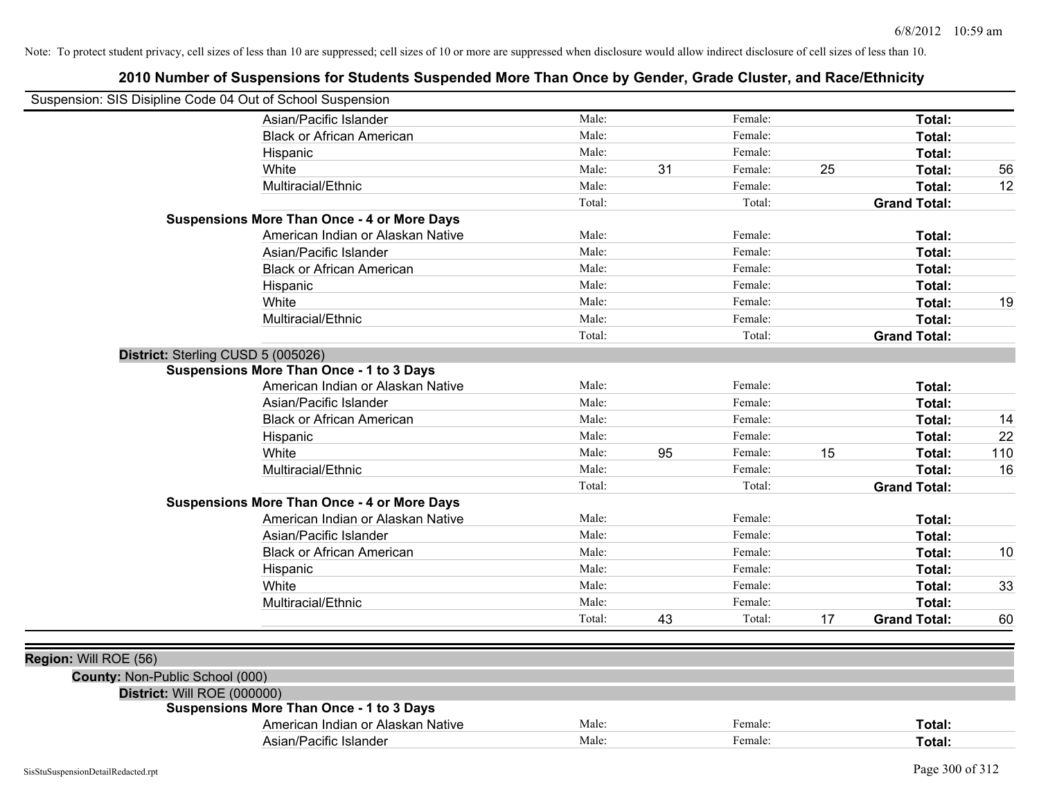Note: To protect student privacy, cell sizes of less than 10 are suppressed; cell sizes of 10 or more are suppressed when disclosure would allow indirect disclosure of cell sizes of less than 10.

## 2010 Number of Suspensions for Students Suspended More Than Once by Gender, Grade Cluster, and Race/Ethnicity

Suspension: SIS Disipline Code 04 Out of School Suspension

| | | | | | | |
|---|---|---|---|---|---|---|
| Asian/Pacific Islander | Male: | | Female: | | Total: | |
| Black or African American | Male: | | Female: | | Total: | |
| Hispanic | Male: | | Female: | | Total: | |
| White | Male: | 31 | Female: | 25 | Total: | 56 |
| Multiracial/Ethnic | Male: | | Female: | | Total: | 12 |
| | Total: | | Total: | | Grand Total: | |

**Suspensions More Than Once - 4 or More Days**

| | | | | | | |
|---|---|---|---|---|---|---|
| American Indian or Alaskan Native | Male: | | Female: | | Total: | |
| Asian/Pacific Islander | Male: | | Female: | | Total: | |
| Black or African American | Male: | | Female: | | Total: | |
| Hispanic | Male: | | Female: | | Total: | |
| White | Male: | | Female: | | Total: | 19 |
| Multiracial/Ethnic | Male: | | Female: | | Total: | |
| | Total: | | Total: | | Grand Total: | |

**District:** Sterling CUSD 5 (005026)

**Suspensions More Than Once - 1 to 3 Days**

| | | | | | | |
|---|---|---|---|---|---|---|
| American Indian or Alaskan Native | Male: | | Female: | | Total: | |
| Asian/Pacific Islander | Male: | | Female: | | Total: | |
| Black or African American | Male: | | Female: | | Total: | 14 |
| Hispanic | Male: | | Female: | | Total: | 22 |
| White | Male: | 95 | Female: | 15 | Total: | 110 |
| Multiracial/Ethnic | Male: | | Female: | | Total: | 16 |
| | Total: | | Total: | | Grand Total: | |

**Suspensions More Than Once - 4 or More Days**

| | | | | | | |
|---|---|---|---|---|---|---|
| American Indian or Alaskan Native | Male: | | Female: | | Total: | |
| Asian/Pacific Islander | Male: | | Female: | | Total: | |
| Black or African American | Male: | | Female: | | Total: | 10 |
| Hispanic | Male: | | Female: | | Total: | |
| White | Male: | | Female: | | Total: | 33 |
| Multiracial/Ethnic | Male: | | Female: | | Total: | |
| | Total: | 43 | Total: | 17 | Grand Total: | 60 |

**Region:** Will ROE (56)

**County:** Non-Public School (000)

**District:** Will ROE (000000)

**Suspensions More Than Once - 1 to 3 Days**

| | | | | | | |
|---|---|---|---|---|---|---|
| American Indian or Alaskan Native | Male: | | Female: | | Total: | |
| Asian/Pacific Islander | Male: | | Female: | | Total: | |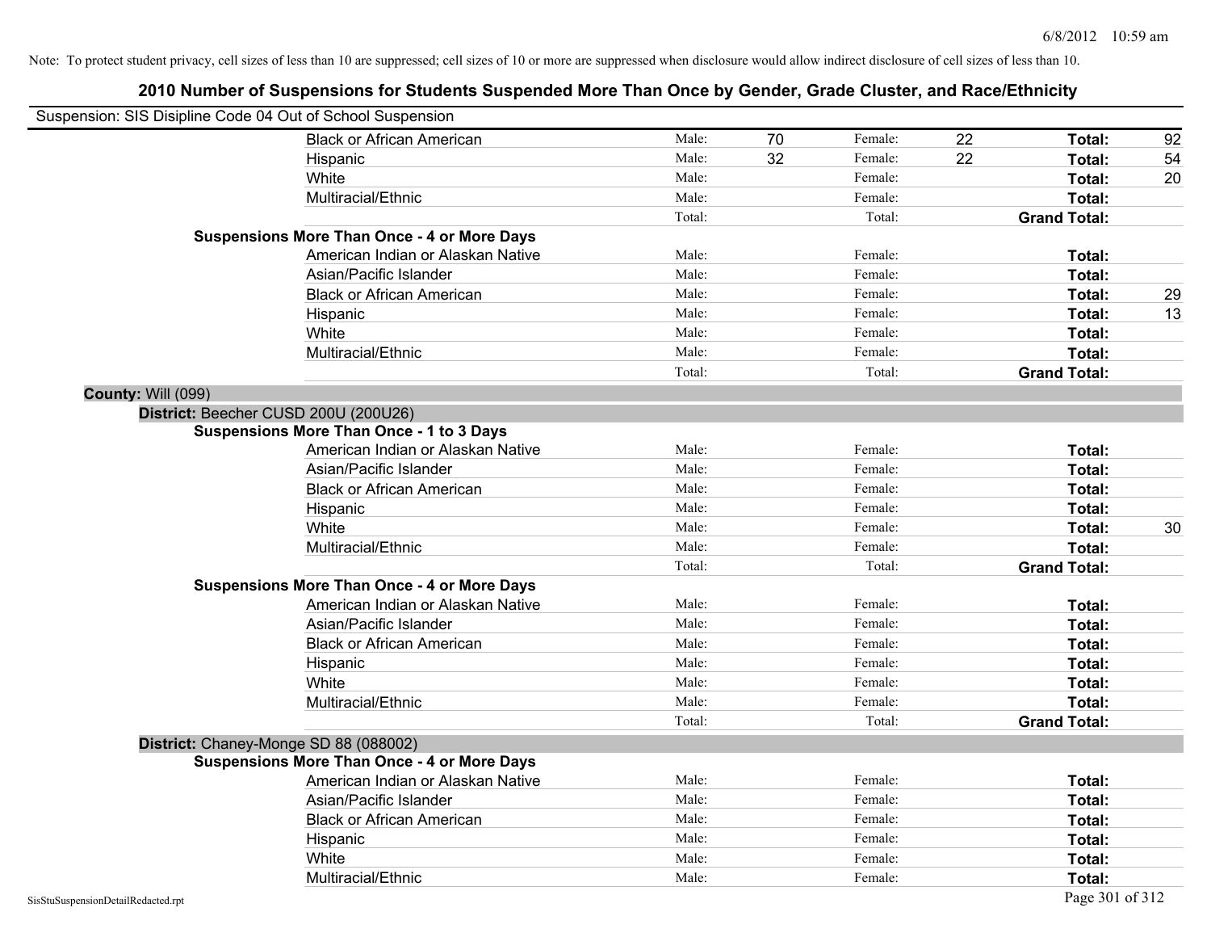Note: To protect student privacy, cell sizes of less than 10 are suppressed; cell sizes of 10 or more are suppressed when disclosure would allow indirect disclosure of cell sizes of less than 10.

# 2010 Number of Suspensions for Students Suspended More Than Once by Gender, Grade Cluster, and Race/Ethnicity

Suspension: SIS Disipline Code 04 Out of School Suspension

| | | | | | | |
|---|---|---|---|---|---|---|
| Black or African American | Male: | 70 | Female: | 22 | **Total:** | 92 |
| Hispanic | Male: | 32 | Female: | 22 | **Total:** | 54 |
| White | Male: | | Female: | | **Total:** | 20 |
| Multiracial/Ethnic | Male: | | Female: | | **Total:** | |
| | Total: | | Total: | | **Grand Total:** | |

**Suspensions More Than Once - 4 or More Days**

| | | | | | | |
|---|---|---|---|---|---|---|
| American Indian or Alaskan Native | Male: | | Female: | | **Total:** | |
| Asian/Pacific Islander | Male: | | Female: | | **Total:** | |
| Black or African American | Male: | | Female: | | **Total:** | 29 |
| Hispanic | Male: | | Female: | | **Total:** | 13 |
| White | Male: | | Female: | | **Total:** | |
| Multiracial/Ethnic | Male: | | Female: | | **Total:** | |
| | Total: | | Total: | | **Grand Total:** | |

**County:** Will (099)

**District:** Beecher CUSD 200U (200U26)

**Suspensions More Than Once - 1 to 3 Days**

| | | | | | | |
|---|---|---|---|---|---|---|
| American Indian or Alaskan Native | Male: | | Female: | | **Total:** | |
| Asian/Pacific Islander | Male: | | Female: | | **Total:** | |
| Black or African American | Male: | | Female: | | **Total:** | |
| Hispanic | Male: | | Female: | | **Total:** | |
| White | Male: | | Female: | | **Total:** | 30 |
| Multiracial/Ethnic | Male: | | Female: | | **Total:** | |
| | Total: | | Total: | | **Grand Total:** | |

**Suspensions More Than Once - 4 or More Days**

| | | | | | | |
|---|---|---|---|---|---|---|
| American Indian or Alaskan Native | Male: | | Female: | | **Total:** | |
| Asian/Pacific Islander | Male: | | Female: | | **Total:** | |
| Black or African American | Male: | | Female: | | **Total:** | |
| Hispanic | Male: | | Female: | | **Total:** | |
| White | Male: | | Female: | | **Total:** | |
| Multiracial/Ethnic | Male: | | Female: | | **Total:** | |
| | Total: | | Total: | | **Grand Total:** | |

**District:** Chaney-Monge SD 88 (088002)

**Suspensions More Than Once - 4 or More Days**

| | | | | | | |
|---|---|---|---|---|---|---|
| American Indian or Alaskan Native | Male: | | Female: | | **Total:** | |
| Asian/Pacific Islander | Male: | | Female: | | **Total:** | |
| Black or African American | Male: | | Female: | | **Total:** | |
| Hispanic | Male: | | Female: | | **Total:** | |
| White | Male: | | Female: | | **Total:** | |
| Multiracial/Ethnic | Male: | | Female: | | **Total:** | |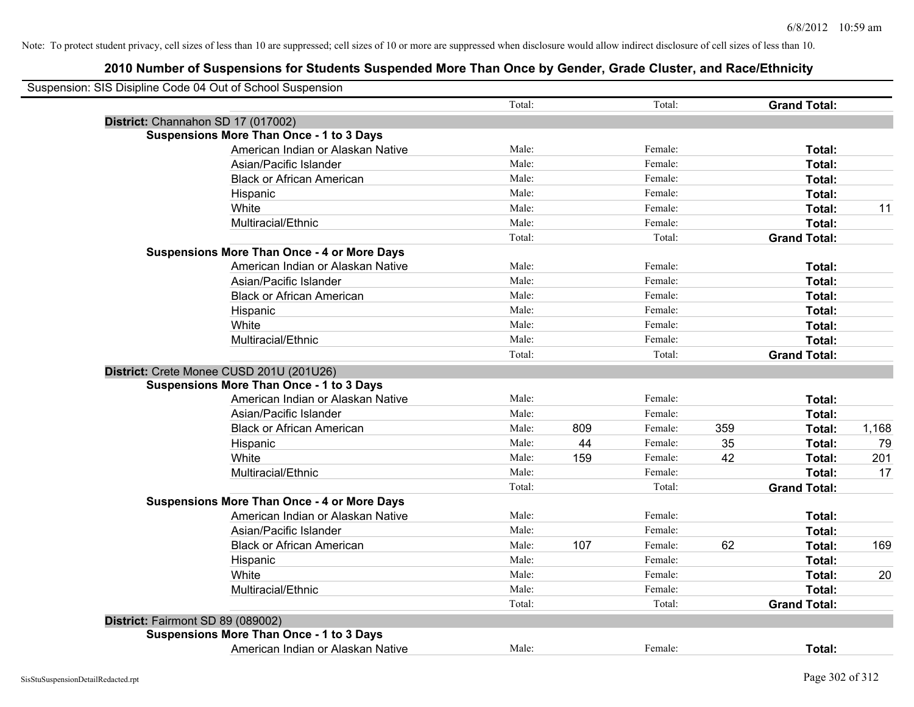Note: To protect student privacy, cell sizes of less than 10 are suppressed; cell sizes of 10 or more are suppressed when disclosure would allow indirect disclosure of cell sizes of less than 10.

## 2010 Number of Suspensions for Students Suspended More Than Once by Gender, Grade Cluster, and Race/Ethnicity

Suspension: SIS Disipline Code 04 Out of School Suspension

| | | | | | | | |
|---|---|---|---|---|---|---|---|
| | Total: | | Total: | | **Grand Total:** | |
| **District:** Channahon SD 17 (017002) | | | | | | |
| **Suspensions More Than Once - 1 to 3 Days** | | | | | | |
| American Indian or Alaskan Native | Male: | | Female: | | **Total:** | |
| Asian/Pacific Islander | Male: | | Female: | | **Total:** | |
| Black or African American | Male: | | Female: | | **Total:** | |
| Hispanic | Male: | | Female: | | **Total:** | |
| White | Male: | | Female: | | **Total:** | 11 |
| Multiracial/Ethnic | Male: | | Female: | | **Total:** | |
| | Total: | | Total: | | **Grand Total:** | |
| **Suspensions More Than Once - 4 or More Days** | | | | | | |
| American Indian or Alaskan Native | Male: | | Female: | | **Total:** | |
| Asian/Pacific Islander | Male: | | Female: | | **Total:** | |
| Black or African American | Male: | | Female: | | **Total:** | |
| Hispanic | Male: | | Female: | | **Total:** | |
| White | Male: | | Female: | | **Total:** | |
| Multiracial/Ethnic | Male: | | Female: | | **Total:** | |
| | Total: | | Total: | | **Grand Total:** | |
| **District:** Crete Monee CUSD 201U (201U26) | | | | | | |
| **Suspensions More Than Once - 1 to 3 Days** | | | | | | |
| American Indian or Alaskan Native | Male: | | Female: | | **Total:** | |
| Asian/Pacific Islander | Male: | | Female: | | **Total:** | |
| Black or African American | Male: | 809 | Female: | 359 | **Total:** | 1,168 |
| Hispanic | Male: | 44 | Female: | 35 | **Total:** | 79 |
| White | Male: | 159 | Female: | 42 | **Total:** | 201 |
| Multiracial/Ethnic | Male: | | Female: | | **Total:** | 17 |
| | Total: | | Total: | | **Grand Total:** | |
| **Suspensions More Than Once - 4 or More Days** | | | | | | |
| American Indian or Alaskan Native | Male: | | Female: | | **Total:** | |
| Asian/Pacific Islander | Male: | | Female: | | **Total:** | |
| Black or African American | Male: | 107 | Female: | 62 | **Total:** | 169 |
| Hispanic | Male: | | Female: | | **Total:** | |
| White | Male: | | Female: | | **Total:** | 20 |
| Multiracial/Ethnic | Male: | | Female: | | **Total:** | |
| | Total: | | Total: | | **Grand Total:** | |
| **District:** Fairmont SD 89 (089002) | | | | | | |
| **Suspensions More Than Once - 1 to 3 Days** | | | | | | |
| American Indian or Alaskan Native | Male: | | Female: | | **Total:** | |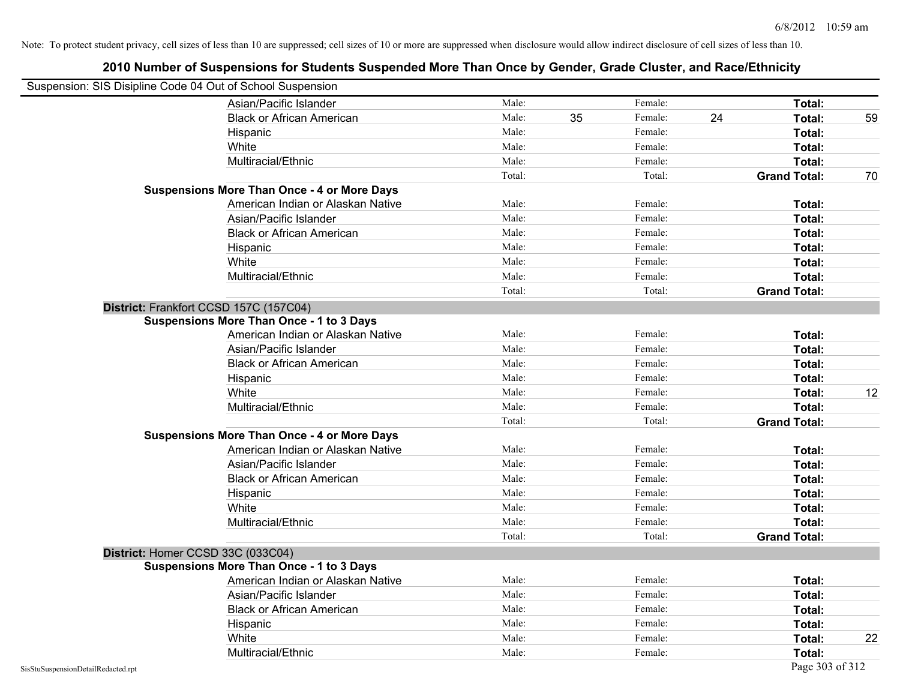Note: To protect student privacy, cell sizes of less than 10 are suppressed; cell sizes of 10 or more are suppressed when disclosure would allow indirect disclosure of cell sizes of less than 10.

# 2010 Number of Suspensions for Students Suspended More Than Once by Gender, Grade Cluster, and Race/Ethnicity

Suspension: SIS Disipline Code 04 Out of School Suspension

| | | | | | | |
|---|---|---|---|---|---|---|
| Asian/Pacific Islander | Male: | | Female: | | **Total:** | |
| Black or African American | Male: | 35 | Female: | 24 | **Total:** | 59 |
| Hispanic | Male: | | Female: | | **Total:** | |
| White | Male: | | Female: | | **Total:** | |
| Multiracial/Ethnic | Male: | | Female: | | **Total:** | |
| | Total: | | Total: | | **Grand Total:** | 70 |
| **Suspensions More Than Once - 4 or More Days** | | | | | | |
| American Indian or Alaskan Native | Male: | | Female: | | **Total:** | |
| Asian/Pacific Islander | Male: | | Female: | | **Total:** | |
| Black or African American | Male: | | Female: | | **Total:** | |
| Hispanic | Male: | | Female: | | **Total:** | |
| White | Male: | | Female: | | **Total:** | |
| Multiracial/Ethnic | Male: | | Female: | | **Total:** | |
| | Total: | | Total: | | **Grand Total:** | |

**District:** Frankfort CCSD 157C (157C04)

| | | | | | | |
|---|---|---|---|---|---|---|
| **Suspensions More Than Once - 1 to 3 Days** | | | | | | |
| American Indian or Alaskan Native | Male: | | Female: | | **Total:** | |
| Asian/Pacific Islander | Male: | | Female: | | **Total:** | |
| Black or African American | Male: | | Female: | | **Total:** | |
| Hispanic | Male: | | Female: | | **Total:** | |
| White | Male: | | Female: | | **Total:** | 12 |
| Multiracial/Ethnic | Male: | | Female: | | **Total:** | |
| | Total: | | Total: | | **Grand Total:** | |
| **Suspensions More Than Once - 4 or More Days** | | | | | | |
| American Indian or Alaskan Native | Male: | | Female: | | **Total:** | |
| Asian/Pacific Islander | Male: | | Female: | | **Total:** | |
| Black or African American | Male: | | Female: | | **Total:** | |
| Hispanic | Male: | | Female: | | **Total:** | |
| White | Male: | | Female: | | **Total:** | |
| Multiracial/Ethnic | Male: | | Female: | | **Total:** | |
| | Total: | | Total: | | **Grand Total:** | |

**District:** Homer CCSD 33C (033C04)

| | | | | | | |
|---|---|---|---|---|---|---|
| **Suspensions More Than Once - 1 to 3 Days** | | | | | | |
| American Indian or Alaskan Native | Male: | | Female: | | **Total:** | |
| Asian/Pacific Islander | Male: | | Female: | | **Total:** | |
| Black or African American | Male: | | Female: | | **Total:** | |
| Hispanic | Male: | | Female: | | **Total:** | |
| White | Male: | | Female: | | **Total:** | 22 |
| Multiracial/Ethnic | Male: | | Female: | | **Total:** | |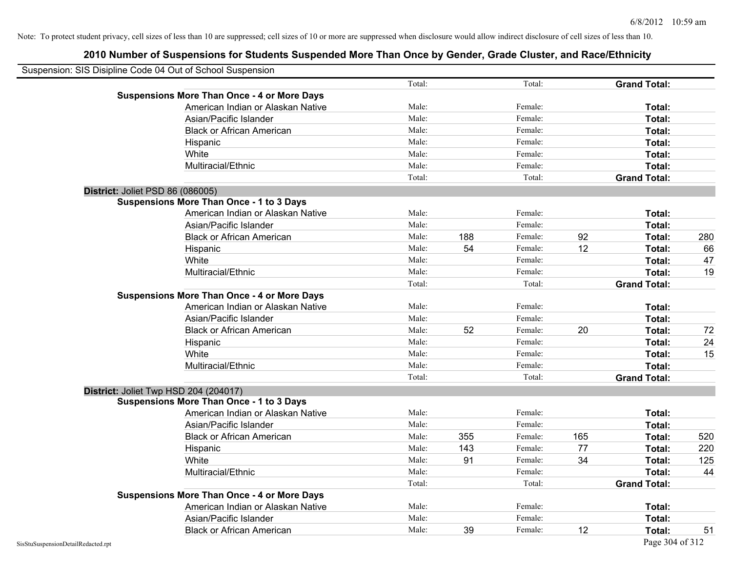Note: To protect student privacy, cell sizes of less than 10 are suppressed; cell sizes of 10 or more are suppressed when disclosure would allow indirect disclosure of cell sizes of less than 10.

# 2010 Number of Suspensions for Students Suspended More Than Once by Gender, Grade Cluster, and Race/Ethnicity

Suspension: SIS Disipline Code 04 Out of School Suspension

| | | | | | | |
|---|---|---|---|---|---|---|
| | Total: | | Total: | | **Grand Total:** | |
| **Suspensions More Than Once - 4 or More Days** | | | | | | |
| American Indian or Alaskan Native | Male: | | Female: | | **Total:** | |
| Asian/Pacific Islander | Male: | | Female: | | **Total:** | |
| Black or African American | Male: | | Female: | | **Total:** | |
| Hispanic | Male: | | Female: | | **Total:** | |
| White | Male: | | Female: | | **Total:** | |
| Multiracial/Ethnic | Male: | | Female: | | **Total:** | |
| | Total: | | Total: | | **Grand Total:** | |

**District:** Joliet PSD 86 (086005)

| | | | | | | |
|---|---|---|---|---|---|---|
| **Suspensions More Than Once - 1 to 3 Days** | | | | | | |
| American Indian or Alaskan Native | Male: | | Female: | | **Total:** | |
| Asian/Pacific Islander | Male: | | Female: | | **Total:** | |
| Black or African American | Male: | 188 | Female: | 92 | **Total:** | 280 |
| Hispanic | Male: | 54 | Female: | 12 | **Total:** | 66 |
| White | Male: | | Female: | | **Total:** | 47 |
| Multiracial/Ethnic | Male: | | Female: | | **Total:** | 19 |
| | Total: | | Total: | | **Grand Total:** | |
| **Suspensions More Than Once - 4 or More Days** | | | | | | |
| American Indian or Alaskan Native | Male: | | Female: | | **Total:** | |
| Asian/Pacific Islander | Male: | | Female: | | **Total:** | |
| Black or African American | Male: | 52 | Female: | 20 | **Total:** | 72 |
| Hispanic | Male: | | Female: | | **Total:** | 24 |
| White | Male: | | Female: | | **Total:** | 15 |
| Multiracial/Ethnic | Male: | | Female: | | **Total:** | |
| | Total: | | Total: | | **Grand Total:** | |

**District:** Joliet Twp HSD 204 (204017)

| | | | | | | |
|---|---|---|---|---|---|---|
| **Suspensions More Than Once - 1 to 3 Days** | | | | | | |
| American Indian or Alaskan Native | Male: | | Female: | | **Total:** | |
| Asian/Pacific Islander | Male: | | Female: | | **Total:** | |
| Black or African American | Male: | 355 | Female: | 165 | **Total:** | 520 |
| Hispanic | Male: | 143 | Female: | 77 | **Total:** | 220 |
| White | Male: | 91 | Female: | 34 | **Total:** | 125 |
| Multiracial/Ethnic | Male: | | Female: | | **Total:** | 44 |
| | Total: | | Total: | | **Grand Total:** | |
| **Suspensions More Than Once - 4 or More Days** | | | | | | |
| American Indian or Alaskan Native | Male: | | Female: | | **Total:** | |
| Asian/Pacific Islander | Male: | | Female: | | **Total:** | |
| Black or African American | Male: | 39 | Female: | 12 | **Total:** | 51 |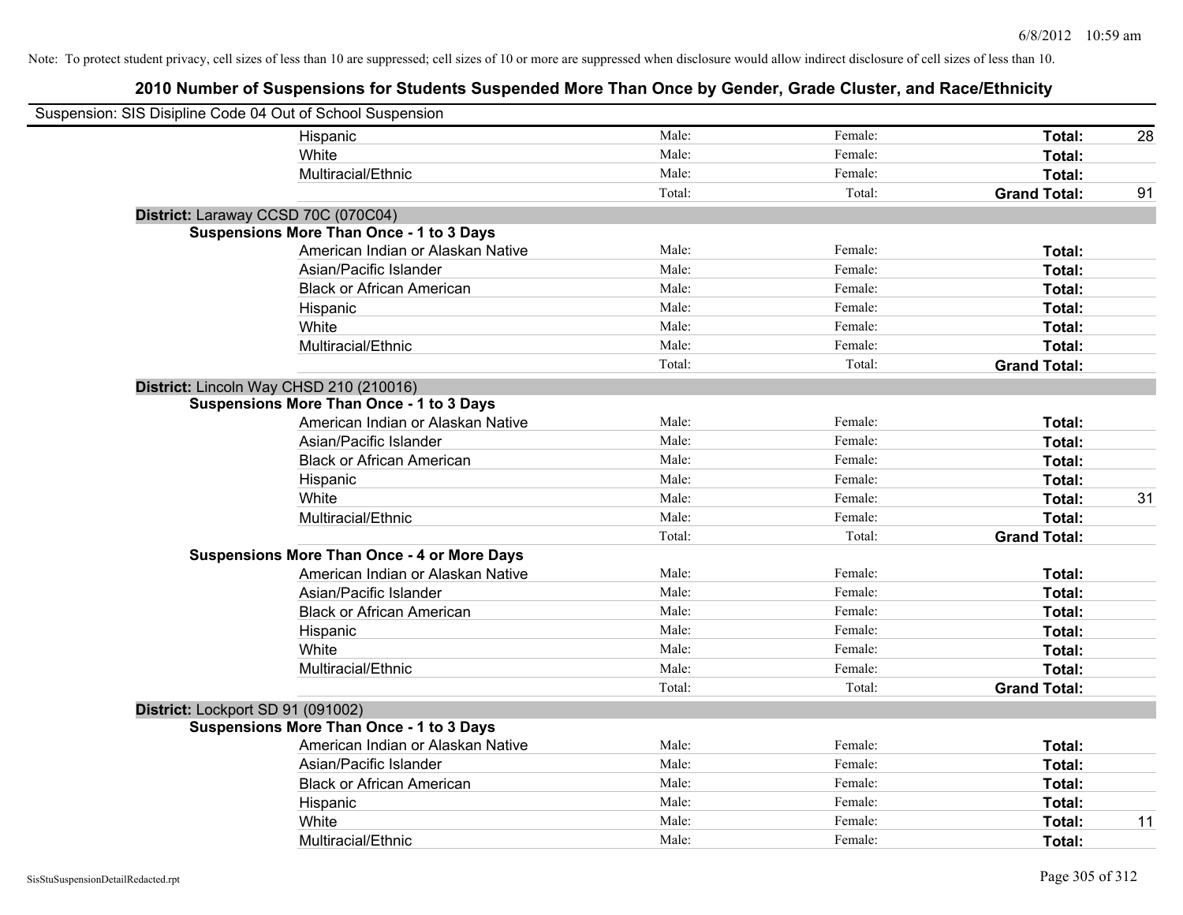Note: To protect student privacy, cell sizes of less than 10 are suppressed; cell sizes of 10 or more are suppressed when disclosure would allow indirect disclosure of cell sizes of less than 10.

## 2010 Number of Suspensions for Students Suspended More Than Once by Gender, Grade Cluster, and Race/Ethnicity

Suspension: SIS Disipline Code 04 Out of School Suspension

| | | | | |
|---|---|---|---|---|
| Hispanic | Male: | Female: | **Total:** | 28 |
| White | Male: | Female: | **Total:** | |
| Multiracial/Ethnic | Male: | Female: | **Total:** | |
| | Total: | Total: | **Grand Total:** | 91 |

**District:** Laraway CCSD 70C (070C04)

**Suspensions More Than Once - 1 to 3 Days**

| | | | | |
|---|---|---|---|---|
| American Indian or Alaskan Native | Male: | Female: | **Total:** | |
| Asian/Pacific Islander | Male: | Female: | **Total:** | |
| Black or African American | Male: | Female: | **Total:** | |
| Hispanic | Male: | Female: | **Total:** | |
| White | Male: | Female: | **Total:** | |
| Multiracial/Ethnic | Male: | Female: | **Total:** | |
| | Total: | Total: | **Grand Total:** | |

**District:** Lincoln Way CHSD 210 (210016)

**Suspensions More Than Once - 1 to 3 Days**

| | | | | |
|---|---|---|---|---|
| American Indian or Alaskan Native | Male: | Female: | **Total:** | |
| Asian/Pacific Islander | Male: | Female: | **Total:** | |
| Black or African American | Male: | Female: | **Total:** | |
| Hispanic | Male: | Female: | **Total:** | |
| White | Male: | Female: | **Total:** | 31 |
| Multiracial/Ethnic | Male: | Female: | **Total:** | |
| | Total: | Total: | **Grand Total:** | |

**Suspensions More Than Once - 4 or More Days**

| | | | | |
|---|---|---|---|---|
| American Indian or Alaskan Native | Male: | Female: | **Total:** | |
| Asian/Pacific Islander | Male: | Female: | **Total:** | |
| Black or African American | Male: | Female: | **Total:** | |
| Hispanic | Male: | Female: | **Total:** | |
| White | Male: | Female: | **Total:** | |
| Multiracial/Ethnic | Male: | Female: | **Total:** | |
| | Total: | Total: | **Grand Total:** | |

**District:** Lockport SD 91 (091002)

**Suspensions More Than Once - 1 to 3 Days**

| | | | | |
|---|---|---|---|---|
| American Indian or Alaskan Native | Male: | Female: | **Total:** | |
| Asian/Pacific Islander | Male: | Female: | **Total:** | |
| Black or African American | Male: | Female: | **Total:** | |
| Hispanic | Male: | Female: | **Total:** | |
| White | Male: | Female: | **Total:** | 11 |
| Multiracial/Ethnic | Male: | Female: | **Total:** | |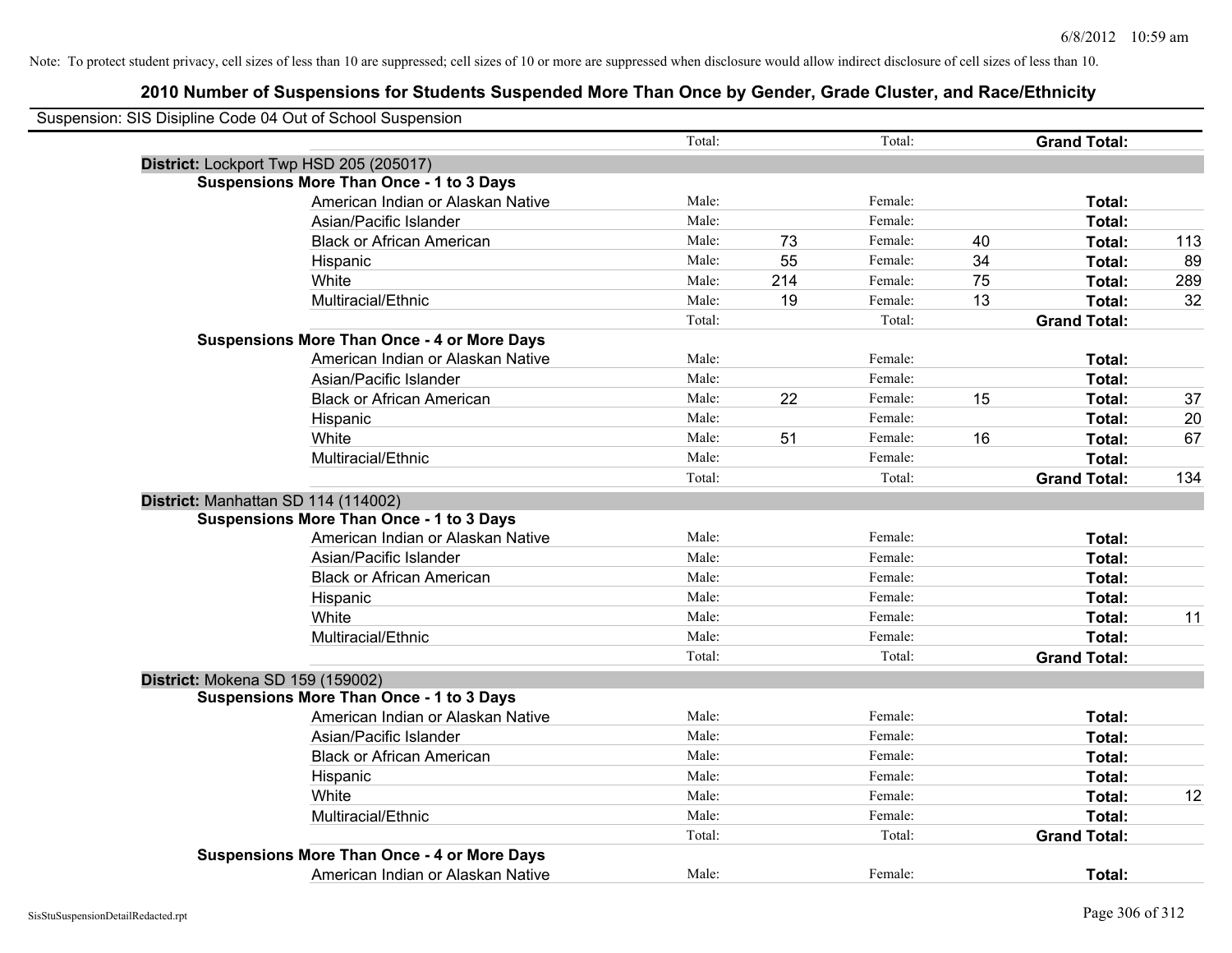Note: To protect student privacy, cell sizes of less than 10 are suppressed; cell sizes of 10 or more are suppressed when disclosure would allow indirect disclosure of cell sizes of less than 10.

# 2010 Number of Suspensions for Students Suspended More Than Once by Gender, Grade Cluster, and Race/Ethnicity

Suspension: SIS Disipline Code 04 Out of School Suspension

| | | | | | | |
|---|---|---|---|---|---|---|
| | Total: | | Total: | | **Grand Total:** | |
| **District:** Lockport Twp HSD 205 (205017) | | | | | | |
| **Suspensions More Than Once - 1 to 3 Days** | | | | | | |
| American Indian or Alaskan Native | Male: | | Female: | | **Total:** | |
| Asian/Pacific Islander | Male: | | Female: | | **Total:** | |
| Black or African American | Male: | 73 | Female: | 40 | **Total:** | 113 |
| Hispanic | Male: | 55 | Female: | 34 | **Total:** | 89 |
| White | Male: | 214 | Female: | 75 | **Total:** | 289 |
| Multiracial/Ethnic | Male: | 19 | Female: | 13 | **Total:** | 32 |
| | Total: | | Total: | | **Grand Total:** | |
| **Suspensions More Than Once - 4 or More Days** | | | | | | |
| American Indian or Alaskan Native | Male: | | Female: | | **Total:** | |
| Asian/Pacific Islander | Male: | | Female: | | **Total:** | |
| Black or African American | Male: | 22 | Female: | 15 | **Total:** | 37 |
| Hispanic | Male: | | Female: | | **Total:** | 20 |
| White | Male: | 51 | Female: | 16 | **Total:** | 67 |
| Multiracial/Ethnic | Male: | | Female: | | **Total:** | |
| | Total: | | Total: | | **Grand Total:** | 134 |
| **District:** Manhattan SD 114 (114002) | | | | | | |
| **Suspensions More Than Once - 1 to 3 Days** | | | | | | |
| American Indian or Alaskan Native | Male: | | Female: | | **Total:** | |
| Asian/Pacific Islander | Male: | | Female: | | **Total:** | |
| Black or African American | Male: | | Female: | | **Total:** | |
| Hispanic | Male: | | Female: | | **Total:** | |
| White | Male: | | Female: | | **Total:** | 11 |
| Multiracial/Ethnic | Male: | | Female: | | **Total:** | |
| | Total: | | Total: | | **Grand Total:** | |
| **District:** Mokena SD 159 (159002) | | | | | | |
| **Suspensions More Than Once - 1 to 3 Days** | | | | | | |
| American Indian or Alaskan Native | Male: | | Female: | | **Total:** | |
| Asian/Pacific Islander | Male: | | Female: | | **Total:** | |
| Black or African American | Male: | | Female: | | **Total:** | |
| Hispanic | Male: | | Female: | | **Total:** | |
| White | Male: | | Female: | | **Total:** | 12 |
| Multiracial/Ethnic | Male: | | Female: | | **Total:** | |
| | Total: | | Total: | | **Grand Total:** | |
| **Suspensions More Than Once - 4 or More Days** | | | | | | |
| American Indian or Alaskan Native | Male: | | Female: | | **Total:** | |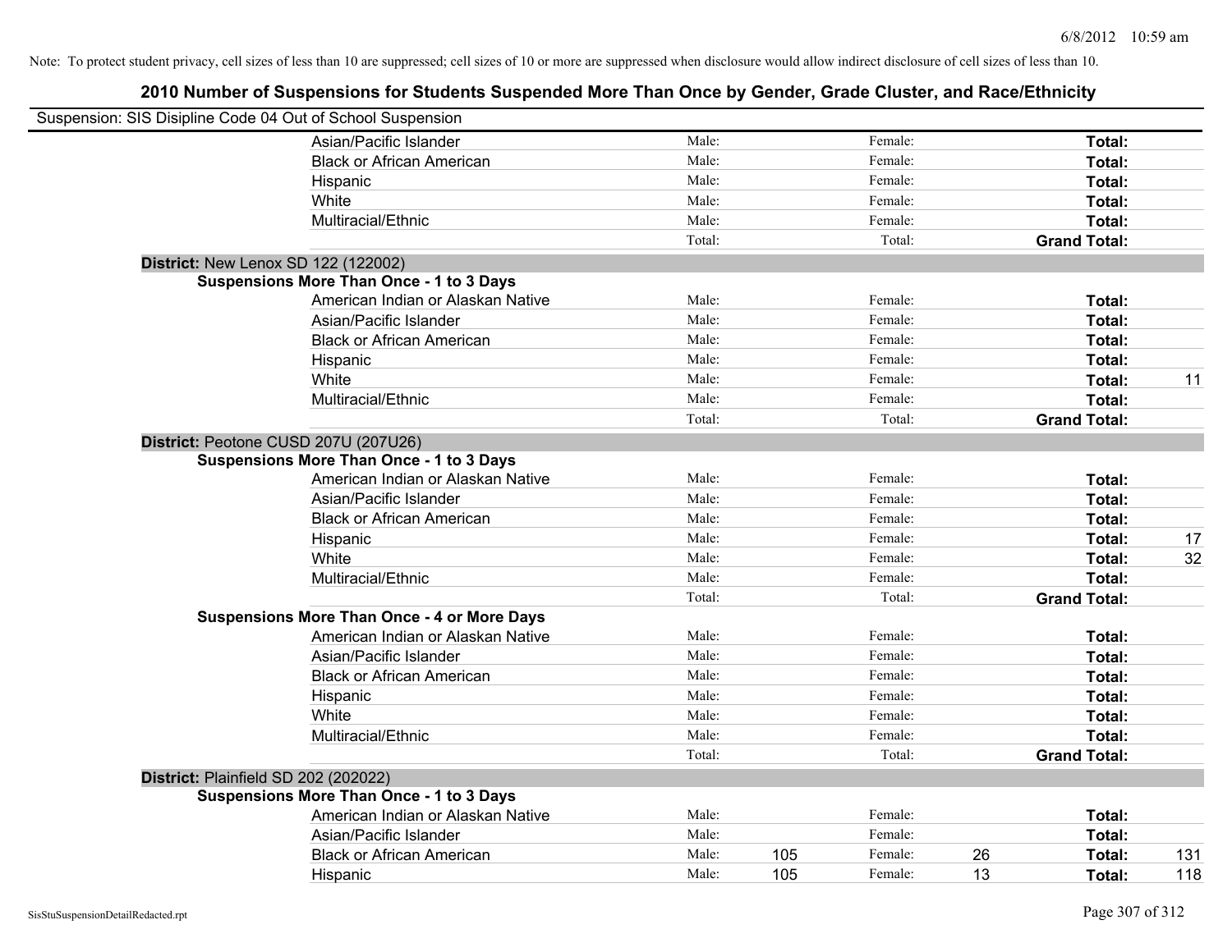Note: To protect student privacy, cell sizes of less than 10 are suppressed; cell sizes of 10 or more are suppressed when disclosure would allow indirect disclosure of cell sizes of less than 10.

# 2010 Number of Suspensions for Students Suspended More Than Once by Gender, Grade Cluster, and Race/Ethnicity

Suspension: SIS Disipline Code 04 Out of School Suspension

| | | | | | | | |
|---|---|---|---|---|---|---|---|
| Asian/Pacific Islander | Male: | | Female: | | **Total:** | |
| Black or African American | Male: | | Female: | | **Total:** | |
| Hispanic | Male: | | Female: | | **Total:** | |
| White | Male: | | Female: | | **Total:** | |
| Multiracial/Ethnic | Male: | | Female: | | **Total:** | |
| | Total: | | Total: | | **Grand Total:** | |

**District:** New Lenox SD 122 (122002)

**Suspensions More Than Once - 1 to 3 Days**

| | | | | | | |
|---|---|---|---|---|---|---|
| American Indian or Alaskan Native | Male: | | Female: | | **Total:** | |
| Asian/Pacific Islander | Male: | | Female: | | **Total:** | |
| Black or African American | Male: | | Female: | | **Total:** | |
| Hispanic | Male: | | Female: | | **Total:** | |
| White | Male: | | Female: | | **Total:** | 11 |
| Multiracial/Ethnic | Male: | | Female: | | **Total:** | |
| | Total: | | Total: | | **Grand Total:** | |

**District:** Peotone CUSD 207U (207U26)

**Suspensions More Than Once - 1 to 3 Days**

| | | | | | | |
|---|---|---|---|---|---|---|
| American Indian or Alaskan Native | Male: | | Female: | | **Total:** | |
| Asian/Pacific Islander | Male: | | Female: | | **Total:** | |
| Black or African American | Male: | | Female: | | **Total:** | |
| Hispanic | Male: | | Female: | | **Total:** | 17 |
| White | Male: | | Female: | | **Total:** | 32 |
| Multiracial/Ethnic | Male: | | Female: | | **Total:** | |
| | Total: | | Total: | | **Grand Total:** | |

**Suspensions More Than Once - 4 or More Days**

| | | | | | | |
|---|---|---|---|---|---|---|
| American Indian or Alaskan Native | Male: | | Female: | | **Total:** | |
| Asian/Pacific Islander | Male: | | Female: | | **Total:** | |
| Black or African American | Male: | | Female: | | **Total:** | |
| Hispanic | Male: | | Female: | | **Total:** | |
| White | Male: | | Female: | | **Total:** | |
| Multiracial/Ethnic | Male: | | Female: | | **Total:** | |
| | Total: | | Total: | | **Grand Total:** | |

**District:** Plainfield SD 202 (202022)

**Suspensions More Than Once - 1 to 3 Days**

| | | | | | | |
|---|---|---|---|---|---|---|
| American Indian or Alaskan Native | Male: | | Female: | | **Total:** | |
| Asian/Pacific Islander | Male: | | Female: | | **Total:** | |
| Black or African American | Male: | 105 | Female: | 26 | **Total:** | 131 |
| Hispanic | Male: | 105 | Female: | 13 | **Total:** | 118 |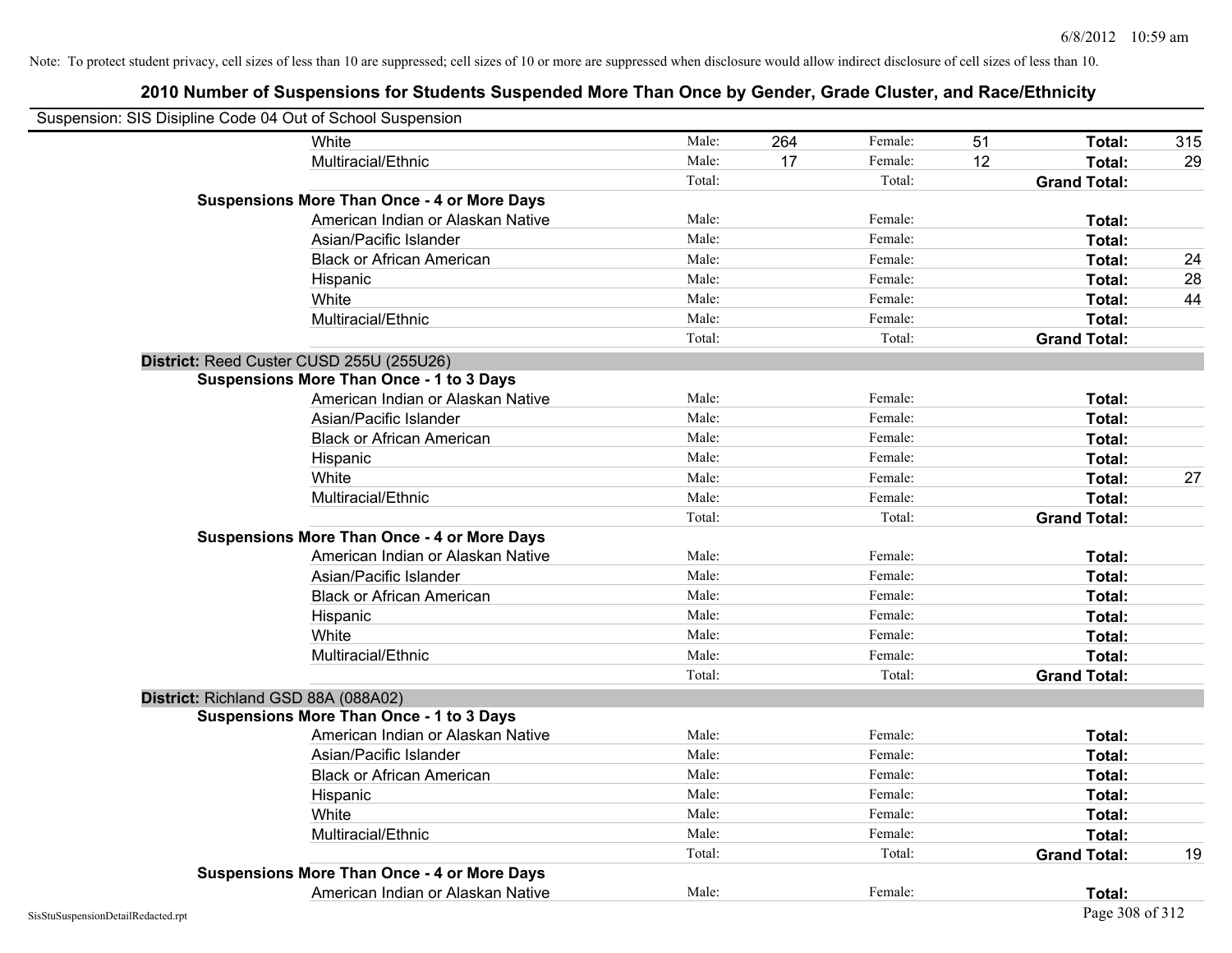Note: To protect student privacy, cell sizes of less than 10 are suppressed; cell sizes of 10 or more are suppressed when disclosure would allow indirect disclosure of cell sizes of less than 10.

## 2010 Number of Suspensions for Students Suspended More Than Once by Gender, Grade Cluster, and Race/Ethnicity

Suspension: SIS Disipline Code 04 Out of School Suspension

| | | | | | | |
|---|---|---|---|---|---|---|
| White | Male: | 264 | Female: | 51 | **Total:** | 315 |
| Multiracial/Ethnic | Male: | 17 | Female: | 12 | **Total:** | 29 |
| | Total: | | Total: | | **Grand Total:** | |
| **Suspensions More Than Once - 4 or More Days** | | | | | | |
| American Indian or Alaskan Native | Male: | | Female: | | **Total:** | |
| Asian/Pacific Islander | Male: | | Female: | | **Total:** | |
| Black or African American | Male: | | Female: | | **Total:** | 24 |
| Hispanic | Male: | | Female: | | **Total:** | 28 |
| White | Male: | | Female: | | **Total:** | 44 |
| Multiracial/Ethnic | Male: | | Female: | | **Total:** | |
| | Total: | | Total: | | **Grand Total:** | |

**District:** Reed Custer CUSD 255U (255U26)

| | | | | | | |
|---|---|---|---|---|---|---|
| **Suspensions More Than Once - 1 to 3 Days** | | | | | | |
| American Indian or Alaskan Native | Male: | | Female: | | **Total:** | |
| Asian/Pacific Islander | Male: | | Female: | | **Total:** | |
| Black or African American | Male: | | Female: | | **Total:** | |
| Hispanic | Male: | | Female: | | **Total:** | |
| White | Male: | | Female: | | **Total:** | 27 |
| Multiracial/Ethnic | Male: | | Female: | | **Total:** | |
| | Total: | | Total: | | **Grand Total:** | |
| **Suspensions More Than Once - 4 or More Days** | | | | | | |
| American Indian or Alaskan Native | Male: | | Female: | | **Total:** | |
| Asian/Pacific Islander | Male: | | Female: | | **Total:** | |
| Black or African American | Male: | | Female: | | **Total:** | |
| Hispanic | Male: | | Female: | | **Total:** | |
| White | Male: | | Female: | | **Total:** | |
| Multiracial/Ethnic | Male: | | Female: | | **Total:** | |
| | Total: | | Total: | | **Grand Total:** | |

**District:** Richland GSD 88A (088A02)

| | | | | | | |
|---|---|---|---|---|---|---|
| **Suspensions More Than Once - 1 to 3 Days** | | | | | | |
| American Indian or Alaskan Native | Male: | | Female: | | **Total:** | |
| Asian/Pacific Islander | Male: | | Female: | | **Total:** | |
| Black or African American | Male: | | Female: | | **Total:** | |
| Hispanic | Male: | | Female: | | **Total:** | |
| White | Male: | | Female: | | **Total:** | |
| Multiracial/Ethnic | Male: | | Female: | | **Total:** | |
| | Total: | | Total: | | **Grand Total:** | 19 |
| **Suspensions More Than Once - 4 or More Days** | | | | | | |
| American Indian or Alaskan Native | Male: | | Female: | | **Total:** | |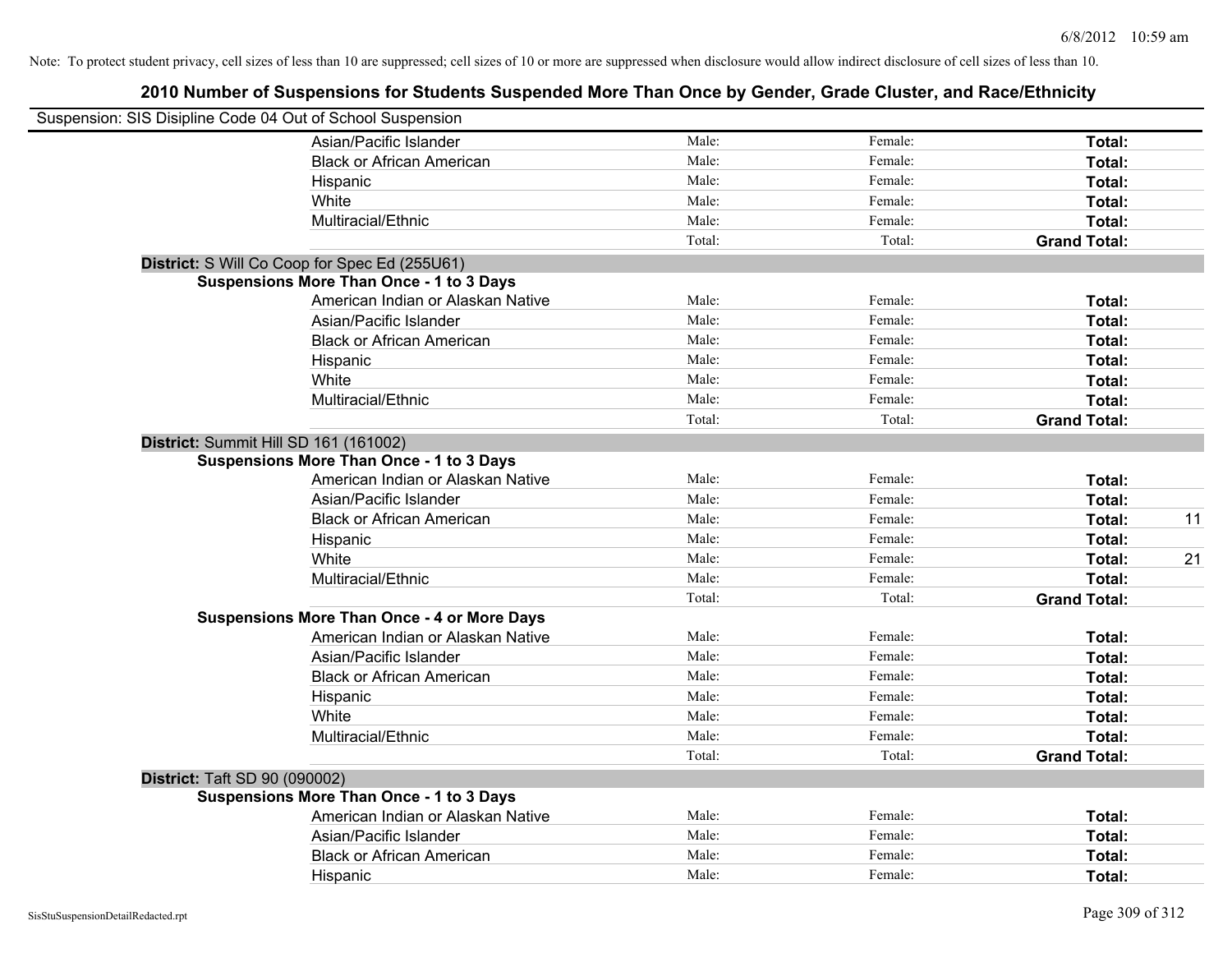Note: To protect student privacy, cell sizes of less than 10 are suppressed; cell sizes of 10 or more are suppressed when disclosure would allow indirect disclosure of cell sizes of less than 10.

# 2010 Number of Suspensions for Students Suspended More Than Once by Gender, Grade Cluster, and Race/Ethnicity

Suspension: SIS Disipline Code 04 Out of School Suspension

| | | | | | |
|---|---|---|---|---|---|
| | Asian/Pacific Islander | Male: | Female: | **Total:** | |
| | Black or African American | Male: | Female: | **Total:** | |
| | Hispanic | Male: | Female: | **Total:** | |
| | White | Male: | Female: | **Total:** | |
| | Multiracial/Ethnic | Male: | Female: | **Total:** | |
| | | Total: | Total: | **Grand Total:** | |
| **District:** S Will Co Coop for Spec Ed (255U61) | | | | | |
| **Suspensions More Than Once - 1 to 3 Days** | | | | | |
| | American Indian or Alaskan Native | Male: | Female: | **Total:** | |
| | Asian/Pacific Islander | Male: | Female: | **Total:** | |
| | Black or African American | Male: | Female: | **Total:** | |
| | Hispanic | Male: | Female: | **Total:** | |
| | White | Male: | Female: | **Total:** | |
| | Multiracial/Ethnic | Male: | Female: | **Total:** | |
| | | Total: | Total: | **Grand Total:** | |
| **District:** Summit Hill SD 161 (161002) | | | | | |
| **Suspensions More Than Once - 1 to 3 Days** | | | | | |
| | American Indian or Alaskan Native | Male: | Female: | **Total:** | |
| | Asian/Pacific Islander | Male: | Female: | **Total:** | |
| | Black or African American | Male: | Female: | **Total:** | 11 |
| | Hispanic | Male: | Female: | **Total:** | |
| | White | Male: | Female: | **Total:** | 21 |
| | Multiracial/Ethnic | Male: | Female: | **Total:** | |
| | | Total: | Total: | **Grand Total:** | |
| **Suspensions More Than Once - 4 or More Days** | | | | | |
| | American Indian or Alaskan Native | Male: | Female: | **Total:** | |
| | Asian/Pacific Islander | Male: | Female: | **Total:** | |
| | Black or African American | Male: | Female: | **Total:** | |
| | Hispanic | Male: | Female: | **Total:** | |
| | White | Male: | Female: | **Total:** | |
| | Multiracial/Ethnic | Male: | Female: | **Total:** | |
| | | Total: | Total: | **Grand Total:** | |
| **District:** Taft SD 90 (090002) | | | | | |
| **Suspensions More Than Once - 1 to 3 Days** | | | | | |
| | American Indian or Alaskan Native | Male: | Female: | **Total:** | |
| | Asian/Pacific Islander | Male: | Female: | **Total:** | |
| | Black or African American | Male: | Female: | **Total:** | |
| | Hispanic | Male: | Female: | **Total:** | |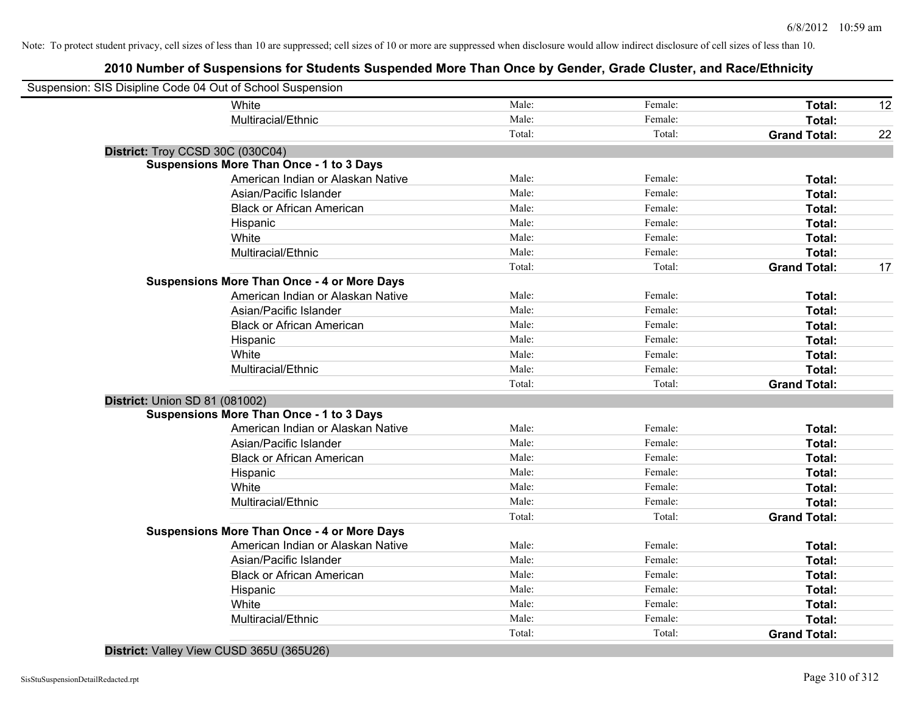Note: To protect student privacy, cell sizes of less than 10 are suppressed; cell sizes of 10 or more are suppressed when disclosure would allow indirect disclosure of cell sizes of less than 10.

## 2010 Number of Suspensions for Students Suspended More Than Once by Gender, Grade Cluster, and Race/Ethnicity

Suspension: SIS Disipline Code 04 Out of School Suspension

| | | | | |
|---|---|---|---|---|
| White | Male: | Female: | **Total:** | 12 |
| Multiracial/Ethnic | Male: | Female: | **Total:** | |
| | Total: | Total: | **Grand Total:** | 22 |

**District:** Troy CCSD 30C (030C04)

**Suspensions More Than Once - 1 to 3 Days**

| | | | | |
|---|---|---|---|---|
| American Indian or Alaskan Native | Male: | Female: | **Total:** | |
| Asian/Pacific Islander | Male: | Female: | **Total:** | |
| Black or African American | Male: | Female: | **Total:** | |
| Hispanic | Male: | Female: | **Total:** | |
| White | Male: | Female: | **Total:** | |
| Multiracial/Ethnic | Male: | Female: | **Total:** | |
| | Total: | Total: | **Grand Total:** | 17 |

**Suspensions More Than Once - 4 or More Days**

| | | | | |
|---|---|---|---|---|
| American Indian or Alaskan Native | Male: | Female: | **Total:** | |
| Asian/Pacific Islander | Male: | Female: | **Total:** | |
| Black or African American | Male: | Female: | **Total:** | |
| Hispanic | Male: | Female: | **Total:** | |
| White | Male: | Female: | **Total:** | |
| Multiracial/Ethnic | Male: | Female: | **Total:** | |
| | Total: | Total: | **Grand Total:** | |

**District:** Union SD 81 (081002)

**Suspensions More Than Once - 1 to 3 Days**

| | | | | |
|---|---|---|---|---|
| American Indian or Alaskan Native | Male: | Female: | **Total:** | |
| Asian/Pacific Islander | Male: | Female: | **Total:** | |
| Black or African American | Male: | Female: | **Total:** | |
| Hispanic | Male: | Female: | **Total:** | |
| White | Male: | Female: | **Total:** | |
| Multiracial/Ethnic | Male: | Female: | **Total:** | |
| | Total: | Total: | **Grand Total:** | |

**Suspensions More Than Once - 4 or More Days**

| | | | | |
|---|---|---|---|---|
| American Indian or Alaskan Native | Male: | Female: | **Total:** | |
| Asian/Pacific Islander | Male: | Female: | **Total:** | |
| Black or African American | Male: | Female: | **Total:** | |
| Hispanic | Male: | Female: | **Total:** | |
| White | Male: | Female: | **Total:** | |
| Multiracial/Ethnic | Male: | Female: | **Total:** | |
| | Total: | Total: | **Grand Total:** | |

**District:** Valley View CUSD 365U (365U26)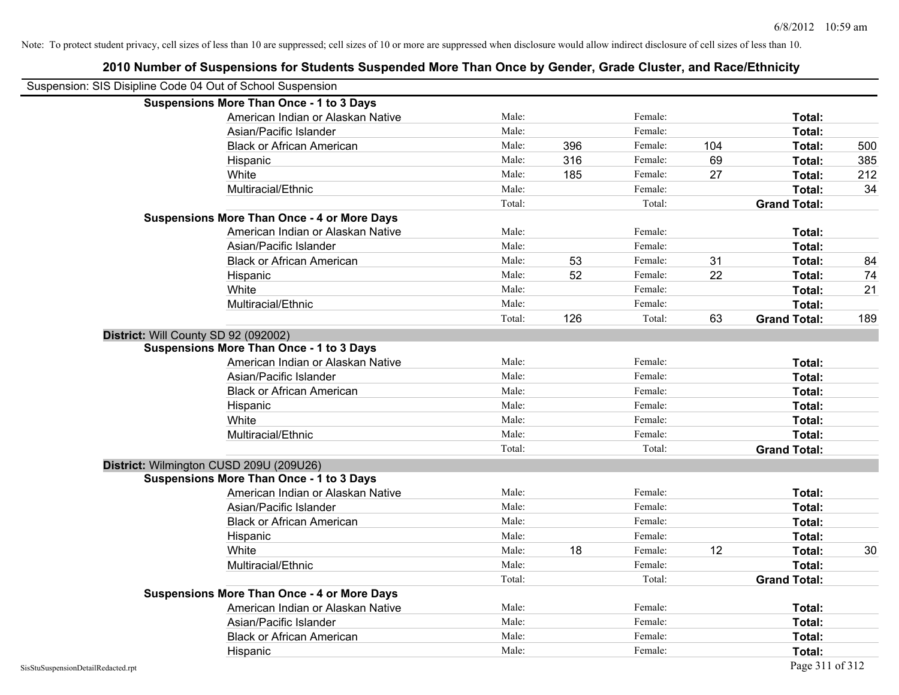Note: To protect student privacy, cell sizes of less than 10 are suppressed; cell sizes of 10 or more are suppressed when disclosure would allow indirect disclosure of cell sizes of less than 10.

## 2010 Number of Suspensions for Students Suspended More Than Once by Gender, Grade Cluster, and Race/Ethnicity

Suspension: SIS Disipline Code 04 Out of School Suspension

| | | | | | | |
|---|---|---|---|---|---|---|
| **Suspensions More Than Once - 1 to 3 Days** | | | | | | |
| American Indian or Alaskan Native | Male: | | Female: | | **Total:** | |
| Asian/Pacific Islander | Male: | | Female: | | **Total:** | |
| Black or African American | Male: | 396 | Female: | 104 | **Total:** | 500 |
| Hispanic | Male: | 316 | Female: | 69 | **Total:** | 385 |
| White | Male: | 185 | Female: | 27 | **Total:** | 212 |
| Multiracial/Ethnic | Male: | | Female: | | **Total:** | 34 |
| | Total: | | Total: | | **Grand Total:** | |
| **Suspensions More Than Once - 4 or More Days** | | | | | | |
| American Indian or Alaskan Native | Male: | | Female: | | **Total:** | |
| Asian/Pacific Islander | Male: | | Female: | | **Total:** | |
| Black or African American | Male: | 53 | Female: | 31 | **Total:** | 84 |
| Hispanic | Male: | 52 | Female: | 22 | **Total:** | 74 |
| White | Male: | | Female: | | **Total:** | 21 |
| Multiracial/Ethnic | Male: | | Female: | | **Total:** | |
| | Total: | 126 | Total: | 63 | **Grand Total:** | 189 |

**District:** Will County SD 92 (092002)

| | | | | | | |
|---|---|---|---|---|---|---|
| **Suspensions More Than Once - 1 to 3 Days** | | | | | | |
| American Indian or Alaskan Native | Male: | | Female: | | **Total:** | |
| Asian/Pacific Islander | Male: | | Female: | | **Total:** | |
| Black or African American | Male: | | Female: | | **Total:** | |
| Hispanic | Male: | | Female: | | **Total:** | |
| White | Male: | | Female: | | **Total:** | |
| Multiracial/Ethnic | Male: | | Female: | | **Total:** | |
| | Total: | | Total: | | **Grand Total:** | |

**District:** Wilmington CUSD 209U (209U26)

| | | | | | | |
|---|---|---|---|---|---|---|
| **Suspensions More Than Once - 1 to 3 Days** | | | | | | |
| American Indian or Alaskan Native | Male: | | Female: | | **Total:** | |
| Asian/Pacific Islander | Male: | | Female: | | **Total:** | |
| Black or African American | Male: | | Female: | | **Total:** | |
| Hispanic | Male: | | Female: | | **Total:** | |
| White | Male: | 18 | Female: | 12 | **Total:** | 30 |
| Multiracial/Ethnic | Male: | | Female: | | **Total:** | |
| | Total: | | Total: | | **Grand Total:** | |
| **Suspensions More Than Once - 4 or More Days** | | | | | | |
| American Indian or Alaskan Native | Male: | | Female: | | **Total:** | |
| Asian/Pacific Islander | Male: | | Female: | | **Total:** | |
| Black or African American | Male: | | Female: | | **Total:** | |
| Hispanic | Male: | | Female: | | **Total:** | |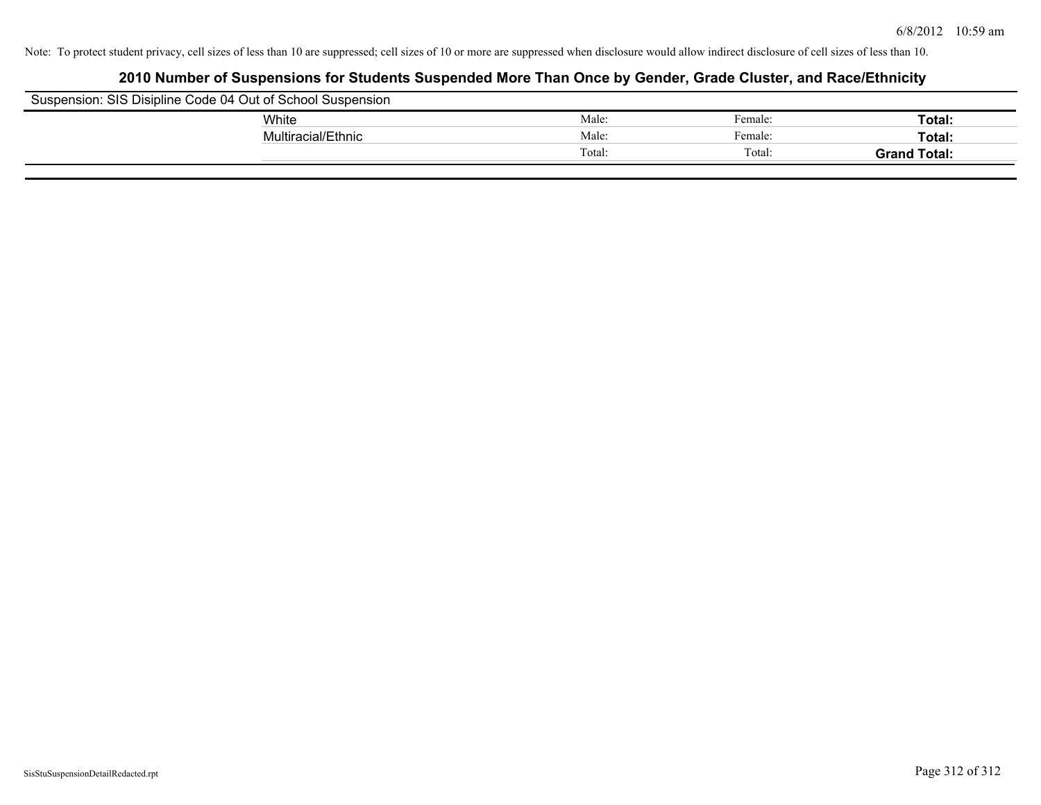Note: To protect student privacy, cell sizes of less than 10 are suppressed; cell sizes of 10 or more are suppressed when disclosure would allow indirect disclosure of cell sizes of less than 10.

## 2010 Number of Suspensions for Students Suspended More Than Once by Gender, Grade Cluster, and Race/Ethnicity

Suspension: SIS Disipline Code 04 Out of School Suspension

| | | | |
|---|---|---|---|
| White | Male: | Female: | **Total:** |
| Multiracial/Ethnic | Male: | Female: | **Total:** |
| | Total: | Total: | **Grand Total:** |